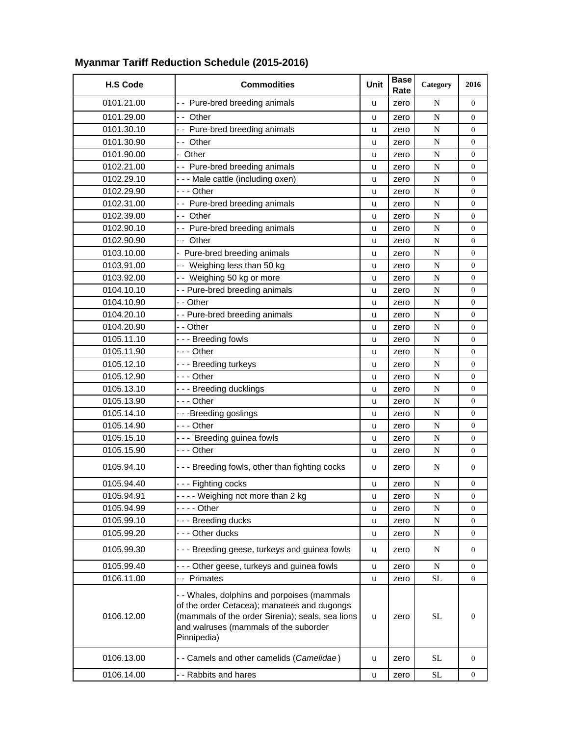## Myanmar Tariff Reduction Schedule (2015-2016)

| H.S Code | Commodities | Unit | Base Rate | Category | 2016 |
|---|---|---|---|---|---|
| 0101.21.00 | - - Pure-bred breeding animals | u | zero | N | 0 |
| 0101.29.00 | - - Other | u | zero | N | 0 |
| 0101.30.10 | - - Pure-bred breeding animals | u | zero | N | 0 |
| 0101.30.90 | - - Other | u | zero | N | 0 |
| 0101.90.00 | - Other | u | zero | N | 0 |
| 0102.21.00 | - - Pure-bred breeding animals | u | zero | N | 0 |
| 0102.29.10 | - - - Male cattle (including oxen) | u | zero | N | 0 |
| 0102.29.90 | - - - Other | u | zero | N | 0 |
| 0102.31.00 | - - Pure-bred breeding animals | u | zero | N | 0 |
| 0102.39.00 | - - Other | u | zero | N | 0 |
| 0102.90.10 | - - Pure-bred breeding animals | u | zero | N | 0 |
| 0102.90.90 | - - Other | u | zero | N | 0 |
| 0103.10.00 | - Pure-bred breeding animals | u | zero | N | 0 |
| 0103.91.00 | - - Weighing less than 50 kg | u | zero | N | 0 |
| 0103.92.00 | - - Weighing 50 kg or more | u | zero | N | 0 |
| 0104.10.10 | - - Pure-bred breeding animals | u | zero | N | 0 |
| 0104.10.90 | - - Other | u | zero | N | 0 |
| 0104.20.10 | - - Pure-bred breeding animals | u | zero | N | 0 |
| 0104.20.90 | - - Other | u | zero | N | 0 |
| 0105.11.10 | - - - Breeding fowls | u | zero | N | 0 |
| 0105.11.90 | - - - Other | u | zero | N | 0 |
| 0105.12.10 | - - - Breeding turkeys | u | zero | N | 0 |
| 0105.12.90 | - - - Other | u | zero | N | 0 |
| 0105.13.10 | - - - Breeding ducklings | u | zero | N | 0 |
| 0105.13.90 | - - - Other | u | zero | N | 0 |
| 0105.14.10 | - - -Breeding goslings | u | zero | N | 0 |
| 0105.14.90 | - - - Other | u | zero | N | 0 |
| 0105.15.10 | - - - Breeding guinea fowls | u | zero | N | 0 |
| 0105.15.90 | - - - Other | u | zero | N | 0 |
| 0105.94.10 | - - - Breeding fowls, other than fighting cocks | u | zero | N | 0 |
| 0105.94.40 | - - - Fighting cocks | u | zero | N | 0 |
| 0105.94.91 | - - - - Weighing not more than 2 kg | u | zero | N | 0 |
| 0105.94.99 | - - - - Other | u | zero | N | 0 |
| 0105.99.10 | - - - Breeding ducks | u | zero | N | 0 |
| 0105.99.20 | - - - Other ducks | u | zero | N | 0 |
| 0105.99.30 | - - - Breeding geese, turkeys and guinea fowls | u | zero | N | 0 |
| 0105.99.40 | - - - Other geese, turkeys and guinea fowls | u | zero | N | 0 |
| 0106.11.00 | - - Primates | u | zero | SL | 0 |
| 0106.12.00 | - - Whales, dolphins and porpoises (mammals of the order Cetacea); manatees and dugongs (mammals of the order Sirenia); seals, sea lions and walruses (mammals of the suborder Pinnipedia) | u | zero | SL | 0 |
| 0106.13.00 | - - Camels and other camelids (*Camelidae*) | u | zero | SL | 0 |
| 0106.14.00 | - - Rabbits and hares | u | zero | SL | 0 |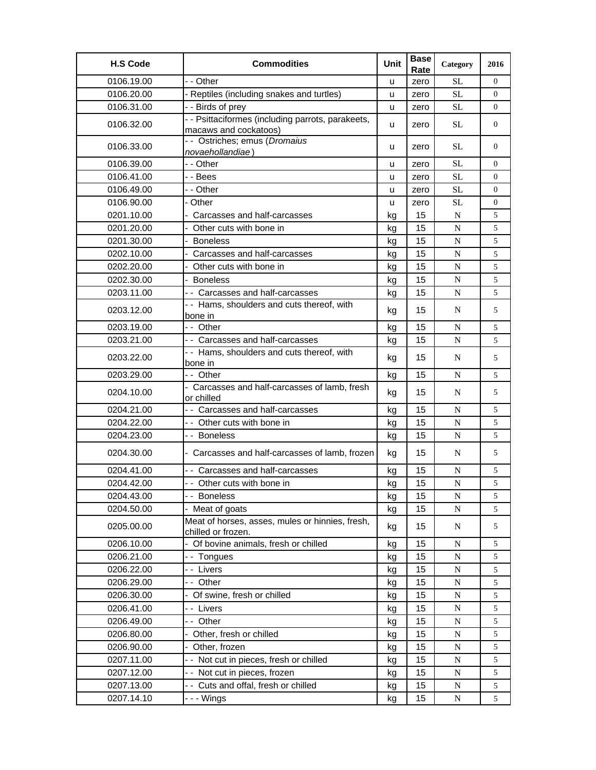| H.S Code | Commodities | Unit | Base Rate | Category | 2016 |
|---|---|---|---|---|---|
| 0106.19.00 | - - Other | u | zero | SL | 0 |
| 0106.20.00 | - Reptiles (including snakes and turtles) | u | zero | SL | 0 |
| 0106.31.00 | - - Birds of prey | u | zero | SL | 0 |
| 0106.32.00 | - - Psittaciformes (including parrots, parakeets, macaws and cockatoos) | u | zero | SL | 0 |
| 0106.33.00 | - - Ostriches; emus (*Dromaius novaehollandiae*) | u | zero | SL | 0 |
| 0106.39.00 | - - Other | u | zero | SL | 0 |
| 0106.41.00 | - - Bees | u | zero | SL | 0 |
| 0106.49.00 | - - Other | u | zero | SL | 0 |
| 0106.90.00 | - Other | u | zero | SL | 0 |
| 0201.10.00 | - Carcasses and half-carcasses | kg | 15 | N | 5 |
| 0201.20.00 | - Other cuts with bone in | kg | 15 | N | 5 |
| 0201.30.00 | - Boneless | kg | 15 | N | 5 |
| 0202.10.00 | - Carcasses and half-carcasses | kg | 15 | N | 5 |
| 0202.20.00 | - Other cuts with bone in | kg | 15 | N | 5 |
| 0202.30.00 | - Boneless | kg | 15 | N | 5 |
| 0203.11.00 | - - Carcasses and half-carcasses | kg | 15 | N | 5 |
| 0203.12.00 | - - Hams, shoulders and cuts thereof, with bone in | kg | 15 | N | 5 |
| 0203.19.00 | - - Other | kg | 15 | N | 5 |
| 0203.21.00 | - - Carcasses and half-carcasses | kg | 15 | N | 5 |
| 0203.22.00 | - - Hams, shoulders and cuts thereof, with bone in | kg | 15 | N | 5 |
| 0203.29.00 | - - Other | kg | 15 | N | 5 |
| 0204.10.00 | - Carcasses and half-carcasses of lamb, fresh or chilled | kg | 15 | N | 5 |
| 0204.21.00 | - - Carcasses and half-carcasses | kg | 15 | N | 5 |
| 0204.22.00 | - - Other cuts with bone in | kg | 15 | N | 5 |
| 0204.23.00 | - - Boneless | kg | 15 | N | 5 |
| 0204.30.00 | - Carcasses and half-carcasses of lamb, frozen | kg | 15 | N | 5 |
| 0204.41.00 | - - Carcasses and half-carcasses | kg | 15 | N | 5 |
| 0204.42.00 | - - Other cuts with bone in | kg | 15 | N | 5 |
| 0204.43.00 | - - Boneless | kg | 15 | N | 5 |
| 0204.50.00 | - Meat of goats | kg | 15 | N | 5 |
| 0205.00.00 | Meat of horses, asses, mules or hinnies, fresh, chilled or frozen. | kg | 15 | N | 5 |
| 0206.10.00 | - Of bovine animals, fresh or chilled | kg | 15 | N | 5 |
| 0206.21.00 | - - Tongues | kg | 15 | N | 5 |
| 0206.22.00 | - - Livers | kg | 15 | N | 5 |
| 0206.29.00 | - - Other | kg | 15 | N | 5 |
| 0206.30.00 | - Of swine, fresh or chilled | kg | 15 | N | 5 |
| 0206.41.00 | - - Livers | kg | 15 | N | 5 |
| 0206.49.00 | - - Other | kg | 15 | N | 5 |
| 0206.80.00 | - Other, fresh or chilled | kg | 15 | N | 5 |
| 0206.90.00 | - Other, frozen | kg | 15 | N | 5 |
| 0207.11.00 | - - Not cut in pieces, fresh or chilled | kg | 15 | N | 5 |
| 0207.12.00 | - - Not cut in pieces, frozen | kg | 15 | N | 5 |
| 0207.13.00 | - - Cuts and offal, fresh or chilled | kg | 15 | N | 5 |
| 0207.14.10 | - - - Wings | kg | 15 | N | 5 |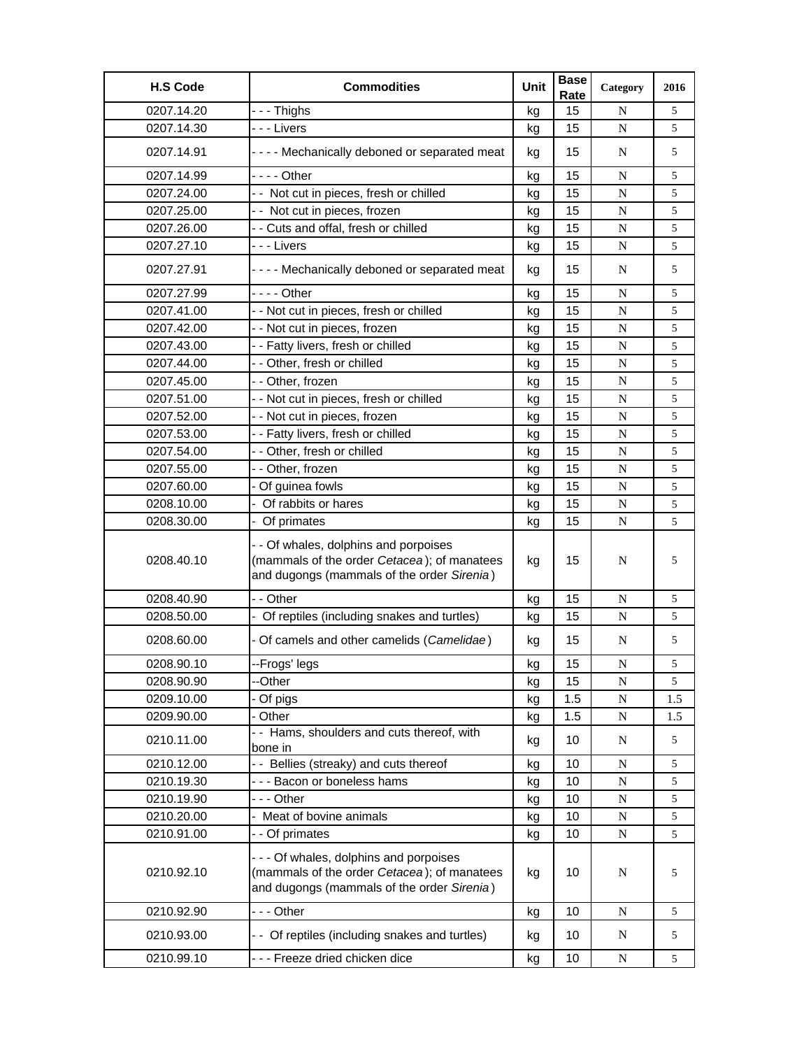| H.S Code | Commodities | Unit | Base Rate | Category | 2016 |
|---|---|---|---|---|---|
| 0207.14.20 | - - - Thighs | kg | 15 | N | 5 |
| 0207.14.30 | - - - Livers | kg | 15 | N | 5 |
| 0207.14.91 | - - - - Mechanically deboned or separated meat | kg | 15 | N | 5 |
| 0207.14.99 | - - - - Other | kg | 15 | N | 5 |
| 0207.24.00 | - - Not cut in pieces, fresh or chilled | kg | 15 | N | 5 |
| 0207.25.00 | - - Not cut in pieces, frozen | kg | 15 | N | 5 |
| 0207.26.00 | - - Cuts and offal, fresh or chilled | kg | 15 | N | 5 |
| 0207.27.10 | - - - Livers | kg | 15 | N | 5 |
| 0207.27.91 | - - - - Mechanically deboned or separated meat | kg | 15 | N | 5 |
| 0207.27.99 | - - - - Other | kg | 15 | N | 5 |
| 0207.41.00 | - - Not cut in pieces, fresh or chilled | kg | 15 | N | 5 |
| 0207.42.00 | - - Not cut in pieces, frozen | kg | 15 | N | 5 |
| 0207.43.00 | - - Fatty livers, fresh or chilled | kg | 15 | N | 5 |
| 0207.44.00 | - - Other, fresh or chilled | kg | 15 | N | 5 |
| 0207.45.00 | - - Other, frozen | kg | 15 | N | 5 |
| 0207.51.00 | - - Not cut in pieces, fresh or chilled | kg | 15 | N | 5 |
| 0207.52.00 | - - Not cut in pieces, frozen | kg | 15 | N | 5 |
| 0207.53.00 | - - Fatty livers, fresh or chilled | kg | 15 | N | 5 |
| 0207.54.00 | - - Other, fresh or chilled | kg | 15 | N | 5 |
| 0207.55.00 | - - Other, frozen | kg | 15 | N | 5 |
| 0207.60.00 | - Of guinea fowls | kg | 15 | N | 5 |
| 0208.10.00 | - Of rabbits or hares | kg | 15 | N | 5 |
| 0208.30.00 | - Of primates | kg | 15 | N | 5 |
| 0208.40.10 | - - Of whales, dolphins and porpoises (mammals of the order *Cetacea*); of manatees and dugongs (mammals of the order *Sirenia*) | kg | 15 | N | 5 |
| 0208.40.90 | - - Other | kg | 15 | N | 5 |
| 0208.50.00 | - Of reptiles (including snakes and turtles) | kg | 15 | N | 5 |
| 0208.60.00 | - Of camels and other camelids (*Camelidae*) | kg | 15 | N | 5 |
| 0208.90.10 | --Frogs' legs | kg | 15 | N | 5 |
| 0208.90.90 | --Other | kg | 15 | N | 5 |
| 0209.10.00 | - Of pigs | kg | 1.5 | N | 1.5 |
| 0209.90.00 | - Other | kg | 1.5 | N | 1.5 |
| 0210.11.00 | - - Hams, shoulders and cuts thereof, with bone in | kg | 10 | N | 5 |
| 0210.12.00 | - - Bellies (streaky) and cuts thereof | kg | 10 | N | 5 |
| 0210.19.30 | - - - Bacon or boneless hams | kg | 10 | N | 5 |
| 0210.19.90 | - - - Other | kg | 10 | N | 5 |
| 0210.20.00 | - Meat of bovine animals | kg | 10 | N | 5 |
| 0210.91.00 | - - Of primates | kg | 10 | N | 5 |
| 0210.92.10 | - - - Of whales, dolphins and porpoises (mammals of the order *Cetacea*); of manatees and dugongs (mammals of the order *Sirenia*) | kg | 10 | N | 5 |
| 0210.92.90 | - - - Other | kg | 10 | N | 5 |
| 0210.93.00 | - - Of reptiles (including snakes and turtles) | kg | 10 | N | 5 |
| 0210.99.10 | - - - Freeze dried chicken dice | kg | 10 | N | 5 |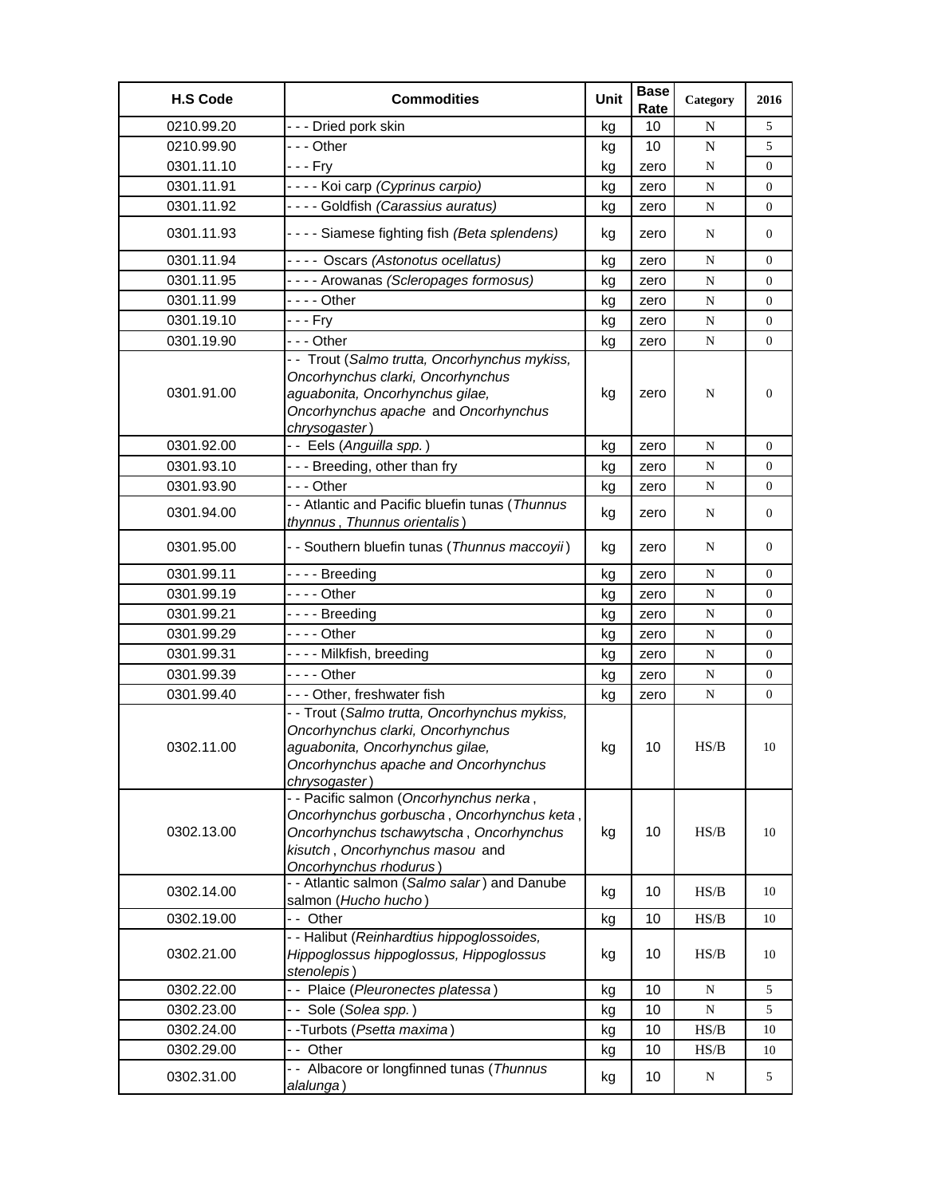| H.S Code | Commodities | Unit | Base Rate | Category | 2016 |
|---|---|---|---|---|---|
| 0210.99.20 | - - - Dried pork skin | kg | 10 | N | 5 |
| 0210.99.90 | - - - Other | kg | 10 | N | 5 |
| 0301.11.10 | - - - Fry | kg | zero | N | 0 |
| 0301.11.91 | - - - - Koi carp *(Cyprinus carpio)* | kg | zero | N | 0 |
| 0301.11.92 | - - - - Goldfish *(Carassius auratus)* | kg | zero | N | 0 |
| 0301.11.93 | - - - - Siamese fighting fish *(Beta splendens)* | kg | zero | N | 0 |
| 0301.11.94 | - - - - Oscars *(Astonotus ocellatus)* | kg | zero | N | 0 |
| 0301.11.95 | - - - - Arowanas *(Scleropages formosus)* | kg | zero | N | 0 |
| 0301.11.99 | - - - - Other | kg | zero | N | 0 |
| 0301.19.10 | - - - Fry | kg | zero | N | 0 |
| 0301.19.90 | - - - Other | kg | zero | N | 0 |
| 0301.91.00 | - - Trout (*Salmo trutta, Oncorhynchus mykiss, Oncorhynchus clarki, Oncorhynchus aguabonita, Oncorhynchus gilae, Oncorhynchus apache* and *Oncorhynchus chrysogaster*) | kg | zero | N | 0 |
| 0301.92.00 | - - Eels (*Anguilla spp.*) | kg | zero | N | 0 |
| 0301.93.10 | - - - Breeding, other than fry | kg | zero | N | 0 |
| 0301.93.90 | - - - Other | kg | zero | N | 0 |
| 0301.94.00 | - - Atlantic and Pacific bluefin tunas (*Thunnus thynnus*, *Thunnus orientalis*) | kg | zero | N | 0 |
| 0301.95.00 | - - Southern bluefin tunas (*Thunnus maccoyii*) | kg | zero | N | 0 |
| 0301.99.11 | - - - - Breeding | kg | zero | N | 0 |
| 0301.99.19 | - - - - Other | kg | zero | N | 0 |
| 0301.99.21 | - - - - Breeding | kg | zero | N | 0 |
| 0301.99.29 | - - - - Other | kg | zero | N | 0 |
| 0301.99.31 | - - - - Milkfish, breeding | kg | zero | N | 0 |
| 0301.99.39 | - - - - Other | kg | zero | N | 0 |
| 0301.99.40 | - - - Other, freshwater fish | kg | zero | N | 0 |
| 0302.11.00 | - - Trout (*Salmo trutta, Oncorhynchus mykiss, Oncorhynchus clarki, Oncorhynchus aguabonita, Oncorhynchus gilae, Oncorhynchus apache and Oncorhynchus chrysogaster*) | kg | 10 | HS/B | 10 |
| 0302.13.00 | - - Pacific salmon (*Oncorhynchus nerka*, *Oncorhynchus gorbuscha*, *Oncorhynchus keta*, *Oncorhynchus tschawytscha*, *Oncorhynchus kisutch*, *Oncorhynchus masou* and *Oncorhynchus rhodurus*) | kg | 10 | HS/B | 10 |
| 0302.14.00 | - - Atlantic salmon (*Salmo salar*) and Danube salmon (*Hucho hucho*) | kg | 10 | HS/B | 10 |
| 0302.19.00 | - - Other | kg | 10 | HS/B | 10 |
| 0302.21.00 | - - Halibut (*Reinhardtius hippoglossoides, Hippoglossus hippoglossus, Hippoglossus stenolepis*) | kg | 10 | HS/B | 10 |
| 0302.22.00 | - - Plaice (*Pleuronectes platessa*) | kg | 10 | N | 5 |
| 0302.23.00 | - - Sole (*Solea spp.*) | kg | 10 | N | 5 |
| 0302.24.00 | - -Turbots (*Psetta maxima*) | kg | 10 | HS/B | 10 |
| 0302.29.00 | - - Other | kg | 10 | HS/B | 10 |
| 0302.31.00 | - - Albacore or longfinned tunas (*Thunnus alalunga*) | kg | 10 | N | 5 |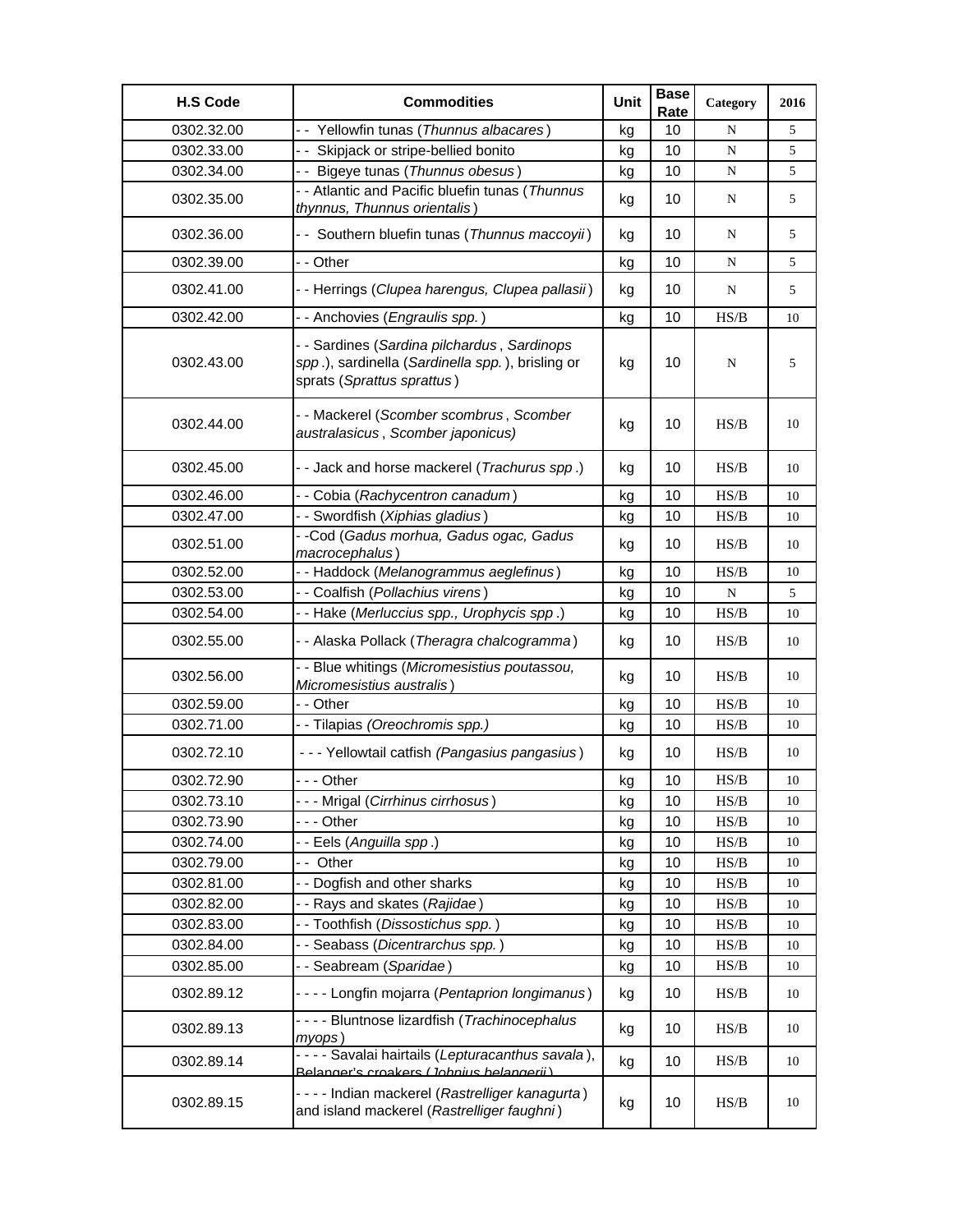| H.S Code | Commodities | Unit | Base Rate | Category | 2016 |
|---|---|---|---|---|---|
| 0302.32.00 | - - Yellowfin tunas (*Thunnus albacares*) | kg | 10 | N | 5 |
| 0302.33.00 | - - Skipjack or stripe-bellied bonito | kg | 10 | N | 5 |
| 0302.34.00 | - - Bigeye tunas (*Thunnus obesus*) | kg | 10 | N | 5 |
| 0302.35.00 | - - Atlantic and Pacific bluefin tunas (*Thunnus thynnus, Thunnus orientalis*) | kg | 10 | N | 5 |
| 0302.36.00 | - - Southern bluefin tunas (*Thunnus maccoyii*) | kg | 10 | N | 5 |
| 0302.39.00 | - - Other | kg | 10 | N | 5 |
| 0302.41.00 | - - Herrings (*Clupea harengus, Clupea pallasii*) | kg | 10 | N | 5 |
| 0302.42.00 | - - Anchovies (*Engraulis spp.*) | kg | 10 | HS/B | 10 |
| 0302.43.00 | - - Sardines (*Sardina pilchardus*, *Sardinops spp.*), sardinella (*Sardinella spp.*), brisling or sprats (*Sprattus sprattus*) | kg | 10 | N | 5 |
| 0302.44.00 | - - Mackerel (*Scomber scombrus*, *Scomber australasicus*, *Scomber japonicus)* | kg | 10 | HS/B | 10 |
| 0302.45.00 | - - Jack and horse mackerel (*Trachurus spp.*) | kg | 10 | HS/B | 10 |
| 0302.46.00 | - - Cobia (*Rachycentron canadum*) | kg | 10 | HS/B | 10 |
| 0302.47.00 | - - Swordfish (*Xiphias gladius*) | kg | 10 | HS/B | 10 |
| 0302.51.00 | - -Cod (*Gadus morhua, Gadus ogac, Gadus macrocephalus*) | kg | 10 | HS/B | 10 |
| 0302.52.00 | - - Haddock (*Melanogrammus aeglefinus*) | kg | 10 | HS/B | 10 |
| 0302.53.00 | - - Coalfish (*Pollachius virens*) | kg | 10 | N | 5 |
| 0302.54.00 | - - Hake (*Merluccius spp., Urophycis spp.*) | kg | 10 | HS/B | 10 |
| 0302.55.00 | - - Alaska Pollack (*Theragra chalcogramma*) | kg | 10 | HS/B | 10 |
| 0302.56.00 | - - Blue whitings (*Micromesistius poutassou, Micromesistius australis*) | kg | 10 | HS/B | 10 |
| 0302.59.00 | - - Other | kg | 10 | HS/B | 10 |
| 0302.71.00 | - - Tilapias *(Oreochromis spp.)* | kg | 10 | HS/B | 10 |
| 0302.72.10 | - - - Yellowtail catfish *(Pangasius pangasius*) | kg | 10 | HS/B | 10 |
| 0302.72.90 | - - - Other | kg | 10 | HS/B | 10 |
| 0302.73.10 | - - - Mrigal (*Cirrhinus cirrhosus*) | kg | 10 | HS/B | 10 |
| 0302.73.90 | - - - Other | kg | 10 | HS/B | 10 |
| 0302.74.00 | - - Eels (*Anguilla spp.*) | kg | 10 | HS/B | 10 |
| 0302.79.00 | - - Other | kg | 10 | HS/B | 10 |
| 0302.81.00 | - - Dogfish and other sharks | kg | 10 | HS/B | 10 |
| 0302.82.00 | - - Rays and skates (*Rajidae*) | kg | 10 | HS/B | 10 |
| 0302.83.00 | - - Toothfish (*Dissostichus spp.*) | kg | 10 | HS/B | 10 |
| 0302.84.00 | - - Seabass (*Dicentrarchus spp.*) | kg | 10 | HS/B | 10 |
| 0302.85.00 | - - Seabream (*Sparidae*) | kg | 10 | HS/B | 10 |
| 0302.89.12 | - - - - Longfin mojarra (*Pentaprion longimanus*) | kg | 10 | HS/B | 10 |
| 0302.89.13 | - - - - Bluntnose lizardfish (*Trachinocephalus myops*) | kg | 10 | HS/B | 10 |
| 0302.89.14 | - - - - Savalai hairtails (*Lepturacanthus savala*), Belanger's croakers (*Johnius belangerii*) | kg | 10 | HS/B | 10 |
| 0302.89.15 | - - - - Indian mackerel (*Rastrelliger kanagurta*) and island mackerel (*Rastrelliger faughni*) | kg | 10 | HS/B | 10 |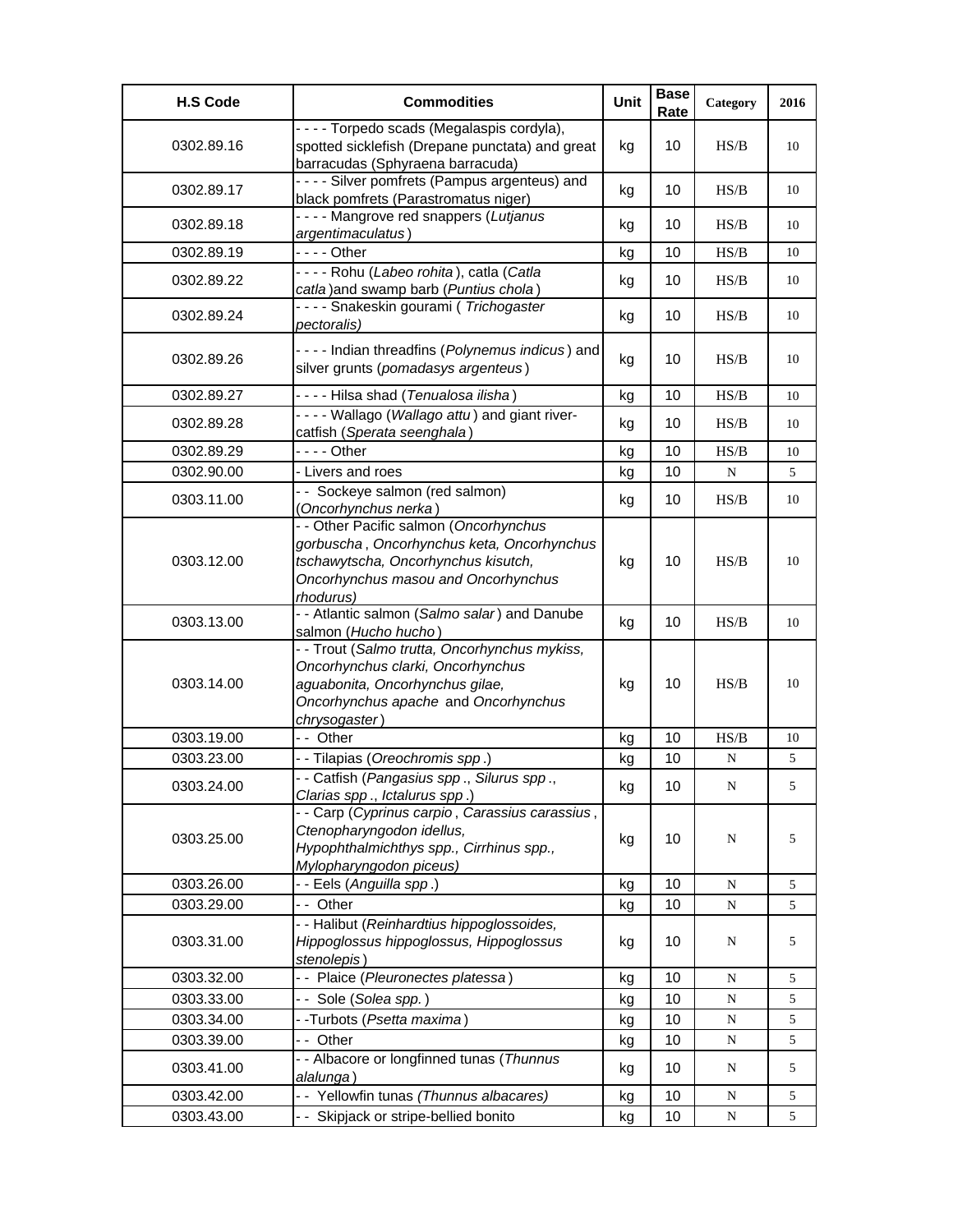| H.S Code | Commodities | Unit | Base Rate | Category | 2016 |
|---|---|---|---|---|---|
| 0302.89.16 | - - - - Torpedo scads (Megalaspis cordyla), spotted sicklefish (Drepane punctata) and great barracudas (Sphyraena barracuda) | kg | 10 | HS/B | 10 |
| 0302.89.17 | - - - - Silver pomfrets (Pampus argenteus) and black pomfrets (Parastromatus niger) | kg | 10 | HS/B | 10 |
| 0302.89.18 | - - - - Mangrove red snappers (*Lutjanus argentimaculatus*) | kg | 10 | HS/B | 10 |
| 0302.89.19 | - - - - Other | kg | 10 | HS/B | 10 |
| 0302.89.22 | - - - - Rohu (*Labeo rohita*), catla (*Catla catla*)and swamp barb (*Puntius chola*) | kg | 10 | HS/B | 10 |
| 0302.89.24 | - - - - Snakeskin gourami ( *Trichogaster pectoralis)* | kg | 10 | HS/B | 10 |
| 0302.89.26 | - - - - Indian threadfins (*Polynemus indicus*) and silver grunts (*pomadasys argenteus*) | kg | 10 | HS/B | 10 |
| 0302.89.27 | - - - - Hilsa shad (*Tenualosa ilisha*) | kg | 10 | HS/B | 10 |
| 0302.89.28 | - - - - Wallago (*Wallago attu*) and giant river-catfish (*Sperata seenghala*) | kg | 10 | HS/B | 10 |
| 0302.89.29 | - - - - Other | kg | 10 | HS/B | 10 |
| 0302.90.00 | - Livers and roes | kg | 10 | N | 5 |
| 0303.11.00 | - - Sockeye salmon (red salmon) (*Oncorhynchus nerka*) | kg | 10 | HS/B | 10 |
| 0303.12.00 | - - Other Pacific salmon (*Oncorhynchus gorbuscha*, *Oncorhynchus keta, Oncorhynchus tschawytscha, Oncorhynchus kisutch, Oncorhynchus masou and Oncorhynchus rhodurus)* | kg | 10 | HS/B | 10 |
| 0303.13.00 | - - Atlantic salmon (*Salmo salar*) and Danube salmon (*Hucho hucho*) | kg | 10 | HS/B | 10 |
| 0303.14.00 | - - Trout (*Salmo trutta, Oncorhynchus mykiss, Oncorhynchus clarki, Oncorhynchus aguabonita, Oncorhynchus gilae, Oncorhynchus apache* and *Oncorhynchus chrysogaster*) | kg | 10 | HS/B | 10 |
| 0303.19.00 | - - Other | kg | 10 | HS/B | 10 |
| 0303.23.00 | - - Tilapias (*Oreochromis spp*.) | kg | 10 | N | 5 |
| 0303.24.00 | - - Catfish (*Pangasius spp*., *Silurus spp*., *Clarias spp*., *Ictalurus spp*.) | kg | 10 | N | 5 |
| 0303.25.00 | - - Carp (*Cyprinus carpio*, *Carassius carassius*, *Ctenopharyngodon idellus, Hypophthalmichthys spp., Cirrhinus spp., Mylopharyngodon piceus)* | kg | 10 | N | 5 |
| 0303.26.00 | - - Eels (*Anguilla spp*.) | kg | 10 | N | 5 |
| 0303.29.00 | - - Other | kg | 10 | N | 5 |
| 0303.31.00 | - - Halibut (*Reinhardtius hippoglossoides, Hippoglossus hippoglossus, Hippoglossus stenolepis*) | kg | 10 | N | 5 |
| 0303.32.00 | - - Plaice (*Pleuronectes platessa*) | kg | 10 | N | 5 |
| 0303.33.00 | - - Sole (*Solea spp.*) | kg | 10 | N | 5 |
| 0303.34.00 | - -Turbots (*Psetta maxima*) | kg | 10 | N | 5 |
| 0303.39.00 | - - Other | kg | 10 | N | 5 |
| 0303.41.00 | - - Albacore or longfinned tunas (*Thunnus alalunga*) | kg | 10 | N | 5 |
| 0303.42.00 | - - Yellowfin tunas *(Thunnus albacares)* | kg | 10 | N | 5 |
| 0303.43.00 | - - Skipjack or stripe-bellied bonito | kg | 10 | N | 5 |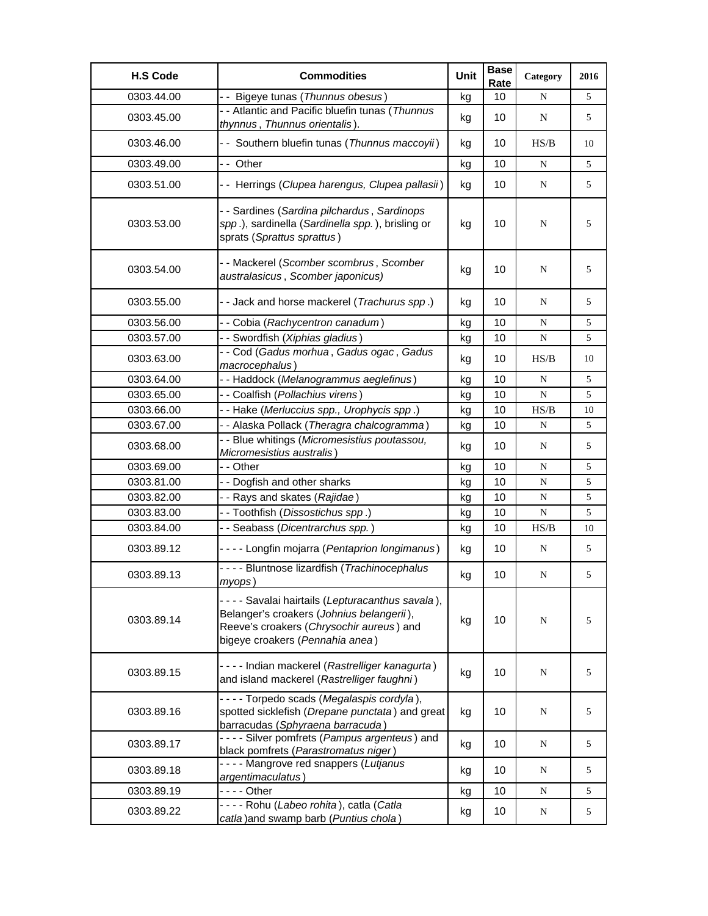| H.S Code | Commodities | Unit | Base Rate | Category | 2016 |
|---|---|---|---|---|---|
| 0303.44.00 | - - Bigeye tunas (*Thunnus obesus*) | kg | 10 | N | 5 |
| 0303.45.00 | - - Atlantic and Pacific bluefin tunas (*Thunnus thynnus*, *Thunnus orientalis*). | kg | 10 | N | 5 |
| 0303.46.00 | - - Southern bluefin tunas (*Thunnus maccoyii*) | kg | 10 | HS/B | 10 |
| 0303.49.00 | - - Other | kg | 10 | N | 5 |
| 0303.51.00 | - - Herrings (*Clupea harengus, Clupea pallasii*) | kg | 10 | N | 5 |
| 0303.53.00 | - - Sardines (*Sardina pilchardus*, *Sardinops spp*.), sardinella (*Sardinella spp.*), brisling or sprats (*Sprattus sprattus*) | kg | 10 | N | 5 |
| 0303.54.00 | - - Mackerel (*Scomber scombrus*, *Scomber australasicus*, *Scomber japonicus)* | kg | 10 | N | 5 |
| 0303.55.00 | - - Jack and horse mackerel (*Trachurus spp*.) | kg | 10 | N | 5 |
| 0303.56.00 | - - Cobia (*Rachycentron canadum*) | kg | 10 | N | 5 |
| 0303.57.00 | - - Swordfish (*Xiphias gladius*) | kg | 10 | N | 5 |
| 0303.63.00 | - - Cod (*Gadus morhua*, *Gadus ogac*, *Gadus macrocephalus*) | kg | 10 | HS/B | 10 |
| 0303.64.00 | - - Haddock (*Melanogrammus aeglefinus*) | kg | 10 | N | 5 |
| 0303.65.00 | - - Coalfish (*Pollachius virens*) | kg | 10 | N | 5 |
| 0303.66.00 | - - Hake (*Merluccius spp., Urophycis spp*.) | kg | 10 | HS/B | 10 |
| 0303.67.00 | - - Alaska Pollack (*Theragra chalcogramma*) | kg | 10 | N | 5 |
| 0303.68.00 | - - Blue whitings (*Micromesistius poutassou, Micromesistius australis*) | kg | 10 | N | 5 |
| 0303.69.00 | - - Other | kg | 10 | N | 5 |
| 0303.81.00 | - - Dogfish and other sharks | kg | 10 | N | 5 |
| 0303.82.00 | - - Rays and skates (*Rajidae*) | kg | 10 | N | 5 |
| 0303.83.00 | - - Toothfish (*Dissostichus spp*.) | kg | 10 | N | 5 |
| 0303.84.00 | - - Seabass (*Dicentrarchus spp.*) | kg | 10 | HS/B | 10 |
| 0303.89.12 | - - - - Longfin mojarra (*Pentaprion longimanus*) | kg | 10 | N | 5 |
| 0303.89.13 | - - - - Bluntnose lizardfish (*Trachinocephalus myops*) | kg | 10 | N | 5 |
| 0303.89.14 | - - - - Savalai hairtails (*Lepturacanthus savala*), Belanger's croakers (*Johnius belangerii*), Reeve's croakers (*Chrysochir aureus*) and bigeye croakers (*Pennahia anea*) | kg | 10 | N | 5 |
| 0303.89.15 | - - - - Indian mackerel (*Rastrelliger kanagurta*) and island mackerel (*Rastrelliger faughni*) | kg | 10 | N | 5 |
| 0303.89.16 | - - - - Torpedo scads (*Megalaspis cordyla*), spotted sicklefish (*Drepane punctata*) and great barracudas (*Sphyraena barracuda*) | kg | 10 | N | 5 |
| 0303.89.17 | - - - - Silver pomfrets (*Pampus argenteus*) and black pomfrets (*Parastromatus niger*) | kg | 10 | N | 5 |
| 0303.89.18 | - - - - Mangrove red snappers (*Lutjanus argentimaculatus*) | kg | 10 | N | 5 |
| 0303.89.19 | - - - - Other | kg | 10 | N | 5 |
| 0303.89.22 | - - - - Rohu (*Labeo rohita*), catla (*Catla catla*)and swamp barb (*Puntius chola*) | kg | 10 | N | 5 |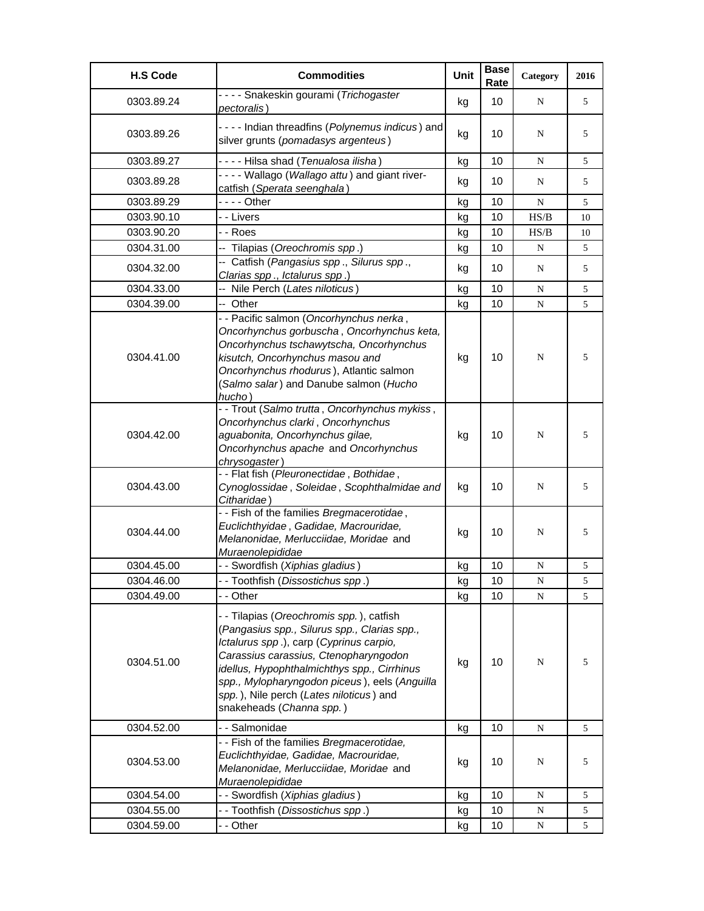| H.S Code | Commodities | Unit | Base Rate | Category | 2016 |
|---|---|---|---|---|---|
| 0303.89.24 | - - - - Snakeskin gourami (*Trichogaster pectoralis*) | kg | 10 | N | 5 |
| 0303.89.26 | - - - - Indian threadfins (*Polynemus indicus*) and silver grunts (*pomadasys argenteus*) | kg | 10 | N | 5 |
| 0303.89.27 | - - - - Hilsa shad (*Tenualosa ilisha*) | kg | 10 | N | 5 |
| 0303.89.28 | - - - - Wallago (*Wallago attu*) and giant river-catfish (*Sperata seenghala*) | kg | 10 | N | 5 |
| 0303.89.29 | - - - - Other | kg | 10 | N | 5 |
| 0303.90.10 | - - Livers | kg | 10 | HS/B | 10 |
| 0303.90.20 | - - Roes | kg | 10 | HS/B | 10 |
| 0304.31.00 | -- Tilapias (*Oreochromis spp*.) | kg | 10 | N | 5 |
| 0304.32.00 | -- Catfish (*Pangasius spp*., *Silurus spp*., *Clarias spp*., *Ictalurus spp*.) | kg | 10 | N | 5 |
| 0304.33.00 | -- Nile Perch (*Lates niloticus*) | kg | 10 | N | 5 |
| 0304.39.00 | -- Other | kg | 10 | N | 5 |
| 0304.41.00 | - - Pacific salmon (*Oncorhynchus nerka*, *Oncorhynchus gorbuscha*, *Oncorhynchus keta, Oncorhynchus tschawytscha, Oncorhynchus kisutch, Oncorhynchus masou and Oncorhynchus rhodurus*), Atlantic salmon (*Salmo salar*) and Danube salmon (*Hucho hucho*) | kg | 10 | N | 5 |
| 0304.42.00 | - - Trout (*Salmo trutta*, *Oncorhynchus mykiss*, *Oncorhynchus clarki*, *Oncorhynchus aguabonita, Oncorhynchus gilae, Oncorhynchus apache* and *Oncorhynchus chrysogaster*) | kg | 10 | N | 5 |
| 0304.43.00 | - - Flat fish (*Pleuronectidae*, *Bothidae*, *Cynoglossidae*, *Soleidae*, *Scophthalmidae and Citharidae*) | kg | 10 | N | 5 |
| 0304.44.00 | - - Fish of the families *Bregmacerotidae*, *Euclichthyidae*, *Gadidae, Macrouridae, Melanonidae, Merlucciidae, Moridae* and *Muraenolepididae* | kg | 10 | N | 5 |
| 0304.45.00 | - - Swordfish (*Xiphias gladius*) | kg | 10 | N | 5 |
| 0304.46.00 | - - Toothfish (*Dissostichus spp*.) | kg | 10 | N | 5 |
| 0304.49.00 | - - Other | kg | 10 | N | 5 |
| 0304.51.00 | - - Tilapias (*Oreochromis spp.*), catfish (*Pangasius spp., Silurus spp., Clarias spp., Ictalurus spp*.), carp (*Cyprinus carpio, Carassius carassius, Ctenopharyngodon idellus, Hypophthalmichthys spp., Cirrhinus spp., Mylopharyngodon piceus*), eels (*Anguilla spp.*), Nile perch (*Lates niloticus*) and snakeheads (*Channa spp.*) | kg | 10 | N | 5 |
| 0304.52.00 | - - Salmonidae | kg | 10 | N | 5 |
| 0304.53.00 | - - Fish of the families *Bregmacerotidae, Euclichthyidae, Gadidae, Macrouridae, Melanonidae, Merlucciidae, Moridae* and *Muraenolepididae* | kg | 10 | N | 5 |
| 0304.54.00 | - - Swordfish (*Xiphias gladius*) | kg | 10 | N | 5 |
| 0304.55.00 | - - Toothfish (*Dissostichus spp*.) | kg | 10 | N | 5 |
| 0304.59.00 | - - Other | kg | 10 | N | 5 |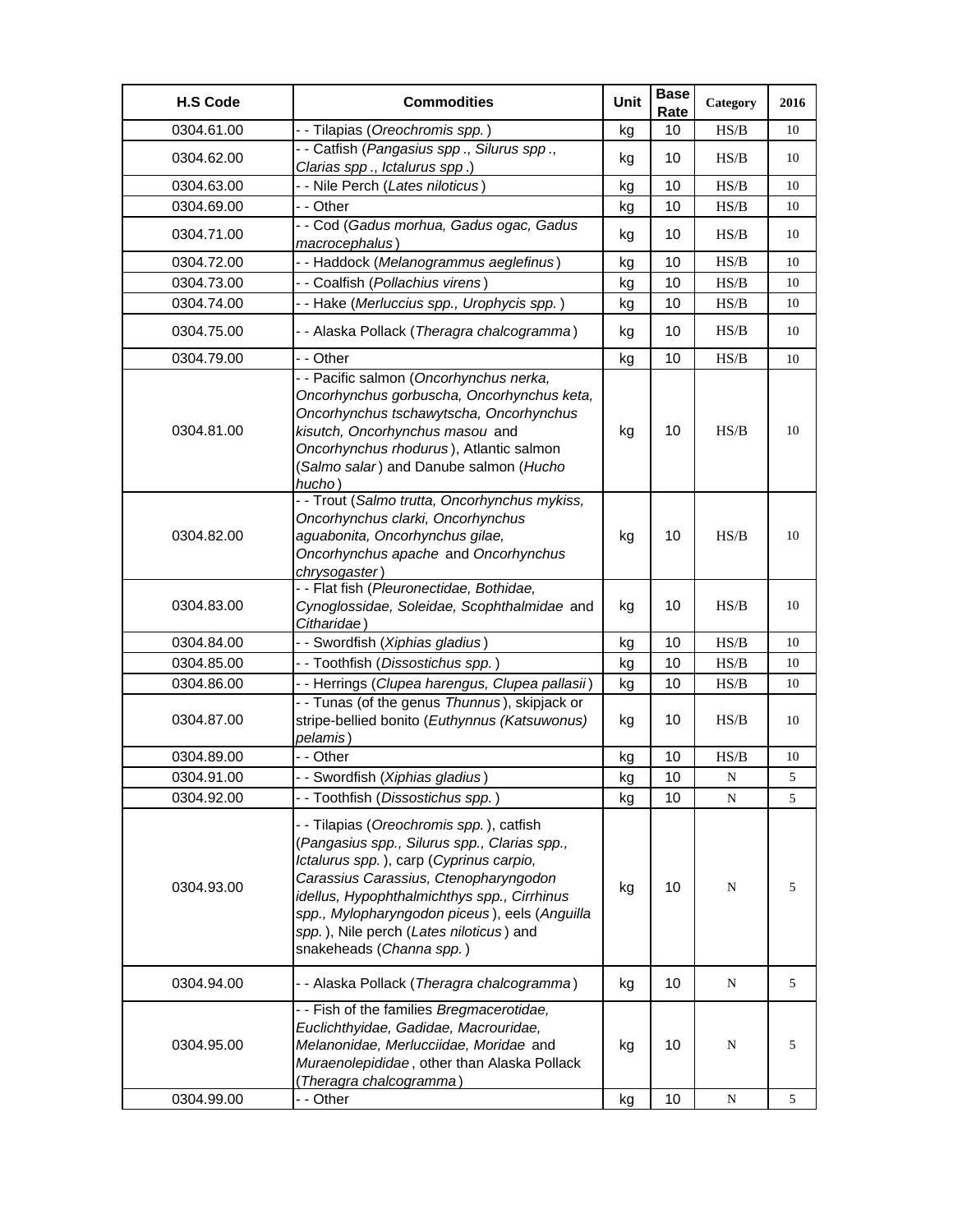| H.S Code | Commodities | Unit | Base Rate | Category | 2016 |
|---|---|---|---|---|---|
| 0304.61.00 | - - Tilapias (*Oreochromis spp.*) | kg | 10 | HS/B | 10 |
| 0304.62.00 | - - Catfish (*Pangasius spp*., *Silurus spp*., *Clarias spp*., *Ictalurus spp*.) | kg | 10 | HS/B | 10 |
| 0304.63.00 | - - Nile Perch (*Lates niloticus*) | kg | 10 | HS/B | 10 |
| 0304.69.00 | - - Other | kg | 10 | HS/B | 10 |
| 0304.71.00 | - - Cod (*Gadus morhua, Gadus ogac, Gadus macrocephalus*) | kg | 10 | HS/B | 10 |
| 0304.72.00 | - - Haddock (*Melanogrammus aeglefinus*) | kg | 10 | HS/B | 10 |
| 0304.73.00 | - - Coalfish (*Pollachius virens*) | kg | 10 | HS/B | 10 |
| 0304.74.00 | - - Hake (*Merluccius spp., Urophycis spp.*) | kg | 10 | HS/B | 10 |
| 0304.75.00 | - - Alaska Pollack (*Theragra chalcogramma*) | kg | 10 | HS/B | 10 |
| 0304.79.00 | - - Other | kg | 10 | HS/B | 10 |
| 0304.81.00 | - - Pacific salmon (*Oncorhynchus nerka, Oncorhynchus gorbuscha, Oncorhynchus keta, Oncorhynchus tschawytscha, Oncorhynchus kisutch, Oncorhynchus masou* and *Oncorhynchus rhodurus*), Atlantic salmon (*Salmo salar*) and Danube salmon (*Hucho hucho*) | kg | 10 | HS/B | 10 |
| 0304.82.00 | - - Trout (*Salmo trutta, Oncorhynchus mykiss, Oncorhynchus clarki, Oncorhynchus aguabonita, Oncorhynchus gilae, Oncorhynchus apache* and *Oncorhynchus chrysogaster*) | kg | 10 | HS/B | 10 |
| 0304.83.00 | - - Flat fish (*Pleuronectidae, Bothidae, Cynoglossidae, Soleidae, Scophthalmidae* and *Citharidae*) | kg | 10 | HS/B | 10 |
| 0304.84.00 | - - Swordfish (*Xiphias gladius*) | kg | 10 | HS/B | 10 |
| 0304.85.00 | - - Toothfish (*Dissostichus spp.*) | kg | 10 | HS/B | 10 |
| 0304.86.00 | - - Herrings (*Clupea harengus, Clupea pallasii*) | kg | 10 | HS/B | 10 |
| 0304.87.00 | - - Tunas (of the genus *Thunnus*), skipjack or stripe-bellied bonito (*Euthynnus (Katsuwonus) pelamis*) | kg | 10 | HS/B | 10 |
| 0304.89.00 | - - Other | kg | 10 | HS/B | 10 |
| 0304.91.00 | - - Swordfish (*Xiphias gladius*) | kg | 10 | N | 5 |
| 0304.92.00 | - - Toothfish (*Dissostichus spp.*) | kg | 10 | N | 5 |
| 0304.93.00 | - - Tilapias (*Oreochromis spp.*), catfish (*Pangasius spp., Silurus spp., Clarias spp., Ictalurus spp.*), carp (*Cyprinus carpio, Carassius Carassius, Ctenopharyngodon idellus, Hypophthalmichthys spp., Cirrhinus spp., Mylopharyngodon piceus*), eels (*Anguilla spp.*), Nile perch (*Lates niloticus*) and snakeheads (*Channa spp.*) | kg | 10 | N | 5 |
| 0304.94.00 | - - Alaska Pollack (*Theragra chalcogramma*) | kg | 10 | N | 5 |
| 0304.95.00 | - - Fish of the families *Bregmacerotidae, Euclichthyidae, Gadidae, Macrouridae, Melanonidae, Merlucciidae, Moridae* and *Muraenolepididae*, other than Alaska Pollack (*Theragra chalcogramma*) | kg | 10 | N | 5 |
| 0304.99.00 | - - Other | kg | 10 | N | 5 |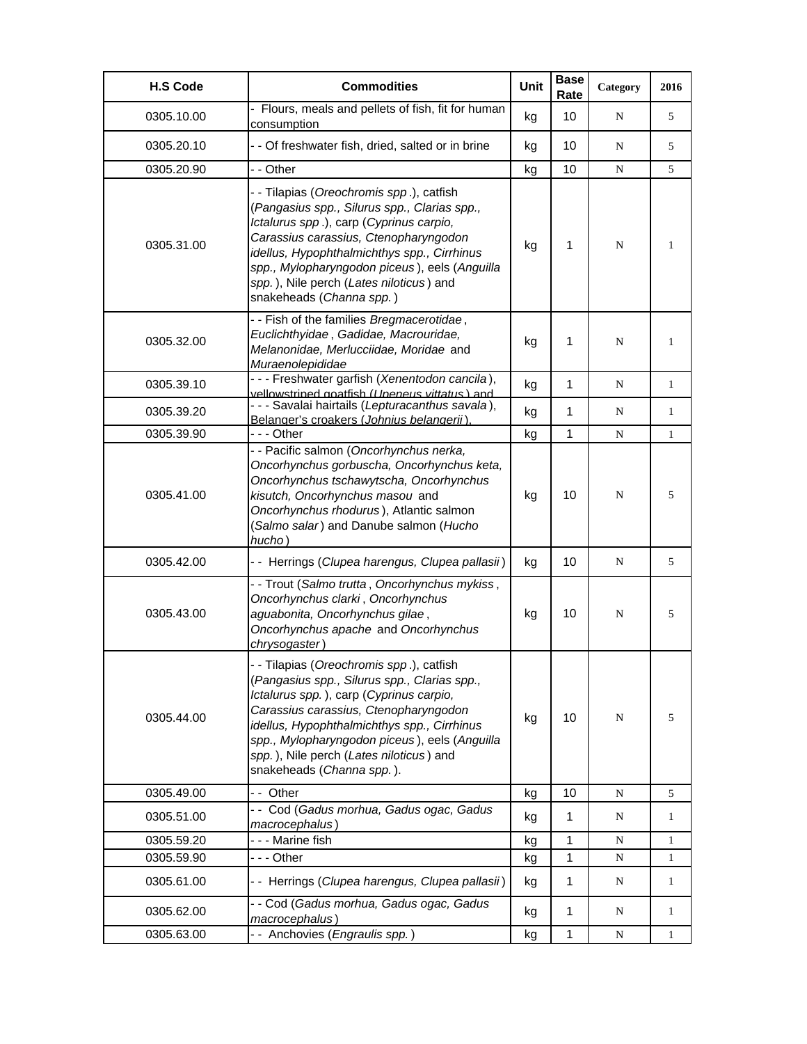| H.S Code | Commodities | Unit | Base Rate | Category | 2016 |
|---|---|---|---|---|---|
| 0305.10.00 | - Flours, meals and pellets of fish, fit for human consumption | kg | 10 | N | 5 |
| 0305.20.10 | - - Of freshwater fish, dried, salted or in brine | kg | 10 | N | 5 |
| 0305.20.90 | - - Other | kg | 10 | N | 5 |
| 0305.31.00 | - - Tilapias (*Oreochromis spp*.), catfish (*Pangasius spp., Silurus spp., Clarias spp., Ictalurus spp*.), carp (*Cyprinus carpio, Carassius carassius, Ctenopharyngodon idellus, Hypophthalmichthys spp., Cirrhinus spp., Mylopharyngodon piceus*), eels (*Anguilla spp.*), Nile perch (*Lates niloticus*) and snakeheads (*Channa spp.*) | kg | 1 | N | 1 |
| 0305.32.00 | - - Fish of the families *Bregmacerotidae*, *Euclichthyidae*, *Gadidae, Macrouridae, Melanonidae, Merlucciidae, Moridae* and *Muraenolepididae* | kg | 1 | N | 1 |
| 0305.39.10 | - - - Freshwater garfish (*Xenentodon cancila*), yellowstriped goatfish (*Upeneus vittatus*) and | kg | 1 | N | 1 |
| 0305.39.20 | - - - Savalai hairtails (*Lepturacanthus savala*), Belanger's croakers (*Johnius belangerii*), | kg | 1 | N | 1 |
| 0305.39.90 | - - - Other | kg | 1 | N | 1 |
| 0305.41.00 | - - Pacific salmon (*Oncorhynchus nerka, Oncorhynchus gorbuscha, Oncorhynchus keta, Oncorhynchus tschawytscha, Oncorhynchus kisutch, Oncorhynchus masou* and *Oncorhynchus rhodurus*), Atlantic salmon (*Salmo salar*) and Danube salmon (*Hucho hucho*) | kg | 10 | N | 5 |
| 0305.42.00 | - - Herrings (*Clupea harengus, Clupea pallasii*) | kg | 10 | N | 5 |
| 0305.43.00 | - - Trout (*Salmo trutta*, *Oncorhynchus mykiss*, *Oncorhynchus clarki*, *Oncorhynchus aguabonita, Oncorhynchus gilae*, *Oncorhynchus apache* and *Oncorhynchus chrysogaster*) | kg | 10 | N | 5 |
| 0305.44.00 | - - Tilapias (*Oreochromis spp*.), catfish (*Pangasius spp., Silurus spp., Clarias spp., Ictalurus spp.*), carp (*Cyprinus carpio, Carassius carassius, Ctenopharyngodon idellus, Hypophthalmichthys spp., Cirrhinus spp., Mylopharyngodon piceus*), eels (*Anguilla spp.*), Nile perch (*Lates niloticus*) and snakeheads (*Channa spp.*). | kg | 10 | N | 5 |
| 0305.49.00 | - - Other | kg | 10 | N | 5 |
| 0305.51.00 | - - Cod (*Gadus morhua, Gadus ogac, Gadus macrocephalus*) | kg | 1 | N | 1 |
| 0305.59.20 | - - - Marine fish | kg | 1 | N | 1 |
| 0305.59.90 | - - - Other | kg | 1 | N | 1 |
| 0305.61.00 | - - Herrings (*Clupea harengus, Clupea pallasii*) | kg | 1 | N | 1 |
| 0305.62.00 | - - Cod (*Gadus morhua, Gadus ogac, Gadus macrocephalus*) | kg | 1 | N | 1 |
| 0305.63.00 | - - Anchovies (*Engraulis spp.*) | kg | 1 | N | 1 |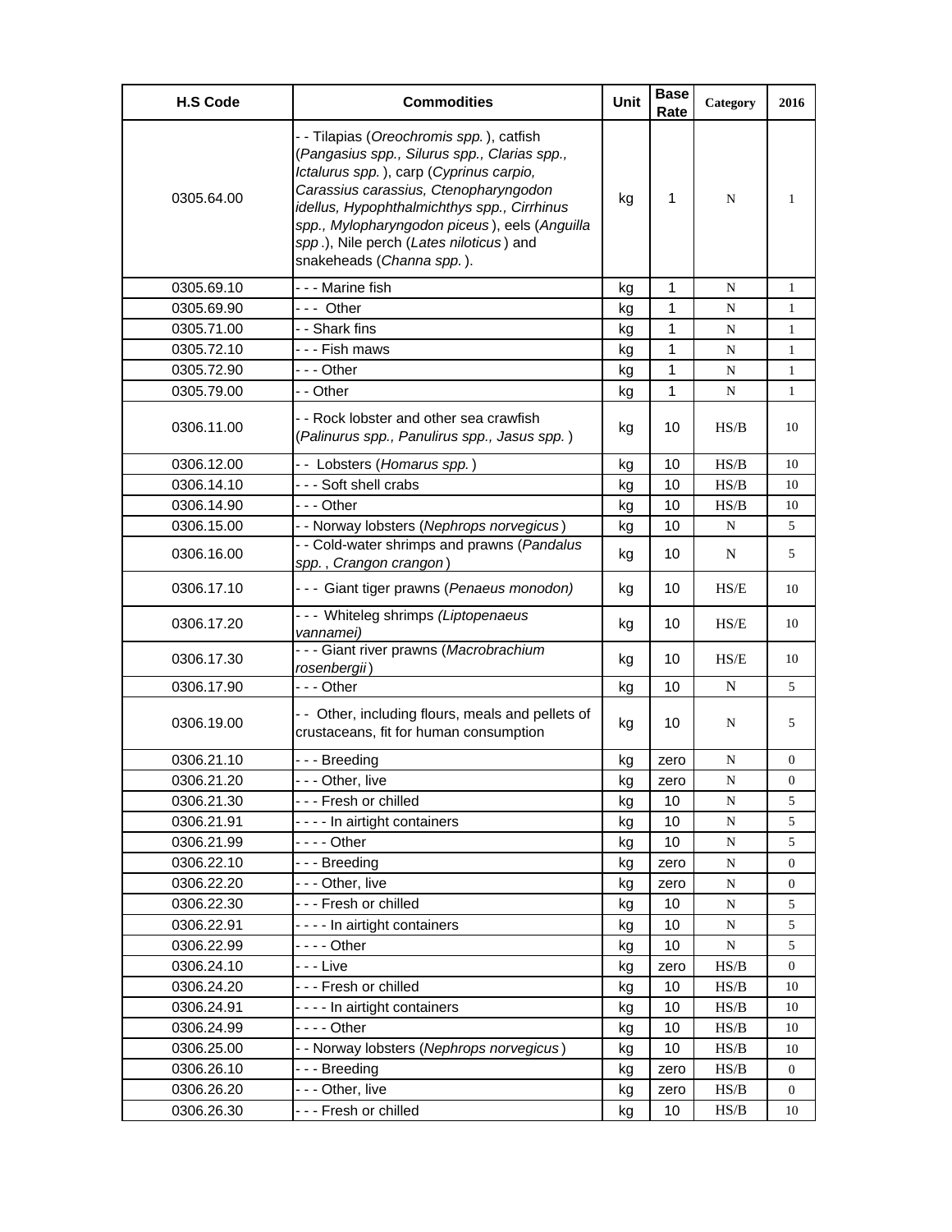| H.S Code | Commodities | Unit | Base Rate | Category | 2016 |
|---|---|---|---|---|---|
| 0305.64.00 | - - Tilapias (*Oreochromis spp.*), catfish (*Pangasius spp., Silurus spp., Clarias spp., Ictalurus spp.*), carp (*Cyprinus carpio, Carassius carassius, Ctenopharyngodon idellus, Hypophthalmichthys spp., Cirrhinus spp., Mylopharyngodon piceus*), eels (*Anguilla spp*.), Nile perch (*Lates niloticus*) and snakeheads (*Channa spp.*). | kg | 1 | N | 1 |
| 0305.69.10 | - - - Marine fish | kg | 1 | N | 1 |
| 0305.69.90 | - - - Other | kg | 1 | N | 1 |
| 0305.71.00 | - - Shark fins | kg | 1 | N | 1 |
| 0305.72.10 | - - - Fish maws | kg | 1 | N | 1 |
| 0305.72.90 | - - - Other | kg | 1 | N | 1 |
| 0305.79.00 | - - Other | kg | 1 | N | 1 |
| 0306.11.00 | - - Rock lobster and other sea crawfish (*Palinurus spp., Panulirus spp., Jasus spp.*) | kg | 10 | HS/B | 10 |
| 0306.12.00 | - - Lobsters (*Homarus spp.*) | kg | 10 | HS/B | 10 |
| 0306.14.10 | - - - Soft shell crabs | kg | 10 | HS/B | 10 |
| 0306.14.90 | - - - Other | kg | 10 | HS/B | 10 |
| 0306.15.00 | - - Norway lobsters (*Nephrops norvegicus*) | kg | 10 | N | 5 |
| 0306.16.00 | - - Cold-water shrimps and prawns (*Pandalus spp.*, *Crangon crangon*) | kg | 10 | N | 5 |
| 0306.17.10 | - - - Giant tiger prawns (*Penaeus monodon)* | kg | 10 | HS/E | 10 |
| 0306.17.20 | - - - Whiteleg shrimps *(Liptopenaeus vannamei)* | kg | 10 | HS/E | 10 |
| 0306.17.30 | - - - Giant river prawns (*Macrobrachium rosenbergii*) | kg | 10 | HS/E | 10 |
| 0306.17.90 | - - - Other | kg | 10 | N | 5 |
| 0306.19.00 | - - Other, including flours, meals and pellets of crustaceans, fit for human consumption | kg | 10 | N | 5 |
| 0306.21.10 | - - - Breeding | kg | zero | N | 0 |
| 0306.21.20 | - - - Other, live | kg | zero | N | 0 |
| 0306.21.30 | - - - Fresh or chilled | kg | 10 | N | 5 |
| 0306.21.91 | - - - - In airtight containers | kg | 10 | N | 5 |
| 0306.21.99 | - - - - Other | kg | 10 | N | 5 |
| 0306.22.10 | - - - Breeding | kg | zero | N | 0 |
| 0306.22.20 | - - - Other, live | kg | zero | N | 0 |
| 0306.22.30 | - - - Fresh or chilled | kg | 10 | N | 5 |
| 0306.22.91 | - - - - In airtight containers | kg | 10 | N | 5 |
| 0306.22.99 | - - - - Other | kg | 10 | N | 5 |
| 0306.24.10 | - - - Live | kg | zero | HS/B | 0 |
| 0306.24.20 | - - - Fresh or chilled | kg | 10 | HS/B | 10 |
| 0306.24.91 | - - - - In airtight containers | kg | 10 | HS/B | 10 |
| 0306.24.99 | - - - - Other | kg | 10 | HS/B | 10 |
| 0306.25.00 | - - Norway lobsters (*Nephrops norvegicus*) | kg | 10 | HS/B | 10 |
| 0306.26.10 | - - - Breeding | kg | zero | HS/B | 0 |
| 0306.26.20 | - - - Other, live | kg | zero | HS/B | 0 |
| 0306.26.30 | - - - Fresh or chilled | kg | 10 | HS/B | 10 |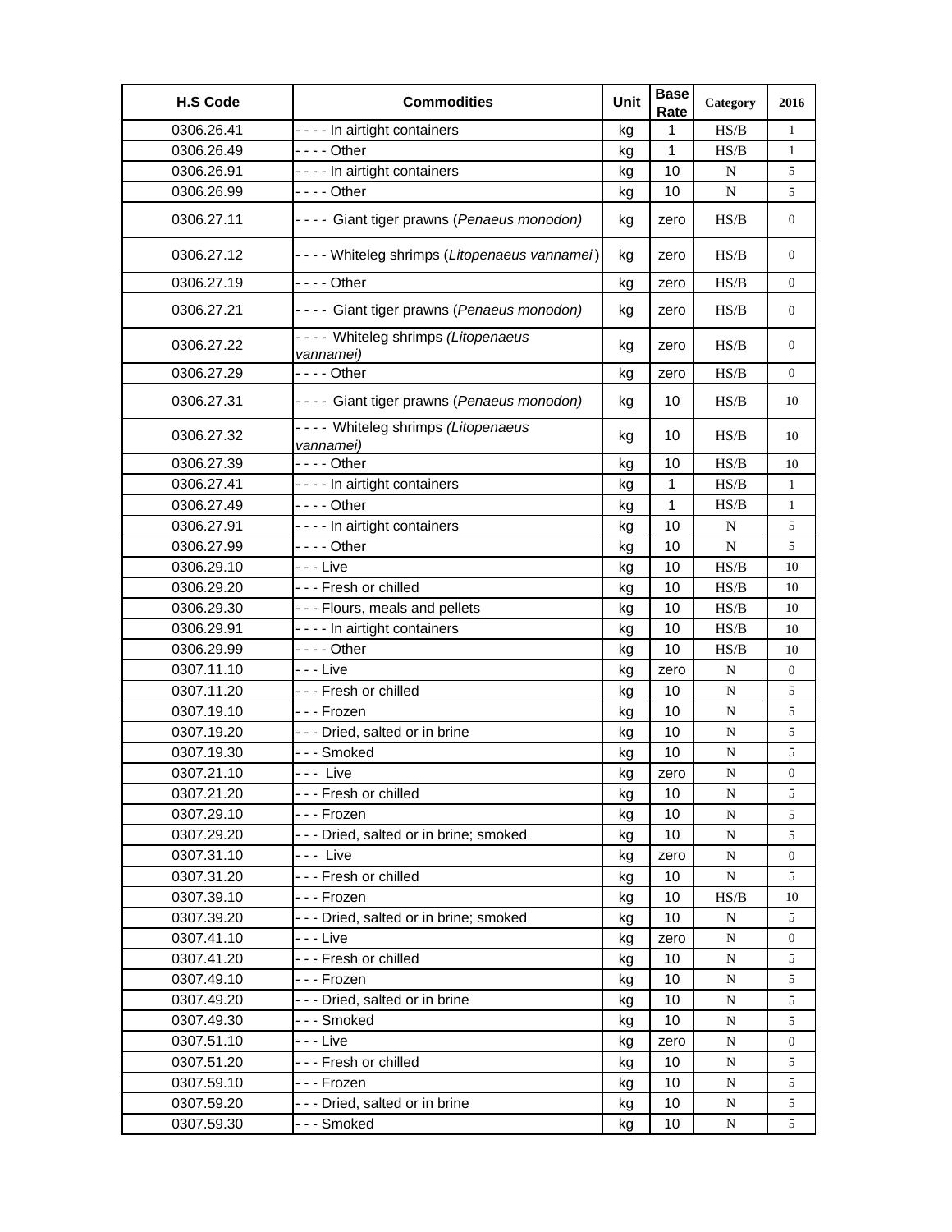| H.S Code | Commodities | Unit | Base Rate | Category | 2016 |
|---|---|---|---|---|---|
| 0306.26.41 | - - - - In airtight containers | kg | 1 | HS/B | 1 |
| 0306.26.49 | - - - - Other | kg | 1 | HS/B | 1 |
| 0306.26.91 | - - - - In airtight containers | kg | 10 | N | 5 |
| 0306.26.99 | - - - - Other | kg | 10 | N | 5 |
| 0306.27.11 | - - - - Giant tiger prawns (*Penaeus monodon)* | kg | zero | HS/B | 0 |
| 0306.27.12 | - - - - Whiteleg shrimps (*Litopenaeus vannamei*) | kg | zero | HS/B | 0 |
| 0306.27.19 | - - - - Other | kg | zero | HS/B | 0 |
| 0306.27.21 | - - - - Giant tiger prawns (*Penaeus monodon)* | kg | zero | HS/B | 0 |
| 0306.27.22 | - - - - Whiteleg shrimps *(Litopenaeus vannamei)* | kg | zero | HS/B | 0 |
| 0306.27.29 | - - - - Other | kg | zero | HS/B | 0 |
| 0306.27.31 | - - - - Giant tiger prawns (*Penaeus monodon)* | kg | 10 | HS/B | 10 |
| 0306.27.32 | - - - - Whiteleg shrimps *(Litopenaeus vannamei)* | kg | 10 | HS/B | 10 |
| 0306.27.39 | - - - - Other | kg | 10 | HS/B | 10 |
| 0306.27.41 | - - - - In airtight containers | kg | 1 | HS/B | 1 |
| 0306.27.49 | - - - - Other | kg | 1 | HS/B | 1 |
| 0306.27.91 | - - - - In airtight containers | kg | 10 | N | 5 |
| 0306.27.99 | - - - - Other | kg | 10 | N | 5 |
| 0306.29.10 | - - - Live | kg | 10 | HS/B | 10 |
| 0306.29.20 | - - - Fresh or chilled | kg | 10 | HS/B | 10 |
| 0306.29.30 | - - - Flours, meals and pellets | kg | 10 | HS/B | 10 |
| 0306.29.91 | - - - - In airtight containers | kg | 10 | HS/B | 10 |
| 0306.29.99 | - - - - Other | kg | 10 | HS/B | 10 |
| 0307.11.10 | - - - Live | kg | zero | N | 0 |
| 0307.11.20 | - - - Fresh or chilled | kg | 10 | N | 5 |
| 0307.19.10 | - - - Frozen | kg | 10 | N | 5 |
| 0307.19.20 | - - - Dried, salted or in brine | kg | 10 | N | 5 |
| 0307.19.30 | - - - Smoked | kg | 10 | N | 5 |
| 0307.21.10 | - - - Live | kg | zero | N | 0 |
| 0307.21.20 | - - - Fresh or chilled | kg | 10 | N | 5 |
| 0307.29.10 | - - - Frozen | kg | 10 | N | 5 |
| 0307.29.20 | - - - Dried, salted or in brine; smoked | kg | 10 | N | 5 |
| 0307.31.10 | - - - Live | kg | zero | N | 0 |
| 0307.31.20 | - - - Fresh or chilled | kg | 10 | N | 5 |
| 0307.39.10 | - - - Frozen | kg | 10 | HS/B | 10 |
| 0307.39.20 | - - - Dried, salted or in brine; smoked | kg | 10 | N | 5 |
| 0307.41.10 | - - - Live | kg | zero | N | 0 |
| 0307.41.20 | - - - Fresh or chilled | kg | 10 | N | 5 |
| 0307.49.10 | - - - Frozen | kg | 10 | N | 5 |
| 0307.49.20 | - - - Dried, salted or in brine | kg | 10 | N | 5 |
| 0307.49.30 | - - - Smoked | kg | 10 | N | 5 |
| 0307.51.10 | - - - Live | kg | zero | N | 0 |
| 0307.51.20 | - - - Fresh or chilled | kg | 10 | N | 5 |
| 0307.59.10 | - - - Frozen | kg | 10 | N | 5 |
| 0307.59.20 | - - - Dried, salted or in brine | kg | 10 | N | 5 |
| 0307.59.30 | - - - Smoked | kg | 10 | N | 5 |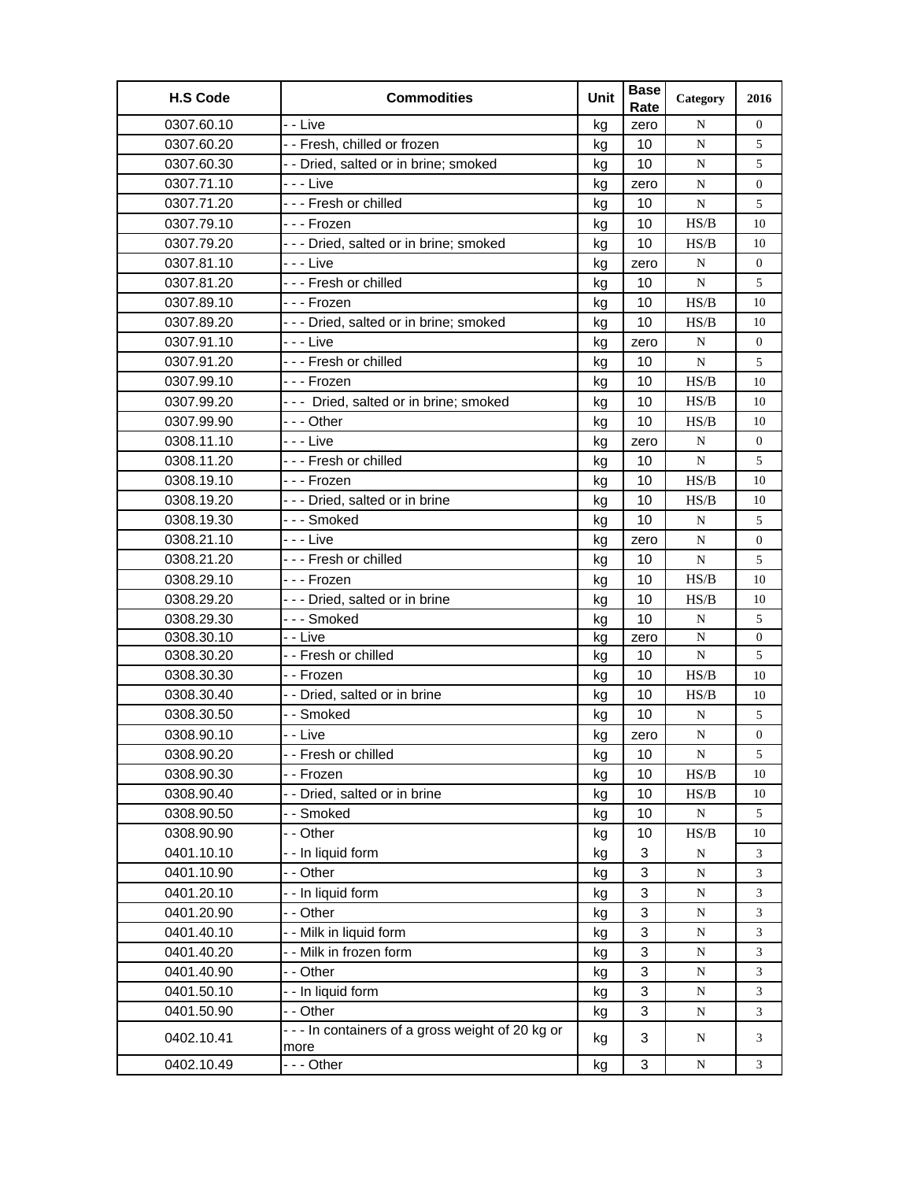| H.S Code | Commodities | Unit | Base Rate | Category | 2016 |
|---|---|---|---|---|---|
| 0307.60.10 | - - Live | kg | zero | N | 0 |
| 0307.60.20 | - - Fresh, chilled or frozen | kg | 10 | N | 5 |
| 0307.60.30 | - - Dried, salted or in brine; smoked | kg | 10 | N | 5 |
| 0307.71.10 | - - - Live | kg | zero | N | 0 |
| 0307.71.20 | - - - Fresh or chilled | kg | 10 | N | 5 |
| 0307.79.10 | - - - Frozen | kg | 10 | HS/B | 10 |
| 0307.79.20 | - - - Dried, salted or in brine; smoked | kg | 10 | HS/B | 10 |
| 0307.81.10 | - - - Live | kg | zero | N | 0 |
| 0307.81.20 | - - - Fresh or chilled | kg | 10 | N | 5 |
| 0307.89.10 | - - - Frozen | kg | 10 | HS/B | 10 |
| 0307.89.20 | - - - Dried, salted or in brine; smoked | kg | 10 | HS/B | 10 |
| 0307.91.10 | - - - Live | kg | zero | N | 0 |
| 0307.91.20 | - - - Fresh or chilled | kg | 10 | N | 5 |
| 0307.99.10 | - - - Frozen | kg | 10 | HS/B | 10 |
| 0307.99.20 | - - - Dried, salted or in brine; smoked | kg | 10 | HS/B | 10 |
| 0307.99.90 | - - - Other | kg | 10 | HS/B | 10 |
| 0308.11.10 | - - - Live | kg | zero | N | 0 |
| 0308.11.20 | - - - Fresh or chilled | kg | 10 | N | 5 |
| 0308.19.10 | - - - Frozen | kg | 10 | HS/B | 10 |
| 0308.19.20 | - - - Dried, salted or in brine | kg | 10 | HS/B | 10 |
| 0308.19.30 | - - - Smoked | kg | 10 | N | 5 |
| 0308.21.10 | - - - Live | kg | zero | N | 0 |
| 0308.21.20 | - - - Fresh or chilled | kg | 10 | N | 5 |
| 0308.29.10 | - - - Frozen | kg | 10 | HS/B | 10 |
| 0308.29.20 | - - - Dried, salted or in brine | kg | 10 | HS/B | 10 |
| 0308.29.30 | - - - Smoked | kg | 10 | N | 5 |
| 0308.30.10 | - - Live | kg | zero | N | 0 |
| 0308.30.20 | - - Fresh or chilled | kg | 10 | N | 5 |
| 0308.30.30 | - - Frozen | kg | 10 | HS/B | 10 |
| 0308.30.40 | - - Dried, salted or in brine | kg | 10 | HS/B | 10 |
| 0308.30.50 | - - Smoked | kg | 10 | N | 5 |
| 0308.90.10 | - - Live | kg | zero | N | 0 |
| 0308.90.20 | - - Fresh or chilled | kg | 10 | N | 5 |
| 0308.90.30 | - - Frozen | kg | 10 | HS/B | 10 |
| 0308.90.40 | - - Dried, salted or in brine | kg | 10 | HS/B | 10 |
| 0308.90.50 | - - Smoked | kg | 10 | N | 5 |
| 0308.90.90 | - - Other | kg | 10 | HS/B | 10 |
| 0401.10.10 | - - In liquid form | kg | 3 | N | 3 |
| 0401.10.90 | - - Other | kg | 3 | N | 3 |
| 0401.20.10 | - - In liquid form | kg | 3 | N | 3 |
| 0401.20.90 | - - Other | kg | 3 | N | 3 |
| 0401.40.10 | - - Milk in liquid form | kg | 3 | N | 3 |
| 0401.40.20 | - - Milk in frozen form | kg | 3 | N | 3 |
| 0401.40.90 | - - Other | kg | 3 | N | 3 |
| 0401.50.10 | - - In liquid form | kg | 3 | N | 3 |
| 0401.50.90 | - - Other | kg | 3 | N | 3 |
| 0402.10.41 | - - - In containers of a gross weight of 20 kg or more | kg | 3 | N | 3 |
| 0402.10.49 | - - - Other | kg | 3 | N | 3 |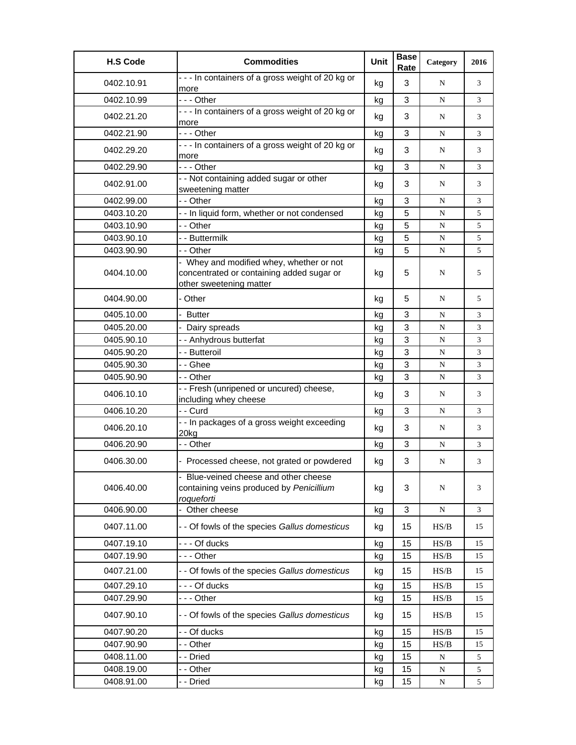| H.S Code | Commodities | Unit | Base Rate | Category | 2016 |
|---|---|---|---|---|---|
| 0402.10.91 | - - - In containers of a gross weight of 20 kg or more | kg | 3 | N | 3 |
| 0402.10.99 | - - - Other | kg | 3 | N | 3 |
| 0402.21.20 | - - - In containers of a gross weight of 20 kg or more | kg | 3 | N | 3 |
| 0402.21.90 | - - - Other | kg | 3 | N | 3 |
| 0402.29.20 | - - - In containers of a gross weight of 20 kg or more | kg | 3 | N | 3 |
| 0402.29.90 | - - - Other | kg | 3 | N | 3 |
| 0402.91.00 | - - Not containing added sugar or other sweetening matter | kg | 3 | N | 3 |
| 0402.99.00 | - - Other | kg | 3 | N | 3 |
| 0403.10.20 | - - In liquid form, whether or not condensed | kg | 5 | N | 5 |
| 0403.10.90 | - - Other | kg | 5 | N | 5 |
| 0403.90.10 | - - Buttermilk | kg | 5 | N | 5 |
| 0403.90.90 | - - Other | kg | 5 | N | 5 |
| 0404.10.00 | - Whey and modified whey, whether or not concentrated or containing added sugar or other sweetening matter | kg | 5 | N | 5 |
| 0404.90.00 | - Other | kg | 5 | N | 5 |
| 0405.10.00 | - Butter | kg | 3 | N | 3 |
| 0405.20.00 | - Dairy spreads | kg | 3 | N | 3 |
| 0405.90.10 | - - Anhydrous butterfat | kg | 3 | N | 3 |
| 0405.90.20 | - - Butteroil | kg | 3 | N | 3 |
| 0405.90.30 | - - Ghee | kg | 3 | N | 3 |
| 0405.90.90 | - - Other | kg | 3 | N | 3 |
| 0406.10.10 | - - Fresh (unripened or uncured) cheese, including whey cheese | kg | 3 | N | 3 |
| 0406.10.20 | - - Curd | kg | 3 | N | 3 |
| 0406.20.10 | - - In packages of a gross weight exceeding 20kg | kg | 3 | N | 3 |
| 0406.20.90 | - - Other | kg | 3 | N | 3 |
| 0406.30.00 | - Processed cheese, not grated or powdered | kg | 3 | N | 3 |
| 0406.40.00 | - Blue-veined cheese and other cheese containing veins produced by *Penicillium roqueforti* | kg | 3 | N | 3 |
| 0406.90.00 | - Other cheese | kg | 3 | N | 3 |
| 0407.11.00 | - - Of fowls of the species *Gallus domesticus* | kg | 15 | HS/B | 15 |
| 0407.19.10 | - - - Of ducks | kg | 15 | HS/B | 15 |
| 0407.19.90 | - - - Other | kg | 15 | HS/B | 15 |
| 0407.21.00 | - - Of fowls of the species *Gallus domesticus* | kg | 15 | HS/B | 15 |
| 0407.29.10 | - - - Of ducks | kg | 15 | HS/B | 15 |
| 0407.29.90 | - - - Other | kg | 15 | HS/B | 15 |
| 0407.90.10 | - - Of fowls of the species *Gallus domesticus* | kg | 15 | HS/B | 15 |
| 0407.90.20 | - - Of ducks | kg | 15 | HS/B | 15 |
| 0407.90.90 | - - Other | kg | 15 | HS/B | 15 |
| 0408.11.00 | - - Dried | kg | 15 | N | 5 |
| 0408.19.00 | - - Other | kg | 15 | N | 5 |
| 0408.91.00 | - - Dried | kg | 15 | N | 5 |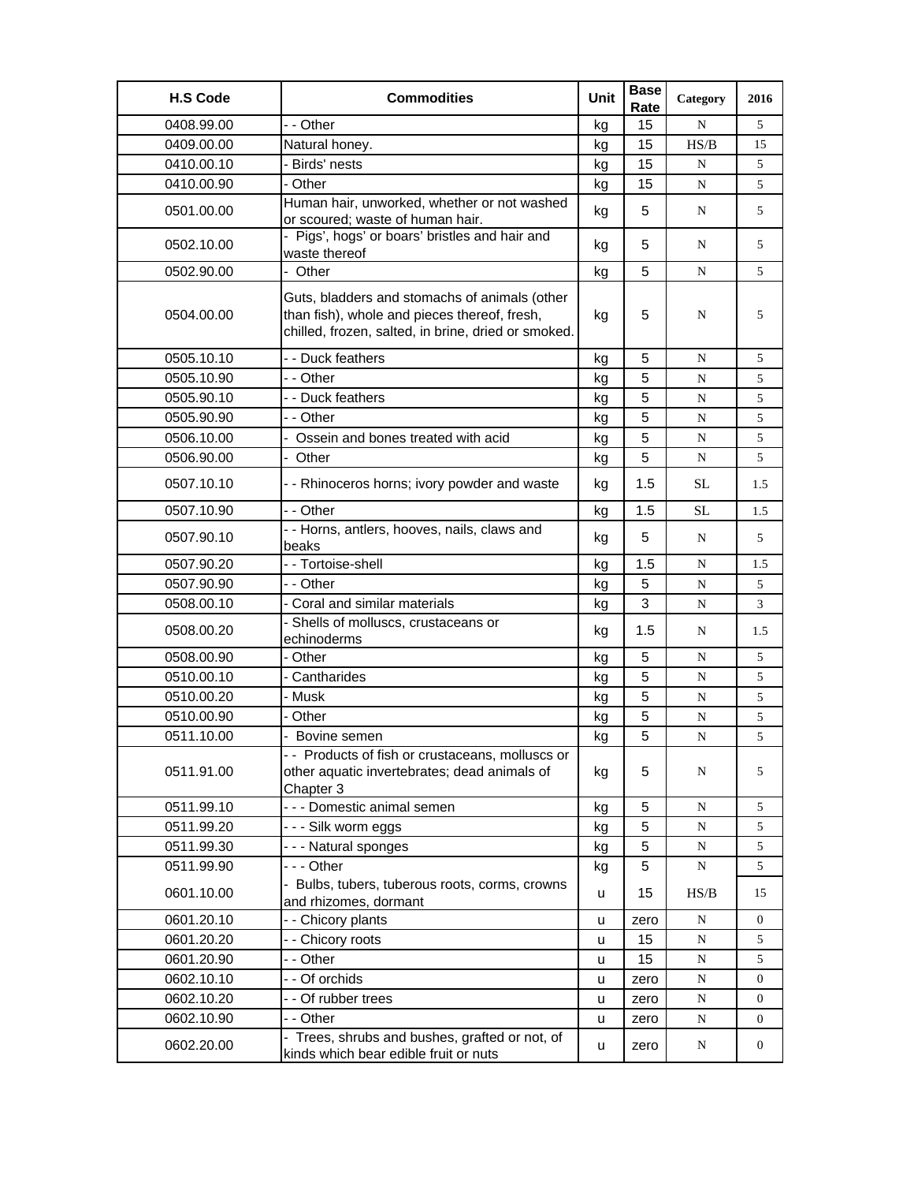| H.S Code | Commodities | Unit | Base Rate | Category | 2016 |
|---|---|---|---|---|---|
| 0408.99.00 | - - Other | kg | 15 | N | 5 |
| 0409.00.00 | Natural honey. | kg | 15 | HS/B | 15 |
| 0410.00.10 | - Birds' nests | kg | 15 | N | 5 |
| 0410.00.90 | - Other | kg | 15 | N | 5 |
| 0501.00.00 | Human hair, unworked, whether or not washed or scoured; waste of human hair. | kg | 5 | N | 5 |
| 0502.10.00 | - Pigs', hogs' or boars' bristles and hair and waste thereof | kg | 5 | N | 5 |
| 0502.90.00 | - Other | kg | 5 | N | 5 |
| 0504.00.00 | Guts, bladders and stomachs of animals (other than fish), whole and pieces thereof, fresh, chilled, frozen, salted, in brine, dried or smoked. | kg | 5 | N | 5 |
| 0505.10.10 | - - Duck feathers | kg | 5 | N | 5 |
| 0505.10.90 | - - Other | kg | 5 | N | 5 |
| 0505.90.10 | - - Duck feathers | kg | 5 | N | 5 |
| 0505.90.90 | - - Other | kg | 5 | N | 5 |
| 0506.10.00 | - Ossein and bones treated with acid | kg | 5 | N | 5 |
| 0506.90.00 | - Other | kg | 5 | N | 5 |
| 0507.10.10 | - - Rhinoceros horns; ivory powder and waste | kg | 1.5 | SL | 1.5 |
| 0507.10.90 | - - Other | kg | 1.5 | SL | 1.5 |
| 0507.90.10 | - - Horns, antlers, hooves, nails, claws and beaks | kg | 5 | N | 5 |
| 0507.90.20 | - - Tortoise-shell | kg | 1.5 | N | 1.5 |
| 0507.90.90 | - - Other | kg | 5 | N | 5 |
| 0508.00.10 | - Coral and similar materials | kg | 3 | N | 3 |
| 0508.00.20 | - Shells of molluscs, crustaceans or echinoderms | kg | 1.5 | N | 1.5 |
| 0508.00.90 | - Other | kg | 5 | N | 5 |
| 0510.00.10 | - Cantharides | kg | 5 | N | 5 |
| 0510.00.20 | - Musk | kg | 5 | N | 5 |
| 0510.00.90 | - Other | kg | 5 | N | 5 |
| 0511.10.00 | - Bovine semen | kg | 5 | N | 5 |
| 0511.91.00 | - - Products of fish or crustaceans, molluscs or other aquatic invertebrates; dead animals of Chapter 3 | kg | 5 | N | 5 |
| 0511.99.10 | - - - Domestic animal semen | kg | 5 | N | 5 |
| 0511.99.20 | - - - Silk worm eggs | kg | 5 | N | 5 |
| 0511.99.30 | - - - Natural sponges | kg | 5 | N | 5 |
| 0511.99.90 | - - - Other | kg | 5 | N | 5 |
| 0601.10.00 | - Bulbs, tubers, tuberous roots, corms, crowns and rhizomes, dormant | u | 15 | HS/B | 15 |
| 0601.20.10 | - - Chicory plants | u | zero | N | 0 |
| 0601.20.20 | - - Chicory roots | u | 15 | N | 5 |
| 0601.20.90 | - - Other | u | 15 | N | 5 |
| 0602.10.10 | - - Of orchids | u | zero | N | 0 |
| 0602.10.20 | - - Of rubber trees | u | zero | N | 0 |
| 0602.10.90 | - - Other | u | zero | N | 0 |
| 0602.20.00 | - Trees, shrubs and bushes, grafted or not, of kinds which bear edible fruit or nuts | u | zero | N | 0 |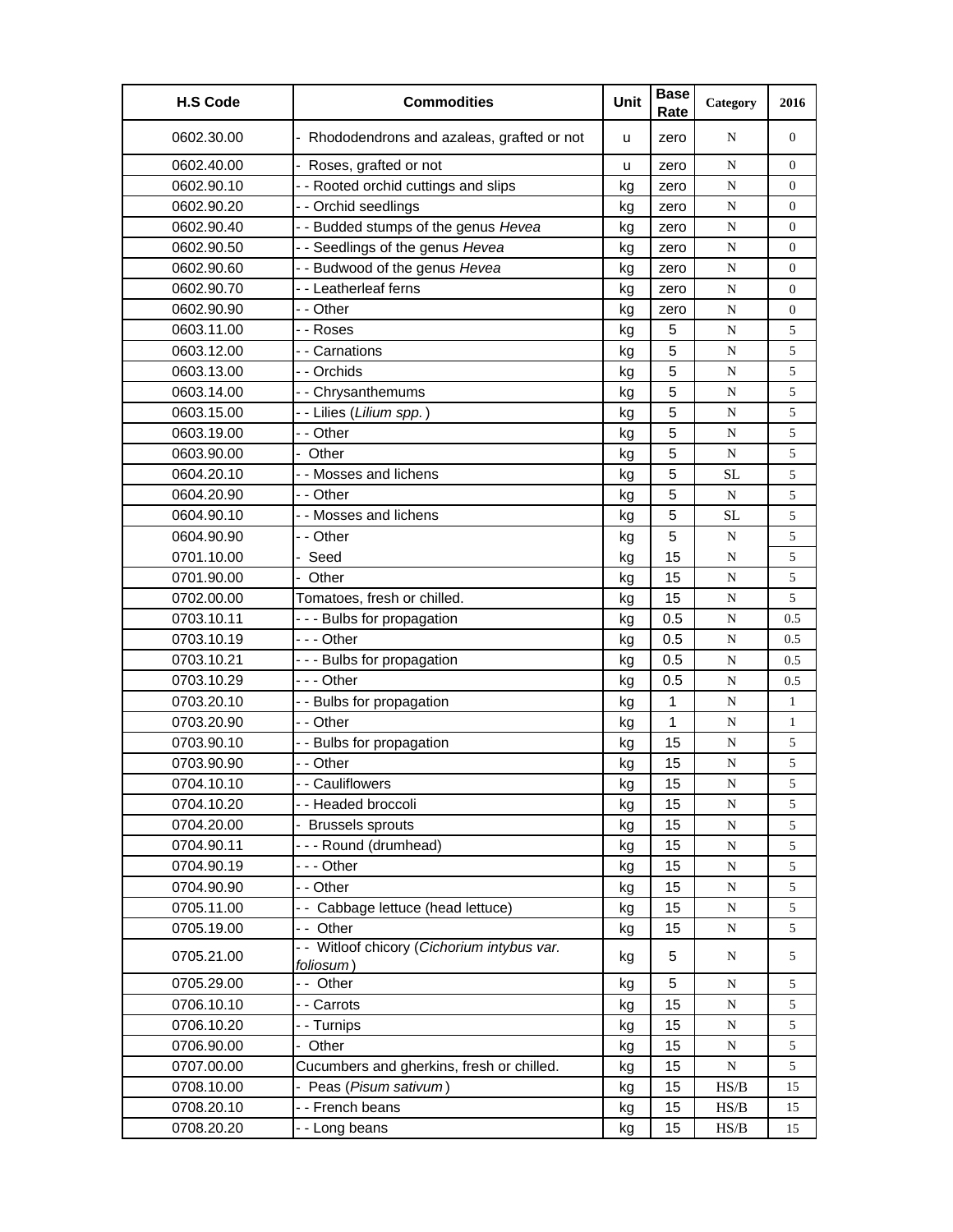| H.S Code | Commodities | Unit | Base Rate | Category | 2016 |
|---|---|---|---|---|---|
| 0602.30.00 | - Rhododendrons and azaleas, grafted or not | u | zero | N | 0 |
| 0602.40.00 | - Roses, grafted or not | u | zero | N | 0 |
| 0602.90.10 | - - Rooted orchid cuttings and slips | kg | zero | N | 0 |
| 0602.90.20 | - - Orchid seedlings | kg | zero | N | 0 |
| 0602.90.40 | - - Budded stumps of the genus *Hevea* | kg | zero | N | 0 |
| 0602.90.50 | - - Seedlings of the genus *Hevea* | kg | zero | N | 0 |
| 0602.90.60 | - - Budwood of the genus *Hevea* | kg | zero | N | 0 |
| 0602.90.70 | - - Leatherleaf ferns | kg | zero | N | 0 |
| 0602.90.90 | - - Other | kg | zero | N | 0 |
| 0603.11.00 | - - Roses | kg | 5 | N | 5 |
| 0603.12.00 | - - Carnations | kg | 5 | N | 5 |
| 0603.13.00 | - - Orchids | kg | 5 | N | 5 |
| 0603.14.00 | - - Chrysanthemums | kg | 5 | N | 5 |
| 0603.15.00 | - - Lilies (*Lilium spp.*) | kg | 5 | N | 5 |
| 0603.19.00 | - - Other | kg | 5 | N | 5 |
| 0603.90.00 | - Other | kg | 5 | N | 5 |
| 0604.20.10 | - - Mosses and lichens | kg | 5 | SL | 5 |
| 0604.20.90 | - - Other | kg | 5 | N | 5 |
| 0604.90.10 | - - Mosses and lichens | kg | 5 | SL | 5 |
| 0604.90.90 | - - Other | kg | 5 | N | 5 |
| 0701.10.00 | - Seed | kg | 15 | N | 5 |
| 0701.90.00 | - Other | kg | 15 | N | 5 |
| 0702.00.00 | Tomatoes, fresh or chilled. | kg | 15 | N | 5 |
| 0703.10.11 | - - - Bulbs for propagation | kg | 0.5 | N | 0.5 |
| 0703.10.19 | - - - Other | kg | 0.5 | N | 0.5 |
| 0703.10.21 | - - - Bulbs for propagation | kg | 0.5 | N | 0.5 |
| 0703.10.29 | - - - Other | kg | 0.5 | N | 0.5 |
| 0703.20.10 | - - Bulbs for propagation | kg | 1 | N | 1 |
| 0703.20.90 | - - Other | kg | 1 | N | 1 |
| 0703.90.10 | - - Bulbs for propagation | kg | 15 | N | 5 |
| 0703.90.90 | - - Other | kg | 15 | N | 5 |
| 0704.10.10 | - - Cauliflowers | kg | 15 | N | 5 |
| 0704.10.20 | - - Headed broccoli | kg | 15 | N | 5 |
| 0704.20.00 | - Brussels sprouts | kg | 15 | N | 5 |
| 0704.90.11 | - - - Round (drumhead) | kg | 15 | N | 5 |
| 0704.90.19 | - - - Other | kg | 15 | N | 5 |
| 0704.90.90 | - - Other | kg | 15 | N | 5 |
| 0705.11.00 | - - Cabbage lettuce (head lettuce) | kg | 15 | N | 5 |
| 0705.19.00 | - - Other | kg | 15 | N | 5 |
| 0705.21.00 | - - Witloof chicory (*Cichorium intybus var. foliosum*) | kg | 5 | N | 5 |
| 0705.29.00 | - - Other | kg | 5 | N | 5 |
| 0706.10.10 | - - Carrots | kg | 15 | N | 5 |
| 0706.10.20 | - - Turnips | kg | 15 | N | 5 |
| 0706.90.00 | - Other | kg | 15 | N | 5 |
| 0707.00.00 | Cucumbers and gherkins, fresh or chilled. | kg | 15 | N | 5 |
| 0708.10.00 | - Peas (*Pisum sativum*) | kg | 15 | HS/B | 15 |
| 0708.20.10 | - - French beans | kg | 15 | HS/B | 15 |
| 0708.20.20 | - - Long beans | kg | 15 | HS/B | 15 |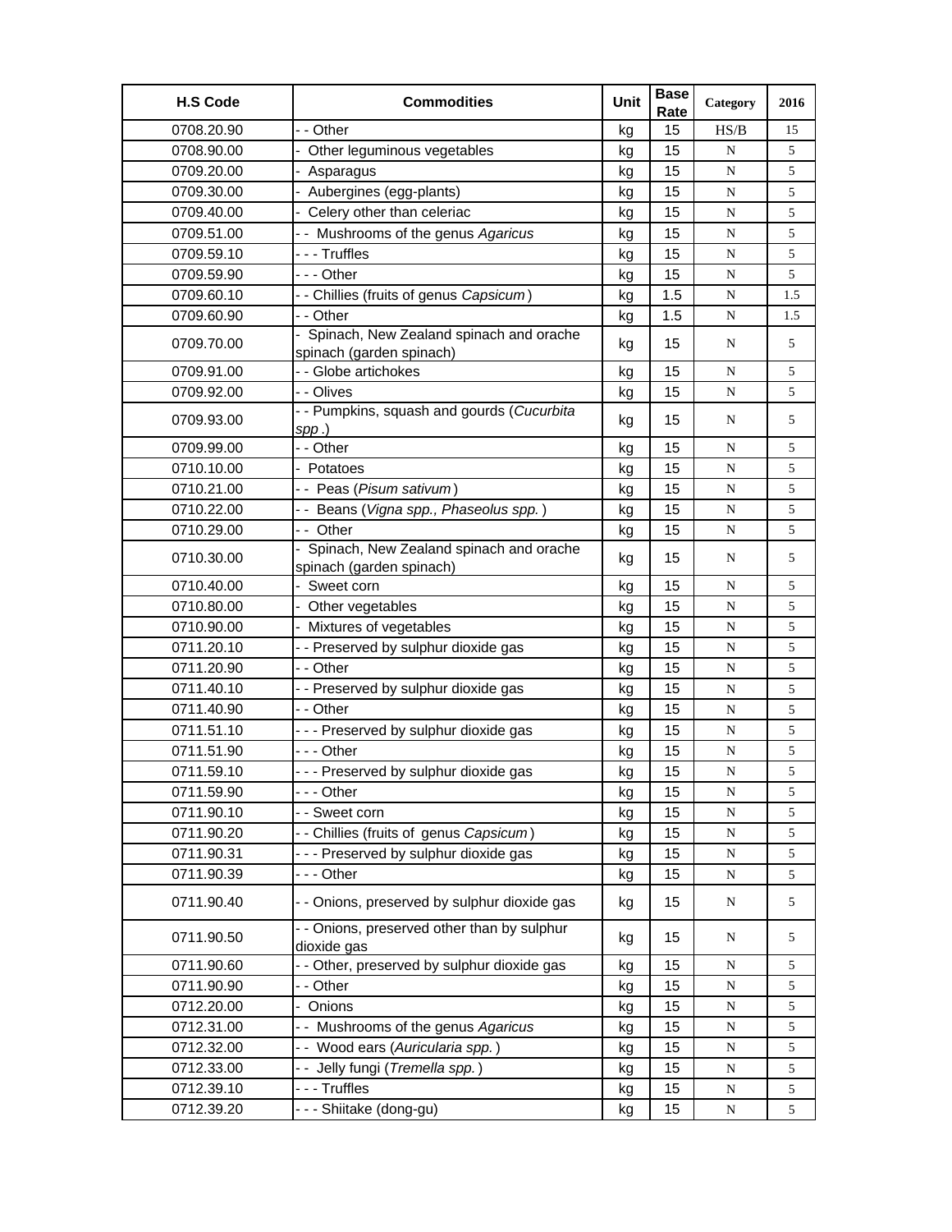| H.S Code | Commodities | Unit | Base Rate | Category | 2016 |
|---|---|---|---|---|---|
| 0708.20.90 | - - Other | kg | 15 | HS/B | 15 |
| 0708.90.00 | - Other leguminous vegetables | kg | 15 | N | 5 |
| 0709.20.00 | - Asparagus | kg | 15 | N | 5 |
| 0709.30.00 | - Aubergines (egg-plants) | kg | 15 | N | 5 |
| 0709.40.00 | - Celery other than celeriac | kg | 15 | N | 5 |
| 0709.51.00 | - - Mushrooms of the genus *Agaricus* | kg | 15 | N | 5 |
| 0709.59.10 | - - - Truffles | kg | 15 | N | 5 |
| 0709.59.90 | - - - Other | kg | 15 | N | 5 |
| 0709.60.10 | - - Chillies (fruits of genus *Capsicum*) | kg | 1.5 | N | 1.5 |
| 0709.60.90 | - - Other | kg | 1.5 | N | 1.5 |
| 0709.70.00 | - Spinach, New Zealand spinach and orache spinach (garden spinach) | kg | 15 | N | 5 |
| 0709.91.00 | - - Globe artichokes | kg | 15 | N | 5 |
| 0709.92.00 | - - Olives | kg | 15 | N | 5 |
| 0709.93.00 | - - Pumpkins, squash and gourds (*Cucurbita spp.*) | kg | 15 | N | 5 |
| 0709.99.00 | - - Other | kg | 15 | N | 5 |
| 0710.10.00 | - Potatoes | kg | 15 | N | 5 |
| 0710.21.00 | - - Peas (*Pisum sativum*) | kg | 15 | N | 5 |
| 0710.22.00 | - - Beans (*Vigna spp., Phaseolus spp.*) | kg | 15 | N | 5 |
| 0710.29.00 | - - Other | kg | 15 | N | 5 |
| 0710.30.00 | - Spinach, New Zealand spinach and orache spinach (garden spinach) | kg | 15 | N | 5 |
| 0710.40.00 | - Sweet corn | kg | 15 | N | 5 |
| 0710.80.00 | - Other vegetables | kg | 15 | N | 5 |
| 0710.90.00 | - Mixtures of vegetables | kg | 15 | N | 5 |
| 0711.20.10 | - - Preserved by sulphur dioxide gas | kg | 15 | N | 5 |
| 0711.20.90 | - - Other | kg | 15 | N | 5 |
| 0711.40.10 | - - Preserved by sulphur dioxide gas | kg | 15 | N | 5 |
| 0711.40.90 | - - Other | kg | 15 | N | 5 |
| 0711.51.10 | - - - Preserved by sulphur dioxide gas | kg | 15 | N | 5 |
| 0711.51.90 | - - - Other | kg | 15 | N | 5 |
| 0711.59.10 | - - - Preserved by sulphur dioxide gas | kg | 15 | N | 5 |
| 0711.59.90 | - - - Other | kg | 15 | N | 5 |
| 0711.90.10 | - - Sweet corn | kg | 15 | N | 5 |
| 0711.90.20 | - - Chillies (fruits of genus *Capsicum*) | kg | 15 | N | 5 |
| 0711.90.31 | - - - Preserved by sulphur dioxide gas | kg | 15 | N | 5 |
| 0711.90.39 | - - - Other | kg | 15 | N | 5 |
| 0711.90.40 | - - Onions, preserved by sulphur dioxide gas | kg | 15 | N | 5 |
| 0711.90.50 | - - Onions, preserved other than by sulphur dioxide gas | kg | 15 | N | 5 |
| 0711.90.60 | - - Other, preserved by sulphur dioxide gas | kg | 15 | N | 5 |
| 0711.90.90 | - - Other | kg | 15 | N | 5 |
| 0712.20.00 | - Onions | kg | 15 | N | 5 |
| 0712.31.00 | - - Mushrooms of the genus *Agaricus* | kg | 15 | N | 5 |
| 0712.32.00 | - - Wood ears (*Auricularia spp.*) | kg | 15 | N | 5 |
| 0712.33.00 | - - Jelly fungi (*Tremella spp.*) | kg | 15 | N | 5 |
| 0712.39.10 | - - - Truffles | kg | 15 | N | 5 |
| 0712.39.20 | - - - Shiitake (dong-gu) | kg | 15 | N | 5 |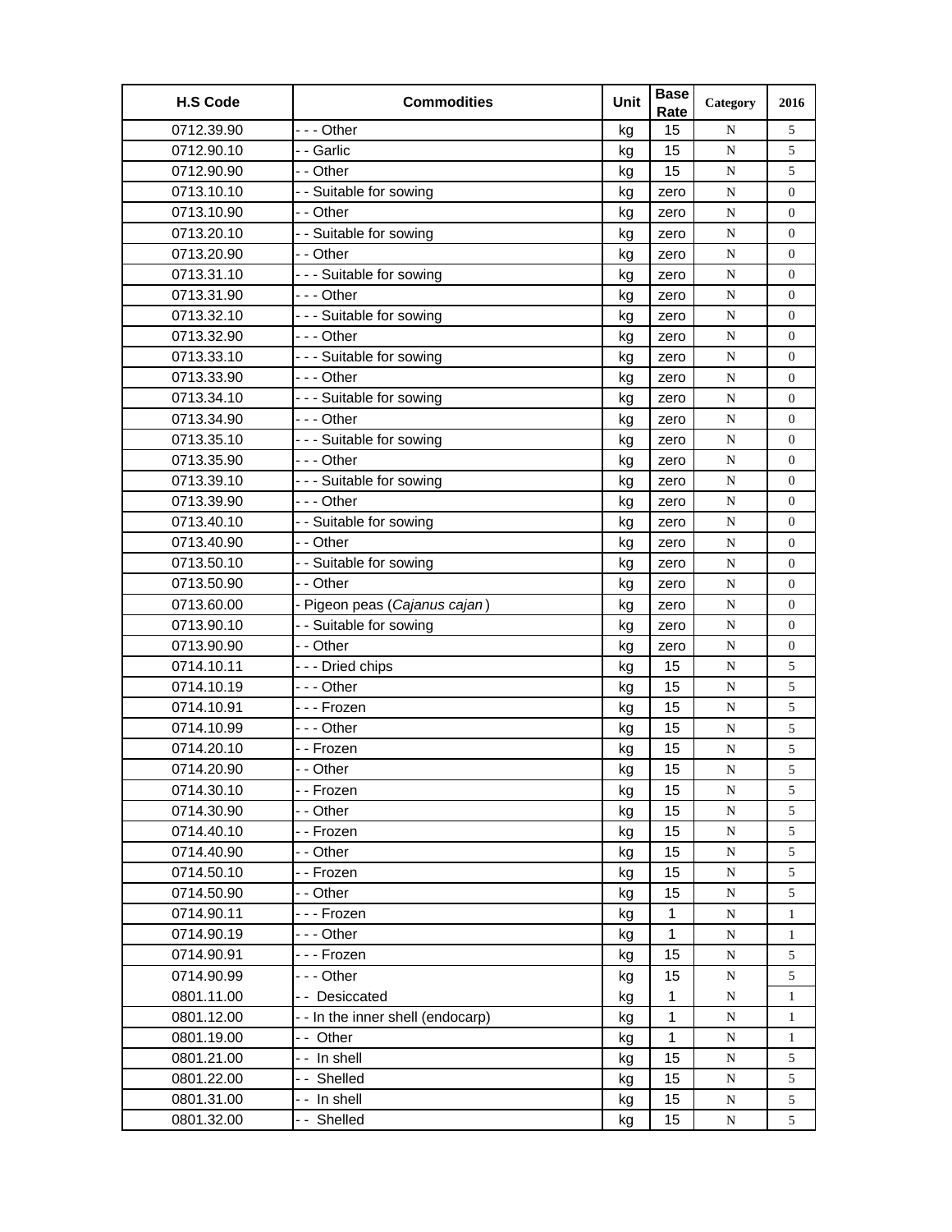| H.S Code | Commodities | Unit | Base Rate | Category | 2016 |
|---|---|---|---|---|---|
| 0712.39.90 | - - - Other | kg | 15 | N | 5 |
| 0712.90.10 | - - Garlic | kg | 15 | N | 5 |
| 0712.90.90 | - - Other | kg | 15 | N | 5 |
| 0713.10.10 | - - Suitable for sowing | kg | zero | N | 0 |
| 0713.10.90 | - - Other | kg | zero | N | 0 |
| 0713.20.10 | - - Suitable for sowing | kg | zero | N | 0 |
| 0713.20.90 | - - Other | kg | zero | N | 0 |
| 0713.31.10 | - - - Suitable for sowing | kg | zero | N | 0 |
| 0713.31.90 | - - - Other | kg | zero | N | 0 |
| 0713.32.10 | - - - Suitable for sowing | kg | zero | N | 0 |
| 0713.32.90 | - - - Other | kg | zero | N | 0 |
| 0713.33.10 | - - - Suitable for sowing | kg | zero | N | 0 |
| 0713.33.90 | - - - Other | kg | zero | N | 0 |
| 0713.34.10 | - - - Suitable for sowing | kg | zero | N | 0 |
| 0713.34.90 | - - - Other | kg | zero | N | 0 |
| 0713.35.10 | - - - Suitable for sowing | kg | zero | N | 0 |
| 0713.35.90 | - - - Other | kg | zero | N | 0 |
| 0713.39.10 | - - - Suitable for sowing | kg | zero | N | 0 |
| 0713.39.90 | - - - Other | kg | zero | N | 0 |
| 0713.40.10 | - - Suitable for sowing | kg | zero | N | 0 |
| 0713.40.90 | - - Other | kg | zero | N | 0 |
| 0713.50.10 | - - Suitable for sowing | kg | zero | N | 0 |
| 0713.50.90 | - - Other | kg | zero | N | 0 |
| 0713.60.00 | - Pigeon peas (*Cajanus cajan*) | kg | zero | N | 0 |
| 0713.90.10 | - - Suitable for sowing | kg | zero | N | 0 |
| 0713.90.90 | - - Other | kg | zero | N | 0 |
| 0714.10.11 | - - - Dried chips | kg | 15 | N | 5 |
| 0714.10.19 | - - - Other | kg | 15 | N | 5 |
| 0714.10.91 | - - - Frozen | kg | 15 | N | 5 |
| 0714.10.99 | - - - Other | kg | 15 | N | 5 |
| 0714.20.10 | - - Frozen | kg | 15 | N | 5 |
| 0714.20.90 | - - Other | kg | 15 | N | 5 |
| 0714.30.10 | - - Frozen | kg | 15 | N | 5 |
| 0714.30.90 | - - Other | kg | 15 | N | 5 |
| 0714.40.10 | - - Frozen | kg | 15 | N | 5 |
| 0714.40.90 | - - Other | kg | 15 | N | 5 |
| 0714.50.10 | - - Frozen | kg | 15 | N | 5 |
| 0714.50.90 | - - Other | kg | 15 | N | 5 |
| 0714.90.11 | - - - Frozen | kg | 1 | N | 1 |
| 0714.90.19 | - - - Other | kg | 1 | N | 1 |
| 0714.90.91 | - - - Frozen | kg | 15 | N | 5 |
| 0714.90.99 | - - - Other | kg | 15 | N | 5 |
| 0801.11.00 | - - Desiccated | kg | 1 | N | 1 |
| 0801.12.00 | - - In the inner shell (endocarp) | kg | 1 | N | 1 |
| 0801.19.00 | - - Other | kg | 1 | N | 1 |
| 0801.21.00 | - - In shell | kg | 15 | N | 5 |
| 0801.22.00 | - - Shelled | kg | 15 | N | 5 |
| 0801.31.00 | - - In shell | kg | 15 | N | 5 |
| 0801.32.00 | - - Shelled | kg | 15 | N | 5 |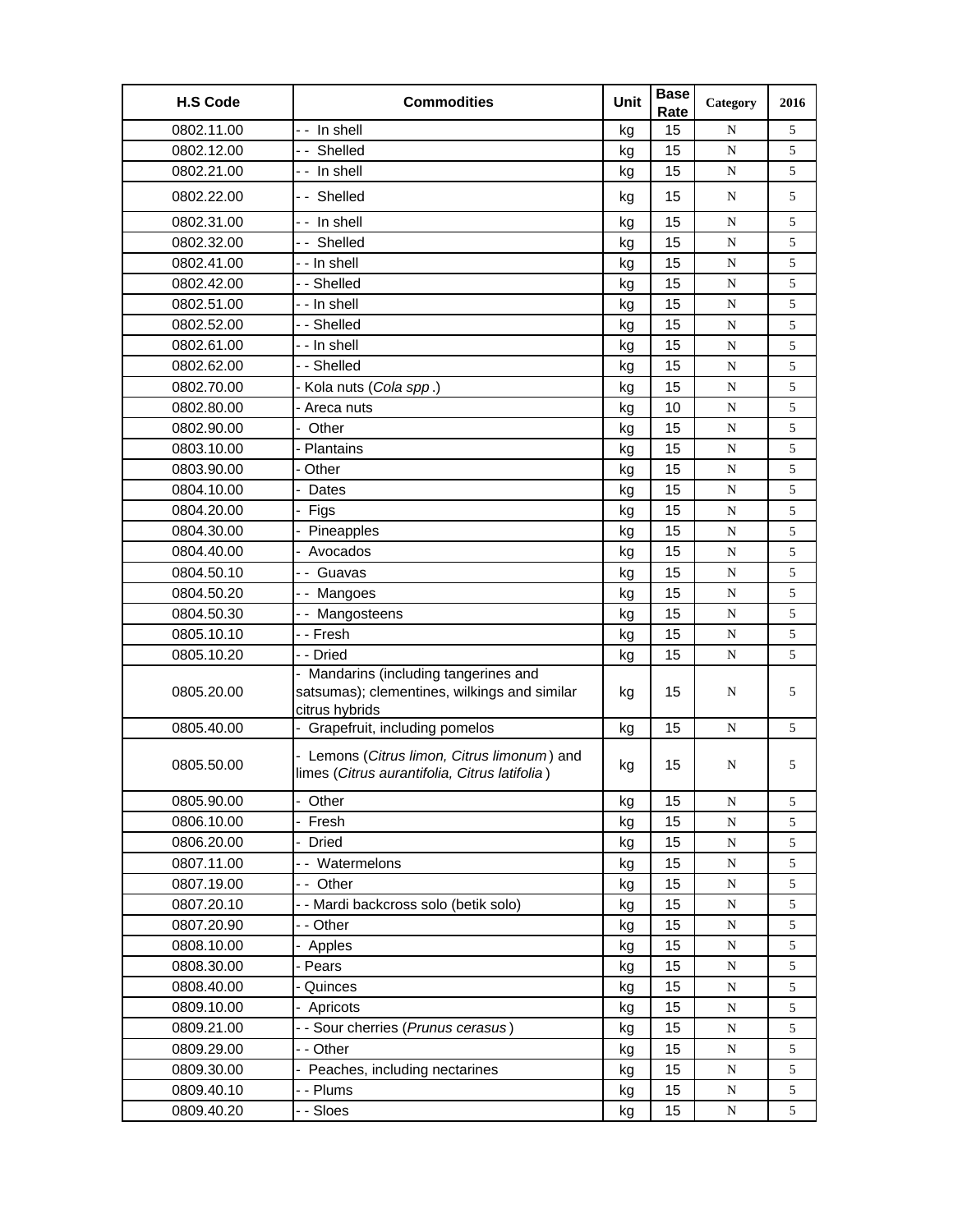| H.S Code | Commodities | Unit | Base Rate | Category | 2016 |
|---|---|---|---|---|---|
| 0802.11.00 | - - In shell | kg | 15 | N | 5 |
| 0802.12.00 | - - Shelled | kg | 15 | N | 5 |
| 0802.21.00 | - - In shell | kg | 15 | N | 5 |
| 0802.22.00 | - - Shelled | kg | 15 | N | 5 |
| 0802.31.00 | - - In shell | kg | 15 | N | 5 |
| 0802.32.00 | - - Shelled | kg | 15 | N | 5 |
| 0802.41.00 | - - In shell | kg | 15 | N | 5 |
| 0802.42.00 | - - Shelled | kg | 15 | N | 5 |
| 0802.51.00 | - - In shell | kg | 15 | N | 5 |
| 0802.52.00 | - - Shelled | kg | 15 | N | 5 |
| 0802.61.00 | - - In shell | kg | 15 | N | 5 |
| 0802.62.00 | - - Shelled | kg | 15 | N | 5 |
| 0802.70.00 | - Kola nuts (*Cola spp*.) | kg | 15 | N | 5 |
| 0802.80.00 | - Areca nuts | kg | 10 | N | 5 |
| 0802.90.00 | - Other | kg | 15 | N | 5 |
| 0803.10.00 | - Plantains | kg | 15 | N | 5 |
| 0803.90.00 | - Other | kg | 15 | N | 5 |
| 0804.10.00 | - Dates | kg | 15 | N | 5 |
| 0804.20.00 | - Figs | kg | 15 | N | 5 |
| 0804.30.00 | - Pineapples | kg | 15 | N | 5 |
| 0804.40.00 | - Avocados | kg | 15 | N | 5 |
| 0804.50.10 | - - Guavas | kg | 15 | N | 5 |
| 0804.50.20 | - - Mangoes | kg | 15 | N | 5 |
| 0804.50.30 | - - Mangosteens | kg | 15 | N | 5 |
| 0805.10.10 | - - Fresh | kg | 15 | N | 5 |
| 0805.10.20 | - - Dried | kg | 15 | N | 5 |
| 0805.20.00 | - Mandarins (including tangerines and satsumas); clementines, wilkings and similar citrus hybrids | kg | 15 | N | 5 |
| 0805.40.00 | - Grapefruit, including pomelos | kg | 15 | N | 5 |
| 0805.50.00 | - Lemons (*Citrus limon, Citrus limonum*) and limes (*Citrus aurantifolia, Citrus latifolia*) | kg | 15 | N | 5 |
| 0805.90.00 | - Other | kg | 15 | N | 5 |
| 0806.10.00 | - Fresh | kg | 15 | N | 5 |
| 0806.20.00 | - Dried | kg | 15 | N | 5 |
| 0807.11.00 | - - Watermelons | kg | 15 | N | 5 |
| 0807.19.00 | - - Other | kg | 15 | N | 5 |
| 0807.20.10 | - - Mardi backcross solo (betik solo) | kg | 15 | N | 5 |
| 0807.20.90 | - - Other | kg | 15 | N | 5 |
| 0808.10.00 | - Apples | kg | 15 | N | 5 |
| 0808.30.00 | - Pears | kg | 15 | N | 5 |
| 0808.40.00 | - Quinces | kg | 15 | N | 5 |
| 0809.10.00 | - Apricots | kg | 15 | N | 5 |
| 0809.21.00 | - - Sour cherries (*Prunus cerasus*) | kg | 15 | N | 5 |
| 0809.29.00 | - - Other | kg | 15 | N | 5 |
| 0809.30.00 | - Peaches, including nectarines | kg | 15 | N | 5 |
| 0809.40.10 | - - Plums | kg | 15 | N | 5 |
| 0809.40.20 | - - Sloes | kg | 15 | N | 5 |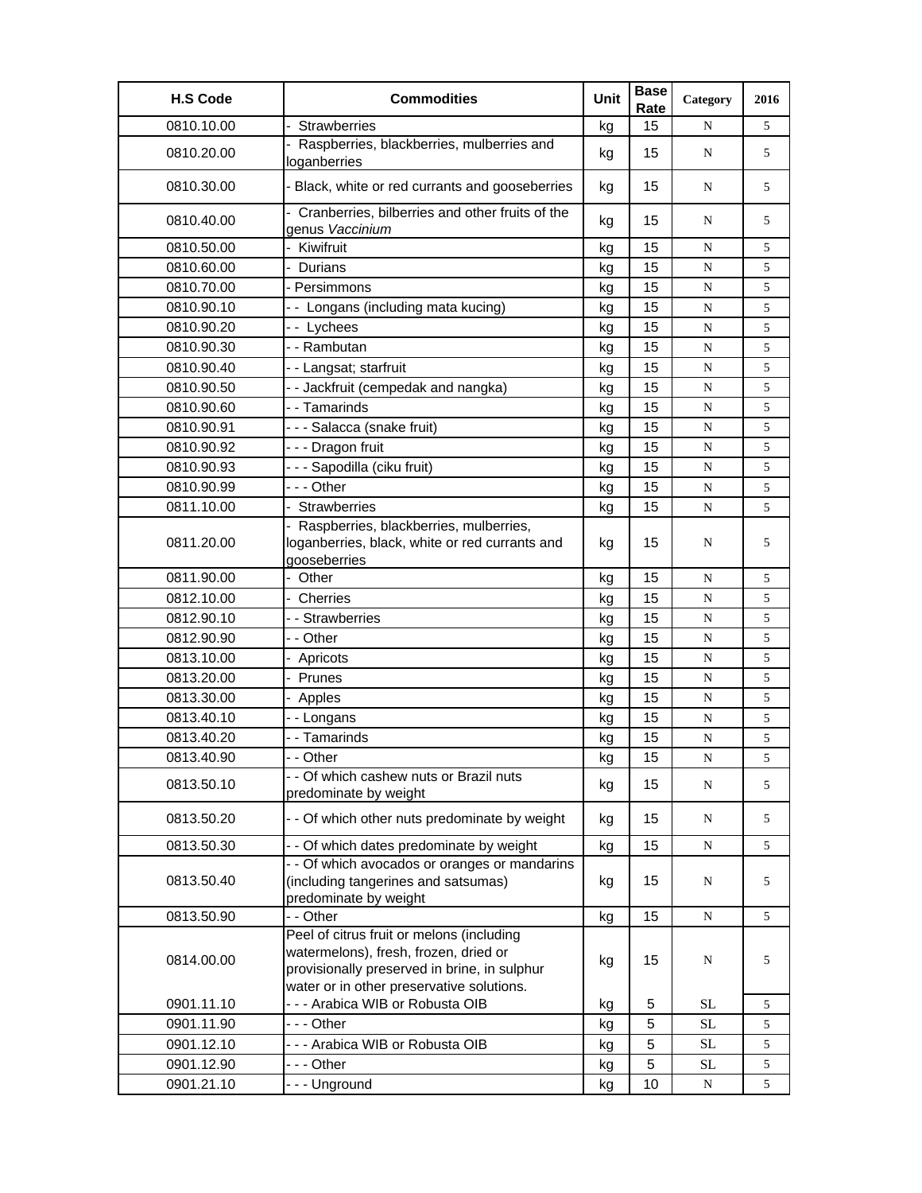| H.S Code | Commodities | Unit | Base Rate | Category | 2016 |
|---|---|---|---|---|---|
| 0810.10.00 | - Strawberries | kg | 15 | N | 5 |
| 0810.20.00 | - Raspberries, blackberries, mulberries and loganberries | kg | 15 | N | 5 |
| 0810.30.00 | - Black, white or red currants and gooseberries | kg | 15 | N | 5 |
| 0810.40.00 | - Cranberries, bilberries and other fruits of the genus *Vaccinium* | kg | 15 | N | 5 |
| 0810.50.00 | - Kiwifruit | kg | 15 | N | 5 |
| 0810.60.00 | - Durians | kg | 15 | N | 5 |
| 0810.70.00 | - Persimmons | kg | 15 | N | 5 |
| 0810.90.10 | - - Longans (including mata kucing) | kg | 15 | N | 5 |
| 0810.90.20 | - - Lychees | kg | 15 | N | 5 |
| 0810.90.30 | - - Rambutan | kg | 15 | N | 5 |
| 0810.90.40 | - - Langsat; starfruit | kg | 15 | N | 5 |
| 0810.90.50 | - - Jackfruit (cempedak and nangka) | kg | 15 | N | 5 |
| 0810.90.60 | - - Tamarinds | kg | 15 | N | 5 |
| 0810.90.91 | - - - Salacca (snake fruit) | kg | 15 | N | 5 |
| 0810.90.92 | - - - Dragon fruit | kg | 15 | N | 5 |
| 0810.90.93 | - - - Sapodilla (ciku fruit) | kg | 15 | N | 5 |
| 0810.90.99 | - - - Other | kg | 15 | N | 5 |
| 0811.10.00 | - Strawberries | kg | 15 | N | 5 |
| 0811.20.00 | - Raspberries, blackberries, mulberries, loganberries, black, white or red currants and gooseberries | kg | 15 | N | 5 |
| 0811.90.00 | - Other | kg | 15 | N | 5 |
| 0812.10.00 | - Cherries | kg | 15 | N | 5 |
| 0812.90.10 | - - Strawberries | kg | 15 | N | 5 |
| 0812.90.90 | - - Other | kg | 15 | N | 5 |
| 0813.10.00 | - Apricots | kg | 15 | N | 5 |
| 0813.20.00 | - Prunes | kg | 15 | N | 5 |
| 0813.30.00 | - Apples | kg | 15 | N | 5 |
| 0813.40.10 | - - Longans | kg | 15 | N | 5 |
| 0813.40.20 | - - Tamarinds | kg | 15 | N | 5 |
| 0813.40.90 | - - Other | kg | 15 | N | 5 |
| 0813.50.10 | - - Of which cashew nuts or Brazil nuts predominate by weight | kg | 15 | N | 5 |
| 0813.50.20 | - - Of which other nuts predominate by weight | kg | 15 | N | 5 |
| 0813.50.30 | - - Of which dates predominate by weight | kg | 15 | N | 5 |
| 0813.50.40 | - - Of which avocados or oranges or mandarins (including tangerines and satsumas) predominate by weight | kg | 15 | N | 5 |
| 0813.50.90 | - - Other | kg | 15 | N | 5 |
| 0814.00.00 | Peel of citrus fruit or melons (including watermelons), fresh, frozen, dried or provisionally preserved in brine, in sulphur water or in other preservative solutions. | kg | 15 | N | 5 |
| 0901.11.10 | - - - Arabica WIB or Robusta OIB | kg | 5 | SL | 5 |
| 0901.11.90 | - - - Other | kg | 5 | SL | 5 |
| 0901.12.10 | - - - Arabica WIB or Robusta OIB | kg | 5 | SL | 5 |
| 0901.12.90 | - - - Other | kg | 5 | SL | 5 |
| 0901.21.10 | - - - Unground | kg | 10 | N | 5 |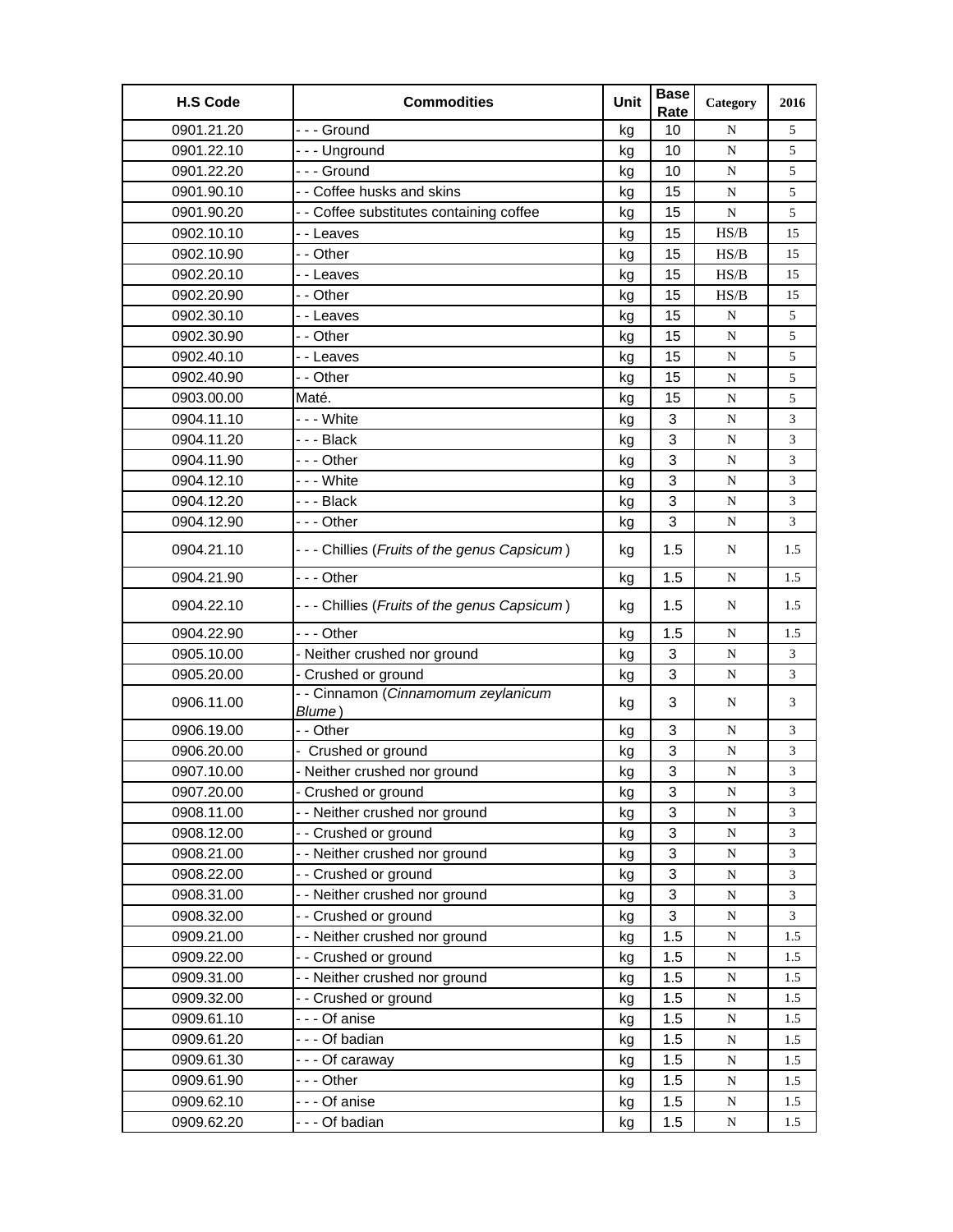| H.S Code | Commodities | Unit | Base Rate | Category | 2016 |
|---|---|---|---|---|---|
| 0901.21.20 | - - - Ground | kg | 10 | N | 5 |
| 0901.22.10 | - - - Unground | kg | 10 | N | 5 |
| 0901.22.20 | - - - Ground | kg | 10 | N | 5 |
| 0901.90.10 | - - Coffee husks and skins | kg | 15 | N | 5 |
| 0901.90.20 | - - Coffee substitutes containing coffee | kg | 15 | N | 5 |
| 0902.10.10 | - - Leaves | kg | 15 | HS/B | 15 |
| 0902.10.90 | - - Other | kg | 15 | HS/B | 15 |
| 0902.20.10 | - - Leaves | kg | 15 | HS/B | 15 |
| 0902.20.90 | - - Other | kg | 15 | HS/B | 15 |
| 0902.30.10 | - - Leaves | kg | 15 | N | 5 |
| 0902.30.90 | - - Other | kg | 15 | N | 5 |
| 0902.40.10 | - - Leaves | kg | 15 | N | 5 |
| 0902.40.90 | - - Other | kg | 15 | N | 5 |
| 0903.00.00 | Maté. | kg | 15 | N | 5 |
| 0904.11.10 | - - - White | kg | 3 | N | 3 |
| 0904.11.20 | - - - Black | kg | 3 | N | 3 |
| 0904.11.90 | - - - Other | kg | 3 | N | 3 |
| 0904.12.10 | - - - White | kg | 3 | N | 3 |
| 0904.12.20 | - - - Black | kg | 3 | N | 3 |
| 0904.12.90 | - - - Other | kg | 3 | N | 3 |
| 0904.21.10 | - - - Chillies (*Fruits of the genus Capsicum*) | kg | 1.5 | N | 1.5 |
| 0904.21.90 | - - - Other | kg | 1.5 | N | 1.5 |
| 0904.22.10 | - - - Chillies (*Fruits of the genus Capsicum*) | kg | 1.5 | N | 1.5 |
| 0904.22.90 | - - - Other | kg | 1.5 | N | 1.5 |
| 0905.10.00 | - Neither crushed nor ground | kg | 3 | N | 3 |
| 0905.20.00 | - Crushed or ground | kg | 3 | N | 3 |
| 0906.11.00 | - - Cinnamon (*Cinnamomum zeylanicum Blume*) | kg | 3 | N | 3 |
| 0906.19.00 | - - Other | kg | 3 | N | 3 |
| 0906.20.00 | - Crushed or ground | kg | 3 | N | 3 |
| 0907.10.00 | - Neither crushed nor ground | kg | 3 | N | 3 |
| 0907.20.00 | - Crushed or ground | kg | 3 | N | 3 |
| 0908.11.00 | - - Neither crushed nor ground | kg | 3 | N | 3 |
| 0908.12.00 | - - Crushed or ground | kg | 3 | N | 3 |
| 0908.21.00 | - - Neither crushed nor ground | kg | 3 | N | 3 |
| 0908.22.00 | - - Crushed or ground | kg | 3 | N | 3 |
| 0908.31.00 | - - Neither crushed nor ground | kg | 3 | N | 3 |
| 0908.32.00 | - - Crushed or ground | kg | 3 | N | 3 |
| 0909.21.00 | - - Neither crushed nor ground | kg | 1.5 | N | 1.5 |
| 0909.22.00 | - - Crushed or ground | kg | 1.5 | N | 1.5 |
| 0909.31.00 | - - Neither crushed nor ground | kg | 1.5 | N | 1.5 |
| 0909.32.00 | - - Crushed or ground | kg | 1.5 | N | 1.5 |
| 0909.61.10 | - - - Of anise | kg | 1.5 | N | 1.5 |
| 0909.61.20 | - - - Of badian | kg | 1.5 | N | 1.5 |
| 0909.61.30 | - - - Of caraway | kg | 1.5 | N | 1.5 |
| 0909.61.90 | - - - Other | kg | 1.5 | N | 1.5 |
| 0909.62.10 | - - - Of anise | kg | 1.5 | N | 1.5 |
| 0909.62.20 | - - - Of badian | kg | 1.5 | N | 1.5 |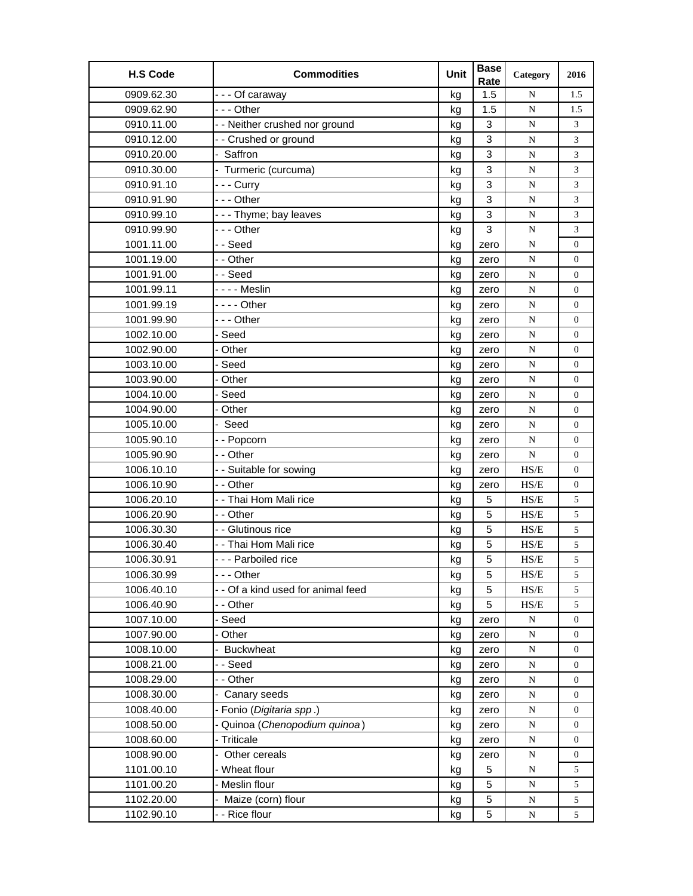| H.S Code | Commodities | Unit | Base Rate | Category | 2016 |
|---|---|---|---|---|---|
| 0909.62.30 | - - - Of caraway | kg | 1.5 | N | 1.5 |
| 0909.62.90 | - - - Other | kg | 1.5 | N | 1.5 |
| 0910.11.00 | - - Neither crushed nor ground | kg | 3 | N | 3 |
| 0910.12.00 | - - Crushed or ground | kg | 3 | N | 3 |
| 0910.20.00 | - Saffron | kg | 3 | N | 3 |
| 0910.30.00 | - Turmeric (curcuma) | kg | 3 | N | 3 |
| 0910.91.10 | - - - Curry | kg | 3 | N | 3 |
| 0910.91.90 | - - - Other | kg | 3 | N | 3 |
| 0910.99.10 | - - - Thyme; bay leaves | kg | 3 | N | 3 |
| 0910.99.90 | - - - Other | kg | 3 | N | 3 |
| 1001.11.00 | - - Seed | kg | zero | N | 0 |
| 1001.19.00 | - - Other | kg | zero | N | 0 |
| 1001.91.00 | - - Seed | kg | zero | N | 0 |
| 1001.99.11 | - - - - Meslin | kg | zero | N | 0 |
| 1001.99.19 | - - - - Other | kg | zero | N | 0 |
| 1001.99.90 | - - - Other | kg | zero | N | 0 |
| 1002.10.00 | - Seed | kg | zero | N | 0 |
| 1002.90.00 | - Other | kg | zero | N | 0 |
| 1003.10.00 | - Seed | kg | zero | N | 0 |
| 1003.90.00 | - Other | kg | zero | N | 0 |
| 1004.10.00 | - Seed | kg | zero | N | 0 |
| 1004.90.00 | - Other | kg | zero | N | 0 |
| 1005.10.00 | - Seed | kg | zero | N | 0 |
| 1005.90.10 | - - Popcorn | kg | zero | N | 0 |
| 1005.90.90 | - - Other | kg | zero | N | 0 |
| 1006.10.10 | - - Suitable for sowing | kg | zero | HS/E | 0 |
| 1006.10.90 | - - Other | kg | zero | HS/E | 0 |
| 1006.20.10 | - - Thai Hom Mali rice | kg | 5 | HS/E | 5 |
| 1006.20.90 | - - Other | kg | 5 | HS/E | 5 |
| 1006.30.30 | - - Glutinous rice | kg | 5 | HS/E | 5 |
| 1006.30.40 | - - Thai Hom Mali rice | kg | 5 | HS/E | 5 |
| 1006.30.91 | - - - Parboiled rice | kg | 5 | HS/E | 5 |
| 1006.30.99 | - - - Other | kg | 5 | HS/E | 5 |
| 1006.40.10 | - - Of a kind used for animal feed | kg | 5 | HS/E | 5 |
| 1006.40.90 | - - Other | kg | 5 | HS/E | 5 |
| 1007.10.00 | - Seed | kg | zero | N | 0 |
| 1007.90.00 | - Other | kg | zero | N | 0 |
| 1008.10.00 | - Buckwheat | kg | zero | N | 0 |
| 1008.21.00 | - - Seed | kg | zero | N | 0 |
| 1008.29.00 | - - Other | kg | zero | N | 0 |
| 1008.30.00 | - Canary seeds | kg | zero | N | 0 |
| 1008.40.00 | - Fonio (*Digitaria spp*.) | kg | zero | N | 0 |
| 1008.50.00 | - Quinoa (*Chenopodium quinoa*) | kg | zero | N | 0 |
| 1008.60.00 | - Triticale | kg | zero | N | 0 |
| 1008.90.00 | - Other cereals | kg | zero | N | 0 |
| 1101.00.10 | - Wheat flour | kg | 5 | N | 5 |
| 1101.00.20 | - Meslin flour | kg | 5 | N | 5 |
| 1102.20.00 | - Maize (corn) flour | kg | 5 | N | 5 |
| 1102.90.10 | - - Rice flour | kg | 5 | N | 5 |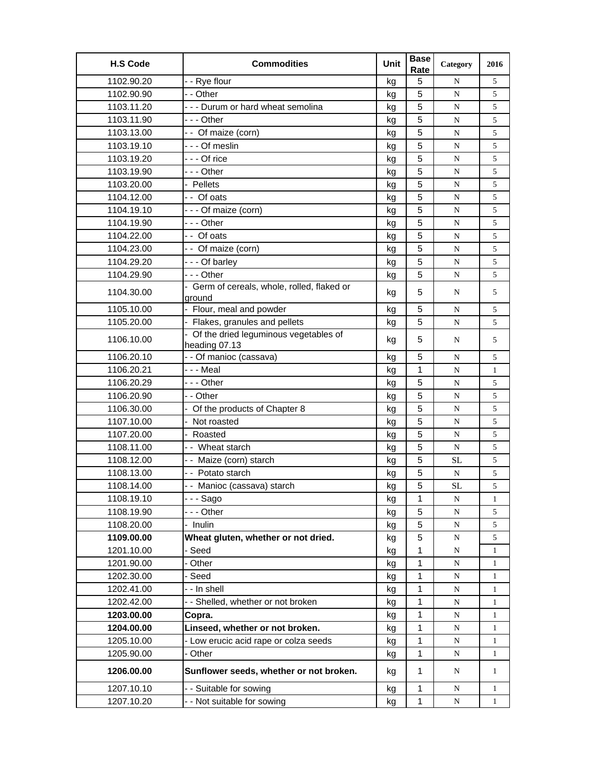| H.S Code | Commodities | Unit | Base Rate | Category | 2016 |
|---|---|---|---|---|---|
| 1102.90.20 | - - Rye flour | kg | 5 | N | 5 |
| 1102.90.90 | - - Other | kg | 5 | N | 5 |
| 1103.11.20 | - - - Durum or hard wheat semolina | kg | 5 | N | 5 |
| 1103.11.90 | - - - Other | kg | 5 | N | 5 |
| 1103.13.00 | - - Of maize (corn) | kg | 5 | N | 5 |
| 1103.19.10 | - - - Of meslin | kg | 5 | N | 5 |
| 1103.19.20 | - - - Of rice | kg | 5 | N | 5 |
| 1103.19.90 | - - - Other | kg | 5 | N | 5 |
| 1103.20.00 | - Pellets | kg | 5 | N | 5 |
| 1104.12.00 | - - Of oats | kg | 5 | N | 5 |
| 1104.19.10 | - - - Of maize (corn) | kg | 5 | N | 5 |
| 1104.19.90 | - - - Other | kg | 5 | N | 5 |
| 1104.22.00 | - - Of oats | kg | 5 | N | 5 |
| 1104.23.00 | - - Of maize (corn) | kg | 5 | N | 5 |
| 1104.29.20 | - - - Of barley | kg | 5 | N | 5 |
| 1104.29.90 | - - - Other | kg | 5 | N | 5 |
| 1104.30.00 | - Germ of cereals, whole, rolled, flaked or ground | kg | 5 | N | 5 |
| 1105.10.00 | - Flour, meal and powder | kg | 5 | N | 5 |
| 1105.20.00 | - Flakes, granules and pellets | kg | 5 | N | 5 |
| 1106.10.00 | - Of the dried leguminous vegetables of heading 07.13 | kg | 5 | N | 5 |
| 1106.20.10 | - - Of manioc (cassava) | kg | 5 | N | 5 |
| 1106.20.21 | - - - Meal | kg | 1 | N | 1 |
| 1106.20.29 | - - - Other | kg | 5 | N | 5 |
| 1106.20.90 | - - Other | kg | 5 | N | 5 |
| 1106.30.00 | - Of the products of Chapter 8 | kg | 5 | N | 5 |
| 1107.10.00 | - Not roasted | kg | 5 | N | 5 |
| 1107.20.00 | - Roasted | kg | 5 | N | 5 |
| 1108.11.00 | - - Wheat starch | kg | 5 | N | 5 |
| 1108.12.00 | - - Maize (corn) starch | kg | 5 | SL | 5 |
| 1108.13.00 | - - Potato starch | kg | 5 | N | 5 |
| 1108.14.00 | - - Manioc (cassava) starch | kg | 5 | SL | 5 |
| 1108.19.10 | - - - Sago | kg | 1 | N | 1 |
| 1108.19.90 | - - - Other | kg | 5 | N | 5 |
| 1108.20.00 | - Inulin | kg | 5 | N | 5 |
| **1109.00.00** | **Wheat gluten, whether or not dried.** | kg | 5 | N | 5 |
| 1201.10.00 | - Seed | kg | 1 | N | 1 |
| 1201.90.00 | - Other | kg | 1 | N | 1 |
| 1202.30.00 | - Seed | kg | 1 | N | 1 |
| 1202.41.00 | - - In shell | kg | 1 | N | 1 |
| 1202.42.00 | - - Shelled, whether or not broken | kg | 1 | N | 1 |
| **1203.00.00** | **Copra.** | kg | 1 | N | 1 |
| **1204.00.00** | **Linseed, whether or not broken.** | kg | 1 | N | 1 |
| 1205.10.00 | - Low erucic acid rape or colza seeds | kg | 1 | N | 1 |
| 1205.90.00 | - Other | kg | 1 | N | 1 |
| **1206.00.00** | **Sunflower seeds, whether or not broken.** | kg | 1 | N | 1 |
| 1207.10.10 | - - Suitable for sowing | kg | 1 | N | 1 |
| 1207.10.20 | - - Not suitable for sowing | kg | 1 | N | 1 |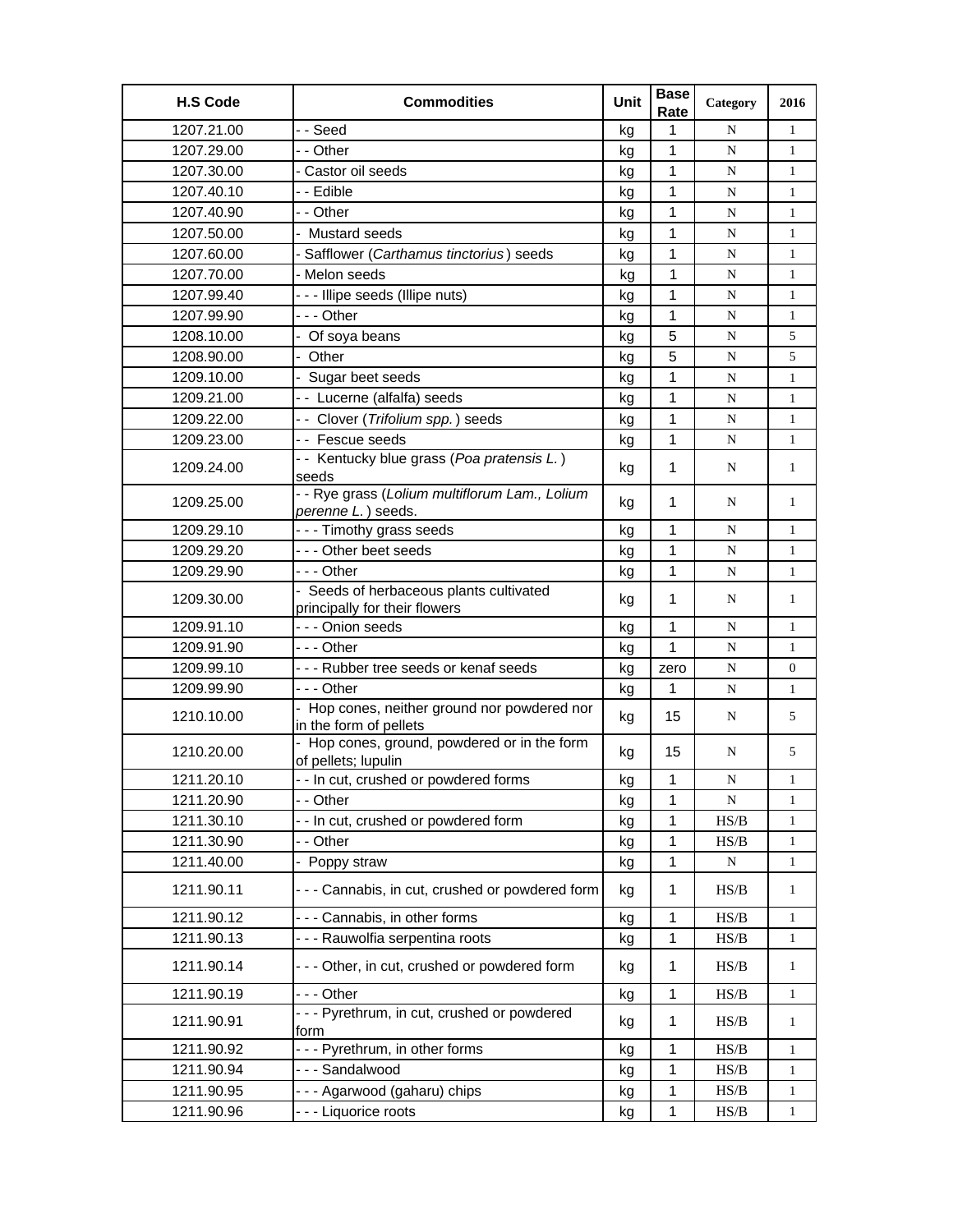| H.S Code | Commodities | Unit | Base Rate | Category | 2016 |
|---|---|---|---|---|---|
| 1207.21.00 | - - Seed | kg | 1 | N | 1 |
| 1207.29.00 | - - Other | kg | 1 | N | 1 |
| 1207.30.00 | - Castor oil seeds | kg | 1 | N | 1 |
| 1207.40.10 | - - Edible | kg | 1 | N | 1 |
| 1207.40.90 | - - Other | kg | 1 | N | 1 |
| 1207.50.00 | - Mustard seeds | kg | 1 | N | 1 |
| 1207.60.00 | - Safflower (*Carthamus tinctorius* ) seeds | kg | 1 | N | 1 |
| 1207.70.00 | - Melon seeds | kg | 1 | N | 1 |
| 1207.99.40 | - - - Illipe seeds (Illipe nuts) | kg | 1 | N | 1 |
| 1207.99.90 | - - - Other | kg | 1 | N | 1 |
| 1208.10.00 | - Of soya beans | kg | 5 | N | 5 |
| 1208.90.00 | - Other | kg | 5 | N | 5 |
| 1209.10.00 | - Sugar beet seeds | kg | 1 | N | 1 |
| 1209.21.00 | - - Lucerne (alfalfa) seeds | kg | 1 | N | 1 |
| 1209.22.00 | - - Clover (*Trifolium spp.* ) seeds | kg | 1 | N | 1 |
| 1209.23.00 | - - Fescue seeds | kg | 1 | N | 1 |
| 1209.24.00 | - - Kentucky blue grass (*Poa pratensis L.* ) seeds | kg | 1 | N | 1 |
| 1209.25.00 | - - Rye grass (*Lolium multiflorum Lam., Lolium perenne L.* ) seeds. | kg | 1 | N | 1 |
| 1209.29.10 | - - - Timothy grass seeds | kg | 1 | N | 1 |
| 1209.29.20 | - - - Other beet seeds | kg | 1 | N | 1 |
| 1209.29.90 | - - - Other | kg | 1 | N | 1 |
| 1209.30.00 | - Seeds of herbaceous plants cultivated principally for their flowers | kg | 1 | N | 1 |
| 1209.91.10 | - - - Onion seeds | kg | 1 | N | 1 |
| 1209.91.90 | - - - Other | kg | 1 | N | 1 |
| 1209.99.10 | - - - Rubber tree seeds or kenaf seeds | kg | zero | N | 0 |
| 1209.99.90 | - - - Other | kg | 1 | N | 1 |
| 1210.10.00 | - Hop cones, neither ground nor powdered nor in the form of pellets | kg | 15 | N | 5 |
| 1210.20.00 | - Hop cones, ground, powdered or in the form of pellets; lupulin | kg | 15 | N | 5 |
| 1211.20.10 | - - In cut, crushed or powdered forms | kg | 1 | N | 1 |
| 1211.20.90 | - - Other | kg | 1 | N | 1 |
| 1211.30.10 | - - In cut, crushed or powdered form | kg | 1 | HS/B | 1 |
| 1211.30.90 | - - Other | kg | 1 | HS/B | 1 |
| 1211.40.00 | - Poppy straw | kg | 1 | N | 1 |
| 1211.90.11 | - - - Cannabis, in cut, crushed or powdered form | kg | 1 | HS/B | 1 |
| 1211.90.12 | - - - Cannabis, in other forms | kg | 1 | HS/B | 1 |
| 1211.90.13 | - - - Rauwolfia serpentina roots | kg | 1 | HS/B | 1 |
| 1211.90.14 | - - - Other, in cut, crushed or powdered form | kg | 1 | HS/B | 1 |
| 1211.90.19 | - - - Other | kg | 1 | HS/B | 1 |
| 1211.90.91 | - - - Pyrethrum, in cut, crushed or powdered form | kg | 1 | HS/B | 1 |
| 1211.90.92 | - - - Pyrethrum, in other forms | kg | 1 | HS/B | 1 |
| 1211.90.94 | - - - Sandalwood | kg | 1 | HS/B | 1 |
| 1211.90.95 | - - - Agarwood (gaharu) chips | kg | 1 | HS/B | 1 |
| 1211.90.96 | - - - Liquorice roots | kg | 1 | HS/B | 1 |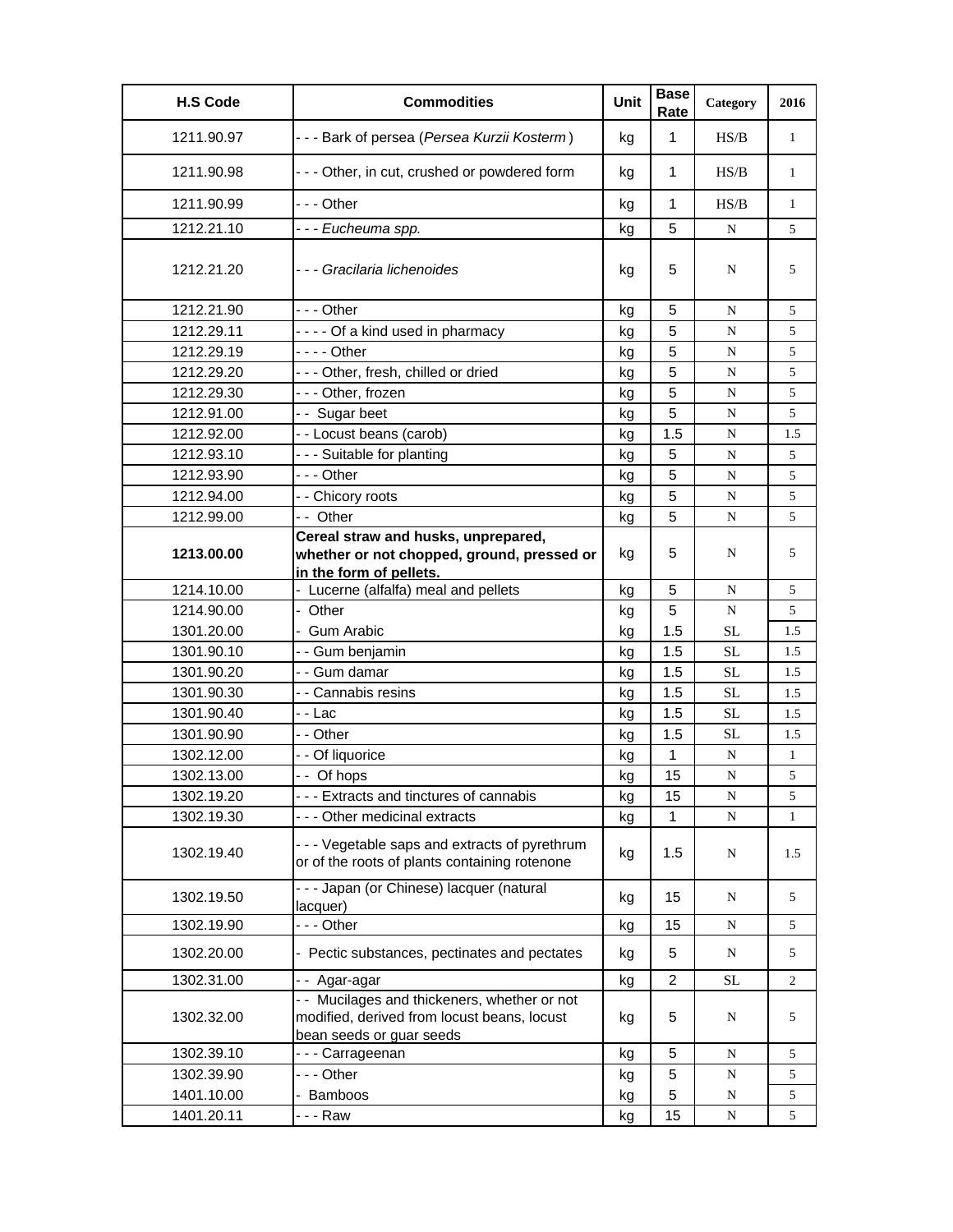| H.S Code | Commodities | Unit | Base Rate | Category | 2016 |
|---|---|---|---|---|---|
| 1211.90.97 | - - - Bark of persea (*Persea Kurzii Kosterm*) | kg | 1 | HS/B | 1 |
| 1211.90.98 | - - - Other, in cut, crushed or powdered form | kg | 1 | HS/B | 1 |
| 1211.90.99 | - - - Other | kg | 1 | HS/B | 1 |
| 1212.21.10 | - - - *Eucheuma spp.* | kg | 5 | N | 5 |
| 1212.21.20 | - - - *Gracilaria lichenoides* | kg | 5 | N | 5 |
| 1212.21.90 | - - - Other | kg | 5 | N | 5 |
| 1212.29.11 | - - - - Of a kind used in pharmacy | kg | 5 | N | 5 |
| 1212.29.19 | - - - - Other | kg | 5 | N | 5 |
| 1212.29.20 | - - - Other, fresh, chilled or dried | kg | 5 | N | 5 |
| 1212.29.30 | - - - Other, frozen | kg | 5 | N | 5 |
| 1212.91.00 | - - Sugar beet | kg | 5 | N | 5 |
| 1212.92.00 | - - Locust beans (carob) | kg | 1.5 | N | 1.5 |
| 1212.93.10 | - - - Suitable for planting | kg | 5 | N | 5 |
| 1212.93.90 | - - - Other | kg | 5 | N | 5 |
| 1212.94.00 | - - Chicory roots | kg | 5 | N | 5 |
| 1212.99.00 | - - Other | kg | 5 | N | 5 |
| **1213.00.00** | **Cereal straw and husks, unprepared, whether or not chopped, ground, pressed or in the form of pellets.** | kg | 5 | N | 5 |
| 1214.10.00 | - Lucerne (alfalfa) meal and pellets | kg | 5 | N | 5 |
| 1214.90.00 | - Other | kg | 5 | N | 5 |
| 1301.20.00 | - Gum Arabic | kg | 1.5 | SL | 1.5 |
| 1301.90.10 | - - Gum benjamin | kg | 1.5 | SL | 1.5 |
| 1301.90.20 | - - Gum damar | kg | 1.5 | SL | 1.5 |
| 1301.90.30 | - - Cannabis resins | kg | 1.5 | SL | 1.5 |
| 1301.90.40 | - - Lac | kg | 1.5 | SL | 1.5 |
| 1301.90.90 | - - Other | kg | 1.5 | SL | 1.5 |
| 1302.12.00 | - - Of liquorice | kg | 1 | N | 1 |
| 1302.13.00 | - - Of hops | kg | 15 | N | 5 |
| 1302.19.20 | - - - Extracts and tinctures of cannabis | kg | 15 | N | 5 |
| 1302.19.30 | - - - Other medicinal extracts | kg | 1 | N | 1 |
| 1302.19.40 | - - - Vegetable saps and extracts of pyrethrum or of the roots of plants containing rotenone | kg | 1.5 | N | 1.5 |
| 1302.19.50 | - - - Japan (or Chinese) lacquer (natural lacquer) | kg | 15 | N | 5 |
| 1302.19.90 | - - - Other | kg | 15 | N | 5 |
| 1302.20.00 | - Pectic substances, pectinates and pectates | kg | 5 | N | 5 |
| 1302.31.00 | - - Agar-agar | kg | 2 | SL | 2 |
| 1302.32.00 | - - Mucilages and thickeners, whether or not modified, derived from locust beans, locust bean seeds or guar seeds | kg | 5 | N | 5 |
| 1302.39.10 | - - - Carrageenan | kg | 5 | N | 5 |
| 1302.39.90 | - - - Other | kg | 5 | N | 5 |
| 1401.10.00 | - Bamboos | kg | 5 | N | 5 |
| 1401.20.11 | - - - Raw | kg | 15 | N | 5 |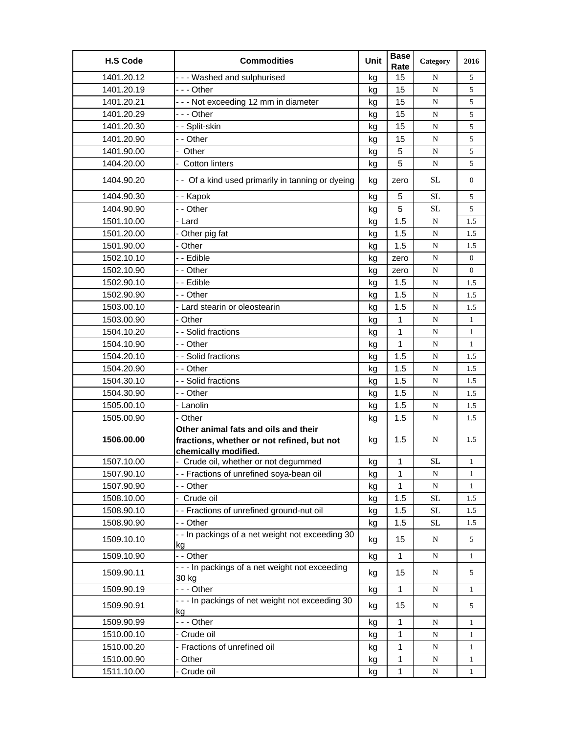| H.S Code | Commodities | Unit | Base Rate | Category | 2016 |
|---|---|---|---|---|---|
| 1401.20.12 | - - - Washed and sulphurised | kg | 15 | N | 5 |
| 1401.20.19 | - - - Other | kg | 15 | N | 5 |
| 1401.20.21 | - - - Not exceeding 12 mm in diameter | kg | 15 | N | 5 |
| 1401.20.29 | - - - Other | kg | 15 | N | 5 |
| 1401.20.30 | - - Split-skin | kg | 15 | N | 5 |
| 1401.20.90 | - - Other | kg | 15 | N | 5 |
| 1401.90.00 | - Other | kg | 5 | N | 5 |
| 1404.20.00 | - Cotton linters | kg | 5 | N | 5 |
| 1404.90.20 | - - Of a kind used primarily in tanning or dyeing | kg | zero | SL | 0 |
| 1404.90.30 | - - Kapok | kg | 5 | SL | 5 |
| 1404.90.90 | - - Other | kg | 5 | SL | 5 |
| 1501.10.00 | - Lard | kg | 1.5 | N | 1.5 |
| 1501.20.00 | - Other pig fat | kg | 1.5 | N | 1.5 |
| 1501.90.00 | - Other | kg | 1.5 | N | 1.5 |
| 1502.10.10 | - - Edible | kg | zero | N | 0 |
| 1502.10.90 | - - Other | kg | zero | N | 0 |
| 1502.90.10 | - - Edible | kg | 1.5 | N | 1.5 |
| 1502.90.90 | - - Other | kg | 1.5 | N | 1.5 |
| 1503.00.10 | - Lard stearin or oleostearin | kg | 1.5 | N | 1.5 |
| 1503.00.90 | - Other | kg | 1 | N | 1 |
| 1504.10.20 | - - Solid fractions | kg | 1 | N | 1 |
| 1504.10.90 | - - Other | kg | 1 | N | 1 |
| 1504.20.10 | - - Solid fractions | kg | 1.5 | N | 1.5 |
| 1504.20.90 | - - Other | kg | 1.5 | N | 1.5 |
| 1504.30.10 | - - Solid fractions | kg | 1.5 | N | 1.5 |
| 1504.30.90 | - - Other | kg | 1.5 | N | 1.5 |
| 1505.00.10 | - Lanolin | kg | 1.5 | N | 1.5 |
| 1505.00.90 | - Other | kg | 1.5 | N | 1.5 |
| **1506.00.00** | **Other animal fats and oils and their fractions, whether or not refined, but not chemically modified.** | kg | 1.5 | N | 1.5 |
| 1507.10.00 | - Crude oil, whether or not degummed | kg | 1 | SL | 1 |
| 1507.90.10 | - - Fractions of unrefined soya-bean oil | kg | 1 | N | 1 |
| 1507.90.90 | - - Other | kg | 1 | N | 1 |
| 1508.10.00 | - Crude oil | kg | 1.5 | SL | 1.5 |
| 1508.90.10 | - - Fractions of unrefined ground-nut oil | kg | 1.5 | SL | 1.5 |
| 1508.90.90 | - - Other | kg | 1.5 | SL | 1.5 |
| 1509.10.10 | - - In packings of a net weight not exceeding 30 kg | kg | 15 | N | 5 |
| 1509.10.90 | - - Other | kg | 1 | N | 1 |
| 1509.90.11 | - - - In packings of a net weight not exceeding 30 kg | kg | 15 | N | 5 |
| 1509.90.19 | - - - Other | kg | 1 | N | 1 |
| 1509.90.91 | - - - In packings of net weight not exceeding 30 kg | kg | 15 | N | 5 |
| 1509.90.99 | - - - Other | kg | 1 | N | 1 |
| 1510.00.10 | - Crude oil | kg | 1 | N | 1 |
| 1510.00.20 | - Fractions of unrefined oil | kg | 1 | N | 1 |
| 1510.00.90 | - Other | kg | 1 | N | 1 |
| 1511.10.00 | - Crude oil | kg | 1 | N | 1 |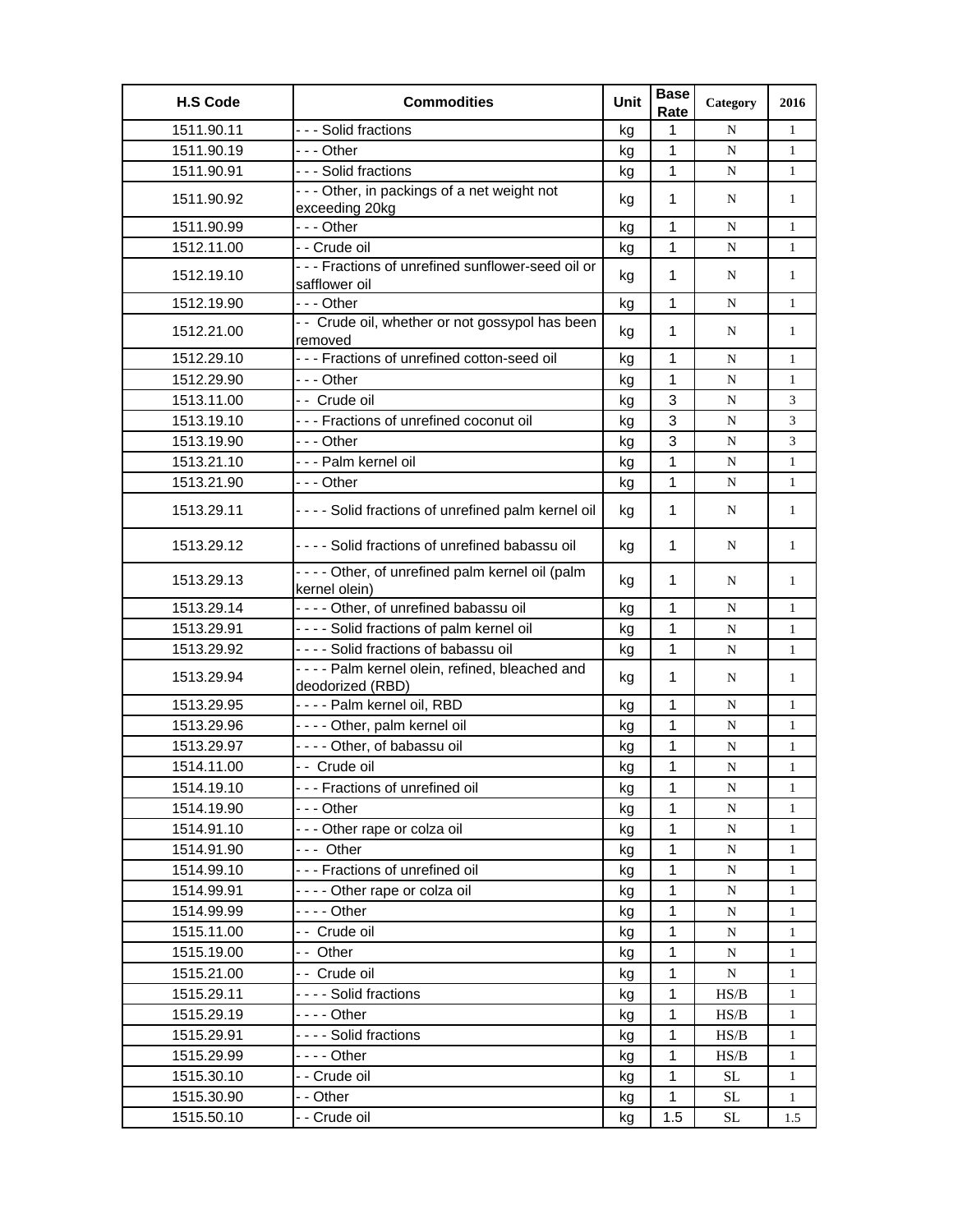| H.S Code | Commodities | Unit | Base Rate | Category | 2016 |
|---|---|---|---|---|---|
| 1511.90.11 | - - - Solid fractions | kg | 1 | N | 1 |
| 1511.90.19 | - - - Other | kg | 1 | N | 1 |
| 1511.90.91 | - - - Solid fractions | kg | 1 | N | 1 |
| 1511.90.92 | - - - Other, in packings of a net weight not exceeding 20kg | kg | 1 | N | 1 |
| 1511.90.99 | - - - Other | kg | 1 | N | 1 |
| 1512.11.00 | - - Crude oil | kg | 1 | N | 1 |
| 1512.19.10 | - - - Fractions of unrefined sunflower-seed oil or safflower oil | kg | 1 | N | 1 |
| 1512.19.90 | - - - Other | kg | 1 | N | 1 |
| 1512.21.00 | - - Crude oil, whether or not gossypol has been removed | kg | 1 | N | 1 |
| 1512.29.10 | - - - Fractions of unrefined cotton-seed oil | kg | 1 | N | 1 |
| 1512.29.90 | - - - Other | kg | 1 | N | 1 |
| 1513.11.00 | - - Crude oil | kg | 3 | N | 3 |
| 1513.19.10 | - - - Fractions of unrefined coconut oil | kg | 3 | N | 3 |
| 1513.19.90 | - - - Other | kg | 3 | N | 3 |
| 1513.21.10 | - - - Palm kernel oil | kg | 1 | N | 1 |
| 1513.21.90 | - - - Other | kg | 1 | N | 1 |
| 1513.29.11 | - - - - Solid fractions of unrefined palm kernel oil | kg | 1 | N | 1 |
| 1513.29.12 | - - - - Solid fractions of unrefined babassu oil | kg | 1 | N | 1 |
| 1513.29.13 | - - - - Other, of unrefined palm kernel oil (palm kernel olein) | kg | 1 | N | 1 |
| 1513.29.14 | - - - - Other, of unrefined babassu oil | kg | 1 | N | 1 |
| 1513.29.91 | - - - - Solid fractions of palm kernel oil | kg | 1 | N | 1 |
| 1513.29.92 | - - - - Solid fractions of babassu oil | kg | 1 | N | 1 |
| 1513.29.94 | - - - - Palm kernel olein, refined, bleached and deodorized (RBD) | kg | 1 | N | 1 |
| 1513.29.95 | - - - - Palm kernel oil, RBD | kg | 1 | N | 1 |
| 1513.29.96 | - - - - Other, palm kernel oil | kg | 1 | N | 1 |
| 1513.29.97 | - - - - Other, of babassu oil | kg | 1 | N | 1 |
| 1514.11.00 | - - Crude oil | kg | 1 | N | 1 |
| 1514.19.10 | - - - Fractions of unrefined oil | kg | 1 | N | 1 |
| 1514.19.90 | - - - Other | kg | 1 | N | 1 |
| 1514.91.10 | - - - Other rape or colza oil | kg | 1 | N | 1 |
| 1514.91.90 | - - - Other | kg | 1 | N | 1 |
| 1514.99.10 | - - - Fractions of unrefined oil | kg | 1 | N | 1 |
| 1514.99.91 | - - - - Other rape or colza oil | kg | 1 | N | 1 |
| 1514.99.99 | - - - - Other | kg | 1 | N | 1 |
| 1515.11.00 | - - Crude oil | kg | 1 | N | 1 |
| 1515.19.00 | - - Other | kg | 1 | N | 1 |
| 1515.21.00 | - - Crude oil | kg | 1 | N | 1 |
| 1515.29.11 | - - - - Solid fractions | kg | 1 | HS/B | 1 |
| 1515.29.19 | - - - - Other | kg | 1 | HS/B | 1 |
| 1515.29.91 | - - - - Solid fractions | kg | 1 | HS/B | 1 |
| 1515.29.99 | - - - - Other | kg | 1 | HS/B | 1 |
| 1515.30.10 | - - Crude oil | kg | 1 | SL | 1 |
| 1515.30.90 | - - Other | kg | 1 | SL | 1 |
| 1515.50.10 | - - Crude oil | kg | 1.5 | SL | 1.5 |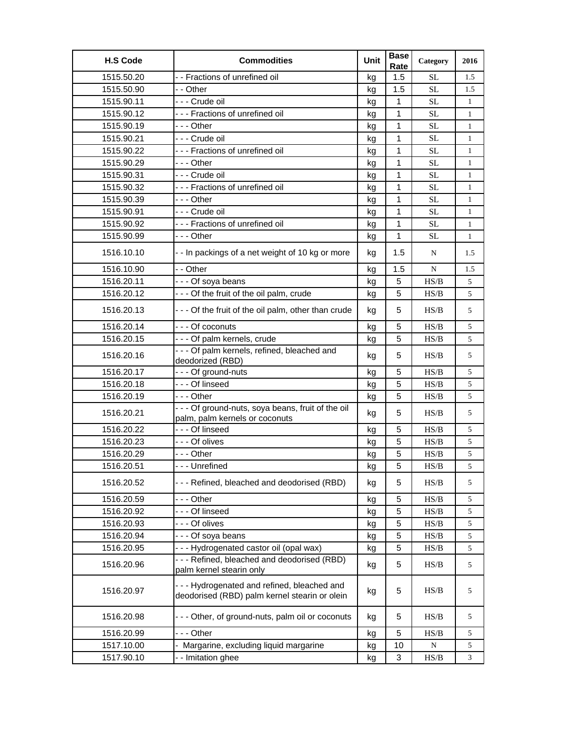| H.S Code | Commodities | Unit | Base Rate | Category | 2016 |
|---|---|---|---|---|---|
| 1515.50.20 | - - Fractions of unrefined oil | kg | 1.5 | SL | 1.5 |
| 1515.50.90 | - - Other | kg | 1.5 | SL | 1.5 |
| 1515.90.11 | - - - Crude oil | kg | 1 | SL | 1 |
| 1515.90.12 | - - - Fractions of unrefined oil | kg | 1 | SL | 1 |
| 1515.90.19 | - - - Other | kg | 1 | SL | 1 |
| 1515.90.21 | - - - Crude oil | kg | 1 | SL | 1 |
| 1515.90.22 | - - - Fractions of unrefined oil | kg | 1 | SL | 1 |
| 1515.90.29 | - - - Other | kg | 1 | SL | 1 |
| 1515.90.31 | - - - Crude oil | kg | 1 | SL | 1 |
| 1515.90.32 | - - - Fractions of unrefined oil | kg | 1 | SL | 1 |
| 1515.90.39 | - - - Other | kg | 1 | SL | 1 |
| 1515.90.91 | - - - Crude oil | kg | 1 | SL | 1 |
| 1515.90.92 | - - - Fractions of unrefined oil | kg | 1 | SL | 1 |
| 1515.90.99 | - - - Other | kg | 1 | SL | 1 |
| 1516.10.10 | - - In packings of a net weight of 10 kg or more | kg | 1.5 | N | 1.5 |
| 1516.10.90 | - - Other | kg | 1.5 | N | 1.5 |
| 1516.20.11 | - - - Of soya beans | kg | 5 | HS/B | 5 |
| 1516.20.12 | - - - Of the fruit of the oil palm, crude | kg | 5 | HS/B | 5 |
| 1516.20.13 | - - - Of the fruit of the oil palm, other than crude | kg | 5 | HS/B | 5 |
| 1516.20.14 | - - - Of coconuts | kg | 5 | HS/B | 5 |
| 1516.20.15 | - - - Of palm kernels, crude | kg | 5 | HS/B | 5 |
| 1516.20.16 | - - - Of palm kernels, refined, bleached and deodorized (RBD) | kg | 5 | HS/B | 5 |
| 1516.20.17 | - - - Of ground-nuts | kg | 5 | HS/B | 5 |
| 1516.20.18 | - - - Of linseed | kg | 5 | HS/B | 5 |
| 1516.20.19 | - - - Other | kg | 5 | HS/B | 5 |
| 1516.20.21 | - - - Of ground-nuts, soya beans, fruit of the oil palm, palm kernels or coconuts | kg | 5 | HS/B | 5 |
| 1516.20.22 | - - - Of linseed | kg | 5 | HS/B | 5 |
| 1516.20.23 | - - - Of olives | kg | 5 | HS/B | 5 |
| 1516.20.29 | - - - Other | kg | 5 | HS/B | 5 |
| 1516.20.51 | - - - Unrefined | kg | 5 | HS/B | 5 |
| 1516.20.52 | - - - Refined, bleached and deodorised (RBD) | kg | 5 | HS/B | 5 |
| 1516.20.59 | - - - Other | kg | 5 | HS/B | 5 |
| 1516.20.92 | - - - Of linseed | kg | 5 | HS/B | 5 |
| 1516.20.93 | - - - Of olives | kg | 5 | HS/B | 5 |
| 1516.20.94 | - - - Of soya beans | kg | 5 | HS/B | 5 |
| 1516.20.95 | - - - Hydrogenated castor oil (opal wax) | kg | 5 | HS/B | 5 |
| 1516.20.96 | - - - Refined, bleached and deodorised (RBD) palm kernel stearin only | kg | 5 | HS/B | 5 |
| 1516.20.97 | - - - Hydrogenated and refined, bleached and deodorised (RBD) palm kernel stearin or olein | kg | 5 | HS/B | 5 |
| 1516.20.98 | - - - Other, of ground-nuts, palm oil or coconuts | kg | 5 | HS/B | 5 |
| 1516.20.99 | - - - Other | kg | 5 | HS/B | 5 |
| 1517.10.00 | - Margarine, excluding liquid margarine | kg | 10 | N | 5 |
| 1517.90.10 | - - Imitation ghee | kg | 3 | HS/B | 3 |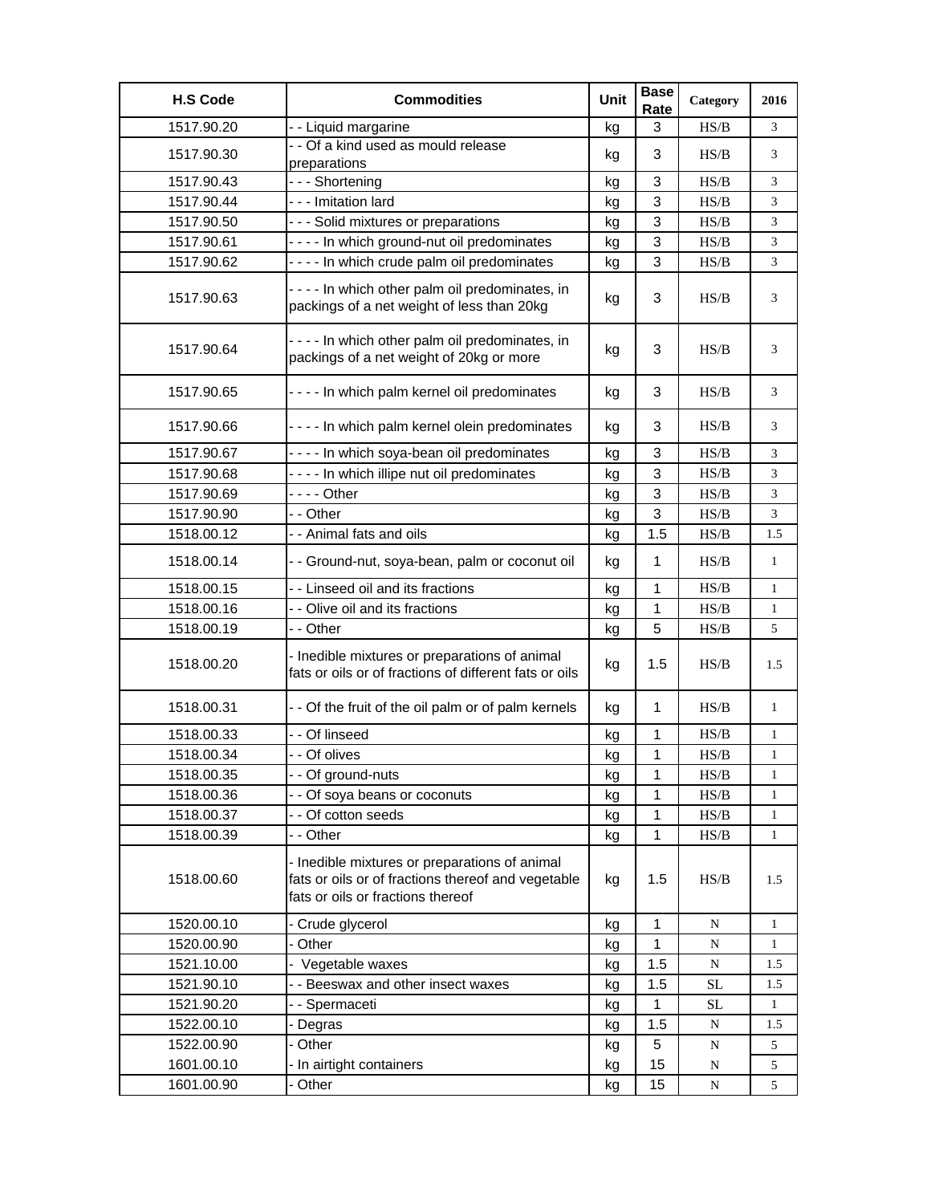| H.S Code | Commodities | Unit | Base Rate | Category | 2016 |
|---|---|---|---|---|---|
| 1517.90.20 | - - Liquid margarine | kg | 3 | HS/B | 3 |
| 1517.90.30 | - - Of a kind used as mould release preparations | kg | 3 | HS/B | 3 |
| 1517.90.43 | - - - Shortening | kg | 3 | HS/B | 3 |
| 1517.90.44 | - - - Imitation lard | kg | 3 | HS/B | 3 |
| 1517.90.50 | - - - Solid mixtures or preparations | kg | 3 | HS/B | 3 |
| 1517.90.61 | - - - - In which ground-nut oil predominates | kg | 3 | HS/B | 3 |
| 1517.90.62 | - - - - In which crude palm oil predominates | kg | 3 | HS/B | 3 |
| 1517.90.63 | - - - - In which other palm oil predominates, in packings of a net weight of less than 20kg | kg | 3 | HS/B | 3 |
| 1517.90.64 | - - - - In which other palm oil predominates, in packings of a net weight of 20kg or more | kg | 3 | HS/B | 3 |
| 1517.90.65 | - - - - In which palm kernel oil predominates | kg | 3 | HS/B | 3 |
| 1517.90.66 | - - - - In which palm kernel olein predominates | kg | 3 | HS/B | 3 |
| 1517.90.67 | - - - - In which soya-bean oil predominates | kg | 3 | HS/B | 3 |
| 1517.90.68 | - - - - In which illipe nut oil predominates | kg | 3 | HS/B | 3 |
| 1517.90.69 | - - - - Other | kg | 3 | HS/B | 3 |
| 1517.90.90 | - - Other | kg | 3 | HS/B | 3 |
| 1518.00.12 | - - Animal fats and oils | kg | 1.5 | HS/B | 1.5 |
| 1518.00.14 | - - Ground-nut, soya-bean, palm or coconut oil | kg | 1 | HS/B | 1 |
| 1518.00.15 | - - Linseed oil and its fractions | kg | 1 | HS/B | 1 |
| 1518.00.16 | - - Olive oil and its fractions | kg | 1 | HS/B | 1 |
| 1518.00.19 | - - Other | kg | 5 | HS/B | 5 |
| 1518.00.20 | - Inedible mixtures or preparations of animal fats or oils or of fractions of different fats or oils | kg | 1.5 | HS/B | 1.5 |
| 1518.00.31 | - - Of the fruit of the oil palm or of palm kernels | kg | 1 | HS/B | 1 |
| 1518.00.33 | - - Of linseed | kg | 1 | HS/B | 1 |
| 1518.00.34 | - - Of olives | kg | 1 | HS/B | 1 |
| 1518.00.35 | - - Of ground-nuts | kg | 1 | HS/B | 1 |
| 1518.00.36 | - - Of soya beans or coconuts | kg | 1 | HS/B | 1 |
| 1518.00.37 | - - Of cotton seeds | kg | 1 | HS/B | 1 |
| 1518.00.39 | - - Other | kg | 1 | HS/B | 1 |
| 1518.00.60 | - Inedible mixtures or preparations of animal fats or oils or of fractions thereof and vegetable fats or oils or fractions thereof | kg | 1.5 | HS/B | 1.5 |
| 1520.00.10 | - Crude glycerol | kg | 1 | N | 1 |
| 1520.00.90 | - Other | kg | 1 | N | 1 |
| 1521.10.00 | - Vegetable waxes | kg | 1.5 | N | 1.5 |
| 1521.90.10 | - - Beeswax and other insect waxes | kg | 1.5 | SL | 1.5 |
| 1521.90.20 | - - Spermaceti | kg | 1 | SL | 1 |
| 1522.00.10 | - Degras | kg | 1.5 | N | 1.5 |
| 1522.00.90 | - Other | kg | 5 | N | 5 |
| 1601.00.10 | - In airtight containers | kg | 15 | N | 5 |
| 1601.00.90 | - Other | kg | 15 | N | 5 |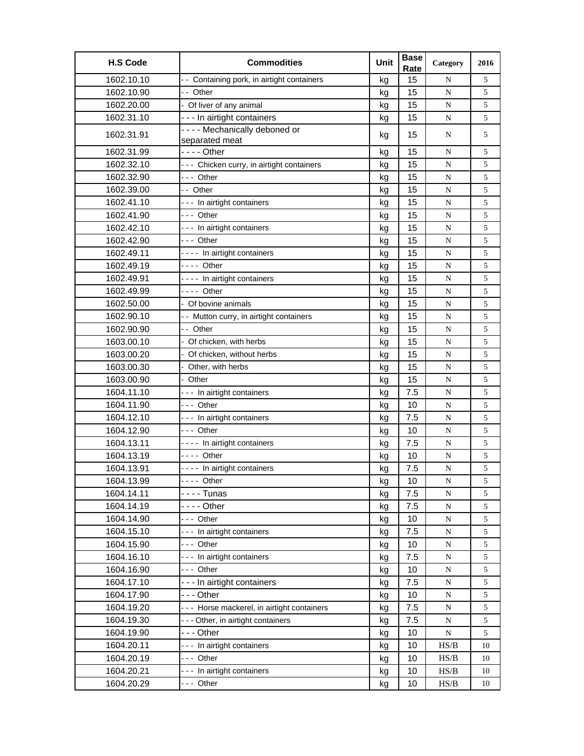| H.S Code | Commodities | Unit | Base Rate | Category | 2016 |
|---|---|---|---|---|---|
| 1602.10.10 | - - Containing pork, in airtight containers | kg | 15 | N | 5 |
| 1602.10.90 | - - Other | kg | 15 | N | 5 |
| 1602.20.00 | - Of liver of any animal | kg | 15 | N | 5 |
| 1602.31.10 | - - - In airtight containers | kg | 15 | N | 5 |
| 1602.31.91 | - - - - Mechanically deboned or separated meat | kg | 15 | N | 5 |
| 1602.31.99 | - - - - Other | kg | 15 | N | 5 |
| 1602.32.10 | - - - Chicken curry, in airtight containers | kg | 15 | N | 5 |
| 1602.32.90 | - - - Other | kg | 15 | N | 5 |
| 1602.39.00 | - - Other | kg | 15 | N | 5 |
| 1602.41.10 | - - - In airtight containers | kg | 15 | N | 5 |
| 1602.41.90 | - - - Other | kg | 15 | N | 5 |
| 1602.42.10 | - - - In airtight containers | kg | 15 | N | 5 |
| 1602.42.90 | - - - Other | kg | 15 | N | 5 |
| 1602.49.11 | - - - - In airtight containers | kg | 15 | N | 5 |
| 1602.49.19 | - - - - Other | kg | 15 | N | 5 |
| 1602.49.91 | - - - - In airtight containers | kg | 15 | N | 5 |
| 1602.49.99 | - - - - Other | kg | 15 | N | 5 |
| 1602.50.00 | - Of bovine animals | kg | 15 | N | 5 |
| 1602.90.10 | - - Mutton curry, in airtight containers | kg | 15 | N | 5 |
| 1602.90.90 | - - Other | kg | 15 | N | 5 |
| 1603.00.10 | - Of chicken, with herbs | kg | 15 | N | 5 |
| 1603.00.20 | - Of chicken, without herbs | kg | 15 | N | 5 |
| 1603.00.30 | - Other, with herbs | kg | 15 | N | 5 |
| 1603.00.90 | - Other | kg | 15 | N | 5 |
| 1604.11.10 | - - - In airtight containers | kg | 7.5 | N | 5 |
| 1604.11.90 | - - - Other | kg | 10 | N | 5 |
| 1604.12.10 | - - - In airtight containers | kg | 7.5 | N | 5 |
| 1604.12.90 | - - - Other | kg | 10 | N | 5 |
| 1604.13.11 | - - - - In airtight containers | kg | 7.5 | N | 5 |
| 1604.13.19 | - - - - Other | kg | 10 | N | 5 |
| 1604.13.91 | - - - - In airtight containers | kg | 7.5 | N | 5 |
| 1604.13.99 | - - - - Other | kg | 10 | N | 5 |
| 1604.14.11 | - - - - Tunas | kg | 7.5 | N | 5 |
| 1604.14.19 | - - - - Other | kg | 7.5 | N | 5 |
| 1604.14.90 | - - - Other | kg | 10 | N | 5 |
| 1604.15.10 | - - - In airtight containers | kg | 7.5 | N | 5 |
| 1604.15.90 | - - - Other | kg | 10 | N | 5 |
| 1604.16.10 | - - - In airtight containers | kg | 7.5 | N | 5 |
| 1604.16.90 | - - - Other | kg | 10 | N | 5 |
| 1604.17.10 | - - - In airtight containers | kg | 7.5 | N | 5 |
| 1604.17.90 | - - - Other | kg | 10 | N | 5 |
| 1604.19.20 | - - - Horse mackerel, in airtight containers | kg | 7.5 | N | 5 |
| 1604.19.30 | - - - Other, in airtight containers | kg | 7.5 | N | 5 |
| 1604.19.90 | - - - Other | kg | 10 | N | 5 |
| 1604.20.11 | - - - In airtight containers | kg | 10 | HS/B | 10 |
| 1604.20.19 | - - - Other | kg | 10 | HS/B | 10 |
| 1604.20.21 | - - - In airtight containers | kg | 10 | HS/B | 10 |
| 1604.20.29 | - - - Other | kg | 10 | HS/B | 10 |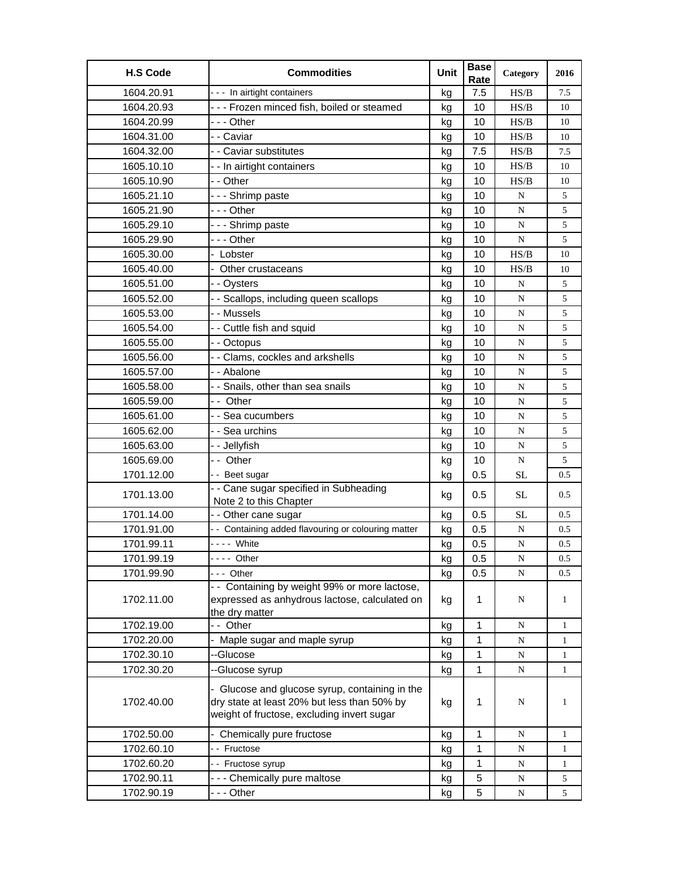| H.S Code | Commodities | Unit | Base Rate | Category | 2016 |
|---|---|---|---|---|---|
| 1604.20.91 | - - - In airtight containers | kg | 7.5 | HS/B | 7.5 |
| 1604.20.93 | - - - Frozen minced fish, boiled or steamed | kg | 10 | HS/B | 10 |
| 1604.20.99 | - - - Other | kg | 10 | HS/B | 10 |
| 1604.31.00 | - - Caviar | kg | 10 | HS/B | 10 |
| 1604.32.00 | - - Caviar substitutes | kg | 7.5 | HS/B | 7.5 |
| 1605.10.10 | - - In airtight containers | kg | 10 | HS/B | 10 |
| 1605.10.90 | - - Other | kg | 10 | HS/B | 10 |
| 1605.21.10 | - - - Shrimp paste | kg | 10 | N | 5 |
| 1605.21.90 | - - - Other | kg | 10 | N | 5 |
| 1605.29.10 | - - - Shrimp paste | kg | 10 | N | 5 |
| 1605.29.90 | - - - Other | kg | 10 | N | 5 |
| 1605.30.00 | - Lobster | kg | 10 | HS/B | 10 |
| 1605.40.00 | - Other crustaceans | kg | 10 | HS/B | 10 |
| 1605.51.00 | - - Oysters | kg | 10 | N | 5 |
| 1605.52.00 | - - Scallops, including queen scallops | kg | 10 | N | 5 |
| 1605.53.00 | - - Mussels | kg | 10 | N | 5 |
| 1605.54.00 | - - Cuttle fish and squid | kg | 10 | N | 5 |
| 1605.55.00 | - - Octopus | kg | 10 | N | 5 |
| 1605.56.00 | - - Clams, cockles and arkshells | kg | 10 | N | 5 |
| 1605.57.00 | - - Abalone | kg | 10 | N | 5 |
| 1605.58.00 | - - Snails, other than sea snails | kg | 10 | N | 5 |
| 1605.59.00 | - - Other | kg | 10 | N | 5 |
| 1605.61.00 | - - Sea cucumbers | kg | 10 | N | 5 |
| 1605.62.00 | - - Sea urchins | kg | 10 | N | 5 |
| 1605.63.00 | - - Jellyfish | kg | 10 | N | 5 |
| 1605.69.00 | - - Other | kg | 10 | N | 5 |
| 1701.12.00 | - - Beet sugar | kg | 0.5 | SL | 0.5 |
| 1701.13.00 | - - Cane sugar specified in Subheading Note 2 to this Chapter | kg | 0.5 | SL | 0.5 |
| 1701.14.00 | - - Other cane sugar | kg | 0.5 | SL | 0.5 |
| 1701.91.00 | - - Containing added flavouring or colouring matter | kg | 0.5 | N | 0.5 |
| 1701.99.11 | - - - - White | kg | 0.5 | N | 0.5 |
| 1701.99.19 | - - - - Other | kg | 0.5 | N | 0.5 |
| 1701.99.90 | - - - Other | kg | 0.5 | N | 0.5 |
| 1702.11.00 | - - Containing by weight 99% or more lactose, expressed as anhydrous lactose, calculated on the dry matter | kg | 1 | N | 1 |
| 1702.19.00 | - - Other | kg | 1 | N | 1 |
| 1702.20.00 | - Maple sugar and maple syrup | kg | 1 | N | 1 |
| 1702.30.10 | --Glucose | kg | 1 | N | 1 |
| 1702.30.20 | --Glucose syrup | kg | 1 | N | 1 |
| 1702.40.00 | - Glucose and glucose syrup, containing in the dry state at least 20% but less than 50% by weight of fructose, excluding invert sugar | kg | 1 | N | 1 |
| 1702.50.00 | - Chemically pure fructose | kg | 1 | N | 1 |
| 1702.60.10 | - - Fructose | kg | 1 | N | 1 |
| 1702.60.20 | - - Fructose syrup | kg | 1 | N | 1 |
| 1702.90.11 | - - - Chemically pure maltose | kg | 5 | N | 5 |
| 1702.90.19 | - - - Other | kg | 5 | N | 5 |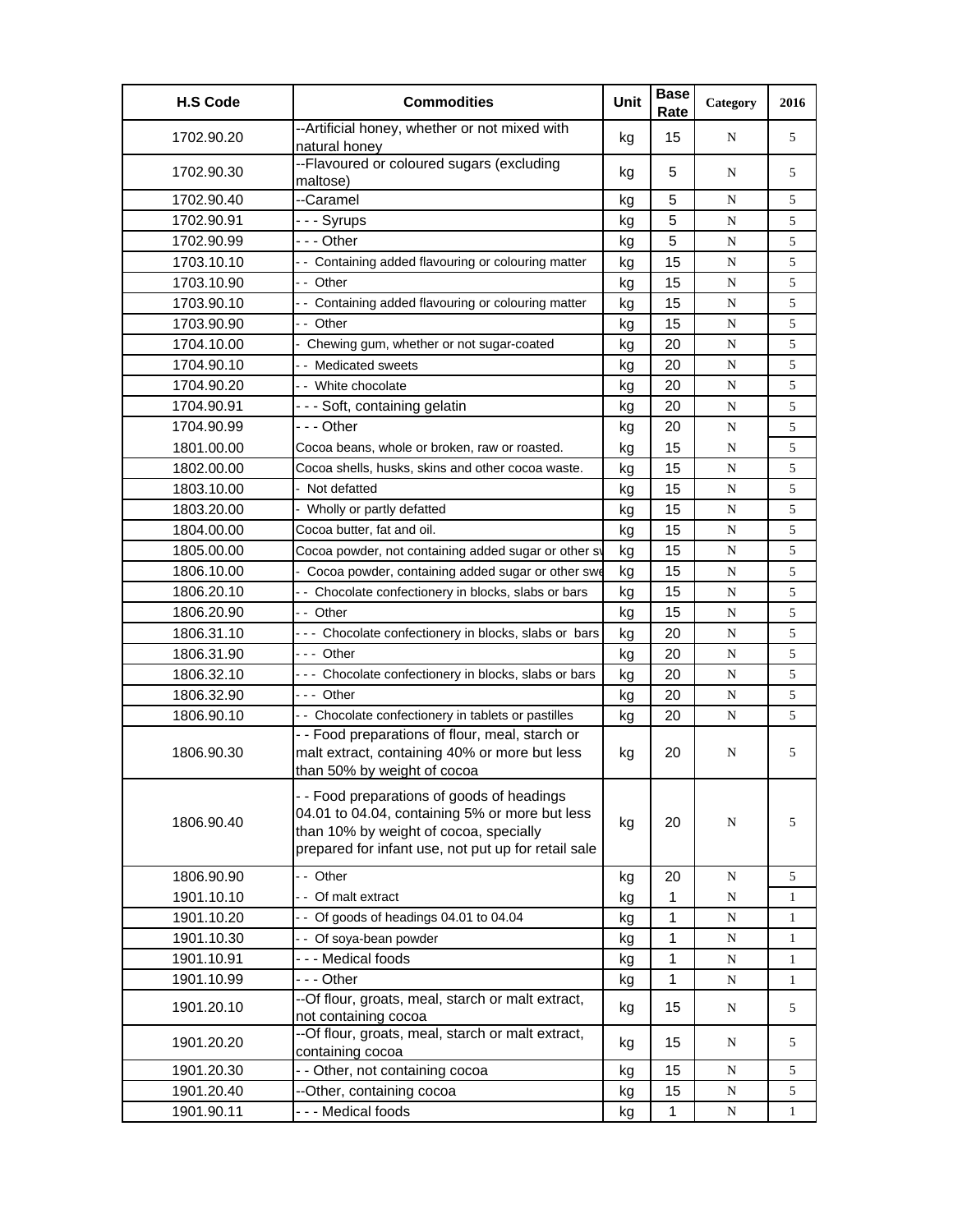| H.S Code | Commodities | Unit | Base Rate | Category | 2016 |
|---|---|---|---|---|---|
| 1702.90.20 | --Artificial honey, whether or not mixed with natural honey | kg | 15 | N | 5 |
| 1702.90.30 | --Flavoured or coloured sugars (excluding maltose) | kg | 5 | N | 5 |
| 1702.90.40 | --Caramel | kg | 5 | N | 5 |
| 1702.90.91 | - - - Syrups | kg | 5 | N | 5 |
| 1702.90.99 | - - - Other | kg | 5 | N | 5 |
| 1703.10.10 | - - Containing added flavouring or colouring matter | kg | 15 | N | 5 |
| 1703.10.90 | - - Other | kg | 15 | N | 5 |
| 1703.90.10 | - - Containing added flavouring or colouring matter | kg | 15 | N | 5 |
| 1703.90.90 | - - Other | kg | 15 | N | 5 |
| 1704.10.00 | - Chewing gum, whether or not sugar-coated | kg | 20 | N | 5 |
| 1704.90.10 | - - Medicated sweets | kg | 20 | N | 5 |
| 1704.90.20 | - - White chocolate | kg | 20 | N | 5 |
| 1704.90.91 | - - - Soft, containing gelatin | kg | 20 | N | 5 |
| 1704.90.99 | - - - Other | kg | 20 | N | 5 |
| 1801.00.00 | Cocoa beans, whole or broken, raw or roasted. | kg | 15 | N | 5 |
| 1802.00.00 | Cocoa shells, husks, skins and other cocoa waste. | kg | 15 | N | 5 |
| 1803.10.00 | - Not defatted | kg | 15 | N | 5 |
| 1803.20.00 | - Wholly or partly defatted | kg | 15 | N | 5 |
| 1804.00.00 | Cocoa butter, fat and oil. | kg | 15 | N | 5 |
| 1805.00.00 | Cocoa powder, not containing added sugar or other sw | kg | 15 | N | 5 |
| 1806.10.00 | - Cocoa powder, containing added sugar or other swe | kg | 15 | N | 5 |
| 1806.20.10 | - - Chocolate confectionery in blocks, slabs or bars | kg | 15 | N | 5 |
| 1806.20.90 | - - Other | kg | 15 | N | 5 |
| 1806.31.10 | - - - Chocolate confectionery in blocks, slabs or bars | kg | 20 | N | 5 |
| 1806.31.90 | - - - Other | kg | 20 | N | 5 |
| 1806.32.10 | - - - Chocolate confectionery in blocks, slabs or bars | kg | 20 | N | 5 |
| 1806.32.90 | - - - Other | kg | 20 | N | 5 |
| 1806.90.10 | - - Chocolate confectionery in tablets or pastilles | kg | 20 | N | 5 |
| 1806.90.30 | - - Food preparations of flour, meal, starch or malt extract, containing 40% or more but less than 50% by weight of cocoa | kg | 20 | N | 5 |
| 1806.90.40 | - - Food preparations of goods of headings 04.01 to 04.04, containing 5% or more but less than 10% by weight of cocoa, specially prepared for infant use, not put up for retail sale | kg | 20 | N | 5 |
| 1806.90.90 | - - Other | kg | 20 | N | 5 |
| 1901.10.10 | - - Of malt extract | kg | 1 | N | 1 |
| 1901.10.20 | - - Of goods of headings 04.01 to 04.04 | kg | 1 | N | 1 |
| 1901.10.30 | - - Of soya-bean powder | kg | 1 | N | 1 |
| 1901.10.91 | - - - Medical foods | kg | 1 | N | 1 |
| 1901.10.99 | - - - Other | kg | 1 | N | 1 |
| 1901.20.10 | --Of flour, groats, meal, starch or malt extract, not containing cocoa | kg | 15 | N | 5 |
| 1901.20.20 | --Of flour, groats, meal, starch or malt extract, containing cocoa | kg | 15 | N | 5 |
| 1901.20.30 | - - Other, not containing cocoa | kg | 15 | N | 5 |
| 1901.20.40 | --Other, containing cocoa | kg | 15 | N | 5 |
| 1901.90.11 | - - - Medical foods | kg | 1 | N | 1 |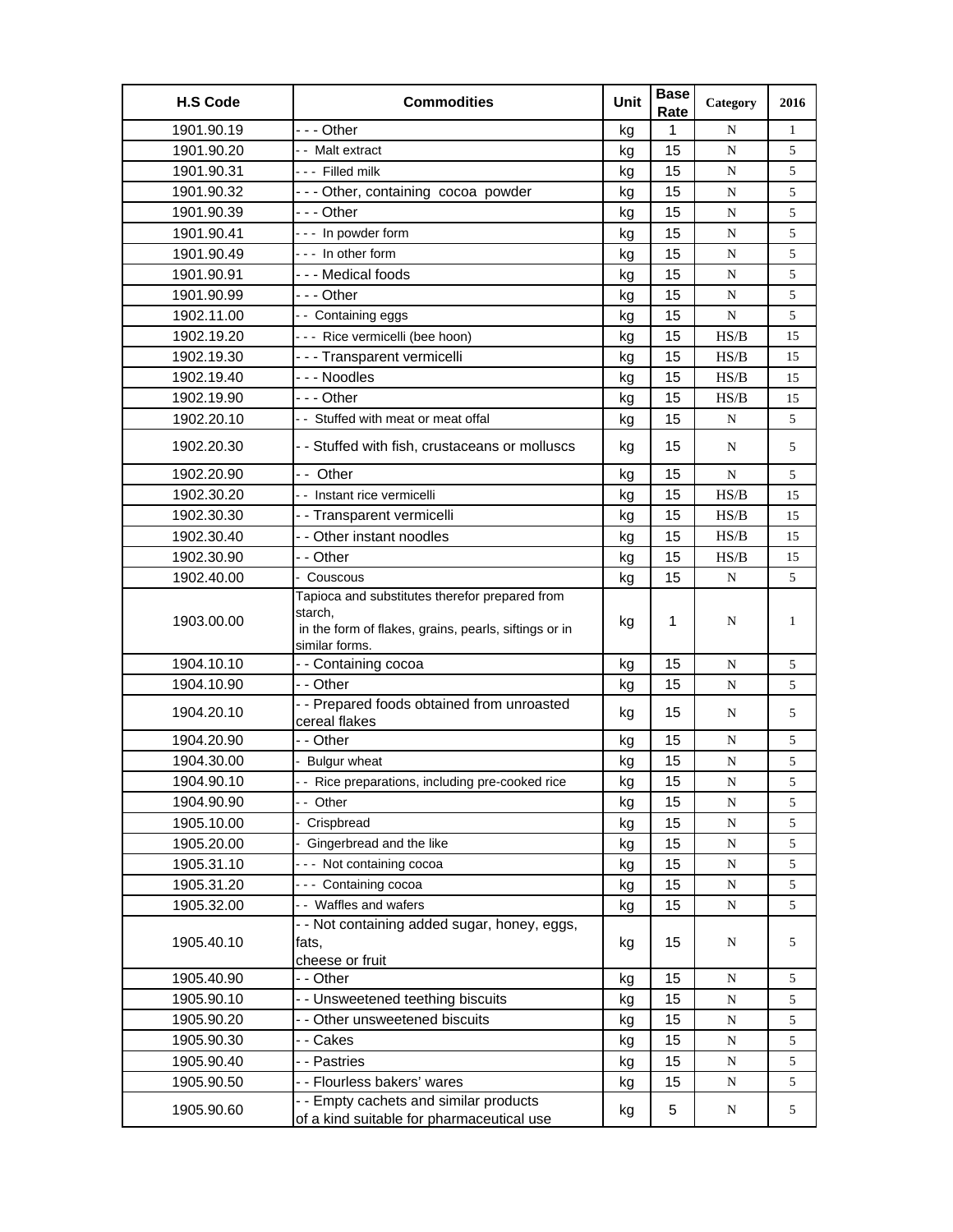| H.S Code | Commodities | Unit | Base Rate | Category | 2016 |
|---|---|---|---|---|---|
| 1901.90.19 | - - - Other | kg | 1 | N | 1 |
| 1901.90.20 | - - Malt extract | kg | 15 | N | 5 |
| 1901.90.31 | - - - Filled milk | kg | 15 | N | 5 |
| 1901.90.32 | - - - Other, containing cocoa powder | kg | 15 | N | 5 |
| 1901.90.39 | - - - Other | kg | 15 | N | 5 |
| 1901.90.41 | - - - In powder form | kg | 15 | N | 5 |
| 1901.90.49 | - - - In other form | kg | 15 | N | 5 |
| 1901.90.91 | - - - Medical foods | kg | 15 | N | 5 |
| 1901.90.99 | - - - Other | kg | 15 | N | 5 |
| 1902.11.00 | - - Containing eggs | kg | 15 | N | 5 |
| 1902.19.20 | - - - Rice vermicelli (bee hoon) | kg | 15 | HS/B | 15 |
| 1902.19.30 | - - - Transparent vermicelli | kg | 15 | HS/B | 15 |
| 1902.19.40 | - - - Noodles | kg | 15 | HS/B | 15 |
| 1902.19.90 | - - - Other | kg | 15 | HS/B | 15 |
| 1902.20.10 | - - Stuffed with meat or meat offal | kg | 15 | N | 5 |
| 1902.20.30 | - - Stuffed with fish, crustaceans or molluscs | kg | 15 | N | 5 |
| 1902.20.90 | - - Other | kg | 15 | N | 5 |
| 1902.30.20 | - - Instant rice vermicelli | kg | 15 | HS/B | 15 |
| 1902.30.30 | - - Transparent vermicelli | kg | 15 | HS/B | 15 |
| 1902.30.40 | - - Other instant noodles | kg | 15 | HS/B | 15 |
| 1902.30.90 | - - Other | kg | 15 | HS/B | 15 |
| 1902.40.00 | - Couscous | kg | 15 | N | 5 |
| 1903.00.00 | Tapioca and substitutes therefor prepared from starch, in the form of flakes, grains, pearls, siftings or in similar forms. | kg | 1 | N | 1 |
| 1904.10.10 | - - Containing cocoa | kg | 15 | N | 5 |
| 1904.10.90 | - - Other | kg | 15 | N | 5 |
| 1904.20.10 | - - Prepared foods obtained from unroasted cereal flakes | kg | 15 | N | 5 |
| 1904.20.90 | - - Other | kg | 15 | N | 5 |
| 1904.30.00 | - Bulgur wheat | kg | 15 | N | 5 |
| 1904.90.10 | - - Rice preparations, including pre-cooked rice | kg | 15 | N | 5 |
| 1904.90.90 | - - Other | kg | 15 | N | 5 |
| 1905.10.00 | - Crispbread | kg | 15 | N | 5 |
| 1905.20.00 | - Gingerbread and the like | kg | 15 | N | 5 |
| 1905.31.10 | - - - Not containing cocoa | kg | 15 | N | 5 |
| 1905.31.20 | - - - Containing cocoa | kg | 15 | N | 5 |
| 1905.32.00 | - - Waffles and wafers | kg | 15 | N | 5 |
| 1905.40.10 | - - Not containing added sugar, honey, eggs, fats, cheese or fruit | kg | 15 | N | 5 |
| 1905.40.90 | - - Other | kg | 15 | N | 5 |
| 1905.90.10 | - - Unsweetened teething biscuits | kg | 15 | N | 5 |
| 1905.90.20 | - - Other unsweetened biscuits | kg | 15 | N | 5 |
| 1905.90.30 | - - Cakes | kg | 15 | N | 5 |
| 1905.90.40 | - - Pastries | kg | 15 | N | 5 |
| 1905.90.50 | - - Flourless bakers' wares | kg | 15 | N | 5 |
| 1905.90.60 | - - Empty cachets and similar products of a kind suitable for pharmaceutical use | kg | 5 | N | 5 |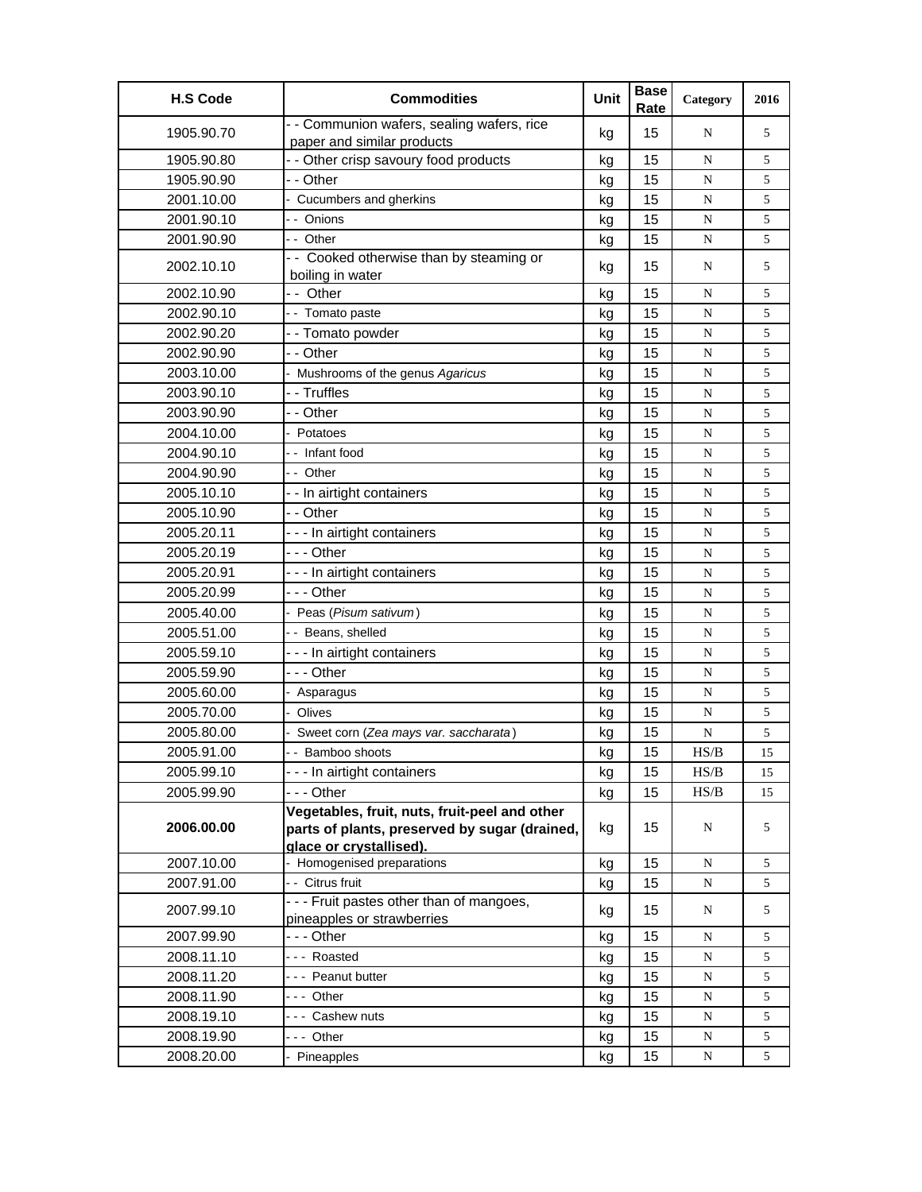| H.S Code | Commodities | Unit | Base Rate | Category | 2016 |
|---|---|---|---|---|---|
| 1905.90.70 | - - Communion wafers, sealing wafers, rice paper and similar products | kg | 15 | N | 5 |
| 1905.90.80 | - - Other crisp savoury food products | kg | 15 | N | 5 |
| 1905.90.90 | - - Other | kg | 15 | N | 5 |
| 2001.10.00 | - Cucumbers and gherkins | kg | 15 | N | 5 |
| 2001.90.10 | - - Onions | kg | 15 | N | 5 |
| 2001.90.90 | - - Other | kg | 15 | N | 5 |
| 2002.10.10 | - - Cooked otherwise than by steaming or boiling in water | kg | 15 | N | 5 |
| 2002.10.90 | - - Other | kg | 15 | N | 5 |
| 2002.90.10 | - - Tomato paste | kg | 15 | N | 5 |
| 2002.90.20 | - - Tomato powder | kg | 15 | N | 5 |
| 2002.90.90 | - - Other | kg | 15 | N | 5 |
| 2003.10.00 | - Mushrooms of the genus *Agaricus* | kg | 15 | N | 5 |
| 2003.90.10 | - - Truffles | kg | 15 | N | 5 |
| 2003.90.90 | - - Other | kg | 15 | N | 5 |
| 2004.10.00 | - Potatoes | kg | 15 | N | 5 |
| 2004.90.10 | - - Infant food | kg | 15 | N | 5 |
| 2004.90.90 | - - Other | kg | 15 | N | 5 |
| 2005.10.10 | - - In airtight containers | kg | 15 | N | 5 |
| 2005.10.90 | - - Other | kg | 15 | N | 5 |
| 2005.20.11 | - - - In airtight containers | kg | 15 | N | 5 |
| 2005.20.19 | - - - Other | kg | 15 | N | 5 |
| 2005.20.91 | - - - In airtight containers | kg | 15 | N | 5 |
| 2005.20.99 | - - - Other | kg | 15 | N | 5 |
| 2005.40.00 | - Peas (*Pisum sativum*) | kg | 15 | N | 5 |
| 2005.51.00 | - - Beans, shelled | kg | 15 | N | 5 |
| 2005.59.10 | - - - In airtight containers | kg | 15 | N | 5 |
| 2005.59.90 | - - - Other | kg | 15 | N | 5 |
| 2005.60.00 | - Asparagus | kg | 15 | N | 5 |
| 2005.70.00 | - Olives | kg | 15 | N | 5 |
| 2005.80.00 | - Sweet corn (*Zea mays var. saccharata*) | kg | 15 | N | 5 |
| 2005.91.00 | - - Bamboo shoots | kg | 15 | HS/B | 15 |
| 2005.99.10 | - - - In airtight containers | kg | 15 | HS/B | 15 |
| 2005.99.90 | - - - Other | kg | 15 | HS/B | 15 |
| **2006.00.00** | **Vegetables, fruit, nuts, fruit-peel and other parts of plants, preserved by sugar (drained, glace or crystallised).** | kg | 15 | N | 5 |
| 2007.10.00 | - Homogenised preparations | kg | 15 | N | 5 |
| 2007.91.00 | - - Citrus fruit | kg | 15 | N | 5 |
| 2007.99.10 | - - - Fruit pastes other than of mangoes, pineapples or strawberries | kg | 15 | N | 5 |
| 2007.99.90 | - - - Other | kg | 15 | N | 5 |
| 2008.11.10 | - - - Roasted | kg | 15 | N | 5 |
| 2008.11.20 | - - - Peanut butter | kg | 15 | N | 5 |
| 2008.11.90 | - - - Other | kg | 15 | N | 5 |
| 2008.19.10 | - - - Cashew nuts | kg | 15 | N | 5 |
| 2008.19.90 | - - - Other | kg | 15 | N | 5 |
| 2008.20.00 | - Pineapples | kg | 15 | N | 5 |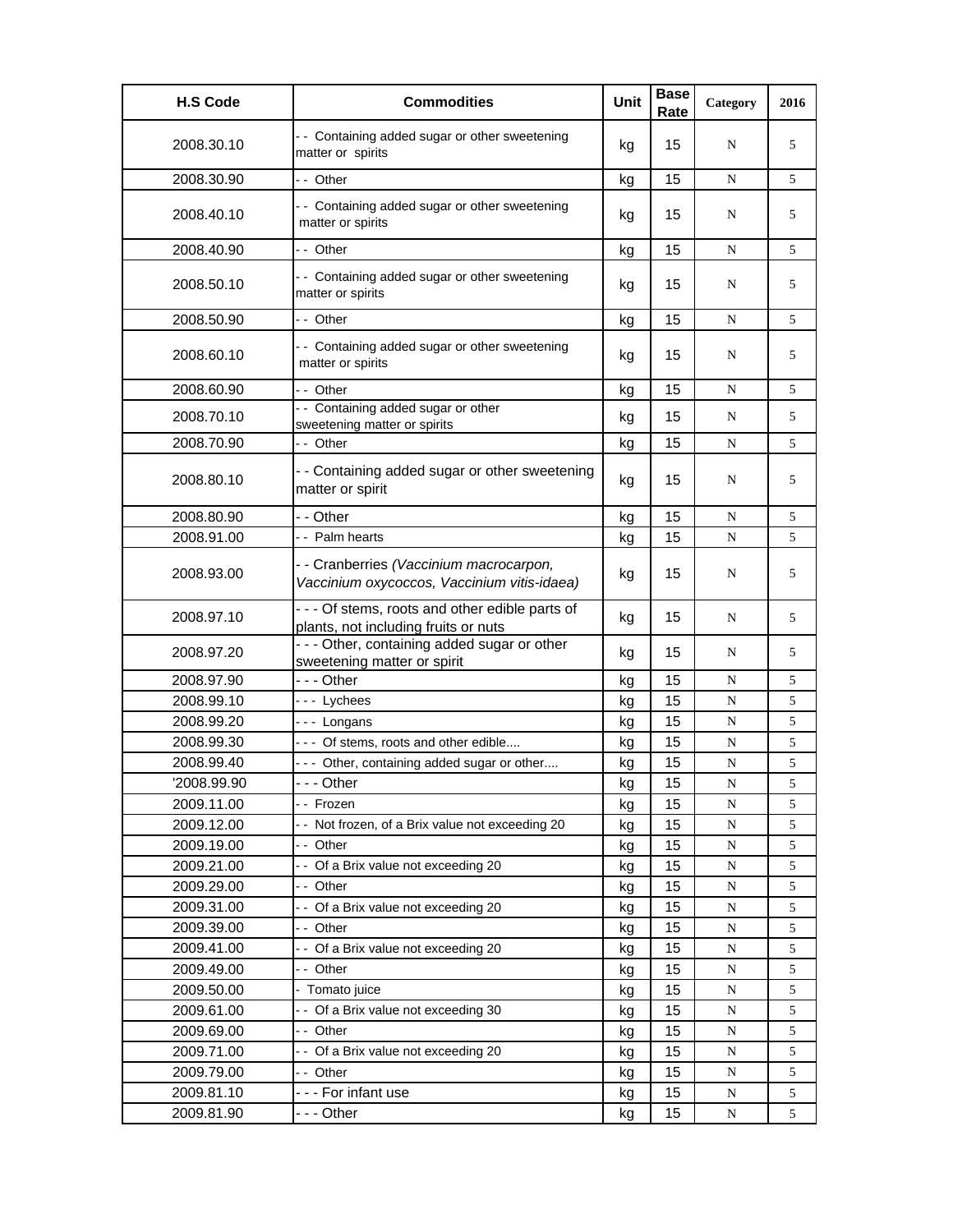| H.S Code | Commodities | Unit | Base Rate | Category | 2016 |
|---|---|---|---|---|---|
| 2008.30.10 | - - Containing added sugar or other sweetening matter or spirits | kg | 15 | N | 5 |
| 2008.30.90 | - - Other | kg | 15 | N | 5 |
| 2008.40.10 | - - Containing added sugar or other sweetening matter or spirits | kg | 15 | N | 5 |
| 2008.40.90 | - - Other | kg | 15 | N | 5 |
| 2008.50.10 | - - Containing added sugar or other sweetening matter or spirits | kg | 15 | N | 5 |
| 2008.50.90 | - - Other | kg | 15 | N | 5 |
| 2008.60.10 | - - Containing added sugar or other sweetening matter or spirits | kg | 15 | N | 5 |
| 2008.60.90 | - - Other | kg | 15 | N | 5 |
| 2008.70.10 | - - Containing added sugar or other sweetening matter or spirits | kg | 15 | N | 5 |
| 2008.70.90 | - - Other | kg | 15 | N | 5 |
| 2008.80.10 | - - Containing added sugar or other sweetening matter or spirit | kg | 15 | N | 5 |
| 2008.80.90 | - - Other | kg | 15 | N | 5 |
| 2008.91.00 | - - Palm hearts | kg | 15 | N | 5 |
| 2008.93.00 | - - Cranberries *(Vaccinium macrocarpon, Vaccinium oxycoccos, Vaccinium vitis-idaea)* | kg | 15 | N | 5 |
| 2008.97.10 | - - - Of stems, roots and other edible parts of plants, not including fruits or nuts | kg | 15 | N | 5 |
| 2008.97.20 | - - - Other, containing added sugar or other sweetening matter or spirit | kg | 15 | N | 5 |
| 2008.97.90 | - - - Other | kg | 15 | N | 5 |
| 2008.99.10 | - - - Lychees | kg | 15 | N | 5 |
| 2008.99.20 | - - - Longans | kg | 15 | N | 5 |
| 2008.99.30 | - - - Of stems, roots and other edible.... | kg | 15 | N | 5 |
| 2008.99.40 | - - - Other, containing added sugar or other.... | kg | 15 | N | 5 |
| '2008.99.90 | - - - Other | kg | 15 | N | 5 |
| 2009.11.00 | - - Frozen | kg | 15 | N | 5 |
| 2009.12.00 | - - Not frozen, of a Brix value not exceeding 20 | kg | 15 | N | 5 |
| 2009.19.00 | - - Other | kg | 15 | N | 5 |
| 2009.21.00 | - - Of a Brix value not exceeding 20 | kg | 15 | N | 5 |
| 2009.29.00 | - - Other | kg | 15 | N | 5 |
| 2009.31.00 | - - Of a Brix value not exceeding 20 | kg | 15 | N | 5 |
| 2009.39.00 | - - Other | kg | 15 | N | 5 |
| 2009.41.00 | - - Of a Brix value not exceeding 20 | kg | 15 | N | 5 |
| 2009.49.00 | - - Other | kg | 15 | N | 5 |
| 2009.50.00 | - Tomato juice | kg | 15 | N | 5 |
| 2009.61.00 | - - Of a Brix value not exceeding 30 | kg | 15 | N | 5 |
| 2009.69.00 | - - Other | kg | 15 | N | 5 |
| 2009.71.00 | - - Of a Brix value not exceeding 20 | kg | 15 | N | 5 |
| 2009.79.00 | - - Other | kg | 15 | N | 5 |
| 2009.81.10 | - - - For infant use | kg | 15 | N | 5 |
| 2009.81.90 | - - - Other | kg | 15 | N | 5 |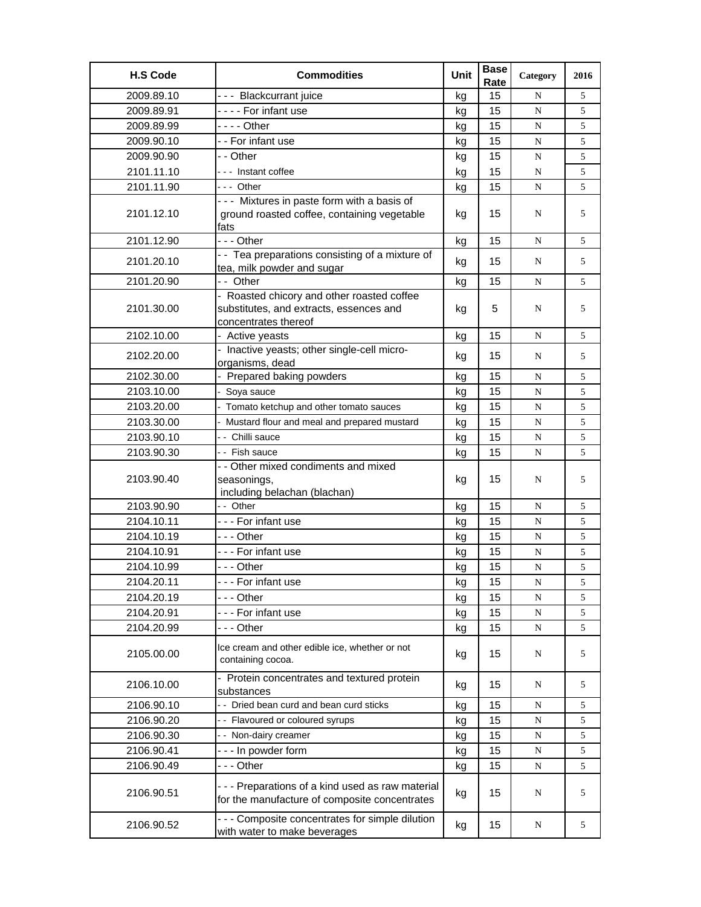| H.S Code | Commodities | Unit | Base Rate | Category | 2016 |
|---|---|---|---|---|---|
| 2009.89.10 | - - - Blackcurrant juice | kg | 15 | N | 5 |
| 2009.89.91 | - - - - For infant use | kg | 15 | N | 5 |
| 2009.89.99 | - - - - Other | kg | 15 | N | 5 |
| 2009.90.10 | - - For infant use | kg | 15 | N | 5 |
| 2009.90.90 | - - Other | kg | 15 | N | 5 |
| 2101.11.10 | - - - Instant coffee | kg | 15 | N | 5 |
| 2101.11.90 | - - - Other | kg | 15 | N | 5 |
| 2101.12.10 | - - - Mixtures in paste form with a basis of ground roasted coffee, containing vegetable fats | kg | 15 | N | 5 |
| 2101.12.90 | - - - Other | kg | 15 | N | 5 |
| 2101.20.10 | - - Tea preparations consisting of a mixture of tea, milk powder and sugar | kg | 15 | N | 5 |
| 2101.20.90 | - - Other | kg | 15 | N | 5 |
| 2101.30.00 | - Roasted chicory and other roasted coffee substitutes, and extracts, essences and concentrates thereof | kg | 5 | N | 5 |
| 2102.10.00 | - Active yeasts | kg | 15 | N | 5 |
| 2102.20.00 | - Inactive yeasts; other single-cell micro-organisms, dead | kg | 15 | N | 5 |
| 2102.30.00 | - Prepared baking powders | kg | 15 | N | 5 |
| 2103.10.00 | - Soya sauce | kg | 15 | N | 5 |
| 2103.20.00 | - Tomato ketchup and other tomato sauces | kg | 15 | N | 5 |
| 2103.30.00 | - Mustard flour and meal and prepared mustard | kg | 15 | N | 5 |
| 2103.90.10 | - - Chilli sauce | kg | 15 | N | 5 |
| 2103.90.30 | - - Fish sauce | kg | 15 | N | 5 |
| 2103.90.40 | - - Other mixed condiments and mixed seasonings, including belachan (blachan) | kg | 15 | N | 5 |
| 2103.90.90 | - - Other | kg | 15 | N | 5 |
| 2104.10.11 | - - - For infant use | kg | 15 | N | 5 |
| 2104.10.19 | - - - Other | kg | 15 | N | 5 |
| 2104.10.91 | - - - For infant use | kg | 15 | N | 5 |
| 2104.10.99 | - - - Other | kg | 15 | N | 5 |
| 2104.20.11 | - - - For infant use | kg | 15 | N | 5 |
| 2104.20.19 | - - - Other | kg | 15 | N | 5 |
| 2104.20.91 | - - - For infant use | kg | 15 | N | 5 |
| 2104.20.99 | - - - Other | kg | 15 | N | 5 |
| 2105.00.00 | Ice cream and other edible ice, whether or not containing cocoa. | kg | 15 | N | 5 |
| 2106.10.00 | - Protein concentrates and textured protein substances | kg | 15 | N | 5 |
| 2106.90.10 | - - Dried bean curd and bean curd sticks | kg | 15 | N | 5 |
| 2106.90.20 | - - Flavoured or coloured syrups | kg | 15 | N | 5 |
| 2106.90.30 | - - Non-dairy creamer | kg | 15 | N | 5 |
| 2106.90.41 | - - - In powder form | kg | 15 | N | 5 |
| 2106.90.49 | - - - Other | kg | 15 | N | 5 |
| 2106.90.51 | - - - Preparations of a kind used as raw material for the manufacture of composite concentrates | kg | 15 | N | 5 |
| 2106.90.52 | - - - Composite concentrates for simple dilution with water to make beverages | kg | 15 | N | 5 |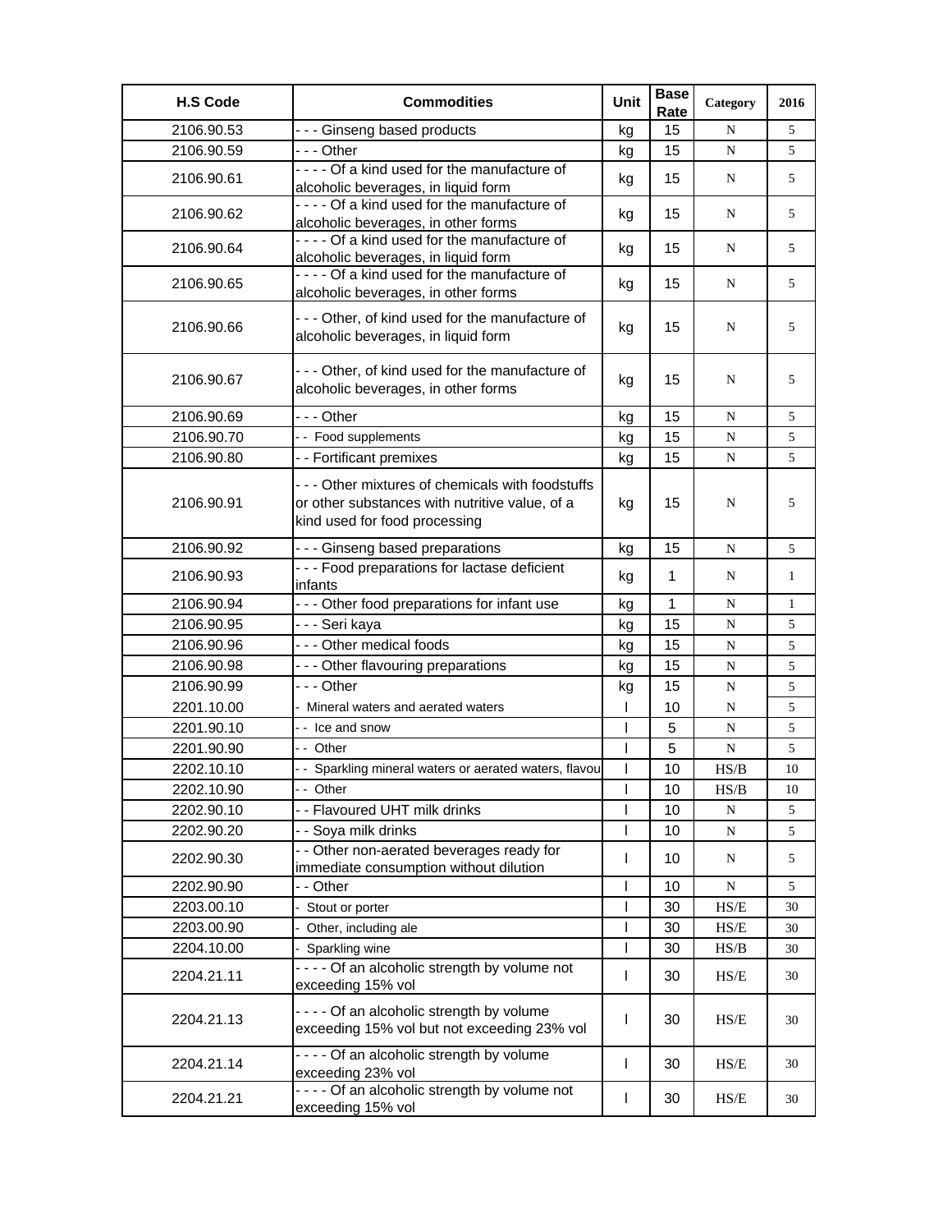| H.S Code | Commodities | Unit | Base Rate | Category | 2016 |
|---|---|---|---|---|---|
| 2106.90.53 | - - - Ginseng based products | kg | 15 | N | 5 |
| 2106.90.59 | - - - Other | kg | 15 | N | 5 |
| 2106.90.61 | - - - - Of a kind used for the manufacture of alcoholic beverages, in liquid form | kg | 15 | N | 5 |
| 2106.90.62 | - - - - Of a kind used for the manufacture of alcoholic beverages, in other forms | kg | 15 | N | 5 |
| 2106.90.64 | - - - - Of a kind used for the manufacture of alcoholic beverages, in liquid form | kg | 15 | N | 5 |
| 2106.90.65 | - - - - Of a kind used for the manufacture of alcoholic beverages, in other forms | kg | 15 | N | 5 |
| 2106.90.66 | - - - Other, of kind used for the manufacture of alcoholic beverages, in liquid form | kg | 15 | N | 5 |
| 2106.90.67 | - - - Other, of kind used for the manufacture of alcoholic beverages, in other forms | kg | 15 | N | 5 |
| 2106.90.69 | - - - Other | kg | 15 | N | 5 |
| 2106.90.70 | - - Food supplements | kg | 15 | N | 5 |
| 2106.90.80 | - - Fortificant premixes | kg | 15 | N | 5 |
| 2106.90.91 | - - - Other mixtures of chemicals with foodstuffs or other substances with nutritive value, of a kind used for food processing | kg | 15 | N | 5 |
| 2106.90.92 | - - - Ginseng based preparations | kg | 15 | N | 5 |
| 2106.90.93 | - - - Food preparations for lactase deficient infants | kg | 1 | N | 1 |
| 2106.90.94 | - - - Other food preparations for infant use | kg | 1 | N | 1 |
| 2106.90.95 | - - - Seri kaya | kg | 15 | N | 5 |
| 2106.90.96 | - - - Other medical foods | kg | 15 | N | 5 |
| 2106.90.98 | - - - Other flavouring preparations | kg | 15 | N | 5 |
| 2106.90.99 | - - - Other | kg | 15 | N | 5 |
| 2201.10.00 | - Mineral waters and aerated waters | l | 10 | N | 5 |
| 2201.90.10 | - - Ice and snow | l | 5 | N | 5 |
| 2201.90.90 | - - Other | l | 5 | N | 5 |
| 2202.10.10 | - - Sparkling mineral waters or aerated waters, flavou | l | 10 | HS/B | 10 |
| 2202.10.90 | - - Other | l | 10 | HS/B | 10 |
| 2202.90.10 | - - Flavoured UHT milk drinks | l | 10 | N | 5 |
| 2202.90.20 | - - Soya milk drinks | l | 10 | N | 5 |
| 2202.90.30 | - - Other non-aerated beverages ready for immediate consumption without dilution | l | 10 | N | 5 |
| 2202.90.90 | - - Other | l | 10 | N | 5 |
| 2203.00.10 | - Stout or porter | l | 30 | HS/E | 30 |
| 2203.00.90 | - Other, including ale | l | 30 | HS/E | 30 |
| 2204.10.00 | - Sparkling wine | l | 30 | HS/B | 30 |
| 2204.21.11 | - - - - Of an alcoholic strength by volume not exceeding 15% vol | l | 30 | HS/E | 30 |
| 2204.21.13 | - - - - Of an alcoholic strength by volume exceeding 15% vol but not exceeding 23% vol | l | 30 | HS/E | 30 |
| 2204.21.14 | - - - - Of an alcoholic strength by volume exceeding 23% vol | l | 30 | HS/E | 30 |
| 2204.21.21 | - - - - Of an alcoholic strength by volume not exceeding 15% vol | l | 30 | HS/E | 30 |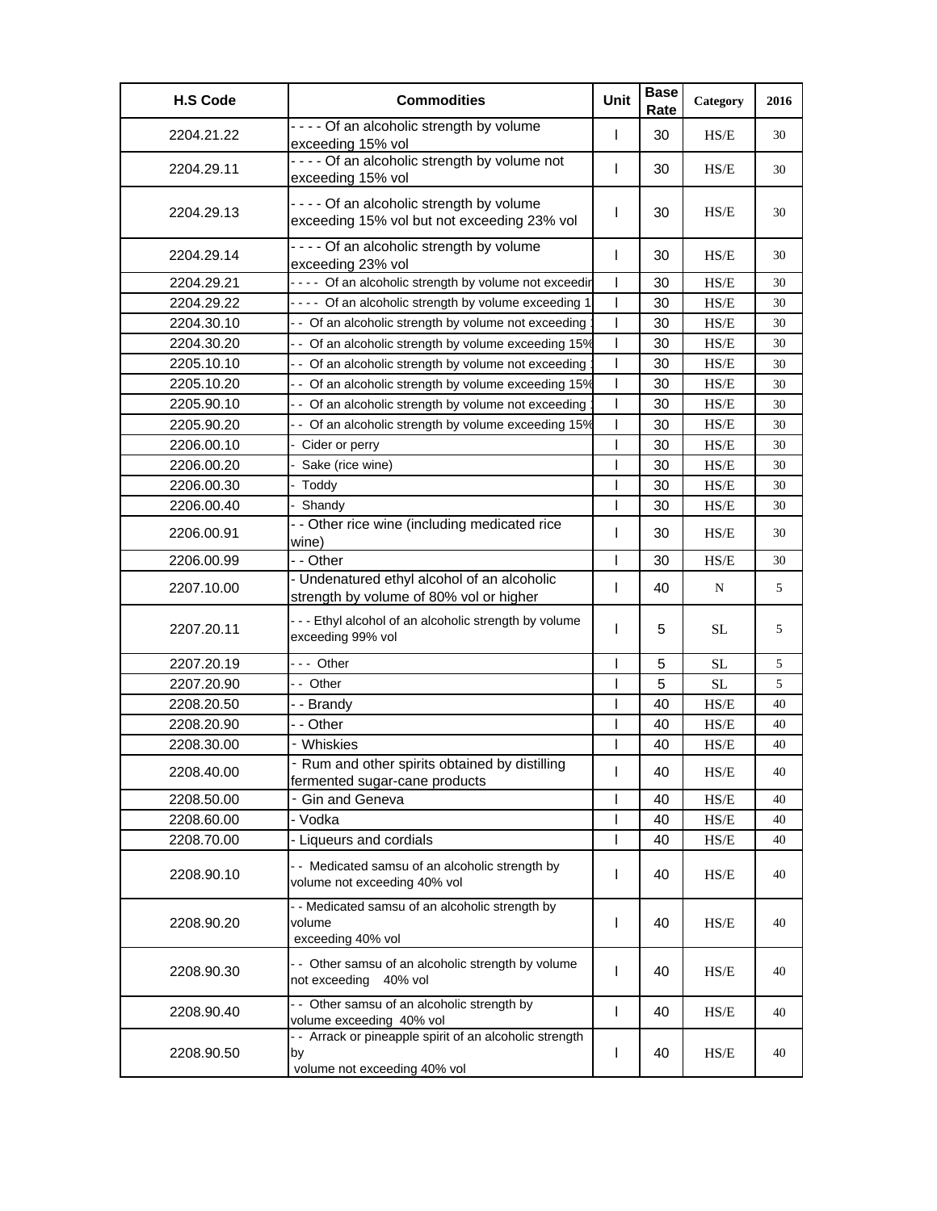| H.S Code | Commodities | Unit | Base Rate | Category | 2016 |
|---|---|---|---|---|---|
| 2204.21.22 | - - - - Of an alcoholic strength by volume exceeding 15% vol | l | 30 | HS/E | 30 |
| 2204.29.11 | - - - - Of an alcoholic strength by volume not exceeding 15% vol | l | 30 | HS/E | 30 |
| 2204.29.13 | - - - - Of an alcoholic strength by volume exceeding 15% vol but not exceeding 23% vol | l | 30 | HS/E | 30 |
| 2204.29.14 | - - - - Of an alcoholic strength by volume exceeding 23% vol | l | 30 | HS/E | 30 |
| 2204.29.21 | - - - - Of an alcoholic strength by volume not exceedir | l | 30 | HS/E | 30 |
| 2204.29.22 | - - - - Of an alcoholic strength by volume exceeding 1 | l | 30 | HS/E | 30 |
| 2204.30.10 | - - Of an alcoholic strength by volume not exceeding | l | 30 | HS/E | 30 |
| 2204.30.20 | - - Of an alcoholic strength by volume exceeding 15% | l | 30 | HS/E | 30 |
| 2205.10.10 | - - Of an alcoholic strength by volume not exceeding | l | 30 | HS/E | 30 |
| 2205.10.20 | - - Of an alcoholic strength by volume exceeding 15% | l | 30 | HS/E | 30 |
| 2205.90.10 | - - Of an alcoholic strength by volume not exceeding | l | 30 | HS/E | 30 |
| 2205.90.20 | - - Of an alcoholic strength by volume exceeding 15% | l | 30 | HS/E | 30 |
| 2206.00.10 | - Cider or perry | l | 30 | HS/E | 30 |
| 2206.00.20 | - Sake (rice wine) | l | 30 | HS/E | 30 |
| 2206.00.30 | - Toddy | l | 30 | HS/E | 30 |
| 2206.00.40 | - Shandy | l | 30 | HS/E | 30 |
| 2206.00.91 | - - Other rice wine (including medicated rice wine) | l | 30 | HS/E | 30 |
| 2206.00.99 | - - Other | l | 30 | HS/E | 30 |
| 2207.10.00 | - Undenatured ethyl alcohol of an alcoholic strength by volume of 80% vol or higher | l | 40 | N | 5 |
| 2207.20.11 | - - - Ethyl alcohol of an alcoholic strength by volume exceeding 99% vol | l | 5 | SL | 5 |
| 2207.20.19 | - - - Other | l | 5 | SL | 5 |
| 2207.20.90 | - - Other | l | 5 | SL | 5 |
| 2208.20.50 | - - Brandy | l | 40 | HS/E | 40 |
| 2208.20.90 | - - Other | l | 40 | HS/E | 40 |
| 2208.30.00 | - Whiskies | l | 40 | HS/E | 40 |
| 2208.40.00 | - Rum and other spirits obtained by distilling fermented sugar-cane products | l | 40 | HS/E | 40 |
| 2208.50.00 | - Gin and Geneva | l | 40 | HS/E | 40 |
| 2208.60.00 | - Vodka | l | 40 | HS/E | 40 |
| 2208.70.00 | - Liqueurs and cordials | l | 40 | HS/E | 40 |
| 2208.90.10 | - - Medicated samsu of an alcoholic strength by volume not exceeding 40% vol | l | 40 | HS/E | 40 |
| 2208.90.20 | - - Medicated samsu of an alcoholic strength by volume exceeding 40% vol | l | 40 | HS/E | 40 |
| 2208.90.30 | - - Other samsu of an alcoholic strength by volume not exceeding 40% vol | l | 40 | HS/E | 40 |
| 2208.90.40 | - - Other samsu of an alcoholic strength by volume exceeding 40% vol | l | 40 | HS/E | 40 |
| 2208.90.50 | - - Arrack or pineapple spirit of an alcoholic strength by volume not exceeding 40% vol | l | 40 | HS/E | 40 |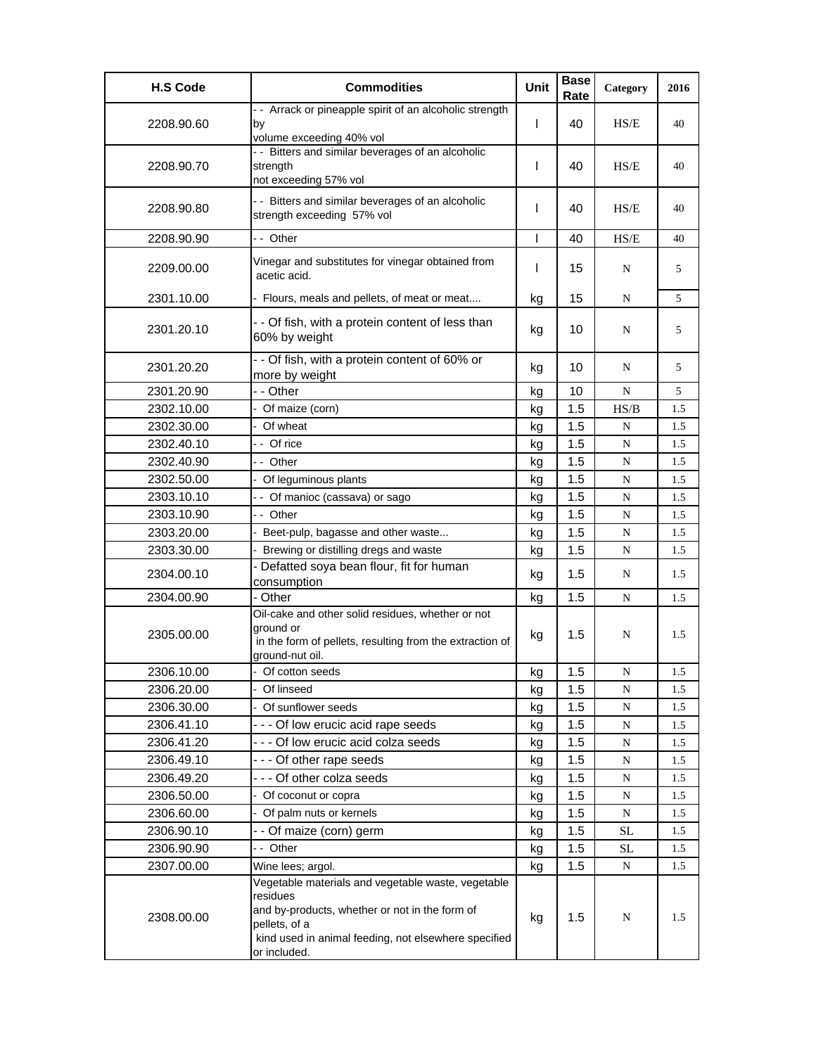| H.S Code | Commodities | Unit | Base Rate | Category | 2016 |
|---|---|---|---|---|---|
| 2208.90.60 | - - Arrack or pineapple spirit of an alcoholic strength by volume exceeding 40% vol | l | 40 | HS/E | 40 |
| 2208.90.70 | - - Bitters and similar beverages of an alcoholic strength not exceeding 57% vol | l | 40 | HS/E | 40 |
| 2208.90.80 | - - Bitters and similar beverages of an alcoholic strength exceeding 57% vol | l | 40 | HS/E | 40 |
| 2208.90.90 | - - Other | l | 40 | HS/E | 40 |
| 2209.00.00 | Vinegar and substitutes for vinegar obtained from acetic acid. | l | 15 | N | 5 |
| 2301.10.00 | - Flours, meals and pellets, of meat or meat.... | kg | 15 | N | 5 |
| 2301.20.10 | - - Of fish, with a protein content of less than 60% by weight | kg | 10 | N | 5 |
| 2301.20.20 | - - Of fish, with a protein content of 60% or more by weight | kg | 10 | N | 5 |
| 2301.20.90 | - - Other | kg | 10 | N | 5 |
| 2302.10.00 | - Of maize (corn) | kg | 1.5 | HS/B | 1.5 |
| 2302.30.00 | - Of wheat | kg | 1.5 | N | 1.5 |
| 2302.40.10 | - - Of rice | kg | 1.5 | N | 1.5 |
| 2302.40.90 | - - Other | kg | 1.5 | N | 1.5 |
| 2302.50.00 | - Of leguminous plants | kg | 1.5 | N | 1.5 |
| 2303.10.10 | - - Of manioc (cassava) or sago | kg | 1.5 | N | 1.5 |
| 2303.10.90 | - - Other | kg | 1.5 | N | 1.5 |
| 2303.20.00 | - Beet-pulp, bagasse and other waste... | kg | 1.5 | N | 1.5 |
| 2303.30.00 | - Brewing or distilling dregs and waste | kg | 1.5 | N | 1.5 |
| 2304.00.10 | - Defatted soya bean flour, fit for human consumption | kg | 1.5 | N | 1.5 |
| 2304.00.90 | - Other | kg | 1.5 | N | 1.5 |
| 2305.00.00 | Oil-cake and other solid residues, whether or not ground or in the form of pellets, resulting from the extraction of ground-nut oil. | kg | 1.5 | N | 1.5 |
| 2306.10.00 | - Of cotton seeds | kg | 1.5 | N | 1.5 |
| 2306.20.00 | - Of linseed | kg | 1.5 | N | 1.5 |
| 2306.30.00 | - Of sunflower seeds | kg | 1.5 | N | 1.5 |
| 2306.41.10 | - - - Of low erucic acid rape seeds | kg | 1.5 | N | 1.5 |
| 2306.41.20 | - - - Of low erucic acid colza seeds | kg | 1.5 | N | 1.5 |
| 2306.49.10 | - - - Of other rape seeds | kg | 1.5 | N | 1.5 |
| 2306.49.20 | - - - Of other colza seeds | kg | 1.5 | N | 1.5 |
| 2306.50.00 | - Of coconut or copra | kg | 1.5 | N | 1.5 |
| 2306.60.00 | - Of palm nuts or kernels | kg | 1.5 | N | 1.5 |
| 2306.90.10 | - - Of maize (corn) germ | kg | 1.5 | SL | 1.5 |
| 2306.90.90 | - - Other | kg | 1.5 | SL | 1.5 |
| 2307.00.00 | Wine lees; argol. | kg | 1.5 | N | 1.5 |
| 2308.00.00 | Vegetable materials and vegetable waste, vegetable residues and by-products, whether or not in the form of pellets, of a kind used in animal feeding, not elsewhere specified or included. | kg | 1.5 | N | 1.5 |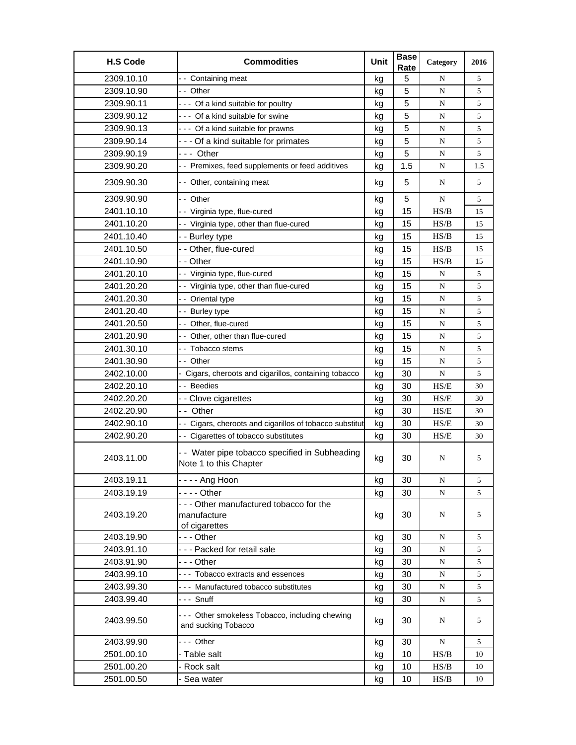| H.S Code | Commodities | Unit | Base Rate | Category | 2016 |
|---|---|---|---|---|---|
| 2309.10.10 | - - Containing meat | kg | 5 | N | 5 |
| 2309.10.90 | - - Other | kg | 5 | N | 5 |
| 2309.90.11 | - - - Of a kind suitable for poultry | kg | 5 | N | 5 |
| 2309.90.12 | - - - Of a kind suitable for swine | kg | 5 | N | 5 |
| 2309.90.13 | - - - Of a kind suitable for prawns | kg | 5 | N | 5 |
| 2309.90.14 | - - - Of a kind suitable for primates | kg | 5 | N | 5 |
| 2309.90.19 | - - - Other | kg | 5 | N | 5 |
| 2309.90.20 | - - Premixes, feed supplements or feed additives | kg | 1.5 | N | 1.5 |
| 2309.90.30 | - - Other, containing meat | kg | 5 | N | 5 |
| 2309.90.90 | - - Other | kg | 5 | N | 5 |
| 2401.10.10 | - - Virginia type, flue-cured | kg | 15 | HS/B | 15 |
| 2401.10.20 | - - Virginia type, other than flue-cured | kg | 15 | HS/B | 15 |
| 2401.10.40 | - - Burley type | kg | 15 | HS/B | 15 |
| 2401.10.50 | - - Other, flue-cured | kg | 15 | HS/B | 15 |
| 2401.10.90 | - - Other | kg | 15 | HS/B | 15 |
| 2401.20.10 | - - Virginia type, flue-cured | kg | 15 | N | 5 |
| 2401.20.20 | - - Virginia type, other than flue-cured | kg | 15 | N | 5 |
| 2401.20.30 | - - Oriental type | kg | 15 | N | 5 |
| 2401.20.40 | - - Burley type | kg | 15 | N | 5 |
| 2401.20.50 | - - Other, flue-cured | kg | 15 | N | 5 |
| 2401.20.90 | - - Other, other than flue-cured | kg | 15 | N | 5 |
| 2401.30.10 | - - Tobacco stems | kg | 15 | N | 5 |
| 2401.30.90 | - - Other | kg | 15 | N | 5 |
| 2402.10.00 | - Cigars, cheroots and cigarillos, containing tobacco | kg | 30 | N | 5 |
| 2402.20.10 | - - Beedies | kg | 30 | HS/E | 30 |
| 2402.20.20 | - - Clove cigarettes | kg | 30 | HS/E | 30 |
| 2402.20.90 | - - Other | kg | 30 | HS/E | 30 |
| 2402.90.10 | - - Cigars, cheroots and cigarillos of tobacco substitut | kg | 30 | HS/E | 30 |
| 2402.90.20 | - - Cigarettes of tobacco substitutes | kg | 30 | HS/E | 30 |
| 2403.11.00 | - - Water pipe tobacco specified in Subheading Note 1 to this Chapter | kg | 30 | N | 5 |
| 2403.19.11 | - - - - Ang Hoon | kg | 30 | N | 5 |
| 2403.19.19 | - - - - Other | kg | 30 | N | 5 |
| 2403.19.20 | - - - Other manufactured tobacco for the manufacture of cigarettes | kg | 30 | N | 5 |
| 2403.19.90 | - - - Other | kg | 30 | N | 5 |
| 2403.91.10 | - - - Packed for retail sale | kg | 30 | N | 5 |
| 2403.91.90 | - - - Other | kg | 30 | N | 5 |
| 2403.99.10 | - - - Tobacco extracts and essences | kg | 30 | N | 5 |
| 2403.99.30 | - - - Manufactured tobacco substitutes | kg | 30 | N | 5 |
| 2403.99.40 | - - - Snuff | kg | 30 | N | 5 |
| 2403.99.50 | - - - Other smokeless Tobacco, including chewing and sucking Tobacco | kg | 30 | N | 5 |
| 2403.99.90 | - - - Other | kg | 30 | N | 5 |
| 2501.00.10 | - Table salt | kg | 10 | HS/B | 10 |
| 2501.00.20 | - Rock salt | kg | 10 | HS/B | 10 |
| 2501.00.50 | - Sea water | kg | 10 | HS/B | 10 |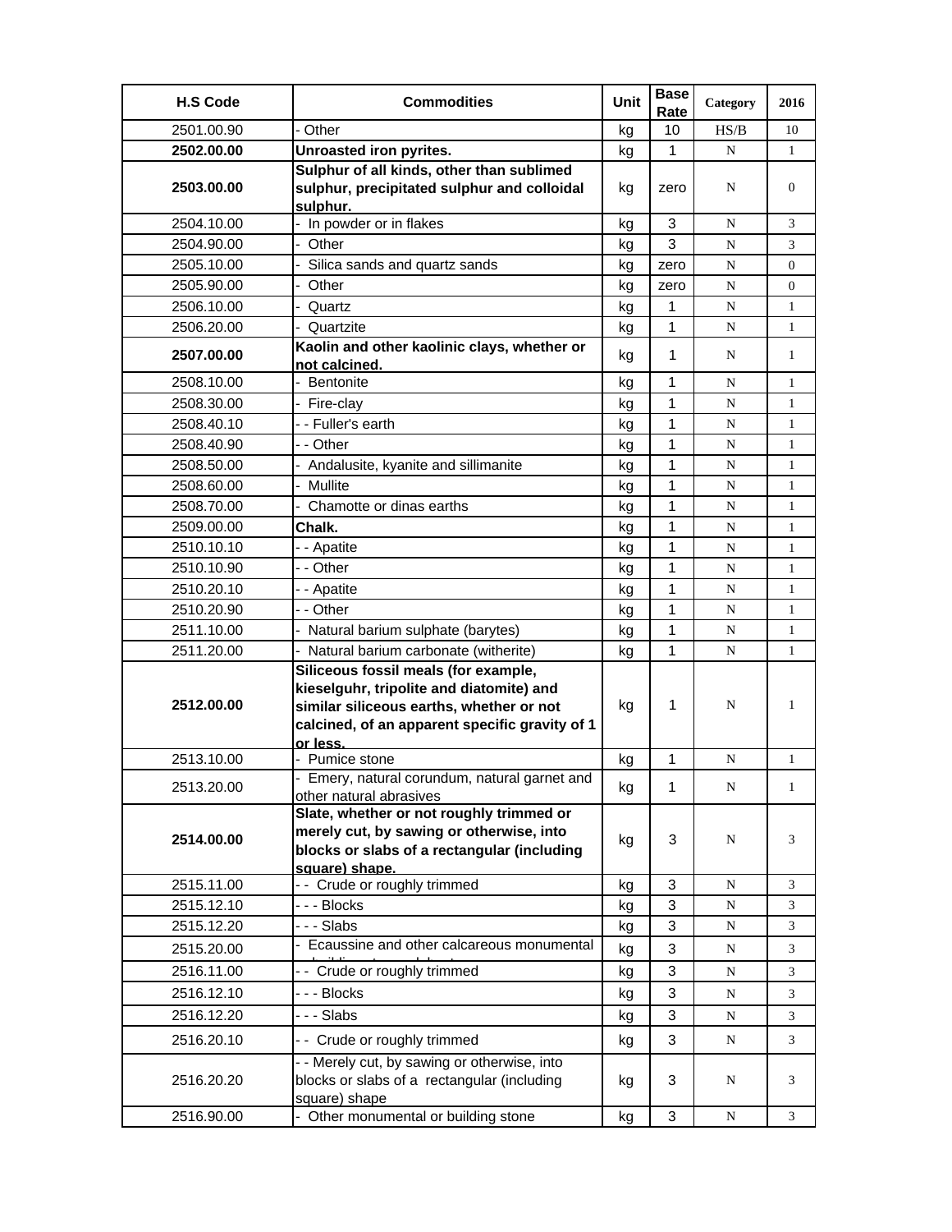| H.S Code | Commodities | Unit | Base Rate | Category | 2016 |
|---|---|---|---|---|---|
| 2501.00.90 | - Other | kg | 10 | HS/B | 10 |
| **2502.00.00** | **Unroasted iron pyrites.** | kg | 1 | N | 1 |
| **2503.00.00** | **Sulphur of all kinds, other than sublimed sulphur, precipitated sulphur and colloidal sulphur.** | kg | zero | N | 0 |
| 2504.10.00 | - In powder or in flakes | kg | 3 | N | 3 |
| 2504.90.00 | - Other | kg | 3 | N | 3 |
| 2505.10.00 | - Silica sands and quartz sands | kg | zero | N | 0 |
| 2505.90.00 | - Other | kg | zero | N | 0 |
| 2506.10.00 | - Quartz | kg | 1 | N | 1 |
| 2506.20.00 | - Quartzite | kg | 1 | N | 1 |
| **2507.00.00** | **Kaolin and other kaolinic clays, whether or not calcined.** | kg | 1 | N | 1 |
| 2508.10.00 | - Bentonite | kg | 1 | N | 1 |
| 2508.30.00 | - Fire-clay | kg | 1 | N | 1 |
| 2508.40.10 | - - Fuller's earth | kg | 1 | N | 1 |
| 2508.40.90 | - - Other | kg | 1 | N | 1 |
| 2508.50.00 | - Andalusite, kyanite and sillimanite | kg | 1 | N | 1 |
| 2508.60.00 | - Mullite | kg | 1 | N | 1 |
| 2508.70.00 | - Chamotte or dinas earths | kg | 1 | N | 1 |
| 2509.00.00 | **Chalk.** | kg | 1 | N | 1 |
| 2510.10.10 | - - Apatite | kg | 1 | N | 1 |
| 2510.10.90 | - - Other | kg | 1 | N | 1 |
| 2510.20.10 | - - Apatite | kg | 1 | N | 1 |
| 2510.20.90 | - - Other | kg | 1 | N | 1 |
| 2511.10.00 | - Natural barium sulphate (barytes) | kg | 1 | N | 1 |
| 2511.20.00 | - Natural barium carbonate (witherite) | kg | 1 | N | 1 |
| **2512.00.00** | **Siliceous fossil meals (for example, kieselguhr, tripolite and diatomite) and similar siliceous earths, whether or not calcined, of an apparent specific gravity of 1 or less.** | kg | 1 | N | 1 |
| 2513.10.00 | - Pumice stone | kg | 1 | N | 1 |
| 2513.20.00 | - Emery, natural corundum, natural garnet and other natural abrasives | kg | 1 | N | 1 |
| **2514.00.00** | **Slate, whether or not roughly trimmed or merely cut, by sawing or otherwise, into blocks or slabs of a rectangular (including square) shape.** | kg | 3 | N | 3 |
| 2515.11.00 | - - Crude or roughly trimmed | kg | 3 | N | 3 |
| 2515.12.10 | - - - Blocks | kg | 3 | N | 3 |
| 2515.12.20 | - - - Slabs | kg | 3 | N | 3 |
| 2515.20.00 | - Ecaussine and other calcareous monumental or building stone; alabaster | kg | 3 | N | 3 |
| 2516.11.00 | - - Crude or roughly trimmed | kg | 3 | N | 3 |
| 2516.12.10 | - - - Blocks | kg | 3 | N | 3 |
| 2516.12.20 | - - - Slabs | kg | 3 | N | 3 |
| 2516.20.10 | - - Crude or roughly trimmed | kg | 3 | N | 3 |
| 2516.20.20 | - - Merely cut, by sawing or otherwise, into blocks or slabs of a rectangular (including square) shape | kg | 3 | N | 3 |
| 2516.90.00 | - Other monumental or building stone | kg | 3 | N | 3 |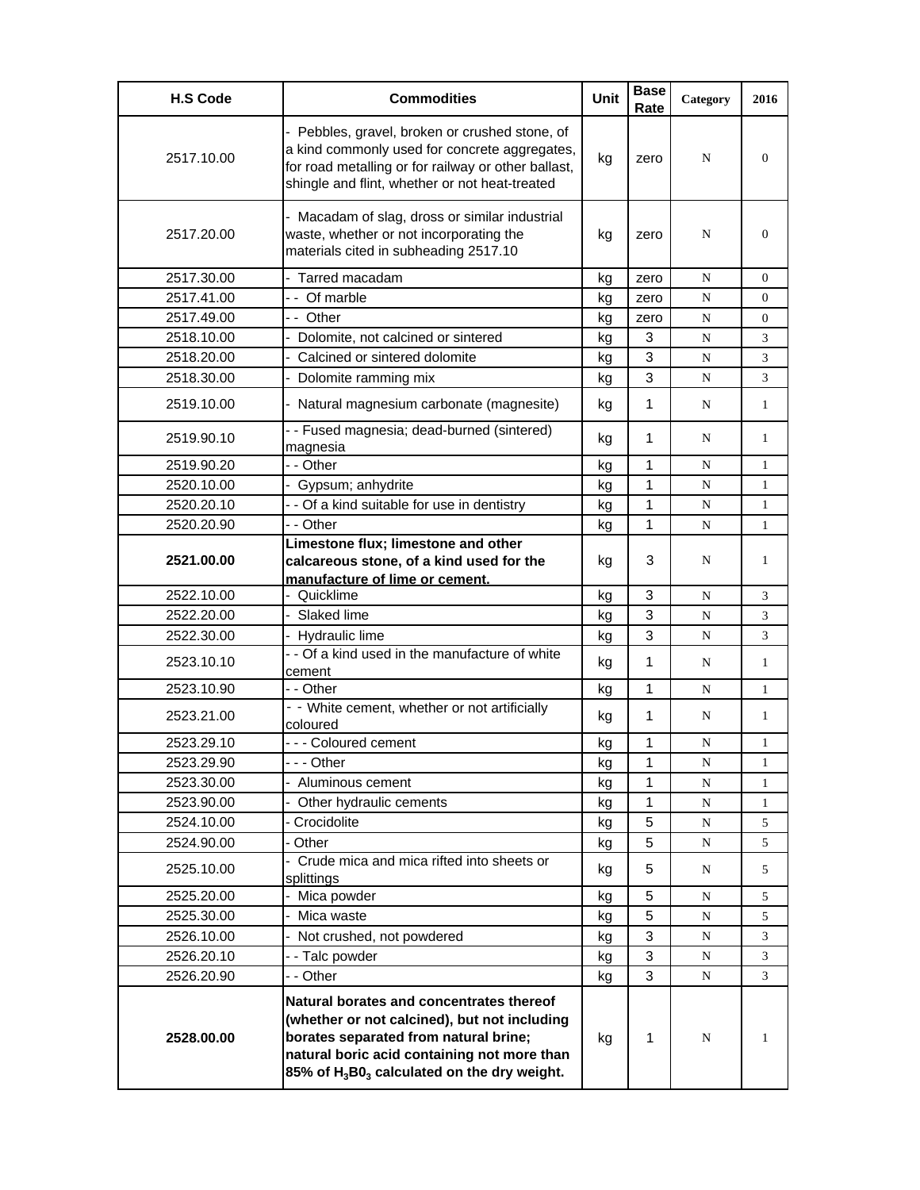| H.S Code | Commodities | Unit | Base Rate | Category | 2016 |
|---|---|---|---|---|---|
| 2517.10.00 | - Pebbles, gravel, broken or crushed stone, of a kind commonly used for concrete aggregates, for road metalling or for railway or other ballast, shingle and flint, whether or not heat-treated | kg | zero | N | 0 |
| 2517.20.00 | - Macadam of slag, dross or similar industrial waste, whether or not incorporating the materials cited in subheading 2517.10 | kg | zero | N | 0 |
| 2517.30.00 | - Tarred macadam | kg | zero | N | 0 |
| 2517.41.00 | - - Of marble | kg | zero | N | 0 |
| 2517.49.00 | - - Other | kg | zero | N | 0 |
| 2518.10.00 | - Dolomite, not calcined or sintered | kg | 3 | N | 3 |
| 2518.20.00 | - Calcined or sintered dolomite | kg | 3 | N | 3 |
| 2518.30.00 | - Dolomite ramming mix | kg | 3 | N | 3 |
| 2519.10.00 | - Natural magnesium carbonate (magnesite) | kg | 1 | N | 1 |
| 2519.90.10 | - - Fused magnesia; dead-burned (sintered) magnesia | kg | 1 | N | 1 |
| 2519.90.20 | - - Other | kg | 1 | N | 1 |
| 2520.10.00 | - Gypsum; anhydrite | kg | 1 | N | 1 |
| 2520.20.10 | - - Of a kind suitable for use in dentistry | kg | 1 | N | 1 |
| 2520.20.90 | - - Other | kg | 1 | N | 1 |
| **2521.00.00** | **Limestone flux; limestone and other calcareous stone, of a kind used for the manufacture of lime or cement.** | kg | 3 | N | 1 |
| 2522.10.00 | - Quicklime | kg | 3 | N | 3 |
| 2522.20.00 | - Slaked lime | kg | 3 | N | 3 |
| 2522.30.00 | - Hydraulic lime | kg | 3 | N | 3 |
| 2523.10.10 | - - Of a kind used in the manufacture of white cement | kg | 1 | N | 1 |
| 2523.10.90 | - - Other | kg | 1 | N | 1 |
| 2523.21.00 | - - White cement, whether or not artificially coloured | kg | 1 | N | 1 |
| 2523.29.10 | - - - Coloured cement | kg | 1 | N | 1 |
| 2523.29.90 | - - - Other | kg | 1 | N | 1 |
| 2523.30.00 | - Aluminous cement | kg | 1 | N | 1 |
| 2523.90.00 | - Other hydraulic cements | kg | 1 | N | 1 |
| 2524.10.00 | - Crocidolite | kg | 5 | N | 5 |
| 2524.90.00 | - Other | kg | 5 | N | 5 |
| 2525.10.00 | - Crude mica and mica rifted into sheets or splittings | kg | 5 | N | 5 |
| 2525.20.00 | - Mica powder | kg | 5 | N | 5 |
| 2525.30.00 | - Mica waste | kg | 5 | N | 5 |
| 2526.10.00 | - Not crushed, not powdered | kg | 3 | N | 3 |
| 2526.20.10 | - - Talc powder | kg | 3 | N | 3 |
| 2526.20.90 | - - Other | kg | 3 | N | 3 |
| **2528.00.00** | **Natural borates and concentrates thereof (whether or not calcined), but not including borates separated from natural brine; natural boric acid containing not more than 85% of $H_3B0_3$ calculated on the dry weight.** | kg | 1 | N | 1 |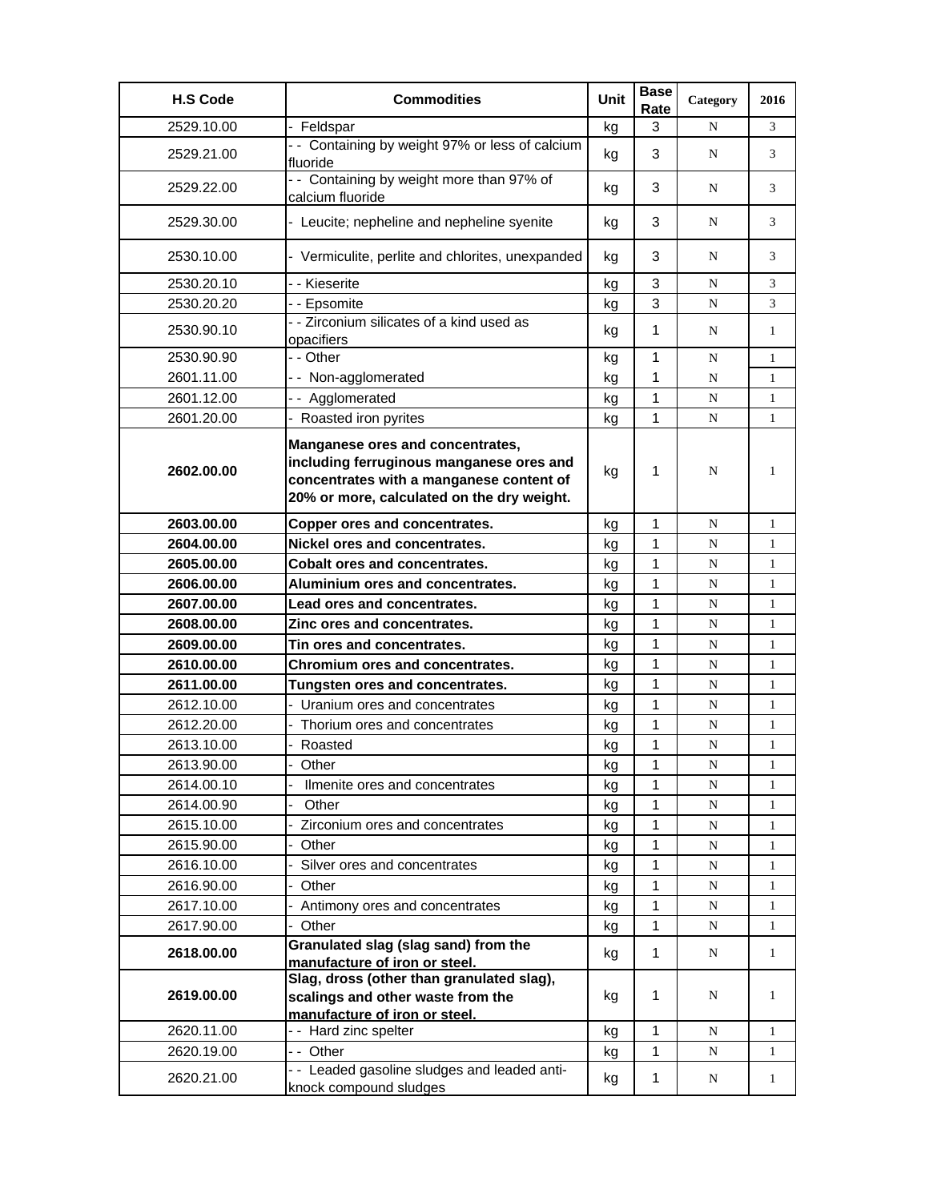| H.S Code | Commodities | Unit | Base Rate | Category | 2016 |
|---|---|---|---|---|---|
| 2529.10.00 | - Feldspar | kg | 3 | N | 3 |
| 2529.21.00 | - - Containing by weight 97% or less of calcium fluoride | kg | 3 | N | 3 |
| 2529.22.00 | - - Containing by weight more than 97% of calcium fluoride | kg | 3 | N | 3 |
| 2529.30.00 | - Leucite; nepheline and nepheline syenite | kg | 3 | N | 3 |
| 2530.10.00 | - Vermiculite, perlite and chlorites, unexpanded | kg | 3 | N | 3 |
| 2530.20.10 | - - Kieserite | kg | 3 | N | 3 |
| 2530.20.20 | - - Epsomite | kg | 3 | N | 3 |
| 2530.90.10 | - - Zirconium silicates of a kind used as opacifiers | kg | 1 | N | 1 |
| 2530.90.90 | - - Other | kg | 1 | N | 1 |
| 2601.11.00 | - - Non-agglomerated | kg | 1 | N | 1 |
| 2601.12.00 | - - Agglomerated | kg | 1 | N | 1 |
| 2601.20.00 | - Roasted iron pyrites | kg | 1 | N | 1 |
| **2602.00.00** | **Manganese ores and concentrates, including ferruginous manganese ores and concentrates with a manganese content of 20% or more, calculated on the dry weight.** | kg | 1 | N | 1 |
| **2603.00.00** | **Copper ores and concentrates.** | kg | 1 | N | 1 |
| **2604.00.00** | **Nickel ores and concentrates.** | kg | 1 | N | 1 |
| **2605.00.00** | **Cobalt ores and concentrates.** | kg | 1 | N | 1 |
| **2606.00.00** | **Aluminium ores and concentrates.** | kg | 1 | N | 1 |
| **2607.00.00** | **Lead ores and concentrates.** | kg | 1 | N | 1 |
| **2608.00.00** | **Zinc ores and concentrates.** | kg | 1 | N | 1 |
| **2609.00.00** | **Tin ores and concentrates.** | kg | 1 | N | 1 |
| **2610.00.00** | **Chromium ores and concentrates.** | kg | 1 | N | 1 |
| **2611.00.00** | **Tungsten ores and concentrates.** | kg | 1 | N | 1 |
| 2612.10.00 | - Uranium ores and concentrates | kg | 1 | N | 1 |
| 2612.20.00 | - Thorium ores and concentrates | kg | 1 | N | 1 |
| 2613.10.00 | - Roasted | kg | 1 | N | 1 |
| 2613.90.00 | - Other | kg | 1 | N | 1 |
| 2614.00.10 | - Ilmenite ores and concentrates | kg | 1 | N | 1 |
| 2614.00.90 | - Other | kg | 1 | N | 1 |
| 2615.10.00 | - Zirconium ores and concentrates | kg | 1 | N | 1 |
| 2615.90.00 | - Other | kg | 1 | N | 1 |
| 2616.10.00 | - Silver ores and concentrates | kg | 1 | N | 1 |
| 2616.90.00 | - Other | kg | 1 | N | 1 |
| 2617.10.00 | - Antimony ores and concentrates | kg | 1 | N | 1 |
| 2617.90.00 | - Other | kg | 1 | N | 1 |
| **2618.00.00** | **Granulated slag (slag sand) from the manufacture of iron or steel.** | kg | 1 | N | 1 |
| **2619.00.00** | **Slag, dross (other than granulated slag), scalings and other waste from the manufacture of iron or steel.** | kg | 1 | N | 1 |
| 2620.11.00 | - - Hard zinc spelter | kg | 1 | N | 1 |
| 2620.19.00 | - - Other | kg | 1 | N | 1 |
| 2620.21.00 | - - Leaded gasoline sludges and leaded anti-knock compound sludges | kg | 1 | N | 1 |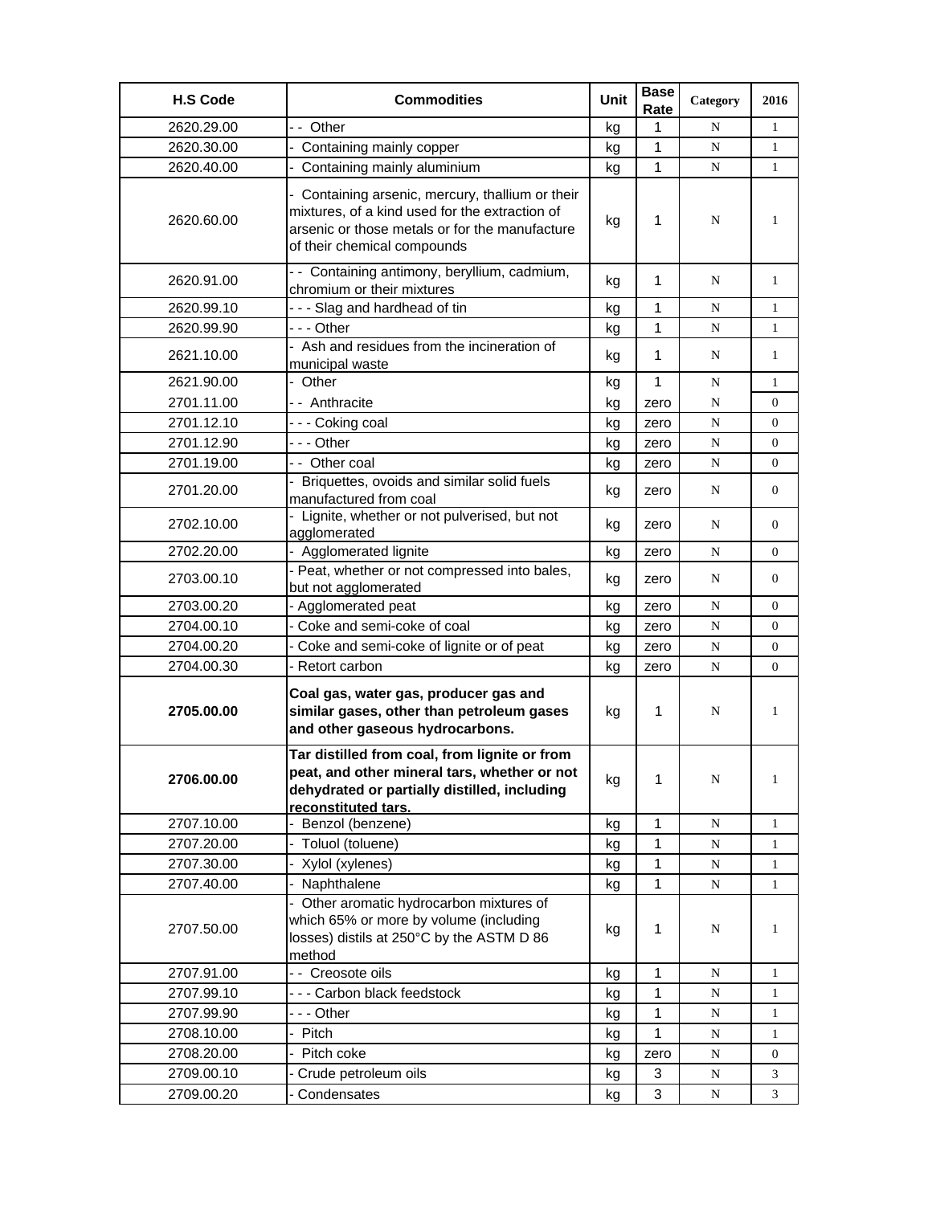| H.S Code | Commodities | Unit | Base Rate | Category | 2016 |
|---|---|---|---|---|---|
| 2620.29.00 | - - Other | kg | 1 | N | 1 |
| 2620.30.00 | - Containing mainly copper | kg | 1 | N | 1 |
| 2620.40.00 | - Containing mainly aluminium | kg | 1 | N | 1 |
| 2620.60.00 | - Containing arsenic, mercury, thallium or their mixtures, of a kind used for the extraction of arsenic or those metals or for the manufacture of their chemical compounds | kg | 1 | N | 1 |
| 2620.91.00 | - - Containing antimony, beryllium, cadmium, chromium or their mixtures | kg | 1 | N | 1 |
| 2620.99.10 | - - - Slag and hardhead of tin | kg | 1 | N | 1 |
| 2620.99.90 | - - - Other | kg | 1 | N | 1 |
| 2621.10.00 | - Ash and residues from the incineration of municipal waste | kg | 1 | N | 1 |
| 2621.90.00 | - Other | kg | 1 | N | 1 |
| 2701.11.00 | - - Anthracite | kg | zero | N | 0 |
| 2701.12.10 | - - - Coking coal | kg | zero | N | 0 |
| 2701.12.90 | - - - Other | kg | zero | N | 0 |
| 2701.19.00 | - - Other coal | kg | zero | N | 0 |
| 2701.20.00 | - Briquettes, ovoids and similar solid fuels manufactured from coal | kg | zero | N | 0 |
| 2702.10.00 | - Lignite, whether or not pulverised, but not agglomerated | kg | zero | N | 0 |
| 2702.20.00 | - Agglomerated lignite | kg | zero | N | 0 |
| 2703.00.10 | - Peat, whether or not compressed into bales, but not agglomerated | kg | zero | N | 0 |
| 2703.00.20 | - Agglomerated peat | kg | zero | N | 0 |
| 2704.00.10 | - Coke and semi-coke of coal | kg | zero | N | 0 |
| 2704.00.20 | - Coke and semi-coke of lignite or of peat | kg | zero | N | 0 |
| 2704.00.30 | - Retort carbon | kg | zero | N | 0 |
| **2705.00.00** | **Coal gas, water gas, producer gas and similar gases, other than petroleum gases and other gaseous hydrocarbons.** | kg | 1 | N | 1 |
| **2706.00.00** | **Tar distilled from coal, from lignite or from peat, and other mineral tars, whether or not dehydrated or partially distilled, including reconstituted tars.** | kg | 1 | N | 1 |
| 2707.10.00 | - Benzol (benzene) | kg | 1 | N | 1 |
| 2707.20.00 | - Toluol (toluene) | kg | 1 | N | 1 |
| 2707.30.00 | - Xylol (xylenes) | kg | 1 | N | 1 |
| 2707.40.00 | - Naphthalene | kg | 1 | N | 1 |
| 2707.50.00 | - Other aromatic hydrocarbon mixtures of which 65% or more by volume (including losses) distils at 250°C by the ASTM D 86 method | kg | 1 | N | 1 |
| 2707.91.00 | - - Creosote oils | kg | 1 | N | 1 |
| 2707.99.10 | - - - Carbon black feedstock | kg | 1 | N | 1 |
| 2707.99.90 | - - - Other | kg | 1 | N | 1 |
| 2708.10.00 | - Pitch | kg | 1 | N | 1 |
| 2708.20.00 | - Pitch coke | kg | zero | N | 0 |
| 2709.00.10 | - Crude petroleum oils | kg | 3 | N | 3 |
| 2709.00.20 | - Condensates | kg | 3 | N | 3 |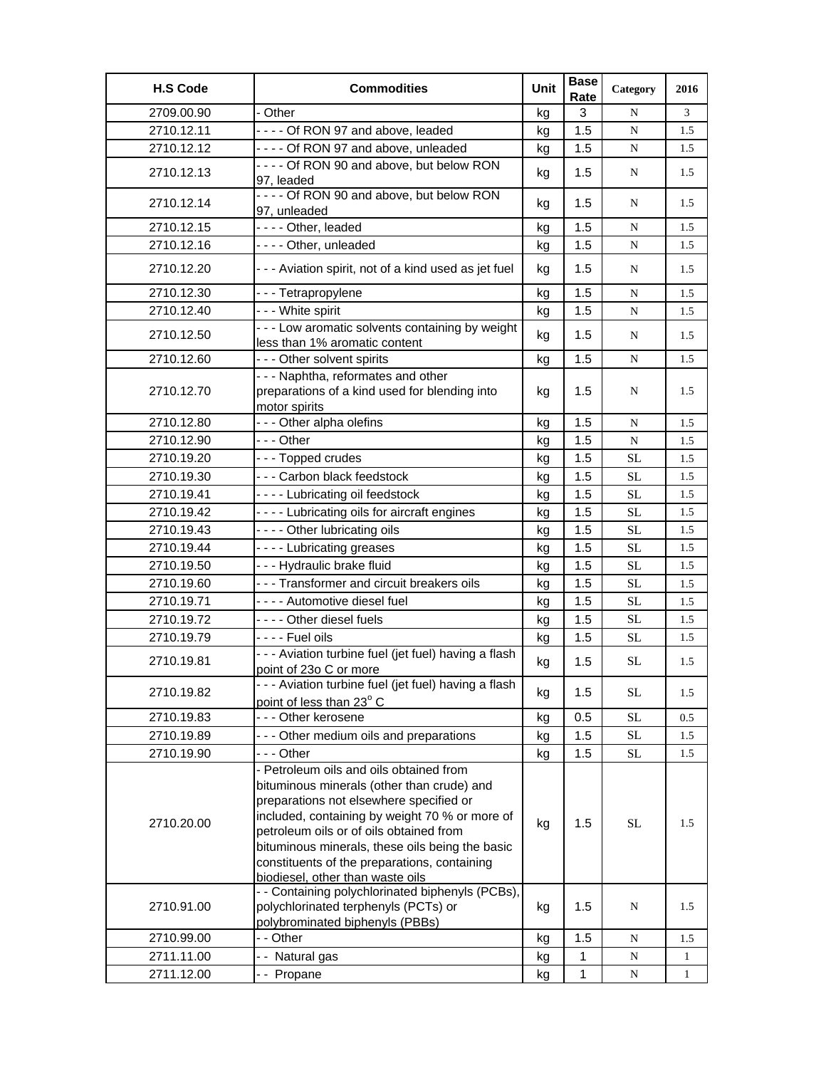| H.S Code | Commodities | Unit | Base Rate | Category | 2016 |
|---|---|---|---|---|---|
| 2709.00.90 | - Other | kg | 3 | N | 3 |
| 2710.12.11 | - - - - Of RON 97 and above, leaded | kg | 1.5 | N | 1.5 |
| 2710.12.12 | - - - - Of RON 97 and above, unleaded | kg | 1.5 | N | 1.5 |
| 2710.12.13 | - - - - Of RON 90 and above, but below RON 97, leaded | kg | 1.5 | N | 1.5 |
| 2710.12.14 | - - - - Of RON 90 and above, but below RON 97, unleaded | kg | 1.5 | N | 1.5 |
| 2710.12.15 | - - - - Other, leaded | kg | 1.5 | N | 1.5 |
| 2710.12.16 | - - - - Other, unleaded | kg | 1.5 | N | 1.5 |
| 2710.12.20 | - - - Aviation spirit, not of a kind used as jet fuel | kg | 1.5 | N | 1.5 |
| 2710.12.30 | - - - Tetrapropylene | kg | 1.5 | N | 1.5 |
| 2710.12.40 | - - - White spirit | kg | 1.5 | N | 1.5 |
| 2710.12.50 | - - - Low aromatic solvents containing by weight less than 1% aromatic content | kg | 1.5 | N | 1.5 |
| 2710.12.60 | - - - Other solvent spirits | kg | 1.5 | N | 1.5 |
| 2710.12.70 | - - - Naphtha, reformates and other preparations of a kind used for blending into motor spirits | kg | 1.5 | N | 1.5 |
| 2710.12.80 | - - - Other alpha olefins | kg | 1.5 | N | 1.5 |
| 2710.12.90 | - - - Other | kg | 1.5 | N | 1.5 |
| 2710.19.20 | - - - Topped crudes | kg | 1.5 | SL | 1.5 |
| 2710.19.30 | - - - Carbon black feedstock | kg | 1.5 | SL | 1.5 |
| 2710.19.41 | - - - - Lubricating oil feedstock | kg | 1.5 | SL | 1.5 |
| 2710.19.42 | - - - - Lubricating oils for aircraft engines | kg | 1.5 | SL | 1.5 |
| 2710.19.43 | - - - - Other lubricating oils | kg | 1.5 | SL | 1.5 |
| 2710.19.44 | - - - - Lubricating greases | kg | 1.5 | SL | 1.5 |
| 2710.19.50 | - - - Hydraulic brake fluid | kg | 1.5 | SL | 1.5 |
| 2710.19.60 | - - - Transformer and circuit breakers oils | kg | 1.5 | SL | 1.5 |
| 2710.19.71 | - - - - Automotive diesel fuel | kg | 1.5 | SL | 1.5 |
| 2710.19.72 | - - - - Other diesel fuels | kg | 1.5 | SL | 1.5 |
| 2710.19.79 | - - - - Fuel oils | kg | 1.5 | SL | 1.5 |
| 2710.19.81 | - - - Aviation turbine fuel (jet fuel) having a flash point of 23o C or more | kg | 1.5 | SL | 1.5 |
| 2710.19.82 | - - - Aviation turbine fuel (jet fuel) having a flash point of less than 23$^{o}$ C | kg | 1.5 | SL | 1.5 |
| 2710.19.83 | - - - Other kerosene | kg | 0.5 | SL | 0.5 |
| 2710.19.89 | - - - Other medium oils and preparations | kg | 1.5 | SL | 1.5 |
| 2710.19.90 | - - - Other | kg | 1.5 | SL | 1.5 |
| 2710.20.00 | - Petroleum oils and oils obtained from bituminous minerals (other than crude) and preparations not elsewhere specified or included, containing by weight 70 % or more of petroleum oils or of oils obtained from bituminous minerals, these oils being the basic constituents of the preparations, containing biodiesel, other than waste oils | kg | 1.5 | SL | 1.5 |
| 2710.91.00 | - - Containing polychlorinated biphenyls (PCBs), polychlorinated terphenyls (PCTs) or polybrominated biphenyls (PBBs) | kg | 1.5 | N | 1.5 |
| 2710.99.00 | - - Other | kg | 1.5 | N | 1.5 |
| 2711.11.00 | - - Natural gas | kg | 1 | N | 1 |
| 2711.12.00 | - - Propane | kg | 1 | N | 1 |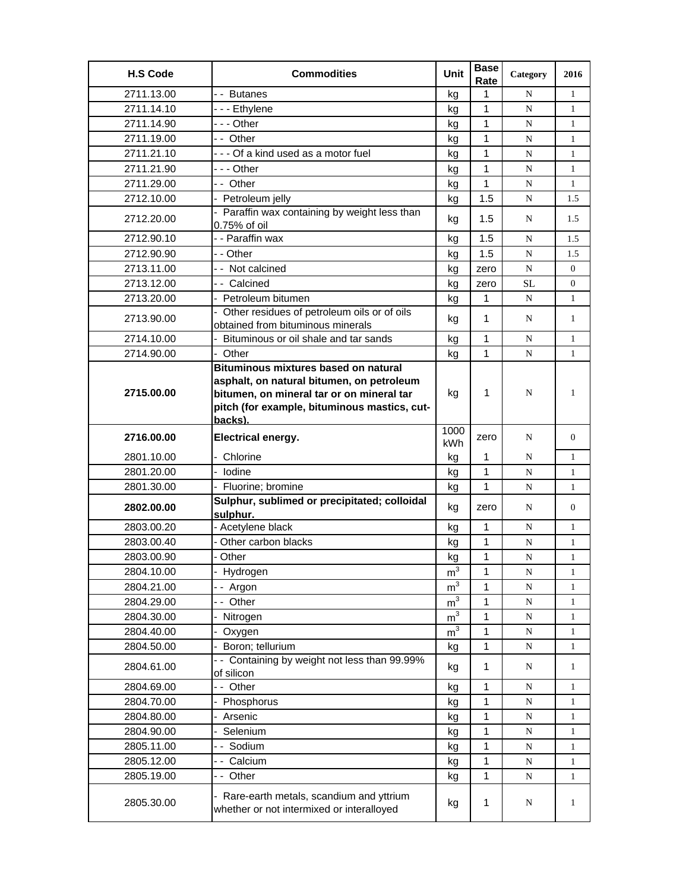| H.S Code | Commodities | Unit | Base Rate | Category | 2016 |
|---|---|---|---|---|---|
| 2711.13.00 | - - Butanes | kg | 1 | N | 1 |
| 2711.14.10 | - - - Ethylene | kg | 1 | N | 1 |
| 2711.14.90 | - - - Other | kg | 1 | N | 1 |
| 2711.19.00 | - - Other | kg | 1 | N | 1 |
| 2711.21.10 | - - - Of a kind used as a motor fuel | kg | 1 | N | 1 |
| 2711.21.90 | - - - Other | kg | 1 | N | 1 |
| 2711.29.00 | - - Other | kg | 1 | N | 1 |
| 2712.10.00 | - Petroleum jelly | kg | 1.5 | N | 1.5 |
| 2712.20.00 | - Paraffin wax containing by weight less than 0.75% of oil | kg | 1.5 | N | 1.5 |
| 2712.90.10 | - - Paraffin wax | kg | 1.5 | N | 1.5 |
| 2712.90.90 | - - Other | kg | 1.5 | N | 1.5 |
| 2713.11.00 | - - Not calcined | kg | zero | N | 0 |
| 2713.12.00 | - - Calcined | kg | zero | SL | 0 |
| 2713.20.00 | - Petroleum bitumen | kg | 1 | N | 1 |
| 2713.90.00 | - Other residues of petroleum oils or of oils obtained from bituminous minerals | kg | 1 | N | 1 |
| 2714.10.00 | - Bituminous or oil shale and tar sands | kg | 1 | N | 1 |
| 2714.90.00 | - Other | kg | 1 | N | 1 |
| **2715.00.00** | **Bituminous mixtures based on natural asphalt, on natural bitumen, on petroleum bitumen, on mineral tar or on mineral tar pitch (for example, bituminous mastics, cut-backs).** | kg | 1 | N | 1 |
| **2716.00.00** | **Electrical energy.** | 1000 kWh | zero | N | 0 |
| 2801.10.00 | - Chlorine | kg | 1 | N | 1 |
| 2801.20.00 | - Iodine | kg | 1 | N | 1 |
| 2801.30.00 | - Fluorine; bromine | kg | 1 | N | 1 |
| **2802.00.00** | **Sulphur, sublimed or precipitated; colloidal sulphur.** | kg | zero | N | 0 |
| 2803.00.20 | - Acetylene black | kg | 1 | N | 1 |
| 2803.00.40 | - Other carbon blacks | kg | 1 | N | 1 |
| 2803.00.90 | - Other | kg | 1 | N | 1 |
| 2804.10.00 | - Hydrogen | $m^3$ | 1 | N | 1 |
| 2804.21.00 | - - Argon | $m^3$ | 1 | N | 1 |
| 2804.29.00 | - - Other | $m^3$ | 1 | N | 1 |
| 2804.30.00 | - Nitrogen | $m^3$ | 1 | N | 1 |
| 2804.40.00 | - Oxygen | $m^3$ | 1 | N | 1 |
| 2804.50.00 | - Boron; tellurium | kg | 1 | N | 1 |
| 2804.61.00 | - - Containing by weight not less than 99.99% of silicon | kg | 1 | N | 1 |
| 2804.69.00 | - - Other | kg | 1 | N | 1 |
| 2804.70.00 | - Phosphorus | kg | 1 | N | 1 |
| 2804.80.00 | - Arsenic | kg | 1 | N | 1 |
| 2804.90.00 | - Selenium | kg | 1 | N | 1 |
| 2805.11.00 | - - Sodium | kg | 1 | N | 1 |
| 2805.12.00 | - - Calcium | kg | 1 | N | 1 |
| 2805.19.00 | - - Other | kg | 1 | N | 1 |
| 2805.30.00 | - Rare-earth metals, scandium and yttrium whether or not intermixed or interalloyed | kg | 1 | N | 1 |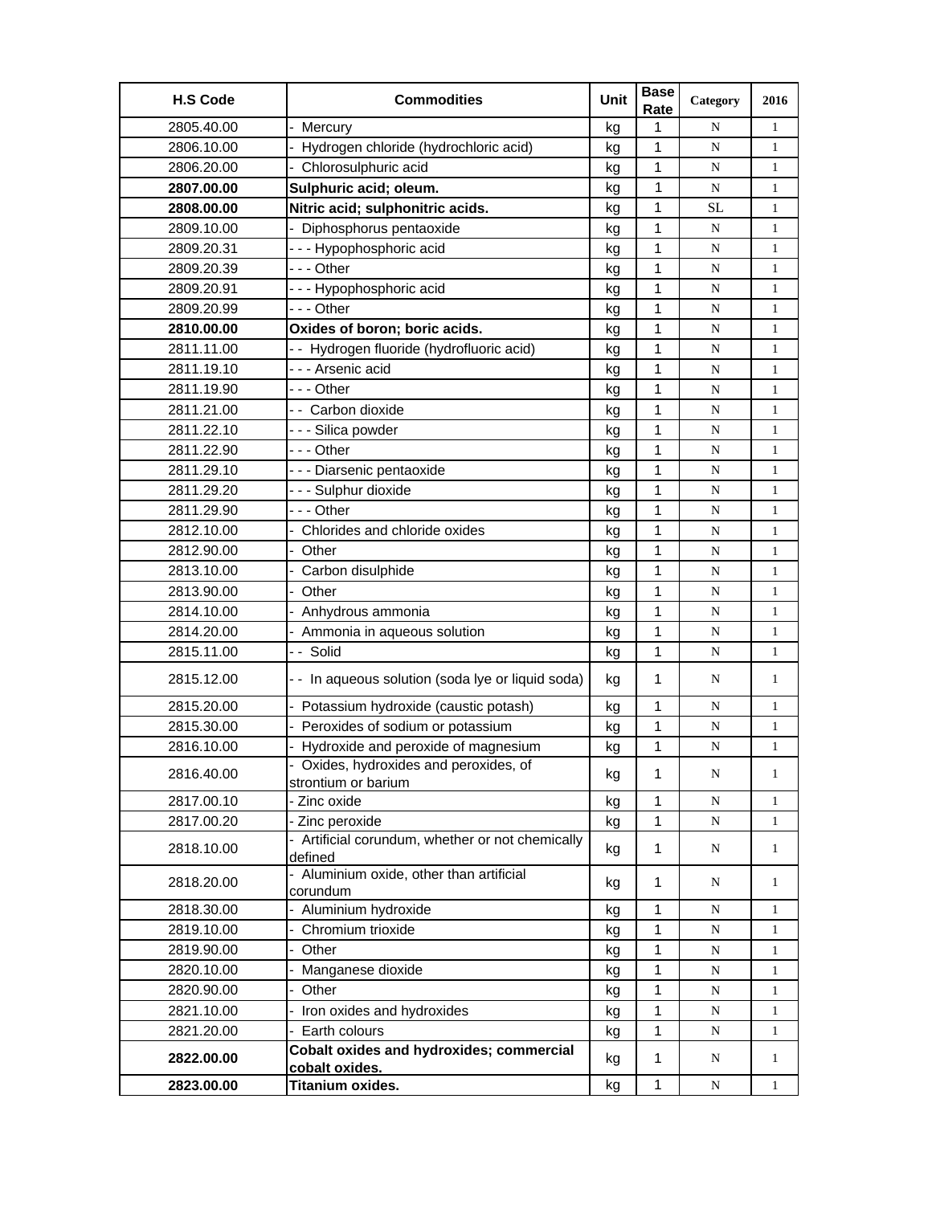| H.S Code | Commodities | Unit | Base Rate | Category | 2016 |
|---|---|---|---|---|---|
| 2805.40.00 | - Mercury | kg | 1 | N | 1 |
| 2806.10.00 | - Hydrogen chloride (hydrochloric acid) | kg | 1 | N | 1 |
| 2806.20.00 | - Chlorosulphuric acid | kg | 1 | N | 1 |
| **2807.00.00** | **Sulphuric acid; oleum.** | kg | 1 | N | 1 |
| **2808.00.00** | **Nitric acid; sulphonitric acids.** | kg | 1 | SL | 1 |
| 2809.10.00 | - Diphosphorus pentaoxide | kg | 1 | N | 1 |
| 2809.20.31 | - - - Hypophosphoric acid | kg | 1 | N | 1 |
| 2809.20.39 | - - - Other | kg | 1 | N | 1 |
| 2809.20.91 | - - - Hypophosphoric acid | kg | 1 | N | 1 |
| 2809.20.99 | - - - Other | kg | 1 | N | 1 |
| **2810.00.00** | **Oxides of boron; boric acids.** | kg | 1 | N | 1 |
| 2811.11.00 | - - Hydrogen fluoride (hydrofluoric acid) | kg | 1 | N | 1 |
| 2811.19.10 | - - - Arsenic acid | kg | 1 | N | 1 |
| 2811.19.90 | - - - Other | kg | 1 | N | 1 |
| 2811.21.00 | - - Carbon dioxide | kg | 1 | N | 1 |
| 2811.22.10 | - - - Silica powder | kg | 1 | N | 1 |
| 2811.22.90 | - - - Other | kg | 1 | N | 1 |
| 2811.29.10 | - - - Diarsenic pentaoxide | kg | 1 | N | 1 |
| 2811.29.20 | - - - Sulphur dioxide | kg | 1 | N | 1 |
| 2811.29.90 | - - - Other | kg | 1 | N | 1 |
| 2812.10.00 | - Chlorides and chloride oxides | kg | 1 | N | 1 |
| 2812.90.00 | - Other | kg | 1 | N | 1 |
| 2813.10.00 | - Carbon disulphide | kg | 1 | N | 1 |
| 2813.90.00 | - Other | kg | 1 | N | 1 |
| 2814.10.00 | - Anhydrous ammonia | kg | 1 | N | 1 |
| 2814.20.00 | - Ammonia in aqueous solution | kg | 1 | N | 1 |
| 2815.11.00 | - - Solid | kg | 1 | N | 1 |
| 2815.12.00 | - - In aqueous solution (soda lye or liquid soda) | kg | 1 | N | 1 |
| 2815.20.00 | - Potassium hydroxide (caustic potash) | kg | 1 | N | 1 |
| 2815.30.00 | - Peroxides of sodium or potassium | kg | 1 | N | 1 |
| 2816.10.00 | - Hydroxide and peroxide of magnesium | kg | 1 | N | 1 |
| 2816.40.00 | - Oxides, hydroxides and peroxides, of strontium or barium | kg | 1 | N | 1 |
| 2817.00.10 | - Zinc oxide | kg | 1 | N | 1 |
| 2817.00.20 | - Zinc peroxide | kg | 1 | N | 1 |
| 2818.10.00 | - Artificial corundum, whether or not chemically defined | kg | 1 | N | 1 |
| 2818.20.00 | - Aluminium oxide, other than artificial corundum | kg | 1 | N | 1 |
| 2818.30.00 | - Aluminium hydroxide | kg | 1 | N | 1 |
| 2819.10.00 | - Chromium trioxide | kg | 1 | N | 1 |
| 2819.90.00 | - Other | kg | 1 | N | 1 |
| 2820.10.00 | - Manganese dioxide | kg | 1 | N | 1 |
| 2820.90.00 | - Other | kg | 1 | N | 1 |
| 2821.10.00 | - Iron oxides and hydroxides | kg | 1 | N | 1 |
| 2821.20.00 | - Earth colours | kg | 1 | N | 1 |
| **2822.00.00** | **Cobalt oxides and hydroxides; commercial cobalt oxides.** | kg | 1 | N | 1 |
| **2823.00.00** | **Titanium oxides.** | kg | 1 | N | 1 |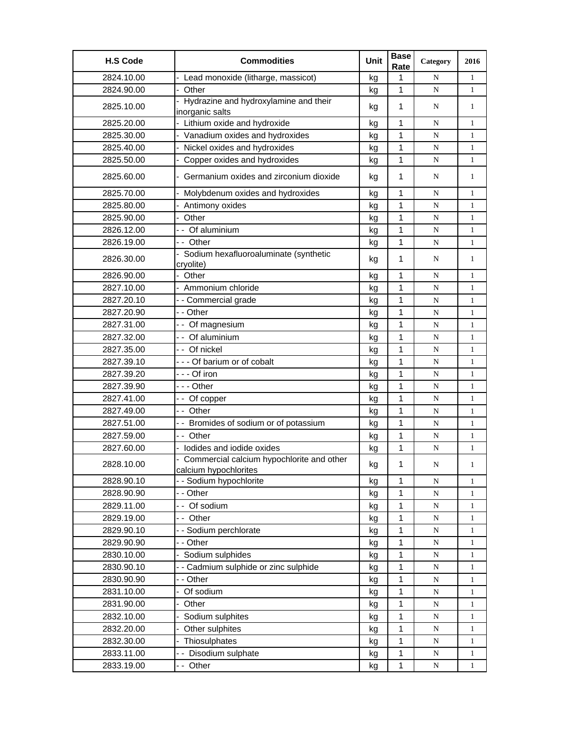| H.S Code | Commodities | Unit | Base Rate | Category | 2016 |
|---|---|---|---|---|---|
| 2824.10.00 | - Lead monoxide (litharge, massicot) | kg | 1 | N | 1 |
| 2824.90.00 | - Other | kg | 1 | N | 1 |
| 2825.10.00 | - Hydrazine and hydroxylamine and their inorganic salts | kg | 1 | N | 1 |
| 2825.20.00 | - Lithium oxide and hydroxide | kg | 1 | N | 1 |
| 2825.30.00 | - Vanadium oxides and hydroxides | kg | 1 | N | 1 |
| 2825.40.00 | - Nickel oxides and hydroxides | kg | 1 | N | 1 |
| 2825.50.00 | - Copper oxides and hydroxides | kg | 1 | N | 1 |
| 2825.60.00 | - Germanium oxides and zirconium dioxide | kg | 1 | N | 1 |
| 2825.70.00 | - Molybdenum oxides and hydroxides | kg | 1 | N | 1 |
| 2825.80.00 | - Antimony oxides | kg | 1 | N | 1 |
| 2825.90.00 | - Other | kg | 1 | N | 1 |
| 2826.12.00 | - - Of aluminium | kg | 1 | N | 1 |
| 2826.19.00 | - - Other | kg | 1 | N | 1 |
| 2826.30.00 | - Sodium hexafluoroaluminate (synthetic cryolite) | kg | 1 | N | 1 |
| 2826.90.00 | - Other | kg | 1 | N | 1 |
| 2827.10.00 | - Ammonium chloride | kg | 1 | N | 1 |
| 2827.20.10 | - - Commercial grade | kg | 1 | N | 1 |
| 2827.20.90 | - - Other | kg | 1 | N | 1 |
| 2827.31.00 | - - Of magnesium | kg | 1 | N | 1 |
| 2827.32.00 | - - Of aluminium | kg | 1 | N | 1 |
| 2827.35.00 | - - Of nickel | kg | 1 | N | 1 |
| 2827.39.10 | - - - Of barium or of cobalt | kg | 1 | N | 1 |
| 2827.39.20 | - - - Of iron | kg | 1 | N | 1 |
| 2827.39.90 | - - - Other | kg | 1 | N | 1 |
| 2827.41.00 | - - Of copper | kg | 1 | N | 1 |
| 2827.49.00 | - - Other | kg | 1 | N | 1 |
| 2827.51.00 | - - Bromides of sodium or of potassium | kg | 1 | N | 1 |
| 2827.59.00 | - - Other | kg | 1 | N | 1 |
| 2827.60.00 | - Iodides and iodide oxides | kg | 1 | N | 1 |
| 2828.10.00 | - Commercial calcium hypochlorite and other calcium hypochlorites | kg | 1 | N | 1 |
| 2828.90.10 | - - Sodium hypochlorite | kg | 1 | N | 1 |
| 2828.90.90 | - - Other | kg | 1 | N | 1 |
| 2829.11.00 | - - Of sodium | kg | 1 | N | 1 |
| 2829.19.00 | - - Other | kg | 1 | N | 1 |
| 2829.90.10 | - - Sodium perchlorate | kg | 1 | N | 1 |
| 2829.90.90 | - - Other | kg | 1 | N | 1 |
| 2830.10.00 | - Sodium sulphides | kg | 1 | N | 1 |
| 2830.90.10 | - - Cadmium sulphide or zinc sulphide | kg | 1 | N | 1 |
| 2830.90.90 | - - Other | kg | 1 | N | 1 |
| 2831.10.00 | - Of sodium | kg | 1 | N | 1 |
| 2831.90.00 | - Other | kg | 1 | N | 1 |
| 2832.10.00 | - Sodium sulphites | kg | 1 | N | 1 |
| 2832.20.00 | - Other sulphites | kg | 1 | N | 1 |
| 2832.30.00 | - Thiosulphates | kg | 1 | N | 1 |
| 2833.11.00 | - - Disodium sulphate | kg | 1 | N | 1 |
| 2833.19.00 | - - Other | kg | 1 | N | 1 |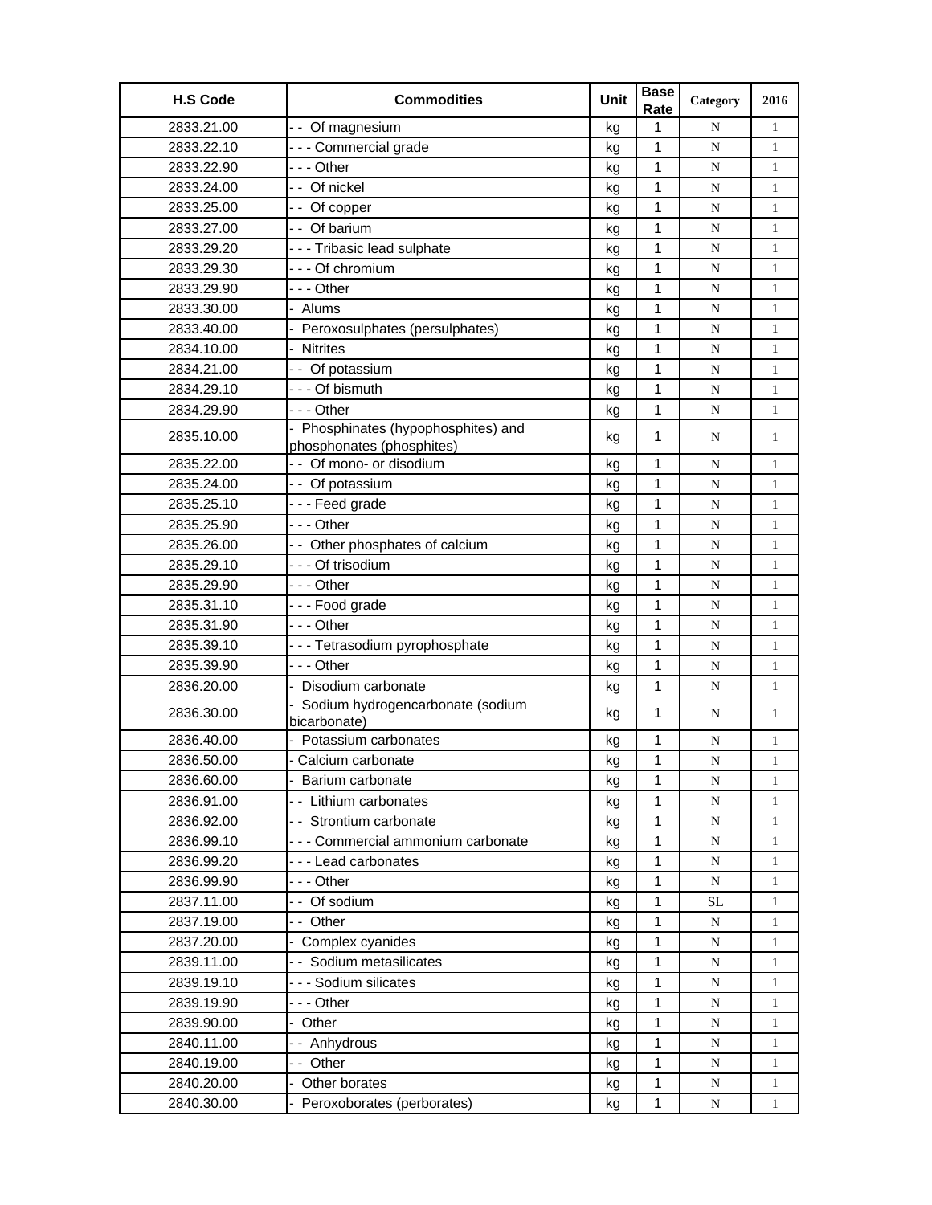| H.S Code | Commodities | Unit | Base Rate | Category | 2016 |
|---|---|---|---|---|---|
| 2833.21.00 | - -  Of magnesium | kg | 1 | N | 1 |
| 2833.22.10 | - - - Commercial grade | kg | 1 | N | 1 |
| 2833.22.90 | - - - Other | kg | 1 | N | 1 |
| 2833.24.00 | - -  Of nickel | kg | 1 | N | 1 |
| 2833.25.00 | - -  Of copper | kg | 1 | N | 1 |
| 2833.27.00 | - -  Of barium | kg | 1 | N | 1 |
| 2833.29.20 | - - - Tribasic lead sulphate | kg | 1 | N | 1 |
| 2833.29.30 | - - - Of chromium | kg | 1 | N | 1 |
| 2833.29.90 | - - - Other | kg | 1 | N | 1 |
| 2833.30.00 | -  Alums | kg | 1 | N | 1 |
| 2833.40.00 | -  Peroxosulphates (persulphates) | kg | 1 | N | 1 |
| 2834.10.00 | -  Nitrites | kg | 1 | N | 1 |
| 2834.21.00 | - -  Of potassium | kg | 1 | N | 1 |
| 2834.29.10 | - - - Of bismuth | kg | 1 | N | 1 |
| 2834.29.90 | - - - Other | kg | 1 | N | 1 |
| 2835.10.00 | -  Phosphinates (hypophosphites) and phosphonates (phosphites) | kg | 1 | N | 1 |
| 2835.22.00 | - -  Of mono- or disodium | kg | 1 | N | 1 |
| 2835.24.00 | - -  Of potassium | kg | 1 | N | 1 |
| 2835.25.10 | - - - Feed grade | kg | 1 | N | 1 |
| 2835.25.90 | - - - Other | kg | 1 | N | 1 |
| 2835.26.00 | - -  Other phosphates of calcium | kg | 1 | N | 1 |
| 2835.29.10 | - - - Of trisodium | kg | 1 | N | 1 |
| 2835.29.90 | - - - Other | kg | 1 | N | 1 |
| 2835.31.10 | - - - Food grade | kg | 1 | N | 1 |
| 2835.31.90 | - - - Other | kg | 1 | N | 1 |
| 2835.39.10 | - - - Tetrasodium pyrophosphate | kg | 1 | N | 1 |
| 2835.39.90 | - - - Other | kg | 1 | N | 1 |
| 2836.20.00 | -  Disodium carbonate | kg | 1 | N | 1 |
| 2836.30.00 | -  Sodium hydrogencarbonate (sodium bicarbonate) | kg | 1 | N | 1 |
| 2836.40.00 | -  Potassium carbonates | kg | 1 | N | 1 |
| 2836.50.00 | - Calcium carbonate | kg | 1 | N | 1 |
| 2836.60.00 | -  Barium carbonate | kg | 1 | N | 1 |
| 2836.91.00 | - -  Lithium carbonates | kg | 1 | N | 1 |
| 2836.92.00 | - -  Strontium carbonate | kg | 1 | N | 1 |
| 2836.99.10 | - - - Commercial ammonium carbonate | kg | 1 | N | 1 |
| 2836.99.20 | - - - Lead carbonates | kg | 1 | N | 1 |
| 2836.99.90 | - - - Other | kg | 1 | N | 1 |
| 2837.11.00 | - -  Of sodium | kg | 1 | SL | 1 |
| 2837.19.00 | - -  Other | kg | 1 | N | 1 |
| 2837.20.00 | -  Complex cyanides | kg | 1 | N | 1 |
| 2839.11.00 | - -  Sodium metasilicates | kg | 1 | N | 1 |
| 2839.19.10 | - - - Sodium silicates | kg | 1 | N | 1 |
| 2839.19.90 | - - - Other | kg | 1 | N | 1 |
| 2839.90.00 | -  Other | kg | 1 | N | 1 |
| 2840.11.00 | - -  Anhydrous | kg | 1 | N | 1 |
| 2840.19.00 | - -  Other | kg | 1 | N | 1 |
| 2840.20.00 | -  Other borates | kg | 1 | N | 1 |
| 2840.30.00 | -  Peroxoborates (perborates) | kg | 1 | N | 1 |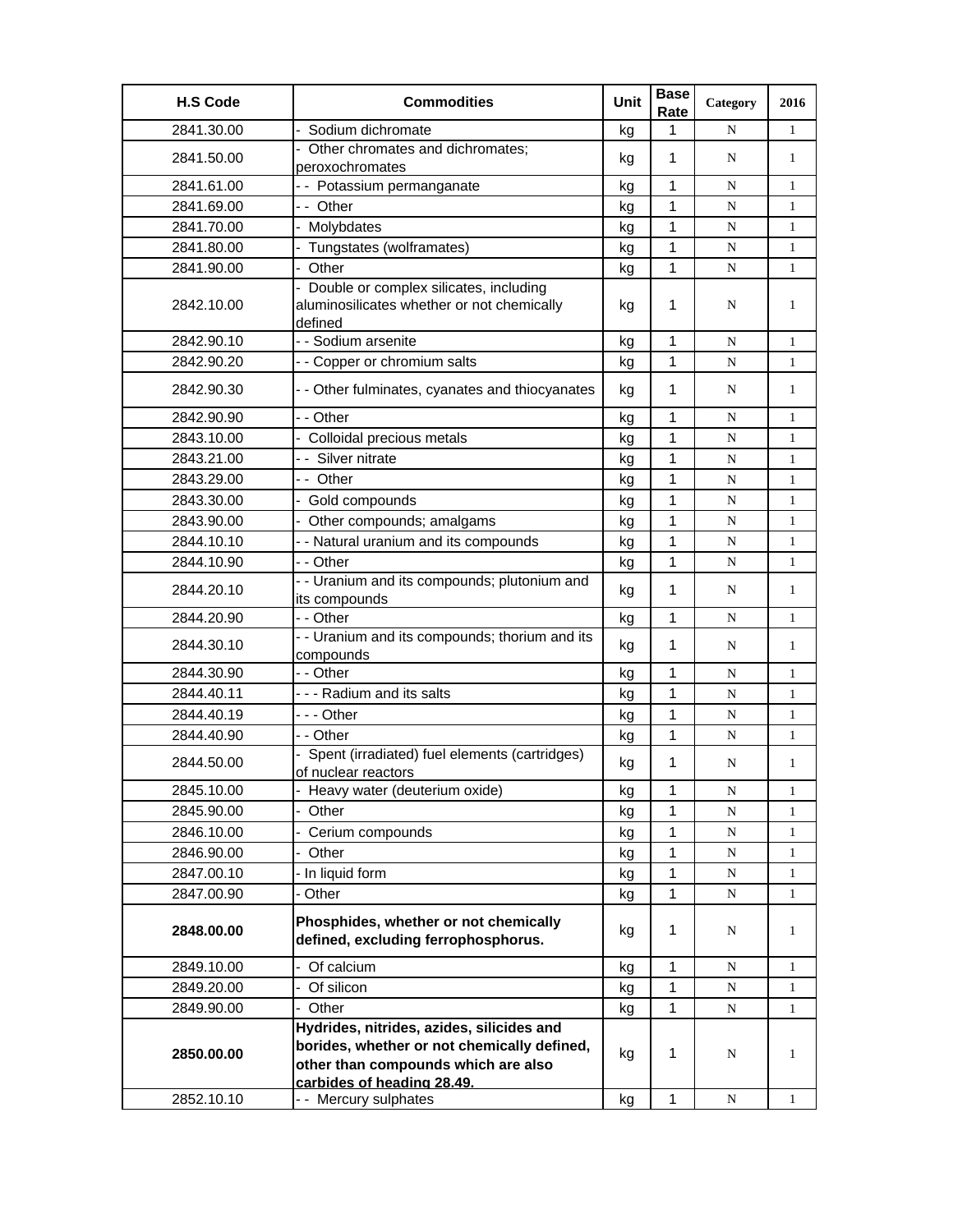| H.S Code | Commodities | Unit | Base Rate | Category | 2016 |
|---|---|---|---|---|---|
| 2841.30.00 | - Sodium dichromate | kg | 1 | N | 1 |
| 2841.50.00 | - Other chromates and dichromates; peroxochromates | kg | 1 | N | 1 |
| 2841.61.00 | - - Potassium permanganate | kg | 1 | N | 1 |
| 2841.69.00 | - - Other | kg | 1 | N | 1 |
| 2841.70.00 | - Molybdates | kg | 1 | N | 1 |
| 2841.80.00 | - Tungstates (wolframates) | kg | 1 | N | 1 |
| 2841.90.00 | - Other | kg | 1 | N | 1 |
| 2842.10.00 | - Double or complex silicates, including aluminosilicates whether or not chemically defined | kg | 1 | N | 1 |
| 2842.90.10 | - - Sodium arsenite | kg | 1 | N | 1 |
| 2842.90.20 | - - Copper or chromium salts | kg | 1 | N | 1 |
| 2842.90.30 | - - Other fulminates, cyanates and thiocyanates | kg | 1 | N | 1 |
| 2842.90.90 | - - Other | kg | 1 | N | 1 |
| 2843.10.00 | - Colloidal precious metals | kg | 1 | N | 1 |
| 2843.21.00 | - - Silver nitrate | kg | 1 | N | 1 |
| 2843.29.00 | - - Other | kg | 1 | N | 1 |
| 2843.30.00 | - Gold compounds | kg | 1 | N | 1 |
| 2843.90.00 | - Other compounds; amalgams | kg | 1 | N | 1 |
| 2844.10.10 | - - Natural uranium and its compounds | kg | 1 | N | 1 |
| 2844.10.90 | - - Other | kg | 1 | N | 1 |
| 2844.20.10 | - - Uranium and its compounds; plutonium and its compounds | kg | 1 | N | 1 |
| 2844.20.90 | - - Other | kg | 1 | N | 1 |
| 2844.30.10 | - - Uranium and its compounds; thorium and its compounds | kg | 1 | N | 1 |
| 2844.30.90 | - - Other | kg | 1 | N | 1 |
| 2844.40.11 | - - - Radium and its salts | kg | 1 | N | 1 |
| 2844.40.19 | - - - Other | kg | 1 | N | 1 |
| 2844.40.90 | - - Other | kg | 1 | N | 1 |
| 2844.50.00 | - Spent (irradiated) fuel elements (cartridges) of nuclear reactors | kg | 1 | N | 1 |
| 2845.10.00 | - Heavy water (deuterium oxide) | kg | 1 | N | 1 |
| 2845.90.00 | - Other | kg | 1 | N | 1 |
| 2846.10.00 | - Cerium compounds | kg | 1 | N | 1 |
| 2846.90.00 | - Other | kg | 1 | N | 1 |
| 2847.00.10 | - In liquid form | kg | 1 | N | 1 |
| 2847.00.90 | - Other | kg | 1 | N | 1 |
| **2848.00.00** | **Phosphides, whether or not chemically defined, excluding ferrophosphorus.** | kg | 1 | N | 1 |
| 2849.10.00 | - Of calcium | kg | 1 | N | 1 |
| 2849.20.00 | - Of silicon | kg | 1 | N | 1 |
| 2849.90.00 | - Other | kg | 1 | N | 1 |
| **2850.00.00** | **Hydrides, nitrides, azides, silicides and borides, whether or not chemically defined, other than compounds which are also carbides of heading 28.49.** | kg | 1 | N | 1 |
| 2852.10.10 | - - Mercury sulphates | kg | 1 | N | 1 |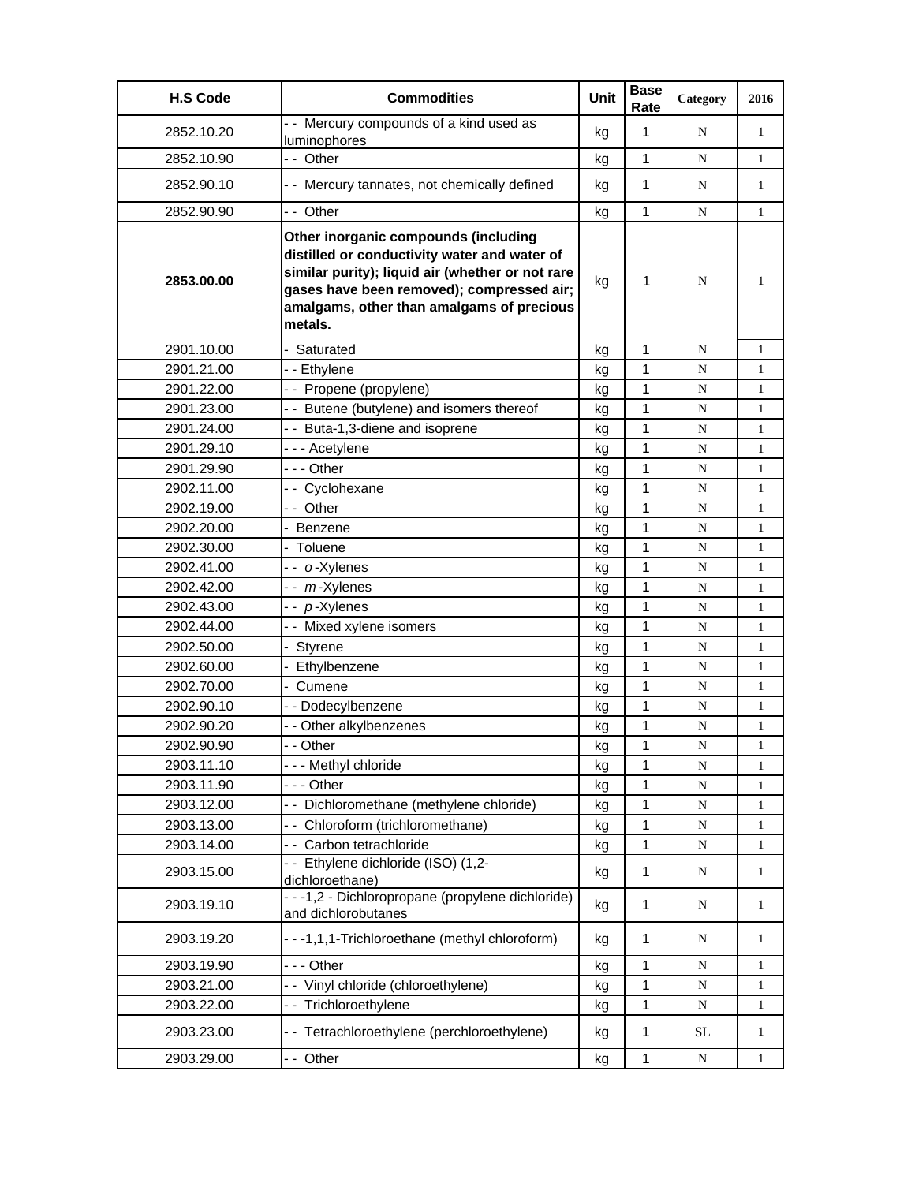| H.S Code | Commodities | Unit | Base Rate | Category | 2016 |
|---|---|---|---|---|---|
| 2852.10.20 | - - Mercury compounds of a kind used as luminophores | kg | 1 | N | 1 |
| 2852.10.90 | - - Other | kg | 1 | N | 1 |
| 2852.90.10 | - - Mercury tannates, not chemically defined | kg | 1 | N | 1 |
| 2852.90.90 | - - Other | kg | 1 | N | 1 |
| **2853.00.00** | **Other inorganic compounds (including distilled or conductivity water and water of similar purity); liquid air (whether or not rare gases have been removed); compressed air; amalgams, other than amalgams of precious metals.** | kg | 1 | N | 1 |
| 2901.10.00 | - Saturated | kg | 1 | N | 1 |
| 2901.21.00 | - - Ethylene | kg | 1 | N | 1 |
| 2901.22.00 | - - Propene (propylene) | kg | 1 | N | 1 |
| 2901.23.00 | - - Butene (butylene) and isomers thereof | kg | 1 | N | 1 |
| 2901.24.00 | - - Buta-1,3-diene and isoprene | kg | 1 | N | 1 |
| 2901.29.10 | - - - Acetylene | kg | 1 | N | 1 |
| 2901.29.90 | - - - Other | kg | 1 | N | 1 |
| 2902.11.00 | - - Cyclohexane | kg | 1 | N | 1 |
| 2902.19.00 | - - Other | kg | 1 | N | 1 |
| 2902.20.00 | - Benzene | kg | 1 | N | 1 |
| 2902.30.00 | - Toluene | kg | 1 | N | 1 |
| 2902.41.00 | - - *o*-Xylenes | kg | 1 | N | 1 |
| 2902.42.00 | - - *m*-Xylenes | kg | 1 | N | 1 |
| 2902.43.00 | - - *p*-Xylenes | kg | 1 | N | 1 |
| 2902.44.00 | - - Mixed xylene isomers | kg | 1 | N | 1 |
| 2902.50.00 | - Styrene | kg | 1 | N | 1 |
| 2902.60.00 | - Ethylbenzene | kg | 1 | N | 1 |
| 2902.70.00 | - Cumene | kg | 1 | N | 1 |
| 2902.90.10 | - - Dodecylbenzene | kg | 1 | N | 1 |
| 2902.90.20 | - - Other alkylbenzenes | kg | 1 | N | 1 |
| 2902.90.90 | - - Other | kg | 1 | N | 1 |
| 2903.11.10 | - - - Methyl chloride | kg | 1 | N | 1 |
| 2903.11.90 | - - - Other | kg | 1 | N | 1 |
| 2903.12.00 | - - Dichloromethane (methylene chloride) | kg | 1 | N | 1 |
| 2903.13.00 | - - Chloroform (trichloromethane) | kg | 1 | N | 1 |
| 2903.14.00 | - - Carbon tetrachloride | kg | 1 | N | 1 |
| 2903.15.00 | - - Ethylene dichloride (ISO) (1,2-dichloroethane) | kg | 1 | N | 1 |
| 2903.19.10 | - - -1,2 - Dichloropropane (propylene dichloride) and dichlorobutanes | kg | 1 | N | 1 |
| 2903.19.20 | - - -1,1,1-Trichloroethane (methyl chloroform) | kg | 1 | N | 1 |
| 2903.19.90 | - - - Other | kg | 1 | N | 1 |
| 2903.21.00 | - - Vinyl chloride (chloroethylene) | kg | 1 | N | 1 |
| 2903.22.00 | - - Trichloroethylene | kg | 1 | N | 1 |
| 2903.23.00 | - - Tetrachloroethylene (perchloroethylene) | kg | 1 | SL | 1 |
| 2903.29.00 | - - Other | kg | 1 | N | 1 |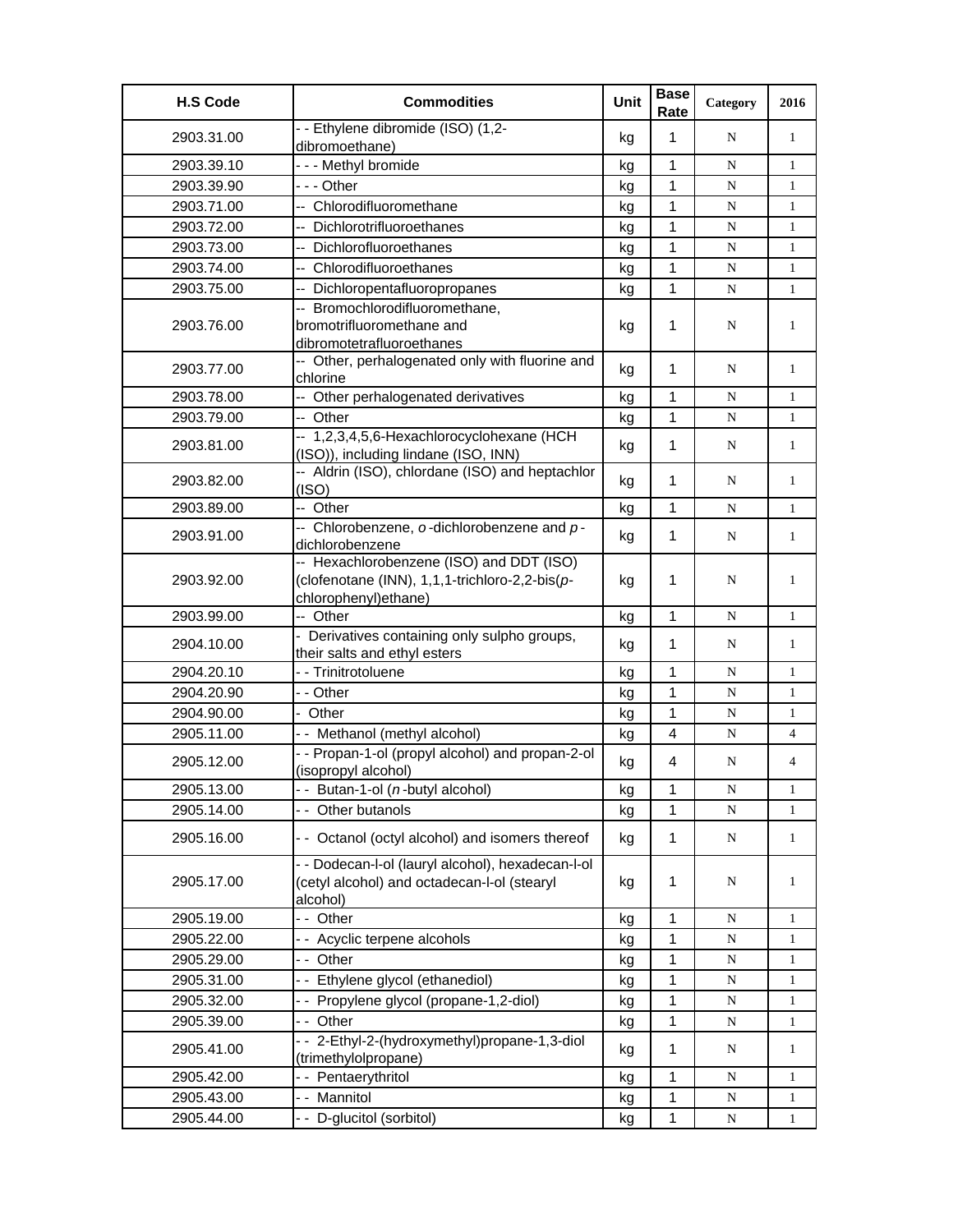| H.S Code | Commodities | Unit | Base Rate | Category | 2016 |
| --- | --- | --- | --- | --- | --- |
| 2903.31.00 | - - Ethylene dibromide (ISO) (1,2-dibromoethane) | kg | 1 | N | 1 |
| 2903.39.10 | - - - Methyl bromide | kg | 1 | N | 1 |
| 2903.39.90 | - - - Other | kg | 1 | N | 1 |
| 2903.71.00 | -- Chlorodifluoromethane | kg | 1 | N | 1 |
| 2903.72.00 | -- Dichlorotrifluoroethanes | kg | 1 | N | 1 |
| 2903.73.00 | -- Dichlorofluoroethanes | kg | 1 | N | 1 |
| 2903.74.00 | -- Chlorodifluoroethanes | kg | 1 | N | 1 |
| 2903.75.00 | -- Dichloropentafluoropropanes | kg | 1 | N | 1 |
| 2903.76.00 | -- Bromochlorodifluoromethane, bromotrifluoromethane and dibromotetrafluoroethanes | kg | 1 | N | 1 |
| 2903.77.00 | -- Other, perhalogenated only with fluorine and chlorine | kg | 1 | N | 1 |
| 2903.78.00 | -- Other perhalogenated derivatives | kg | 1 | N | 1 |
| 2903.79.00 | -- Other | kg | 1 | N | 1 |
| 2903.81.00 | -- 1,2,3,4,5,6-Hexachlorocyclohexane (HCH (ISO)), including lindane (ISO, INN) | kg | 1 | N | 1 |
| 2903.82.00 | -- Aldrin (ISO), chlordane (ISO) and heptachlor (ISO) | kg | 1 | N | 1 |
| 2903.89.00 | -- Other | kg | 1 | N | 1 |
| 2903.91.00 | -- Chlorobenzene, *o*-dichlorobenzene and *p*-dichlorobenzene | kg | 1 | N | 1 |
| 2903.92.00 | -- Hexachlorobenzene (ISO) and DDT (ISO) (clofenotane (INN), 1,1,1-trichloro-2,2-bis(*p*-chlorophenyl)ethane) | kg | 1 | N | 1 |
| 2903.99.00 | -- Other | kg | 1 | N | 1 |
| 2904.10.00 | - Derivatives containing only sulpho groups, their salts and ethyl esters | kg | 1 | N | 1 |
| 2904.20.10 | - - Trinitrotoluene | kg | 1 | N | 1 |
| 2904.20.90 | - - Other | kg | 1 | N | 1 |
| 2904.90.00 | - Other | kg | 1 | N | 1 |
| 2905.11.00 | - - Methanol (methyl alcohol) | kg | 4 | N | 4 |
| 2905.12.00 | - - Propan-1-ol (propyl alcohol) and propan-2-ol (isopropyl alcohol) | kg | 4 | N | 4 |
| 2905.13.00 | - - Butan-1-ol (*n*-butyl alcohol) | kg | 1 | N | 1 |
| 2905.14.00 | - - Other butanols | kg | 1 | N | 1 |
| 2905.16.00 | - - Octanol (octyl alcohol) and isomers thereof | kg | 1 | N | 1 |
| 2905.17.00 | - - Dodecan-l-ol (lauryl alcohol), hexadecan-l-ol (cetyl alcohol) and octadecan-l-ol (stearyl alcohol) | kg | 1 | N | 1 |
| 2905.19.00 | - - Other | kg | 1 | N | 1 |
| 2905.22.00 | - - Acyclic terpene alcohols | kg | 1 | N | 1 |
| 2905.29.00 | - - Other | kg | 1 | N | 1 |
| 2905.31.00 | - - Ethylene glycol (ethanediol) | kg | 1 | N | 1 |
| 2905.32.00 | - - Propylene glycol (propane-1,2-diol) | kg | 1 | N | 1 |
| 2905.39.00 | - - Other | kg | 1 | N | 1 |
| 2905.41.00 | - - 2-Ethyl-2-(hydroxymethyl)propane-1,3-diol (trimethylolpropane) | kg | 1 | N | 1 |
| 2905.42.00 | - - Pentaerythritol | kg | 1 | N | 1 |
| 2905.43.00 | - - Mannitol | kg | 1 | N | 1 |
| 2905.44.00 | - - D-glucitol (sorbitol) | kg | 1 | N | 1 |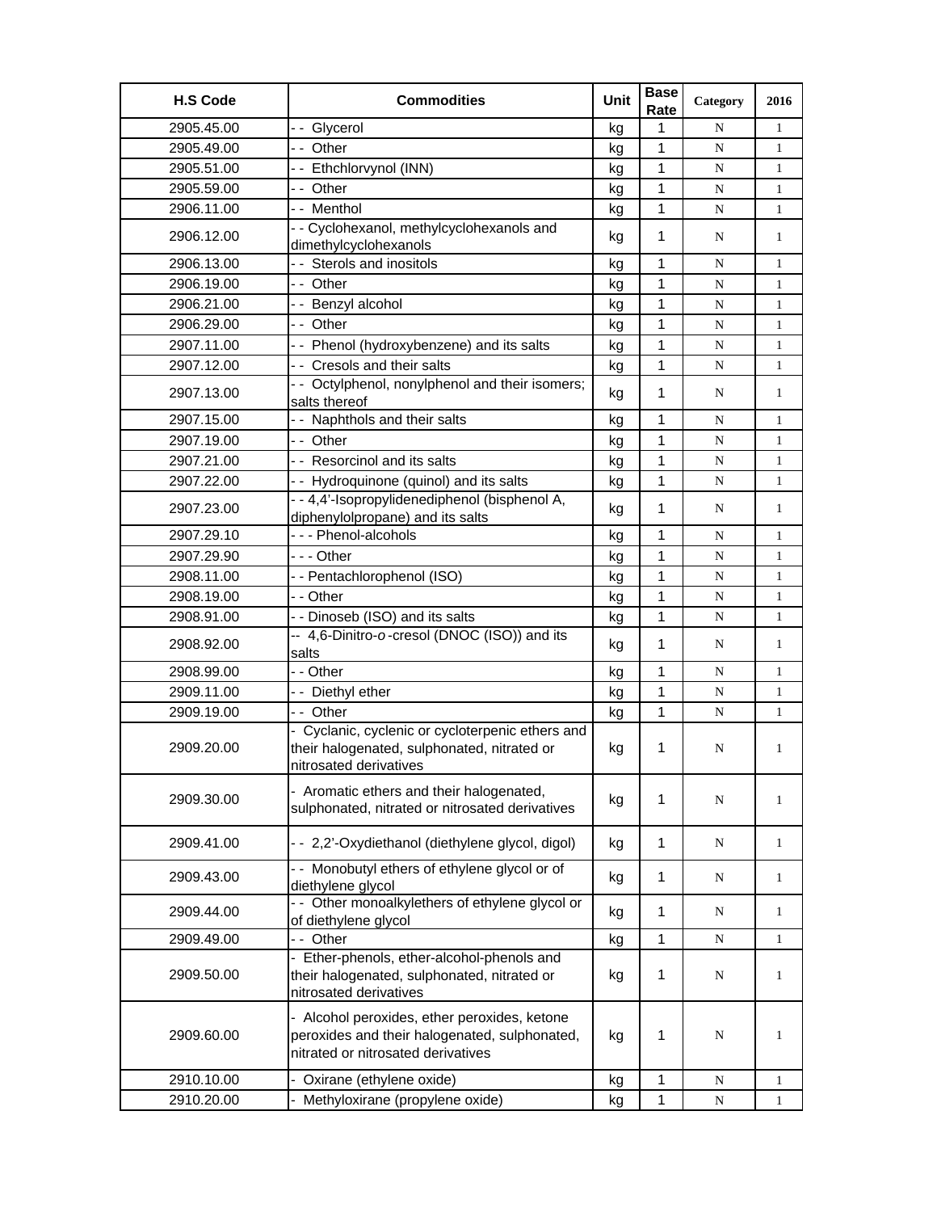| H.S Code | Commodities | Unit | Base Rate | Category | 2016 |
|---|---|---|---|---|---|
| 2905.45.00 | - - Glycerol | kg | 1 | N | 1 |
| 2905.49.00 | - - Other | kg | 1 | N | 1 |
| 2905.51.00 | - - Ethchlorvynol (INN) | kg | 1 | N | 1 |
| 2905.59.00 | - - Other | kg | 1 | N | 1 |
| 2906.11.00 | - - Menthol | kg | 1 | N | 1 |
| 2906.12.00 | - - Cyclohexanol, methylcyclohexanols and dimethylcyclohexanols | kg | 1 | N | 1 |
| 2906.13.00 | - - Sterols and inositols | kg | 1 | N | 1 |
| 2906.19.00 | - - Other | kg | 1 | N | 1 |
| 2906.21.00 | - - Benzyl alcohol | kg | 1 | N | 1 |
| 2906.29.00 | - - Other | kg | 1 | N | 1 |
| 2907.11.00 | - - Phenol (hydroxybenzene) and its salts | kg | 1 | N | 1 |
| 2907.12.00 | - - Cresols and their salts | kg | 1 | N | 1 |
| 2907.13.00 | - - Octylphenol, nonylphenol and their isomers; salts thereof | kg | 1 | N | 1 |
| 2907.15.00 | - - Naphthols and their salts | kg | 1 | N | 1 |
| 2907.19.00 | - - Other | kg | 1 | N | 1 |
| 2907.21.00 | - - Resorcinol and its salts | kg | 1 | N | 1 |
| 2907.22.00 | - - Hydroquinone (quinol) and its salts | kg | 1 | N | 1 |
| 2907.23.00 | - - 4,4'-Isopropylidenediphenol (bisphenol A, diphenylolpropane) and its salts | kg | 1 | N | 1 |
| 2907.29.10 | - - - Phenol-alcohols | kg | 1 | N | 1 |
| 2907.29.90 | - - - Other | kg | 1 | N | 1 |
| 2908.11.00 | - - Pentachlorophenol (ISO) | kg | 1 | N | 1 |
| 2908.19.00 | - - Other | kg | 1 | N | 1 |
| 2908.91.00 | - - Dinoseb (ISO) and its salts | kg | 1 | N | 1 |
| 2908.92.00 | -- 4,6-Dinitro-*o*-cresol (DNOC (ISO)) and its salts | kg | 1 | N | 1 |
| 2908.99.00 | - - Other | kg | 1 | N | 1 |
| 2909.11.00 | - - Diethyl ether | kg | 1 | N | 1 |
| 2909.19.00 | - - Other | kg | 1 | N | 1 |
| 2909.20.00 | - Cyclanic, cyclenic or cycloterpenic ethers and their halogenated, sulphonated, nitrated or nitrosated derivatives | kg | 1 | N | 1 |
| 2909.30.00 | - Aromatic ethers and their halogenated, sulphonated, nitrated or nitrosated derivatives | kg | 1 | N | 1 |
| 2909.41.00 | - - 2,2'-Oxydiethanol (diethylene glycol, digol) | kg | 1 | N | 1 |
| 2909.43.00 | - - Monobutyl ethers of ethylene glycol or of diethylene glycol | kg | 1 | N | 1 |
| 2909.44.00 | - - Other monoalkylethers of ethylene glycol or of diethylene glycol | kg | 1 | N | 1 |
| 2909.49.00 | - - Other | kg | 1 | N | 1 |
| 2909.50.00 | - Ether-phenols, ether-alcohol-phenols and their halogenated, sulphonated, nitrated or nitrosated derivatives | kg | 1 | N | 1 |
| 2909.60.00 | - Alcohol peroxides, ether peroxides, ketone peroxides and their halogenated, sulphonated, nitrated or nitrosated derivatives | kg | 1 | N | 1 |
| 2910.10.00 | - Oxirane (ethylene oxide) | kg | 1 | N | 1 |
| 2910.20.00 | - Methyloxirane (propylene oxide) | kg | 1 | N | 1 |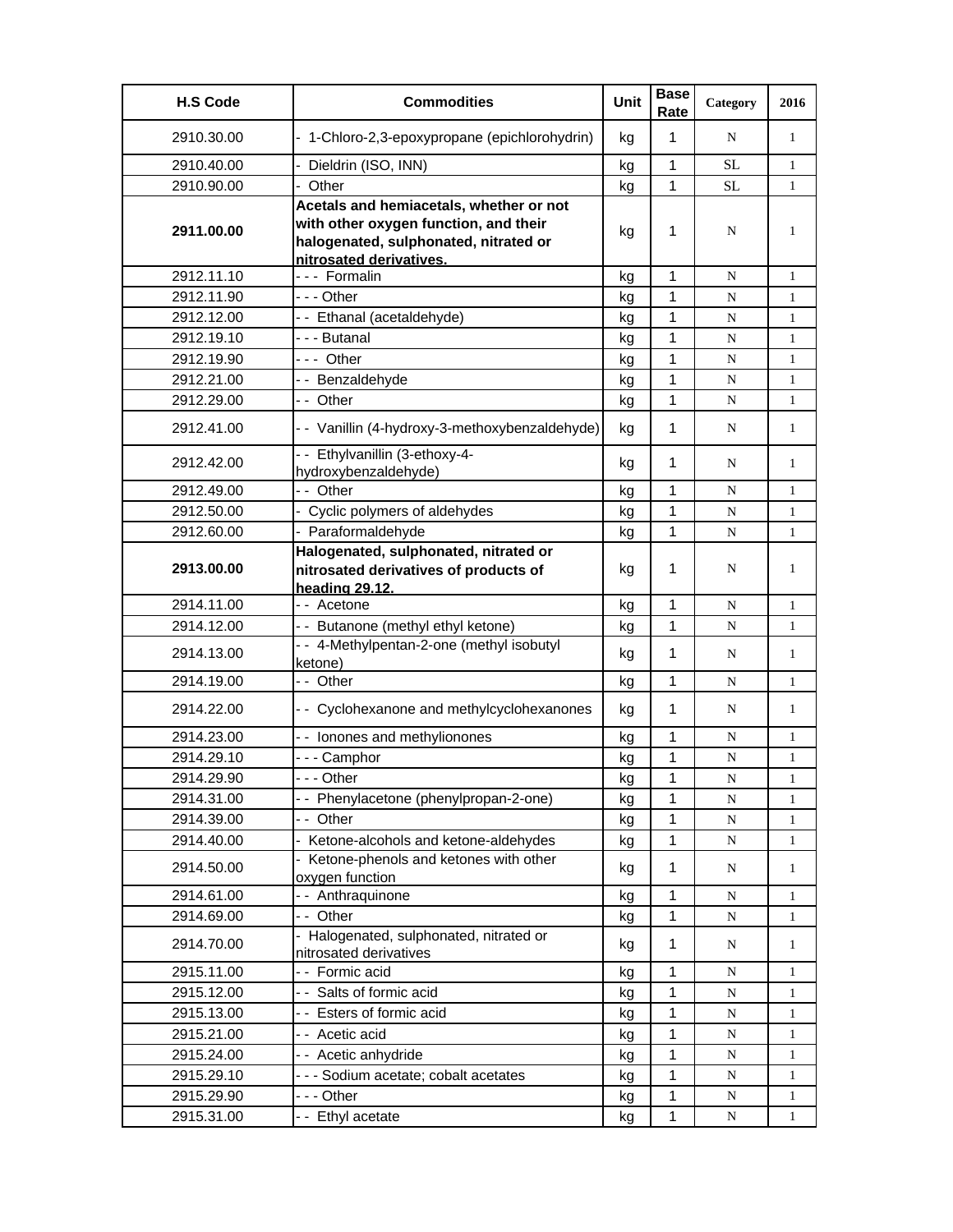| H.S Code | Commodities | Unit | Base Rate | Category | 2016 |
|---|---|---|---|---|---|
| 2910.30.00 | - 1-Chloro-2,3-epoxypropane (epichlorohydrin) | kg | 1 | N | 1 |
| 2910.40.00 | - Dieldrin (ISO, INN) | kg | 1 | SL | 1 |
| 2910.90.00 | - Other | kg | 1 | SL | 1 |
| **2911.00.00** | **Acetals and hemiacetals, whether or not with other oxygen function, and their halogenated, sulphonated, nitrated or nitrosated derivatives.** | kg | 1 | N | 1 |
| 2912.11.10 | - - - Formalin | kg | 1 | N | 1 |
| 2912.11.90 | - - - Other | kg | 1 | N | 1 |
| 2912.12.00 | - - Ethanal (acetaldehyde) | kg | 1 | N | 1 |
| 2912.19.10 | - - - Butanal | kg | 1 | N | 1 |
| 2912.19.90 | - - - Other | kg | 1 | N | 1 |
| 2912.21.00 | - - Benzaldehyde | kg | 1 | N | 1 |
| 2912.29.00 | - - Other | kg | 1 | N | 1 |
| 2912.41.00 | - - Vanillin (4-hydroxy-3-methoxybenzaldehyde) | kg | 1 | N | 1 |
| 2912.42.00 | - - Ethylvanillin (3-ethoxy-4-hydroxybenzaldehyde) | kg | 1 | N | 1 |
| 2912.49.00 | - - Other | kg | 1 | N | 1 |
| 2912.50.00 | - Cyclic polymers of aldehydes | kg | 1 | N | 1 |
| 2912.60.00 | - Paraformaldehyde | kg | 1 | N | 1 |
| **2913.00.00** | **Halogenated, sulphonated, nitrated or nitrosated derivatives of products of heading 29.12.** | kg | 1 | N | 1 |
| 2914.11.00 | - - Acetone | kg | 1 | N | 1 |
| 2914.12.00 | - - Butanone (methyl ethyl ketone) | kg | 1 | N | 1 |
| 2914.13.00 | - - 4-Methylpentan-2-one (methyl isobutyl ketone) | kg | 1 | N | 1 |
| 2914.19.00 | - - Other | kg | 1 | N | 1 |
| 2914.22.00 | - - Cyclohexanone and methylcyclohexanones | kg | 1 | N | 1 |
| 2914.23.00 | - - Ionones and methylionones | kg | 1 | N | 1 |
| 2914.29.10 | - - - Camphor | kg | 1 | N | 1 |
| 2914.29.90 | - - - Other | kg | 1 | N | 1 |
| 2914.31.00 | - - Phenylacetone (phenylpropan-2-one) | kg | 1 | N | 1 |
| 2914.39.00 | - - Other | kg | 1 | N | 1 |
| 2914.40.00 | - Ketone-alcohols and ketone-aldehydes | kg | 1 | N | 1 |
| 2914.50.00 | - Ketone-phenols and ketones with other oxygen function | kg | 1 | N | 1 |
| 2914.61.00 | - - Anthraquinone | kg | 1 | N | 1 |
| 2914.69.00 | - - Other | kg | 1 | N | 1 |
| 2914.70.00 | - Halogenated, sulphonated, nitrated or nitrosated derivatives | kg | 1 | N | 1 |
| 2915.11.00 | - - Formic acid | kg | 1 | N | 1 |
| 2915.12.00 | - - Salts of formic acid | kg | 1 | N | 1 |
| 2915.13.00 | - - Esters of formic acid | kg | 1 | N | 1 |
| 2915.21.00 | - - Acetic acid | kg | 1 | N | 1 |
| 2915.24.00 | - - Acetic anhydride | kg | 1 | N | 1 |
| 2915.29.10 | - - - Sodium acetate; cobalt acetates | kg | 1 | N | 1 |
| 2915.29.90 | - - - Other | kg | 1 | N | 1 |
| 2915.31.00 | - - Ethyl acetate | kg | 1 | N | 1 |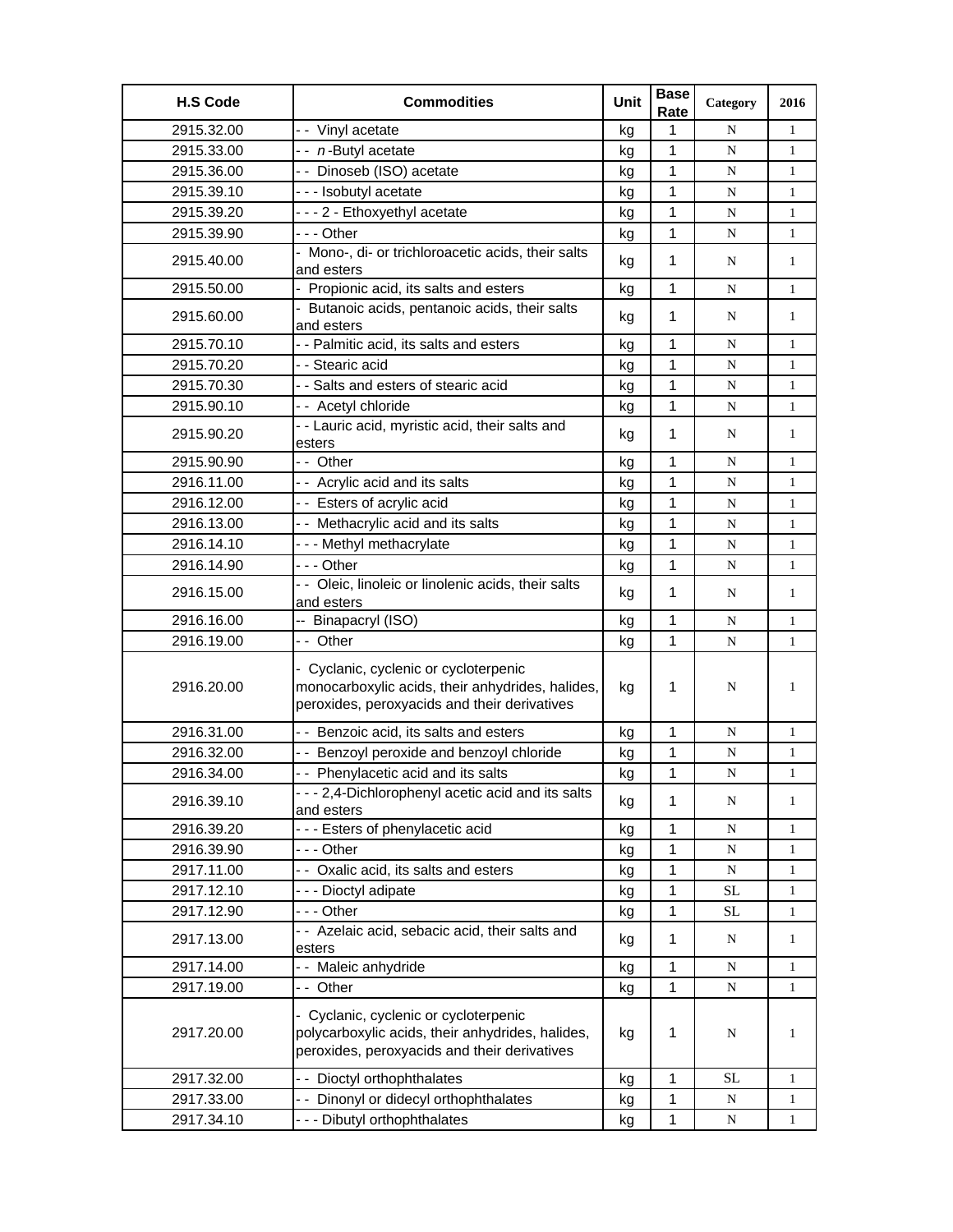| H.S Code | Commodities | Unit | Base Rate | Category | 2016 |
|---|---|---|---|---|---|
| 2915.32.00 | - - Vinyl acetate | kg | 1 | N | 1 |
| 2915.33.00 | - - *n*-Butyl acetate | kg | 1 | N | 1 |
| 2915.36.00 | - - Dinoseb (ISO) acetate | kg | 1 | N | 1 |
| 2915.39.10 | - - - Isobutyl acetate | kg | 1 | N | 1 |
| 2915.39.20 | - - - 2 - Ethoxyethyl acetate | kg | 1 | N | 1 |
| 2915.39.90 | - - - Other | kg | 1 | N | 1 |
| 2915.40.00 | - Mono-, di- or trichloroacetic acids, their salts and esters | kg | 1 | N | 1 |
| 2915.50.00 | - Propionic acid, its salts and esters | kg | 1 | N | 1 |
| 2915.60.00 | - Butanoic acids, pentanoic acids, their salts and esters | kg | 1 | N | 1 |
| 2915.70.10 | - - Palmitic acid, its salts and esters | kg | 1 | N | 1 |
| 2915.70.20 | - - Stearic acid | kg | 1 | N | 1 |
| 2915.70.30 | - - Salts and esters of stearic acid | kg | 1 | N | 1 |
| 2915.90.10 | - - Acetyl chloride | kg | 1 | N | 1 |
| 2915.90.20 | - - Lauric acid, myristic acid, their salts and esters | kg | 1 | N | 1 |
| 2915.90.90 | - - Other | kg | 1 | N | 1 |
| 2916.11.00 | - - Acrylic acid and its salts | kg | 1 | N | 1 |
| 2916.12.00 | - - Esters of acrylic acid | kg | 1 | N | 1 |
| 2916.13.00 | - - Methacrylic acid and its salts | kg | 1 | N | 1 |
| 2916.14.10 | - - - Methyl methacrylate | kg | 1 | N | 1 |
| 2916.14.90 | - - - Other | kg | 1 | N | 1 |
| 2916.15.00 | - - Oleic, linoleic or linolenic acids, their salts and esters | kg | 1 | N | 1 |
| 2916.16.00 | -- Binapacryl (ISO) | kg | 1 | N | 1 |
| 2916.19.00 | - - Other | kg | 1 | N | 1 |
| 2916.20.00 | - Cyclanic, cyclenic or cycloterpenic monocarboxylic acids, their anhydrides, halides, peroxides, peroxyacids and their derivatives | kg | 1 | N | 1 |
| 2916.31.00 | - - Benzoic acid, its salts and esters | kg | 1 | N | 1 |
| 2916.32.00 | - - Benzoyl peroxide and benzoyl chloride | kg | 1 | N | 1 |
| 2916.34.00 | - - Phenylacetic acid and its salts | kg | 1 | N | 1 |
| 2916.39.10 | - - - 2,4-Dichlorophenyl acetic acid and its salts and esters | kg | 1 | N | 1 |
| 2916.39.20 | - - - Esters of phenylacetic acid | kg | 1 | N | 1 |
| 2916.39.90 | - - - Other | kg | 1 | N | 1 |
| 2917.11.00 | - - Oxalic acid, its salts and esters | kg | 1 | N | 1 |
| 2917.12.10 | - - - Dioctyl adipate | kg | 1 | SL | 1 |
| 2917.12.90 | - - - Other | kg | 1 | SL | 1 |
| 2917.13.00 | - - Azelaic acid, sebacic acid, their salts and esters | kg | 1 | N | 1 |
| 2917.14.00 | - - Maleic anhydride | kg | 1 | N | 1 |
| 2917.19.00 | - - Other | kg | 1 | N | 1 |
| 2917.20.00 | - Cyclanic, cyclenic or cycloterpenic polycarboxylic acids, their anhydrides, halides, peroxides, peroxyacids and their derivatives | kg | 1 | N | 1 |
| 2917.32.00 | - - Dioctyl orthophthalates | kg | 1 | SL | 1 |
| 2917.33.00 | - - Dinonyl or didecyl orthophthalates | kg | 1 | N | 1 |
| 2917.34.10 | - - - Dibutyl orthophthalates | kg | 1 | N | 1 |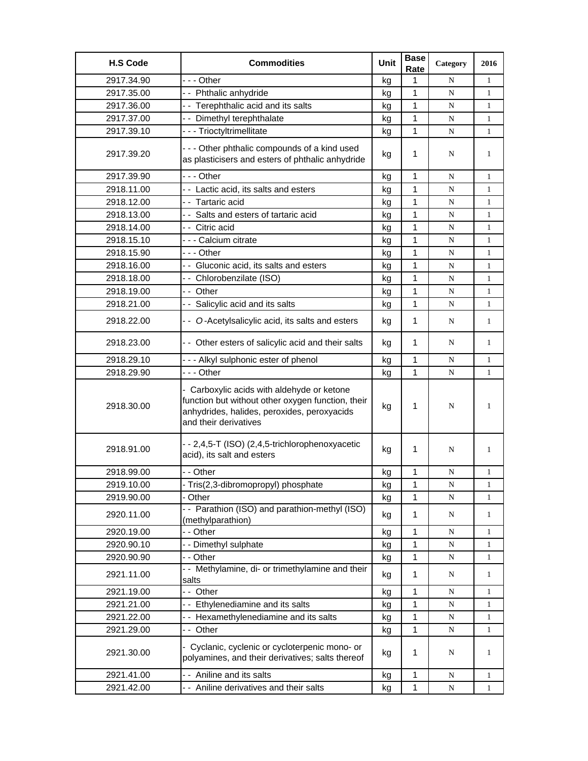| H.S Code | Commodities | Unit | Base Rate | Category | 2016 |
|---|---|---|---|---|---|
| 2917.34.90 | - - - Other | kg | 1 | N | 1 |
| 2917.35.00 | - - Phthalic anhydride | kg | 1 | N | 1 |
| 2917.36.00 | - - Terephthalic acid and its salts | kg | 1 | N | 1 |
| 2917.37.00 | - - Dimethyl terephthalate | kg | 1 | N | 1 |
| 2917.39.10 | - - - Trioctyltrimellitate | kg | 1 | N | 1 |
| 2917.39.20 | - - - Other phthalic compounds of a kind used as plasticisers and esters of phthalic anhydride | kg | 1 | N | 1 |
| 2917.39.90 | - - - Other | kg | 1 | N | 1 |
| 2918.11.00 | - - Lactic acid, its salts and esters | kg | 1 | N | 1 |
| 2918.12.00 | - - Tartaric acid | kg | 1 | N | 1 |
| 2918.13.00 | - - Salts and esters of tartaric acid | kg | 1 | N | 1 |
| 2918.14.00 | - - Citric acid | kg | 1 | N | 1 |
| 2918.15.10 | - - - Calcium citrate | kg | 1 | N | 1 |
| 2918.15.90 | - - - Other | kg | 1 | N | 1 |
| 2918.16.00 | - - Gluconic acid, its salts and esters | kg | 1 | N | 1 |
| 2918.18.00 | - - Chlorobenzilate (ISO) | kg | 1 | N | 1 |
| 2918.19.00 | - - Other | kg | 1 | N | 1 |
| 2918.21.00 | - - Salicylic acid and its salts | kg | 1 | N | 1 |
| 2918.22.00 | - - *O*-Acetylsalicylic acid, its salts and esters | kg | 1 | N | 1 |
| 2918.23.00 | - - Other esters of salicylic acid and their salts | kg | 1 | N | 1 |
| 2918.29.10 | - - - Alkyl sulphonic ester of phenol | kg | 1 | N | 1 |
| 2918.29.90 | - - - Other | kg | 1 | N | 1 |
| 2918.30.00 | - Carboxylic acids with aldehyde or ketone function but without other oxygen function, their anhydrides, halides, peroxides, peroxyacids and their derivatives | kg | 1 | N | 1 |
| 2918.91.00 | - - 2,4,5-T (ISO) (2,4,5-trichlorophenoxyacetic acid), its salt and esters | kg | 1 | N | 1 |
| 2918.99.00 | - - Other | kg | 1 | N | 1 |
| 2919.10.00 | - Tris(2,3-dibromopropyl) phosphate | kg | 1 | N | 1 |
| 2919.90.00 | - Other | kg | 1 | N | 1 |
| 2920.11.00 | - - Parathion (ISO) and parathion-methyl (ISO) (methylparathion) | kg | 1 | N | 1 |
| 2920.19.00 | - - Other | kg | 1 | N | 1 |
| 2920.90.10 | - - Dimethyl sulphate | kg | 1 | N | 1 |
| 2920.90.90 | - - Other | kg | 1 | N | 1 |
| 2921.11.00 | - - Methylamine, di- or trimethylamine and their salts | kg | 1 | N | 1 |
| 2921.19.00 | - - Other | kg | 1 | N | 1 |
| 2921.21.00 | - - Ethylenediamine and its salts | kg | 1 | N | 1 |
| 2921.22.00 | - - Hexamethylenediamine and its salts | kg | 1 | N | 1 |
| 2921.29.00 | - - Other | kg | 1 | N | 1 |
| 2921.30.00 | - Cyclanic, cyclenic or cycloterpenic mono- or polyamines, and their derivatives; salts thereof | kg | 1 | N | 1 |
| 2921.41.00 | - - Aniline and its salts | kg | 1 | N | 1 |
| 2921.42.00 | - - Aniline derivatives and their salts | kg | 1 | N | 1 |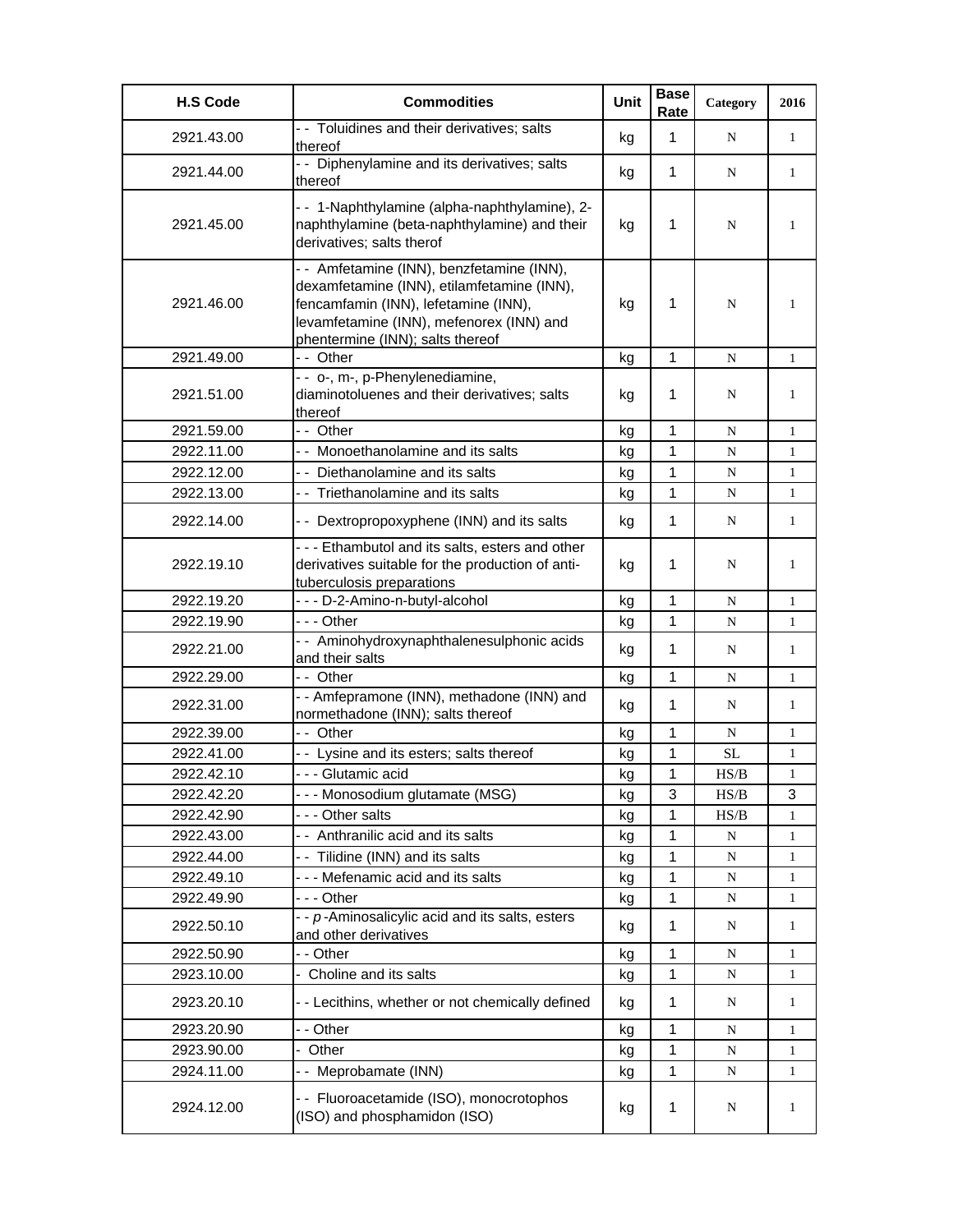| H.S Code | Commodities | Unit | Base Rate | Category | 2016 |
|---|---|---|---|---|---|
| 2921.43.00 | - - Toluidines and their derivatives; salts thereof | kg | 1 | N | 1 |
| 2921.44.00 | - - Diphenylamine and its derivatives; salts thereof | kg | 1 | N | 1 |
| 2921.45.00 | - - 1-Naphthylamine (alpha-naphthylamine), 2-naphthylamine (beta-naphthylamine) and their derivatives; salts therof | kg | 1 | N | 1 |
| 2921.46.00 | - - Amfetamine (INN), benzfetamine (INN), dexamfetamine (INN), etilamfetamine (INN), fencamfamin (INN), lefetamine (INN), levamfetamine (INN), mefenorex (INN) and phentermine (INN); salts thereof | kg | 1 | N | 1 |
| 2921.49.00 | - - Other | kg | 1 | N | 1 |
| 2921.51.00 | - - o-, m-, p-Phenylenediamine, diaminotoluenes and their derivatives; salts thereof | kg | 1 | N | 1 |
| 2921.59.00 | - - Other | kg | 1 | N | 1 |
| 2922.11.00 | - - Monoethanolamine and its salts | kg | 1 | N | 1 |
| 2922.12.00 | - - Diethanolamine and its salts | kg | 1 | N | 1 |
| 2922.13.00 | - - Triethanolamine and its salts | kg | 1 | N | 1 |
| 2922.14.00 | - - Dextropropoxyphene (INN) and its salts | kg | 1 | N | 1 |
| 2922.19.10 | - - - Ethambutol and its salts, esters and other derivatives suitable for the production of anti-tuberculosis preparations | kg | 1 | N | 1 |
| 2922.19.20 | - - - D-2-Amino-n-butyl-alcohol | kg | 1 | N | 1 |
| 2922.19.90 | - - - Other | kg | 1 | N | 1 |
| 2922.21.00 | - - Aminohydroxynaphthalenesulphonic acids and their salts | kg | 1 | N | 1 |
| 2922.29.00 | - - Other | kg | 1 | N | 1 |
| 2922.31.00 | - - Amfepramone (INN), methadone (INN) and normethadone (INN); salts thereof | kg | 1 | N | 1 |
| 2922.39.00 | - - Other | kg | 1 | N | 1 |
| 2922.41.00 | - - Lysine and its esters; salts thereof | kg | 1 | SL | 1 |
| 2922.42.10 | - - - Glutamic acid | kg | 1 | HS/B | 1 |
| 2922.42.20 | - - - Monosodium glutamate (MSG) | kg | 3 | HS/B | 3 |
| 2922.42.90 | - - - Other salts | kg | 1 | HS/B | 1 |
| 2922.43.00 | - - Anthranilic acid and its salts | kg | 1 | N | 1 |
| 2922.44.00 | - - Tilidine (INN) and its salts | kg | 1 | N | 1 |
| 2922.49.10 | - - - Mefenamic acid and its salts | kg | 1 | N | 1 |
| 2922.49.90 | - - - Other | kg | 1 | N | 1 |
| 2922.50.10 | - - *p*-Aminosalicylic acid and its salts, esters and other derivatives | kg | 1 | N | 1 |
| 2922.50.90 | - - Other | kg | 1 | N | 1 |
| 2923.10.00 | - Choline and its salts | kg | 1 | N | 1 |
| 2923.20.10 | - - Lecithins, whether or not chemically defined | kg | 1 | N | 1 |
| 2923.20.90 | - - Other | kg | 1 | N | 1 |
| 2923.90.00 | - Other | kg | 1 | N | 1 |
| 2924.11.00 | - - Meprobamate (INN) | kg | 1 | N | 1 |
| 2924.12.00 | - - Fluoroacetamide (ISO), monocrotophos (ISO) and phosphamidon (ISO) | kg | 1 | N | 1 |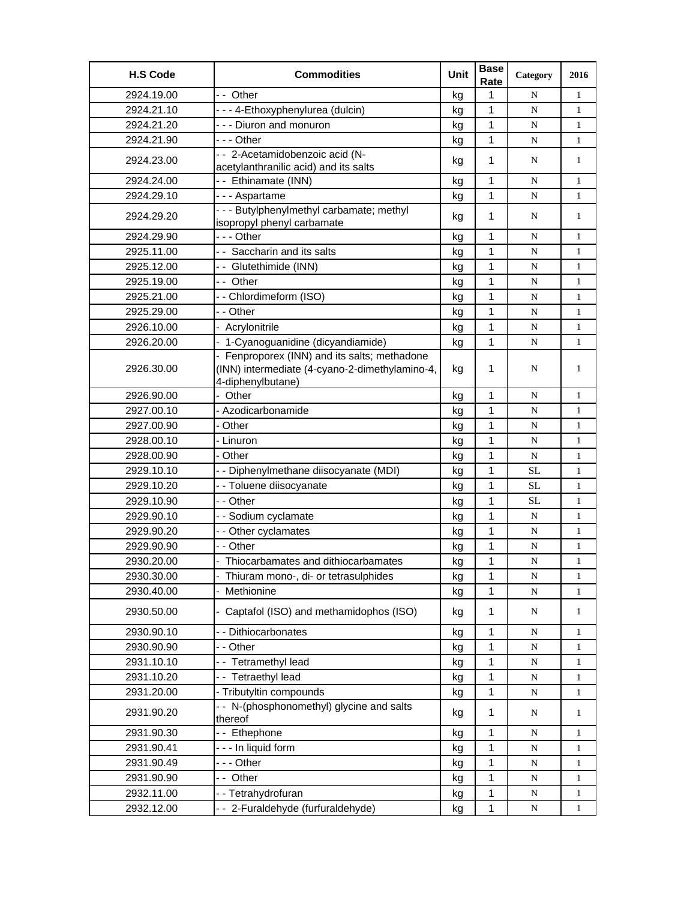| H.S Code | Commodities | Unit | Base Rate | Category | 2016 |
|---|---|---|---|---|---|
| 2924.19.00 | - - Other | kg | 1 | N | 1 |
| 2924.21.10 | - - - 4-Ethoxyphenylurea (dulcin) | kg | 1 | N | 1 |
| 2924.21.20 | - - - Diuron and monuron | kg | 1 | N | 1 |
| 2924.21.90 | - - - Other | kg | 1 | N | 1 |
| 2924.23.00 | - - 2-Acetamidobenzoic acid (N-acetylanthranilic acid) and its salts | kg | 1 | N | 1 |
| 2924.24.00 | - - Ethinamate (INN) | kg | 1 | N | 1 |
| 2924.29.10 | - - - Aspartame | kg | 1 | N | 1 |
| 2924.29.20 | - - - Butylphenylmethyl carbamate; methyl isopropyl phenyl carbamate | kg | 1 | N | 1 |
| 2924.29.90 | - - - Other | kg | 1 | N | 1 |
| 2925.11.00 | - - Saccharin and its salts | kg | 1 | N | 1 |
| 2925.12.00 | - - Glutethimide (INN) | kg | 1 | N | 1 |
| 2925.19.00 | - - Other | kg | 1 | N | 1 |
| 2925.21.00 | - - Chlordimeform (ISO) | kg | 1 | N | 1 |
| 2925.29.00 | - - Other | kg | 1 | N | 1 |
| 2926.10.00 | - Acrylonitrile | kg | 1 | N | 1 |
| 2926.20.00 | - 1-Cyanoguanidine (dicyandiamide) | kg | 1 | N | 1 |
| 2926.30.00 | - Fenproporex (INN) and its salts; methadone (INN) intermediate (4-cyano-2-dimethylamino-4, 4-diphenylbutane) | kg | 1 | N | 1 |
| 2926.90.00 | - Other | kg | 1 | N | 1 |
| 2927.00.10 | - Azodicarbonamide | kg | 1 | N | 1 |
| 2927.00.90 | - Other | kg | 1 | N | 1 |
| 2928.00.10 | - Linuron | kg | 1 | N | 1 |
| 2928.00.90 | - Other | kg | 1 | N | 1 |
| 2929.10.10 | - - Diphenylmethane diisocyanate (MDI) | kg | 1 | SL | 1 |
| 2929.10.20 | - - Toluene diisocyanate | kg | 1 | SL | 1 |
| 2929.10.90 | - - Other | kg | 1 | SL | 1 |
| 2929.90.10 | - - Sodium cyclamate | kg | 1 | N | 1 |
| 2929.90.20 | - - Other cyclamates | kg | 1 | N | 1 |
| 2929.90.90 | - - Other | kg | 1 | N | 1 |
| 2930.20.00 | - Thiocarbamates and dithiocarbamates | kg | 1 | N | 1 |
| 2930.30.00 | - Thiuram mono-, di- or tetrasulphides | kg | 1 | N | 1 |
| 2930.40.00 | - Methionine | kg | 1 | N | 1 |
| 2930.50.00 | - Captafol (ISO) and methamidophos (ISO) | kg | 1 | N | 1 |
| 2930.90.10 | - - Dithiocarbonates | kg | 1 | N | 1 |
| 2930.90.90 | - - Other | kg | 1 | N | 1 |
| 2931.10.10 | - - Tetramethyl lead | kg | 1 | N | 1 |
| 2931.10.20 | - - Tetraethyl lead | kg | 1 | N | 1 |
| 2931.20.00 | - Tributyltin compounds | kg | 1 | N | 1 |
| 2931.90.20 | - - N-(phosphonomethyl) glycine and salts thereof | kg | 1 | N | 1 |
| 2931.90.30 | - - Ethephone | kg | 1 | N | 1 |
| 2931.90.41 | - - - In liquid form | kg | 1 | N | 1 |
| 2931.90.49 | - - - Other | kg | 1 | N | 1 |
| 2931.90.90 | - - Other | kg | 1 | N | 1 |
| 2932.11.00 | - - Tetrahydrofuran | kg | 1 | N | 1 |
| 2932.12.00 | - - 2-Furaldehyde (furfuraldehyde) | kg | 1 | N | 1 |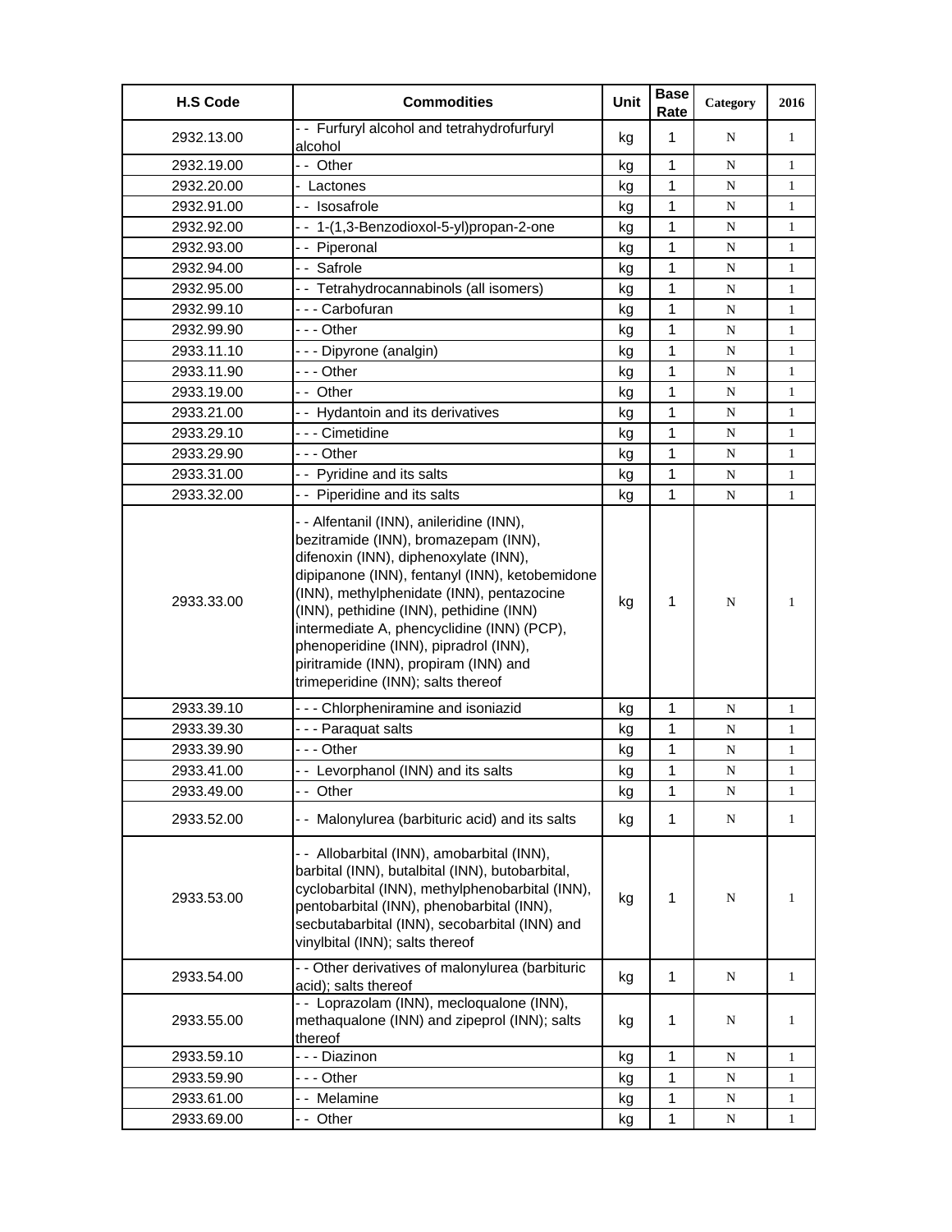| H.S Code | Commodities | Unit | Base Rate | Category | 2016 |
|---|---|---|---|---|---|
| 2932.13.00 | - - Furfuryl alcohol and tetrahydrofurfuryl alcohol | kg | 1 | N | 1 |
| 2932.19.00 | - - Other | kg | 1 | N | 1 |
| 2932.20.00 | - Lactones | kg | 1 | N | 1 |
| 2932.91.00 | - - Isosafrole | kg | 1 | N | 1 |
| 2932.92.00 | - - 1-(1,3-Benzodioxol-5-yl)propan-2-one | kg | 1 | N | 1 |
| 2932.93.00 | - - Piperonal | kg | 1 | N | 1 |
| 2932.94.00 | - - Safrole | kg | 1 | N | 1 |
| 2932.95.00 | - - Tetrahydrocannabinols (all isomers) | kg | 1 | N | 1 |
| 2932.99.10 | - - - Carbofuran | kg | 1 | N | 1 |
| 2932.99.90 | - - - Other | kg | 1 | N | 1 |
| 2933.11.10 | - - - Dipyrone (analgin) | kg | 1 | N | 1 |
| 2933.11.90 | - - - Other | kg | 1 | N | 1 |
| 2933.19.00 | - - Other | kg | 1 | N | 1 |
| 2933.21.00 | - - Hydantoin and its derivatives | kg | 1 | N | 1 |
| 2933.29.10 | - - - Cimetidine | kg | 1 | N | 1 |
| 2933.29.90 | - - - Other | kg | 1 | N | 1 |
| 2933.31.00 | - - Pyridine and its salts | kg | 1 | N | 1 |
| 2933.32.00 | - - Piperidine and its salts | kg | 1 | N | 1 |
| 2933.33.00 | - - Alfentanil (INN), anileridine (INN), bezitramide (INN), bromazepam (INN), difenoxin (INN), diphenoxylate (INN), dipipanone (INN), fentanyl (INN), ketobemidone (INN), methylphenidate (INN), pentazocine (INN), pethidine (INN), pethidine (INN) intermediate A, phencyclidine (INN) (PCP), phenoperidine (INN), pipradrol (INN), piritramide (INN), propiram (INN) and trimeperidine (INN); salts thereof | kg | 1 | N | 1 |
| 2933.39.10 | - - - Chlorpheniramine and isoniazid | kg | 1 | N | 1 |
| 2933.39.30 | - - - Paraquat salts | kg | 1 | N | 1 |
| 2933.39.90 | - - - Other | kg | 1 | N | 1 |
| 2933.41.00 | - - Levorphanol (INN) and its salts | kg | 1 | N | 1 |
| 2933.49.00 | - - Other | kg | 1 | N | 1 |
| 2933.52.00 | - - Malonylurea (barbituric acid) and its salts | kg | 1 | N | 1 |
| 2933.53.00 | - - Allobarbital (INN), amobarbital (INN), barbital (INN), butalbital (INN), butobarbital, cyclobarbital (INN), methylphenobarbital (INN), pentobarbital (INN), phenobarbital (INN), secbutabarbital (INN), secobarbital (INN) and vinylbital (INN); salts thereof | kg | 1 | N | 1 |
| 2933.54.00 | - - Other derivatives of malonylurea (barbituric acid); salts thereof | kg | 1 | N | 1 |
| 2933.55.00 | - - Loprazolam (INN), mecloqualone (INN), methaqualone (INN) and zipeprol (INN); salts thereof | kg | 1 | N | 1 |
| 2933.59.10 | - - - Diazinon | kg | 1 | N | 1 |
| 2933.59.90 | - - - Other | kg | 1 | N | 1 |
| 2933.61.00 | - - Melamine | kg | 1 | N | 1 |
| 2933.69.00 | - - Other | kg | 1 | N | 1 |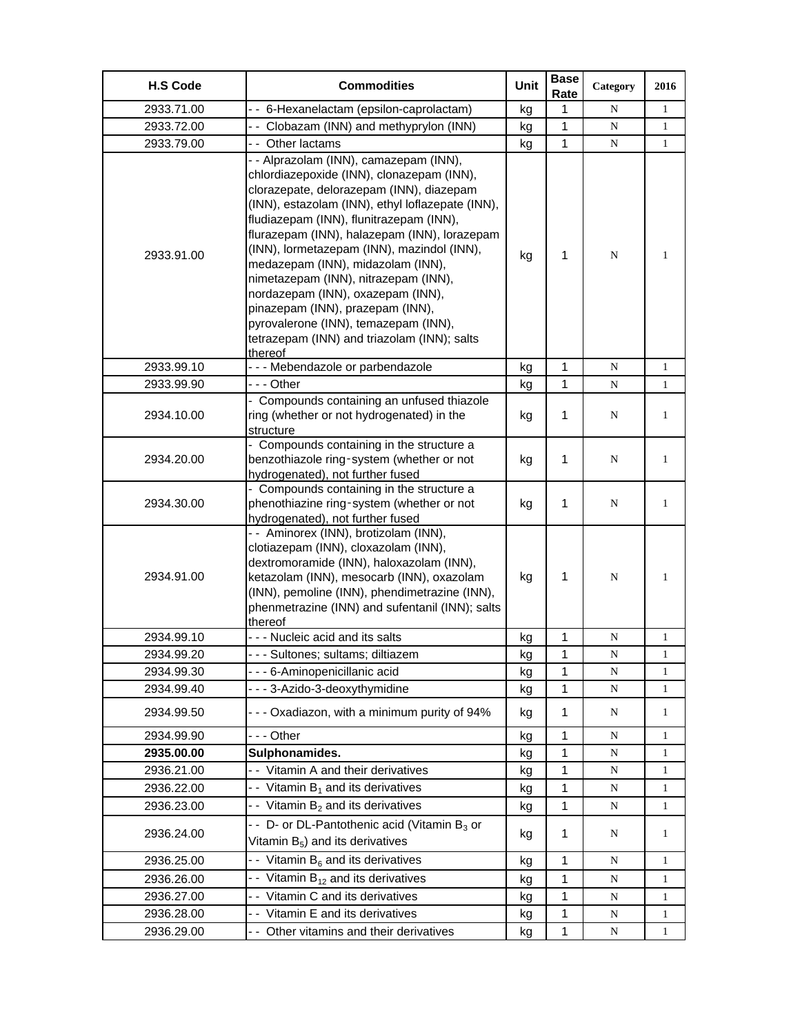| H.S Code | Commodities | Unit | Base Rate | Category | 2016 |
|---|---|---|---|---|---|
| 2933.71.00 | - - 6-Hexanelactam (epsilon-caprolactam) | kg | 1 | N | 1 |
| 2933.72.00 | - - Clobazam (INN) and methyprylon (INN) | kg | 1 | N | 1 |
| 2933.79.00 | - - Other lactams | kg | 1 | N | 1 |
| 2933.91.00 | - - Alprazolam (INN), camazepam (INN), chlordiazepoxide (INN), clonazepam (INN), clorazepate, delorazepam (INN), diazepam (INN), estazolam (INN), ethyl loflazepate (INN), fludiazepam (INN), flunitrazepam (INN), flurazepam (INN), halazepam (INN), lorazepam (INN), lormetazepam (INN), mazindol (INN), medazepam (INN), midazolam (INN), nimetazepam (INN), nitrazepam (INN), nordazepam (INN), oxazepam (INN), pinazepam (INN), prazepam (INN), pyrovalerone (INN), temazepam (INN), tetrazepam (INN) and triazolam (INN); salts thereof | kg | 1 | N | 1 |
| 2933.99.10 | - - - Mebendazole or parbendazole | kg | 1 | N | 1 |
| 2933.99.90 | - - - Other | kg | 1 | N | 1 |
| 2934.10.00 | - Compounds containing an unfused thiazole ring (whether or not hydrogenated) in the structure | kg | 1 | N | 1 |
| 2934.20.00 | - Compounds containing in the structure a benzothiazole ring-system (whether or not hydrogenated), not further fused | kg | 1 | N | 1 |
| 2934.30.00 | - Compounds containing in the structure a phenothiazine ring-system (whether or not hydrogenated), not further fused | kg | 1 | N | 1 |
| 2934.91.00 | - - Aminorex (INN), brotizolam (INN), clotiazepam (INN), cloxazolam (INN), dextromoramide (INN), haloxazolam (INN), ketazolam (INN), mesocarb (INN), oxazolam (INN), pemoline (INN), phendimetrazine (INN), phenmetrazine (INN) and sufentanil (INN); salts thereof | kg | 1 | N | 1 |
| 2934.99.10 | - - - Nucleic acid and its salts | kg | 1 | N | 1 |
| 2934.99.20 | - - - Sultones; sultams; diltiazem | kg | 1 | N | 1 |
| 2934.99.30 | - - - 6-Aminopenicillanic acid | kg | 1 | N | 1 |
| 2934.99.40 | - - - 3-Azido-3-deoxythymidine | kg | 1 | N | 1 |
| 2934.99.50 | - - - Oxadiazon, with a minimum purity of 94% | kg | 1 | N | 1 |
| 2934.99.90 | - - - Other | kg | 1 | N | 1 |
| **2935.00.00** | **Sulphonamides.** | kg | 1 | N | 1 |
| 2936.21.00 | - - Vitamin A and their derivatives | kg | 1 | N | 1 |
| 2936.22.00 | - - Vitamin $B_1$ and its derivatives | kg | 1 | N | 1 |
| 2936.23.00 | - - Vitamin $B_2$ and its derivatives | kg | 1 | N | 1 |
| 2936.24.00 | - - D- or DL-Pantothenic acid (Vitamin $B_3$ or Vitamin $B_5$) and its derivatives | kg | 1 | N | 1 |
| 2936.25.00 | - - Vitamin $B_6$ and its derivatives | kg | 1 | N | 1 |
| 2936.26.00 | - - Vitamin $B_{12}$ and its derivatives | kg | 1 | N | 1 |
| 2936.27.00 | - - Vitamin C and its derivatives | kg | 1 | N | 1 |
| 2936.28.00 | - - Vitamin E and its derivatives | kg | 1 | N | 1 |
| 2936.29.00 | - - Other vitamins and their derivatives | kg | 1 | N | 1 |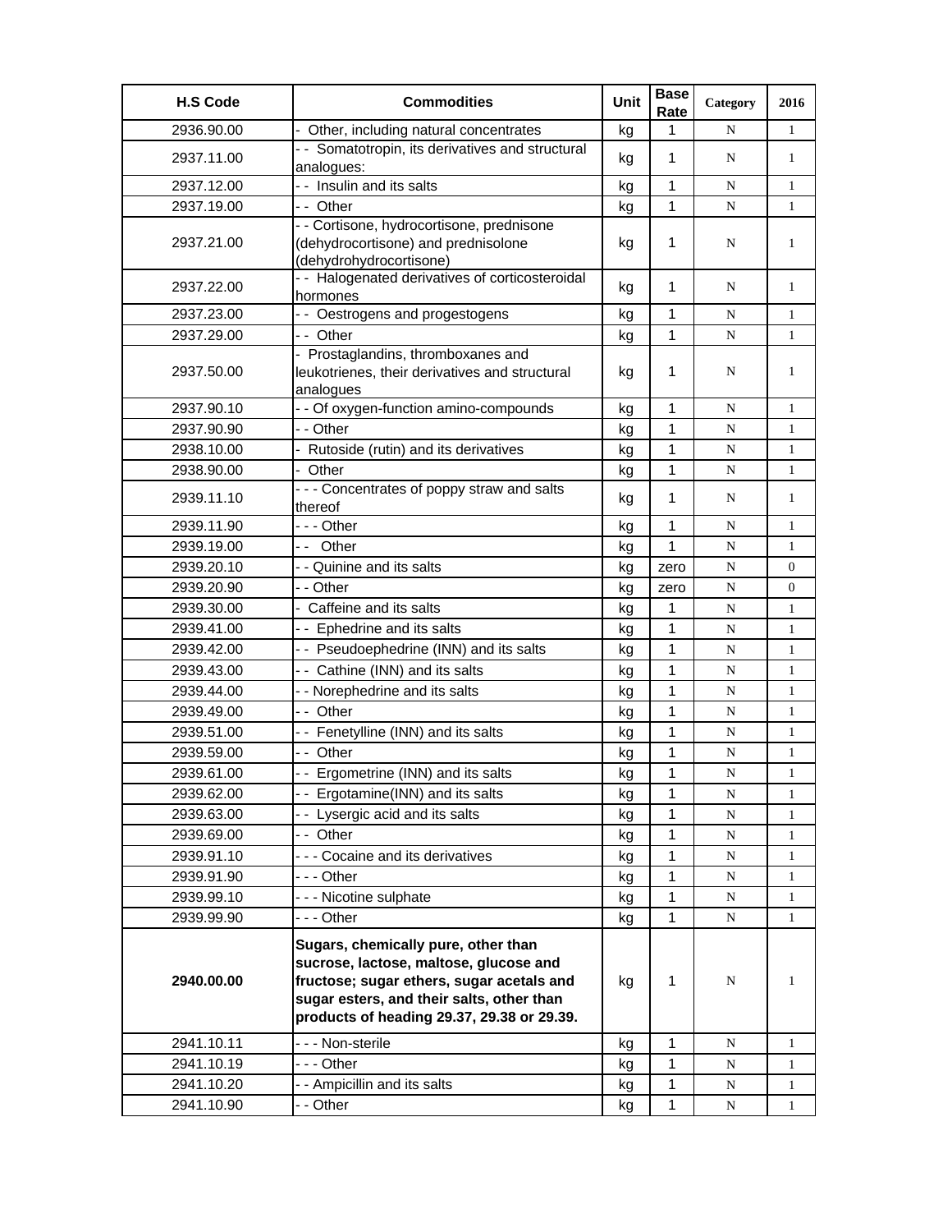| H.S Code | Commodities | Unit | Base Rate | Category | 2016 |
|---|---|---|---|---|---|
| 2936.90.00 | - Other, including natural concentrates | kg | 1 | N | 1 |
| 2937.11.00 | - - Somatotropin, its derivatives and structural analogues: | kg | 1 | N | 1 |
| 2937.12.00 | - - Insulin and its salts | kg | 1 | N | 1 |
| 2937.19.00 | - - Other | kg | 1 | N | 1 |
| 2937.21.00 | - - Cortisone, hydrocortisone, prednisone (dehydrocortisone) and prednisolone (dehydrohydrocortisone) | kg | 1 | N | 1 |
| 2937.22.00 | - - Halogenated derivatives of corticosteroidal hormones | kg | 1 | N | 1 |
| 2937.23.00 | - - Oestrogens and progestogens | kg | 1 | N | 1 |
| 2937.29.00 | - - Other | kg | 1 | N | 1 |
| 2937.50.00 | - Prostaglandins, thromboxanes and leukotrienes, their derivatives and structural analogues | kg | 1 | N | 1 |
| 2937.90.10 | - - Of oxygen-function amino-compounds | kg | 1 | N | 1 |
| 2937.90.90 | - - Other | kg | 1 | N | 1 |
| 2938.10.00 | - Rutoside (rutin) and its derivatives | kg | 1 | N | 1 |
| 2938.90.00 | - Other | kg | 1 | N | 1 |
| 2939.11.10 | - - - Concentrates of poppy straw and salts thereof | kg | 1 | N | 1 |
| 2939.11.90 | - - - Other | kg | 1 | N | 1 |
| 2939.19.00 | - - Other | kg | 1 | N | 1 |
| 2939.20.10 | - - Quinine and its salts | kg | zero | N | 0 |
| 2939.20.90 | - - Other | kg | zero | N | 0 |
| 2939.30.00 | - Caffeine and its salts | kg | 1 | N | 1 |
| 2939.41.00 | - - Ephedrine and its salts | kg | 1 | N | 1 |
| 2939.42.00 | - - Pseudoephedrine (INN) and its salts | kg | 1 | N | 1 |
| 2939.43.00 | - - Cathine (INN) and its salts | kg | 1 | N | 1 |
| 2939.44.00 | - - Norephedrine and its salts | kg | 1 | N | 1 |
| 2939.49.00 | - - Other | kg | 1 | N | 1 |
| 2939.51.00 | - - Fenetylline (INN) and its salts | kg | 1 | N | 1 |
| 2939.59.00 | - - Other | kg | 1 | N | 1 |
| 2939.61.00 | - - Ergometrine (INN) and its salts | kg | 1 | N | 1 |
| 2939.62.00 | - - Ergotamine(INN) and its salts | kg | 1 | N | 1 |
| 2939.63.00 | - - Lysergic acid and its salts | kg | 1 | N | 1 |
| 2939.69.00 | - - Other | kg | 1 | N | 1 |
| 2939.91.10 | - - - Cocaine and its derivatives | kg | 1 | N | 1 |
| 2939.91.90 | - - - Other | kg | 1 | N | 1 |
| 2939.99.10 | - - - Nicotine sulphate | kg | 1 | N | 1 |
| 2939.99.90 | - - - Other | kg | 1 | N | 1 |
| **2940.00.00** | **Sugars, chemically pure, other than sucrose, lactose, maltose, glucose and fructose; sugar ethers, sugar acetals and sugar esters, and their salts, other than products of heading 29.37, 29.38 or 29.39.** | kg | 1 | N | 1 |
| 2941.10.11 | - - - Non-sterile | kg | 1 | N | 1 |
| 2941.10.19 | - - - Other | kg | 1 | N | 1 |
| 2941.10.20 | - - Ampicillin and its salts | kg | 1 | N | 1 |
| 2941.10.90 | - - Other | kg | 1 | N | 1 |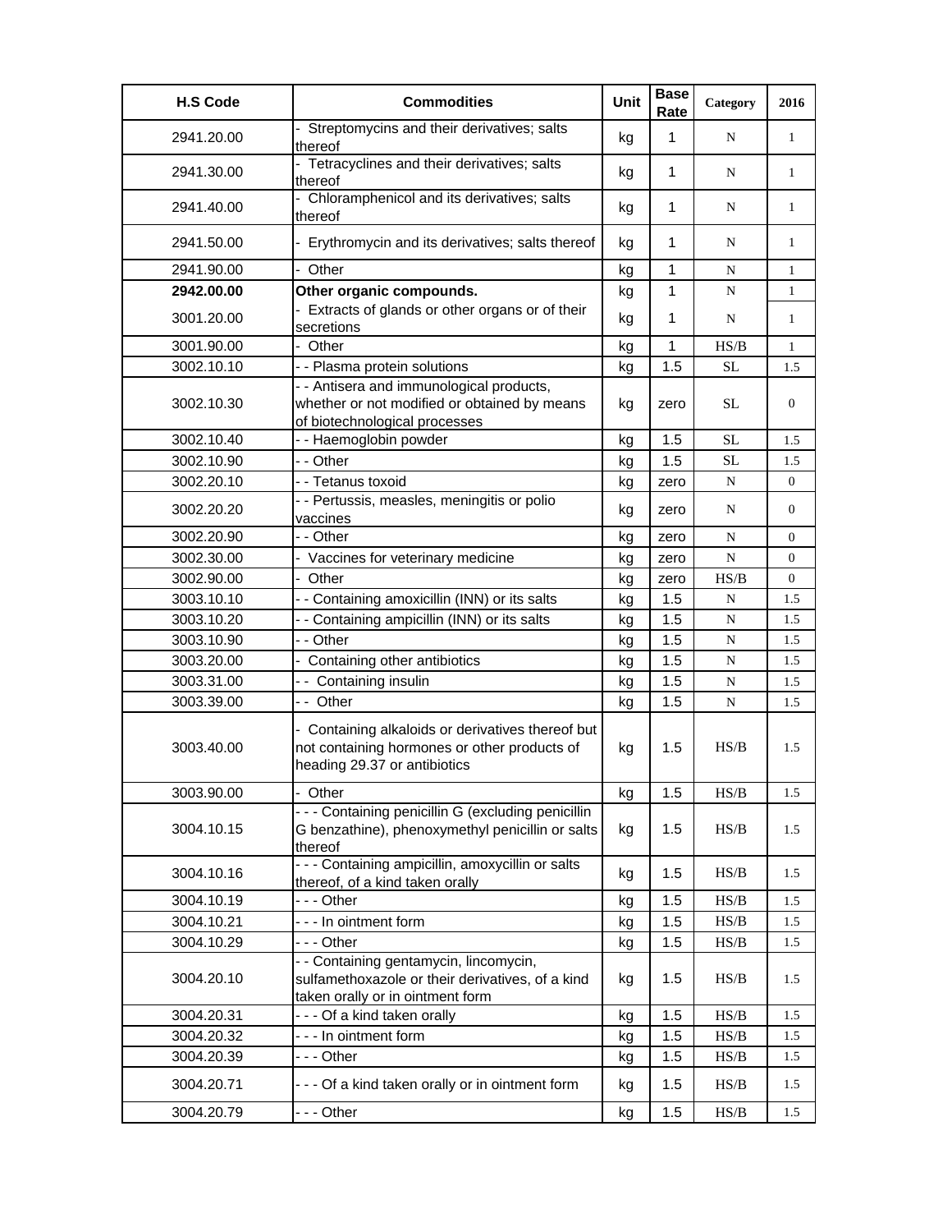| H.S Code | Commodities | Unit | Base Rate | Category | 2016 |
|---|---|---|---|---|---|
| 2941.20.00 | - Streptomycins and their derivatives; salts thereof | kg | 1 | N | 1 |
| 2941.30.00 | - Tetracyclines and their derivatives; salts thereof | kg | 1 | N | 1 |
| 2941.40.00 | - Chloramphenicol and its derivatives; salts thereof | kg | 1 | N | 1 |
| 2941.50.00 | - Erythromycin and its derivatives; salts thereof | kg | 1 | N | 1 |
| 2941.90.00 | - Other | kg | 1 | N | 1 |
| **2942.00.00** | **Other organic compounds.** | kg | 1 | N | 1 |
| 3001.20.00 | - Extracts of glands or other organs or of their secretions | kg | 1 | N | 1 |
| 3001.90.00 | - Other | kg | 1 | HS/B | 1 |
| 3002.10.10 | - - Plasma protein solutions | kg | 1.5 | SL | 1.5 |
| 3002.10.30 | - - Antisera and immunological products, whether or not modified or obtained by means of biotechnological processes | kg | zero | SL | 0 |
| 3002.10.40 | - - Haemoglobin powder | kg | 1.5 | SL | 1.5 |
| 3002.10.90 | - - Other | kg | 1.5 | SL | 1.5 |
| 3002.20.10 | - - Tetanus toxoid | kg | zero | N | 0 |
| 3002.20.20 | - - Pertussis, measles, meningitis or polio vaccines | kg | zero | N | 0 |
| 3002.20.90 | - - Other | kg | zero | N | 0 |
| 3002.30.00 | - Vaccines for veterinary medicine | kg | zero | N | 0 |
| 3002.90.00 | - Other | kg | zero | HS/B | 0 |
| 3003.10.10 | - - Containing amoxicillin (INN) or its salts | kg | 1.5 | N | 1.5 |
| 3003.10.20 | - - Containing ampicillin (INN) or its salts | kg | 1.5 | N | 1.5 |
| 3003.10.90 | - - Other | kg | 1.5 | N | 1.5 |
| 3003.20.00 | - Containing other antibiotics | kg | 1.5 | N | 1.5 |
| 3003.31.00 | - - Containing insulin | kg | 1.5 | N | 1.5 |
| 3003.39.00 | - - Other | kg | 1.5 | N | 1.5 |
| 3003.40.00 | - Containing alkaloids or derivatives thereof but not containing hormones or other products of heading 29.37 or antibiotics | kg | 1.5 | HS/B | 1.5 |
| 3003.90.00 | - Other | kg | 1.5 | HS/B | 1.5 |
| 3004.10.15 | - - - Containing penicillin G (excluding penicillin G benzathine), phenoxymethyl penicillin or salts thereof | kg | 1.5 | HS/B | 1.5 |
| 3004.10.16 | - - - Containing ampicillin, amoxycillin or salts thereof, of a kind taken orally | kg | 1.5 | HS/B | 1.5 |
| 3004.10.19 | - - - Other | kg | 1.5 | HS/B | 1.5 |
| 3004.10.21 | - - - In ointment form | kg | 1.5 | HS/B | 1.5 |
| 3004.10.29 | - - - Other | kg | 1.5 | HS/B | 1.5 |
| 3004.20.10 | - - Containing gentamycin, lincomycin, sulfamethoxazole or their derivatives, of a kind taken orally or in ointment form | kg | 1.5 | HS/B | 1.5 |
| 3004.20.31 | - - - Of a kind taken orally | kg | 1.5 | HS/B | 1.5 |
| 3004.20.32 | - - - In ointment form | kg | 1.5 | HS/B | 1.5 |
| 3004.20.39 | - - - Other | kg | 1.5 | HS/B | 1.5 |
| 3004.20.71 | - - - Of a kind taken orally or in ointment form | kg | 1.5 | HS/B | 1.5 |
| 3004.20.79 | - - - Other | kg | 1.5 | HS/B | 1.5 |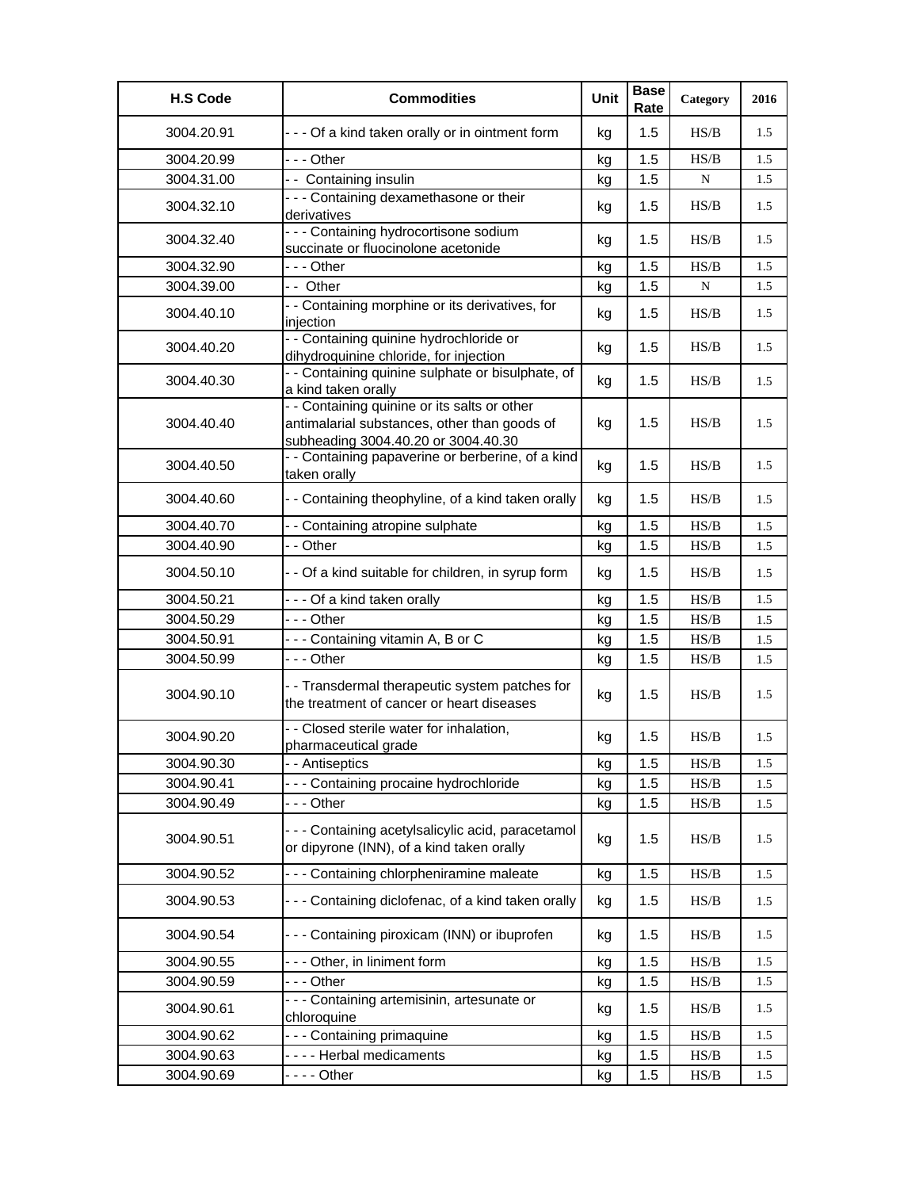| H.S Code | Commodities | Unit | Base Rate | Category | 2016 |
|---|---|---|---|---|---|
| 3004.20.91 | - - - Of a kind taken orally or in ointment form | kg | 1.5 | HS/B | 1.5 |
| 3004.20.99 | - - - Other | kg | 1.5 | HS/B | 1.5 |
| 3004.31.00 | - - Containing insulin | kg | 1.5 | N | 1.5 |
| 3004.32.10 | - - - Containing dexamethasone or their derivatives | kg | 1.5 | HS/B | 1.5 |
| 3004.32.40 | - - - Containing hydrocortisone sodium succinate or fluocinolone acetonide | kg | 1.5 | HS/B | 1.5 |
| 3004.32.90 | - - - Other | kg | 1.5 | HS/B | 1.5 |
| 3004.39.00 | - - Other | kg | 1.5 | N | 1.5 |
| 3004.40.10 | - - Containing morphine or its derivatives, for injection | kg | 1.5 | HS/B | 1.5 |
| 3004.40.20 | - - Containing quinine hydrochloride or dihydroquinine chloride, for injection | kg | 1.5 | HS/B | 1.5 |
| 3004.40.30 | - - Containing quinine sulphate or bisulphate, of a kind taken orally | kg | 1.5 | HS/B | 1.5 |
| 3004.40.40 | - - Containing quinine or its salts or other antimalarial substances, other than goods of subheading 3004.40.20 or 3004.40.30 | kg | 1.5 | HS/B | 1.5 |
| 3004.40.50 | - - Containing papaverine or berberine, of a kind taken orally | kg | 1.5 | HS/B | 1.5 |
| 3004.40.60 | - - Containing theophyline, of a kind taken orally | kg | 1.5 | HS/B | 1.5 |
| 3004.40.70 | - - Containing atropine sulphate | kg | 1.5 | HS/B | 1.5 |
| 3004.40.90 | - - Other | kg | 1.5 | HS/B | 1.5 |
| 3004.50.10 | - - Of a kind suitable for children, in syrup form | kg | 1.5 | HS/B | 1.5 |
| 3004.50.21 | - - - Of a kind taken orally | kg | 1.5 | HS/B | 1.5 |
| 3004.50.29 | - - - Other | kg | 1.5 | HS/B | 1.5 |
| 3004.50.91 | - - - Containing vitamin A, B or C | kg | 1.5 | HS/B | 1.5 |
| 3004.50.99 | - - - Other | kg | 1.5 | HS/B | 1.5 |
| 3004.90.10 | - - Transdermal therapeutic system patches for the treatment of cancer or heart diseases | kg | 1.5 | HS/B | 1.5 |
| 3004.90.20 | - - Closed sterile water for inhalation, pharmaceutical grade | kg | 1.5 | HS/B | 1.5 |
| 3004.90.30 | - - Antiseptics | kg | 1.5 | HS/B | 1.5 |
| 3004.90.41 | - - - Containing procaine hydrochloride | kg | 1.5 | HS/B | 1.5 |
| 3004.90.49 | - - - Other | kg | 1.5 | HS/B | 1.5 |
| 3004.90.51 | - - - Containing acetylsalicylic acid, paracetamol or dipyrone (INN), of a kind taken orally | kg | 1.5 | HS/B | 1.5 |
| 3004.90.52 | - - - Containing chlorpheniramine maleate | kg | 1.5 | HS/B | 1.5 |
| 3004.90.53 | - - - Containing diclofenac, of a kind taken orally | kg | 1.5 | HS/B | 1.5 |
| 3004.90.54 | - - - Containing piroxicam (INN) or ibuprofen | kg | 1.5 | HS/B | 1.5 |
| 3004.90.55 | - - - Other, in liniment form | kg | 1.5 | HS/B | 1.5 |
| 3004.90.59 | - - - Other | kg | 1.5 | HS/B | 1.5 |
| 3004.90.61 | - - - Containing artemisinin, artesunate or chloroquine | kg | 1.5 | HS/B | 1.5 |
| 3004.90.62 | - - - Containing primaquine | kg | 1.5 | HS/B | 1.5 |
| 3004.90.63 | - - - - Herbal medicaments | kg | 1.5 | HS/B | 1.5 |
| 3004.90.69 | - - - - Other | kg | 1.5 | HS/B | 1.5 |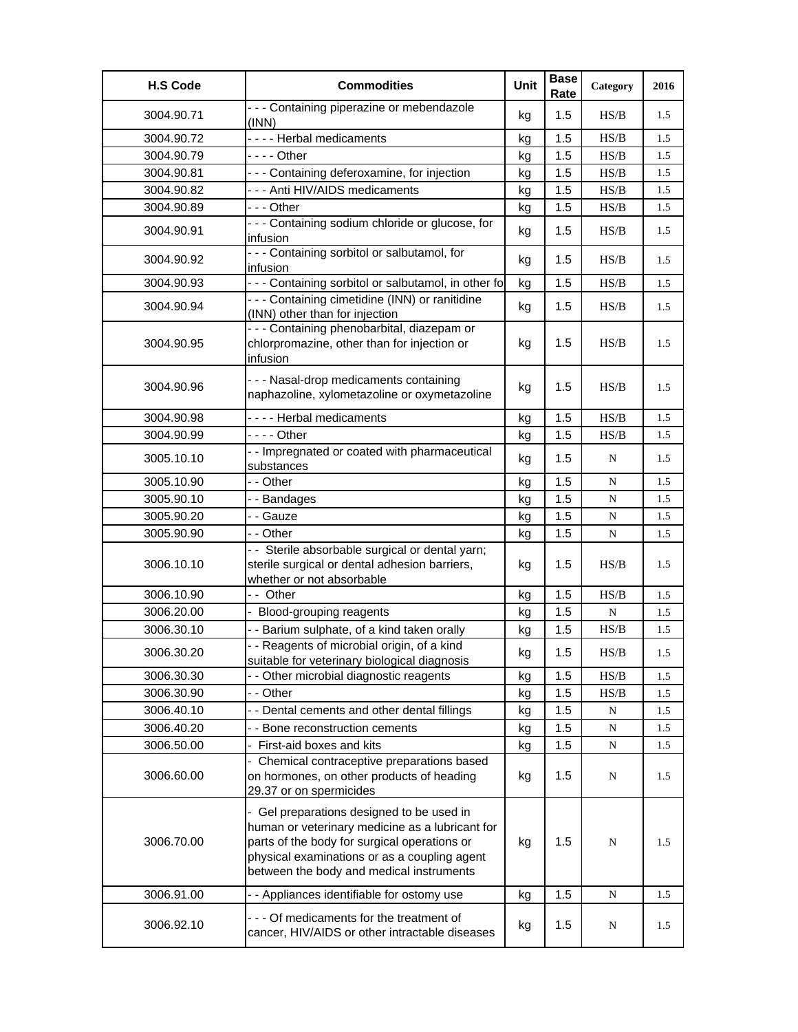| H.S Code | Commodities | Unit | Base Rate | Category | 2016 |
|---|---|---|---|---|---|
| 3004.90.71 | - - - Containing piperazine or mebendazole (INN) | kg | 1.5 | HS/B | 1.5 |
| 3004.90.72 | - - - - Herbal medicaments | kg | 1.5 | HS/B | 1.5 |
| 3004.90.79 | - - - - Other | kg | 1.5 | HS/B | 1.5 |
| 3004.90.81 | - - - Containing deferoxamine, for injection | kg | 1.5 | HS/B | 1.5 |
| 3004.90.82 | - - - Anti HIV/AIDS medicaments | kg | 1.5 | HS/B | 1.5 |
| 3004.90.89 | - - - Other | kg | 1.5 | HS/B | 1.5 |
| 3004.90.91 | - - - Containing sodium chloride or glucose, for infusion | kg | 1.5 | HS/B | 1.5 |
| 3004.90.92 | - - - Containing sorbitol or salbutamol, for infusion | kg | 1.5 | HS/B | 1.5 |
| 3004.90.93 | - - - Containing sorbitol or salbutamol, in other fo | kg | 1.5 | HS/B | 1.5 |
| 3004.90.94 | - - - Containing cimetidine (INN) or ranitidine (INN) other than for injection | kg | 1.5 | HS/B | 1.5 |
| 3004.90.95 | - - - Containing phenobarbital, diazepam or chlorpromazine, other than for injection or infusion | kg | 1.5 | HS/B | 1.5 |
| 3004.90.96 | - - - Nasal-drop medicaments containing naphazoline, xylometazoline or oxymetazoline | kg | 1.5 | HS/B | 1.5 |
| 3004.90.98 | - - - - Herbal medicaments | kg | 1.5 | HS/B | 1.5 |
| 3004.90.99 | - - - - Other | kg | 1.5 | HS/B | 1.5 |
| 3005.10.10 | - - Impregnated or coated with pharmaceutical substances | kg | 1.5 | N | 1.5 |
| 3005.10.90 | - - Other | kg | 1.5 | N | 1.5 |
| 3005.90.10 | - - Bandages | kg | 1.5 | N | 1.5 |
| 3005.90.20 | - - Gauze | kg | 1.5 | N | 1.5 |
| 3005.90.90 | - - Other | kg | 1.5 | N | 1.5 |
| 3006.10.10 | - - Sterile absorbable surgical or dental yarn; sterile surgical or dental adhesion barriers, whether or not absorbable | kg | 1.5 | HS/B | 1.5 |
| 3006.10.90 | - - Other | kg | 1.5 | HS/B | 1.5 |
| 3006.20.00 | - Blood-grouping reagents | kg | 1.5 | N | 1.5 |
| 3006.30.10 | - - Barium sulphate, of a kind taken orally | kg | 1.5 | HS/B | 1.5 |
| 3006.30.20 | - - Reagents of microbial origin, of a kind suitable for veterinary biological diagnosis | kg | 1.5 | HS/B | 1.5 |
| 3006.30.30 | - - Other microbial diagnostic reagents | kg | 1.5 | HS/B | 1.5 |
| 3006.30.90 | - - Other | kg | 1.5 | HS/B | 1.5 |
| 3006.40.10 | - - Dental cements and other dental fillings | kg | 1.5 | N | 1.5 |
| 3006.40.20 | - - Bone reconstruction cements | kg | 1.5 | N | 1.5 |
| 3006.50.00 | - First-aid boxes and kits | kg | 1.5 | N | 1.5 |
| 3006.60.00 | - Chemical contraceptive preparations based on hormones, on other products of heading 29.37 or on spermicides | kg | 1.5 | N | 1.5 |
| 3006.70.00 | - Gel preparations designed to be used in human or veterinary medicine as a lubricant for parts of the body for surgical operations or physical examinations or as a coupling agent between the body and medical instruments | kg | 1.5 | N | 1.5 |
| 3006.91.00 | - - Appliances identifiable for ostomy use | kg | 1.5 | N | 1.5 |
| 3006.92.10 | - - - Of medicaments for the treatment of cancer, HIV/AIDS or other intractable diseases | kg | 1.5 | N | 1.5 |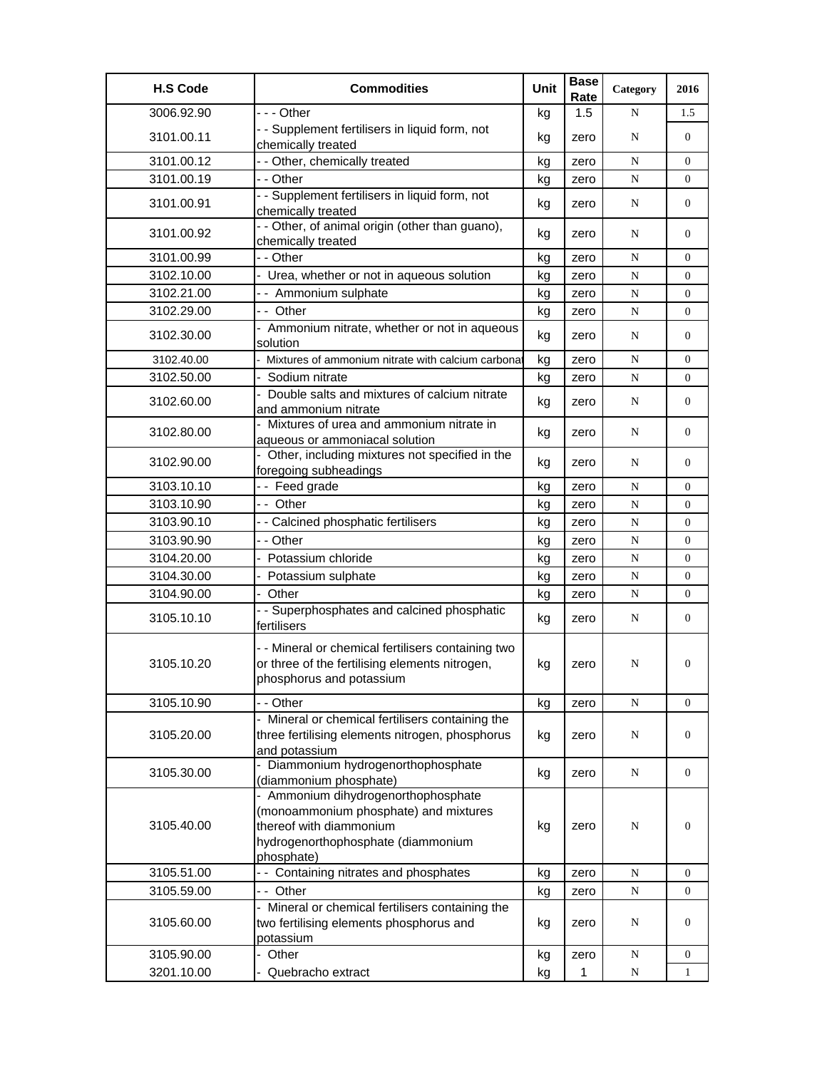| H.S Code | Commodities | Unit | Base Rate | Category | 2016 |
|---|---|---|---|---|---|
| 3006.92.90 | - - - Other | kg | 1.5 | N | 1.5 |
| 3101.00.11 | - - Supplement fertilisers in liquid form, not chemically treated | kg | zero | N | 0 |
| 3101.00.12 | - - Other, chemically treated | kg | zero | N | 0 |
| 3101.00.19 | - - Other | kg | zero | N | 0 |
| 3101.00.91 | - - Supplement fertilisers in liquid form, not chemically treated | kg | zero | N | 0 |
| 3101.00.92 | - - Other, of animal origin (other than guano), chemically treated | kg | zero | N | 0 |
| 3101.00.99 | - - Other | kg | zero | N | 0 |
| 3102.10.00 | - Urea, whether or not in aqueous solution | kg | zero | N | 0 |
| 3102.21.00 | - - Ammonium sulphate | kg | zero | N | 0 |
| 3102.29.00 | - - Other | kg | zero | N | 0 |
| 3102.30.00 | - Ammonium nitrate, whether or not in aqueous solution | kg | zero | N | 0 |
| 3102.40.00 | - Mixtures of ammonium nitrate with calcium carbonat | kg | zero | N | 0 |
| 3102.50.00 | - Sodium nitrate | kg | zero | N | 0 |
| 3102.60.00 | - Double salts and mixtures of calcium nitrate and ammonium nitrate | kg | zero | N | 0 |
| 3102.80.00 | - Mixtures of urea and ammonium nitrate in aqueous or ammoniacal solution | kg | zero | N | 0 |
| 3102.90.00 | - Other, including mixtures not specified in the foregoing subheadings | kg | zero | N | 0 |
| 3103.10.10 | - - Feed grade | kg | zero | N | 0 |
| 3103.10.90 | - - Other | kg | zero | N | 0 |
| 3103.90.10 | - - Calcined phosphatic fertilisers | kg | zero | N | 0 |
| 3103.90.90 | - - Other | kg | zero | N | 0 |
| 3104.20.00 | - Potassium chloride | kg | zero | N | 0 |
| 3104.30.00 | - Potassium sulphate | kg | zero | N | 0 |
| 3104.90.00 | - Other | kg | zero | N | 0 |
| 3105.10.10 | - - Superphosphates and calcined phosphatic fertilisers | kg | zero | N | 0 |
| 3105.10.20 | - - Mineral or chemical fertilisers containing two or three of the fertilising elements nitrogen, phosphorus and potassium | kg | zero | N | 0 |
| 3105.10.90 | - - Other | kg | zero | N | 0 |
| 3105.20.00 | - Mineral or chemical fertilisers containing the three fertilising elements nitrogen, phosphorus and potassium | kg | zero | N | 0 |
| 3105.30.00 | - Diammonium hydrogenorthophosphate (diammonium phosphate) | kg | zero | N | 0 |
| 3105.40.00 | - Ammonium dihydrogenorthophosphate (monoammonium phosphate) and mixtures thereof with diammonium hydrogenorthophosphate (diammonium phosphate) | kg | zero | N | 0 |
| 3105.51.00 | - - Containing nitrates and phosphates | kg | zero | N | 0 |
| 3105.59.00 | - - Other | kg | zero | N | 0 |
| 3105.60.00 | - Mineral or chemical fertilisers containing the two fertilising elements phosphorus and potassium | kg | zero | N | 0 |
| 3105.90.00 | - Other | kg | zero | N | 0 |
| 3201.10.00 | - Quebracho extract | kg | 1 | N | 1 |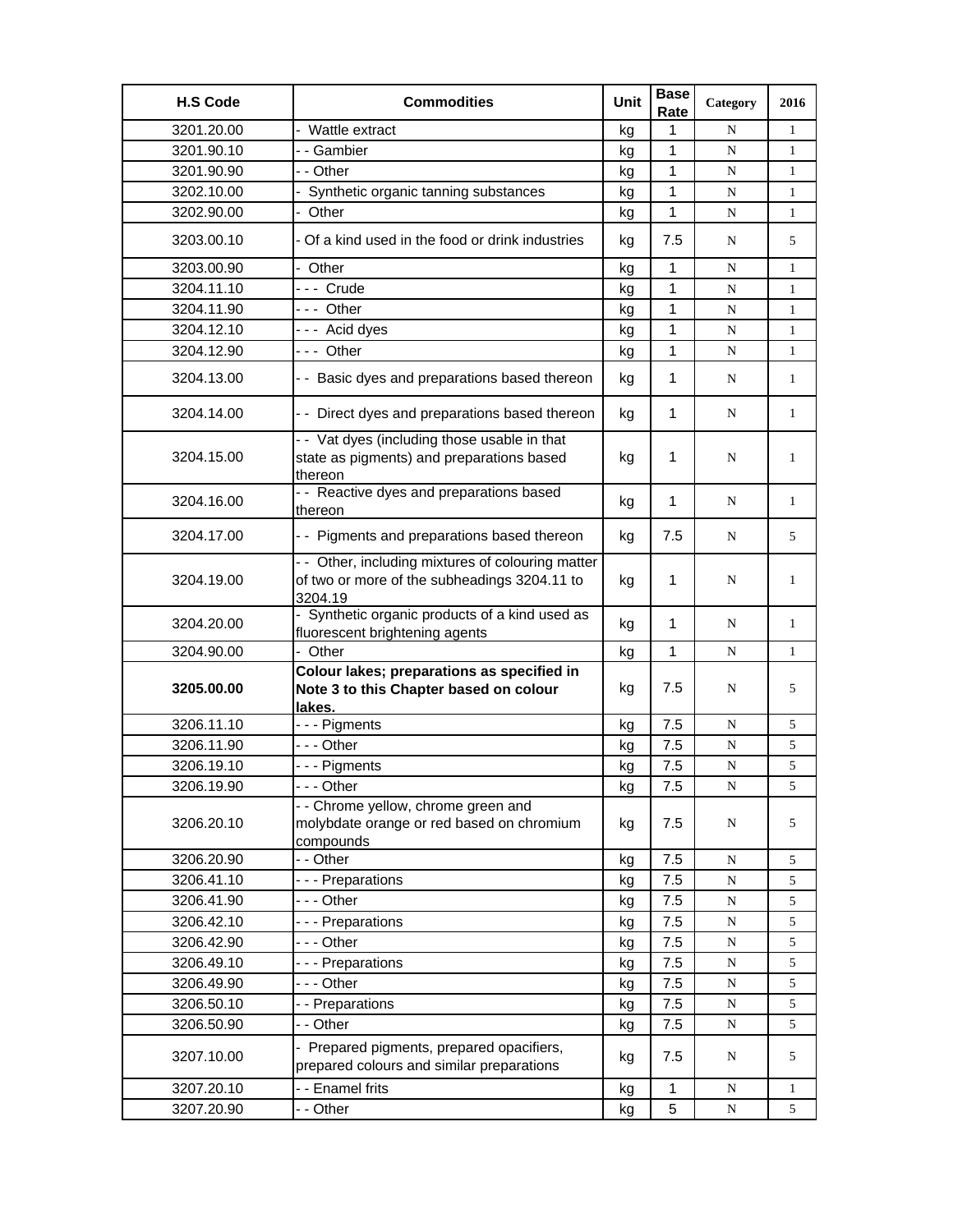| H.S Code | Commodities | Unit | Base Rate | Category | 2016 |
|---|---|---|---|---|---|
| 3201.20.00 | - Wattle extract | kg | 1 | N | 1 |
| 3201.90.10 | - - Gambier | kg | 1 | N | 1 |
| 3201.90.90 | - - Other | kg | 1 | N | 1 |
| 3202.10.00 | - Synthetic organic tanning substances | kg | 1 | N | 1 |
| 3202.90.00 | - Other | kg | 1 | N | 1 |
| 3203.00.10 | - Of a kind used in the food or drink industries | kg | 7.5 | N | 5 |
| 3203.00.90 | - Other | kg | 1 | N | 1 |
| 3204.11.10 | - - - Crude | kg | 1 | N | 1 |
| 3204.11.90 | - - - Other | kg | 1 | N | 1 |
| 3204.12.10 | - - - Acid dyes | kg | 1 | N | 1 |
| 3204.12.90 | - - - Other | kg | 1 | N | 1 |
| 3204.13.00 | - - Basic dyes and preparations based thereon | kg | 1 | N | 1 |
| 3204.14.00 | - - Direct dyes and preparations based thereon | kg | 1 | N | 1 |
| 3204.15.00 | - - Vat dyes (including those usable in that state as pigments) and preparations based thereon | kg | 1 | N | 1 |
| 3204.16.00 | - - Reactive dyes and preparations based thereon | kg | 1 | N | 1 |
| 3204.17.00 | - - Pigments and preparations based thereon | kg | 7.5 | N | 5 |
| 3204.19.00 | - - Other, including mixtures of colouring matter of two or more of the subheadings 3204.11 to 3204.19 | kg | 1 | N | 1 |
| 3204.20.00 | - Synthetic organic products of a kind used as fluorescent brightening agents | kg | 1 | N | 1 |
| 3204.90.00 | - Other | kg | 1 | N | 1 |
| **3205.00.00** | **Colour lakes; preparations as specified in Note 3 to this Chapter based on colour lakes.** | kg | 7.5 | N | 5 |
| 3206.11.10 | - - - Pigments | kg | 7.5 | N | 5 |
| 3206.11.90 | - - - Other | kg | 7.5 | N | 5 |
| 3206.19.10 | - - - Pigments | kg | 7.5 | N | 5 |
| 3206.19.90 | - - - Other | kg | 7.5 | N | 5 |
| 3206.20.10 | - - Chrome yellow, chrome green and molybdate orange or red based on chromium compounds | kg | 7.5 | N | 5 |
| 3206.20.90 | - - Other | kg | 7.5 | N | 5 |
| 3206.41.10 | - - - Preparations | kg | 7.5 | N | 5 |
| 3206.41.90 | - - - Other | kg | 7.5 | N | 5 |
| 3206.42.10 | - - - Preparations | kg | 7.5 | N | 5 |
| 3206.42.90 | - - - Other | kg | 7.5 | N | 5 |
| 3206.49.10 | - - - Preparations | kg | 7.5 | N | 5 |
| 3206.49.90 | - - - Other | kg | 7.5 | N | 5 |
| 3206.50.10 | - - Preparations | kg | 7.5 | N | 5 |
| 3206.50.90 | - - Other | kg | 7.5 | N | 5 |
| 3207.10.00 | - Prepared pigments, prepared opacifiers, prepared colours and similar preparations | kg | 7.5 | N | 5 |
| 3207.20.10 | - - Enamel frits | kg | 1 | N | 1 |
| 3207.20.90 | - - Other | kg | 5 | N | 5 |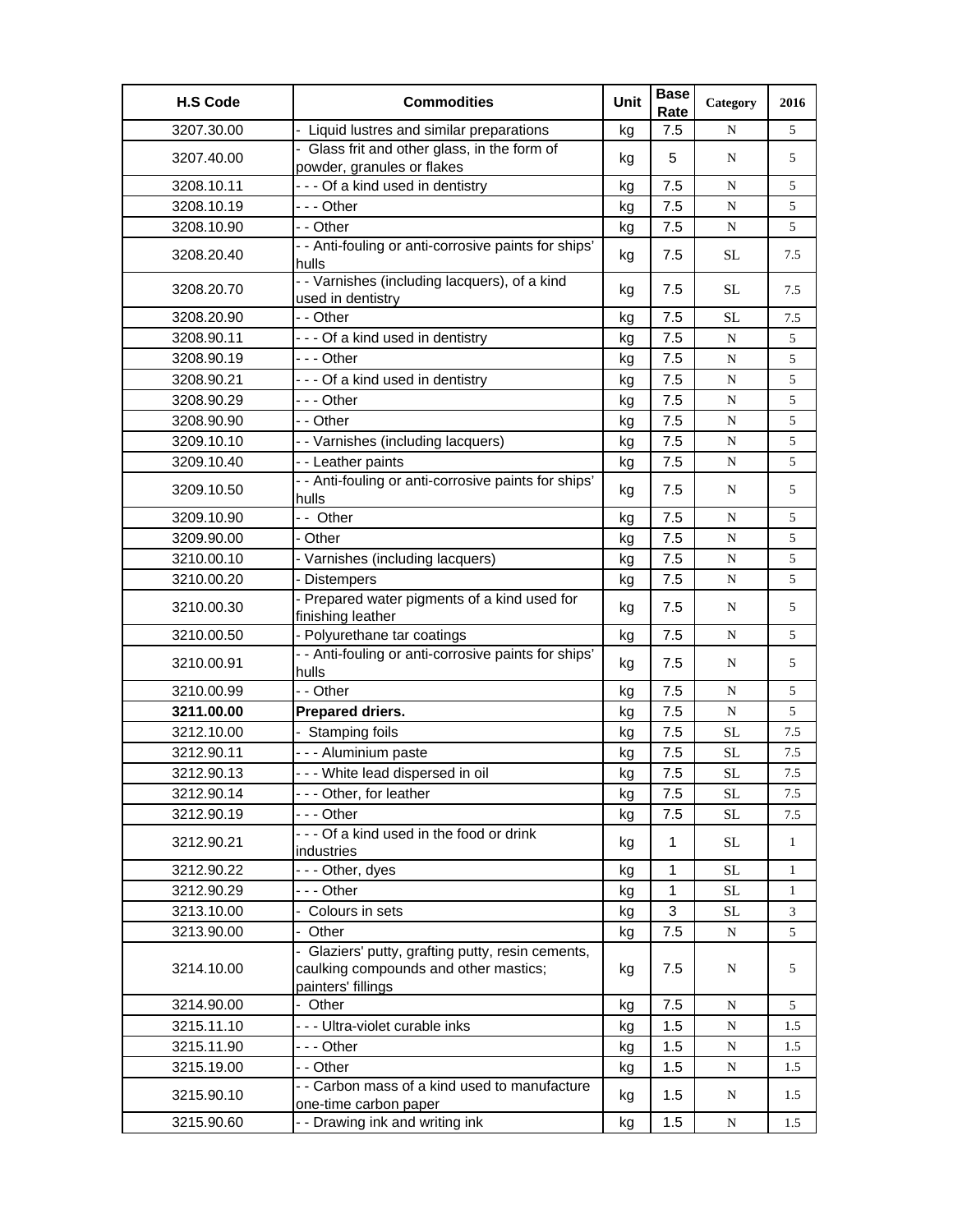| H.S Code | Commodities | Unit | Base Rate | Category | 2016 |
|---|---|---|---|---|---|
| 3207.30.00 | - Liquid lustres and similar preparations | kg | 7.5 | N | 5 |
| 3207.40.00 | - Glass frit and other glass, in the form of powder, granules or flakes | kg | 5 | N | 5 |
| 3208.10.11 | - - - Of a kind used in dentistry | kg | 7.5 | N | 5 |
| 3208.10.19 | - - - Other | kg | 7.5 | N | 5 |
| 3208.10.90 | - - Other | kg | 7.5 | N | 5 |
| 3208.20.40 | - - Anti-fouling or anti-corrosive paints for ships' hulls | kg | 7.5 | SL | 7.5 |
| 3208.20.70 | - - Varnishes (including lacquers), of a kind used in dentistry | kg | 7.5 | SL | 7.5 |
| 3208.20.90 | - - Other | kg | 7.5 | SL | 7.5 |
| 3208.90.11 | - - - Of a kind used in dentistry | kg | 7.5 | N | 5 |
| 3208.90.19 | - - - Other | kg | 7.5 | N | 5 |
| 3208.90.21 | - - - Of a kind used in dentistry | kg | 7.5 | N | 5 |
| 3208.90.29 | - - - Other | kg | 7.5 | N | 5 |
| 3208.90.90 | - - Other | kg | 7.5 | N | 5 |
| 3209.10.10 | - - Varnishes (including lacquers) | kg | 7.5 | N | 5 |
| 3209.10.40 | - - Leather paints | kg | 7.5 | N | 5 |
| 3209.10.50 | - - Anti-fouling or anti-corrosive paints for ships' hulls | kg | 7.5 | N | 5 |
| 3209.10.90 | - - Other | kg | 7.5 | N | 5 |
| 3209.90.00 | - Other | kg | 7.5 | N | 5 |
| 3210.00.10 | - Varnishes (including lacquers) | kg | 7.5 | N | 5 |
| 3210.00.20 | - Distempers | kg | 7.5 | N | 5 |
| 3210.00.30 | - Prepared water pigments of a kind used for finishing leather | kg | 7.5 | N | 5 |
| 3210.00.50 | - Polyurethane tar coatings | kg | 7.5 | N | 5 |
| 3210.00.91 | - - Anti-fouling or anti-corrosive paints for ships' hulls | kg | 7.5 | N | 5 |
| 3210.00.99 | - - Other | kg | 7.5 | N | 5 |
| **3211.00.00** | **Prepared driers.** | kg | 7.5 | N | 5 |
| 3212.10.00 | - Stamping foils | kg | 7.5 | SL | 7.5 |
| 3212.90.11 | - - - Aluminium paste | kg | 7.5 | SL | 7.5 |
| 3212.90.13 | - - - White lead dispersed in oil | kg | 7.5 | SL | 7.5 |
| 3212.90.14 | - - - Other, for leather | kg | 7.5 | SL | 7.5 |
| 3212.90.19 | - - - Other | kg | 7.5 | SL | 7.5 |
| 3212.90.21 | - - - Of a kind used in the food or drink industries | kg | 1 | SL | 1 |
| 3212.90.22 | - - - Other, dyes | kg | 1 | SL | 1 |
| 3212.90.29 | - - - Other | kg | 1 | SL | 1 |
| 3213.10.00 | - Colours in sets | kg | 3 | SL | 3 |
| 3213.90.00 | - Other | kg | 7.5 | N | 5 |
| 3214.10.00 | - Glaziers' putty, grafting putty, resin cements, caulking compounds and other mastics; painters' fillings | kg | 7.5 | N | 5 |
| 3214.90.00 | - Other | kg | 7.5 | N | 5 |
| 3215.11.10 | - - - Ultra-violet curable inks | kg | 1.5 | N | 1.5 |
| 3215.11.90 | - - - Other | kg | 1.5 | N | 1.5 |
| 3215.19.00 | - - Other | kg | 1.5 | N | 1.5 |
| 3215.90.10 | - - Carbon mass of a kind used to manufacture one-time carbon paper | kg | 1.5 | N | 1.5 |
| 3215.90.60 | - - Drawing ink and writing ink | kg | 1.5 | N | 1.5 |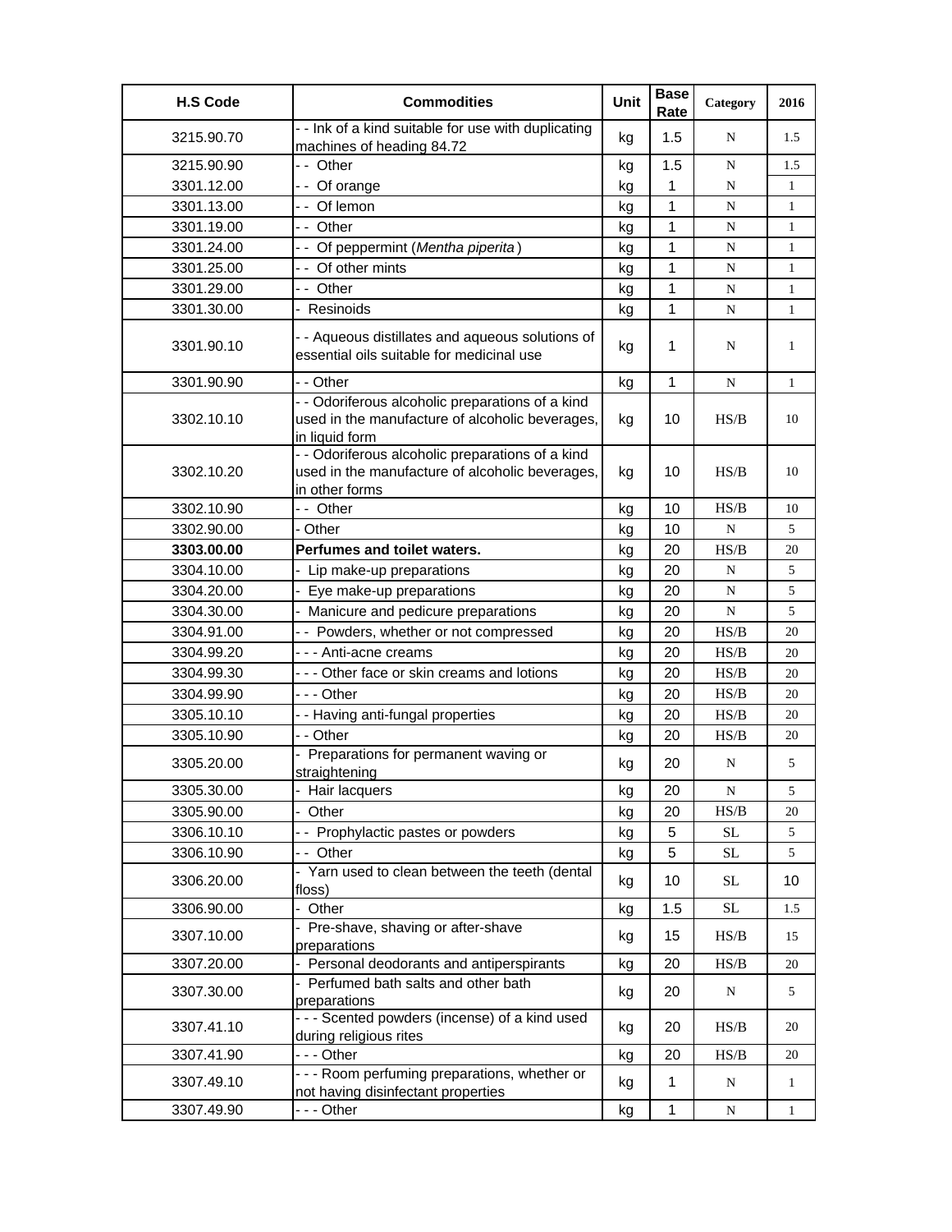| H.S Code | Commodities | Unit | Base Rate | Category | 2016 |
|---|---|---|---|---|---|
| 3215.90.70 | - - Ink of a kind suitable for use with duplicating machines of heading 84.72 | kg | 1.5 | N | 1.5 |
| 3215.90.90 | - - Other | kg | 1.5 | N | 1.5 |
| 3301.12.00 | - - Of orange | kg | 1 | N | 1 |
| 3301.13.00 | - - Of lemon | kg | 1 | N | 1 |
| 3301.19.00 | - - Other | kg | 1 | N | 1 |
| 3301.24.00 | - - Of peppermint (*Mentha piperita*) | kg | 1 | N | 1 |
| 3301.25.00 | - - Of other mints | kg | 1 | N | 1 |
| 3301.29.00 | - - Other | kg | 1 | N | 1 |
| 3301.30.00 | - Resinoids | kg | 1 | N | 1 |
| 3301.90.10 | - - Aqueous distillates and aqueous solutions of essential oils suitable for medicinal use | kg | 1 | N | 1 |
| 3301.90.90 | - - Other | kg | 1 | N | 1 |
| 3302.10.10 | - - Odoriferous alcoholic preparations of a kind used in the manufacture of alcoholic beverages, in liquid form | kg | 10 | HS/B | 10 |
| 3302.10.20 | - - Odoriferous alcoholic preparations of a kind used in the manufacture of alcoholic beverages, in other forms | kg | 10 | HS/B | 10 |
| 3302.10.90 | - - Other | kg | 10 | HS/B | 10 |
| 3302.90.00 | - Other | kg | 10 | N | 5 |
| **3303.00.00** | **Perfumes and toilet waters.** | kg | 20 | HS/B | 20 |
| 3304.10.00 | - Lip make-up preparations | kg | 20 | N | 5 |
| 3304.20.00 | - Eye make-up preparations | kg | 20 | N | 5 |
| 3304.30.00 | - Manicure and pedicure preparations | kg | 20 | N | 5 |
| 3304.91.00 | - - Powders, whether or not compressed | kg | 20 | HS/B | 20 |
| 3304.99.20 | - - - Anti-acne creams | kg | 20 | HS/B | 20 |
| 3304.99.30 | - - - Other face or skin creams and lotions | kg | 20 | HS/B | 20 |
| 3304.99.90 | - - - Other | kg | 20 | HS/B | 20 |
| 3305.10.10 | - - Having anti-fungal properties | kg | 20 | HS/B | 20 |
| 3305.10.90 | - - Other | kg | 20 | HS/B | 20 |
| 3305.20.00 | - Preparations for permanent waving or straightening | kg | 20 | N | 5 |
| 3305.30.00 | - Hair lacquers | kg | 20 | N | 5 |
| 3305.90.00 | - Other | kg | 20 | HS/B | 20 |
| 3306.10.10 | - - Prophylactic pastes or powders | kg | 5 | SL | 5 |
| 3306.10.90 | - - Other | kg | 5 | SL | 5 |
| 3306.20.00 | - Yarn used to clean between the teeth (dental floss) | kg | 10 | SL | 10 |
| 3306.90.00 | - Other | kg | 1.5 | SL | 1.5 |
| 3307.10.00 | - Pre-shave, shaving or after-shave preparations | kg | 15 | HS/B | 15 |
| 3307.20.00 | - Personal deodorants and antiperspirants | kg | 20 | HS/B | 20 |
| 3307.30.00 | - Perfumed bath salts and other bath preparations | kg | 20 | N | 5 |
| 3307.41.10 | - - - Scented powders (incense) of a kind used during religious rites | kg | 20 | HS/B | 20 |
| 3307.41.90 | - - - Other | kg | 20 | HS/B | 20 |
| 3307.49.10 | - - - Room perfuming preparations, whether or not having disinfectant properties | kg | 1 | N | 1 |
| 3307.49.90 | - - - Other | kg | 1 | N | 1 |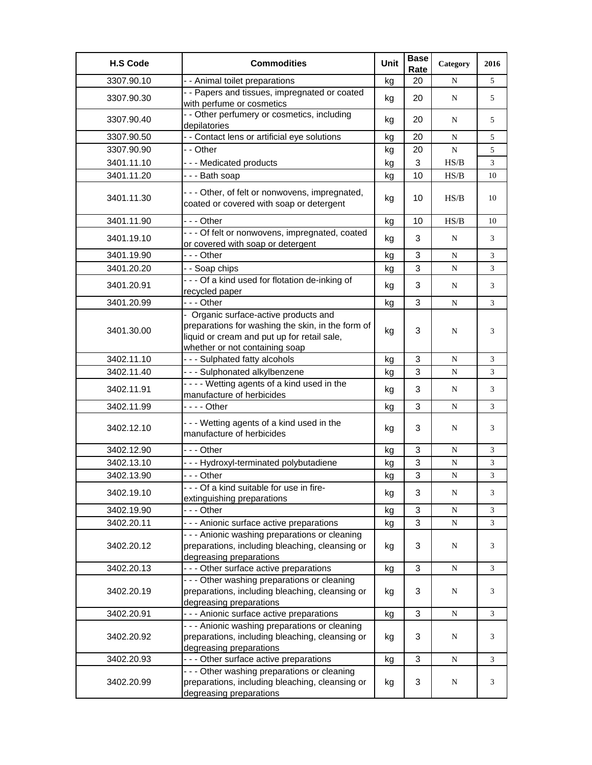| H.S Code | Commodities | Unit | Base Rate | Category | 2016 |
|---|---|---|---|---|---|
| 3307.90.10 | - - Animal toilet preparations | kg | 20 | N | 5 |
| 3307.90.30 | - - Papers and tissues, impregnated or coated with perfume or cosmetics | kg | 20 | N | 5 |
| 3307.90.40 | - - Other perfumery or cosmetics, including depilatories | kg | 20 | N | 5 |
| 3307.90.50 | - - Contact lens or artificial eye solutions | kg | 20 | N | 5 |
| 3307.90.90 | - - Other | kg | 20 | N | 5 |
| 3401.11.10 | - - - Medicated products | kg | 3 | HS/B | 3 |
| 3401.11.20 | - - - Bath soap | kg | 10 | HS/B | 10 |
| 3401.11.30 | - - - Other, of felt or nonwovens, impregnated, coated or covered with soap or detergent | kg | 10 | HS/B | 10 |
| 3401.11.90 | - - - Other | kg | 10 | HS/B | 10 |
| 3401.19.10 | - - - Of felt or nonwovens, impregnated, coated or covered with soap or detergent | kg | 3 | N | 3 |
| 3401.19.90 | - - - Other | kg | 3 | N | 3 |
| 3401.20.20 | - - Soap chips | kg | 3 | N | 3 |
| 3401.20.91 | - - - Of a kind used for flotation de-inking of recycled paper | kg | 3 | N | 3 |
| 3401.20.99 | - - - Other | kg | 3 | N | 3 |
| 3401.30.00 | - Organic surface-active products and preparations for washing the skin, in the form of liquid or cream and put up for retail sale, whether or not containing soap | kg | 3 | N | 3 |
| 3402.11.10 | - - - Sulphated fatty alcohols | kg | 3 | N | 3 |
| 3402.11.40 | - - - Sulphonated alkylbenzene | kg | 3 | N | 3 |
| 3402.11.91 | - - - - Wetting agents of a kind used in the manufacture of herbicides | kg | 3 | N | 3 |
| 3402.11.99 | - - - - Other | kg | 3 | N | 3 |
| 3402.12.10 | - - - Wetting agents of a kind used in the manufacture of herbicides | kg | 3 | N | 3 |
| 3402.12.90 | - - - Other | kg | 3 | N | 3 |
| 3402.13.10 | - - - Hydroxyl-terminated polybutadiene | kg | 3 | N | 3 |
| 3402.13.90 | - - - Other | kg | 3 | N | 3 |
| 3402.19.10 | - - - Of a kind suitable for use in fire-extinguishing preparations | kg | 3 | N | 3 |
| 3402.19.90 | - - - Other | kg | 3 | N | 3 |
| 3402.20.11 | - - - Anionic surface active preparations | kg | 3 | N | 3 |
| 3402.20.12 | - - - Anionic washing preparations or cleaning preparations, including bleaching, cleansing or degreasing preparations | kg | 3 | N | 3 |
| 3402.20.13 | - - - Other surface active preparations | kg | 3 | N | 3 |
| 3402.20.19 | - - - Other washing preparations or cleaning preparations, including bleaching, cleansing or degreasing preparations | kg | 3 | N | 3 |
| 3402.20.91 | - - - Anionic surface active preparations | kg | 3 | N | 3 |
| 3402.20.92 | - - - Anionic washing preparations or cleaning preparations, including bleaching, cleansing or degreasing preparations | kg | 3 | N | 3 |
| 3402.20.93 | - - - Other surface active preparations | kg | 3 | N | 3 |
| 3402.20.99 | - - - Other washing preparations or cleaning preparations, including bleaching, cleansing or degreasing preparations | kg | 3 | N | 3 |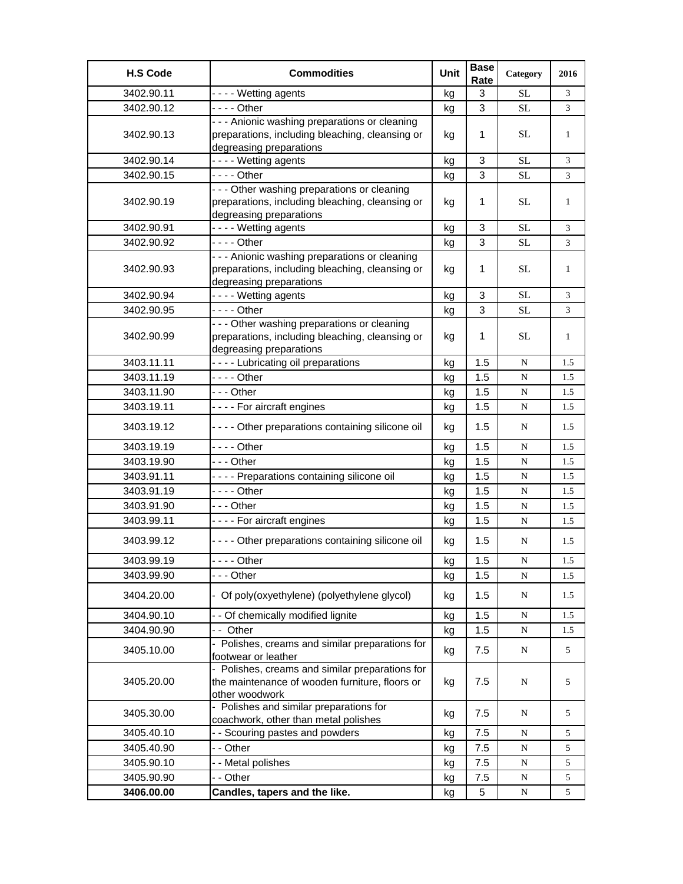| H.S Code | Commodities | Unit | Base Rate | Category | 2016 |
|---|---|---|---|---|---|
| 3402.90.11 | - - - - Wetting agents | kg | 3 | SL | 3 |
| 3402.90.12 | - - - - Other | kg | 3 | SL | 3 |
| 3402.90.13 | - - - Anionic washing preparations or cleaning preparations, including bleaching, cleansing or degreasing preparations | kg | 1 | SL | 1 |
| 3402.90.14 | - - - - Wetting agents | kg | 3 | SL | 3 |
| 3402.90.15 | - - - - Other | kg | 3 | SL | 3 |
| 3402.90.19 | - - - Other washing preparations or cleaning preparations, including bleaching, cleansing or degreasing preparations | kg | 1 | SL | 1 |
| 3402.90.91 | - - - - Wetting agents | kg | 3 | SL | 3 |
| 3402.90.92 | - - - - Other | kg | 3 | SL | 3 |
| 3402.90.93 | - - - Anionic washing preparations or cleaning preparations, including bleaching, cleansing or degreasing preparations | kg | 1 | SL | 1 |
| 3402.90.94 | - - - - Wetting agents | kg | 3 | SL | 3 |
| 3402.90.95 | - - - - Other | kg | 3 | SL | 3 |
| 3402.90.99 | - - - Other washing preparations or cleaning preparations, including bleaching, cleansing or degreasing preparations | kg | 1 | SL | 1 |
| 3403.11.11 | - - - - Lubricating oil preparations | kg | 1.5 | N | 1.5 |
| 3403.11.19 | - - - - Other | kg | 1.5 | N | 1.5 |
| 3403.11.90 | - - - Other | kg | 1.5 | N | 1.5 |
| 3403.19.11 | - - - - For aircraft engines | kg | 1.5 | N | 1.5 |
| 3403.19.12 | - - - - Other preparations containing silicone oil | kg | 1.5 | N | 1.5 |
| 3403.19.19 | - - - - Other | kg | 1.5 | N | 1.5 |
| 3403.19.90 | - - - Other | kg | 1.5 | N | 1.5 |
| 3403.91.11 | - - - - Preparations containing silicone oil | kg | 1.5 | N | 1.5 |
| 3403.91.19 | - - - - Other | kg | 1.5 | N | 1.5 |
| 3403.91.90 | - - - Other | kg | 1.5 | N | 1.5 |
| 3403.99.11 | - - - - For aircraft engines | kg | 1.5 | N | 1.5 |
| 3403.99.12 | - - - - Other preparations containing silicone oil | kg | 1.5 | N | 1.5 |
| 3403.99.19 | - - - - Other | kg | 1.5 | N | 1.5 |
| 3403.99.90 | - - - Other | kg | 1.5 | N | 1.5 |
| 3404.20.00 | - Of poly(oxyethylene) (polyethylene glycol) | kg | 1.5 | N | 1.5 |
| 3404.90.10 | - - Of chemically modified lignite | kg | 1.5 | N | 1.5 |
| 3404.90.90 | - - Other | kg | 1.5 | N | 1.5 |
| 3405.10.00 | - Polishes, creams and similar preparations for footwear or leather | kg | 7.5 | N | 5 |
| 3405.20.00 | - Polishes, creams and similar preparations for the maintenance of wooden furniture, floors or other woodwork | kg | 7.5 | N | 5 |
| 3405.30.00 | - Polishes and similar preparations for coachwork, other than metal polishes | kg | 7.5 | N | 5 |
| 3405.40.10 | - - Scouring pastes and powders | kg | 7.5 | N | 5 |
| 3405.40.90 | - - Other | kg | 7.5 | N | 5 |
| 3405.90.10 | - - Metal polishes | kg | 7.5 | N | 5 |
| 3405.90.90 | - - Other | kg | 7.5 | N | 5 |
| **3406.00.00** | **Candles, tapers and the like.** | kg | 5 | N | 5 |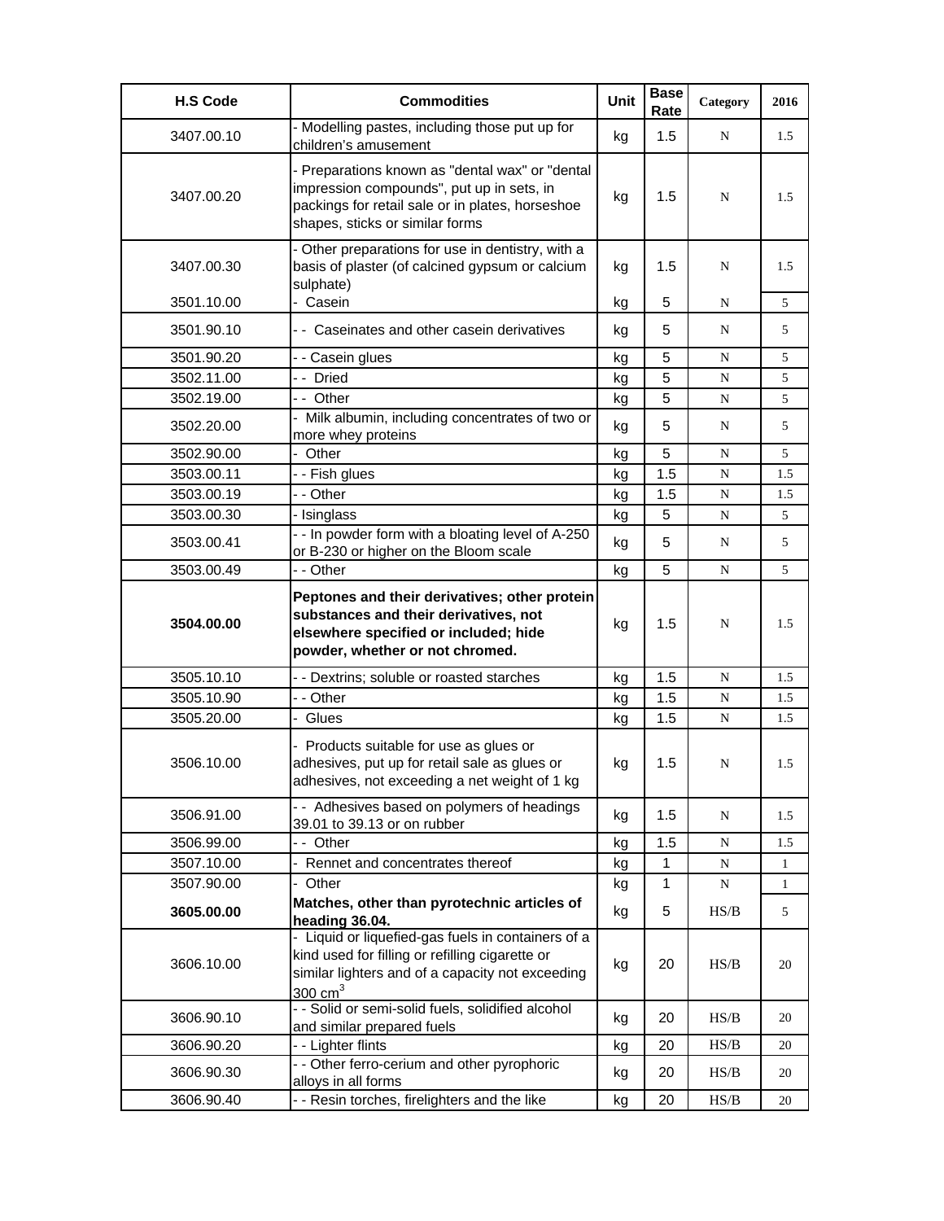| H.S Code | Commodities | Unit | Base Rate | Category | 2016 |
|---|---|---|---|---|---|
| 3407.00.10 | - Modelling pastes, including those put up for children's amusement | kg | 1.5 | N | 1.5 |
| 3407.00.20 | - Preparations known as "dental wax" or "dental impression compounds", put up in sets, in packings for retail sale or in plates, horseshoe shapes, sticks or similar forms | kg | 1.5 | N | 1.5 |
| 3407.00.30 | - Other preparations for use in dentistry, with a basis of plaster (of calcined gypsum or calcium sulphate) | kg | 1.5 | N | 1.5 |
| 3501.10.00 | - Casein | kg | 5 | N | 5 |
| 3501.90.10 | - - Caseinates and other casein derivatives | kg | 5 | N | 5 |
| 3501.90.20 | - - Casein glues | kg | 5 | N | 5 |
| 3502.11.00 | - - Dried | kg | 5 | N | 5 |
| 3502.19.00 | - - Other | kg | 5 | N | 5 |
| 3502.20.00 | - Milk albumin, including concentrates of two or more whey proteins | kg | 5 | N | 5 |
| 3502.90.00 | - Other | kg | 5 | N | 5 |
| 3503.00.11 | - - Fish glues | kg | 1.5 | N | 1.5 |
| 3503.00.19 | - - Other | kg | 1.5 | N | 1.5 |
| 3503.00.30 | - Isinglass | kg | 5 | N | 5 |
| 3503.00.41 | - - In powder form with a bloating level of A-250 or B-230 or higher on the Bloom scale | kg | 5 | N | 5 |
| 3503.00.49 | - - Other | kg | 5 | N | 5 |
| **3504.00.00** | **Peptones and their derivatives; other protein substances and their derivatives, not elsewhere specified or included; hide powder, whether or not chromed.** | kg | 1.5 | N | 1.5 |
| 3505.10.10 | - - Dextrins; soluble or roasted starches | kg | 1.5 | N | 1.5 |
| 3505.10.90 | - - Other | kg | 1.5 | N | 1.5 |
| 3505.20.00 | - Glues | kg | 1.5 | N | 1.5 |
| 3506.10.00 | - Products suitable for use as glues or adhesives, put up for retail sale as glues or adhesives, not exceeding a net weight of 1 kg | kg | 1.5 | N | 1.5 |
| 3506.91.00 | - - Adhesives based on polymers of headings 39.01 to 39.13 or on rubber | kg | 1.5 | N | 1.5 |
| 3506.99.00 | - - Other | kg | 1.5 | N | 1.5 |
| 3507.10.00 | - Rennet and concentrates thereof | kg | 1 | N | 1 |
| 3507.90.00 | - Other | kg | 1 | N | 1 |
| **3605.00.00** | **Matches, other than pyrotechnic articles of heading 36.04.** | kg | 5 | HS/B | 5 |
| 3606.10.00 | - Liquid or liquefied-gas fuels in containers of a kind used for filling or refilling cigarette or similar lighters and of a capacity not exceeding 300 $cm^3$ | kg | 20 | HS/B | 20 |
| 3606.90.10 | - - Solid or semi-solid fuels, solidified alcohol and similar prepared fuels | kg | 20 | HS/B | 20 |
| 3606.90.20 | - - Lighter flints | kg | 20 | HS/B | 20 |
| 3606.90.30 | - - Other ferro-cerium and other pyrophoric alloys in all forms | kg | 20 | HS/B | 20 |
| 3606.90.40 | - - Resin torches, firelighters and the like | kg | 20 | HS/B | 20 |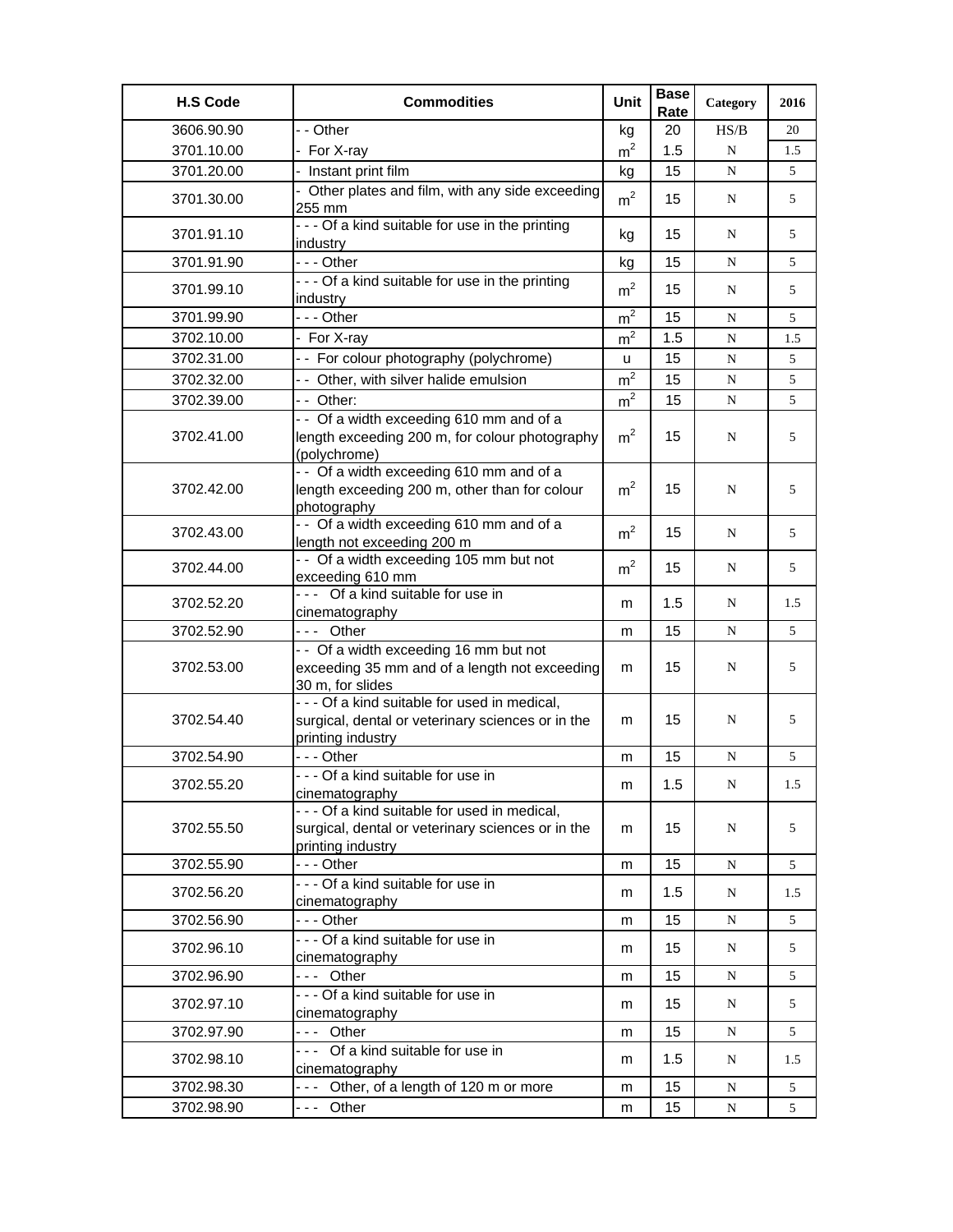| H.S Code | Commodities | Unit | Base Rate | Category | 2016 |
|---|---|---|---|---|---|
| 3606.90.90 | - - Other | kg | 20 | HS/B | 20 |
| 3701.10.00 | - For X-ray | $m^2$ | 1.5 | N | 1.5 |
| 3701.20.00 | - Instant print film | kg | 15 | N | 5 |
| 3701.30.00 | - Other plates and film, with any side exceeding 255 mm | $m^2$ | 15 | N | 5 |
| 3701.91.10 | - - - Of a kind suitable for use in the printing industry | kg | 15 | N | 5 |
| 3701.91.90 | - - - Other | kg | 15 | N | 5 |
| 3701.99.10 | - - - Of a kind suitable for use in the printing industry | $m^2$ | 15 | N | 5 |
| 3701.99.90 | - - - Other | $m^2$ | 15 | N | 5 |
| 3702.10.00 | - For X-ray | $m^2$ | 1.5 | N | 1.5 |
| 3702.31.00 | - - For colour photography (polychrome) | u | 15 | N | 5 |
| 3702.32.00 | - - Other, with silver halide emulsion | $m^2$ | 15 | N | 5 |
| 3702.39.00 | - - Other: | $m^2$ | 15 | N | 5 |
| 3702.41.00 | - - Of a width exceeding 610 mm and of a length exceeding 200 m, for colour photography (polychrome) | $m^2$ | 15 | N | 5 |
| 3702.42.00 | - - Of a width exceeding 610 mm and of a length exceeding 200 m, other than for colour photography | $m^2$ | 15 | N | 5 |
| 3702.43.00 | - - Of a width exceeding 610 mm and of a length not exceeding 200 m | $m^2$ | 15 | N | 5 |
| 3702.44.00 | - - Of a width exceeding 105 mm but not exceeding 610 mm | $m^2$ | 15 | N | 5 |
| 3702.52.20 | - - - Of a kind suitable for use in cinematography | m | 1.5 | N | 1.5 |
| 3702.52.90 | - - - Other | m | 15 | N | 5 |
| 3702.53.00 | - - Of a width exceeding 16 mm but not exceeding 35 mm and of a length not exceeding 30 m, for slides | m | 15 | N | 5 |
| 3702.54.40 | - - - Of a kind suitable for used in medical, surgical, dental or veterinary sciences or in the printing industry | m | 15 | N | 5 |
| 3702.54.90 | - - - Other | m | 15 | N | 5 |
| 3702.55.20 | - - - Of a kind suitable for use in cinematography | m | 1.5 | N | 1.5 |
| 3702.55.50 | - - - Of a kind suitable for used in medical, surgical, dental or veterinary sciences or in the printing industry | m | 15 | N | 5 |
| 3702.55.90 | - - - Other | m | 15 | N | 5 |
| 3702.56.20 | - - - Of a kind suitable for use in cinematography | m | 1.5 | N | 1.5 |
| 3702.56.90 | - - - Other | m | 15 | N | 5 |
| 3702.96.10 | - - - Of a kind suitable for use in cinematography | m | 15 | N | 5 |
| 3702.96.90 | - - - Other | m | 15 | N | 5 |
| 3702.97.10 | - - - Of a kind suitable for use in cinematography | m | 15 | N | 5 |
| 3702.97.90 | - - - Other | m | 15 | N | 5 |
| 3702.98.10 | - - - Of a kind suitable for use in cinematography | m | 1.5 | N | 1.5 |
| 3702.98.30 | - - - Other, of a length of 120 m or more | m | 15 | N | 5 |
| 3702.98.90 | - - - Other | m | 15 | N | 5 |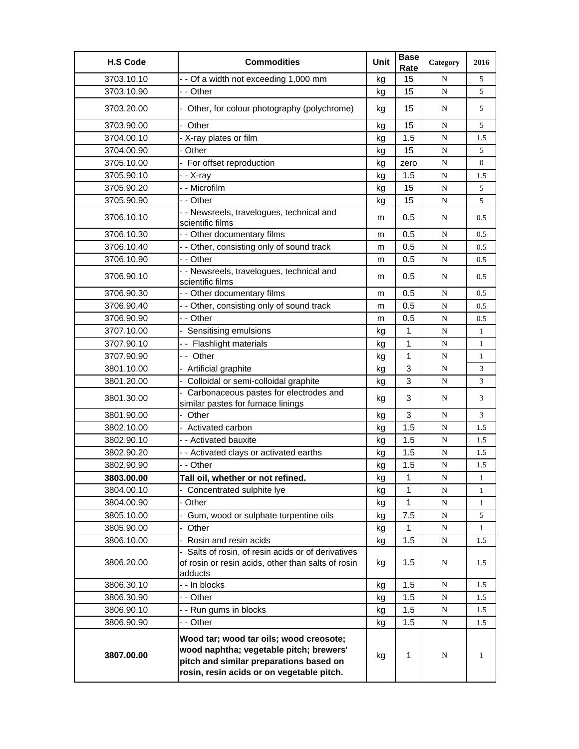| H.S Code | Commodities | Unit | Base Rate | Category | 2016 |
|---|---|---|---|---|---|
| 3703.10.10 | - - Of a width not exceeding 1,000 mm | kg | 15 | N | 5 |
| 3703.10.90 | - - Other | kg | 15 | N | 5 |
| 3703.20.00 | - Other, for colour photography (polychrome) | kg | 15 | N | 5 |
| 3703.90.00 | - Other | kg | 15 | N | 5 |
| 3704.00.10 | - X-ray plates or film | kg | 1.5 | N | 1.5 |
| 3704.00.90 | - Other | kg | 15 | N | 5 |
| 3705.10.00 | - For offset reproduction | kg | zero | N | 0 |
| 3705.90.10 | - - X-ray | kg | 1.5 | N | 1.5 |
| 3705.90.20 | - - Microfilm | kg | 15 | N | 5 |
| 3705.90.90 | - - Other | kg | 15 | N | 5 |
| 3706.10.10 | - - Newsreels, travelogues, technical and scientific films | m | 0.5 | N | 0.5 |
| 3706.10.30 | - - Other documentary films | m | 0.5 | N | 0.5 |
| 3706.10.40 | - - Other, consisting only of sound track | m | 0.5 | N | 0.5 |
| 3706.10.90 | - - Other | m | 0.5 | N | 0.5 |
| 3706.90.10 | - - Newsreels, travelogues, technical and scientific films | m | 0.5 | N | 0.5 |
| 3706.90.30 | - - Other documentary films | m | 0.5 | N | 0.5 |
| 3706.90.40 | - - Other, consisting only of sound track | m | 0.5 | N | 0.5 |
| 3706.90.90 | - - Other | m | 0.5 | N | 0.5 |
| 3707.10.00 | - Sensitising emulsions | kg | 1 | N | 1 |
| 3707.90.10 | - - Flashlight materials | kg | 1 | N | 1 |
| 3707.90.90 | - - Other | kg | 1 | N | 1 |
| 3801.10.00 | - Artificial graphite | kg | 3 | N | 3 |
| 3801.20.00 | - Colloidal or semi-colloidal graphite | kg | 3 | N | 3 |
| 3801.30.00 | - Carbonaceous pastes for electrodes and similar pastes for furnace linings | kg | 3 | N | 3 |
| 3801.90.00 | - Other | kg | 3 | N | 3 |
| 3802.10.00 | - Activated carbon | kg | 1.5 | N | 1.5 |
| 3802.90.10 | - - Activated bauxite | kg | 1.5 | N | 1.5 |
| 3802.90.20 | - - Activated clays or activated earths | kg | 1.5 | N | 1.5 |
| 3802.90.90 | - - Other | kg | 1.5 | N | 1.5 |
| **3803.00.00** | **Tall oil, whether or not refined.** | kg | 1 | N | 1 |
| 3804.00.10 | - Concentrated sulphite lye | kg | 1 | N | 1 |
| 3804.00.90 | - Other | kg | 1 | N | 1 |
| 3805.10.00 | - Gum, wood or sulphate turpentine oils | kg | 7.5 | N | 5 |
| 3805.90.00 | - Other | kg | 1 | N | 1 |
| 3806.10.00 | - Rosin and resin acids | kg | 1.5 | N | 1.5 |
| 3806.20.00 | - Salts of rosin, of resin acids or of derivatives of rosin or resin acids, other than salts of rosin adducts | kg | 1.5 | N | 1.5 |
| 3806.30.10 | - - In blocks | kg | 1.5 | N | 1.5 |
| 3806.30.90 | - - Other | kg | 1.5 | N | 1.5 |
| 3806.90.10 | - - Run gums in blocks | kg | 1.5 | N | 1.5 |
| 3806.90.90 | - - Other | kg | 1.5 | N | 1.5 |
| **3807.00.00** | **Wood tar; wood tar oils; wood creosote; wood naphtha; vegetable pitch; brewers' pitch and similar preparations based on rosin, resin acids or on vegetable pitch.** | kg | 1 | N | 1 |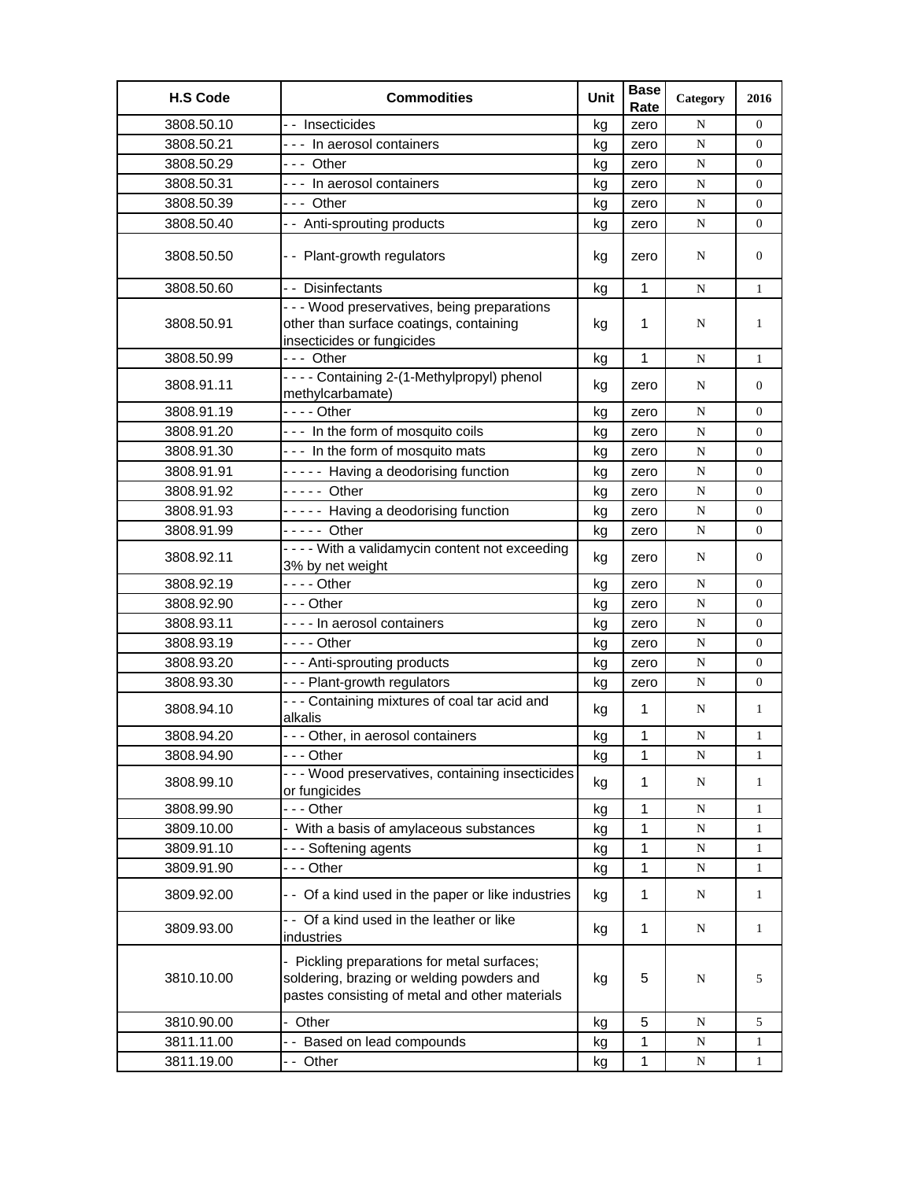| H.S Code | Commodities | Unit | Base Rate | Category | 2016 |
|---|---|---|---|---|---|
| 3808.50.10 | - - Insecticides | kg | zero | N | 0 |
| 3808.50.21 | - - - In aerosol containers | kg | zero | N | 0 |
| 3808.50.29 | - - - Other | kg | zero | N | 0 |
| 3808.50.31 | - - - In aerosol containers | kg | zero | N | 0 |
| 3808.50.39 | - - - Other | kg | zero | N | 0 |
| 3808.50.40 | - - Anti-sprouting products | kg | zero | N | 0 |
| 3808.50.50 | - - Plant-growth regulators | kg | zero | N | 0 |
| 3808.50.60 | - - Disinfectants | kg | 1 | N | 1 |
| 3808.50.91 | - - - Wood preservatives, being preparations other than surface coatings, containing insecticides or fungicides | kg | 1 | N | 1 |
| 3808.50.99 | - - - Other | kg | 1 | N | 1 |
| 3808.91.11 | - - - - Containing 2-(1-Methylpropyl) phenol methylcarbamate) | kg | zero | N | 0 |
| 3808.91.19 | - - - - Other | kg | zero | N | 0 |
| 3808.91.20 | - - - In the form of mosquito coils | kg | zero | N | 0 |
| 3808.91.30 | - - - In the form of mosquito mats | kg | zero | N | 0 |
| 3808.91.91 | - - - - - Having a deodorising function | kg | zero | N | 0 |
| 3808.91.92 | - - - - - Other | kg | zero | N | 0 |
| 3808.91.93 | - - - - - Having a deodorising function | kg | zero | N | 0 |
| 3808.91.99 | - - - - - Other | kg | zero | N | 0 |
| 3808.92.11 | - - - - With a validamycin content not exceeding 3% by net weight | kg | zero | N | 0 |
| 3808.92.19 | - - - - Other | kg | zero | N | 0 |
| 3808.92.90 | - - - Other | kg | zero | N | 0 |
| 3808.93.11 | - - - - In aerosol containers | kg | zero | N | 0 |
| 3808.93.19 | - - - - Other | kg | zero | N | 0 |
| 3808.93.20 | - - - Anti-sprouting products | kg | zero | N | 0 |
| 3808.93.30 | - - - Plant-growth regulators | kg | zero | N | 0 |
| 3808.94.10 | - - - Containing mixtures of coal tar acid and alkalis | kg | 1 | N | 1 |
| 3808.94.20 | - - - Other, in aerosol containers | kg | 1 | N | 1 |
| 3808.94.90 | - - - Other | kg | 1 | N | 1 |
| 3808.99.10 | - - - Wood preservatives, containing insecticides or fungicides | kg | 1 | N | 1 |
| 3808.99.90 | - - - Other | kg | 1 | N | 1 |
| 3809.10.00 | - With a basis of amylaceous substances | kg | 1 | N | 1 |
| 3809.91.10 | - - - Softening agents | kg | 1 | N | 1 |
| 3809.91.90 | - - - Other | kg | 1 | N | 1 |
| 3809.92.00 | - - Of a kind used in the paper or like industries | kg | 1 | N | 1 |
| 3809.93.00 | - - Of a kind used in the leather or like industries | kg | 1 | N | 1 |
| 3810.10.00 | - Pickling preparations for metal surfaces; soldering, brazing or welding powders and pastes consisting of metal and other materials | kg | 5 | N | 5 |
| 3810.90.00 | - Other | kg | 5 | N | 5 |
| 3811.11.00 | - - Based on lead compounds | kg | 1 | N | 1 |
| 3811.19.00 | - - Other | kg | 1 | N | 1 |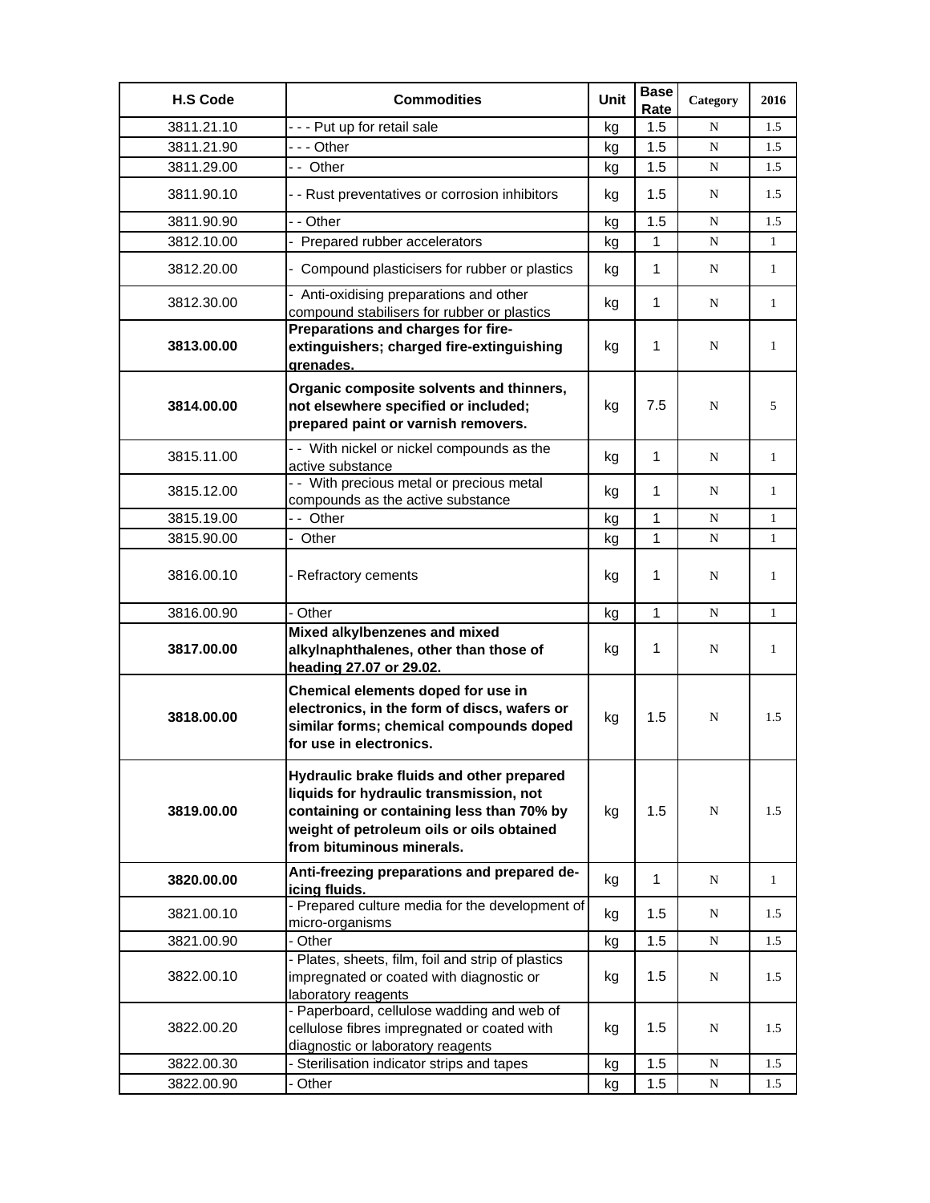| H.S Code | Commodities | Unit | Base Rate | Category | 2016 |
|---|---|---|---|---|---|
| 3811.21.10 | - - - Put up for retail sale | kg | 1.5 | N | 1.5 |
| 3811.21.90 | - - - Other | kg | 1.5 | N | 1.5 |
| 3811.29.00 | - - Other | kg | 1.5 | N | 1.5 |
| 3811.90.10 | - - Rust preventatives or corrosion inhibitors | kg | 1.5 | N | 1.5 |
| 3811.90.90 | - - Other | kg | 1.5 | N | 1.5 |
| 3812.10.00 | - Prepared rubber accelerators | kg | 1 | N | 1 |
| 3812.20.00 | - Compound plasticisers for rubber or plastics | kg | 1 | N | 1 |
| 3812.30.00 | - Anti-oxidising preparations and other compound stabilisers for rubber or plastics | kg | 1 | N | 1 |
| **3813.00.00** | **Preparations and charges for fire-extinguishers; charged fire-extinguishing grenades.** | kg | 1 | N | 1 |
| **3814.00.00** | **Organic composite solvents and thinners, not elsewhere specified or included; prepared paint or varnish removers.** | kg | 7.5 | N | 5 |
| 3815.11.00 | - - With nickel or nickel compounds as the active substance | kg | 1 | N | 1 |
| 3815.12.00 | - - With precious metal or precious metal compounds as the active substance | kg | 1 | N | 1 |
| 3815.19.00 | - - Other | kg | 1 | N | 1 |
| 3815.90.00 | - Other | kg | 1 | N | 1 |
| 3816.00.10 | - Refractory cements | kg | 1 | N | 1 |
| 3816.00.90 | - Other | kg | 1 | N | 1 |
| **3817.00.00** | **Mixed alkylbenzenes and mixed alkylnaphthalenes, other than those of heading 27.07 or 29.02.** | kg | 1 | N | 1 |
| **3818.00.00** | **Chemical elements doped for use in electronics, in the form of discs, wafers or similar forms; chemical compounds doped for use in electronics.** | kg | 1.5 | N | 1.5 |
| **3819.00.00** | **Hydraulic brake fluids and other prepared liquids for hydraulic transmission, not containing or containing less than 70% by weight of petroleum oils or oils obtained from bituminous minerals.** | kg | 1.5 | N | 1.5 |
| **3820.00.00** | **Anti-freezing preparations and prepared de-icing fluids.** | kg | 1 | N | 1 |
| 3821.00.10 | - Prepared culture media for the development of micro-organisms | kg | 1.5 | N | 1.5 |
| 3821.00.90 | - Other | kg | 1.5 | N | 1.5 |
| 3822.00.10 | - Plates, sheets, film, foil and strip of plastics impregnated or coated with diagnostic or laboratory reagents | kg | 1.5 | N | 1.5 |
| 3822.00.20 | - Paperboard, cellulose wadding and web of cellulose fibres impregnated or coated with diagnostic or laboratory reagents | kg | 1.5 | N | 1.5 |
| 3822.00.30 | - Sterilisation indicator strips and tapes | kg | 1.5 | N | 1.5 |
| 3822.00.90 | - Other | kg | 1.5 | N | 1.5 |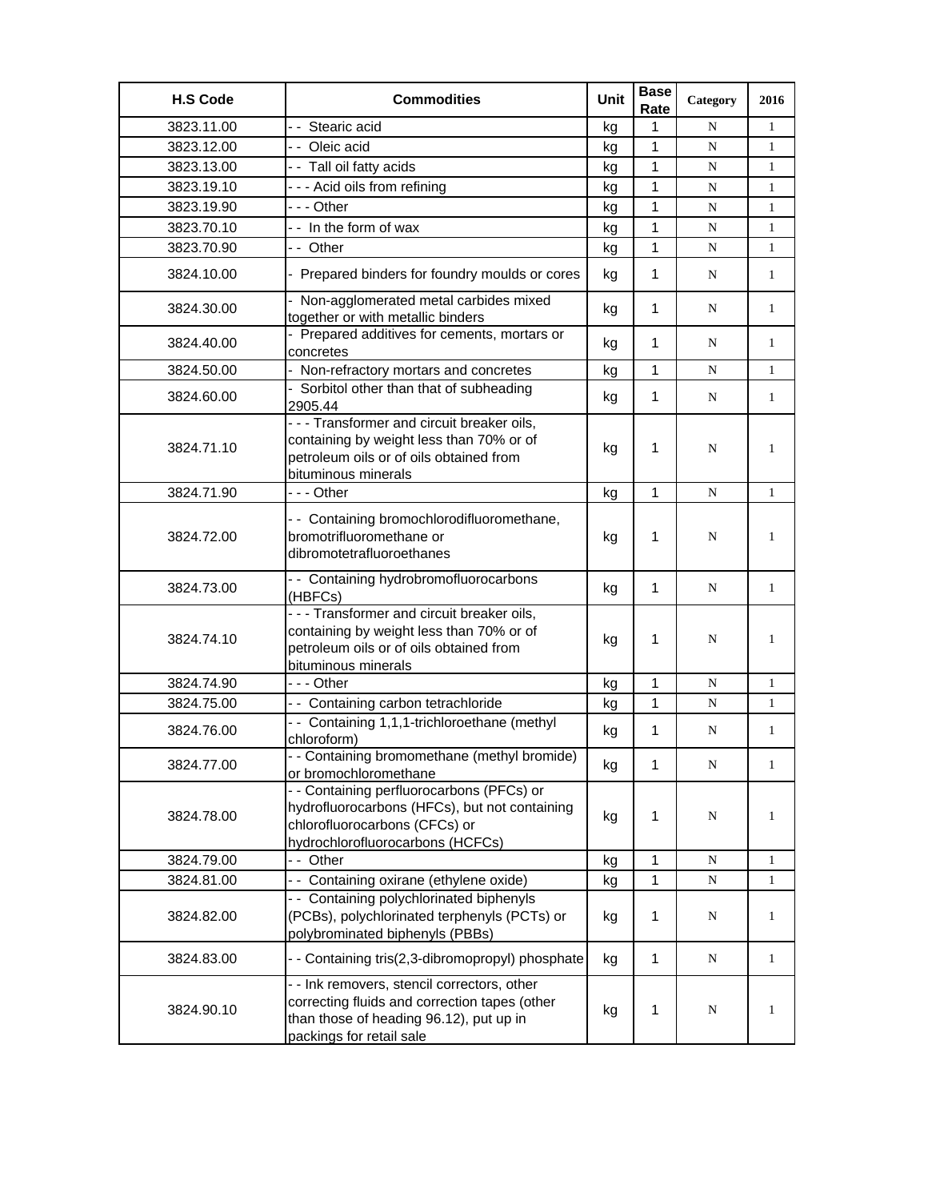| H.S Code | Commodities | Unit | Base Rate | Category | 2016 |
|---|---|---|---|---|---|
| 3823.11.00 | - - Stearic acid | kg | 1 | N | 1 |
| 3823.12.00 | - - Oleic acid | kg | 1 | N | 1 |
| 3823.13.00 | - - Tall oil fatty acids | kg | 1 | N | 1 |
| 3823.19.10 | - - - Acid oils from refining | kg | 1 | N | 1 |
| 3823.19.90 | - - - Other | kg | 1 | N | 1 |
| 3823.70.10 | - - In the form of wax | kg | 1 | N | 1 |
| 3823.70.90 | - - Other | kg | 1 | N | 1 |
| 3824.10.00 | - Prepared binders for foundry moulds or cores | kg | 1 | N | 1 |
| 3824.30.00 | - Non-agglomerated metal carbides mixed together or with metallic binders | kg | 1 | N | 1 |
| 3824.40.00 | - Prepared additives for cements, mortars or concretes | kg | 1 | N | 1 |
| 3824.50.00 | - Non-refractory mortars and concretes | kg | 1 | N | 1 |
| 3824.60.00 | - Sorbitol other than that of subheading 2905.44 | kg | 1 | N | 1 |
| 3824.71.10 | - - - Transformer and circuit breaker oils, containing by weight less than 70% or of petroleum oils or of oils obtained from bituminous minerals | kg | 1 | N | 1 |
| 3824.71.90 | - - - Other | kg | 1 | N | 1 |
| 3824.72.00 | - - Containing bromochlorodifluoromethane, bromotrifluoromethane or dibromotetrafluoroethanes | kg | 1 | N | 1 |
| 3824.73.00 | - - Containing hydrobromofluorocarbons (HBFCs) | kg | 1 | N | 1 |
| 3824.74.10 | - - - Transformer and circuit breaker oils, containing by weight less than 70% or of petroleum oils or of oils obtained from bituminous minerals | kg | 1 | N | 1 |
| 3824.74.90 | - - - Other | kg | 1 | N | 1 |
| 3824.75.00 | - - Containing carbon tetrachloride | kg | 1 | N | 1 |
| 3824.76.00 | - - Containing 1,1,1-trichloroethane (methyl chloroform) | kg | 1 | N | 1 |
| 3824.77.00 | - - Containing bromomethane (methyl bromide) or bromochloromethane | kg | 1 | N | 1 |
| 3824.78.00 | - - Containing perfluorocarbons (PFCs) or hydrofluorocarbons (HFCs), but not containing chlorofluorocarbons (CFCs) or hydrochlorofluorocarbons (HCFCs) | kg | 1 | N | 1 |
| 3824.79.00 | - - Other | kg | 1 | N | 1 |
| 3824.81.00 | - - Containing oxirane (ethylene oxide) | kg | 1 | N | 1 |
| 3824.82.00 | - - Containing polychlorinated biphenyls (PCBs), polychlorinated terphenyls (PCTs) or polybrominated biphenyls (PBBs) | kg | 1 | N | 1 |
| 3824.83.00 | - - Containing tris(2,3-dibromopropyl) phosphate | kg | 1 | N | 1 |
| 3824.90.10 | - - Ink removers, stencil correctors, other correcting fluids and correction tapes (other than those of heading 96.12), put up in packings for retail sale | kg | 1 | N | 1 |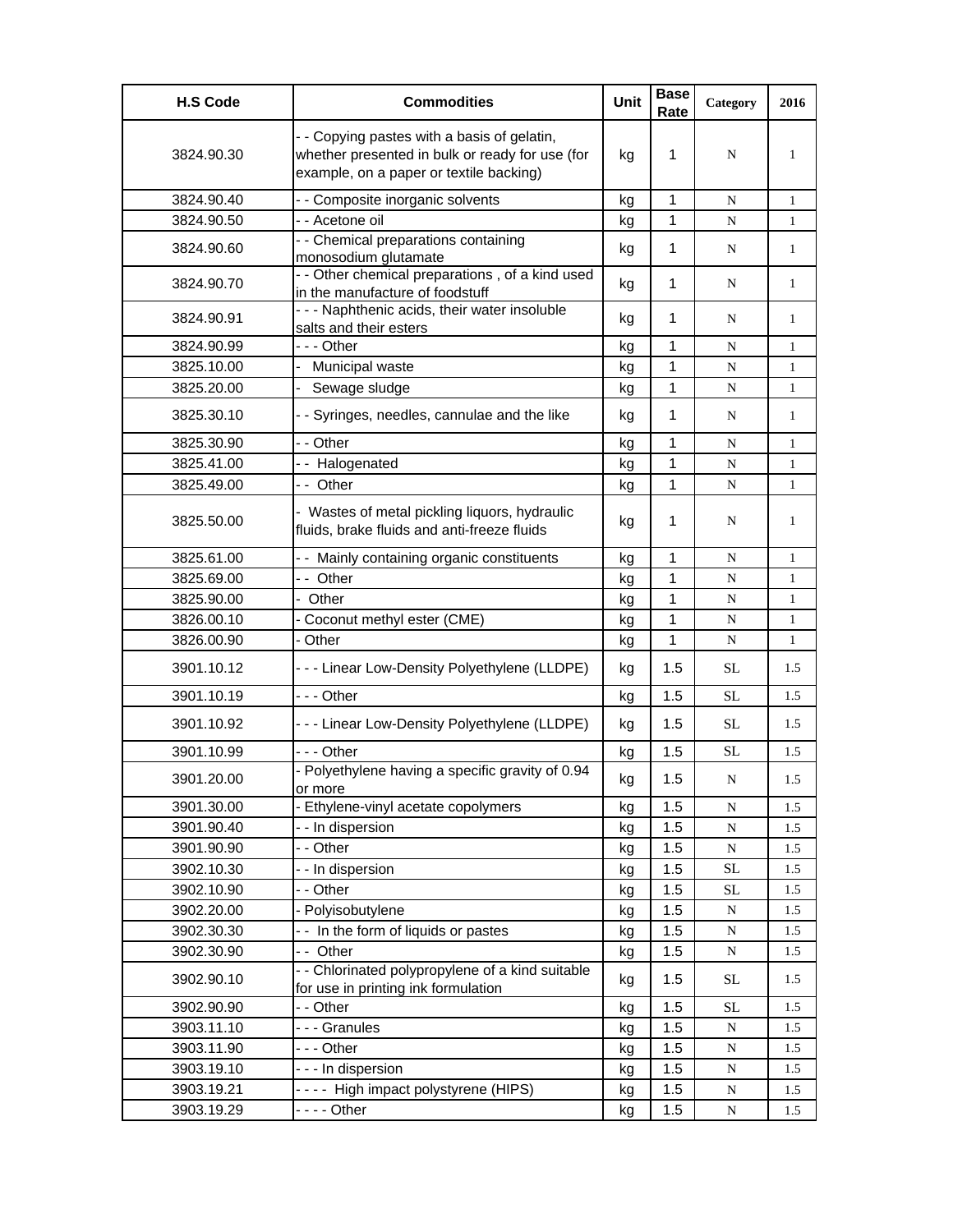| H.S Code | Commodities | Unit | Base Rate | Category | 2016 |
|---|---|---|---|---|---|
| 3824.90.30 | - - Copying pastes with a basis of gelatin, whether presented in bulk or ready for use (for example, on a paper or textile backing) | kg | 1 | N | 1 |
| 3824.90.40 | - - Composite inorganic solvents | kg | 1 | N | 1 |
| 3824.90.50 | - - Acetone oil | kg | 1 | N | 1 |
| 3824.90.60 | - - Chemical preparations containing monosodium glutamate | kg | 1 | N | 1 |
| 3824.90.70 | - - Other chemical preparations , of a kind used in the manufacture of foodstuff | kg | 1 | N | 1 |
| 3824.90.91 | - - - Naphthenic acids, their water insoluble salts and their esters | kg | 1 | N | 1 |
| 3824.90.99 | - - - Other | kg | 1 | N | 1 |
| 3825.10.00 | - Municipal waste | kg | 1 | N | 1 |
| 3825.20.00 | - Sewage sludge | kg | 1 | N | 1 |
| 3825.30.10 | - - Syringes, needles, cannulae and the like | kg | 1 | N | 1 |
| 3825.30.90 | - - Other | kg | 1 | N | 1 |
| 3825.41.00 | - - Halogenated | kg | 1 | N | 1 |
| 3825.49.00 | - - Other | kg | 1 | N | 1 |
| 3825.50.00 | - Wastes of metal pickling liquors, hydraulic fluids, brake fluids and anti-freeze fluids | kg | 1 | N | 1 |
| 3825.61.00 | - - Mainly containing organic constituents | kg | 1 | N | 1 |
| 3825.69.00 | - - Other | kg | 1 | N | 1 |
| 3825.90.00 | - Other | kg | 1 | N | 1 |
| 3826.00.10 | - Coconut methyl ester (CME) | kg | 1 | N | 1 |
| 3826.00.90 | - Other | kg | 1 | N | 1 |
| 3901.10.12 | - - - Linear Low-Density Polyethylene (LLDPE) | kg | 1.5 | SL | 1.5 |
| 3901.10.19 | - - - Other | kg | 1.5 | SL | 1.5 |
| 3901.10.92 | - - - Linear Low-Density Polyethylene (LLDPE) | kg | 1.5 | SL | 1.5 |
| 3901.10.99 | - - - Other | kg | 1.5 | SL | 1.5 |
| 3901.20.00 | - Polyethylene having a specific gravity of 0.94 or more | kg | 1.5 | N | 1.5 |
| 3901.30.00 | - Ethylene-vinyl acetate copolymers | kg | 1.5 | N | 1.5 |
| 3901.90.40 | - - In dispersion | kg | 1.5 | N | 1.5 |
| 3901.90.90 | - - Other | kg | 1.5 | N | 1.5 |
| 3902.10.30 | - - In dispersion | kg | 1.5 | SL | 1.5 |
| 3902.10.90 | - - Other | kg | 1.5 | SL | 1.5 |
| 3902.20.00 | - Polyisobutylene | kg | 1.5 | N | 1.5 |
| 3902.30.30 | - - In the form of liquids or pastes | kg | 1.5 | N | 1.5 |
| 3902.30.90 | - - Other | kg | 1.5 | N | 1.5 |
| 3902.90.10 | - - Chlorinated polypropylene of a kind suitable for use in printing ink formulation | kg | 1.5 | SL | 1.5 |
| 3902.90.90 | - - Other | kg | 1.5 | SL | 1.5 |
| 3903.11.10 | - - - Granules | kg | 1.5 | N | 1.5 |
| 3903.11.90 | - - - Other | kg | 1.5 | N | 1.5 |
| 3903.19.10 | - - - In dispersion | kg | 1.5 | N | 1.5 |
| 3903.19.21 | - - - - High impact polystyrene (HIPS) | kg | 1.5 | N | 1.5 |
| 3903.19.29 | - - - - Other | kg | 1.5 | N | 1.5 |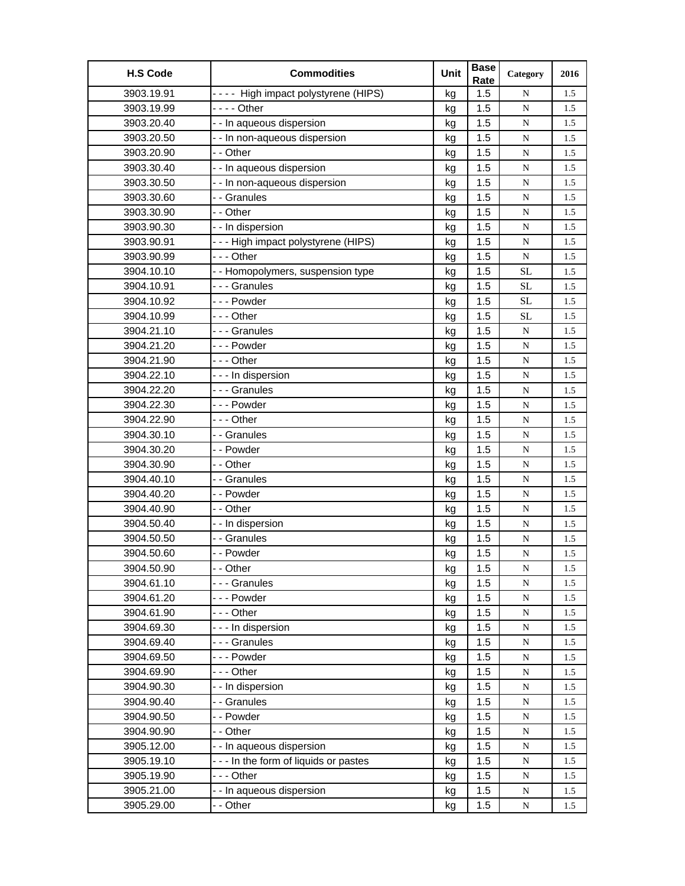| H.S Code | Commodities | Unit | Base Rate | Category | 2016 |
|---|---|---|---|---|---|
| 3903.19.91 | - - - - High impact polystyrene (HIPS) | kg | 1.5 | N | 1.5 |
| 3903.19.99 | - - - - Other | kg | 1.5 | N | 1.5 |
| 3903.20.40 | - - In aqueous dispersion | kg | 1.5 | N | 1.5 |
| 3903.20.50 | - - In non-aqueous dispersion | kg | 1.5 | N | 1.5 |
| 3903.20.90 | - - Other | kg | 1.5 | N | 1.5 |
| 3903.30.40 | - - In aqueous dispersion | kg | 1.5 | N | 1.5 |
| 3903.30.50 | - - In non-aqueous dispersion | kg | 1.5 | N | 1.5 |
| 3903.30.60 | - - Granules | kg | 1.5 | N | 1.5 |
| 3903.30.90 | - - Other | kg | 1.5 | N | 1.5 |
| 3903.90.30 | - - In dispersion | kg | 1.5 | N | 1.5 |
| 3903.90.91 | - - - High impact polystyrene (HIPS) | kg | 1.5 | N | 1.5 |
| 3903.90.99 | - - - Other | kg | 1.5 | N | 1.5 |
| 3904.10.10 | - - Homopolymers, suspension type | kg | 1.5 | SL | 1.5 |
| 3904.10.91 | - - - Granules | kg | 1.5 | SL | 1.5 |
| 3904.10.92 | - - - Powder | kg | 1.5 | SL | 1.5 |
| 3904.10.99 | - - - Other | kg | 1.5 | SL | 1.5 |
| 3904.21.10 | - - - Granules | kg | 1.5 | N | 1.5 |
| 3904.21.20 | - - - Powder | kg | 1.5 | N | 1.5 |
| 3904.21.90 | - - - Other | kg | 1.5 | N | 1.5 |
| 3904.22.10 | - - - In dispersion | kg | 1.5 | N | 1.5 |
| 3904.22.20 | - - - Granules | kg | 1.5 | N | 1.5 |
| 3904.22.30 | - - - Powder | kg | 1.5 | N | 1.5 |
| 3904.22.90 | - - - Other | kg | 1.5 | N | 1.5 |
| 3904.30.10 | - - Granules | kg | 1.5 | N | 1.5 |
| 3904.30.20 | - - Powder | kg | 1.5 | N | 1.5 |
| 3904.30.90 | - - Other | kg | 1.5 | N | 1.5 |
| 3904.40.10 | - - Granules | kg | 1.5 | N | 1.5 |
| 3904.40.20 | - - Powder | kg | 1.5 | N | 1.5 |
| 3904.40.90 | - - Other | kg | 1.5 | N | 1.5 |
| 3904.50.40 | - - In dispersion | kg | 1.5 | N | 1.5 |
| 3904.50.50 | - - Granules | kg | 1.5 | N | 1.5 |
| 3904.50.60 | - - Powder | kg | 1.5 | N | 1.5 |
| 3904.50.90 | - - Other | kg | 1.5 | N | 1.5 |
| 3904.61.10 | - - - Granules | kg | 1.5 | N | 1.5 |
| 3904.61.20 | - - - Powder | kg | 1.5 | N | 1.5 |
| 3904.61.90 | - - - Other | kg | 1.5 | N | 1.5 |
| 3904.69.30 | - - - In dispersion | kg | 1.5 | N | 1.5 |
| 3904.69.40 | - - - Granules | kg | 1.5 | N | 1.5 |
| 3904.69.50 | - - - Powder | kg | 1.5 | N | 1.5 |
| 3904.69.90 | - - - Other | kg | 1.5 | N | 1.5 |
| 3904.90.30 | - - In dispersion | kg | 1.5 | N | 1.5 |
| 3904.90.40 | - - Granules | kg | 1.5 | N | 1.5 |
| 3904.90.50 | - - Powder | kg | 1.5 | N | 1.5 |
| 3904.90.90 | - - Other | kg | 1.5 | N | 1.5 |
| 3905.12.00 | - - In aqueous dispersion | kg | 1.5 | N | 1.5 |
| 3905.19.10 | - - - In the form of liquids or pastes | kg | 1.5 | N | 1.5 |
| 3905.19.90 | - - - Other | kg | 1.5 | N | 1.5 |
| 3905.21.00 | - - In aqueous dispersion | kg | 1.5 | N | 1.5 |
| 3905.29.00 | - - Other | kg | 1.5 | N | 1.5 |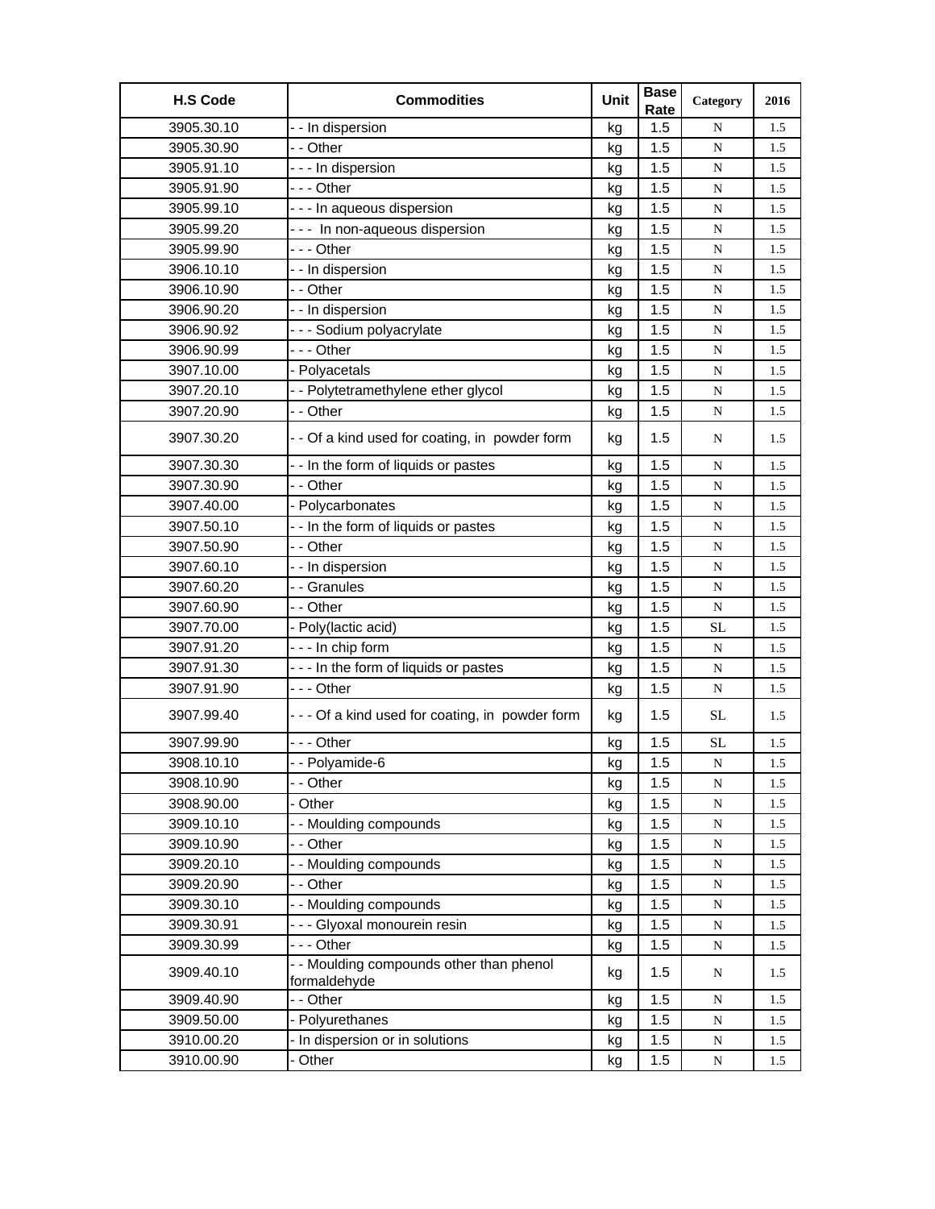| H.S Code | Commodities | Unit | Base Rate | Category | 2016 |
|---|---|---|---|---|---|
| 3905.30.10 | - - In dispersion | kg | 1.5 | N | 1.5 |
| 3905.30.90 | - - Other | kg | 1.5 | N | 1.5 |
| 3905.91.10 | - - - In dispersion | kg | 1.5 | N | 1.5 |
| 3905.91.90 | - - - Other | kg | 1.5 | N | 1.5 |
| 3905.99.10 | - - - In aqueous dispersion | kg | 1.5 | N | 1.5 |
| 3905.99.20 | - - - In non-aqueous dispersion | kg | 1.5 | N | 1.5 |
| 3905.99.90 | - - - Other | kg | 1.5 | N | 1.5 |
| 3906.10.10 | - - In dispersion | kg | 1.5 | N | 1.5 |
| 3906.10.90 | - - Other | kg | 1.5 | N | 1.5 |
| 3906.90.20 | - - In dispersion | kg | 1.5 | N | 1.5 |
| 3906.90.92 | - - - Sodium polyacrylate | kg | 1.5 | N | 1.5 |
| 3906.90.99 | - - - Other | kg | 1.5 | N | 1.5 |
| 3907.10.00 | - Polyacetals | kg | 1.5 | N | 1.5 |
| 3907.20.10 | - - Polytetramethylene ether glycol | kg | 1.5 | N | 1.5 |
| 3907.20.90 | - - Other | kg | 1.5 | N | 1.5 |
| 3907.30.20 | - - Of a kind used for coating, in powder form | kg | 1.5 | N | 1.5 |
| 3907.30.30 | - - In the form of liquids or pastes | kg | 1.5 | N | 1.5 |
| 3907.30.90 | - - Other | kg | 1.5 | N | 1.5 |
| 3907.40.00 | - Polycarbonates | kg | 1.5 | N | 1.5 |
| 3907.50.10 | - - In the form of liquids or pastes | kg | 1.5 | N | 1.5 |
| 3907.50.90 | - - Other | kg | 1.5 | N | 1.5 |
| 3907.60.10 | - - In dispersion | kg | 1.5 | N | 1.5 |
| 3907.60.20 | - - Granules | kg | 1.5 | N | 1.5 |
| 3907.60.90 | - - Other | kg | 1.5 | N | 1.5 |
| 3907.70.00 | - Poly(lactic acid) | kg | 1.5 | SL | 1.5 |
| 3907.91.20 | - - - In chip form | kg | 1.5 | N | 1.5 |
| 3907.91.30 | - - - In the form of liquids or pastes | kg | 1.5 | N | 1.5 |
| 3907.91.90 | - - - Other | kg | 1.5 | N | 1.5 |
| 3907.99.40 | - - - Of a kind used for coating, in powder form | kg | 1.5 | SL | 1.5 |
| 3907.99.90 | - - - Other | kg | 1.5 | SL | 1.5 |
| 3908.10.10 | - - Polyamide-6 | kg | 1.5 | N | 1.5 |
| 3908.10.90 | - - Other | kg | 1.5 | N | 1.5 |
| 3908.90.00 | - Other | kg | 1.5 | N | 1.5 |
| 3909.10.10 | - - Moulding compounds | kg | 1.5 | N | 1.5 |
| 3909.10.90 | - - Other | kg | 1.5 | N | 1.5 |
| 3909.20.10 | - - Moulding compounds | kg | 1.5 | N | 1.5 |
| 3909.20.90 | - - Other | kg | 1.5 | N | 1.5 |
| 3909.30.10 | - - Moulding compounds | kg | 1.5 | N | 1.5 |
| 3909.30.91 | - - - Glyoxal monourein resin | kg | 1.5 | N | 1.5 |
| 3909.30.99 | - - - Other | kg | 1.5 | N | 1.5 |
| 3909.40.10 | - - Moulding compounds other than phenol formaldehyde | kg | 1.5 | N | 1.5 |
| 3909.40.90 | - - Other | kg | 1.5 | N | 1.5 |
| 3909.50.00 | - Polyurethanes | kg | 1.5 | N | 1.5 |
| 3910.00.20 | - In dispersion or in solutions | kg | 1.5 | N | 1.5 |
| 3910.00.90 | - Other | kg | 1.5 | N | 1.5 |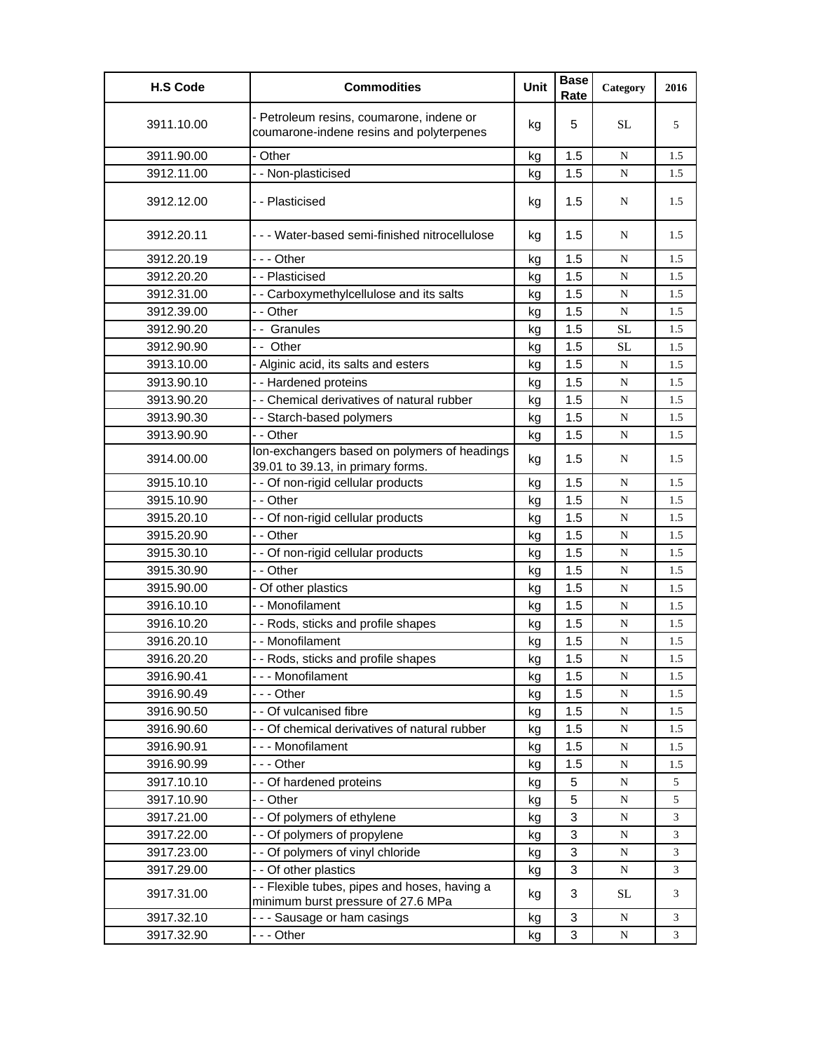| H.S Code | Commodities | Unit | Base Rate | Category | 2016 |
|---|---|---|---|---|---|
| 3911.10.00 | - Petroleum resins, coumarone, indene or coumarone-indene resins and polyterpenes | kg | 5 | SL | 5 |
| 3911.90.00 | - Other | kg | 1.5 | N | 1.5 |
| 3912.11.00 | - - Non-plasticised | kg | 1.5 | N | 1.5 |
| 3912.12.00 | - - Plasticised | kg | 1.5 | N | 1.5 |
| 3912.20.11 | - - - Water-based semi-finished nitrocellulose | kg | 1.5 | N | 1.5 |
| 3912.20.19 | - - - Other | kg | 1.5 | N | 1.5 |
| 3912.20.20 | - - Plasticised | kg | 1.5 | N | 1.5 |
| 3912.31.00 | - - Carboxymethylcellulose and its salts | kg | 1.5 | N | 1.5 |
| 3912.39.00 | - - Other | kg | 1.5 | N | 1.5 |
| 3912.90.20 | - - Granules | kg | 1.5 | SL | 1.5 |
| 3912.90.90 | - - Other | kg | 1.5 | SL | 1.5 |
| 3913.10.00 | - Alginic acid, its salts and esters | kg | 1.5 | N | 1.5 |
| 3913.90.10 | - - Hardened proteins | kg | 1.5 | N | 1.5 |
| 3913.90.20 | - - Chemical derivatives of natural rubber | kg | 1.5 | N | 1.5 |
| 3913.90.30 | - - Starch-based polymers | kg | 1.5 | N | 1.5 |
| 3913.90.90 | - - Other | kg | 1.5 | N | 1.5 |
| 3914.00.00 | Ion-exchangers based on polymers of headings 39.01 to 39.13, in primary forms. | kg | 1.5 | N | 1.5 |
| 3915.10.10 | - - Of non-rigid cellular products | kg | 1.5 | N | 1.5 |
| 3915.10.90 | - - Other | kg | 1.5 | N | 1.5 |
| 3915.20.10 | - - Of non-rigid cellular products | kg | 1.5 | N | 1.5 |
| 3915.20.90 | - - Other | kg | 1.5 | N | 1.5 |
| 3915.30.10 | - - Of non-rigid cellular products | kg | 1.5 | N | 1.5 |
| 3915.30.90 | - - Other | kg | 1.5 | N | 1.5 |
| 3915.90.00 | - Of other plastics | kg | 1.5 | N | 1.5 |
| 3916.10.10 | - - Monofilament | kg | 1.5 | N | 1.5 |
| 3916.10.20 | - - Rods, sticks and profile shapes | kg | 1.5 | N | 1.5 |
| 3916.20.10 | - - Monofilament | kg | 1.5 | N | 1.5 |
| 3916.20.20 | - - Rods, sticks and profile shapes | kg | 1.5 | N | 1.5 |
| 3916.90.41 | - - - Monofilament | kg | 1.5 | N | 1.5 |
| 3916.90.49 | - - - Other | kg | 1.5 | N | 1.5 |
| 3916.90.50 | - - Of vulcanised fibre | kg | 1.5 | N | 1.5 |
| 3916.90.60 | - - Of chemical derivatives of natural rubber | kg | 1.5 | N | 1.5 |
| 3916.90.91 | - - - Monofilament | kg | 1.5 | N | 1.5 |
| 3916.90.99 | - - - Other | kg | 1.5 | N | 1.5 |
| 3917.10.10 | - - Of hardened proteins | kg | 5 | N | 5 |
| 3917.10.90 | - - Other | kg | 5 | N | 5 |
| 3917.21.00 | - - Of polymers of ethylene | kg | 3 | N | 3 |
| 3917.22.00 | - - Of polymers of propylene | kg | 3 | N | 3 |
| 3917.23.00 | - - Of polymers of vinyl chloride | kg | 3 | N | 3 |
| 3917.29.00 | - - Of other plastics | kg | 3 | N | 3 |
| 3917.31.00 | - - Flexible tubes, pipes and hoses, having a minimum burst pressure of 27.6 MPa | kg | 3 | SL | 3 |
| 3917.32.10 | - - - Sausage or ham casings | kg | 3 | N | 3 |
| 3917.32.90 | - - - Other | kg | 3 | N | 3 |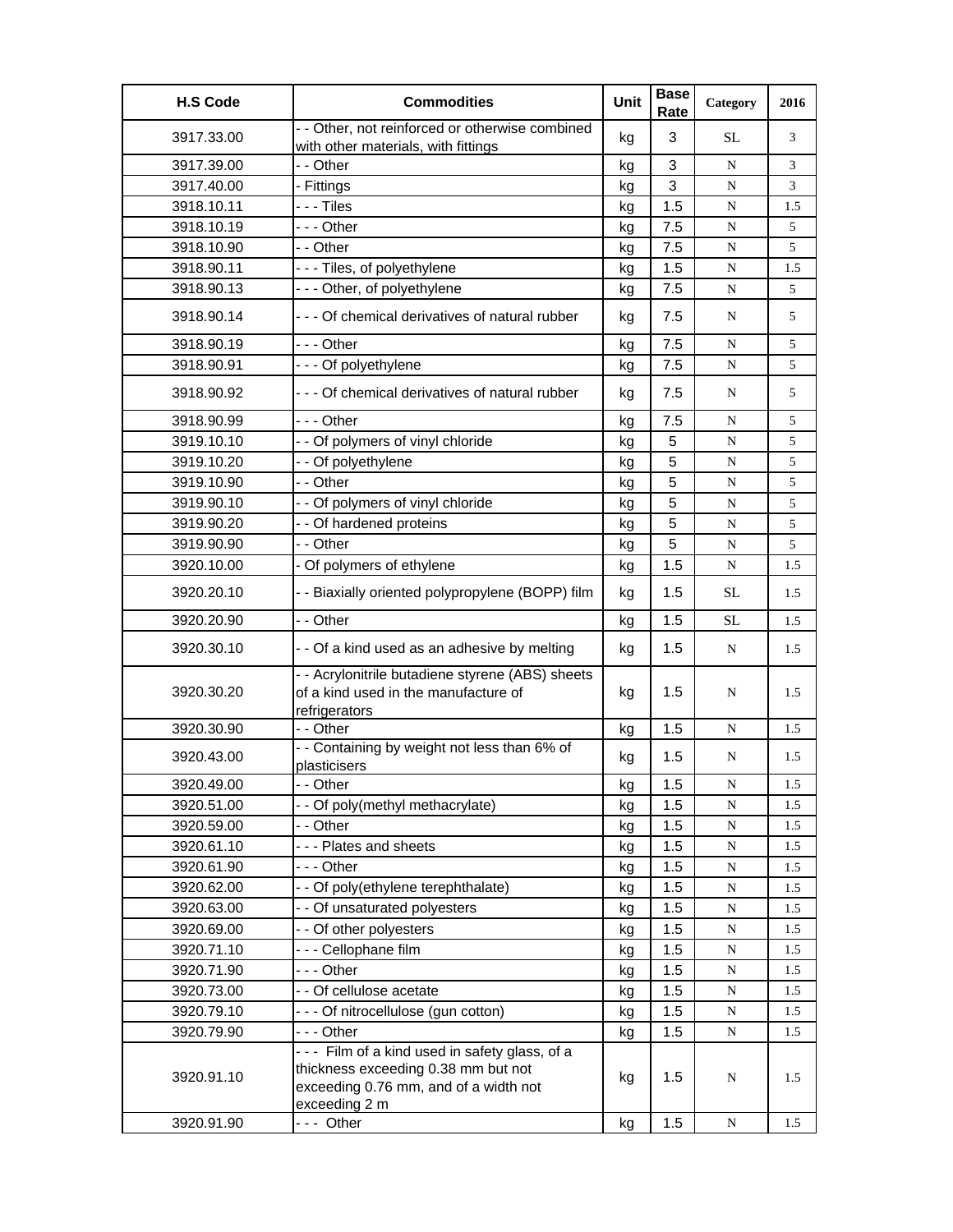| H.S Code | Commodities | Unit | Base Rate | Category | 2016 |
|---|---|---|---|---|---|
| 3917.33.00 | - - Other, not reinforced or otherwise combined with other materials, with fittings | kg | 3 | SL | 3 |
| 3917.39.00 | - - Other | kg | 3 | N | 3 |
| 3917.40.00 | - Fittings | kg | 3 | N | 3 |
| 3918.10.11 | - - - Tiles | kg | 1.5 | N | 1.5 |
| 3918.10.19 | - - - Other | kg | 7.5 | N | 5 |
| 3918.10.90 | - - Other | kg | 7.5 | N | 5 |
| 3918.90.11 | - - - Tiles, of polyethylene | kg | 1.5 | N | 1.5 |
| 3918.90.13 | - - - Other, of polyethylene | kg | 7.5 | N | 5 |
| 3918.90.14 | - - - Of chemical derivatives of natural rubber | kg | 7.5 | N | 5 |
| 3918.90.19 | - - - Other | kg | 7.5 | N | 5 |
| 3918.90.91 | - - - Of polyethylene | kg | 7.5 | N | 5 |
| 3918.90.92 | - - - Of chemical derivatives of natural rubber | kg | 7.5 | N | 5 |
| 3918.90.99 | - - - Other | kg | 7.5 | N | 5 |
| 3919.10.10 | - - Of polymers of vinyl chloride | kg | 5 | N | 5 |
| 3919.10.20 | - - Of polyethylene | kg | 5 | N | 5 |
| 3919.10.90 | - - Other | kg | 5 | N | 5 |
| 3919.90.10 | - - Of polymers of vinyl chloride | kg | 5 | N | 5 |
| 3919.90.20 | - - Of hardened proteins | kg | 5 | N | 5 |
| 3919.90.90 | - - Other | kg | 5 | N | 5 |
| 3920.10.00 | - Of polymers of ethylene | kg | 1.5 | N | 1.5 |
| 3920.20.10 | - - Biaxially oriented polypropylene (BOPP) film | kg | 1.5 | SL | 1.5 |
| 3920.20.90 | - - Other | kg | 1.5 | SL | 1.5 |
| 3920.30.10 | - - Of a kind used as an adhesive by melting | kg | 1.5 | N | 1.5 |
| 3920.30.20 | - - Acrylonitrile butadiene styrene (ABS) sheets of a kind used in the manufacture of refrigerators | kg | 1.5 | N | 1.5 |
| 3920.30.90 | - - Other | kg | 1.5 | N | 1.5 |
| 3920.43.00 | - - Containing by weight not less than 6% of plasticisers | kg | 1.5 | N | 1.5 |
| 3920.49.00 | - - Other | kg | 1.5 | N | 1.5 |
| 3920.51.00 | - - Of poly(methyl methacrylate) | kg | 1.5 | N | 1.5 |
| 3920.59.00 | - - Other | kg | 1.5 | N | 1.5 |
| 3920.61.10 | - - - Plates and sheets | kg | 1.5 | N | 1.5 |
| 3920.61.90 | - - - Other | kg | 1.5 | N | 1.5 |
| 3920.62.00 | - - Of poly(ethylene terephthalate) | kg | 1.5 | N | 1.5 |
| 3920.63.00 | - - Of unsaturated polyesters | kg | 1.5 | N | 1.5 |
| 3920.69.00 | - - Of other polyesters | kg | 1.5 | N | 1.5 |
| 3920.71.10 | - - - Cellophane film | kg | 1.5 | N | 1.5 |
| 3920.71.90 | - - - Other | kg | 1.5 | N | 1.5 |
| 3920.73.00 | - - Of cellulose acetate | kg | 1.5 | N | 1.5 |
| 3920.79.10 | - - - Of nitrocellulose (gun cotton) | kg | 1.5 | N | 1.5 |
| 3920.79.90 | - - - Other | kg | 1.5 | N | 1.5 |
| 3920.91.10 | - - - Film of a kind used in safety glass, of a thickness exceeding 0.38 mm but not exceeding 0.76 mm, and of a width not exceeding 2 m | kg | 1.5 | N | 1.5 |
| 3920.91.90 | - - - Other | kg | 1.5 | N | 1.5 |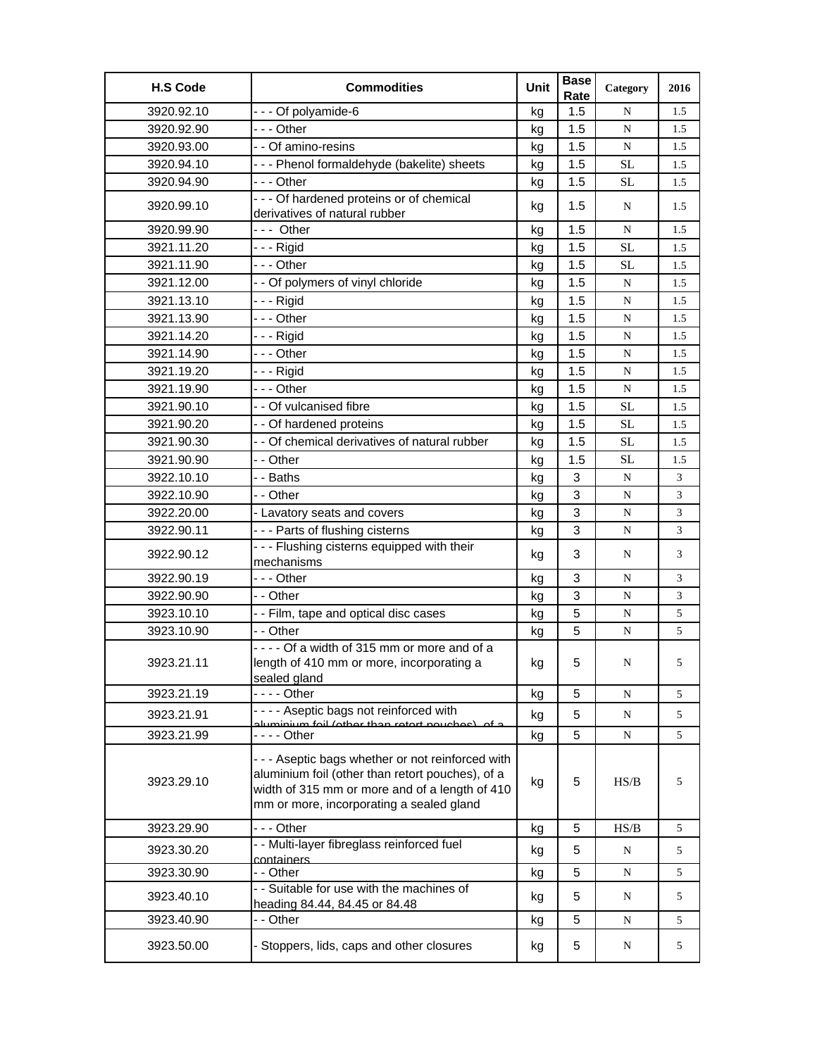| H.S Code | Commodities | Unit | Base Rate | Category | 2016 |
|---|---|---|---|---|---|
| 3920.92.10 | - - - Of polyamide-6 | kg | 1.5 | N | 1.5 |
| 3920.92.90 | - - - Other | kg | 1.5 | N | 1.5 |
| 3920.93.00 | - - Of amino-resins | kg | 1.5 | N | 1.5 |
| 3920.94.10 | - - - Phenol formaldehyde (bakelite) sheets | kg | 1.5 | SL | 1.5 |
| 3920.94.90 | - - - Other | kg | 1.5 | SL | 1.5 |
| 3920.99.10 | - - - Of hardened proteins or of chemical derivatives of natural rubber | kg | 1.5 | N | 1.5 |
| 3920.99.90 | - - - Other | kg | 1.5 | N | 1.5 |
| 3921.11.20 | - - - Rigid | kg | 1.5 | SL | 1.5 |
| 3921.11.90 | - - - Other | kg | 1.5 | SL | 1.5 |
| 3921.12.00 | - - Of polymers of vinyl chloride | kg | 1.5 | N | 1.5 |
| 3921.13.10 | - - - Rigid | kg | 1.5 | N | 1.5 |
| 3921.13.90 | - - - Other | kg | 1.5 | N | 1.5 |
| 3921.14.20 | - - - Rigid | kg | 1.5 | N | 1.5 |
| 3921.14.90 | - - - Other | kg | 1.5 | N | 1.5 |
| 3921.19.20 | - - - Rigid | kg | 1.5 | N | 1.5 |
| 3921.19.90 | - - - Other | kg | 1.5 | N | 1.5 |
| 3921.90.10 | - - Of vulcanised fibre | kg | 1.5 | SL | 1.5 |
| 3921.90.20 | - - Of hardened proteins | kg | 1.5 | SL | 1.5 |
| 3921.90.30 | - - Of chemical derivatives of natural rubber | kg | 1.5 | SL | 1.5 |
| 3921.90.90 | - - Other | kg | 1.5 | SL | 1.5 |
| 3922.10.10 | - - Baths | kg | 3 | N | 3 |
| 3922.10.90 | - - Other | kg | 3 | N | 3 |
| 3922.20.00 | - Lavatory seats and covers | kg | 3 | N | 3 |
| 3922.90.11 | - - - Parts of flushing cisterns | kg | 3 | N | 3 |
| 3922.90.12 | - - - Flushing cisterns equipped with their mechanisms | kg | 3 | N | 3 |
| 3922.90.19 | - - - Other | kg | 3 | N | 3 |
| 3922.90.90 | - - Other | kg | 3 | N | 3 |
| 3923.10.10 | - - Film, tape and optical disc cases | kg | 5 | N | 5 |
| 3923.10.90 | - - Other | kg | 5 | N | 5 |
| 3923.21.11 | - - - - Of a width of 315 mm or more and of a length of 410 mm or more, incorporating a sealed gland | kg | 5 | N | 5 |
| 3923.21.19 | - - - - Other | kg | 5 | N | 5 |
| 3923.21.91 | - - - - Aseptic bags not reinforced with aluminium foil (other than retort pouches), of a | kg | 5 | N | 5 |
| 3923.21.99 | - - - - Other | kg | 5 | N | 5 |
| 3923.29.10 | - - - Aseptic bags whether or not reinforced with aluminium foil (other than retort pouches), of a width of 315 mm or more and of a length of 410 mm or more, incorporating a sealed gland | kg | 5 | HS/B | 5 |
| 3923.29.90 | - - - Other | kg | 5 | HS/B | 5 |
| 3923.30.20 | - - Multi-layer fibreglass reinforced fuel containers | kg | 5 | N | 5 |
| 3923.30.90 | - - Other | kg | 5 | N | 5 |
| 3923.40.10 | - - Suitable for use with the machines of heading 84.44, 84.45 or 84.48 | kg | 5 | N | 5 |
| 3923.40.90 | - - Other | kg | 5 | N | 5 |
| 3923.50.00 | - Stoppers, lids, caps and other closures | kg | 5 | N | 5 |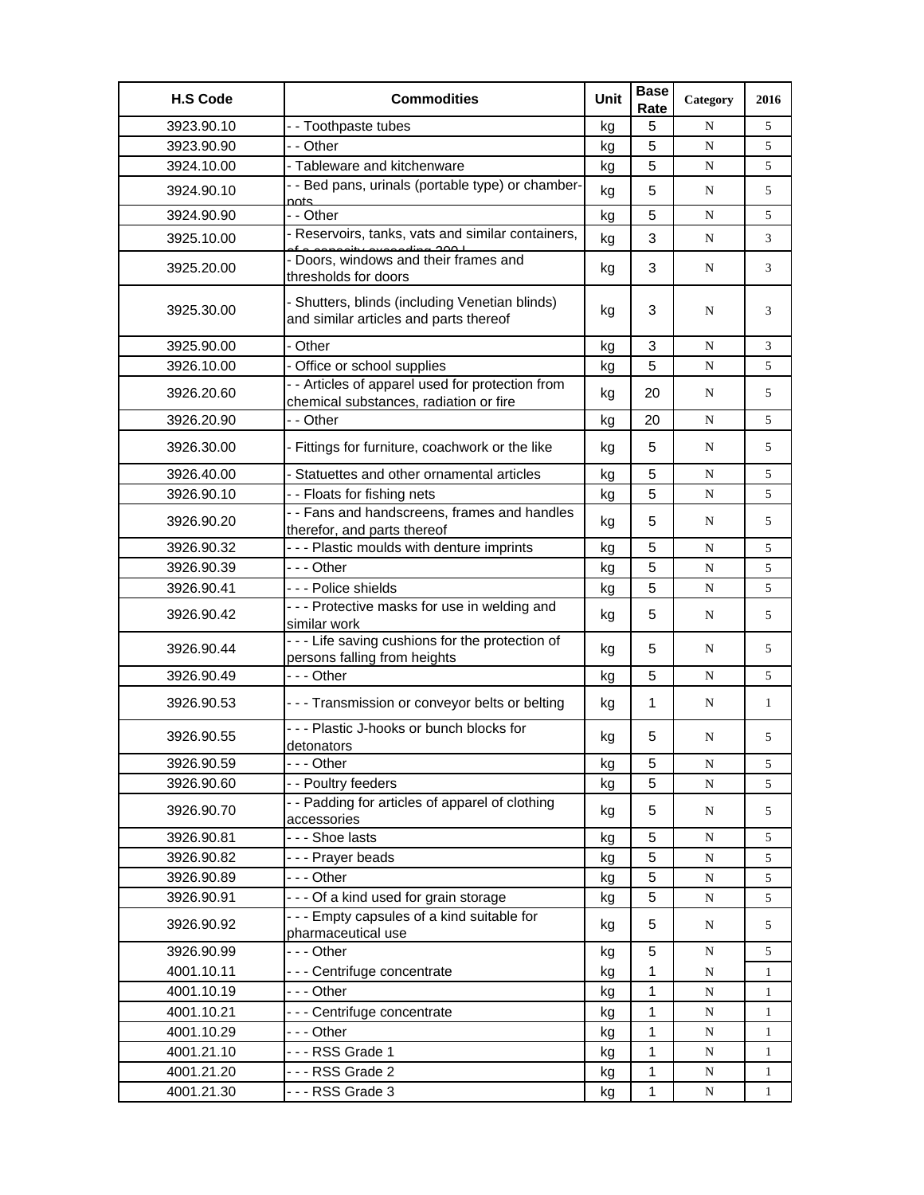| H.S Code | Commodities | Unit | Base Rate | Category | 2016 |
|---|---|---|---|---|---|
| 3923.90.10 | - - Toothpaste tubes | kg | 5 | N | 5 |
| 3923.90.90 | - - Other | kg | 5 | N | 5 |
| 3924.10.00 | - Tableware and kitchenware | kg | 5 | N | 5 |
| 3924.90.10 | - - Bed pans, urinals (portable type) or chamber-pots | kg | 5 | N | 5 |
| 3924.90.90 | - - Other | kg | 5 | N | 5 |
| 3925.10.00 | - Reservoirs, tanks, vats and similar containers, of a capacity exceeding 300 l | kg | 3 | N | 3 |
| 3925.20.00 | - Doors, windows and their frames and thresholds for doors | kg | 3 | N | 3 |
| 3925.30.00 | - Shutters, blinds (including Venetian blinds) and similar articles and parts thereof | kg | 3 | N | 3 |
| 3925.90.00 | - Other | kg | 3 | N | 3 |
| 3926.10.00 | - Office or school supplies | kg | 5 | N | 5 |
| 3926.20.60 | - - Articles of apparel used for protection from chemical substances, radiation or fire | kg | 20 | N | 5 |
| 3926.20.90 | - - Other | kg | 20 | N | 5 |
| 3926.30.00 | - Fittings for furniture, coachwork or the like | kg | 5 | N | 5 |
| 3926.40.00 | - Statuettes and other ornamental articles | kg | 5 | N | 5 |
| 3926.90.10 | - - Floats for fishing nets | kg | 5 | N | 5 |
| 3926.90.20 | - - Fans and handscreens, frames and handles therefor, and parts thereof | kg | 5 | N | 5 |
| 3926.90.32 | - - - Plastic moulds with denture imprints | kg | 5 | N | 5 |
| 3926.90.39 | - - - Other | kg | 5 | N | 5 |
| 3926.90.41 | - - - Police shields | kg | 5 | N | 5 |
| 3926.90.42 | - - - Protective masks for use in welding and similar work | kg | 5 | N | 5 |
| 3926.90.44 | - - - Life saving cushions for the protection of persons falling from heights | kg | 5 | N | 5 |
| 3926.90.49 | - - - Other | kg | 5 | N | 5 |
| 3926.90.53 | - - - Transmission or conveyor belts or belting | kg | 1 | N | 1 |
| 3926.90.55 | - - - Plastic J-hooks or bunch blocks for detonators | kg | 5 | N | 5 |
| 3926.90.59 | - - - Other | kg | 5 | N | 5 |
| 3926.90.60 | - - Poultry feeders | kg | 5 | N | 5 |
| 3926.90.70 | - - Padding for articles of apparel of clothing accessories | kg | 5 | N | 5 |
| 3926.90.81 | - - - Shoe lasts | kg | 5 | N | 5 |
| 3926.90.82 | - - - Prayer beads | kg | 5 | N | 5 |
| 3926.90.89 | - - - Other | kg | 5 | N | 5 |
| 3926.90.91 | - - - Of a kind used for grain storage | kg | 5 | N | 5 |
| 3926.90.92 | - - - Empty capsules of a kind suitable for pharmaceutical use | kg | 5 | N | 5 |
| 3926.90.99 | - - - Other | kg | 5 | N | 5 |
| 4001.10.11 | - - - Centrifuge concentrate | kg | 1 | N | 1 |
| 4001.10.19 | - - - Other | kg | 1 | N | 1 |
| 4001.10.21 | - - - Centrifuge concentrate | kg | 1 | N | 1 |
| 4001.10.29 | - - - Other | kg | 1 | N | 1 |
| 4001.21.10 | - - - RSS Grade 1 | kg | 1 | N | 1 |
| 4001.21.20 | - - - RSS Grade 2 | kg | 1 | N | 1 |
| 4001.21.30 | - - - RSS Grade 3 | kg | 1 | N | 1 |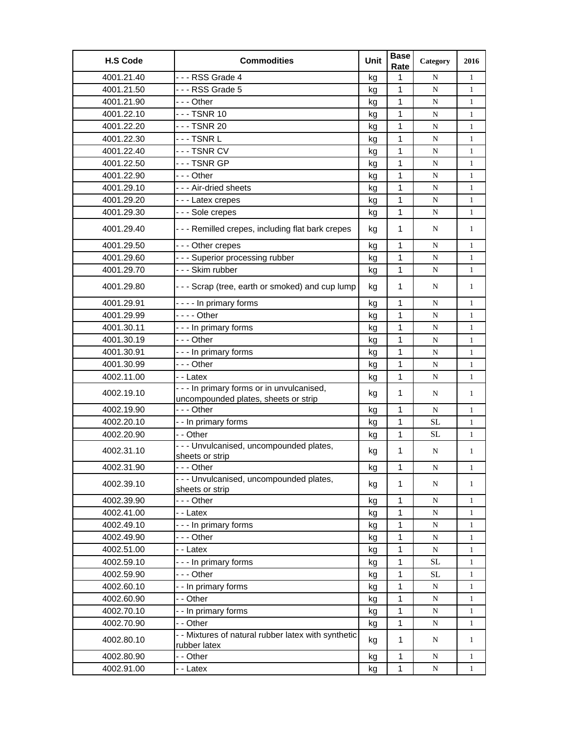| H.S Code | Commodities | Unit | Base Rate | Category | 2016 |
|---|---|---|---|---|---|
| 4001.21.40 | - - - RSS Grade 4 | kg | 1 | N | 1 |
| 4001.21.50 | - - - RSS Grade 5 | kg | 1 | N | 1 |
| 4001.21.90 | - - - Other | kg | 1 | N | 1 |
| 4001.22.10 | - - - TSNR 10 | kg | 1 | N | 1 |
| 4001.22.20 | - - - TSNR 20 | kg | 1 | N | 1 |
| 4001.22.30 | - - - TSNR L | kg | 1 | N | 1 |
| 4001.22.40 | - - - TSNR CV | kg | 1 | N | 1 |
| 4001.22.50 | - - - TSNR GP | kg | 1 | N | 1 |
| 4001.22.90 | - - - Other | kg | 1 | N | 1 |
| 4001.29.10 | - - - Air-dried sheets | kg | 1 | N | 1 |
| 4001.29.20 | - - - Latex crepes | kg | 1 | N | 1 |
| 4001.29.30 | - - - Sole crepes | kg | 1 | N | 1 |
| 4001.29.40 | - - - Remilled crepes, including flat bark crepes | kg | 1 | N | 1 |
| 4001.29.50 | - - - Other crepes | kg | 1 | N | 1 |
| 4001.29.60 | - - - Superior processing rubber | kg | 1 | N | 1 |
| 4001.29.70 | - - - Skim rubber | kg | 1 | N | 1 |
| 4001.29.80 | - - - Scrap (tree, earth or smoked) and cup lump | kg | 1 | N | 1 |
| 4001.29.91 | - - - - In primary forms | kg | 1 | N | 1 |
| 4001.29.99 | - - - - Other | kg | 1 | N | 1 |
| 4001.30.11 | - - - In primary forms | kg | 1 | N | 1 |
| 4001.30.19 | - - - Other | kg | 1 | N | 1 |
| 4001.30.91 | - - - In primary forms | kg | 1 | N | 1 |
| 4001.30.99 | - - - Other | kg | 1 | N | 1 |
| 4002.11.00 | - - Latex | kg | 1 | N | 1 |
| 4002.19.10 | - - - In primary forms or in unvulcanised, uncompounded plates, sheets or strip | kg | 1 | N | 1 |
| 4002.19.90 | - - - Other | kg | 1 | N | 1 |
| 4002.20.10 | - - In primary forms | kg | 1 | SL | 1 |
| 4002.20.90 | - - Other | kg | 1 | SL | 1 |
| 4002.31.10 | - - - Unvulcanised, uncompounded plates, sheets or strip | kg | 1 | N | 1 |
| 4002.31.90 | - - - Other | kg | 1 | N | 1 |
| 4002.39.10 | - - - Unvulcanised, uncompounded plates, sheets or strip | kg | 1 | N | 1 |
| 4002.39.90 | - - - Other | kg | 1 | N | 1 |
| 4002.41.00 | - - Latex | kg | 1 | N | 1 |
| 4002.49.10 | - - - In primary forms | kg | 1 | N | 1 |
| 4002.49.90 | - - - Other | kg | 1 | N | 1 |
| 4002.51.00 | - - Latex | kg | 1 | N | 1 |
| 4002.59.10 | - - - In primary forms | kg | 1 | SL | 1 |
| 4002.59.90 | - - - Other | kg | 1 | SL | 1 |
| 4002.60.10 | - - In primary forms | kg | 1 | N | 1 |
| 4002.60.90 | - - Other | kg | 1 | N | 1 |
| 4002.70.10 | - - In primary forms | kg | 1 | N | 1 |
| 4002.70.90 | - - Other | kg | 1 | N | 1 |
| 4002.80.10 | - - Mixtures of natural rubber latex with synthetic rubber latex | kg | 1 | N | 1 |
| 4002.80.90 | - - Other | kg | 1 | N | 1 |
| 4002.91.00 | - - Latex | kg | 1 | N | 1 |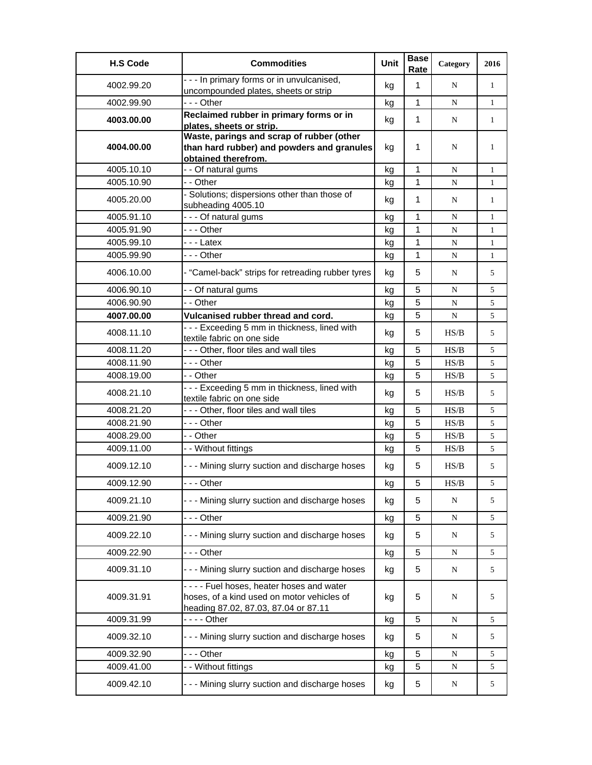| H.S Code | Commodities | Unit | Base Rate | Category | 2016 |
|---|---|---|---|---|---|
| 4002.99.20 | - - - In primary forms or in unvulcanised, uncompounded plates, sheets or strip | kg | 1 | N | 1 |
| 4002.99.90 | - - - Other | kg | 1 | N | 1 |
| **4003.00.00** | **Reclaimed rubber in primary forms or in plates, sheets or strip.** | kg | 1 | N | 1 |
| **4004.00.00** | **Waste, parings and scrap of rubber (other than hard rubber) and powders and granules obtained therefrom.** | kg | 1 | N | 1 |
| 4005.10.10 | - - Of natural gums | kg | 1 | N | 1 |
| 4005.10.90 | - - Other | kg | 1 | N | 1 |
| 4005.20.00 | - Solutions; dispersions other than those of subheading 4005.10 | kg | 1 | N | 1 |
| 4005.91.10 | - - - Of natural gums | kg | 1 | N | 1 |
| 4005.91.90 | - - - Other | kg | 1 | N | 1 |
| 4005.99.10 | - - - Latex | kg | 1 | N | 1 |
| 4005.99.90 | - - - Other | kg | 1 | N | 1 |
| 4006.10.00 | - "Camel-back" strips for retreading rubber tyres | kg | 5 | N | 5 |
| 4006.90.10 | - - Of natural gums | kg | 5 | N | 5 |
| 4006.90.90 | - - Other | kg | 5 | N | 5 |
| **4007.00.00** | **Vulcanised rubber thread and cord.** | kg | 5 | N | 5 |
| 4008.11.10 | - - - Exceeding 5 mm in thickness, lined with textile fabric on one side | kg | 5 | HS/B | 5 |
| 4008.11.20 | - - - Other, floor tiles and wall tiles | kg | 5 | HS/B | 5 |
| 4008.11.90 | - - - Other | kg | 5 | HS/B | 5 |
| 4008.19.00 | - - Other | kg | 5 | HS/B | 5 |
| 4008.21.10 | - - - Exceeding 5 mm in thickness, lined with textile fabric on one side | kg | 5 | HS/B | 5 |
| 4008.21.20 | - - - Other, floor tiles and wall tiles | kg | 5 | HS/B | 5 |
| 4008.21.90 | - - - Other | kg | 5 | HS/B | 5 |
| 4008.29.00 | - - Other | kg | 5 | HS/B | 5 |
| 4009.11.00 | - - Without fittings | kg | 5 | HS/B | 5 |
| 4009.12.10 | - - - Mining slurry suction and discharge hoses | kg | 5 | HS/B | 5 |
| 4009.12.90 | - - - Other | kg | 5 | HS/B | 5 |
| 4009.21.10 | - - - Mining slurry suction and discharge hoses | kg | 5 | N | 5 |
| 4009.21.90 | - - - Other | kg | 5 | N | 5 |
| 4009.22.10 | - - - Mining slurry suction and discharge hoses | kg | 5 | N | 5 |
| 4009.22.90 | - - - Other | kg | 5 | N | 5 |
| 4009.31.10 | - - - Mining slurry suction and discharge hoses | kg | 5 | N | 5 |
| 4009.31.91 | - - - - Fuel hoses, heater hoses and water hoses, of a kind used on motor vehicles of heading 87.02, 87.03, 87.04 or 87.11 | kg | 5 | N | 5 |
| 4009.31.99 | - - - - Other | kg | 5 | N | 5 |
| 4009.32.10 | - - - Mining slurry suction and discharge hoses | kg | 5 | N | 5 |
| 4009.32.90 | - - - Other | kg | 5 | N | 5 |
| 4009.41.00 | - - Without fittings | kg | 5 | N | 5 |
| 4009.42.10 | - - - Mining slurry suction and discharge hoses | kg | 5 | N | 5 |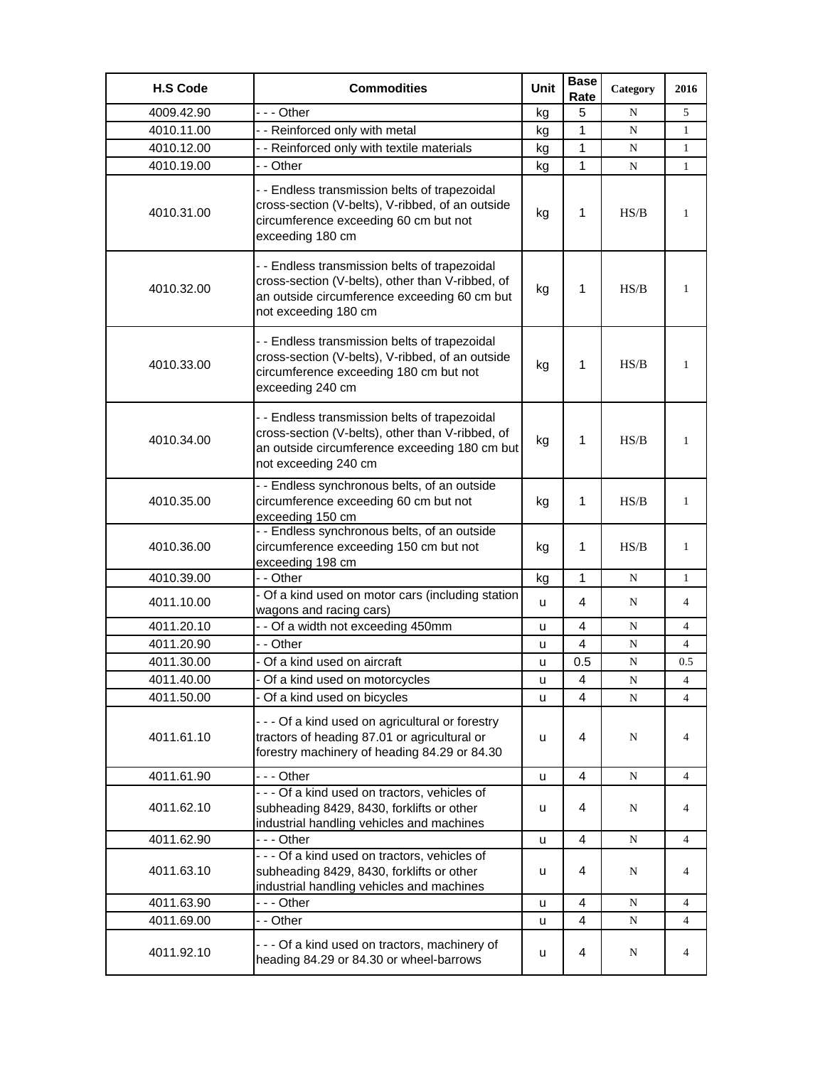| H.S Code | Commodities | Unit | Base Rate | Category | 2016 |
|---|---|---|---|---|---|
| 4009.42.90 | - - - Other | kg | 5 | N | 5 |
| 4010.11.00 | - - Reinforced only with metal | kg | 1 | N | 1 |
| 4010.12.00 | - - Reinforced only with textile materials | kg | 1 | N | 1 |
| 4010.19.00 | - - Other | kg | 1 | N | 1 |
| 4010.31.00 | - - Endless transmission belts of trapezoidal cross-section (V-belts), V-ribbed, of an outside circumference exceeding 60 cm but not exceeding 180 cm | kg | 1 | HS/B | 1 |
| 4010.32.00 | - - Endless transmission belts of trapezoidal cross-section (V-belts), other than V-ribbed, of an outside circumference exceeding 60 cm but not exceeding 180 cm | kg | 1 | HS/B | 1 |
| 4010.33.00 | - - Endless transmission belts of trapezoidal cross-section (V-belts), V-ribbed, of an outside circumference exceeding 180 cm but not exceeding 240 cm | kg | 1 | HS/B | 1 |
| 4010.34.00 | - - Endless transmission belts of trapezoidal cross-section (V-belts), other than V-ribbed, of an outside circumference exceeding 180 cm but not exceeding 240 cm | kg | 1 | HS/B | 1 |
| 4010.35.00 | - - Endless synchronous belts, of an outside circumference exceeding 60 cm but not exceeding 150 cm | kg | 1 | HS/B | 1 |
| 4010.36.00 | - - Endless synchronous belts, of an outside circumference exceeding 150 cm but not exceeding 198 cm | kg | 1 | HS/B | 1 |
| 4010.39.00 | - - Other | kg | 1 | N | 1 |
| 4011.10.00 | - Of a kind used on motor cars (including station wagons and racing cars) | u | 4 | N | 4 |
| 4011.20.10 | - - Of a width not exceeding 450mm | u | 4 | N | 4 |
| 4011.20.90 | - - Other | u | 4 | N | 4 |
| 4011.30.00 | - Of a kind used on aircraft | u | 0.5 | N | 0.5 |
| 4011.40.00 | - Of a kind used on motorcycles | u | 4 | N | 4 |
| 4011.50.00 | - Of a kind used on bicycles | u | 4 | N | 4 |
| 4011.61.10 | - - - Of a kind used on agricultural or forestry tractors of heading 87.01 or agricultural or forestry machinery of heading 84.29 or 84.30 | u | 4 | N | 4 |
| 4011.61.90 | - - - Other | u | 4 | N | 4 |
| 4011.62.10 | - - - Of a kind used on tractors, vehicles of subheading 8429, 8430, forklifts or other industrial handling vehicles and machines | u | 4 | N | 4 |
| 4011.62.90 | - - - Other | u | 4 | N | 4 |
| 4011.63.10 | - - - Of a kind used on tractors, vehicles of subheading 8429, 8430, forklifts or other industrial handling vehicles and machines | u | 4 | N | 4 |
| 4011.63.90 | - - - Other | u | 4 | N | 4 |
| 4011.69.00 | - - Other | u | 4 | N | 4 |
| 4011.92.10 | - - - Of a kind used on tractors, machinery of heading 84.29 or 84.30 or wheel-barrows | u | 4 | N | 4 |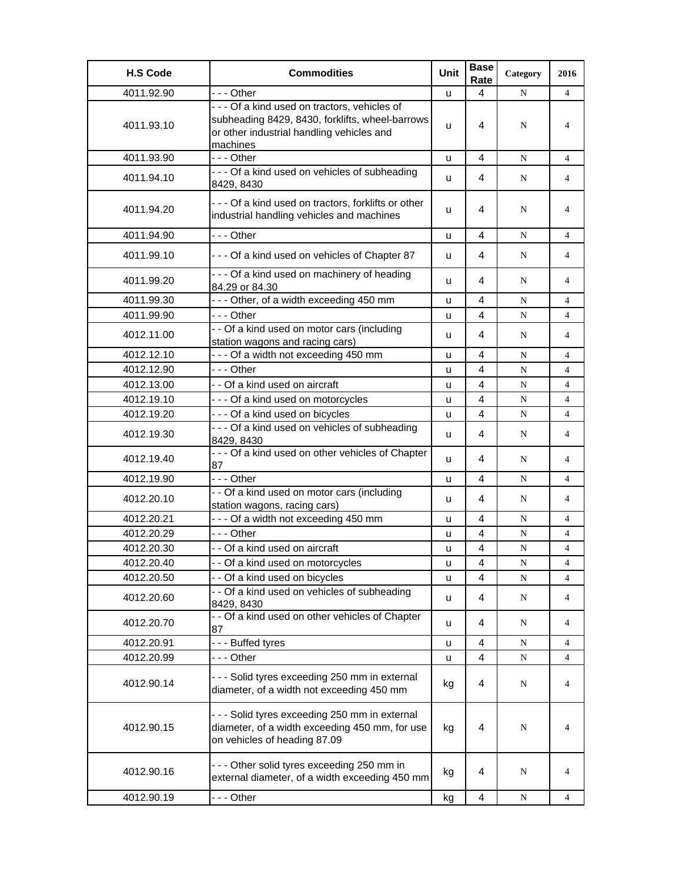| H.S Code | Commodities | Unit | Base Rate | Category | 2016 |
|---|---|---|---|---|---|
| 4011.92.90 | - - - Other | u | 4 | N | 4 |
| 4011.93.10 | - - - Of a kind used on tractors, vehicles of subheading 8429, 8430, forklifts, wheel-barrows or other industrial handling vehicles and machines | u | 4 | N | 4 |
| 4011.93.90 | - - - Other | u | 4 | N | 4 |
| 4011.94.10 | - - - Of a kind used on vehicles of subheading 8429, 8430 | u | 4 | N | 4 |
| 4011.94.20 | - - - Of a kind used on tractors, forklifts or other industrial handling vehicles and machines | u | 4 | N | 4 |
| 4011.94.90 | - - - Other | u | 4 | N | 4 |
| 4011.99.10 | - - - Of a kind used on vehicles of Chapter 87 | u | 4 | N | 4 |
| 4011.99.20 | - - - Of a kind used on machinery of heading 84.29 or 84.30 | u | 4 | N | 4 |
| 4011.99.30 | - - - Other, of a width exceeding 450 mm | u | 4 | N | 4 |
| 4011.99.90 | - - - Other | u | 4 | N | 4 |
| 4012.11.00 | - - Of a kind used on motor cars (including station wagons and racing cars) | u | 4 | N | 4 |
| 4012.12.10 | - - - Of a width not exceeding 450 mm | u | 4 | N | 4 |
| 4012.12.90 | - - - Other | u | 4 | N | 4 |
| 4012.13.00 | - - Of a kind used on aircraft | u | 4 | N | 4 |
| 4012.19.10 | - - - Of a kind used on motorcycles | u | 4 | N | 4 |
| 4012.19.20 | - - - Of a kind used on bicycles | u | 4 | N | 4 |
| 4012.19.30 | - - - Of a kind used on vehicles of subheading 8429, 8430 | u | 4 | N | 4 |
| 4012.19.40 | - - - Of a kind used on other vehicles of Chapter 87 | u | 4 | N | 4 |
| 4012.19.90 | - - - Other | u | 4 | N | 4 |
| 4012.20.10 | - - Of a kind used on motor cars (including station wagons, racing cars) | u | 4 | N | 4 |
| 4012.20.21 | - - - Of a width not exceeding 450 mm | u | 4 | N | 4 |
| 4012.20.29 | - - - Other | u | 4 | N | 4 |
| 4012.20.30 | - - Of a kind used on aircraft | u | 4 | N | 4 |
| 4012.20.40 | - - Of a kind used on motorcycles | u | 4 | N | 4 |
| 4012.20.50 | - - Of a kind used on bicycles | u | 4 | N | 4 |
| 4012.20.60 | - - Of a kind used on vehicles of subheading 8429, 8430 | u | 4 | N | 4 |
| 4012.20.70 | - - Of a kind used on other vehicles of Chapter 87 | u | 4 | N | 4 |
| 4012.20.91 | - - - Buffed tyres | u | 4 | N | 4 |
| 4012.20.99 | - - - Other | u | 4 | N | 4 |
| 4012.90.14 | - - - Solid tyres exceeding 250 mm in external diameter, of a width not exceeding 450 mm | kg | 4 | N | 4 |
| 4012.90.15 | - - - Solid tyres exceeding 250 mm in external diameter, of a width exceeding 450 mm, for use on vehicles of heading 87.09 | kg | 4 | N | 4 |
| 4012.90.16 | - - - Other solid tyres exceeding 250 mm in external diameter, of a width exceeding 450 mm | kg | 4 | N | 4 |
| 4012.90.19 | - - - Other | kg | 4 | N | 4 |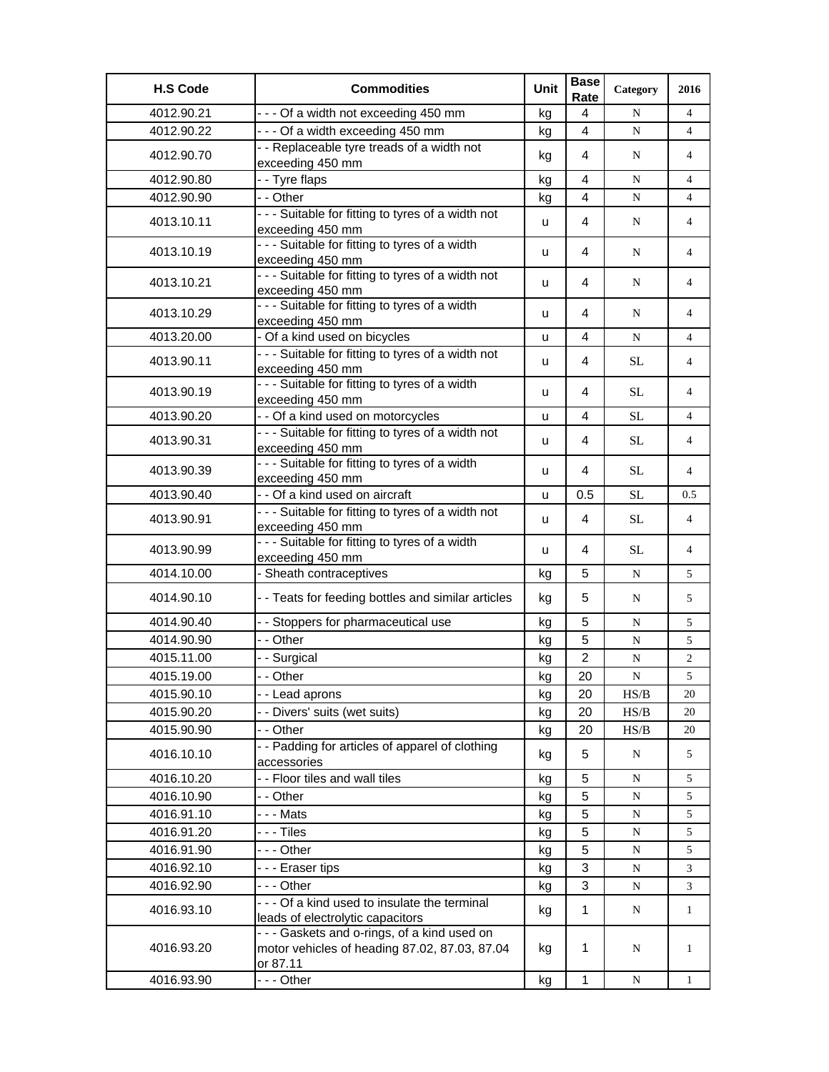| H.S Code | Commodities | Unit | Base Rate | Category | 2016 |
|---|---|---|---|---|---|
| 4012.90.21 | - - - Of a width not exceeding 450 mm | kg | 4 | N | 4 |
| 4012.90.22 | - - - Of a width exceeding 450 mm | kg | 4 | N | 4 |
| 4012.90.70 | - - Replaceable tyre treads of a width not exceeding 450 mm | kg | 4 | N | 4 |
| 4012.90.80 | - - Tyre flaps | kg | 4 | N | 4 |
| 4012.90.90 | - - Other | kg | 4 | N | 4 |
| 4013.10.11 | - - - Suitable for fitting to tyres of a width not exceeding 450 mm | u | 4 | N | 4 |
| 4013.10.19 | - - - Suitable for fitting to tyres of a width exceeding 450 mm | u | 4 | N | 4 |
| 4013.10.21 | - - - Suitable for fitting to tyres of a width not exceeding 450 mm | u | 4 | N | 4 |
| 4013.10.29 | - - - Suitable for fitting to tyres of a width exceeding 450 mm | u | 4 | N | 4 |
| 4013.20.00 | - Of a kind used on bicycles | u | 4 | N | 4 |
| 4013.90.11 | - - - Suitable for fitting to tyres of a width not exceeding 450 mm | u | 4 | SL | 4 |
| 4013.90.19 | - - - Suitable for fitting to tyres of a width exceeding 450 mm | u | 4 | SL | 4 |
| 4013.90.20 | - - Of a kind used on motorcycles | u | 4 | SL | 4 |
| 4013.90.31 | - - - Suitable for fitting to tyres of a width not exceeding 450 mm | u | 4 | SL | 4 |
| 4013.90.39 | - - - Suitable for fitting to tyres of a width exceeding 450 mm | u | 4 | SL | 4 |
| 4013.90.40 | - - Of a kind used on aircraft | u | 0.5 | SL | 0.5 |
| 4013.90.91 | - - - Suitable for fitting to tyres of a width not exceeding 450 mm | u | 4 | SL | 4 |
| 4013.90.99 | - - - Suitable for fitting to tyres of a width exceeding 450 mm | u | 4 | SL | 4 |
| 4014.10.00 | - Sheath contraceptives | kg | 5 | N | 5 |
| 4014.90.10 | - - Teats for feeding bottles and similar articles | kg | 5 | N | 5 |
| 4014.90.40 | - - Stoppers for pharmaceutical use | kg | 5 | N | 5 |
| 4014.90.90 | - - Other | kg | 5 | N | 5 |
| 4015.11.00 | - - Surgical | kg | 2 | N | 2 |
| 4015.19.00 | - - Other | kg | 20 | N | 5 |
| 4015.90.10 | - - Lead aprons | kg | 20 | HS/B | 20 |
| 4015.90.20 | - - Divers' suits (wet suits) | kg | 20 | HS/B | 20 |
| 4015.90.90 | - - Other | kg | 20 | HS/B | 20 |
| 4016.10.10 | - - Padding for articles of apparel of clothing accessories | kg | 5 | N | 5 |
| 4016.10.20 | - - Floor tiles and wall tiles | kg | 5 | N | 5 |
| 4016.10.90 | - - Other | kg | 5 | N | 5 |
| 4016.91.10 | - - - Mats | kg | 5 | N | 5 |
| 4016.91.20 | - - - Tiles | kg | 5 | N | 5 |
| 4016.91.90 | - - - Other | kg | 5 | N | 5 |
| 4016.92.10 | - - - Eraser tips | kg | 3 | N | 3 |
| 4016.92.90 | - - - Other | kg | 3 | N | 3 |
| 4016.93.10 | - - - Of a kind used to insulate the terminal leads of electrolytic capacitors | kg | 1 | N | 1 |
| 4016.93.20 | - - - Gaskets and o-rings, of a kind used on motor vehicles of heading 87.02, 87.03, 87.04 or 87.11 | kg | 1 | N | 1 |
| 4016.93.90 | - - - Other | kg | 1 | N | 1 |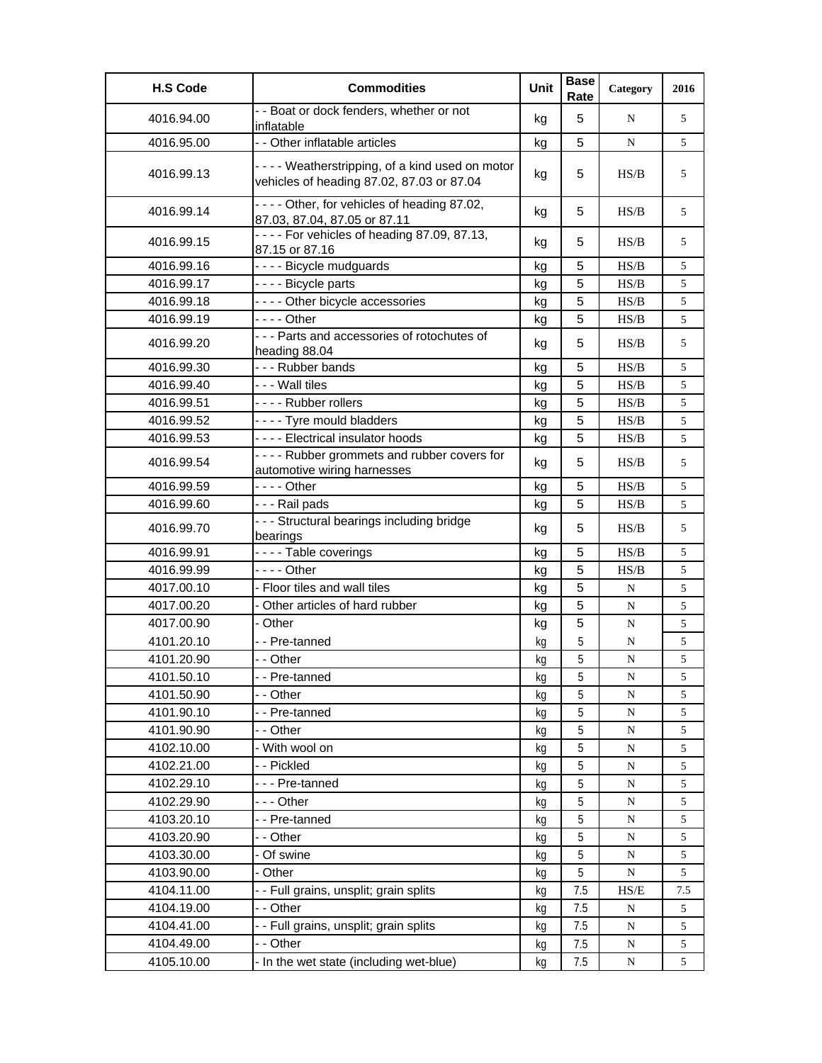| H.S Code | Commodities | Unit | Base Rate | Category | 2016 |
|---|---|---|---|---|---|
| 4016.94.00 | - - Boat or dock fenders, whether or not inflatable | kg | 5 | N | 5 |
| 4016.95.00 | - - Other inflatable articles | kg | 5 | N | 5 |
| 4016.99.13 | - - - - Weatherstripping, of a kind used on motor vehicles of heading 87.02, 87.03 or 87.04 | kg | 5 | HS/B | 5 |
| 4016.99.14 | - - - - Other, for vehicles of heading 87.02, 87.03, 87.04, 87.05 or 87.11 | kg | 5 | HS/B | 5 |
| 4016.99.15 | - - - - For vehicles of heading 87.09, 87.13, 87.15 or 87.16 | kg | 5 | HS/B | 5 |
| 4016.99.16 | - - - - Bicycle mudguards | kg | 5 | HS/B | 5 |
| 4016.99.17 | - - - - Bicycle parts | kg | 5 | HS/B | 5 |
| 4016.99.18 | - - - - Other bicycle accessories | kg | 5 | HS/B | 5 |
| 4016.99.19 | - - - - Other | kg | 5 | HS/B | 5 |
| 4016.99.20 | - - - Parts and accessories of rotochutes of heading 88.04 | kg | 5 | HS/B | 5 |
| 4016.99.30 | - - - Rubber bands | kg | 5 | HS/B | 5 |
| 4016.99.40 | - - - Wall tiles | kg | 5 | HS/B | 5 |
| 4016.99.51 | - - - - Rubber rollers | kg | 5 | HS/B | 5 |
| 4016.99.52 | - - - - Tyre mould bladders | kg | 5 | HS/B | 5 |
| 4016.99.53 | - - - - Electrical insulator hoods | kg | 5 | HS/B | 5 |
| 4016.99.54 | - - - - Rubber grommets and rubber covers for automotive wiring harnesses | kg | 5 | HS/B | 5 |
| 4016.99.59 | - - - - Other | kg | 5 | HS/B | 5 |
| 4016.99.60 | - - - Rail pads | kg | 5 | HS/B | 5 |
| 4016.99.70 | - - - Structural bearings including bridge bearings | kg | 5 | HS/B | 5 |
| 4016.99.91 | - - - - Table coverings | kg | 5 | HS/B | 5 |
| 4016.99.99 | - - - - Other | kg | 5 | HS/B | 5 |
| 4017.00.10 | - Floor tiles and wall tiles | kg | 5 | N | 5 |
| 4017.00.20 | - Other articles of hard rubber | kg | 5 | N | 5 |
| 4017.00.90 | - Other | kg | 5 | N | 5 |
| 4101.20.10 | - - Pre-tanned | kg | 5 | N | 5 |
| 4101.20.90 | - - Other | kg | 5 | N | 5 |
| 4101.50.10 | - - Pre-tanned | kg | 5 | N | 5 |
| 4101.50.90 | - - Other | kg | 5 | N | 5 |
| 4101.90.10 | - - Pre-tanned | kg | 5 | N | 5 |
| 4101.90.90 | - - Other | kg | 5 | N | 5 |
| 4102.10.00 | - With wool on | kg | 5 | N | 5 |
| 4102.21.00 | - - Pickled | kg | 5 | N | 5 |
| 4102.29.10 | - - - Pre-tanned | kg | 5 | N | 5 |
| 4102.29.90 | - - - Other | kg | 5 | N | 5 |
| 4103.20.10 | - - Pre-tanned | kg | 5 | N | 5 |
| 4103.20.90 | - - Other | kg | 5 | N | 5 |
| 4103.30.00 | - Of swine | kg | 5 | N | 5 |
| 4103.90.00 | - Other | kg | 5 | N | 5 |
| 4104.11.00 | - - Full grains, unsplit; grain splits | kg | 7.5 | HS/E | 7.5 |
| 4104.19.00 | - - Other | kg | 7.5 | N | 5 |
| 4104.41.00 | - - Full grains, unsplit; grain splits | kg | 7.5 | N | 5 |
| 4104.49.00 | - - Other | kg | 7.5 | N | 5 |
| 4105.10.00 | - In the wet state (including wet-blue) | kg | 7.5 | N | 5 |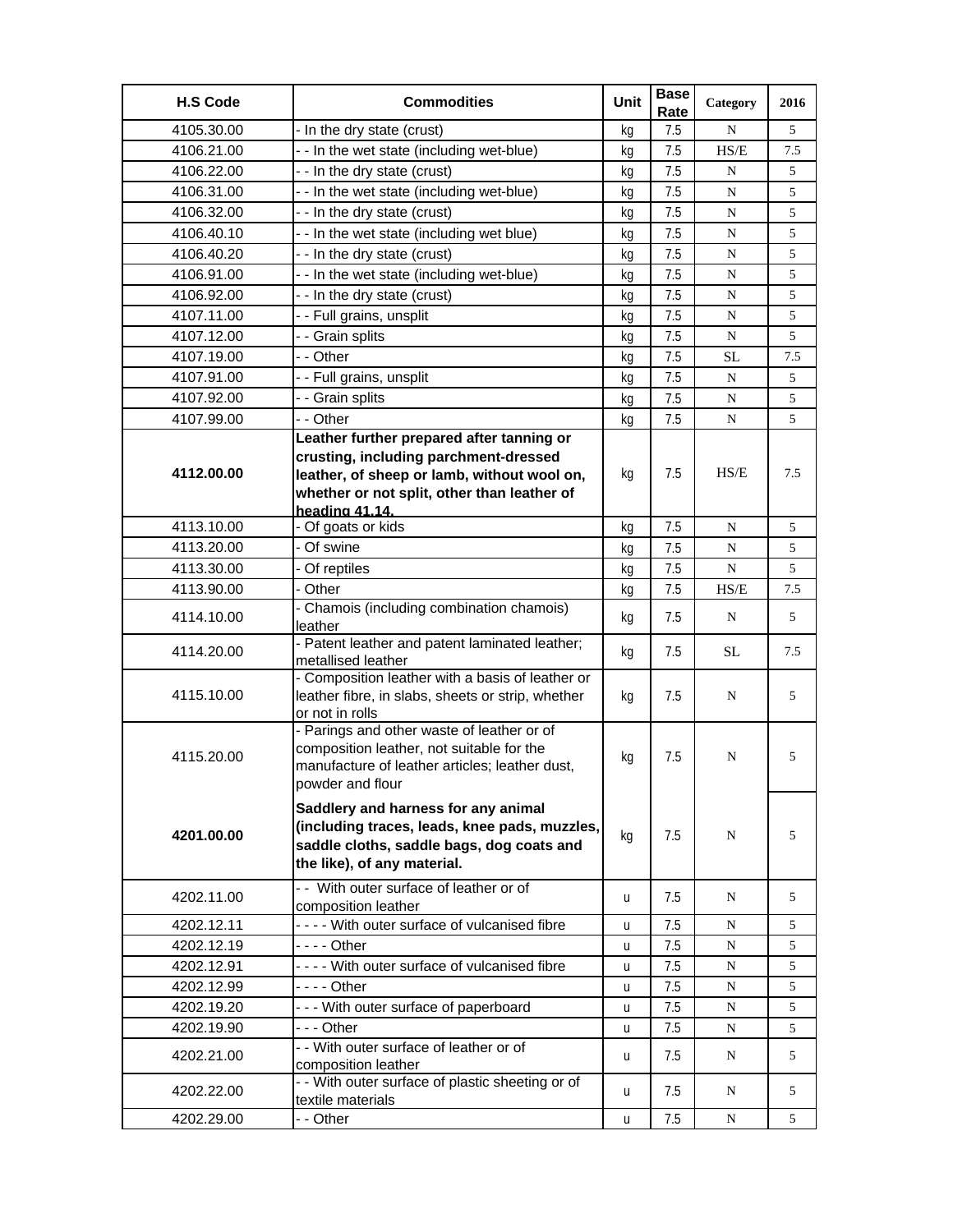| H.S Code | Commodities | Unit | Base Rate | Category | 2016 |
|---|---|---|---|---|---|
| 4105.30.00 | - In the dry state (crust) | kg | 7.5 | N | 5 |
| 4106.21.00 | - - In the wet state (including wet-blue) | kg | 7.5 | HS/E | 7.5 |
| 4106.22.00 | - - In the dry state (crust) | kg | 7.5 | N | 5 |
| 4106.31.00 | - - In the wet state (including wet-blue) | kg | 7.5 | N | 5 |
| 4106.32.00 | - - In the dry state (crust) | kg | 7.5 | N | 5 |
| 4106.40.10 | - - In the wet state (including wet blue) | kg | 7.5 | N | 5 |
| 4106.40.20 | - - In the dry state (crust) | kg | 7.5 | N | 5 |
| 4106.91.00 | - - In the wet state (including wet-blue) | kg | 7.5 | N | 5 |
| 4106.92.00 | - - In the dry state (crust) | kg | 7.5 | N | 5 |
| 4107.11.00 | - - Full grains, unsplit | kg | 7.5 | N | 5 |
| 4107.12.00 | - - Grain splits | kg | 7.5 | N | 5 |
| 4107.19.00 | - - Other | kg | 7.5 | SL | 7.5 |
| 4107.91.00 | - - Full grains, unsplit | kg | 7.5 | N | 5 |
| 4107.92.00 | - - Grain splits | kg | 7.5 | N | 5 |
| 4107.99.00 | - - Other | kg | 7.5 | N | 5 |
| **4112.00.00** | **Leather further prepared after tanning or crusting, including parchment-dressed leather, of sheep or lamb, without wool on, whether or not split, other than leather of heading 41.14.** | kg | 7.5 | HS/E | 7.5 |
| 4113.10.00 | - Of goats or kids | kg | 7.5 | N | 5 |
| 4113.20.00 | - Of swine | kg | 7.5 | N | 5 |
| 4113.30.00 | - Of reptiles | kg | 7.5 | N | 5 |
| 4113.90.00 | - Other | kg | 7.5 | HS/E | 7.5 |
| 4114.10.00 | - Chamois (including combination chamois) leather | kg | 7.5 | N | 5 |
| 4114.20.00 | - Patent leather and patent laminated leather; metallised leather | kg | 7.5 | SL | 7.5 |
| 4115.10.00 | - Composition leather with a basis of leather or leather fibre, in slabs, sheets or strip, whether or not in rolls | kg | 7.5 | N | 5 |
| 4115.20.00 | - Parings and other waste of leather or of composition leather, not suitable for the manufacture of leather articles; leather dust, powder and flour | kg | 7.5 | N | 5 |
| **4201.00.00** | **Saddlery and harness for any animal (including traces, leads, knee pads, muzzles, saddle cloths, saddle bags, dog coats and the like), of any material.** | kg | 7.5 | N | 5 |
| 4202.11.00 | - - With outer surface of leather or of composition leather | u | 7.5 | N | 5 |
| 4202.12.11 | - - - - With outer surface of vulcanised fibre | u | 7.5 | N | 5 |
| 4202.12.19 | - - - - Other | u | 7.5 | N | 5 |
| 4202.12.91 | - - - - With outer surface of vulcanised fibre | u | 7.5 | N | 5 |
| 4202.12.99 | - - - - Other | u | 7.5 | N | 5 |
| 4202.19.20 | - - - With outer surface of paperboard | u | 7.5 | N | 5 |
| 4202.19.90 | - - - Other | u | 7.5 | N | 5 |
| 4202.21.00 | - - With outer surface of leather or of composition leather | u | 7.5 | N | 5 |
| 4202.22.00 | - - With outer surface of plastic sheeting or of textile materials | u | 7.5 | N | 5 |
| 4202.29.00 | - - Other | u | 7.5 | N | 5 |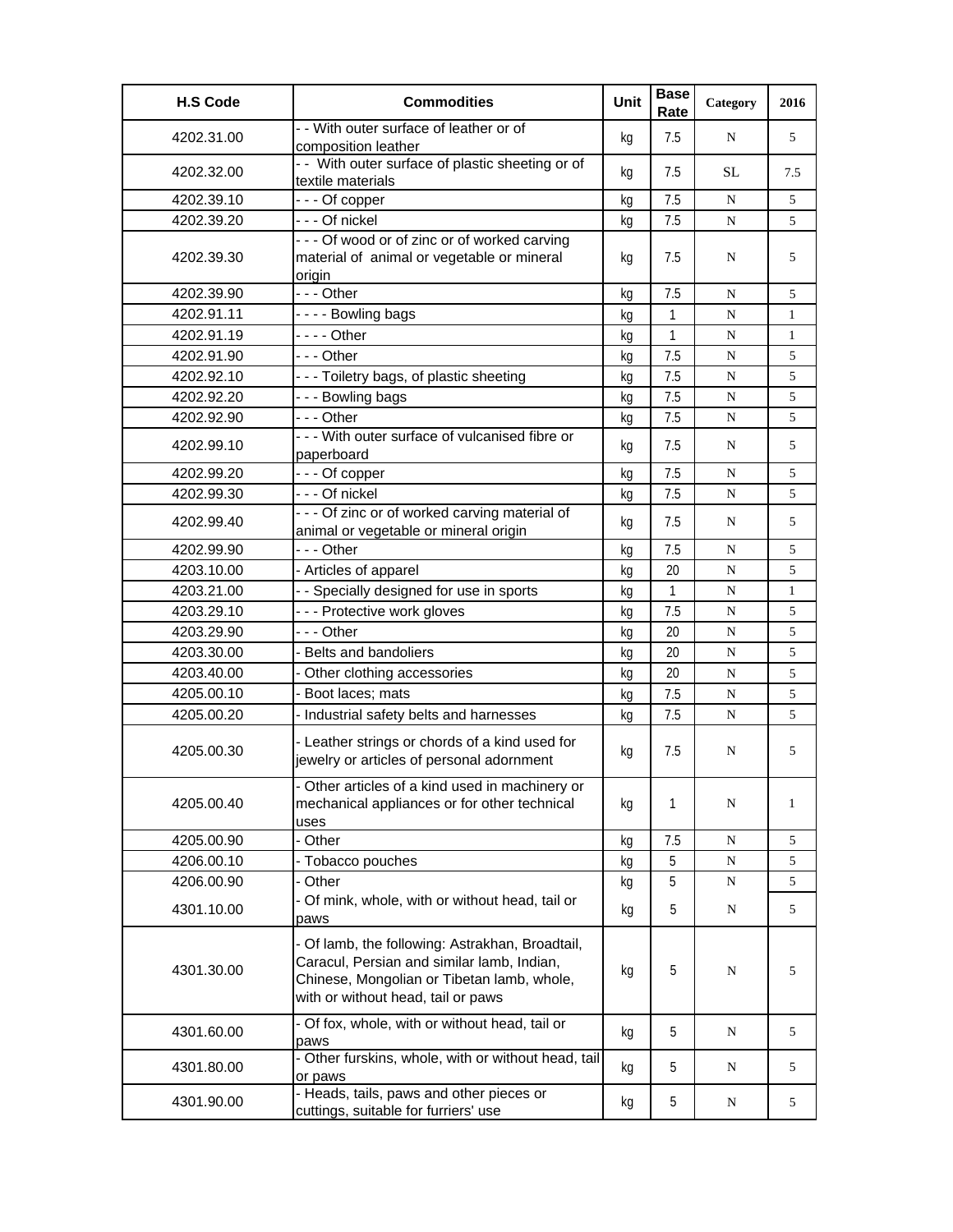| H.S Code | Commodities | Unit | Base Rate | Category | 2016 |
|---|---|---|---|---|---|
| 4202.31.00 | - - With outer surface of leather or of composition leather | kg | 7.5 | N | 5 |
| 4202.32.00 | - - With outer surface of plastic sheeting or of textile materials | kg | 7.5 | SL | 7.5 |
| 4202.39.10 | - - - Of copper | kg | 7.5 | N | 5 |
| 4202.39.20 | - - - Of nickel | kg | 7.5 | N | 5 |
| 4202.39.30 | - - - Of wood or of zinc or of worked carving material of animal or vegetable or mineral origin | kg | 7.5 | N | 5 |
| 4202.39.90 | - - - Other | kg | 7.5 | N | 5 |
| 4202.91.11 | - - - - Bowling bags | kg | 1 | N | 1 |
| 4202.91.19 | - - - - Other | kg | 1 | N | 1 |
| 4202.91.90 | - - - Other | kg | 7.5 | N | 5 |
| 4202.92.10 | - - - Toiletry bags, of plastic sheeting | kg | 7.5 | N | 5 |
| 4202.92.20 | - - - Bowling bags | kg | 7.5 | N | 5 |
| 4202.92.90 | - - - Other | kg | 7.5 | N | 5 |
| 4202.99.10 | - - - With outer surface of vulcanised fibre or paperboard | kg | 7.5 | N | 5 |
| 4202.99.20 | - - - Of copper | kg | 7.5 | N | 5 |
| 4202.99.30 | - - - Of nickel | kg | 7.5 | N | 5 |
| 4202.99.40 | - - - Of zinc or of worked carving material of animal or vegetable or mineral origin | kg | 7.5 | N | 5 |
| 4202.99.90 | - - - Other | kg | 7.5 | N | 5 |
| 4203.10.00 | - Articles of apparel | kg | 20 | N | 5 |
| 4203.21.00 | - - Specially designed for use in sports | kg | 1 | N | 1 |
| 4203.29.10 | - - - Protective work gloves | kg | 7.5 | N | 5 |
| 4203.29.90 | - - - Other | kg | 20 | N | 5 |
| 4203.30.00 | - Belts and bandoliers | kg | 20 | N | 5 |
| 4203.40.00 | - Other clothing accessories | kg | 20 | N | 5 |
| 4205.00.10 | - Boot laces; mats | kg | 7.5 | N | 5 |
| 4205.00.20 | - Industrial safety belts and harnesses | kg | 7.5 | N | 5 |
| 4205.00.30 | - Leather strings or chords of a kind used for jewelry or articles of personal adornment | kg | 7.5 | N | 5 |
| 4205.00.40 | - Other articles of a kind used in machinery or mechanical appliances or for other technical uses | kg | 1 | N | 1 |
| 4205.00.90 | - Other | kg | 7.5 | N | 5 |
| 4206.00.10 | - Tobacco pouches | kg | 5 | N | 5 |
| 4206.00.90 | - Other | kg | 5 | N | 5 |
| 4301.10.00 | - Of mink, whole, with or without head, tail or paws | kg | 5 | N | 5 |
| 4301.30.00 | - Of lamb, the following: Astrakhan, Broadtail, Caracul, Persian and similar lamb, Indian, Chinese, Mongolian or Tibetan lamb, whole, with or without head, tail or paws | kg | 5 | N | 5 |
| 4301.60.00 | - Of fox, whole, with or without head, tail or paws | kg | 5 | N | 5 |
| 4301.80.00 | - Other furskins, whole, with or without head, tail or paws | kg | 5 | N | 5 |
| 4301.90.00 | - Heads, tails, paws and other pieces or cuttings, suitable for furriers' use | kg | 5 | N | 5 |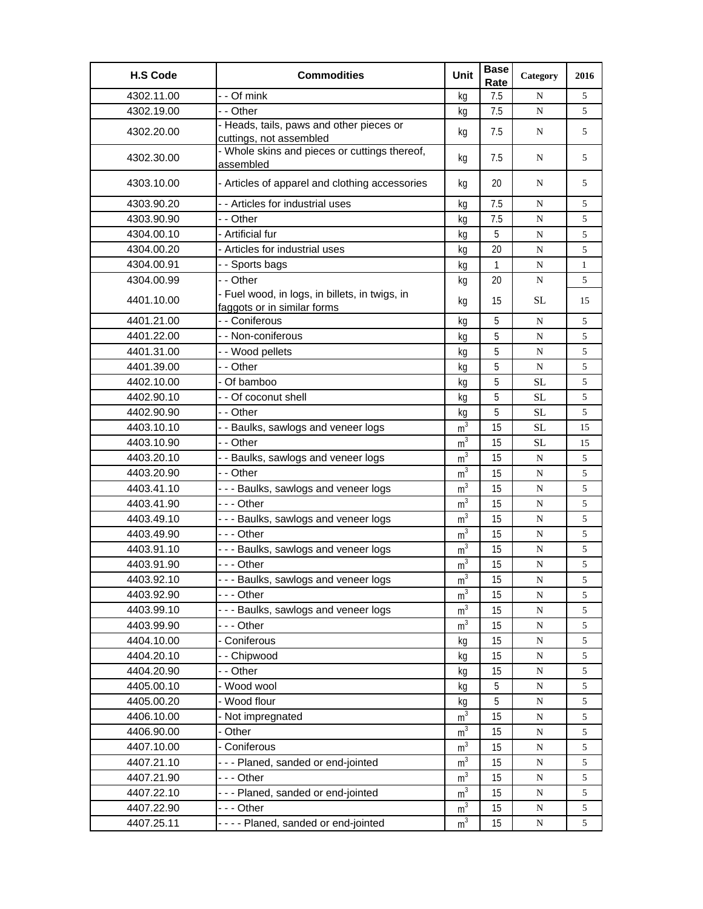| H.S Code | Commodities | Unit | Base Rate | Category | 2016 |
|---|---|---|---|---|---|
| 4302.11.00 | - - Of mink | kg | 7.5 | N | 5 |
| 4302.19.00 | - - Other | kg | 7.5 | N | 5 |
| 4302.20.00 | - Heads, tails, paws and other pieces or cuttings, not assembled | kg | 7.5 | N | 5 |
| 4302.30.00 | - Whole skins and pieces or cuttings thereof, assembled | kg | 7.5 | N | 5 |
| 4303.10.00 | - Articles of apparel and clothing accessories | kg | 20 | N | 5 |
| 4303.90.20 | - - Articles for industrial uses | kg | 7.5 | N | 5 |
| 4303.90.90 | - - Other | kg | 7.5 | N | 5 |
| 4304.00.10 | - Artificial fur | kg | 5 | N | 5 |
| 4304.00.20 | - Articles for industrial uses | kg | 20 | N | 5 |
| 4304.00.91 | - - Sports bags | kg | 1 | N | 1 |
| 4304.00.99 | - - Other | kg | 20 | N | 5 |
| 4401.10.00 | - Fuel wood, in logs, in billets, in twigs, in faggots or in similar forms | kg | 15 | SL | 15 |
| 4401.21.00 | - - Coniferous | kg | 5 | N | 5 |
| 4401.22.00 | - - Non-coniferous | kg | 5 | N | 5 |
| 4401.31.00 | - - Wood pellets | kg | 5 | N | 5 |
| 4401.39.00 | - - Other | kg | 5 | N | 5 |
| 4402.10.00 | - Of bamboo | kg | 5 | SL | 5 |
| 4402.90.10 | - - Of coconut shell | kg | 5 | SL | 5 |
| 4402.90.90 | - - Other | kg | 5 | SL | 5 |
| 4403.10.10 | - - Baulks, sawlogs and veneer logs | $m^3$ | 15 | SL | 15 |
| 4403.10.90 | - - Other | $m^3$ | 15 | SL | 15 |
| 4403.20.10 | - - Baulks, sawlogs and veneer logs | $m^3$ | 15 | N | 5 |
| 4403.20.90 | - - Other | $m^3$ | 15 | N | 5 |
| 4403.41.10 | - - - Baulks, sawlogs and veneer logs | $m^3$ | 15 | N | 5 |
| 4403.41.90 | - - - Other | $m^3$ | 15 | N | 5 |
| 4403.49.10 | - - - Baulks, sawlogs and veneer logs | $m^3$ | 15 | N | 5 |
| 4403.49.90 | - - - Other | $m^3$ | 15 | N | 5 |
| 4403.91.10 | - - - Baulks, sawlogs and veneer logs | $m^3$ | 15 | N | 5 |
| 4403.91.90 | - - - Other | $m^3$ | 15 | N | 5 |
| 4403.92.10 | - - - Baulks, sawlogs and veneer logs | $m^3$ | 15 | N | 5 |
| 4403.92.90 | - - - Other | $m^3$ | 15 | N | 5 |
| 4403.99.10 | - - - Baulks, sawlogs and veneer logs | $m^3$ | 15 | N | 5 |
| 4403.99.90 | - - - Other | $m^3$ | 15 | N | 5 |
| 4404.10.00 | - Coniferous | kg | 15 | N | 5 |
| 4404.20.10 | - - Chipwood | kg | 15 | N | 5 |
| 4404.20.90 | - - Other | kg | 15 | N | 5 |
| 4405.00.10 | - Wood wool | kg | 5 | N | 5 |
| 4405.00.20 | - Wood flour | kg | 5 | N | 5 |
| 4406.10.00 | - Not impregnated | $m^3$ | 15 | N | 5 |
| 4406.90.00 | - Other | $m^3$ | 15 | N | 5 |
| 4407.10.00 | - Coniferous | $m^3$ | 15 | N | 5 |
| 4407.21.10 | - - - Planed, sanded or end-jointed | $m^3$ | 15 | N | 5 |
| 4407.21.90 | - - - Other | $m^3$ | 15 | N | 5 |
| 4407.22.10 | - - - Planed, sanded or end-jointed | $m^3$ | 15 | N | 5 |
| 4407.22.90 | - - - Other | $m^3$ | 15 | N | 5 |
| 4407.25.11 | - - - - Planed, sanded or end-jointed | $m^3$ | 15 | N | 5 |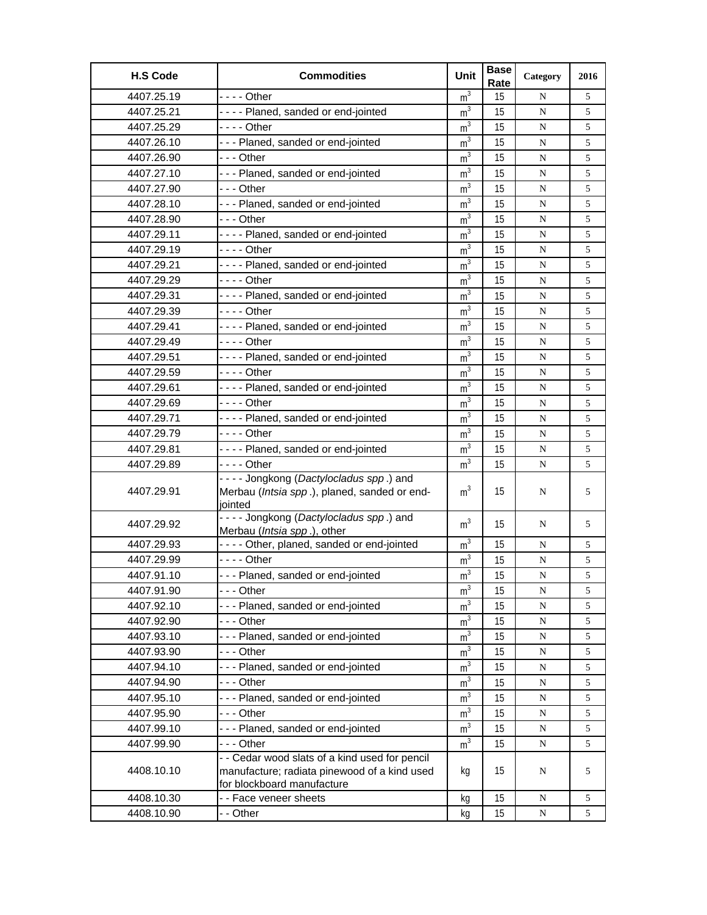| H.S Code | Commodities | Unit | Base Rate | Category | 2016 |
|---|---|---|---|---|---|
| 4407.25.19 | - - - - Other | $m^3$ | 15 | N | 5 |
| 4407.25.21 | - - - - Planed, sanded or end-jointed | $m^3$ | 15 | N | 5 |
| 4407.25.29 | - - - - Other | $m^3$ | 15 | N | 5 |
| 4407.26.10 | - - - Planed, sanded or end-jointed | $m^3$ | 15 | N | 5 |
| 4407.26.90 | - - - Other | $m^3$ | 15 | N | 5 |
| 4407.27.10 | - - - Planed, sanded or end-jointed | $m^3$ | 15 | N | 5 |
| 4407.27.90 | - - - Other | $m^3$ | 15 | N | 5 |
| 4407.28.10 | - - - Planed, sanded or end-jointed | $m^3$ | 15 | N | 5 |
| 4407.28.90 | - - - Other | $m^3$ | 15 | N | 5 |
| 4407.29.11 | - - - - Planed, sanded or end-jointed | $m^3$ | 15 | N | 5 |
| 4407.29.19 | - - - - Other | $m^3$ | 15 | N | 5 |
| 4407.29.21 | - - - - Planed, sanded or end-jointed | $m^3$ | 15 | N | 5 |
| 4407.29.29 | - - - - Other | $m^3$ | 15 | N | 5 |
| 4407.29.31 | - - - - Planed, sanded or end-jointed | $m^3$ | 15 | N | 5 |
| 4407.29.39 | - - - - Other | $m^3$ | 15 | N | 5 |
| 4407.29.41 | - - - - Planed, sanded or end-jointed | $m^3$ | 15 | N | 5 |
| 4407.29.49 | - - - - Other | $m^3$ | 15 | N | 5 |
| 4407.29.51 | - - - - Planed, sanded or end-jointed | $m^3$ | 15 | N | 5 |
| 4407.29.59 | - - - - Other | $m^3$ | 15 | N | 5 |
| 4407.29.61 | - - - - Planed, sanded or end-jointed | $m^3$ | 15 | N | 5 |
| 4407.29.69 | - - - - Other | $m^3$ | 15 | N | 5 |
| 4407.29.71 | - - - - Planed, sanded or end-jointed | $m^3$ | 15 | N | 5 |
| 4407.29.79 | - - - - Other | $m^3$ | 15 | N | 5 |
| 4407.29.81 | - - - - Planed, sanded or end-jointed | $m^3$ | 15 | N | 5 |
| 4407.29.89 | - - - - Other | $m^3$ | 15 | N | 5 |
| 4407.29.91 | - - - - Jongkong (*Dactylocladus spp*.) and Merbau (*Intsia spp*.), planed, sanded or end-jointed | $m^3$ | 15 | N | 5 |
| 4407.29.92 | - - - - Jongkong (*Dactylocladus spp*.) and Merbau (*Intsia spp*.), other | $m^3$ | 15 | N | 5 |
| 4407.29.93 | - - - - Other, planed, sanded or end-jointed | $m^3$ | 15 | N | 5 |
| 4407.29.99 | - - - - Other | $m^3$ | 15 | N | 5 |
| 4407.91.10 | - - - Planed, sanded or end-jointed | $m^3$ | 15 | N | 5 |
| 4407.91.90 | - - - Other | $m^3$ | 15 | N | 5 |
| 4407.92.10 | - - - Planed, sanded or end-jointed | $m^3$ | 15 | N | 5 |
| 4407.92.90 | - - - Other | $m^3$ | 15 | N | 5 |
| 4407.93.10 | - - - Planed, sanded or end-jointed | $m^3$ | 15 | N | 5 |
| 4407.93.90 | - - - Other | $m^3$ | 15 | N | 5 |
| 4407.94.10 | - - - Planed, sanded or end-jointed | $m^3$ | 15 | N | 5 |
| 4407.94.90 | - - - Other | $m^3$ | 15 | N | 5 |
| 4407.95.10 | - - - Planed, sanded or end-jointed | $m^3$ | 15 | N | 5 |
| 4407.95.90 | - - - Other | $m^3$ | 15 | N | 5 |
| 4407.99.10 | - - - Planed, sanded or end-jointed | $m^3$ | 15 | N | 5 |
| 4407.99.90 | - - - Other | $m^3$ | 15 | N | 5 |
| 4408.10.10 | - - Cedar wood slats of a kind used for pencil manufacture; radiata pinewood of a kind used for blockboard manufacture | kg | 15 | N | 5 |
| 4408.10.30 | - - Face veneer sheets | kg | 15 | N | 5 |
| 4408.10.90 | - - Other | kg | 15 | N | 5 |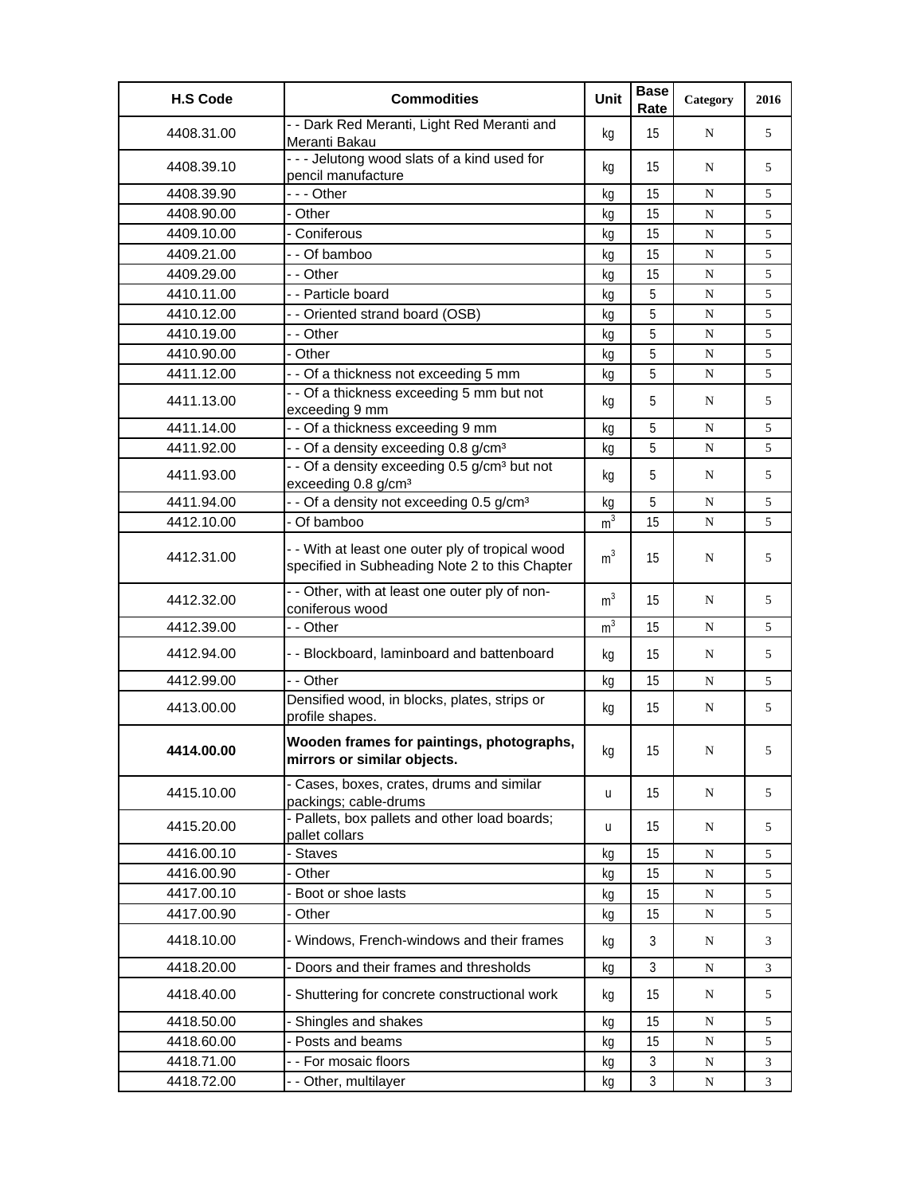| H.S Code | Commodities | Unit | Base Rate | Category | 2016 |
|---|---|---|---|---|---|
| 4408.31.00 | - - Dark Red Meranti, Light Red Meranti and Meranti Bakau | kg | 15 | N | 5 |
| 4408.39.10 | - - - Jelutong wood slats of a kind used for pencil manufacture | kg | 15 | N | 5 |
| 4408.39.90 | - - - Other | kg | 15 | N | 5 |
| 4408.90.00 | - Other | kg | 15 | N | 5 |
| 4409.10.00 | - Coniferous | kg | 15 | N | 5 |
| 4409.21.00 | - - Of bamboo | kg | 15 | N | 5 |
| 4409.29.00 | - - Other | kg | 15 | N | 5 |
| 4410.11.00 | - - Particle board | kg | 5 | N | 5 |
| 4410.12.00 | - - Oriented strand board (OSB) | kg | 5 | N | 5 |
| 4410.19.00 | - - Other | kg | 5 | N | 5 |
| 4410.90.00 | - Other | kg | 5 | N | 5 |
| 4411.12.00 | - - Of a thickness not exceeding 5 mm | kg | 5 | N | 5 |
| 4411.13.00 | - - Of a thickness exceeding 5 mm but not exceeding 9 mm | kg | 5 | N | 5 |
| 4411.14.00 | - - Of a thickness exceeding 9 mm | kg | 5 | N | 5 |
| 4411.92.00 | - - Of a density exceeding 0.8 g/cm³ | kg | 5 | N | 5 |
| 4411.93.00 | - - Of a density exceeding 0.5 g/cm³ but not exceeding 0.8 g/cm³ | kg | 5 | N | 5 |
| 4411.94.00 | - - Of a density not exceeding 0.5 g/cm³ | kg | 5 | N | 5 |
| 4412.10.00 | - Of bamboo | $m^3$ | 15 | N | 5 |
| 4412.31.00 | - - With at least one outer ply of tropical wood specified in Subheading Note 2 to this Chapter | $m^3$ | 15 | N | 5 |
| 4412.32.00 | - - Other, with at least one outer ply of non-coniferous wood | $m^3$ | 15 | N | 5 |
| 4412.39.00 | - - Other | $m^3$ | 15 | N | 5 |
| 4412.94.00 | - - Blockboard, laminboard and battenboard | kg | 15 | N | 5 |
| 4412.99.00 | - - Other | kg | 15 | N | 5 |
| 4413.00.00 | Densified wood, in blocks, plates, strips or profile shapes. | kg | 15 | N | 5 |
| **4414.00.00** | **Wooden frames for paintings, photographs, mirrors or similar objects.** | kg | 15 | N | 5 |
| 4415.10.00 | - Cases, boxes, crates, drums and similar packings; cable-drums | u | 15 | N | 5 |
| 4415.20.00 | - Pallets, box pallets and other load boards; pallet collars | u | 15 | N | 5 |
| 4416.00.10 | - Staves | kg | 15 | N | 5 |
| 4416.00.90 | - Other | kg | 15 | N | 5 |
| 4417.00.10 | - Boot or shoe lasts | kg | 15 | N | 5 |
| 4417.00.90 | - Other | kg | 15 | N | 5 |
| 4418.10.00 | - Windows, French-windows and their frames | kg | 3 | N | 3 |
| 4418.20.00 | - Doors and their frames and thresholds | kg | 3 | N | 3 |
| 4418.40.00 | - Shuttering for concrete constructional work | kg | 15 | N | 5 |
| 4418.50.00 | - Shingles and shakes | kg | 15 | N | 5 |
| 4418.60.00 | - Posts and beams | kg | 15 | N | 5 |
| 4418.71.00 | - - For mosaic floors | kg | 3 | N | 3 |
| 4418.72.00 | - - Other, multilayer | kg | 3 | N | 3 |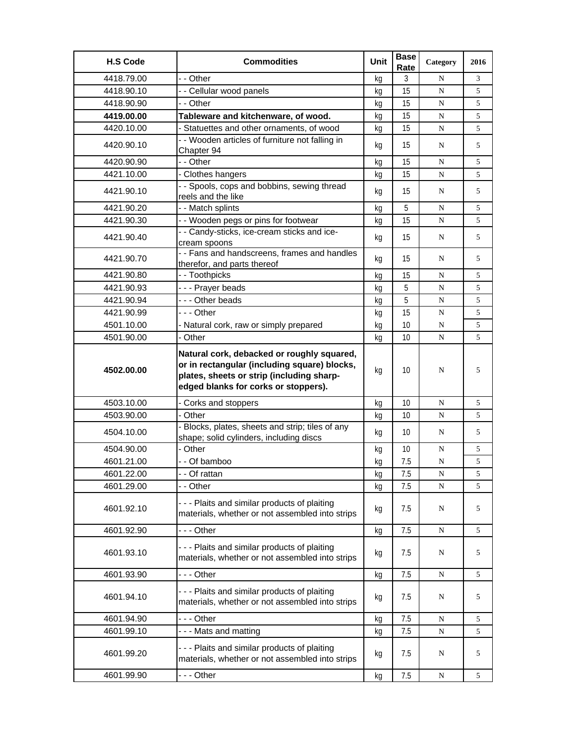| H.S Code | Commodities | Unit | Base Rate | Category | 2016 |
|---|---|---|---|---|---|
| 4418.79.00 | - - Other | kg | 3 | N | 3 |
| 4418.90.10 | - - Cellular wood panels | kg | 15 | N | 5 |
| 4418.90.90 | - - Other | kg | 15 | N | 5 |
| **4419.00.00** | **Tableware and kitchenware, of wood.** | kg | 15 | N | 5 |
| 4420.10.00 | - Statuettes and other ornaments, of wood | kg | 15 | N | 5 |
| 4420.90.10 | - - Wooden articles of furniture not falling in Chapter 94 | kg | 15 | N | 5 |
| 4420.90.90 | - - Other | kg | 15 | N | 5 |
| 4421.10.00 | - Clothes hangers | kg | 15 | N | 5 |
| 4421.90.10 | - - Spools, cops and bobbins, sewing thread reels and the like | kg | 15 | N | 5 |
| 4421.90.20 | - - Match splints | kg | 5 | N | 5 |
| 4421.90.30 | - - Wooden pegs or pins for footwear | kg | 15 | N | 5 |
| 4421.90.40 | - - Candy-sticks, ice-cream sticks and ice-cream spoons | kg | 15 | N | 5 |
| 4421.90.70 | - - Fans and handscreens, frames and handles therefor, and parts thereof | kg | 15 | N | 5 |
| 4421.90.80 | - - Toothpicks | kg | 15 | N | 5 |
| 4421.90.93 | - - - Prayer beads | kg | 5 | N | 5 |
| 4421.90.94 | - - - Other beads | kg | 5 | N | 5 |
| 4421.90.99 | - - - Other | kg | 15 | N | 5 |
| 4501.10.00 | - Natural cork, raw or simply prepared | kg | 10 | N | 5 |
| 4501.90.00 | - Other | kg | 10 | N | 5 |
| **4502.00.00** | **Natural cork, debacked or roughly squared, or in rectangular (including square) blocks, plates, sheets or strip (including sharp-edged blanks for corks or stoppers).** | kg | 10 | N | 5 |
| 4503.10.00 | - Corks and stoppers | kg | 10 | N | 5 |
| 4503.90.00 | - Other | kg | 10 | N | 5 |
| 4504.10.00 | - Blocks, plates, sheets and strip; tiles of any shape; solid cylinders, including discs | kg | 10 | N | 5 |
| 4504.90.00 | - Other | kg | 10 | N | 5 |
| 4601.21.00 | - - Of bamboo | kg | 7.5 | N | 5 |
| 4601.22.00 | - - Of rattan | kg | 7.5 | N | 5 |
| 4601.29.00 | - - Other | kg | 7.5 | N | 5 |
| 4601.92.10 | - - - Plaits and similar products of plaiting materials, whether or not assembled into strips | kg | 7.5 | N | 5 |
| 4601.92.90 | - - - Other | kg | 7.5 | N | 5 |
| 4601.93.10 | - - - Plaits and similar products of plaiting materials, whether or not assembled into strips | kg | 7.5 | N | 5 |
| 4601.93.90 | - - - Other | kg | 7.5 | N | 5 |
| 4601.94.10 | - - - Plaits and similar products of plaiting materials, whether or not assembled into strips | kg | 7.5 | N | 5 |
| 4601.94.90 | - - - Other | kg | 7.5 | N | 5 |
| 4601.99.10 | - - - Mats and matting | kg | 7.5 | N | 5 |
| 4601.99.20 | - - - Plaits and similar products of plaiting materials, whether or not assembled into strips | kg | 7.5 | N | 5 |
| 4601.99.90 | - - - Other | kg | 7.5 | N | 5 |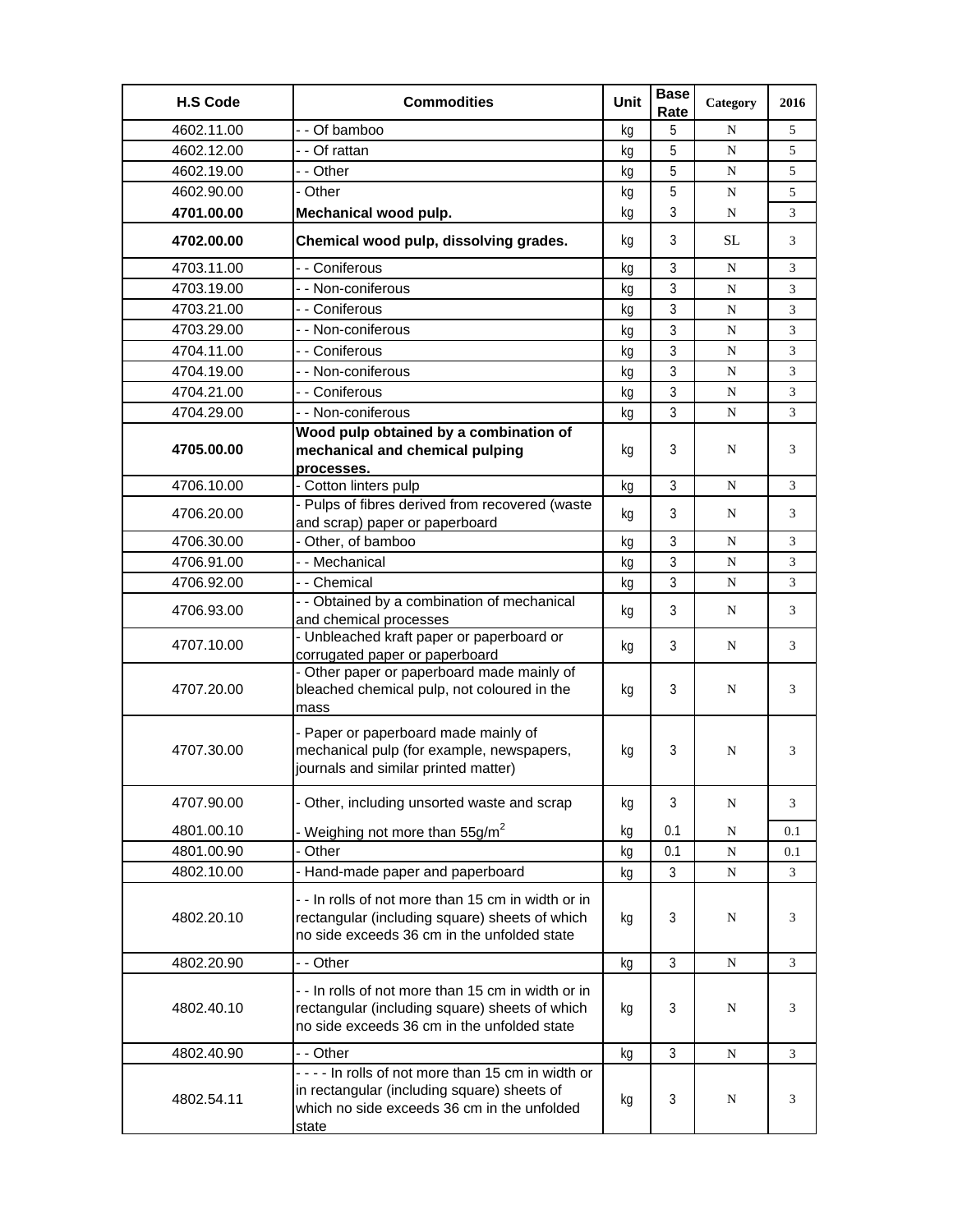| H.S Code | Commodities | Unit | Base Rate | Category | 2016 |
|---|---|---|---|---|---|
| 4602.11.00 | - - Of bamboo | kg | 5 | N | 5 |
| 4602.12.00 | - - Of rattan | kg | 5 | N | 5 |
| 4602.19.00 | - - Other | kg | 5 | N | 5 |
| 4602.90.00 | - Other | kg | 5 | N | 5 |
| **4701.00.00** | **Mechanical wood pulp.** | kg | 3 | N | 3 |
| **4702.00.00** | **Chemical wood pulp, dissolving grades.** | kg | 3 | SL | 3 |
| 4703.11.00 | - - Coniferous | kg | 3 | N | 3 |
| 4703.19.00 | - - Non-coniferous | kg | 3 | N | 3 |
| 4703.21.00 | - - Coniferous | kg | 3 | N | 3 |
| 4703.29.00 | - - Non-coniferous | kg | 3 | N | 3 |
| 4704.11.00 | - - Coniferous | kg | 3 | N | 3 |
| 4704.19.00 | - - Non-coniferous | kg | 3 | N | 3 |
| 4704.21.00 | - - Coniferous | kg | 3 | N | 3 |
| 4704.29.00 | - - Non-coniferous | kg | 3 | N | 3 |
| **4705.00.00** | **Wood pulp obtained by a combination of mechanical and chemical pulping processes.** | kg | 3 | N | 3 |
| 4706.10.00 | - Cotton linters pulp | kg | 3 | N | 3 |
| 4706.20.00 | - Pulps of fibres derived from recovered (waste and scrap) paper or paperboard | kg | 3 | N | 3 |
| 4706.30.00 | - Other, of bamboo | kg | 3 | N | 3 |
| 4706.91.00 | - - Mechanical | kg | 3 | N | 3 |
| 4706.92.00 | - - Chemical | kg | 3 | N | 3 |
| 4706.93.00 | - - Obtained by a combination of mechanical and chemical processes | kg | 3 | N | 3 |
| 4707.10.00 | - Unbleached kraft paper or paperboard or corrugated paper or paperboard | kg | 3 | N | 3 |
| 4707.20.00 | - Other paper or paperboard made mainly of bleached chemical pulp, not coloured in the mass | kg | 3 | N | 3 |
| 4707.30.00 | - Paper or paperboard made mainly of mechanical pulp (for example, newspapers, journals and similar printed matter) | kg | 3 | N | 3 |
| 4707.90.00 | - Other, including unsorted waste and scrap | kg | 3 | N | 3 |
| 4801.00.10 | - Weighing not more than 55g/m$^2$ | kg | 0.1 | N | 0.1 |
| 4801.00.90 | - Other | kg | 0.1 | N | 0.1 |
| 4802.10.00 | - Hand-made paper and paperboard | kg | 3 | N | 3 |
| 4802.20.10 | - - In rolls of not more than 15 cm in width or in rectangular (including square) sheets of which no side exceeds 36 cm in the unfolded state | kg | 3 | N | 3 |
| 4802.20.90 | - - Other | kg | 3 | N | 3 |
| 4802.40.10 | - - In rolls of not more than 15 cm in width or in rectangular (including square) sheets of which no side exceeds 36 cm in the unfolded state | kg | 3 | N | 3 |
| 4802.40.90 | - - Other | kg | 3 | N | 3 |
| 4802.54.11 | - - - - In rolls of not more than 15 cm in width or in rectangular (including square) sheets of which no side exceeds 36 cm in the unfolded state | kg | 3 | N | 3 |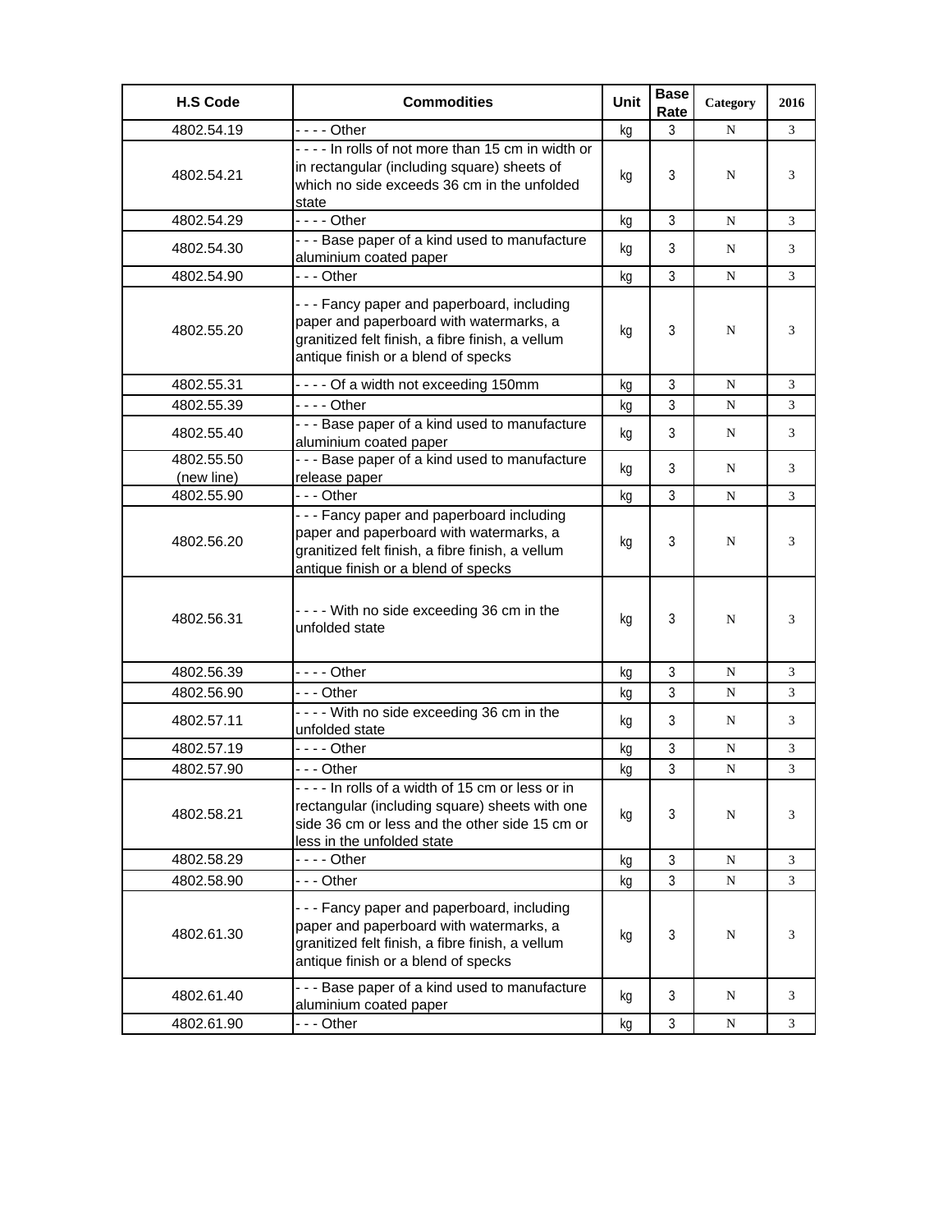| H.S Code | Commodities | Unit | Base Rate | Category | 2016 |
|---|---|---|---|---|---|
| 4802.54.19 | - - - - Other | kg | 3 | N | 3 |
| 4802.54.21 | - - - - In rolls of not more than 15 cm in width or in rectangular (including square) sheets of which no side exceeds 36 cm in the unfolded state | kg | 3 | N | 3 |
| 4802.54.29 | - - - - Other | kg | 3 | N | 3 |
| 4802.54.30 | - - - Base paper of a kind used to manufacture aluminium coated paper | kg | 3 | N | 3 |
| 4802.54.90 | - - - Other | kg | 3 | N | 3 |
| 4802.55.20 | - - - Fancy paper and paperboard, including paper and paperboard with watermarks, a granitized felt finish, a fibre finish, a vellum antique finish or a blend of specks | kg | 3 | N | 3 |
| 4802.55.31 | - - - - Of a width not exceeding 150mm | kg | 3 | N | 3 |
| 4802.55.39 | - - - - Other | kg | 3 | N | 3 |
| 4802.55.40 | - - - Base paper of a kind used to manufacture aluminium coated paper | kg | 3 | N | 3 |
| 4802.55.50 (new line) | - - - Base paper of a kind used to manufacture release paper | kg | 3 | N | 3 |
| 4802.55.90 | - - - Other | kg | 3 | N | 3 |
| 4802.56.20 | - - - Fancy paper and paperboard including paper and paperboard with watermarks, a granitized felt finish, a fibre finish, a vellum antique finish or a blend of specks | kg | 3 | N | 3 |
| 4802.56.31 | - - - - With no side exceeding 36 cm in the unfolded state | kg | 3 | N | 3 |
| 4802.56.39 | - - - - Other | kg | 3 | N | 3 |
| 4802.56.90 | - - - Other | kg | 3 | N | 3 |
| 4802.57.11 | - - - - With no side exceeding 36 cm in the unfolded state | kg | 3 | N | 3 |
| 4802.57.19 | - - - - Other | kg | 3 | N | 3 |
| 4802.57.90 | - - - Other | kg | 3 | N | 3 |
| 4802.58.21 | - - - - In rolls of a width of 15 cm or less or in rectangular (including square) sheets with one side 36 cm or less and the other side 15 cm or less in the unfolded state | kg | 3 | N | 3 |
| 4802.58.29 | - - - - Other | kg | 3 | N | 3 |
| 4802.58.90 | - - - Other | kg | 3 | N | 3 |
| 4802.61.30 | - - - Fancy paper and paperboard, including paper and paperboard with watermarks, a granitized felt finish, a fibre finish, a vellum antique finish or a blend of specks | kg | 3 | N | 3 |
| 4802.61.40 | - - - Base paper of a kind used to manufacture aluminium coated paper | kg | 3 | N | 3 |
| 4802.61.90 | - - - Other | kg | 3 | N | 3 |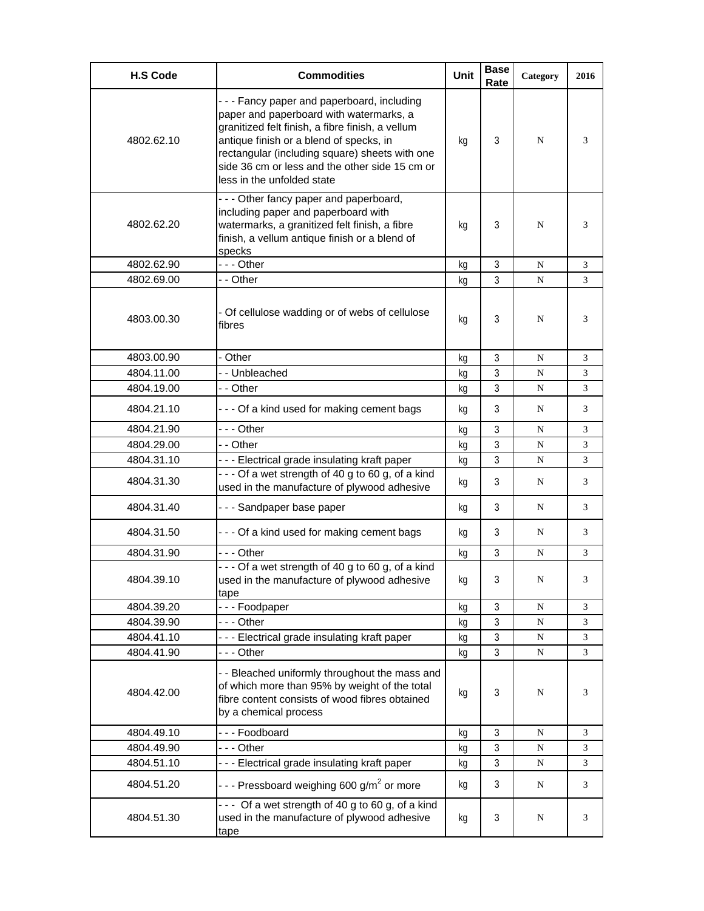| H.S Code | Commodities | Unit | Base Rate | Category | 2016 |
|---|---|---|---|---|---|
| 4802.62.10 | - - - Fancy paper and paperboard, including paper and paperboard with watermarks, a granitized felt finish, a fibre finish, a vellum antique finish or a blend of specks, in rectangular (including square) sheets with one side 36 cm or less and the other side 15 cm or less in the unfolded state | kg | 3 | N | 3 |
| 4802.62.20 | - - - Other fancy paper and paperboard, including paper and paperboard with watermarks, a granitized felt finish, a fibre finish, a vellum antique finish or a blend of specks | kg | 3 | N | 3 |
| 4802.62.90 | - - - Other | kg | 3 | N | 3 |
| 4802.69.00 | - - Other | kg | 3 | N | 3 |
| 4803.00.30 | - Of cellulose wadding or of webs of cellulose fibres | kg | 3 | N | 3 |
| 4803.00.90 | - Other | kg | 3 | N | 3 |
| 4804.11.00 | - - Unbleached | kg | 3 | N | 3 |
| 4804.19.00 | - - Other | kg | 3 | N | 3 |
| 4804.21.10 | - - - Of a kind used for making cement bags | kg | 3 | N | 3 |
| 4804.21.90 | - - - Other | kg | 3 | N | 3 |
| 4804.29.00 | - - Other | kg | 3 | N | 3 |
| 4804.31.10 | - - - Electrical grade insulating kraft paper | kg | 3 | N | 3 |
| 4804.31.30 | - - - Of a wet strength of 40 g to 60 g, of a kind used in the manufacture of plywood adhesive | kg | 3 | N | 3 |
| 4804.31.40 | - - - Sandpaper base paper | kg | 3 | N | 3 |
| 4804.31.50 | - - - Of a kind used for making cement bags | kg | 3 | N | 3 |
| 4804.31.90 | - - - Other | kg | 3 | N | 3 |
| 4804.39.10 | - - - Of a wet strength of 40 g to 60 g, of a kind used in the manufacture of plywood adhesive tape | kg | 3 | N | 3 |
| 4804.39.20 | - - - Foodpaper | kg | 3 | N | 3 |
| 4804.39.90 | - - - Other | kg | 3 | N | 3 |
| 4804.41.10 | - - - Electrical grade insulating kraft paper | kg | 3 | N | 3 |
| 4804.41.90 | - - - Other | kg | 3 | N | 3 |
| 4804.42.00 | - - Bleached uniformly throughout the mass and of which more than 95% by weight of the total fibre content consists of wood fibres obtained by a chemical process | kg | 3 | N | 3 |
| 4804.49.10 | - - - Foodboard | kg | 3 | N | 3 |
| 4804.49.90 | - - - Other | kg | 3 | N | 3 |
| 4804.51.10 | - - - Electrical grade insulating kraft paper | kg | 3 | N | 3 |
| 4804.51.20 | - - - Pressboard weighing 600 g/m$^2$ or more | kg | 3 | N | 3 |
| 4804.51.30 | - - - Of a wet strength of 40 g to 60 g, of a kind used in the manufacture of plywood adhesive tape | kg | 3 | N | 3 |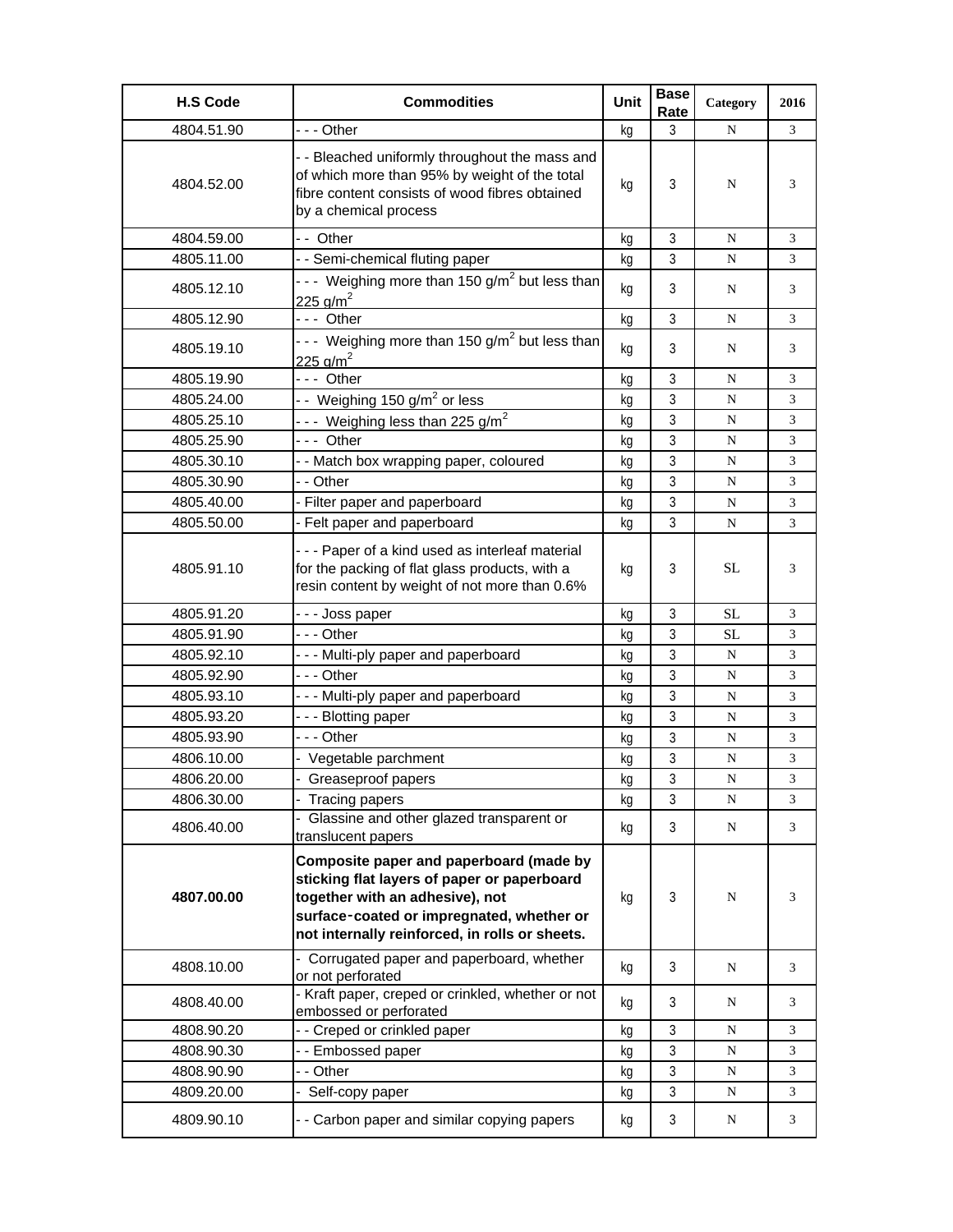| H.S Code | Commodities | Unit | Base Rate | Category | 2016 |
|---|---|---|---|---|---|
| 4804.51.90 | - - - Other | kg | 3 | N | 3 |
| 4804.52.00 | - - Bleached uniformly throughout the mass and of which more than 95% by weight of the total fibre content consists of wood fibres obtained by a chemical process | kg | 3 | N | 3 |
| 4804.59.00 | - - Other | kg | 3 | N | 3 |
| 4805.11.00 | - - Semi-chemical fluting paper | kg | 3 | N | 3 |
| 4805.12.10 | - - - Weighing more than 150 g/m$^2$ but less than 225 g/m$^2$ | kg | 3 | N | 3 |
| 4805.12.90 | - - - Other | kg | 3 | N | 3 |
| 4805.19.10 | - - - Weighing more than 150 g/m$^2$ but less than 225 g/m$^2$ | kg | 3 | N | 3 |
| 4805.19.90 | - - - Other | kg | 3 | N | 3 |
| 4805.24.00 | - - Weighing 150 g/m$^2$ or less | kg | 3 | N | 3 |
| 4805.25.10 | - - - Weighing less than 225 g/m$^2$ | kg | 3 | N | 3 |
| 4805.25.90 | - - - Other | kg | 3 | N | 3 |
| 4805.30.10 | - - Match box wrapping paper, coloured | kg | 3 | N | 3 |
| 4805.30.90 | - - Other | kg | 3 | N | 3 |
| 4805.40.00 | - Filter paper and paperboard | kg | 3 | N | 3 |
| 4805.50.00 | - Felt paper and paperboard | kg | 3 | N | 3 |
| 4805.91.10 | - - - Paper of a kind used as interleaf material for the packing of flat glass products, with a resin content by weight of not more than 0.6% | kg | 3 | SL | 3 |
| 4805.91.20 | - - - Joss paper | kg | 3 | SL | 3 |
| 4805.91.90 | - - - Other | kg | 3 | SL | 3 |
| 4805.92.10 | - - - Multi-ply paper and paperboard | kg | 3 | N | 3 |
| 4805.92.90 | - - - Other | kg | 3 | N | 3 |
| 4805.93.10 | - - - Multi-ply paper and paperboard | kg | 3 | N | 3 |
| 4805.93.20 | - - - Blotting paper | kg | 3 | N | 3 |
| 4805.93.90 | - - - Other | kg | 3 | N | 3 |
| 4806.10.00 | - Vegetable parchment | kg | 3 | N | 3 |
| 4806.20.00 | - Greaseproof papers | kg | 3 | N | 3 |
| 4806.30.00 | - Tracing papers | kg | 3 | N | 3 |
| 4806.40.00 | - Glassine and other glazed transparent or translucent papers | kg | 3 | N | 3 |
| **4807.00.00** | **Composite paper and paperboard (made by sticking flat layers of paper or paperboard together with an adhesive), not surface-coated or impregnated, whether or not internally reinforced, in rolls or sheets.** | kg | 3 | N | 3 |
| 4808.10.00 | - Corrugated paper and paperboard, whether or not perforated | kg | 3 | N | 3 |
| 4808.40.00 | - Kraft paper, creped or crinkled, whether or not embossed or perforated | kg | 3 | N | 3 |
| 4808.90.20 | - - Creped or crinkled paper | kg | 3 | N | 3 |
| 4808.90.30 | - - Embossed paper | kg | 3 | N | 3 |
| 4808.90.90 | - - Other | kg | 3 | N | 3 |
| 4809.20.00 | - Self-copy paper | kg | 3 | N | 3 |
| 4809.90.10 | - - Carbon paper and similar copying papers | kg | 3 | N | 3 |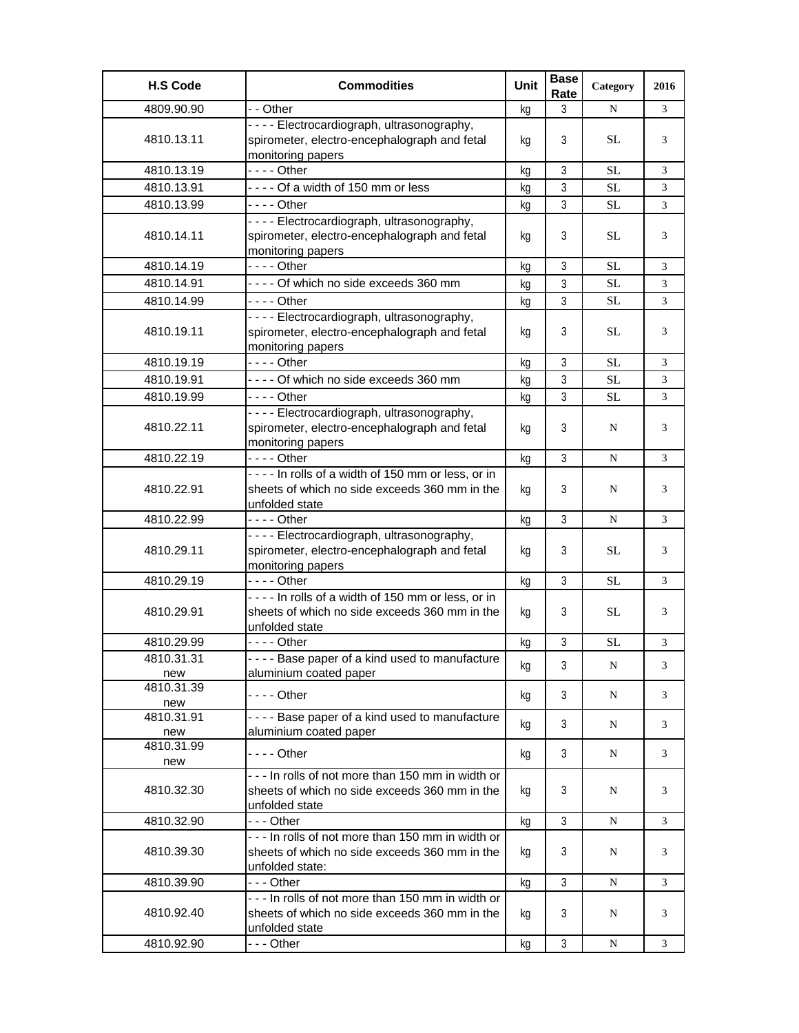| H.S Code | Commodities | Unit | Base Rate | Category | 2016 |
|---|---|---|---|---|---|
| 4809.90.90 | - - Other | kg | 3 | N | 3 |
| 4810.13.11 | - - - - Electrocardiograph, ultrasonography, spirometer, electro-encephalograph and fetal monitoring papers | kg | 3 | SL | 3 |
| 4810.13.19 | - - - - Other | kg | 3 | SL | 3 |
| 4810.13.91 | - - - - Of a width of 150 mm or less | kg | 3 | SL | 3 |
| 4810.13.99 | - - - - Other | kg | 3 | SL | 3 |
| 4810.14.11 | - - - - Electrocardiograph, ultrasonography, spirometer, electro-encephalograph and fetal monitoring papers | kg | 3 | SL | 3 |
| 4810.14.19 | - - - - Other | kg | 3 | SL | 3 |
| 4810.14.91 | - - - - Of which no side exceeds 360 mm | kg | 3 | SL | 3 |
| 4810.14.99 | - - - - Other | kg | 3 | SL | 3 |
| 4810.19.11 | - - - - Electrocardiograph, ultrasonography, spirometer, electro-encephalograph and fetal monitoring papers | kg | 3 | SL | 3 |
| 4810.19.19 | - - - - Other | kg | 3 | SL | 3 |
| 4810.19.91 | - - - - Of which no side exceeds 360 mm | kg | 3 | SL | 3 |
| 4810.19.99 | - - - - Other | kg | 3 | SL | 3 |
| 4810.22.11 | - - - - Electrocardiograph, ultrasonography, spirometer, electro-encephalograph and fetal monitoring papers | kg | 3 | N | 3 |
| 4810.22.19 | - - - - Other | kg | 3 | N | 3 |
| 4810.22.91 | - - - - In rolls of a width of 150 mm or less, or in sheets of which no side exceeds 360 mm in the unfolded state | kg | 3 | N | 3 |
| 4810.22.99 | - - - - Other | kg | 3 | N | 3 |
| 4810.29.11 | - - - - Electrocardiograph, ultrasonography, spirometer, electro-encephalograph and fetal monitoring papers | kg | 3 | SL | 3 |
| 4810.29.19 | - - - - Other | kg | 3 | SL | 3 |
| 4810.29.91 | - - - - In rolls of a width of 150 mm or less, or in sheets of which no side exceeds 360 mm in the unfolded state | kg | 3 | SL | 3 |
| 4810.29.99 | - - - - Other | kg | 3 | SL | 3 |
| 4810.31.31 new | - - - - Base paper of a kind used to manufacture aluminium coated paper | kg | 3 | N | 3 |
| 4810.31.39 new | - - - - Other | kg | 3 | N | 3 |
| 4810.31.91 new | - - - - Base paper of a kind used to manufacture aluminium coated paper | kg | 3 | N | 3 |
| 4810.31.99 new | - - - - Other | kg | 3 | N | 3 |
| 4810.32.30 | - - - In rolls of not more than 150 mm in width or sheets of which no side exceeds 360 mm in the unfolded state | kg | 3 | N | 3 |
| 4810.32.90 | - - - Other | kg | 3 | N | 3 |
| 4810.39.30 | - - - In rolls of not more than 150 mm in width or sheets of which no side exceeds 360 mm in the unfolded state: | kg | 3 | N | 3 |
| 4810.39.90 | - - - Other | kg | 3 | N | 3 |
| 4810.92.40 | - - - In rolls of not more than 150 mm in width or sheets of which no side exceeds 360 mm in the unfolded state | kg | 3 | N | 3 |
| 4810.92.90 | - - - Other | kg | 3 | N | 3 |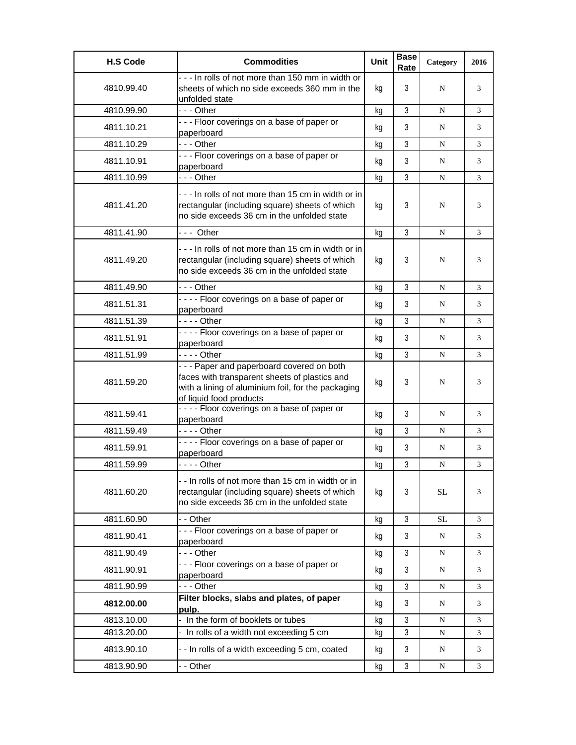| H.S Code | Commodities | Unit | Base Rate | Category | 2016 |
|---|---|---|---|---|---|
| 4810.99.40 | - - - In rolls of not more than 150 mm in width or sheets of which no side exceeds 360 mm in the unfolded state | kg | 3 | N | 3 |
| 4810.99.90 | - - - Other | kg | 3 | N | 3 |
| 4811.10.21 | - - - Floor coverings on a base of paper or paperboard | kg | 3 | N | 3 |
| 4811.10.29 | - - - Other | kg | 3 | N | 3 |
| 4811.10.91 | - - - Floor coverings on a base of paper or paperboard | kg | 3 | N | 3 |
| 4811.10.99 | - - - Other | kg | 3 | N | 3 |
| 4811.41.20 | - - - In rolls of not more than 15 cm in width or in rectangular (including square) sheets of which no side exceeds 36 cm in the unfolded state | kg | 3 | N | 3 |
| 4811.41.90 | - - - Other | kg | 3 | N | 3 |
| 4811.49.20 | - - - In rolls of not more than 15 cm in width or in rectangular (including square) sheets of which no side exceeds 36 cm in the unfolded state | kg | 3 | N | 3 |
| 4811.49.90 | - - - Other | kg | 3 | N | 3 |
| 4811.51.31 | - - - - Floor coverings on a base of paper or paperboard | kg | 3 | N | 3 |
| 4811.51.39 | - - - - Other | kg | 3 | N | 3 |
| 4811.51.91 | - - - - Floor coverings on a base of paper or paperboard | kg | 3 | N | 3 |
| 4811.51.99 | - - - - Other | kg | 3 | N | 3 |
| 4811.59.20 | - - - Paper and paperboard covered on both faces with transparent sheets of plastics and with a lining of aluminium foil, for the packaging of liquid food products | kg | 3 | N | 3 |
| 4811.59.41 | - - - - Floor coverings on a base of paper or paperboard | kg | 3 | N | 3 |
| 4811.59.49 | - - - - Other | kg | 3 | N | 3 |
| 4811.59.91 | - - - - Floor coverings on a base of paper or paperboard | kg | 3 | N | 3 |
| 4811.59.99 | - - - - Other | kg | 3 | N | 3 |
| 4811.60.20 | - - In rolls of not more than 15 cm in width or in rectangular (including square) sheets of which no side exceeds 36 cm in the unfolded state | kg | 3 | SL | 3 |
| 4811.60.90 | - - Other | kg | 3 | SL | 3 |
| 4811.90.41 | - - - Floor coverings on a base of paper or paperboard | kg | 3 | N | 3 |
| 4811.90.49 | - - - Other | kg | 3 | N | 3 |
| 4811.90.91 | - - - Floor coverings on a base of paper or paperboard | kg | 3 | N | 3 |
| 4811.90.99 | - - - Other | kg | 3 | N | 3 |
| **4812.00.00** | **Filter blocks, slabs and plates, of paper pulp.** | kg | 3 | N | 3 |
| 4813.10.00 | - In the form of booklets or tubes | kg | 3 | N | 3 |
| 4813.20.00 | - In rolls of a width not exceeding 5 cm | kg | 3 | N | 3 |
| 4813.90.10 | - - In rolls of a width exceeding 5 cm, coated | kg | 3 | N | 3 |
| 4813.90.90 | - - Other | kg | 3 | N | 3 |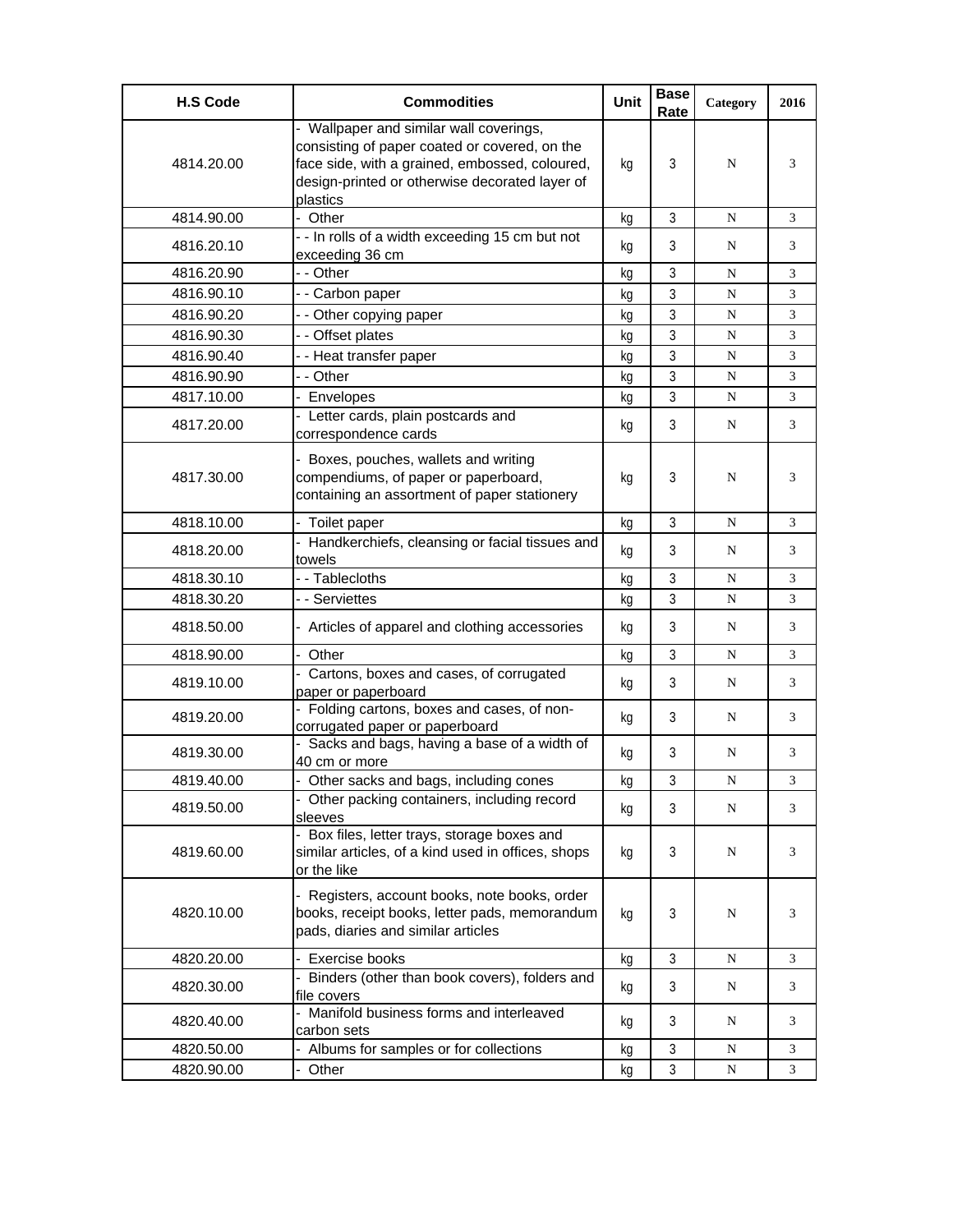| H.S Code | Commodities | Unit | Base Rate | Category | 2016 |
|---|---|---|---|---|---|
| 4814.20.00 | - Wallpaper and similar wall coverings, consisting of paper coated or covered, on the face side, with a grained, embossed, coloured, design-printed or otherwise decorated layer of plastics | kg | 3 | N | 3 |
| 4814.90.00 | - Other | kg | 3 | N | 3 |
| 4816.20.10 | - - In rolls of a width exceeding 15 cm but not exceeding 36 cm | kg | 3 | N | 3 |
| 4816.20.90 | - - Other | kg | 3 | N | 3 |
| 4816.90.10 | - - Carbon paper | kg | 3 | N | 3 |
| 4816.90.20 | - - Other copying paper | kg | 3 | N | 3 |
| 4816.90.30 | - - Offset plates | kg | 3 | N | 3 |
| 4816.90.40 | - - Heat transfer paper | kg | 3 | N | 3 |
| 4816.90.90 | - - Other | kg | 3 | N | 3 |
| 4817.10.00 | - Envelopes | kg | 3 | N | 3 |
| 4817.20.00 | - Letter cards, plain postcards and correspondence cards | kg | 3 | N | 3 |
| 4817.30.00 | - Boxes, pouches, wallets and writing compendiums, of paper or paperboard, containing an assortment of paper stationery | kg | 3 | N | 3 |
| 4818.10.00 | - Toilet paper | kg | 3 | N | 3 |
| 4818.20.00 | - Handkerchiefs, cleansing or facial tissues and towels | kg | 3 | N | 3 |
| 4818.30.10 | - - Tablecloths | kg | 3 | N | 3 |
| 4818.30.20 | - - Serviettes | kg | 3 | N | 3 |
| 4818.50.00 | - Articles of apparel and clothing accessories | kg | 3 | N | 3 |
| 4818.90.00 | - Other | kg | 3 | N | 3 |
| 4819.10.00 | - Cartons, boxes and cases, of corrugated paper or paperboard | kg | 3 | N | 3 |
| 4819.20.00 | - Folding cartons, boxes and cases, of non-corrugated paper or paperboard | kg | 3 | N | 3 |
| 4819.30.00 | - Sacks and bags, having a base of a width of 40 cm or more | kg | 3 | N | 3 |
| 4819.40.00 | - Other sacks and bags, including cones | kg | 3 | N | 3 |
| 4819.50.00 | - Other packing containers, including record sleeves | kg | 3 | N | 3 |
| 4819.60.00 | - Box files, letter trays, storage boxes and similar articles, of a kind used in offices, shops or the like | kg | 3 | N | 3 |
| 4820.10.00 | - Registers, account books, note books, order books, receipt books, letter pads, memorandum pads, diaries and similar articles | kg | 3 | N | 3 |
| 4820.20.00 | - Exercise books | kg | 3 | N | 3 |
| 4820.30.00 | - Binders (other than book covers), folders and file covers | kg | 3 | N | 3 |
| 4820.40.00 | - Manifold business forms and interleaved carbon sets | kg | 3 | N | 3 |
| 4820.50.00 | - Albums for samples or for collections | kg | 3 | N | 3 |
| 4820.90.00 | - Other | kg | 3 | N | 3 |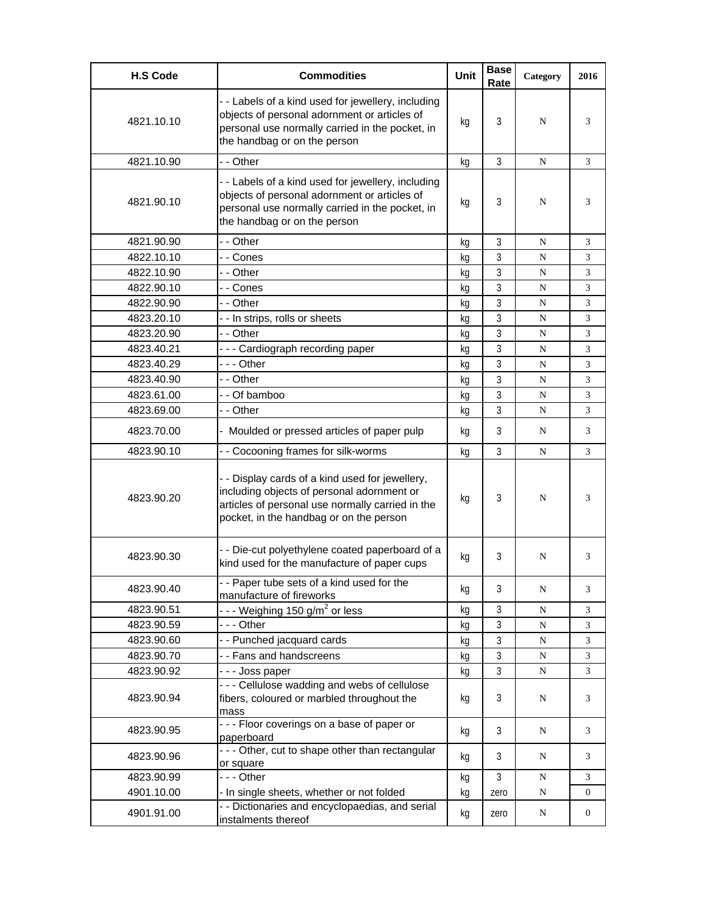| H.S Code | Commodities | Unit | Base Rate | Category | 2016 |
|---|---|---|---|---|---|
| 4821.10.10 | - - Labels of a kind used for jewellery, including objects of personal adornment or articles of personal use normally carried in the pocket, in the handbag or on the person | kg | 3 | N | 3 |
| 4821.10.90 | - - Other | kg | 3 | N | 3 |
| 4821.90.10 | - - Labels of a kind used for jewellery, including objects of personal adornment or articles of personal use normally carried in the pocket, in the handbag or on the person | kg | 3 | N | 3 |
| 4821.90.90 | - - Other | kg | 3 | N | 3 |
| 4822.10.10 | - - Cones | kg | 3 | N | 3 |
| 4822.10.90 | - - Other | kg | 3 | N | 3 |
| 4822.90.10 | - - Cones | kg | 3 | N | 3 |
| 4822.90.90 | - - Other | kg | 3 | N | 3 |
| 4823.20.10 | - - In strips, rolls or sheets | kg | 3 | N | 3 |
| 4823.20.90 | - - Other | kg | 3 | N | 3 |
| 4823.40.21 | - - - Cardiograph recording paper | kg | 3 | N | 3 |
| 4823.40.29 | - - - Other | kg | 3 | N | 3 |
| 4823.40.90 | - - Other | kg | 3 | N | 3 |
| 4823.61.00 | - - Of bamboo | kg | 3 | N | 3 |
| 4823.69.00 | - - Other | kg | 3 | N | 3 |
| 4823.70.00 | - Moulded or pressed articles of paper pulp | kg | 3 | N | 3 |
| 4823.90.10 | - - Cocooning frames for silk-worms | kg | 3 | N | 3 |
| 4823.90.20 | - - Display cards of a kind used for jewellery, including objects of personal adornment or articles of personal use normally carried in the pocket, in the handbag or on the person | kg | 3 | N | 3 |
| 4823.90.30 | - - Die-cut polyethylene coated paperboard of a kind used for the manufacture of paper cups | kg | 3 | N | 3 |
| 4823.90.40 | - - Paper tube sets of a kind used for the manufacture of fireworks | kg | 3 | N | 3 |
| 4823.90.51 | - - - Weighing 150 g/m$^2$ or less | kg | 3 | N | 3 |
| 4823.90.59 | - - - Other | kg | 3 | N | 3 |
| 4823.90.60 | - - Punched jacquard cards | kg | 3 | N | 3 |
| 4823.90.70 | - - Fans and handscreens | kg | 3 | N | 3 |
| 4823.90.92 | - - - Joss paper | kg | 3 | N | 3 |
| 4823.90.94 | - - - Cellulose wadding and webs of cellulose fibers, coloured or marbled throughout the mass | kg | 3 | N | 3 |
| 4823.90.95 | - - - Floor coverings on a base of paper or paperboard | kg | 3 | N | 3 |
| 4823.90.96 | - - - Other, cut to shape other than rectangular or square | kg | 3 | N | 3 |
| 4823.90.99 | - - - Other | kg | 3 | N | 3 |
| 4901.10.00 | - In single sheets, whether or not folded | kg | zero | N | 0 |
| 4901.91.00 | - - Dictionaries and encyclopaedias, and serial instalments thereof | kg | zero | N | 0 |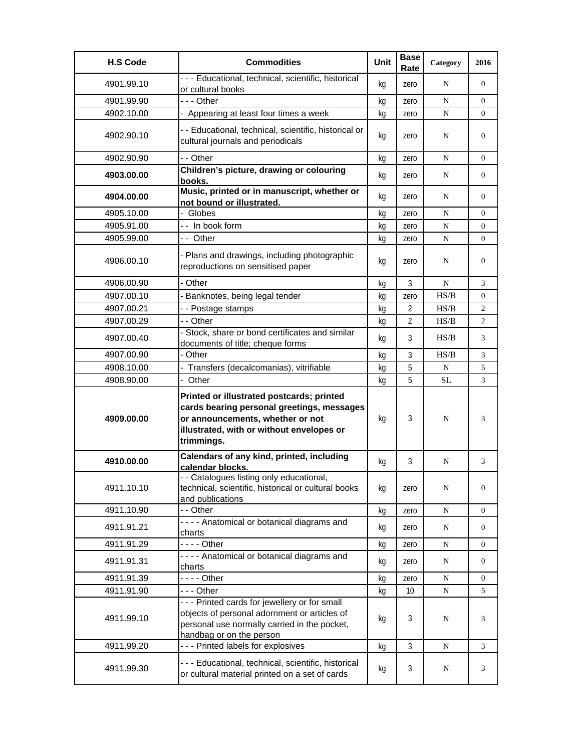| H.S Code | Commodities | Unit | Base Rate | Category | 2016 |
|---|---|---|---|---|---|
| 4901.99.10 | - - - Educational, technical, scientific, historical or cultural books | kg | zero | N | 0 |
| 4901.99.90 | - - - Other | kg | zero | N | 0 |
| 4902.10.00 | - Appearing at least four times a week | kg | zero | N | 0 |
| 4902.90.10 | - - Educational, technical, scientific, historical or cultural journals and periodicals | kg | zero | N | 0 |
| 4902.90.90 | - - Other | kg | zero | N | 0 |
| **4903.00.00** | **Children's picture, drawing or colouring books.** | kg | zero | N | 0 |
| **4904.00.00** | **Music, printed or in manuscript, whether or not bound or illustrated.** | kg | zero | N | 0 |
| 4905.10.00 | - Globes | kg | zero | N | 0 |
| 4905.91.00 | - - In book form | kg | zero | N | 0 |
| 4905.99.00 | - - Other | kg | zero | N | 0 |
| 4906.00.10 | - Plans and drawings, including photographic reproductions on sensitised paper | kg | zero | N | 0 |
| 4906.00.90 | - Other | kg | 3 | N | 3 |
| 4907.00.10 | - Banknotes, being legal tender | kg | zero | HS/B | 0 |
| 4907.00.21 | - - Postage stamps | kg | 2 | HS/B | 2 |
| 4907.00.29 | - - Other | kg | 2 | HS/B | 2 |
| 4907.00.40 | - Stock, share or bond certificates and similar documents of title; cheque forms | kg | 3 | HS/B | 3 |
| 4907.00.90 | - Other | kg | 3 | HS/B | 3 |
| 4908.10.00 | - Transfers (decalcomanias), vitrifiable | kg | 5 | N | 5 |
| 4908.90.00 | - Other | kg | 5 | SL | 3 |
| **4909.00.00** | **Printed or illustrated postcards; printed cards bearing personal greetings, messages or announcements, whether or not illustrated, with or without envelopes or trimmings.** | kg | 3 | N | 3 |
| **4910.00.00** | **Calendars of any kind, printed, including calendar blocks.** | kg | 3 | N | 3 |
| 4911.10.10 | - - Catalogues listing only educational, technical, scientific, historical or cultural books and publications | kg | zero | N | 0 |
| 4911.10.90 | - - Other | kg | zero | N | 0 |
| 4911.91.21 | - - - - Anatomical or botanical diagrams and charts | kg | zero | N | 0 |
| 4911.91.29 | - - - - Other | kg | zero | N | 0 |
| 4911.91.31 | - - - - Anatomical or botanical diagrams and charts | kg | zero | N | 0 |
| 4911.91.39 | - - - - Other | kg | zero | N | 0 |
| 4911.91.90 | - - - Other | kg | 10 | N | 5 |
| 4911.99.10 | - - - Printed cards for jewellery or for small objects of personal adornment or articles of personal use normally carried in the pocket, handbag or on the person | kg | 3 | N | 3 |
| 4911.99.20 | - - - Printed labels for explosives | kg | 3 | N | 3 |
| 4911.99.30 | - - - Educational, technical, scientific, historical or cultural material printed on a set of cards | kg | 3 | N | 3 |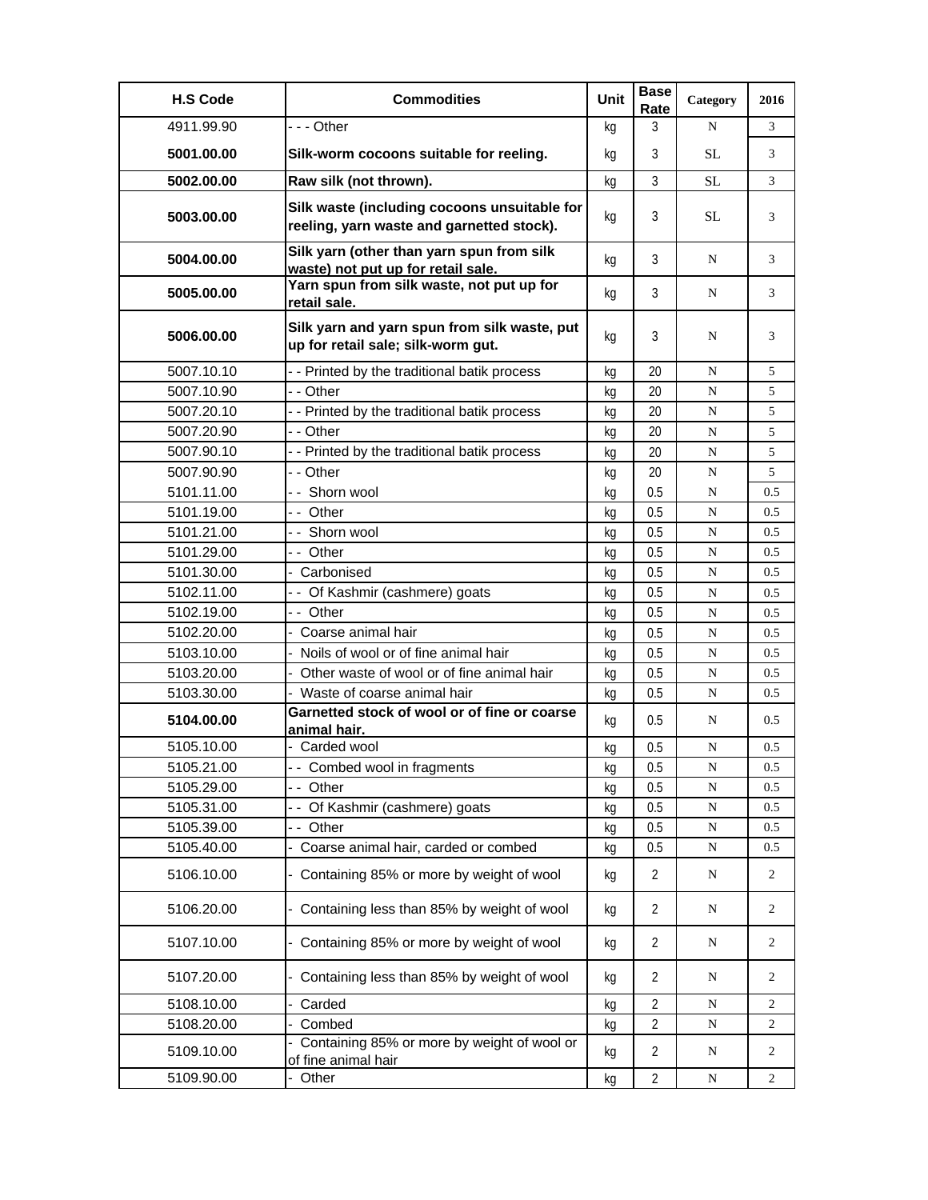| H.S Code | Commodities | Unit | Base Rate | Category | 2016 |
|---|---|---|---|---|---|
| 4911.99.90 | - - - Other | kg | 3 | N | 3 |
| **5001.00.00** | **Silk-worm cocoons suitable for reeling.** | kg | 3 | SL | 3 |
| **5002.00.00** | **Raw silk (not thrown).** | kg | 3 | SL | 3 |
| **5003.00.00** | **Silk waste (including cocoons unsuitable for reeling, yarn waste and garnetted stock).** | kg | 3 | SL | 3 |
| **5004.00.00** | **Silk yarn (other than yarn spun from silk waste) not put up for retail sale.** | kg | 3 | N | 3 |
| **5005.00.00** | **Yarn spun from silk waste, not put up for retail sale.** | kg | 3 | N | 3 |
| **5006.00.00** | **Silk yarn and yarn spun from silk waste, put up for retail sale; silk-worm gut.** | kg | 3 | N | 3 |
| 5007.10.10 | - - Printed by the traditional batik process | kg | 20 | N | 5 |
| 5007.10.90 | - - Other | kg | 20 | N | 5 |
| 5007.20.10 | - - Printed by the traditional batik process | kg | 20 | N | 5 |
| 5007.20.90 | - - Other | kg | 20 | N | 5 |
| 5007.90.10 | - - Printed by the traditional batik process | kg | 20 | N | 5 |
| 5007.90.90 | - - Other | kg | 20 | N | 5 |
| 5101.11.00 | - - Shorn wool | kg | 0.5 | N | 0.5 |
| 5101.19.00 | - - Other | kg | 0.5 | N | 0.5 |
| 5101.21.00 | - - Shorn wool | kg | 0.5 | N | 0.5 |
| 5101.29.00 | - - Other | kg | 0.5 | N | 0.5 |
| 5101.30.00 | - Carbonised | kg | 0.5 | N | 0.5 |
| 5102.11.00 | - - Of Kashmir (cashmere) goats | kg | 0.5 | N | 0.5 |
| 5102.19.00 | - - Other | kg | 0.5 | N | 0.5 |
| 5102.20.00 | - Coarse animal hair | kg | 0.5 | N | 0.5 |
| 5103.10.00 | - Noils of wool or of fine animal hair | kg | 0.5 | N | 0.5 |
| 5103.20.00 | - Other waste of wool or of fine animal hair | kg | 0.5 | N | 0.5 |
| 5103.30.00 | - Waste of coarse animal hair | kg | 0.5 | N | 0.5 |
| **5104.00.00** | **Garnetted stock of wool or of fine or coarse animal hair.** | kg | 0.5 | N | 0.5 |
| 5105.10.00 | - Carded wool | kg | 0.5 | N | 0.5 |
| 5105.21.00 | - - Combed wool in fragments | kg | 0.5 | N | 0.5 |
| 5105.29.00 | - - Other | kg | 0.5 | N | 0.5 |
| 5105.31.00 | - - Of Kashmir (cashmere) goats | kg | 0.5 | N | 0.5 |
| 5105.39.00 | - - Other | kg | 0.5 | N | 0.5 |
| 5105.40.00 | - Coarse animal hair, carded or combed | kg | 0.5 | N | 0.5 |
| 5106.10.00 | - Containing 85% or more by weight of wool | kg | 2 | N | 2 |
| 5106.20.00 | - Containing less than 85% by weight of wool | kg | 2 | N | 2 |
| 5107.10.00 | - Containing 85% or more by weight of wool | kg | 2 | N | 2 |
| 5107.20.00 | - Containing less than 85% by weight of wool | kg | 2 | N | 2 |
| 5108.10.00 | - Carded | kg | 2 | N | 2 |
| 5108.20.00 | - Combed | kg | 2 | N | 2 |
| 5109.10.00 | - Containing 85% or more by weight of wool or of fine animal hair | kg | 2 | N | 2 |
| 5109.90.00 | - Other | kg | 2 | N | 2 |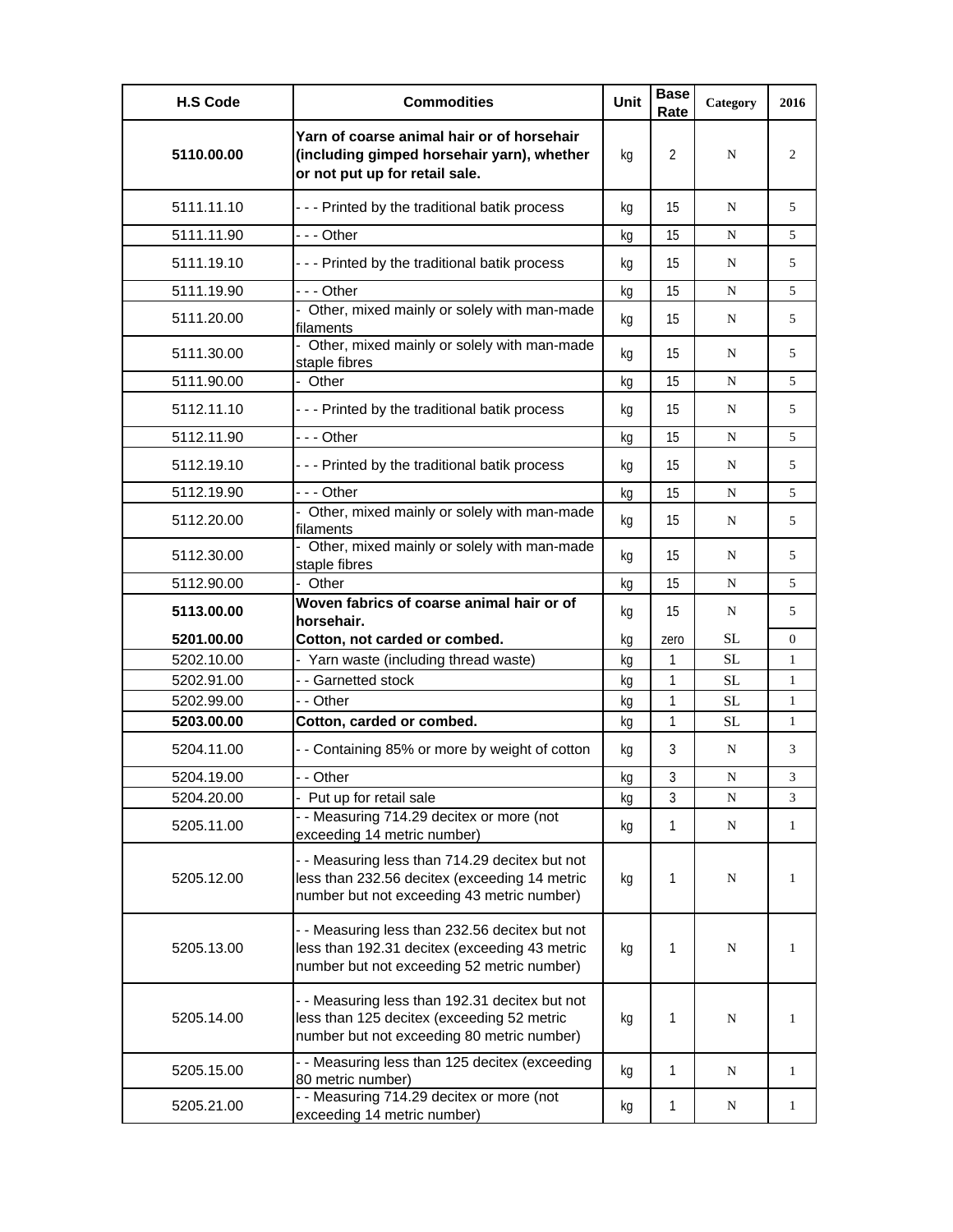| H.S Code | Commodities | Unit | Base Rate | Category | 2016 |
|---|---|---|---|---|---|
| **5110.00.00** | **Yarn of coarse animal hair or of horsehair (including gimped horsehair yarn), whether or not put up for retail sale.** | kg | 2 | N | 2 |
| 5111.11.10 | - - - Printed by the traditional batik process | kg | 15 | N | 5 |
| 5111.11.90 | - - - Other | kg | 15 | N | 5 |
| 5111.19.10 | - - - Printed by the traditional batik process | kg | 15 | N | 5 |
| 5111.19.90 | - - - Other | kg | 15 | N | 5 |
| 5111.20.00 | - Other, mixed mainly or solely with man-made filaments | kg | 15 | N | 5 |
| 5111.30.00 | - Other, mixed mainly or solely with man-made staple fibres | kg | 15 | N | 5 |
| 5111.90.00 | - Other | kg | 15 | N | 5 |
| 5112.11.10 | - - - Printed by the traditional batik process | kg | 15 | N | 5 |
| 5112.11.90 | - - - Other | kg | 15 | N | 5 |
| 5112.19.10 | - - - Printed by the traditional batik process | kg | 15 | N | 5 |
| 5112.19.90 | - - - Other | kg | 15 | N | 5 |
| 5112.20.00 | - Other, mixed mainly or solely with man-made filaments | kg | 15 | N | 5 |
| 5112.30.00 | - Other, mixed mainly or solely with man-made staple fibres | kg | 15 | N | 5 |
| 5112.90.00 | - Other | kg | 15 | N | 5 |
| **5113.00.00** | **Woven fabrics of coarse animal hair or of horsehair.** | kg | 15 | N | 5 |
| **5201.00.00** | **Cotton, not carded or combed.** | kg | zero | SL | 0 |
| 5202.10.00 | - Yarn waste (including thread waste) | kg | 1 | SL | 1 |
| 5202.91.00 | - - Garnetted stock | kg | 1 | SL | 1 |
| 5202.99.00 | - - Other | kg | 1 | SL | 1 |
| **5203.00.00** | **Cotton, carded or combed.** | kg | 1 | SL | 1 |
| 5204.11.00 | - - Containing 85% or more by weight of cotton | kg | 3 | N | 3 |
| 5204.19.00 | - - Other | kg | 3 | N | 3 |
| 5204.20.00 | - Put up for retail sale | kg | 3 | N | 3 |
| 5205.11.00 | - - Measuring 714.29 decitex or more (not exceeding 14 metric number) | kg | 1 | N | 1 |
| 5205.12.00 | - - Measuring less than 714.29 decitex but not less than 232.56 decitex (exceeding 14 metric number but not exceeding 43 metric number) | kg | 1 | N | 1 |
| 5205.13.00 | - - Measuring less than 232.56 decitex but not less than 192.31 decitex (exceeding 43 metric number but not exceeding 52 metric number) | kg | 1 | N | 1 |
| 5205.14.00 | - - Measuring less than 192.31 decitex but not less than 125 decitex (exceeding 52 metric number but not exceeding 80 metric number) | kg | 1 | N | 1 |
| 5205.15.00 | - - Measuring less than 125 decitex (exceeding 80 metric number) | kg | 1 | N | 1 |
| 5205.21.00 | - - Measuring 714.29 decitex or more (not exceeding 14 metric number) | kg | 1 | N | 1 |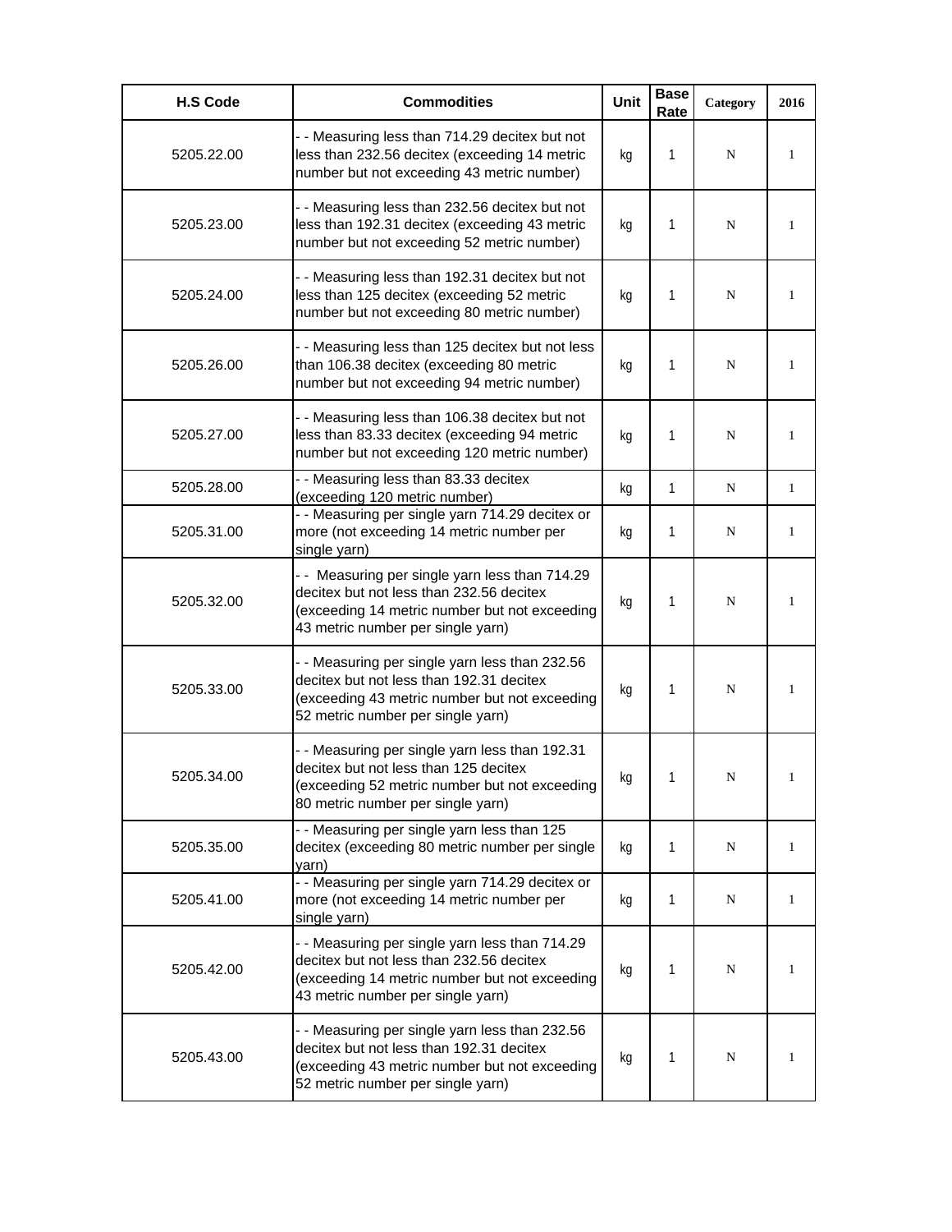| H.S Code | Commodities | Unit | Base Rate | Category | 2016 |
|---|---|---|---|---|---|
| 5205.22.00 | - - Measuring less than 714.29 decitex but not less than 232.56 decitex (exceeding 14 metric number but not exceeding 43 metric number) | kg | 1 | N | 1 |
| 5205.23.00 | - - Measuring less than 232.56 decitex but not less than 192.31 decitex (exceeding 43 metric number but not exceeding 52 metric number) | kg | 1 | N | 1 |
| 5205.24.00 | - - Measuring less than 192.31 decitex but not less than 125 decitex (exceeding 52 metric number but not exceeding 80 metric number) | kg | 1 | N | 1 |
| 5205.26.00 | - - Measuring less than 125 decitex but not less than 106.38 decitex (exceeding 80 metric number but not exceeding 94 metric number) | kg | 1 | N | 1 |
| 5205.27.00 | - - Measuring less than 106.38 decitex but not less than 83.33 decitex (exceeding 94 metric number but not exceeding 120 metric number) | kg | 1 | N | 1 |
| 5205.28.00 | - - Measuring less than 83.33 decitex (exceeding 120 metric number) | kg | 1 | N | 1 |
| 5205.31.00 | - - Measuring per single yarn 714.29 decitex or more (not exceeding 14 metric number per single yarn) | kg | 1 | N | 1 |
| 5205.32.00 | - - Measuring per single yarn less than 714.29 decitex but not less than 232.56 decitex (exceeding 14 metric number but not exceeding 43 metric number per single yarn) | kg | 1 | N | 1 |
| 5205.33.00 | - - Measuring per single yarn less than 232.56 decitex but not less than 192.31 decitex (exceeding 43 metric number but not exceeding 52 metric number per single yarn) | kg | 1 | N | 1 |
| 5205.34.00 | - - Measuring per single yarn less than 192.31 decitex but not less than 125 decitex (exceeding 52 metric number but not exceeding 80 metric number per single yarn) | kg | 1 | N | 1 |
| 5205.35.00 | - - Measuring per single yarn less than 125 decitex (exceeding 80 metric number per single yarn) | kg | 1 | N | 1 |
| 5205.41.00 | - - Measuring per single yarn 714.29 decitex or more (not exceeding 14 metric number per single yarn) | kg | 1 | N | 1 |
| 5205.42.00 | - - Measuring per single yarn less than 714.29 decitex but not less than 232.56 decitex (exceeding 14 metric number but not exceeding 43 metric number per single yarn) | kg | 1 | N | 1 |
| 5205.43.00 | - - Measuring per single yarn less than 232.56 decitex but not less than 192.31 decitex (exceeding 43 metric number but not exceeding 52 metric number per single yarn) | kg | 1 | N | 1 |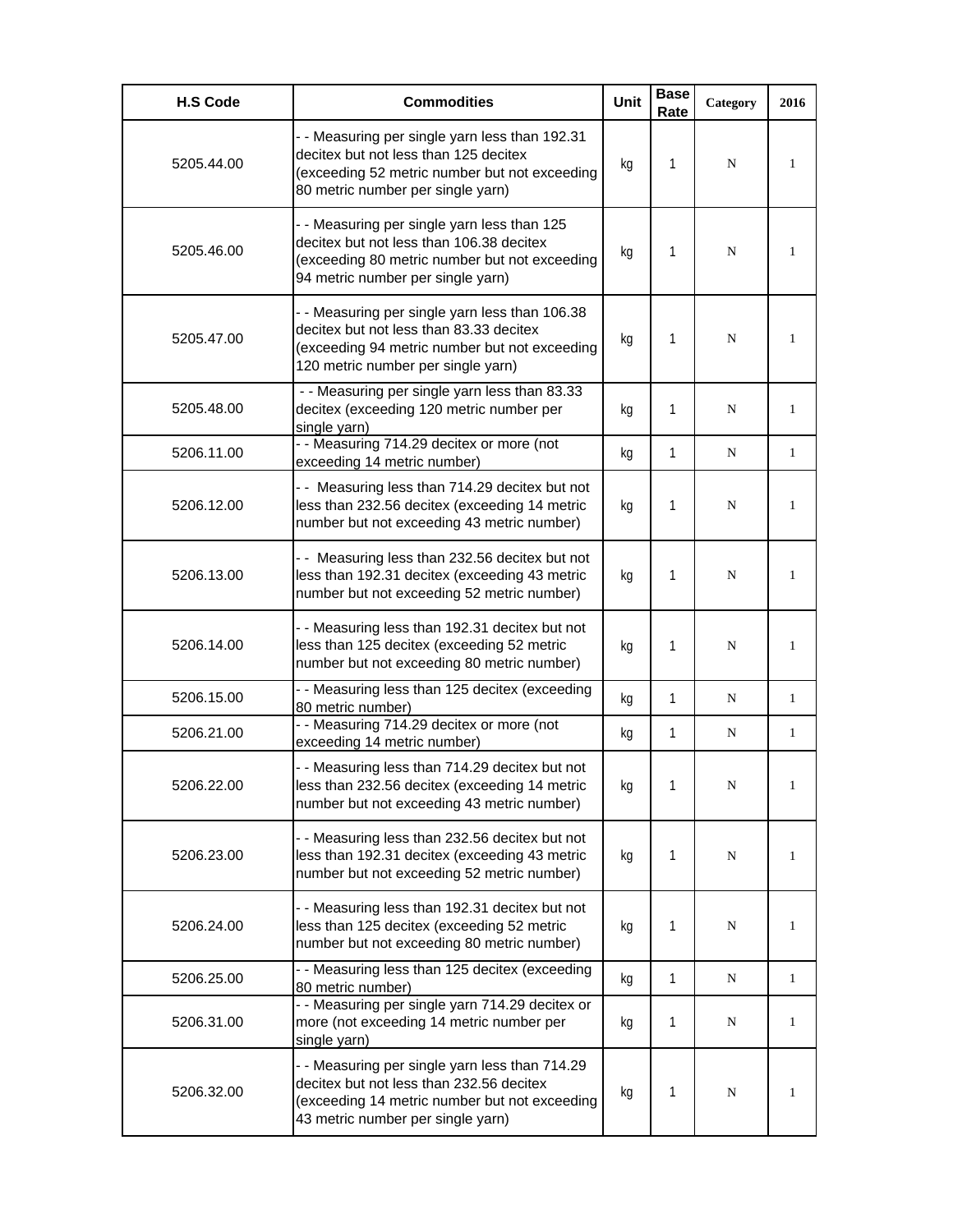| H.S Code | Commodities | Unit | Base Rate | Category | 2016 |
|---|---|---|---|---|---|
| 5205.44.00 | - - Measuring per single yarn less than 192.31 decitex but not less than 125 decitex (exceeding 52 metric number but not exceeding 80 metric number per single yarn) | kg | 1 | N | 1 |
| 5205.46.00 | - - Measuring per single yarn less than 125 decitex but not less than 106.38 decitex (exceeding 80 metric number but not exceeding 94 metric number per single yarn) | kg | 1 | N | 1 |
| 5205.47.00 | - - Measuring per single yarn less than 106.38 decitex but not less than 83.33 decitex (exceeding 94 metric number but not exceeding 120 metric number per single yarn) | kg | 1 | N | 1 |
| 5205.48.00 | - - Measuring per single yarn less than 83.33 decitex (exceeding 120 metric number per single yarn) | kg | 1 | N | 1 |
| 5206.11.00 | - - Measuring 714.29 decitex or more (not exceeding 14 metric number) | kg | 1 | N | 1 |
| 5206.12.00 | - - Measuring less than 714.29 decitex but not less than 232.56 decitex (exceeding 14 metric number but not exceeding 43 metric number) | kg | 1 | N | 1 |
| 5206.13.00 | - - Measuring less than 232.56 decitex but not less than 192.31 decitex (exceeding 43 metric number but not exceeding 52 metric number) | kg | 1 | N | 1 |
| 5206.14.00 | - - Measuring less than 192.31 decitex but not less than 125 decitex (exceeding 52 metric number but not exceeding 80 metric number) | kg | 1 | N | 1 |
| 5206.15.00 | - - Measuring less than 125 decitex (exceeding 80 metric number) | kg | 1 | N | 1 |
| 5206.21.00 | - - Measuring 714.29 decitex or more (not exceeding 14 metric number) | kg | 1 | N | 1 |
| 5206.22.00 | - - Measuring less than 714.29 decitex but not less than 232.56 decitex (exceeding 14 metric number but not exceeding 43 metric number) | kg | 1 | N | 1 |
| 5206.23.00 | - - Measuring less than 232.56 decitex but not less than 192.31 decitex (exceeding 43 metric number but not exceeding 52 metric number) | kg | 1 | N | 1 |
| 5206.24.00 | - - Measuring less than 192.31 decitex but not less than 125 decitex (exceeding 52 metric number but not exceeding 80 metric number) | kg | 1 | N | 1 |
| 5206.25.00 | - - Measuring less than 125 decitex (exceeding 80 metric number) | kg | 1 | N | 1 |
| 5206.31.00 | - - Measuring per single yarn 714.29 decitex or more (not exceeding 14 metric number per single yarn) | kg | 1 | N | 1 |
| 5206.32.00 | - - Measuring per single yarn less than 714.29 decitex but not less than 232.56 decitex (exceeding 14 metric number but not exceeding 43 metric number per single yarn) | kg | 1 | N | 1 |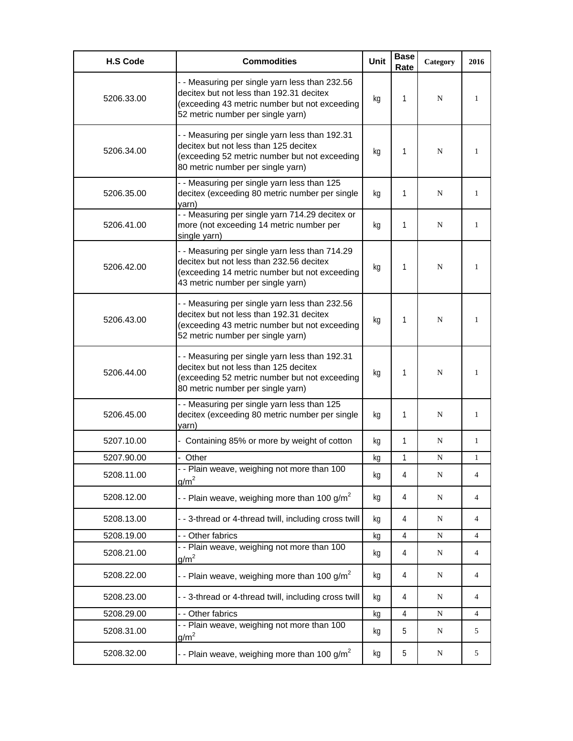| H.S Code | Commodities | Unit | Base Rate | Category | 2016 |
|---|---|---|---|---|---|
| 5206.33.00 | - - Measuring per single yarn less than 232.56 decitex but not less than 192.31 decitex (exceeding 43 metric number but not exceeding 52 metric number per single yarn) | kg | 1 | N | 1 |
| 5206.34.00 | - - Measuring per single yarn less than 192.31 decitex but not less than 125 decitex (exceeding 52 metric number but not exceeding 80 metric number per single yarn) | kg | 1 | N | 1 |
| 5206.35.00 | - - Measuring per single yarn less than 125 decitex (exceeding 80 metric number per single yarn) | kg | 1 | N | 1 |
| 5206.41.00 | - - Measuring per single yarn 714.29 decitex or more (not exceeding 14 metric number per single yarn) | kg | 1 | N | 1 |
| 5206.42.00 | - - Measuring per single yarn less than 714.29 decitex but not less than 232.56 decitex (exceeding 14 metric number but not exceeding 43 metric number per single yarn) | kg | 1 | N | 1 |
| 5206.43.00 | - - Measuring per single yarn less than 232.56 decitex but not less than 192.31 decitex (exceeding 43 metric number but not exceeding 52 metric number per single yarn) | kg | 1 | N | 1 |
| 5206.44.00 | - - Measuring per single yarn less than 192.31 decitex but not less than 125 decitex (exceeding 52 metric number but not exceeding 80 metric number per single yarn) | kg | 1 | N | 1 |
| 5206.45.00 | - - Measuring per single yarn less than 125 decitex (exceeding 80 metric number per single yarn) | kg | 1 | N | 1 |
| 5207.10.00 | - Containing 85% or more by weight of cotton | kg | 1 | N | 1 |
| 5207.90.00 | - Other | kg | 1 | N | 1 |
| 5208.11.00 | - - Plain weave, weighing not more than 100 $g/m^2$ | kg | 4 | N | 4 |
| 5208.12.00 | - - Plain weave, weighing more than 100 $g/m^2$ | kg | 4 | N | 4 |
| 5208.13.00 | - - 3-thread or 4-thread twill, including cross twill | kg | 4 | N | 4 |
| 5208.19.00 | - - Other fabrics | kg | 4 | N | 4 |
| 5208.21.00 | - - Plain weave, weighing not more than 100 $g/m^2$ | kg | 4 | N | 4 |
| 5208.22.00 | - - Plain weave, weighing more than 100 $g/m^2$ | kg | 4 | N | 4 |
| 5208.23.00 | - - 3-thread or 4-thread twill, including cross twill | kg | 4 | N | 4 |
| 5208.29.00 | - - Other fabrics | kg | 4 | N | 4 |
| 5208.31.00 | - - Plain weave, weighing not more than 100 $g/m^2$ | kg | 5 | N | 5 |
| 5208.32.00 | - - Plain weave, weighing more than 100 $g/m^2$ | kg | 5 | N | 5 |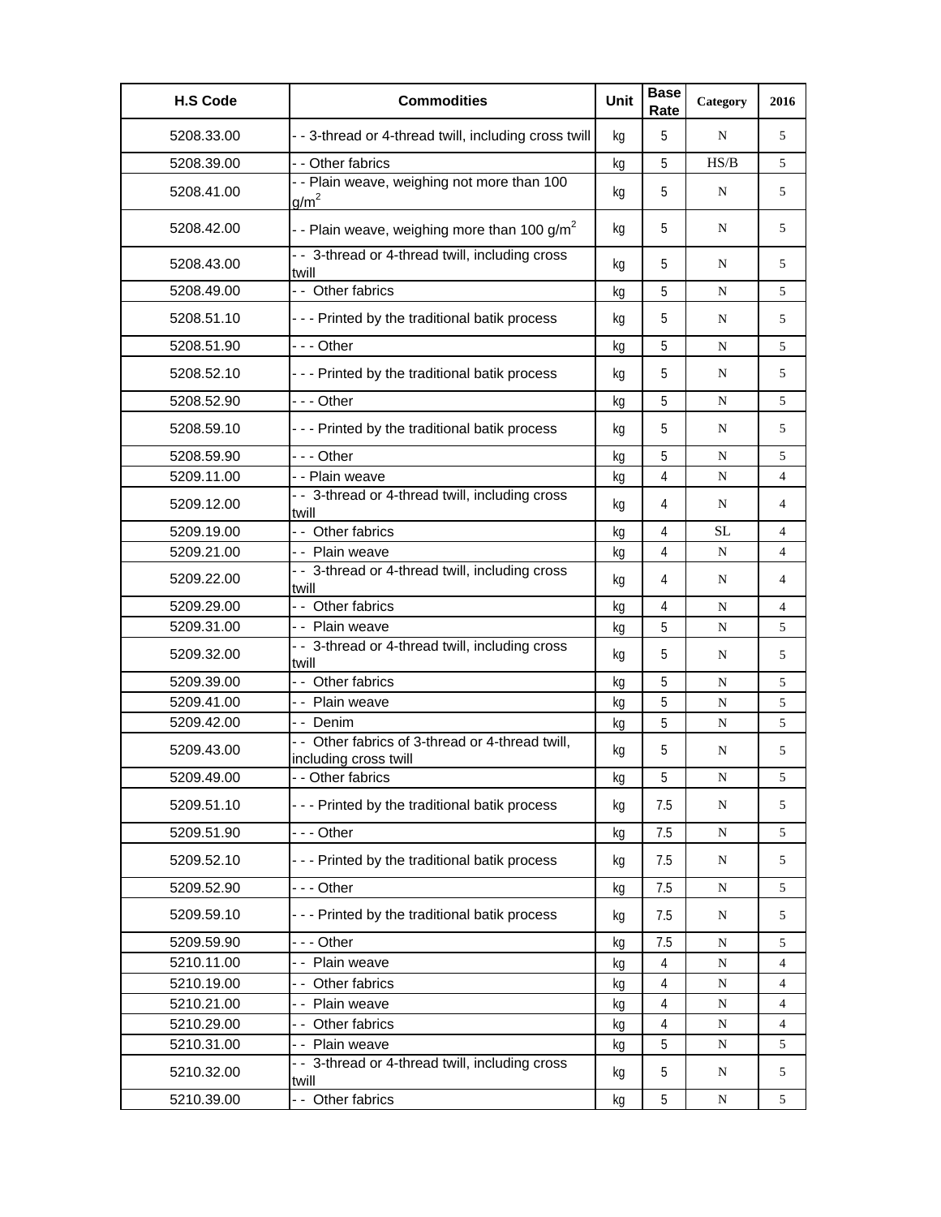| H.S Code | Commodities | Unit | Base Rate | Category | 2016 |
|---|---|---|---|---|---|
| 5208.33.00 | - - 3-thread or 4-thread twill, including cross twill | kg | 5 | N | 5 |
| 5208.39.00 | - - Other fabrics | kg | 5 | HS/B | 5 |
| 5208.41.00 | - - Plain weave, weighing not more than 100 $g/m^2$ | kg | 5 | N | 5 |
| 5208.42.00 | - - Plain weave, weighing more than 100 $g/m^2$ | kg | 5 | N | 5 |
| 5208.43.00 | - - 3-thread or 4-thread twill, including cross twill | kg | 5 | N | 5 |
| 5208.49.00 | - - Other fabrics | kg | 5 | N | 5 |
| 5208.51.10 | - - - Printed by the traditional batik process | kg | 5 | N | 5 |
| 5208.51.90 | - - - Other | kg | 5 | N | 5 |
| 5208.52.10 | - - - Printed by the traditional batik process | kg | 5 | N | 5 |
| 5208.52.90 | - - - Other | kg | 5 | N | 5 |
| 5208.59.10 | - - - Printed by the traditional batik process | kg | 5 | N | 5 |
| 5208.59.90 | - - - Other | kg | 5 | N | 5 |
| 5209.11.00 | - - Plain weave | kg | 4 | N | 4 |
| 5209.12.00 | - - 3-thread or 4-thread twill, including cross twill | kg | 4 | N | 4 |
| 5209.19.00 | - - Other fabrics | kg | 4 | SL | 4 |
| 5209.21.00 | - - Plain weave | kg | 4 | N | 4 |
| 5209.22.00 | - - 3-thread or 4-thread twill, including cross twill | kg | 4 | N | 4 |
| 5209.29.00 | - - Other fabrics | kg | 4 | N | 4 |
| 5209.31.00 | - - Plain weave | kg | 5 | N | 5 |
| 5209.32.00 | - - 3-thread or 4-thread twill, including cross twill | kg | 5 | N | 5 |
| 5209.39.00 | - - Other fabrics | kg | 5 | N | 5 |
| 5209.41.00 | - - Plain weave | kg | 5 | N | 5 |
| 5209.42.00 | - - Denim | kg | 5 | N | 5 |
| 5209.43.00 | - - Other fabrics of 3-thread or 4-thread twill, including cross twill | kg | 5 | N | 5 |
| 5209.49.00 | - - Other fabrics | kg | 5 | N | 5 |
| 5209.51.10 | - - - Printed by the traditional batik process | kg | 7.5 | N | 5 |
| 5209.51.90 | - - - Other | kg | 7.5 | N | 5 |
| 5209.52.10 | - - - Printed by the traditional batik process | kg | 7.5 | N | 5 |
| 5209.52.90 | - - - Other | kg | 7.5 | N | 5 |
| 5209.59.10 | - - - Printed by the traditional batik process | kg | 7.5 | N | 5 |
| 5209.59.90 | - - - Other | kg | 7.5 | N | 5 |
| 5210.11.00 | - - Plain weave | kg | 4 | N | 4 |
| 5210.19.00 | - - Other fabrics | kg | 4 | N | 4 |
| 5210.21.00 | - - Plain weave | kg | 4 | N | 4 |
| 5210.29.00 | - - Other fabrics | kg | 4 | N | 4 |
| 5210.31.00 | - - Plain weave | kg | 5 | N | 5 |
| 5210.32.00 | - - 3-thread or 4-thread twill, including cross twill | kg | 5 | N | 5 |
| 5210.39.00 | - - Other fabrics | kg | 5 | N | 5 |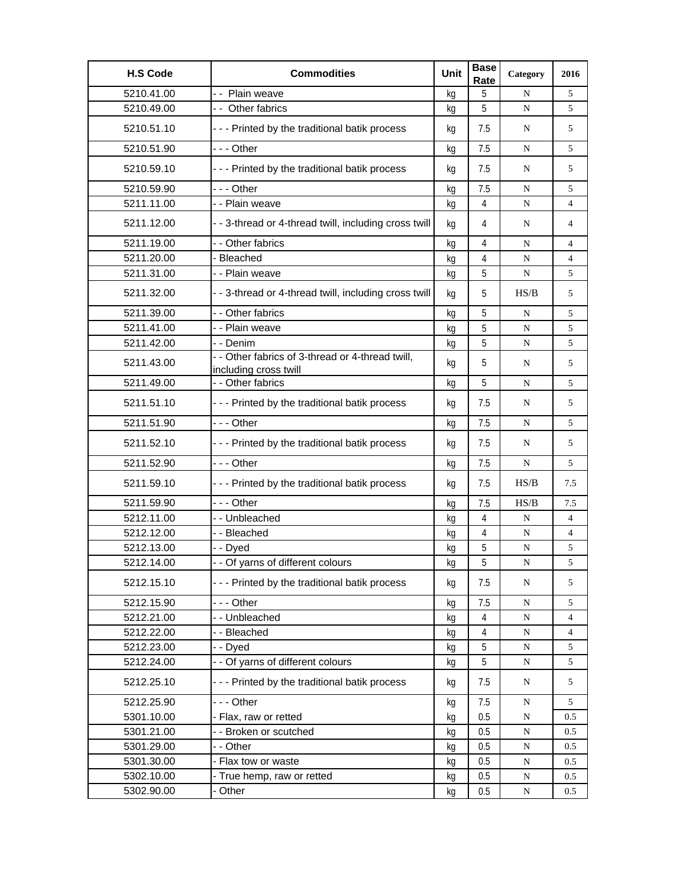| H.S Code | Commodities | Unit | Base Rate | Category | 2016 |
|---|---|---|---|---|---|
| 5210.41.00 | - - Plain weave | kg | 5 | N | 5 |
| 5210.49.00 | - - Other fabrics | kg | 5 | N | 5 |
| 5210.51.10 | - - - Printed by the traditional batik process | kg | 7.5 | N | 5 |
| 5210.51.90 | - - - Other | kg | 7.5 | N | 5 |
| 5210.59.10 | - - - Printed by the traditional batik process | kg | 7.5 | N | 5 |
| 5210.59.90 | - - - Other | kg | 7.5 | N | 5 |
| 5211.11.00 | - - Plain weave | kg | 4 | N | 4 |
| 5211.12.00 | - - 3-thread or 4-thread twill, including cross twill | kg | 4 | N | 4 |
| 5211.19.00 | - - Other fabrics | kg | 4 | N | 4 |
| 5211.20.00 | - Bleached | kg | 4 | N | 4 |
| 5211.31.00 | - - Plain weave | kg | 5 | N | 5 |
| 5211.32.00 | - - 3-thread or 4-thread twill, including cross twill | kg | 5 | HS/B | 5 |
| 5211.39.00 | - - Other fabrics | kg | 5 | N | 5 |
| 5211.41.00 | - - Plain weave | kg | 5 | N | 5 |
| 5211.42.00 | - - Denim | kg | 5 | N | 5 |
| 5211.43.00 | - - Other fabrics of 3-thread or 4-thread twill, including cross twill | kg | 5 | N | 5 |
| 5211.49.00 | - - Other fabrics | kg | 5 | N | 5 |
| 5211.51.10 | - - - Printed by the traditional batik process | kg | 7.5 | N | 5 |
| 5211.51.90 | - - - Other | kg | 7.5 | N | 5 |
| 5211.52.10 | - - - Printed by the traditional batik process | kg | 7.5 | N | 5 |
| 5211.52.90 | - - - Other | kg | 7.5 | N | 5 |
| 5211.59.10 | - - - Printed by the traditional batik process | kg | 7.5 | HS/B | 7.5 |
| 5211.59.90 | - - - Other | kg | 7.5 | HS/B | 7.5 |
| 5212.11.00 | - - Unbleached | kg | 4 | N | 4 |
| 5212.12.00 | - - Bleached | kg | 4 | N | 4 |
| 5212.13.00 | - - Dyed | kg | 5 | N | 5 |
| 5212.14.00 | - - Of yarns of different colours | kg | 5 | N | 5 |
| 5212.15.10 | - - - Printed by the traditional batik process | kg | 7.5 | N | 5 |
| 5212.15.90 | - - - Other | kg | 7.5 | N | 5 |
| 5212.21.00 | - - Unbleached | kg | 4 | N | 4 |
| 5212.22.00 | - - Bleached | kg | 4 | N | 4 |
| 5212.23.00 | - - Dyed | kg | 5 | N | 5 |
| 5212.24.00 | - - Of yarns of different colours | kg | 5 | N | 5 |
| 5212.25.10 | - - - Printed by the traditional batik process | kg | 7.5 | N | 5 |
| 5212.25.90 | - - - Other | kg | 7.5 | N | 5 |
| 5301.10.00 | - Flax, raw or retted | kg | 0.5 | N | 0.5 |
| 5301.21.00 | - - Broken or scutched | kg | 0.5 | N | 0.5 |
| 5301.29.00 | - - Other | kg | 0.5 | N | 0.5 |
| 5301.30.00 | - Flax tow or waste | kg | 0.5 | N | 0.5 |
| 5302.10.00 | - True hemp, raw or retted | kg | 0.5 | N | 0.5 |
| 5302.90.00 | - Other | kg | 0.5 | N | 0.5 |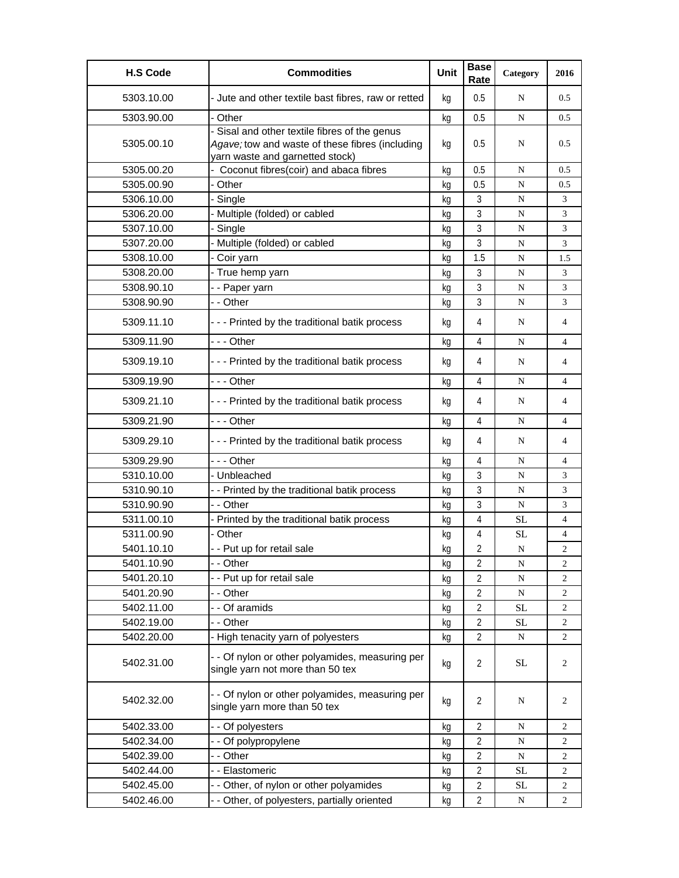| H.S Code | Commodities | Unit | Base Rate | Category | 2016 |
|---|---|---|---|---|---|
| 5303.10.00 | - Jute and other textile bast fibres, raw or retted | kg | 0.5 | N | 0.5 |
| 5303.90.00 | - Other | kg | 0.5 | N | 0.5 |
| 5305.00.10 | - Sisal and other textile fibres of the genus *Agave;* tow and waste of these fibres (including yarn waste and garnetted stock) | kg | 0.5 | N | 0.5 |
| 5305.00.20 | - Coconut fibres(coir) and abaca fibres | kg | 0.5 | N | 0.5 |
| 5305.00.90 | - Other | kg | 0.5 | N | 0.5 |
| 5306.10.00 | - Single | kg | 3 | N | 3 |
| 5306.20.00 | - Multiple (folded) or cabled | kg | 3 | N | 3 |
| 5307.10.00 | - Single | kg | 3 | N | 3 |
| 5307.20.00 | - Multiple (folded) or cabled | kg | 3 | N | 3 |
| 5308.10.00 | - Coir yarn | kg | 1.5 | N | 1.5 |
| 5308.20.00 | - True hemp yarn | kg | 3 | N | 3 |
| 5308.90.10 | - - Paper yarn | kg | 3 | N | 3 |
| 5308.90.90 | - - Other | kg | 3 | N | 3 |
| 5309.11.10 | - - - Printed by the traditional batik process | kg | 4 | N | 4 |
| 5309.11.90 | - - - Other | kg | 4 | N | 4 |
| 5309.19.10 | - - - Printed by the traditional batik process | kg | 4 | N | 4 |
| 5309.19.90 | - - - Other | kg | 4 | N | 4 |
| 5309.21.10 | - - - Printed by the traditional batik process | kg | 4 | N | 4 |
| 5309.21.90 | - - - Other | kg | 4 | N | 4 |
| 5309.29.10 | - - - Printed by the traditional batik process | kg | 4 | N | 4 |
| 5309.29.90 | - - - Other | kg | 4 | N | 4 |
| 5310.10.00 | - Unbleached | kg | 3 | N | 3 |
| 5310.90.10 | - - Printed by the traditional batik process | kg | 3 | N | 3 |
| 5310.90.90 | - - Other | kg | 3 | N | 3 |
| 5311.00.10 | - Printed by the traditional batik process | kg | 4 | SL | 4 |
| 5311.00.90 | - Other | kg | 4 | SL | 4 |
| 5401.10.10 | - - Put up for retail sale | kg | 2 | N | 2 |
| 5401.10.90 | - - Other | kg | 2 | N | 2 |
| 5401.20.10 | - - Put up for retail sale | kg | 2 | N | 2 |
| 5401.20.90 | - - Other | kg | 2 | N | 2 |
| 5402.11.00 | - - Of aramids | kg | 2 | SL | 2 |
| 5402.19.00 | - - Other | kg | 2 | SL | 2 |
| 5402.20.00 | - High tenacity yarn of polyesters | kg | 2 | N | 2 |
| 5402.31.00 | - - Of nylon or other polyamides, measuring per single yarn not more than 50 tex | kg | 2 | SL | 2 |
| 5402.32.00 | - - Of nylon or other polyamides, measuring per single yarn more than 50 tex | kg | 2 | N | 2 |
| 5402.33.00 | - - Of polyesters | kg | 2 | N | 2 |
| 5402.34.00 | - - Of polypropylene | kg | 2 | N | 2 |
| 5402.39.00 | - - Other | kg | 2 | N | 2 |
| 5402.44.00 | - - Elastomeric | kg | 2 | SL | 2 |
| 5402.45.00 | - - Other, of nylon or other polyamides | kg | 2 | SL | 2 |
| 5402.46.00 | - - Other, of polyesters, partially oriented | kg | 2 | N | 2 |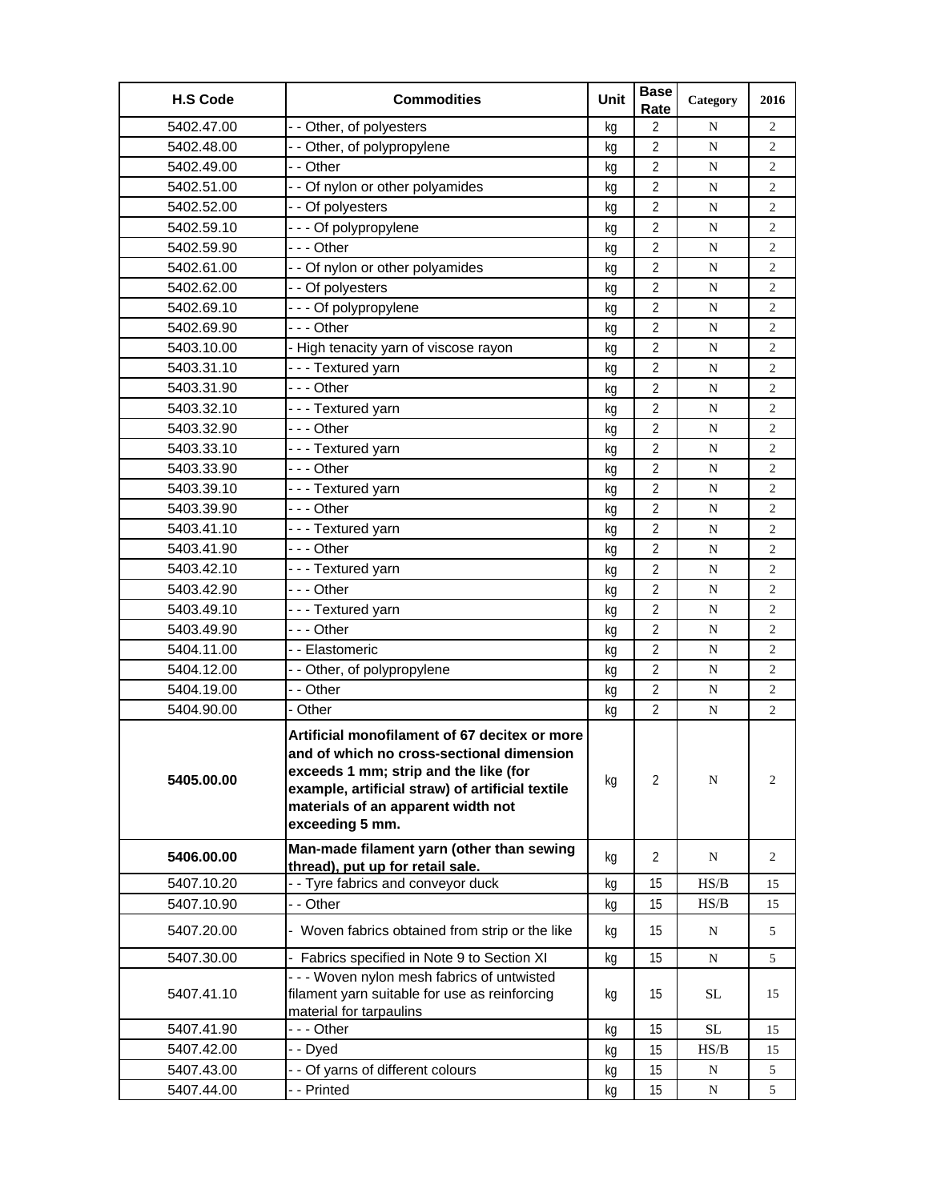| H.S Code | Commodities | Unit | Base Rate | Category | 2016 |
|---|---|---|---|---|---|
| 5402.47.00 | - - Other, of polyesters | kg | 2 | N | 2 |
| 5402.48.00 | - - Other, of polypropylene | kg | 2 | N | 2 |
| 5402.49.00 | - - Other | kg | 2 | N | 2 |
| 5402.51.00 | - - Of nylon or other polyamides | kg | 2 | N | 2 |
| 5402.52.00 | - - Of polyesters | kg | 2 | N | 2 |
| 5402.59.10 | - - - Of polypropylene | kg | 2 | N | 2 |
| 5402.59.90 | - - - Other | kg | 2 | N | 2 |
| 5402.61.00 | - - Of nylon or other polyamides | kg | 2 | N | 2 |
| 5402.62.00 | - - Of polyesters | kg | 2 | N | 2 |
| 5402.69.10 | - - - Of polypropylene | kg | 2 | N | 2 |
| 5402.69.90 | - - - Other | kg | 2 | N | 2 |
| 5403.10.00 | - High tenacity yarn of viscose rayon | kg | 2 | N | 2 |
| 5403.31.10 | - - - Textured yarn | kg | 2 | N | 2 |
| 5403.31.90 | - - - Other | kg | 2 | N | 2 |
| 5403.32.10 | - - - Textured yarn | kg | 2 | N | 2 |
| 5403.32.90 | - - - Other | kg | 2 | N | 2 |
| 5403.33.10 | - - - Textured yarn | kg | 2 | N | 2 |
| 5403.33.90 | - - - Other | kg | 2 | N | 2 |
| 5403.39.10 | - - - Textured yarn | kg | 2 | N | 2 |
| 5403.39.90 | - - - Other | kg | 2 | N | 2 |
| 5403.41.10 | - - - Textured yarn | kg | 2 | N | 2 |
| 5403.41.90 | - - - Other | kg | 2 | N | 2 |
| 5403.42.10 | - - - Textured yarn | kg | 2 | N | 2 |
| 5403.42.90 | - - - Other | kg | 2 | N | 2 |
| 5403.49.10 | - - - Textured yarn | kg | 2 | N | 2 |
| 5403.49.90 | - - - Other | kg | 2 | N | 2 |
| 5404.11.00 | - - Elastomeric | kg | 2 | N | 2 |
| 5404.12.00 | - - Other, of polypropylene | kg | 2 | N | 2 |
| 5404.19.00 | - - Other | kg | 2 | N | 2 |
| 5404.90.00 | - Other | kg | 2 | N | 2 |
| **5405.00.00** | **Artificial monofilament of 67 decitex or more and of which no cross-sectional dimension exceeds 1 mm; strip and the like (for example, artificial straw) of artificial textile materials of an apparent width not exceeding 5 mm.** | kg | 2 | N | 2 |
| **5406.00.00** | **Man-made filament yarn (other than sewing thread), put up for retail sale.** | kg | 2 | N | 2 |
| 5407.10.20 | - - Tyre fabrics and conveyor duck | kg | 15 | HS/B | 15 |
| 5407.10.90 | - - Other | kg | 15 | HS/B | 15 |
| 5407.20.00 | - Woven fabrics obtained from strip or the like | kg | 15 | N | 5 |
| 5407.30.00 | - Fabrics specified in Note 9 to Section XI | kg | 15 | N | 5 |
| 5407.41.10 | - - - Woven nylon mesh fabrics of untwisted filament yarn suitable for use as reinforcing material for tarpaulins | kg | 15 | SL | 15 |
| 5407.41.90 | - - - Other | kg | 15 | SL | 15 |
| 5407.42.00 | - - Dyed | kg | 15 | HS/B | 15 |
| 5407.43.00 | - - Of yarns of different colours | kg | 15 | N | 5 |
| 5407.44.00 | - - Printed | kg | 15 | N | 5 |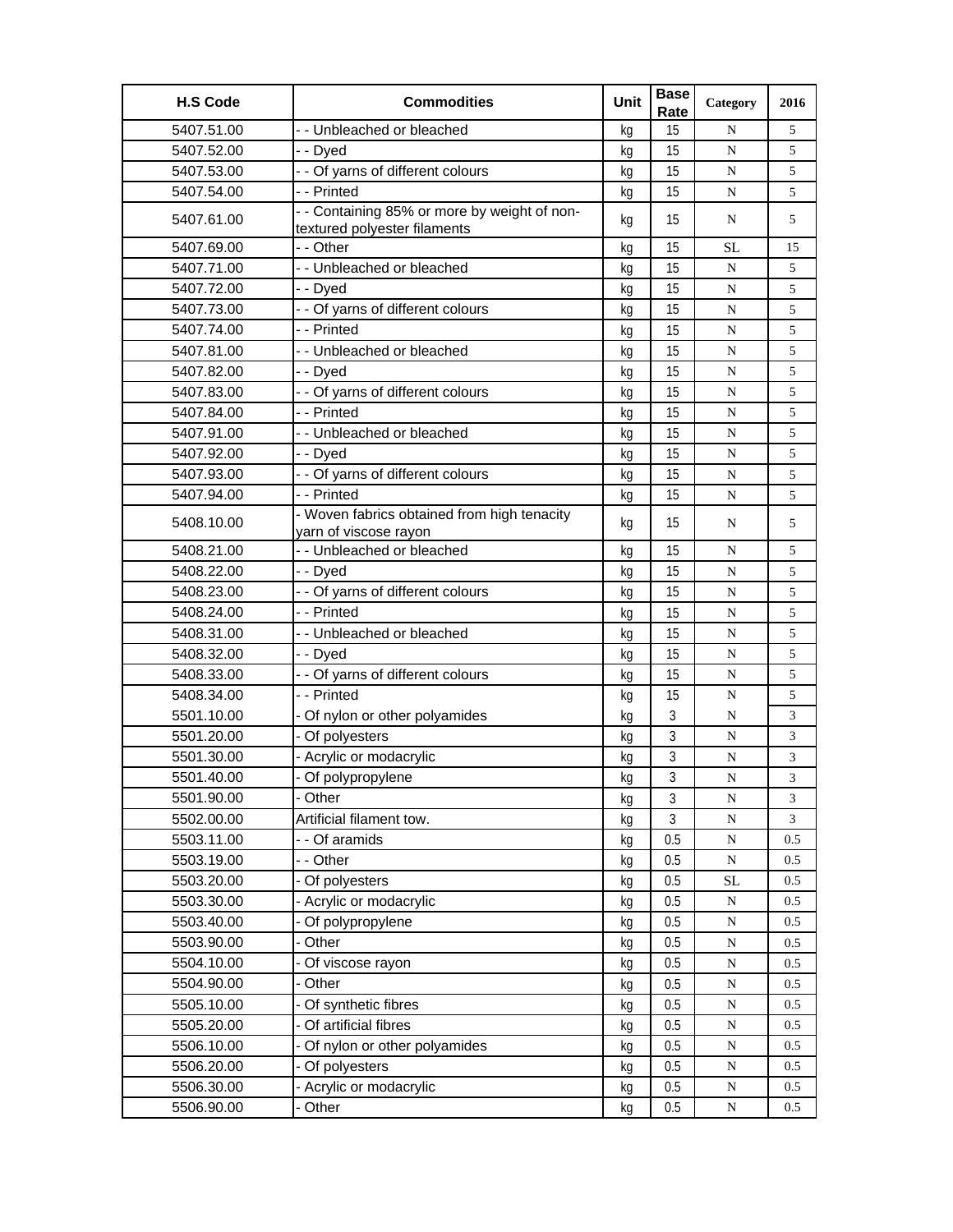| H.S Code | Commodities | Unit | Base Rate | Category | 2016 |
|---|---|---|---|---|---|
| 5407.51.00 | - - Unbleached or bleached | kg | 15 | N | 5 |
| 5407.52.00 | - - Dyed | kg | 15 | N | 5 |
| 5407.53.00 | - - Of yarns of different colours | kg | 15 | N | 5 |
| 5407.54.00 | - - Printed | kg | 15 | N | 5 |
| 5407.61.00 | - - Containing 85% or more by weight of non-textured polyester filaments | kg | 15 | N | 5 |
| 5407.69.00 | - - Other | kg | 15 | SL | 15 |
| 5407.71.00 | - - Unbleached or bleached | kg | 15 | N | 5 |
| 5407.72.00 | - - Dyed | kg | 15 | N | 5 |
| 5407.73.00 | - - Of yarns of different colours | kg | 15 | N | 5 |
| 5407.74.00 | - - Printed | kg | 15 | N | 5 |
| 5407.81.00 | - - Unbleached or bleached | kg | 15 | N | 5 |
| 5407.82.00 | - - Dyed | kg | 15 | N | 5 |
| 5407.83.00 | - - Of yarns of different colours | kg | 15 | N | 5 |
| 5407.84.00 | - - Printed | kg | 15 | N | 5 |
| 5407.91.00 | - - Unbleached or bleached | kg | 15 | N | 5 |
| 5407.92.00 | - - Dyed | kg | 15 | N | 5 |
| 5407.93.00 | - - Of yarns of different colours | kg | 15 | N | 5 |
| 5407.94.00 | - - Printed | kg | 15 | N | 5 |
| 5408.10.00 | - Woven fabrics obtained from high tenacity yarn of viscose rayon | kg | 15 | N | 5 |
| 5408.21.00 | - - Unbleached or bleached | kg | 15 | N | 5 |
| 5408.22.00 | - - Dyed | kg | 15 | N | 5 |
| 5408.23.00 | - - Of yarns of different colours | kg | 15 | N | 5 |
| 5408.24.00 | - - Printed | kg | 15 | N | 5 |
| 5408.31.00 | - - Unbleached or bleached | kg | 15 | N | 5 |
| 5408.32.00 | - - Dyed | kg | 15 | N | 5 |
| 5408.33.00 | - - Of yarns of different colours | kg | 15 | N | 5 |
| 5408.34.00 | - - Printed | kg | 15 | N | 5 |
| 5501.10.00 | - Of nylon or other polyamides | kg | 3 | N | 3 |
| 5501.20.00 | - Of polyesters | kg | 3 | N | 3 |
| 5501.30.00 | - Acrylic or modacrylic | kg | 3 | N | 3 |
| 5501.40.00 | - Of polypropylene | kg | 3 | N | 3 |
| 5501.90.00 | - Other | kg | 3 | N | 3 |
| 5502.00.00 | Artificial filament tow. | kg | 3 | N | 3 |
| 5503.11.00 | - - Of aramids | kg | 0.5 | N | 0.5 |
| 5503.19.00 | - - Other | kg | 0.5 | N | 0.5 |
| 5503.20.00 | - Of polyesters | kg | 0.5 | SL | 0.5 |
| 5503.30.00 | - Acrylic or modacrylic | kg | 0.5 | N | 0.5 |
| 5503.40.00 | - Of polypropylene | kg | 0.5 | N | 0.5 |
| 5503.90.00 | - Other | kg | 0.5 | N | 0.5 |
| 5504.10.00 | - Of viscose rayon | kg | 0.5 | N | 0.5 |
| 5504.90.00 | - Other | kg | 0.5 | N | 0.5 |
| 5505.10.00 | - Of synthetic fibres | kg | 0.5 | N | 0.5 |
| 5505.20.00 | - Of artificial fibres | kg | 0.5 | N | 0.5 |
| 5506.10.00 | - Of nylon or other polyamides | kg | 0.5 | N | 0.5 |
| 5506.20.00 | - Of polyesters | kg | 0.5 | N | 0.5 |
| 5506.30.00 | - Acrylic or modacrylic | kg | 0.5 | N | 0.5 |
| 5506.90.00 | - Other | kg | 0.5 | N | 0.5 |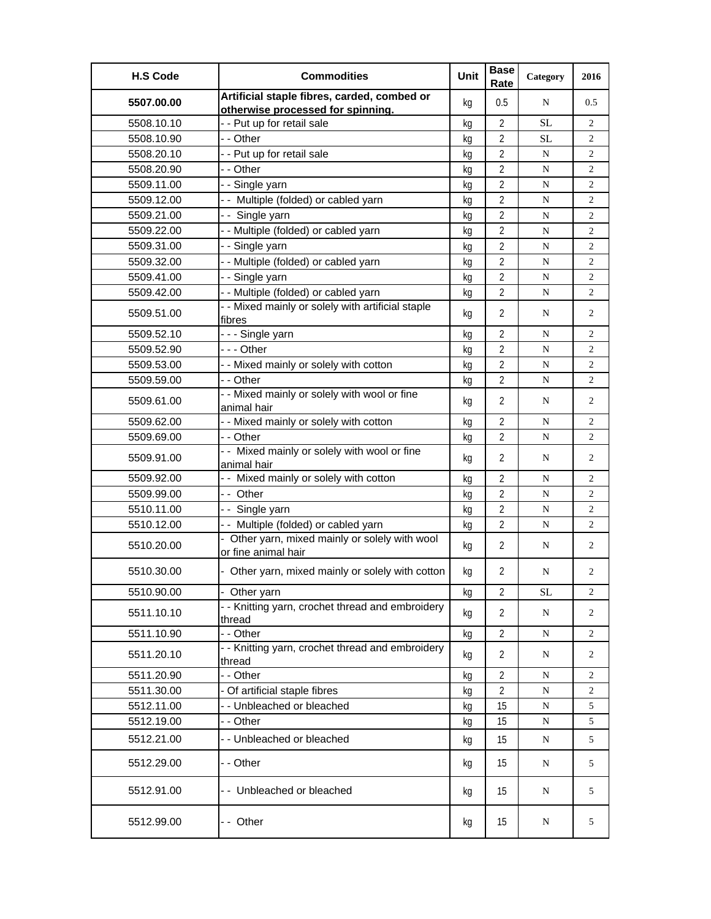| H.S Code | Commodities | Unit | Base Rate | Category | 2016 |
|---|---|---|---|---|---|
| **5507.00.00** | **Artificial staple fibres, carded, combed or otherwise processed for spinning.** | kg | 0.5 | N | 0.5 |
| 5508.10.10 | - - Put up for retail sale | kg | 2 | SL | 2 |
| 5508.10.90 | - - Other | kg | 2 | SL | 2 |
| 5508.20.10 | - - Put up for retail sale | kg | 2 | N | 2 |
| 5508.20.90 | - - Other | kg | 2 | N | 2 |
| 5509.11.00 | - - Single yarn | kg | 2 | N | 2 |
| 5509.12.00 | - - Multiple (folded) or cabled yarn | kg | 2 | N | 2 |
| 5509.21.00 | - - Single yarn | kg | 2 | N | 2 |
| 5509.22.00 | - - Multiple (folded) or cabled yarn | kg | 2 | N | 2 |
| 5509.31.00 | - - Single yarn | kg | 2 | N | 2 |
| 5509.32.00 | - - Multiple (folded) or cabled yarn | kg | 2 | N | 2 |
| 5509.41.00 | - - Single yarn | kg | 2 | N | 2 |
| 5509.42.00 | - - Multiple (folded) or cabled yarn | kg | 2 | N | 2 |
| 5509.51.00 | - - Mixed mainly or solely with artificial staple fibres | kg | 2 | N | 2 |
| 5509.52.10 | - - - Single yarn | kg | 2 | N | 2 |
| 5509.52.90 | - - - Other | kg | 2 | N | 2 |
| 5509.53.00 | - - Mixed mainly or solely with cotton | kg | 2 | N | 2 |
| 5509.59.00 | - - Other | kg | 2 | N | 2 |
| 5509.61.00 | - - Mixed mainly or solely with wool or fine animal hair | kg | 2 | N | 2 |
| 5509.62.00 | - - Mixed mainly or solely with cotton | kg | 2 | N | 2 |
| 5509.69.00 | - - Other | kg | 2 | N | 2 |
| 5509.91.00 | - - Mixed mainly or solely with wool or fine animal hair | kg | 2 | N | 2 |
| 5509.92.00 | - - Mixed mainly or solely with cotton | kg | 2 | N | 2 |
| 5509.99.00 | - - Other | kg | 2 | N | 2 |
| 5510.11.00 | - - Single yarn | kg | 2 | N | 2 |
| 5510.12.00 | - - Multiple (folded) or cabled yarn | kg | 2 | N | 2 |
| 5510.20.00 | - Other yarn, mixed mainly or solely with wool or fine animal hair | kg | 2 | N | 2 |
| 5510.30.00 | - Other yarn, mixed mainly or solely with cotton | kg | 2 | N | 2 |
| 5510.90.00 | - Other yarn | kg | 2 | SL | 2 |
| 5511.10.10 | - - Knitting yarn, crochet thread and embroidery thread | kg | 2 | N | 2 |
| 5511.10.90 | - - Other | kg | 2 | N | 2 |
| 5511.20.10 | - - Knitting yarn, crochet thread and embroidery thread | kg | 2 | N | 2 |
| 5511.20.90 | - - Other | kg | 2 | N | 2 |
| 5511.30.00 | - Of artificial staple fibres | kg | 2 | N | 2 |
| 5512.11.00 | - - Unbleached or bleached | kg | 15 | N | 5 |
| 5512.19.00 | - - Other | kg | 15 | N | 5 |
| 5512.21.00 | - - Unbleached or bleached | kg | 15 | N | 5 |
| 5512.29.00 | - - Other | kg | 15 | N | 5 |
| 5512.91.00 | - - Unbleached or bleached | kg | 15 | N | 5 |
| 5512.99.00 | - - Other | kg | 15 | N | 5 |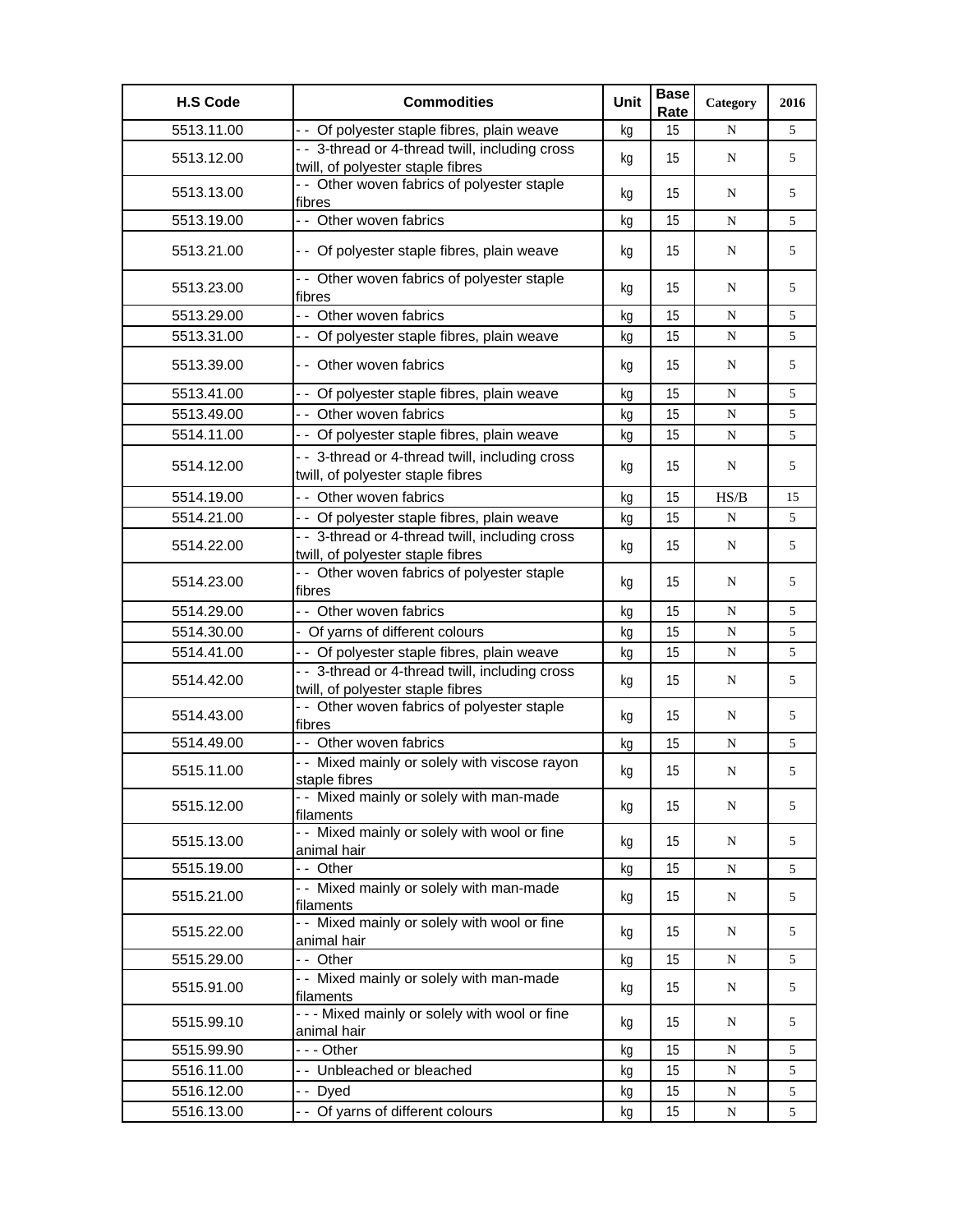| H.S Code | Commodities | Unit | Base Rate | Category | 2016 |
|---|---|---|---|---|---|
| 5513.11.00 | - - Of polyester staple fibres, plain weave | kg | 15 | N | 5 |
| 5513.12.00 | - - 3-thread or 4-thread twill, including cross twill, of polyester staple fibres | kg | 15 | N | 5 |
| 5513.13.00 | - - Other woven fabrics of polyester staple fibres | kg | 15 | N | 5 |
| 5513.19.00 | - - Other woven fabrics | kg | 15 | N | 5 |
| 5513.21.00 | - - Of polyester staple fibres, plain weave | kg | 15 | N | 5 |
| 5513.23.00 | - - Other woven fabrics of polyester staple fibres | kg | 15 | N | 5 |
| 5513.29.00 | - - Other woven fabrics | kg | 15 | N | 5 |
| 5513.31.00 | - - Of polyester staple fibres, plain weave | kg | 15 | N | 5 |
| 5513.39.00 | - - Other woven fabrics | kg | 15 | N | 5 |
| 5513.41.00 | - - Of polyester staple fibres, plain weave | kg | 15 | N | 5 |
| 5513.49.00 | - - Other woven fabrics | kg | 15 | N | 5 |
| 5514.11.00 | - - Of polyester staple fibres, plain weave | kg | 15 | N | 5 |
| 5514.12.00 | - - 3-thread or 4-thread twill, including cross twill, of polyester staple fibres | kg | 15 | N | 5 |
| 5514.19.00 | - - Other woven fabrics | kg | 15 | HS/B | 15 |
| 5514.21.00 | - - Of polyester staple fibres, plain weave | kg | 15 | N | 5 |
| 5514.22.00 | - - 3-thread or 4-thread twill, including cross twill, of polyester staple fibres | kg | 15 | N | 5 |
| 5514.23.00 | - - Other woven fabrics of polyester staple fibres | kg | 15 | N | 5 |
| 5514.29.00 | - - Other woven fabrics | kg | 15 | N | 5 |
| 5514.30.00 | - Of yarns of different colours | kg | 15 | N | 5 |
| 5514.41.00 | - - Of polyester staple fibres, plain weave | kg | 15 | N | 5 |
| 5514.42.00 | - - 3-thread or 4-thread twill, including cross twill, of polyester staple fibres | kg | 15 | N | 5 |
| 5514.43.00 | - - Other woven fabrics of polyester staple fibres | kg | 15 | N | 5 |
| 5514.49.00 | - - Other woven fabrics | kg | 15 | N | 5 |
| 5515.11.00 | - - Mixed mainly or solely with viscose rayon staple fibres | kg | 15 | N | 5 |
| 5515.12.00 | - - Mixed mainly or solely with man-made filaments | kg | 15 | N | 5 |
| 5515.13.00 | - - Mixed mainly or solely with wool or fine animal hair | kg | 15 | N | 5 |
| 5515.19.00 | - - Other | kg | 15 | N | 5 |
| 5515.21.00 | - - Mixed mainly or solely with man-made filaments | kg | 15 | N | 5 |
| 5515.22.00 | - - Mixed mainly or solely with wool or fine animal hair | kg | 15 | N | 5 |
| 5515.29.00 | - - Other | kg | 15 | N | 5 |
| 5515.91.00 | - - Mixed mainly or solely with man-made filaments | kg | 15 | N | 5 |
| 5515.99.10 | - - - Mixed mainly or solely with wool or fine animal hair | kg | 15 | N | 5 |
| 5515.99.90 | - - - Other | kg | 15 | N | 5 |
| 5516.11.00 | - - Unbleached or bleached | kg | 15 | N | 5 |
| 5516.12.00 | - - Dyed | kg | 15 | N | 5 |
| 5516.13.00 | - - Of yarns of different colours | kg | 15 | N | 5 |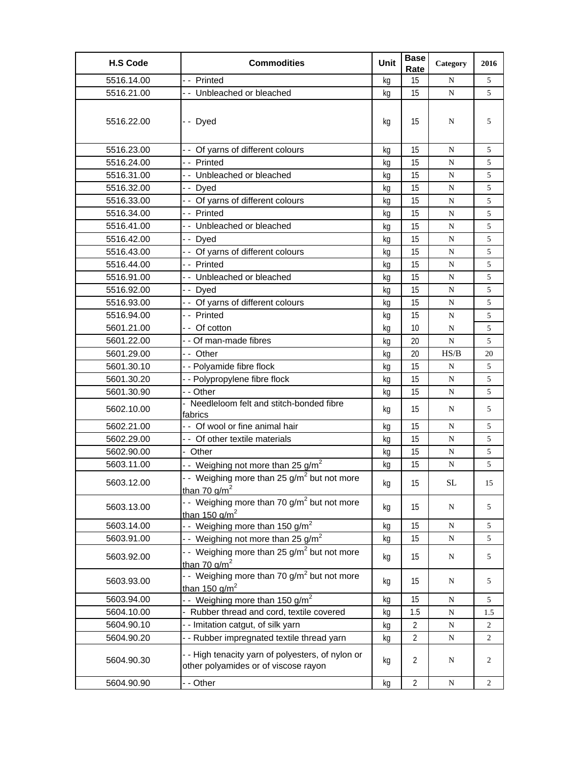| H.S Code | Commodities | Unit | Base Rate | Category | 2016 |
|---|---|---|---|---|---|
| 5516.14.00 | - - Printed | kg | 15 | N | 5 |
| 5516.21.00 | - - Unbleached or bleached | kg | 15 | N | 5 |
| 5516.22.00 | - - Dyed | kg | 15 | N | 5 |
| 5516.23.00 | - - Of yarns of different colours | kg | 15 | N | 5 |
| 5516.24.00 | - - Printed | kg | 15 | N | 5 |
| 5516.31.00 | - - Unbleached or bleached | kg | 15 | N | 5 |
| 5516.32.00 | - - Dyed | kg | 15 | N | 5 |
| 5516.33.00 | - - Of yarns of different colours | kg | 15 | N | 5 |
| 5516.34.00 | - - Printed | kg | 15 | N | 5 |
| 5516.41.00 | - - Unbleached or bleached | kg | 15 | N | 5 |
| 5516.42.00 | - - Dyed | kg | 15 | N | 5 |
| 5516.43.00 | - - Of yarns of different colours | kg | 15 | N | 5 |
| 5516.44.00 | - - Printed | kg | 15 | N | 5 |
| 5516.91.00 | - - Unbleached or bleached | kg | 15 | N | 5 |
| 5516.92.00 | - - Dyed | kg | 15 | N | 5 |
| 5516.93.00 | - - Of yarns of different colours | kg | 15 | N | 5 |
| 5516.94.00 | - - Printed | kg | 15 | N | 5 |
| 5601.21.00 | - - Of cotton | kg | 10 | N | 5 |
| 5601.22.00 | - - Of man-made fibres | kg | 20 | N | 5 |
| 5601.29.00 | - - Other | kg | 20 | HS/B | 20 |
| 5601.30.10 | - - Polyamide fibre flock | kg | 15 | N | 5 |
| 5601.30.20 | - - Polypropylene fibre flock | kg | 15 | N | 5 |
| 5601.30.90 | - - Other | kg | 15 | N | 5 |
| 5602.10.00 | - Needleloom felt and stitch-bonded fibre fabrics | kg | 15 | N | 5 |
| 5602.21.00 | - - Of wool or fine animal hair | kg | 15 | N | 5 |
| 5602.29.00 | - - Of other textile materials | kg | 15 | N | 5 |
| 5602.90.00 | - Other | kg | 15 | N | 5 |
| 5603.11.00 | - - Weighing not more than 25 g/m$^2$ | kg | 15 | N | 5 |
| 5603.12.00 | - - Weighing more than 25 g/m$^2$ but not more than 70 g/m$^2$ | kg | 15 | SL | 15 |
| 5603.13.00 | - - Weighing more than 70 g/m$^2$ but not more than 150 g/m$^2$ | kg | 15 | N | 5 |
| 5603.14.00 | - - Weighing more than 150 g/m$^2$ | kg | 15 | N | 5 |
| 5603.91.00 | - - Weighing not more than 25 g/m$^2$ | kg | 15 | N | 5 |
| 5603.92.00 | - - Weighing more than 25 g/m$^2$ but not more than 70 g/m$^2$ | kg | 15 | N | 5 |
| 5603.93.00 | - - Weighing more than 70 g/m$^2$ but not more than 150 g/m$^2$ | kg | 15 | N | 5 |
| 5603.94.00 | - - Weighing more than 150 g/m$^2$ | kg | 15 | N | 5 |
| 5604.10.00 | - Rubber thread and cord, textile covered | kg | 1.5 | N | 1.5 |
| 5604.90.10 | - - Imitation catgut, of silk yarn | kg | 2 | N | 2 |
| 5604.90.20 | - - Rubber impregnated textile thread yarn | kg | 2 | N | 2 |
| 5604.90.30 | - - High tenacity yarn of polyesters, of nylon or other polyamides or of viscose rayon | kg | 2 | N | 2 |
| 5604.90.90 | - - Other | kg | 2 | N | 2 |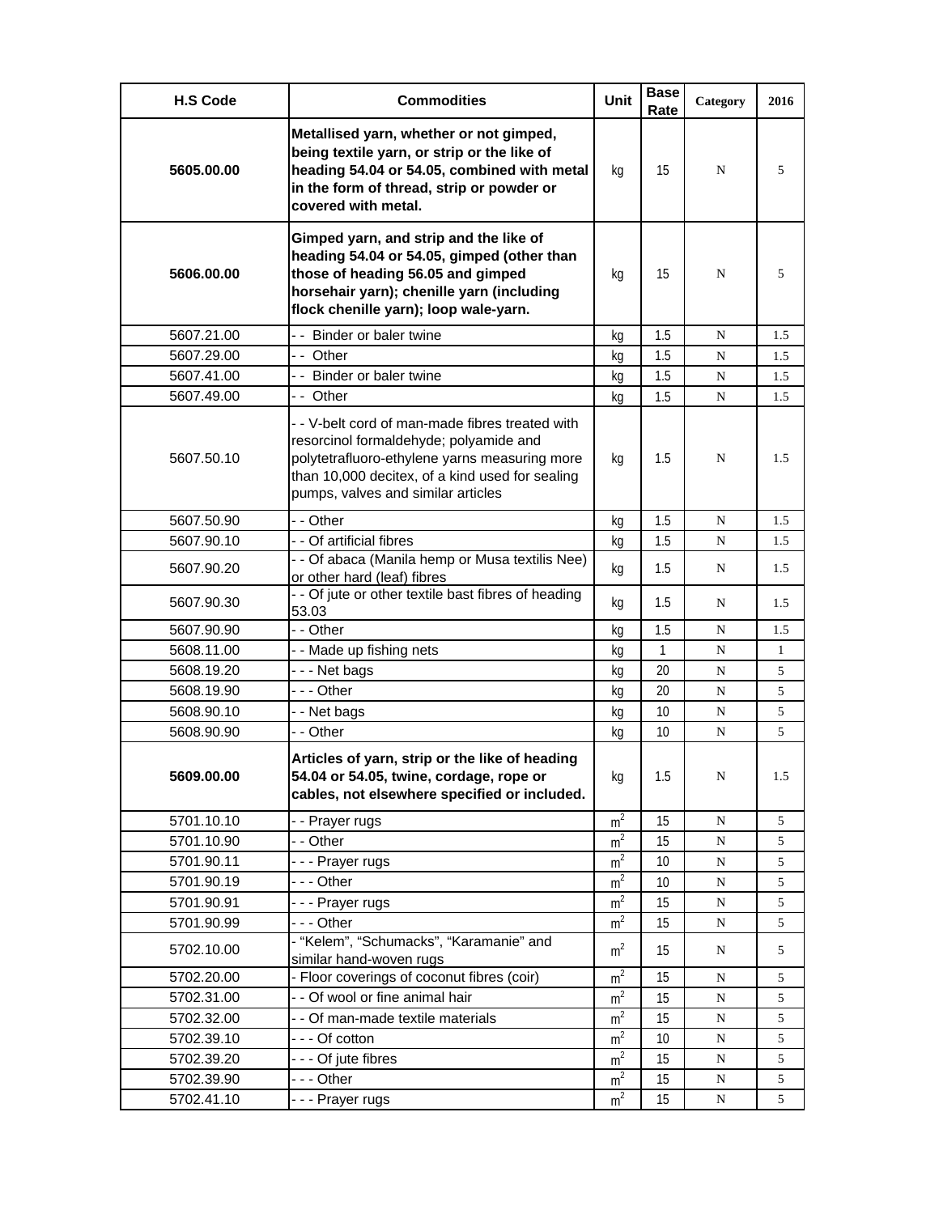| H.S Code | Commodities | Unit | Base Rate | Category | 2016 |
|---|---|---|---|---|---|
| **5605.00.00** | **Metallised yarn, whether or not gimped, being textile yarn, or strip or the like of heading 54.04 or 54.05, combined with metal in the form of thread, strip or powder or covered with metal.** | kg | 15 | N | 5 |
| **5606.00.00** | **Gimped yarn, and strip and the like of heading 54.04 or 54.05, gimped (other than those of heading 56.05 and gimped horsehair yarn); chenille yarn (including flock chenille yarn); loop wale-yarn.** | kg | 15 | N | 5 |
| 5607.21.00 | - - Binder or baler twine | kg | 1.5 | N | 1.5 |
| 5607.29.00 | - - Other | kg | 1.5 | N | 1.5 |
| 5607.41.00 | - - Binder or baler twine | kg | 1.5 | N | 1.5 |
| 5607.49.00 | - - Other | kg | 1.5 | N | 1.5 |
| 5607.50.10 | - - V-belt cord of man-made fibres treated with resorcinol formaldehyde; polyamide and polytetrafluoro-ethylene yarns measuring more than 10,000 decitex, of a kind used for sealing pumps, valves and similar articles | kg | 1.5 | N | 1.5 |
| 5607.50.90 | - - Other | kg | 1.5 | N | 1.5 |
| 5607.90.10 | - - Of artificial fibres | kg | 1.5 | N | 1.5 |
| 5607.90.20 | - - Of abaca (Manila hemp or Musa textilis Nee) or other hard (leaf) fibres | kg | 1.5 | N | 1.5 |
| 5607.90.30 | - - Of jute or other textile bast fibres of heading 53.03 | kg | 1.5 | N | 1.5 |
| 5607.90.90 | - - Other | kg | 1.5 | N | 1.5 |
| 5608.11.00 | - - Made up fishing nets | kg | 1 | N | 1 |
| 5608.19.20 | - - - Net bags | kg | 20 | N | 5 |
| 5608.19.90 | - - - Other | kg | 20 | N | 5 |
| 5608.90.10 | - - Net bags | kg | 10 | N | 5 |
| 5608.90.90 | - - Other | kg | 10 | N | 5 |
| **5609.00.00** | **Articles of yarn, strip or the like of heading 54.04 or 54.05, twine, cordage, rope or cables, not elsewhere specified or included.** | kg | 1.5 | N | 1.5 |
| 5701.10.10 | - - Prayer rugs | $m^2$ | 15 | N | 5 |
| 5701.10.90 | - - Other | $m^2$ | 15 | N | 5 |
| 5701.90.11 | - - - Prayer rugs | $m^2$ | 10 | N | 5 |
| 5701.90.19 | - - - Other | $m^2$ | 10 | N | 5 |
| 5701.90.91 | - - - Prayer rugs | $m^2$ | 15 | N | 5 |
| 5701.90.99 | - - - Other | $m^2$ | 15 | N | 5 |
| 5702.10.00 | - "Kelem", "Schumacks", "Karamanie" and similar hand-woven rugs | $m^2$ | 15 | N | 5 |
| 5702.20.00 | - Floor coverings of coconut fibres (coir) | $m^2$ | 15 | N | 5 |
| 5702.31.00 | - - Of wool or fine animal hair | $m^2$ | 15 | N | 5 |
| 5702.32.00 | - - Of man-made textile materials | $m^2$ | 15 | N | 5 |
| 5702.39.10 | - - - Of cotton | $m^2$ | 10 | N | 5 |
| 5702.39.20 | - - - Of jute fibres | $m^2$ | 15 | N | 5 |
| 5702.39.90 | - - - Other | $m^2$ | 15 | N | 5 |
| 5702.41.10 | - - - Prayer rugs | $m^2$ | 15 | N | 5 |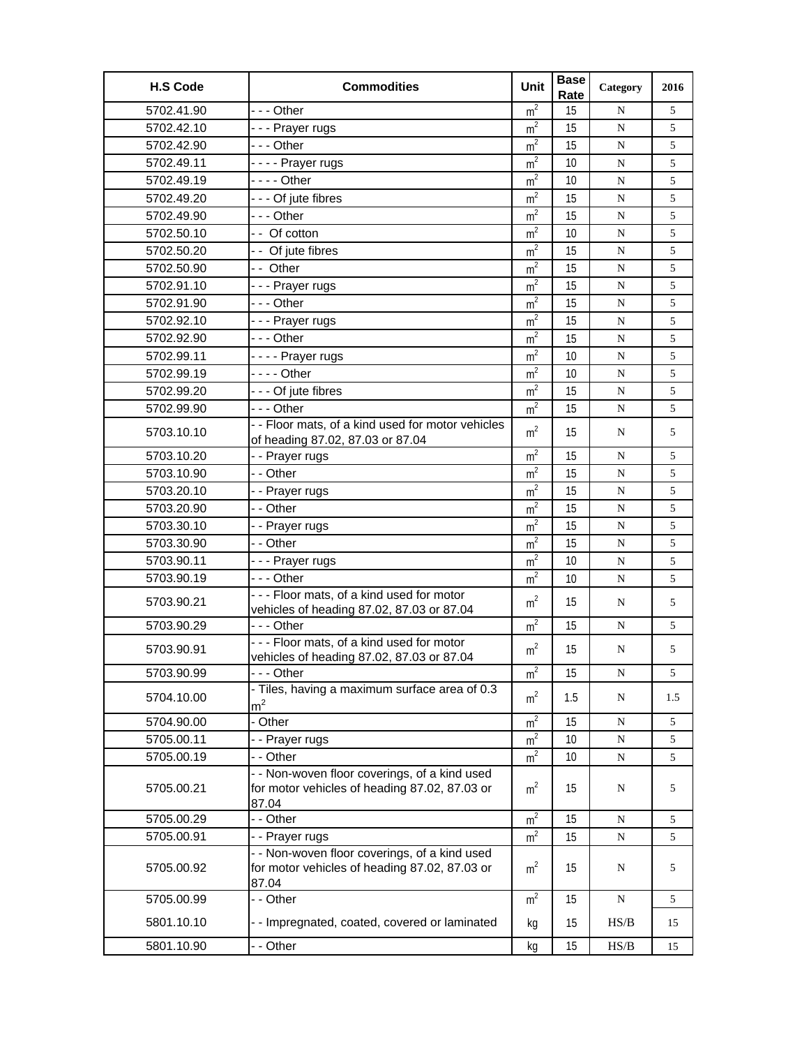| H.S Code | Commodities | Unit | Base Rate | Category | 2016 |
|---|---|---|---|---|---|
| 5702.41.90 | - - - Other | $m^2$ | 15 | N | 5 |
| 5702.42.10 | - - - Prayer rugs | $m^2$ | 15 | N | 5 |
| 5702.42.90 | - - - Other | $m^2$ | 15 | N | 5 |
| 5702.49.11 | - - - - Prayer rugs | $m^2$ | 10 | N | 5 |
| 5702.49.19 | - - - - Other | $m^2$ | 10 | N | 5 |
| 5702.49.20 | - - - Of jute fibres | $m^2$ | 15 | N | 5 |
| 5702.49.90 | - - - Other | $m^2$ | 15 | N | 5 |
| 5702.50.10 | - - Of cotton | $m^2$ | 10 | N | 5 |
| 5702.50.20 | - - Of jute fibres | $m^2$ | 15 | N | 5 |
| 5702.50.90 | - - Other | $m^2$ | 15 | N | 5 |
| 5702.91.10 | - - - Prayer rugs | $m^2$ | 15 | N | 5 |
| 5702.91.90 | - - - Other | $m^2$ | 15 | N | 5 |
| 5702.92.10 | - - - Prayer rugs | $m^2$ | 15 | N | 5 |
| 5702.92.90 | - - - Other | $m^2$ | 15 | N | 5 |
| 5702.99.11 | - - - - Prayer rugs | $m^2$ | 10 | N | 5 |
| 5702.99.19 | - - - - Other | $m^2$ | 10 | N | 5 |
| 5702.99.20 | - - - Of jute fibres | $m^2$ | 15 | N | 5 |
| 5702.99.90 | - - - Other | $m^2$ | 15 | N | 5 |
| 5703.10.10 | - - Floor mats, of a kind used for motor vehicles of heading 87.02, 87.03 or 87.04 | $m^2$ | 15 | N | 5 |
| 5703.10.20 | - - Prayer rugs | $m^2$ | 15 | N | 5 |
| 5703.10.90 | - - Other | $m^2$ | 15 | N | 5 |
| 5703.20.10 | - - Prayer rugs | $m^2$ | 15 | N | 5 |
| 5703.20.90 | - - Other | $m^2$ | 15 | N | 5 |
| 5703.30.10 | - - Prayer rugs | $m^2$ | 15 | N | 5 |
| 5703.30.90 | - - Other | $m^2$ | 15 | N | 5 |
| 5703.90.11 | - - - Prayer rugs | $m^2$ | 10 | N | 5 |
| 5703.90.19 | - - - Other | $m^2$ | 10 | N | 5 |
| 5703.90.21 | - - - Floor mats, of a kind used for motor vehicles of heading 87.02, 87.03 or 87.04 | $m^2$ | 15 | N | 5 |
| 5703.90.29 | - - - Other | $m^2$ | 15 | N | 5 |
| 5703.90.91 | - - - Floor mats, of a kind used for motor vehicles of heading 87.02, 87.03 or 87.04 | $m^2$ | 15 | N | 5 |
| 5703.90.99 | - - - Other | $m^2$ | 15 | N | 5 |
| 5704.10.00 | - Tiles, having a maximum surface area of 0.3 $m^2$ | $m^2$ | 1.5 | N | 1.5 |
| 5704.90.00 | - Other | $m^2$ | 15 | N | 5 |
| 5705.00.11 | - - Prayer rugs | $m^2$ | 10 | N | 5 |
| 5705.00.19 | - - Other | $m^2$ | 10 | N | 5 |
| 5705.00.21 | - - Non-woven floor coverings, of a kind used for motor vehicles of heading 87.02, 87.03 or 87.04 | $m^2$ | 15 | N | 5 |
| 5705.00.29 | - - Other | $m^2$ | 15 | N | 5 |
| 5705.00.91 | - - Prayer rugs | $m^2$ | 15 | N | 5 |
| 5705.00.92 | - - Non-woven floor coverings, of a kind used for motor vehicles of heading 87.02, 87.03 or 87.04 | $m^2$ | 15 | N | 5 |
| 5705.00.99 | - - Other | $m^2$ | 15 | N | 5 |
| 5801.10.10 | - - Impregnated, coated, covered or laminated | kg | 15 | HS/B | 15 |
| 5801.10.90 | - - Other | kg | 15 | HS/B | 15 |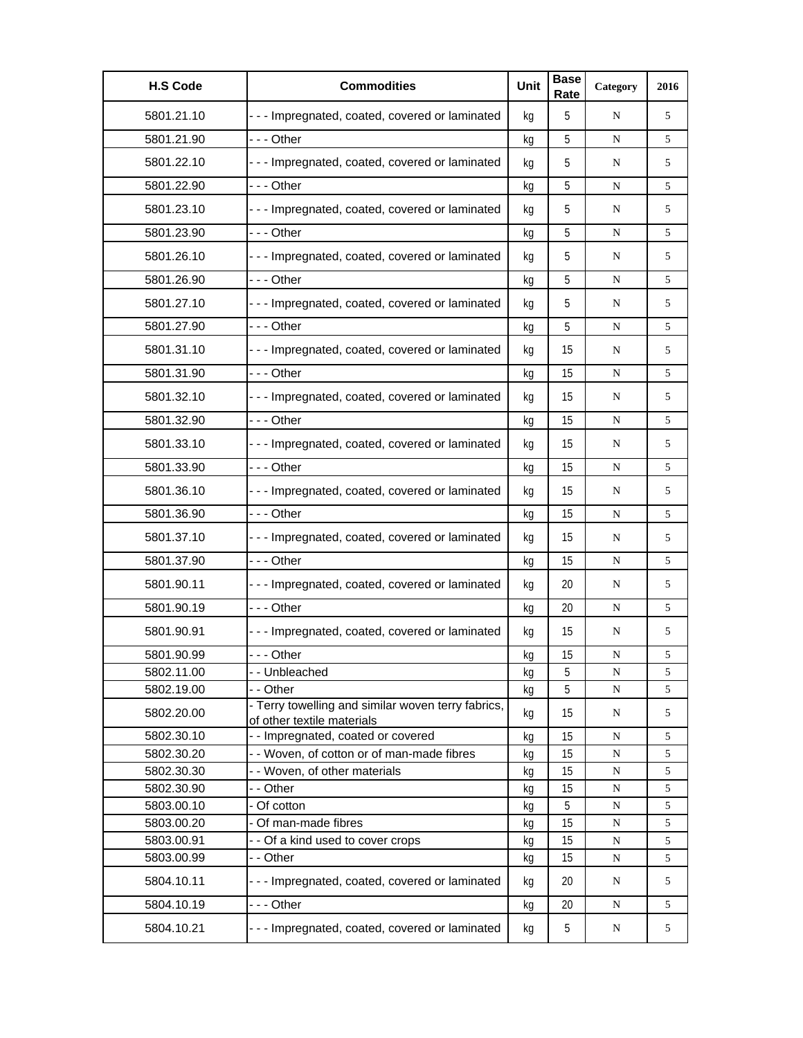| H.S Code | Commodities | Unit | Base Rate | Category | 2016 |
|---|---|---|---|---|---|
| 5801.21.10 | - - - Impregnated, coated, covered or laminated | kg | 5 | N | 5 |
| 5801.21.90 | - - - Other | kg | 5 | N | 5 |
| 5801.22.10 | - - - Impregnated, coated, covered or laminated | kg | 5 | N | 5 |
| 5801.22.90 | - - - Other | kg | 5 | N | 5 |
| 5801.23.10 | - - - Impregnated, coated, covered or laminated | kg | 5 | N | 5 |
| 5801.23.90 | - - - Other | kg | 5 | N | 5 |
| 5801.26.10 | - - - Impregnated, coated, covered or laminated | kg | 5 | N | 5 |
| 5801.26.90 | - - - Other | kg | 5 | N | 5 |
| 5801.27.10 | - - - Impregnated, coated, covered or laminated | kg | 5 | N | 5 |
| 5801.27.90 | - - - Other | kg | 5 | N | 5 |
| 5801.31.10 | - - - Impregnated, coated, covered or laminated | kg | 15 | N | 5 |
| 5801.31.90 | - - - Other | kg | 15 | N | 5 |
| 5801.32.10 | - - - Impregnated, coated, covered or laminated | kg | 15 | N | 5 |
| 5801.32.90 | - - - Other | kg | 15 | N | 5 |
| 5801.33.10 | - - - Impregnated, coated, covered or laminated | kg | 15 | N | 5 |
| 5801.33.90 | - - - Other | kg | 15 | N | 5 |
| 5801.36.10 | - - - Impregnated, coated, covered or laminated | kg | 15 | N | 5 |
| 5801.36.90 | - - - Other | kg | 15 | N | 5 |
| 5801.37.10 | - - - Impregnated, coated, covered or laminated | kg | 15 | N | 5 |
| 5801.37.90 | - - - Other | kg | 15 | N | 5 |
| 5801.90.11 | - - - Impregnated, coated, covered or laminated | kg | 20 | N | 5 |
| 5801.90.19 | - - - Other | kg | 20 | N | 5 |
| 5801.90.91 | - - - Impregnated, coated, covered or laminated | kg | 15 | N | 5 |
| 5801.90.99 | - - - Other | kg | 15 | N | 5 |
| 5802.11.00 | - - Unbleached | kg | 5 | N | 5 |
| 5802.19.00 | - - Other | kg | 5 | N | 5 |
| 5802.20.00 | - Terry towelling and similar woven terry fabrics, of other textile materials | kg | 15 | N | 5 |
| 5802.30.10 | - - Impregnated, coated or covered | kg | 15 | N | 5 |
| 5802.30.20 | - - Woven, of cotton or of man-made fibres | kg | 15 | N | 5 |
| 5802.30.30 | - - Woven, of other materials | kg | 15 | N | 5 |
| 5802.30.90 | - - Other | kg | 15 | N | 5 |
| 5803.00.10 | - Of cotton | kg | 5 | N | 5 |
| 5803.00.20 | - Of man-made fibres | kg | 15 | N | 5 |
| 5803.00.91 | - - Of a kind used to cover crops | kg | 15 | N | 5 |
| 5803.00.99 | - - Other | kg | 15 | N | 5 |
| 5804.10.11 | - - - Impregnated, coated, covered or laminated | kg | 20 | N | 5 |
| 5804.10.19 | - - - Other | kg | 20 | N | 5 |
| 5804.10.21 | - - - Impregnated, coated, covered or laminated | kg | 5 | N | 5 |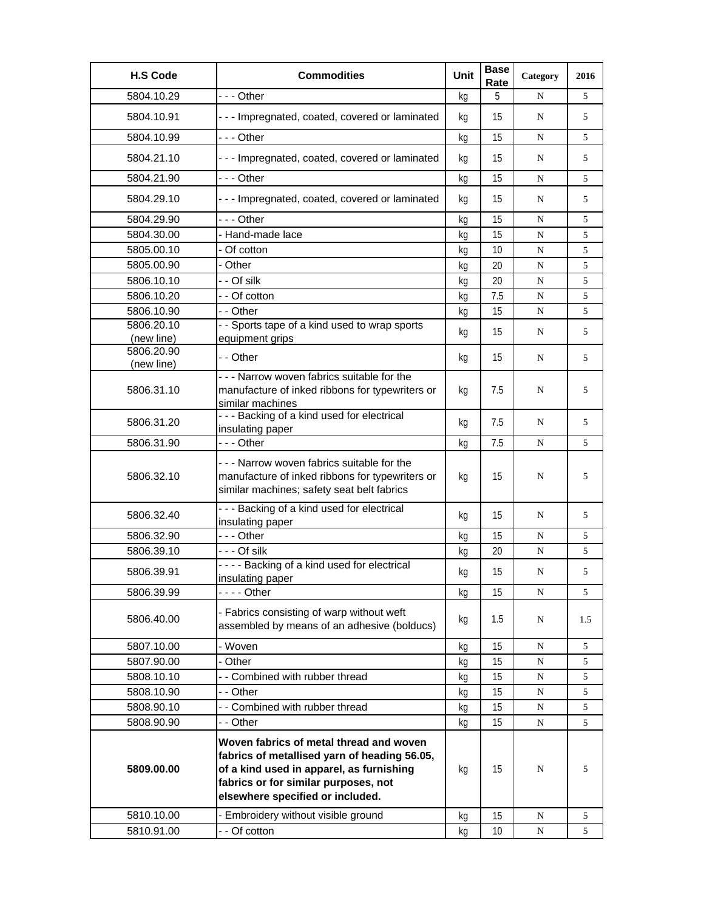| H.S Code | Commodities | Unit | Base Rate | Category | 2016 |
|---|---|---|---|---|---|
| 5804.10.29 | - - - Other | kg | 5 | N | 5 |
| 5804.10.91 | - - - Impregnated, coated, covered or laminated | kg | 15 | N | 5 |
| 5804.10.99 | - - - Other | kg | 15 | N | 5 |
| 5804.21.10 | - - - Impregnated, coated, covered or laminated | kg | 15 | N | 5 |
| 5804.21.90 | - - - Other | kg | 15 | N | 5 |
| 5804.29.10 | - - - Impregnated, coated, covered or laminated | kg | 15 | N | 5 |
| 5804.29.90 | - - - Other | kg | 15 | N | 5 |
| 5804.30.00 | - Hand-made lace | kg | 15 | N | 5 |
| 5805.00.10 | - Of cotton | kg | 10 | N | 5 |
| 5805.00.90 | - Other | kg | 20 | N | 5 |
| 5806.10.10 | - - Of silk | kg | 20 | N | 5 |
| 5806.10.20 | - - Of cotton | kg | 7.5 | N | 5 |
| 5806.10.90 | - - Other | kg | 15 | N | 5 |
| 5806.20.10 (new line) | - - Sports tape of a kind used to wrap sports equipment grips | kg | 15 | N | 5 |
| 5806.20.90 (new line) | - - Other | kg | 15 | N | 5 |
| 5806.31.10 | - - - Narrow woven fabrics suitable for the manufacture of inked ribbons for typewriters or similar machines | kg | 7.5 | N | 5 |
| 5806.31.20 | - - - Backing of a kind used for electrical insulating paper | kg | 7.5 | N | 5 |
| 5806.31.90 | - - - Other | kg | 7.5 | N | 5 |
| 5806.32.10 | - - - Narrow woven fabrics suitable for the manufacture of inked ribbons for typewriters or similar machines; safety seat belt fabrics | kg | 15 | N | 5 |
| 5806.32.40 | - - - Backing of a kind used for electrical insulating paper | kg | 15 | N | 5 |
| 5806.32.90 | - - - Other | kg | 15 | N | 5 |
| 5806.39.10 | - - - Of silk | kg | 20 | N | 5 |
| 5806.39.91 | - - - - Backing of a kind used for electrical insulating paper | kg | 15 | N | 5 |
| 5806.39.99 | - - - - Other | kg | 15 | N | 5 |
| 5806.40.00 | - Fabrics consisting of warp without weft assembled by means of an adhesive (bolducs) | kg | 1.5 | N | 1.5 |
| 5807.10.00 | - Woven | kg | 15 | N | 5 |
| 5807.90.00 | - Other | kg | 15 | N | 5 |
| 5808.10.10 | - - Combined with rubber thread | kg | 15 | N | 5 |
| 5808.10.90 | - - Other | kg | 15 | N | 5 |
| 5808.90.10 | - - Combined with rubber thread | kg | 15 | N | 5 |
| 5808.90.90 | - - Other | kg | 15 | N | 5 |
| **5809.00.00** | **Woven fabrics of metal thread and woven fabrics of metallised yarn of heading 56.05, of a kind used in apparel, as furnishing fabrics or for similar purposes, not elsewhere specified or included.** | kg | 15 | N | 5 |
| 5810.10.00 | - Embroidery without visible ground | kg | 15 | N | 5 |
| 5810.91.00 | - - Of cotton | kg | 10 | N | 5 |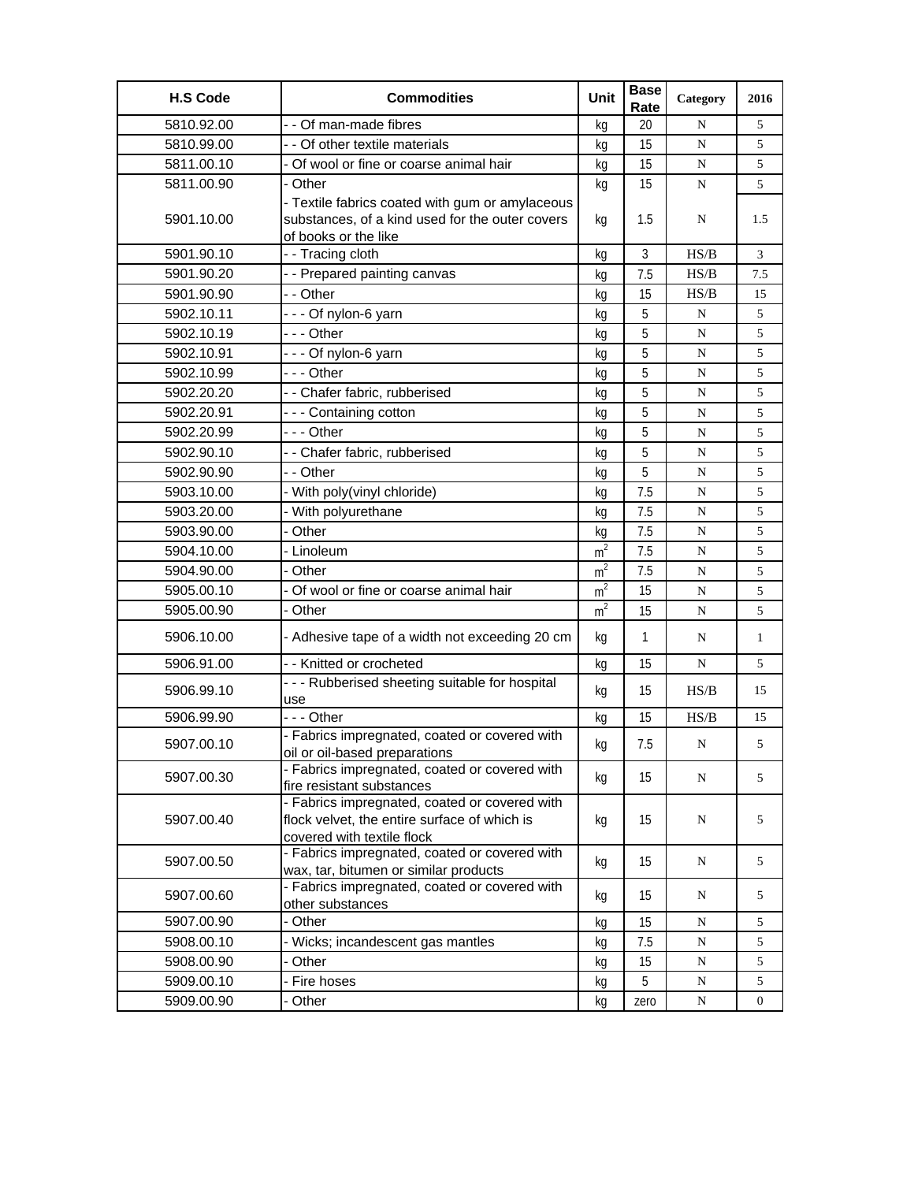| H.S Code | Commodities | Unit | Base Rate | Category | 2016 |
|---|---|---|---|---|---|
| 5810.92.00 | - - Of man-made fibres | kg | 20 | N | 5 |
| 5810.99.00 | - - Of other textile materials | kg | 15 | N | 5 |
| 5811.00.10 | - Of wool or fine or coarse animal hair | kg | 15 | N | 5 |
| 5811.00.90 | - Other | kg | 15 | N | 5 |
| 5901.10.00 | - Textile fabrics coated with gum or amylaceous substances, of a kind used for the outer covers of books or the like | kg | 1.5 | N | 1.5 |
| 5901.90.10 | - - Tracing cloth | kg | 3 | HS/B | 3 |
| 5901.90.20 | - - Prepared painting canvas | kg | 7.5 | HS/B | 7.5 |
| 5901.90.90 | - - Other | kg | 15 | HS/B | 15 |
| 5902.10.11 | - - - Of nylon-6 yarn | kg | 5 | N | 5 |
| 5902.10.19 | - - - Other | kg | 5 | N | 5 |
| 5902.10.91 | - - - Of nylon-6 yarn | kg | 5 | N | 5 |
| 5902.10.99 | - - - Other | kg | 5 | N | 5 |
| 5902.20.20 | - - Chafer fabric, rubberised | kg | 5 | N | 5 |
| 5902.20.91 | - - - Containing cotton | kg | 5 | N | 5 |
| 5902.20.99 | - - - Other | kg | 5 | N | 5 |
| 5902.90.10 | - - Chafer fabric, rubberised | kg | 5 | N | 5 |
| 5902.90.90 | - - Other | kg | 5 | N | 5 |
| 5903.10.00 | - With poly(vinyl chloride) | kg | 7.5 | N | 5 |
| 5903.20.00 | - With polyurethane | kg | 7.5 | N | 5 |
| 5903.90.00 | - Other | kg | 7.5 | N | 5 |
| 5904.10.00 | - Linoleum | $m^2$ | 7.5 | N | 5 |
| 5904.90.00 | - Other | $m^2$ | 7.5 | N | 5 |
| 5905.00.10 | - Of wool or fine or coarse animal hair | $m^2$ | 15 | N | 5 |
| 5905.00.90 | - Other | $m^2$ | 15 | N | 5 |
| 5906.10.00 | - Adhesive tape of a width not exceeding 20 cm | kg | 1 | N | 1 |
| 5906.91.00 | - - Knitted or crocheted | kg | 15 | N | 5 |
| 5906.99.10 | - - - Rubberised sheeting suitable for hospital use | kg | 15 | HS/B | 15 |
| 5906.99.90 | - - - Other | kg | 15 | HS/B | 15 |
| 5907.00.10 | - Fabrics impregnated, coated or covered with oil or oil-based preparations | kg | 7.5 | N | 5 |
| 5907.00.30 | - Fabrics impregnated, coated or covered with fire resistant substances | kg | 15 | N | 5 |
| 5907.00.40 | - Fabrics impregnated, coated or covered with flock velvet, the entire surface of which is covered with textile flock | kg | 15 | N | 5 |
| 5907.00.50 | - Fabrics impregnated, coated or covered with wax, tar, bitumen or similar products | kg | 15 | N | 5 |
| 5907.00.60 | - Fabrics impregnated, coated or covered with other substances | kg | 15 | N | 5 |
| 5907.00.90 | - Other | kg | 15 | N | 5 |
| 5908.00.10 | - Wicks; incandescent gas mantles | kg | 7.5 | N | 5 |
| 5908.00.90 | - Other | kg | 15 | N | 5 |
| 5909.00.10 | - Fire hoses | kg | 5 | N | 5 |
| 5909.00.90 | - Other | kg | zero | N | 0 |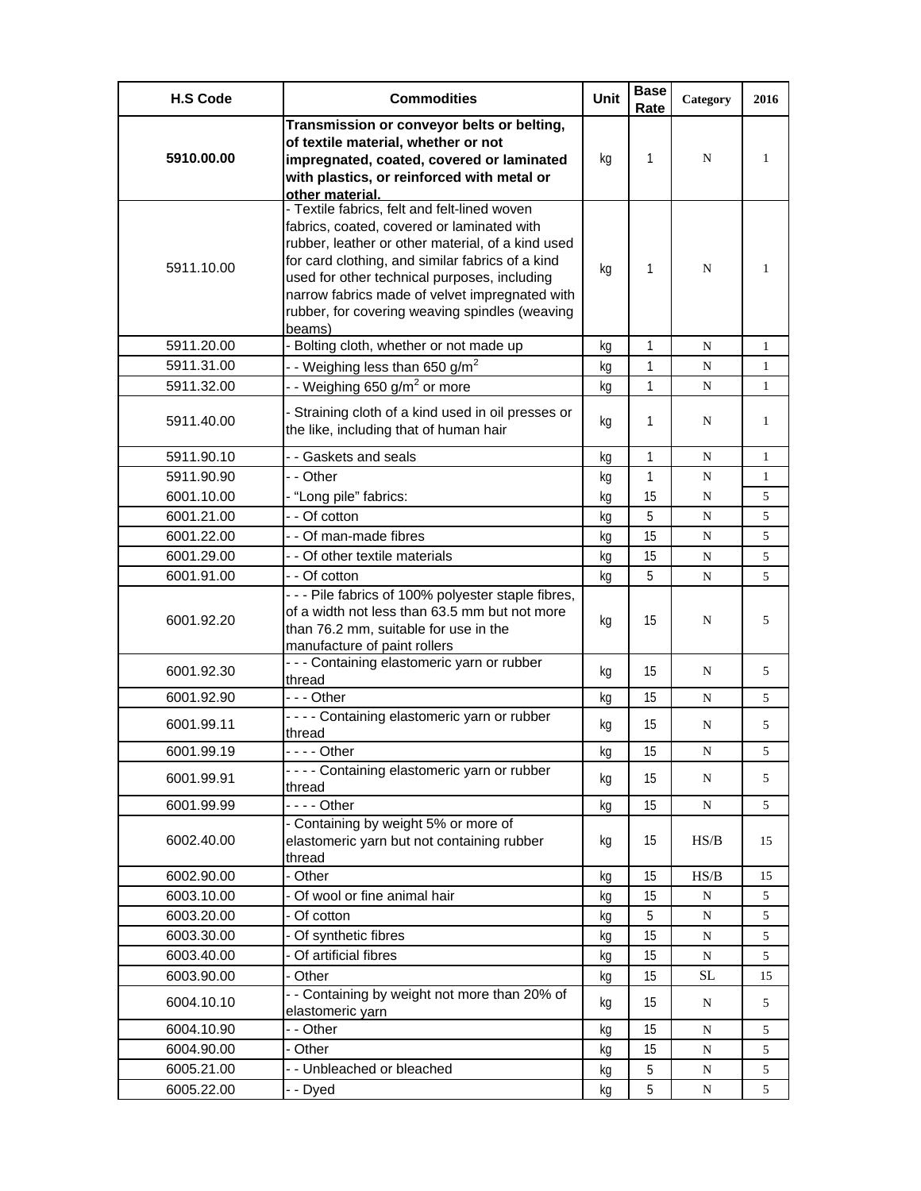| H.S Code | Commodities | Unit | Base Rate | Category | 2016 |
|---|---|---|---|---|---|
| **5910.00.00** | **Transmission or conveyor belts or belting, of textile material, whether or not impregnated, coated, covered or laminated with plastics, or reinforced with metal or other material.** | kg | 1 | N | 1 |
| 5911.10.00 | - Textile fabrics, felt and felt-lined woven fabrics, coated, covered or laminated with rubber, leather or other material, of a kind used for card clothing, and similar fabrics of a kind used for other technical purposes, including narrow fabrics made of velvet impregnated with rubber, for covering weaving spindles (weaving beams) | kg | 1 | N | 1 |
| 5911.20.00 | - Bolting cloth, whether or not made up | kg | 1 | N | 1 |
| 5911.31.00 | - - Weighing less than 650 g/m$^2$ | kg | 1 | N | 1 |
| 5911.32.00 | - - Weighing 650 g/m$^2$ or more | kg | 1 | N | 1 |
| 5911.40.00 | - Straining cloth of a kind used in oil presses or the like, including that of human hair | kg | 1 | N | 1 |
| 5911.90.10 | - - Gaskets and seals | kg | 1 | N | 1 |
| 5911.90.90 | - - Other | kg | 1 | N | 1 |
| 6001.10.00 | - "Long pile" fabrics: | kg | 15 | N | 5 |
| 6001.21.00 | - - Of cotton | kg | 5 | N | 5 |
| 6001.22.00 | - - Of man-made fibres | kg | 15 | N | 5 |
| 6001.29.00 | - - Of other textile materials | kg | 15 | N | 5 |
| 6001.91.00 | - - Of cotton | kg | 5 | N | 5 |
| 6001.92.20 | - - - Pile fabrics of 100% polyester staple fibres, of a width not less than 63.5 mm but not more than 76.2 mm, suitable for use in the manufacture of paint rollers | kg | 15 | N | 5 |
| 6001.92.30 | - - - Containing elastomeric yarn or rubber thread | kg | 15 | N | 5 |
| 6001.92.90 | - - - Other | kg | 15 | N | 5 |
| 6001.99.11 | - - - - Containing elastomeric yarn or rubber thread | kg | 15 | N | 5 |
| 6001.99.19 | - - - - Other | kg | 15 | N | 5 |
| 6001.99.91 | - - - - Containing elastomeric yarn or rubber thread | kg | 15 | N | 5 |
| 6001.99.99 | - - - - Other | kg | 15 | N | 5 |
| 6002.40.00 | - Containing by weight 5% or more of elastomeric yarn but not containing rubber thread | kg | 15 | HS/B | 15 |
| 6002.90.00 | - Other | kg | 15 | HS/B | 15 |
| 6003.10.00 | - Of wool or fine animal hair | kg | 15 | N | 5 |
| 6003.20.00 | - Of cotton | kg | 5 | N | 5 |
| 6003.30.00 | - Of synthetic fibres | kg | 15 | N | 5 |
| 6003.40.00 | - Of artificial fibres | kg | 15 | N | 5 |
| 6003.90.00 | - Other | kg | 15 | SL | 15 |
| 6004.10.10 | - - Containing by weight not more than 20% of elastomeric yarn | kg | 15 | N | 5 |
| 6004.10.90 | - - Other | kg | 15 | N | 5 |
| 6004.90.00 | - Other | kg | 15 | N | 5 |
| 6005.21.00 | - - Unbleached or bleached | kg | 5 | N | 5 |
| 6005.22.00 | - - Dyed | kg | 5 | N | 5 |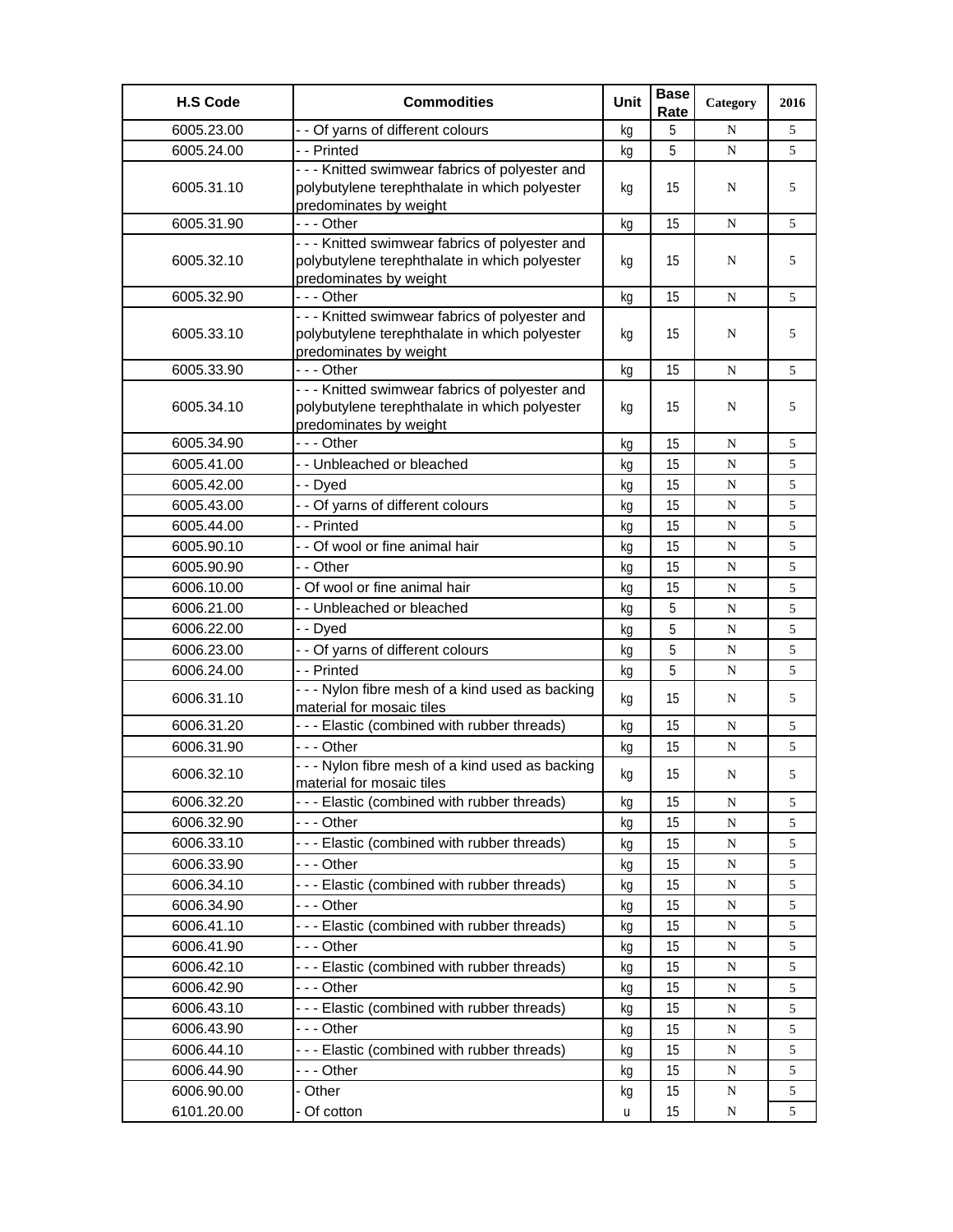| H.S Code | Commodities | Unit | Base Rate | Category | 2016 |
|---|---|---|---|---|---|
| 6005.23.00 | - - Of yarns of different colours | kg | 5 | N | 5 |
| 6005.24.00 | - - Printed | kg | 5 | N | 5 |
| 6005.31.10 | - - - Knitted swimwear fabrics of polyester and polybutylene terephthalate in which polyester predominates by weight | kg | 15 | N | 5 |
| 6005.31.90 | - - - Other | kg | 15 | N | 5 |
| 6005.32.10 | - - - Knitted swimwear fabrics of polyester and polybutylene terephthalate in which polyester predominates by weight | kg | 15 | N | 5 |
| 6005.32.90 | - - - Other | kg | 15 | N | 5 |
| 6005.33.10 | - - - Knitted swimwear fabrics of polyester and polybutylene terephthalate in which polyester predominates by weight | kg | 15 | N | 5 |
| 6005.33.90 | - - - Other | kg | 15 | N | 5 |
| 6005.34.10 | - - - Knitted swimwear fabrics of polyester and polybutylene terephthalate in which polyester predominates by weight | kg | 15 | N | 5 |
| 6005.34.90 | - - - Other | kg | 15 | N | 5 |
| 6005.41.00 | - - Unbleached or bleached | kg | 15 | N | 5 |
| 6005.42.00 | - - Dyed | kg | 15 | N | 5 |
| 6005.43.00 | - - Of yarns of different colours | kg | 15 | N | 5 |
| 6005.44.00 | - - Printed | kg | 15 | N | 5 |
| 6005.90.10 | - - Of wool or fine animal hair | kg | 15 | N | 5 |
| 6005.90.90 | - - Other | kg | 15 | N | 5 |
| 6006.10.00 | - Of wool or fine animal hair | kg | 15 | N | 5 |
| 6006.21.00 | - - Unbleached or bleached | kg | 5 | N | 5 |
| 6006.22.00 | - - Dyed | kg | 5 | N | 5 |
| 6006.23.00 | - - Of yarns of different colours | kg | 5 | N | 5 |
| 6006.24.00 | - - Printed | kg | 5 | N | 5 |
| 6006.31.10 | - - - Nylon fibre mesh of a kind used as backing material for mosaic tiles | kg | 15 | N | 5 |
| 6006.31.20 | - - - Elastic (combined with rubber threads) | kg | 15 | N | 5 |
| 6006.31.90 | - - - Other | kg | 15 | N | 5 |
| 6006.32.10 | - - - Nylon fibre mesh of a kind used as backing material for mosaic tiles | kg | 15 | N | 5 |
| 6006.32.20 | - - - Elastic (combined with rubber threads) | kg | 15 | N | 5 |
| 6006.32.90 | - - - Other | kg | 15 | N | 5 |
| 6006.33.10 | - - - Elastic (combined with rubber threads) | kg | 15 | N | 5 |
| 6006.33.90 | - - - Other | kg | 15 | N | 5 |
| 6006.34.10 | - - - Elastic (combined with rubber threads) | kg | 15 | N | 5 |
| 6006.34.90 | - - - Other | kg | 15 | N | 5 |
| 6006.41.10 | - - - Elastic (combined with rubber threads) | kg | 15 | N | 5 |
| 6006.41.90 | - - - Other | kg | 15 | N | 5 |
| 6006.42.10 | - - - Elastic (combined with rubber threads) | kg | 15 | N | 5 |
| 6006.42.90 | - - - Other | kg | 15 | N | 5 |
| 6006.43.10 | - - - Elastic (combined with rubber threads) | kg | 15 | N | 5 |
| 6006.43.90 | - - - Other | kg | 15 | N | 5 |
| 6006.44.10 | - - - Elastic (combined with rubber threads) | kg | 15 | N | 5 |
| 6006.44.90 | - - - Other | kg | 15 | N | 5 |
| 6006.90.00 | - Other | kg | 15 | N | 5 |
| 6101.20.00 | - Of cotton | u | 15 | N | 5 |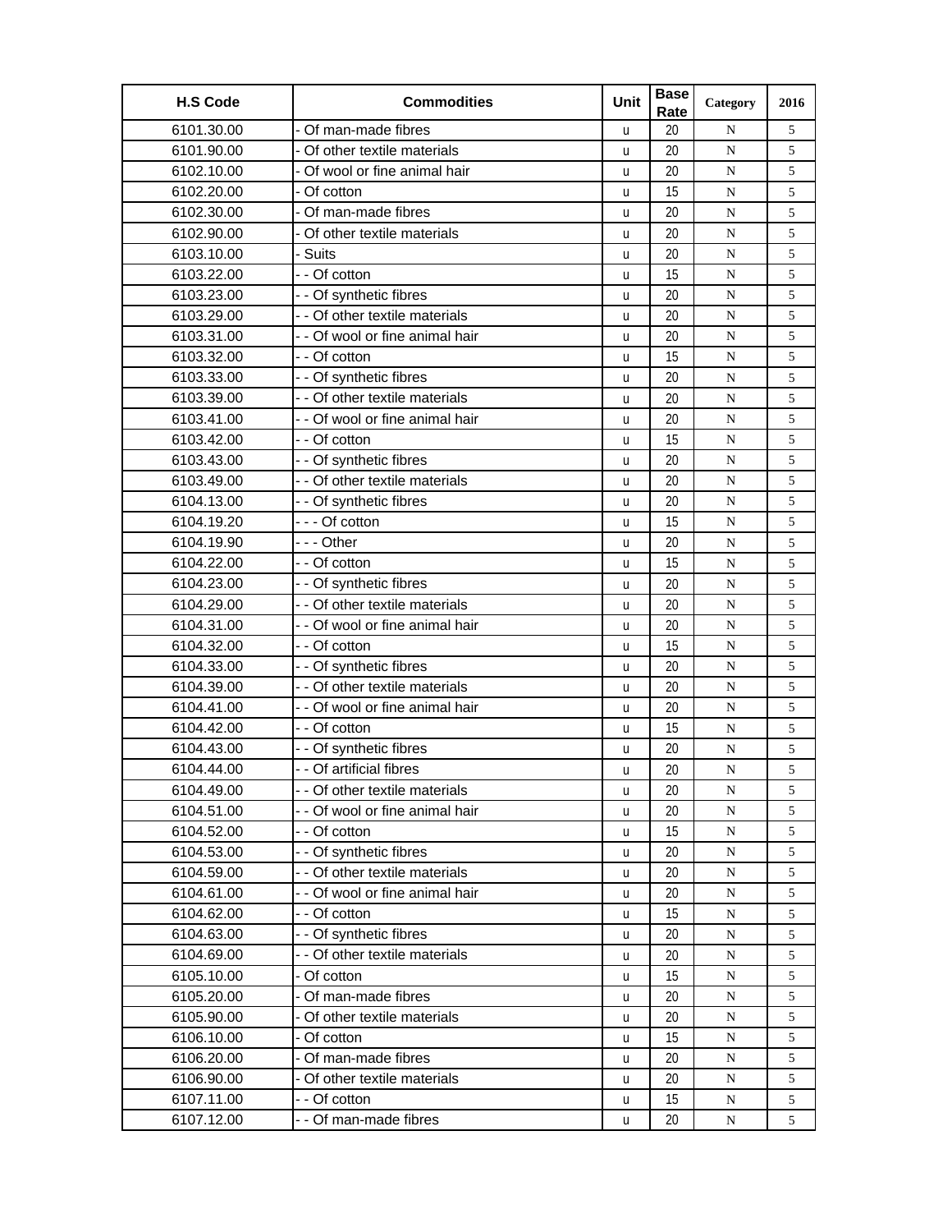| H.S Code | Commodities | Unit | Base Rate | Category | 2016 |
|---|---|---|---|---|---|
| 6101.30.00 | - Of man-made fibres | u | 20 | N | 5 |
| 6101.90.00 | - Of other textile materials | u | 20 | N | 5 |
| 6102.10.00 | - Of wool or fine animal hair | u | 20 | N | 5 |
| 6102.20.00 | - Of cotton | u | 15 | N | 5 |
| 6102.30.00 | - Of man-made fibres | u | 20 | N | 5 |
| 6102.90.00 | - Of other textile materials | u | 20 | N | 5 |
| 6103.10.00 | - Suits | u | 20 | N | 5 |
| 6103.22.00 | - - Of cotton | u | 15 | N | 5 |
| 6103.23.00 | - - Of synthetic fibres | u | 20 | N | 5 |
| 6103.29.00 | - - Of other textile materials | u | 20 | N | 5 |
| 6103.31.00 | - - Of wool or fine animal hair | u | 20 | N | 5 |
| 6103.32.00 | - - Of cotton | u | 15 | N | 5 |
| 6103.33.00 | - - Of synthetic fibres | u | 20 | N | 5 |
| 6103.39.00 | - - Of other textile materials | u | 20 | N | 5 |
| 6103.41.00 | - - Of wool or fine animal hair | u | 20 | N | 5 |
| 6103.42.00 | - - Of cotton | u | 15 | N | 5 |
| 6103.43.00 | - - Of synthetic fibres | u | 20 | N | 5 |
| 6103.49.00 | - - Of other textile materials | u | 20 | N | 5 |
| 6104.13.00 | - - Of synthetic fibres | u | 20 | N | 5 |
| 6104.19.20 | - - - Of cotton | u | 15 | N | 5 |
| 6104.19.90 | - - - Other | u | 20 | N | 5 |
| 6104.22.00 | - - Of cotton | u | 15 | N | 5 |
| 6104.23.00 | - - Of synthetic fibres | u | 20 | N | 5 |
| 6104.29.00 | - - Of other textile materials | u | 20 | N | 5 |
| 6104.31.00 | - - Of wool or fine animal hair | u | 20 | N | 5 |
| 6104.32.00 | - - Of cotton | u | 15 | N | 5 |
| 6104.33.00 | - - Of synthetic fibres | u | 20 | N | 5 |
| 6104.39.00 | - - Of other textile materials | u | 20 | N | 5 |
| 6104.41.00 | - - Of wool or fine animal hair | u | 20 | N | 5 |
| 6104.42.00 | - - Of cotton | u | 15 | N | 5 |
| 6104.43.00 | - - Of synthetic fibres | u | 20 | N | 5 |
| 6104.44.00 | - - Of artificial fibres | u | 20 | N | 5 |
| 6104.49.00 | - - Of other textile materials | u | 20 | N | 5 |
| 6104.51.00 | - - Of wool or fine animal hair | u | 20 | N | 5 |
| 6104.52.00 | - - Of cotton | u | 15 | N | 5 |
| 6104.53.00 | - - Of synthetic fibres | u | 20 | N | 5 |
| 6104.59.00 | - - Of other textile materials | u | 20 | N | 5 |
| 6104.61.00 | - - Of wool or fine animal hair | u | 20 | N | 5 |
| 6104.62.00 | - - Of cotton | u | 15 | N | 5 |
| 6104.63.00 | - - Of synthetic fibres | u | 20 | N | 5 |
| 6104.69.00 | - - Of other textile materials | u | 20 | N | 5 |
| 6105.10.00 | - Of cotton | u | 15 | N | 5 |
| 6105.20.00 | - Of man-made fibres | u | 20 | N | 5 |
| 6105.90.00 | - Of other textile materials | u | 20 | N | 5 |
| 6106.10.00 | - Of cotton | u | 15 | N | 5 |
| 6106.20.00 | - Of man-made fibres | u | 20 | N | 5 |
| 6106.90.00 | - Of other textile materials | u | 20 | N | 5 |
| 6107.11.00 | - - Of cotton | u | 15 | N | 5 |
| 6107.12.00 | - - Of man-made fibres | u | 20 | N | 5 |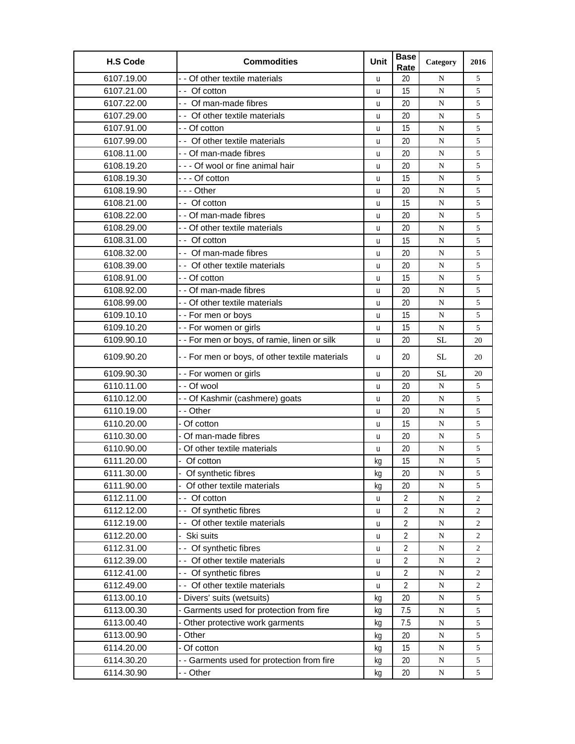| H.S Code | Commodities | Unit | Base Rate | Category | 2016 |
|---|---|---|---|---|---|
| 6107.19.00 | - - Of other textile materials | u | 20 | N | 5 |
| 6107.21.00 | - -  Of cotton | u | 15 | N | 5 |
| 6107.22.00 | - -  Of man-made fibres | u | 20 | N | 5 |
| 6107.29.00 | - -  Of other textile materials | u | 20 | N | 5 |
| 6107.91.00 | - - Of cotton | u | 15 | N | 5 |
| 6107.99.00 | - -  Of other textile materials | u | 20 | N | 5 |
| 6108.11.00 | - - Of man-made fibres | u | 20 | N | 5 |
| 6108.19.20 | - - - Of wool or fine animal hair | u | 20 | N | 5 |
| 6108.19.30 | - - - Of cotton | u | 15 | N | 5 |
| 6108.19.90 | - - - Other | u | 20 | N | 5 |
| 6108.21.00 | - -  Of cotton | u | 15 | N | 5 |
| 6108.22.00 | - - Of man-made fibres | u | 20 | N | 5 |
| 6108.29.00 | - - Of other textile materials | u | 20 | N | 5 |
| 6108.31.00 | - -  Of cotton | u | 15 | N | 5 |
| 6108.32.00 | - -  Of man-made fibres | u | 20 | N | 5 |
| 6108.39.00 | - -  Of other textile materials | u | 20 | N | 5 |
| 6108.91.00 | - - Of cotton | u | 15 | N | 5 |
| 6108.92.00 | - - Of man-made fibres | u | 20 | N | 5 |
| 6108.99.00 | - - Of other textile materials | u | 20 | N | 5 |
| 6109.10.10 | - - For men or boys | u | 15 | N | 5 |
| 6109.10.20 | - - For women or girls | u | 15 | N | 5 |
| 6109.90.10 | - - For men or boys, of ramie, linen or silk | u | 20 | SL | 20 |
| 6109.90.20 | - - For men or boys, of other textile materials | u | 20 | SL | 20 |
| 6109.90.30 | - - For women or girls | u | 20 | SL | 20 |
| 6110.11.00 | - - Of wool | u | 20 | N | 5 |
| 6110.12.00 | - - Of Kashmir (cashmere) goats | u | 20 | N | 5 |
| 6110.19.00 | - - Other | u | 20 | N | 5 |
| 6110.20.00 | - Of cotton | u | 15 | N | 5 |
| 6110.30.00 | - Of man-made fibres | u | 20 | N | 5 |
| 6110.90.00 | - Of other textile materials | u | 20 | N | 5 |
| 6111.20.00 | -  Of cotton | kg | 15 | N | 5 |
| 6111.30.00 | -  Of synthetic fibres | kg | 20 | N | 5 |
| 6111.90.00 | -  Of other textile materials | kg | 20 | N | 5 |
| 6112.11.00 | - -  Of cotton | u | 2 | N | 2 |
| 6112.12.00 | - -  Of synthetic fibres | u | 2 | N | 2 |
| 6112.19.00 | - -  Of other textile materials | u | 2 | N | 2 |
| 6112.20.00 | -  Ski suits | u | 2 | N | 2 |
| 6112.31.00 | - -  Of synthetic fibres | u | 2 | N | 2 |
| 6112.39.00 | - -  Of other textile materials | u | 2 | N | 2 |
| 6112.41.00 | - -  Of synthetic fibres | u | 2 | N | 2 |
| 6112.49.00 | - -  Of other textile materials | u | 2 | N | 2 |
| 6113.00.10 | - Divers' suits (wetsuits) | kg | 20 | N | 5 |
| 6113.00.30 | - Garments used for protection from fire | kg | 7.5 | N | 5 |
| 6113.00.40 | - Other protective work garments | kg | 7.5 | N | 5 |
| 6113.00.90 | - Other | kg | 20 | N | 5 |
| 6114.20.00 | - Of cotton | kg | 15 | N | 5 |
| 6114.30.20 | - - Garments used for protection from fire | kg | 20 | N | 5 |
| 6114.30.90 | - - Other | kg | 20 | N | 5 |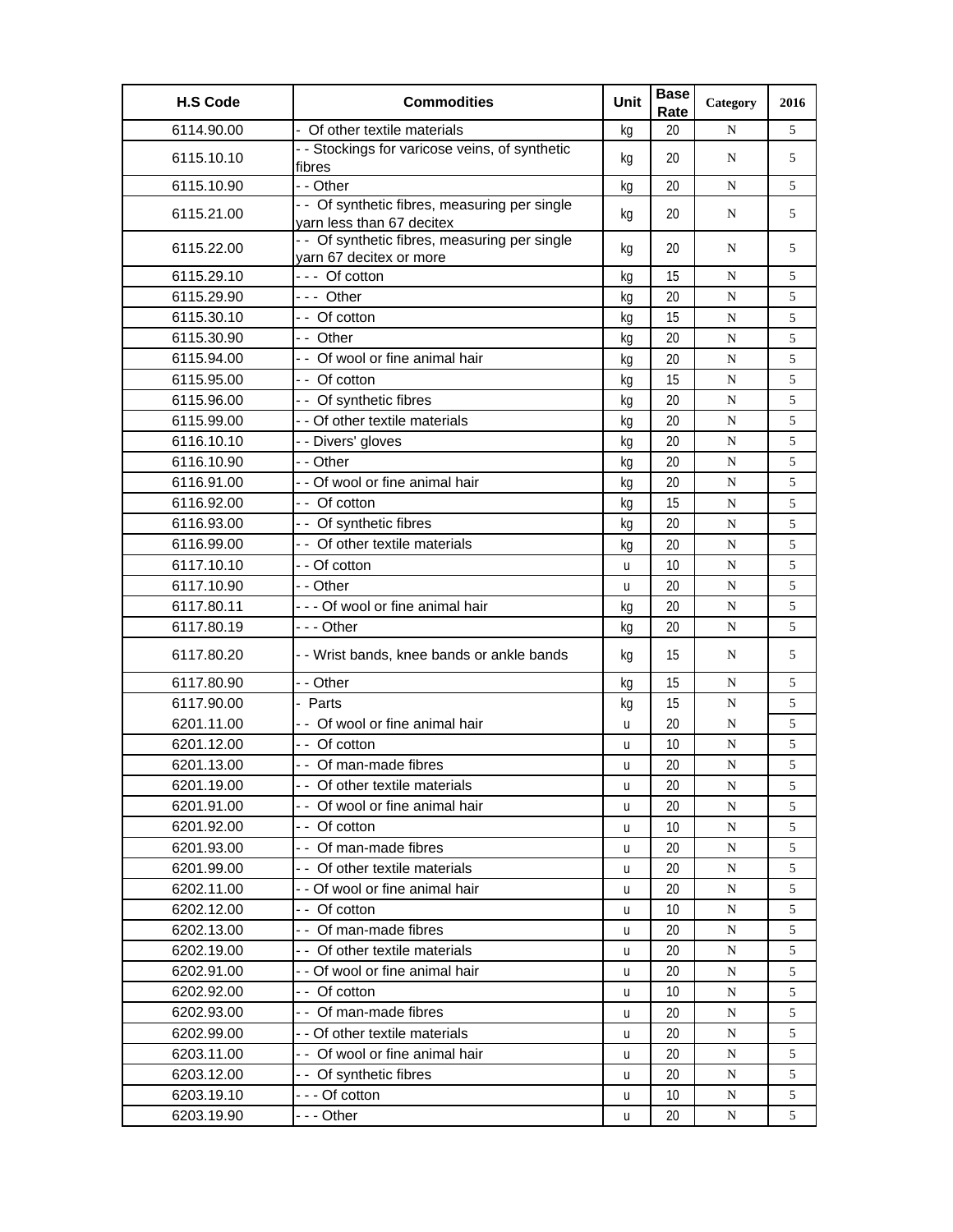| H.S Code | Commodities | Unit | Base Rate | Category | 2016 |
|---|---|---|---|---|---|
| 6114.90.00 | - Of other textile materials | kg | 20 | N | 5 |
| 6115.10.10 | - - Stockings for varicose veins, of synthetic fibres | kg | 20 | N | 5 |
| 6115.10.90 | - - Other | kg | 20 | N | 5 |
| 6115.21.00 | - - Of synthetic fibres, measuring per single yarn less than 67 decitex | kg | 20 | N | 5 |
| 6115.22.00 | - - Of synthetic fibres, measuring per single yarn 67 decitex or more | kg | 20 | N | 5 |
| 6115.29.10 | - - - Of cotton | kg | 15 | N | 5 |
| 6115.29.90 | - - - Other | kg | 20 | N | 5 |
| 6115.30.10 | - - Of cotton | kg | 15 | N | 5 |
| 6115.30.90 | - - Other | kg | 20 | N | 5 |
| 6115.94.00 | - - Of wool or fine animal hair | kg | 20 | N | 5 |
| 6115.95.00 | - - Of cotton | kg | 15 | N | 5 |
| 6115.96.00 | - - Of synthetic fibres | kg | 20 | N | 5 |
| 6115.99.00 | - - Of other textile materials | kg | 20 | N | 5 |
| 6116.10.10 | - - Divers' gloves | kg | 20 | N | 5 |
| 6116.10.90 | - - Other | kg | 20 | N | 5 |
| 6116.91.00 | - - Of wool or fine animal hair | kg | 20 | N | 5 |
| 6116.92.00 | - - Of cotton | kg | 15 | N | 5 |
| 6116.93.00 | - - Of synthetic fibres | kg | 20 | N | 5 |
| 6116.99.00 | - - Of other textile materials | kg | 20 | N | 5 |
| 6117.10.10 | - - Of cotton | u | 10 | N | 5 |
| 6117.10.90 | - - Other | u | 20 | N | 5 |
| 6117.80.11 | - - - Of wool or fine animal hair | kg | 20 | N | 5 |
| 6117.80.19 | - - - Other | kg | 20 | N | 5 |
| 6117.80.20 | - - Wrist bands, knee bands or ankle bands | kg | 15 | N | 5 |
| 6117.80.90 | - - Other | kg | 15 | N | 5 |
| 6117.90.00 | - Parts | kg | 15 | N | 5 |
| 6201.11.00 | - - Of wool or fine animal hair | u | 20 | N | 5 |
| 6201.12.00 | - - Of cotton | u | 10 | N | 5 |
| 6201.13.00 | - - Of man-made fibres | u | 20 | N | 5 |
| 6201.19.00 | - - Of other textile materials | u | 20 | N | 5 |
| 6201.91.00 | - - Of wool or fine animal hair | u | 20 | N | 5 |
| 6201.92.00 | - - Of cotton | u | 10 | N | 5 |
| 6201.93.00 | - - Of man-made fibres | u | 20 | N | 5 |
| 6201.99.00 | - - Of other textile materials | u | 20 | N | 5 |
| 6202.11.00 | - - Of wool or fine animal hair | u | 20 | N | 5 |
| 6202.12.00 | - - Of cotton | u | 10 | N | 5 |
| 6202.13.00 | - - Of man-made fibres | u | 20 | N | 5 |
| 6202.19.00 | - - Of other textile materials | u | 20 | N | 5 |
| 6202.91.00 | - - Of wool or fine animal hair | u | 20 | N | 5 |
| 6202.92.00 | - - Of cotton | u | 10 | N | 5 |
| 6202.93.00 | - - Of man-made fibres | u | 20 | N | 5 |
| 6202.99.00 | - - Of other textile materials | u | 20 | N | 5 |
| 6203.11.00 | - - Of wool or fine animal hair | u | 20 | N | 5 |
| 6203.12.00 | - - Of synthetic fibres | u | 20 | N | 5 |
| 6203.19.10 | - - - Of cotton | u | 10 | N | 5 |
| 6203.19.90 | - - - Other | u | 20 | N | 5 |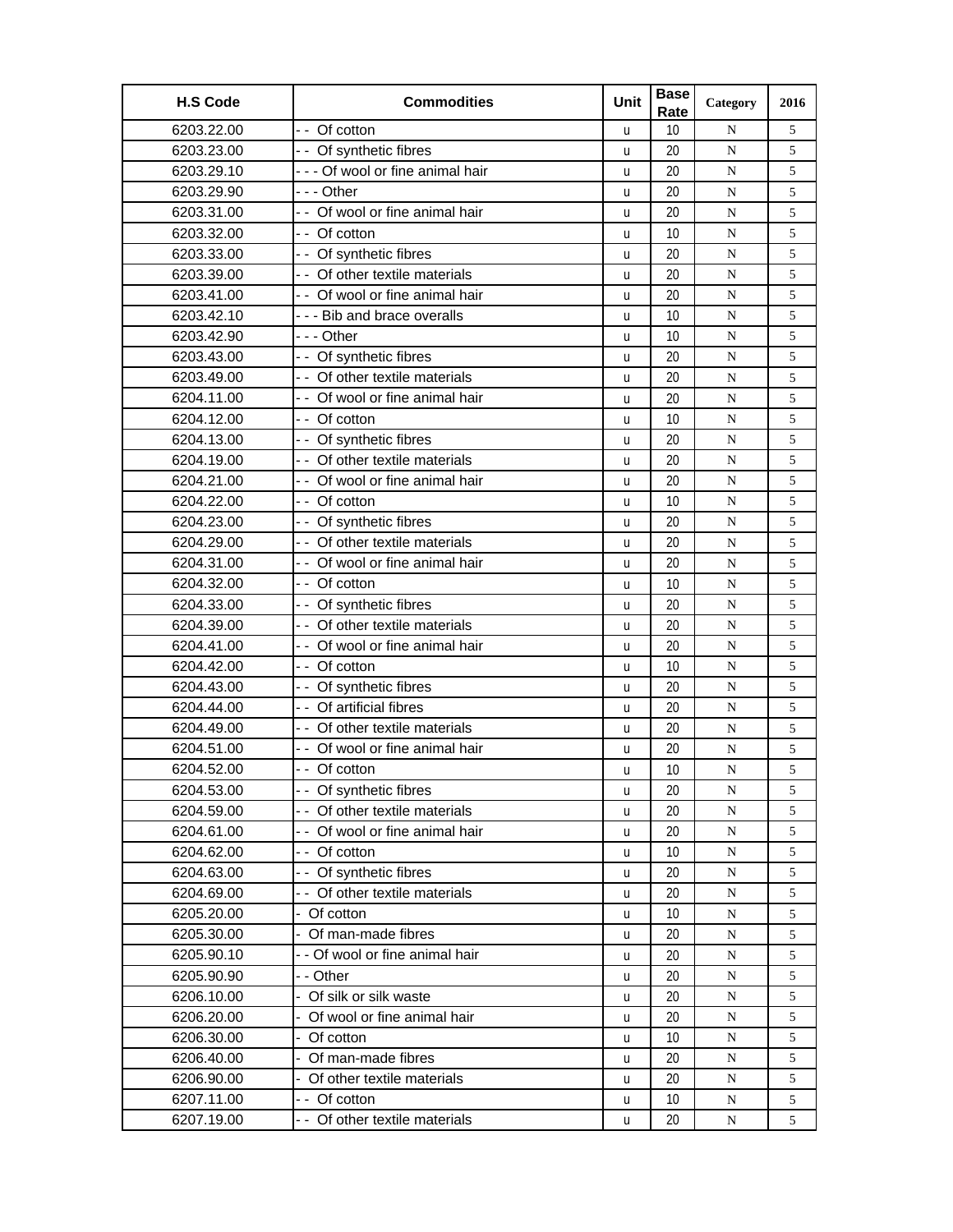| H.S Code | Commodities | Unit | Base Rate | Category | 2016 |
|---|---|---|---|---|---|
| 6203.22.00 | - - Of cotton | u | 10 | N | 5 |
| 6203.23.00 | - - Of synthetic fibres | u | 20 | N | 5 |
| 6203.29.10 | - - - Of wool or fine animal hair | u | 20 | N | 5 |
| 6203.29.90 | - - - Other | u | 20 | N | 5 |
| 6203.31.00 | - - Of wool or fine animal hair | u | 20 | N | 5 |
| 6203.32.00 | - - Of cotton | u | 10 | N | 5 |
| 6203.33.00 | - - Of synthetic fibres | u | 20 | N | 5 |
| 6203.39.00 | - - Of other textile materials | u | 20 | N | 5 |
| 6203.41.00 | - - Of wool or fine animal hair | u | 20 | N | 5 |
| 6203.42.10 | - - - Bib and brace overalls | u | 10 | N | 5 |
| 6203.42.90 | - - - Other | u | 10 | N | 5 |
| 6203.43.00 | - - Of synthetic fibres | u | 20 | N | 5 |
| 6203.49.00 | - - Of other textile materials | u | 20 | N | 5 |
| 6204.11.00 | - - Of wool or fine animal hair | u | 20 | N | 5 |
| 6204.12.00 | - - Of cotton | u | 10 | N | 5 |
| 6204.13.00 | - - Of synthetic fibres | u | 20 | N | 5 |
| 6204.19.00 | - - Of other textile materials | u | 20 | N | 5 |
| 6204.21.00 | - - Of wool or fine animal hair | u | 20 | N | 5 |
| 6204.22.00 | - - Of cotton | u | 10 | N | 5 |
| 6204.23.00 | - - Of synthetic fibres | u | 20 | N | 5 |
| 6204.29.00 | - - Of other textile materials | u | 20 | N | 5 |
| 6204.31.00 | - - Of wool or fine animal hair | u | 20 | N | 5 |
| 6204.32.00 | - - Of cotton | u | 10 | N | 5 |
| 6204.33.00 | - - Of synthetic fibres | u | 20 | N | 5 |
| 6204.39.00 | - - Of other textile materials | u | 20 | N | 5 |
| 6204.41.00 | - - Of wool or fine animal hair | u | 20 | N | 5 |
| 6204.42.00 | - - Of cotton | u | 10 | N | 5 |
| 6204.43.00 | - - Of synthetic fibres | u | 20 | N | 5 |
| 6204.44.00 | - - Of artificial fibres | u | 20 | N | 5 |
| 6204.49.00 | - - Of other textile materials | u | 20 | N | 5 |
| 6204.51.00 | - - Of wool or fine animal hair | u | 20 | N | 5 |
| 6204.52.00 | - - Of cotton | u | 10 | N | 5 |
| 6204.53.00 | - - Of synthetic fibres | u | 20 | N | 5 |
| 6204.59.00 | - - Of other textile materials | u | 20 | N | 5 |
| 6204.61.00 | - - Of wool or fine animal hair | u | 20 | N | 5 |
| 6204.62.00 | - - Of cotton | u | 10 | N | 5 |
| 6204.63.00 | - - Of synthetic fibres | u | 20 | N | 5 |
| 6204.69.00 | - - Of other textile materials | u | 20 | N | 5 |
| 6205.20.00 | - Of cotton | u | 10 | N | 5 |
| 6205.30.00 | - Of man-made fibres | u | 20 | N | 5 |
| 6205.90.10 | - - Of wool or fine animal hair | u | 20 | N | 5 |
| 6205.90.90 | - - Other | u | 20 | N | 5 |
| 6206.10.00 | - Of silk or silk waste | u | 20 | N | 5 |
| 6206.20.00 | - Of wool or fine animal hair | u | 20 | N | 5 |
| 6206.30.00 | - Of cotton | u | 10 | N | 5 |
| 6206.40.00 | - Of man-made fibres | u | 20 | N | 5 |
| 6206.90.00 | - Of other textile materials | u | 20 | N | 5 |
| 6207.11.00 | - - Of cotton | u | 10 | N | 5 |
| 6207.19.00 | - - Of other textile materials | u | 20 | N | 5 |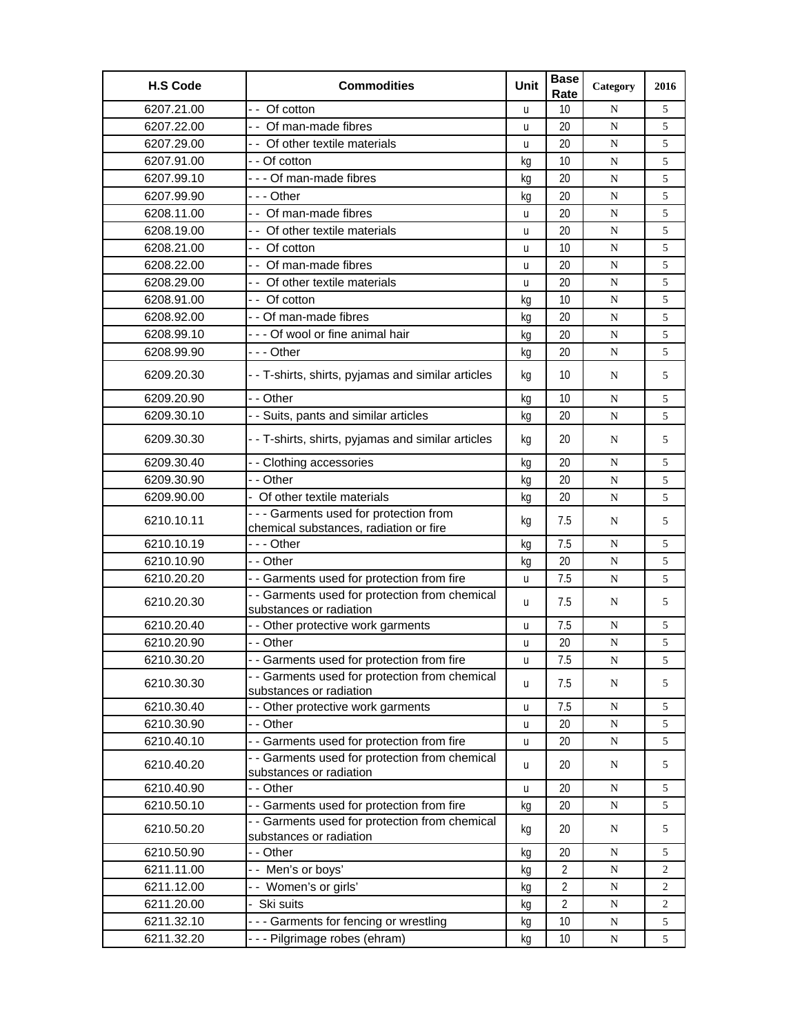| H.S Code | Commodities | Unit | Base Rate | Category | 2016 |
|---|---|---|---|---|---|
| 6207.21.00 | - - Of cotton | u | 10 | N | 5 |
| 6207.22.00 | - - Of man-made fibres | u | 20 | N | 5 |
| 6207.29.00 | - - Of other textile materials | u | 20 | N | 5 |
| 6207.91.00 | - - Of cotton | kg | 10 | N | 5 |
| 6207.99.10 | - - - Of man-made fibres | kg | 20 | N | 5 |
| 6207.99.90 | - - - Other | kg | 20 | N | 5 |
| 6208.11.00 | - - Of man-made fibres | u | 20 | N | 5 |
| 6208.19.00 | - - Of other textile materials | u | 20 | N | 5 |
| 6208.21.00 | - - Of cotton | u | 10 | N | 5 |
| 6208.22.00 | - - Of man-made fibres | u | 20 | N | 5 |
| 6208.29.00 | - - Of other textile materials | u | 20 | N | 5 |
| 6208.91.00 | - - Of cotton | kg | 10 | N | 5 |
| 6208.92.00 | - - Of man-made fibres | kg | 20 | N | 5 |
| 6208.99.10 | - - - Of wool or fine animal hair | kg | 20 | N | 5 |
| 6208.99.90 | - - - Other | kg | 20 | N | 5 |
| 6209.20.30 | - - T-shirts, shirts, pyjamas and similar articles | kg | 10 | N | 5 |
| 6209.20.90 | - - Other | kg | 10 | N | 5 |
| 6209.30.10 | - - Suits, pants and similar articles | kg | 20 | N | 5 |
| 6209.30.30 | - - T-shirts, shirts, pyjamas and similar articles | kg | 20 | N | 5 |
| 6209.30.40 | - - Clothing accessories | kg | 20 | N | 5 |
| 6209.30.90 | - - Other | kg | 20 | N | 5 |
| 6209.90.00 | - Of other textile materials | kg | 20 | N | 5 |
| 6210.10.11 | - - - Garments used for protection from chemical substances, radiation or fire | kg | 7.5 | N | 5 |
| 6210.10.19 | - - - Other | kg | 7.5 | N | 5 |
| 6210.10.90 | - - Other | kg | 20 | N | 5 |
| 6210.20.20 | - - Garments used for protection from fire | u | 7.5 | N | 5 |
| 6210.20.30 | - - Garments used for protection from chemical substances or radiation | u | 7.5 | N | 5 |
| 6210.20.40 | - - Other protective work garments | u | 7.5 | N | 5 |
| 6210.20.90 | - - Other | u | 20 | N | 5 |
| 6210.30.20 | - - Garments used for protection from fire | u | 7.5 | N | 5 |
| 6210.30.30 | - - Garments used for protection from chemical substances or radiation | u | 7.5 | N | 5 |
| 6210.30.40 | - - Other protective work garments | u | 7.5 | N | 5 |
| 6210.30.90 | - - Other | u | 20 | N | 5 |
| 6210.40.10 | - - Garments used for protection from fire | u | 20 | N | 5 |
| 6210.40.20 | - - Garments used for protection from chemical substances or radiation | u | 20 | N | 5 |
| 6210.40.90 | - - Other | u | 20 | N | 5 |
| 6210.50.10 | - - Garments used for protection from fire | kg | 20 | N | 5 |
| 6210.50.20 | - - Garments used for protection from chemical substances or radiation | kg | 20 | N | 5 |
| 6210.50.90 | - - Other | kg | 20 | N | 5 |
| 6211.11.00 | - - Men's or boys' | kg | 2 | N | 2 |
| 6211.12.00 | - - Women's or girls' | kg | 2 | N | 2 |
| 6211.20.00 | - Ski suits | kg | 2 | N | 2 |
| 6211.32.10 | - - - Garments for fencing or wrestling | kg | 10 | N | 5 |
| 6211.32.20 | - - - Pilgrimage robes (ehram) | kg | 10 | N | 5 |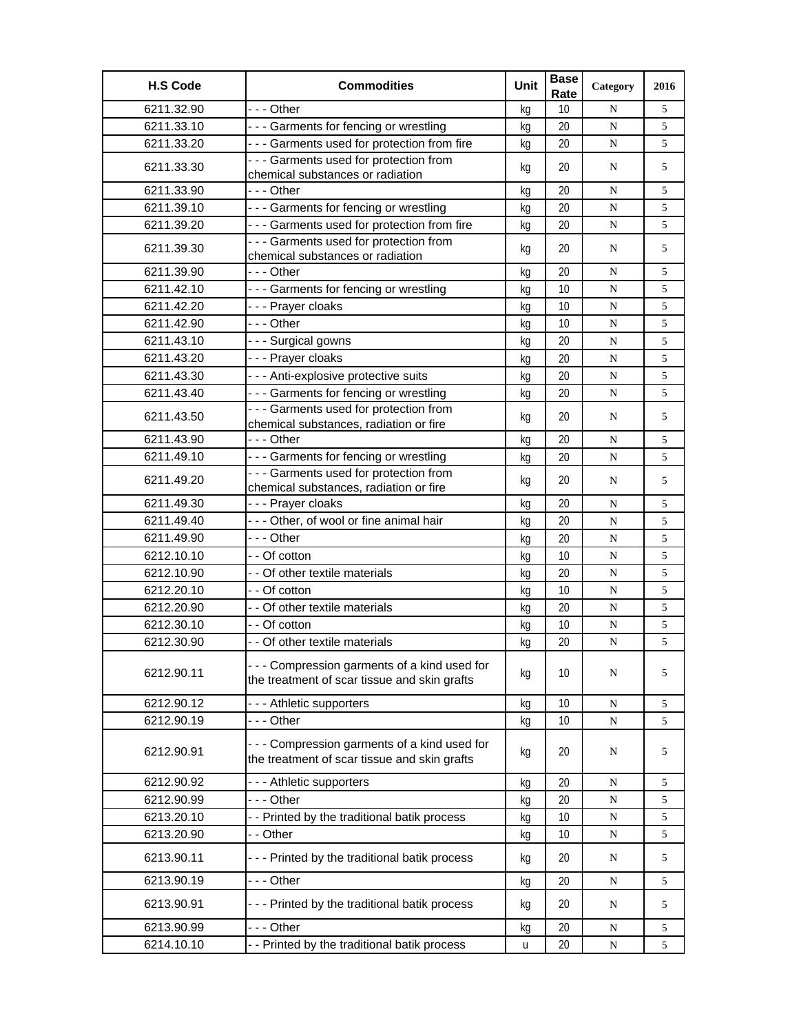| H.S Code | Commodities | Unit | Base Rate | Category | 2016 |
|---|---|---|---|---|---|
| 6211.32.90 | - - - Other | kg | 10 | N | 5 |
| 6211.33.10 | - - - Garments for fencing or wrestling | kg | 20 | N | 5 |
| 6211.33.20 | - - - Garments used for protection from fire | kg | 20 | N | 5 |
| 6211.33.30 | - - - Garments used for protection from chemical substances or radiation | kg | 20 | N | 5 |
| 6211.33.90 | - - - Other | kg | 20 | N | 5 |
| 6211.39.10 | - - - Garments for fencing or wrestling | kg | 20 | N | 5 |
| 6211.39.20 | - - - Garments used for protection from fire | kg | 20 | N | 5 |
| 6211.39.30 | - - - Garments used for protection from chemical substances or radiation | kg | 20 | N | 5 |
| 6211.39.90 | - - - Other | kg | 20 | N | 5 |
| 6211.42.10 | - - - Garments for fencing or wrestling | kg | 10 | N | 5 |
| 6211.42.20 | - - - Prayer cloaks | kg | 10 | N | 5 |
| 6211.42.90 | - - - Other | kg | 10 | N | 5 |
| 6211.43.10 | - - - Surgical gowns | kg | 20 | N | 5 |
| 6211.43.20 | - - - Prayer cloaks | kg | 20 | N | 5 |
| 6211.43.30 | - - - Anti-explosive protective suits | kg | 20 | N | 5 |
| 6211.43.40 | - - - Garments for fencing or wrestling | kg | 20 | N | 5 |
| 6211.43.50 | - - - Garments used for protection from chemical substances, radiation or fire | kg | 20 | N | 5 |
| 6211.43.90 | - - - Other | kg | 20 | N | 5 |
| 6211.49.10 | - - - Garments for fencing or wrestling | kg | 20 | N | 5 |
| 6211.49.20 | - - - Garments used for protection from chemical substances, radiation or fire | kg | 20 | N | 5 |
| 6211.49.30 | - - - Prayer cloaks | kg | 20 | N | 5 |
| 6211.49.40 | - - - Other, of wool or fine animal hair | kg | 20 | N | 5 |
| 6211.49.90 | - - - Other | kg | 20 | N | 5 |
| 6212.10.10 | - - Of cotton | kg | 10 | N | 5 |
| 6212.10.90 | - - Of other textile materials | kg | 20 | N | 5 |
| 6212.20.10 | - - Of cotton | kg | 10 | N | 5 |
| 6212.20.90 | - - Of other textile materials | kg | 20 | N | 5 |
| 6212.30.10 | - - Of cotton | kg | 10 | N | 5 |
| 6212.30.90 | - - Of other textile materials | kg | 20 | N | 5 |
| 6212.90.11 | - - - Compression garments of a kind used for the treatment of scar tissue and skin grafts | kg | 10 | N | 5 |
| 6212.90.12 | - - - Athletic supporters | kg | 10 | N | 5 |
| 6212.90.19 | - - - Other | kg | 10 | N | 5 |
| 6212.90.91 | - - - Compression garments of a kind used for the treatment of scar tissue and skin grafts | kg | 20 | N | 5 |
| 6212.90.92 | - - - Athletic supporters | kg | 20 | N | 5 |
| 6212.90.99 | - - - Other | kg | 20 | N | 5 |
| 6213.20.10 | - - Printed by the traditional batik process | kg | 10 | N | 5 |
| 6213.20.90 | - - Other | kg | 10 | N | 5 |
| 6213.90.11 | - - - Printed by the traditional batik process | kg | 20 | N | 5 |
| 6213.90.19 | - - - Other | kg | 20 | N | 5 |
| 6213.90.91 | - - - Printed by the traditional batik process | kg | 20 | N | 5 |
| 6213.90.99 | - - - Other | kg | 20 | N | 5 |
| 6214.10.10 | - - Printed by the traditional batik process | u | 20 | N | 5 |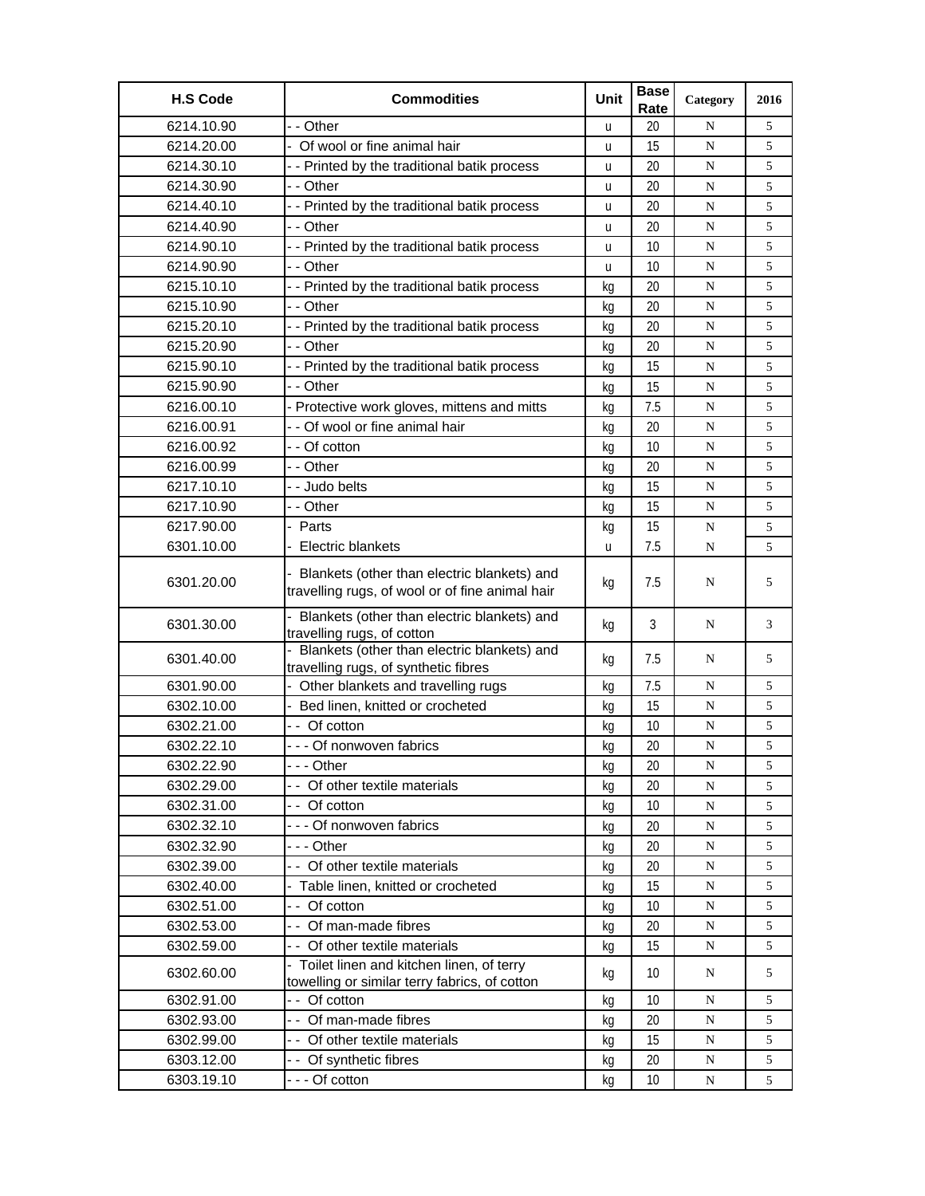| H.S Code | Commodities | Unit | Base Rate | Category | 2016 |
|---|---|---|---|---|---|
| 6214.10.90 | - - Other | u | 20 | N | 5 |
| 6214.20.00 | - Of wool or fine animal hair | u | 15 | N | 5 |
| 6214.30.10 | - - Printed by the traditional batik process | u | 20 | N | 5 |
| 6214.30.90 | - - Other | u | 20 | N | 5 |
| 6214.40.10 | - - Printed by the traditional batik process | u | 20 | N | 5 |
| 6214.40.90 | - - Other | u | 20 | N | 5 |
| 6214.90.10 | - - Printed by the traditional batik process | u | 10 | N | 5 |
| 6214.90.90 | - - Other | u | 10 | N | 5 |
| 6215.10.10 | - - Printed by the traditional batik process | kg | 20 | N | 5 |
| 6215.10.90 | - - Other | kg | 20 | N | 5 |
| 6215.20.10 | - - Printed by the traditional batik process | kg | 20 | N | 5 |
| 6215.20.90 | - - Other | kg | 20 | N | 5 |
| 6215.90.10 | - - Printed by the traditional batik process | kg | 15 | N | 5 |
| 6215.90.90 | - - Other | kg | 15 | N | 5 |
| 6216.00.10 | - Protective work gloves, mittens and mitts | kg | 7.5 | N | 5 |
| 6216.00.91 | - - Of wool or fine animal hair | kg | 20 | N | 5 |
| 6216.00.92 | - - Of cotton | kg | 10 | N | 5 |
| 6216.00.99 | - - Other | kg | 20 | N | 5 |
| 6217.10.10 | - - Judo belts | kg | 15 | N | 5 |
| 6217.10.90 | - - Other | kg | 15 | N | 5 |
| 6217.90.00 | - Parts | kg | 15 | N | 5 |
| 6301.10.00 | - Electric blankets | u | 7.5 | N | 5 |
| 6301.20.00 | - Blankets (other than electric blankets) and travelling rugs, of wool or of fine animal hair | kg | 7.5 | N | 5 |
| 6301.30.00 | - Blankets (other than electric blankets) and travelling rugs, of cotton | kg | 3 | N | 3 |
| 6301.40.00 | - Blankets (other than electric blankets) and travelling rugs, of synthetic fibres | kg | 7.5 | N | 5 |
| 6301.90.00 | - Other blankets and travelling rugs | kg | 7.5 | N | 5 |
| 6302.10.00 | - Bed linen, knitted or crocheted | kg | 15 | N | 5 |
| 6302.21.00 | - - Of cotton | kg | 10 | N | 5 |
| 6302.22.10 | - - - Of nonwoven fabrics | kg | 20 | N | 5 |
| 6302.22.90 | - - - Other | kg | 20 | N | 5 |
| 6302.29.00 | - - Of other textile materials | kg | 20 | N | 5 |
| 6302.31.00 | - - Of cotton | kg | 10 | N | 5 |
| 6302.32.10 | - - - Of nonwoven fabrics | kg | 20 | N | 5 |
| 6302.32.90 | - - - Other | kg | 20 | N | 5 |
| 6302.39.00 | - - Of other textile materials | kg | 20 | N | 5 |
| 6302.40.00 | - Table linen, knitted or crocheted | kg | 15 | N | 5 |
| 6302.51.00 | - - Of cotton | kg | 10 | N | 5 |
| 6302.53.00 | - - Of man-made fibres | kg | 20 | N | 5 |
| 6302.59.00 | - - Of other textile materials | kg | 15 | N | 5 |
| 6302.60.00 | - Toilet linen and kitchen linen, of terry towelling or similar terry fabrics, of cotton | kg | 10 | N | 5 |
| 6302.91.00 | - - Of cotton | kg | 10 | N | 5 |
| 6302.93.00 | - - Of man-made fibres | kg | 20 | N | 5 |
| 6302.99.00 | - - Of other textile materials | kg | 15 | N | 5 |
| 6303.12.00 | - - Of synthetic fibres | kg | 20 | N | 5 |
| 6303.19.10 | - - - Of cotton | kg | 10 | N | 5 |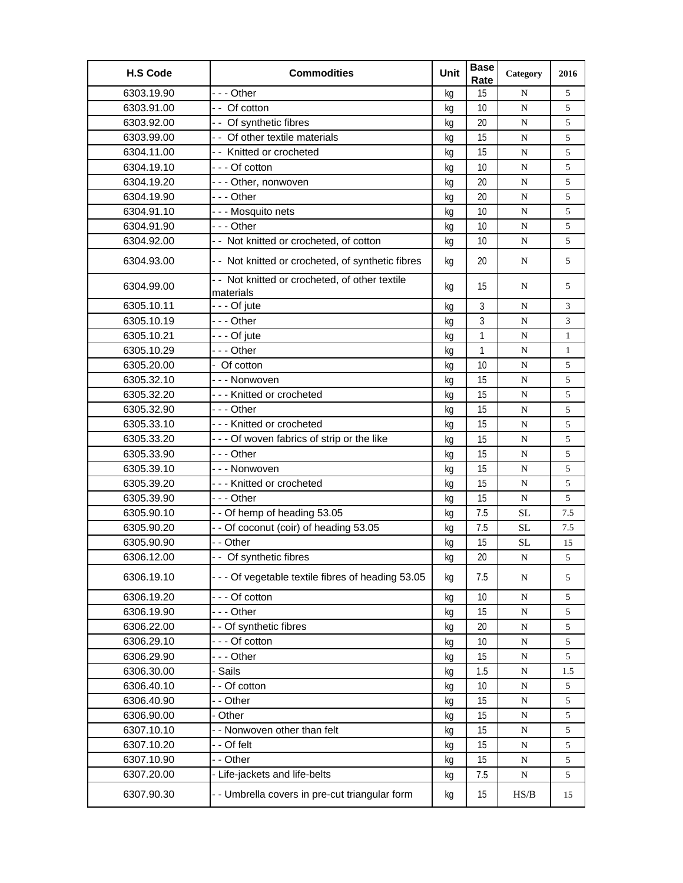| H.S Code | Commodities | Unit | Base Rate | Category | 2016 |
|---|---|---|---|---|---|
| 6303.19.90 | - - - Other | kg | 15 | N | 5 |
| 6303.91.00 | - - Of cotton | kg | 10 | N | 5 |
| 6303.92.00 | - - Of synthetic fibres | kg | 20 | N | 5 |
| 6303.99.00 | - - Of other textile materials | kg | 15 | N | 5 |
| 6304.11.00 | - - Knitted or crocheted | kg | 15 | N | 5 |
| 6304.19.10 | - - - Of cotton | kg | 10 | N | 5 |
| 6304.19.20 | - - - Other, nonwoven | kg | 20 | N | 5 |
| 6304.19.90 | - - - Other | kg | 20 | N | 5 |
| 6304.91.10 | - - - Mosquito nets | kg | 10 | N | 5 |
| 6304.91.90 | - - - Other | kg | 10 | N | 5 |
| 6304.92.00 | - - Not knitted or crocheted, of cotton | kg | 10 | N | 5 |
| 6304.93.00 | - - Not knitted or crocheted, of synthetic fibres | kg | 20 | N | 5 |
| 6304.99.00 | - - Not knitted or crocheted, of other textile materials | kg | 15 | N | 5 |
| 6305.10.11 | - - - Of jute | kg | 3 | N | 3 |
| 6305.10.19 | - - - Other | kg | 3 | N | 3 |
| 6305.10.21 | - - - Of jute | kg | 1 | N | 1 |
| 6305.10.29 | - - - Other | kg | 1 | N | 1 |
| 6305.20.00 | - Of cotton | kg | 10 | N | 5 |
| 6305.32.10 | - - - Nonwoven | kg | 15 | N | 5 |
| 6305.32.20 | - - - Knitted or crocheted | kg | 15 | N | 5 |
| 6305.32.90 | - - - Other | kg | 15 | N | 5 |
| 6305.33.10 | - - - Knitted or crocheted | kg | 15 | N | 5 |
| 6305.33.20 | - - - Of woven fabrics of strip or the like | kg | 15 | N | 5 |
| 6305.33.90 | - - - Other | kg | 15 | N | 5 |
| 6305.39.10 | - - - Nonwoven | kg | 15 | N | 5 |
| 6305.39.20 | - - - Knitted or crocheted | kg | 15 | N | 5 |
| 6305.39.90 | - - - Other | kg | 15 | N | 5 |
| 6305.90.10 | - - Of hemp of heading 53.05 | kg | 7.5 | SL | 7.5 |
| 6305.90.20 | - - Of coconut (coir) of heading 53.05 | kg | 7.5 | SL | 7.5 |
| 6305.90.90 | - - Other | kg | 15 | SL | 15 |
| 6306.12.00 | - - Of synthetic fibres | kg | 20 | N | 5 |
| 6306.19.10 | - - - Of vegetable textile fibres of heading 53.05 | kg | 7.5 | N | 5 |
| 6306.19.20 | - - - Of cotton | kg | 10 | N | 5 |
| 6306.19.90 | - - - Other | kg | 15 | N | 5 |
| 6306.22.00 | - - Of synthetic fibres | kg | 20 | N | 5 |
| 6306.29.10 | - - - Of cotton | kg | 10 | N | 5 |
| 6306.29.90 | - - - Other | kg | 15 | N | 5 |
| 6306.30.00 | - Sails | kg | 1.5 | N | 1.5 |
| 6306.40.10 | - - Of cotton | kg | 10 | N | 5 |
| 6306.40.90 | - - Other | kg | 15 | N | 5 |
| 6306.90.00 | - Other | kg | 15 | N | 5 |
| 6307.10.10 | - - Nonwoven other than felt | kg | 15 | N | 5 |
| 6307.10.20 | - - Of felt | kg | 15 | N | 5 |
| 6307.10.90 | - - Other | kg | 15 | N | 5 |
| 6307.20.00 | - Life-jackets and life-belts | kg | 7.5 | N | 5 |
| 6307.90.30 | - - Umbrella covers in pre-cut triangular form | kg | 15 | HS/B | 15 |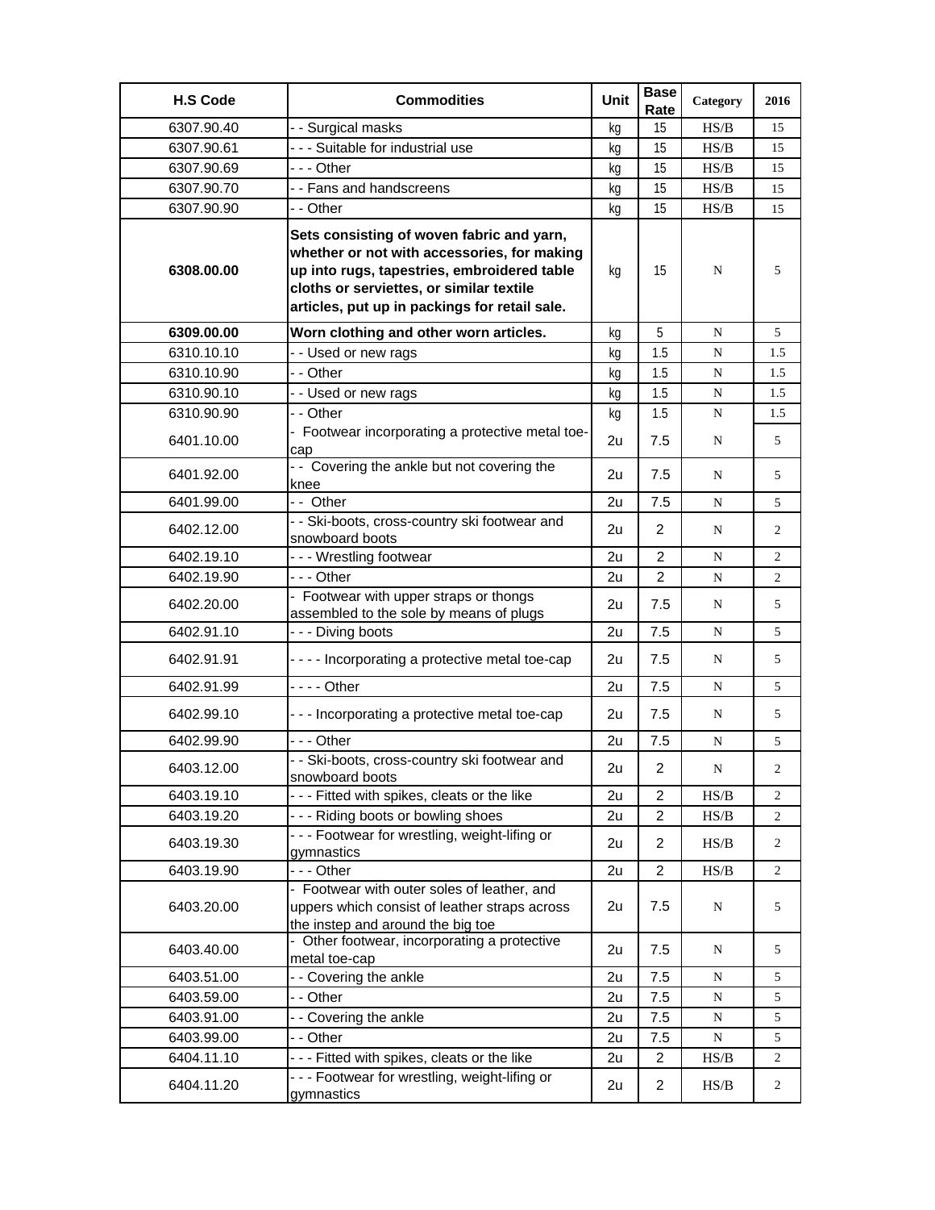| H.S Code | Commodities | Unit | Base Rate | Category | 2016 |
|---|---|---|---|---|---|
| 6307.90.40 | - - Surgical masks | kg | 15 | HS/B | 15 |
| 6307.90.61 | - - - Suitable for industrial use | kg | 15 | HS/B | 15 |
| 6307.90.69 | - - - Other | kg | 15 | HS/B | 15 |
| 6307.90.70 | - - Fans and handscreens | kg | 15 | HS/B | 15 |
| 6307.90.90 | - - Other | kg | 15 | HS/B | 15 |
| **6308.00.00** | **Sets consisting of woven fabric and yarn, whether or not with accessories, for making up into rugs, tapestries, embroidered table cloths or serviettes, or similar textile articles, put up in packings for retail sale.** | kg | 15 | N | 5 |
| **6309.00.00** | **Worn clothing and other worn articles.** | kg | 5 | N | 5 |
| 6310.10.10 | - - Used or new rags | kg | 1.5 | N | 1.5 |
| 6310.10.90 | - - Other | kg | 1.5 | N | 1.5 |
| 6310.90.10 | - - Used or new rags | kg | 1.5 | N | 1.5 |
| 6310.90.90 | - - Other | kg | 1.5 | N | 1.5 |
| 6401.10.00 | - Footwear incorporating a protective metal toe-cap | 2u | 7.5 | N | 5 |
| 6401.92.00 | - - Covering the ankle but not covering the knee | 2u | 7.5 | N | 5 |
| 6401.99.00 | - - Other | 2u | 7.5 | N | 5 |
| 6402.12.00 | - - Ski-boots, cross-country ski footwear and snowboard boots | 2u | 2 | N | 2 |
| 6402.19.10 | - - - Wrestling footwear | 2u | 2 | N | 2 |
| 6402.19.90 | - - - Other | 2u | 2 | N | 2 |
| 6402.20.00 | - Footwear with upper straps or thongs assembled to the sole by means of plugs | 2u | 7.5 | N | 5 |
| 6402.91.10 | - - - Diving boots | 2u | 7.5 | N | 5 |
| 6402.91.91 | - - - - Incorporating a protective metal toe-cap | 2u | 7.5 | N | 5 |
| 6402.91.99 | - - - - Other | 2u | 7.5 | N | 5 |
| 6402.99.10 | - - - Incorporating a protective metal toe-cap | 2u | 7.5 | N | 5 |
| 6402.99.90 | - - - Other | 2u | 7.5 | N | 5 |
| 6403.12.00 | - - Ski-boots, cross-country ski footwear and snowboard boots | 2u | 2 | N | 2 |
| 6403.19.10 | - - - Fitted with spikes, cleats or the like | 2u | 2 | HS/B | 2 |
| 6403.19.20 | - - - Riding boots or bowling shoes | 2u | 2 | HS/B | 2 |
| 6403.19.30 | - - - Footwear for wrestling, weight-lifing or gymnastics | 2u | 2 | HS/B | 2 |
| 6403.19.90 | - - - Other | 2u | 2 | HS/B | 2 |
| 6403.20.00 | - Footwear with outer soles of leather, and uppers which consist of leather straps across the instep and around the big toe | 2u | 7.5 | N | 5 |
| 6403.40.00 | - Other footwear, incorporating a protective metal toe-cap | 2u | 7.5 | N | 5 |
| 6403.51.00 | - - Covering the ankle | 2u | 7.5 | N | 5 |
| 6403.59.00 | - - Other | 2u | 7.5 | N | 5 |
| 6403.91.00 | - - Covering the ankle | 2u | 7.5 | N | 5 |
| 6403.99.00 | - - Other | 2u | 7.5 | N | 5 |
| 6404.11.10 | - - - Fitted with spikes, cleats or the like | 2u | 2 | HS/B | 2 |
| 6404.11.20 | - - - Footwear for wrestling, weight-lifing or gymnastics | 2u | 2 | HS/B | 2 |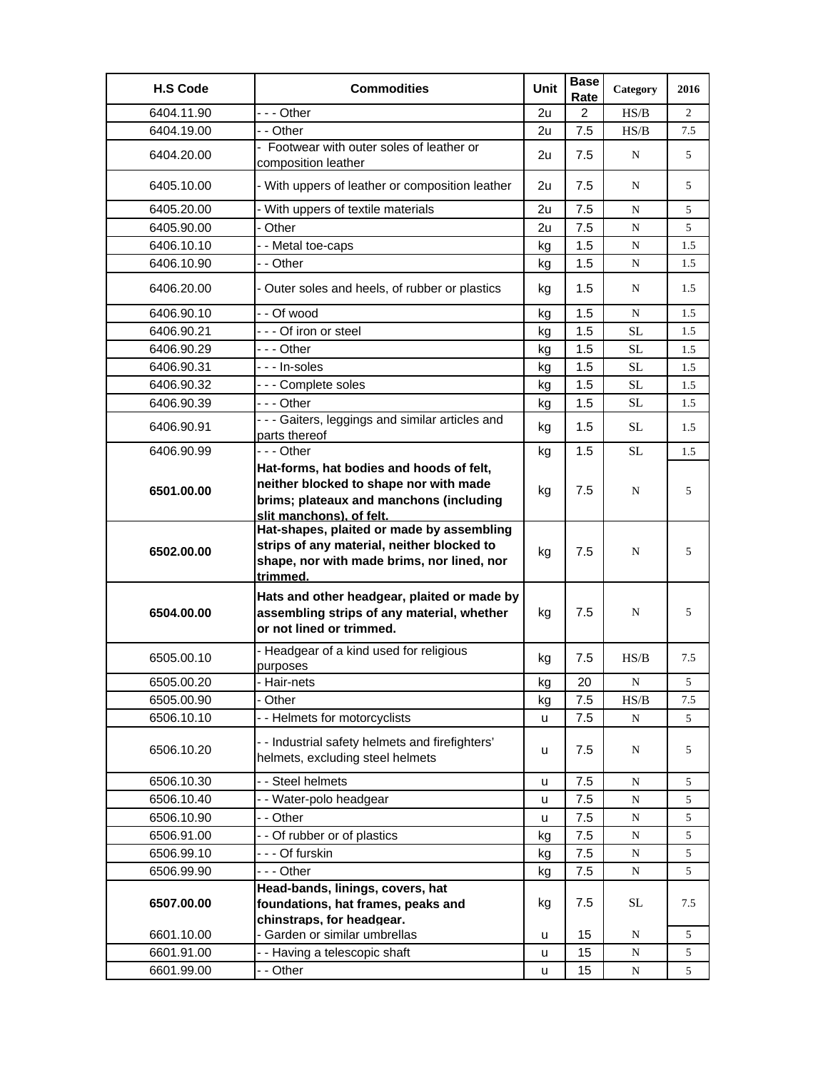| H.S Code | Commodities | Unit | Base Rate | Category | 2016 |
|---|---|---|---|---|---|
| 6404.11.90 | - - - Other | 2u | 2 | HS/B | 2 |
| 6404.19.00 | - - Other | 2u | 7.5 | HS/B | 7.5 |
| 6404.20.00 | - Footwear with outer soles of leather or composition leather | 2u | 7.5 | N | 5 |
| 6405.10.00 | - With uppers of leather or composition leather | 2u | 7.5 | N | 5 |
| 6405.20.00 | - With uppers of textile materials | 2u | 7.5 | N | 5 |
| 6405.90.00 | - Other | 2u | 7.5 | N | 5 |
| 6406.10.10 | - - Metal toe-caps | kg | 1.5 | N | 1.5 |
| 6406.10.90 | - - Other | kg | 1.5 | N | 1.5 |
| 6406.20.00 | - Outer soles and heels, of rubber or plastics | kg | 1.5 | N | 1.5 |
| 6406.90.10 | - - Of wood | kg | 1.5 | N | 1.5 |
| 6406.90.21 | - - - Of iron or steel | kg | 1.5 | SL | 1.5 |
| 6406.90.29 | - - - Other | kg | 1.5 | SL | 1.5 |
| 6406.90.31 | - - - In-soles | kg | 1.5 | SL | 1.5 |
| 6406.90.32 | - - - Complete soles | kg | 1.5 | SL | 1.5 |
| 6406.90.39 | - - - Other | kg | 1.5 | SL | 1.5 |
| 6406.90.91 | - - - Gaiters, leggings and similar articles and parts thereof | kg | 1.5 | SL | 1.5 |
| 6406.90.99 | - - - Other | kg | 1.5 | SL | 1.5 |
| **6501.00.00** | **Hat-forms, hat bodies and hoods of felt, neither blocked to shape nor with made brims; plateaux and manchons (including slit manchons), of felt.** | kg | 7.5 | N | 5 |
| **6502.00.00** | **Hat-shapes, plaited or made by assembling strips of any material, neither blocked to shape, nor with made brims, nor lined, nor trimmed.** | kg | 7.5 | N | 5 |
| **6504.00.00** | **Hats and other headgear, plaited or made by assembling strips of any material, whether or not lined or trimmed.** | kg | 7.5 | N | 5 |
| 6505.00.10 | - Headgear of a kind used for religious purposes | kg | 7.5 | HS/B | 7.5 |
| 6505.00.20 | - Hair-nets | kg | 20 | N | 5 |
| 6505.00.90 | - Other | kg | 7.5 | HS/B | 7.5 |
| 6506.10.10 | - - Helmets for motorcyclists | u | 7.5 | N | 5 |
| 6506.10.20 | - - Industrial safety helmets and firefighters' helmets, excluding steel helmets | u | 7.5 | N | 5 |
| 6506.10.30 | - - Steel helmets | u | 7.5 | N | 5 |
| 6506.10.40 | - - Water-polo headgear | u | 7.5 | N | 5 |
| 6506.10.90 | - - Other | u | 7.5 | N | 5 |
| 6506.91.00 | - - Of rubber or of plastics | kg | 7.5 | N | 5 |
| 6506.99.10 | - - - Of furskin | kg | 7.5 | N | 5 |
| 6506.99.90 | - - - Other | kg | 7.5 | N | 5 |
| **6507.00.00** | **Head-bands, linings, covers, hat foundations, hat frames, peaks and chinstraps, for headgear.** | kg | 7.5 | SL | 7.5 |
| 6601.10.00 | - Garden or similar umbrellas | u | 15 | N | 5 |
| 6601.91.00 | - - Having a telescopic shaft | u | 15 | N | 5 |
| 6601.99.00 | - - Other | u | 15 | N | 5 |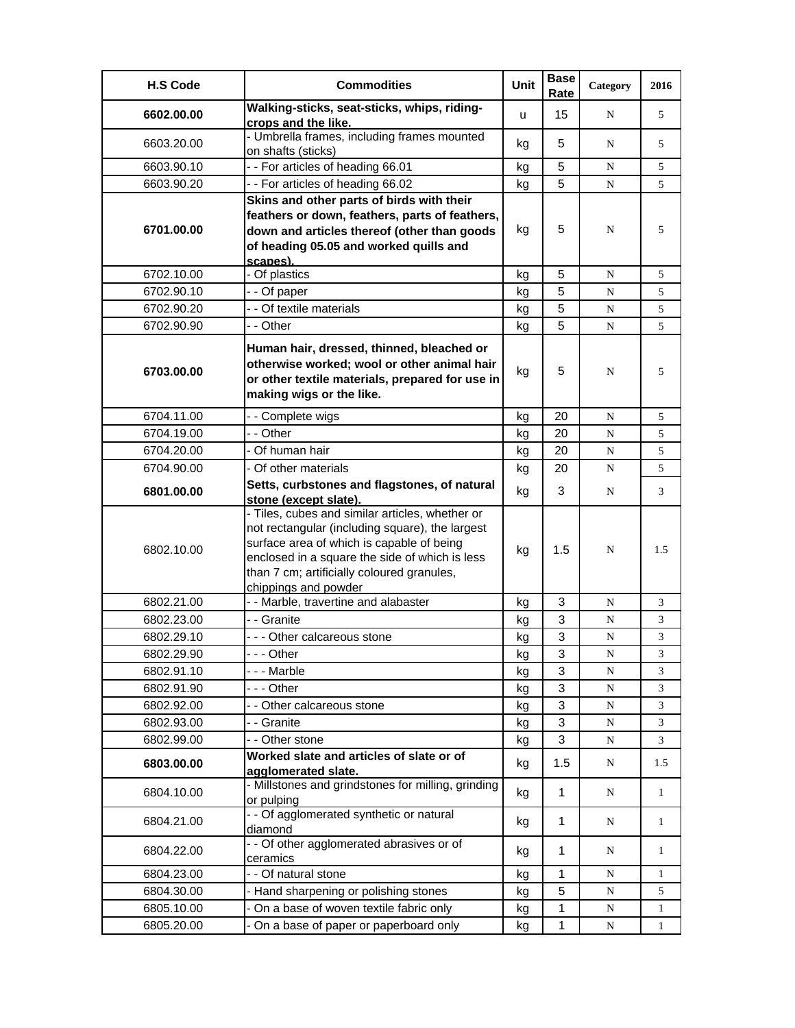| H.S Code | Commodities | Unit | Base Rate | Category | 2016 |
|---|---|---|---|---|---|
| **6602.00.00** | **Walking-sticks, seat-sticks, whips, riding-crops and the like.** | u | 15 | N | 5 |
| 6603.20.00 | - Umbrella frames, including frames mounted on shafts (sticks) | kg | 5 | N | 5 |
| 6603.90.10 | - - For articles of heading 66.01 | kg | 5 | N | 5 |
| 6603.90.20 | - - For articles of heading 66.02 | kg | 5 | N | 5 |
| **6701.00.00** | **Skins and other parts of birds with their feathers or down, feathers, parts of feathers, down and articles thereof (other than goods of heading 05.05 and worked quills and scapes).** | kg | 5 | N | 5 |
| 6702.10.00 | - Of plastics | kg | 5 | N | 5 |
| 6702.90.10 | - - Of paper | kg | 5 | N | 5 |
| 6702.90.20 | - - Of textile materials | kg | 5 | N | 5 |
| 6702.90.90 | - - Other | kg | 5 | N | 5 |
| **6703.00.00** | **Human hair, dressed, thinned, bleached or otherwise worked; wool or other animal hair or other textile materials, prepared for use in making wigs or the like.** | kg | 5 | N | 5 |
| 6704.11.00 | - - Complete wigs | kg | 20 | N | 5 |
| 6704.19.00 | - - Other | kg | 20 | N | 5 |
| 6704.20.00 | - Of human hair | kg | 20 | N | 5 |
| 6704.90.00 | - Of other materials | kg | 20 | N | 5 |
| **6801.00.00** | **Setts, curbstones and flagstones, of natural stone (except slate).** | kg | 3 | N | 3 |
| 6802.10.00 | - Tiles, cubes and similar articles, whether or not rectangular (including square), the largest surface area of which is capable of being enclosed in a square the side of which is less than 7 cm; artificially coloured granules, chippings and powder | kg | 1.5 | N | 1.5 |
| 6802.21.00 | - - Marble, travertine and alabaster | kg | 3 | N | 3 |
| 6802.23.00 | - - Granite | kg | 3 | N | 3 |
| 6802.29.10 | - - - Other calcareous stone | kg | 3 | N | 3 |
| 6802.29.90 | - - - Other | kg | 3 | N | 3 |
| 6802.91.10 | - - - Marble | kg | 3 | N | 3 |
| 6802.91.90 | - - - Other | kg | 3 | N | 3 |
| 6802.92.00 | - - Other calcareous stone | kg | 3 | N | 3 |
| 6802.93.00 | - - Granite | kg | 3 | N | 3 |
| 6802.99.00 | - - Other stone | kg | 3 | N | 3 |
| **6803.00.00** | **Worked slate and articles of slate or of agglomerated slate.** | kg | 1.5 | N | 1.5 |
| 6804.10.00 | - Millstones and grindstones for milling, grinding or pulping | kg | 1 | N | 1 |
| 6804.21.00 | - - Of agglomerated synthetic or natural diamond | kg | 1 | N | 1 |
| 6804.22.00 | - - Of other agglomerated abrasives or of ceramics | kg | 1 | N | 1 |
| 6804.23.00 | - - Of natural stone | kg | 1 | N | 1 |
| 6804.30.00 | - Hand sharpening or polishing stones | kg | 5 | N | 5 |
| 6805.10.00 | - On a base of woven textile fabric only | kg | 1 | N | 1 |
| 6805.20.00 | - On a base of paper or paperboard only | kg | 1 | N | 1 |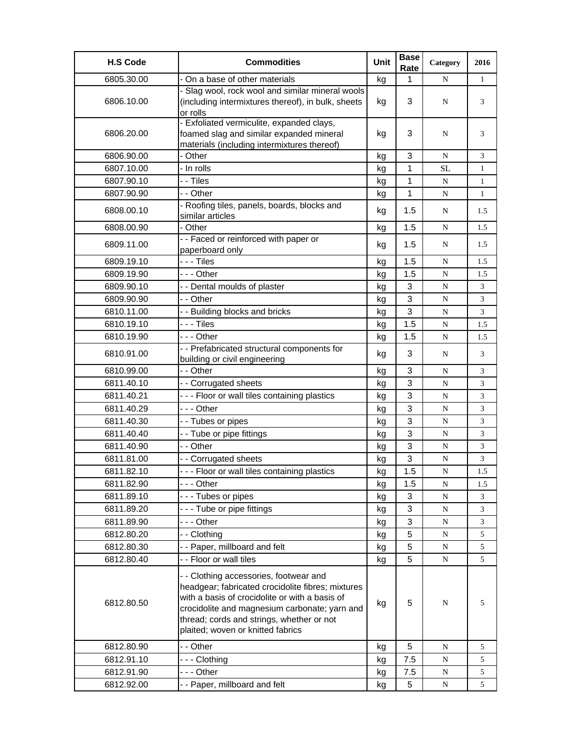| H.S Code | Commodities | Unit | Base Rate | Category | 2016 |
|---|---|---|---|---|---|
| 6805.30.00 | - On a base of other materials | kg | 1 | N | 1 |
| 6806.10.00 | - Slag wool, rock wool and similar mineral wools (including intermixtures thereof), in bulk, sheets or rolls | kg | 3 | N | 3 |
| 6806.20.00 | - Exfoliated vermiculite, expanded clays, foamed slag and similar expanded mineral materials (including intermixtures thereof) | kg | 3 | N | 3 |
| 6806.90.00 | - Other | kg | 3 | N | 3 |
| 6807.10.00 | - In rolls | kg | 1 | SL | 1 |
| 6807.90.10 | - - Tiles | kg | 1 | N | 1 |
| 6807.90.90 | - - Other | kg | 1 | N | 1 |
| 6808.00.10 | - Roofing tiles, panels, boards, blocks and similar articles | kg | 1.5 | N | 1.5 |
| 6808.00.90 | - Other | kg | 1.5 | N | 1.5 |
| 6809.11.00 | - - Faced or reinforced with paper or paperboard only | kg | 1.5 | N | 1.5 |
| 6809.19.10 | - - - Tiles | kg | 1.5 | N | 1.5 |
| 6809.19.90 | - - - Other | kg | 1.5 | N | 1.5 |
| 6809.90.10 | - - Dental moulds of plaster | kg | 3 | N | 3 |
| 6809.90.90 | - - Other | kg | 3 | N | 3 |
| 6810.11.00 | - - Building blocks and bricks | kg | 3 | N | 3 |
| 6810.19.10 | - - - Tiles | kg | 1.5 | N | 1.5 |
| 6810.19.90 | - - - Other | kg | 1.5 | N | 1.5 |
| 6810.91.00 | - - Prefabricated structural components for building or civil engineering | kg | 3 | N | 3 |
| 6810.99.00 | - - Other | kg | 3 | N | 3 |
| 6811.40.10 | - - Corrugated sheets | kg | 3 | N | 3 |
| 6811.40.21 | - - - Floor or wall tiles containing plastics | kg | 3 | N | 3 |
| 6811.40.29 | - - - Other | kg | 3 | N | 3 |
| 6811.40.30 | - - Tubes or pipes | kg | 3 | N | 3 |
| 6811.40.40 | - - Tube or pipe fittings | kg | 3 | N | 3 |
| 6811.40.90 | - - Other | kg | 3 | N | 3 |
| 6811.81.00 | - - Corrugated sheets | kg | 3 | N | 3 |
| 6811.82.10 | - - - Floor or wall tiles containing plastics | kg | 1.5 | N | 1.5 |
| 6811.82.90 | - - - Other | kg | 1.5 | N | 1.5 |
| 6811.89.10 | - - - Tubes or pipes | kg | 3 | N | 3 |
| 6811.89.20 | - - - Tube or pipe fittings | kg | 3 | N | 3 |
| 6811.89.90 | - - - Other | kg | 3 | N | 3 |
| 6812.80.20 | - - Clothing | kg | 5 | N | 5 |
| 6812.80.30 | - - Paper, millboard and felt | kg | 5 | N | 5 |
| 6812.80.40 | - - Floor or wall tiles | kg | 5 | N | 5 |
| 6812.80.50 | - - Clothing accessories, footwear and headgear; fabricated crocidolite fibres; mixtures with a basis of crocidolite or with a basis of crocidolite and magnesium carbonate; yarn and thread; cords and strings, whether or not plaited; woven or knitted fabrics | kg | 5 | N | 5 |
| 6812.80.90 | - - Other | kg | 5 | N | 5 |
| 6812.91.10 | - - - Clothing | kg | 7.5 | N | 5 |
| 6812.91.90 | - - - Other | kg | 7.5 | N | 5 |
| 6812.92.00 | - - Paper, millboard and felt | kg | 5 | N | 5 |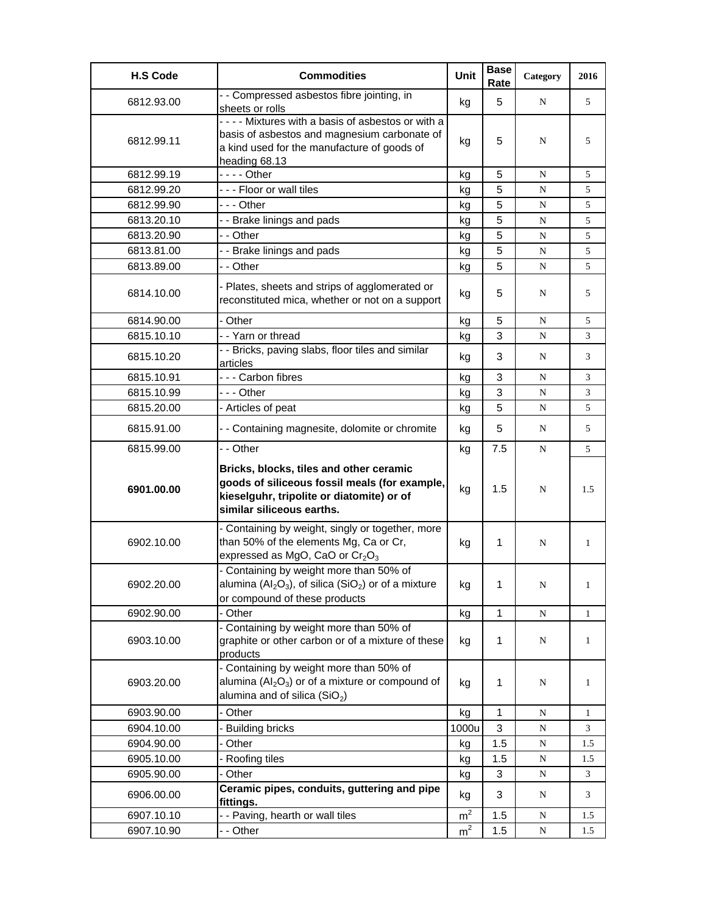| H.S Code | Commodities | Unit | Base Rate | Category | 2016 |
|---|---|---|---|---|---|
| 6812.93.00 | - - Compressed asbestos fibre jointing, in sheets or rolls | kg | 5 | N | 5 |
| 6812.99.11 | - - - - Mixtures with a basis of asbestos or with a basis of asbestos and magnesium carbonate of a kind used for the manufacture of goods of heading 68.13 | kg | 5 | N | 5 |
| 6812.99.19 | - - - - Other | kg | 5 | N | 5 |
| 6812.99.20 | - - - Floor or wall tiles | kg | 5 | N | 5 |
| 6812.99.90 | - - - Other | kg | 5 | N | 5 |
| 6813.20.10 | - - Brake linings and pads | kg | 5 | N | 5 |
| 6813.20.90 | - - Other | kg | 5 | N | 5 |
| 6813.81.00 | - - Brake linings and pads | kg | 5 | N | 5 |
| 6813.89.00 | - - Other | kg | 5 | N | 5 |
| 6814.10.00 | - Plates, sheets and strips of agglomerated or reconstituted mica, whether or not on a support | kg | 5 | N | 5 |
| 6814.90.00 | - Other | kg | 5 | N | 5 |
| 6815.10.10 | - - Yarn or thread | kg | 3 | N | 3 |
| 6815.10.20 | - - Bricks, paving slabs, floor tiles and similar articles | kg | 3 | N | 3 |
| 6815.10.91 | - - - Carbon fibres | kg | 3 | N | 3 |
| 6815.10.99 | - - - Other | kg | 3 | N | 3 |
| 6815.20.00 | - Articles of peat | kg | 5 | N | 5 |
| 6815.91.00 | - - Containing magnesite, dolomite or chromite | kg | 5 | N | 5 |
| 6815.99.00 | - - Other | kg | 7.5 | N | 5 |
| **6901.00.00** | **Bricks, blocks, tiles and other ceramic goods of siliceous fossil meals (for example, kieselguhr, tripolite or diatomite) or of similar siliceous earths.** | kg | 1.5 | N | 1.5 |
| 6902.10.00 | - Containing by weight, singly or together, more than 50% of the elements Mg, Ca or Cr, expressed as MgO, CaO or $Cr_2O_3$ | kg | 1 | N | 1 |
| 6902.20.00 | - Containing by weight more than 50% of alumina ($Al_2O_3$), of silica ($SiO_2$) or of a mixture or compound of these products | kg | 1 | N | 1 |
| 6902.90.00 | - Other | kg | 1 | N | 1 |
| 6903.10.00 | - Containing by weight more than 50% of graphite or other carbon or of a mixture of these products | kg | 1 | N | 1 |
| 6903.20.00 | - Containing by weight more than 50% of alumina ($Al_2O_3$) or of a mixture or compound of alumina and of silica ($SiO_2$) | kg | 1 | N | 1 |
| 6903.90.00 | - Other | kg | 1 | N | 1 |
| 6904.10.00 | - Building bricks | 1000u | 3 | N | 3 |
| 6904.90.00 | - Other | kg | 1.5 | N | 1.5 |
| 6905.10.00 | - Roofing tiles | kg | 1.5 | N | 1.5 |
| 6905.90.00 | - Other | kg | 3 | N | 3 |
| 6906.00.00 | **Ceramic pipes, conduits, guttering and pipe fittings.** | kg | 3 | N | 3 |
| 6907.10.10 | - - Paving, hearth or wall tiles | $m^2$ | 1.5 | N | 1.5 |
| 6907.10.90 | - - Other | $m^2$ | 1.5 | N | 1.5 |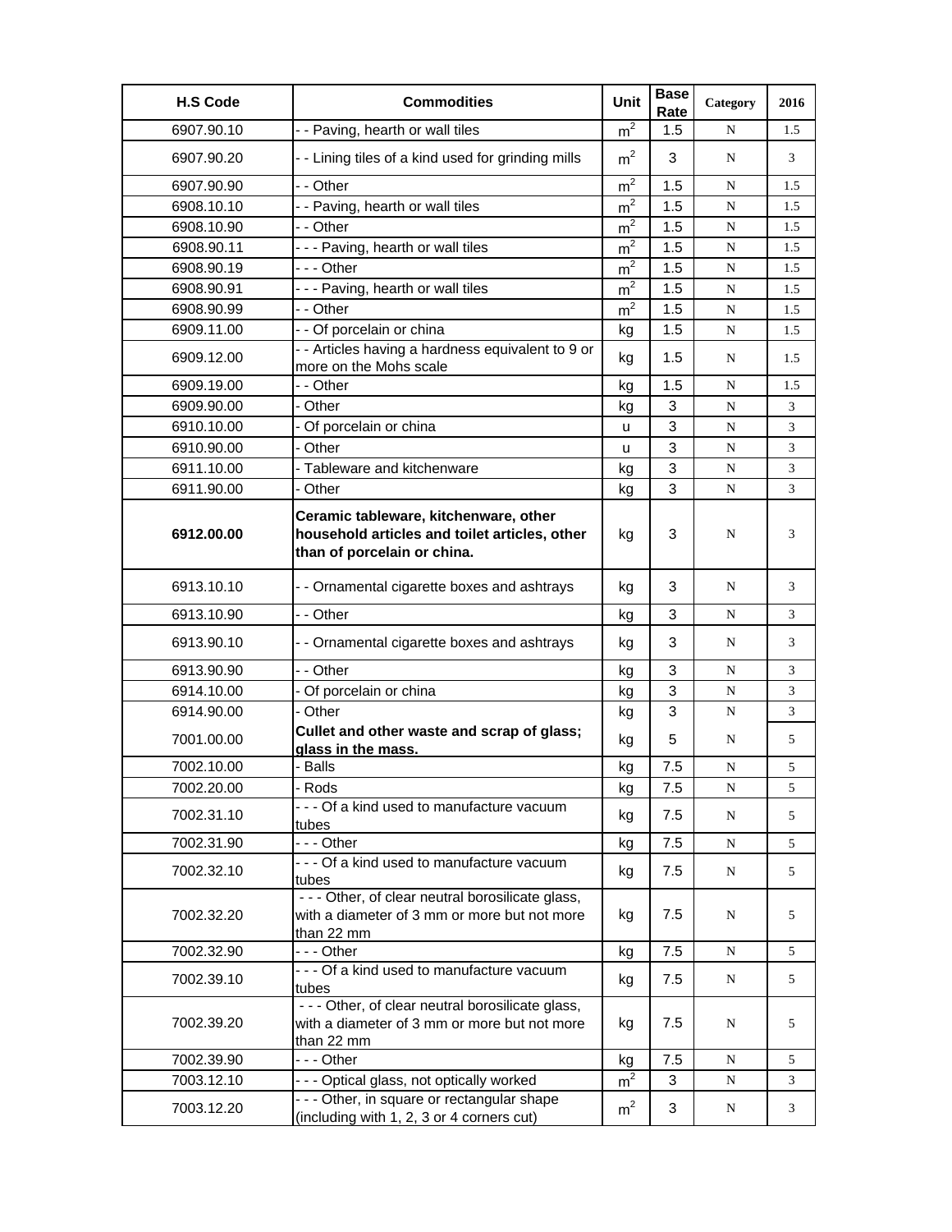| H.S Code | Commodities | Unit | Base Rate | Category | 2016 |
|---|---|---|---|---|---|
| 6907.90.10 | - - Paving, hearth or wall tiles | $m^2$ | 1.5 | N | 1.5 |
| 6907.90.20 | - - Lining tiles of a kind used for grinding mills | $m^2$ | 3 | N | 3 |
| 6907.90.90 | - - Other | $m^2$ | 1.5 | N | 1.5 |
| 6908.10.10 | - - Paving, hearth or wall tiles | $m^2$ | 1.5 | N | 1.5 |
| 6908.10.90 | - - Other | $m^2$ | 1.5 | N | 1.5 |
| 6908.90.11 | - - - Paving, hearth or wall tiles | $m^2$ | 1.5 | N | 1.5 |
| 6908.90.19 | - - - Other | $m^2$ | 1.5 | N | 1.5 |
| 6908.90.91 | - - - Paving, hearth or wall tiles | $m^2$ | 1.5 | N | 1.5 |
| 6908.90.99 | - - Other | $m^2$ | 1.5 | N | 1.5 |
| 6909.11.00 | - - Of porcelain or china | kg | 1.5 | N | 1.5 |
| 6909.12.00 | - - Articles having a hardness equivalent to 9 or more on the Mohs scale | kg | 1.5 | N | 1.5 |
| 6909.19.00 | - - Other | kg | 1.5 | N | 1.5 |
| 6909.90.00 | - Other | kg | 3 | N | 3 |
| 6910.10.00 | - Of porcelain or china | u | 3 | N | 3 |
| 6910.90.00 | - Other | u | 3 | N | 3 |
| 6911.10.00 | - Tableware and kitchenware | kg | 3 | N | 3 |
| 6911.90.00 | - Other | kg | 3 | N | 3 |
| **6912.00.00** | **Ceramic tableware, kitchenware, other household articles and toilet articles, other than of porcelain or china.** | kg | 3 | N | 3 |
| 6913.10.10 | - - Ornamental cigarette boxes and ashtrays | kg | 3 | N | 3 |
| 6913.10.90 | - - Other | kg | 3 | N | 3 |
| 6913.90.10 | - - Ornamental cigarette boxes and ashtrays | kg | 3 | N | 3 |
| 6913.90.90 | - - Other | kg | 3 | N | 3 |
| 6914.10.00 | - Of porcelain or china | kg | 3 | N | 3 |
| 6914.90.00 | - Other | kg | 3 | N | 3 |
| 7001.00.00 | **Cullet and other waste and scrap of glass; glass in the mass.** | kg | 5 | N | 5 |
| 7002.10.00 | - Balls | kg | 7.5 | N | 5 |
| 7002.20.00 | - Rods | kg | 7.5 | N | 5 |
| 7002.31.10 | - - - Of a kind used to manufacture vacuum tubes | kg | 7.5 | N | 5 |
| 7002.31.90 | - - - Other | kg | 7.5 | N | 5 |
| 7002.32.10 | - - - Of a kind used to manufacture vacuum tubes | kg | 7.5 | N | 5 |
| 7002.32.20 | - - - Other, of clear neutral borosilicate glass, with a diameter of 3 mm or more but not more than 22 mm | kg | 7.5 | N | 5 |
| 7002.32.90 | - - - Other | kg | 7.5 | N | 5 |
| 7002.39.10 | - - - Of a kind used to manufacture vacuum tubes | kg | 7.5 | N | 5 |
| 7002.39.20 | - - - Other, of clear neutral borosilicate glass, with a diameter of 3 mm or more but not more than 22 mm | kg | 7.5 | N | 5 |
| 7002.39.90 | - - - Other | kg | 7.5 | N | 5 |
| 7003.12.10 | - - - Optical glass, not optically worked | $m^2$ | 3 | N | 3 |
| 7003.12.20 | - - - Other, in square or rectangular shape (including with 1, 2, 3 or 4 corners cut) | $m^2$ | 3 | N | 3 |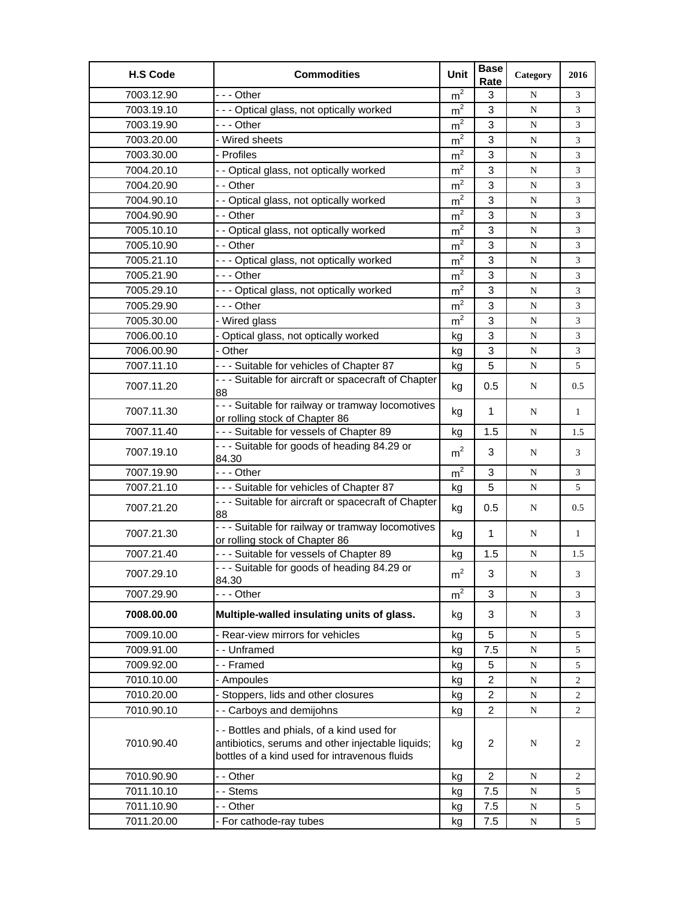| H.S Code | Commodities | Unit | Base Rate | Category | 2016 |
|---|---|---|---|---|---|
| 7003.12.90 | - - - Other | $m^2$ | 3 | N | 3 |
| 7003.19.10 | - - - Optical glass, not optically worked | $m^2$ | 3 | N | 3 |
| 7003.19.90 | - - - Other | $m^2$ | 3 | N | 3 |
| 7003.20.00 | - Wired sheets | $m^2$ | 3 | N | 3 |
| 7003.30.00 | - Profiles | $m^2$ | 3 | N | 3 |
| 7004.20.10 | - - Optical glass, not optically worked | $m^2$ | 3 | N | 3 |
| 7004.20.90 | - - Other | $m^2$ | 3 | N | 3 |
| 7004.90.10 | - - Optical glass, not optically worked | $m^2$ | 3 | N | 3 |
| 7004.90.90 | - - Other | $m^2$ | 3 | N | 3 |
| 7005.10.10 | - - Optical glass, not optically worked | $m^2$ | 3 | N | 3 |
| 7005.10.90 | - - Other | $m^2$ | 3 | N | 3 |
| 7005.21.10 | - - - Optical glass, not optically worked | $m^2$ | 3 | N | 3 |
| 7005.21.90 | - - - Other | $m^2$ | 3 | N | 3 |
| 7005.29.10 | - - - Optical glass, not optically worked | $m^2$ | 3 | N | 3 |
| 7005.29.90 | - - - Other | $m^2$ | 3 | N | 3 |
| 7005.30.00 | - Wired glass | $m^2$ | 3 | N | 3 |
| 7006.00.10 | - Optical glass, not optically worked | kg | 3 | N | 3 |
| 7006.00.90 | - Other | kg | 3 | N | 3 |
| 7007.11.10 | - - - Suitable for vehicles of Chapter 87 | kg | 5 | N | 5 |
| 7007.11.20 | - - - Suitable for aircraft or spacecraft of Chapter 88 | kg | 0.5 | N | 0.5 |
| 7007.11.30 | - - - Suitable for railway or tramway locomotives or rolling stock of Chapter 86 | kg | 1 | N | 1 |
| 7007.11.40 | - - - Suitable for vessels of Chapter 89 | kg | 1.5 | N | 1.5 |
| 7007.19.10 | - - - Suitable for goods of heading 84.29 or 84.30 | $m^2$ | 3 | N | 3 |
| 7007.19.90 | - - - Other | $m^2$ | 3 | N | 3 |
| 7007.21.10 | - - - Suitable for vehicles of Chapter 87 | kg | 5 | N | 5 |
| 7007.21.20 | - - - Suitable for aircraft or spacecraft of Chapter 88 | kg | 0.5 | N | 0.5 |
| 7007.21.30 | - - - Suitable for railway or tramway locomotives or rolling stock of Chapter 86 | kg | 1 | N | 1 |
| 7007.21.40 | - - - Suitable for vessels of Chapter 89 | kg | 1.5 | N | 1.5 |
| 7007.29.10 | - - - Suitable for goods of heading 84.29 or 84.30 | $m^2$ | 3 | N | 3 |
| 7007.29.90 | - - - Other | $m^2$ | 3 | N | 3 |
| **7008.00.00** | **Multiple-walled insulating units of glass.** | kg | 3 | N | 3 |
| 7009.10.00 | - Rear-view mirrors for vehicles | kg | 5 | N | 5 |
| 7009.91.00 | - - Unframed | kg | 7.5 | N | 5 |
| 7009.92.00 | - - Framed | kg | 5 | N | 5 |
| 7010.10.00 | - Ampoules | kg | 2 | N | 2 |
| 7010.20.00 | - Stoppers, lids and other closures | kg | 2 | N | 2 |
| 7010.90.10 | - - Carboys and demijohns | kg | 2 | N | 2 |
| 7010.90.40 | - - Bottles and phials, of a kind used for antibiotics, serums and other injectable liquids; bottles of a kind used for intravenous fluids | kg | 2 | N | 2 |
| 7010.90.90 | - - Other | kg | 2 | N | 2 |
| 7011.10.10 | - - Stems | kg | 7.5 | N | 5 |
| 7011.10.90 | - - Other | kg | 7.5 | N | 5 |
| 7011.20.00 | - For cathode-ray tubes | kg | 7.5 | N | 5 |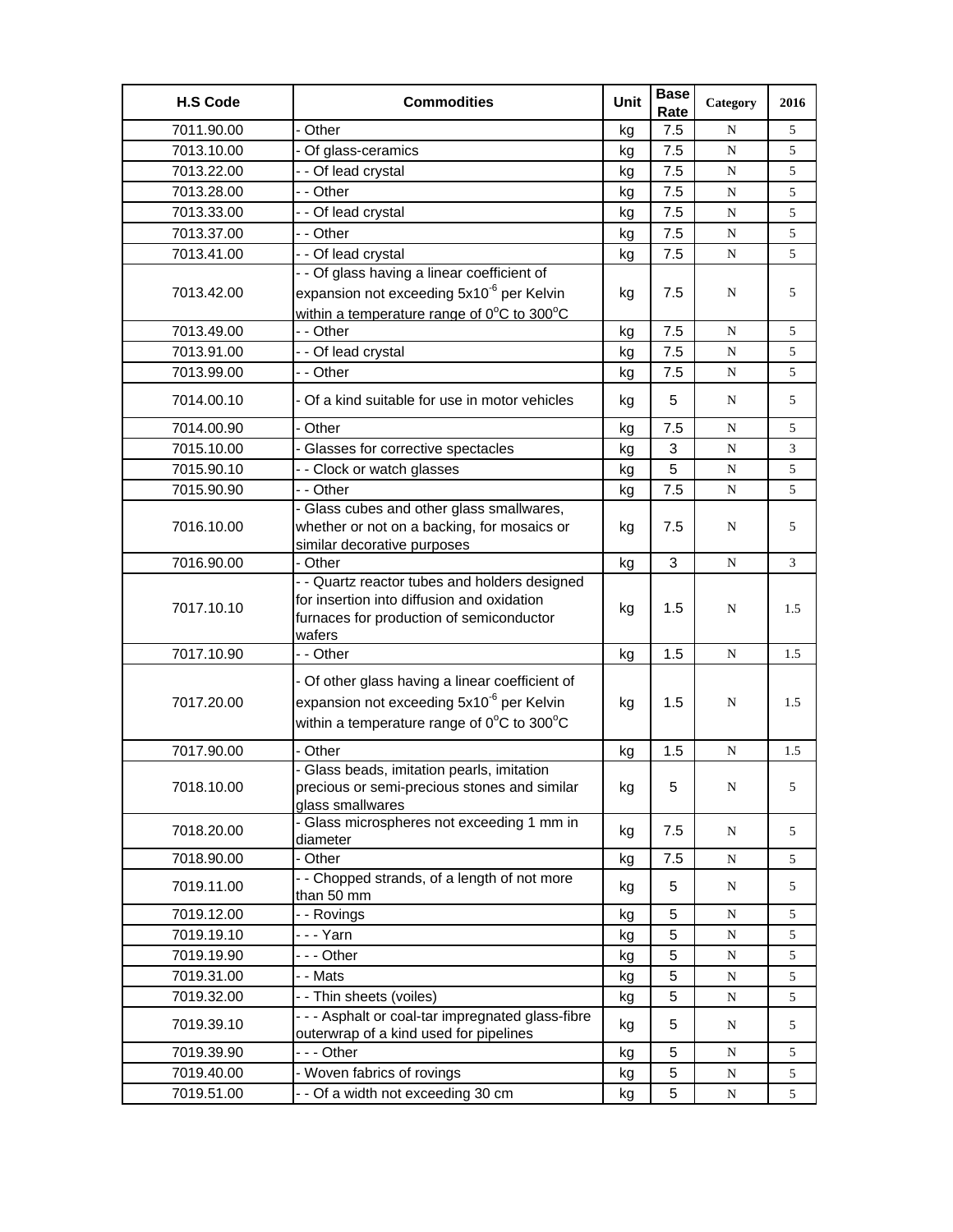| H.S Code | Commodities | Unit | Base Rate | Category | 2016 |
|---|---|---|---|---|---|
| 7011.90.00 | - Other | kg | 7.5 | N | 5 |
| 7013.10.00 | - Of glass-ceramics | kg | 7.5 | N | 5 |
| 7013.22.00 | - - Of lead crystal | kg | 7.5 | N | 5 |
| 7013.28.00 | - - Other | kg | 7.5 | N | 5 |
| 7013.33.00 | - - Of lead crystal | kg | 7.5 | N | 5 |
| 7013.37.00 | - - Other | kg | 7.5 | N | 5 |
| 7013.41.00 | - - Of lead crystal | kg | 7.5 | N | 5 |
| 7013.42.00 | - - Of glass having a linear coefficient of expansion not exceeding $5x10^{-6}$ per Kelvin within a temperature range of $0^oC$ to $300^oC$ | kg | 7.5 | N | 5 |
| 7013.49.00 | - - Other | kg | 7.5 | N | 5 |
| 7013.91.00 | - - Of lead crystal | kg | 7.5 | N | 5 |
| 7013.99.00 | - - Other | kg | 7.5 | N | 5 |
| 7014.00.10 | - Of a kind suitable for use in motor vehicles | kg | 5 | N | 5 |
| 7014.00.90 | - Other | kg | 7.5 | N | 5 |
| 7015.10.00 | - Glasses for corrective spectacles | kg | 3 | N | 3 |
| 7015.90.10 | - - Clock or watch glasses | kg | 5 | N | 5 |
| 7015.90.90 | - - Other | kg | 7.5 | N | 5 |
| 7016.10.00 | - Glass cubes and other glass smallwares, whether or not on a backing, for mosaics or similar decorative purposes | kg | 7.5 | N | 5 |
| 7016.90.00 | - Other | kg | 3 | N | 3 |
| 7017.10.10 | - - Quartz reactor tubes and holders designed for insertion into diffusion and oxidation furnaces for production of semiconductor wafers | kg | 1.5 | N | 1.5 |
| 7017.10.90 | - - Other | kg | 1.5 | N | 1.5 |
| 7017.20.00 | - Of other glass having a linear coefficient of expansion not exceeding $5x10^{-6}$ per Kelvin within a temperature range of $0^oC$ to $300^oC$ | kg | 1.5 | N | 1.5 |
| 7017.90.00 | - Other | kg | 1.5 | N | 1.5 |
| 7018.10.00 | - Glass beads, imitation pearls, imitation precious or semi-precious stones and similar glass smallwares | kg | 5 | N | 5 |
| 7018.20.00 | - Glass microspheres not exceeding 1 mm in diameter | kg | 7.5 | N | 5 |
| 7018.90.00 | - Other | kg | 7.5 | N | 5 |
| 7019.11.00 | - - Chopped strands, of a length of not more than 50 mm | kg | 5 | N | 5 |
| 7019.12.00 | - - Rovings | kg | 5 | N | 5 |
| 7019.19.10 | - - - Yarn | kg | 5 | N | 5 |
| 7019.19.90 | - - - Other | kg | 5 | N | 5 |
| 7019.31.00 | - - Mats | kg | 5 | N | 5 |
| 7019.32.00 | - - Thin sheets (voiles) | kg | 5 | N | 5 |
| 7019.39.10 | - - - Asphalt or coal-tar impregnated glass-fibre outerwrap of a kind used for pipelines | kg | 5 | N | 5 |
| 7019.39.90 | - - - Other | kg | 5 | N | 5 |
| 7019.40.00 | - Woven fabrics of rovings | kg | 5 | N | 5 |
| 7019.51.00 | - - Of a width not exceeding 30 cm | kg | 5 | N | 5 |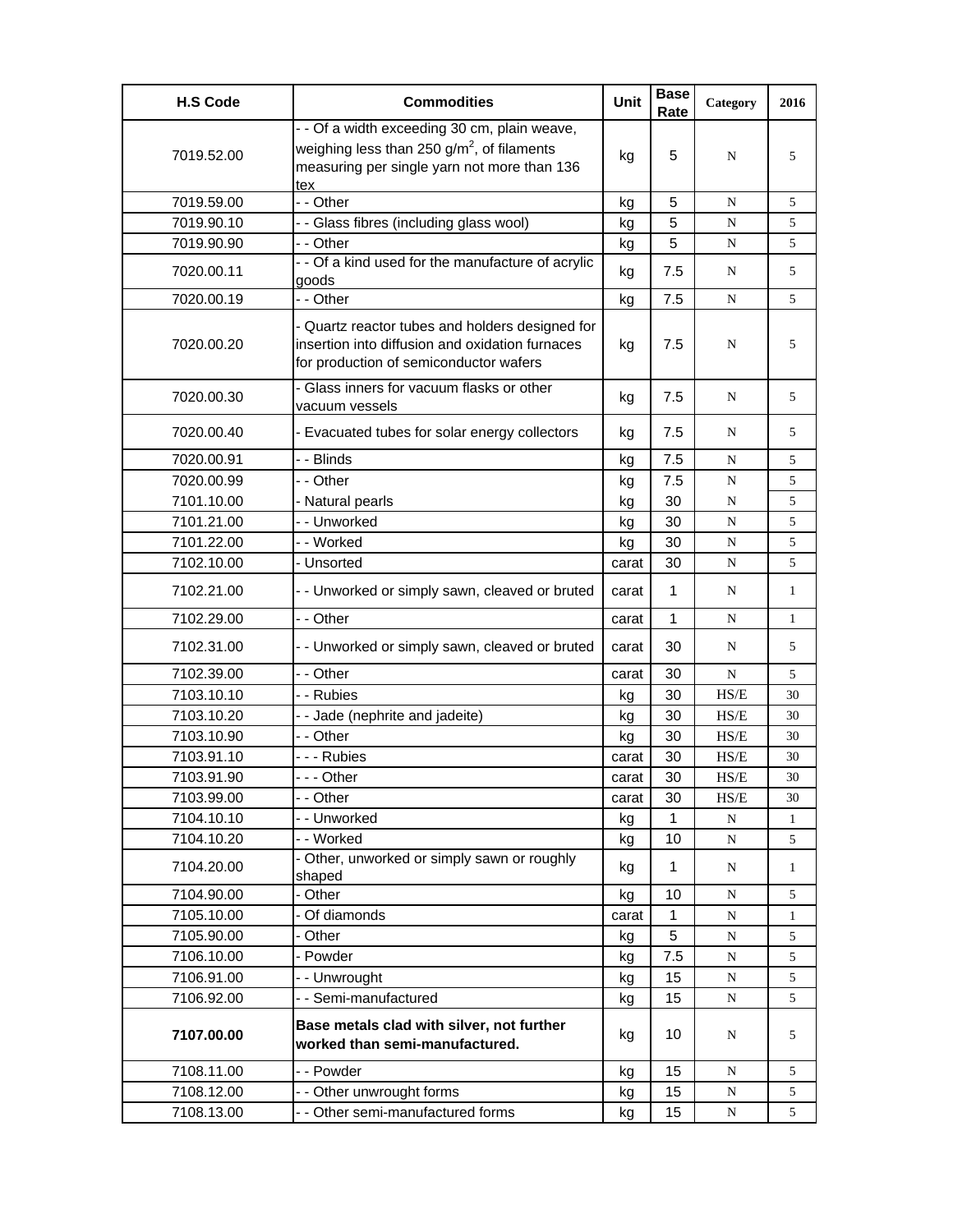| H.S Code | Commodities | Unit | Base Rate | Category | 2016 |
|---|---|---|---|---|---|
| 7019.52.00 | - - Of a width exceeding 30 cm, plain weave, weighing less than 250 g/m$^2$, of filaments measuring per single yarn not more than 136 tex | kg | 5 | N | 5 |
| 7019.59.00 | - - Other | kg | 5 | N | 5 |
| 7019.90.10 | - - Glass fibres (including glass wool) | kg | 5 | N | 5 |
| 7019.90.90 | - - Other | kg | 5 | N | 5 |
| 7020.00.11 | - - Of a kind used for the manufacture of acrylic goods | kg | 7.5 | N | 5 |
| 7020.00.19 | - - Other | kg | 7.5 | N | 5 |
| 7020.00.20 | - Quartz reactor tubes and holders designed for insertion into diffusion and oxidation furnaces for production of semiconductor wafers | kg | 7.5 | N | 5 |
| 7020.00.30 | - Glass inners for vacuum flasks or other vacuum vessels | kg | 7.5 | N | 5 |
| 7020.00.40 | - Evacuated tubes for solar energy collectors | kg | 7.5 | N | 5 |
| 7020.00.91 | - - Blinds | kg | 7.5 | N | 5 |
| 7020.00.99 | - - Other | kg | 7.5 | N | 5 |
| 7101.10.00 | - Natural pearls | kg | 30 | N | 5 |
| 7101.21.00 | - - Unworked | kg | 30 | N | 5 |
| 7101.22.00 | - - Worked | kg | 30 | N | 5 |
| 7102.10.00 | - Unsorted | carat | 30 | N | 5 |
| 7102.21.00 | - - Unworked or simply sawn, cleaved or bruted | carat | 1 | N | 1 |
| 7102.29.00 | - - Other | carat | 1 | N | 1 |
| 7102.31.00 | - - Unworked or simply sawn, cleaved or bruted | carat | 30 | N | 5 |
| 7102.39.00 | - - Other | carat | 30 | N | 5 |
| 7103.10.10 | - - Rubies | kg | 30 | HS/E | 30 |
| 7103.10.20 | - - Jade (nephrite and jadeite) | kg | 30 | HS/E | 30 |
| 7103.10.90 | - - Other | kg | 30 | HS/E | 30 |
| 7103.91.10 | - - - Rubies | carat | 30 | HS/E | 30 |
| 7103.91.90 | - - - Other | carat | 30 | HS/E | 30 |
| 7103.99.00 | - - Other | carat | 30 | HS/E | 30 |
| 7104.10.10 | - - Unworked | kg | 1 | N | 1 |
| 7104.10.20 | - - Worked | kg | 10 | N | 5 |
| 7104.20.00 | - Other, unworked or simply sawn or roughly shaped | kg | 1 | N | 1 |
| 7104.90.00 | - Other | kg | 10 | N | 5 |
| 7105.10.00 | - Of diamonds | carat | 1 | N | 1 |
| 7105.90.00 | - Other | kg | 5 | N | 5 |
| 7106.10.00 | - Powder | kg | 7.5 | N | 5 |
| 7106.91.00 | - - Unwrought | kg | 15 | N | 5 |
| 7106.92.00 | - - Semi-manufactured | kg | 15 | N | 5 |
| **7107.00.00** | **Base metals clad with silver, not further worked than semi-manufactured.** | kg | 10 | N | 5 |
| 7108.11.00 | - - Powder | kg | 15 | N | 5 |
| 7108.12.00 | - - Other unwrought forms | kg | 15 | N | 5 |
| 7108.13.00 | - - Other semi-manufactured forms | kg | 15 | N | 5 |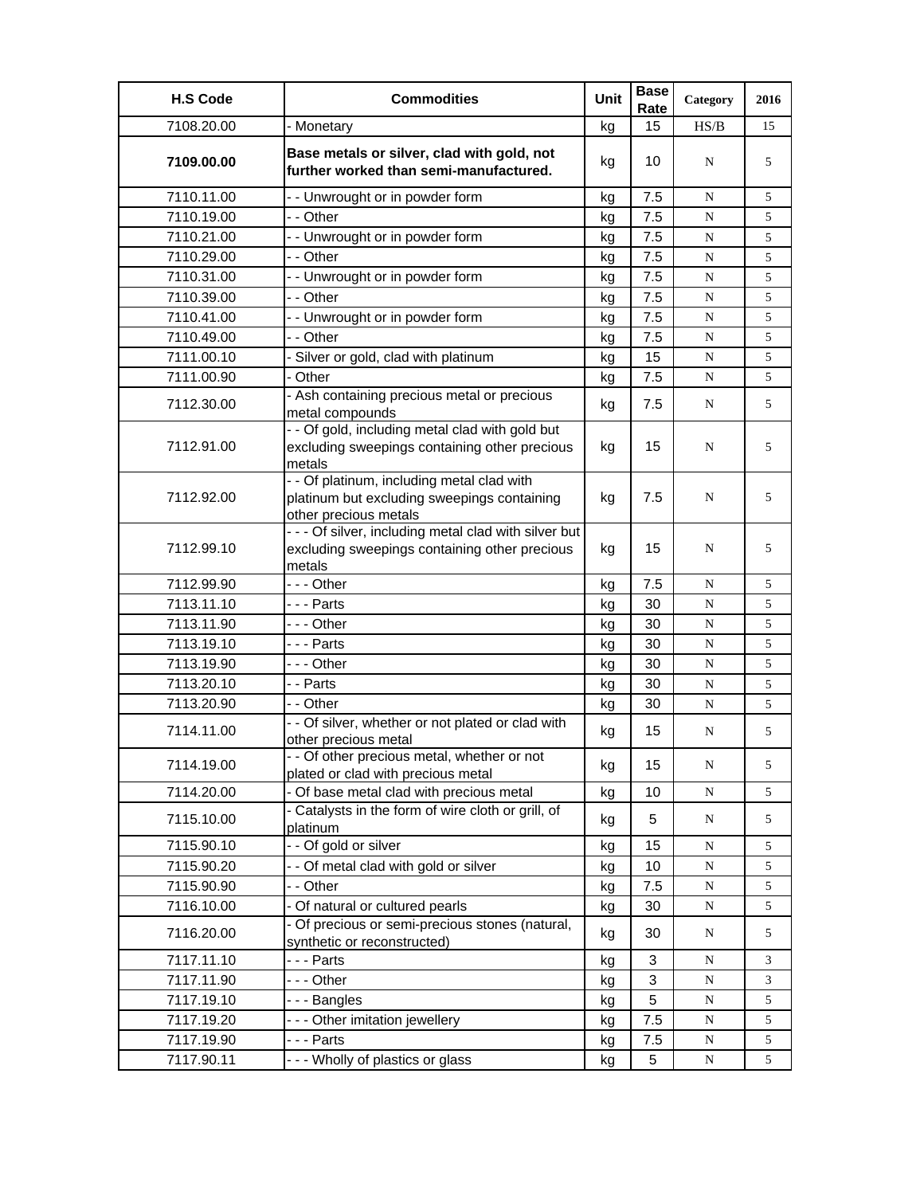| H.S Code | Commodities | Unit | Base Rate | Category | 2016 |
|---|---|---|---|---|---|
| 7108.20.00 | - Monetary | kg | 15 | HS/B | 15 |
| **7109.00.00** | **Base metals or silver, clad with gold, not further worked than semi-manufactured.** | kg | 10 | N | 5 |
| 7110.11.00 | - - Unwrought or in powder form | kg | 7.5 | N | 5 |
| 7110.19.00 | - - Other | kg | 7.5 | N | 5 |
| 7110.21.00 | - - Unwrought or in powder form | kg | 7.5 | N | 5 |
| 7110.29.00 | - - Other | kg | 7.5 | N | 5 |
| 7110.31.00 | - - Unwrought or in powder form | kg | 7.5 | N | 5 |
| 7110.39.00 | - - Other | kg | 7.5 | N | 5 |
| 7110.41.00 | - - Unwrought or in powder form | kg | 7.5 | N | 5 |
| 7110.49.00 | - - Other | kg | 7.5 | N | 5 |
| 7111.00.10 | - Silver or gold, clad with platinum | kg | 15 | N | 5 |
| 7111.00.90 | - Other | kg | 7.5 | N | 5 |
| 7112.30.00 | - Ash containing precious metal or precious metal compounds | kg | 7.5 | N | 5 |
| 7112.91.00 | - - Of gold, including metal clad with gold but excluding sweepings containing other precious metals | kg | 15 | N | 5 |
| 7112.92.00 | - - Of platinum, including metal clad with platinum but excluding sweepings containing other precious metals | kg | 7.5 | N | 5 |
| 7112.99.10 | - - - Of silver, including metal clad with silver but excluding sweepings containing other precious metals | kg | 15 | N | 5 |
| 7112.99.90 | - - - Other | kg | 7.5 | N | 5 |
| 7113.11.10 | - - - Parts | kg | 30 | N | 5 |
| 7113.11.90 | - - - Other | kg | 30 | N | 5 |
| 7113.19.10 | - - - Parts | kg | 30 | N | 5 |
| 7113.19.90 | - - - Other | kg | 30 | N | 5 |
| 7113.20.10 | - - Parts | kg | 30 | N | 5 |
| 7113.20.90 | - - Other | kg | 30 | N | 5 |
| 7114.11.00 | - - Of silver, whether or not plated or clad with other precious metal | kg | 15 | N | 5 |
| 7114.19.00 | - - Of other precious metal, whether or not plated or clad with precious metal | kg | 15 | N | 5 |
| 7114.20.00 | - Of base metal clad with precious metal | kg | 10 | N | 5 |
| 7115.10.00 | - Catalysts in the form of wire cloth or grill, of platinum | kg | 5 | N | 5 |
| 7115.90.10 | - - Of gold or silver | kg | 15 | N | 5 |
| 7115.90.20 | - - Of metal clad with gold or silver | kg | 10 | N | 5 |
| 7115.90.90 | - - Other | kg | 7.5 | N | 5 |
| 7116.10.00 | - Of natural or cultured pearls | kg | 30 | N | 5 |
| 7116.20.00 | - Of precious or semi-precious stones (natural, synthetic or reconstructed) | kg | 30 | N | 5 |
| 7117.11.10 | - - - Parts | kg | 3 | N | 3 |
| 7117.11.90 | - - - Other | kg | 3 | N | 3 |
| 7117.19.10 | - - - Bangles | kg | 5 | N | 5 |
| 7117.19.20 | - - - Other imitation jewellery | kg | 7.5 | N | 5 |
| 7117.19.90 | - - - Parts | kg | 7.5 | N | 5 |
| 7117.90.11 | - - - Wholly of plastics or glass | kg | 5 | N | 5 |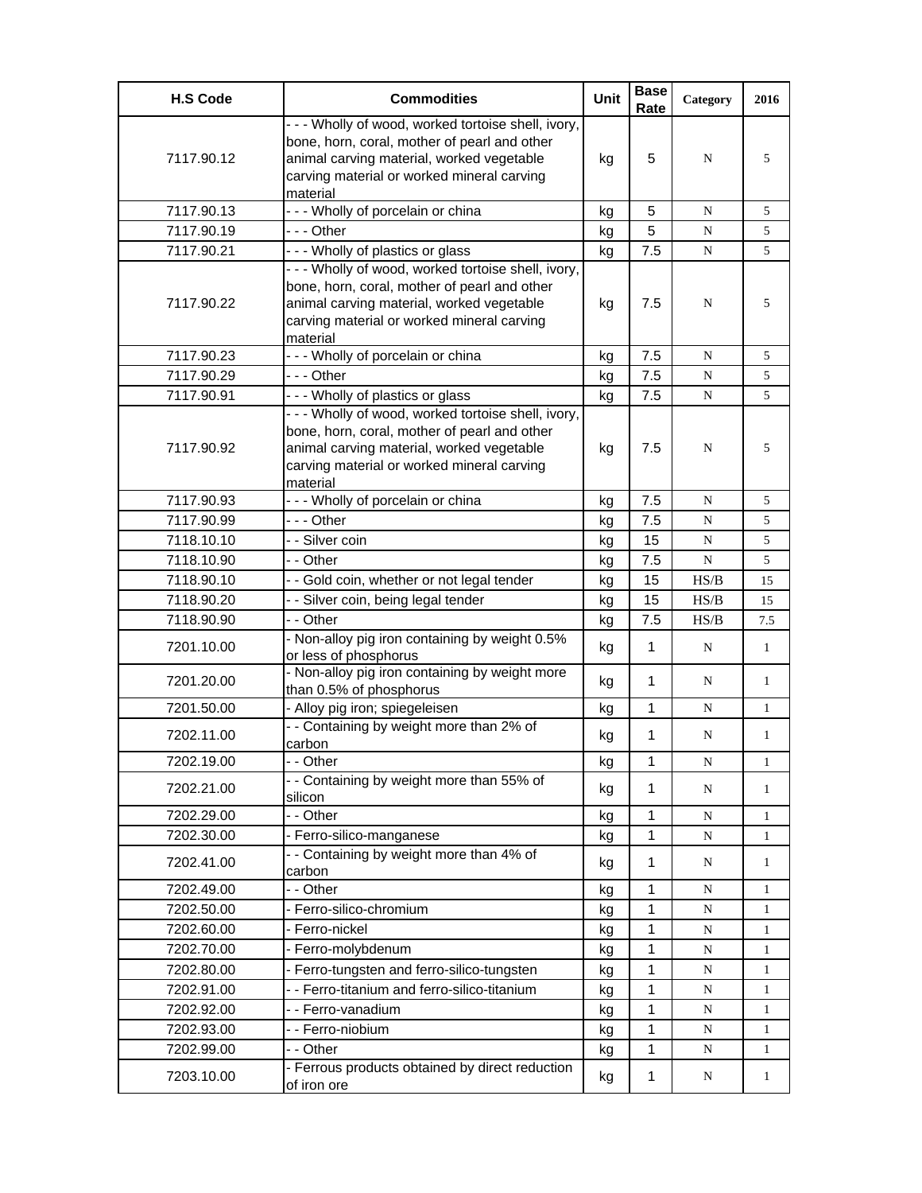| H.S Code | Commodities | Unit | Base Rate | Category | 2016 |
|---|---|---|---|---|---|
| 7117.90.12 | - - - Wholly of wood, worked tortoise shell, ivory, bone, horn, coral, mother of pearl and other animal carving material, worked vegetable carving material or worked mineral carving material | kg | 5 | N | 5 |
| 7117.90.13 | - - - Wholly of porcelain or china | kg | 5 | N | 5 |
| 7117.90.19 | - - - Other | kg | 5 | N | 5 |
| 7117.90.21 | - - - Wholly of plastics or glass | kg | 7.5 | N | 5 |
| 7117.90.22 | - - - Wholly of wood, worked tortoise shell, ivory, bone, horn, coral, mother of pearl and other animal carving material, worked vegetable carving material or worked mineral carving material | kg | 7.5 | N | 5 |
| 7117.90.23 | - - - Wholly of porcelain or china | kg | 7.5 | N | 5 |
| 7117.90.29 | - - - Other | kg | 7.5 | N | 5 |
| 7117.90.91 | - - - Wholly of plastics or glass | kg | 7.5 | N | 5 |
| 7117.90.92 | - - - Wholly of wood, worked tortoise shell, ivory, bone, horn, coral, mother of pearl and other animal carving material, worked vegetable carving material or worked mineral carving material | kg | 7.5 | N | 5 |
| 7117.90.93 | - - - Wholly of porcelain or china | kg | 7.5 | N | 5 |
| 7117.90.99 | - - - Other | kg | 7.5 | N | 5 |
| 7118.10.10 | - - Silver coin | kg | 15 | N | 5 |
| 7118.10.90 | - - Other | kg | 7.5 | N | 5 |
| 7118.90.10 | - - Gold coin, whether or not legal tender | kg | 15 | HS/B | 15 |
| 7118.90.20 | - - Silver coin, being legal tender | kg | 15 | HS/B | 15 |
| 7118.90.90 | - - Other | kg | 7.5 | HS/B | 7.5 |
| 7201.10.00 | - Non-alloy pig iron containing by weight 0.5% or less of phosphorus | kg | 1 | N | 1 |
| 7201.20.00 | - Non-alloy pig iron containing by weight more than 0.5% of phosphorus | kg | 1 | N | 1 |
| 7201.50.00 | - Alloy pig iron; spiegeleisen | kg | 1 | N | 1 |
| 7202.11.00 | - - Containing by weight more than 2% of carbon | kg | 1 | N | 1 |
| 7202.19.00 | - - Other | kg | 1 | N | 1 |
| 7202.21.00 | - - Containing by weight more than 55% of silicon | kg | 1 | N | 1 |
| 7202.29.00 | - - Other | kg | 1 | N | 1 |
| 7202.30.00 | - Ferro-silico-manganese | kg | 1 | N | 1 |
| 7202.41.00 | - - Containing by weight more than 4% of carbon | kg | 1 | N | 1 |
| 7202.49.00 | - - Other | kg | 1 | N | 1 |
| 7202.50.00 | - Ferro-silico-chromium | kg | 1 | N | 1 |
| 7202.60.00 | - Ferro-nickel | kg | 1 | N | 1 |
| 7202.70.00 | - Ferro-molybdenum | kg | 1 | N | 1 |
| 7202.80.00 | - Ferro-tungsten and ferro-silico-tungsten | kg | 1 | N | 1 |
| 7202.91.00 | - - Ferro-titanium and ferro-silico-titanium | kg | 1 | N | 1 |
| 7202.92.00 | - - Ferro-vanadium | kg | 1 | N | 1 |
| 7202.93.00 | - - Ferro-niobium | kg | 1 | N | 1 |
| 7202.99.00 | - - Other | kg | 1 | N | 1 |
| 7203.10.00 | - Ferrous products obtained by direct reduction of iron ore | kg | 1 | N | 1 |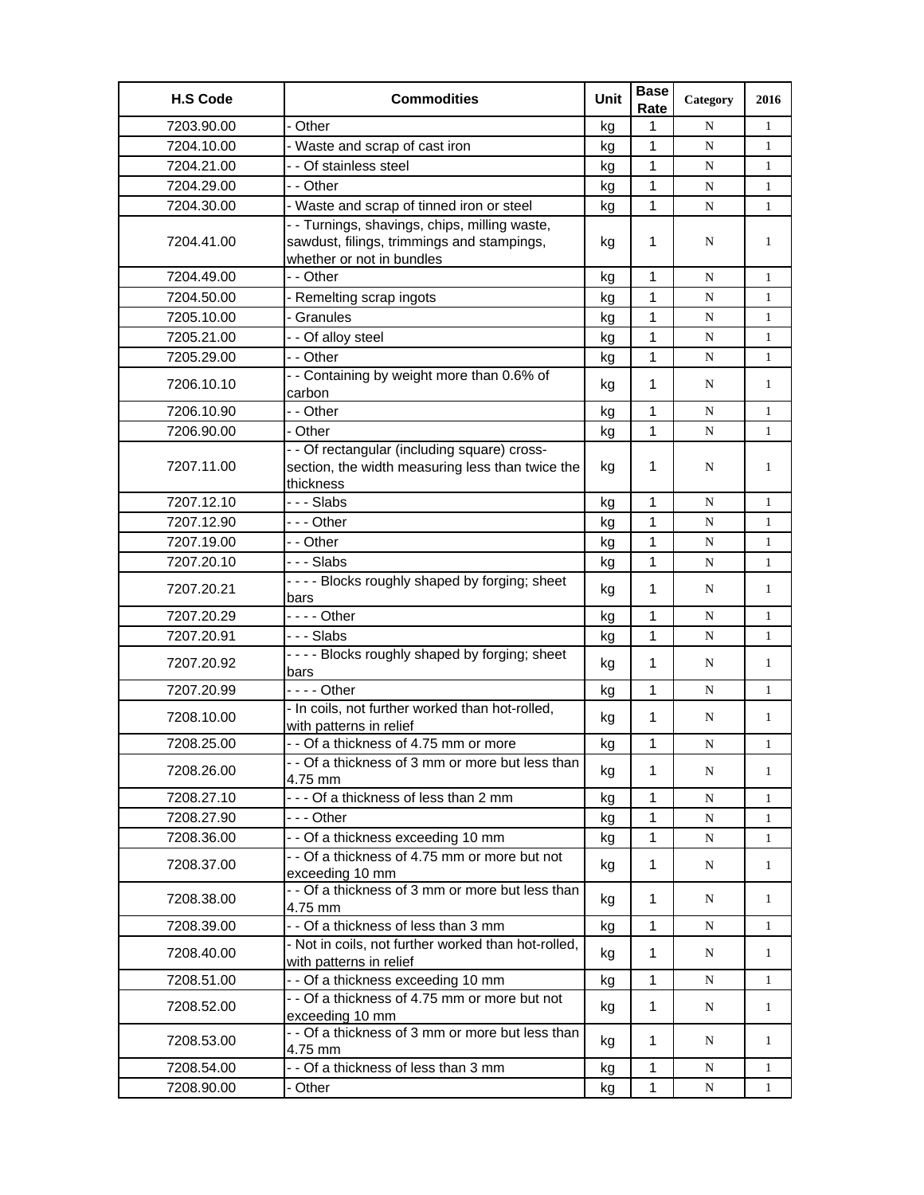| H.S Code | Commodities | Unit | Base Rate | Category | 2016 |
|---|---|---|---|---|---|
| 7203.90.00 | - Other | kg | 1 | N | 1 |
| 7204.10.00 | - Waste and scrap of cast iron | kg | 1 | N | 1 |
| 7204.21.00 | - - Of stainless steel | kg | 1 | N | 1 |
| 7204.29.00 | - - Other | kg | 1 | N | 1 |
| 7204.30.00 | - Waste and scrap of tinned iron or steel | kg | 1 | N | 1 |
| 7204.41.00 | - - Turnings, shavings, chips, milling waste, sawdust, filings, trimmings and stampings, whether or not in bundles | kg | 1 | N | 1 |
| 7204.49.00 | - - Other | kg | 1 | N | 1 |
| 7204.50.00 | - Remelting scrap ingots | kg | 1 | N | 1 |
| 7205.10.00 | - Granules | kg | 1 | N | 1 |
| 7205.21.00 | - - Of alloy steel | kg | 1 | N | 1 |
| 7205.29.00 | - - Other | kg | 1 | N | 1 |
| 7206.10.10 | - - Containing by weight more than 0.6% of carbon | kg | 1 | N | 1 |
| 7206.10.90 | - - Other | kg | 1 | N | 1 |
| 7206.90.00 | - Other | kg | 1 | N | 1 |
| 7207.11.00 | - - Of rectangular (including square) cross-section, the width measuring less than twice the thickness | kg | 1 | N | 1 |
| 7207.12.10 | - - - Slabs | kg | 1 | N | 1 |
| 7207.12.90 | - - - Other | kg | 1 | N | 1 |
| 7207.19.00 | - - Other | kg | 1 | N | 1 |
| 7207.20.10 | - - - Slabs | kg | 1 | N | 1 |
| 7207.20.21 | - - - - Blocks roughly shaped by forging; sheet bars | kg | 1 | N | 1 |
| 7207.20.29 | - - - - Other | kg | 1 | N | 1 |
| 7207.20.91 | - - - Slabs | kg | 1 | N | 1 |
| 7207.20.92 | - - - - Blocks roughly shaped by forging; sheet bars | kg | 1 | N | 1 |
| 7207.20.99 | - - - - Other | kg | 1 | N | 1 |
| 7208.10.00 | - In coils, not further worked than hot-rolled, with patterns in relief | kg | 1 | N | 1 |
| 7208.25.00 | - - Of a thickness of 4.75 mm or more | kg | 1 | N | 1 |
| 7208.26.00 | - - Of a thickness of 3 mm or more but less than 4.75 mm | kg | 1 | N | 1 |
| 7208.27.10 | - - - Of a thickness of less than 2 mm | kg | 1 | N | 1 |
| 7208.27.90 | - - - Other | kg | 1 | N | 1 |
| 7208.36.00 | - - Of a thickness exceeding 10 mm | kg | 1 | N | 1 |
| 7208.37.00 | - - Of a thickness of 4.75 mm or more but not exceeding 10 mm | kg | 1 | N | 1 |
| 7208.38.00 | - - Of a thickness of 3 mm or more but less than 4.75 mm | kg | 1 | N | 1 |
| 7208.39.00 | - - Of a thickness of less than 3 mm | kg | 1 | N | 1 |
| 7208.40.00 | - Not in coils, not further worked than hot-rolled, with patterns in relief | kg | 1 | N | 1 |
| 7208.51.00 | - - Of a thickness exceeding 10 mm | kg | 1 | N | 1 |
| 7208.52.00 | - - Of a thickness of 4.75 mm or more but not exceeding 10 mm | kg | 1 | N | 1 |
| 7208.53.00 | - - Of a thickness of 3 mm or more but less than 4.75 mm | kg | 1 | N | 1 |
| 7208.54.00 | - - Of a thickness of less than 3 mm | kg | 1 | N | 1 |
| 7208.90.00 | - Other | kg | 1 | N | 1 |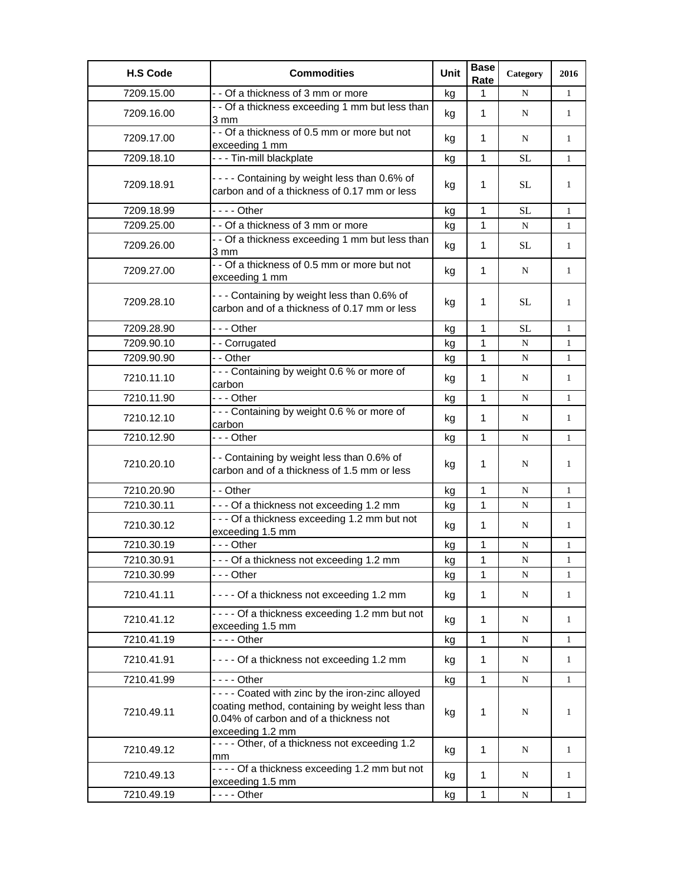| H.S Code | Commodities | Unit | Base Rate | Category | 2016 |
|---|---|---|---|---|---|
| 7209.15.00 | - - Of a thickness of 3 mm or more | kg | 1 | N | 1 |
| 7209.16.00 | - - Of a thickness exceeding 1 mm but less than 3 mm | kg | 1 | N | 1 |
| 7209.17.00 | - - Of a thickness of 0.5 mm or more but not exceeding 1 mm | kg | 1 | N | 1 |
| 7209.18.10 | - - - Tin-mill blackplate | kg | 1 | SL | 1 |
| 7209.18.91 | - - - - Containing by weight less than 0.6% of carbon and of a thickness of 0.17 mm or less | kg | 1 | SL | 1 |
| 7209.18.99 | - - - - Other | kg | 1 | SL | 1 |
| 7209.25.00 | - - Of a thickness of 3 mm or more | kg | 1 | N | 1 |
| 7209.26.00 | - - Of a thickness exceeding 1 mm but less than 3 mm | kg | 1 | SL | 1 |
| 7209.27.00 | - - Of a thickness of 0.5 mm or more but not exceeding 1 mm | kg | 1 | N | 1 |
| 7209.28.10 | - - - Containing by weight less than 0.6% of carbon and of a thickness of 0.17 mm or less | kg | 1 | SL | 1 |
| 7209.28.90 | - - - Other | kg | 1 | SL | 1 |
| 7209.90.10 | - - Corrugated | kg | 1 | N | 1 |
| 7209.90.90 | - - Other | kg | 1 | N | 1 |
| 7210.11.10 | - - - Containing by weight 0.6 % or more of carbon | kg | 1 | N | 1 |
| 7210.11.90 | - - - Other | kg | 1 | N | 1 |
| 7210.12.10 | - - - Containing by weight 0.6 % or more of carbon | kg | 1 | N | 1 |
| 7210.12.90 | - - - Other | kg | 1 | N | 1 |
| 7210.20.10 | - - Containing by weight less than 0.6% of carbon and of a thickness of 1.5 mm or less | kg | 1 | N | 1 |
| 7210.20.90 | - - Other | kg | 1 | N | 1 |
| 7210.30.11 | - - - Of a thickness not exceeding 1.2 mm | kg | 1 | N | 1 |
| 7210.30.12 | - - - Of a thickness exceeding 1.2 mm but not exceeding 1.5 mm | kg | 1 | N | 1 |
| 7210.30.19 | - - - Other | kg | 1 | N | 1 |
| 7210.30.91 | - - - Of a thickness not exceeding 1.2 mm | kg | 1 | N | 1 |
| 7210.30.99 | - - - Other | kg | 1 | N | 1 |
| 7210.41.11 | - - - - Of a thickness not exceeding 1.2 mm | kg | 1 | N | 1 |
| 7210.41.12 | - - - - Of a thickness exceeding 1.2 mm but not exceeding 1.5 mm | kg | 1 | N | 1 |
| 7210.41.19 | - - - - Other | kg | 1 | N | 1 |
| 7210.41.91 | - - - - Of a thickness not exceeding 1.2 mm | kg | 1 | N | 1 |
| 7210.41.99 | - - - - Other | kg | 1 | N | 1 |
| 7210.49.11 | - - - - Coated with zinc by the iron-zinc alloyed coating method, containing by weight less than 0.04% of carbon and of a thickness not exceeding 1.2 mm | kg | 1 | N | 1 |
| 7210.49.12 | - - - - Other, of a thickness not exceeding 1.2 mm | kg | 1 | N | 1 |
| 7210.49.13 | - - - - Of a thickness exceeding 1.2 mm but not exceeding 1.5 mm | kg | 1 | N | 1 |
| 7210.49.19 | - - - - Other | kg | 1 | N | 1 |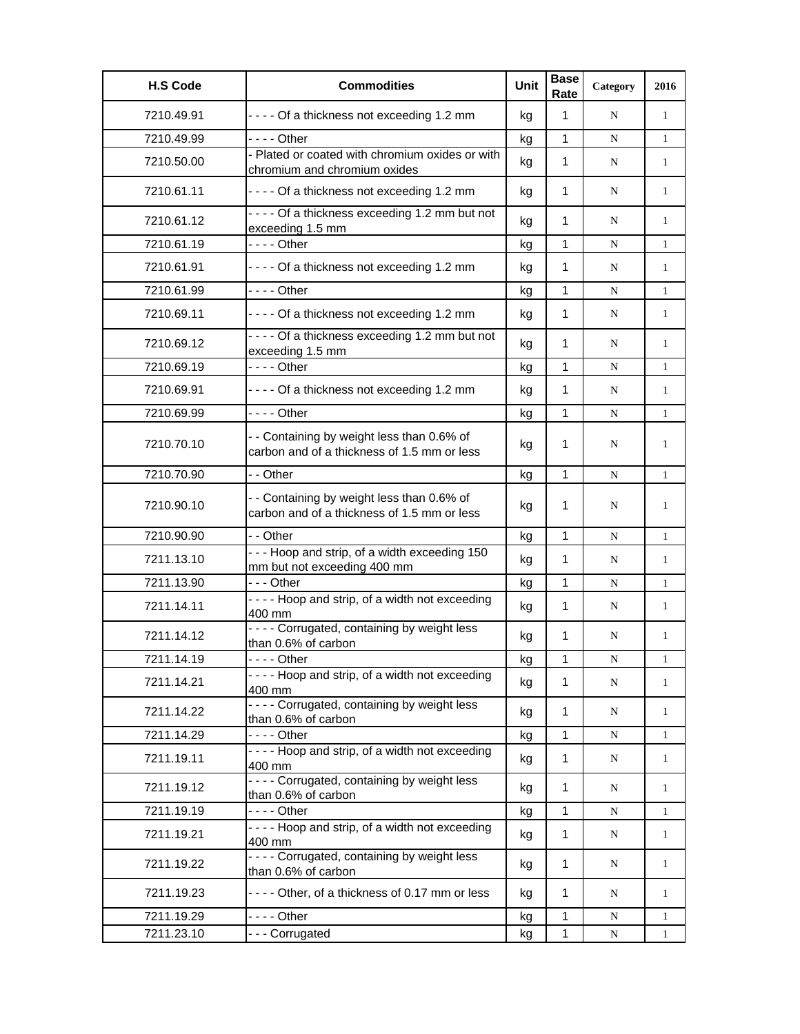| H.S Code | Commodities | Unit | Base Rate | Category | 2016 |
|---|---|---|---|---|---|
| 7210.49.91 | - - - - Of a thickness not exceeding 1.2 mm | kg | 1 | N | 1 |
| 7210.49.99 | - - - - Other | kg | 1 | N | 1 |
| 7210.50.00 | - Plated or coated with chromium oxides or with chromium and chromium oxides | kg | 1 | N | 1 |
| 7210.61.11 | - - - - Of a thickness not exceeding 1.2 mm | kg | 1 | N | 1 |
| 7210.61.12 | - - - - Of a thickness exceeding 1.2 mm but not exceeding 1.5 mm | kg | 1 | N | 1 |
| 7210.61.19 | - - - - Other | kg | 1 | N | 1 |
| 7210.61.91 | - - - - Of a thickness not exceeding 1.2 mm | kg | 1 | N | 1 |
| 7210.61.99 | - - - - Other | kg | 1 | N | 1 |
| 7210.69.11 | - - - - Of a thickness not exceeding 1.2 mm | kg | 1 | N | 1 |
| 7210.69.12 | - - - - Of a thickness exceeding 1.2 mm but not exceeding 1.5 mm | kg | 1 | N | 1 |
| 7210.69.19 | - - - - Other | kg | 1 | N | 1 |
| 7210.69.91 | - - - - Of a thickness not exceeding 1.2 mm | kg | 1 | N | 1 |
| 7210.69.99 | - - - - Other | kg | 1 | N | 1 |
| 7210.70.10 | - - Containing by weight less than 0.6% of carbon and of a thickness of 1.5 mm or less | kg | 1 | N | 1 |
| 7210.70.90 | - - Other | kg | 1 | N | 1 |
| 7210.90.10 | - - Containing by weight less than 0.6% of carbon and of a thickness of 1.5 mm or less | kg | 1 | N | 1 |
| 7210.90.90 | - - Other | kg | 1 | N | 1 |
| 7211.13.10 | - - - Hoop and strip, of a width exceeding 150 mm but not exceeding 400 mm | kg | 1 | N | 1 |
| 7211.13.90 | - - - Other | kg | 1 | N | 1 |
| 7211.14.11 | - - - - Hoop and strip, of a width not exceeding 400 mm | kg | 1 | N | 1 |
| 7211.14.12 | - - - - Corrugated, containing by weight less than 0.6% of carbon | kg | 1 | N | 1 |
| 7211.14.19 | - - - - Other | kg | 1 | N | 1 |
| 7211.14.21 | - - - - Hoop and strip, of a width not exceeding 400 mm | kg | 1 | N | 1 |
| 7211.14.22 | - - - - Corrugated, containing by weight less than 0.6% of carbon | kg | 1 | N | 1 |
| 7211.14.29 | - - - - Other | kg | 1 | N | 1 |
| 7211.19.11 | - - - - Hoop and strip, of a width not exceeding 400 mm | kg | 1 | N | 1 |
| 7211.19.12 | - - - - Corrugated, containing by weight less than 0.6% of carbon | kg | 1 | N | 1 |
| 7211.19.19 | - - - - Other | kg | 1 | N | 1 |
| 7211.19.21 | - - - - Hoop and strip, of a width not exceeding 400 mm | kg | 1 | N | 1 |
| 7211.19.22 | - - - - Corrugated, containing by weight less than 0.6% of carbon | kg | 1 | N | 1 |
| 7211.19.23 | - - - - Other, of a thickness of 0.17 mm or less | kg | 1 | N | 1 |
| 7211.19.29 | - - - - Other | kg | 1 | N | 1 |
| 7211.23.10 | - - - Corrugated | kg | 1 | N | 1 |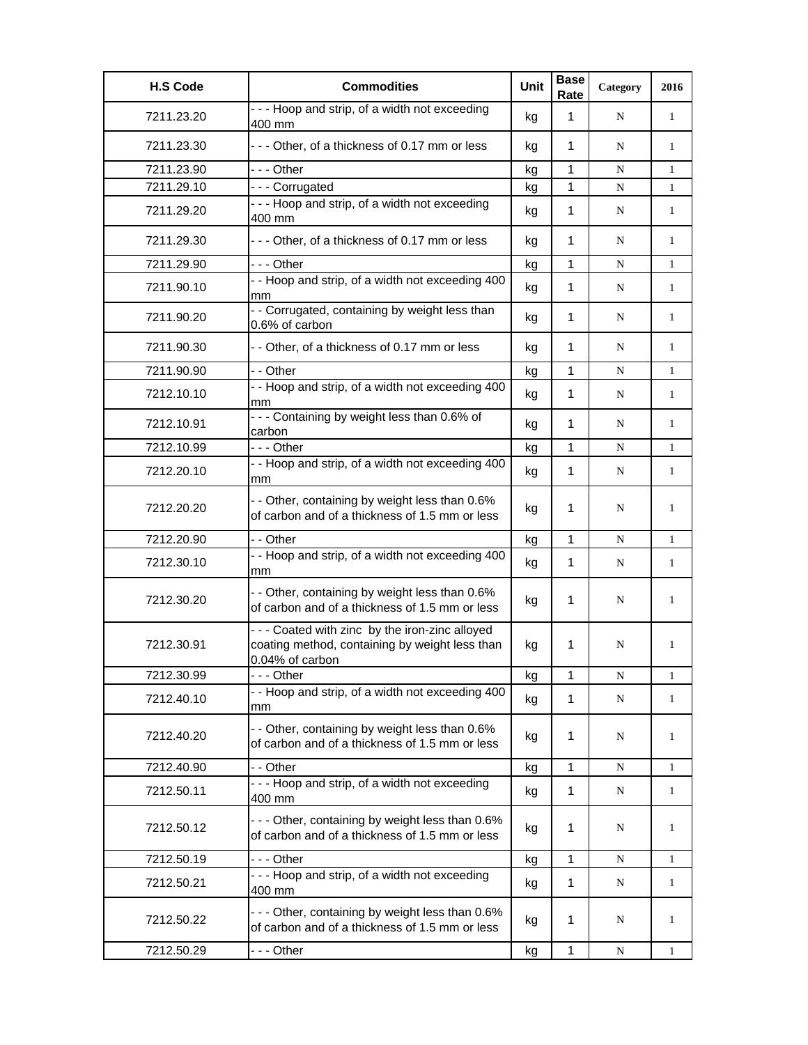| H.S Code | Commodities | Unit | Base Rate | Category | 2016 |
|---|---|---|---|---|---|
| 7211.23.20 | - - - Hoop and strip, of a width not exceeding 400 mm | kg | 1 | N | 1 |
| 7211.23.30 | - - - Other, of a thickness of 0.17 mm or less | kg | 1 | N | 1 |
| 7211.23.90 | - - - Other | kg | 1 | N | 1 |
| 7211.29.10 | - - - Corrugated | kg | 1 | N | 1 |
| 7211.29.20 | - - - Hoop and strip, of a width not exceeding 400 mm | kg | 1 | N | 1 |
| 7211.29.30 | - - - Other, of a thickness of 0.17 mm or less | kg | 1 | N | 1 |
| 7211.29.90 | - - - Other | kg | 1 | N | 1 |
| 7211.90.10 | - - Hoop and strip, of a width not exceeding 400 mm | kg | 1 | N | 1 |
| 7211.90.20 | - - Corrugated, containing by weight less than 0.6% of carbon | kg | 1 | N | 1 |
| 7211.90.30 | - - Other, of a thickness of 0.17 mm or less | kg | 1 | N | 1 |
| 7211.90.90 | - - Other | kg | 1 | N | 1 |
| 7212.10.10 | - - Hoop and strip, of a width not exceeding 400 mm | kg | 1 | N | 1 |
| 7212.10.91 | - - - Containing by weight less than 0.6% of carbon | kg | 1 | N | 1 |
| 7212.10.99 | - - - Other | kg | 1 | N | 1 |
| 7212.20.10 | - - Hoop and strip, of a width not exceeding 400 mm | kg | 1 | N | 1 |
| 7212.20.20 | - - Other, containing by weight less than 0.6% of carbon and of a thickness of 1.5 mm or less | kg | 1 | N | 1 |
| 7212.20.90 | - - Other | kg | 1 | N | 1 |
| 7212.30.10 | - - Hoop and strip, of a width not exceeding 400 mm | kg | 1 | N | 1 |
| 7212.30.20 | - - Other, containing by weight less than 0.6% of carbon and of a thickness of 1.5 mm or less | kg | 1 | N | 1 |
| 7212.30.91 | - - - Coated with zinc by the iron-zinc alloyed coating method, containing by weight less than 0.04% of carbon | kg | 1 | N | 1 |
| 7212.30.99 | - - - Other | kg | 1 | N | 1 |
| 7212.40.10 | - - Hoop and strip, of a width not exceeding 400 mm | kg | 1 | N | 1 |
| 7212.40.20 | - - Other, containing by weight less than 0.6% of carbon and of a thickness of 1.5 mm or less | kg | 1 | N | 1 |
| 7212.40.90 | - - Other | kg | 1 | N | 1 |
| 7212.50.11 | - - - Hoop and strip, of a width not exceeding 400 mm | kg | 1 | N | 1 |
| 7212.50.12 | - - - Other, containing by weight less than 0.6% of carbon and of a thickness of 1.5 mm or less | kg | 1 | N | 1 |
| 7212.50.19 | - - - Other | kg | 1 | N | 1 |
| 7212.50.21 | - - - Hoop and strip, of a width not exceeding 400 mm | kg | 1 | N | 1 |
| 7212.50.22 | - - - Other, containing by weight less than 0.6% of carbon and of a thickness of 1.5 mm or less | kg | 1 | N | 1 |
| 7212.50.29 | - - - Other | kg | 1 | N | 1 |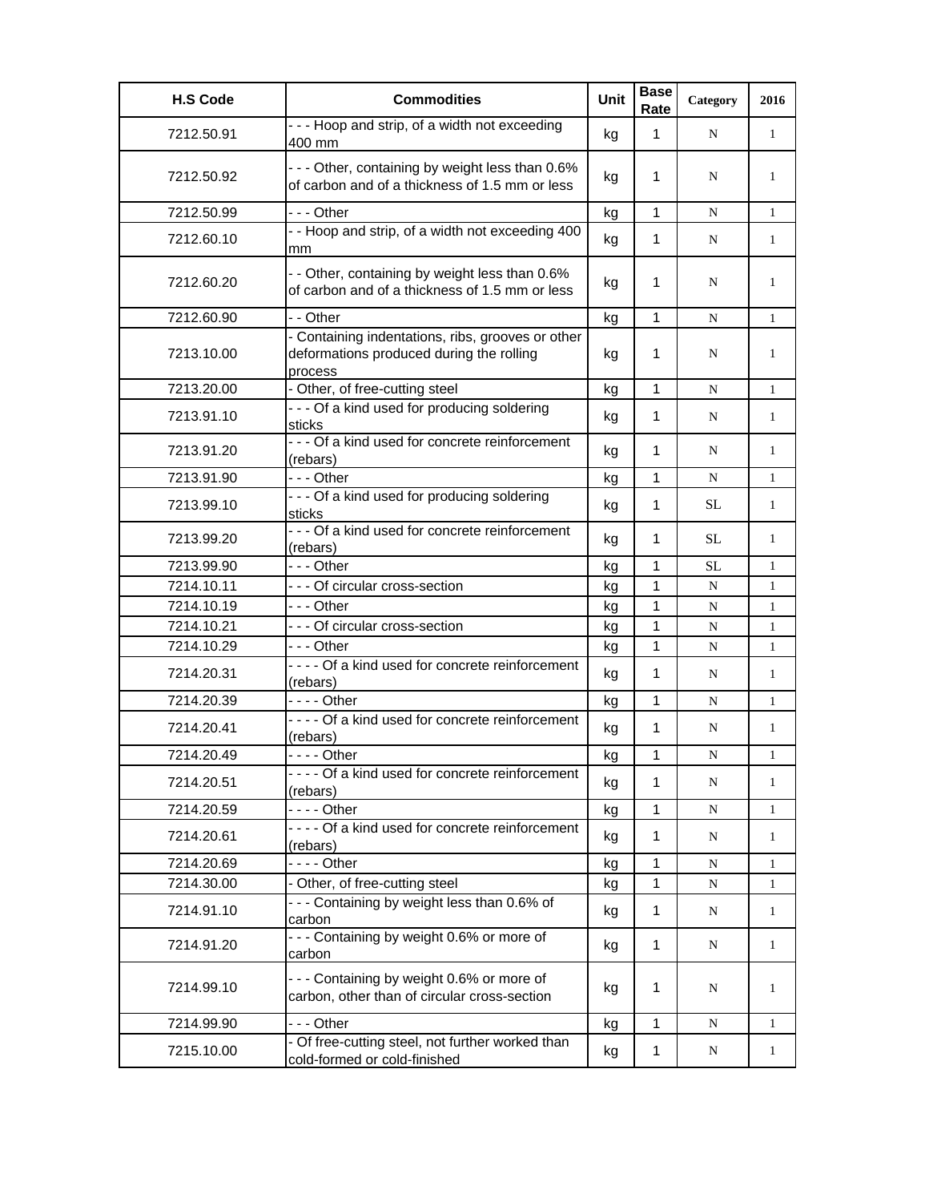| H.S Code | Commodities | Unit | Base Rate | Category | 2016 |
|---|---|---|---|---|---|
| 7212.50.91 | - - - Hoop and strip, of a width not exceeding 400 mm | kg | 1 | N | 1 |
| 7212.50.92 | - - - Other, containing by weight less than 0.6% of carbon and of a thickness of 1.5 mm or less | kg | 1 | N | 1 |
| 7212.50.99 | - - - Other | kg | 1 | N | 1 |
| 7212.60.10 | - - Hoop and strip, of a width not exceeding 400 mm | kg | 1 | N | 1 |
| 7212.60.20 | - - Other, containing by weight less than 0.6% of carbon and of a thickness of 1.5 mm or less | kg | 1 | N | 1 |
| 7212.60.90 | - - Other | kg | 1 | N | 1 |
| 7213.10.00 | - Containing indentations, ribs, grooves or other deformations produced during the rolling process | kg | 1 | N | 1 |
| 7213.20.00 | - Other, of free-cutting steel | kg | 1 | N | 1 |
| 7213.91.10 | - - - Of a kind used for producing soldering sticks | kg | 1 | N | 1 |
| 7213.91.20 | - - - Of a kind used for concrete reinforcement (rebars) | kg | 1 | N | 1 |
| 7213.91.90 | - - - Other | kg | 1 | N | 1 |
| 7213.99.10 | - - - Of a kind used for producing soldering sticks | kg | 1 | SL | 1 |
| 7213.99.20 | - - - Of a kind used for concrete reinforcement (rebars) | kg | 1 | SL | 1 |
| 7213.99.90 | - - - Other | kg | 1 | SL | 1 |
| 7214.10.11 | - - - Of circular cross-section | kg | 1 | N | 1 |
| 7214.10.19 | - - - Other | kg | 1 | N | 1 |
| 7214.10.21 | - - - Of circular cross-section | kg | 1 | N | 1 |
| 7214.10.29 | - - - Other | kg | 1 | N | 1 |
| 7214.20.31 | - - - - Of a kind used for concrete reinforcement (rebars) | kg | 1 | N | 1 |
| 7214.20.39 | - - - - Other | kg | 1 | N | 1 |
| 7214.20.41 | - - - - Of a kind used for concrete reinforcement (rebars) | kg | 1 | N | 1 |
| 7214.20.49 | - - - - Other | kg | 1 | N | 1 |
| 7214.20.51 | - - - - Of a kind used for concrete reinforcement (rebars) | kg | 1 | N | 1 |
| 7214.20.59 | - - - - Other | kg | 1 | N | 1 |
| 7214.20.61 | - - - - Of a kind used for concrete reinforcement (rebars) | kg | 1 | N | 1 |
| 7214.20.69 | - - - - Other | kg | 1 | N | 1 |
| 7214.30.00 | - Other, of free-cutting steel | kg | 1 | N | 1 |
| 7214.91.10 | - - - Containing by weight less than 0.6% of carbon | kg | 1 | N | 1 |
| 7214.91.20 | - - - Containing by weight 0.6% or more of carbon | kg | 1 | N | 1 |
| 7214.99.10 | - - - Containing by weight 0.6% or more of carbon, other than of circular cross-section | kg | 1 | N | 1 |
| 7214.99.90 | - - - Other | kg | 1 | N | 1 |
| 7215.10.00 | - Of free-cutting steel, not further worked than cold-formed or cold-finished | kg | 1 | N | 1 |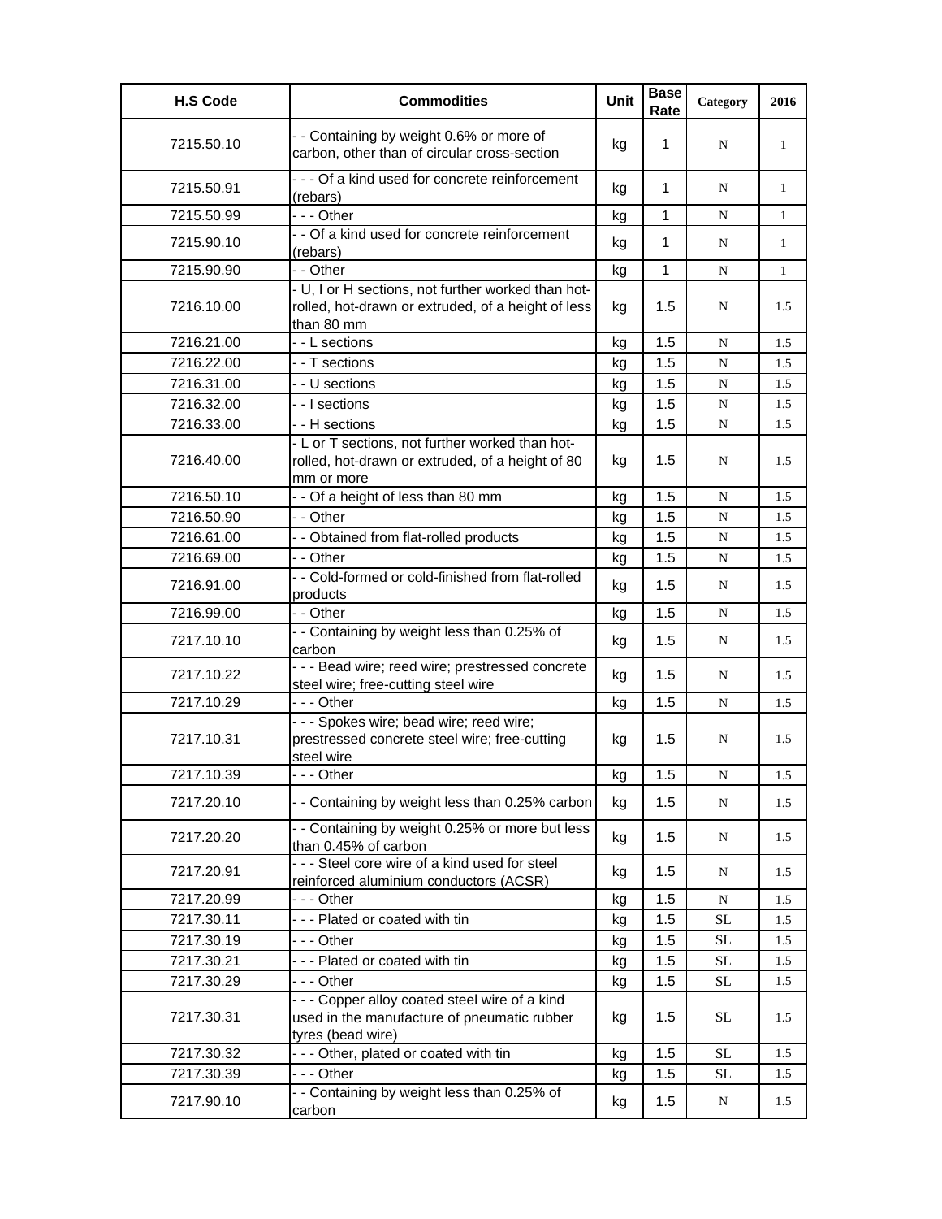| H.S Code | Commodities | Unit | Base Rate | Category | 2016 |
|---|---|---|---|---|---|
| 7215.50.10 | - - Containing by weight 0.6% or more of carbon, other than of circular cross-section | kg | 1 | N | 1 |
| 7215.50.91 | - - - Of a kind used for concrete reinforcement (rebars) | kg | 1 | N | 1 |
| 7215.50.99 | - - - Other | kg | 1 | N | 1 |
| 7215.90.10 | - - Of a kind used for concrete reinforcement (rebars) | kg | 1 | N | 1 |
| 7215.90.90 | - - Other | kg | 1 | N | 1 |
| 7216.10.00 | - U, I or H sections, not further worked than hot-rolled, hot-drawn or extruded, of a height of less than 80 mm | kg | 1.5 | N | 1.5 |
| 7216.21.00 | - - L sections | kg | 1.5 | N | 1.5 |
| 7216.22.00 | - - T sections | kg | 1.5 | N | 1.5 |
| 7216.31.00 | - - U sections | kg | 1.5 | N | 1.5 |
| 7216.32.00 | - - I sections | kg | 1.5 | N | 1.5 |
| 7216.33.00 | - - H sections | kg | 1.5 | N | 1.5 |
| 7216.40.00 | - L or T sections, not further worked than hot-rolled, hot-drawn or extruded, of a height of 80 mm or more | kg | 1.5 | N | 1.5 |
| 7216.50.10 | - - Of a height of less than 80 mm | kg | 1.5 | N | 1.5 |
| 7216.50.90 | - - Other | kg | 1.5 | N | 1.5 |
| 7216.61.00 | - - Obtained from flat-rolled products | kg | 1.5 | N | 1.5 |
| 7216.69.00 | - - Other | kg | 1.5 | N | 1.5 |
| 7216.91.00 | - - Cold-formed or cold-finished from flat-rolled products | kg | 1.5 | N | 1.5 |
| 7216.99.00 | - - Other | kg | 1.5 | N | 1.5 |
| 7217.10.10 | - - Containing by weight less than 0.25% of carbon | kg | 1.5 | N | 1.5 |
| 7217.10.22 | - - - Bead wire; reed wire; prestressed concrete steel wire; free-cutting steel wire | kg | 1.5 | N | 1.5 |
| 7217.10.29 | - - - Other | kg | 1.5 | N | 1.5 |
| 7217.10.31 | - - - Spokes wire; bead wire; reed wire; prestressed concrete steel wire; free-cutting steel wire | kg | 1.5 | N | 1.5 |
| 7217.10.39 | - - - Other | kg | 1.5 | N | 1.5 |
| 7217.20.10 | - - Containing by weight less than 0.25% carbon | kg | 1.5 | N | 1.5 |
| 7217.20.20 | - - Containing by weight 0.25% or more but less than 0.45% of carbon | kg | 1.5 | N | 1.5 |
| 7217.20.91 | - - - Steel core wire of a kind used for steel reinforced aluminium conductors (ACSR) | kg | 1.5 | N | 1.5 |
| 7217.20.99 | - - - Other | kg | 1.5 | N | 1.5 |
| 7217.30.11 | - - - Plated or coated with tin | kg | 1.5 | SL | 1.5 |
| 7217.30.19 | - - - Other | kg | 1.5 | SL | 1.5 |
| 7217.30.21 | - - - Plated or coated with tin | kg | 1.5 | SL | 1.5 |
| 7217.30.29 | - - - Other | kg | 1.5 | SL | 1.5 |
| 7217.30.31 | - - - Copper alloy coated steel wire of a kind used in the manufacture of pneumatic rubber tyres (bead wire) | kg | 1.5 | SL | 1.5 |
| 7217.30.32 | - - - Other, plated or coated with tin | kg | 1.5 | SL | 1.5 |
| 7217.30.39 | - - - Other | kg | 1.5 | SL | 1.5 |
| 7217.90.10 | - - Containing by weight less than 0.25% of carbon | kg | 1.5 | N | 1.5 |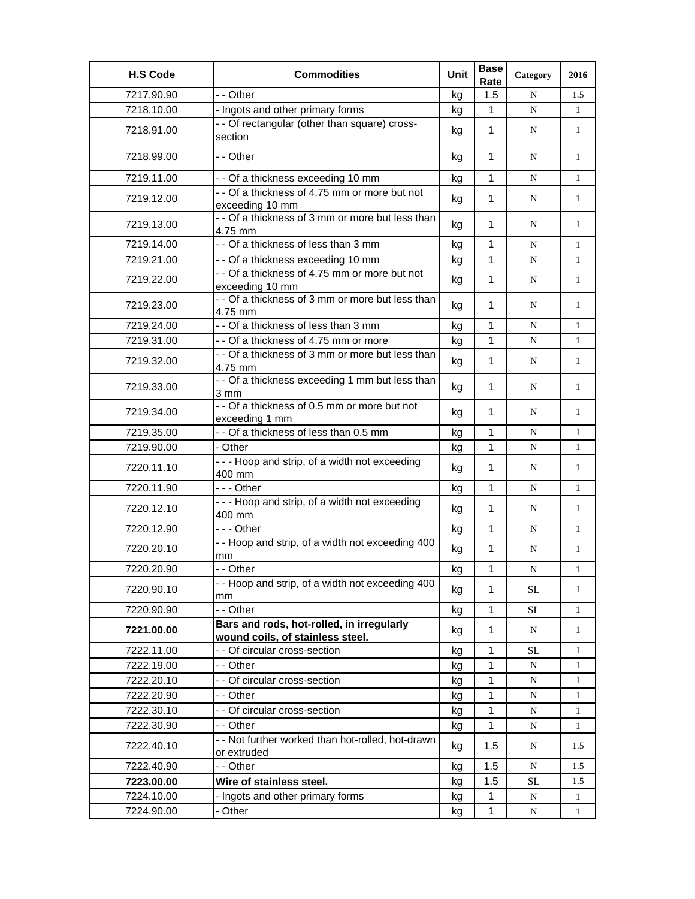| H.S Code | Commodities | Unit | Base Rate | Category | 2016 |
|---|---|---|---|---|---|
| 7217.90.90 | - - Other | kg | 1.5 | N | 1.5 |
| 7218.10.00 | - Ingots and other primary forms | kg | 1 | N | 1 |
| 7218.91.00 | - - Of rectangular (other than square) cross-section | kg | 1 | N | 1 |
| 7218.99.00 | - - Other | kg | 1 | N | 1 |
| 7219.11.00 | - - Of a thickness exceeding 10 mm | kg | 1 | N | 1 |
| 7219.12.00 | - - Of a thickness of 4.75 mm or more but not exceeding 10 mm | kg | 1 | N | 1 |
| 7219.13.00 | - - Of a thickness of 3 mm or more but less than 4.75 mm | kg | 1 | N | 1 |
| 7219.14.00 | - - Of a thickness of less than 3 mm | kg | 1 | N | 1 |
| 7219.21.00 | - - Of a thickness exceeding 10 mm | kg | 1 | N | 1 |
| 7219.22.00 | - - Of a thickness of 4.75 mm or more but not exceeding 10 mm | kg | 1 | N | 1 |
| 7219.23.00 | - - Of a thickness of 3 mm or more but less than 4.75 mm | kg | 1 | N | 1 |
| 7219.24.00 | - - Of a thickness of less than 3 mm | kg | 1 | N | 1 |
| 7219.31.00 | - - Of a thickness of 4.75 mm or more | kg | 1 | N | 1 |
| 7219.32.00 | - - Of a thickness of 3 mm or more but less than 4.75 mm | kg | 1 | N | 1 |
| 7219.33.00 | - - Of a thickness exceeding 1 mm but less than 3 mm | kg | 1 | N | 1 |
| 7219.34.00 | - - Of a thickness of 0.5 mm or more but not exceeding 1 mm | kg | 1 | N | 1 |
| 7219.35.00 | - - Of a thickness of less than 0.5 mm | kg | 1 | N | 1 |
| 7219.90.00 | - Other | kg | 1 | N | 1 |
| 7220.11.10 | - - - Hoop and strip, of a width not exceeding 400 mm | kg | 1 | N | 1 |
| 7220.11.90 | - - - Other | kg | 1 | N | 1 |
| 7220.12.10 | - - - Hoop and strip, of a width not exceeding 400 mm | kg | 1 | N | 1 |
| 7220.12.90 | - - - Other | kg | 1 | N | 1 |
| 7220.20.10 | - - Hoop and strip, of a width not exceeding 400 mm | kg | 1 | N | 1 |
| 7220.20.90 | - - Other | kg | 1 | N | 1 |
| 7220.90.10 | - - Hoop and strip, of a width not exceeding 400 mm | kg | 1 | SL | 1 |
| 7220.90.90 | - - Other | kg | 1 | SL | 1 |
| **7221.00.00** | **Bars and rods, hot-rolled, in irregularly wound coils, of stainless steel.** | kg | 1 | N | 1 |
| 7222.11.00 | - - Of circular cross-section | kg | 1 | SL | 1 |
| 7222.19.00 | - - Other | kg | 1 | N | 1 |
| 7222.20.10 | - - Of circular cross-section | kg | 1 | N | 1 |
| 7222.20.90 | - - Other | kg | 1 | N | 1 |
| 7222.30.10 | - - Of circular cross-section | kg | 1 | N | 1 |
| 7222.30.90 | - - Other | kg | 1 | N | 1 |
| 7222.40.10 | - - Not further worked than hot-rolled, hot-drawn or extruded | kg | 1.5 | N | 1.5 |
| 7222.40.90 | - - Other | kg | 1.5 | N | 1.5 |
| **7223.00.00** | **Wire of stainless steel.** | kg | 1.5 | SL | 1.5 |
| 7224.10.00 | - Ingots and other primary forms | kg | 1 | N | 1 |
| 7224.90.00 | - Other | kg | 1 | N | 1 |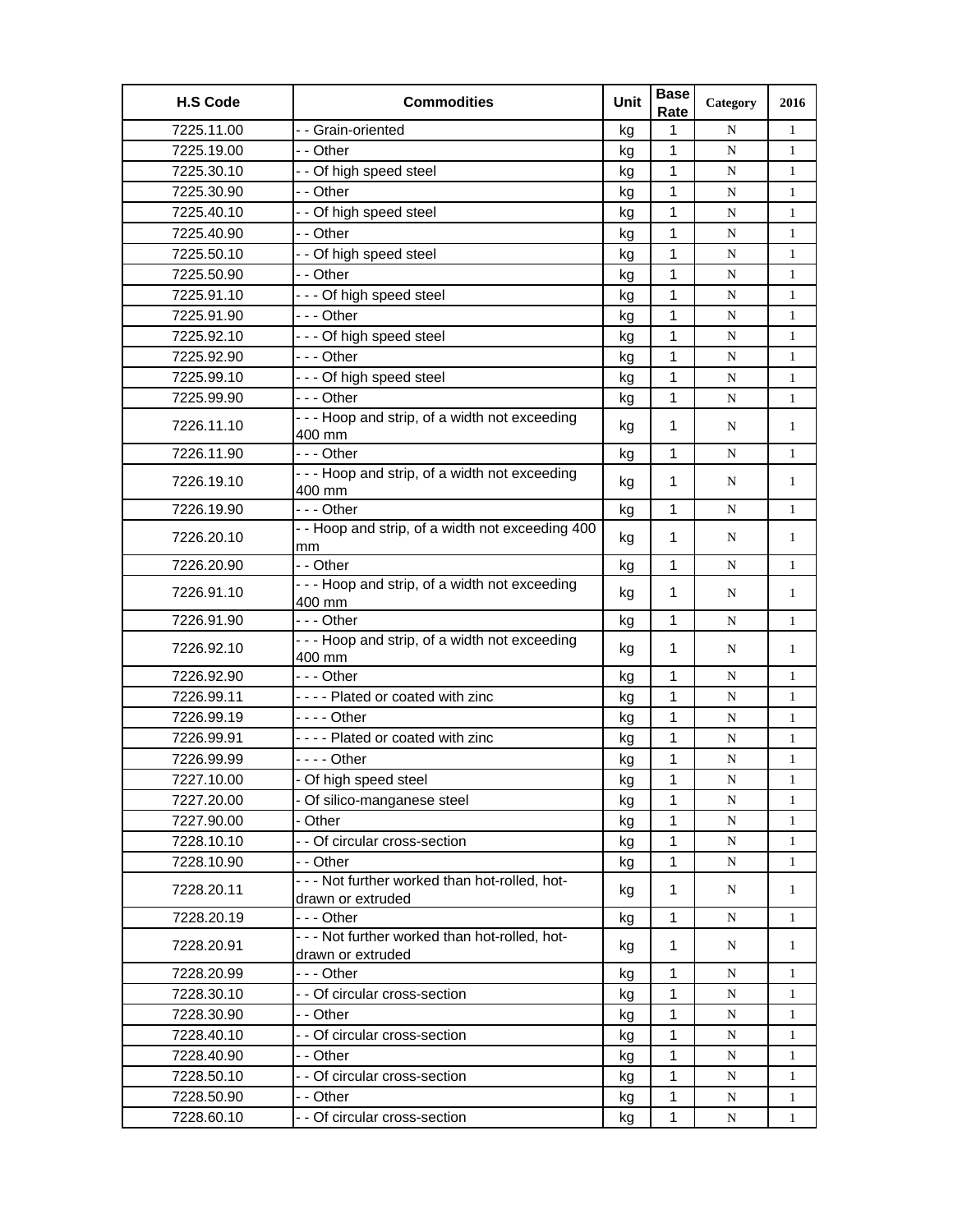| H.S Code | Commodities | Unit | Base Rate | Category | 2016 |
|---|---|---|---|---|---|
| 7225.11.00 | - - Grain-oriented | kg | 1 | N | 1 |
| 7225.19.00 | - - Other | kg | 1 | N | 1 |
| 7225.30.10 | - - Of high speed steel | kg | 1 | N | 1 |
| 7225.30.90 | - - Other | kg | 1 | N | 1 |
| 7225.40.10 | - - Of high speed steel | kg | 1 | N | 1 |
| 7225.40.90 | - - Other | kg | 1 | N | 1 |
| 7225.50.10 | - - Of high speed steel | kg | 1 | N | 1 |
| 7225.50.90 | - - Other | kg | 1 | N | 1 |
| 7225.91.10 | - - - Of high speed steel | kg | 1 | N | 1 |
| 7225.91.90 | - - - Other | kg | 1 | N | 1 |
| 7225.92.10 | - - - Of high speed steel | kg | 1 | N | 1 |
| 7225.92.90 | - - - Other | kg | 1 | N | 1 |
| 7225.99.10 | - - - Of high speed steel | kg | 1 | N | 1 |
| 7225.99.90 | - - - Other | kg | 1 | N | 1 |
| 7226.11.10 | - - - Hoop and strip, of a width not exceeding 400 mm | kg | 1 | N | 1 |
| 7226.11.90 | - - - Other | kg | 1 | N | 1 |
| 7226.19.10 | - - - Hoop and strip, of a width not exceeding 400 mm | kg | 1 | N | 1 |
| 7226.19.90 | - - - Other | kg | 1 | N | 1 |
| 7226.20.10 | - - Hoop and strip, of a width not exceeding 400 mm | kg | 1 | N | 1 |
| 7226.20.90 | - - Other | kg | 1 | N | 1 |
| 7226.91.10 | - - - Hoop and strip, of a width not exceeding 400 mm | kg | 1 | N | 1 |
| 7226.91.90 | - - - Other | kg | 1 | N | 1 |
| 7226.92.10 | - - - Hoop and strip, of a width not exceeding 400 mm | kg | 1 | N | 1 |
| 7226.92.90 | - - - Other | kg | 1 | N | 1 |
| 7226.99.11 | - - - - Plated or coated with zinc | kg | 1 | N | 1 |
| 7226.99.19 | - - - - Other | kg | 1 | N | 1 |
| 7226.99.91 | - - - - Plated or coated with zinc | kg | 1 | N | 1 |
| 7226.99.99 | - - - - Other | kg | 1 | N | 1 |
| 7227.10.00 | - Of high speed steel | kg | 1 | N | 1 |
| 7227.20.00 | - Of silico-manganese steel | kg | 1 | N | 1 |
| 7227.90.00 | - Other | kg | 1 | N | 1 |
| 7228.10.10 | - - Of circular cross-section | kg | 1 | N | 1 |
| 7228.10.90 | - - Other | kg | 1 | N | 1 |
| 7228.20.11 | - - - Not further worked than hot-rolled, hot-drawn or extruded | kg | 1 | N | 1 |
| 7228.20.19 | - - - Other | kg | 1 | N | 1 |
| 7228.20.91 | - - - Not further worked than hot-rolled, hot-drawn or extruded | kg | 1 | N | 1 |
| 7228.20.99 | - - - Other | kg | 1 | N | 1 |
| 7228.30.10 | - - Of circular cross-section | kg | 1 | N | 1 |
| 7228.30.90 | - - Other | kg | 1 | N | 1 |
| 7228.40.10 | - - Of circular cross-section | kg | 1 | N | 1 |
| 7228.40.90 | - - Other | kg | 1 | N | 1 |
| 7228.50.10 | - - Of circular cross-section | kg | 1 | N | 1 |
| 7228.50.90 | - - Other | kg | 1 | N | 1 |
| 7228.60.10 | - - Of circular cross-section | kg | 1 | N | 1 |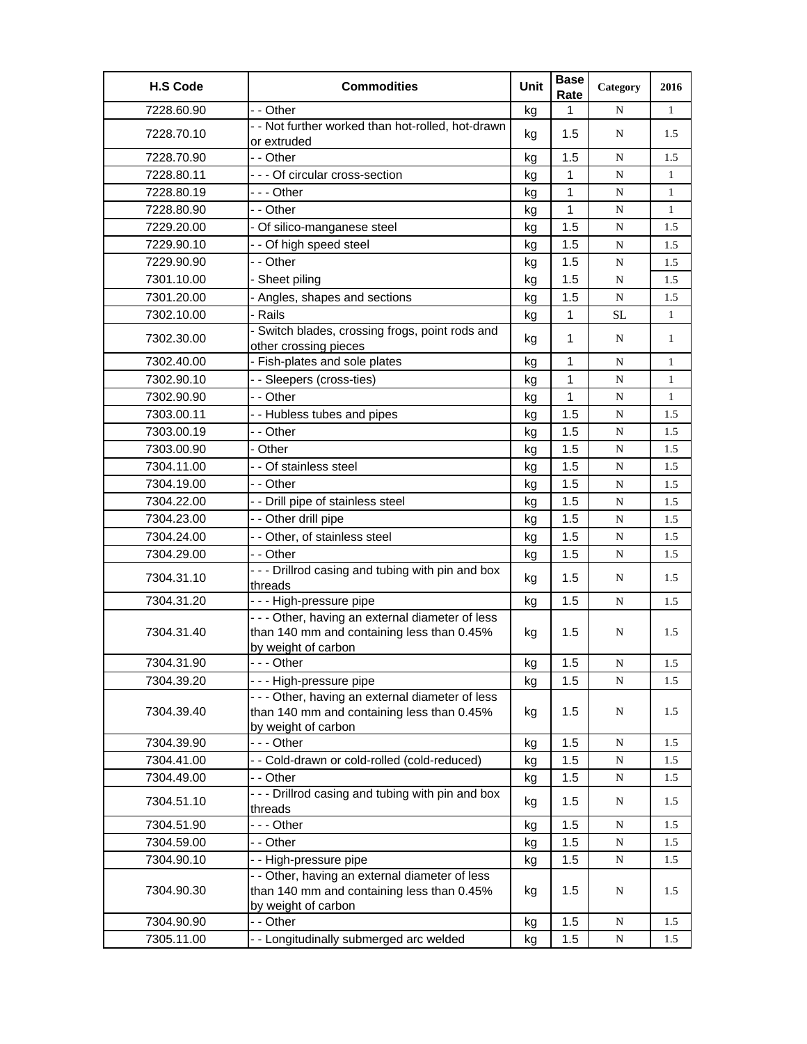| H.S Code | Commodities | Unit | Base Rate | Category | 2016 |
|---|---|---|---|---|---|
| 7228.60.90 | - - Other | kg | 1 | N | 1 |
| 7228.70.10 | - - Not further worked than hot-rolled, hot-drawn or extruded | kg | 1.5 | N | 1.5 |
| 7228.70.90 | - - Other | kg | 1.5 | N | 1.5 |
| 7228.80.11 | - - - Of circular cross-section | kg | 1 | N | 1 |
| 7228.80.19 | - - - Other | kg | 1 | N | 1 |
| 7228.80.90 | - - Other | kg | 1 | N | 1 |
| 7229.20.00 | - Of silico-manganese steel | kg | 1.5 | N | 1.5 |
| 7229.90.10 | - - Of high speed steel | kg | 1.5 | N | 1.5 |
| 7229.90.90 | - - Other | kg | 1.5 | N | 1.5 |
| 7301.10.00 | - Sheet piling | kg | 1.5 | N | 1.5 |
| 7301.20.00 | - Angles, shapes and sections | kg | 1.5 | N | 1.5 |
| 7302.10.00 | - Rails | kg | 1 | SL | 1 |
| 7302.30.00 | - Switch blades, crossing frogs, point rods and other crossing pieces | kg | 1 | N | 1 |
| 7302.40.00 | - Fish-plates and sole plates | kg | 1 | N | 1 |
| 7302.90.10 | - - Sleepers (cross-ties) | kg | 1 | N | 1 |
| 7302.90.90 | - - Other | kg | 1 | N | 1 |
| 7303.00.11 | - - Hubless tubes and pipes | kg | 1.5 | N | 1.5 |
| 7303.00.19 | - - Other | kg | 1.5 | N | 1.5 |
| 7303.00.90 | - Other | kg | 1.5 | N | 1.5 |
| 7304.11.00 | - - Of stainless steel | kg | 1.5 | N | 1.5 |
| 7304.19.00 | - - Other | kg | 1.5 | N | 1.5 |
| 7304.22.00 | - - Drill pipe of stainless steel | kg | 1.5 | N | 1.5 |
| 7304.23.00 | - - Other drill pipe | kg | 1.5 | N | 1.5 |
| 7304.24.00 | - - Other, of stainless steel | kg | 1.5 | N | 1.5 |
| 7304.29.00 | - - Other | kg | 1.5 | N | 1.5 |
| 7304.31.10 | - - - Drillrod casing and tubing with pin and box threads | kg | 1.5 | N | 1.5 |
| 7304.31.20 | - - - High-pressure pipe | kg | 1.5 | N | 1.5 |
| 7304.31.40 | - - - Other, having an external diameter of less than 140 mm and containing less than 0.45% by weight of carbon | kg | 1.5 | N | 1.5 |
| 7304.31.90 | - - - Other | kg | 1.5 | N | 1.5 |
| 7304.39.20 | - - - High-pressure pipe | kg | 1.5 | N | 1.5 |
| 7304.39.40 | - - - Other, having an external diameter of less than 140 mm and containing less than 0.45% by weight of carbon | kg | 1.5 | N | 1.5 |
| 7304.39.90 | - - - Other | kg | 1.5 | N | 1.5 |
| 7304.41.00 | - - Cold-drawn or cold-rolled (cold-reduced) | kg | 1.5 | N | 1.5 |
| 7304.49.00 | - - Other | kg | 1.5 | N | 1.5 |
| 7304.51.10 | - - - Drillrod casing and tubing with pin and box threads | kg | 1.5 | N | 1.5 |
| 7304.51.90 | - - - Other | kg | 1.5 | N | 1.5 |
| 7304.59.00 | - - Other | kg | 1.5 | N | 1.5 |
| 7304.90.10 | - - High-pressure pipe | kg | 1.5 | N | 1.5 |
| 7304.90.30 | - - Other, having an external diameter of less than 140 mm and containing less than 0.45% by weight of carbon | kg | 1.5 | N | 1.5 |
| 7304.90.90 | - - Other | kg | 1.5 | N | 1.5 |
| 7305.11.00 | - - Longitudinally submerged arc welded | kg | 1.5 | N | 1.5 |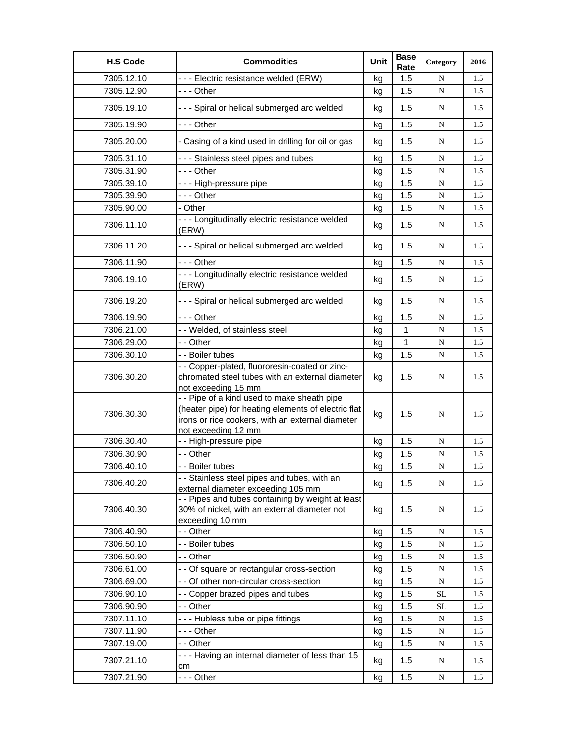| H.S Code | Commodities | Unit | Base Rate | Category | 2016 |
|---|---|---|---|---|---|
| 7305.12.10 | - - - Electric resistance welded (ERW) | kg | 1.5 | N | 1.5 |
| 7305.12.90 | - - - Other | kg | 1.5 | N | 1.5 |
| 7305.19.10 | - - - Spiral or helical submerged arc welded | kg | 1.5 | N | 1.5 |
| 7305.19.90 | - - - Other | kg | 1.5 | N | 1.5 |
| 7305.20.00 | - Casing of a kind used in drilling for oil or gas | kg | 1.5 | N | 1.5 |
| 7305.31.10 | - - - Stainless steel pipes and tubes | kg | 1.5 | N | 1.5 |
| 7305.31.90 | - - - Other | kg | 1.5 | N | 1.5 |
| 7305.39.10 | - - - High-pressure pipe | kg | 1.5 | N | 1.5 |
| 7305.39.90 | - - - Other | kg | 1.5 | N | 1.5 |
| 7305.90.00 | - Other | kg | 1.5 | N | 1.5 |
| 7306.11.10 | - - - Longitudinally electric resistance welded (ERW) | kg | 1.5 | N | 1.5 |
| 7306.11.20 | - - - Spiral or helical submerged arc welded | kg | 1.5 | N | 1.5 |
| 7306.11.90 | - - - Other | kg | 1.5 | N | 1.5 |
| 7306.19.10 | - - - Longitudinally electric resistance welded (ERW) | kg | 1.5 | N | 1.5 |
| 7306.19.20 | - - - Spiral or helical submerged arc welded | kg | 1.5 | N | 1.5 |
| 7306.19.90 | - - - Other | kg | 1.5 | N | 1.5 |
| 7306.21.00 | - - Welded, of stainless steel | kg | 1 | N | 1.5 |
| 7306.29.00 | - - Other | kg | 1 | N | 1.5 |
| 7306.30.10 | - - Boiler tubes | kg | 1.5 | N | 1.5 |
| 7306.30.20 | - - Copper-plated, fluororesin-coated or zinc-chromated steel tubes with an external diameter not exceeding 15 mm | kg | 1.5 | N | 1.5 |
| 7306.30.30 | - - Pipe of a kind used to make sheath pipe (heater pipe) for heating elements of electric flat irons or rice cookers, with an external diameter not exceeding 12 mm | kg | 1.5 | N | 1.5 |
| 7306.30.40 | - - High-pressure pipe | kg | 1.5 | N | 1.5 |
| 7306.30.90 | - - Other | kg | 1.5 | N | 1.5 |
| 7306.40.10 | - - Boiler tubes | kg | 1.5 | N | 1.5 |
| 7306.40.20 | - - Stainless steel pipes and tubes, with an external diameter exceeding 105 mm | kg | 1.5 | N | 1.5 |
| 7306.40.30 | - - Pipes and tubes containing by weight at least 30% of nickel, with an external diameter not exceeding 10 mm | kg | 1.5 | N | 1.5 |
| 7306.40.90 | - - Other | kg | 1.5 | N | 1.5 |
| 7306.50.10 | - - Boiler tubes | kg | 1.5 | N | 1.5 |
| 7306.50.90 | - - Other | kg | 1.5 | N | 1.5 |
| 7306.61.00 | - - Of square or rectangular cross-section | kg | 1.5 | N | 1.5 |
| 7306.69.00 | - - Of other non-circular cross-section | kg | 1.5 | N | 1.5 |
| 7306.90.10 | - - Copper brazed pipes and tubes | kg | 1.5 | SL | 1.5 |
| 7306.90.90 | - - Other | kg | 1.5 | SL | 1.5 |
| 7307.11.10 | - - - Hubless tube or pipe fittings | kg | 1.5 | N | 1.5 |
| 7307.11.90 | - - - Other | kg | 1.5 | N | 1.5 |
| 7307.19.00 | - - Other | kg | 1.5 | N | 1.5 |
| 7307.21.10 | - - - Having an internal diameter of less than 15 cm | kg | 1.5 | N | 1.5 |
| 7307.21.90 | - - - Other | kg | 1.5 | N | 1.5 |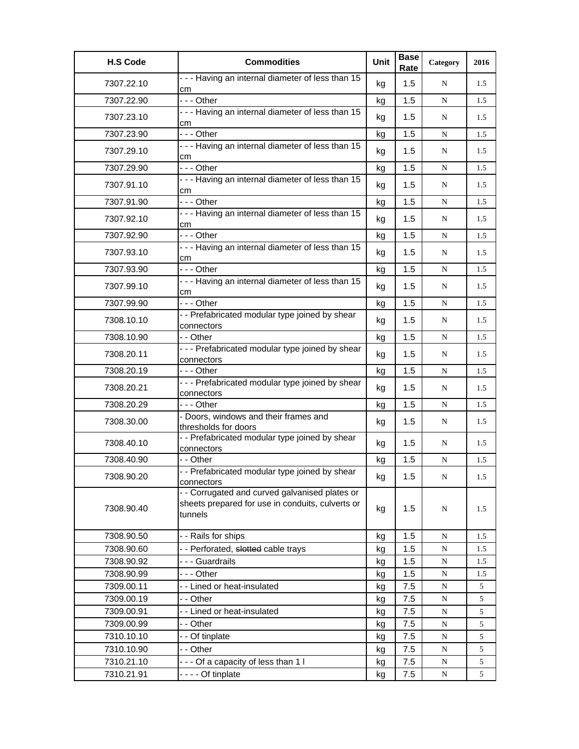| H.S Code | Commodities | Unit | Base Rate | Category | 2016 |
|---|---|---|---|---|---|
| 7307.22.10 | - - - Having an internal diameter of less than 15 cm | kg | 1.5 | N | 1.5 |
| 7307.22.90 | - - - Other | kg | 1.5 | N | 1.5 |
| 7307.23.10 | - - - Having an internal diameter of less than 15 cm | kg | 1.5 | N | 1.5 |
| 7307.23.90 | - - - Other | kg | 1.5 | N | 1.5 |
| 7307.29.10 | - - - Having an internal diameter of less than 15 cm | kg | 1.5 | N | 1.5 |
| 7307.29.90 | - - - Other | kg | 1.5 | N | 1.5 |
| 7307.91.10 | - - - Having an internal diameter of less than 15 cm | kg | 1.5 | N | 1.5 |
| 7307.91.90 | - - - Other | kg | 1.5 | N | 1.5 |
| 7307.92.10 | - - - Having an internal diameter of less than 15 cm | kg | 1.5 | N | 1.5 |
| 7307.92.90 | - - - Other | kg | 1.5 | N | 1.5 |
| 7307.93.10 | - - - Having an internal diameter of less than 15 cm | kg | 1.5 | N | 1.5 |
| 7307.93.90 | - - - Other | kg | 1.5 | N | 1.5 |
| 7307.99.10 | - - - Having an internal diameter of less than 15 cm | kg | 1.5 | N | 1.5 |
| 7307.99.90 | - - - Other | kg | 1.5 | N | 1.5 |
| 7308.10.10 | - - Prefabricated modular type joined by shear connectors | kg | 1.5 | N | 1.5 |
| 7308.10.90 | - - Other | kg | 1.5 | N | 1.5 |
| 7308.20.11 | - - - Prefabricated modular type joined by shear connectors | kg | 1.5 | N | 1.5 |
| 7308.20.19 | - - - Other | kg | 1.5 | N | 1.5 |
| 7308.20.21 | - - - Prefabricated modular type joined by shear connectors | kg | 1.5 | N | 1.5 |
| 7308.20.29 | - - - Other | kg | 1.5 | N | 1.5 |
| 7308.30.00 | - Doors, windows and their frames and thresholds for doors | kg | 1.5 | N | 1.5 |
| 7308.40.10 | - - Prefabricated modular type joined by shear connectors | kg | 1.5 | N | 1.5 |
| 7308.40.90 | - - Other | kg | 1.5 | N | 1.5 |
| 7308.90.20 | - - Prefabricated modular type joined by shear connectors | kg | 1.5 | N | 1.5 |
| 7308.90.40 | - - Corrugated and curved galvanised plates or sheets prepared for use in conduits, culverts or tunnels | kg | 1.5 | N | 1.5 |
| 7308.90.50 | - - Rails for ships | kg | 1.5 | N | 1.5 |
| 7308.90.60 | - - Perforated, ~~slotted~~ cable trays | kg | 1.5 | N | 1.5 |
| 7308.90.92 | - - - Guardrails | kg | 1.5 | N | 1.5 |
| 7308.90.99 | - - - Other | kg | 1.5 | N | 1.5 |
| 7309.00.11 | - - Lined or heat-insulated | kg | 7.5 | N | 5 |
| 7309.00.19 | - - Other | kg | 7.5 | N | 5 |
| 7309.00.91 | - - Lined or heat-insulated | kg | 7.5 | N | 5 |
| 7309.00.99 | - - Other | kg | 7.5 | N | 5 |
| 7310.10.10 | - - Of tinplate | kg | 7.5 | N | 5 |
| 7310.10.90 | - - Other | kg | 7.5 | N | 5 |
| 7310.21.10 | - - - Of a capacity of less than 1 l | kg | 7.5 | N | 5 |
| 7310.21.91 | - - - - Of tinplate | kg | 7.5 | N | 5 |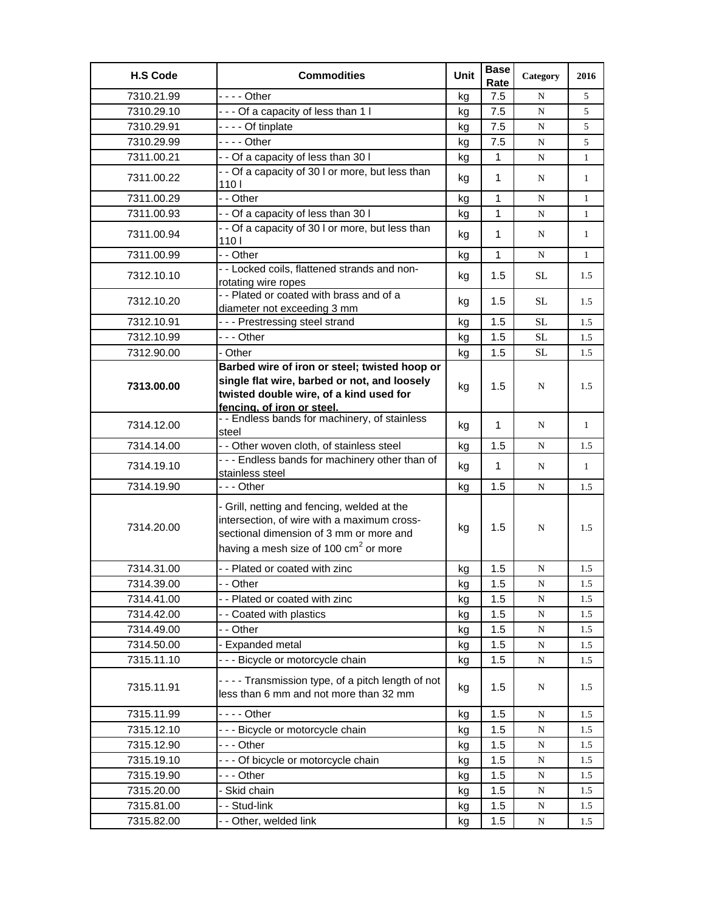| H.S Code | Commodities | Unit | Base Rate | Category | 2016 |
|---|---|---|---|---|---|
| 7310.21.99 | - - - - Other | kg | 7.5 | N | 5 |
| 7310.29.10 | - - - Of a capacity of less than 1 l | kg | 7.5 | N | 5 |
| 7310.29.91 | - - - - Of tinplate | kg | 7.5 | N | 5 |
| 7310.29.99 | - - - - Other | kg | 7.5 | N | 5 |
| 7311.00.21 | - - Of a capacity of less than 30 l | kg | 1 | N | 1 |
| 7311.00.22 | - - Of a capacity of 30 l or more, but less than 110 l | kg | 1 | N | 1 |
| 7311.00.29 | - - Other | kg | 1 | N | 1 |
| 7311.00.93 | - - Of a capacity of less than 30 l | kg | 1 | N | 1 |
| 7311.00.94 | - - Of a capacity of 30 l or more, but less than 110 l | kg | 1 | N | 1 |
| 7311.00.99 | - - Other | kg | 1 | N | 1 |
| 7312.10.10 | - - Locked coils, flattened strands and non-rotating wire ropes | kg | 1.5 | SL | 1.5 |
| 7312.10.20 | - - Plated or coated with brass and of a diameter not exceeding 3 mm | kg | 1.5 | SL | 1.5 |
| 7312.10.91 | - - - Prestressing steel strand | kg | 1.5 | SL | 1.5 |
| 7312.10.99 | - - - Other | kg | 1.5 | SL | 1.5 |
| 7312.90.00 | - Other | kg | 1.5 | SL | 1.5 |
| **7313.00.00** | **Barbed wire of iron or steel; twisted hoop or single flat wire, barbed or not, and loosely twisted double wire, of a kind used for fencing, of iron or steel.** | kg | 1.5 | N | 1.5 |
| 7314.12.00 | - - Endless bands for machinery, of stainless steel | kg | 1 | N | 1 |
| 7314.14.00 | - - Other woven cloth, of stainless steel | kg | 1.5 | N | 1.5 |
| 7314.19.10 | - - - Endless bands for machinery other than of stainless steel | kg | 1 | N | 1 |
| 7314.19.90 | - - - Other | kg | 1.5 | N | 1.5 |
| 7314.20.00 | - Grill, netting and fencing, welded at the intersection, of wire with a maximum cross-sectional dimension of 3 mm or more and having a mesh size of 100 $cm^2$ or more | kg | 1.5 | N | 1.5 |
| 7314.31.00 | - - Plated or coated with zinc | kg | 1.5 | N | 1.5 |
| 7314.39.00 | - - Other | kg | 1.5 | N | 1.5 |
| 7314.41.00 | - - Plated or coated with zinc | kg | 1.5 | N | 1.5 |
| 7314.42.00 | - - Coated with plastics | kg | 1.5 | N | 1.5 |
| 7314.49.00 | - - Other | kg | 1.5 | N | 1.5 |
| 7314.50.00 | - Expanded metal | kg | 1.5 | N | 1.5 |
| 7315.11.10 | - - - Bicycle or motorcycle chain | kg | 1.5 | N | 1.5 |
| 7315.11.91 | - - - - Transmission type, of a pitch length of not less than 6 mm and not more than 32 mm | kg | 1.5 | N | 1.5 |
| 7315.11.99 | - - - - Other | kg | 1.5 | N | 1.5 |
| 7315.12.10 | - - - Bicycle or motorcycle chain | kg | 1.5 | N | 1.5 |
| 7315.12.90 | - - - Other | kg | 1.5 | N | 1.5 |
| 7315.19.10 | - - - Of bicycle or motorcycle chain | kg | 1.5 | N | 1.5 |
| 7315.19.90 | - - - Other | kg | 1.5 | N | 1.5 |
| 7315.20.00 | - Skid chain | kg | 1.5 | N | 1.5 |
| 7315.81.00 | - - Stud-link | kg | 1.5 | N | 1.5 |
| 7315.82.00 | - - Other, welded link | kg | 1.5 | N | 1.5 |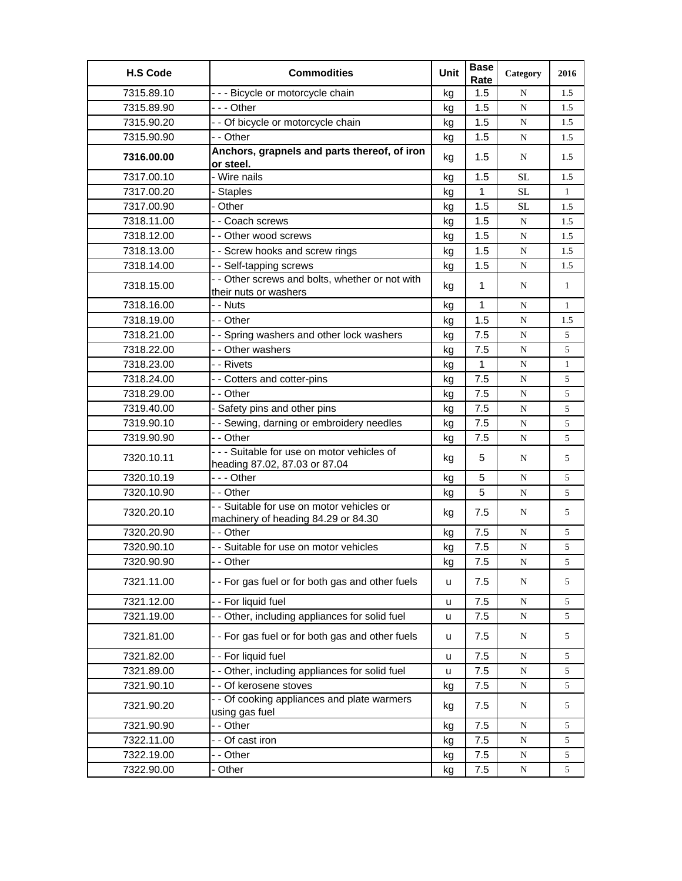| H.S Code | Commodities | Unit | Base Rate | Category | 2016 |
|---|---|---|---|---|---|
| 7315.89.10 | - - - Bicycle or motorcycle chain | kg | 1.5 | N | 1.5 |
| 7315.89.90 | - - - Other | kg | 1.5 | N | 1.5 |
| 7315.90.20 | - - Of bicycle or motorcycle chain | kg | 1.5 | N | 1.5 |
| 7315.90.90 | - - Other | kg | 1.5 | N | 1.5 |
| **7316.00.00** | **Anchors, grapnels and parts thereof, of iron or steel.** | kg | 1.5 | N | 1.5 |
| 7317.00.10 | - Wire nails | kg | 1.5 | SL | 1.5 |
| 7317.00.20 | - Staples | kg | 1 | SL | 1 |
| 7317.00.90 | - Other | kg | 1.5 | SL | 1.5 |
| 7318.11.00 | - - Coach screws | kg | 1.5 | N | 1.5 |
| 7318.12.00 | - - Other wood screws | kg | 1.5 | N | 1.5 |
| 7318.13.00 | - - Screw hooks and screw rings | kg | 1.5 | N | 1.5 |
| 7318.14.00 | - - Self-tapping screws | kg | 1.5 | N | 1.5 |
| 7318.15.00 | - - Other screws and bolts, whether or not with their nuts or washers | kg | 1 | N | 1 |
| 7318.16.00 | - - Nuts | kg | 1 | N | 1 |
| 7318.19.00 | - - Other | kg | 1.5 | N | 1.5 |
| 7318.21.00 | - - Spring washers and other lock washers | kg | 7.5 | N | 5 |
| 7318.22.00 | - - Other washers | kg | 7.5 | N | 5 |
| 7318.23.00 | - - Rivets | kg | 1 | N | 1 |
| 7318.24.00 | - - Cotters and cotter-pins | kg | 7.5 | N | 5 |
| 7318.29.00 | - - Other | kg | 7.5 | N | 5 |
| 7319.40.00 | - Safety pins and other pins | kg | 7.5 | N | 5 |
| 7319.90.10 | - - Sewing, darning or embroidery needles | kg | 7.5 | N | 5 |
| 7319.90.90 | - - Other | kg | 7.5 | N | 5 |
| 7320.10.11 | - - - Suitable for use on motor vehicles of heading 87.02, 87.03 or 87.04 | kg | 5 | N | 5 |
| 7320.10.19 | - - - Other | kg | 5 | N | 5 |
| 7320.10.90 | - - Other | kg | 5 | N | 5 |
| 7320.20.10 | - - Suitable for use on motor vehicles or machinery of heading 84.29 or 84.30 | kg | 7.5 | N | 5 |
| 7320.20.90 | - - Other | kg | 7.5 | N | 5 |
| 7320.90.10 | - - Suitable for use on motor vehicles | kg | 7.5 | N | 5 |
| 7320.90.90 | - - Other | kg | 7.5 | N | 5 |
| 7321.11.00 | - - For gas fuel or for both gas and other fuels | u | 7.5 | N | 5 |
| 7321.12.00 | - - For liquid fuel | u | 7.5 | N | 5 |
| 7321.19.00 | - - Other, including appliances for solid fuel | u | 7.5 | N | 5 |
| 7321.81.00 | - - For gas fuel or for both gas and other fuels | u | 7.5 | N | 5 |
| 7321.82.00 | - - For liquid fuel | u | 7.5 | N | 5 |
| 7321.89.00 | - - Other, including appliances for solid fuel | u | 7.5 | N | 5 |
| 7321.90.10 | - - Of kerosene stoves | kg | 7.5 | N | 5 |
| 7321.90.20 | - - Of cooking appliances and plate warmers using gas fuel | kg | 7.5 | N | 5 |
| 7321.90.90 | - - Other | kg | 7.5 | N | 5 |
| 7322.11.00 | - - Of cast iron | kg | 7.5 | N | 5 |
| 7322.19.00 | - - Other | kg | 7.5 | N | 5 |
| 7322.90.00 | - Other | kg | 7.5 | N | 5 |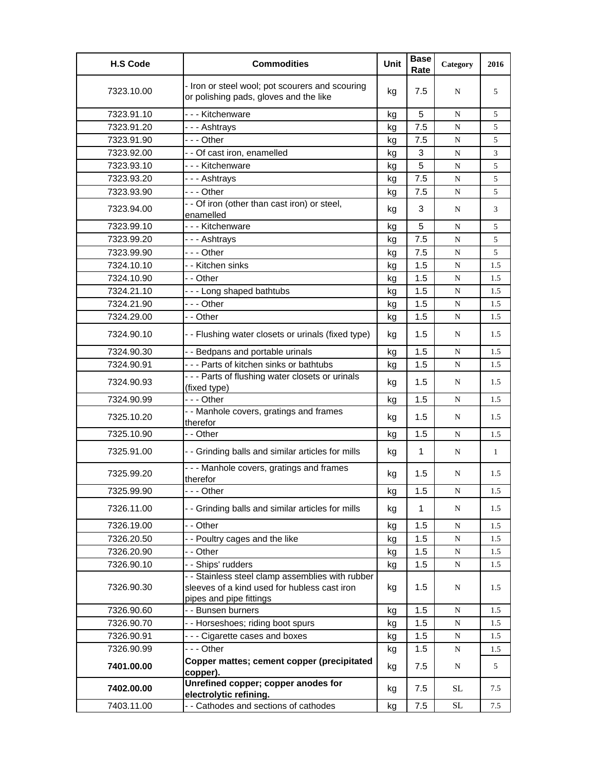| H.S Code | Commodities | Unit | Base Rate | Category | 2016 |
| --- | --- | --- | --- | --- | --- |
| 7323.10.00 | - Iron or steel wool; pot scourers and scouring or polishing pads, gloves and the like | kg | 7.5 | N | 5 |
| 7323.91.10 | - - - Kitchenware | kg | 5 | N | 5 |
| 7323.91.20 | - - - Ashtrays | kg | 7.5 | N | 5 |
| 7323.91.90 | - - - Other | kg | 7.5 | N | 5 |
| 7323.92.00 | - - Of cast iron, enamelled | kg | 3 | N | 3 |
| 7323.93.10 | - - - Kitchenware | kg | 5 | N | 5 |
| 7323.93.20 | - - - Ashtrays | kg | 7.5 | N | 5 |
| 7323.93.90 | - - - Other | kg | 7.5 | N | 5 |
| 7323.94.00 | - - Of iron (other than cast iron) or steel, enamelled | kg | 3 | N | 3 |
| 7323.99.10 | - - - Kitchenware | kg | 5 | N | 5 |
| 7323.99.20 | - - - Ashtrays | kg | 7.5 | N | 5 |
| 7323.99.90 | - - - Other | kg | 7.5 | N | 5 |
| 7324.10.10 | - - Kitchen sinks | kg | 1.5 | N | 1.5 |
| 7324.10.90 | - - Other | kg | 1.5 | N | 1.5 |
| 7324.21.10 | - - - Long shaped bathtubs | kg | 1.5 | N | 1.5 |
| 7324.21.90 | - - - Other | kg | 1.5 | N | 1.5 |
| 7324.29.00 | - - Other | kg | 1.5 | N | 1.5 |
| 7324.90.10 | - - Flushing water closets or urinals (fixed type) | kg | 1.5 | N | 1.5 |
| 7324.90.30 | - - Bedpans and portable urinals | kg | 1.5 | N | 1.5 |
| 7324.90.91 | - - - Parts of kitchen sinks or bathtubs | kg | 1.5 | N | 1.5 |
| 7324.90.93 | - - - Parts of flushing water closets or urinals (fixed type) | kg | 1.5 | N | 1.5 |
| 7324.90.99 | - - - Other | kg | 1.5 | N | 1.5 |
| 7325.10.20 | - - Manhole covers, gratings and frames therefor | kg | 1.5 | N | 1.5 |
| 7325.10.90 | - - Other | kg | 1.5 | N | 1.5 |
| 7325.91.00 | - - Grinding balls and similar articles for mills | kg | 1 | N | 1 |
| 7325.99.20 | - - - Manhole covers, gratings and frames therefor | kg | 1.5 | N | 1.5 |
| 7325.99.90 | - - - Other | kg | 1.5 | N | 1.5 |
| 7326.11.00 | - - Grinding balls and similar articles for mills | kg | 1 | N | 1.5 |
| 7326.19.00 | - - Other | kg | 1.5 | N | 1.5 |
| 7326.20.50 | - - Poultry cages and the like | kg | 1.5 | N | 1.5 |
| 7326.20.90 | - - Other | kg | 1.5 | N | 1.5 |
| 7326.90.10 | - - Ships' rudders | kg | 1.5 | N | 1.5 |
| 7326.90.30 | - - Stainless steel clamp assemblies with rubber sleeves of a kind used for hubless cast iron pipes and pipe fittings | kg | 1.5 | N | 1.5 |
| 7326.90.60 | - - Bunsen burners | kg | 1.5 | N | 1.5 |
| 7326.90.70 | - - Horseshoes; riding boot spurs | kg | 1.5 | N | 1.5 |
| 7326.90.91 | - - - Cigarette cases and boxes | kg | 1.5 | N | 1.5 |
| 7326.90.99 | - - - Other | kg | 1.5 | N | 1.5 |
| **7401.00.00** | **Copper mattes; cement copper (precipitated copper).** | kg | 7.5 | N | 5 |
| **7402.00.00** | **Unrefined copper; copper anodes for electrolytic refining.** | kg | 7.5 | SL | 7.5 |
| 7403.11.00 | - - Cathodes and sections of cathodes | kg | 7.5 | SL | 7.5 |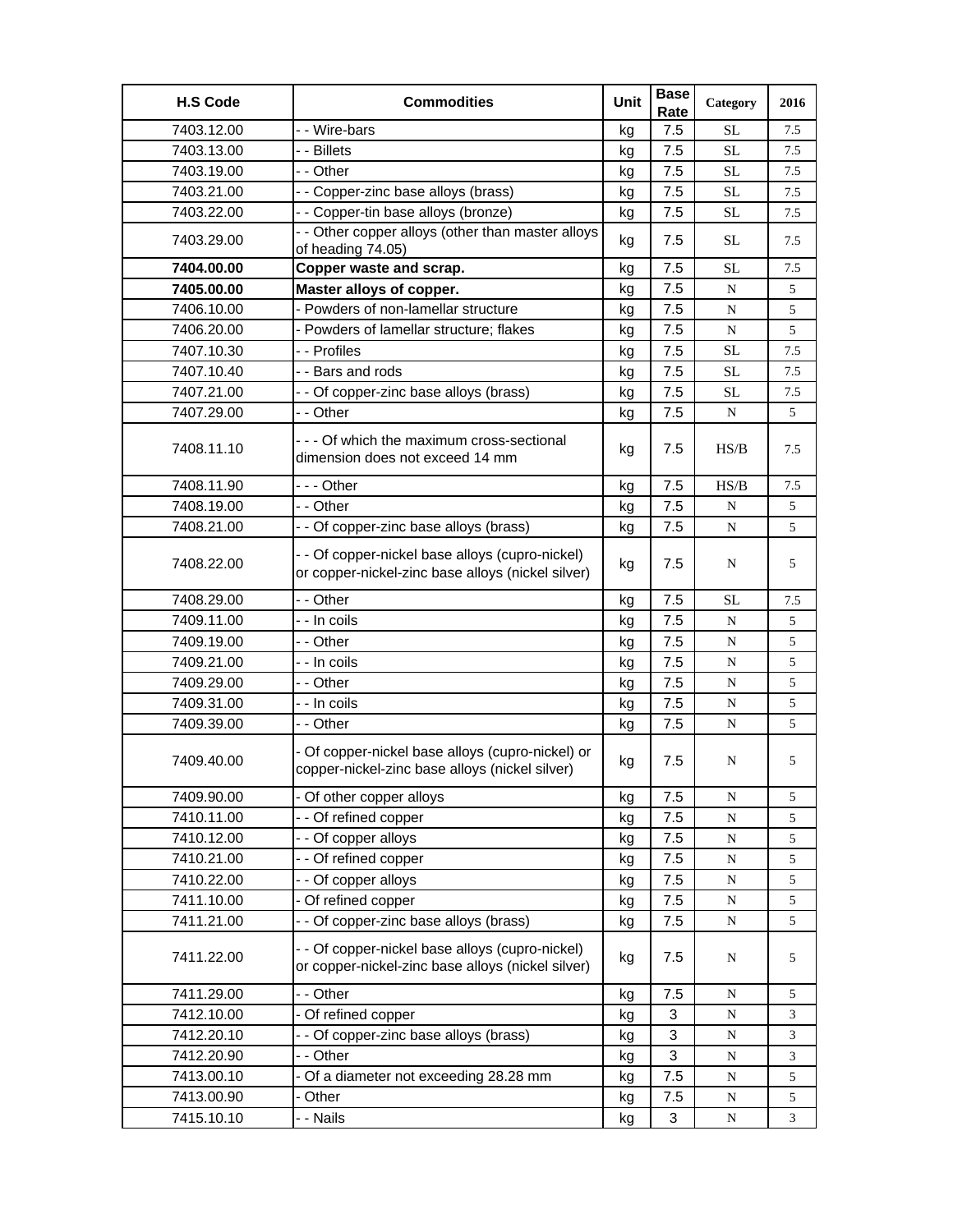| H.S Code | Commodities | Unit | Base Rate | Category | 2016 |
|---|---|---|---|---|---|
| 7403.12.00 | - - Wire-bars | kg | 7.5 | SL | 7.5 |
| 7403.13.00 | - - Billets | kg | 7.5 | SL | 7.5 |
| 7403.19.00 | - - Other | kg | 7.5 | SL | 7.5 |
| 7403.21.00 | - - Copper-zinc base alloys (brass) | kg | 7.5 | SL | 7.5 |
| 7403.22.00 | - - Copper-tin base alloys (bronze) | kg | 7.5 | SL | 7.5 |
| 7403.29.00 | - - Other copper alloys (other than master alloys of heading 74.05) | kg | 7.5 | SL | 7.5 |
| **7404.00.00** | **Copper waste and scrap.** | kg | 7.5 | SL | 7.5 |
| **7405.00.00** | **Master alloys of copper.** | kg | 7.5 | N | 5 |
| 7406.10.00 | - Powders of non-lamellar structure | kg | 7.5 | N | 5 |
| 7406.20.00 | - Powders of lamellar structure; flakes | kg | 7.5 | N | 5 |
| 7407.10.30 | - - Profiles | kg | 7.5 | SL | 7.5 |
| 7407.10.40 | - - Bars and rods | kg | 7.5 | SL | 7.5 |
| 7407.21.00 | - - Of copper-zinc base alloys (brass) | kg | 7.5 | SL | 7.5 |
| 7407.29.00 | - - Other | kg | 7.5 | N | 5 |
| 7408.11.10 | - - - Of which the maximum cross-sectional dimension does not exceed 14 mm | kg | 7.5 | HS/B | 7.5 |
| 7408.11.90 | - - - Other | kg | 7.5 | HS/B | 7.5 |
| 7408.19.00 | - - Other | kg | 7.5 | N | 5 |
| 7408.21.00 | - - Of copper-zinc base alloys (brass) | kg | 7.5 | N | 5 |
| 7408.22.00 | - - Of copper-nickel base alloys (cupro-nickel) or copper-nickel-zinc base alloys (nickel silver) | kg | 7.5 | N | 5 |
| 7408.29.00 | - - Other | kg | 7.5 | SL | 7.5 |
| 7409.11.00 | - - In coils | kg | 7.5 | N | 5 |
| 7409.19.00 | - - Other | kg | 7.5 | N | 5 |
| 7409.21.00 | - - In coils | kg | 7.5 | N | 5 |
| 7409.29.00 | - - Other | kg | 7.5 | N | 5 |
| 7409.31.00 | - - In coils | kg | 7.5 | N | 5 |
| 7409.39.00 | - - Other | kg | 7.5 | N | 5 |
| 7409.40.00 | - Of copper-nickel base alloys (cupro-nickel) or copper-nickel-zinc base alloys (nickel silver) | kg | 7.5 | N | 5 |
| 7409.90.00 | - Of other copper alloys | kg | 7.5 | N | 5 |
| 7410.11.00 | - - Of refined copper | kg | 7.5 | N | 5 |
| 7410.12.00 | - - Of copper alloys | kg | 7.5 | N | 5 |
| 7410.21.00 | - - Of refined copper | kg | 7.5 | N | 5 |
| 7410.22.00 | - - Of copper alloys | kg | 7.5 | N | 5 |
| 7411.10.00 | - Of refined copper | kg | 7.5 | N | 5 |
| 7411.21.00 | - - Of copper-zinc base alloys (brass) | kg | 7.5 | N | 5 |
| 7411.22.00 | - - Of copper-nickel base alloys (cupro-nickel) or copper-nickel-zinc base alloys (nickel silver) | kg | 7.5 | N | 5 |
| 7411.29.00 | - - Other | kg | 7.5 | N | 5 |
| 7412.10.00 | - Of refined copper | kg | 3 | N | 3 |
| 7412.20.10 | - - Of copper-zinc base alloys (brass) | kg | 3 | N | 3 |
| 7412.20.90 | - - Other | kg | 3 | N | 3 |
| 7413.00.10 | - Of a diameter not exceeding 28.28 mm | kg | 7.5 | N | 5 |
| 7413.00.90 | - Other | kg | 7.5 | N | 5 |
| 7415.10.10 | - - Nails | kg | 3 | N | 3 |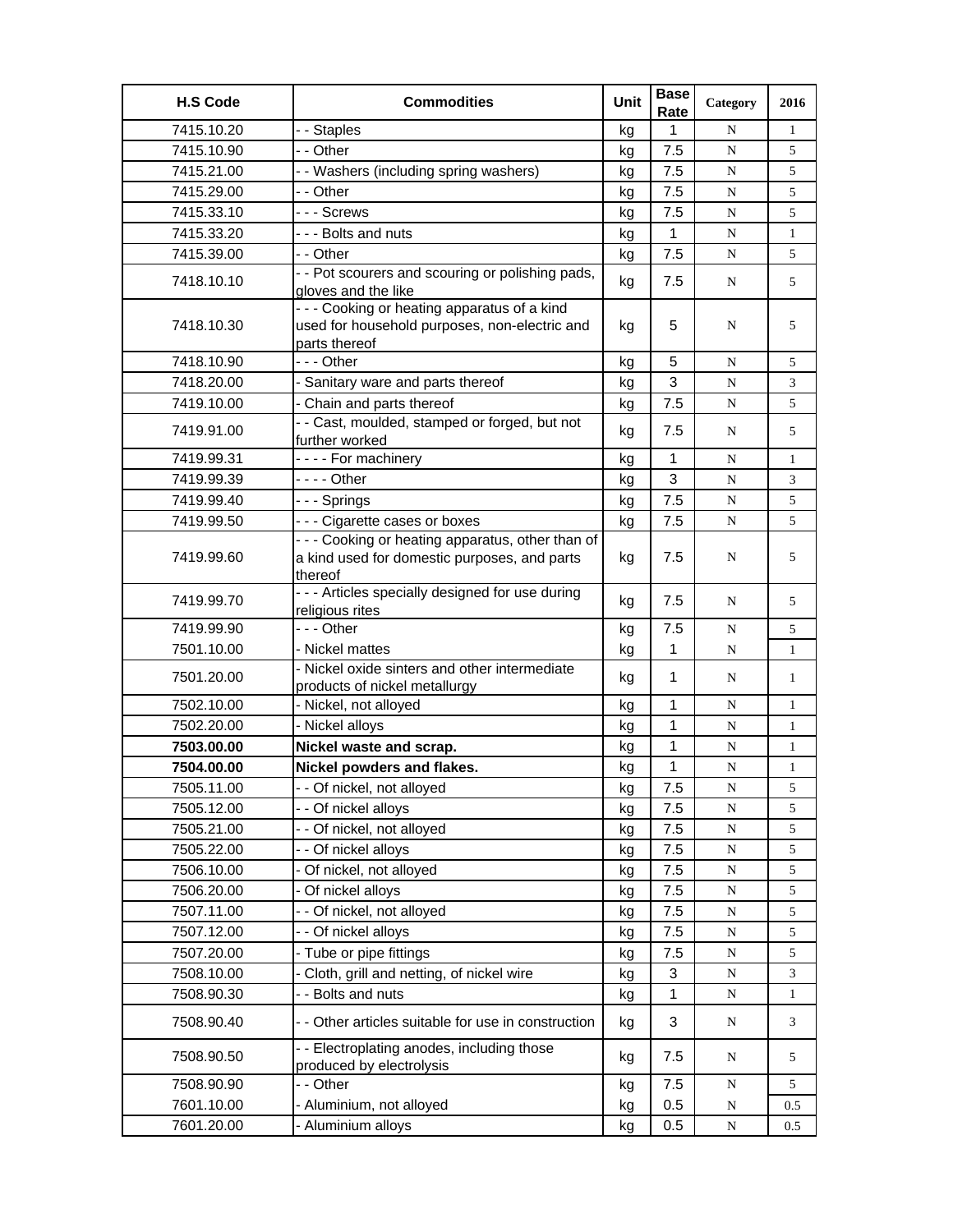| H.S Code | Commodities | Unit | Base Rate | Category | 2016 |
|---|---|---|---|---|---|
| 7415.10.20 | - - Staples | kg | 1 | N | 1 |
| 7415.10.90 | - - Other | kg | 7.5 | N | 5 |
| 7415.21.00 | - - Washers (including spring washers) | kg | 7.5 | N | 5 |
| 7415.29.00 | - - Other | kg | 7.5 | N | 5 |
| 7415.33.10 | - - - Screws | kg | 7.5 | N | 5 |
| 7415.33.20 | - - - Bolts and nuts | kg | 1 | N | 1 |
| 7415.39.00 | - - Other | kg | 7.5 | N | 5 |
| 7418.10.10 | - - Pot scourers and scouring or polishing pads, gloves and the like | kg | 7.5 | N | 5 |
| 7418.10.30 | - - - Cooking or heating apparatus of a kind used for household purposes, non-electric and parts thereof | kg | 5 | N | 5 |
| 7418.10.90 | - - - Other | kg | 5 | N | 5 |
| 7418.20.00 | - Sanitary ware and parts thereof | kg | 3 | N | 3 |
| 7419.10.00 | - Chain and parts thereof | kg | 7.5 | N | 5 |
| 7419.91.00 | - - Cast, moulded, stamped or forged, but not further worked | kg | 7.5 | N | 5 |
| 7419.99.31 | - - - - For machinery | kg | 1 | N | 1 |
| 7419.99.39 | - - - - Other | kg | 3 | N | 3 |
| 7419.99.40 | - - - Springs | kg | 7.5 | N | 5 |
| 7419.99.50 | - - - Cigarette cases or boxes | kg | 7.5 | N | 5 |
| 7419.99.60 | - - - Cooking or heating apparatus, other than of a kind used for domestic purposes, and parts thereof | kg | 7.5 | N | 5 |
| 7419.99.70 | - - - Articles specially designed for use during religious rites | kg | 7.5 | N | 5 |
| 7419.99.90 | - - - Other | kg | 7.5 | N | 5 |
| 7501.10.00 | - Nickel mattes | kg | 1 | N | 1 |
| 7501.20.00 | - Nickel oxide sinters and other intermediate products of nickel metallurgy | kg | 1 | N | 1 |
| 7502.10.00 | - Nickel, not alloyed | kg | 1 | N | 1 |
| 7502.20.00 | - Nickel alloys | kg | 1 | N | 1 |
| **7503.00.00** | **Nickel waste and scrap.** | kg | 1 | N | 1 |
| **7504.00.00** | **Nickel powders and flakes.** | kg | 1 | N | 1 |
| 7505.11.00 | - - Of nickel, not alloyed | kg | 7.5 | N | 5 |
| 7505.12.00 | - - Of nickel alloys | kg | 7.5 | N | 5 |
| 7505.21.00 | - - Of nickel, not alloyed | kg | 7.5 | N | 5 |
| 7505.22.00 | - - Of nickel alloys | kg | 7.5 | N | 5 |
| 7506.10.00 | - Of nickel, not alloyed | kg | 7.5 | N | 5 |
| 7506.20.00 | - Of nickel alloys | kg | 7.5 | N | 5 |
| 7507.11.00 | - - Of nickel, not alloyed | kg | 7.5 | N | 5 |
| 7507.12.00 | - - Of nickel alloys | kg | 7.5 | N | 5 |
| 7507.20.00 | - Tube or pipe fittings | kg | 7.5 | N | 5 |
| 7508.10.00 | - Cloth, grill and netting, of nickel wire | kg | 3 | N | 3 |
| 7508.90.30 | - - Bolts and nuts | kg | 1 | N | 1 |
| 7508.90.40 | - - Other articles suitable for use in construction | kg | 3 | N | 3 |
| 7508.90.50 | - - Electroplating anodes, including those produced by electrolysis | kg | 7.5 | N | 5 |
| 7508.90.90 | - - Other | kg | 7.5 | N | 5 |
| 7601.10.00 | - Aluminium, not alloyed | kg | 0.5 | N | 0.5 |
| 7601.20.00 | - Aluminium alloys | kg | 0.5 | N | 0.5 |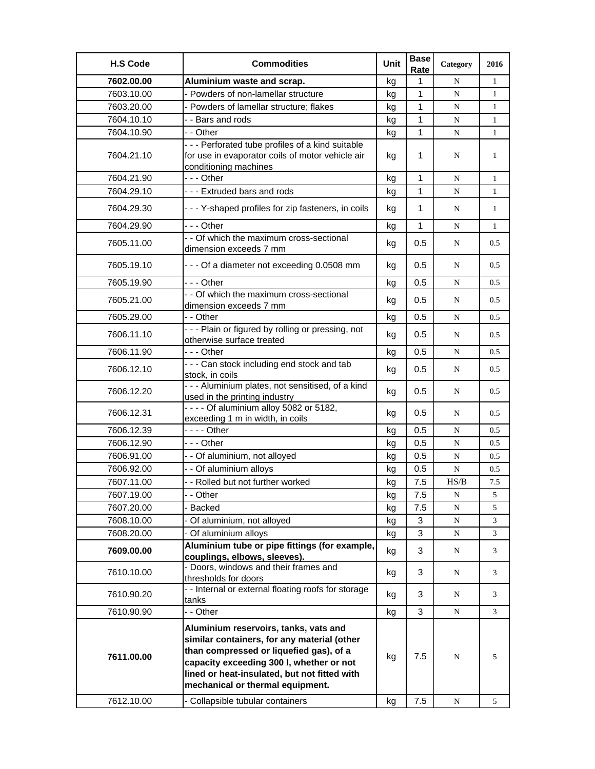| H.S Code | Commodities | Unit | Base Rate | Category | 2016 |
|---|---|---|---|---|---|
| **7602.00.00** | **Aluminium waste and scrap.** | kg | 1 | N | 1 |
| 7603.10.00 | - Powders of non-lamellar structure | kg | 1 | N | 1 |
| 7603.20.00 | - Powders of lamellar structure; flakes | kg | 1 | N | 1 |
| 7604.10.10 | - - Bars and rods | kg | 1 | N | 1 |
| 7604.10.90 | - - Other | kg | 1 | N | 1 |
| 7604.21.10 | - - - Perforated tube profiles of a kind suitable for use in evaporator coils of motor vehicle air conditioning machines | kg | 1 | N | 1 |
| 7604.21.90 | - - - Other | kg | 1 | N | 1 |
| 7604.29.10 | - - - Extruded bars and rods | kg | 1 | N | 1 |
| 7604.29.30 | - - - Y-shaped profiles for zip fasteners, in coils | kg | 1 | N | 1 |
| 7604.29.90 | - - - Other | kg | 1 | N | 1 |
| 7605.11.00 | - - Of which the maximum cross-sectional dimension exceeds 7 mm | kg | 0.5 | N | 0.5 |
| 7605.19.10 | - - - Of a diameter not exceeding 0.0508 mm | kg | 0.5 | N | 0.5 |
| 7605.19.90 | - - - Other | kg | 0.5 | N | 0.5 |
| 7605.21.00 | - - Of which the maximum cross-sectional dimension exceeds 7 mm | kg | 0.5 | N | 0.5 |
| 7605.29.00 | - - Other | kg | 0.5 | N | 0.5 |
| 7606.11.10 | - - - Plain or figured by rolling or pressing, not otherwise surface treated | kg | 0.5 | N | 0.5 |
| 7606.11.90 | - - - Other | kg | 0.5 | N | 0.5 |
| 7606.12.10 | - - - Can stock including end stock and tab stock, in coils | kg | 0.5 | N | 0.5 |
| 7606.12.20 | - - - Aluminium plates, not sensitised, of a kind used in the printing industry | kg | 0.5 | N | 0.5 |
| 7606.12.31 | - - - - Of aluminium alloy 5082 or 5182, exceeding 1 m in width, in coils | kg | 0.5 | N | 0.5 |
| 7606.12.39 | - - - - Other | kg | 0.5 | N | 0.5 |
| 7606.12.90 | - - - Other | kg | 0.5 | N | 0.5 |
| 7606.91.00 | - - Of aluminium, not alloyed | kg | 0.5 | N | 0.5 |
| 7606.92.00 | - - Of aluminium alloys | kg | 0.5 | N | 0.5 |
| 7607.11.00 | - - Rolled but not further worked | kg | 7.5 | HS/B | 7.5 |
| 7607.19.00 | - - Other | kg | 7.5 | N | 5 |
| 7607.20.00 | - Backed | kg | 7.5 | N | 5 |
| 7608.10.00 | - Of aluminium, not alloyed | kg | 3 | N | 3 |
| 7608.20.00 | - Of aluminium alloys | kg | 3 | N | 3 |
| **7609.00.00** | **Aluminium tube or pipe fittings (for example, couplings, elbows, sleeves).** | kg | 3 | N | 3 |
| 7610.10.00 | - Doors, windows and their frames and thresholds for doors | kg | 3 | N | 3 |
| 7610.90.20 | - - Internal or external floating roofs for storage tanks | kg | 3 | N | 3 |
| 7610.90.90 | - - Other | kg | 3 | N | 3 |
| **7611.00.00** | **Aluminium reservoirs, tanks, vats and similar containers, for any material (other than compressed or liquefied gas), of a capacity exceeding 300 l, whether or not lined or heat-insulated, but not fitted with mechanical or thermal equipment.** | kg | 7.5 | N | 5 |
| 7612.10.00 | - Collapsible tubular containers | kg | 7.5 | N | 5 |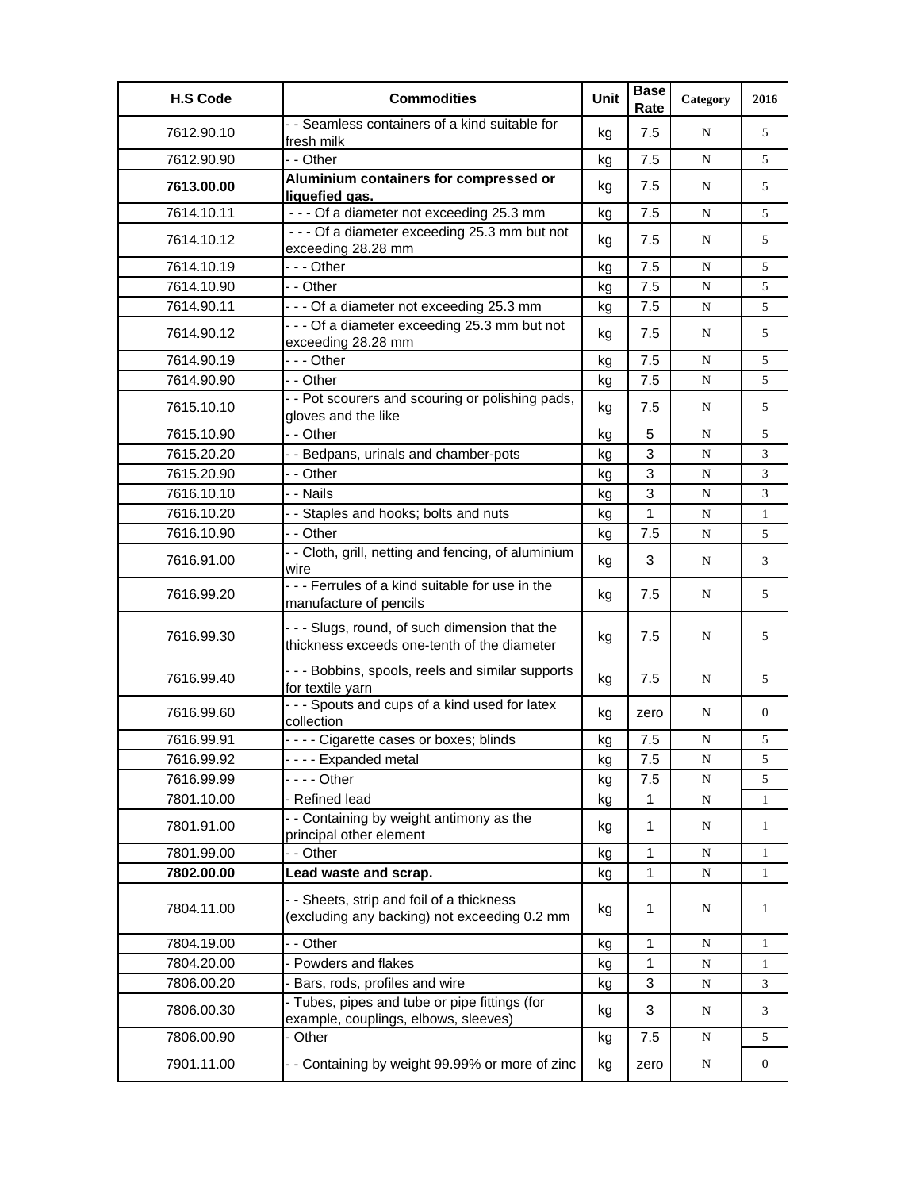| H.S Code | Commodities | Unit | Base Rate | Category | 2016 |
|---|---|---|---|---|---|
| 7612.90.10 | - - Seamless containers of a kind suitable for fresh milk | kg | 7.5 | N | 5 |
| 7612.90.90 | - - Other | kg | 7.5 | N | 5 |
| **7613.00.00** | **Aluminium containers for compressed or liquefied gas.** | kg | 7.5 | N | 5 |
| 7614.10.11 | - - - Of a diameter not exceeding 25.3 mm | kg | 7.5 | N | 5 |
| 7614.10.12 | - - - Of a diameter exceeding 25.3 mm but not exceeding 28.28 mm | kg | 7.5 | N | 5 |
| 7614.10.19 | - - - Other | kg | 7.5 | N | 5 |
| 7614.10.90 | - - Other | kg | 7.5 | N | 5 |
| 7614.90.11 | - - - Of a diameter not exceeding 25.3 mm | kg | 7.5 | N | 5 |
| 7614.90.12 | - - - Of a diameter exceeding 25.3 mm but not exceeding 28.28 mm | kg | 7.5 | N | 5 |
| 7614.90.19 | - - - Other | kg | 7.5 | N | 5 |
| 7614.90.90 | - - Other | kg | 7.5 | N | 5 |
| 7615.10.10 | - - Pot scourers and scouring or polishing pads, gloves and the like | kg | 7.5 | N | 5 |
| 7615.10.90 | - - Other | kg | 5 | N | 5 |
| 7615.20.20 | - - Bedpans, urinals and chamber-pots | kg | 3 | N | 3 |
| 7615.20.90 | - - Other | kg | 3 | N | 3 |
| 7616.10.10 | - - Nails | kg | 3 | N | 3 |
| 7616.10.20 | - - Staples and hooks; bolts and nuts | kg | 1 | N | 1 |
| 7616.10.90 | - - Other | kg | 7.5 | N | 5 |
| 7616.91.00 | - - Cloth, grill, netting and fencing, of aluminium wire | kg | 3 | N | 3 |
| 7616.99.20 | - - - Ferrules of a kind suitable for use in the manufacture of pencils | kg | 7.5 | N | 5 |
| 7616.99.30 | - - - Slugs, round, of such dimension that the thickness exceeds one-tenth of the diameter | kg | 7.5 | N | 5 |
| 7616.99.40 | - - - Bobbins, spools, reels and similar supports for textile yarn | kg | 7.5 | N | 5 |
| 7616.99.60 | - - - Spouts and cups of a kind used for latex collection | kg | zero | N | 0 |
| 7616.99.91 | - - - - Cigarette cases or boxes; blinds | kg | 7.5 | N | 5 |
| 7616.99.92 | - - - - Expanded metal | kg | 7.5 | N | 5 |
| 7616.99.99 | - - - - Other | kg | 7.5 | N | 5 |
| 7801.10.00 | - Refined lead | kg | 1 | N | 1 |
| 7801.91.00 | - - Containing by weight antimony as the principal other element | kg | 1 | N | 1 |
| 7801.99.00 | - - Other | kg | 1 | N | 1 |
| **7802.00.00** | **Lead waste and scrap.** | kg | 1 | N | 1 |
| 7804.11.00 | - - Sheets, strip and foil of a thickness (excluding any backing) not exceeding 0.2 mm | kg | 1 | N | 1 |
| 7804.19.00 | - - Other | kg | 1 | N | 1 |
| 7804.20.00 | - Powders and flakes | kg | 1 | N | 1 |
| 7806.00.20 | - Bars, rods, profiles and wire | kg | 3 | N | 3 |
| 7806.00.30 | - Tubes, pipes and tube or pipe fittings (for example, couplings, elbows, sleeves) | kg | 3 | N | 3 |
| 7806.00.90 | - Other | kg | 7.5 | N | 5 |
| 7901.11.00 | - - Containing by weight 99.99% or more of zinc | kg | zero | N | 0 |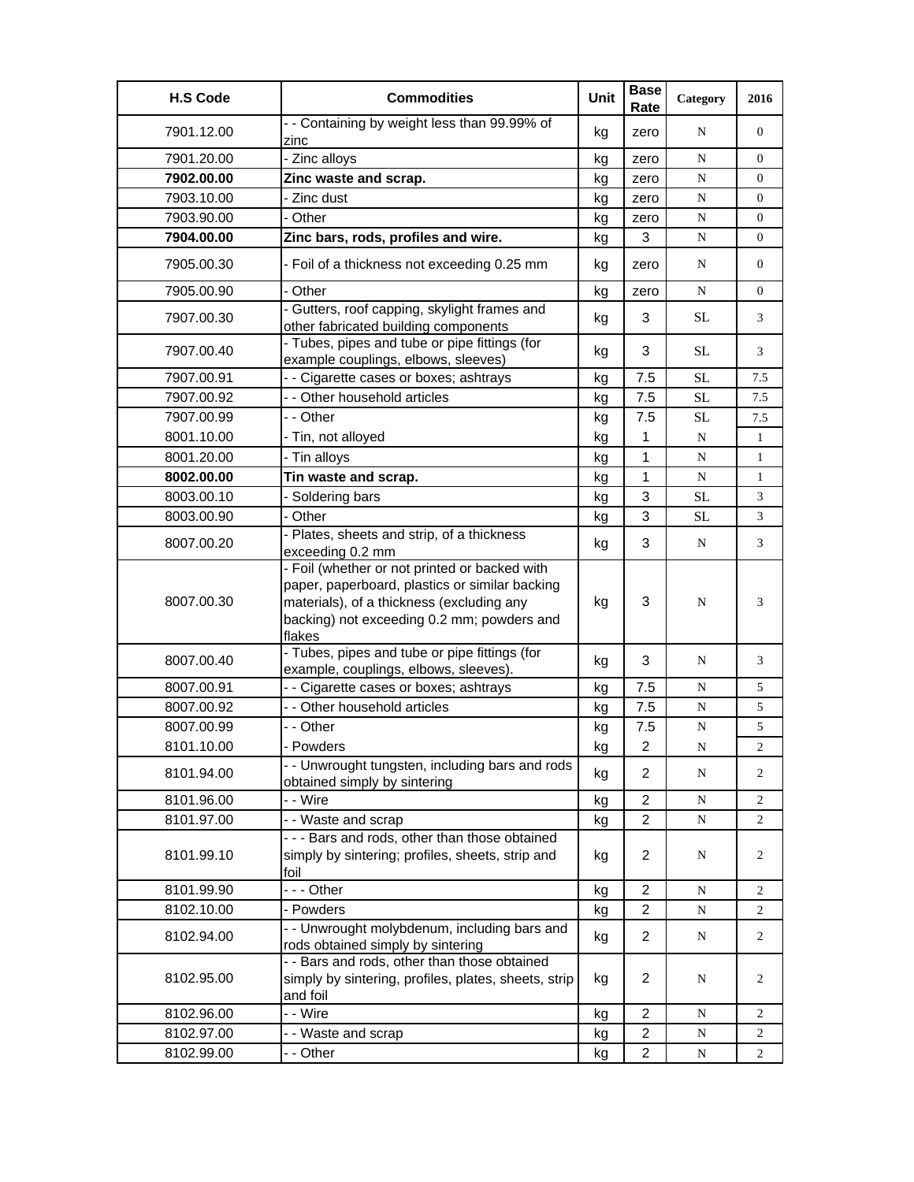| H.S Code | Commodities | Unit | Base Rate | Category | 2016 |
|---|---|---|---|---|---|
| 7901.12.00 | - - Containing by weight less than 99.99% of zinc | kg | zero | N | 0 |
| 7901.20.00 | - Zinc alloys | kg | zero | N | 0 |
| **7902.00.00** | **Zinc waste and scrap.** | kg | zero | N | 0 |
| 7903.10.00 | - Zinc dust | kg | zero | N | 0 |
| 7903.90.00 | - Other | kg | zero | N | 0 |
| **7904.00.00** | **Zinc bars, rods, profiles and wire.** | kg | 3 | N | 0 |
| 7905.00.30 | - Foil of a thickness not exceeding 0.25 mm | kg | zero | N | 0 |
| 7905.00.90 | - Other | kg | zero | N | 0 |
| 7907.00.30 | - Gutters, roof capping, skylight frames and other fabricated building components | kg | 3 | SL | 3 |
| 7907.00.40 | - Tubes, pipes and tube or pipe fittings (for example couplings, elbows, sleeves) | kg | 3 | SL | 3 |
| 7907.00.91 | - - Cigarette cases or boxes; ashtrays | kg | 7.5 | SL | 7.5 |
| 7907.00.92 | - - Other household articles | kg | 7.5 | SL | 7.5 |
| 7907.00.99 | - - Other | kg | 7.5 | SL | 7.5 |
| 8001.10.00 | - Tin, not alloyed | kg | 1 | N | 1 |
| 8001.20.00 | - Tin alloys | kg | 1 | N | 1 |
| **8002.00.00** | **Tin waste and scrap.** | kg | 1 | N | 1 |
| 8003.00.10 | - Soldering bars | kg | 3 | SL | 3 |
| 8003.00.90 | - Other | kg | 3 | SL | 3 |
| 8007.00.20 | - Plates, sheets and strip, of a thickness exceeding 0.2 mm | kg | 3 | N | 3 |
| 8007.00.30 | - Foil (whether or not printed or backed with paper, paperboard, plastics or similar backing materials), of a thickness (excluding any backing) not exceeding 0.2 mm; powders and flakes | kg | 3 | N | 3 |
| 8007.00.40 | - Tubes, pipes and tube or pipe fittings (for example, couplings, elbows, sleeves). | kg | 3 | N | 3 |
| 8007.00.91 | - - Cigarette cases or boxes; ashtrays | kg | 7.5 | N | 5 |
| 8007.00.92 | - - Other household articles | kg | 7.5 | N | 5 |
| 8007.00.99 | - - Other | kg | 7.5 | N | 5 |
| 8101.10.00 | - Powders | kg | 2 | N | 2 |
| 8101.94.00 | - - Unwrought tungsten, including bars and rods obtained simply by sintering | kg | 2 | N | 2 |
| 8101.96.00 | - - Wire | kg | 2 | N | 2 |
| 8101.97.00 | - - Waste and scrap | kg | 2 | N | 2 |
| 8101.99.10 | - - - Bars and rods, other than those obtained simply by sintering; profiles, sheets, strip and foil | kg | 2 | N | 2 |
| 8101.99.90 | - - - Other | kg | 2 | N | 2 |
| 8102.10.00 | - Powders | kg | 2 | N | 2 |
| 8102.94.00 | - - Unwrought molybdenum, including bars and rods obtained simply by sintering | kg | 2 | N | 2 |
| 8102.95.00 | - - Bars and rods, other than those obtained simply by sintering, profiles, plates, sheets, strip and foil | kg | 2 | N | 2 |
| 8102.96.00 | - - Wire | kg | 2 | N | 2 |
| 8102.97.00 | - - Waste and scrap | kg | 2 | N | 2 |
| 8102.99.00 | - - Other | kg | 2 | N | 2 |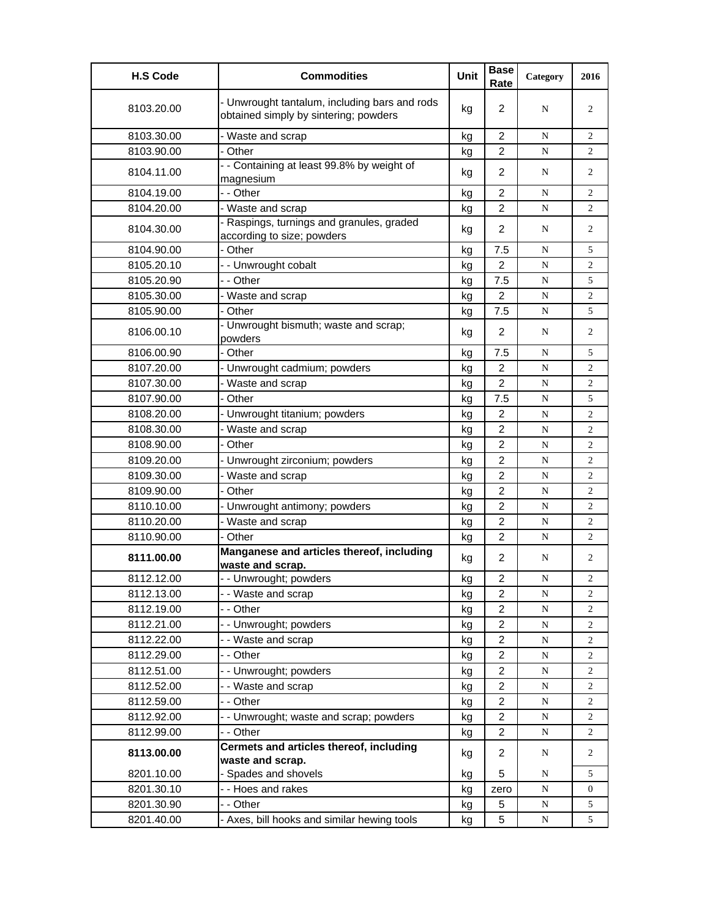| H.S Code | Commodities | Unit | Base Rate | Category | 2016 |
|---|---|---|---|---|---|
| 8103.20.00 | - Unwrought tantalum, including bars and rods obtained simply by sintering; powders | kg | 2 | N | 2 |
| 8103.30.00 | - Waste and scrap | kg | 2 | N | 2 |
| 8103.90.00 | - Other | kg | 2 | N | 2 |
| 8104.11.00 | - - Containing at least 99.8% by weight of magnesium | kg | 2 | N | 2 |
| 8104.19.00 | - - Other | kg | 2 | N | 2 |
| 8104.20.00 | - Waste and scrap | kg | 2 | N | 2 |
| 8104.30.00 | - Raspings, turnings and granules, graded according to size; powders | kg | 2 | N | 2 |
| 8104.90.00 | - Other | kg | 7.5 | N | 5 |
| 8105.20.10 | - - Unwrought cobalt | kg | 2 | N | 2 |
| 8105.20.90 | - - Other | kg | 7.5 | N | 5 |
| 8105.30.00 | - Waste and scrap | kg | 2 | N | 2 |
| 8105.90.00 | - Other | kg | 7.5 | N | 5 |
| 8106.00.10 | - Unwrought bismuth; waste and scrap; powders | kg | 2 | N | 2 |
| 8106.00.90 | - Other | kg | 7.5 | N | 5 |
| 8107.20.00 | - Unwrought cadmium; powders | kg | 2 | N | 2 |
| 8107.30.00 | - Waste and scrap | kg | 2 | N | 2 |
| 8107.90.00 | - Other | kg | 7.5 | N | 5 |
| 8108.20.00 | - Unwrought titanium; powders | kg | 2 | N | 2 |
| 8108.30.00 | - Waste and scrap | kg | 2 | N | 2 |
| 8108.90.00 | - Other | kg | 2 | N | 2 |
| 8109.20.00 | - Unwrought zirconium; powders | kg | 2 | N | 2 |
| 8109.30.00 | - Waste and scrap | kg | 2 | N | 2 |
| 8109.90.00 | - Other | kg | 2 | N | 2 |
| 8110.10.00 | - Unwrought antimony; powders | kg | 2 | N | 2 |
| 8110.20.00 | - Waste and scrap | kg | 2 | N | 2 |
| 8110.90.00 | - Other | kg | 2 | N | 2 |
| **8111.00.00** | **Manganese and articles thereof, including waste and scrap.** | kg | 2 | N | 2 |
| 8112.12.00 | - - Unwrought; powders | kg | 2 | N | 2 |
| 8112.13.00 | - - Waste and scrap | kg | 2 | N | 2 |
| 8112.19.00 | - - Other | kg | 2 | N | 2 |
| 8112.21.00 | - - Unwrought; powders | kg | 2 | N | 2 |
| 8112.22.00 | - - Waste and scrap | kg | 2 | N | 2 |
| 8112.29.00 | - - Other | kg | 2 | N | 2 |
| 8112.51.00 | - - Unwrought; powders | kg | 2 | N | 2 |
| 8112.52.00 | - - Waste and scrap | kg | 2 | N | 2 |
| 8112.59.00 | - - Other | kg | 2 | N | 2 |
| 8112.92.00 | - - Unwrought; waste and scrap; powders | kg | 2 | N | 2 |
| 8112.99.00 | - - Other | kg | 2 | N | 2 |
| **8113.00.00** | **Cermets and articles thereof, including waste and scrap.** | kg | 2 | N | 2 |
| 8201.10.00 | - Spades and shovels | kg | 5 | N | 5 |
| 8201.30.10 | - - Hoes and rakes | kg | zero | N | 0 |
| 8201.30.90 | - - Other | kg | 5 | N | 5 |
| 8201.40.00 | - Axes, bill hooks and similar hewing tools | kg | 5 | N | 5 |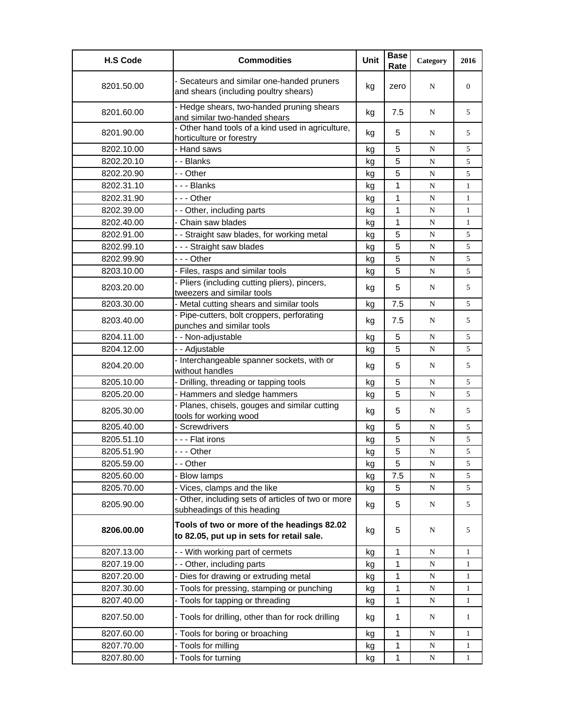| H.S Code | Commodities | Unit | Base Rate | Category | 2016 |
|---|---|---|---|---|---|
| 8201.50.00 | - Secateurs and similar one-handed pruners and shears (including poultry shears) | kg | zero | N | 0 |
| 8201.60.00 | - Hedge shears, two-handed pruning shears and similar two-handed shears | kg | 7.5 | N | 5 |
| 8201.90.00 | - Other hand tools of a kind used in agriculture, horticulture or forestry | kg | 5 | N | 5 |
| 8202.10.00 | - Hand saws | kg | 5 | N | 5 |
| 8202.20.10 | - - Blanks | kg | 5 | N | 5 |
| 8202.20.90 | - - Other | kg | 5 | N | 5 |
| 8202.31.10 | - - - Blanks | kg | 1 | N | 1 |
| 8202.31.90 | - - - Other | kg | 1 | N | 1 |
| 8202.39.00 | - - Other, including parts | kg | 1 | N | 1 |
| 8202.40.00 | - Chain saw blades | kg | 1 | N | 1 |
| 8202.91.00 | - - Straight saw blades, for working metal | kg | 5 | N | 5 |
| 8202.99.10 | - - - Straight saw blades | kg | 5 | N | 5 |
| 8202.99.90 | - - - Other | kg | 5 | N | 5 |
| 8203.10.00 | - Files, rasps and similar tools | kg | 5 | N | 5 |
| 8203.20.00 | - Pliers (including cutting pliers), pincers, tweezers and similar tools | kg | 5 | N | 5 |
| 8203.30.00 | - Metal cutting shears and similar tools | kg | 7.5 | N | 5 |
| 8203.40.00 | - Pipe-cutters, bolt croppers, perforating punches and similar tools | kg | 7.5 | N | 5 |
| 8204.11.00 | - - Non-adjustable | kg | 5 | N | 5 |
| 8204.12.00 | - - Adjustable | kg | 5 | N | 5 |
| 8204.20.00 | - Interchangeable spanner sockets, with or without handles | kg | 5 | N | 5 |
| 8205.10.00 | - Drilling, threading or tapping tools | kg | 5 | N | 5 |
| 8205.20.00 | - Hammers and sledge hammers | kg | 5 | N | 5 |
| 8205.30.00 | - Planes, chisels, gouges and similar cutting tools for working wood | kg | 5 | N | 5 |
| 8205.40.00 | - Screwdrivers | kg | 5 | N | 5 |
| 8205.51.10 | - - - Flat irons | kg | 5 | N | 5 |
| 8205.51.90 | - - - Other | kg | 5 | N | 5 |
| 8205.59.00 | - - Other | kg | 5 | N | 5 |
| 8205.60.00 | - Blow lamps | kg | 7.5 | N | 5 |
| 8205.70.00 | - Vices, clamps and the like | kg | 5 | N | 5 |
| 8205.90.00 | - Other, including sets of articles of two or more subheadings of this heading | kg | 5 | N | 5 |
| **8206.00.00** | **Tools of two or more of the headings 82.02 to 82.05, put up in sets for retail sale.** | kg | 5 | N | 5 |
| 8207.13.00 | - - With working part of cermets | kg | 1 | N | 1 |
| 8207.19.00 | - - Other, including parts | kg | 1 | N | 1 |
| 8207.20.00 | - Dies for drawing or extruding metal | kg | 1 | N | 1 |
| 8207.30.00 | - Tools for pressing, stamping or punching | kg | 1 | N | 1 |
| 8207.40.00 | - Tools for tapping or threading | kg | 1 | N | 1 |
| 8207.50.00 | - Tools for drilling, other than for rock drilling | kg | 1 | N | 1 |
| 8207.60.00 | - Tools for boring or broaching | kg | 1 | N | 1 |
| 8207.70.00 | - Tools for milling | kg | 1 | N | 1 |
| 8207.80.00 | - Tools for turning | kg | 1 | N | 1 |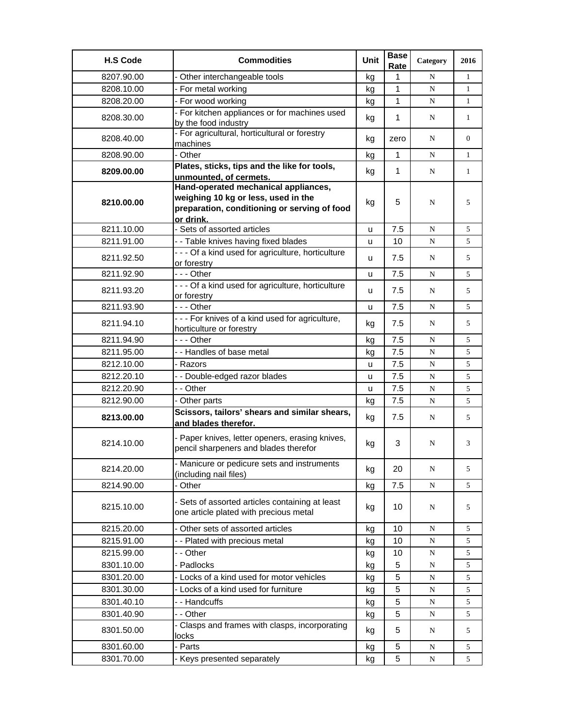| H.S Code | Commodities | Unit | Base Rate | Category | 2016 |
|---|---|---|---|---|---|
| 8207.90.00 | - Other interchangeable tools | kg | 1 | N | 1 |
| 8208.10.00 | - For metal working | kg | 1 | N | 1 |
| 8208.20.00 | - For wood working | kg | 1 | N | 1 |
| 8208.30.00 | - For kitchen appliances or for machines used by the food industry | kg | 1 | N | 1 |
| 8208.40.00 | - For agricultural, horticultural or forestry machines | kg | zero | N | 0 |
| 8208.90.00 | - Other | kg | 1 | N | 1 |
| **8209.00.00** | **Plates, sticks, tips and the like for tools, unmounted, of cermets.** | kg | 1 | N | 1 |
| **8210.00.00** | **Hand-operated mechanical appliances, weighing 10 kg or less, used in the preparation, conditioning or serving of food or drink.** | kg | 5 | N | 5 |
| 8211.10.00 | - Sets of assorted articles | u | 7.5 | N | 5 |
| 8211.91.00 | - - Table knives having fixed blades | u | 10 | N | 5 |
| 8211.92.50 | - - - Of a kind used for agriculture, horticulture or forestry | u | 7.5 | N | 5 |
| 8211.92.90 | - - - Other | u | 7.5 | N | 5 |
| 8211.93.20 | - - - Of a kind used for agriculture, horticulture or forestry | u | 7.5 | N | 5 |
| 8211.93.90 | - - - Other | u | 7.5 | N | 5 |
| 8211.94.10 | - - - For knives of a kind used for agriculture, horticulture or forestry | kg | 7.5 | N | 5 |
| 8211.94.90 | - - - Other | kg | 7.5 | N | 5 |
| 8211.95.00 | - - Handles of base metal | kg | 7.5 | N | 5 |
| 8212.10.00 | - Razors | u | 7.5 | N | 5 |
| 8212.20.10 | - - Double-edged razor blades | u | 7.5 | N | 5 |
| 8212.20.90 | - - Other | u | 7.5 | N | 5 |
| 8212.90.00 | - Other parts | kg | 7.5 | N | 5 |
| **8213.00.00** | **Scissors, tailors' shears and similar shears, and blades therefor.** | kg | 7.5 | N | 5 |
| 8214.10.00 | - Paper knives, letter openers, erasing knives, pencil sharpeners and blades therefor | kg | 3 | N | 3 |
| 8214.20.00 | - Manicure or pedicure sets and instruments (including nail files) | kg | 20 | N | 5 |
| 8214.90.00 | - Other | kg | 7.5 | N | 5 |
| 8215.10.00 | - Sets of assorted articles containing at least one article plated with precious metal | kg | 10 | N | 5 |
| 8215.20.00 | - Other sets of assorted articles | kg | 10 | N | 5 |
| 8215.91.00 | - - Plated with precious metal | kg | 10 | N | 5 |
| 8215.99.00 | - - Other | kg | 10 | N | 5 |
| 8301.10.00 | - Padlocks | kg | 5 | N | 5 |
| 8301.20.00 | - Locks of a kind used for motor vehicles | kg | 5 | N | 5 |
| 8301.30.00 | - Locks of a kind used for furniture | kg | 5 | N | 5 |
| 8301.40.10 | - - Handcuffs | kg | 5 | N | 5 |
| 8301.40.90 | - - Other | kg | 5 | N | 5 |
| 8301.50.00 | - Clasps and frames with clasps, incorporating locks | kg | 5 | N | 5 |
| 8301.60.00 | - Parts | kg | 5 | N | 5 |
| 8301.70.00 | - Keys presented separately | kg | 5 | N | 5 |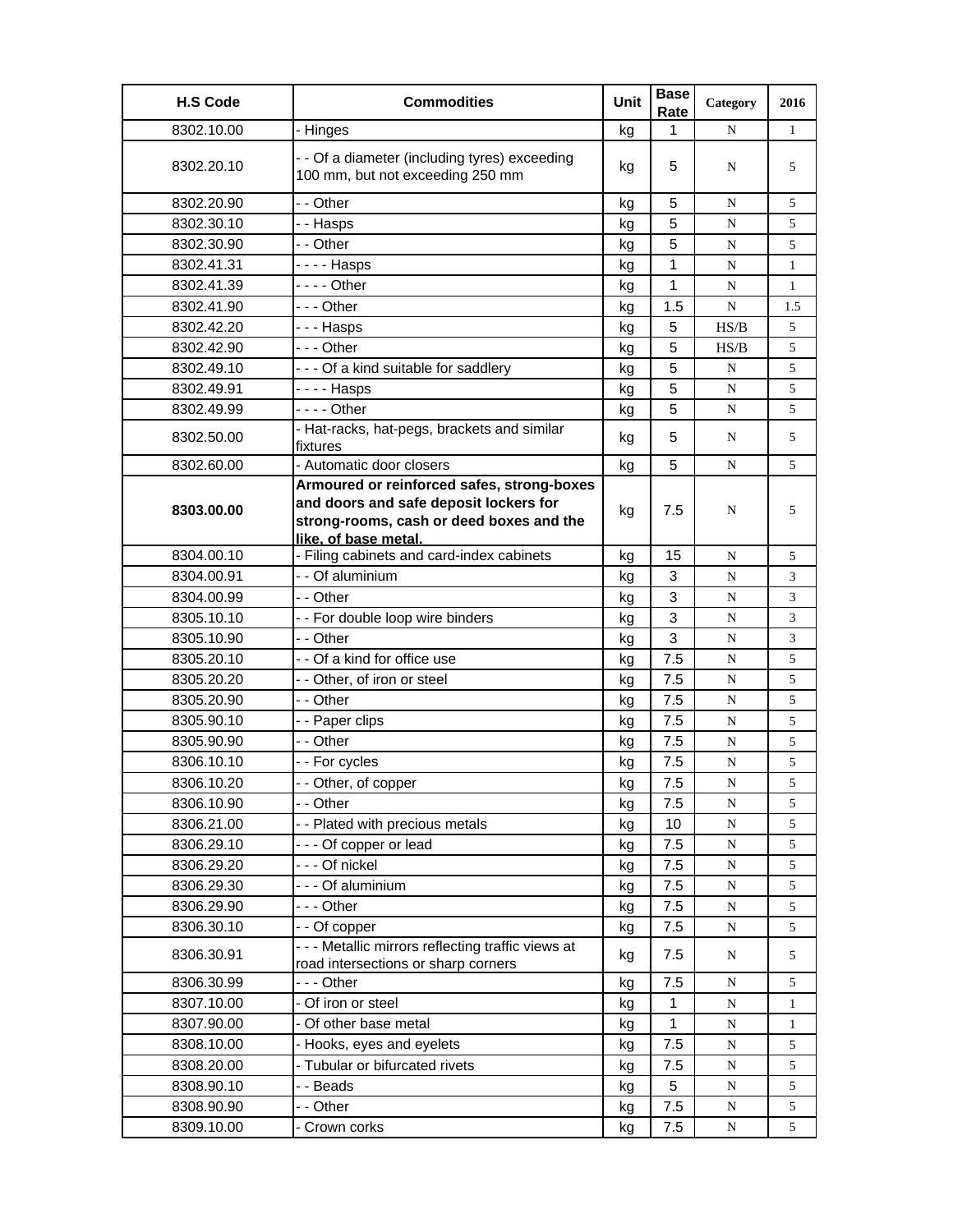| H.S Code | Commodities | Unit | Base Rate | Category | 2016 |
|---|---|---|---|---|---|
| 8302.10.00 | - Hinges | kg | 1 | N | 1 |
| 8302.20.10 | - - Of a diameter (including tyres) exceeding 100 mm, but not exceeding 250 mm | kg | 5 | N | 5 |
| 8302.20.90 | - - Other | kg | 5 | N | 5 |
| 8302.30.10 | - - Hasps | kg | 5 | N | 5 |
| 8302.30.90 | - - Other | kg | 5 | N | 5 |
| 8302.41.31 | - - - - Hasps | kg | 1 | N | 1 |
| 8302.41.39 | - - - - Other | kg | 1 | N | 1 |
| 8302.41.90 | - - - Other | kg | 1.5 | N | 1.5 |
| 8302.42.20 | - - - Hasps | kg | 5 | HS/B | 5 |
| 8302.42.90 | - - - Other | kg | 5 | HS/B | 5 |
| 8302.49.10 | - - - Of a kind suitable for saddlery | kg | 5 | N | 5 |
| 8302.49.91 | - - - - Hasps | kg | 5 | N | 5 |
| 8302.49.99 | - - - - Other | kg | 5 | N | 5 |
| 8302.50.00 | - Hat-racks, hat-pegs, brackets and similar fixtures | kg | 5 | N | 5 |
| 8302.60.00 | - Automatic door closers | kg | 5 | N | 5 |
| **8303.00.00** | **Armoured or reinforced safes, strong-boxes and doors and safe deposit lockers for strong-rooms, cash or deed boxes and the like, of base metal.** | kg | 7.5 | N | 5 |
| 8304.00.10 | - Filing cabinets and card-index cabinets | kg | 15 | N | 5 |
| 8304.00.91 | - - Of aluminium | kg | 3 | N | 3 |
| 8304.00.99 | - - Other | kg | 3 | N | 3 |
| 8305.10.10 | - - For double loop wire binders | kg | 3 | N | 3 |
| 8305.10.90 | - - Other | kg | 3 | N | 3 |
| 8305.20.10 | - - Of a kind for office use | kg | 7.5 | N | 5 |
| 8305.20.20 | - - Other, of iron or steel | kg | 7.5 | N | 5 |
| 8305.20.90 | - - Other | kg | 7.5 | N | 5 |
| 8305.90.10 | - - Paper clips | kg | 7.5 | N | 5 |
| 8305.90.90 | - - Other | kg | 7.5 | N | 5 |
| 8306.10.10 | - - For cycles | kg | 7.5 | N | 5 |
| 8306.10.20 | - - Other, of copper | kg | 7.5 | N | 5 |
| 8306.10.90 | - - Other | kg | 7.5 | N | 5 |
| 8306.21.00 | - - Plated with precious metals | kg | 10 | N | 5 |
| 8306.29.10 | - - - Of copper or lead | kg | 7.5 | N | 5 |
| 8306.29.20 | - - - Of nickel | kg | 7.5 | N | 5 |
| 8306.29.30 | - - - Of aluminium | kg | 7.5 | N | 5 |
| 8306.29.90 | - - - Other | kg | 7.5 | N | 5 |
| 8306.30.10 | - - Of copper | kg | 7.5 | N | 5 |
| 8306.30.91 | - - - Metallic mirrors reflecting traffic views at road intersections or sharp corners | kg | 7.5 | N | 5 |
| 8306.30.99 | - - - Other | kg | 7.5 | N | 5 |
| 8307.10.00 | - Of iron or steel | kg | 1 | N | 1 |
| 8307.90.00 | - Of other base metal | kg | 1 | N | 1 |
| 8308.10.00 | - Hooks, eyes and eyelets | kg | 7.5 | N | 5 |
| 8308.20.00 | - Tubular or bifurcated rivets | kg | 7.5 | N | 5 |
| 8308.90.10 | - - Beads | kg | 5 | N | 5 |
| 8308.90.90 | - - Other | kg | 7.5 | N | 5 |
| 8309.10.00 | - Crown corks | kg | 7.5 | N | 5 |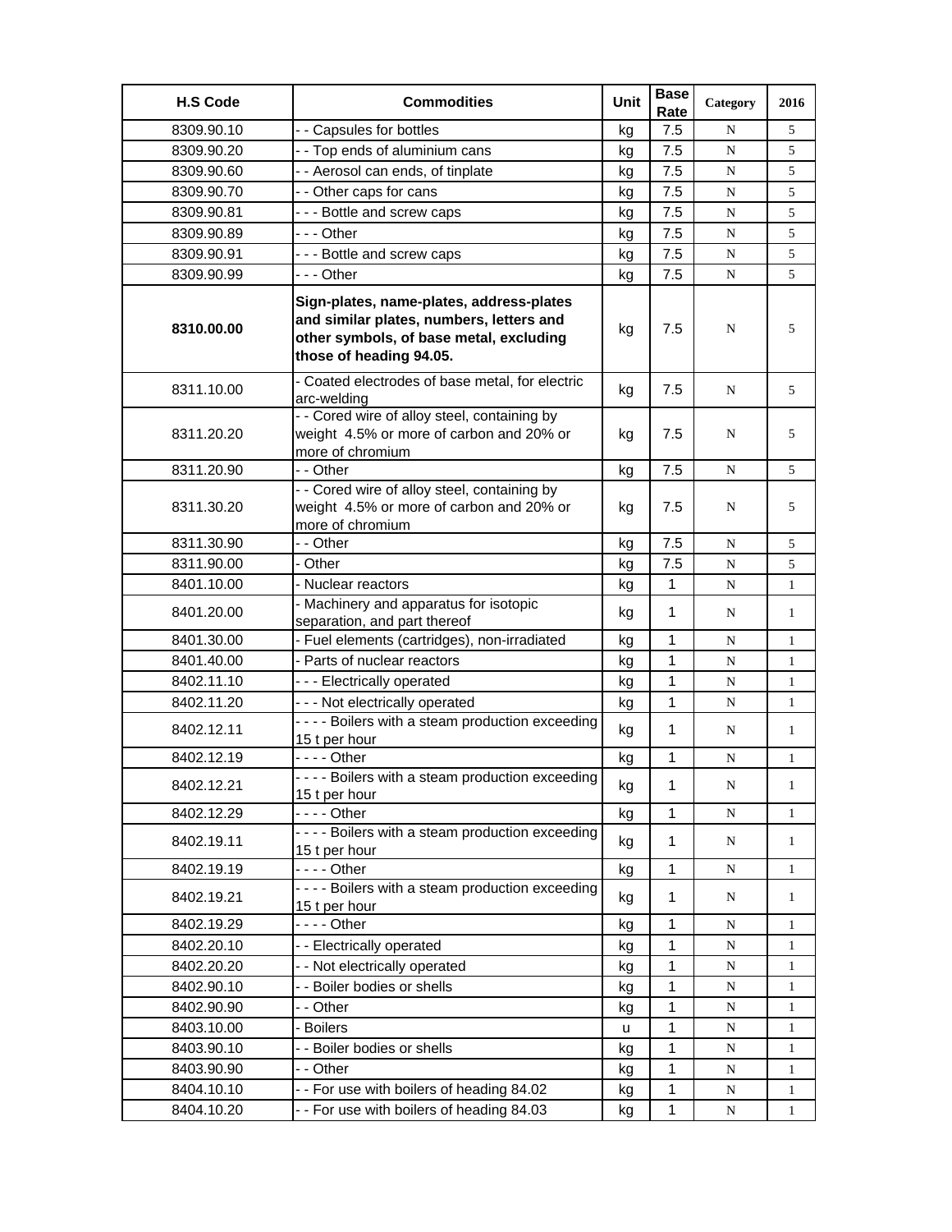| H.S Code | Commodities | Unit | Base Rate | Category | 2016 |
|---|---|---|---|---|---|
| 8309.90.10 | - - Capsules for bottles | kg | 7.5 | N | 5 |
| 8309.90.20 | - - Top ends of aluminium cans | kg | 7.5 | N | 5 |
| 8309.90.60 | - - Aerosol can ends, of tinplate | kg | 7.5 | N | 5 |
| 8309.90.70 | - - Other caps for cans | kg | 7.5 | N | 5 |
| 8309.90.81 | - - - Bottle and screw caps | kg | 7.5 | N | 5 |
| 8309.90.89 | - - - Other | kg | 7.5 | N | 5 |
| 8309.90.91 | - - - Bottle and screw caps | kg | 7.5 | N | 5 |
| 8309.90.99 | - - - Other | kg | 7.5 | N | 5 |
| **8310.00.00** | **Sign-plates, name-plates, address-plates and similar plates, numbers, letters and other symbols, of base metal, excluding those of heading 94.05.** | kg | 7.5 | N | 5 |
| 8311.10.00 | - Coated electrodes of base metal, for electric arc-welding | kg | 7.5 | N | 5 |
| 8311.20.20 | - - Cored wire of alloy steel, containing by weight 4.5% or more of carbon and 20% or more of chromium | kg | 7.5 | N | 5 |
| 8311.20.90 | - - Other | kg | 7.5 | N | 5 |
| 8311.30.20 | - - Cored wire of alloy steel, containing by weight 4.5% or more of carbon and 20% or more of chromium | kg | 7.5 | N | 5 |
| 8311.30.90 | - - Other | kg | 7.5 | N | 5 |
| 8311.90.00 | - Other | kg | 7.5 | N | 5 |
| 8401.10.00 | - Nuclear reactors | kg | 1 | N | 1 |
| 8401.20.00 | - Machinery and apparatus for isotopic separation, and part thereof | kg | 1 | N | 1 |
| 8401.30.00 | - Fuel elements (cartridges), non-irradiated | kg | 1 | N | 1 |
| 8401.40.00 | - Parts of nuclear reactors | kg | 1 | N | 1 |
| 8402.11.10 | - - - Electrically operated | kg | 1 | N | 1 |
| 8402.11.20 | - - - Not electrically operated | kg | 1 | N | 1 |
| 8402.12.11 | - - - - Boilers with a steam production exceeding 15 t per hour | kg | 1 | N | 1 |
| 8402.12.19 | - - - - Other | kg | 1 | N | 1 |
| 8402.12.21 | - - - - Boilers with a steam production exceeding 15 t per hour | kg | 1 | N | 1 |
| 8402.12.29 | - - - - Other | kg | 1 | N | 1 |
| 8402.19.11 | - - - - Boilers with a steam production exceeding 15 t per hour | kg | 1 | N | 1 |
| 8402.19.19 | - - - - Other | kg | 1 | N | 1 |
| 8402.19.21 | - - - - Boilers with a steam production exceeding 15 t per hour | kg | 1 | N | 1 |
| 8402.19.29 | - - - - Other | kg | 1 | N | 1 |
| 8402.20.10 | - - Electrically operated | kg | 1 | N | 1 |
| 8402.20.20 | - - Not electrically operated | kg | 1 | N | 1 |
| 8402.90.10 | - - Boiler bodies or shells | kg | 1 | N | 1 |
| 8402.90.90 | - - Other | kg | 1 | N | 1 |
| 8403.10.00 | - Boilers | u | 1 | N | 1 |
| 8403.90.10 | - - Boiler bodies or shells | kg | 1 | N | 1 |
| 8403.90.90 | - - Other | kg | 1 | N | 1 |
| 8404.10.10 | - - For use with boilers of heading 84.02 | kg | 1 | N | 1 |
| 8404.10.20 | - - For use with boilers of heading 84.03 | kg | 1 | N | 1 |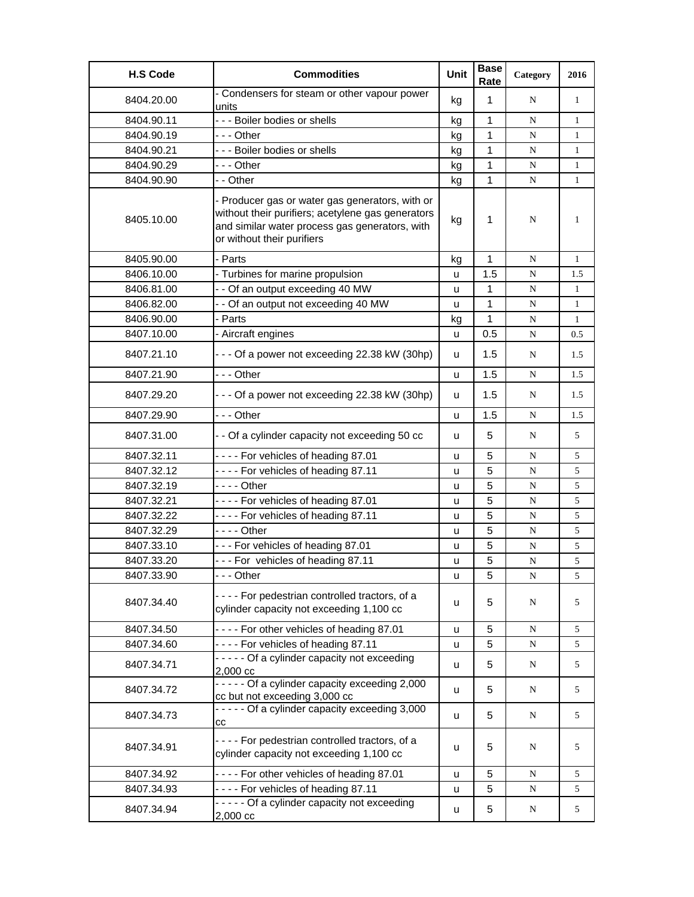| H.S Code | Commodities | Unit | Base Rate | Category | 2016 |
|---|---|---|---|---|---|
| 8404.20.00 | - Condensers for steam or other vapour power units | kg | 1 | N | 1 |
| 8404.90.11 | - - - Boiler bodies or shells | kg | 1 | N | 1 |
| 8404.90.19 | - - - Other | kg | 1 | N | 1 |
| 8404.90.21 | - - - Boiler bodies or shells | kg | 1 | N | 1 |
| 8404.90.29 | - - - Other | kg | 1 | N | 1 |
| 8404.90.90 | - - Other | kg | 1 | N | 1 |
| 8405.10.00 | - Producer gas or water gas generators, with or without their purifiers; acetylene gas generators and similar water process gas generators, with or without their purifiers | kg | 1 | N | 1 |
| 8405.90.00 | - Parts | kg | 1 | N | 1 |
| 8406.10.00 | - Turbines for marine propulsion | u | 1.5 | N | 1.5 |
| 8406.81.00 | - - Of an output exceeding 40 MW | u | 1 | N | 1 |
| 8406.82.00 | - - Of an output not exceeding 40 MW | u | 1 | N | 1 |
| 8406.90.00 | - Parts | kg | 1 | N | 1 |
| 8407.10.00 | - Aircraft engines | u | 0.5 | N | 0.5 |
| 8407.21.10 | - - - Of a power not exceeding 22.38 kW (30hp) | u | 1.5 | N | 1.5 |
| 8407.21.90 | - - - Other | u | 1.5 | N | 1.5 |
| 8407.29.20 | - - - Of a power not exceeding 22.38 kW (30hp) | u | 1.5 | N | 1.5 |
| 8407.29.90 | - - - Other | u | 1.5 | N | 1.5 |
| 8407.31.00 | - - Of a cylinder capacity not exceeding 50 cc | u | 5 | N | 5 |
| 8407.32.11 | - - - - For vehicles of heading 87.01 | u | 5 | N | 5 |
| 8407.32.12 | - - - - For vehicles of heading 87.11 | u | 5 | N | 5 |
| 8407.32.19 | - - - - Other | u | 5 | N | 5 |
| 8407.32.21 | - - - - For vehicles of heading 87.01 | u | 5 | N | 5 |
| 8407.32.22 | - - - - For vehicles of heading 87.11 | u | 5 | N | 5 |
| 8407.32.29 | - - - - Other | u | 5 | N | 5 |
| 8407.33.10 | - - - For vehicles of heading 87.01 | u | 5 | N | 5 |
| 8407.33.20 | - - - For vehicles of heading 87.11 | u | 5 | N | 5 |
| 8407.33.90 | - - - Other | u | 5 | N | 5 |
| 8407.34.40 | - - - - For pedestrian controlled tractors, of a cylinder capacity not exceeding 1,100 cc | u | 5 | N | 5 |
| 8407.34.50 | - - - - For other vehicles of heading 87.01 | u | 5 | N | 5 |
| 8407.34.60 | - - - - For vehicles of heading 87.11 | u | 5 | N | 5 |
| 8407.34.71 | - - - - - Of a cylinder capacity not exceeding 2,000 cc | u | 5 | N | 5 |
| 8407.34.72 | - - - - - Of a cylinder capacity exceeding 2,000 cc but not exceeding 3,000 cc | u | 5 | N | 5 |
| 8407.34.73 | - - - - - Of a cylinder capacity exceeding 3,000 cc | u | 5 | N | 5 |
| 8407.34.91 | - - - - For pedestrian controlled tractors, of a cylinder capacity not exceeding 1,100 cc | u | 5 | N | 5 |
| 8407.34.92 | - - - - For other vehicles of heading 87.01 | u | 5 | N | 5 |
| 8407.34.93 | - - - - For vehicles of heading 87.11 | u | 5 | N | 5 |
| 8407.34.94 | - - - - - Of a cylinder capacity not exceeding 2,000 cc | u | 5 | N | 5 |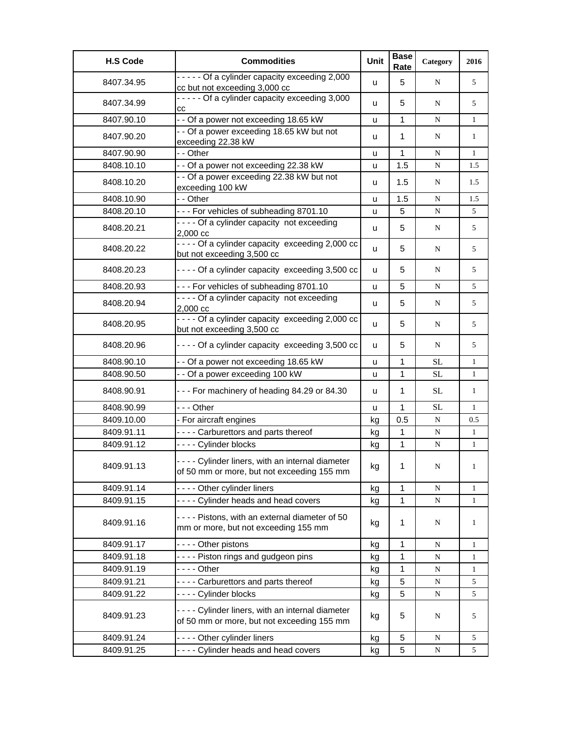| H.S Code | Commodities | Unit | Base Rate | Category | 2016 |
|---|---|---|---|---|---|
| 8407.34.95 | - - - - - Of a cylinder capacity exceeding 2,000 cc but not exceeding 3,000 cc | u | 5 | N | 5 |
| 8407.34.99 | - - - - - Of a cylinder capacity exceeding 3,000 cc | u | 5 | N | 5 |
| 8407.90.10 | - - Of a power not exceeding 18.65 kW | u | 1 | N | 1 |
| 8407.90.20 | - - Of a power exceeding 18.65 kW but not exceeding 22.38 kW | u | 1 | N | 1 |
| 8407.90.90 | - - Other | u | 1 | N | 1 |
| 8408.10.10 | - - Of a power not exceeding 22.38 kW | u | 1.5 | N | 1.5 |
| 8408.10.20 | - - Of a power exceeding 22.38 kW but not exceeding 100 kW | u | 1.5 | N | 1.5 |
| 8408.10.90 | - - Other | u | 1.5 | N | 1.5 |
| 8408.20.10 | - - - For vehicles of subheading 8701.10 | u | 5 | N | 5 |
| 8408.20.21 | - - - - Of a cylinder capacity not exceeding 2,000 cc | u | 5 | N | 5 |
| 8408.20.22 | - - - - Of a cylinder capacity exceeding 2,000 cc but not exceeding 3,500 cc | u | 5 | N | 5 |
| 8408.20.23 | - - - - Of a cylinder capacity exceeding 3,500 cc | u | 5 | N | 5 |
| 8408.20.93 | - - - For vehicles of subheading 8701.10 | u | 5 | N | 5 |
| 8408.20.94 | - - - - Of a cylinder capacity not exceeding 2,000 cc | u | 5 | N | 5 |
| 8408.20.95 | - - - - Of a cylinder capacity exceeding 2,000 cc but not exceeding 3,500 cc | u | 5 | N | 5 |
| 8408.20.96 | - - - - Of a cylinder capacity exceeding 3,500 cc | u | 5 | N | 5 |
| 8408.90.10 | - - Of a power not exceeding 18.65 kW | u | 1 | SL | 1 |
| 8408.90.50 | - - Of a power exceeding 100 kW | u | 1 | SL | 1 |
| 8408.90.91 | - - - For machinery of heading 84.29 or 84.30 | u | 1 | SL | 1 |
| 8408.90.99 | - - - Other | u | 1 | SL | 1 |
| 8409.10.00 | - For aircraft engines | kg | 0.5 | N | 0.5 |
| 8409.91.11 | - - - - Carburettors and parts thereof | kg | 1 | N | 1 |
| 8409.91.12 | - - - - Cylinder blocks | kg | 1 | N | 1 |
| 8409.91.13 | - - - - Cylinder liners, with an internal diameter of 50 mm or more, but not exceeding 155 mm | kg | 1 | N | 1 |
| 8409.91.14 | - - - - Other cylinder liners | kg | 1 | N | 1 |
| 8409.91.15 | - - - - Cylinder heads and head covers | kg | 1 | N | 1 |
| 8409.91.16 | - - - - Pistons, with an external diameter of 50 mm or more, but not exceeding 155 mm | kg | 1 | N | 1 |
| 8409.91.17 | - - - - Other pistons | kg | 1 | N | 1 |
| 8409.91.18 | - - - - Piston rings and gudgeon pins | kg | 1 | N | 1 |
| 8409.91.19 | - - - - Other | kg | 1 | N | 1 |
| 8409.91.21 | - - - - Carburettors and parts thereof | kg | 5 | N | 5 |
| 8409.91.22 | - - - - Cylinder blocks | kg | 5 | N | 5 |
| 8409.91.23 | - - - - Cylinder liners, with an internal diameter of 50 mm or more, but not exceeding 155 mm | kg | 5 | N | 5 |
| 8409.91.24 | - - - - Other cylinder liners | kg | 5 | N | 5 |
| 8409.91.25 | - - - - Cylinder heads and head covers | kg | 5 | N | 5 |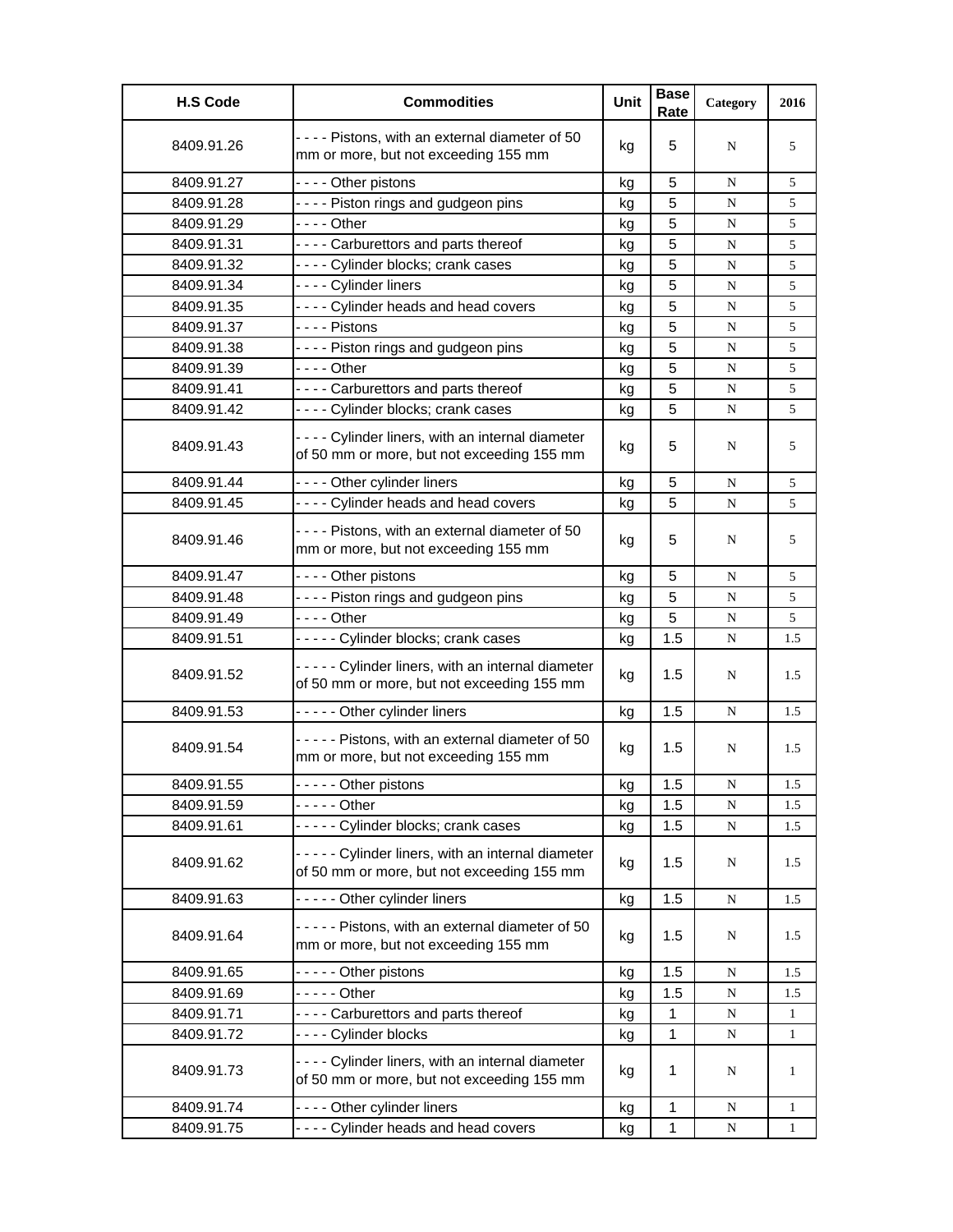| H.S Code | Commodities | Unit | Base Rate | Category | 2016 |
|---|---|---|---|---|---|
| 8409.91.26 | - - - - Pistons, with an external diameter of 50 mm or more, but not exceeding 155 mm | kg | 5 | N | 5 |
| 8409.91.27 | - - - - Other pistons | kg | 5 | N | 5 |
| 8409.91.28 | - - - - Piston rings and gudgeon pins | kg | 5 | N | 5 |
| 8409.91.29 | - - - - Other | kg | 5 | N | 5 |
| 8409.91.31 | - - - - Carburettors and parts thereof | kg | 5 | N | 5 |
| 8409.91.32 | - - - - Cylinder blocks; crank cases | kg | 5 | N | 5 |
| 8409.91.34 | - - - - Cylinder liners | kg | 5 | N | 5 |
| 8409.91.35 | - - - - Cylinder heads and head covers | kg | 5 | N | 5 |
| 8409.91.37 | - - - - Pistons | kg | 5 | N | 5 |
| 8409.91.38 | - - - - Piston rings and gudgeon pins | kg | 5 | N | 5 |
| 8409.91.39 | - - - - Other | kg | 5 | N | 5 |
| 8409.91.41 | - - - - Carburettors and parts thereof | kg | 5 | N | 5 |
| 8409.91.42 | - - - - Cylinder blocks; crank cases | kg | 5 | N | 5 |
| 8409.91.43 | - - - - Cylinder liners, with an internal diameter of 50 mm or more, but not exceeding 155 mm | kg | 5 | N | 5 |
| 8409.91.44 | - - - - Other cylinder liners | kg | 5 | N | 5 |
| 8409.91.45 | - - - - Cylinder heads and head covers | kg | 5 | N | 5 |
| 8409.91.46 | - - - - Pistons, with an external diameter of 50 mm or more, but not exceeding 155 mm | kg | 5 | N | 5 |
| 8409.91.47 | - - - - Other pistons | kg | 5 | N | 5 |
| 8409.91.48 | - - - - Piston rings and gudgeon pins | kg | 5 | N | 5 |
| 8409.91.49 | - - - - Other | kg | 5 | N | 5 |
| 8409.91.51 | - - - - - Cylinder blocks; crank cases | kg | 1.5 | N | 1.5 |
| 8409.91.52 | - - - - - Cylinder liners, with an internal diameter of 50 mm or more, but not exceeding 155 mm | kg | 1.5 | N | 1.5 |
| 8409.91.53 | - - - - - Other cylinder liners | kg | 1.5 | N | 1.5 |
| 8409.91.54 | - - - - - Pistons, with an external diameter of 50 mm or more, but not exceeding 155 mm | kg | 1.5 | N | 1.5 |
| 8409.91.55 | - - - - - Other pistons | kg | 1.5 | N | 1.5 |
| 8409.91.59 | - - - - - Other | kg | 1.5 | N | 1.5 |
| 8409.91.61 | - - - - - Cylinder blocks; crank cases | kg | 1.5 | N | 1.5 |
| 8409.91.62 | - - - - - Cylinder liners, with an internal diameter of 50 mm or more, but not exceeding 155 mm | kg | 1.5 | N | 1.5 |
| 8409.91.63 | - - - - - Other cylinder liners | kg | 1.5 | N | 1.5 |
| 8409.91.64 | - - - - - Pistons, with an external diameter of 50 mm or more, but not exceeding 155 mm | kg | 1.5 | N | 1.5 |
| 8409.91.65 | - - - - - Other pistons | kg | 1.5 | N | 1.5 |
| 8409.91.69 | - - - - - Other | kg | 1.5 | N | 1.5 |
| 8409.91.71 | - - - - Carburettors and parts thereof | kg | 1 | N | 1 |
| 8409.91.72 | - - - - Cylinder blocks | kg | 1 | N | 1 |
| 8409.91.73 | - - - - Cylinder liners, with an internal diameter of 50 mm or more, but not exceeding 155 mm | kg | 1 | N | 1 |
| 8409.91.74 | - - - - Other cylinder liners | kg | 1 | N | 1 |
| 8409.91.75 | - - - - Cylinder heads and head covers | kg | 1 | N | 1 |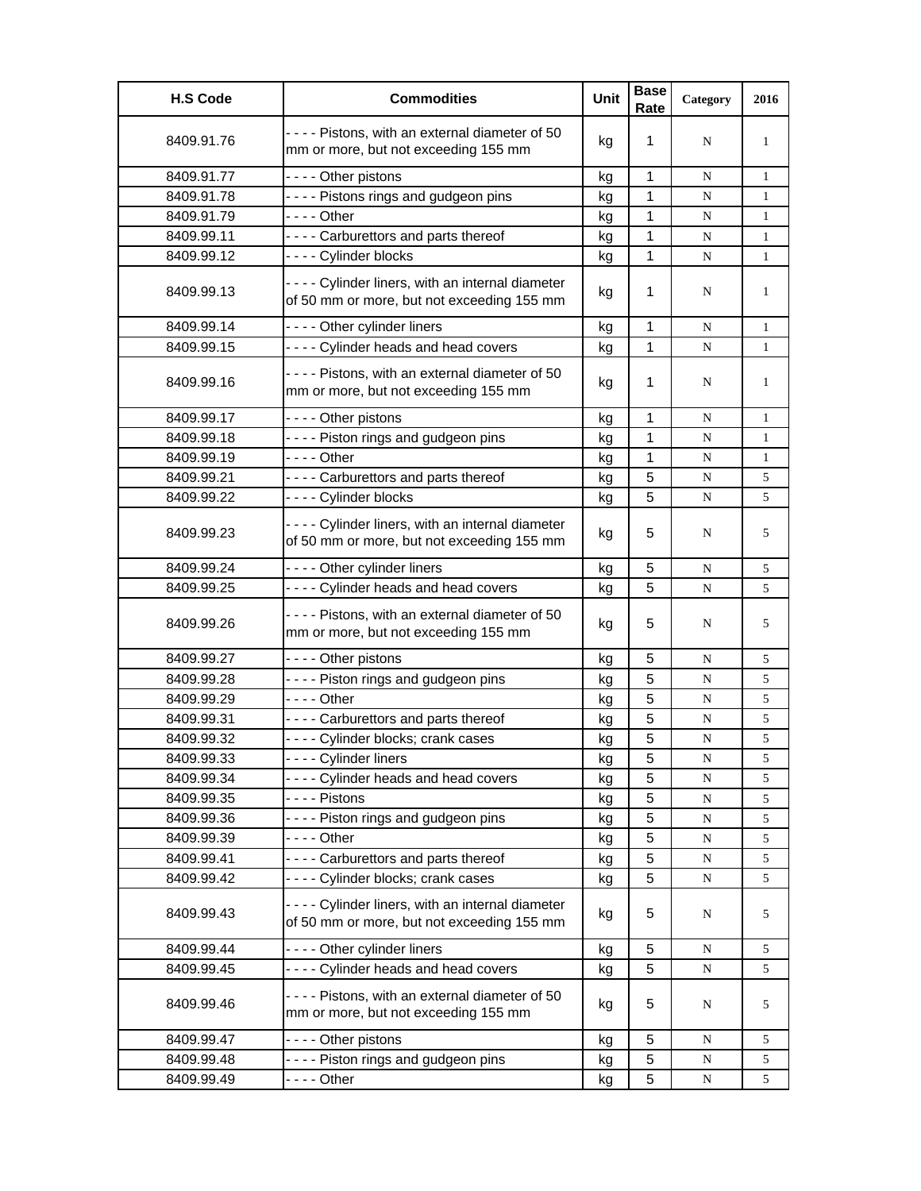| H.S Code | Commodities | Unit | Base Rate | Category | 2016 |
|---|---|---|---|---|---|
| 8409.91.76 | - - - - Pistons, with an external diameter of 50 mm or more, but not exceeding 155 mm | kg | 1 | N | 1 |
| 8409.91.77 | - - - - Other pistons | kg | 1 | N | 1 |
| 8409.91.78 | - - - - Pistons rings and gudgeon pins | kg | 1 | N | 1 |
| 8409.91.79 | - - - - Other | kg | 1 | N | 1 |
| 8409.99.11 | - - - - Carburettors and parts thereof | kg | 1 | N | 1 |
| 8409.99.12 | - - - - Cylinder blocks | kg | 1 | N | 1 |
| 8409.99.13 | - - - - Cylinder liners, with an internal diameter of 50 mm or more, but not exceeding 155 mm | kg | 1 | N | 1 |
| 8409.99.14 | - - - - Other cylinder liners | kg | 1 | N | 1 |
| 8409.99.15 | - - - - Cylinder heads and head covers | kg | 1 | N | 1 |
| 8409.99.16 | - - - - Pistons, with an external diameter of 50 mm or more, but not exceeding 155 mm | kg | 1 | N | 1 |
| 8409.99.17 | - - - - Other pistons | kg | 1 | N | 1 |
| 8409.99.18 | - - - - Piston rings and gudgeon pins | kg | 1 | N | 1 |
| 8409.99.19 | - - - - Other | kg | 1 | N | 1 |
| 8409.99.21 | - - - - Carburettors and parts thereof | kg | 5 | N | 5 |
| 8409.99.22 | - - - - Cylinder blocks | kg | 5 | N | 5 |
| 8409.99.23 | - - - - Cylinder liners, with an internal diameter of 50 mm or more, but not exceeding 155 mm | kg | 5 | N | 5 |
| 8409.99.24 | - - - - Other cylinder liners | kg | 5 | N | 5 |
| 8409.99.25 | - - - - Cylinder heads and head covers | kg | 5 | N | 5 |
| 8409.99.26 | - - - - Pistons, with an external diameter of 50 mm or more, but not exceeding 155 mm | kg | 5 | N | 5 |
| 8409.99.27 | - - - - Other pistons | kg | 5 | N | 5 |
| 8409.99.28 | - - - - Piston rings and gudgeon pins | kg | 5 | N | 5 |
| 8409.99.29 | - - - - Other | kg | 5 | N | 5 |
| 8409.99.31 | - - - - Carburettors and parts thereof | kg | 5 | N | 5 |
| 8409.99.32 | - - - - Cylinder blocks; crank cases | kg | 5 | N | 5 |
| 8409.99.33 | - - - - Cylinder liners | kg | 5 | N | 5 |
| 8409.99.34 | - - - - Cylinder heads and head covers | kg | 5 | N | 5 |
| 8409.99.35 | - - - - Pistons | kg | 5 | N | 5 |
| 8409.99.36 | - - - - Piston rings and gudgeon pins | kg | 5 | N | 5 |
| 8409.99.39 | - - - - Other | kg | 5 | N | 5 |
| 8409.99.41 | - - - - Carburettors and parts thereof | kg | 5 | N | 5 |
| 8409.99.42 | - - - - Cylinder blocks; crank cases | kg | 5 | N | 5 |
| 8409.99.43 | - - - - Cylinder liners, with an internal diameter of 50 mm or more, but not exceeding 155 mm | kg | 5 | N | 5 |
| 8409.99.44 | - - - - Other cylinder liners | kg | 5 | N | 5 |
| 8409.99.45 | - - - - Cylinder heads and head covers | kg | 5 | N | 5 |
| 8409.99.46 | - - - - Pistons, with an external diameter of 50 mm or more, but not exceeding 155 mm | kg | 5 | N | 5 |
| 8409.99.47 | - - - - Other pistons | kg | 5 | N | 5 |
| 8409.99.48 | - - - - Piston rings and gudgeon pins | kg | 5 | N | 5 |
| 8409.99.49 | - - - - Other | kg | 5 | N | 5 |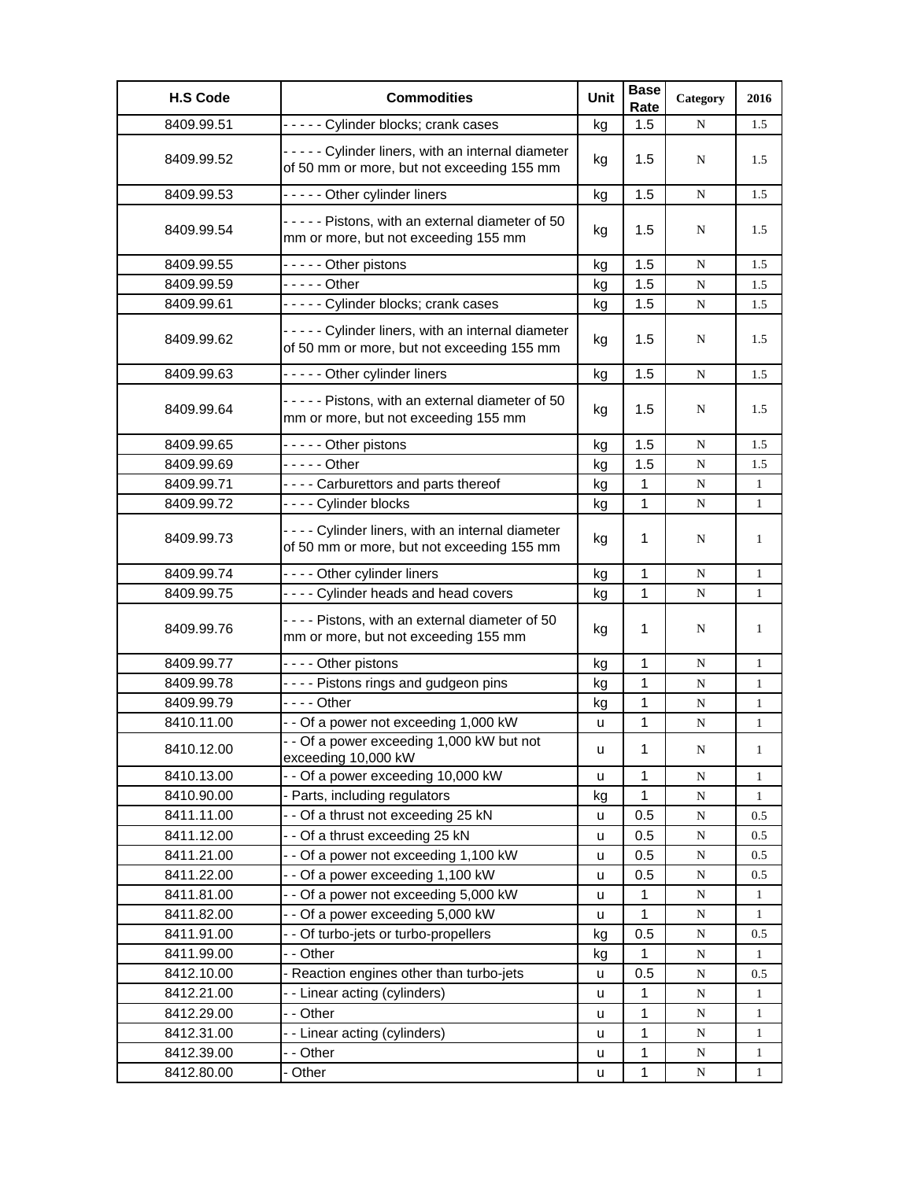| H.S Code | Commodities | Unit | Base Rate | Category | 2016 |
|---|---|---|---|---|---|
| 8409.99.51 | - - - - - Cylinder blocks; crank cases | kg | 1.5 | N | 1.5 |
| 8409.99.52 | - - - - - Cylinder liners, with an internal diameter of 50 mm or more, but not exceeding 155 mm | kg | 1.5 | N | 1.5 |
| 8409.99.53 | - - - - - Other cylinder liners | kg | 1.5 | N | 1.5 |
| 8409.99.54 | - - - - - Pistons, with an external diameter of 50 mm or more, but not exceeding 155 mm | kg | 1.5 | N | 1.5 |
| 8409.99.55 | - - - - - Other pistons | kg | 1.5 | N | 1.5 |
| 8409.99.59 | - - - - - Other | kg | 1.5 | N | 1.5 |
| 8409.99.61 | - - - - - Cylinder blocks; crank cases | kg | 1.5 | N | 1.5 |
| 8409.99.62 | - - - - - Cylinder liners, with an internal diameter of 50 mm or more, but not exceeding 155 mm | kg | 1.5 | N | 1.5 |
| 8409.99.63 | - - - - - Other cylinder liners | kg | 1.5 | N | 1.5 |
| 8409.99.64 | - - - - - Pistons, with an external diameter of 50 mm or more, but not exceeding 155 mm | kg | 1.5 | N | 1.5 |
| 8409.99.65 | - - - - - Other pistons | kg | 1.5 | N | 1.5 |
| 8409.99.69 | - - - - - Other | kg | 1.5 | N | 1.5 |
| 8409.99.71 | - - - - Carburettors and parts thereof | kg | 1 | N | 1 |
| 8409.99.72 | - - - - Cylinder blocks | kg | 1 | N | 1 |
| 8409.99.73 | - - - - Cylinder liners, with an internal diameter of 50 mm or more, but not exceeding 155 mm | kg | 1 | N | 1 |
| 8409.99.74 | - - - - Other cylinder liners | kg | 1 | N | 1 |
| 8409.99.75 | - - - - Cylinder heads and head covers | kg | 1 | N | 1 |
| 8409.99.76 | - - - - Pistons, with an external diameter of 50 mm or more, but not exceeding 155 mm | kg | 1 | N | 1 |
| 8409.99.77 | - - - - Other pistons | kg | 1 | N | 1 |
| 8409.99.78 | - - - - Pistons rings and gudgeon pins | kg | 1 | N | 1 |
| 8409.99.79 | - - - - Other | kg | 1 | N | 1 |
| 8410.11.00 | - - Of a power not exceeding 1,000 kW | u | 1 | N | 1 |
| 8410.12.00 | - - Of a power exceeding 1,000 kW but not exceeding 10,000 kW | u | 1 | N | 1 |
| 8410.13.00 | - - Of a power exceeding 10,000 kW | u | 1 | N | 1 |
| 8410.90.00 | - Parts, including regulators | kg | 1 | N | 1 |
| 8411.11.00 | - - Of a thrust not exceeding 25 kN | u | 0.5 | N | 0.5 |
| 8411.12.00 | - - Of a thrust exceeding 25 kN | u | 0.5 | N | 0.5 |
| 8411.21.00 | - - Of a power not exceeding 1,100 kW | u | 0.5 | N | 0.5 |
| 8411.22.00 | - - Of a power exceeding 1,100 kW | u | 0.5 | N | 0.5 |
| 8411.81.00 | - - Of a power not exceeding 5,000 kW | u | 1 | N | 1 |
| 8411.82.00 | - - Of a power exceeding 5,000 kW | u | 1 | N | 1 |
| 8411.91.00 | - - Of turbo-jets or turbo-propellers | kg | 0.5 | N | 0.5 |
| 8411.99.00 | - - Other | kg | 1 | N | 1 |
| 8412.10.00 | - Reaction engines other than turbo-jets | u | 0.5 | N | 0.5 |
| 8412.21.00 | - - Linear acting (cylinders) | u | 1 | N | 1 |
| 8412.29.00 | - - Other | u | 1 | N | 1 |
| 8412.31.00 | - - Linear acting (cylinders) | u | 1 | N | 1 |
| 8412.39.00 | - - Other | u | 1 | N | 1 |
| 8412.80.00 | - Other | u | 1 | N | 1 |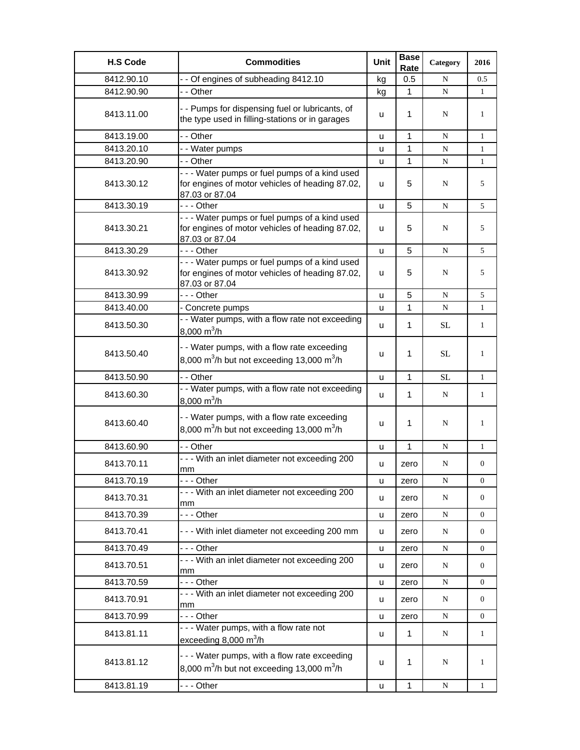| H.S Code | Commodities | Unit | Base Rate | Category | 2016 |
|---|---|---|---|---|---|
| 8412.90.10 | - - Of engines of subheading 8412.10 | kg | 0.5 | N | 0.5 |
| 8412.90.90 | - - Other | kg | 1 | N | 1 |
| 8413.11.00 | - - Pumps for dispensing fuel or lubricants, of the type used in filling-stations or in garages | u | 1 | N | 1 |
| 8413.19.00 | - - Other | u | 1 | N | 1 |
| 8413.20.10 | - - Water pumps | u | 1 | N | 1 |
| 8413.20.90 | - - Other | u | 1 | N | 1 |
| 8413.30.12 | - - - Water pumps or fuel pumps of a kind used for engines of motor vehicles of heading 87.02, 87.03 or 87.04 | u | 5 | N | 5 |
| 8413.30.19 | - - - Other | u | 5 | N | 5 |
| 8413.30.21 | - - - Water pumps or fuel pumps of a kind used for engines of motor vehicles of heading 87.02, 87.03 or 87.04 | u | 5 | N | 5 |
| 8413.30.29 | - - - Other | u | 5 | N | 5 |
| 8413.30.92 | - - - Water pumps or fuel pumps of a kind used for engines of motor vehicles of heading 87.02, 87.03 or 87.04 | u | 5 | N | 5 |
| 8413.30.99 | - - - Other | u | 5 | N | 5 |
| 8413.40.00 | - Concrete pumps | u | 1 | N | 1 |
| 8413.50.30 | - - Water pumps, with a flow rate not exceeding 8,000 $m^3$/h | u | 1 | SL | 1 |
| 8413.50.40 | - - Water pumps, with a flow rate exceeding 8,000 $m^3$/h but not exceeding 13,000 $m^3$/h | u | 1 | SL | 1 |
| 8413.50.90 | - - Other | u | 1 | SL | 1 |
| 8413.60.30 | - - Water pumps, with a flow rate not exceeding 8,000 $m^3$/h | u | 1 | N | 1 |
| 8413.60.40 | - - Water pumps, with a flow rate exceeding 8,000 $m^3$/h but not exceeding 13,000 $m^3$/h | u | 1 | N | 1 |
| 8413.60.90 | - - Other | u | 1 | N | 1 |
| 8413.70.11 | - - - With an inlet diameter not exceeding 200 mm | u | zero | N | 0 |
| 8413.70.19 | - - - Other | u | zero | N | 0 |
| 8413.70.31 | - - - With an inlet diameter not exceeding 200 mm | u | zero | N | 0 |
| 8413.70.39 | - - - Other | u | zero | N | 0 |
| 8413.70.41 | - - - With inlet diameter not exceeding 200 mm | u | zero | N | 0 |
| 8413.70.49 | - - - Other | u | zero | N | 0 |
| 8413.70.51 | - - - With an inlet diameter not exceeding 200 mm | u | zero | N | 0 |
| 8413.70.59 | - - - Other | u | zero | N | 0 |
| 8413.70.91 | - - - With an inlet diameter not exceeding 200 mm | u | zero | N | 0 |
| 8413.70.99 | - - - Other | u | zero | N | 0 |
| 8413.81.11 | - - - Water pumps, with a flow rate not exceeding 8,000 $m^3$/h | u | 1 | N | 1 |
| 8413.81.12 | - - - Water pumps, with a flow rate exceeding 8,000 $m^3$/h but not exceeding 13,000 $m^3$/h | u | 1 | N | 1 |
| 8413.81.19 | - - - Other | u | 1 | N | 1 |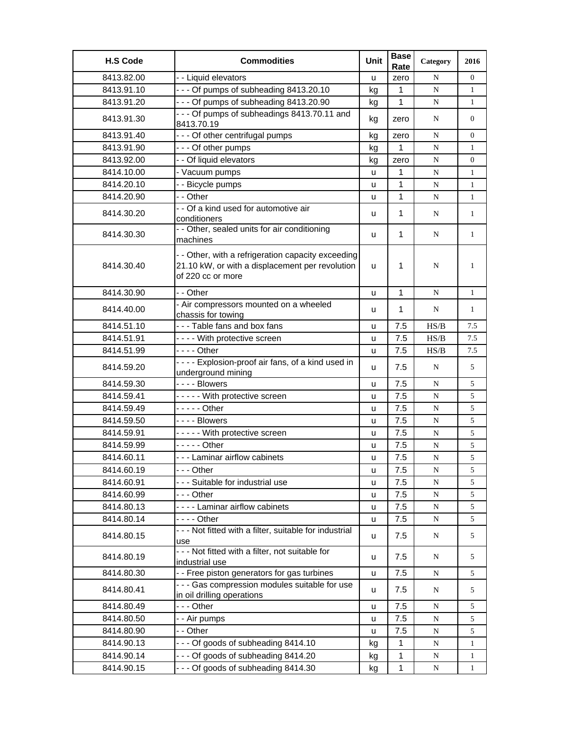| H.S Code | Commodities | Unit | Base Rate | Category | 2016 |
|---|---|---|---|---|---|
| 8413.82.00 | - - Liquid elevators | u | zero | N | 0 |
| 8413.91.10 | - - - Of pumps of subheading 8413.20.10 | kg | 1 | N | 1 |
| 8413.91.20 | - - - Of pumps of subheading 8413.20.90 | kg | 1 | N | 1 |
| 8413.91.30 | - - - Of pumps of subheadings 8413.70.11 and 8413.70.19 | kg | zero | N | 0 |
| 8413.91.40 | - - - Of other centrifugal pumps | kg | zero | N | 0 |
| 8413.91.90 | - - - Of other pumps | kg | 1 | N | 1 |
| 8413.92.00 | - - Of liquid elevators | kg | zero | N | 0 |
| 8414.10.00 | - Vacuum pumps | u | 1 | N | 1 |
| 8414.20.10 | - - Bicycle pumps | u | 1 | N | 1 |
| 8414.20.90 | - - Other | u | 1 | N | 1 |
| 8414.30.20 | - - Of a kind used for automotive air conditioners | u | 1 | N | 1 |
| 8414.30.30 | - - Other, sealed units for air conditioning machines | u | 1 | N | 1 |
| 8414.30.40 | - - Other, with a refrigeration capacity exceeding 21.10 kW, or with a displacement per revolution of 220 cc or more | u | 1 | N | 1 |
| 8414.30.90 | - - Other | u | 1 | N | 1 |
| 8414.40.00 | - Air compressors mounted on a wheeled chassis for towing | u | 1 | N | 1 |
| 8414.51.10 | - - - Table fans and box fans | u | 7.5 | HS/B | 7.5 |
| 8414.51.91 | - - - - With protective screen | u | 7.5 | HS/B | 7.5 |
| 8414.51.99 | - - - - Other | u | 7.5 | HS/B | 7.5 |
| 8414.59.20 | - - - - Explosion-proof air fans, of a kind used in underground mining | u | 7.5 | N | 5 |
| 8414.59.30 | - - - - Blowers | u | 7.5 | N | 5 |
| 8414.59.41 | - - - - - With protective screen | u | 7.5 | N | 5 |
| 8414.59.49 | - - - - - Other | u | 7.5 | N | 5 |
| 8414.59.50 | - - - - Blowers | u | 7.5 | N | 5 |
| 8414.59.91 | - - - - - With protective screen | u | 7.5 | N | 5 |
| 8414.59.99 | - - - - - Other | u | 7.5 | N | 5 |
| 8414.60.11 | - - - Laminar airflow cabinets | u | 7.5 | N | 5 |
| 8414.60.19 | - - - Other | u | 7.5 | N | 5 |
| 8414.60.91 | - - - Suitable for industrial use | u | 7.5 | N | 5 |
| 8414.60.99 | - - - Other | u | 7.5 | N | 5 |
| 8414.80.13 | - - - - Laminar airflow cabinets | u | 7.5 | N | 5 |
| 8414.80.14 | - - - - Other | u | 7.5 | N | 5 |
| 8414.80.15 | - - - Not fitted with a filter, suitable for industrial use | u | 7.5 | N | 5 |
| 8414.80.19 | - - - Not fitted with a filter, not suitable for industrial use | u | 7.5 | N | 5 |
| 8414.80.30 | - - Free piston generators for gas turbines | u | 7.5 | N | 5 |
| 8414.80.41 | - - - Gas compression modules suitable for use in oil drilling operations | u | 7.5 | N | 5 |
| 8414.80.49 | - - - Other | u | 7.5 | N | 5 |
| 8414.80.50 | - - Air pumps | u | 7.5 | N | 5 |
| 8414.80.90 | - - Other | u | 7.5 | N | 5 |
| 8414.90.13 | - - - Of goods of subheading 8414.10 | kg | 1 | N | 1 |
| 8414.90.14 | - - - Of goods of subheading 8414.20 | kg | 1 | N | 1 |
| 8414.90.15 | - - - Of goods of subheading 8414.30 | kg | 1 | N | 1 |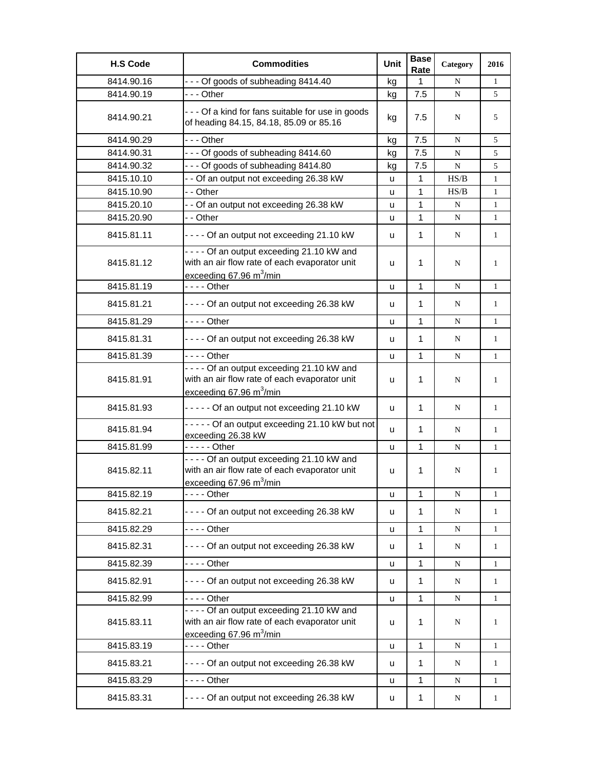| H.S Code | Commodities | Unit | Base Rate | Category | 2016 |
|---|---|---|---|---|---|
| 8414.90.16 | - - - Of goods of subheading 8414.40 | kg | 1 | N | 1 |
| 8414.90.19 | - - - Other | kg | 7.5 | N | 5 |
| 8414.90.21 | - - - Of a kind for fans suitable for use in goods of heading 84.15, 84.18, 85.09 or 85.16 | kg | 7.5 | N | 5 |
| 8414.90.29 | - - - Other | kg | 7.5 | N | 5 |
| 8414.90.31 | - - - Of goods of subheading 8414.60 | kg | 7.5 | N | 5 |
| 8414.90.32 | - - - Of goods of subheading 8414.80 | kg | 7.5 | N | 5 |
| 8415.10.10 | - - Of an output not exceeding 26.38 kW | u | 1 | HS/B | 1 |
| 8415.10.90 | - - Other | u | 1 | HS/B | 1 |
| 8415.20.10 | - - Of an output not exceeding 26.38 kW | u | 1 | N | 1 |
| 8415.20.90 | - - Other | u | 1 | N | 1 |
| 8415.81.11 | - - - - Of an output not exceeding 21.10 kW | u | 1 | N | 1 |
| 8415.81.12 | - - - - Of an output exceeding 21.10 kW and with an air flow rate of each evaporator unit exceeding 67.96 $m^3$/min | u | 1 | N | 1 |
| 8415.81.19 | - - - - Other | u | 1 | N | 1 |
| 8415.81.21 | - - - - Of an output not exceeding 26.38 kW | u | 1 | N | 1 |
| 8415.81.29 | - - - - Other | u | 1 | N | 1 |
| 8415.81.31 | - - - - Of an output not exceeding 26.38 kW | u | 1 | N | 1 |
| 8415.81.39 | - - - - Other | u | 1 | N | 1 |
| 8415.81.91 | - - - - Of an output exceeding 21.10 kW and with an air flow rate of each evaporator unit exceeding 67.96 $m^3$/min | u | 1 | N | 1 |
| 8415.81.93 | - - - - - Of an output not exceeding 21.10 kW | u | 1 | N | 1 |
| 8415.81.94 | - - - - - Of an output exceeding 21.10 kW but not exceeding 26.38 kW | u | 1 | N | 1 |
| 8415.81.99 | - - - - - Other | u | 1 | N | 1 |
| 8415.82.11 | - - - - Of an output exceeding 21.10 kW and with an air flow rate of each evaporator unit exceeding 67.96 $m^3$/min | u | 1 | N | 1 |
| 8415.82.19 | - - - - Other | u | 1 | N | 1 |
| 8415.82.21 | - - - - Of an output not exceeding 26.38 kW | u | 1 | N | 1 |
| 8415.82.29 | - - - - Other | u | 1 | N | 1 |
| 8415.82.31 | - - - - Of an output not exceeding 26.38 kW | u | 1 | N | 1 |
| 8415.82.39 | - - - - Other | u | 1 | N | 1 |
| 8415.82.91 | - - - - Of an output not exceeding 26.38 kW | u | 1 | N | 1 |
| 8415.82.99 | - - - - Other | u | 1 | N | 1 |
| 8415.83.11 | - - - - Of an output exceeding 21.10 kW and with an air flow rate of each evaporator unit exceeding 67.96 $m^3$/min | u | 1 | N | 1 |
| 8415.83.19 | - - - - Other | u | 1 | N | 1 |
| 8415.83.21 | - - - - Of an output not exceeding 26.38 kW | u | 1 | N | 1 |
| 8415.83.29 | - - - - Other | u | 1 | N | 1 |
| 8415.83.31 | - - - - Of an output not exceeding 26.38 kW | u | 1 | N | 1 |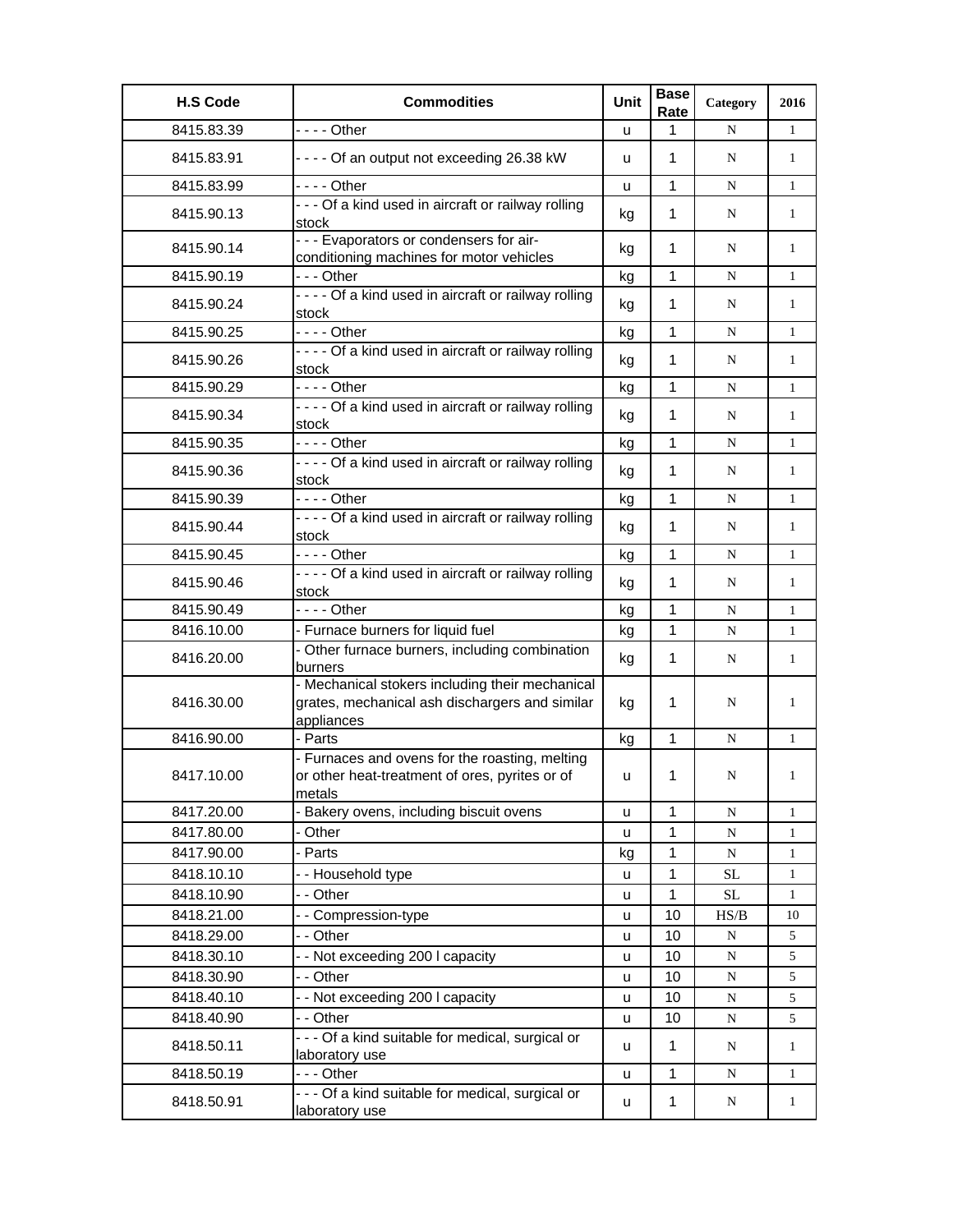| H.S Code | Commodities | Unit | Base Rate | Category | 2016 |
|---|---|---|---|---|---|
| 8415.83.39 | - - - - Other | u | 1 | N | 1 |
| 8415.83.91 | - - - - Of an output not exceeding 26.38 kW | u | 1 | N | 1 |
| 8415.83.99 | - - - - Other | u | 1 | N | 1 |
| 8415.90.13 | - - - Of a kind used in aircraft or railway rolling stock | kg | 1 | N | 1 |
| 8415.90.14 | - - - Evaporators or condensers for air-conditioning machines for motor vehicles | kg | 1 | N | 1 |
| 8415.90.19 | - - - Other | kg | 1 | N | 1 |
| 8415.90.24 | - - - - Of a kind used in aircraft or railway rolling stock | kg | 1 | N | 1 |
| 8415.90.25 | - - - - Other | kg | 1 | N | 1 |
| 8415.90.26 | - - - - Of a kind used in aircraft or railway rolling stock | kg | 1 | N | 1 |
| 8415.90.29 | - - - - Other | kg | 1 | N | 1 |
| 8415.90.34 | - - - - Of a kind used in aircraft or railway rolling stock | kg | 1 | N | 1 |
| 8415.90.35 | - - - - Other | kg | 1 | N | 1 |
| 8415.90.36 | - - - - Of a kind used in aircraft or railway rolling stock | kg | 1 | N | 1 |
| 8415.90.39 | - - - - Other | kg | 1 | N | 1 |
| 8415.90.44 | - - - - Of a kind used in aircraft or railway rolling stock | kg | 1 | N | 1 |
| 8415.90.45 | - - - - Other | kg | 1 | N | 1 |
| 8415.90.46 | - - - - Of a kind used in aircraft or railway rolling stock | kg | 1 | N | 1 |
| 8415.90.49 | - - - - Other | kg | 1 | N | 1 |
| 8416.10.00 | - Furnace burners for liquid fuel | kg | 1 | N | 1 |
| 8416.20.00 | - Other furnace burners, including combination burners | kg | 1 | N | 1 |
| 8416.30.00 | - Mechanical stokers including their mechanical grates, mechanical ash dischargers and similar appliances | kg | 1 | N | 1 |
| 8416.90.00 | - Parts | kg | 1 | N | 1 |
| 8417.10.00 | - Furnaces and ovens for the roasting, melting or other heat-treatment of ores, pyrites or of metals | u | 1 | N | 1 |
| 8417.20.00 | - Bakery ovens, including biscuit ovens | u | 1 | N | 1 |
| 8417.80.00 | - Other | u | 1 | N | 1 |
| 8417.90.00 | - Parts | kg | 1 | N | 1 |
| 8418.10.10 | - - Household type | u | 1 | SL | 1 |
| 8418.10.90 | - - Other | u | 1 | SL | 1 |
| 8418.21.00 | - - Compression-type | u | 10 | HS/B | 10 |
| 8418.29.00 | - - Other | u | 10 | N | 5 |
| 8418.30.10 | - - Not exceeding 200 l capacity | u | 10 | N | 5 |
| 8418.30.90 | - - Other | u | 10 | N | 5 |
| 8418.40.10 | - - Not exceeding 200 l capacity | u | 10 | N | 5 |
| 8418.40.90 | - - Other | u | 10 | N | 5 |
| 8418.50.11 | - - - Of a kind suitable for medical, surgical or laboratory use | u | 1 | N | 1 |
| 8418.50.19 | - - - Other | u | 1 | N | 1 |
| 8418.50.91 | - - - Of a kind suitable for medical, surgical or laboratory use | u | 1 | N | 1 |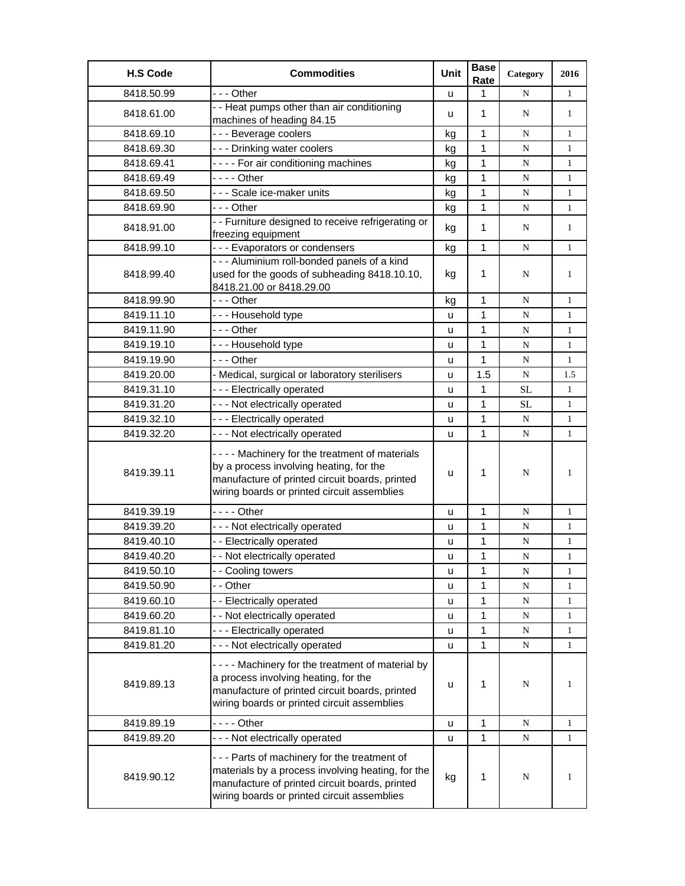| H.S Code | Commodities | Unit | Base Rate | Category | 2016 |
|---|---|---|---|---|---|
| 8418.50.99 | - - - Other | u | 1 | N | 1 |
| 8418.61.00 | - - Heat pumps other than air conditioning machines of heading 84.15 | u | 1 | N | 1 |
| 8418.69.10 | - - - Beverage coolers | kg | 1 | N | 1 |
| 8418.69.30 | - - - Drinking water coolers | kg | 1 | N | 1 |
| 8418.69.41 | - - - - For air conditioning machines | kg | 1 | N | 1 |
| 8418.69.49 | - - - - Other | kg | 1 | N | 1 |
| 8418.69.50 | - - - Scale ice-maker units | kg | 1 | N | 1 |
| 8418.69.90 | - - - Other | kg | 1 | N | 1 |
| 8418.91.00 | - - Furniture designed to receive refrigerating or freezing equipment | kg | 1 | N | 1 |
| 8418.99.10 | - - - Evaporators or condensers | kg | 1 | N | 1 |
| 8418.99.40 | - - - Aluminium roll-bonded panels of a kind used for the goods of subheading 8418.10.10, 8418.21.00 or 8418.29.00 | kg | 1 | N | 1 |
| 8418.99.90 | - - - Other | kg | 1 | N | 1 |
| 8419.11.10 | - - - Household type | u | 1 | N | 1 |
| 8419.11.90 | - - - Other | u | 1 | N | 1 |
| 8419.19.10 | - - - Household type | u | 1 | N | 1 |
| 8419.19.90 | - - - Other | u | 1 | N | 1 |
| 8419.20.00 | - Medical, surgical or laboratory sterilisers | u | 1.5 | N | 1.5 |
| 8419.31.10 | - - - Electrically operated | u | 1 | SL | 1 |
| 8419.31.20 | - - - Not electrically operated | u | 1 | SL | 1 |
| 8419.32.10 | - - - Electrically operated | u | 1 | N | 1 |
| 8419.32.20 | - - - Not electrically operated | u | 1 | N | 1 |
| 8419.39.11 | - - - - Machinery for the treatment of materials by a process involving heating, for the manufacture of printed circuit boards, printed wiring boards or printed circuit assemblies | u | 1 | N | 1 |
| 8419.39.19 | - - - - Other | u | 1 | N | 1 |
| 8419.39.20 | - - - Not electrically operated | u | 1 | N | 1 |
| 8419.40.10 | - - Electrically operated | u | 1 | N | 1 |
| 8419.40.20 | - - Not electrically operated | u | 1 | N | 1 |
| 8419.50.10 | - - Cooling towers | u | 1 | N | 1 |
| 8419.50.90 | - - Other | u | 1 | N | 1 |
| 8419.60.10 | - - Electrically operated | u | 1 | N | 1 |
| 8419.60.20 | - - Not electrically operated | u | 1 | N | 1 |
| 8419.81.10 | - - - Electrically operated | u | 1 | N | 1 |
| 8419.81.20 | - - - Not electrically operated | u | 1 | N | 1 |
| 8419.89.13 | - - - - Machinery for the treatment of material by a process involving heating, for the manufacture of printed circuit boards, printed wiring boards or printed circuit assemblies | u | 1 | N | 1 |
| 8419.89.19 | - - - - Other | u | 1 | N | 1 |
| 8419.89.20 | - - - Not electrically operated | u | 1 | N | 1 |
| 8419.90.12 | - - - Parts of machinery for the treatment of materials by a process involving heating, for the manufacture of printed circuit boards, printed wiring boards or printed circuit assemblies | kg | 1 | N | 1 |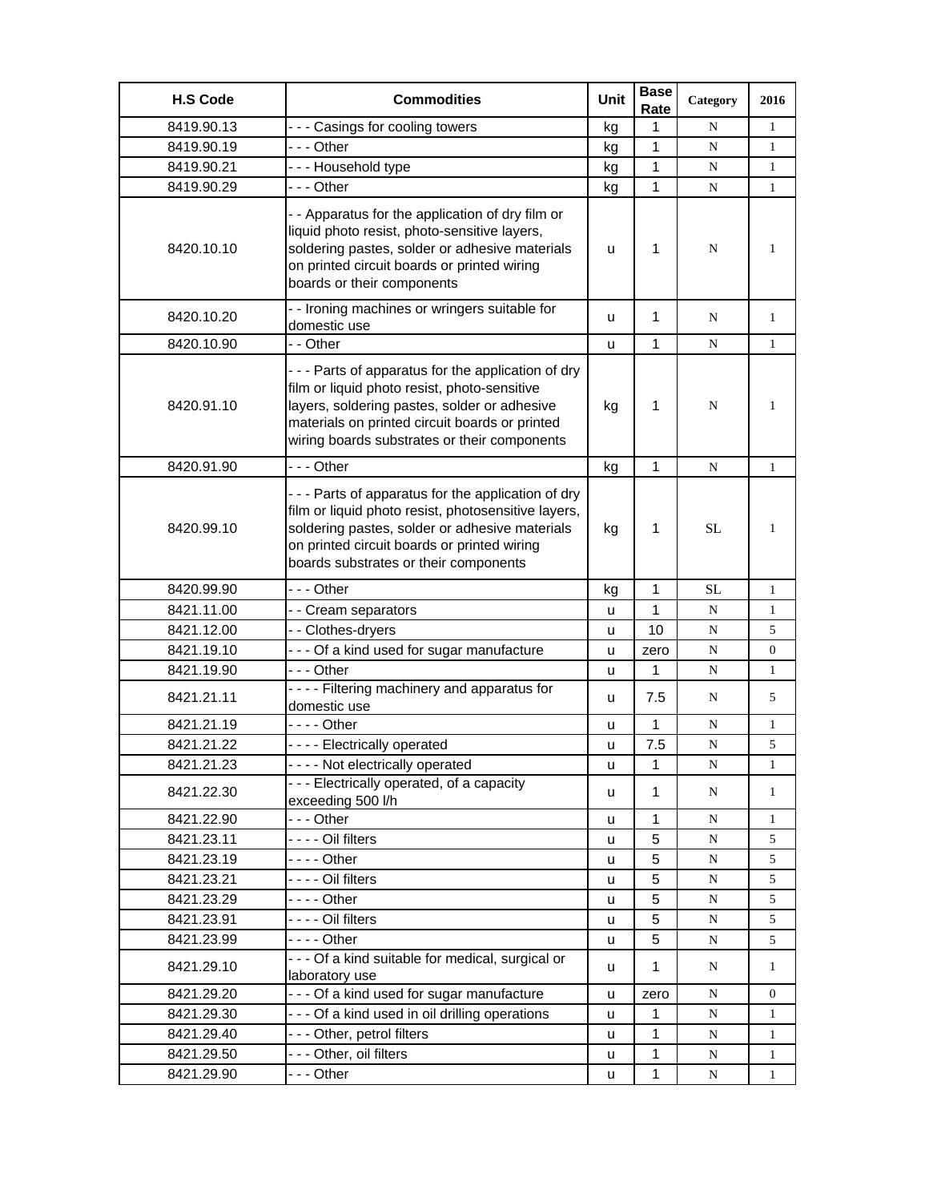| H.S Code | Commodities | Unit | Base Rate | Category | 2016 |
|---|---|---|---|---|---|
| 8419.90.13 | - - - Casings for cooling towers | kg | 1 | N | 1 |
| 8419.90.19 | - - - Other | kg | 1 | N | 1 |
| 8419.90.21 | - - - Household type | kg | 1 | N | 1 |
| 8419.90.29 | - - - Other | kg | 1 | N | 1 |
| 8420.10.10 | - - Apparatus for the application of dry film or liquid photo resist, photo-sensitive layers, soldering pastes, solder or adhesive materials on printed circuit boards or printed wiring boards or their components | u | 1 | N | 1 |
| 8420.10.20 | - - Ironing machines or wringers suitable for domestic use | u | 1 | N | 1 |
| 8420.10.90 | - - Other | u | 1 | N | 1 |
| 8420.91.10 | - - - Parts of apparatus for the application of dry film or liquid photo resist, photo-sensitive layers, soldering pastes, solder or adhesive materials on printed circuit boards or printed wiring boards substrates or their components | kg | 1 | N | 1 |
| 8420.91.90 | - - - Other | kg | 1 | N | 1 |
| 8420.99.10 | - - - Parts of apparatus for the application of dry film or liquid photo resist, photosensitive layers, soldering pastes, solder or adhesive materials on printed circuit boards or printed wiring boards substrates or their components | kg | 1 | SL | 1 |
| 8420.99.90 | - - - Other | kg | 1 | SL | 1 |
| 8421.11.00 | - - Cream separators | u | 1 | N | 1 |
| 8421.12.00 | - - Clothes-dryers | u | 10 | N | 5 |
| 8421.19.10 | - - - Of a kind used for sugar manufacture | u | zero | N | 0 |
| 8421.19.90 | - - - Other | u | 1 | N | 1 |
| 8421.21.11 | - - - - Filtering machinery and apparatus for domestic use | u | 7.5 | N | 5 |
| 8421.21.19 | - - - - Other | u | 1 | N | 1 |
| 8421.21.22 | - - - - Electrically operated | u | 7.5 | N | 5 |
| 8421.21.23 | - - - - Not electrically operated | u | 1 | N | 1 |
| 8421.22.30 | - - - Electrically operated, of a capacity exceeding 500 l/h | u | 1 | N | 1 |
| 8421.22.90 | - - - Other | u | 1 | N | 1 |
| 8421.23.11 | - - - - Oil filters | u | 5 | N | 5 |
| 8421.23.19 | - - - - Other | u | 5 | N | 5 |
| 8421.23.21 | - - - - Oil filters | u | 5 | N | 5 |
| 8421.23.29 | - - - - Other | u | 5 | N | 5 |
| 8421.23.91 | - - - - Oil filters | u | 5 | N | 5 |
| 8421.23.99 | - - - - Other | u | 5 | N | 5 |
| 8421.29.10 | - - - Of a kind suitable for medical, surgical or laboratory use | u | 1 | N | 1 |
| 8421.29.20 | - - - Of a kind used for sugar manufacture | u | zero | N | 0 |
| 8421.29.30 | - - - Of a kind used in oil drilling operations | u | 1 | N | 1 |
| 8421.29.40 | - - - Other, petrol filters | u | 1 | N | 1 |
| 8421.29.50 | - - - Other, oil filters | u | 1 | N | 1 |
| 8421.29.90 | - - - Other | u | 1 | N | 1 |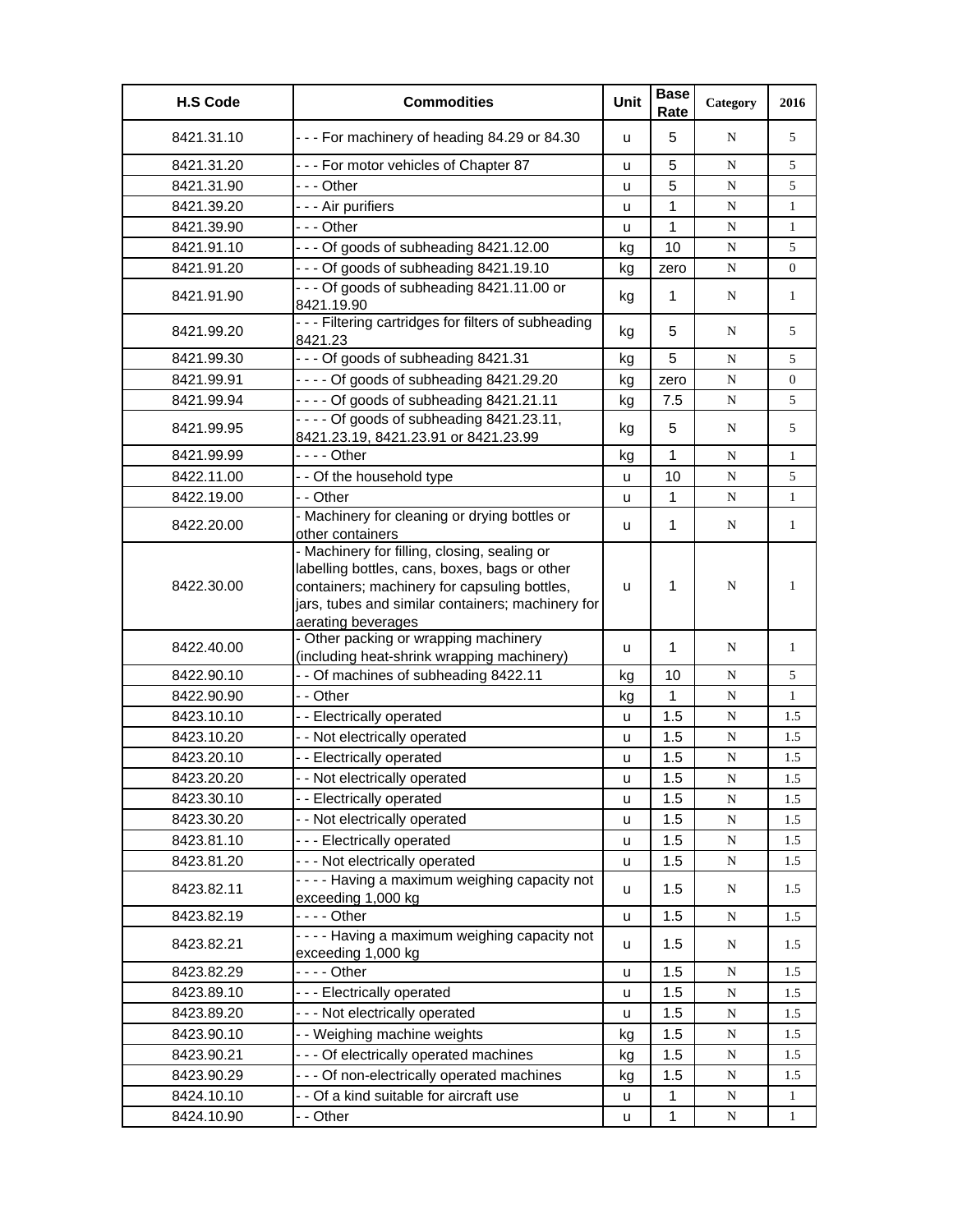| H.S Code | Commodities | Unit | Base Rate | Category | 2016 |
|---|---|---|---|---|---|
| 8421.31.10 | - - - For machinery of heading 84.29 or 84.30 | u | 5 | N | 5 |
| 8421.31.20 | - - - For motor vehicles of Chapter 87 | u | 5 | N | 5 |
| 8421.31.90 | - - - Other | u | 5 | N | 5 |
| 8421.39.20 | - - - Air purifiers | u | 1 | N | 1 |
| 8421.39.90 | - - - Other | u | 1 | N | 1 |
| 8421.91.10 | - - - Of goods of subheading 8421.12.00 | kg | 10 | N | 5 |
| 8421.91.20 | - - - Of goods of subheading 8421.19.10 | kg | zero | N | 0 |
| 8421.91.90 | - - - Of goods of subheading 8421.11.00 or 8421.19.90 | kg | 1 | N | 1 |
| 8421.99.20 | - - - Filtering cartridges for filters of subheading 8421.23 | kg | 5 | N | 5 |
| 8421.99.30 | - - - Of goods of subheading 8421.31 | kg | 5 | N | 5 |
| 8421.99.91 | - - - - Of goods of subheading 8421.29.20 | kg | zero | N | 0 |
| 8421.99.94 | - - - - Of goods of subheading 8421.21.11 | kg | 7.5 | N | 5 |
| 8421.99.95 | - - - - Of goods of subheading 8421.23.11, 8421.23.19, 8421.23.91 or 8421.23.99 | kg | 5 | N | 5 |
| 8421.99.99 | - - - - Other | kg | 1 | N | 1 |
| 8422.11.00 | - - Of the household type | u | 10 | N | 5 |
| 8422.19.00 | - - Other | u | 1 | N | 1 |
| 8422.20.00 | - Machinery for cleaning or drying bottles or other containers | u | 1 | N | 1 |
| 8422.30.00 | - Machinery for filling, closing, sealing or labelling bottles, cans, boxes, bags or other containers; machinery for capsuling bottles, jars, tubes and similar containers; machinery for aerating beverages | u | 1 | N | 1 |
| 8422.40.00 | - Other packing or wrapping machinery (including heat-shrink wrapping machinery) | u | 1 | N | 1 |
| 8422.90.10 | - - Of machines of subheading 8422.11 | kg | 10 | N | 5 |
| 8422.90.90 | - - Other | kg | 1 | N | 1 |
| 8423.10.10 | - - Electrically operated | u | 1.5 | N | 1.5 |
| 8423.10.20 | - - Not electrically operated | u | 1.5 | N | 1.5 |
| 8423.20.10 | - - Electrically operated | u | 1.5 | N | 1.5 |
| 8423.20.20 | - - Not electrically operated | u | 1.5 | N | 1.5 |
| 8423.30.10 | - - Electrically operated | u | 1.5 | N | 1.5 |
| 8423.30.20 | - - Not electrically operated | u | 1.5 | N | 1.5 |
| 8423.81.10 | - - - Electrically operated | u | 1.5 | N | 1.5 |
| 8423.81.20 | - - - Not electrically operated | u | 1.5 | N | 1.5 |
| 8423.82.11 | - - - - Having a maximum weighing capacity not exceeding 1,000 kg | u | 1.5 | N | 1.5 |
| 8423.82.19 | - - - - Other | u | 1.5 | N | 1.5 |
| 8423.82.21 | - - - - Having a maximum weighing capacity not exceeding 1,000 kg | u | 1.5 | N | 1.5 |
| 8423.82.29 | - - - - Other | u | 1.5 | N | 1.5 |
| 8423.89.10 | - - - Electrically operated | u | 1.5 | N | 1.5 |
| 8423.89.20 | - - - Not electrically operated | u | 1.5 | N | 1.5 |
| 8423.90.10 | - - Weighing machine weights | kg | 1.5 | N | 1.5 |
| 8423.90.21 | - - - Of electrically operated machines | kg | 1.5 | N | 1.5 |
| 8423.90.29 | - - - Of non-electrically operated machines | kg | 1.5 | N | 1.5 |
| 8424.10.10 | - - Of a kind suitable for aircraft use | u | 1 | N | 1 |
| 8424.10.90 | - - Other | u | 1 | N | 1 |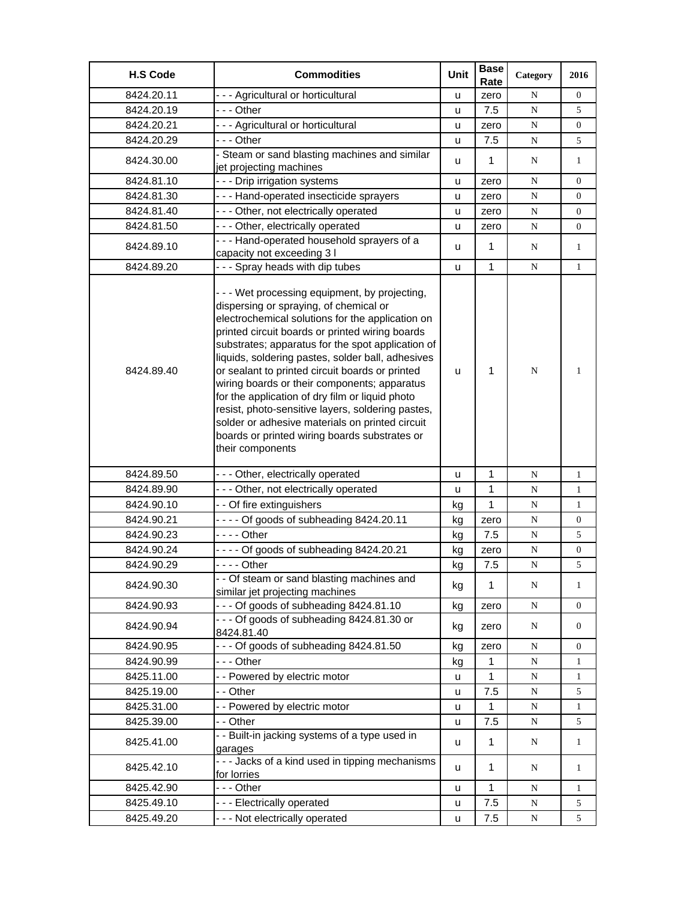| H.S Code | Commodities | Unit | Base Rate | Category | 2016 |
|---|---|---|---|---|---|
| 8424.20.11 | - - - Agricultural or horticultural | u | zero | N | 0 |
| 8424.20.19 | - - - Other | u | 7.5 | N | 5 |
| 8424.20.21 | - - - Agricultural or horticultural | u | zero | N | 0 |
| 8424.20.29 | - - - Other | u | 7.5 | N | 5 |
| 8424.30.00 | - Steam or sand blasting machines and similar jet projecting machines | u | 1 | N | 1 |
| 8424.81.10 | - - - Drip irrigation systems | u | zero | N | 0 |
| 8424.81.30 | - - - Hand-operated insecticide sprayers | u | zero | N | 0 |
| 8424.81.40 | - - - Other, not electrically operated | u | zero | N | 0 |
| 8424.81.50 | - - - Other, electrically operated | u | zero | N | 0 |
| 8424.89.10 | - - - Hand-operated household sprayers of a capacity not exceeding 3 l | u | 1 | N | 1 |
| 8424.89.20 | - - - Spray heads with dip tubes | u | 1 | N | 1 |
| 8424.89.40 | - - - Wet processing equipment, by projecting, dispersing or spraying, of chemical or electrochemical solutions for the application on printed circuit boards or printed wiring boards substrates; apparatus for the spot application of liquids, soldering pastes, solder ball, adhesives or sealant to printed circuit boards or printed wiring boards or their components; apparatus for the application of dry film or liquid photo resist, photo-sensitive layers, soldering pastes, solder or adhesive materials on printed circuit boards or printed wiring boards substrates or their components | u | 1 | N | 1 |
| 8424.89.50 | - - - Other, electrically operated | u | 1 | N | 1 |
| 8424.89.90 | - - - Other, not electrically operated | u | 1 | N | 1 |
| 8424.90.10 | - - Of fire extinguishers | kg | 1 | N | 1 |
| 8424.90.21 | - - - - Of goods of subheading 8424.20.11 | kg | zero | N | 0 |
| 8424.90.23 | - - - - Other | kg | 7.5 | N | 5 |
| 8424.90.24 | - - - - Of goods of subheading 8424.20.21 | kg | zero | N | 0 |
| 8424.90.29 | - - - - Other | kg | 7.5 | N | 5 |
| 8424.90.30 | - - Of steam or sand blasting machines and similar jet projecting machines | kg | 1 | N | 1 |
| 8424.90.93 | - - - Of goods of subheading 8424.81.10 | kg | zero | N | 0 |
| 8424.90.94 | - - - Of goods of subheading 8424.81.30 or 8424.81.40 | kg | zero | N | 0 |
| 8424.90.95 | - - - Of goods of subheading 8424.81.50 | kg | zero | N | 0 |
| 8424.90.99 | - - - Other | kg | 1 | N | 1 |
| 8425.11.00 | - - Powered by electric motor | u | 1 | N | 1 |
| 8425.19.00 | - - Other | u | 7.5 | N | 5 |
| 8425.31.00 | - - Powered by electric motor | u | 1 | N | 1 |
| 8425.39.00 | - - Other | u | 7.5 | N | 5 |
| 8425.41.00 | - - Built-in jacking systems of a type used in garages | u | 1 | N | 1 |
| 8425.42.10 | - - - Jacks of a kind used in tipping mechanisms for lorries | u | 1 | N | 1 |
| 8425.42.90 | - - - Other | u | 1 | N | 1 |
| 8425.49.10 | - - - Electrically operated | u | 7.5 | N | 5 |
| 8425.49.20 | - - - Not electrically operated | u | 7.5 | N | 5 |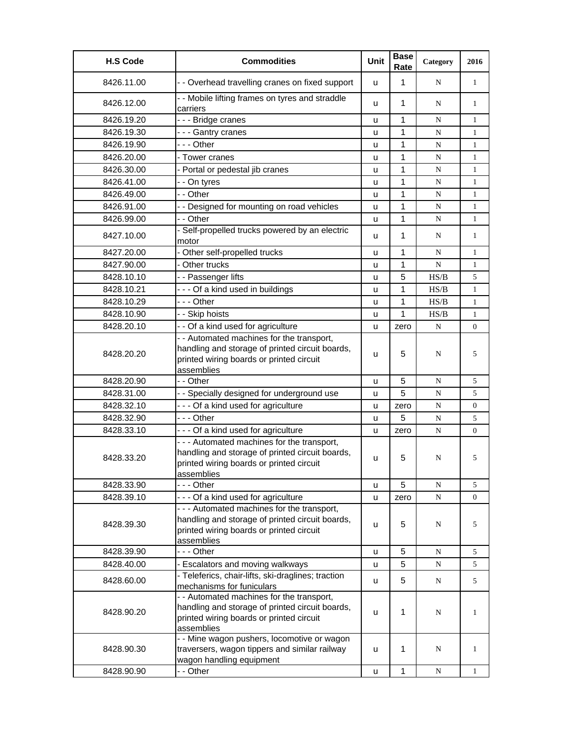| H.S Code | Commodities | Unit | Base Rate | Category | 2016 |
|---|---|---|---|---|---|
| 8426.11.00 | - - Overhead travelling cranes on fixed support | u | 1 | N | 1 |
| 8426.12.00 | - - Mobile lifting frames on tyres and straddle carriers | u | 1 | N | 1 |
| 8426.19.20 | - - - Bridge cranes | u | 1 | N | 1 |
| 8426.19.30 | - - - Gantry cranes | u | 1 | N | 1 |
| 8426.19.90 | - - - Other | u | 1 | N | 1 |
| 8426.20.00 | - Tower cranes | u | 1 | N | 1 |
| 8426.30.00 | - Portal or pedestal jib cranes | u | 1 | N | 1 |
| 8426.41.00 | - - On tyres | u | 1 | N | 1 |
| 8426.49.00 | - - Other | u | 1 | N | 1 |
| 8426.91.00 | - - Designed for mounting on road vehicles | u | 1 | N | 1 |
| 8426.99.00 | - - Other | u | 1 | N | 1 |
| 8427.10.00 | - Self-propelled trucks powered by an electric motor | u | 1 | N | 1 |
| 8427.20.00 | - Other self-propelled trucks | u | 1 | N | 1 |
| 8427.90.00 | - Other trucks | u | 1 | N | 1 |
| 8428.10.10 | - - Passenger lifts | u | 5 | HS/B | 5 |
| 8428.10.21 | - - - Of a kind used in buildings | u | 1 | HS/B | 1 |
| 8428.10.29 | - - - Other | u | 1 | HS/B | 1 |
| 8428.10.90 | - - Skip hoists | u | 1 | HS/B | 1 |
| 8428.20.10 | - - Of a kind used for agriculture | u | zero | N | 0 |
| 8428.20.20 | - - Automated machines for the transport, handling and storage of printed circuit boards, printed wiring boards or printed circuit assemblies | u | 5 | N | 5 |
| 8428.20.90 | - - Other | u | 5 | N | 5 |
| 8428.31.00 | - - Specially designed for underground use | u | 5 | N | 5 |
| 8428.32.10 | - - - Of a kind used for agriculture | u | zero | N | 0 |
| 8428.32.90 | - - - Other | u | 5 | N | 5 |
| 8428.33.10 | - - - Of a kind used for agriculture | u | zero | N | 0 |
| 8428.33.20 | - - - Automated machines for the transport, handling and storage of printed circuit boards, printed wiring boards or printed circuit assemblies | u | 5 | N | 5 |
| 8428.33.90 | - - - Other | u | 5 | N | 5 |
| 8428.39.10 | - - - Of a kind used for agriculture | u | zero | N | 0 |
| 8428.39.30 | - - - Automated machines for the transport, handling and storage of printed circuit boards, printed wiring boards or printed circuit assemblies | u | 5 | N | 5 |
| 8428.39.90 | - - - Other | u | 5 | N | 5 |
| 8428.40.00 | - Escalators and moving walkways | u | 5 | N | 5 |
| 8428.60.00 | - Teleferics, chair-lifts, ski-draglines; traction mechanisms for funiculars | u | 5 | N | 5 |
| 8428.90.20 | - - Automated machines for the transport, handling and storage of printed circuit boards, printed wiring boards or printed circuit assemblies | u | 1 | N | 1 |
| 8428.90.30 | - - Mine wagon pushers, locomotive or wagon traversers, wagon tippers and similar railway wagon handling equipment | u | 1 | N | 1 |
| 8428.90.90 | - - Other | u | 1 | N | 1 |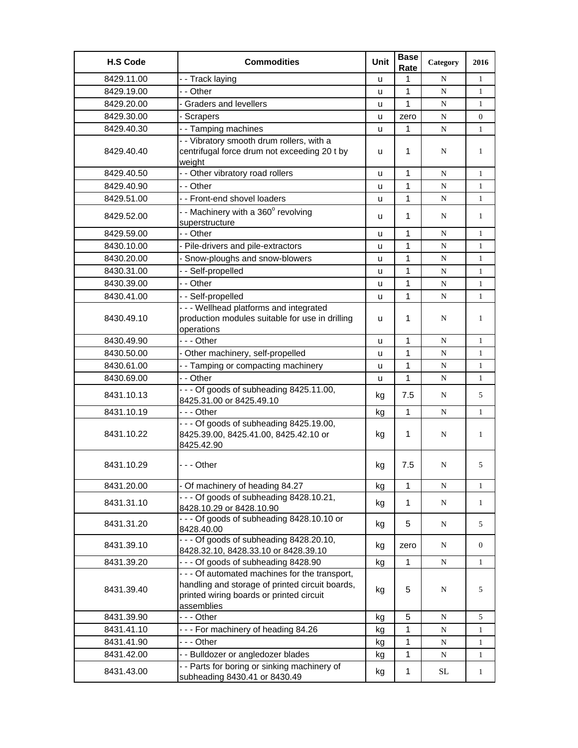| H.S Code | Commodities | Unit | Base Rate | Category | 2016 |
|---|---|---|---|---|---|
| 8429.11.00 | - - Track laying | u | 1 | N | 1 |
| 8429.19.00 | - - Other | u | 1 | N | 1 |
| 8429.20.00 | - Graders and levellers | u | 1 | N | 1 |
| 8429.30.00 | - Scrapers | u | zero | N | 0 |
| 8429.40.30 | - - Tamping machines | u | 1 | N | 1 |
| 8429.40.40 | - - Vibratory smooth drum rollers, with a centrifugal force drum not exceeding 20 t by weight | u | 1 | N | 1 |
| 8429.40.50 | - - Other vibratory road rollers | u | 1 | N | 1 |
| 8429.40.90 | - - Other | u | 1 | N | 1 |
| 8429.51.00 | - - Front-end shovel loaders | u | 1 | N | 1 |
| 8429.52.00 | - - Machinery with a 360° revolving superstructure | u | 1 | N | 1 |
| 8429.59.00 | - - Other | u | 1 | N | 1 |
| 8430.10.00 | - Pile-drivers and pile-extractors | u | 1 | N | 1 |
| 8430.20.00 | - Snow-ploughs and snow-blowers | u | 1 | N | 1 |
| 8430.31.00 | - - Self-propelled | u | 1 | N | 1 |
| 8430.39.00 | - - Other | u | 1 | N | 1 |
| 8430.41.00 | - - Self-propelled | u | 1 | N | 1 |
| 8430.49.10 | - - - Wellhead platforms and integrated production modules suitable for use in drilling operations | u | 1 | N | 1 |
| 8430.49.90 | - - - Other | u | 1 | N | 1 |
| 8430.50.00 | - Other machinery, self-propelled | u | 1 | N | 1 |
| 8430.61.00 | - - Tamping or compacting machinery | u | 1 | N | 1 |
| 8430.69.00 | - - Other | u | 1 | N | 1 |
| 8431.10.13 | - - - Of goods of subheading 8425.11.00, 8425.31.00 or 8425.49.10 | kg | 7.5 | N | 5 |
| 8431.10.19 | - - - Other | kg | 1 | N | 1 |
| 8431.10.22 | - - - Of goods of subheading 8425.19.00, 8425.39.00, 8425.41.00, 8425.42.10 or 8425.42.90 | kg | 1 | N | 1 |
| 8431.10.29 | - - - Other | kg | 7.5 | N | 5 |
| 8431.20.00 | - Of machinery of heading 84.27 | kg | 1 | N | 1 |
| 8431.31.10 | - - - Of goods of subheading 8428.10.21, 8428.10.29 or 8428.10.90 | kg | 1 | N | 1 |
| 8431.31.20 | - - - Of goods of subheading 8428.10.10 or 8428.40.00 | kg | 5 | N | 5 |
| 8431.39.10 | - - - Of goods of subheading 8428.20.10, 8428.32.10, 8428.33.10 or 8428.39.10 | kg | zero | N | 0 |
| 8431.39.20 | - - - Of goods of subheading 8428.90 | kg | 1 | N | 1 |
| 8431.39.40 | - - - Of automated machines for the transport, handling and storage of printed circuit boards, printed wiring boards or printed circuit assemblies | kg | 5 | N | 5 |
| 8431.39.90 | - - - Other | kg | 5 | N | 5 |
| 8431.41.10 | - - - For machinery of heading 84.26 | kg | 1 | N | 1 |
| 8431.41.90 | - - - Other | kg | 1 | N | 1 |
| 8431.42.00 | - - Bulldozer or angledozer blades | kg | 1 | N | 1 |
| 8431.43.00 | - - Parts for boring or sinking machinery of subheading 8430.41 or 8430.49 | kg | 1 | SL | 1 |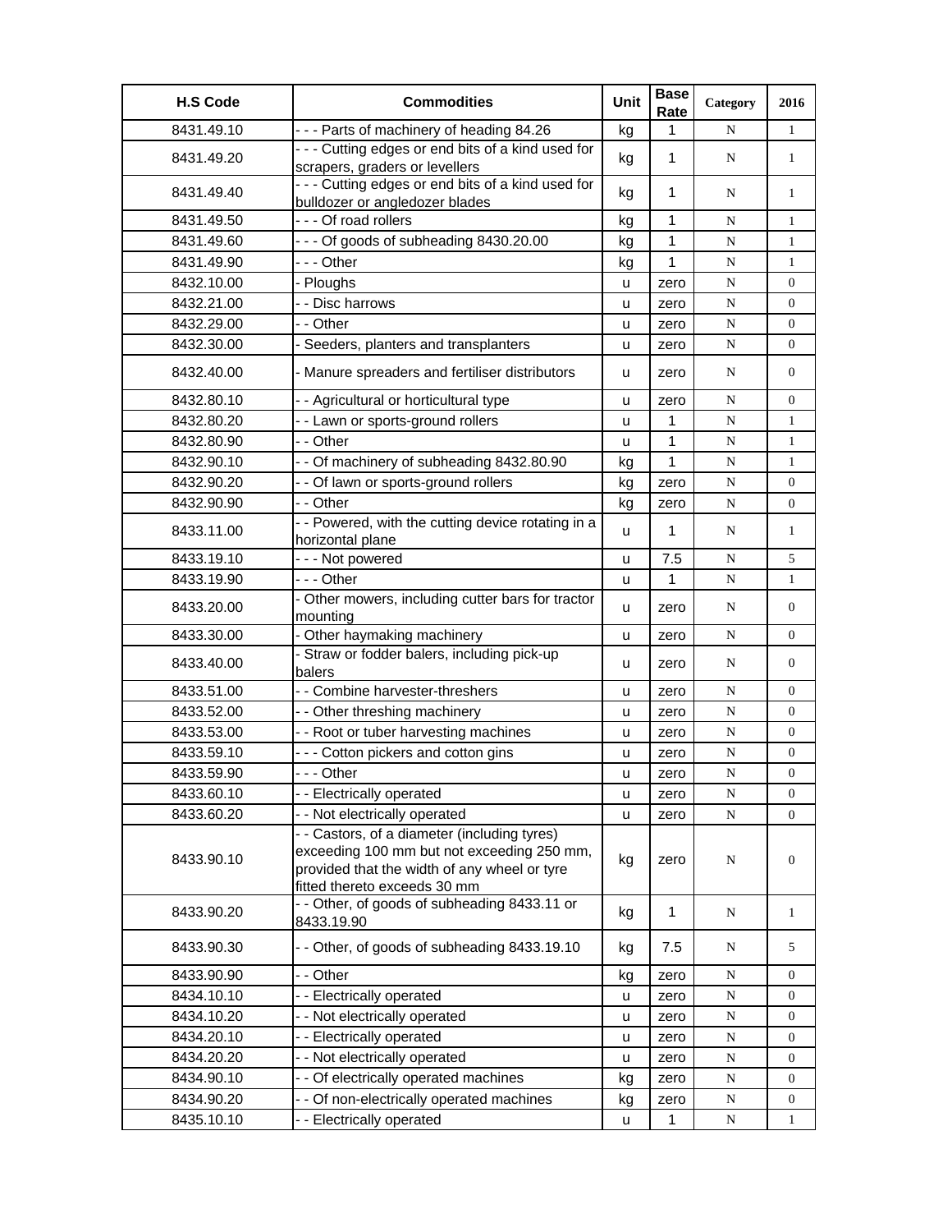| H.S Code | Commodities | Unit | Base Rate | Category | 2016 |
|---|---|---|---|---|---|
| 8431.49.10 | - - - Parts of machinery of heading 84.26 | kg | 1 | N | 1 |
| 8431.49.20 | - - - Cutting edges or end bits of a kind used for scrapers, graders or levellers | kg | 1 | N | 1 |
| 8431.49.40 | - - - Cutting edges or end bits of a kind used for bulldozer or angledozer blades | kg | 1 | N | 1 |
| 8431.49.50 | - - - Of road rollers | kg | 1 | N | 1 |
| 8431.49.60 | - - - Of goods of subheading 8430.20.00 | kg | 1 | N | 1 |
| 8431.49.90 | - - - Other | kg | 1 | N | 1 |
| 8432.10.00 | - Ploughs | u | zero | N | 0 |
| 8432.21.00 | - - Disc harrows | u | zero | N | 0 |
| 8432.29.00 | - - Other | u | zero | N | 0 |
| 8432.30.00 | - Seeders, planters and transplanters | u | zero | N | 0 |
| 8432.40.00 | - Manure spreaders and fertiliser distributors | u | zero | N | 0 |
| 8432.80.10 | - - Agricultural or horticultural type | u | zero | N | 0 |
| 8432.80.20 | - - Lawn or sports-ground rollers | u | 1 | N | 1 |
| 8432.80.90 | - - Other | u | 1 | N | 1 |
| 8432.90.10 | - - Of machinery of subheading 8432.80.90 | kg | 1 | N | 1 |
| 8432.90.20 | - - Of lawn or sports-ground rollers | kg | zero | N | 0 |
| 8432.90.90 | - - Other | kg | zero | N | 0 |
| 8433.11.00 | - - Powered, with the cutting device rotating in a horizontal plane | u | 1 | N | 1 |
| 8433.19.10 | - - - Not powered | u | 7.5 | N | 5 |
| 8433.19.90 | - - - Other | u | 1 | N | 1 |
| 8433.20.00 | - Other mowers, including cutter bars for tractor mounting | u | zero | N | 0 |
| 8433.30.00 | - Other haymaking machinery | u | zero | N | 0 |
| 8433.40.00 | - Straw or fodder balers, including pick-up balers | u | zero | N | 0 |
| 8433.51.00 | - - Combine harvester-threshers | u | zero | N | 0 |
| 8433.52.00 | - - Other threshing machinery | u | zero | N | 0 |
| 8433.53.00 | - - Root or tuber harvesting machines | u | zero | N | 0 |
| 8433.59.10 | - - - Cotton pickers and cotton gins | u | zero | N | 0 |
| 8433.59.90 | - - - Other | u | zero | N | 0 |
| 8433.60.10 | - - Electrically operated | u | zero | N | 0 |
| 8433.60.20 | - - Not electrically operated | u | zero | N | 0 |
| 8433.90.10 | - - Castors, of a diameter (including tyres) exceeding 100 mm but not exceeding 250 mm, provided that the width of any wheel or tyre fitted thereto exceeds 30 mm | kg | zero | N | 0 |
| 8433.90.20 | - - Other, of goods of subheading 8433.11 or 8433.19.90 | kg | 1 | N | 1 |
| 8433.90.30 | - - Other, of goods of subheading 8433.19.10 | kg | 7.5 | N | 5 |
| 8433.90.90 | - - Other | kg | zero | N | 0 |
| 8434.10.10 | - - Electrically operated | u | zero | N | 0 |
| 8434.10.20 | - - Not electrically operated | u | zero | N | 0 |
| 8434.20.10 | - - Electrically operated | u | zero | N | 0 |
| 8434.20.20 | - - Not electrically operated | u | zero | N | 0 |
| 8434.90.10 | - - Of electrically operated machines | kg | zero | N | 0 |
| 8434.90.20 | - - Of non-electrically operated machines | kg | zero | N | 0 |
| 8435.10.10 | - - Electrically operated | u | 1 | N | 1 |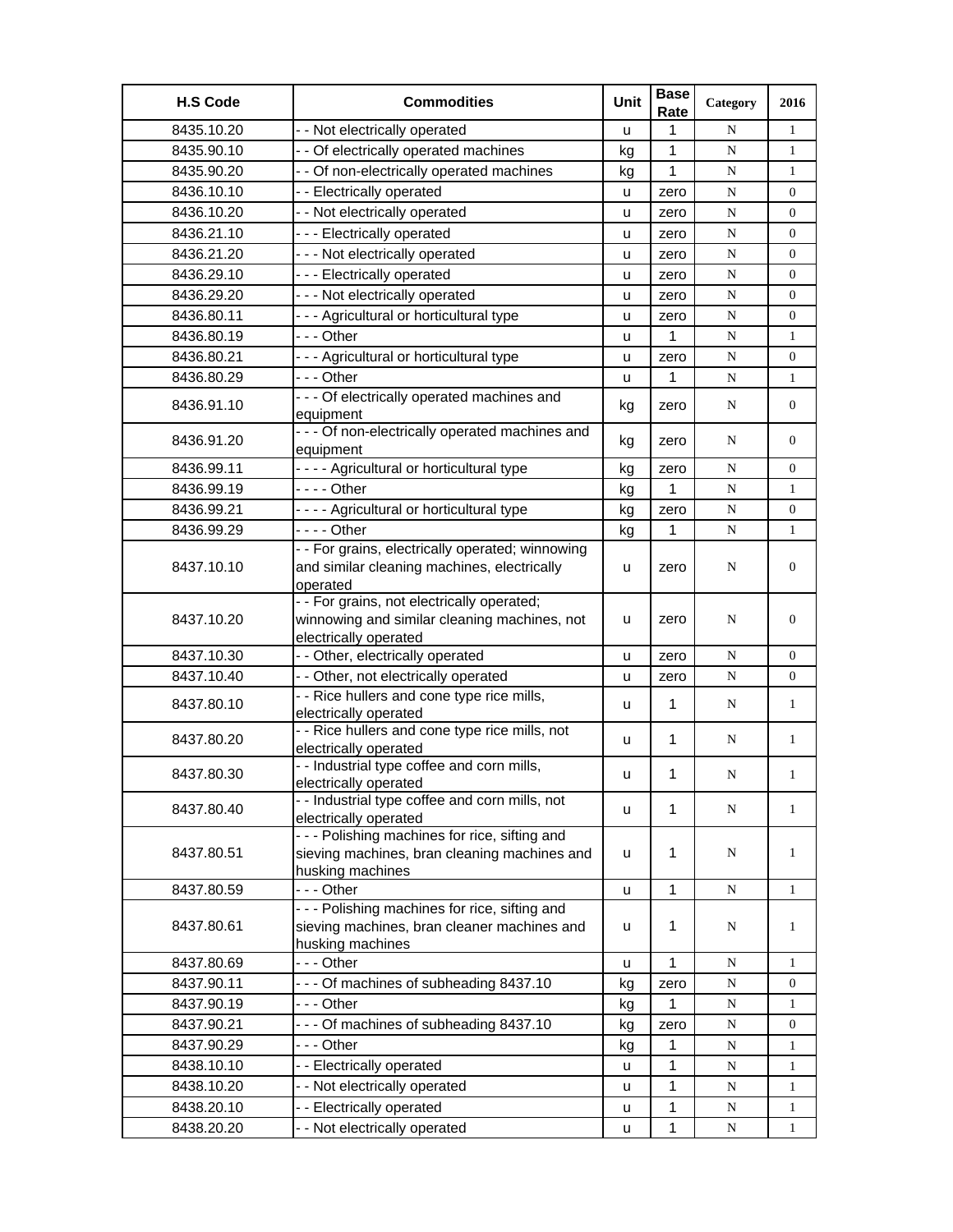| H.S Code | Commodities | Unit | Base Rate | Category | 2016 |
|---|---|---|---|---|---|
| 8435.10.20 | - - Not electrically operated | u | 1 | N | 1 |
| 8435.90.10 | - - Of electrically operated machines | kg | 1 | N | 1 |
| 8435.90.20 | - - Of non-electrically operated machines | kg | 1 | N | 1 |
| 8436.10.10 | - - Electrically operated | u | zero | N | 0 |
| 8436.10.20 | - - Not electrically operated | u | zero | N | 0 |
| 8436.21.10 | - - - Electrically operated | u | zero | N | 0 |
| 8436.21.20 | - - - Not electrically operated | u | zero | N | 0 |
| 8436.29.10 | - - - Electrically operated | u | zero | N | 0 |
| 8436.29.20 | - - - Not electrically operated | u | zero | N | 0 |
| 8436.80.11 | - - - Agricultural or horticultural type | u | zero | N | 0 |
| 8436.80.19 | - - - Other | u | 1 | N | 1 |
| 8436.80.21 | - - - Agricultural or horticultural type | u | zero | N | 0 |
| 8436.80.29 | - - - Other | u | 1 | N | 1 |
| 8436.91.10 | - - - Of electrically operated machines and equipment | kg | zero | N | 0 |
| 8436.91.20 | - - - Of non-electrically operated machines and equipment | kg | zero | N | 0 |
| 8436.99.11 | - - - - Agricultural or horticultural type | kg | zero | N | 0 |
| 8436.99.19 | - - - - Other | kg | 1 | N | 1 |
| 8436.99.21 | - - - - Agricultural or horticultural type | kg | zero | N | 0 |
| 8436.99.29 | - - - - Other | kg | 1 | N | 1 |
| 8437.10.10 | - - For grains, electrically operated; winnowing and similar cleaning machines, electrically operated | u | zero | N | 0 |
| 8437.10.20 | - - For grains, not electrically operated; winnowing and similar cleaning machines, not electrically operated | u | zero | N | 0 |
| 8437.10.30 | - - Other, electrically operated | u | zero | N | 0 |
| 8437.10.40 | - - Other, not electrically operated | u | zero | N | 0 |
| 8437.80.10 | - - Rice hullers and cone type rice mills, electrically operated | u | 1 | N | 1 |
| 8437.80.20 | - - Rice hullers and cone type rice mills, not electrically operated | u | 1 | N | 1 |
| 8437.80.30 | - - Industrial type coffee and corn mills, electrically operated | u | 1 | N | 1 |
| 8437.80.40 | - - Industrial type coffee and corn mills, not electrically operated | u | 1 | N | 1 |
| 8437.80.51 | - - - Polishing machines for rice, sifting and sieving machines, bran cleaning machines and husking machines | u | 1 | N | 1 |
| 8437.80.59 | - - - Other | u | 1 | N | 1 |
| 8437.80.61 | - - - Polishing machines for rice, sifting and sieving machines, bran cleaner machines and husking machines | u | 1 | N | 1 |
| 8437.80.69 | - - - Other | u | 1 | N | 1 |
| 8437.90.11 | - - - Of machines of subheading 8437.10 | kg | zero | N | 0 |
| 8437.90.19 | - - - Other | kg | 1 | N | 1 |
| 8437.90.21 | - - - Of machines of subheading 8437.10 | kg | zero | N | 0 |
| 8437.90.29 | - - - Other | kg | 1 | N | 1 |
| 8438.10.10 | - - Electrically operated | u | 1 | N | 1 |
| 8438.10.20 | - - Not electrically operated | u | 1 | N | 1 |
| 8438.20.10 | - - Electrically operated | u | 1 | N | 1 |
| 8438.20.20 | - - Not electrically operated | u | 1 | N | 1 |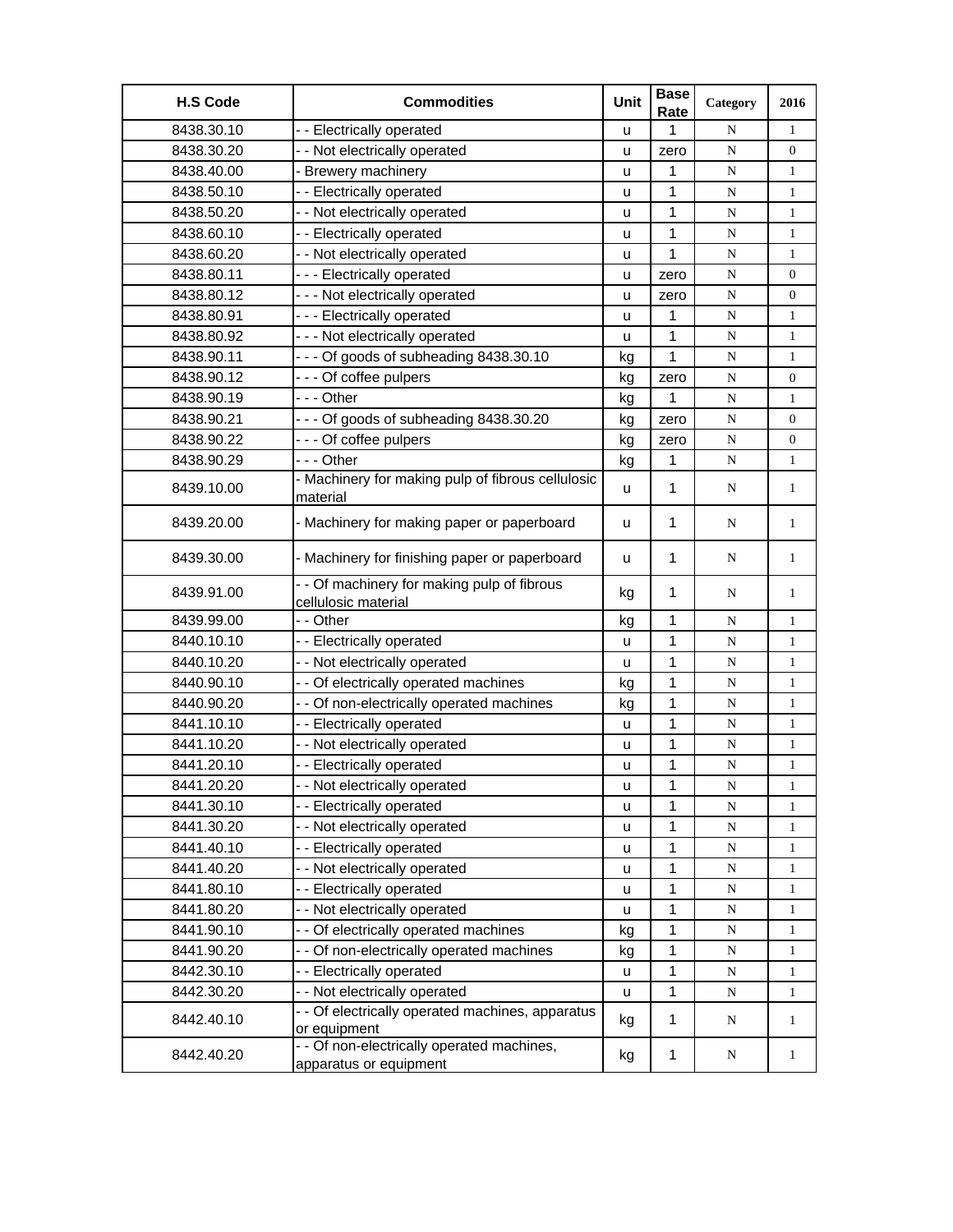| H.S Code | Commodities | Unit | Base Rate | Category | 2016 |
|---|---|---|---|---|---|
| 8438.30.10 | - - Electrically operated | u | 1 | N | 1 |
| 8438.30.20 | - - Not electrically operated | u | zero | N | 0 |
| 8438.40.00 | - Brewery machinery | u | 1 | N | 1 |
| 8438.50.10 | - - Electrically operated | u | 1 | N | 1 |
| 8438.50.20 | - - Not electrically operated | u | 1 | N | 1 |
| 8438.60.10 | - - Electrically operated | u | 1 | N | 1 |
| 8438.60.20 | - - Not electrically operated | u | 1 | N | 1 |
| 8438.80.11 | - - - Electrically operated | u | zero | N | 0 |
| 8438.80.12 | - - - Not electrically operated | u | zero | N | 0 |
| 8438.80.91 | - - - Electrically operated | u | 1 | N | 1 |
| 8438.80.92 | - - - Not electrically operated | u | 1 | N | 1 |
| 8438.90.11 | - - - Of goods of subheading 8438.30.10 | kg | 1 | N | 1 |
| 8438.90.12 | - - - Of coffee pulpers | kg | zero | N | 0 |
| 8438.90.19 | - - - Other | kg | 1 | N | 1 |
| 8438.90.21 | - - - Of goods of subheading 8438.30.20 | kg | zero | N | 0 |
| 8438.90.22 | - - - Of coffee pulpers | kg | zero | N | 0 |
| 8438.90.29 | - - - Other | kg | 1 | N | 1 |
| 8439.10.00 | - Machinery for making pulp of fibrous cellulosic material | u | 1 | N | 1 |
| 8439.20.00 | - Machinery for making paper or paperboard | u | 1 | N | 1 |
| 8439.30.00 | - Machinery for finishing paper or paperboard | u | 1 | N | 1 |
| 8439.91.00 | - - Of machinery for making pulp of fibrous cellulosic material | kg | 1 | N | 1 |
| 8439.99.00 | - - Other | kg | 1 | N | 1 |
| 8440.10.10 | - - Electrically operated | u | 1 | N | 1 |
| 8440.10.20 | - - Not electrically operated | u | 1 | N | 1 |
| 8440.90.10 | - - Of electrically operated machines | kg | 1 | N | 1 |
| 8440.90.20 | - - Of non-electrically operated machines | kg | 1 | N | 1 |
| 8441.10.10 | - - Electrically operated | u | 1 | N | 1 |
| 8441.10.20 | - - Not electrically operated | u | 1 | N | 1 |
| 8441.20.10 | - - Electrically operated | u | 1 | N | 1 |
| 8441.20.20 | - - Not electrically operated | u | 1 | N | 1 |
| 8441.30.10 | - - Electrically operated | u | 1 | N | 1 |
| 8441.30.20 | - - Not electrically operated | u | 1 | N | 1 |
| 8441.40.10 | - - Electrically operated | u | 1 | N | 1 |
| 8441.40.20 | - - Not electrically operated | u | 1 | N | 1 |
| 8441.80.10 | - - Electrically operated | u | 1 | N | 1 |
| 8441.80.20 | - - Not electrically operated | u | 1 | N | 1 |
| 8441.90.10 | - - Of electrically operated machines | kg | 1 | N | 1 |
| 8441.90.20 | - - Of non-electrically operated machines | kg | 1 | N | 1 |
| 8442.30.10 | - - Electrically operated | u | 1 | N | 1 |
| 8442.30.20 | - - Not electrically operated | u | 1 | N | 1 |
| 8442.40.10 | - - Of electrically operated machines, apparatus or equipment | kg | 1 | N | 1 |
| 8442.40.20 | - - Of non-electrically operated machines, apparatus or equipment | kg | 1 | N | 1 |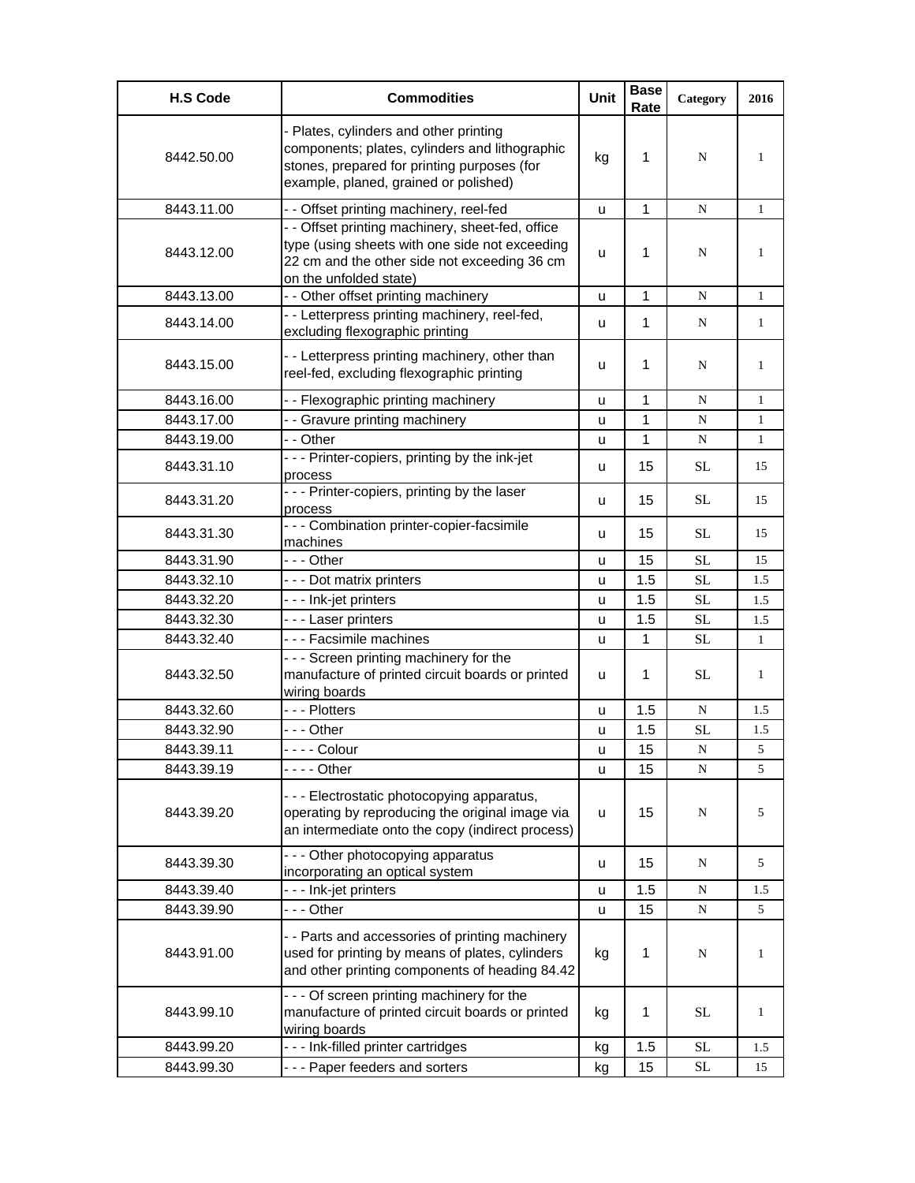| H.S Code | Commodities | Unit | Base Rate | Category | 2016 |
|---|---|---|---|---|---|
| 8442.50.00 | - Plates, cylinders and other printing components; plates, cylinders and lithographic stones, prepared for printing purposes (for example, planed, grained or polished) | kg | 1 | N | 1 |
| 8443.11.00 | - - Offset printing machinery, reel-fed | u | 1 | N | 1 |
| 8443.12.00 | - - Offset printing machinery, sheet-fed, office type (using sheets with one side not exceeding 22 cm and the other side not exceeding 36 cm on the unfolded state) | u | 1 | N | 1 |
| 8443.13.00 | - - Other offset printing machinery | u | 1 | N | 1 |
| 8443.14.00 | - - Letterpress printing machinery, reel-fed, excluding flexographic printing | u | 1 | N | 1 |
| 8443.15.00 | - - Letterpress printing machinery, other than reel-fed, excluding flexographic printing | u | 1 | N | 1 |
| 8443.16.00 | - - Flexographic printing machinery | u | 1 | N | 1 |
| 8443.17.00 | - - Gravure printing machinery | u | 1 | N | 1 |
| 8443.19.00 | - - Other | u | 1 | N | 1 |
| 8443.31.10 | - - - Printer-copiers, printing by the ink-jet process | u | 15 | SL | 15 |
| 8443.31.20 | - - - Printer-copiers, printing by the laser process | u | 15 | SL | 15 |
| 8443.31.30 | - - - Combination printer-copier-facsimile machines | u | 15 | SL | 15 |
| 8443.31.90 | - - - Other | u | 15 | SL | 15 |
| 8443.32.10 | - - - Dot matrix printers | u | 1.5 | SL | 1.5 |
| 8443.32.20 | - - - Ink-jet printers | u | 1.5 | SL | 1.5 |
| 8443.32.30 | - - - Laser printers | u | 1.5 | SL | 1.5 |
| 8443.32.40 | - - - Facsimile machines | u | 1 | SL | 1 |
| 8443.32.50 | - - - Screen printing machinery for the manufacture of printed circuit boards or printed wiring boards | u | 1 | SL | 1 |
| 8443.32.60 | - - - Plotters | u | 1.5 | N | 1.5 |
| 8443.32.90 | - - - Other | u | 1.5 | SL | 1.5 |
| 8443.39.11 | - - - - Colour | u | 15 | N | 5 |
| 8443.39.19 | - - - - Other | u | 15 | N | 5 |
| 8443.39.20 | - - - Electrostatic photocopying apparatus, operating by reproducing the original image via an intermediate onto the copy (indirect process) | u | 15 | N | 5 |
| 8443.39.30 | - - - Other photocopying apparatus incorporating an optical system | u | 15 | N | 5 |
| 8443.39.40 | - - - Ink-jet printers | u | 1.5 | N | 1.5 |
| 8443.39.90 | - - - Other | u | 15 | N | 5 |
| 8443.91.00 | - - Parts and accessories of printing machinery used for printing by means of plates, cylinders and other printing components of heading 84.42 | kg | 1 | N | 1 |
| 8443.99.10 | - - - Of screen printing machinery for the manufacture of printed circuit boards or printed wiring boards | kg | 1 | SL | 1 |
| 8443.99.20 | - - - Ink-filled printer cartridges | kg | 1.5 | SL | 1.5 |
| 8443.99.30 | - - - Paper feeders and sorters | kg | 15 | SL | 15 |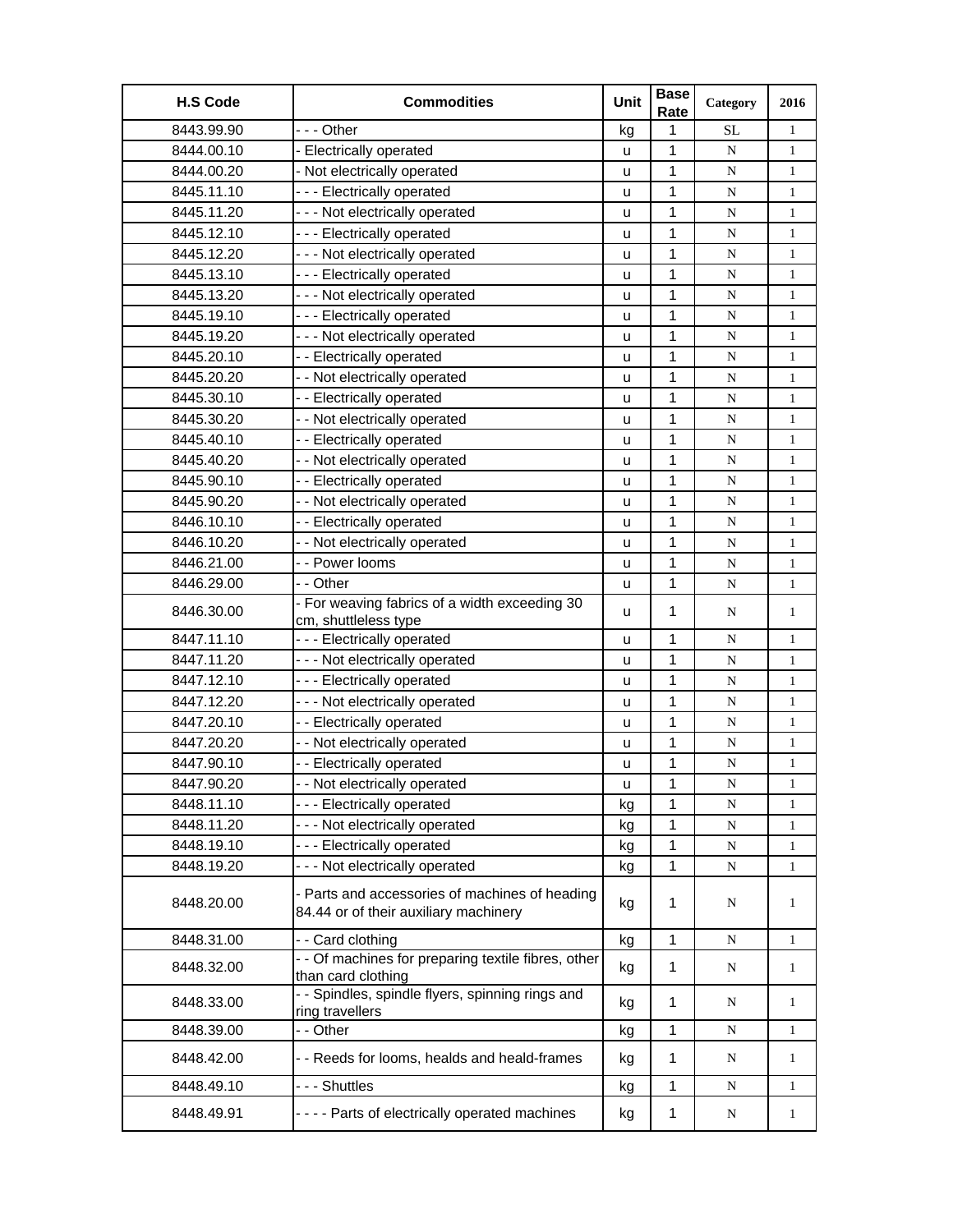| H.S Code | Commodities | Unit | Base Rate | Category | 2016 |
|---|---|---|---|---|---|
| 8443.99.90 | - - - Other | kg | 1 | SL | 1 |
| 8444.00.10 | - Electrically operated | u | 1 | N | 1 |
| 8444.00.20 | - Not electrically operated | u | 1 | N | 1 |
| 8445.11.10 | - - - Electrically operated | u | 1 | N | 1 |
| 8445.11.20 | - - - Not electrically operated | u | 1 | N | 1 |
| 8445.12.10 | - - - Electrically operated | u | 1 | N | 1 |
| 8445.12.20 | - - - Not electrically operated | u | 1 | N | 1 |
| 8445.13.10 | - - - Electrically operated | u | 1 | N | 1 |
| 8445.13.20 | - - - Not electrically operated | u | 1 | N | 1 |
| 8445.19.10 | - - - Electrically operated | u | 1 | N | 1 |
| 8445.19.20 | - - - Not electrically operated | u | 1 | N | 1 |
| 8445.20.10 | - - Electrically operated | u | 1 | N | 1 |
| 8445.20.20 | - - Not electrically operated | u | 1 | N | 1 |
| 8445.30.10 | - - Electrically operated | u | 1 | N | 1 |
| 8445.30.20 | - - Not electrically operated | u | 1 | N | 1 |
| 8445.40.10 | - - Electrically operated | u | 1 | N | 1 |
| 8445.40.20 | - - Not electrically operated | u | 1 | N | 1 |
| 8445.90.10 | - - Electrically operated | u | 1 | N | 1 |
| 8445.90.20 | - - Not electrically operated | u | 1 | N | 1 |
| 8446.10.10 | - - Electrically operated | u | 1 | N | 1 |
| 8446.10.20 | - - Not electrically operated | u | 1 | N | 1 |
| 8446.21.00 | - - Power looms | u | 1 | N | 1 |
| 8446.29.00 | - - Other | u | 1 | N | 1 |
| 8446.30.00 | - For weaving fabrics of a width exceeding 30 cm, shuttleless type | u | 1 | N | 1 |
| 8447.11.10 | - - - Electrically operated | u | 1 | N | 1 |
| 8447.11.20 | - - - Not electrically operated | u | 1 | N | 1 |
| 8447.12.10 | - - - Electrically operated | u | 1 | N | 1 |
| 8447.12.20 | - - - Not electrically operated | u | 1 | N | 1 |
| 8447.20.10 | - - Electrically operated | u | 1 | N | 1 |
| 8447.20.20 | - - Not electrically operated | u | 1 | N | 1 |
| 8447.90.10 | - - Electrically operated | u | 1 | N | 1 |
| 8447.90.20 | - - Not electrically operated | u | 1 | N | 1 |
| 8448.11.10 | - - - Electrically operated | kg | 1 | N | 1 |
| 8448.11.20 | - - - Not electrically operated | kg | 1 | N | 1 |
| 8448.19.10 | - - - Electrically operated | kg | 1 | N | 1 |
| 8448.19.20 | - - - Not electrically operated | kg | 1 | N | 1 |
| 8448.20.00 | - Parts and accessories of machines of heading 84.44 or of their auxiliary machinery | kg | 1 | N | 1 |
| 8448.31.00 | - - Card clothing | kg | 1 | N | 1 |
| 8448.32.00 | - - Of machines for preparing textile fibres, other than card clothing | kg | 1 | N | 1 |
| 8448.33.00 | - - Spindles, spindle flyers, spinning rings and ring travellers | kg | 1 | N | 1 |
| 8448.39.00 | - - Other | kg | 1 | N | 1 |
| 8448.42.00 | - - Reeds for looms, healds and heald-frames | kg | 1 | N | 1 |
| 8448.49.10 | - - - Shuttles | kg | 1 | N | 1 |
| 8448.49.91 | - - - - Parts of electrically operated machines | kg | 1 | N | 1 |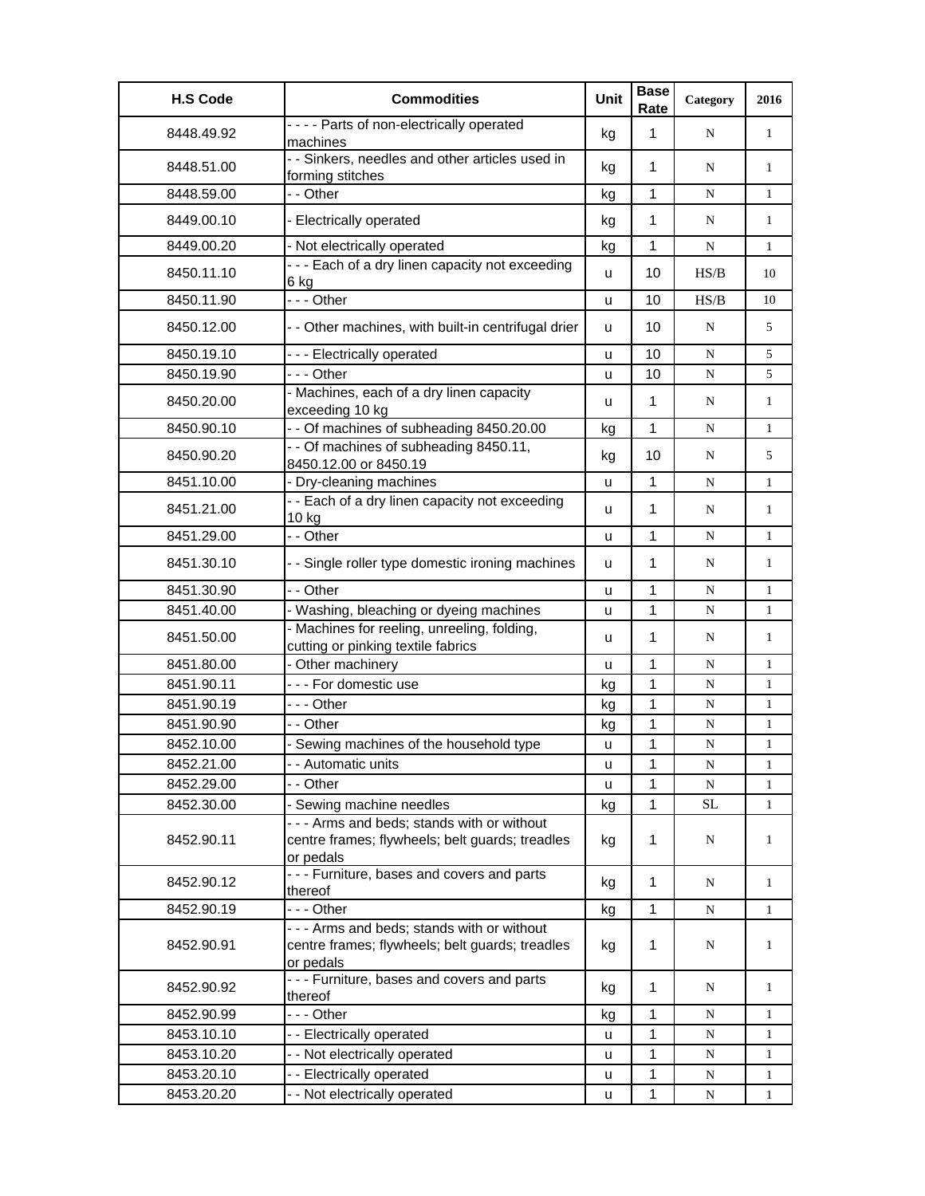| H.S Code | Commodities | Unit | Base Rate | Category | 2016 |
|---|---|---|---|---|---|
| 8448.49.92 | - - - - Parts of non-electrically operated machines | kg | 1 | N | 1 |
| 8448.51.00 | - - Sinkers, needles and other articles used in forming stitches | kg | 1 | N | 1 |
| 8448.59.00 | - - Other | kg | 1 | N | 1 |
| 8449.00.10 | - Electrically operated | kg | 1 | N | 1 |
| 8449.00.20 | - Not electrically operated | kg | 1 | N | 1 |
| 8450.11.10 | - - - Each of a dry linen capacity not exceeding 6 kg | u | 10 | HS/B | 10 |
| 8450.11.90 | - - - Other | u | 10 | HS/B | 10 |
| 8450.12.00 | - - Other machines, with built-in centrifugal drier | u | 10 | N | 5 |
| 8450.19.10 | - - - Electrically operated | u | 10 | N | 5 |
| 8450.19.90 | - - - Other | u | 10 | N | 5 |
| 8450.20.00 | - Machines, each of a dry linen capacity exceeding 10 kg | u | 1 | N | 1 |
| 8450.90.10 | - - Of machines of subheading 8450.20.00 | kg | 1 | N | 1 |
| 8450.90.20 | - - Of machines of subheading 8450.11, 8450.12.00 or 8450.19 | kg | 10 | N | 5 |
| 8451.10.00 | - Dry-cleaning machines | u | 1 | N | 1 |
| 8451.21.00 | - - Each of a dry linen capacity not exceeding 10 kg | u | 1 | N | 1 |
| 8451.29.00 | - - Other | u | 1 | N | 1 |
| 8451.30.10 | - - Single roller type domestic ironing machines | u | 1 | N | 1 |
| 8451.30.90 | - - Other | u | 1 | N | 1 |
| 8451.40.00 | - Washing, bleaching or dyeing machines | u | 1 | N | 1 |
| 8451.50.00 | - Machines for reeling, unreeling, folding, cutting or pinking textile fabrics | u | 1 | N | 1 |
| 8451.80.00 | - Other machinery | u | 1 | N | 1 |
| 8451.90.11 | - - - For domestic use | kg | 1 | N | 1 |
| 8451.90.19 | - - - Other | kg | 1 | N | 1 |
| 8451.90.90 | - - Other | kg | 1 | N | 1 |
| 8452.10.00 | - Sewing machines of the household type | u | 1 | N | 1 |
| 8452.21.00 | - - Automatic units | u | 1 | N | 1 |
| 8452.29.00 | - - Other | u | 1 | N | 1 |
| 8452.30.00 | - Sewing machine needles | kg | 1 | SL | 1 |
| 8452.90.11 | - - - Arms and beds; stands with or without centre frames; flywheels; belt guards; treadles or pedals | kg | 1 | N | 1 |
| 8452.90.12 | - - - Furniture, bases and covers and parts thereof | kg | 1 | N | 1 |
| 8452.90.19 | - - - Other | kg | 1 | N | 1 |
| 8452.90.91 | - - - Arms and beds; stands with or without centre frames; flywheels; belt guards; treadles or pedals | kg | 1 | N | 1 |
| 8452.90.92 | - - - Furniture, bases and covers and parts thereof | kg | 1 | N | 1 |
| 8452.90.99 | - - - Other | kg | 1 | N | 1 |
| 8453.10.10 | - - Electrically operated | u | 1 | N | 1 |
| 8453.10.20 | - - Not electrically operated | u | 1 | N | 1 |
| 8453.20.10 | - - Electrically operated | u | 1 | N | 1 |
| 8453.20.20 | - - Not electrically operated | u | 1 | N | 1 |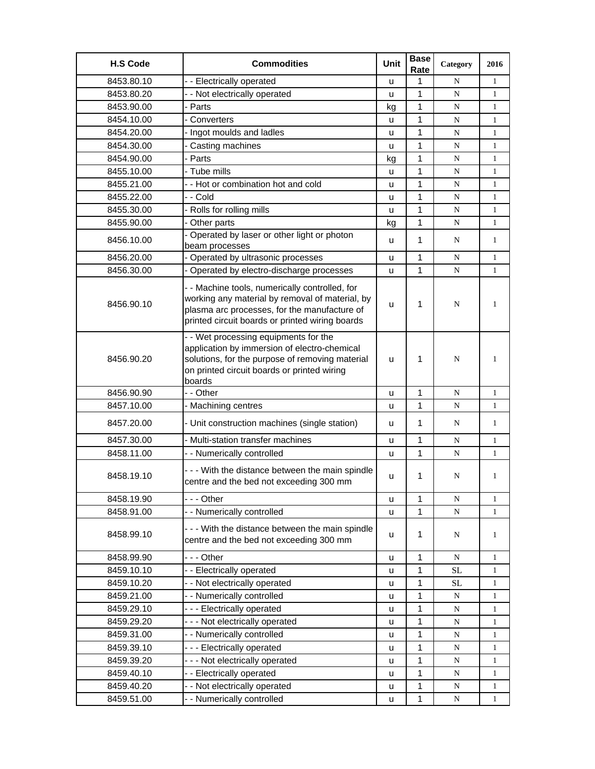| H.S Code | Commodities | Unit | Base Rate | Category | 2016 |
|---|---|---|---|---|---|
| 8453.80.10 | - - Electrically operated | u | 1 | N | 1 |
| 8453.80.20 | - - Not electrically operated | u | 1 | N | 1 |
| 8453.90.00 | - Parts | kg | 1 | N | 1 |
| 8454.10.00 | - Converters | u | 1 | N | 1 |
| 8454.20.00 | - Ingot moulds and ladles | u | 1 | N | 1 |
| 8454.30.00 | - Casting machines | u | 1 | N | 1 |
| 8454.90.00 | - Parts | kg | 1 | N | 1 |
| 8455.10.00 | - Tube mills | u | 1 | N | 1 |
| 8455.21.00 | - - Hot or combination hot and cold | u | 1 | N | 1 |
| 8455.22.00 | - - Cold | u | 1 | N | 1 |
| 8455.30.00 | - Rolls for rolling mills | u | 1 | N | 1 |
| 8455.90.00 | - Other parts | kg | 1 | N | 1 |
| 8456.10.00 | - Operated by laser or other light or photon beam processes | u | 1 | N | 1 |
| 8456.20.00 | - Operated by ultrasonic processes | u | 1 | N | 1 |
| 8456.30.00 | - Operated by electro-discharge processes | u | 1 | N | 1 |
| 8456.90.10 | - - Machine tools, numerically controlled, for working any material by removal of material, by plasma arc processes, for the manufacture of printed circuit boards or printed wiring boards | u | 1 | N | 1 |
| 8456.90.20 | - - Wet processing equipments for the application by immersion of electro-chemical solutions, for the purpose of removing material on printed circuit boards or printed wiring boards | u | 1 | N | 1 |
| 8456.90.90 | - - Other | u | 1 | N | 1 |
| 8457.10.00 | - Machining centres | u | 1 | N | 1 |
| 8457.20.00 | - Unit construction machines (single station) | u | 1 | N | 1 |
| 8457.30.00 | - Multi-station transfer machines | u | 1 | N | 1 |
| 8458.11.00 | - - Numerically controlled | u | 1 | N | 1 |
| 8458.19.10 | - - - With the distance between the main spindle centre and the bed not exceeding 300 mm | u | 1 | N | 1 |
| 8458.19.90 | - - - Other | u | 1 | N | 1 |
| 8458.91.00 | - - Numerically controlled | u | 1 | N | 1 |
| 8458.99.10 | - - - With the distance between the main spindle centre and the bed not exceeding 300 mm | u | 1 | N | 1 |
| 8458.99.90 | - - - Other | u | 1 | N | 1 |
| 8459.10.10 | - - Electrically operated | u | 1 | SL | 1 |
| 8459.10.20 | - - Not electrically operated | u | 1 | SL | 1 |
| 8459.21.00 | - - Numerically controlled | u | 1 | N | 1 |
| 8459.29.10 | - - - Electrically operated | u | 1 | N | 1 |
| 8459.29.20 | - - - Not electrically operated | u | 1 | N | 1 |
| 8459.31.00 | - - Numerically controlled | u | 1 | N | 1 |
| 8459.39.10 | - - - Electrically operated | u | 1 | N | 1 |
| 8459.39.20 | - - - Not electrically operated | u | 1 | N | 1 |
| 8459.40.10 | - - Electrically operated | u | 1 | N | 1 |
| 8459.40.20 | - - Not electrically operated | u | 1 | N | 1 |
| 8459.51.00 | - - Numerically controlled | u | 1 | N | 1 |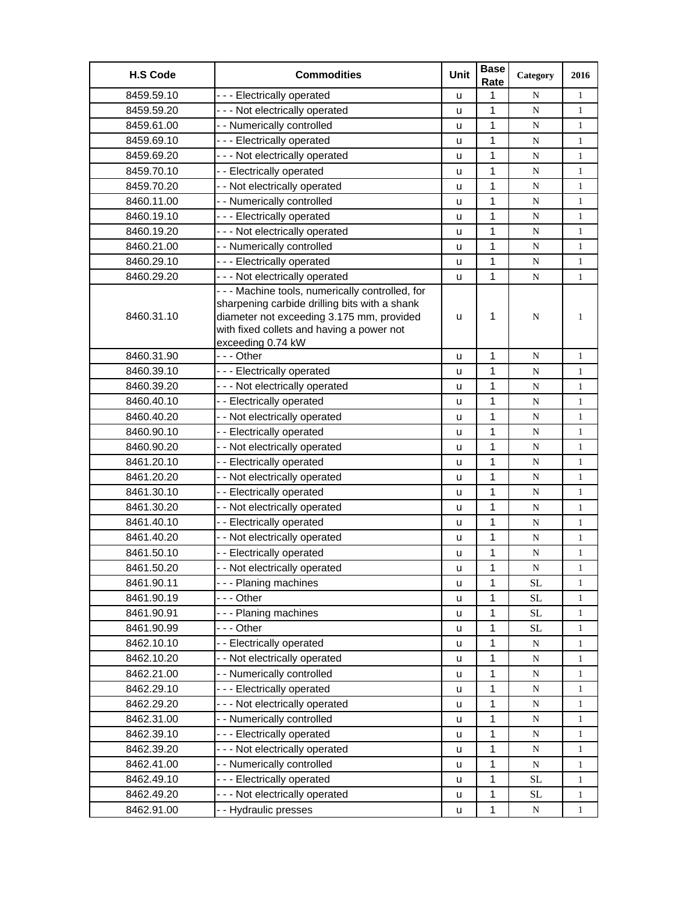| H.S Code | Commodities | Unit | Base Rate | Category | 2016 |
|---|---|---|---|---|---|
| 8459.59.10 | - - - Electrically operated | u | 1 | N | 1 |
| 8459.59.20 | - - - Not electrically operated | u | 1 | N | 1 |
| 8459.61.00 | - - Numerically controlled | u | 1 | N | 1 |
| 8459.69.10 | - - - Electrically operated | u | 1 | N | 1 |
| 8459.69.20 | - - - Not electrically operated | u | 1 | N | 1 |
| 8459.70.10 | - - Electrically operated | u | 1 | N | 1 |
| 8459.70.20 | - - Not electrically operated | u | 1 | N | 1 |
| 8460.11.00 | - - Numerically controlled | u | 1 | N | 1 |
| 8460.19.10 | - - - Electrically operated | u | 1 | N | 1 |
| 8460.19.20 | - - - Not electrically operated | u | 1 | N | 1 |
| 8460.21.00 | - - Numerically controlled | u | 1 | N | 1 |
| 8460.29.10 | - - - Electrically operated | u | 1 | N | 1 |
| 8460.29.20 | - - - Not electrically operated | u | 1 | N | 1 |
| 8460.31.10 | - - - Machine tools, numerically controlled, for sharpening carbide drilling bits with a shank diameter not exceeding 3.175 mm, provided with fixed collets and having a power not exceeding 0.74 kW | u | 1 | N | 1 |
| 8460.31.90 | - - - Other | u | 1 | N | 1 |
| 8460.39.10 | - - - Electrically operated | u | 1 | N | 1 |
| 8460.39.20 | - - - Not electrically operated | u | 1 | N | 1 |
| 8460.40.10 | - - Electrically operated | u | 1 | N | 1 |
| 8460.40.20 | - - Not electrically operated | u | 1 | N | 1 |
| 8460.90.10 | - - Electrically operated | u | 1 | N | 1 |
| 8460.90.20 | - - Not electrically operated | u | 1 | N | 1 |
| 8461.20.10 | - - Electrically operated | u | 1 | N | 1 |
| 8461.20.20 | - - Not electrically operated | u | 1 | N | 1 |
| 8461.30.10 | - - Electrically operated | u | 1 | N | 1 |
| 8461.30.20 | - - Not electrically operated | u | 1 | N | 1 |
| 8461.40.10 | - - Electrically operated | u | 1 | N | 1 |
| 8461.40.20 | - - Not electrically operated | u | 1 | N | 1 |
| 8461.50.10 | - - Electrically operated | u | 1 | N | 1 |
| 8461.50.20 | - - Not electrically operated | u | 1 | N | 1 |
| 8461.90.11 | - - - Planing machines | u | 1 | SL | 1 |
| 8461.90.19 | - - - Other | u | 1 | SL | 1 |
| 8461.90.91 | - - - Planing machines | u | 1 | SL | 1 |
| 8461.90.99 | - - - Other | u | 1 | SL | 1 |
| 8462.10.10 | - - Electrically operated | u | 1 | N | 1 |
| 8462.10.20 | - - Not electrically operated | u | 1 | N | 1 |
| 8462.21.00 | - - Numerically controlled | u | 1 | N | 1 |
| 8462.29.10 | - - - Electrically operated | u | 1 | N | 1 |
| 8462.29.20 | - - - Not electrically operated | u | 1 | N | 1 |
| 8462.31.00 | - - Numerically controlled | u | 1 | N | 1 |
| 8462.39.10 | - - - Electrically operated | u | 1 | N | 1 |
| 8462.39.20 | - - - Not electrically operated | u | 1 | N | 1 |
| 8462.41.00 | - - Numerically controlled | u | 1 | N | 1 |
| 8462.49.10 | - - - Electrically operated | u | 1 | SL | 1 |
| 8462.49.20 | - - - Not electrically operated | u | 1 | SL | 1 |
| 8462.91.00 | - - Hydraulic presses | u | 1 | N | 1 |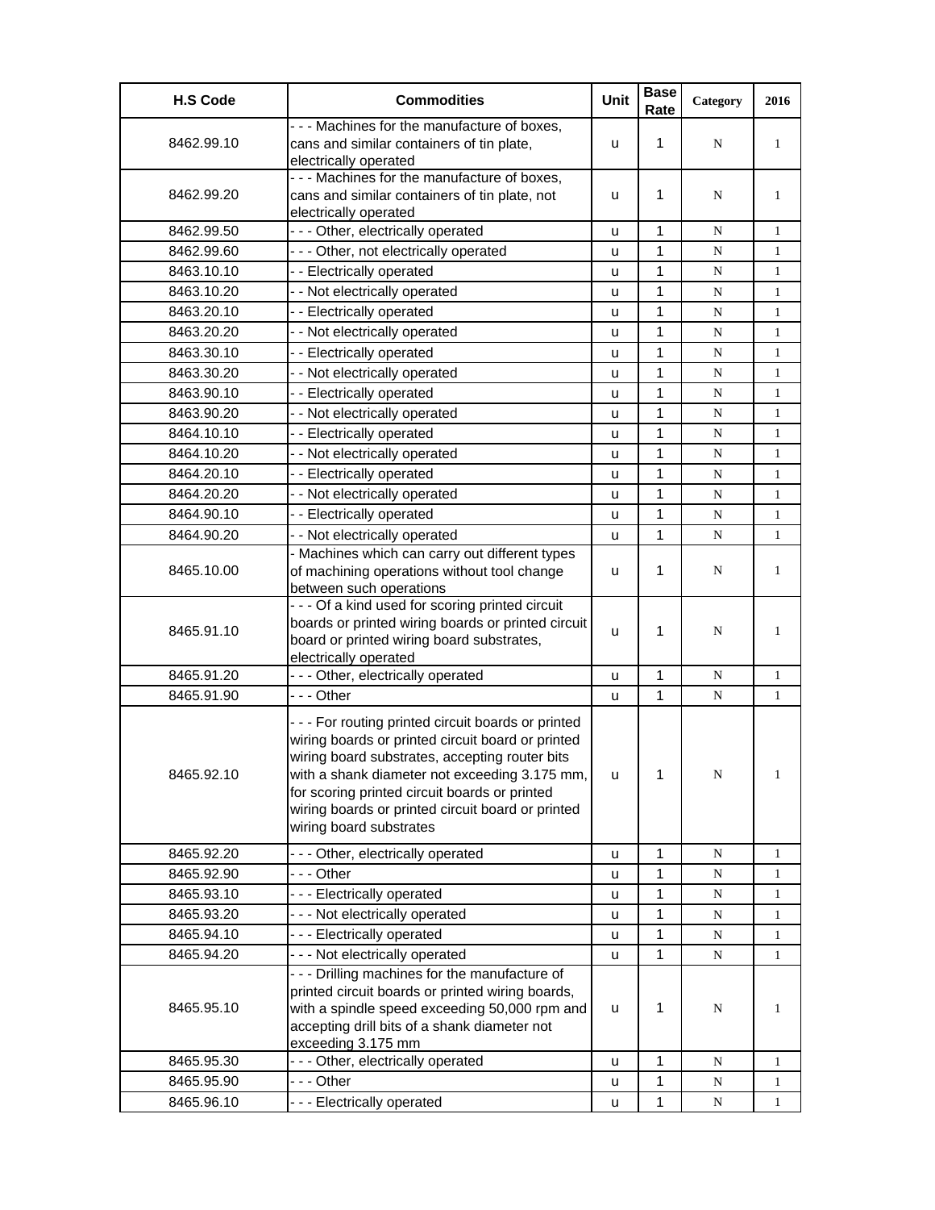| H.S Code | Commodities | Unit | Base Rate | Category | 2016 |
|---|---|---|---|---|---|
| 8462.99.10 | - - - Machines for the manufacture of boxes, cans and similar containers of tin plate, electrically operated | u | 1 | N | 1 |
| 8462.99.20 | - - - Machines for the manufacture of boxes, cans and similar containers of tin plate, not electrically operated | u | 1 | N | 1 |
| 8462.99.50 | - - - Other, electrically operated | u | 1 | N | 1 |
| 8462.99.60 | - - - Other, not electrically operated | u | 1 | N | 1 |
| 8463.10.10 | - - Electrically operated | u | 1 | N | 1 |
| 8463.10.20 | - - Not electrically operated | u | 1 | N | 1 |
| 8463.20.10 | - - Electrically operated | u | 1 | N | 1 |
| 8463.20.20 | - - Not electrically operated | u | 1 | N | 1 |
| 8463.30.10 | - - Electrically operated | u | 1 | N | 1 |
| 8463.30.20 | - - Not electrically operated | u | 1 | N | 1 |
| 8463.90.10 | - - Electrically operated | u | 1 | N | 1 |
| 8463.90.20 | - - Not electrically operated | u | 1 | N | 1 |
| 8464.10.10 | - - Electrically operated | u | 1 | N | 1 |
| 8464.10.20 | - - Not electrically operated | u | 1 | N | 1 |
| 8464.20.10 | - - Electrically operated | u | 1 | N | 1 |
| 8464.20.20 | - - Not electrically operated | u | 1 | N | 1 |
| 8464.90.10 | - - Electrically operated | u | 1 | N | 1 |
| 8464.90.20 | - - Not electrically operated | u | 1 | N | 1 |
| 8465.10.00 | - Machines which can carry out different types of machining operations without tool change between such operations | u | 1 | N | 1 |
| 8465.91.10 | - - - Of a kind used for scoring printed circuit boards or printed wiring boards or printed circuit board or printed wiring board substrates, electrically operated | u | 1 | N | 1 |
| 8465.91.20 | - - - Other, electrically operated | u | 1 | N | 1 |
| 8465.91.90 | - - - Other | u | 1 | N | 1 |
| 8465.92.10 | - - - For routing printed circuit boards or printed wiring boards or printed circuit board or printed wiring board substrates, accepting router bits with a shank diameter not exceeding 3.175 mm, for scoring printed circuit boards or printed wiring boards or printed circuit board or printed wiring board substrates | u | 1 | N | 1 |
| 8465.92.20 | - - - Other, electrically operated | u | 1 | N | 1 |
| 8465.92.90 | - - - Other | u | 1 | N | 1 |
| 8465.93.10 | - - - Electrically operated | u | 1 | N | 1 |
| 8465.93.20 | - - - Not electrically operated | u | 1 | N | 1 |
| 8465.94.10 | - - - Electrically operated | u | 1 | N | 1 |
| 8465.94.20 | - - - Not electrically operated | u | 1 | N | 1 |
| 8465.95.10 | - - - Drilling machines for the manufacture of printed circuit boards or printed wiring boards, with a spindle speed exceeding 50,000 rpm and accepting drill bits of a shank diameter not exceeding 3.175 mm | u | 1 | N | 1 |
| 8465.95.30 | - - - Other, electrically operated | u | 1 | N | 1 |
| 8465.95.90 | - - - Other | u | 1 | N | 1 |
| 8465.96.10 | - - - Electrically operated | u | 1 | N | 1 |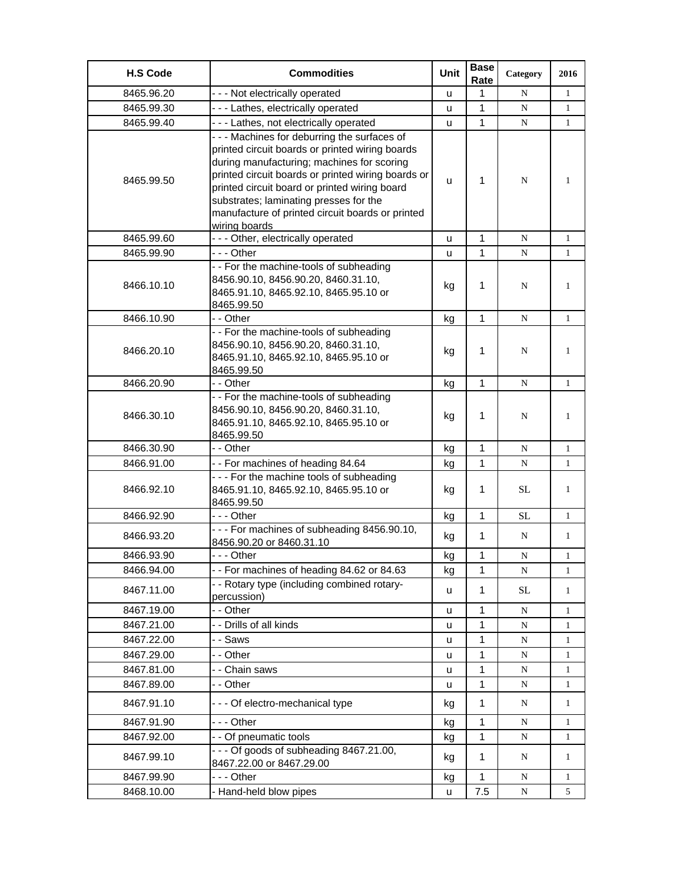| H.S Code | Commodities | Unit | Base Rate | Category | 2016 |
|---|---|---|---|---|---|
| 8465.96.20 | - - - Not electrically operated | u | 1 | N | 1 |
| 8465.99.30 | - - - Lathes, electrically operated | u | 1 | N | 1 |
| 8465.99.40 | - - - Lathes, not electrically operated | u | 1 | N | 1 |
| 8465.99.50 | - - - Machines for deburring the surfaces of printed circuit boards or printed wiring boards during manufacturing; machines for scoring printed circuit boards or printed wiring boards or printed circuit board or printed wiring board substrates; laminating presses for the manufacture of printed circuit boards or printed wiring boards | u | 1 | N | 1 |
| 8465.99.60 | - - - Other, electrically operated | u | 1 | N | 1 |
| 8465.99.90 | - - - Other | u | 1 | N | 1 |
| 8466.10.10 | - - For the machine-tools of subheading 8456.90.10, 8456.90.20, 8460.31.10, 8465.91.10, 8465.92.10, 8465.95.10 or 8465.99.50 | kg | 1 | N | 1 |
| 8466.10.90 | - - Other | kg | 1 | N | 1 |
| 8466.20.10 | - - For the machine-tools of subheading 8456.90.10, 8456.90.20, 8460.31.10, 8465.91.10, 8465.92.10, 8465.95.10 or 8465.99.50 | kg | 1 | N | 1 |
| 8466.20.90 | - - Other | kg | 1 | N | 1 |
| 8466.30.10 | - - For the machine-tools of subheading 8456.90.10, 8456.90.20, 8460.31.10, 8465.91.10, 8465.92.10, 8465.95.10 or 8465.99.50 | kg | 1 | N | 1 |
| 8466.30.90 | - - Other | kg | 1 | N | 1 |
| 8466.91.00 | - - For machines of heading 84.64 | kg | 1 | N | 1 |
| 8466.92.10 | - - - For the machine tools of subheading 8465.91.10, 8465.92.10, 8465.95.10 or 8465.99.50 | kg | 1 | SL | 1 |
| 8466.92.90 | - - - Other | kg | 1 | SL | 1 |
| 8466.93.20 | - - - For machines of subheading 8456.90.10, 8456.90.20 or 8460.31.10 | kg | 1 | N | 1 |
| 8466.93.90 | - - - Other | kg | 1 | N | 1 |
| 8466.94.00 | - - For machines of heading 84.62 or 84.63 | kg | 1 | N | 1 |
| 8467.11.00 | - - Rotary type (including combined rotary-percussion) | u | 1 | SL | 1 |
| 8467.19.00 | - - Other | u | 1 | N | 1 |
| 8467.21.00 | - - Drills of all kinds | u | 1 | N | 1 |
| 8467.22.00 | - - Saws | u | 1 | N | 1 |
| 8467.29.00 | - - Other | u | 1 | N | 1 |
| 8467.81.00 | - - Chain saws | u | 1 | N | 1 |
| 8467.89.00 | - - Other | u | 1 | N | 1 |
| 8467.91.10 | - - - Of electro-mechanical type | kg | 1 | N | 1 |
| 8467.91.90 | - - - Other | kg | 1 | N | 1 |
| 8467.92.00 | - - Of pneumatic tools | kg | 1 | N | 1 |
| 8467.99.10 | - - - Of goods of subheading 8467.21.00, 8467.22.00 or 8467.29.00 | kg | 1 | N | 1 |
| 8467.99.90 | - - - Other | kg | 1 | N | 1 |
| 8468.10.00 | - Hand-held blow pipes | u | 7.5 | N | 5 |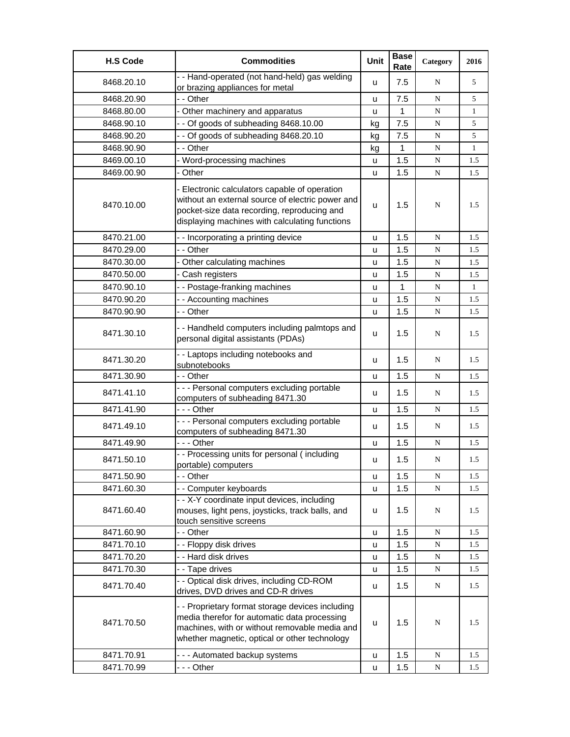| H.S Code | Commodities | Unit | Base Rate | Category | 2016 |
|---|---|---|---|---|---|
| 8468.20.10 | - - Hand-operated (not hand-held) gas welding or brazing appliances for metal | u | 7.5 | N | 5 |
| 8468.20.90 | - - Other | u | 7.5 | N | 5 |
| 8468.80.00 | - Other machinery and apparatus | u | 1 | N | 1 |
| 8468.90.10 | - - Of goods of subheading 8468.10.00 | kg | 7.5 | N | 5 |
| 8468.90.20 | - - Of goods of subheading 8468.20.10 | kg | 7.5 | N | 5 |
| 8468.90.90 | - - Other | kg | 1 | N | 1 |
| 8469.00.10 | - Word-processing machines | u | 1.5 | N | 1.5 |
| 8469.00.90 | - Other | u | 1.5 | N | 1.5 |
| 8470.10.00 | - Electronic calculators capable of operation without an external source of electric power and pocket-size data recording, reproducing and displaying machines with calculating functions | u | 1.5 | N | 1.5 |
| 8470.21.00 | - - Incorporating a printing device | u | 1.5 | N | 1.5 |
| 8470.29.00 | - - Other | u | 1.5 | N | 1.5 |
| 8470.30.00 | - Other calculating machines | u | 1.5 | N | 1.5 |
| 8470.50.00 | - Cash registers | u | 1.5 | N | 1.5 |
| 8470.90.10 | - - Postage-franking machines | u | 1 | N | 1 |
| 8470.90.20 | - - Accounting machines | u | 1.5 | N | 1.5 |
| 8470.90.90 | - - Other | u | 1.5 | N | 1.5 |
| 8471.30.10 | - - Handheld computers including palmtops and personal digital assistants (PDAs) | u | 1.5 | N | 1.5 |
| 8471.30.20 | - - Laptops including notebooks and subnotebooks | u | 1.5 | N | 1.5 |
| 8471.30.90 | - - Other | u | 1.5 | N | 1.5 |
| 8471.41.10 | - - - Personal computers excluding portable computers of subheading 8471.30 | u | 1.5 | N | 1.5 |
| 8471.41.90 | - - - Other | u | 1.5 | N | 1.5 |
| 8471.49.10 | - - - Personal computers excluding portable computers of subheading 8471.30 | u | 1.5 | N | 1.5 |
| 8471.49.90 | - - - Other | u | 1.5 | N | 1.5 |
| 8471.50.10 | - - Processing units for personal ( including portable) computers | u | 1.5 | N | 1.5 |
| 8471.50.90 | - - Other | u | 1.5 | N | 1.5 |
| 8471.60.30 | - - Computer keyboards | u | 1.5 | N | 1.5 |
| 8471.60.40 | - - X-Y coordinate input devices, including mouses, light pens, joysticks, track balls, and touch sensitive screens | u | 1.5 | N | 1.5 |
| 8471.60.90 | - - Other | u | 1.5 | N | 1.5 |
| 8471.70.10 | - - Floppy disk drives | u | 1.5 | N | 1.5 |
| 8471.70.20 | - - Hard disk drives | u | 1.5 | N | 1.5 |
| 8471.70.30 | - - Tape drives | u | 1.5 | N | 1.5 |
| 8471.70.40 | - - Optical disk drives, including CD-ROM drives, DVD drives and CD-R drives | u | 1.5 | N | 1.5 |
| 8471.70.50 | - - Proprietary format storage devices including media therefor for automatic data processing machines, with or without removable media and whether magnetic, optical or other technology | u | 1.5 | N | 1.5 |
| 8471.70.91 | - - - Automated backup systems | u | 1.5 | N | 1.5 |
| 8471.70.99 | - - - Other | u | 1.5 | N | 1.5 |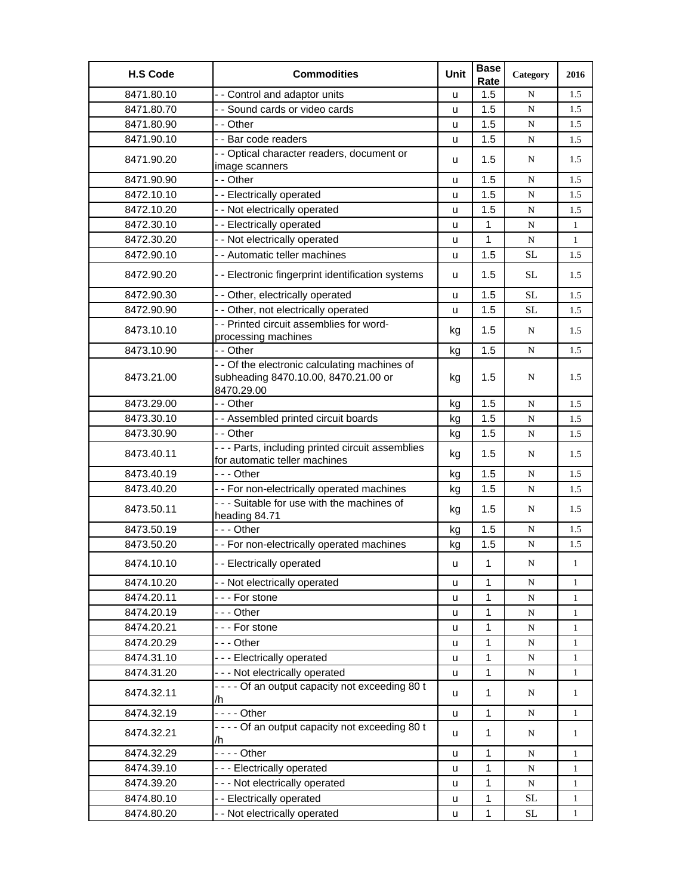| H.S Code | Commodities | Unit | Base Rate | Category | 2016 |
|---|---|---|---|---|---|
| 8471.80.10 | - - Control and adaptor units | u | 1.5 | N | 1.5 |
| 8471.80.70 | - - Sound cards or video cards | u | 1.5 | N | 1.5 |
| 8471.80.90 | - - Other | u | 1.5 | N | 1.5 |
| 8471.90.10 | - - Bar code readers | u | 1.5 | N | 1.5 |
| 8471.90.20 | - - Optical character readers, document or image scanners | u | 1.5 | N | 1.5 |
| 8471.90.90 | - - Other | u | 1.5 | N | 1.5 |
| 8472.10.10 | - - Electrically operated | u | 1.5 | N | 1.5 |
| 8472.10.20 | - - Not electrically operated | u | 1.5 | N | 1.5 |
| 8472.30.10 | - - Electrically operated | u | 1 | N | 1 |
| 8472.30.20 | - - Not electrically operated | u | 1 | N | 1 |
| 8472.90.10 | - - Automatic teller machines | u | 1.5 | SL | 1.5 |
| 8472.90.20 | - - Electronic fingerprint identification systems | u | 1.5 | SL | 1.5 |
| 8472.90.30 | - - Other, electrically operated | u | 1.5 | SL | 1.5 |
| 8472.90.90 | - - Other, not electrically operated | u | 1.5 | SL | 1.5 |
| 8473.10.10 | - - Printed circuit assemblies for word-processing machines | kg | 1.5 | N | 1.5 |
| 8473.10.90 | - - Other | kg | 1.5 | N | 1.5 |
| 8473.21.00 | - - Of the electronic calculating machines of subheading 8470.10.00, 8470.21.00 or 8470.29.00 | kg | 1.5 | N | 1.5 |
| 8473.29.00 | - - Other | kg | 1.5 | N | 1.5 |
| 8473.30.10 | - - Assembled printed circuit boards | kg | 1.5 | N | 1.5 |
| 8473.30.90 | - - Other | kg | 1.5 | N | 1.5 |
| 8473.40.11 | - - - Parts, including printed circuit assemblies for automatic teller machines | kg | 1.5 | N | 1.5 |
| 8473.40.19 | - - - Other | kg | 1.5 | N | 1.5 |
| 8473.40.20 | - - For non-electrically operated machines | kg | 1.5 | N | 1.5 |
| 8473.50.11 | - - - Suitable for use with the machines of heading 84.71 | kg | 1.5 | N | 1.5 |
| 8473.50.19 | - - - Other | kg | 1.5 | N | 1.5 |
| 8473.50.20 | - - For non-electrically operated machines | kg | 1.5 | N | 1.5 |
| 8474.10.10 | - - Electrically operated | u | 1 | N | 1 |
| 8474.10.20 | - - Not electrically operated | u | 1 | N | 1 |
| 8474.20.11 | - - - For stone | u | 1 | N | 1 |
| 8474.20.19 | - - - Other | u | 1 | N | 1 |
| 8474.20.21 | - - - For stone | u | 1 | N | 1 |
| 8474.20.29 | - - - Other | u | 1 | N | 1 |
| 8474.31.10 | - - - Electrically operated | u | 1 | N | 1 |
| 8474.31.20 | - - - Not electrically operated | u | 1 | N | 1 |
| 8474.32.11 | - - - - Of an output capacity not exceeding 80 t /h | u | 1 | N | 1 |
| 8474.32.19 | - - - - Other | u | 1 | N | 1 |
| 8474.32.21 | - - - - Of an output capacity not exceeding 80 t /h | u | 1 | N | 1 |
| 8474.32.29 | - - - - Other | u | 1 | N | 1 |
| 8474.39.10 | - - - Electrically operated | u | 1 | N | 1 |
| 8474.39.20 | - - - Not electrically operated | u | 1 | N | 1 |
| 8474.80.10 | - - Electrically operated | u | 1 | SL | 1 |
| 8474.80.20 | - - Not electrically operated | u | 1 | SL | 1 |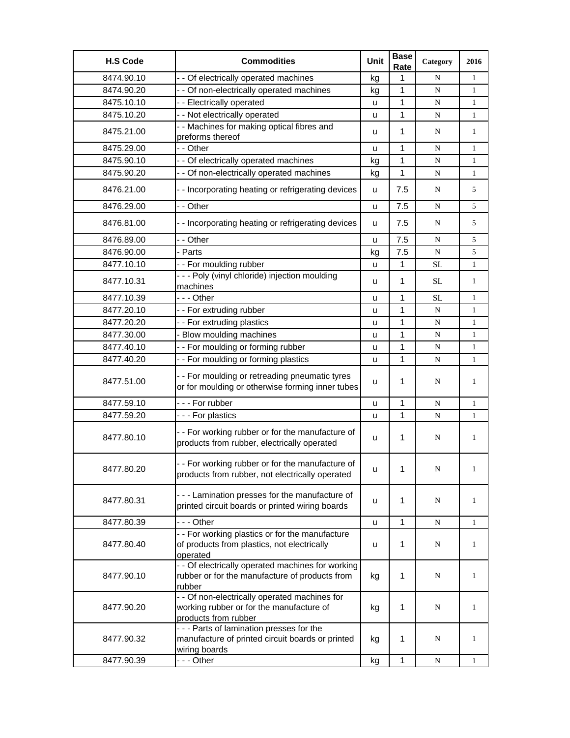| H.S Code | Commodities | Unit | Base Rate | Category | 2016 |
|---|---|---|---|---|---|
| 8474.90.10 | - - Of electrically operated machines | kg | 1 | N | 1 |
| 8474.90.20 | - - Of non-electrically operated machines | kg | 1 | N | 1 |
| 8475.10.10 | - - Electrically operated | u | 1 | N | 1 |
| 8475.10.20 | - - Not electrically operated | u | 1 | N | 1 |
| 8475.21.00 | - - Machines for making optical fibres and preforms thereof | u | 1 | N | 1 |
| 8475.29.00 | - - Other | u | 1 | N | 1 |
| 8475.90.10 | - - Of electrically operated machines | kg | 1 | N | 1 |
| 8475.90.20 | - - Of non-electrically operated machines | kg | 1 | N | 1 |
| 8476.21.00 | - - Incorporating heating or refrigerating devices | u | 7.5 | N | 5 |
| 8476.29.00 | - - Other | u | 7.5 | N | 5 |
| 8476.81.00 | - - Incorporating heating or refrigerating devices | u | 7.5 | N | 5 |
| 8476.89.00 | - - Other | u | 7.5 | N | 5 |
| 8476.90.00 | - Parts | kg | 7.5 | N | 5 |
| 8477.10.10 | - - For moulding rubber | u | 1 | SL | 1 |
| 8477.10.31 | - - - Poly (vinyl chloride) injection moulding machines | u | 1 | SL | 1 |
| 8477.10.39 | - - - Other | u | 1 | SL | 1 |
| 8477.20.10 | - - For extruding rubber | u | 1 | N | 1 |
| 8477.20.20 | - - For extruding plastics | u | 1 | N | 1 |
| 8477.30.00 | - Blow moulding machines | u | 1 | N | 1 |
| 8477.40.10 | - - For moulding or forming rubber | u | 1 | N | 1 |
| 8477.40.20 | - - For moulding or forming plastics | u | 1 | N | 1 |
| 8477.51.00 | - - For moulding or retreading pneumatic tyres or for moulding or otherwise forming inner tubes | u | 1 | N | 1 |
| 8477.59.10 | - - - For rubber | u | 1 | N | 1 |
| 8477.59.20 | - - - For plastics | u | 1 | N | 1 |
| 8477.80.10 | - - For working rubber or for the manufacture of products from rubber, electrically operated | u | 1 | N | 1 |
| 8477.80.20 | - - For working rubber or for the manufacture of products from rubber, not electrically operated | u | 1 | N | 1 |
| 8477.80.31 | - - - Lamination presses for the manufacture of printed circuit boards or printed wiring boards | u | 1 | N | 1 |
| 8477.80.39 | - - - Other | u | 1 | N | 1 |
| 8477.80.40 | - - For working plastics or for the manufacture of products from plastics, not electrically operated | u | 1 | N | 1 |
| 8477.90.10 | - - Of electrically operated machines for working rubber or for the manufacture of products from rubber | kg | 1 | N | 1 |
| 8477.90.20 | - - Of non-electrically operated machines for working rubber or for the manufacture of products from rubber | kg | 1 | N | 1 |
| 8477.90.32 | - - - Parts of lamination presses for the manufacture of printed circuit boards or printed wiring boards | kg | 1 | N | 1 |
| 8477.90.39 | - - - Other | kg | 1 | N | 1 |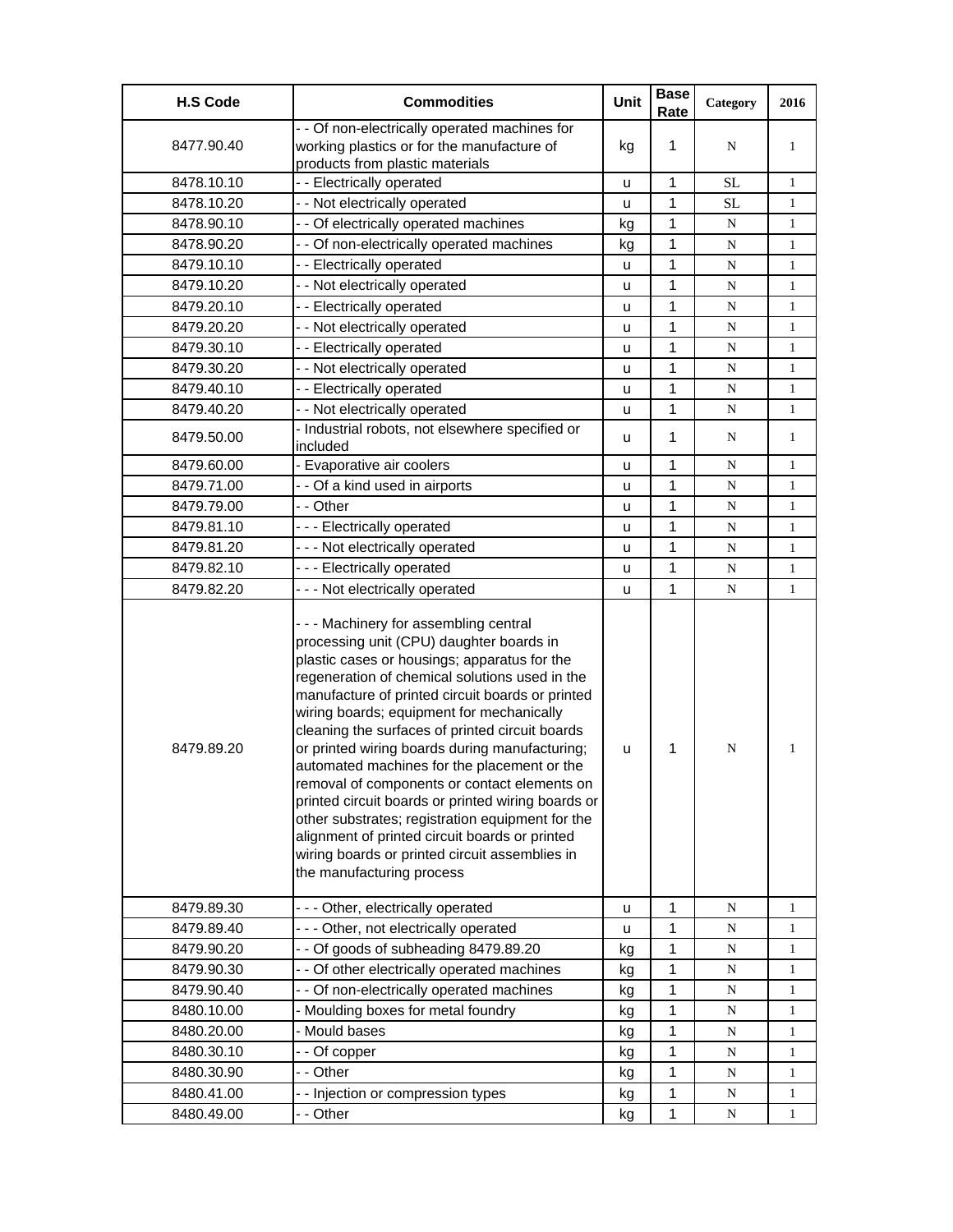| H.S Code | Commodities | Unit | Base Rate | Category | 2016 |
|---|---|---|---|---|---|
| 8477.90.40 | - - Of non-electrically operated machines for working plastics or for the manufacture of products from plastic materials | kg | 1 | N | 1 |
| 8478.10.10 | - - Electrically operated | u | 1 | SL | 1 |
| 8478.10.20 | - - Not electrically operated | u | 1 | SL | 1 |
| 8478.90.10 | - - Of electrically operated machines | kg | 1 | N | 1 |
| 8478.90.20 | - - Of non-electrically operated machines | kg | 1 | N | 1 |
| 8479.10.10 | - - Electrically operated | u | 1 | N | 1 |
| 8479.10.20 | - - Not electrically operated | u | 1 | N | 1 |
| 8479.20.10 | - - Electrically operated | u | 1 | N | 1 |
| 8479.20.20 | - - Not electrically operated | u | 1 | N | 1 |
| 8479.30.10 | - - Electrically operated | u | 1 | N | 1 |
| 8479.30.20 | - - Not electrically operated | u | 1 | N | 1 |
| 8479.40.10 | - - Electrically operated | u | 1 | N | 1 |
| 8479.40.20 | - - Not electrically operated | u | 1 | N | 1 |
| 8479.50.00 | - Industrial robots, not elsewhere specified or included | u | 1 | N | 1 |
| 8479.60.00 | - Evaporative air coolers | u | 1 | N | 1 |
| 8479.71.00 | - - Of a kind used in airports | u | 1 | N | 1 |
| 8479.79.00 | - - Other | u | 1 | N | 1 |
| 8479.81.10 | - - - Electrically operated | u | 1 | N | 1 |
| 8479.81.20 | - - - Not electrically operated | u | 1 | N | 1 |
| 8479.82.10 | - - - Electrically operated | u | 1 | N | 1 |
| 8479.82.20 | - - - Not electrically operated | u | 1 | N | 1 |
| 8479.89.20 | - - - Machinery for assembling central processing unit (CPU) daughter boards in plastic cases or housings; apparatus for the regeneration of chemical solutions used in the manufacture of printed circuit boards or printed wiring boards; equipment for mechanically cleaning the surfaces of printed circuit boards or printed wiring boards during manufacturing; automated machines for the placement or the removal of components or contact elements on printed circuit boards or printed wiring boards or other substrates; registration equipment for the alignment of printed circuit boards or printed wiring boards or printed circuit assemblies in the manufacturing process | u | 1 | N | 1 |
| 8479.89.30 | - - - Other, electrically operated | u | 1 | N | 1 |
| 8479.89.40 | - - - Other, not electrically operated | u | 1 | N | 1 |
| 8479.90.20 | - - Of goods of subheading 8479.89.20 | kg | 1 | N | 1 |
| 8479.90.30 | - - Of other electrically operated machines | kg | 1 | N | 1 |
| 8479.90.40 | - - Of non-electrically operated machines | kg | 1 | N | 1 |
| 8480.10.00 | - Moulding boxes for metal foundry | kg | 1 | N | 1 |
| 8480.20.00 | - Mould bases | kg | 1 | N | 1 |
| 8480.30.10 | - - Of copper | kg | 1 | N | 1 |
| 8480.30.90 | - - Other | kg | 1 | N | 1 |
| 8480.41.00 | - - Injection or compression types | kg | 1 | N | 1 |
| 8480.49.00 | - - Other | kg | 1 | N | 1 |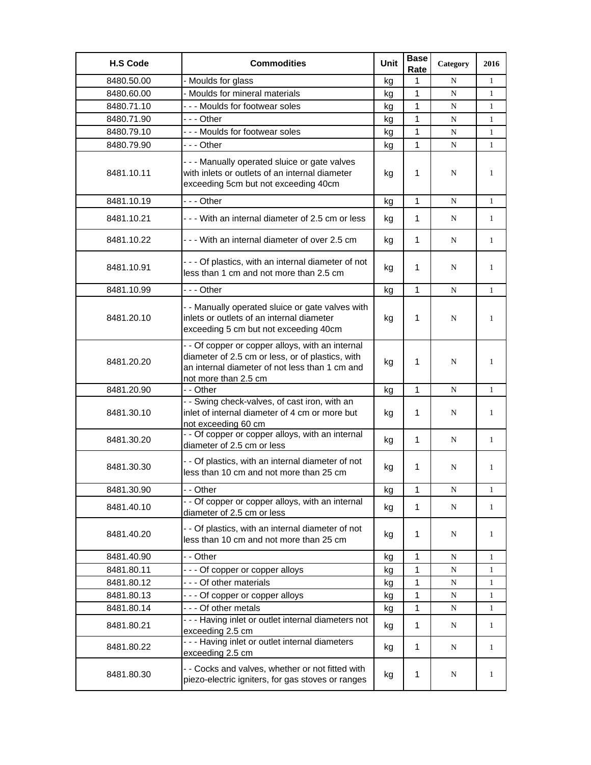| H.S Code | Commodities | Unit | Base Rate | Category | 2016 |
|---|---|---|---|---|---|
| 8480.50.00 | - Moulds for glass | kg | 1 | N | 1 |
| 8480.60.00 | - Moulds for mineral materials | kg | 1 | N | 1 |
| 8480.71.10 | - - - Moulds for footwear soles | kg | 1 | N | 1 |
| 8480.71.90 | - - - Other | kg | 1 | N | 1 |
| 8480.79.10 | - - - Moulds for footwear soles | kg | 1 | N | 1 |
| 8480.79.90 | - - - Other | kg | 1 | N | 1 |
| 8481.10.11 | - - - Manually operated sluice or gate valves with inlets or outlets of an internal diameter exceeding 5cm but not exceeding 40cm | kg | 1 | N | 1 |
| 8481.10.19 | - - - Other | kg | 1 | N | 1 |
| 8481.10.21 | - - - With an internal diameter of 2.5 cm or less | kg | 1 | N | 1 |
| 8481.10.22 | - - - With an internal diameter of over 2.5 cm | kg | 1 | N | 1 |
| 8481.10.91 | - - - Of plastics, with an internal diameter of not less than 1 cm and not more than 2.5 cm | kg | 1 | N | 1 |
| 8481.10.99 | - - - Other | kg | 1 | N | 1 |
| 8481.20.10 | - - Manually operated sluice or gate valves with inlets or outlets of an internal diameter exceeding 5 cm but not exceeding 40cm | kg | 1 | N | 1 |
| 8481.20.20 | - - Of copper or copper alloys, with an internal diameter of 2.5 cm or less, or of plastics, with an internal diameter of not less than 1 cm and not more than 2.5 cm | kg | 1 | N | 1 |
| 8481.20.90 | - - Other | kg | 1 | N | 1 |
| 8481.30.10 | - - Swing check-valves, of cast iron, with an inlet of internal diameter of 4 cm or more but not exceeding 60 cm | kg | 1 | N | 1 |
| 8481.30.20 | - - Of copper or copper alloys, with an internal diameter of 2.5 cm or less | kg | 1 | N | 1 |
| 8481.30.30 | - - Of plastics, with an internal diameter of not less than 10 cm and not more than 25 cm | kg | 1 | N | 1 |
| 8481.30.90 | - - Other | kg | 1 | N | 1 |
| 8481.40.10 | - - Of copper or copper alloys, with an internal diameter of 2.5 cm or less | kg | 1 | N | 1 |
| 8481.40.20 | - - Of plastics, with an internal diameter of not less than 10 cm and not more than 25 cm | kg | 1 | N | 1 |
| 8481.40.90 | - - Other | kg | 1 | N | 1 |
| 8481.80.11 | - - - Of copper or copper alloys | kg | 1 | N | 1 |
| 8481.80.12 | - - - Of other materials | kg | 1 | N | 1 |
| 8481.80.13 | - - - Of copper or copper alloys | kg | 1 | N | 1 |
| 8481.80.14 | - - - Of other metals | kg | 1 | N | 1 |
| 8481.80.21 | - - - Having inlet or outlet internal diameters not exceeding 2.5 cm | kg | 1 | N | 1 |
| 8481.80.22 | - - - Having inlet or outlet internal diameters exceeding 2.5 cm | kg | 1 | N | 1 |
| 8481.80.30 | - - Cocks and valves, whether or not fitted with piezo-electric igniters, for gas stoves or ranges | kg | 1 | N | 1 |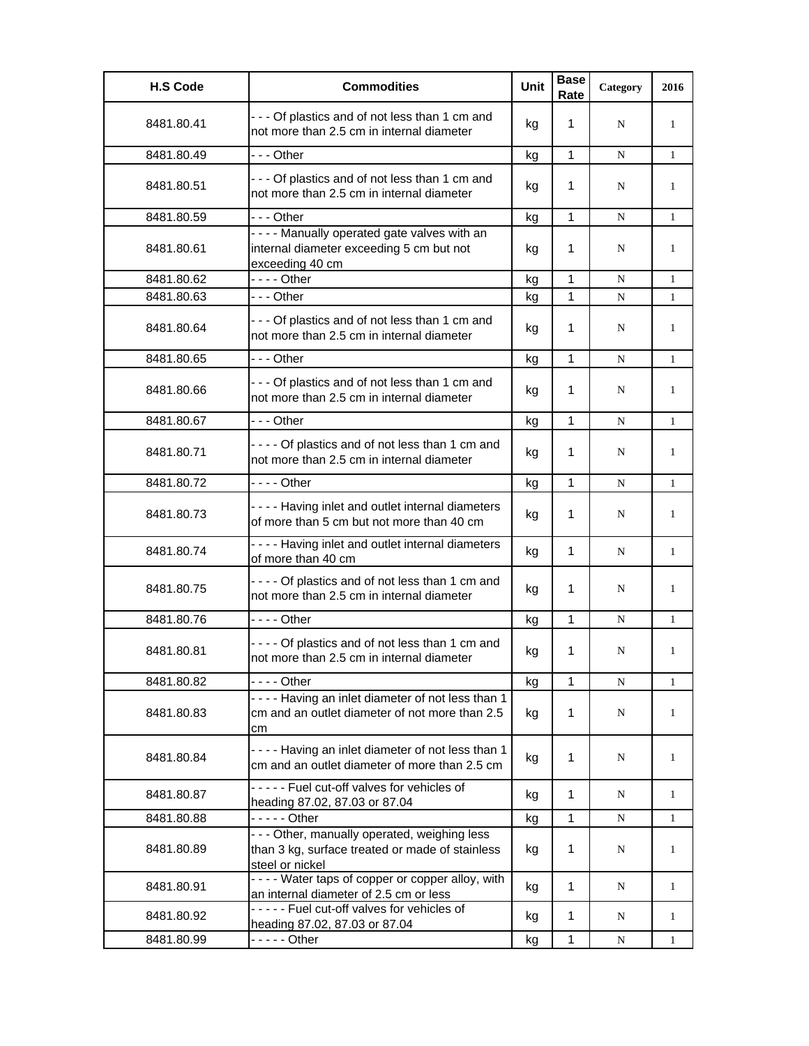| H.S Code | Commodities | Unit | Base Rate | Category | 2016 |
|---|---|---|---|---|---|
| 8481.80.41 | - - - Of plastics and of not less than 1 cm and not more than 2.5 cm in internal diameter | kg | 1 | N | 1 |
| 8481.80.49 | - - - Other | kg | 1 | N | 1 |
| 8481.80.51 | - - - Of plastics and of not less than 1 cm and not more than 2.5 cm in internal diameter | kg | 1 | N | 1 |
| 8481.80.59 | - - - Other | kg | 1 | N | 1 |
| 8481.80.61 | - - - - Manually operated gate valves with an internal diameter exceeding 5 cm but not exceeding 40 cm | kg | 1 | N | 1 |
| 8481.80.62 | - - - - Other | kg | 1 | N | 1 |
| 8481.80.63 | - - - Other | kg | 1 | N | 1 |
| 8481.80.64 | - - - Of plastics and of not less than 1 cm and not more than 2.5 cm in internal diameter | kg | 1 | N | 1 |
| 8481.80.65 | - - - Other | kg | 1 | N | 1 |
| 8481.80.66 | - - - Of plastics and of not less than 1 cm and not more than 2.5 cm in internal diameter | kg | 1 | N | 1 |
| 8481.80.67 | - - - Other | kg | 1 | N | 1 |
| 8481.80.71 | - - - - Of plastics and of not less than 1 cm and not more than 2.5 cm in internal diameter | kg | 1 | N | 1 |
| 8481.80.72 | - - - - Other | kg | 1 | N | 1 |
| 8481.80.73 | - - - - Having inlet and outlet internal diameters of more than 5 cm but not more than 40 cm | kg | 1 | N | 1 |
| 8481.80.74 | - - - - Having inlet and outlet internal diameters of more than 40 cm | kg | 1 | N | 1 |
| 8481.80.75 | - - - - Of plastics and of not less than 1 cm and not more than 2.5 cm in internal diameter | kg | 1 | N | 1 |
| 8481.80.76 | - - - - Other | kg | 1 | N | 1 |
| 8481.80.81 | - - - - Of plastics and of not less than 1 cm and not more than 2.5 cm in internal diameter | kg | 1 | N | 1 |
| 8481.80.82 | - - - - Other | kg | 1 | N | 1 |
| 8481.80.83 | - - - - Having an inlet diameter of not less than 1 cm and an outlet diameter of not more than 2.5 cm | kg | 1 | N | 1 |
| 8481.80.84 | - - - - Having an inlet diameter of not less than 1 cm and an outlet diameter of more than 2.5 cm | kg | 1 | N | 1 |
| 8481.80.87 | - - - - - Fuel cut-off valves for vehicles of heading 87.02, 87.03 or 87.04 | kg | 1 | N | 1 |
| 8481.80.88 | - - - - - Other | kg | 1 | N | 1 |
| 8481.80.89 | - - - Other, manually operated, weighing less than 3 kg, surface treated or made of stainless steel or nickel | kg | 1 | N | 1 |
| 8481.80.91 | - - - - Water taps of copper or copper alloy, with an internal diameter of 2.5 cm or less | kg | 1 | N | 1 |
| 8481.80.92 | - - - - - Fuel cut-off valves for vehicles of heading 87.02, 87.03 or 87.04 | kg | 1 | N | 1 |
| 8481.80.99 | - - - - - Other | kg | 1 | N | 1 |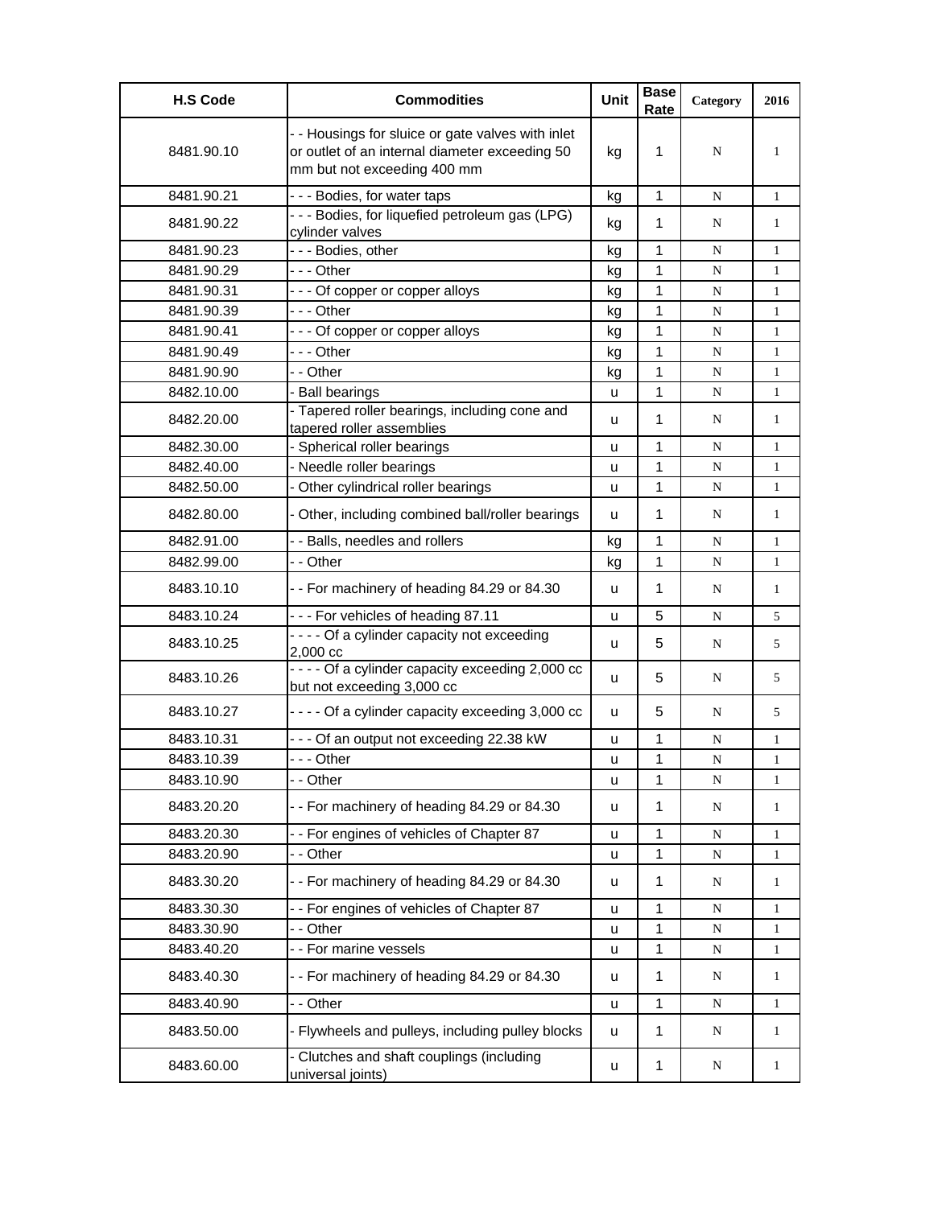| H.S Code | Commodities | Unit | Base Rate | Category | 2016 |
|---|---|---|---|---|---|
| 8481.90.10 | - - Housings for sluice or gate valves with inlet or outlet of an internal diameter exceeding 50 mm but not exceeding 400 mm | kg | 1 | N | 1 |
| 8481.90.21 | - - - Bodies, for water taps | kg | 1 | N | 1 |
| 8481.90.22 | - - - Bodies, for liquefied petroleum gas (LPG) cylinder valves | kg | 1 | N | 1 |
| 8481.90.23 | - - - Bodies, other | kg | 1 | N | 1 |
| 8481.90.29 | - - - Other | kg | 1 | N | 1 |
| 8481.90.31 | - - - Of copper or copper alloys | kg | 1 | N | 1 |
| 8481.90.39 | - - - Other | kg | 1 | N | 1 |
| 8481.90.41 | - - - Of copper or copper alloys | kg | 1 | N | 1 |
| 8481.90.49 | - - - Other | kg | 1 | N | 1 |
| 8481.90.90 | - - Other | kg | 1 | N | 1 |
| 8482.10.00 | - Ball bearings | u | 1 | N | 1 |
| 8482.20.00 | - Tapered roller bearings, including cone and tapered roller assemblies | u | 1 | N | 1 |
| 8482.30.00 | - Spherical roller bearings | u | 1 | N | 1 |
| 8482.40.00 | - Needle roller bearings | u | 1 | N | 1 |
| 8482.50.00 | - Other cylindrical roller bearings | u | 1 | N | 1 |
| 8482.80.00 | - Other, including combined ball/roller bearings | u | 1 | N | 1 |
| 8482.91.00 | - - Balls, needles and rollers | kg | 1 | N | 1 |
| 8482.99.00 | - - Other | kg | 1 | N | 1 |
| 8483.10.10 | - - For machinery of heading 84.29 or 84.30 | u | 1 | N | 1 |
| 8483.10.24 | - - - For vehicles of heading 87.11 | u | 5 | N | 5 |
| 8483.10.25 | - - - - Of a cylinder capacity not exceeding 2,000 cc | u | 5 | N | 5 |
| 8483.10.26 | - - - - Of a cylinder capacity exceeding 2,000 cc but not exceeding 3,000 cc | u | 5 | N | 5 |
| 8483.10.27 | - - - - Of a cylinder capacity exceeding 3,000 cc | u | 5 | N | 5 |
| 8483.10.31 | - - - Of an output not exceeding 22.38 kW | u | 1 | N | 1 |
| 8483.10.39 | - - - Other | u | 1 | N | 1 |
| 8483.10.90 | - - Other | u | 1 | N | 1 |
| 8483.20.20 | - - For machinery of heading 84.29 or 84.30 | u | 1 | N | 1 |
| 8483.20.30 | - - For engines of vehicles of Chapter 87 | u | 1 | N | 1 |
| 8483.20.90 | - - Other | u | 1 | N | 1 |
| 8483.30.20 | - - For machinery of heading 84.29 or 84.30 | u | 1 | N | 1 |
| 8483.30.30 | - - For engines of vehicles of Chapter 87 | u | 1 | N | 1 |
| 8483.30.90 | - - Other | u | 1 | N | 1 |
| 8483.40.20 | - - For marine vessels | u | 1 | N | 1 |
| 8483.40.30 | - - For machinery of heading 84.29 or 84.30 | u | 1 | N | 1 |
| 8483.40.90 | - - Other | u | 1 | N | 1 |
| 8483.50.00 | - Flywheels and pulleys, including pulley blocks | u | 1 | N | 1 |
| 8483.60.00 | - Clutches and shaft couplings (including universal joints) | u | 1 | N | 1 |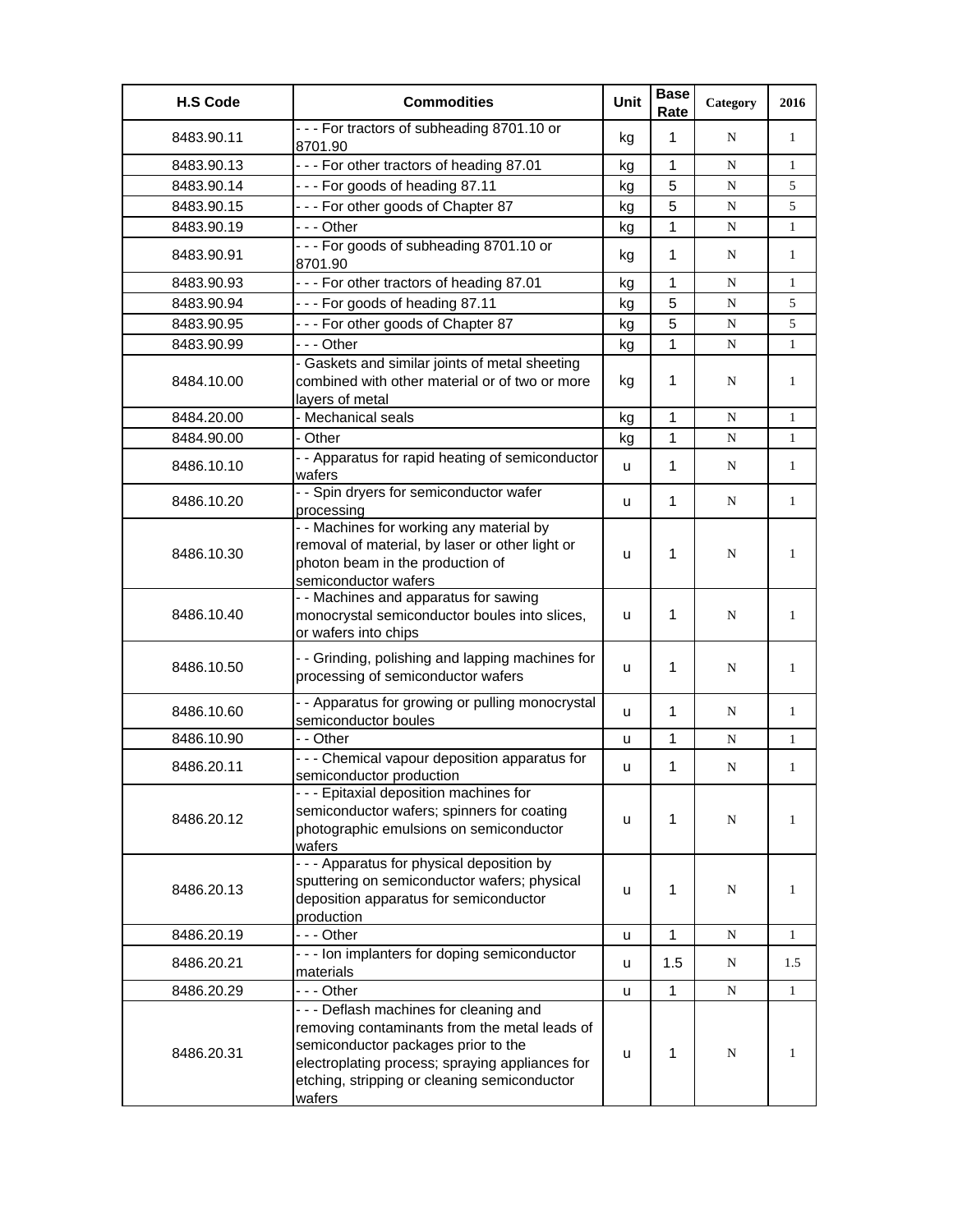| H.S Code | Commodities | Unit | Base Rate | Category | 2016 |
|---|---|---|---|---|---|
| 8483.90.11 | - - - For tractors of subheading 8701.10 or 8701.90 | kg | 1 | N | 1 |
| 8483.90.13 | - - - For other tractors of heading 87.01 | kg | 1 | N | 1 |
| 8483.90.14 | - - - For goods of heading 87.11 | kg | 5 | N | 5 |
| 8483.90.15 | - - - For other goods of Chapter 87 | kg | 5 | N | 5 |
| 8483.90.19 | - - - Other | kg | 1 | N | 1 |
| 8483.90.91 | - - - For goods of subheading 8701.10 or 8701.90 | kg | 1 | N | 1 |
| 8483.90.93 | - - - For other tractors of heading 87.01 | kg | 1 | N | 1 |
| 8483.90.94 | - - - For goods of heading 87.11 | kg | 5 | N | 5 |
| 8483.90.95 | - - - For other goods of Chapter 87 | kg | 5 | N | 5 |
| 8483.90.99 | - - - Other | kg | 1 | N | 1 |
| 8484.10.00 | - Gaskets and similar joints of metal sheeting combined with other material or of two or more layers of metal | kg | 1 | N | 1 |
| 8484.20.00 | - Mechanical seals | kg | 1 | N | 1 |
| 8484.90.00 | - Other | kg | 1 | N | 1 |
| 8486.10.10 | - - Apparatus for rapid heating of semiconductor wafers | u | 1 | N | 1 |
| 8486.10.20 | - - Spin dryers for semiconductor wafer processing | u | 1 | N | 1 |
| 8486.10.30 | - - Machines for working any material by removal of material, by laser or other light or photon beam in the production of semiconductor wafers | u | 1 | N | 1 |
| 8486.10.40 | - - Machines and apparatus for sawing monocrystal semiconductor boules into slices, or wafers into chips | u | 1 | N | 1 |
| 8486.10.50 | - - Grinding, polishing and lapping machines for processing of semiconductor wafers | u | 1 | N | 1 |
| 8486.10.60 | - - Apparatus for growing or pulling monocrystal semiconductor boules | u | 1 | N | 1 |
| 8486.10.90 | - - Other | u | 1 | N | 1 |
| 8486.20.11 | - - - Chemical vapour deposition apparatus for semiconductor production | u | 1 | N | 1 |
| 8486.20.12 | - - - Epitaxial deposition machines for semiconductor wafers; spinners for coating photographic emulsions on semiconductor wafers | u | 1 | N | 1 |
| 8486.20.13 | - - - Apparatus for physical deposition by sputtering on semiconductor wafers; physical deposition apparatus for semiconductor production | u | 1 | N | 1 |
| 8486.20.19 | - - - Other | u | 1 | N | 1 |
| 8486.20.21 | - - - Ion implanters for doping semiconductor materials | u | 1.5 | N | 1.5 |
| 8486.20.29 | - - - Other | u | 1 | N | 1 |
| 8486.20.31 | - - - Deflash machines for cleaning and removing contaminants from the metal leads of semiconductor packages prior to the electroplating process; spraying appliances for etching, stripping or cleaning semiconductor wafers | u | 1 | N | 1 |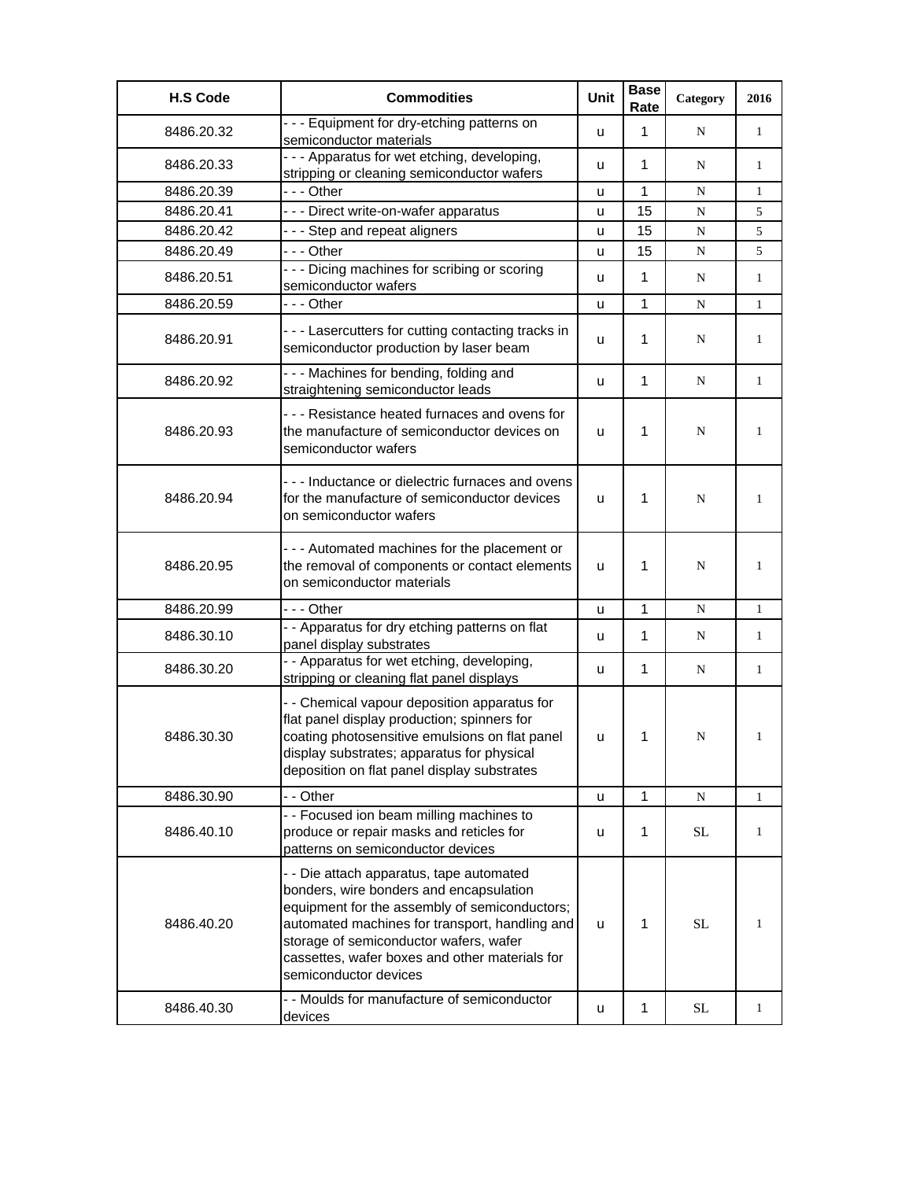| H.S Code | Commodities | Unit | Base Rate | Category | 2016 |
|---|---|---|---|---|---|
| 8486.20.32 | - - - Equipment for dry-etching patterns on semiconductor materials | u | 1 | N | 1 |
| 8486.20.33 | - - - Apparatus for wet etching, developing, stripping or cleaning semiconductor wafers | u | 1 | N | 1 |
| 8486.20.39 | - - - Other | u | 1 | N | 1 |
| 8486.20.41 | - - - Direct write-on-wafer apparatus | u | 15 | N | 5 |
| 8486.20.42 | - - - Step and repeat aligners | u | 15 | N | 5 |
| 8486.20.49 | - - - Other | u | 15 | N | 5 |
| 8486.20.51 | - - - Dicing machines for scribing or scoring semiconductor wafers | u | 1 | N | 1 |
| 8486.20.59 | - - - Other | u | 1 | N | 1 |
| 8486.20.91 | - - - Lasercutters for cutting contacting tracks in semiconductor production by laser beam | u | 1 | N | 1 |
| 8486.20.92 | - - - Machines for bending, folding and straightening semiconductor leads | u | 1 | N | 1 |
| 8486.20.93 | - - - Resistance heated furnaces and ovens for the manufacture of semiconductor devices on semiconductor wafers | u | 1 | N | 1 |
| 8486.20.94 | - - - Inductance or dielectric furnaces and ovens for the manufacture of semiconductor devices on semiconductor wafers | u | 1 | N | 1 |
| 8486.20.95 | - - - Automated machines for the placement or the removal of components or contact elements on semiconductor materials | u | 1 | N | 1 |
| 8486.20.99 | - - - Other | u | 1 | N | 1 |
| 8486.30.10 | - - Apparatus for dry etching patterns on flat panel display substrates | u | 1 | N | 1 |
| 8486.30.20 | - - Apparatus for wet etching, developing, stripping or cleaning flat panel displays | u | 1 | N | 1 |
| 8486.30.30 | - - Chemical vapour deposition apparatus for flat panel display production; spinners for coating photosensitive emulsions on flat panel display substrates; apparatus for physical deposition on flat panel display substrates | u | 1 | N | 1 |
| 8486.30.90 | - - Other | u | 1 | N | 1 |
| 8486.40.10 | - - Focused ion beam milling machines to produce or repair masks and reticles for patterns on semiconductor devices | u | 1 | SL | 1 |
| 8486.40.20 | - - Die attach apparatus, tape automated bonders, wire bonders and encapsulation equipment for the assembly of semiconductors; automated machines for transport, handling and storage of semiconductor wafers, wafer cassettes, wafer boxes and other materials for semiconductor devices | u | 1 | SL | 1 |
| 8486.40.30 | - - Moulds for manufacture of semiconductor devices | u | 1 | SL | 1 |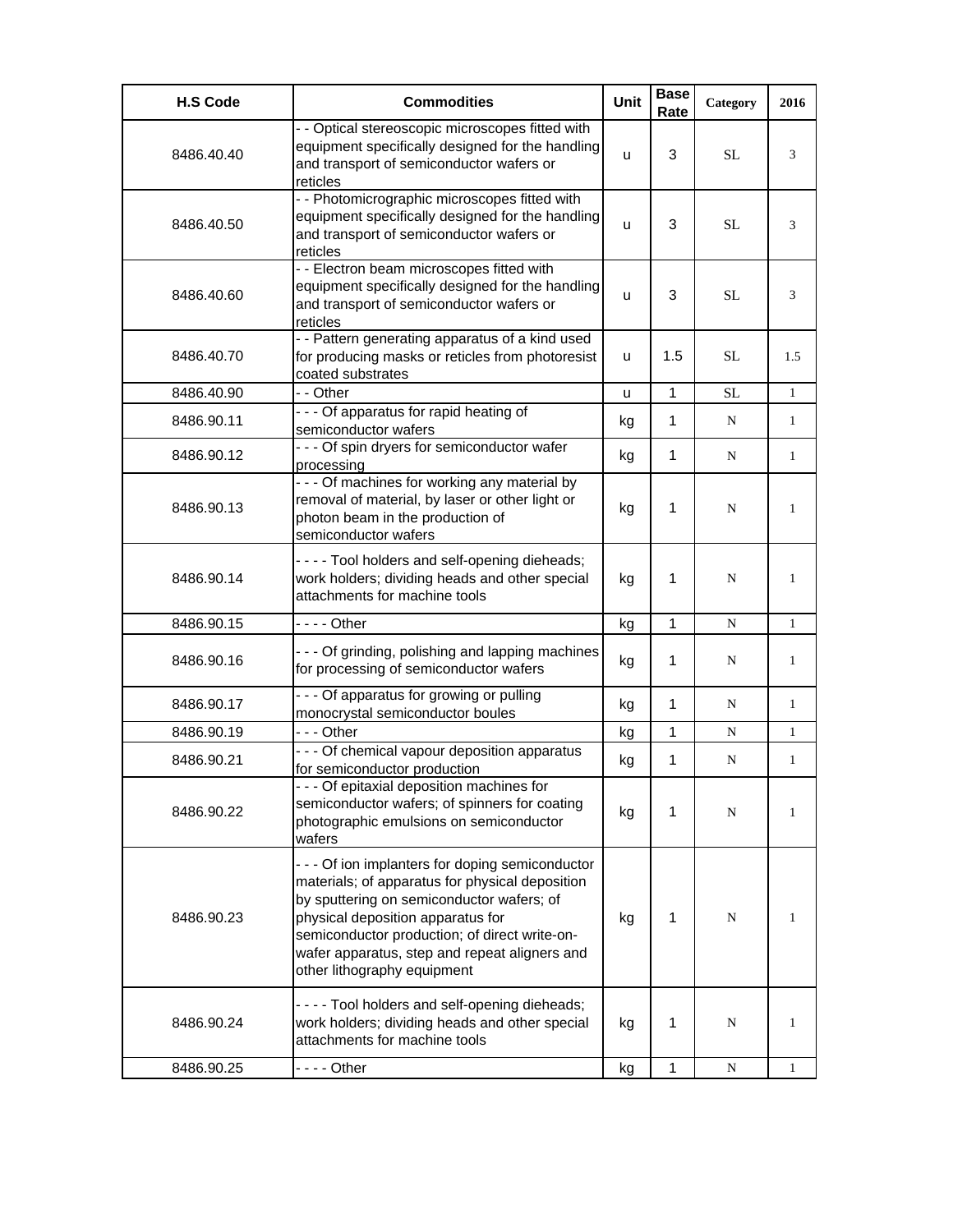| H.S Code | Commodities | Unit | Base Rate | Category | 2016 |
|---|---|---|---|---|---|
| 8486.40.40 | - - Optical stereoscopic microscopes fitted with equipment specifically designed for the handling and transport of semiconductor wafers or reticles | u | 3 | SL | 3 |
| 8486.40.50 | - - Photomicrographic microscopes fitted with equipment specifically designed for the handling and transport of semiconductor wafers or reticles | u | 3 | SL | 3 |
| 8486.40.60 | - - Electron beam microscopes fitted with equipment specifically designed for the handling and transport of semiconductor wafers or reticles | u | 3 | SL | 3 |
| 8486.40.70 | - - Pattern generating apparatus of a kind used for producing masks or reticles from photoresist coated substrates | u | 1.5 | SL | 1.5 |
| 8486.40.90 | - - Other | u | 1 | SL | 1 |
| 8486.90.11 | - - - Of apparatus for rapid heating of semiconductor wafers | kg | 1 | N | 1 |
| 8486.90.12 | - - - Of spin dryers for semiconductor wafer processing | kg | 1 | N | 1 |
| 8486.90.13 | - - - Of machines for working any material by removal of material, by laser or other light or photon beam in the production of semiconductor wafers | kg | 1 | N | 1 |
| 8486.90.14 | - - - - Tool holders and self-opening dieheads; work holders; dividing heads and other special attachments for machine tools | kg | 1 | N | 1 |
| 8486.90.15 | - - - - Other | kg | 1 | N | 1 |
| 8486.90.16 | - - - Of grinding, polishing and lapping machines for processing of semiconductor wafers | kg | 1 | N | 1 |
| 8486.90.17 | - - - Of apparatus for growing or pulling monocrystal semiconductor boules | kg | 1 | N | 1 |
| 8486.90.19 | - - - Other | kg | 1 | N | 1 |
| 8486.90.21 | - - - Of chemical vapour deposition apparatus for semiconductor production | kg | 1 | N | 1 |
| 8486.90.22 | - - - Of epitaxial deposition machines for semiconductor wafers; of spinners for coating photographic emulsions on semiconductor wafers | kg | 1 | N | 1 |
| 8486.90.23 | - - - Of ion implanters for doping semiconductor materials; of apparatus for physical deposition by sputtering on semiconductor wafers; of physical deposition apparatus for semiconductor production; of direct write-on-wafer apparatus, step and repeat aligners and other lithography equipment | kg | 1 | N | 1 |
| 8486.90.24 | - - - - Tool holders and self-opening dieheads; work holders; dividing heads and other special attachments for machine tools | kg | 1 | N | 1 |
| 8486.90.25 | - - - - Other | kg | 1 | N | 1 |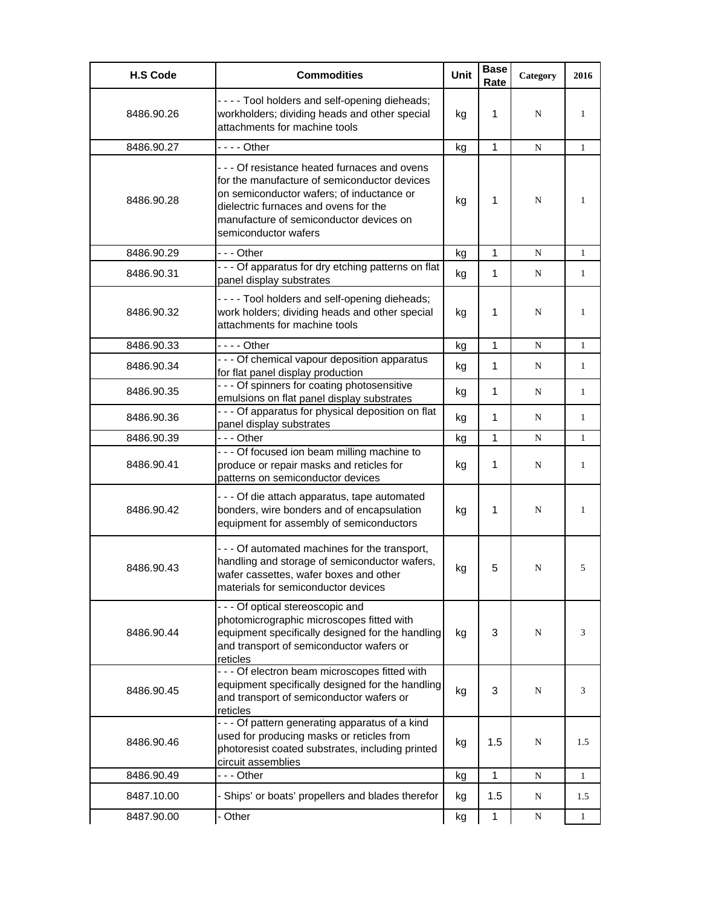| H.S Code | Commodities | Unit | Base Rate | Category | 2016 |
|---|---|---|---|---|---|
| 8486.90.26 | - - - - Tool holders and self-opening dieheads; workholders; dividing heads and other special attachments for machine tools | kg | 1 | N | 1 |
| 8486.90.27 | - - - - Other | kg | 1 | N | 1 |
| 8486.90.28 | - - - Of resistance heated furnaces and ovens for the manufacture of semiconductor devices on semiconductor wafers; of inductance or dielectric furnaces and ovens for the manufacture of semiconductor devices on semiconductor wafers | kg | 1 | N | 1 |
| 8486.90.29 | - - - Other | kg | 1 | N | 1 |
| 8486.90.31 | - - - Of apparatus for dry etching patterns on flat panel display substrates | kg | 1 | N | 1 |
| 8486.90.32 | - - - - Tool holders and self-opening dieheads; work holders; dividing heads and other special attachments for machine tools | kg | 1 | N | 1 |
| 8486.90.33 | - - - - Other | kg | 1 | N | 1 |
| 8486.90.34 | - - - Of chemical vapour deposition apparatus for flat panel display production | kg | 1 | N | 1 |
| 8486.90.35 | - - - Of spinners for coating photosensitive emulsions on flat panel display substrates | kg | 1 | N | 1 |
| 8486.90.36 | - - - Of apparatus for physical deposition on flat panel display substrates | kg | 1 | N | 1 |
| 8486.90.39 | - - - Other | kg | 1 | N | 1 |
| 8486.90.41 | - - - Of focused ion beam milling machine to produce or repair masks and reticles for patterns on semiconductor devices | kg | 1 | N | 1 |
| 8486.90.42 | - - - Of die attach apparatus, tape automated bonders, wire bonders and of encapsulation equipment for assembly of semiconductors | kg | 1 | N | 1 |
| 8486.90.43 | - - - Of automated machines for the transport, handling and storage of semiconductor wafers, wafer cassettes, wafer boxes and other materials for semiconductor devices | kg | 5 | N | 5 |
| 8486.90.44 | - - - Of optical stereoscopic and photomicrographic microscopes fitted with equipment specifically designed for the handling and transport of semiconductor wafers or reticles | kg | 3 | N | 3 |
| 8486.90.45 | - - - Of electron beam microscopes fitted with equipment specifically designed for the handling and transport of semiconductor wafers or reticles | kg | 3 | N | 3 |
| 8486.90.46 | - - - Of pattern generating apparatus of a kind used for producing masks or reticles from photoresist coated substrates, including printed circuit assemblies | kg | 1.5 | N | 1.5 |
| 8486.90.49 | - - - Other | kg | 1 | N | 1 |
| 8487.10.00 | - Ships' or boats' propellers and blades therefor | kg | 1.5 | N | 1.5 |
| 8487.90.00 | - Other | kg | 1 | N | 1 |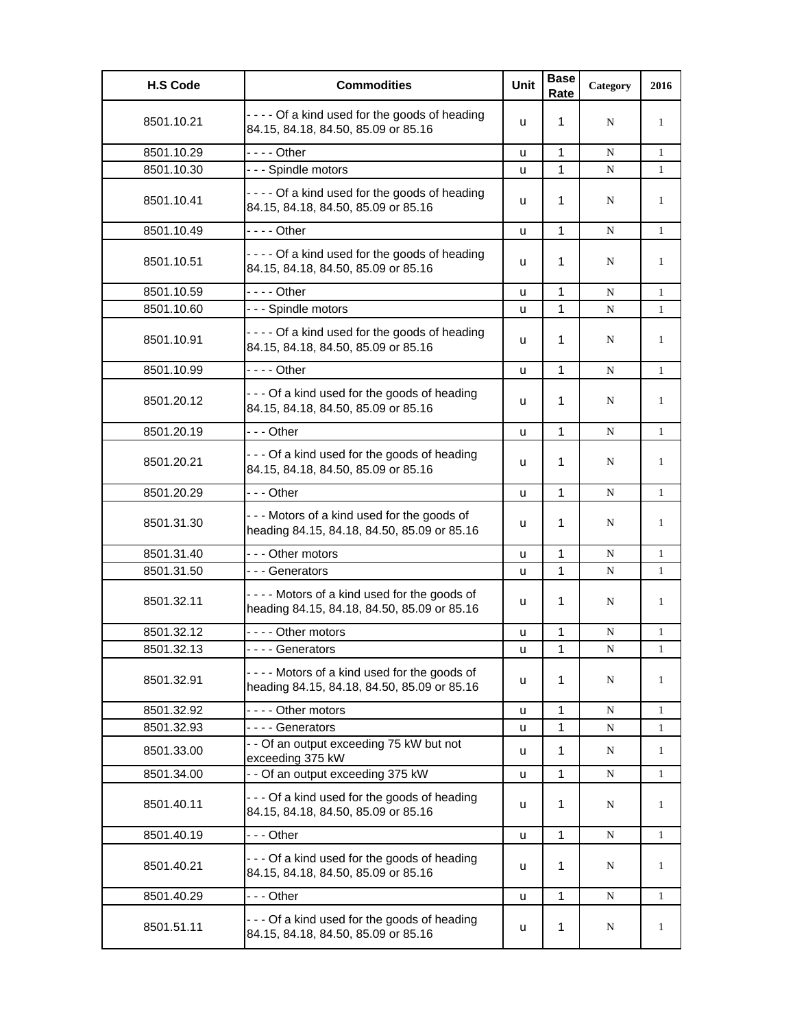| H.S Code | Commodities | Unit | Base Rate | Category | 2016 |
|---|---|---|---|---|---|
| 8501.10.21 | - - - - Of a kind used for the goods of heading 84.15, 84.18, 84.50, 85.09 or 85.16 | u | 1 | N | 1 |
| 8501.10.29 | - - - - Other | u | 1 | N | 1 |
| 8501.10.30 | - - - Spindle motors | u | 1 | N | 1 |
| 8501.10.41 | - - - - Of a kind used for the goods of heading 84.15, 84.18, 84.50, 85.09 or 85.16 | u | 1 | N | 1 |
| 8501.10.49 | - - - - Other | u | 1 | N | 1 |
| 8501.10.51 | - - - - Of a kind used for the goods of heading 84.15, 84.18, 84.50, 85.09 or 85.16 | u | 1 | N | 1 |
| 8501.10.59 | - - - - Other | u | 1 | N | 1 |
| 8501.10.60 | - - - Spindle motors | u | 1 | N | 1 |
| 8501.10.91 | - - - - Of a kind used for the goods of heading 84.15, 84.18, 84.50, 85.09 or 85.16 | u | 1 | N | 1 |
| 8501.10.99 | - - - - Other | u | 1 | N | 1 |
| 8501.20.12 | - - - Of a kind used for the goods of heading 84.15, 84.18, 84.50, 85.09 or 85.16 | u | 1 | N | 1 |
| 8501.20.19 | - - - Other | u | 1 | N | 1 |
| 8501.20.21 | - - - Of a kind used for the goods of heading 84.15, 84.18, 84.50, 85.09 or 85.16 | u | 1 | N | 1 |
| 8501.20.29 | - - - Other | u | 1 | N | 1 |
| 8501.31.30 | - - - Motors of a kind used for the goods of heading 84.15, 84.18, 84.50, 85.09 or 85.16 | u | 1 | N | 1 |
| 8501.31.40 | - - - Other motors | u | 1 | N | 1 |
| 8501.31.50 | - - - Generators | u | 1 | N | 1 |
| 8501.32.11 | - - - - Motors of a kind used for the goods of heading 84.15, 84.18, 84.50, 85.09 or 85.16 | u | 1 | N | 1 |
| 8501.32.12 | - - - - Other motors | u | 1 | N | 1 |
| 8501.32.13 | - - - - Generators | u | 1 | N | 1 |
| 8501.32.91 | - - - - Motors of a kind used for the goods of heading 84.15, 84.18, 84.50, 85.09 or 85.16 | u | 1 | N | 1 |
| 8501.32.92 | - - - - Other motors | u | 1 | N | 1 |
| 8501.32.93 | - - - - Generators | u | 1 | N | 1 |
| 8501.33.00 | - - Of an output exceeding 75 kW but not exceeding 375 kW | u | 1 | N | 1 |
| 8501.34.00 | - - Of an output exceeding 375 kW | u | 1 | N | 1 |
| 8501.40.11 | - - - Of a kind used for the goods of heading 84.15, 84.18, 84.50, 85.09 or 85.16 | u | 1 | N | 1 |
| 8501.40.19 | - - - Other | u | 1 | N | 1 |
| 8501.40.21 | - - - Of a kind used for the goods of heading 84.15, 84.18, 84.50, 85.09 or 85.16 | u | 1 | N | 1 |
| 8501.40.29 | - - - Other | u | 1 | N | 1 |
| 8501.51.11 | - - - Of a kind used for the goods of heading 84.15, 84.18, 84.50, 85.09 or 85.16 | u | 1 | N | 1 |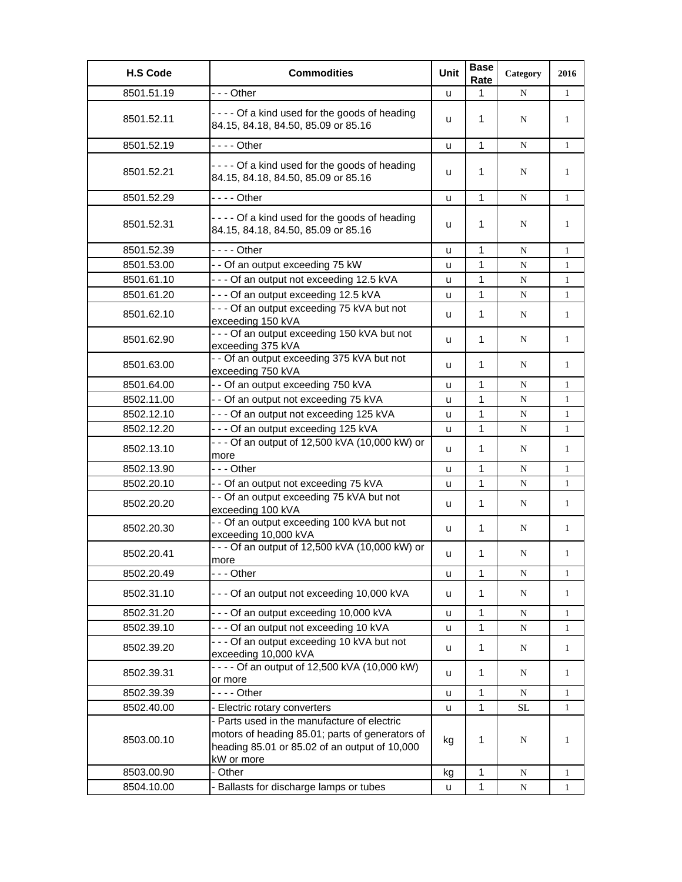| H.S Code | Commodities | Unit | Base Rate | Category | 2016 |
|---|---|---|---|---|---|
| 8501.51.19 | - - - Other | u | 1 | N | 1 |
| 8501.52.11 | - - - - Of a kind used for the goods of heading 84.15, 84.18, 84.50, 85.09 or 85.16 | u | 1 | N | 1 |
| 8501.52.19 | - - - - Other | u | 1 | N | 1 |
| 8501.52.21 | - - - - Of a kind used for the goods of heading 84.15, 84.18, 84.50, 85.09 or 85.16 | u | 1 | N | 1 |
| 8501.52.29 | - - - - Other | u | 1 | N | 1 |
| 8501.52.31 | - - - - Of a kind used for the goods of heading 84.15, 84.18, 84.50, 85.09 or 85.16 | u | 1 | N | 1 |
| 8501.52.39 | - - - - Other | u | 1 | N | 1 |
| 8501.53.00 | - - Of an output exceeding 75 kW | u | 1 | N | 1 |
| 8501.61.10 | - - - Of an output not exceeding 12.5 kVA | u | 1 | N | 1 |
| 8501.61.20 | - - - Of an output exceeding 12.5 kVA | u | 1 | N | 1 |
| 8501.62.10 | - - - Of an output exceeding 75 kVA but not exceeding 150 kVA | u | 1 | N | 1 |
| 8501.62.90 | - - - Of an output exceeding 150 kVA but not exceeding 375 kVA | u | 1 | N | 1 |
| 8501.63.00 | - - Of an output exceeding 375 kVA but not exceeding 750 kVA | u | 1 | N | 1 |
| 8501.64.00 | - - Of an output exceeding 750 kVA | u | 1 | N | 1 |
| 8502.11.00 | - - Of an output not exceeding 75 kVA | u | 1 | N | 1 |
| 8502.12.10 | - - - Of an output not exceeding 125 kVA | u | 1 | N | 1 |
| 8502.12.20 | - - - Of an output exceeding 125 kVA | u | 1 | N | 1 |
| 8502.13.10 | - - - Of an output of 12,500 kVA (10,000 kW) or more | u | 1 | N | 1 |
| 8502.13.90 | - - - Other | u | 1 | N | 1 |
| 8502.20.10 | - - Of an output not exceeding 75 kVA | u | 1 | N | 1 |
| 8502.20.20 | - - Of an output exceeding 75 kVA but not exceeding 100 kVA | u | 1 | N | 1 |
| 8502.20.30 | - - Of an output exceeding 100 kVA but not exceeding 10,000 kVA | u | 1 | N | 1 |
| 8502.20.41 | - - - Of an output of 12,500 kVA (10,000 kW) or more | u | 1 | N | 1 |
| 8502.20.49 | - - - Other | u | 1 | N | 1 |
| 8502.31.10 | - - - Of an output not exceeding 10,000 kVA | u | 1 | N | 1 |
| 8502.31.20 | - - - Of an output exceeding 10,000 kVA | u | 1 | N | 1 |
| 8502.39.10 | - - - Of an output not exceeding 10 kVA | u | 1 | N | 1 |
| 8502.39.20 | - - - Of an output exceeding 10 kVA but not exceeding 10,000 kVA | u | 1 | N | 1 |
| 8502.39.31 | - - - - Of an output of 12,500 kVA (10,000 kW) or more | u | 1 | N | 1 |
| 8502.39.39 | - - - - Other | u | 1 | N | 1 |
| 8502.40.00 | - Electric rotary converters | u | 1 | SL | 1 |
| 8503.00.10 | - Parts used in the manufacture of electric motors of heading 85.01; parts of generators of heading 85.01 or 85.02 of an output of 10,000 kW or more | kg | 1 | N | 1 |
| 8503.00.90 | - Other | kg | 1 | N | 1 |
| 8504.10.00 | - Ballasts for discharge lamps or tubes | u | 1 | N | 1 |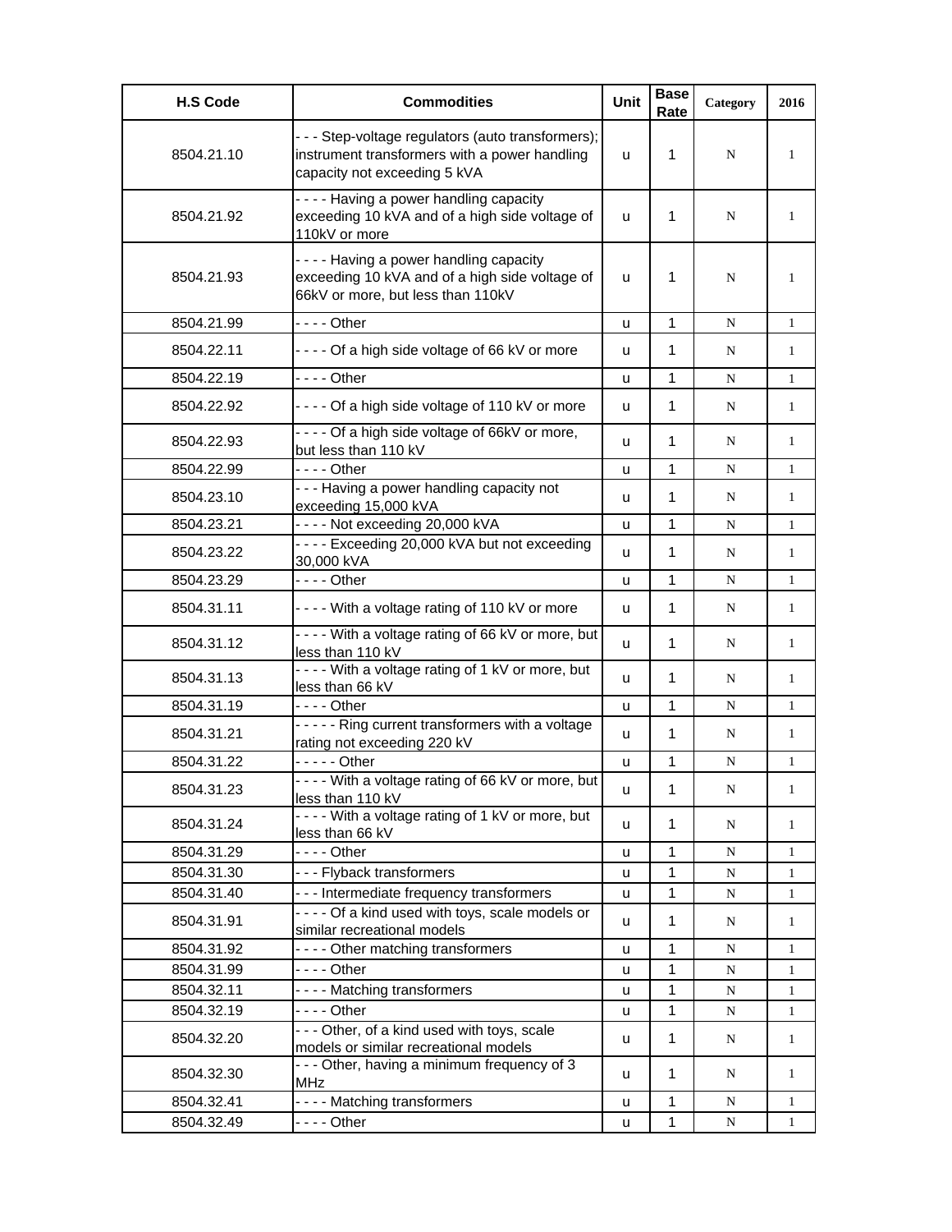| H.S Code | Commodities | Unit | Base Rate | Category | 2016 |
|---|---|---|---|---|---|
| 8504.21.10 | - - - Step-voltage regulators (auto transformers); instrument transformers with a power handling capacity not exceeding 5 kVA | u | 1 | N | 1 |
| 8504.21.92 | - - - - Having a power handling capacity exceeding 10 kVA and of a high side voltage of 110kV or more | u | 1 | N | 1 |
| 8504.21.93 | - - - - Having a power handling capacity exceeding 10 kVA and of a high side voltage of 66kV or more, but less than 110kV | u | 1 | N | 1 |
| 8504.21.99 | - - - - Other | u | 1 | N | 1 |
| 8504.22.11 | - - - - Of a high side voltage of 66 kV or more | u | 1 | N | 1 |
| 8504.22.19 | - - - - Other | u | 1 | N | 1 |
| 8504.22.92 | - - - - Of a high side voltage of 110 kV or more | u | 1 | N | 1 |
| 8504.22.93 | - - - - Of a high side voltage of 66kV or more, but less than 110 kV | u | 1 | N | 1 |
| 8504.22.99 | - - - - Other | u | 1 | N | 1 |
| 8504.23.10 | - - - Having a power handling capacity not exceeding 15,000 kVA | u | 1 | N | 1 |
| 8504.23.21 | - - - - Not exceeding 20,000 kVA | u | 1 | N | 1 |
| 8504.23.22 | - - - - Exceeding 20,000 kVA but not exceeding 30,000 kVA | u | 1 | N | 1 |
| 8504.23.29 | - - - - Other | u | 1 | N | 1 |
| 8504.31.11 | - - - - With a voltage rating of 110 kV or more | u | 1 | N | 1 |
| 8504.31.12 | - - - - With a voltage rating of 66 kV or more, but less than 110 kV | u | 1 | N | 1 |
| 8504.31.13 | - - - - With a voltage rating of 1 kV or more, but less than 66 kV | u | 1 | N | 1 |
| 8504.31.19 | - - - - Other | u | 1 | N | 1 |
| 8504.31.21 | - - - - - Ring current transformers with a voltage rating not exceeding 220 kV | u | 1 | N | 1 |
| 8504.31.22 | - - - - - Other | u | 1 | N | 1 |
| 8504.31.23 | - - - - With a voltage rating of 66 kV or more, but less than 110 kV | u | 1 | N | 1 |
| 8504.31.24 | - - - - With a voltage rating of 1 kV or more, but less than 66 kV | u | 1 | N | 1 |
| 8504.31.29 | - - - - Other | u | 1 | N | 1 |
| 8504.31.30 | - - - Flyback transformers | u | 1 | N | 1 |
| 8504.31.40 | - - - Intermediate frequency transformers | u | 1 | N | 1 |
| 8504.31.91 | - - - - Of a kind used with toys, scale models or similar recreational models | u | 1 | N | 1 |
| 8504.31.92 | - - - - Other matching transformers | u | 1 | N | 1 |
| 8504.31.99 | - - - - Other | u | 1 | N | 1 |
| 8504.32.11 | - - - - Matching transformers | u | 1 | N | 1 |
| 8504.32.19 | - - - - Other | u | 1 | N | 1 |
| 8504.32.20 | - - - Other, of a kind used with toys, scale models or similar recreational models | u | 1 | N | 1 |
| 8504.32.30 | - - - Other, having a minimum frequency of 3 MHz | u | 1 | N | 1 |
| 8504.32.41 | - - - - Matching transformers | u | 1 | N | 1 |
| 8504.32.49 | - - - - Other | u | 1 | N | 1 |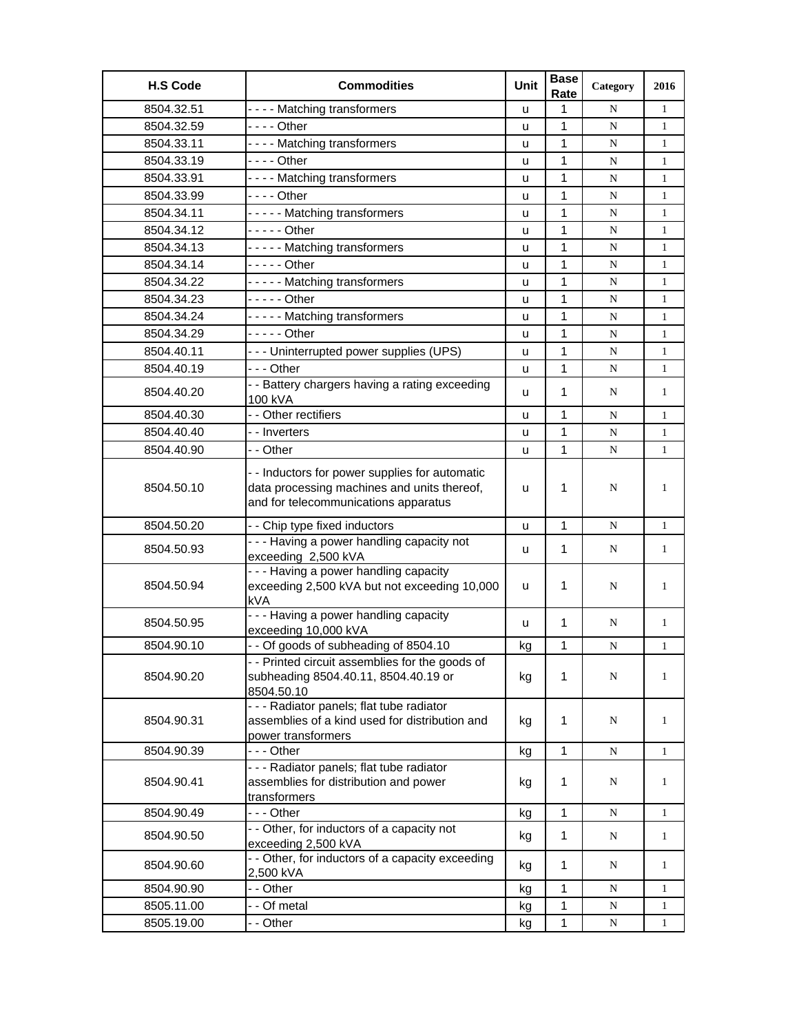| H.S Code | Commodities | Unit | Base Rate | Category | 2016 |
|---|---|---|---|---|---|
| 8504.32.51 | - - - - Matching transformers | u | 1 | N | 1 |
| 8504.32.59 | - - - - Other | u | 1 | N | 1 |
| 8504.33.11 | - - - - Matching transformers | u | 1 | N | 1 |
| 8504.33.19 | - - - - Other | u | 1 | N | 1 |
| 8504.33.91 | - - - - Matching transformers | u | 1 | N | 1 |
| 8504.33.99 | - - - - Other | u | 1 | N | 1 |
| 8504.34.11 | - - - - - Matching transformers | u | 1 | N | 1 |
| 8504.34.12 | - - - - - Other | u | 1 | N | 1 |
| 8504.34.13 | - - - - - Matching transformers | u | 1 | N | 1 |
| 8504.34.14 | - - - - - Other | u | 1 | N | 1 |
| 8504.34.22 | - - - - - Matching transformers | u | 1 | N | 1 |
| 8504.34.23 | - - - - - Other | u | 1 | N | 1 |
| 8504.34.24 | - - - - - Matching transformers | u | 1 | N | 1 |
| 8504.34.29 | - - - - - Other | u | 1 | N | 1 |
| 8504.40.11 | - - - Uninterrupted power supplies (UPS) | u | 1 | N | 1 |
| 8504.40.19 | - - - Other | u | 1 | N | 1 |
| 8504.40.20 | - - Battery chargers having a rating exceeding 100 kVA | u | 1 | N | 1 |
| 8504.40.30 | - - Other rectifiers | u | 1 | N | 1 |
| 8504.40.40 | - - Inverters | u | 1 | N | 1 |
| 8504.40.90 | - - Other | u | 1 | N | 1 |
| 8504.50.10 | - - Inductors for power supplies for automatic data processing machines and units thereof, and for telecommunications apparatus | u | 1 | N | 1 |
| 8504.50.20 | - - Chip type fixed inductors | u | 1 | N | 1 |
| 8504.50.93 | - - - Having a power handling capacity not exceeding 2,500 kVA | u | 1 | N | 1 |
| 8504.50.94 | - - - Having a power handling capacity exceeding 2,500 kVA but not exceeding 10,000 kVA | u | 1 | N | 1 |
| 8504.50.95 | - - - Having a power handling capacity exceeding 10,000 kVA | u | 1 | N | 1 |
| 8504.90.10 | - - Of goods of subheading of 8504.10 | kg | 1 | N | 1 |
| 8504.90.20 | - - Printed circuit assemblies for the goods of subheading 8504.40.11, 8504.40.19 or 8504.50.10 | kg | 1 | N | 1 |
| 8504.90.31 | - - - Radiator panels; flat tube radiator assemblies of a kind used for distribution and power transformers | kg | 1 | N | 1 |
| 8504.90.39 | - - - Other | kg | 1 | N | 1 |
| 8504.90.41 | - - - Radiator panels; flat tube radiator assemblies for distribution and power transformers | kg | 1 | N | 1 |
| 8504.90.49 | - - - Other | kg | 1 | N | 1 |
| 8504.90.50 | - - Other, for inductors of a capacity not exceeding 2,500 kVA | kg | 1 | N | 1 |
| 8504.90.60 | - - Other, for inductors of a capacity exceeding 2,500 kVA | kg | 1 | N | 1 |
| 8504.90.90 | - - Other | kg | 1 | N | 1 |
| 8505.11.00 | - - Of metal | kg | 1 | N | 1 |
| 8505.19.00 | - - Other | kg | 1 | N | 1 |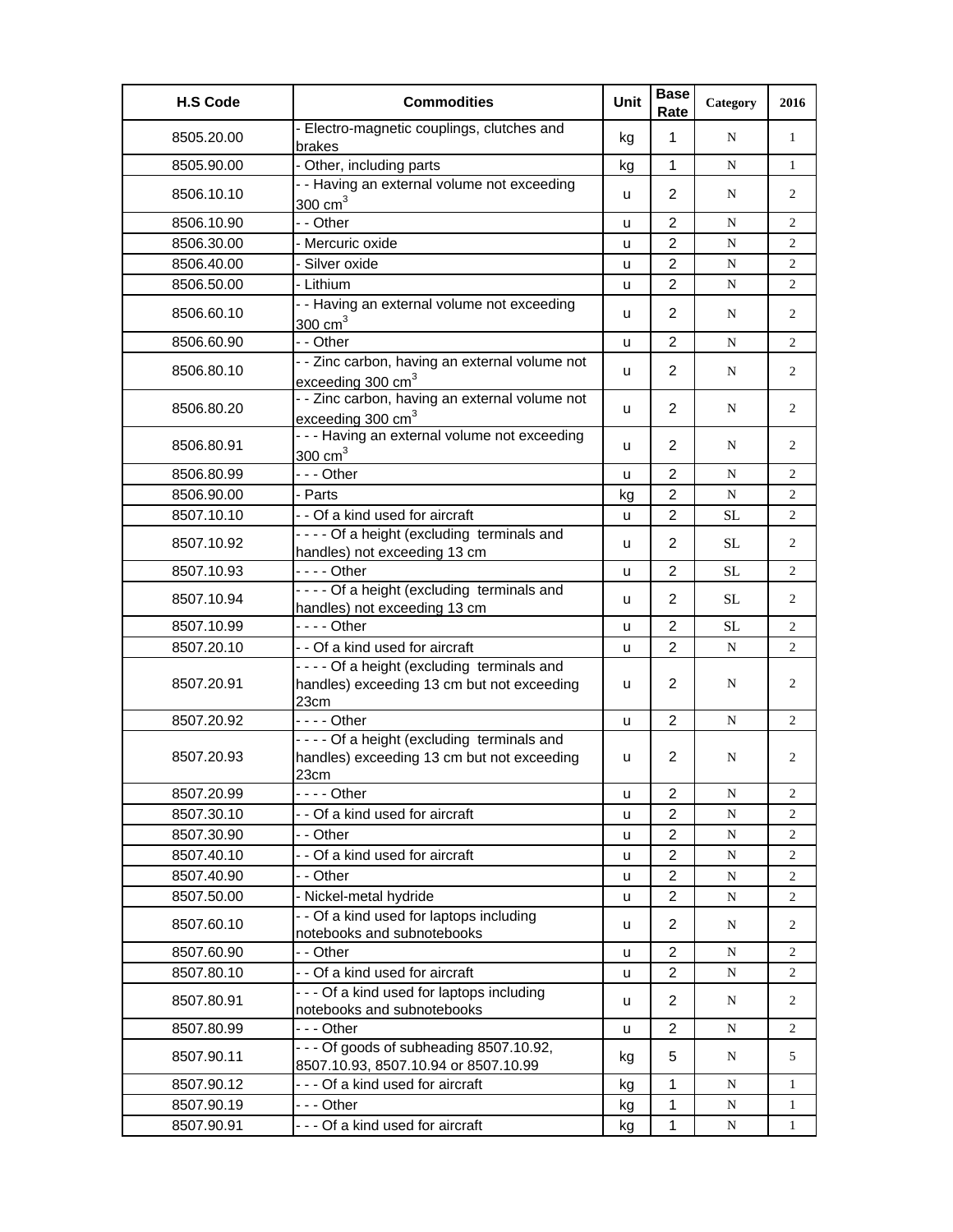| H.S Code | Commodities | Unit | Base Rate | Category | 2016 |
|---|---|---|---|---|---|
| 8505.20.00 | - Electro-magnetic couplings, clutches and brakes | kg | 1 | N | 1 |
| 8505.90.00 | - Other, including parts | kg | 1 | N | 1 |
| 8506.10.10 | - - Having an external volume not exceeding 300 $cm^3$ | u | 2 | N | 2 |
| 8506.10.90 | - - Other | u | 2 | N | 2 |
| 8506.30.00 | - Mercuric oxide | u | 2 | N | 2 |
| 8506.40.00 | - Silver oxide | u | 2 | N | 2 |
| 8506.50.00 | - Lithium | u | 2 | N | 2 |
| 8506.60.10 | - - Having an external volume not exceeding 300 $cm^3$ | u | 2 | N | 2 |
| 8506.60.90 | - - Other | u | 2 | N | 2 |
| 8506.80.10 | - - Zinc carbon, having an external volume not exceeding 300 $cm^3$ | u | 2 | N | 2 |
| 8506.80.20 | - - Zinc carbon, having an external volume not exceeding 300 $cm^3$ | u | 2 | N | 2 |
| 8506.80.91 | - - - Having an external volume not exceeding 300 $cm^3$ | u | 2 | N | 2 |
| 8506.80.99 | - - - Other | u | 2 | N | 2 |
| 8506.90.00 | - Parts | kg | 2 | N | 2 |
| 8507.10.10 | - - Of a kind used for aircraft | u | 2 | SL | 2 |
| 8507.10.92 | - - - - Of a height (excluding terminals and handles) not exceeding 13 cm | u | 2 | SL | 2 |
| 8507.10.93 | - - - - Other | u | 2 | SL | 2 |
| 8507.10.94 | - - - - Of a height (excluding terminals and handles) not exceeding 13 cm | u | 2 | SL | 2 |
| 8507.10.99 | - - - - Other | u | 2 | SL | 2 |
| 8507.20.10 | - - Of a kind used for aircraft | u | 2 | N | 2 |
| 8507.20.91 | - - - - Of a height (excluding terminals and handles) exceeding 13 cm but not exceeding 23cm | u | 2 | N | 2 |
| 8507.20.92 | - - - - Other | u | 2 | N | 2 |
| 8507.20.93 | - - - - Of a height (excluding terminals and handles) exceeding 13 cm but not exceeding 23cm | u | 2 | N | 2 |
| 8507.20.99 | - - - - Other | u | 2 | N | 2 |
| 8507.30.10 | - - Of a kind used for aircraft | u | 2 | N | 2 |
| 8507.30.90 | - - Other | u | 2 | N | 2 |
| 8507.40.10 | - - Of a kind used for aircraft | u | 2 | N | 2 |
| 8507.40.90 | - - Other | u | 2 | N | 2 |
| 8507.50.00 | - Nickel-metal hydride | u | 2 | N | 2 |
| 8507.60.10 | - - Of a kind used for laptops including notebooks and subnotebooks | u | 2 | N | 2 |
| 8507.60.90 | - - Other | u | 2 | N | 2 |
| 8507.80.10 | - - Of a kind used for aircraft | u | 2 | N | 2 |
| 8507.80.91 | - - - Of a kind used for laptops including notebooks and subnotebooks | u | 2 | N | 2 |
| 8507.80.99 | - - - Other | u | 2 | N | 2 |
| 8507.90.11 | - - - Of goods of subheading 8507.10.92, 8507.10.93, 8507.10.94 or 8507.10.99 | kg | 5 | N | 5 |
| 8507.90.12 | - - - Of a kind used for aircraft | kg | 1 | N | 1 |
| 8507.90.19 | - - - Other | kg | 1 | N | 1 |
| 8507.90.91 | - - - Of a kind used for aircraft | kg | 1 | N | 1 |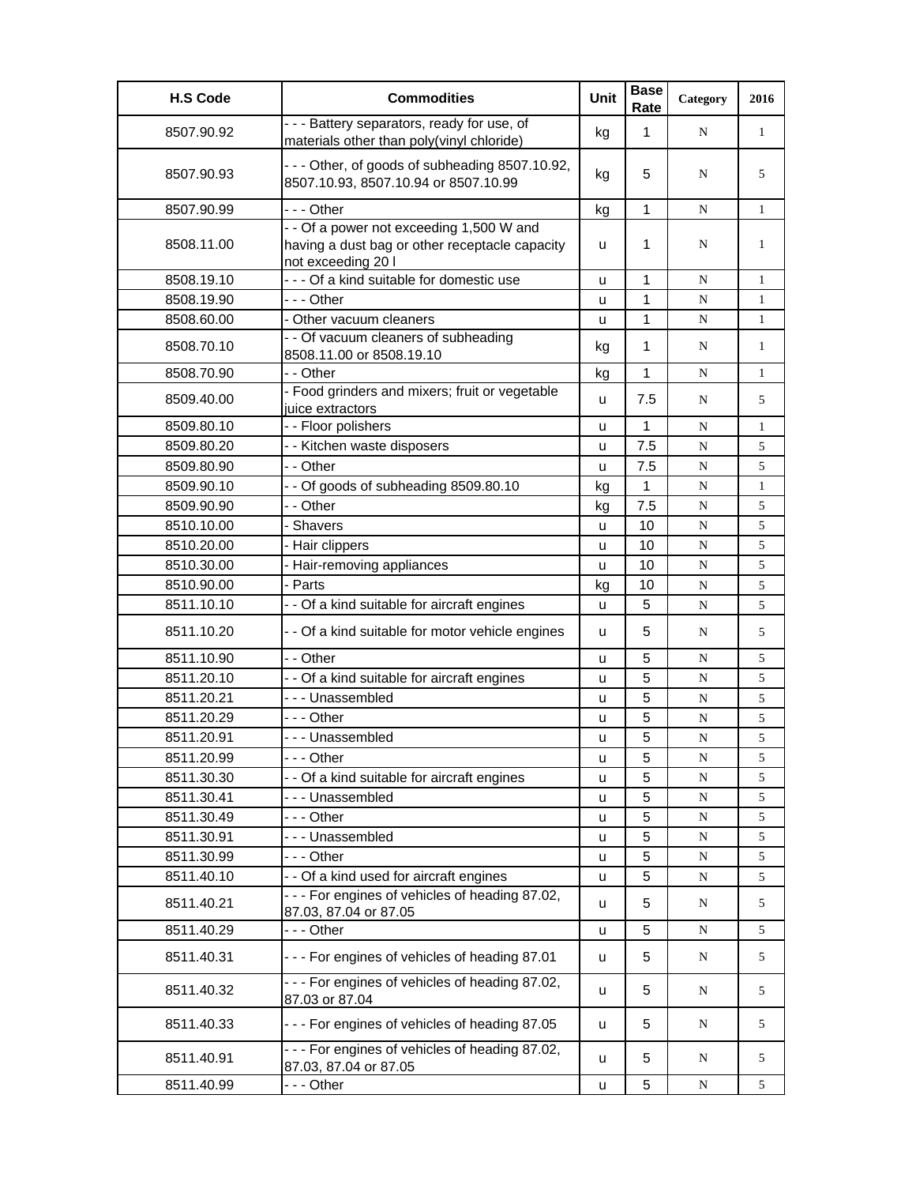| H.S Code | Commodities | Unit | Base Rate | Category | 2016 |
|---|---|---|---|---|---|
| 8507.90.92 | - - - Battery separators, ready for use, of materials other than poly(vinyl chloride) | kg | 1 | N | 1 |
| 8507.90.93 | - - - Other, of goods of subheading 8507.10.92, 8507.10.93, 8507.10.94 or 8507.10.99 | kg | 5 | N | 5 |
| 8507.90.99 | - - - Other | kg | 1 | N | 1 |
| 8508.11.00 | - - Of a power not exceeding 1,500 W and having a dust bag or other receptacle capacity not exceeding 20 l | u | 1 | N | 1 |
| 8508.19.10 | - - - Of a kind suitable for domestic use | u | 1 | N | 1 |
| 8508.19.90 | - - - Other | u | 1 | N | 1 |
| 8508.60.00 | - Other vacuum cleaners | u | 1 | N | 1 |
| 8508.70.10 | - - Of vacuum cleaners of subheading 8508.11.00 or 8508.19.10 | kg | 1 | N | 1 |
| 8508.70.90 | - - Other | kg | 1 | N | 1 |
| 8509.40.00 | - Food grinders and mixers; fruit or vegetable juice extractors | u | 7.5 | N | 5 |
| 8509.80.10 | - - Floor polishers | u | 1 | N | 1 |
| 8509.80.20 | - - Kitchen waste disposers | u | 7.5 | N | 5 |
| 8509.80.90 | - - Other | u | 7.5 | N | 5 |
| 8509.90.10 | - - Of goods of subheading 8509.80.10 | kg | 1 | N | 1 |
| 8509.90.90 | - - Other | kg | 7.5 | N | 5 |
| 8510.10.00 | - Shavers | u | 10 | N | 5 |
| 8510.20.00 | - Hair clippers | u | 10 | N | 5 |
| 8510.30.00 | - Hair-removing appliances | u | 10 | N | 5 |
| 8510.90.00 | - Parts | kg | 10 | N | 5 |
| 8511.10.10 | - - Of a kind suitable for aircraft engines | u | 5 | N | 5 |
| 8511.10.20 | - - Of a kind suitable for motor vehicle engines | u | 5 | N | 5 |
| 8511.10.90 | - - Other | u | 5 | N | 5 |
| 8511.20.10 | - - Of a kind suitable for aircraft engines | u | 5 | N | 5 |
| 8511.20.21 | - - - Unassembled | u | 5 | N | 5 |
| 8511.20.29 | - - - Other | u | 5 | N | 5 |
| 8511.20.91 | - - - Unassembled | u | 5 | N | 5 |
| 8511.20.99 | - - - Other | u | 5 | N | 5 |
| 8511.30.30 | - - Of a kind suitable for aircraft engines | u | 5 | N | 5 |
| 8511.30.41 | - - - Unassembled | u | 5 | N | 5 |
| 8511.30.49 | - - - Other | u | 5 | N | 5 |
| 8511.30.91 | - - - Unassembled | u | 5 | N | 5 |
| 8511.30.99 | - - - Other | u | 5 | N | 5 |
| 8511.40.10 | - - Of a kind used for aircraft engines | u | 5 | N | 5 |
| 8511.40.21 | - - - For engines of vehicles of heading 87.02, 87.03, 87.04 or 87.05 | u | 5 | N | 5 |
| 8511.40.29 | - - - Other | u | 5 | N | 5 |
| 8511.40.31 | - - - For engines of vehicles of heading 87.01 | u | 5 | N | 5 |
| 8511.40.32 | - - - For engines of vehicles of heading 87.02, 87.03 or 87.04 | u | 5 | N | 5 |
| 8511.40.33 | - - - For engines of vehicles of heading 87.05 | u | 5 | N | 5 |
| 8511.40.91 | - - - For engines of vehicles of heading 87.02, 87.03, 87.04 or 87.05 | u | 5 | N | 5 |
| 8511.40.99 | - - - Other | u | 5 | N | 5 |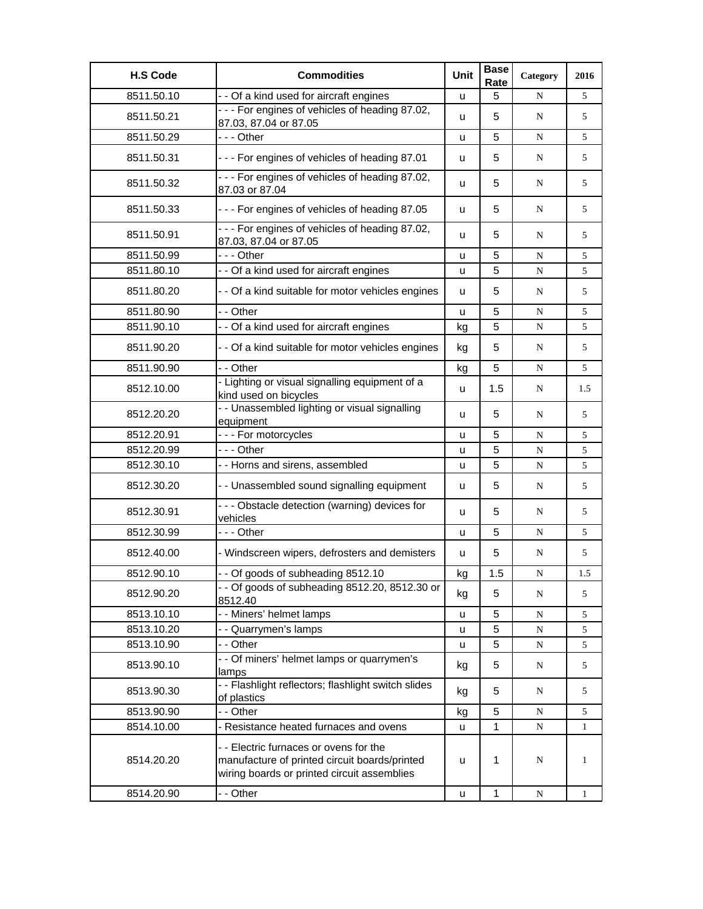| H.S Code | Commodities | Unit | Base Rate | Category | 2016 |
|---|---|---|---|---|---|
| 8511.50.10 | - - Of a kind used for aircraft engines | u | 5 | N | 5 |
| 8511.50.21 | - - - For engines of vehicles of heading 87.02, 87.03, 87.04 or 87.05 | u | 5 | N | 5 |
| 8511.50.29 | - - - Other | u | 5 | N | 5 |
| 8511.50.31 | - - - For engines of vehicles of heading 87.01 | u | 5 | N | 5 |
| 8511.50.32 | - - - For engines of vehicles of heading 87.02, 87.03 or 87.04 | u | 5 | N | 5 |
| 8511.50.33 | - - - For engines of vehicles of heading 87.05 | u | 5 | N | 5 |
| 8511.50.91 | - - - For engines of vehicles of heading 87.02, 87.03, 87.04 or 87.05 | u | 5 | N | 5 |
| 8511.50.99 | - - - Other | u | 5 | N | 5 |
| 8511.80.10 | - - Of a kind used for aircraft engines | u | 5 | N | 5 |
| 8511.80.20 | - - Of a kind suitable for motor vehicles engines | u | 5 | N | 5 |
| 8511.80.90 | - - Other | u | 5 | N | 5 |
| 8511.90.10 | - - Of a kind used for aircraft engines | kg | 5 | N | 5 |
| 8511.90.20 | - - Of a kind suitable for motor vehicles engines | kg | 5 | N | 5 |
| 8511.90.90 | - - Other | kg | 5 | N | 5 |
| 8512.10.00 | - Lighting or visual signalling equipment of a kind used on bicycles | u | 1.5 | N | 1.5 |
| 8512.20.20 | - - Unassembled lighting or visual signalling equipment | u | 5 | N | 5 |
| 8512.20.91 | - - - For motorcycles | u | 5 | N | 5 |
| 8512.20.99 | - - - Other | u | 5 | N | 5 |
| 8512.30.10 | - - Horns and sirens, assembled | u | 5 | N | 5 |
| 8512.30.20 | - - Unassembled sound signalling equipment | u | 5 | N | 5 |
| 8512.30.91 | - - - Obstacle detection (warning) devices for vehicles | u | 5 | N | 5 |
| 8512.30.99 | - - - Other | u | 5 | N | 5 |
| 8512.40.00 | - Windscreen wipers, defrosters and demisters | u | 5 | N | 5 |
| 8512.90.10 | - - Of goods of subheading 8512.10 | kg | 1.5 | N | 1.5 |
| 8512.90.20 | - - Of goods of subheading 8512.20, 8512.30 or 8512.40 | kg | 5 | N | 5 |
| 8513.10.10 | - - Miners' helmet lamps | u | 5 | N | 5 |
| 8513.10.20 | - - Quarrymen's lamps | u | 5 | N | 5 |
| 8513.10.90 | - - Other | u | 5 | N | 5 |
| 8513.90.10 | - - Of miners' helmet lamps or quarrymen's lamps | kg | 5 | N | 5 |
| 8513.90.30 | - - Flashlight reflectors; flashlight switch slides of plastics | kg | 5 | N | 5 |
| 8513.90.90 | - - Other | kg | 5 | N | 5 |
| 8514.10.00 | - Resistance heated furnaces and ovens | u | 1 | N | 1 |
| 8514.20.20 | - - Electric furnaces or ovens for the manufacture of printed circuit boards/printed wiring boards or printed circuit assemblies | u | 1 | N | 1 |
| 8514.20.90 | - - Other | u | 1 | N | 1 |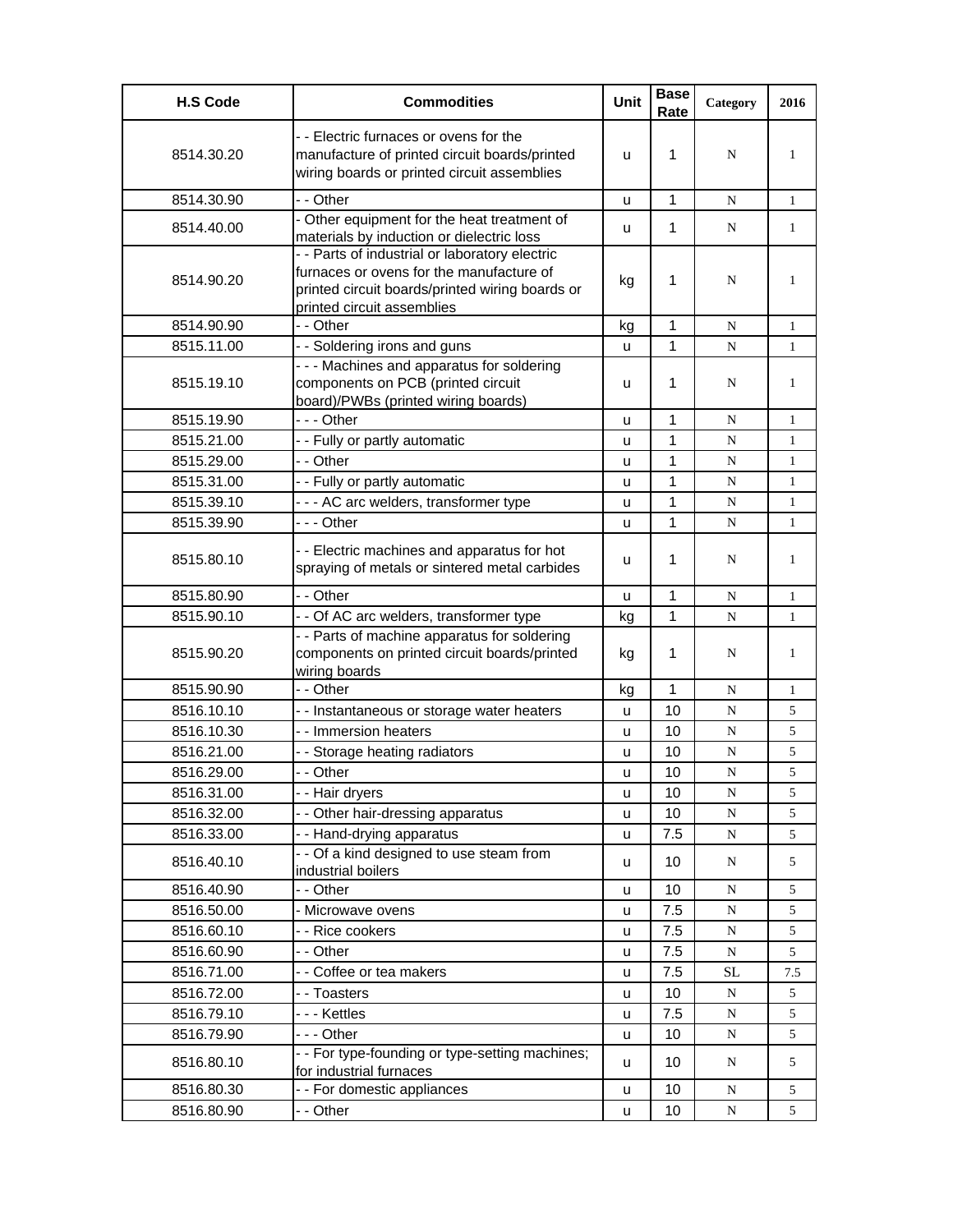| H.S Code | Commodities | Unit | Base Rate | Category | 2016 |
|---|---|---|---|---|---|
| 8514.30.20 | - - Electric furnaces or ovens for the manufacture of printed circuit boards/printed wiring boards or printed circuit assemblies | u | 1 | N | 1 |
| 8514.30.90 | - - Other | u | 1 | N | 1 |
| 8514.40.00 | - Other equipment for the heat treatment of materials by induction or dielectric loss | u | 1 | N | 1 |
| 8514.90.20 | - - Parts of industrial or laboratory electric furnaces or ovens for the manufacture of printed circuit boards/printed wiring boards or printed circuit assemblies | kg | 1 | N | 1 |
| 8514.90.90 | - - Other | kg | 1 | N | 1 |
| 8515.11.00 | - - Soldering irons and guns | u | 1 | N | 1 |
| 8515.19.10 | - - - Machines and apparatus for soldering components on PCB (printed circuit board)/PWBs (printed wiring boards) | u | 1 | N | 1 |
| 8515.19.90 | - - - Other | u | 1 | N | 1 |
| 8515.21.00 | - - Fully or partly automatic | u | 1 | N | 1 |
| 8515.29.00 | - - Other | u | 1 | N | 1 |
| 8515.31.00 | - - Fully or partly automatic | u | 1 | N | 1 |
| 8515.39.10 | - - - AC arc welders, transformer type | u | 1 | N | 1 |
| 8515.39.90 | - - - Other | u | 1 | N | 1 |
| 8515.80.10 | - - Electric machines and apparatus for hot spraying of metals or sintered metal carbides | u | 1 | N | 1 |
| 8515.80.90 | - - Other | u | 1 | N | 1 |
| 8515.90.10 | - - Of AC arc welders, transformer type | kg | 1 | N | 1 |
| 8515.90.20 | - - Parts of machine apparatus for soldering components on printed circuit boards/printed wiring boards | kg | 1 | N | 1 |
| 8515.90.90 | - - Other | kg | 1 | N | 1 |
| 8516.10.10 | - - Instantaneous or storage water heaters | u | 10 | N | 5 |
| 8516.10.30 | - - Immersion heaters | u | 10 | N | 5 |
| 8516.21.00 | - - Storage heating radiators | u | 10 | N | 5 |
| 8516.29.00 | - - Other | u | 10 | N | 5 |
| 8516.31.00 | - - Hair dryers | u | 10 | N | 5 |
| 8516.32.00 | - - Other hair-dressing apparatus | u | 10 | N | 5 |
| 8516.33.00 | - - Hand-drying apparatus | u | 7.5 | N | 5 |
| 8516.40.10 | - - Of a kind designed to use steam from industrial boilers | u | 10 | N | 5 |
| 8516.40.90 | - - Other | u | 10 | N | 5 |
| 8516.50.00 | - Microwave ovens | u | 7.5 | N | 5 |
| 8516.60.10 | - - Rice cookers | u | 7.5 | N | 5 |
| 8516.60.90 | - - Other | u | 7.5 | N | 5 |
| 8516.71.00 | - - Coffee or tea makers | u | 7.5 | SL | 7.5 |
| 8516.72.00 | - - Toasters | u | 10 | N | 5 |
| 8516.79.10 | - - - Kettles | u | 7.5 | N | 5 |
| 8516.79.90 | - - - Other | u | 10 | N | 5 |
| 8516.80.10 | - - For type-founding or type-setting machines; for industrial furnaces | u | 10 | N | 5 |
| 8516.80.30 | - - For domestic appliances | u | 10 | N | 5 |
| 8516.80.90 | - - Other | u | 10 | N | 5 |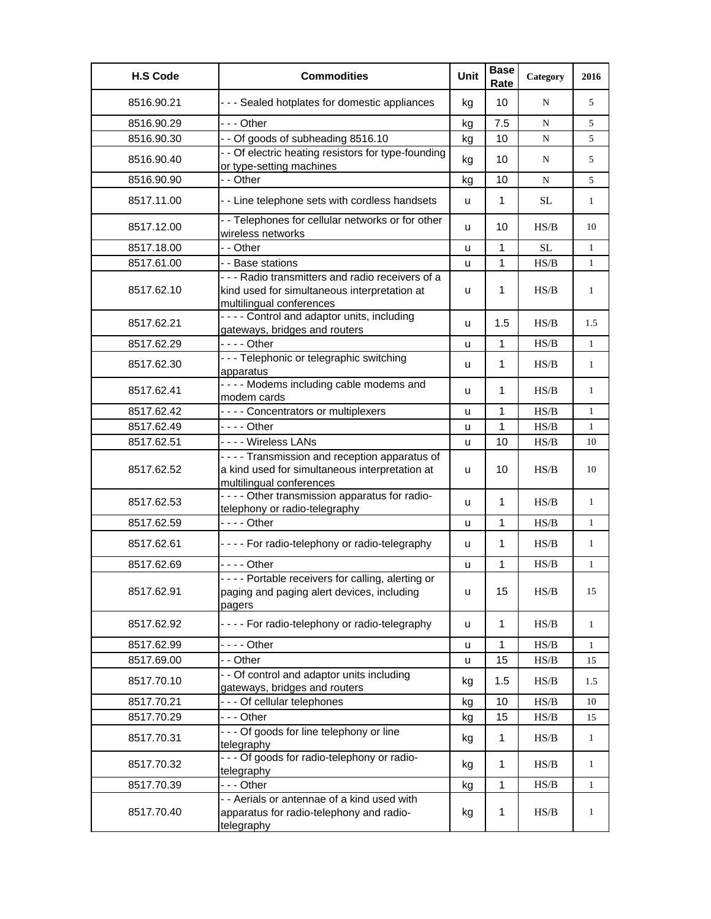| H.S Code | Commodities | Unit | Base Rate | Category | 2016 |
|---|---|---|---|---|---|
| 8516.90.21 | - - - Sealed hotplates for domestic appliances | kg | 10 | N | 5 |
| 8516.90.29 | - - - Other | kg | 7.5 | N | 5 |
| 8516.90.30 | - - Of goods of subheading 8516.10 | kg | 10 | N | 5 |
| 8516.90.40 | - - Of electric heating resistors for type-founding or type-setting machines | kg | 10 | N | 5 |
| 8516.90.90 | - - Other | kg | 10 | N | 5 |
| 8517.11.00 | - - Line telephone sets with cordless handsets | u | 1 | SL | 1 |
| 8517.12.00 | - - Telephones for cellular networks or for other wireless networks | u | 10 | HS/B | 10 |
| 8517.18.00 | - - Other | u | 1 | SL | 1 |
| 8517.61.00 | - - Base stations | u | 1 | HS/B | 1 |
| 8517.62.10 | - - - Radio transmitters and radio receivers of a kind used for simultaneous interpretation at multilingual conferences | u | 1 | HS/B | 1 |
| 8517.62.21 | - - - - Control and adaptor units, including gateways, bridges and routers | u | 1.5 | HS/B | 1.5 |
| 8517.62.29 | - - - - Other | u | 1 | HS/B | 1 |
| 8517.62.30 | - - - Telephonic or telegraphic switching apparatus | u | 1 | HS/B | 1 |
| 8517.62.41 | - - - - Modems including cable modems and modem cards | u | 1 | HS/B | 1 |
| 8517.62.42 | - - - - Concentrators or multiplexers | u | 1 | HS/B | 1 |
| 8517.62.49 | - - - - Other | u | 1 | HS/B | 1 |
| 8517.62.51 | - - - - Wireless LANs | u | 10 | HS/B | 10 |
| 8517.62.52 | - - - - Transmission and reception apparatus of a kind used for simultaneous interpretation at multilingual conferences | u | 10 | HS/B | 10 |
| 8517.62.53 | - - - - Other transmission apparatus for radio-telephony or radio-telegraphy | u | 1 | HS/B | 1 |
| 8517.62.59 | - - - - Other | u | 1 | HS/B | 1 |
| 8517.62.61 | - - - - For radio-telephony or radio-telegraphy | u | 1 | HS/B | 1 |
| 8517.62.69 | - - - - Other | u | 1 | HS/B | 1 |
| 8517.62.91 | - - - - Portable receivers for calling, alerting or paging and paging alert devices, including pagers | u | 15 | HS/B | 15 |
| 8517.62.92 | - - - - For radio-telephony or radio-telegraphy | u | 1 | HS/B | 1 |
| 8517.62.99 | - - - - Other | u | 1 | HS/B | 1 |
| 8517.69.00 | - - Other | u | 15 | HS/B | 15 |
| 8517.70.10 | - - Of control and adaptor units including gateways, bridges and routers | kg | 1.5 | HS/B | 1.5 |
| 8517.70.21 | - - - Of cellular telephones | kg | 10 | HS/B | 10 |
| 8517.70.29 | - - - Other | kg | 15 | HS/B | 15 |
| 8517.70.31 | - - - Of goods for line telephony or line telegraphy | kg | 1 | HS/B | 1 |
| 8517.70.32 | - - - Of goods for radio-telephony or radio-telegraphy | kg | 1 | HS/B | 1 |
| 8517.70.39 | - - - Other | kg | 1 | HS/B | 1 |
| 8517.70.40 | - - Aerials or antennae of a kind used with apparatus for radio-telephony and radio-telegraphy | kg | 1 | HS/B | 1 |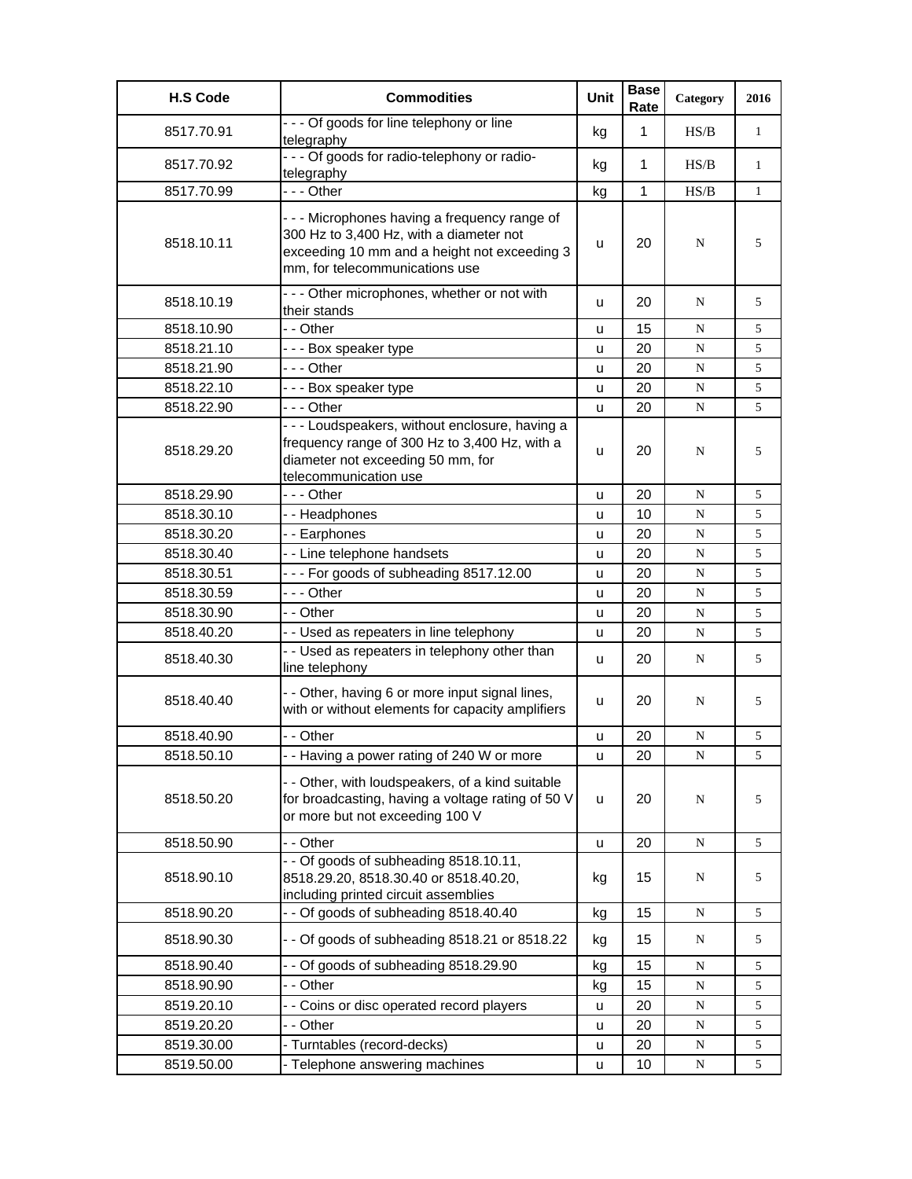| H.S Code | Commodities | Unit | Base Rate | Category | 2016 |
|---|---|---|---|---|---|
| 8517.70.91 | - - - Of goods for line telephony or line telegraphy | kg | 1 | HS/B | 1 |
| 8517.70.92 | - - - Of goods for radio-telephony or radio-telegraphy | kg | 1 | HS/B | 1 |
| 8517.70.99 | - - - Other | kg | 1 | HS/B | 1 |
| 8518.10.11 | - - - Microphones having a frequency range of 300 Hz to 3,400 Hz, with a diameter not exceeding 10 mm and a height not exceeding 3 mm, for telecommunications use | u | 20 | N | 5 |
| 8518.10.19 | - - - Other microphones, whether or not with their stands | u | 20 | N | 5 |
| 8518.10.90 | - - Other | u | 15 | N | 5 |
| 8518.21.10 | - - - Box speaker type | u | 20 | N | 5 |
| 8518.21.90 | - - - Other | u | 20 | N | 5 |
| 8518.22.10 | - - - Box speaker type | u | 20 | N | 5 |
| 8518.22.90 | - - - Other | u | 20 | N | 5 |
| 8518.29.20 | - - - Loudspeakers, without enclosure, having a frequency range of 300 Hz to 3,400 Hz, with a diameter not exceeding 50 mm, for telecommunication use | u | 20 | N | 5 |
| 8518.29.90 | - - - Other | u | 20 | N | 5 |
| 8518.30.10 | - - Headphones | u | 10 | N | 5 |
| 8518.30.20 | - - Earphones | u | 20 | N | 5 |
| 8518.30.40 | - - Line telephone handsets | u | 20 | N | 5 |
| 8518.30.51 | - - - For goods of subheading 8517.12.00 | u | 20 | N | 5 |
| 8518.30.59 | - - - Other | u | 20 | N | 5 |
| 8518.30.90 | - - Other | u | 20 | N | 5 |
| 8518.40.20 | - - Used as repeaters in line telephony | u | 20 | N | 5 |
| 8518.40.30 | - - Used as repeaters in telephony other than line telephony | u | 20 | N | 5 |
| 8518.40.40 | - - Other, having 6 or more input signal lines, with or without elements for capacity amplifiers | u | 20 | N | 5 |
| 8518.40.90 | - - Other | u | 20 | N | 5 |
| 8518.50.10 | - - Having a power rating of 240 W or more | u | 20 | N | 5 |
| 8518.50.20 | - - Other, with loudspeakers, of a kind suitable for broadcasting, having a voltage rating of 50 V or more but not exceeding 100 V | u | 20 | N | 5 |
| 8518.50.90 | - - Other | u | 20 | N | 5 |
| 8518.90.10 | - - Of goods of subheading 8518.10.11, 8518.29.20, 8518.30.40 or 8518.40.20, including printed circuit assemblies | kg | 15 | N | 5 |
| 8518.90.20 | - - Of goods of subheading 8518.40.40 | kg | 15 | N | 5 |
| 8518.90.30 | - - Of goods of subheading 8518.21 or 8518.22 | kg | 15 | N | 5 |
| 8518.90.40 | - - Of goods of subheading 8518.29.90 | kg | 15 | N | 5 |
| 8518.90.90 | - - Other | kg | 15 | N | 5 |
| 8519.20.10 | - - Coins or disc operated record players | u | 20 | N | 5 |
| 8519.20.20 | - - Other | u | 20 | N | 5 |
| 8519.30.00 | - Turntables (record-decks) | u | 20 | N | 5 |
| 8519.50.00 | - Telephone answering machines | u | 10 | N | 5 |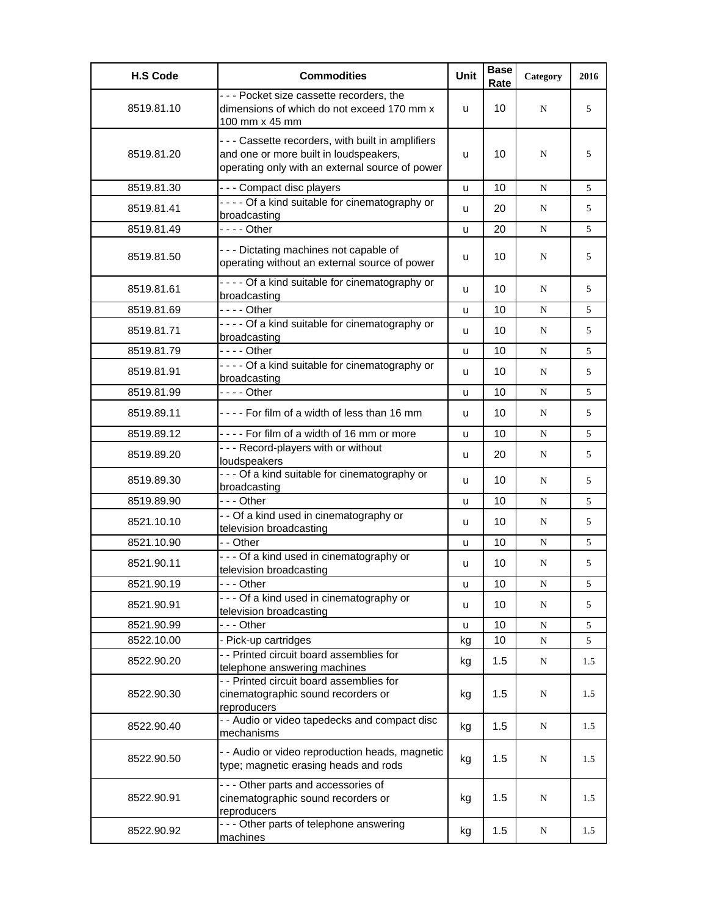| H.S Code | Commodities | Unit | Base Rate | Category | 2016 |
|---|---|---|---|---|---|
| 8519.81.10 | - - - Pocket size cassette recorders, the dimensions of which do not exceed 170 mm x 100 mm x 45 mm | u | 10 | N | 5 |
| 8519.81.20 | - - - Cassette recorders, with built in amplifiers and one or more built in loudspeakers, operating only with an external source of power | u | 10 | N | 5 |
| 8519.81.30 | - - - Compact disc players | u | 10 | N | 5 |
| 8519.81.41 | - - - - Of a kind suitable for cinematography or broadcasting | u | 20 | N | 5 |
| 8519.81.49 | - - - - Other | u | 20 | N | 5 |
| 8519.81.50 | - - - Dictating machines not capable of operating without an external source of power | u | 10 | N | 5 |
| 8519.81.61 | - - - - Of a kind suitable for cinematography or broadcasting | u | 10 | N | 5 |
| 8519.81.69 | - - - - Other | u | 10 | N | 5 |
| 8519.81.71 | - - - - Of a kind suitable for cinematography or broadcasting | u | 10 | N | 5 |
| 8519.81.79 | - - - - Other | u | 10 | N | 5 |
| 8519.81.91 | - - - - Of a kind suitable for cinematography or broadcasting | u | 10 | N | 5 |
| 8519.81.99 | - - - - Other | u | 10 | N | 5 |
| 8519.89.11 | - - - - For film of a width of less than 16 mm | u | 10 | N | 5 |
| 8519.89.12 | - - - - For film of a width of 16 mm or more | u | 10 | N | 5 |
| 8519.89.20 | - - - Record-players with or without loudspeakers | u | 20 | N | 5 |
| 8519.89.30 | - - - Of a kind suitable for cinematography or broadcasting | u | 10 | N | 5 |
| 8519.89.90 | - - - Other | u | 10 | N | 5 |
| 8521.10.10 | - - Of a kind used in cinematography or television broadcasting | u | 10 | N | 5 |
| 8521.10.90 | - - Other | u | 10 | N | 5 |
| 8521.90.11 | - - - Of a kind used in cinematography or television broadcasting | u | 10 | N | 5 |
| 8521.90.19 | - - - Other | u | 10 | N | 5 |
| 8521.90.91 | - - - Of a kind used in cinematography or television broadcasting | u | 10 | N | 5 |
| 8521.90.99 | - - - Other | u | 10 | N | 5 |
| 8522.10.00 | - Pick-up cartridges | kg | 10 | N | 5 |
| 8522.90.20 | - - Printed circuit board assemblies for telephone answering machines | kg | 1.5 | N | 1.5 |
| 8522.90.30 | - - Printed circuit board assemblies for cinematographic sound recorders or reproducers | kg | 1.5 | N | 1.5 |
| 8522.90.40 | - - Audio or video tapedecks and compact disc mechanisms | kg | 1.5 | N | 1.5 |
| 8522.90.50 | - - Audio or video reproduction heads, magnetic type; magnetic erasing heads and rods | kg | 1.5 | N | 1.5 |
| 8522.90.91 | - - - Other parts and accessories of cinematographic sound recorders or reproducers | kg | 1.5 | N | 1.5 |
| 8522.90.92 | - - - Other parts of telephone answering machines | kg | 1.5 | N | 1.5 |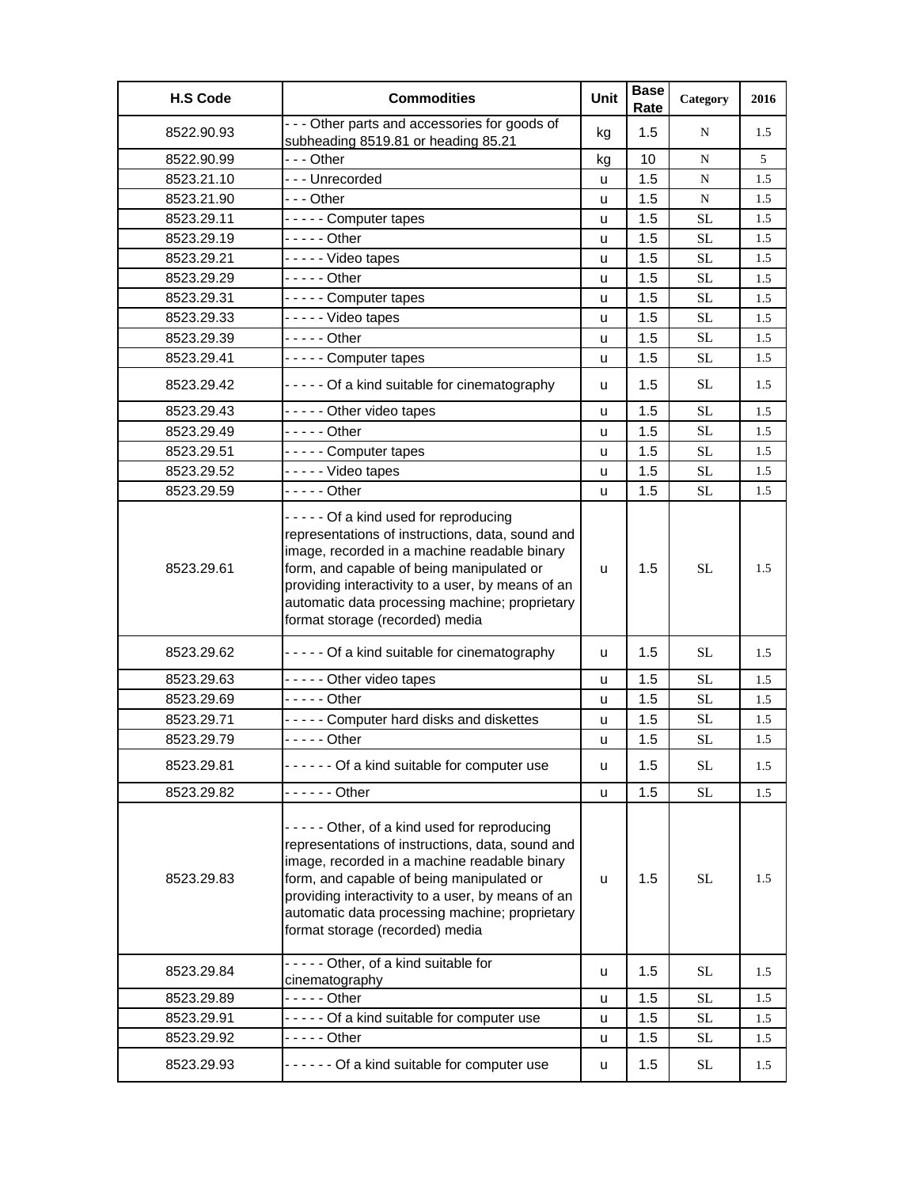| H.S Code | Commodities | Unit | Base Rate | Category | 2016 |
|---|---|---|---|---|---|
| 8522.90.93 | - - - Other parts and accessories for goods of subheading 8519.81 or heading 85.21 | kg | 1.5 | N | 1.5 |
| 8522.90.99 | - - - Other | kg | 10 | N | 5 |
| 8523.21.10 | - - - Unrecorded | u | 1.5 | N | 1.5 |
| 8523.21.90 | - - - Other | u | 1.5 | N | 1.5 |
| 8523.29.11 | - - - - - Computer tapes | u | 1.5 | SL | 1.5 |
| 8523.29.19 | - - - - - Other | u | 1.5 | SL | 1.5 |
| 8523.29.21 | - - - - - Video tapes | u | 1.5 | SL | 1.5 |
| 8523.29.29 | - - - - - Other | u | 1.5 | SL | 1.5 |
| 8523.29.31 | - - - - - Computer tapes | u | 1.5 | SL | 1.5 |
| 8523.29.33 | - - - - - Video tapes | u | 1.5 | SL | 1.5 |
| 8523.29.39 | - - - - - Other | u | 1.5 | SL | 1.5 |
| 8523.29.41 | - - - - - Computer tapes | u | 1.5 | SL | 1.5 |
| 8523.29.42 | - - - - - Of a kind suitable for cinematography | u | 1.5 | SL | 1.5 |
| 8523.29.43 | - - - - - Other video tapes | u | 1.5 | SL | 1.5 |
| 8523.29.49 | - - - - - Other | u | 1.5 | SL | 1.5 |
| 8523.29.51 | - - - - - Computer tapes | u | 1.5 | SL | 1.5 |
| 8523.29.52 | - - - - - Video tapes | u | 1.5 | SL | 1.5 |
| 8523.29.59 | - - - - - Other | u | 1.5 | SL | 1.5 |
| 8523.29.61 | - - - - - Of a kind used for reproducing representations of instructions, data, sound and image, recorded in a machine readable binary form, and capable of being manipulated or providing interactivity to a user, by means of an automatic data processing machine; proprietary format storage (recorded) media | u | 1.5 | SL | 1.5 |
| 8523.29.62 | - - - - - Of a kind suitable for cinematography | u | 1.5 | SL | 1.5 |
| 8523.29.63 | - - - - - Other video tapes | u | 1.5 | SL | 1.5 |
| 8523.29.69 | - - - - - Other | u | 1.5 | SL | 1.5 |
| 8523.29.71 | - - - - - Computer hard disks and diskettes | u | 1.5 | SL | 1.5 |
| 8523.29.79 | - - - - - Other | u | 1.5 | SL | 1.5 |
| 8523.29.81 | - - - - - - Of a kind suitable for computer use | u | 1.5 | SL | 1.5 |
| 8523.29.82 | - - - - - - Other | u | 1.5 | SL | 1.5 |
| 8523.29.83 | - - - - - Other, of a kind used for reproducing representations of instructions, data, sound and image, recorded in a machine readable binary form, and capable of being manipulated or providing interactivity to a user, by means of an automatic data processing machine; proprietary format storage (recorded) media | u | 1.5 | SL | 1.5 |
| 8523.29.84 | - - - - - Other, of a kind suitable for cinematography | u | 1.5 | SL | 1.5 |
| 8523.29.89 | - - - - - Other | u | 1.5 | SL | 1.5 |
| 8523.29.91 | - - - - - Of a kind suitable for computer use | u | 1.5 | SL | 1.5 |
| 8523.29.92 | - - - - - Other | u | 1.5 | SL | 1.5 |
| 8523.29.93 | - - - - - - Of a kind suitable for computer use | u | 1.5 | SL | 1.5 |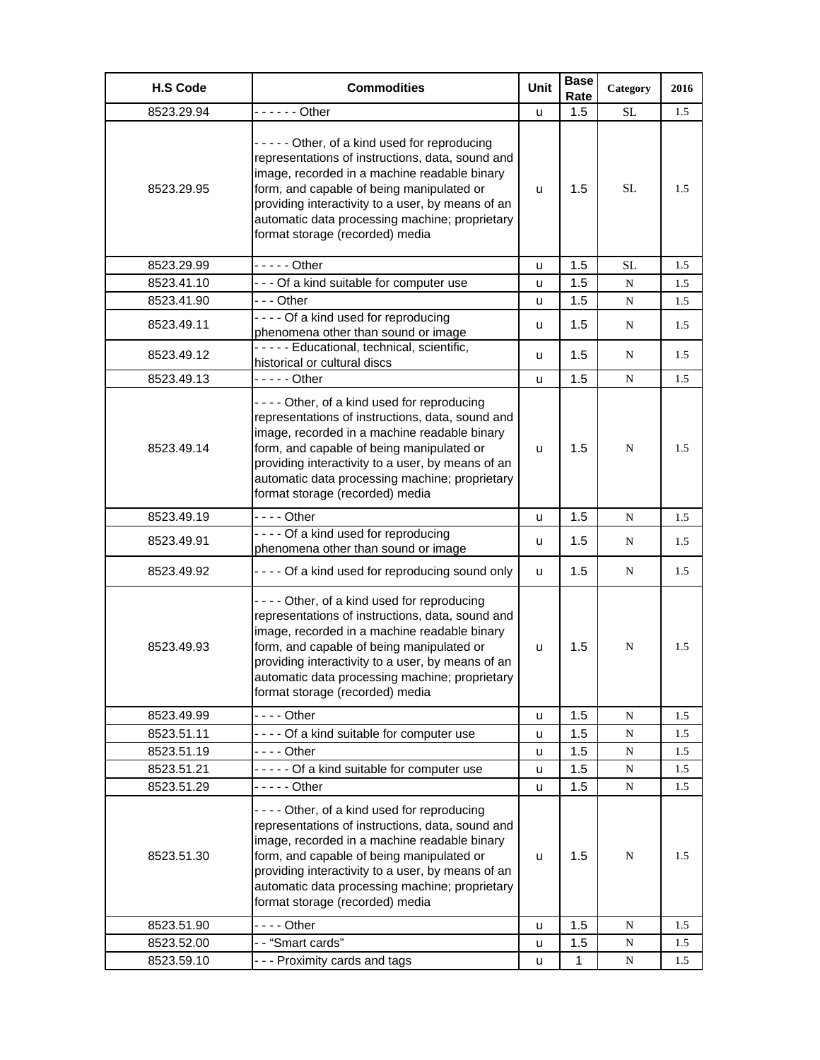| H.S Code | Commodities | Unit | Base Rate | Category | 2016 |
|---|---|---|---|---|---|
| 8523.29.94 | - - - - - - Other | u | 1.5 | SL | 1.5 |
| 8523.29.95 | - - - - - Other, of a kind used for reproducing representations of instructions, data, sound and image, recorded in a machine readable binary form, and capable of being manipulated or providing interactivity to a user, by means of an automatic data processing machine; proprietary format storage (recorded) media | u | 1.5 | SL | 1.5 |
| 8523.29.99 | - - - - - Other | u | 1.5 | SL | 1.5 |
| 8523.41.10 | - - - Of a kind suitable for computer use | u | 1.5 | N | 1.5 |
| 8523.41.90 | - - - Other | u | 1.5 | N | 1.5 |
| 8523.49.11 | - - - - Of a kind used for reproducing phenomena other than sound or image | u | 1.5 | N | 1.5 |
| 8523.49.12 | - - - - - Educational, technical, scientific, historical or cultural discs | u | 1.5 | N | 1.5 |
| 8523.49.13 | - - - - - Other | u | 1.5 | N | 1.5 |
| 8523.49.14 | - - - - Other, of a kind used for reproducing representations of instructions, data, sound and image, recorded in a machine readable binary form, and capable of being manipulated or providing interactivity to a user, by means of an automatic data processing machine; proprietary format storage (recorded) media | u | 1.5 | N | 1.5 |
| 8523.49.19 | - - - - Other | u | 1.5 | N | 1.5 |
| 8523.49.91 | - - - - Of a kind used for reproducing phenomena other than sound or image | u | 1.5 | N | 1.5 |
| 8523.49.92 | - - - - Of a kind used for reproducing sound only | u | 1.5 | N | 1.5 |
| 8523.49.93 | - - - - Other, of a kind used for reproducing representations of instructions, data, sound and image, recorded in a machine readable binary form, and capable of being manipulated or providing interactivity to a user, by means of an automatic data processing machine; proprietary format storage (recorded) media | u | 1.5 | N | 1.5 |
| 8523.49.99 | - - - - Other | u | 1.5 | N | 1.5 |
| 8523.51.11 | - - - - Of a kind suitable for computer use | u | 1.5 | N | 1.5 |
| 8523.51.19 | - - - - Other | u | 1.5 | N | 1.5 |
| 8523.51.21 | - - - - - Of a kind suitable for computer use | u | 1.5 | N | 1.5 |
| 8523.51.29 | - - - - - Other | u | 1.5 | N | 1.5 |
| 8523.51.30 | - - - - Other, of a kind used for reproducing representations of instructions, data, sound and image, recorded in a machine readable binary form, and capable of being manipulated or providing interactivity to a user, by means of an automatic data processing machine; proprietary format storage (recorded) media | u | 1.5 | N | 1.5 |
| 8523.51.90 | - - - - Other | u | 1.5 | N | 1.5 |
| 8523.52.00 | - - "Smart cards" | u | 1.5 | N | 1.5 |
| 8523.59.10 | - - - Proximity cards and tags | u | 1 | N | 1.5 |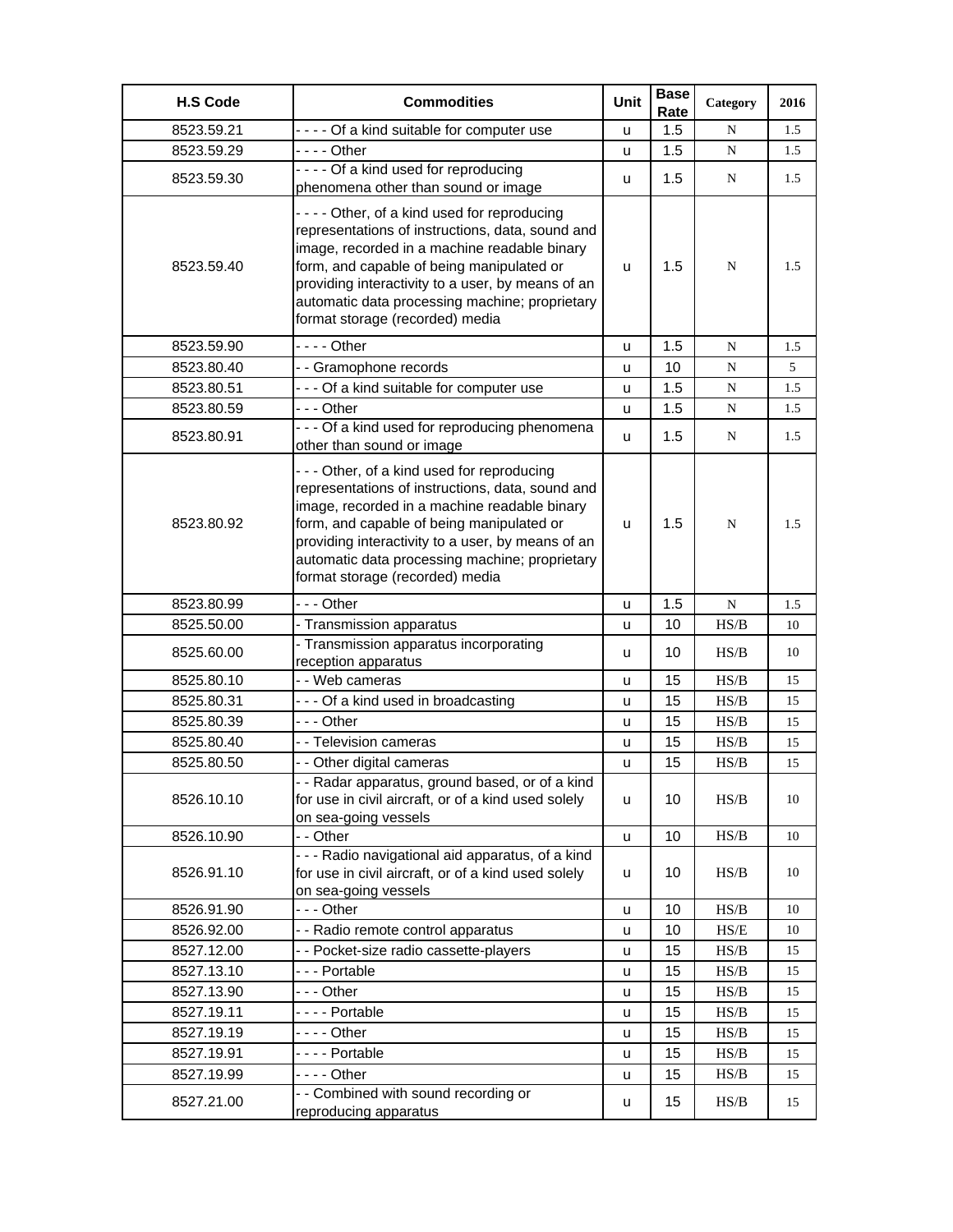| H.S Code | Commodities | Unit | Base Rate | Category | 2016 |
|---|---|---|---|---|---|
| 8523.59.21 | - - - - Of a kind suitable for computer use | u | 1.5 | N | 1.5 |
| 8523.59.29 | - - - - Other | u | 1.5 | N | 1.5 |
| 8523.59.30 | - - - - Of a kind used for reproducing phenomena other than sound or image | u | 1.5 | N | 1.5 |
| 8523.59.40 | - - - - Other, of a kind used for reproducing representations of instructions, data, sound and image, recorded in a machine readable binary form, and capable of being manipulated or providing interactivity to a user, by means of an automatic data processing machine; proprietary format storage (recorded) media | u | 1.5 | N | 1.5 |
| 8523.59.90 | - - - - Other | u | 1.5 | N | 1.5 |
| 8523.80.40 | - - Gramophone records | u | 10 | N | 5 |
| 8523.80.51 | - - - Of a kind suitable for computer use | u | 1.5 | N | 1.5 |
| 8523.80.59 | - - - Other | u | 1.5 | N | 1.5 |
| 8523.80.91 | - - - Of a kind used for reproducing phenomena other than sound or image | u | 1.5 | N | 1.5 |
| 8523.80.92 | - - - Other, of a kind used for reproducing representations of instructions, data, sound and image, recorded in a machine readable binary form, and capable of being manipulated or providing interactivity to a user, by means of an automatic data processing machine; proprietary format storage (recorded) media | u | 1.5 | N | 1.5 |
| 8523.80.99 | - - - Other | u | 1.5 | N | 1.5 |
| 8525.50.00 | - Transmission apparatus | u | 10 | HS/B | 10 |
| 8525.60.00 | - Transmission apparatus incorporating reception apparatus | u | 10 | HS/B | 10 |
| 8525.80.10 | - - Web cameras | u | 15 | HS/B | 15 |
| 8525.80.31 | - - - Of a kind used in broadcasting | u | 15 | HS/B | 15 |
| 8525.80.39 | - - - Other | u | 15 | HS/B | 15 |
| 8525.80.40 | - - Television cameras | u | 15 | HS/B | 15 |
| 8525.80.50 | - - Other digital cameras | u | 15 | HS/B | 15 |
| 8526.10.10 | - - Radar apparatus, ground based, or of a kind for use in civil aircraft, or of a kind used solely on sea-going vessels | u | 10 | HS/B | 10 |
| 8526.10.90 | - - Other | u | 10 | HS/B | 10 |
| 8526.91.10 | - - - Radio navigational aid apparatus, of a kind for use in civil aircraft, or of a kind used solely on sea-going vessels | u | 10 | HS/B | 10 |
| 8526.91.90 | - - - Other | u | 10 | HS/B | 10 |
| 8526.92.00 | - - Radio remote control apparatus | u | 10 | HS/E | 10 |
| 8527.12.00 | - - Pocket-size radio cassette-players | u | 15 | HS/B | 15 |
| 8527.13.10 | - - - Portable | u | 15 | HS/B | 15 |
| 8527.13.90 | - - - Other | u | 15 | HS/B | 15 |
| 8527.19.11 | - - - - Portable | u | 15 | HS/B | 15 |
| 8527.19.19 | - - - - Other | u | 15 | HS/B | 15 |
| 8527.19.91 | - - - - Portable | u | 15 | HS/B | 15 |
| 8527.19.99 | - - - - Other | u | 15 | HS/B | 15 |
| 8527.21.00 | - - Combined with sound recording or reproducing apparatus | u | 15 | HS/B | 15 |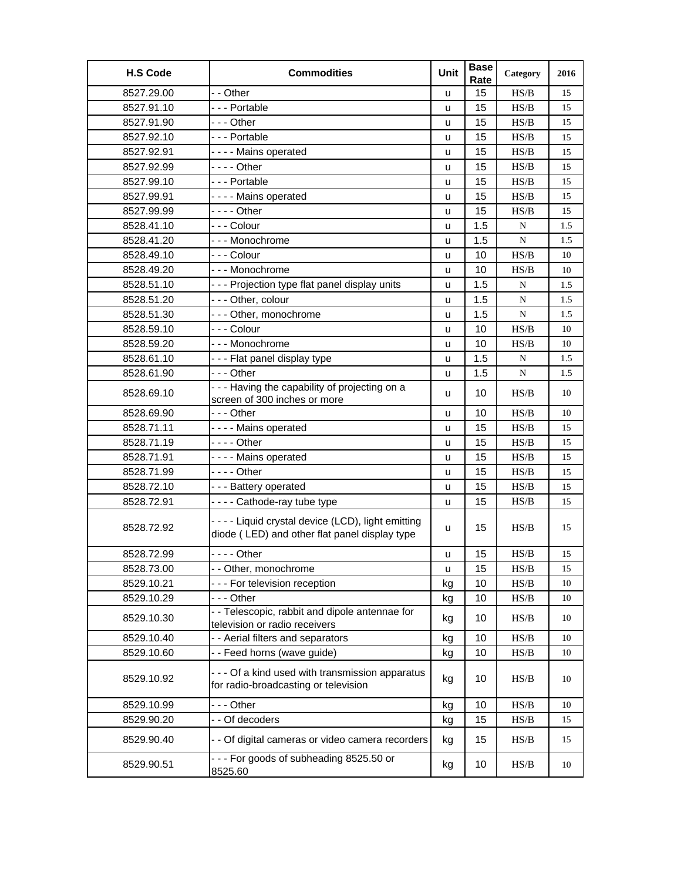| H.S Code | Commodities | Unit | Base Rate | Category | 2016 |
|---|---|---|---|---|---|
| 8527.29.00 | - - Other | u | 15 | HS/B | 15 |
| 8527.91.10 | - - - Portable | u | 15 | HS/B | 15 |
| 8527.91.90 | - - - Other | u | 15 | HS/B | 15 |
| 8527.92.10 | - - - Portable | u | 15 | HS/B | 15 |
| 8527.92.91 | - - - - Mains operated | u | 15 | HS/B | 15 |
| 8527.92.99 | - - - - Other | u | 15 | HS/B | 15 |
| 8527.99.10 | - - - Portable | u | 15 | HS/B | 15 |
| 8527.99.91 | - - - - Mains operated | u | 15 | HS/B | 15 |
| 8527.99.99 | - - - - Other | u | 15 | HS/B | 15 |
| 8528.41.10 | - - - Colour | u | 1.5 | N | 1.5 |
| 8528.41.20 | - - - Monochrome | u | 1.5 | N | 1.5 |
| 8528.49.10 | - - - Colour | u | 10 | HS/B | 10 |
| 8528.49.20 | - - - Monochrome | u | 10 | HS/B | 10 |
| 8528.51.10 | - - - Projection type flat panel display units | u | 1.5 | N | 1.5 |
| 8528.51.20 | - - - Other, colour | u | 1.5 | N | 1.5 |
| 8528.51.30 | - - - Other, monochrome | u | 1.5 | N | 1.5 |
| 8528.59.10 | - - - Colour | u | 10 | HS/B | 10 |
| 8528.59.20 | - - - Monochrome | u | 10 | HS/B | 10 |
| 8528.61.10 | - - - Flat panel display type | u | 1.5 | N | 1.5 |
| 8528.61.90 | - - - Other | u | 1.5 | N | 1.5 |
| 8528.69.10 | - - - Having the capability of projecting on a screen of 300 inches or more | u | 10 | HS/B | 10 |
| 8528.69.90 | - - - Other | u | 10 | HS/B | 10 |
| 8528.71.11 | - - - - Mains operated | u | 15 | HS/B | 15 |
| 8528.71.19 | - - - - Other | u | 15 | HS/B | 15 |
| 8528.71.91 | - - - - Mains operated | u | 15 | HS/B | 15 |
| 8528.71.99 | - - - - Other | u | 15 | HS/B | 15 |
| 8528.72.10 | - - - Battery operated | u | 15 | HS/B | 15 |
| 8528.72.91 | - - - - Cathode-ray tube type | u | 15 | HS/B | 15 |
| 8528.72.92 | - - - - Liquid crystal device (LCD), light emitting diode ( LED) and other flat panel display type | u | 15 | HS/B | 15 |
| 8528.72.99 | - - - - Other | u | 15 | HS/B | 15 |
| 8528.73.00 | - - Other, monochrome | u | 15 | HS/B | 15 |
| 8529.10.21 | - - - For television reception | kg | 10 | HS/B | 10 |
| 8529.10.29 | - - - Other | kg | 10 | HS/B | 10 |
| 8529.10.30 | - - Telescopic, rabbit and dipole antennae for television or radio receivers | kg | 10 | HS/B | 10 |
| 8529.10.40 | - - Aerial filters and separators | kg | 10 | HS/B | 10 |
| 8529.10.60 | - - Feed horns (wave guide) | kg | 10 | HS/B | 10 |
| 8529.10.92 | - - - Of a kind used with transmission apparatus for radio-broadcasting or television | kg | 10 | HS/B | 10 |
| 8529.10.99 | - - - Other | kg | 10 | HS/B | 10 |
| 8529.90.20 | - - Of decoders | kg | 15 | HS/B | 15 |
| 8529.90.40 | - - Of digital cameras or video camera recorders | kg | 15 | HS/B | 15 |
| 8529.90.51 | - - - For goods of subheading 8525.50 or 8525.60 | kg | 10 | HS/B | 10 |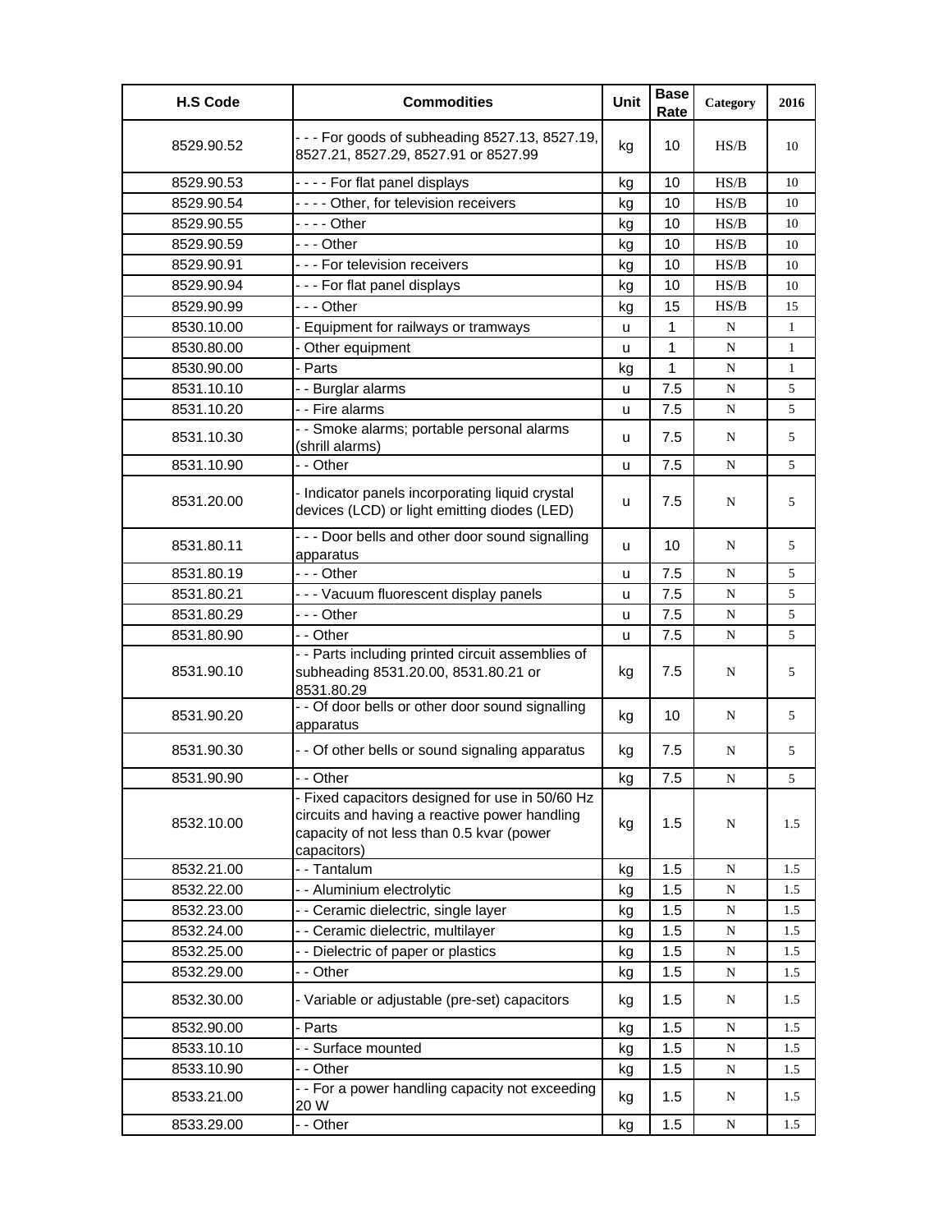| H.S Code | Commodities | Unit | Base Rate | Category | 2016 |
|---|---|---|---|---|---|
| 8529.90.52 | - - - For goods of subheading 8527.13, 8527.19, 8527.21, 8527.29, 8527.91 or 8527.99 | kg | 10 | HS/B | 10 |
| 8529.90.53 | - - - - For flat panel displays | kg | 10 | HS/B | 10 |
| 8529.90.54 | - - - - Other, for television receivers | kg | 10 | HS/B | 10 |
| 8529.90.55 | - - - - Other | kg | 10 | HS/B | 10 |
| 8529.90.59 | - - - Other | kg | 10 | HS/B | 10 |
| 8529.90.91 | - - - For television receivers | kg | 10 | HS/B | 10 |
| 8529.90.94 | - - - For flat panel displays | kg | 10 | HS/B | 10 |
| 8529.90.99 | - - - Other | kg | 15 | HS/B | 15 |
| 8530.10.00 | - Equipment for railways or tramways | u | 1 | N | 1 |
| 8530.80.00 | - Other equipment | u | 1 | N | 1 |
| 8530.90.00 | - Parts | kg | 1 | N | 1 |
| 8531.10.10 | - - Burglar alarms | u | 7.5 | N | 5 |
| 8531.10.20 | - - Fire alarms | u | 7.5 | N | 5 |
| 8531.10.30 | - - Smoke alarms; portable personal alarms (shrill alarms) | u | 7.5 | N | 5 |
| 8531.10.90 | - - Other | u | 7.5 | N | 5 |
| 8531.20.00 | - Indicator panels incorporating liquid crystal devices (LCD) or light emitting diodes (LED) | u | 7.5 | N | 5 |
| 8531.80.11 | - - - Door bells and other door sound signalling apparatus | u | 10 | N | 5 |
| 8531.80.19 | - - - Other | u | 7.5 | N | 5 |
| 8531.80.21 | - - - Vacuum fluorescent display panels | u | 7.5 | N | 5 |
| 8531.80.29 | - - - Other | u | 7.5 | N | 5 |
| 8531.80.90 | - - Other | u | 7.5 | N | 5 |
| 8531.90.10 | - - Parts including printed circuit assemblies of subheading 8531.20.00, 8531.80.21 or 8531.80.29 | kg | 7.5 | N | 5 |
| 8531.90.20 | - - Of door bells or other door sound signalling apparatus | kg | 10 | N | 5 |
| 8531.90.30 | - - Of other bells or sound signaling apparatus | kg | 7.5 | N | 5 |
| 8531.90.90 | - - Other | kg | 7.5 | N | 5 |
| 8532.10.00 | - Fixed capacitors designed for use in 50/60 Hz circuits and having a reactive power handling capacity of not less than 0.5 kvar (power capacitors) | kg | 1.5 | N | 1.5 |
| 8532.21.00 | - - Tantalum | kg | 1.5 | N | 1.5 |
| 8532.22.00 | - - Aluminium electrolytic | kg | 1.5 | N | 1.5 |
| 8532.23.00 | - - Ceramic dielectric, single layer | kg | 1.5 | N | 1.5 |
| 8532.24.00 | - - Ceramic dielectric, multilayer | kg | 1.5 | N | 1.5 |
| 8532.25.00 | - - Dielectric of paper or plastics | kg | 1.5 | N | 1.5 |
| 8532.29.00 | - - Other | kg | 1.5 | N | 1.5 |
| 8532.30.00 | - Variable or adjustable (pre-set) capacitors | kg | 1.5 | N | 1.5 |
| 8532.90.00 | - Parts | kg | 1.5 | N | 1.5 |
| 8533.10.10 | - - Surface mounted | kg | 1.5 | N | 1.5 |
| 8533.10.90 | - - Other | kg | 1.5 | N | 1.5 |
| 8533.21.00 | - - For a power handling capacity not exceeding 20 W | kg | 1.5 | N | 1.5 |
| 8533.29.00 | - - Other | kg | 1.5 | N | 1.5 |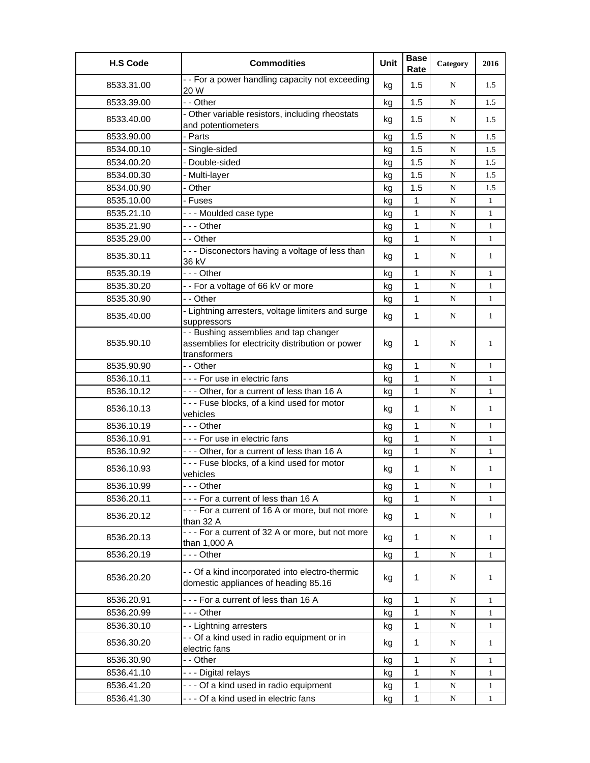| H.S Code | Commodities | Unit | Base Rate | Category | 2016 |
|---|---|---|---|---|---|
| 8533.31.00 | - - For a power handling capacity not exceeding 20 W | kg | 1.5 | N | 1.5 |
| 8533.39.00 | - - Other | kg | 1.5 | N | 1.5 |
| 8533.40.00 | - Other variable resistors, including rheostats and potentiometers | kg | 1.5 | N | 1.5 |
| 8533.90.00 | - Parts | kg | 1.5 | N | 1.5 |
| 8534.00.10 | - Single-sided | kg | 1.5 | N | 1.5 |
| 8534.00.20 | - Double-sided | kg | 1.5 | N | 1.5 |
| 8534.00.30 | - Multi-layer | kg | 1.5 | N | 1.5 |
| 8534.00.90 | - Other | kg | 1.5 | N | 1.5 |
| 8535.10.00 | - Fuses | kg | 1 | N | 1 |
| 8535.21.10 | - - - Moulded case type | kg | 1 | N | 1 |
| 8535.21.90 | - - - Other | kg | 1 | N | 1 |
| 8535.29.00 | - - Other | kg | 1 | N | 1 |
| 8535.30.11 | - - - Disconectors having a voltage of less than 36 kV | kg | 1 | N | 1 |
| 8535.30.19 | - - - Other | kg | 1 | N | 1 |
| 8535.30.20 | - - For a voltage of 66 kV or more | kg | 1 | N | 1 |
| 8535.30.90 | - - Other | kg | 1 | N | 1 |
| 8535.40.00 | - Lightning arresters, voltage limiters and surge suppressors | kg | 1 | N | 1 |
| 8535.90.10 | - - Bushing assemblies and tap changer assemblies for electricity distribution or power transformers | kg | 1 | N | 1 |
| 8535.90.90 | - - Other | kg | 1 | N | 1 |
| 8536.10.11 | - - - For use in electric fans | kg | 1 | N | 1 |
| 8536.10.12 | - - - Other, for a current of less than 16 A | kg | 1 | N | 1 |
| 8536.10.13 | - - - Fuse blocks, of a kind used for motor vehicles | kg | 1 | N | 1 |
| 8536.10.19 | - - - Other | kg | 1 | N | 1 |
| 8536.10.91 | - - - For use in electric fans | kg | 1 | N | 1 |
| 8536.10.92 | - - - Other, for a current of less than 16 A | kg | 1 | N | 1 |
| 8536.10.93 | - - - Fuse blocks, of a kind used for motor vehicles | kg | 1 | N | 1 |
| 8536.10.99 | - - - Other | kg | 1 | N | 1 |
| 8536.20.11 | - - - For a current of less than 16 A | kg | 1 | N | 1 |
| 8536.20.12 | - - - For a current of 16 A or more, but not more than 32 A | kg | 1 | N | 1 |
| 8536.20.13 | - - - For a current of 32 A or more, but not more than 1,000 A | kg | 1 | N | 1 |
| 8536.20.19 | - - - Other | kg | 1 | N | 1 |
| 8536.20.20 | - - Of a kind incorporated into electro-thermic domestic appliances of heading 85.16 | kg | 1 | N | 1 |
| 8536.20.91 | - - - For a current of less than 16 A | kg | 1 | N | 1 |
| 8536.20.99 | - - - Other | kg | 1 | N | 1 |
| 8536.30.10 | - - Lightning arresters | kg | 1 | N | 1 |
| 8536.30.20 | - - Of a kind used in radio equipment or in electric fans | kg | 1 | N | 1 |
| 8536.30.90 | - - Other | kg | 1 | N | 1 |
| 8536.41.10 | - - - Digital relays | kg | 1 | N | 1 |
| 8536.41.20 | - - - Of a kind used in radio equipment | kg | 1 | N | 1 |
| 8536.41.30 | - - - Of a kind used in electric fans | kg | 1 | N | 1 |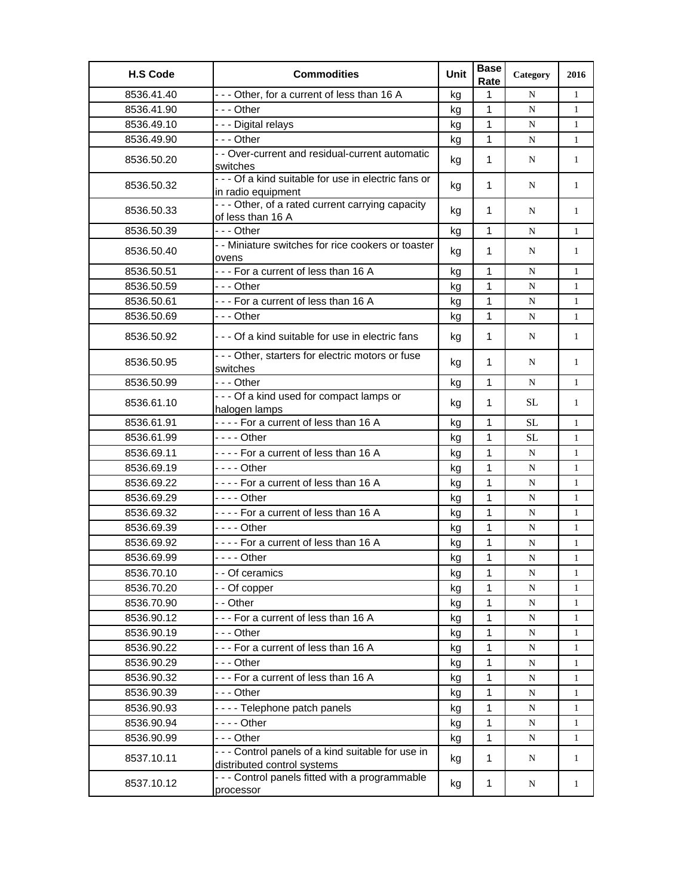| H.S Code | Commodities | Unit | Base Rate | Category | 2016 |
|---|---|---|---|---|---|
| 8536.41.40 | - - - Other, for a current of less than 16 A | kg | 1 | N | 1 |
| 8536.41.90 | - - - Other | kg | 1 | N | 1 |
| 8536.49.10 | - - - Digital relays | kg | 1 | N | 1 |
| 8536.49.90 | - - - Other | kg | 1 | N | 1 |
| 8536.50.20 | - - Over-current and residual-current automatic switches | kg | 1 | N | 1 |
| 8536.50.32 | - - - Of a kind suitable for use in electric fans or in radio equipment | kg | 1 | N | 1 |
| 8536.50.33 | - - - Other, of a rated current carrying capacity of less than 16 A | kg | 1 | N | 1 |
| 8536.50.39 | - - - Other | kg | 1 | N | 1 |
| 8536.50.40 | - - Miniature switches for rice cookers or toaster ovens | kg | 1 | N | 1 |
| 8536.50.51 | - - - For a current of less than 16 A | kg | 1 | N | 1 |
| 8536.50.59 | - - - Other | kg | 1 | N | 1 |
| 8536.50.61 | - - - For a current of less than 16 A | kg | 1 | N | 1 |
| 8536.50.69 | - - - Other | kg | 1 | N | 1 |
| 8536.50.92 | - - - Of a kind suitable for use in electric fans | kg | 1 | N | 1 |
| 8536.50.95 | - - - Other, starters for electric motors or fuse switches | kg | 1 | N | 1 |
| 8536.50.99 | - - - Other | kg | 1 | N | 1 |
| 8536.61.10 | - - - Of a kind used for compact lamps or halogen lamps | kg | 1 | SL | 1 |
| 8536.61.91 | - - - - For a current of less than 16 A | kg | 1 | SL | 1 |
| 8536.61.99 | - - - - Other | kg | 1 | SL | 1 |
| 8536.69.11 | - - - - For a current of less than 16 A | kg | 1 | N | 1 |
| 8536.69.19 | - - - - Other | kg | 1 | N | 1 |
| 8536.69.22 | - - - - For a current of less than 16 A | kg | 1 | N | 1 |
| 8536.69.29 | - - - - Other | kg | 1 | N | 1 |
| 8536.69.32 | - - - - For a current of less than 16 A | kg | 1 | N | 1 |
| 8536.69.39 | - - - - Other | kg | 1 | N | 1 |
| 8536.69.92 | - - - - For a current of less than 16 A | kg | 1 | N | 1 |
| 8536.69.99 | - - - - Other | kg | 1 | N | 1 |
| 8536.70.10 | - - Of ceramics | kg | 1 | N | 1 |
| 8536.70.20 | - - Of copper | kg | 1 | N | 1 |
| 8536.70.90 | - - Other | kg | 1 | N | 1 |
| 8536.90.12 | - - - For a current of less than 16 A | kg | 1 | N | 1 |
| 8536.90.19 | - - - Other | kg | 1 | N | 1 |
| 8536.90.22 | - - - For a current of less than 16 A | kg | 1 | N | 1 |
| 8536.90.29 | - - - Other | kg | 1 | N | 1 |
| 8536.90.32 | - - - For a current of less than 16 A | kg | 1 | N | 1 |
| 8536.90.39 | - - - Other | kg | 1 | N | 1 |
| 8536.90.93 | - - - - Telephone patch panels | kg | 1 | N | 1 |
| 8536.90.94 | - - - - Other | kg | 1 | N | 1 |
| 8536.90.99 | - - - Other | kg | 1 | N | 1 |
| 8537.10.11 | - - - Control panels of a kind suitable for use in distributed control systems | kg | 1 | N | 1 |
| 8537.10.12 | - - - Control panels fitted with a programmable processor | kg | 1 | N | 1 |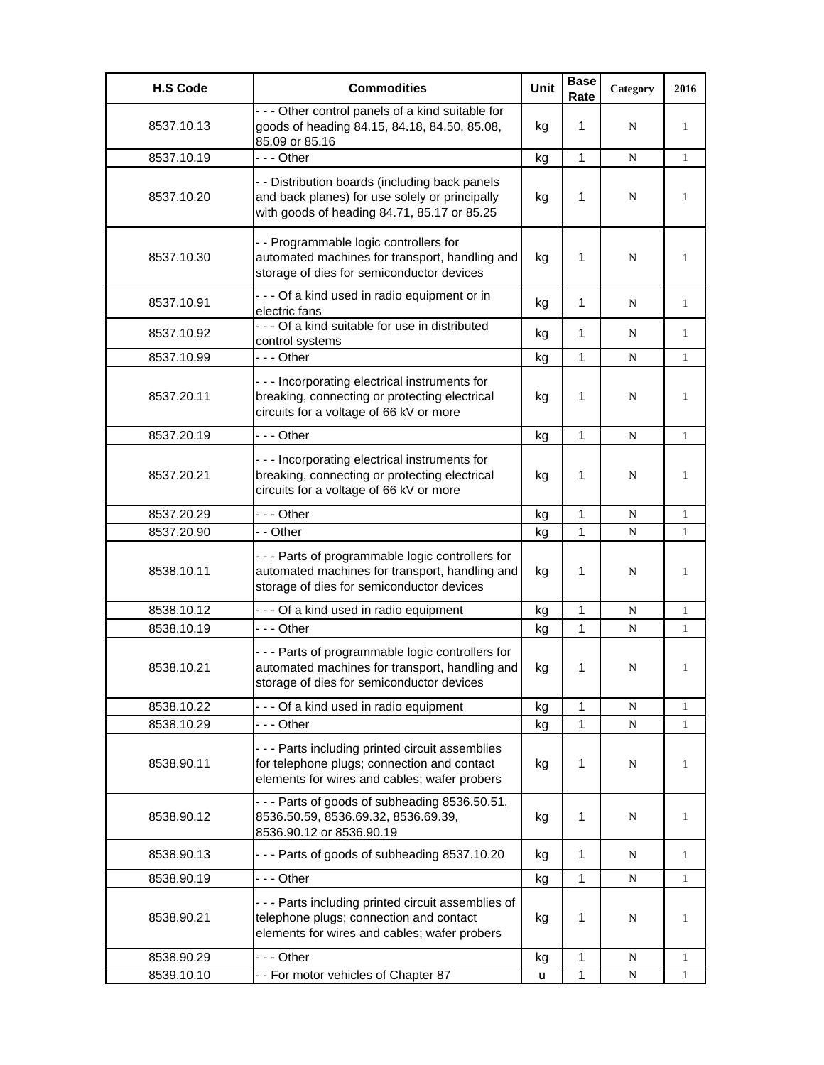| H.S Code | Commodities | Unit | Base Rate | Category | 2016 |
|---|---|---|---|---|---|
| 8537.10.13 | - - - Other control panels of a kind suitable for goods of heading 84.15, 84.18, 84.50, 85.08, 85.09 or 85.16 | kg | 1 | N | 1 |
| 8537.10.19 | - - - Other | kg | 1 | N | 1 |
| 8537.10.20 | - - Distribution boards (including back panels and back planes) for use solely or principally with goods of heading 84.71, 85.17 or 85.25 | kg | 1 | N | 1 |
| 8537.10.30 | - - Programmable logic controllers for automated machines for transport, handling and storage of dies for semiconductor devices | kg | 1 | N | 1 |
| 8537.10.91 | - - - Of a kind used in radio equipment or in electric fans | kg | 1 | N | 1 |
| 8537.10.92 | - - - Of a kind suitable for use in distributed control systems | kg | 1 | N | 1 |
| 8537.10.99 | - - - Other | kg | 1 | N | 1 |
| 8537.20.11 | - - - Incorporating electrical instruments for breaking, connecting or protecting electrical circuits for a voltage of 66 kV or more | kg | 1 | N | 1 |
| 8537.20.19 | - - - Other | kg | 1 | N | 1 |
| 8537.20.21 | - - - Incorporating electrical instruments for breaking, connecting or protecting electrical circuits for a voltage of 66 kV or more | kg | 1 | N | 1 |
| 8537.20.29 | - - - Other | kg | 1 | N | 1 |
| 8537.20.90 | - - Other | kg | 1 | N | 1 |
| 8538.10.11 | - - - Parts of programmable logic controllers for automated machines for transport, handling and storage of dies for semiconductor devices | kg | 1 | N | 1 |
| 8538.10.12 | - - - Of a kind used in radio equipment | kg | 1 | N | 1 |
| 8538.10.19 | - - - Other | kg | 1 | N | 1 |
| 8538.10.21 | - - - Parts of programmable logic controllers for automated machines for transport, handling and storage of dies for semiconductor devices | kg | 1 | N | 1 |
| 8538.10.22 | - - - Of a kind used in radio equipment | kg | 1 | N | 1 |
| 8538.10.29 | - - - Other | kg | 1 | N | 1 |
| 8538.90.11 | - - - Parts including printed circuit assemblies for telephone plugs; connection and contact elements for wires and cables; wafer probers | kg | 1 | N | 1 |
| 8538.90.12 | - - - Parts of goods of subheading 8536.50.51, 8536.50.59, 8536.69.32, 8536.69.39, 8536.90.12 or 8536.90.19 | kg | 1 | N | 1 |
| 8538.90.13 | - - - Parts of goods of subheading 8537.10.20 | kg | 1 | N | 1 |
| 8538.90.19 | - - - Other | kg | 1 | N | 1 |
| 8538.90.21 | - - - Parts including printed circuit assemblies of telephone plugs; connection and contact elements for wires and cables; wafer probers | kg | 1 | N | 1 |
| 8538.90.29 | - - - Other | kg | 1 | N | 1 |
| 8539.10.10 | - - For motor vehicles of Chapter 87 | u | 1 | N | 1 |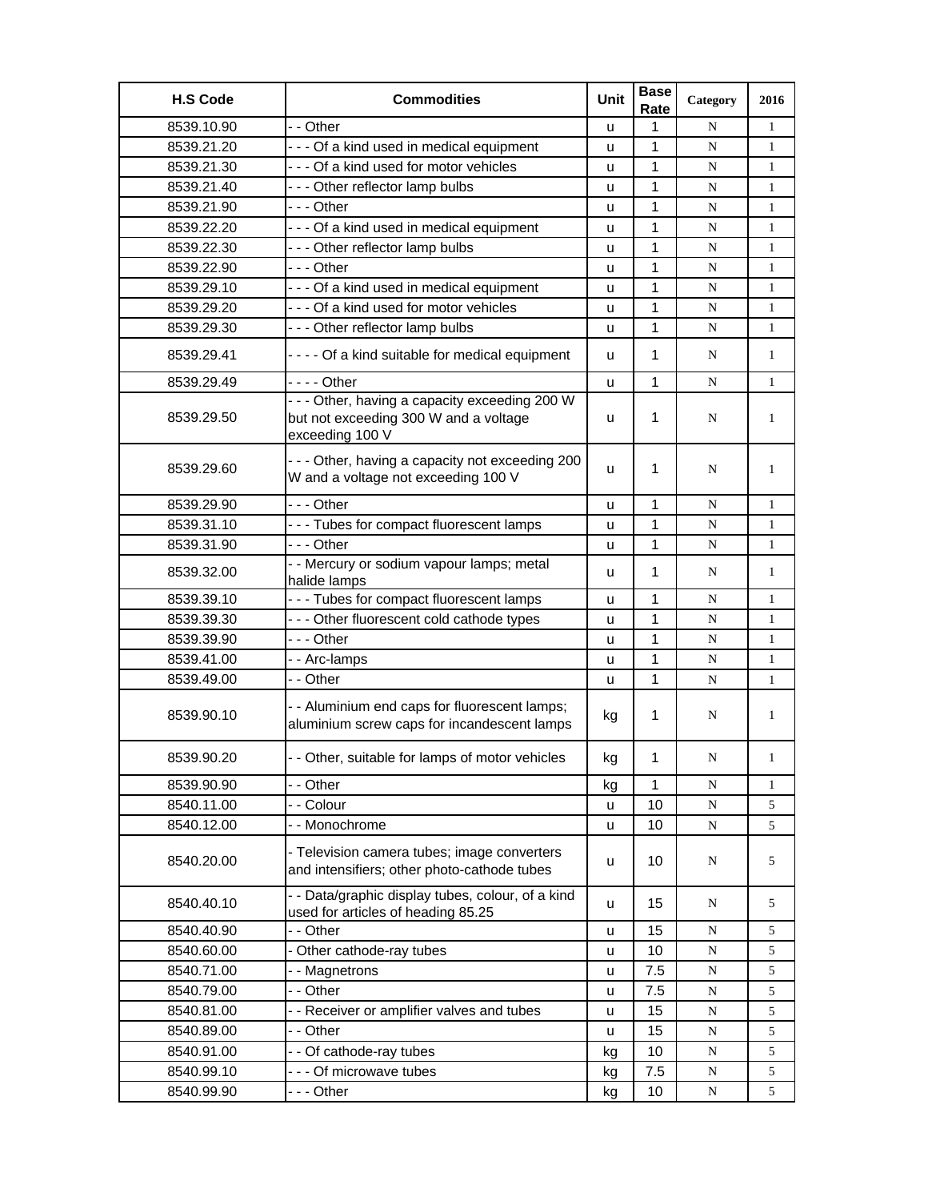| H.S Code | Commodities | Unit | Base Rate | Category | 2016 |
|---|---|---|---|---|---|
| 8539.10.90 | - - Other | u | 1 | N | 1 |
| 8539.21.20 | - - - Of a kind used in medical equipment | u | 1 | N | 1 |
| 8539.21.30 | - - - Of a kind used for motor vehicles | u | 1 | N | 1 |
| 8539.21.40 | - - - Other reflector lamp bulbs | u | 1 | N | 1 |
| 8539.21.90 | - - - Other | u | 1 | N | 1 |
| 8539.22.20 | - - - Of a kind used in medical equipment | u | 1 | N | 1 |
| 8539.22.30 | - - - Other reflector lamp bulbs | u | 1 | N | 1 |
| 8539.22.90 | - - - Other | u | 1 | N | 1 |
| 8539.29.10 | - - - Of a kind used in medical equipment | u | 1 | N | 1 |
| 8539.29.20 | - - - Of a kind used for motor vehicles | u | 1 | N | 1 |
| 8539.29.30 | - - - Other reflector lamp bulbs | u | 1 | N | 1 |
| 8539.29.41 | - - - - Of a kind suitable for medical equipment | u | 1 | N | 1 |
| 8539.29.49 | - - - - Other | u | 1 | N | 1 |
| 8539.29.50 | - - - Other, having a capacity exceeding 200 W but not exceeding 300 W and a voltage exceeding 100 V | u | 1 | N | 1 |
| 8539.29.60 | - - - Other, having a capacity not exceeding 200 W and a voltage not exceeding 100 V | u | 1 | N | 1 |
| 8539.29.90 | - - - Other | u | 1 | N | 1 |
| 8539.31.10 | - - - Tubes for compact fluorescent lamps | u | 1 | N | 1 |
| 8539.31.90 | - - - Other | u | 1 | N | 1 |
| 8539.32.00 | - - Mercury or sodium vapour lamps; metal halide lamps | u | 1 | N | 1 |
| 8539.39.10 | - - - Tubes for compact fluorescent lamps | u | 1 | N | 1 |
| 8539.39.30 | - - - Other fluorescent cold cathode types | u | 1 | N | 1 |
| 8539.39.90 | - - - Other | u | 1 | N | 1 |
| 8539.41.00 | - - Arc-lamps | u | 1 | N | 1 |
| 8539.49.00 | - - Other | u | 1 | N | 1 |
| 8539.90.10 | - - Aluminium end caps for fluorescent lamps; aluminium screw caps for incandescent lamps | kg | 1 | N | 1 |
| 8539.90.20 | - - Other, suitable for lamps of motor vehicles | kg | 1 | N | 1 |
| 8539.90.90 | - - Other | kg | 1 | N | 1 |
| 8540.11.00 | - - Colour | u | 10 | N | 5 |
| 8540.12.00 | - - Monochrome | u | 10 | N | 5 |
| 8540.20.00 | - Television camera tubes; image converters and intensifiers; other photo-cathode tubes | u | 10 | N | 5 |
| 8540.40.10 | - - Data/graphic display tubes, colour, of a kind used for articles of heading 85.25 | u | 15 | N | 5 |
| 8540.40.90 | - - Other | u | 15 | N | 5 |
| 8540.60.00 | - Other cathode-ray tubes | u | 10 | N | 5 |
| 8540.71.00 | - - Magnetrons | u | 7.5 | N | 5 |
| 8540.79.00 | - - Other | u | 7.5 | N | 5 |
| 8540.81.00 | - - Receiver or amplifier valves and tubes | u | 15 | N | 5 |
| 8540.89.00 | - - Other | u | 15 | N | 5 |
| 8540.91.00 | - - Of cathode-ray tubes | kg | 10 | N | 5 |
| 8540.99.10 | - - - Of microwave tubes | kg | 7.5 | N | 5 |
| 8540.99.90 | - - - Other | kg | 10 | N | 5 |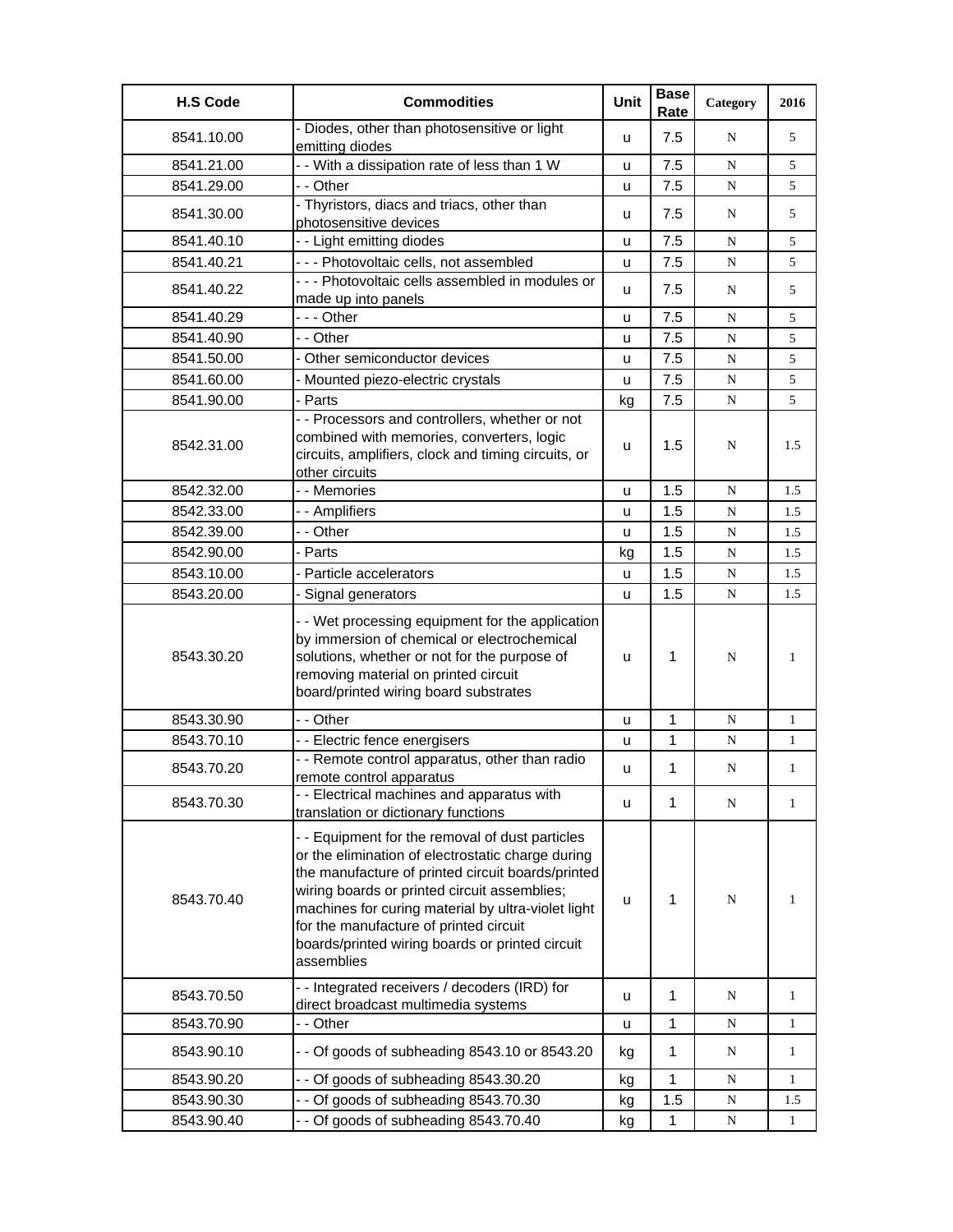| H.S Code | Commodities | Unit | Base Rate | Category | 2016 |
|---|---|---|---|---|---|
| 8541.10.00 | - Diodes, other than photosensitive or light emitting diodes | u | 7.5 | N | 5 |
| 8541.21.00 | - - With a dissipation rate of less than 1 W | u | 7.5 | N | 5 |
| 8541.29.00 | - - Other | u | 7.5 | N | 5 |
| 8541.30.00 | - Thyristors, diacs and triacs, other than photosensitive devices | u | 7.5 | N | 5 |
| 8541.40.10 | - - Light emitting diodes | u | 7.5 | N | 5 |
| 8541.40.21 | - - - Photovoltaic cells, not assembled | u | 7.5 | N | 5 |
| 8541.40.22 | - - - Photovoltaic cells assembled in modules or made up into panels | u | 7.5 | N | 5 |
| 8541.40.29 | - - - Other | u | 7.5 | N | 5 |
| 8541.40.90 | - - Other | u | 7.5 | N | 5 |
| 8541.50.00 | - Other semiconductor devices | u | 7.5 | N | 5 |
| 8541.60.00 | - Mounted piezo-electric crystals | u | 7.5 | N | 5 |
| 8541.90.00 | - Parts | kg | 7.5 | N | 5 |
| 8542.31.00 | - - Processors and controllers, whether or not combined with memories, converters, logic circuits, amplifiers, clock and timing circuits, or other circuits | u | 1.5 | N | 1.5 |
| 8542.32.00 | - - Memories | u | 1.5 | N | 1.5 |
| 8542.33.00 | - - Amplifiers | u | 1.5 | N | 1.5 |
| 8542.39.00 | - - Other | u | 1.5 | N | 1.5 |
| 8542.90.00 | - Parts | kg | 1.5 | N | 1.5 |
| 8543.10.00 | - Particle accelerators | u | 1.5 | N | 1.5 |
| 8543.20.00 | - Signal generators | u | 1.5 | N | 1.5 |
| 8543.30.20 | - - Wet processing equipment for the application by immersion of chemical or electrochemical solutions, whether or not for the purpose of removing material on printed circuit board/printed wiring board substrates | u | 1 | N | 1 |
| 8543.30.90 | - - Other | u | 1 | N | 1 |
| 8543.70.10 | - - Electric fence energisers | u | 1 | N | 1 |
| 8543.70.20 | - - Remote control apparatus, other than radio remote control apparatus | u | 1 | N | 1 |
| 8543.70.30 | - - Electrical machines and apparatus with translation or dictionary functions | u | 1 | N | 1 |
| 8543.70.40 | - - Equipment for the removal of dust particles or the elimination of electrostatic charge during the manufacture of printed circuit boards/printed wiring boards or printed circuit assemblies; machines for curing material by ultra-violet light for the manufacture of printed circuit boards/printed wiring boards or printed circuit assemblies | u | 1 | N | 1 |
| 8543.70.50 | - - Integrated receivers / decoders (IRD) for direct broadcast multimedia systems | u | 1 | N | 1 |
| 8543.70.90 | - - Other | u | 1 | N | 1 |
| 8543.90.10 | - - Of goods of subheading 8543.10 or 8543.20 | kg | 1 | N | 1 |
| 8543.90.20 | - - Of goods of subheading 8543.30.20 | kg | 1 | N | 1 |
| 8543.90.30 | - - Of goods of subheading 8543.70.30 | kg | 1.5 | N | 1.5 |
| 8543.90.40 | - - Of goods of subheading 8543.70.40 | kg | 1 | N | 1 |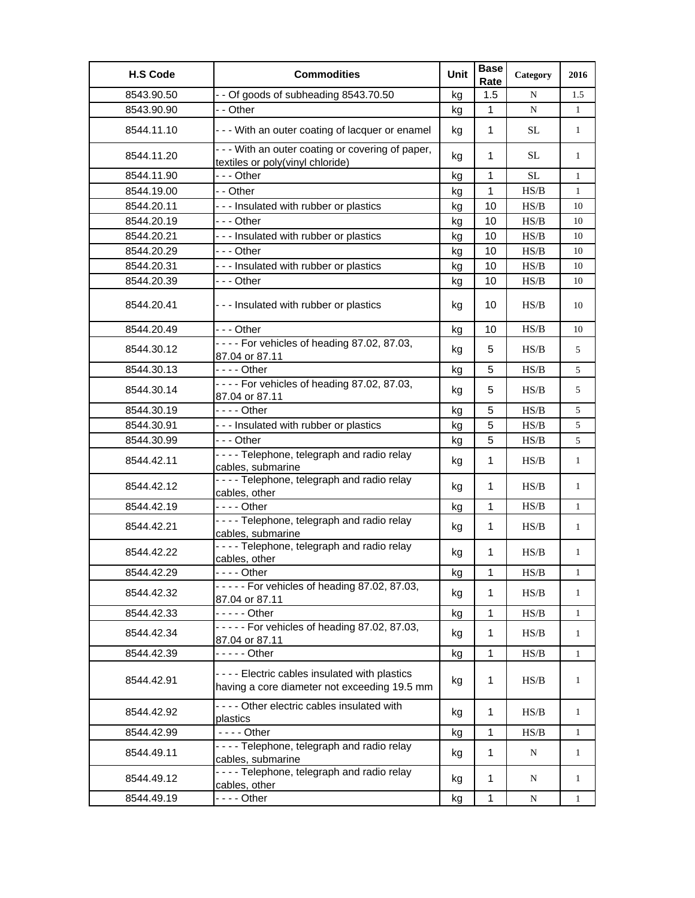| H.S Code | Commodities | Unit | Base Rate | Category | 2016 |
|---|---|---|---|---|---|
| 8543.90.50 | - - Of goods of subheading 8543.70.50 | kg | 1.5 | N | 1.5 |
| 8543.90.90 | - - Other | kg | 1 | N | 1 |
| 8544.11.10 | - - - With an outer coating of lacquer or enamel | kg | 1 | SL | 1 |
| 8544.11.20 | - - - With an outer coating or covering of paper, textiles or poly(vinyl chloride) | kg | 1 | SL | 1 |
| 8544.11.90 | - - - Other | kg | 1 | SL | 1 |
| 8544.19.00 | - - Other | kg | 1 | HS/B | 1 |
| 8544.20.11 | - - - Insulated with rubber or plastics | kg | 10 | HS/B | 10 |
| 8544.20.19 | - - - Other | kg | 10 | HS/B | 10 |
| 8544.20.21 | - - - Insulated with rubber or plastics | kg | 10 | HS/B | 10 |
| 8544.20.29 | - - - Other | kg | 10 | HS/B | 10 |
| 8544.20.31 | - - - Insulated with rubber or plastics | kg | 10 | HS/B | 10 |
| 8544.20.39 | - - - Other | kg | 10 | HS/B | 10 |
| 8544.20.41 | - - - Insulated with rubber or plastics | kg | 10 | HS/B | 10 |
| 8544.20.49 | - - - Other | kg | 10 | HS/B | 10 |
| 8544.30.12 | - - - - For vehicles of heading 87.02, 87.03, 87.04 or 87.11 | kg | 5 | HS/B | 5 |
| 8544.30.13 | - - - - Other | kg | 5 | HS/B | 5 |
| 8544.30.14 | - - - - For vehicles of heading 87.02, 87.03, 87.04 or 87.11 | kg | 5 | HS/B | 5 |
| 8544.30.19 | - - - - Other | kg | 5 | HS/B | 5 |
| 8544.30.91 | - - - Insulated with rubber or plastics | kg | 5 | HS/B | 5 |
| 8544.30.99 | - - - Other | kg | 5 | HS/B | 5 |
| 8544.42.11 | - - - - Telephone, telegraph and radio relay cables, submarine | kg | 1 | HS/B | 1 |
| 8544.42.12 | - - - - Telephone, telegraph and radio relay cables, other | kg | 1 | HS/B | 1 |
| 8544.42.19 | - - - - Other | kg | 1 | HS/B | 1 |
| 8544.42.21 | - - - - Telephone, telegraph and radio relay cables, submarine | kg | 1 | HS/B | 1 |
| 8544.42.22 | - - - - Telephone, telegraph and radio relay cables, other | kg | 1 | HS/B | 1 |
| 8544.42.29 | - - - - Other | kg | 1 | HS/B | 1 |
| 8544.42.32 | - - - - - For vehicles of heading 87.02, 87.03, 87.04 or 87.11 | kg | 1 | HS/B | 1 |
| 8544.42.33 | - - - - - Other | kg | 1 | HS/B | 1 |
| 8544.42.34 | - - - - - For vehicles of heading 87.02, 87.03, 87.04 or 87.11 | kg | 1 | HS/B | 1 |
| 8544.42.39 | - - - - - Other | kg | 1 | HS/B | 1 |
| 8544.42.91 | - - - - Electric cables insulated with plastics having a core diameter not exceeding 19.5 mm | kg | 1 | HS/B | 1 |
| 8544.42.92 | - - - - Other electric cables insulated with plastics | kg | 1 | HS/B | 1 |
| 8544.42.99 | - - - - Other | kg | 1 | HS/B | 1 |
| 8544.49.11 | - - - - Telephone, telegraph and radio relay cables, submarine | kg | 1 | N | 1 |
| 8544.49.12 | - - - - Telephone, telegraph and radio relay cables, other | kg | 1 | N | 1 |
| 8544.49.19 | - - - - Other | kg | 1 | N | 1 |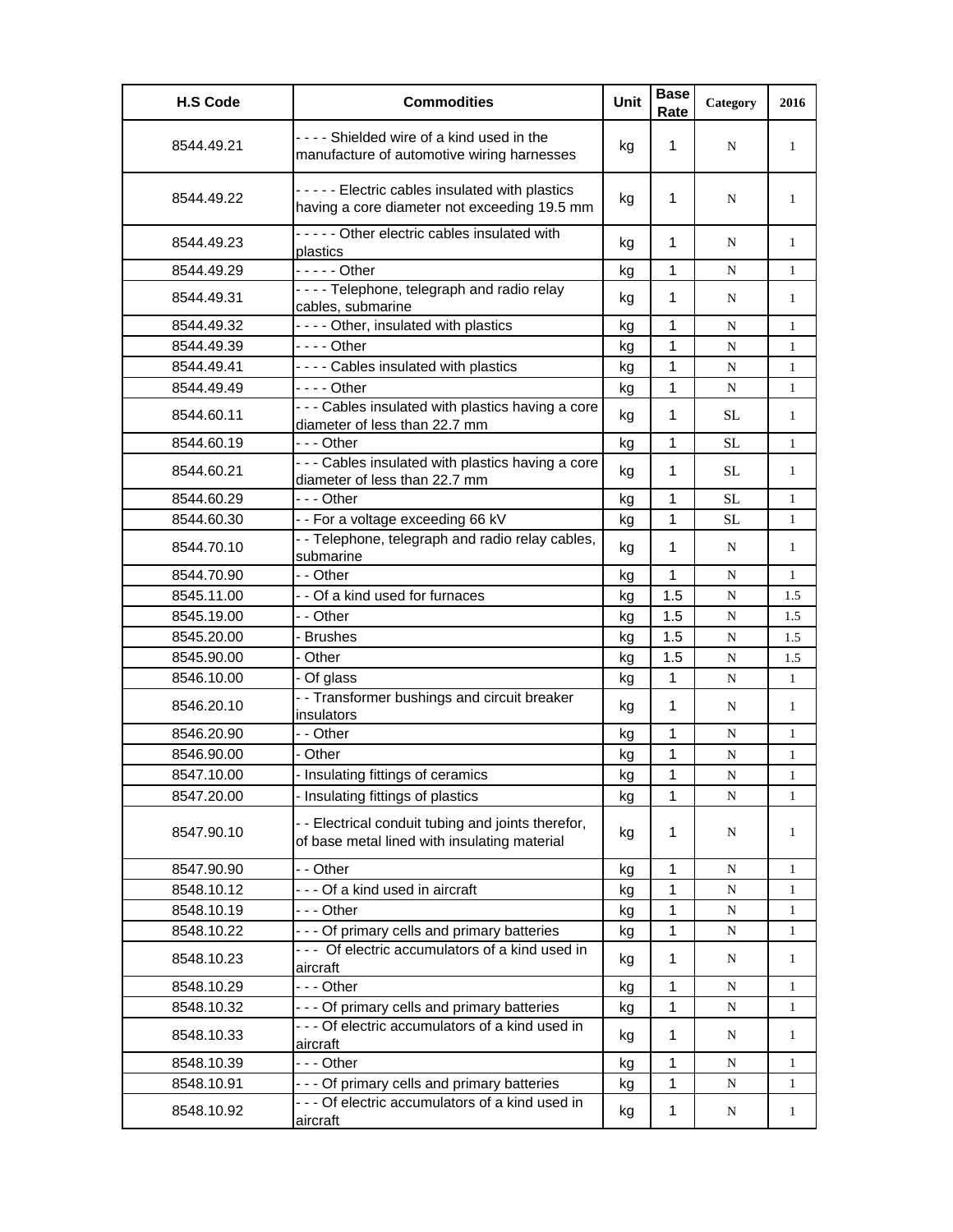| H.S Code | Commodities | Unit | Base Rate | Category | 2016 |
|---|---|---|---|---|---|
| 8544.49.21 | - - - - Shielded wire of a kind used in the manufacture of automotive wiring harnesses | kg | 1 | N | 1 |
| 8544.49.22 | - - - - - Electric cables insulated with plastics having a core diameter not exceeding 19.5 mm | kg | 1 | N | 1 |
| 8544.49.23 | - - - - - Other electric cables insulated with plastics | kg | 1 | N | 1 |
| 8544.49.29 | - - - - - Other | kg | 1 | N | 1 |
| 8544.49.31 | - - - - Telephone, telegraph and radio relay cables, submarine | kg | 1 | N | 1 |
| 8544.49.32 | - - - - Other, insulated with plastics | kg | 1 | N | 1 |
| 8544.49.39 | - - - - Other | kg | 1 | N | 1 |
| 8544.49.41 | - - - - Cables insulated with plastics | kg | 1 | N | 1 |
| 8544.49.49 | - - - - Other | kg | 1 | N | 1 |
| 8544.60.11 | - - - Cables insulated with plastics having a core diameter of less than 22.7 mm | kg | 1 | SL | 1 |
| 8544.60.19 | - - - Other | kg | 1 | SL | 1 |
| 8544.60.21 | - - - Cables insulated with plastics having a core diameter of less than 22.7 mm | kg | 1 | SL | 1 |
| 8544.60.29 | - - - Other | kg | 1 | SL | 1 |
| 8544.60.30 | - - For a voltage exceeding 66 kV | kg | 1 | SL | 1 |
| 8544.70.10 | - - Telephone, telegraph and radio relay cables, submarine | kg | 1 | N | 1 |
| 8544.70.90 | - - Other | kg | 1 | N | 1 |
| 8545.11.00 | - - Of a kind used for furnaces | kg | 1.5 | N | 1.5 |
| 8545.19.00 | - - Other | kg | 1.5 | N | 1.5 |
| 8545.20.00 | - Brushes | kg | 1.5 | N | 1.5 |
| 8545.90.00 | - Other | kg | 1.5 | N | 1.5 |
| 8546.10.00 | - Of glass | kg | 1 | N | 1 |
| 8546.20.10 | - - Transformer bushings and circuit breaker insulators | kg | 1 | N | 1 |
| 8546.20.90 | - - Other | kg | 1 | N | 1 |
| 8546.90.00 | - Other | kg | 1 | N | 1 |
| 8547.10.00 | - Insulating fittings of ceramics | kg | 1 | N | 1 |
| 8547.20.00 | - Insulating fittings of plastics | kg | 1 | N | 1 |
| 8547.90.10 | - - Electrical conduit tubing and joints therefor, of base metal lined with insulating material | kg | 1 | N | 1 |
| 8547.90.90 | - - Other | kg | 1 | N | 1 |
| 8548.10.12 | - - - Of a kind used in aircraft | kg | 1 | N | 1 |
| 8548.10.19 | - - - Other | kg | 1 | N | 1 |
| 8548.10.22 | - - - Of primary cells and primary batteries | kg | 1 | N | 1 |
| 8548.10.23 | - - - Of electric accumulators of a kind used in aircraft | kg | 1 | N | 1 |
| 8548.10.29 | - - - Other | kg | 1 | N | 1 |
| 8548.10.32 | - - - Of primary cells and primary batteries | kg | 1 | N | 1 |
| 8548.10.33 | - - - Of electric accumulators of a kind used in aircraft | kg | 1 | N | 1 |
| 8548.10.39 | - - - Other | kg | 1 | N | 1 |
| 8548.10.91 | - - - Of primary cells and primary batteries | kg | 1 | N | 1 |
| 8548.10.92 | - - - Of electric accumulators of a kind used in aircraft | kg | 1 | N | 1 |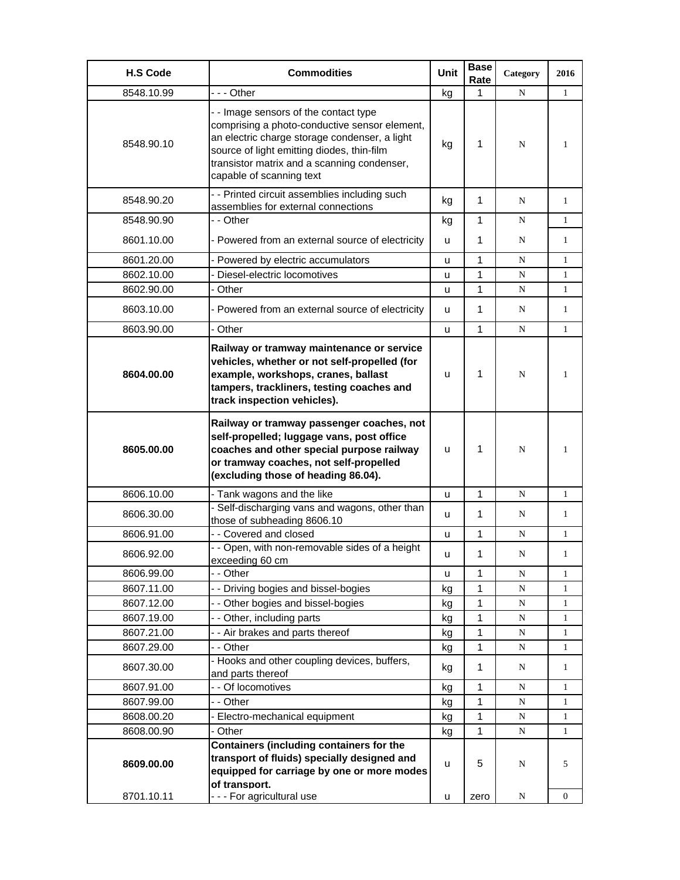| H.S Code | Commodities | Unit | Base Rate | Category | 2016 |
|---|---|---|---|---|---|
| 8548.10.99 | - - - Other | kg | 1 | N | 1 |
| 8548.90.10 | - - Image sensors of the contact type comprising a photo-conductive sensor element, an electric charge storage condenser, a light source of light emitting diodes, thin-film transistor matrix and a scanning condenser, capable of scanning text | kg | 1 | N | 1 |
| 8548.90.20 | - - Printed circuit assemblies including such assemblies for external connections | kg | 1 | N | 1 |
| 8548.90.90 | - - Other | kg | 1 | N | 1 |
| 8601.10.00 | - Powered from an external source of electricity | u | 1 | N | 1 |
| 8601.20.00 | - Powered by electric accumulators | u | 1 | N | 1 |
| 8602.10.00 | - Diesel-electric locomotives | u | 1 | N | 1 |
| 8602.90.00 | - Other | u | 1 | N | 1 |
| 8603.10.00 | - Powered from an external source of electricity | u | 1 | N | 1 |
| 8603.90.00 | - Other | u | 1 | N | 1 |
| **8604.00.00** | **Railway or tramway maintenance or service vehicles, whether or not self-propelled (for example, workshops, cranes, ballast tampers, trackliners, testing coaches and track inspection vehicles).** | u | 1 | N | 1 |
| **8605.00.00** | **Railway or tramway passenger coaches, not self-propelled; luggage vans, post office coaches and other special purpose railway or tramway coaches, not self-propelled (excluding those of heading 86.04).** | u | 1 | N | 1 |
| 8606.10.00 | - Tank wagons and the like | u | 1 | N | 1 |
| 8606.30.00 | - Self-discharging vans and wagons, other than those of subheading 8606.10 | u | 1 | N | 1 |
| 8606.91.00 | - - Covered and closed | u | 1 | N | 1 |
| 8606.92.00 | - - Open, with non-removable sides of a height exceeding 60 cm | u | 1 | N | 1 |
| 8606.99.00 | - - Other | u | 1 | N | 1 |
| 8607.11.00 | - - Driving bogies and bissel-bogies | kg | 1 | N | 1 |
| 8607.12.00 | - - Other bogies and bissel-bogies | kg | 1 | N | 1 |
| 8607.19.00 | - - Other, including parts | kg | 1 | N | 1 |
| 8607.21.00 | - - Air brakes and parts thereof | kg | 1 | N | 1 |
| 8607.29.00 | - - Other | kg | 1 | N | 1 |
| 8607.30.00 | - Hooks and other coupling devices, buffers, and parts thereof | kg | 1 | N | 1 |
| 8607.91.00 | - - Of locomotives | kg | 1 | N | 1 |
| 8607.99.00 | - - Other | kg | 1 | N | 1 |
| 8608.00.20 | - Electro-mechanical equipment | kg | 1 | N | 1 |
| 8608.00.90 | - Other | kg | 1 | N | 1 |
| **8609.00.00** | **Containers (including containers for the transport of fluids) specially designed and equipped for carriage by one or more modes of transport.** | u | 5 | N | 5 |
| 8701.10.11 | - - - For agricultural use | u | zero | N | 0 |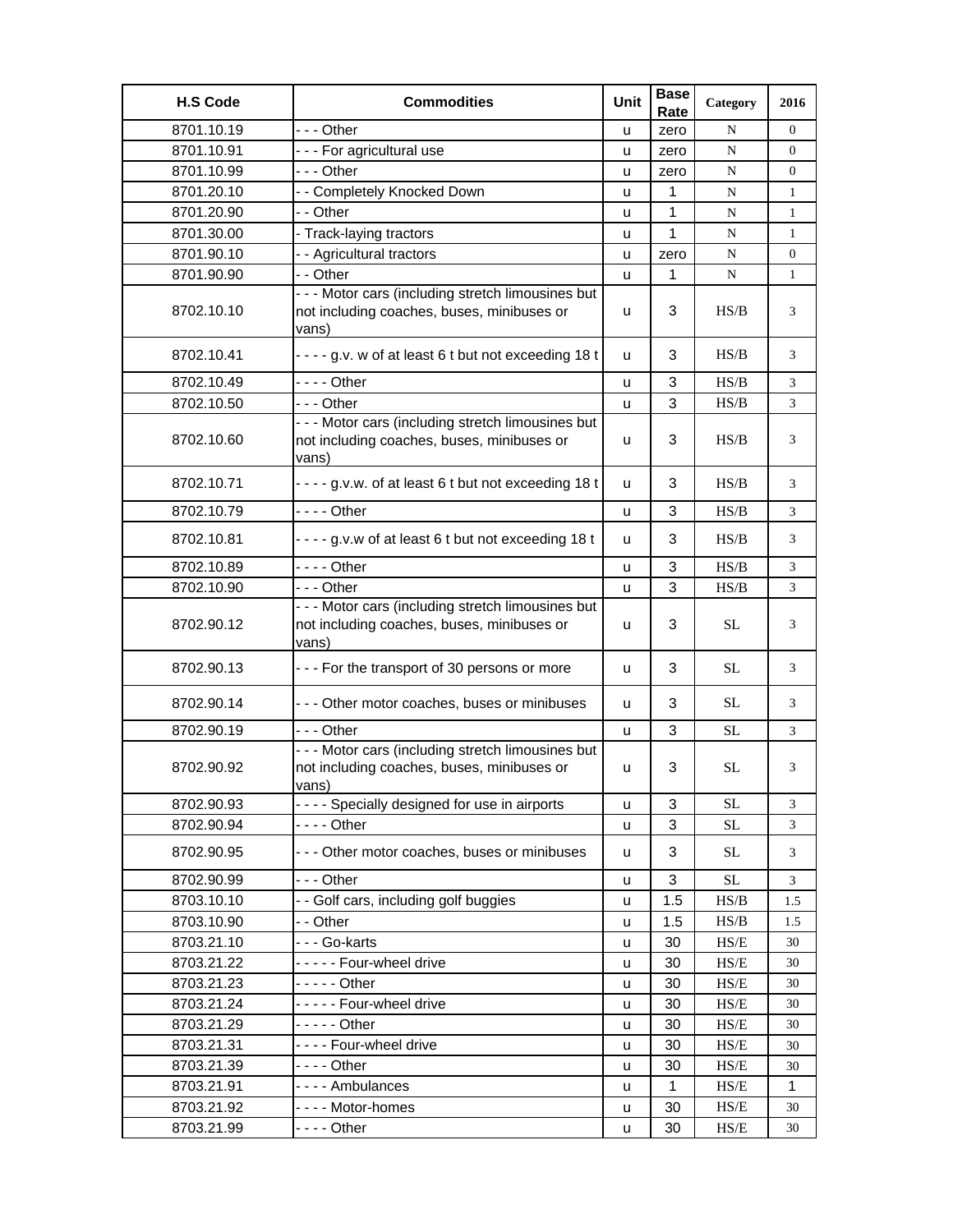| H.S Code | Commodities | Unit | Base Rate | Category | 2016 |
|---|---|---|---|---|---|
| 8701.10.19 | - - - Other | u | zero | N | 0 |
| 8701.10.91 | - - - For agricultural use | u | zero | N | 0 |
| 8701.10.99 | - - - Other | u | zero | N | 0 |
| 8701.20.10 | - - Completely Knocked Down | u | 1 | N | 1 |
| 8701.20.90 | - - Other | u | 1 | N | 1 |
| 8701.30.00 | - Track-laying tractors | u | 1 | N | 1 |
| 8701.90.10 | - - Agricultural tractors | u | zero | N | 0 |
| 8701.90.90 | - - Other | u | 1 | N | 1 |
| 8702.10.10 | - - - Motor cars (including stretch limousines but not including coaches, buses, minibuses or vans) | u | 3 | HS/B | 3 |
| 8702.10.41 | - - - - g.v. w of at least 6 t but not exceeding 18 t | u | 3 | HS/B | 3 |
| 8702.10.49 | - - - - Other | u | 3 | HS/B | 3 |
| 8702.10.50 | - - - Other | u | 3 | HS/B | 3 |
| 8702.10.60 | - - - Motor cars (including stretch limousines but not including coaches, buses, minibuses or vans) | u | 3 | HS/B | 3 |
| 8702.10.71 | - - - - g.v.w. of at least 6 t but not exceeding 18 t | u | 3 | HS/B | 3 |
| 8702.10.79 | - - - - Other | u | 3 | HS/B | 3 |
| 8702.10.81 | - - - - g.v.w of at least 6 t but not exceeding 18 t | u | 3 | HS/B | 3 |
| 8702.10.89 | - - - - Other | u | 3 | HS/B | 3 |
| 8702.10.90 | - - - Other | u | 3 | HS/B | 3 |
| 8702.90.12 | - - - Motor cars (including stretch limousines but not including coaches, buses, minibuses or vans) | u | 3 | SL | 3 |
| 8702.90.13 | - - - For the transport of 30 persons or more | u | 3 | SL | 3 |
| 8702.90.14 | - - - Other motor coaches, buses or minibuses | u | 3 | SL | 3 |
| 8702.90.19 | - - - Other | u | 3 | SL | 3 |
| 8702.90.92 | - - - Motor cars (including stretch limousines but not including coaches, buses, minibuses or vans) | u | 3 | SL | 3 |
| 8702.90.93 | - - - - Specially designed for use in airports | u | 3 | SL | 3 |
| 8702.90.94 | - - - - Other | u | 3 | SL | 3 |
| 8702.90.95 | - - - Other motor coaches, buses or minibuses | u | 3 | SL | 3 |
| 8702.90.99 | - - - Other | u | 3 | SL | 3 |
| 8703.10.10 | - - Golf cars, including golf buggies | u | 1.5 | HS/B | 1.5 |
| 8703.10.90 | - - Other | u | 1.5 | HS/B | 1.5 |
| 8703.21.10 | - - - Go-karts | u | 30 | HS/E | 30 |
| 8703.21.22 | - - - - - Four-wheel drive | u | 30 | HS/E | 30 |
| 8703.21.23 | - - - - - Other | u | 30 | HS/E | 30 |
| 8703.21.24 | - - - - - Four-wheel drive | u | 30 | HS/E | 30 |
| 8703.21.29 | - - - - - Other | u | 30 | HS/E | 30 |
| 8703.21.31 | - - - - Four-wheel drive | u | 30 | HS/E | 30 |
| 8703.21.39 | - - - - Other | u | 30 | HS/E | 30 |
| 8703.21.91 | - - - - Ambulances | u | 1 | HS/E | 1 |
| 8703.21.92 | - - - - Motor-homes | u | 30 | HS/E | 30 |
| 8703.21.99 | - - - - Other | u | 30 | HS/E | 30 |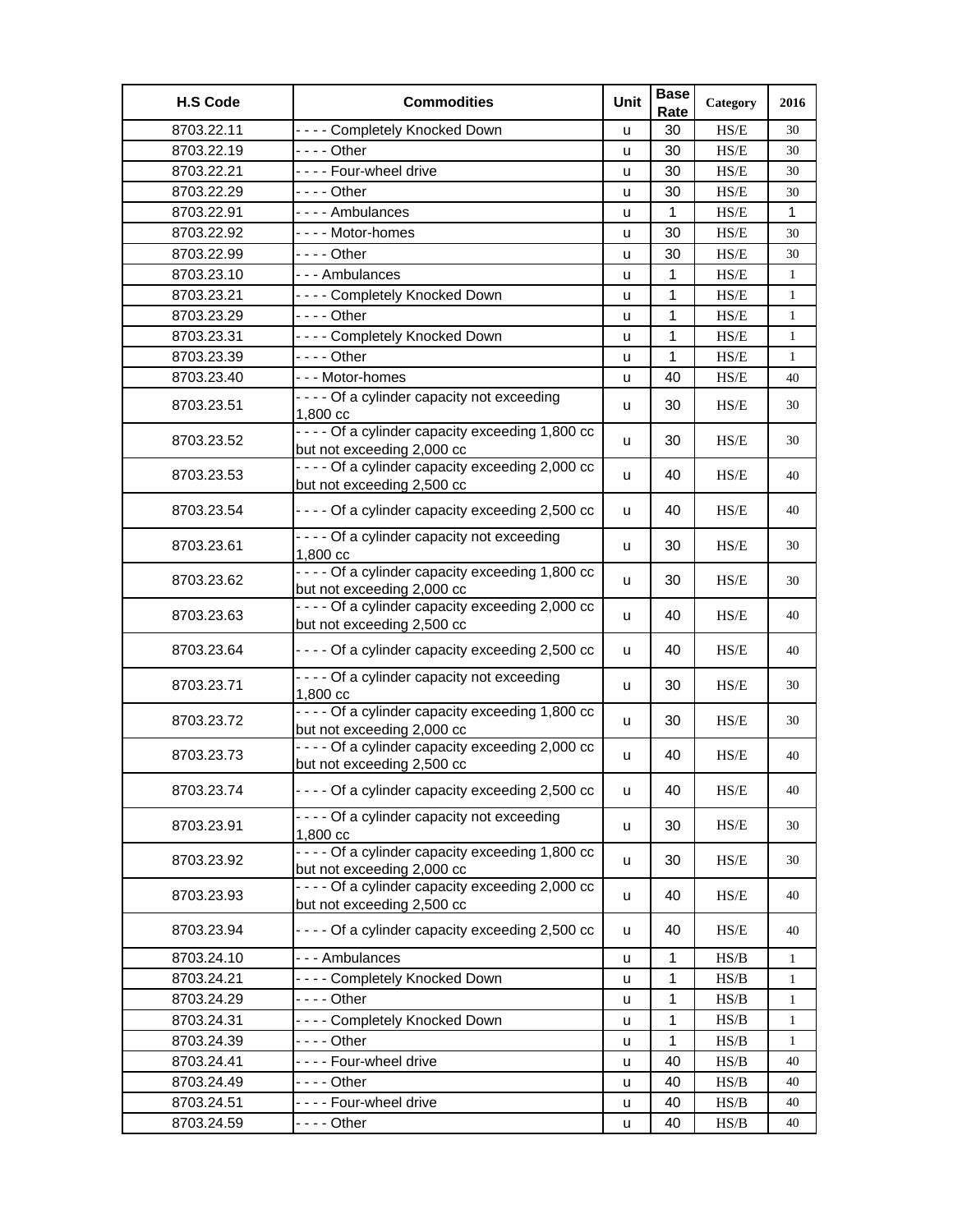| H.S Code | Commodities | Unit | Base Rate | Category | 2016 |
|---|---|---|---|---|---|
| 8703.22.11 | - - - - Completely Knocked Down | u | 30 | HS/E | 30 |
| 8703.22.19 | - - - - Other | u | 30 | HS/E | 30 |
| 8703.22.21 | - - - - Four-wheel drive | u | 30 | HS/E | 30 |
| 8703.22.29 | - - - - Other | u | 30 | HS/E | 30 |
| 8703.22.91 | - - - - Ambulances | u | 1 | HS/E | 1 |
| 8703.22.92 | - - - - Motor-homes | u | 30 | HS/E | 30 |
| 8703.22.99 | - - - - Other | u | 30 | HS/E | 30 |
| 8703.23.10 | - - - Ambulances | u | 1 | HS/E | 1 |
| 8703.23.21 | - - - - Completely Knocked Down | u | 1 | HS/E | 1 |
| 8703.23.29 | - - - - Other | u | 1 | HS/E | 1 |
| 8703.23.31 | - - - - Completely Knocked Down | u | 1 | HS/E | 1 |
| 8703.23.39 | - - - - Other | u | 1 | HS/E | 1 |
| 8703.23.40 | - - - Motor-homes | u | 40 | HS/E | 40 |
| 8703.23.51 | - - - - Of a cylinder capacity not exceeding 1,800 cc | u | 30 | HS/E | 30 |
| 8703.23.52 | - - - - Of a cylinder capacity exceeding 1,800 cc but not exceeding 2,000 cc | u | 30 | HS/E | 30 |
| 8703.23.53 | - - - - Of a cylinder capacity exceeding 2,000 cc but not exceeding 2,500 cc | u | 40 | HS/E | 40 |
| 8703.23.54 | - - - - Of a cylinder capacity exceeding 2,500 cc | u | 40 | HS/E | 40 |
| 8703.23.61 | - - - - Of a cylinder capacity not exceeding 1,800 cc | u | 30 | HS/E | 30 |
| 8703.23.62 | - - - - Of a cylinder capacity exceeding 1,800 cc but not exceeding 2,000 cc | u | 30 | HS/E | 30 |
| 8703.23.63 | - - - - Of a cylinder capacity exceeding 2,000 cc but not exceeding 2,500 cc | u | 40 | HS/E | 40 |
| 8703.23.64 | - - - - Of a cylinder capacity exceeding 2,500 cc | u | 40 | HS/E | 40 |
| 8703.23.71 | - - - - Of a cylinder capacity not exceeding 1,800 cc | u | 30 | HS/E | 30 |
| 8703.23.72 | - - - - Of a cylinder capacity exceeding 1,800 cc but not exceeding 2,000 cc | u | 30 | HS/E | 30 |
| 8703.23.73 | - - - - Of a cylinder capacity exceeding 2,000 cc but not exceeding 2,500 cc | u | 40 | HS/E | 40 |
| 8703.23.74 | - - - - Of a cylinder capacity exceeding 2,500 cc | u | 40 | HS/E | 40 |
| 8703.23.91 | - - - - Of a cylinder capacity not exceeding 1,800 cc | u | 30 | HS/E | 30 |
| 8703.23.92 | - - - - Of a cylinder capacity exceeding 1,800 cc but not exceeding 2,000 cc | u | 30 | HS/E | 30 |
| 8703.23.93 | - - - - Of a cylinder capacity exceeding 2,000 cc but not exceeding 2,500 cc | u | 40 | HS/E | 40 |
| 8703.23.94 | - - - - Of a cylinder capacity exceeding 2,500 cc | u | 40 | HS/E | 40 |
| 8703.24.10 | - - - Ambulances | u | 1 | HS/B | 1 |
| 8703.24.21 | - - - - Completely Knocked Down | u | 1 | HS/B | 1 |
| 8703.24.29 | - - - - Other | u | 1 | HS/B | 1 |
| 8703.24.31 | - - - - Completely Knocked Down | u | 1 | HS/B | 1 |
| 8703.24.39 | - - - - Other | u | 1 | HS/B | 1 |
| 8703.24.41 | - - - - Four-wheel drive | u | 40 | HS/B | 40 |
| 8703.24.49 | - - - - Other | u | 40 | HS/B | 40 |
| 8703.24.51 | - - - - Four-wheel drive | u | 40 | HS/B | 40 |
| 8703.24.59 | - - - - Other | u | 40 | HS/B | 40 |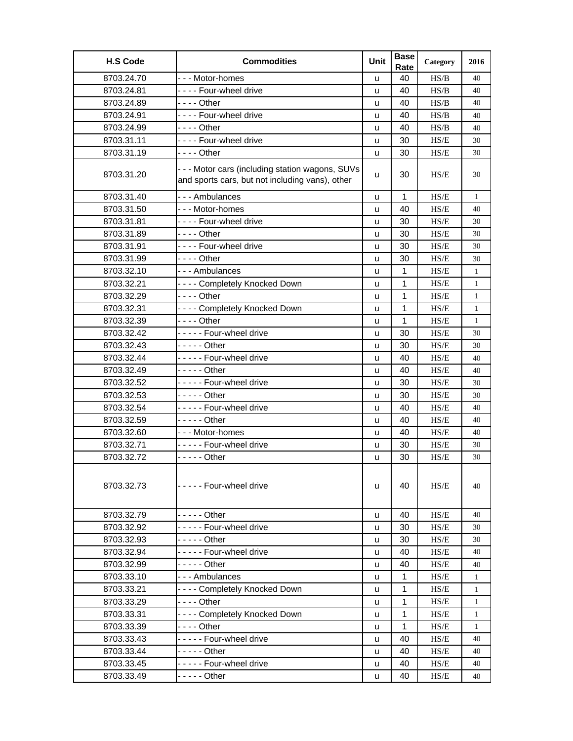| H.S Code | Commodities | Unit | Base Rate | Category | 2016 |
|---|---|---|---|---|---|
| 8703.24.70 | - - - Motor-homes | u | 40 | HS/B | 40 |
| 8703.24.81 | - - - - Four-wheel drive | u | 40 | HS/B | 40 |
| 8703.24.89 | - - - - Other | u | 40 | HS/B | 40 |
| 8703.24.91 | - - - - Four-wheel drive | u | 40 | HS/B | 40 |
| 8703.24.99 | - - - - Other | u | 40 | HS/B | 40 |
| 8703.31.11 | - - - - Four-wheel drive | u | 30 | HS/E | 30 |
| 8703.31.19 | - - - - Other | u | 30 | HS/E | 30 |
| 8703.31.20 | - - - Motor cars (including station wagons, SUVs and sports cars, but not including vans), other | u | 30 | HS/E | 30 |
| 8703.31.40 | - - - Ambulances | u | 1 | HS/E | 1 |
| 8703.31.50 | - - - Motor-homes | u | 40 | HS/E | 40 |
| 8703.31.81 | - - - - Four-wheel drive | u | 30 | HS/E | 30 |
| 8703.31.89 | - - - - Other | u | 30 | HS/E | 30 |
| 8703.31.91 | - - - - Four-wheel drive | u | 30 | HS/E | 30 |
| 8703.31.99 | - - - - Other | u | 30 | HS/E | 30 |
| 8703.32.10 | - - - Ambulances | u | 1 | HS/E | 1 |
| 8703.32.21 | - - - - Completely Knocked Down | u | 1 | HS/E | 1 |
| 8703.32.29 | - - - - Other | u | 1 | HS/E | 1 |
| 8703.32.31 | - - - - Completely Knocked Down | u | 1 | HS/E | 1 |
| 8703.32.39 | - - - - Other | u | 1 | HS/E | 1 |
| 8703.32.42 | - - - - - Four-wheel drive | u | 30 | HS/E | 30 |
| 8703.32.43 | - - - - - Other | u | 30 | HS/E | 30 |
| 8703.32.44 | - - - - - Four-wheel drive | u | 40 | HS/E | 40 |
| 8703.32.49 | - - - - - Other | u | 40 | HS/E | 40 |
| 8703.32.52 | - - - - - Four-wheel drive | u | 30 | HS/E | 30 |
| 8703.32.53 | - - - - - Other | u | 30 | HS/E | 30 |
| 8703.32.54 | - - - - - Four-wheel drive | u | 40 | HS/E | 40 |
| 8703.32.59 | - - - - - Other | u | 40 | HS/E | 40 |
| 8703.32.60 | - - - Motor-homes | u | 40 | HS/E | 40 |
| 8703.32.71 | - - - - - Four-wheel drive | u | 30 | HS/E | 30 |
| 8703.32.72 | - - - - - Other | u | 30 | HS/E | 30 |
| 8703.32.73 | - - - - - Four-wheel drive | u | 40 | HS/E | 40 |
| 8703.32.79 | - - - - - Other | u | 40 | HS/E | 40 |
| 8703.32.92 | - - - - - Four-wheel drive | u | 30 | HS/E | 30 |
| 8703.32.93 | - - - - - Other | u | 30 | HS/E | 30 |
| 8703.32.94 | - - - - - Four-wheel drive | u | 40 | HS/E | 40 |
| 8703.32.99 | - - - - - Other | u | 40 | HS/E | 40 |
| 8703.33.10 | - - - Ambulances | u | 1 | HS/E | 1 |
| 8703.33.21 | - - - - Completely Knocked Down | u | 1 | HS/E | 1 |
| 8703.33.29 | - - - - Other | u | 1 | HS/E | 1 |
| 8703.33.31 | - - - - Completely Knocked Down | u | 1 | HS/E | 1 |
| 8703.33.39 | - - - - Other | u | 1 | HS/E | 1 |
| 8703.33.43 | - - - - - Four-wheel drive | u | 40 | HS/E | 40 |
| 8703.33.44 | - - - - - Other | u | 40 | HS/E | 40 |
| 8703.33.45 | - - - - - Four-wheel drive | u | 40 | HS/E | 40 |
| 8703.33.49 | - - - - - Other | u | 40 | HS/E | 40 |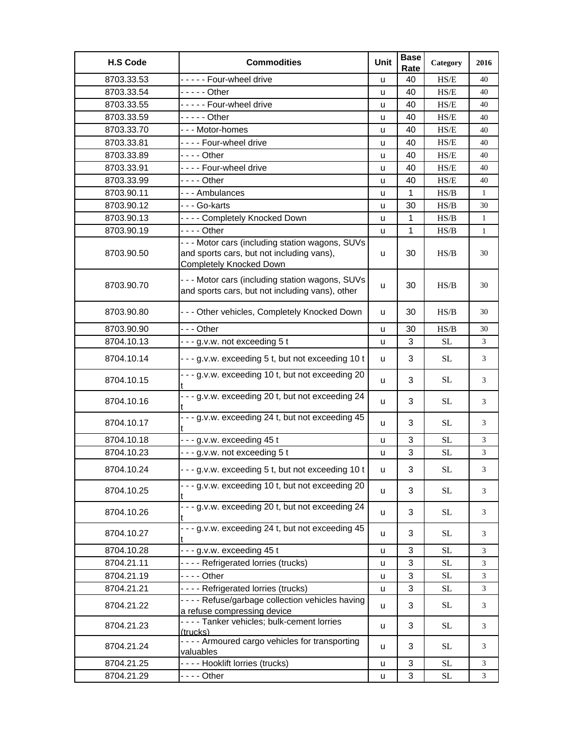| H.S Code | Commodities | Unit | Base Rate | Category | 2016 |
|---|---|---|---|---|---|
| 8703.33.53 | - - - - - Four-wheel drive | u | 40 | HS/E | 40 |
| 8703.33.54 | - - - - - Other | u | 40 | HS/E | 40 |
| 8703.33.55 | - - - - - Four-wheel drive | u | 40 | HS/E | 40 |
| 8703.33.59 | - - - - - Other | u | 40 | HS/E | 40 |
| 8703.33.70 | - - - Motor-homes | u | 40 | HS/E | 40 |
| 8703.33.81 | - - - - Four-wheel drive | u | 40 | HS/E | 40 |
| 8703.33.89 | - - - - Other | u | 40 | HS/E | 40 |
| 8703.33.91 | - - - - Four-wheel drive | u | 40 | HS/E | 40 |
| 8703.33.99 | - - - - Other | u | 40 | HS/E | 40 |
| 8703.90.11 | - - - Ambulances | u | 1 | HS/B | 1 |
| 8703.90.12 | - - - Go-karts | u | 30 | HS/B | 30 |
| 8703.90.13 | - - - - Completely Knocked Down | u | 1 | HS/B | 1 |
| 8703.90.19 | - - - - Other | u | 1 | HS/B | 1 |
| 8703.90.50 | - - - Motor cars (including station wagons, SUVs and sports cars, but not including vans), Completely Knocked Down | u | 30 | HS/B | 30 |
| 8703.90.70 | - - - Motor cars (including station wagons, SUVs and sports cars, but not including vans), other | u | 30 | HS/B | 30 |
| 8703.90.80 | - - - Other vehicles, Completely Knocked Down | u | 30 | HS/B | 30 |
| 8703.90.90 | - - - Other | u | 30 | HS/B | 30 |
| 8704.10.13 | - - - g.v.w. not exceeding 5 t | u | 3 | SL | 3 |
| 8704.10.14 | - - - g.v.w. exceeding 5 t, but not exceeding 10 t | u | 3 | SL | 3 |
| 8704.10.15 | - - - g.v.w. exceeding 10 t, but not exceeding 20 t | u | 3 | SL | 3 |
| 8704.10.16 | - - - g.v.w. exceeding 20 t, but not exceeding 24 t | u | 3 | SL | 3 |
| 8704.10.17 | - - - g.v.w. exceeding 24 t, but not exceeding 45 t | u | 3 | SL | 3 |
| 8704.10.18 | - - - g.v.w. exceeding 45 t | u | 3 | SL | 3 |
| 8704.10.23 | - - - g.v.w. not exceeding 5 t | u | 3 | SL | 3 |
| 8704.10.24 | - - - g.v.w. exceeding 5 t, but not exceeding 10 t | u | 3 | SL | 3 |
| 8704.10.25 | - - - g.v.w. exceeding 10 t, but not exceeding 20 t | u | 3 | SL | 3 |
| 8704.10.26 | - - - g.v.w. exceeding 20 t, but not exceeding 24 t | u | 3 | SL | 3 |
| 8704.10.27 | - - - g.v.w. exceeding 24 t, but not exceeding 45 t | u | 3 | SL | 3 |
| 8704.10.28 | - - - g.v.w. exceeding 45 t | u | 3 | SL | 3 |
| 8704.21.11 | - - - - Refrigerated lorries (trucks) | u | 3 | SL | 3 |
| 8704.21.19 | - - - - Other | u | 3 | SL | 3 |
| 8704.21.21 | - - - - Refrigerated lorries (trucks) | u | 3 | SL | 3 |
| 8704.21.22 | - - - - Refuse/garbage collection vehicles having a refuse compressing device | u | 3 | SL | 3 |
| 8704.21.23 | - - - - Tanker vehicles; bulk-cement lorries (trucks) | u | 3 | SL | 3 |
| 8704.21.24 | - - - - Armoured cargo vehicles for transporting valuables | u | 3 | SL | 3 |
| 8704.21.25 | - - - - Hooklift lorries (trucks) | u | 3 | SL | 3 |
| 8704.21.29 | - - - - Other | u | 3 | SL | 3 |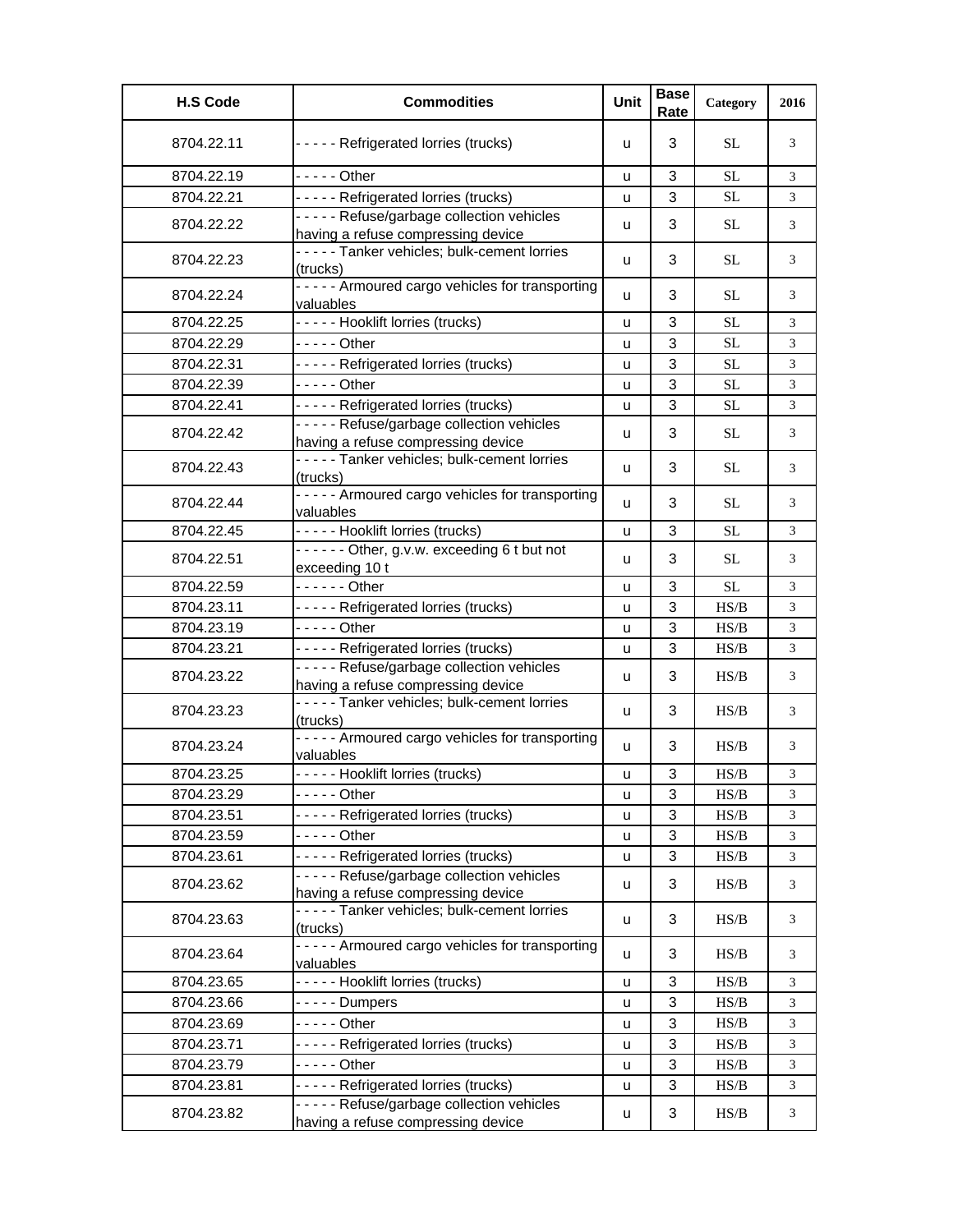| H.S Code | Commodities | Unit | Base Rate | Category | 2016 |
|---|---|---|---|---|---|
| 8704.22.11 | - - - - - Refrigerated lorries (trucks) | u | 3 | SL | 3 |
| 8704.22.19 | - - - - - Other | u | 3 | SL | 3 |
| 8704.22.21 | - - - - - Refrigerated lorries (trucks) | u | 3 | SL | 3 |
| 8704.22.22 | - - - - - Refuse/garbage collection vehicles having a refuse compressing device | u | 3 | SL | 3 |
| 8704.22.23 | - - - - - Tanker vehicles; bulk-cement lorries (trucks) | u | 3 | SL | 3 |
| 8704.22.24 | - - - - - Armoured cargo vehicles for transporting valuables | u | 3 | SL | 3 |
| 8704.22.25 | - - - - - Hooklift lorries (trucks) | u | 3 | SL | 3 |
| 8704.22.29 | - - - - - Other | u | 3 | SL | 3 |
| 8704.22.31 | - - - - - Refrigerated lorries (trucks) | u | 3 | SL | 3 |
| 8704.22.39 | - - - - - Other | u | 3 | SL | 3 |
| 8704.22.41 | - - - - - Refrigerated lorries (trucks) | u | 3 | SL | 3 |
| 8704.22.42 | - - - - - Refuse/garbage collection vehicles having a refuse compressing device | u | 3 | SL | 3 |
| 8704.22.43 | - - - - - Tanker vehicles; bulk-cement lorries (trucks) | u | 3 | SL | 3 |
| 8704.22.44 | - - - - - Armoured cargo vehicles for transporting valuables | u | 3 | SL | 3 |
| 8704.22.45 | - - - - - Hooklift lorries (trucks) | u | 3 | SL | 3 |
| 8704.22.51 | - - - - - - Other, g.v.w. exceeding 6 t but not exceeding 10 t | u | 3 | SL | 3 |
| 8704.22.59 | - - - - - - Other | u | 3 | SL | 3 |
| 8704.23.11 | - - - - - Refrigerated lorries (trucks) | u | 3 | HS/B | 3 |
| 8704.23.19 | - - - - - Other | u | 3 | HS/B | 3 |
| 8704.23.21 | - - - - - Refrigerated lorries (trucks) | u | 3 | HS/B | 3 |
| 8704.23.22 | - - - - - Refuse/garbage collection vehicles having a refuse compressing device | u | 3 | HS/B | 3 |
| 8704.23.23 | - - - - - Tanker vehicles; bulk-cement lorries (trucks) | u | 3 | HS/B | 3 |
| 8704.23.24 | - - - - - Armoured cargo vehicles for transporting valuables | u | 3 | HS/B | 3 |
| 8704.23.25 | - - - - - Hooklift lorries (trucks) | u | 3 | HS/B | 3 |
| 8704.23.29 | - - - - - Other | u | 3 | HS/B | 3 |
| 8704.23.51 | - - - - - Refrigerated lorries (trucks) | u | 3 | HS/B | 3 |
| 8704.23.59 | - - - - - Other | u | 3 | HS/B | 3 |
| 8704.23.61 | - - - - - Refrigerated lorries (trucks) | u | 3 | HS/B | 3 |
| 8704.23.62 | - - - - - Refuse/garbage collection vehicles having a refuse compressing device | u | 3 | HS/B | 3 |
| 8704.23.63 | - - - - - Tanker vehicles; bulk-cement lorries (trucks) | u | 3 | HS/B | 3 |
| 8704.23.64 | - - - - - Armoured cargo vehicles for transporting valuables | u | 3 | HS/B | 3 |
| 8704.23.65 | - - - - - Hooklift lorries (trucks) | u | 3 | HS/B | 3 |
| 8704.23.66 | - - - - - Dumpers | u | 3 | HS/B | 3 |
| 8704.23.69 | - - - - - Other | u | 3 | HS/B | 3 |
| 8704.23.71 | - - - - - Refrigerated lorries (trucks) | u | 3 | HS/B | 3 |
| 8704.23.79 | - - - - - Other | u | 3 | HS/B | 3 |
| 8704.23.81 | - - - - - Refrigerated lorries (trucks) | u | 3 | HS/B | 3 |
| 8704.23.82 | - - - - - Refuse/garbage collection vehicles having a refuse compressing device | u | 3 | HS/B | 3 |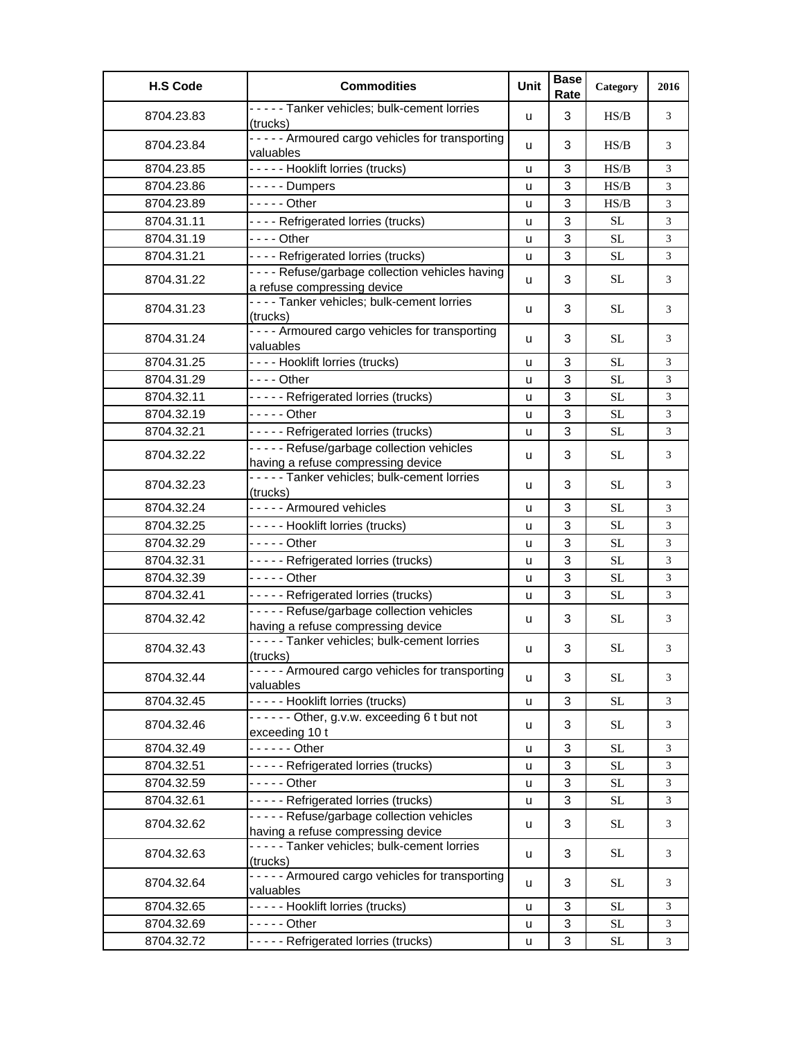| H.S Code | Commodities | Unit | Base Rate | Category | 2016 |
|---|---|---|---|---|---|
| 8704.23.83 | - - - - - Tanker vehicles; bulk-cement lorries (trucks) | u | 3 | HS/B | 3 |
| 8704.23.84 | - - - - - Armoured cargo vehicles for transporting valuables | u | 3 | HS/B | 3 |
| 8704.23.85 | - - - - - Hooklift lorries (trucks) | u | 3 | HS/B | 3 |
| 8704.23.86 | - - - - - Dumpers | u | 3 | HS/B | 3 |
| 8704.23.89 | - - - - - Other | u | 3 | HS/B | 3 |
| 8704.31.11 | - - - - Refrigerated lorries (trucks) | u | 3 | SL | 3 |
| 8704.31.19 | - - - - Other | u | 3 | SL | 3 |
| 8704.31.21 | - - - - Refrigerated lorries (trucks) | u | 3 | SL | 3 |
| 8704.31.22 | - - - - Refuse/garbage collection vehicles having a refuse compressing device | u | 3 | SL | 3 |
| 8704.31.23 | - - - - Tanker vehicles; bulk-cement lorries (trucks) | u | 3 | SL | 3 |
| 8704.31.24 | - - - - Armoured cargo vehicles for transporting valuables | u | 3 | SL | 3 |
| 8704.31.25 | - - - - Hooklift lorries (trucks) | u | 3 | SL | 3 |
| 8704.31.29 | - - - - Other | u | 3 | SL | 3 |
| 8704.32.11 | - - - - - Refrigerated lorries (trucks) | u | 3 | SL | 3 |
| 8704.32.19 | - - - - - Other | u | 3 | SL | 3 |
| 8704.32.21 | - - - - - Refrigerated lorries (trucks) | u | 3 | SL | 3 |
| 8704.32.22 | - - - - - Refuse/garbage collection vehicles having a refuse compressing device | u | 3 | SL | 3 |
| 8704.32.23 | - - - - - Tanker vehicles; bulk-cement lorries (trucks) | u | 3 | SL | 3 |
| 8704.32.24 | - - - - - Armoured vehicles | u | 3 | SL | 3 |
| 8704.32.25 | - - - - - Hooklift lorries (trucks) | u | 3 | SL | 3 |
| 8704.32.29 | - - - - - Other | u | 3 | SL | 3 |
| 8704.32.31 | - - - - - Refrigerated lorries (trucks) | u | 3 | SL | 3 |
| 8704.32.39 | - - - - - Other | u | 3 | SL | 3 |
| 8704.32.41 | - - - - - Refrigerated lorries (trucks) | u | 3 | SL | 3 |
| 8704.32.42 | - - - - - Refuse/garbage collection vehicles having a refuse compressing device | u | 3 | SL | 3 |
| 8704.32.43 | - - - - - Tanker vehicles; bulk-cement lorries (trucks) | u | 3 | SL | 3 |
| 8704.32.44 | - - - - - Armoured cargo vehicles for transporting valuables | u | 3 | SL | 3 |
| 8704.32.45 | - - - - - Hooklift lorries (trucks) | u | 3 | SL | 3 |
| 8704.32.46 | - - - - - - Other, g.v.w. exceeding 6 t but not exceeding 10 t | u | 3 | SL | 3 |
| 8704.32.49 | - - - - - - Other | u | 3 | SL | 3 |
| 8704.32.51 | - - - - - Refrigerated lorries (trucks) | u | 3 | SL | 3 |
| 8704.32.59 | - - - - - Other | u | 3 | SL | 3 |
| 8704.32.61 | - - - - - Refrigerated lorries (trucks) | u | 3 | SL | 3 |
| 8704.32.62 | - - - - - Refuse/garbage collection vehicles having a refuse compressing device | u | 3 | SL | 3 |
| 8704.32.63 | - - - - - Tanker vehicles; bulk-cement lorries (trucks) | u | 3 | SL | 3 |
| 8704.32.64 | - - - - - Armoured cargo vehicles for transporting valuables | u | 3 | SL | 3 |
| 8704.32.65 | - - - - - Hooklift lorries (trucks) | u | 3 | SL | 3 |
| 8704.32.69 | - - - - - Other | u | 3 | SL | 3 |
| 8704.32.72 | - - - - - Refrigerated lorries (trucks) | u | 3 | SL | 3 |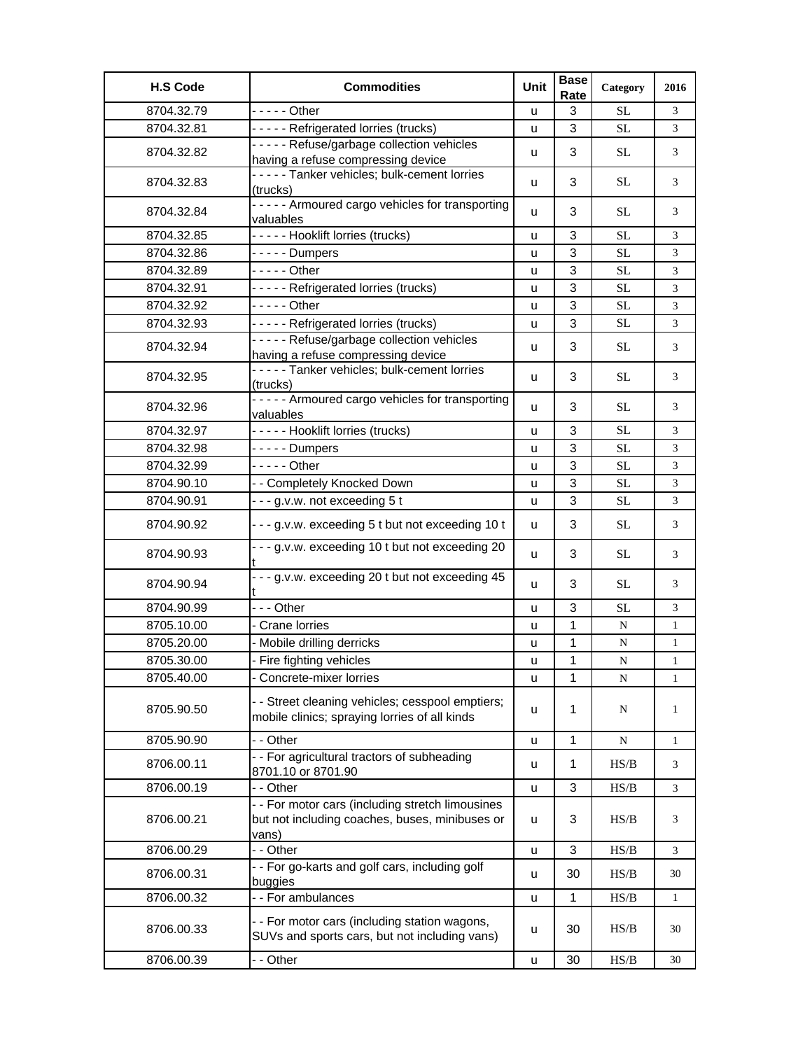| H.S Code | Commodities | Unit | Base Rate | Category | 2016 |
|---|---|---|---|---|---|
| 8704.32.79 | - - - - - Other | u | 3 | SL | 3 |
| 8704.32.81 | - - - - - Refrigerated lorries (trucks) | u | 3 | SL | 3 |
| 8704.32.82 | - - - - - Refuse/garbage collection vehicles having a refuse compressing device | u | 3 | SL | 3 |
| 8704.32.83 | - - - - - Tanker vehicles; bulk-cement lorries (trucks) | u | 3 | SL | 3 |
| 8704.32.84 | - - - - - Armoured cargo vehicles for transporting valuables | u | 3 | SL | 3 |
| 8704.32.85 | - - - - - Hooklift lorries (trucks) | u | 3 | SL | 3 |
| 8704.32.86 | - - - - - Dumpers | u | 3 | SL | 3 |
| 8704.32.89 | - - - - - Other | u | 3 | SL | 3 |
| 8704.32.91 | - - - - - Refrigerated lorries (trucks) | u | 3 | SL | 3 |
| 8704.32.92 | - - - - - Other | u | 3 | SL | 3 |
| 8704.32.93 | - - - - - Refrigerated lorries (trucks) | u | 3 | SL | 3 |
| 8704.32.94 | - - - - - Refuse/garbage collection vehicles having a refuse compressing device | u | 3 | SL | 3 |
| 8704.32.95 | - - - - - Tanker vehicles; bulk-cement lorries (trucks) | u | 3 | SL | 3 |
| 8704.32.96 | - - - - - Armoured cargo vehicles for transporting valuables | u | 3 | SL | 3 |
| 8704.32.97 | - - - - - Hooklift lorries (trucks) | u | 3 | SL | 3 |
| 8704.32.98 | - - - - - Dumpers | u | 3 | SL | 3 |
| 8704.32.99 | - - - - - Other | u | 3 | SL | 3 |
| 8704.90.10 | - - Completely Knocked Down | u | 3 | SL | 3 |
| 8704.90.91 | - - - g.v.w. not exceeding 5 t | u | 3 | SL | 3 |
| 8704.90.92 | - - - g.v.w. exceeding 5 t but not exceeding 10 t | u | 3 | SL | 3 |
| 8704.90.93 | - - - g.v.w. exceeding 10 t but not exceeding 20 t | u | 3 | SL | 3 |
| 8704.90.94 | - - - g.v.w. exceeding 20 t but not exceeding 45 t | u | 3 | SL | 3 |
| 8704.90.99 | - - - Other | u | 3 | SL | 3 |
| 8705.10.00 | - Crane lorries | u | 1 | N | 1 |
| 8705.20.00 | - Mobile drilling derricks | u | 1 | N | 1 |
| 8705.30.00 | - Fire fighting vehicles | u | 1 | N | 1 |
| 8705.40.00 | - Concrete-mixer lorries | u | 1 | N | 1 |
| 8705.90.50 | - - Street cleaning vehicles; cesspool emptiers; mobile clinics; spraying lorries of all kinds | u | 1 | N | 1 |
| 8705.90.90 | - - Other | u | 1 | N | 1 |
| 8706.00.11 | - - For agricultural tractors of subheading 8701.10 or 8701.90 | u | 1 | HS/B | 3 |
| 8706.00.19 | - - Other | u | 3 | HS/B | 3 |
| 8706.00.21 | - - For motor cars (including stretch limousines but not including coaches, buses, minibuses or vans) | u | 3 | HS/B | 3 |
| 8706.00.29 | - - Other | u | 3 | HS/B | 3 |
| 8706.00.31 | - - For go-karts and golf cars, including golf buggies | u | 30 | HS/B | 30 |
| 8706.00.32 | - - For ambulances | u | 1 | HS/B | 1 |
| 8706.00.33 | - - For motor cars (including station wagons, SUVs and sports cars, but not including vans) | u | 30 | HS/B | 30 |
| 8706.00.39 | - - Other | u | 30 | HS/B | 30 |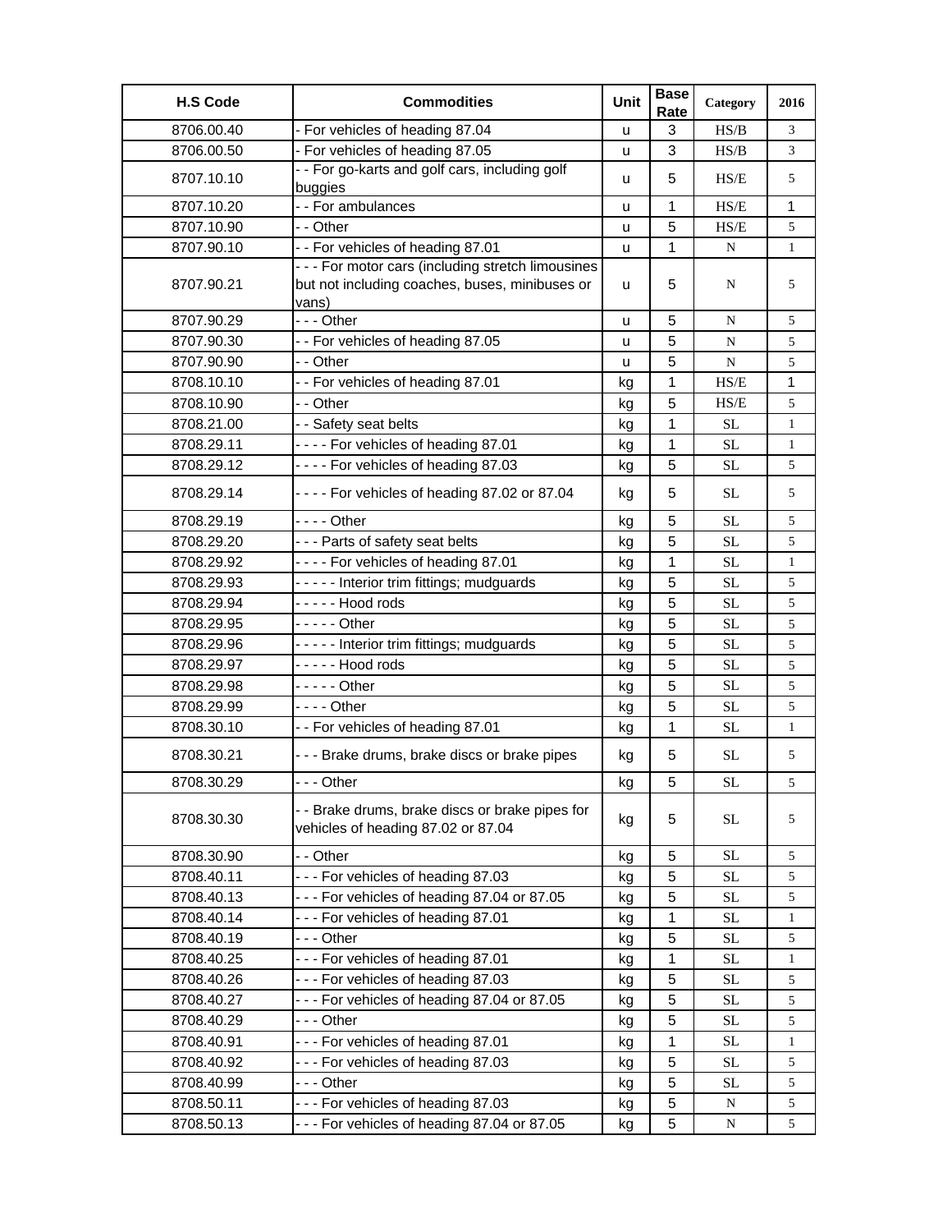| H.S Code | Commodities | Unit | Base Rate | Category | 2016 |
|---|---|---|---|---|---|
| 8706.00.40 | - For vehicles of heading 87.04 | u | 3 | HS/B | 3 |
| 8706.00.50 | - For vehicles of heading 87.05 | u | 3 | HS/B | 3 |
| 8707.10.10 | - - For go-karts and golf cars, including golf buggies | u | 5 | HS/E | 5 |
| 8707.10.20 | - - For ambulances | u | 1 | HS/E | 1 |
| 8707.10.90 | - - Other | u | 5 | HS/E | 5 |
| 8707.90.10 | - - For vehicles of heading 87.01 | u | 1 | N | 1 |
| 8707.90.21 | - - - For motor cars (including stretch limousines but not including coaches, buses, minibuses or vans) | u | 5 | N | 5 |
| 8707.90.29 | - - - Other | u | 5 | N | 5 |
| 8707.90.30 | - - For vehicles of heading 87.05 | u | 5 | N | 5 |
| 8707.90.90 | - - Other | u | 5 | N | 5 |
| 8708.10.10 | - - For vehicles of heading 87.01 | kg | 1 | HS/E | 1 |
| 8708.10.90 | - - Other | kg | 5 | HS/E | 5 |
| 8708.21.00 | - - Safety seat belts | kg | 1 | SL | 1 |
| 8708.29.11 | - - - - For vehicles of heading 87.01 | kg | 1 | SL | 1 |
| 8708.29.12 | - - - - For vehicles of heading 87.03 | kg | 5 | SL | 5 |
| 8708.29.14 | - - - - For vehicles of heading 87.02 or 87.04 | kg | 5 | SL | 5 |
| 8708.29.19 | - - - - Other | kg | 5 | SL | 5 |
| 8708.29.20 | - - - Parts of safety seat belts | kg | 5 | SL | 5 |
| 8708.29.92 | - - - - For vehicles of heading 87.01 | kg | 1 | SL | 1 |
| 8708.29.93 | - - - - - Interior trim fittings; mudguards | kg | 5 | SL | 5 |
| 8708.29.94 | - - - - - Hood rods | kg | 5 | SL | 5 |
| 8708.29.95 | - - - - - Other | kg | 5 | SL | 5 |
| 8708.29.96 | - - - - - Interior trim fittings; mudguards | kg | 5 | SL | 5 |
| 8708.29.97 | - - - - - Hood rods | kg | 5 | SL | 5 |
| 8708.29.98 | - - - - - Other | kg | 5 | SL | 5 |
| 8708.29.99 | - - - - Other | kg | 5 | SL | 5 |
| 8708.30.10 | - - For vehicles of heading 87.01 | kg | 1 | SL | 1 |
| 8708.30.21 | - - - Brake drums, brake discs or brake pipes | kg | 5 | SL | 5 |
| 8708.30.29 | - - - Other | kg | 5 | SL | 5 |
| 8708.30.30 | - - Brake drums, brake discs or brake pipes for vehicles of heading 87.02 or 87.04 | kg | 5 | SL | 5 |
| 8708.30.90 | - - Other | kg | 5 | SL | 5 |
| 8708.40.11 | - - - For vehicles of heading 87.03 | kg | 5 | SL | 5 |
| 8708.40.13 | - - - For vehicles of heading 87.04 or 87.05 | kg | 5 | SL | 5 |
| 8708.40.14 | - - - For vehicles of heading 87.01 | kg | 1 | SL | 1 |
| 8708.40.19 | - - - Other | kg | 5 | SL | 5 |
| 8708.40.25 | - - - For vehicles of heading 87.01 | kg | 1 | SL | 1 |
| 8708.40.26 | - - - For vehicles of heading 87.03 | kg | 5 | SL | 5 |
| 8708.40.27 | - - - For vehicles of heading 87.04 or 87.05 | kg | 5 | SL | 5 |
| 8708.40.29 | - - - Other | kg | 5 | SL | 5 |
| 8708.40.91 | - - - For vehicles of heading 87.01 | kg | 1 | SL | 1 |
| 8708.40.92 | - - - For vehicles of heading 87.03 | kg | 5 | SL | 5 |
| 8708.40.99 | - - - Other | kg | 5 | SL | 5 |
| 8708.50.11 | - - - For vehicles of heading 87.03 | kg | 5 | N | 5 |
| 8708.50.13 | - - - For vehicles of heading 87.04 or 87.05 | kg | 5 | N | 5 |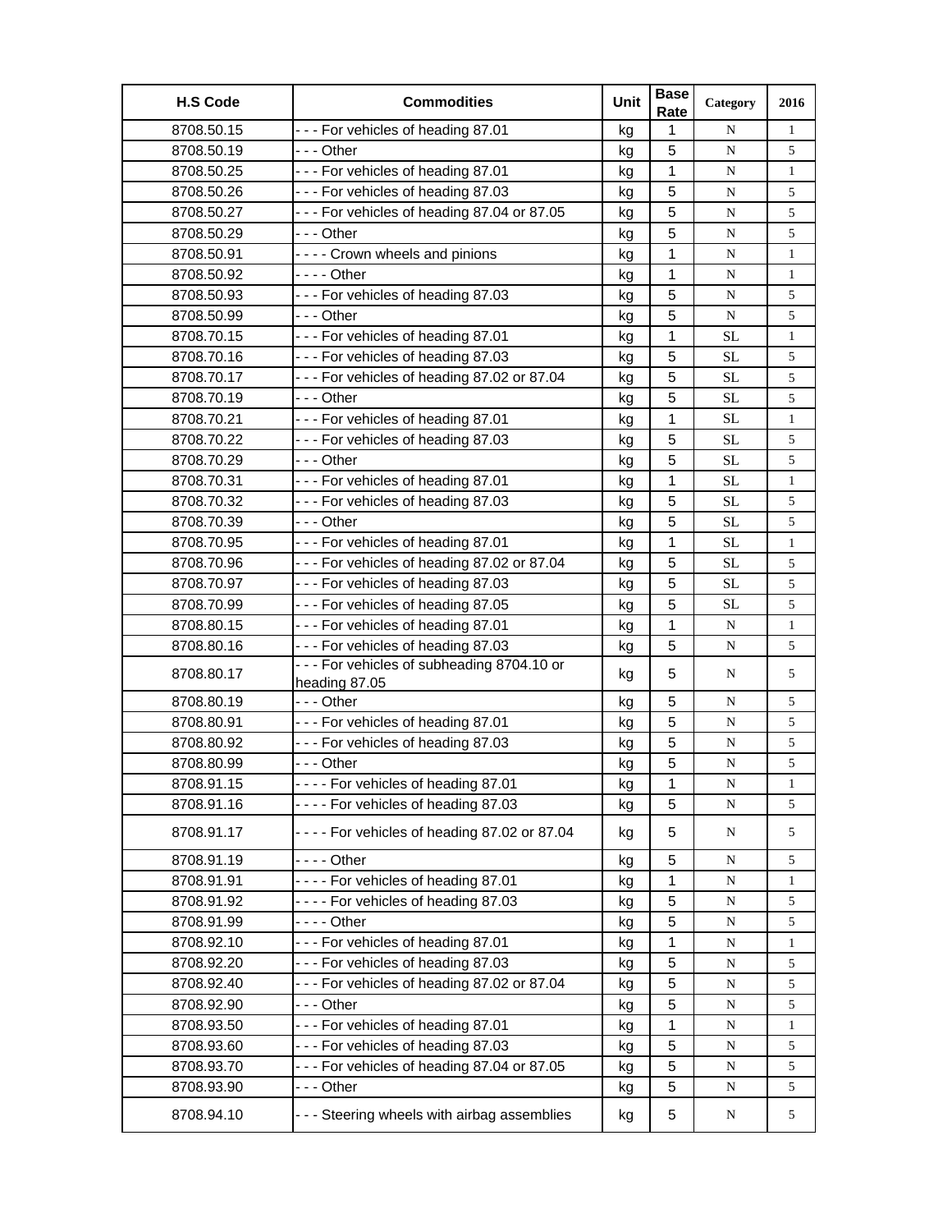| H.S Code | Commodities | Unit | Base Rate | Category | 2016 |
|---|---|---|---|---|---|
| 8708.50.15 | - - - For vehicles of heading 87.01 | kg | 1 | N | 1 |
| 8708.50.19 | - - - Other | kg | 5 | N | 5 |
| 8708.50.25 | - - - For vehicles of heading 87.01 | kg | 1 | N | 1 |
| 8708.50.26 | - - - For vehicles of heading 87.03 | kg | 5 | N | 5 |
| 8708.50.27 | - - - For vehicles of heading 87.04 or 87.05 | kg | 5 | N | 5 |
| 8708.50.29 | - - - Other | kg | 5 | N | 5 |
| 8708.50.91 | - - - - Crown wheels and pinions | kg | 1 | N | 1 |
| 8708.50.92 | - - - - Other | kg | 1 | N | 1 |
| 8708.50.93 | - - - For vehicles of heading 87.03 | kg | 5 | N | 5 |
| 8708.50.99 | - - - Other | kg | 5 | N | 5 |
| 8708.70.15 | - - - For vehicles of heading 87.01 | kg | 1 | SL | 1 |
| 8708.70.16 | - - - For vehicles of heading 87.03 | kg | 5 | SL | 5 |
| 8708.70.17 | - - - For vehicles of heading 87.02 or 87.04 | kg | 5 | SL | 5 |
| 8708.70.19 | - - - Other | kg | 5 | SL | 5 |
| 8708.70.21 | - - - For vehicles of heading 87.01 | kg | 1 | SL | 1 |
| 8708.70.22 | - - - For vehicles of heading 87.03 | kg | 5 | SL | 5 |
| 8708.70.29 | - - - Other | kg | 5 | SL | 5 |
| 8708.70.31 | - - - For vehicles of heading 87.01 | kg | 1 | SL | 1 |
| 8708.70.32 | - - - For vehicles of heading 87.03 | kg | 5 | SL | 5 |
| 8708.70.39 | - - - Other | kg | 5 | SL | 5 |
| 8708.70.95 | - - - For vehicles of heading 87.01 | kg | 1 | SL | 1 |
| 8708.70.96 | - - - For vehicles of heading 87.02 or 87.04 | kg | 5 | SL | 5 |
| 8708.70.97 | - - - For vehicles of heading 87.03 | kg | 5 | SL | 5 |
| 8708.70.99 | - - - For vehicles of heading 87.05 | kg | 5 | SL | 5 |
| 8708.80.15 | - - - For vehicles of heading 87.01 | kg | 1 | N | 1 |
| 8708.80.16 | - - - For vehicles of heading 87.03 | kg | 5 | N | 5 |
| 8708.80.17 | - - - For vehicles of subheading 8704.10 or heading 87.05 | kg | 5 | N | 5 |
| 8708.80.19 | - - - Other | kg | 5 | N | 5 |
| 8708.80.91 | - - - For vehicles of heading 87.01 | kg | 5 | N | 5 |
| 8708.80.92 | - - - For vehicles of heading 87.03 | kg | 5 | N | 5 |
| 8708.80.99 | - - - Other | kg | 5 | N | 5 |
| 8708.91.15 | - - - - For vehicles of heading 87.01 | kg | 1 | N | 1 |
| 8708.91.16 | - - - - For vehicles of heading 87.03 | kg | 5 | N | 5 |
| 8708.91.17 | - - - - For vehicles of heading 87.02 or 87.04 | kg | 5 | N | 5 |
| 8708.91.19 | - - - - Other | kg | 5 | N | 5 |
| 8708.91.91 | - - - - For vehicles of heading 87.01 | kg | 1 | N | 1 |
| 8708.91.92 | - - - - For vehicles of heading 87.03 | kg | 5 | N | 5 |
| 8708.91.99 | - - - - Other | kg | 5 | N | 5 |
| 8708.92.10 | - - - For vehicles of heading 87.01 | kg | 1 | N | 1 |
| 8708.92.20 | - - - For vehicles of heading 87.03 | kg | 5 | N | 5 |
| 8708.92.40 | - - - For vehicles of heading 87.02 or 87.04 | kg | 5 | N | 5 |
| 8708.92.90 | - - - Other | kg | 5 | N | 5 |
| 8708.93.50 | - - - For vehicles of heading 87.01 | kg | 1 | N | 1 |
| 8708.93.60 | - - - For vehicles of heading 87.03 | kg | 5 | N | 5 |
| 8708.93.70 | - - - For vehicles of heading 87.04 or 87.05 | kg | 5 | N | 5 |
| 8708.93.90 | - - - Other | kg | 5 | N | 5 |
| 8708.94.10 | - - - Steering wheels with airbag assemblies | kg | 5 | N | 5 |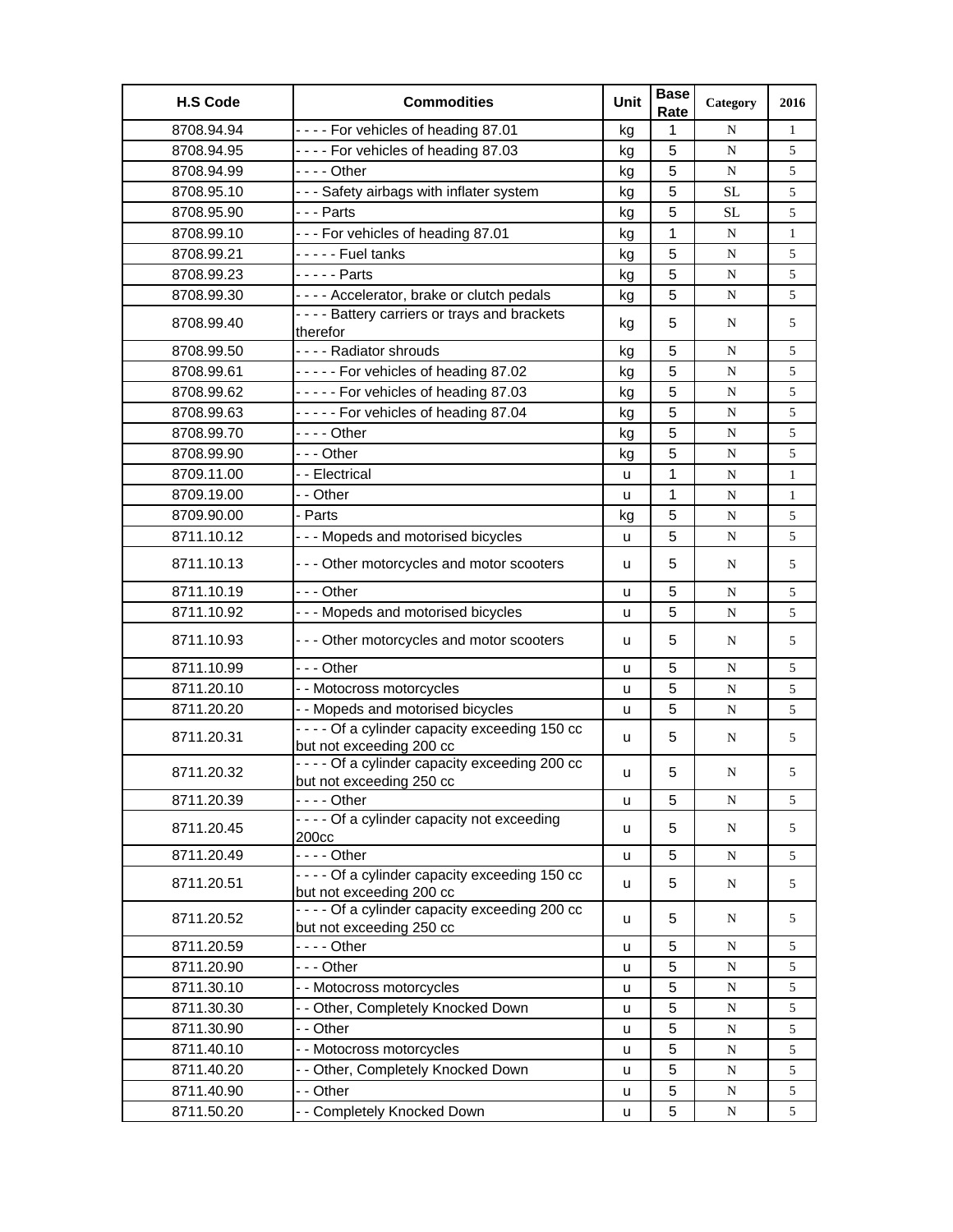| H.S Code | Commodities | Unit | Base Rate | Category | 2016 |
|---|---|---|---|---|---|
| 8708.94.94 | - - - - For vehicles of heading 87.01 | kg | 1 | N | 1 |
| 8708.94.95 | - - - - For vehicles of heading 87.03 | kg | 5 | N | 5 |
| 8708.94.99 | - - - - Other | kg | 5 | N | 5 |
| 8708.95.10 | - - - Safety airbags with inflater system | kg | 5 | SL | 5 |
| 8708.95.90 | - - - Parts | kg | 5 | SL | 5 |
| 8708.99.10 | - - - For vehicles of heading 87.01 | kg | 1 | N | 1 |
| 8708.99.21 | - - - - - Fuel tanks | kg | 5 | N | 5 |
| 8708.99.23 | - - - - - Parts | kg | 5 | N | 5 |
| 8708.99.30 | - - - - Accelerator, brake or clutch pedals | kg | 5 | N | 5 |
| 8708.99.40 | - - - - Battery carriers or trays and brackets therefor | kg | 5 | N | 5 |
| 8708.99.50 | - - - - Radiator shrouds | kg | 5 | N | 5 |
| 8708.99.61 | - - - - - For vehicles of heading 87.02 | kg | 5 | N | 5 |
| 8708.99.62 | - - - - - For vehicles of heading 87.03 | kg | 5 | N | 5 |
| 8708.99.63 | - - - - - For vehicles of heading 87.04 | kg | 5 | N | 5 |
| 8708.99.70 | - - - - Other | kg | 5 | N | 5 |
| 8708.99.90 | - - - Other | kg | 5 | N | 5 |
| 8709.11.00 | - - Electrical | u | 1 | N | 1 |
| 8709.19.00 | - - Other | u | 1 | N | 1 |
| 8709.90.00 | - Parts | kg | 5 | N | 5 |
| 8711.10.12 | - - - Mopeds and motorised bicycles | u | 5 | N | 5 |
| 8711.10.13 | - - - Other motorcycles and motor scooters | u | 5 | N | 5 |
| 8711.10.19 | - - - Other | u | 5 | N | 5 |
| 8711.10.92 | - - - Mopeds and motorised bicycles | u | 5 | N | 5 |
| 8711.10.93 | - - - Other motorcycles and motor scooters | u | 5 | N | 5 |
| 8711.10.99 | - - - Other | u | 5 | N | 5 |
| 8711.20.10 | - - Motocross motorcycles | u | 5 | N | 5 |
| 8711.20.20 | - - Mopeds and motorised bicycles | u | 5 | N | 5 |
| 8711.20.31 | - - - - Of a cylinder capacity exceeding 150 cc but not exceeding 200 cc | u | 5 | N | 5 |
| 8711.20.32 | - - - - Of a cylinder capacity exceeding 200 cc but not exceeding 250 cc | u | 5 | N | 5 |
| 8711.20.39 | - - - - Other | u | 5 | N | 5 |
| 8711.20.45 | - - - - Of a cylinder capacity not exceeding 200cc | u | 5 | N | 5 |
| 8711.20.49 | - - - - Other | u | 5 | N | 5 |
| 8711.20.51 | - - - - Of a cylinder capacity exceeding 150 cc but not exceeding 200 cc | u | 5 | N | 5 |
| 8711.20.52 | - - - - Of a cylinder capacity exceeding 200 cc but not exceeding 250 cc | u | 5 | N | 5 |
| 8711.20.59 | - - - - Other | u | 5 | N | 5 |
| 8711.20.90 | - - - Other | u | 5 | N | 5 |
| 8711.30.10 | - - Motocross motorcycles | u | 5 | N | 5 |
| 8711.30.30 | - - Other, Completely Knocked Down | u | 5 | N | 5 |
| 8711.30.90 | - - Other | u | 5 | N | 5 |
| 8711.40.10 | - - Motocross motorcycles | u | 5 | N | 5 |
| 8711.40.20 | - - Other, Completely Knocked Down | u | 5 | N | 5 |
| 8711.40.90 | - - Other | u | 5 | N | 5 |
| 8711.50.20 | - - Completely Knocked Down | u | 5 | N | 5 |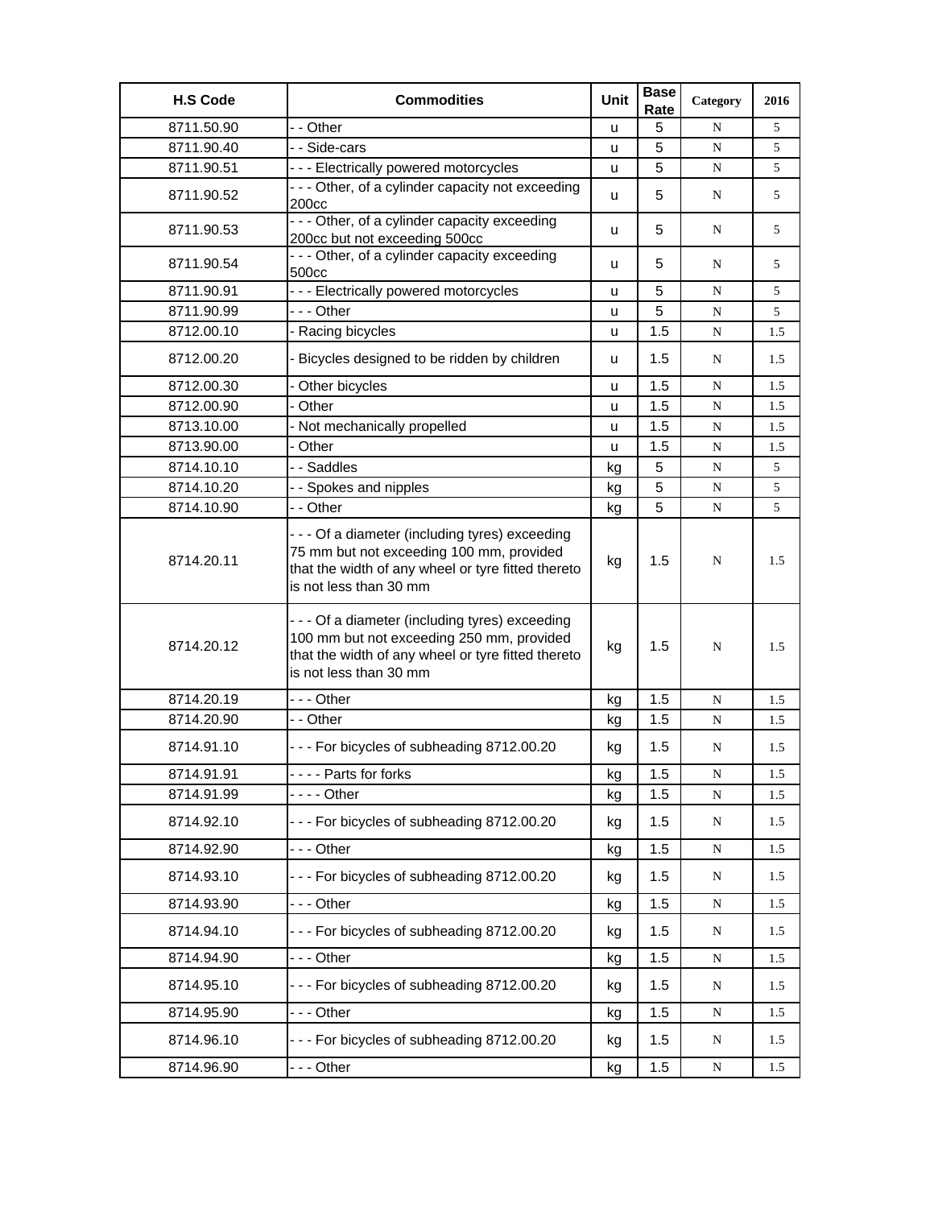| H.S Code | Commodities | Unit | Base Rate | Category | 2016 |
|---|---|---|---|---|---|
| 8711.50.90 | - - Other | u | 5 | N | 5 |
| 8711.90.40 | - - Side-cars | u | 5 | N | 5 |
| 8711.90.51 | - - - Electrically powered motorcycles | u | 5 | N | 5 |
| 8711.90.52 | - - - Other, of a cylinder capacity not exceeding 200cc | u | 5 | N | 5 |
| 8711.90.53 | - - - Other, of a cylinder capacity exceeding 200cc but not exceeding 500cc | u | 5 | N | 5 |
| 8711.90.54 | - - - Other, of a cylinder capacity exceeding 500cc | u | 5 | N | 5 |
| 8711.90.91 | - - - Electrically powered motorcycles | u | 5 | N | 5 |
| 8711.90.99 | - - - Other | u | 5 | N | 5 |
| 8712.00.10 | - Racing bicycles | u | 1.5 | N | 1.5 |
| 8712.00.20 | - Bicycles designed to be ridden by children | u | 1.5 | N | 1.5 |
| 8712.00.30 | - Other bicycles | u | 1.5 | N | 1.5 |
| 8712.00.90 | - Other | u | 1.5 | N | 1.5 |
| 8713.10.00 | - Not mechanically propelled | u | 1.5 | N | 1.5 |
| 8713.90.00 | - Other | u | 1.5 | N | 1.5 |
| 8714.10.10 | - - Saddles | kg | 5 | N | 5 |
| 8714.10.20 | - - Spokes and nipples | kg | 5 | N | 5 |
| 8714.10.90 | - - Other | kg | 5 | N | 5 |
| 8714.20.11 | - - - Of a diameter (including tyres) exceeding 75 mm but not exceeding 100 mm, provided that the width of any wheel or tyre fitted thereto is not less than 30 mm | kg | 1.5 | N | 1.5 |
| 8714.20.12 | - - - Of a diameter (including tyres) exceeding 100 mm but not exceeding 250 mm, provided that the width of any wheel or tyre fitted thereto is not less than 30 mm | kg | 1.5 | N | 1.5 |
| 8714.20.19 | - - - Other | kg | 1.5 | N | 1.5 |
| 8714.20.90 | - - Other | kg | 1.5 | N | 1.5 |
| 8714.91.10 | - - - For bicycles of subheading 8712.00.20 | kg | 1.5 | N | 1.5 |
| 8714.91.91 | - - - - Parts for forks | kg | 1.5 | N | 1.5 |
| 8714.91.99 | - - - - Other | kg | 1.5 | N | 1.5 |
| 8714.92.10 | - - - For bicycles of subheading 8712.00.20 | kg | 1.5 | N | 1.5 |
| 8714.92.90 | - - - Other | kg | 1.5 | N | 1.5 |
| 8714.93.10 | - - - For bicycles of subheading 8712.00.20 | kg | 1.5 | N | 1.5 |
| 8714.93.90 | - - - Other | kg | 1.5 | N | 1.5 |
| 8714.94.10 | - - - For bicycles of subheading 8712.00.20 | kg | 1.5 | N | 1.5 |
| 8714.94.90 | - - - Other | kg | 1.5 | N | 1.5 |
| 8714.95.10 | - - - For bicycles of subheading 8712.00.20 | kg | 1.5 | N | 1.5 |
| 8714.95.90 | - - - Other | kg | 1.5 | N | 1.5 |
| 8714.96.10 | - - - For bicycles of subheading 8712.00.20 | kg | 1.5 | N | 1.5 |
| 8714.96.90 | - - - Other | kg | 1.5 | N | 1.5 |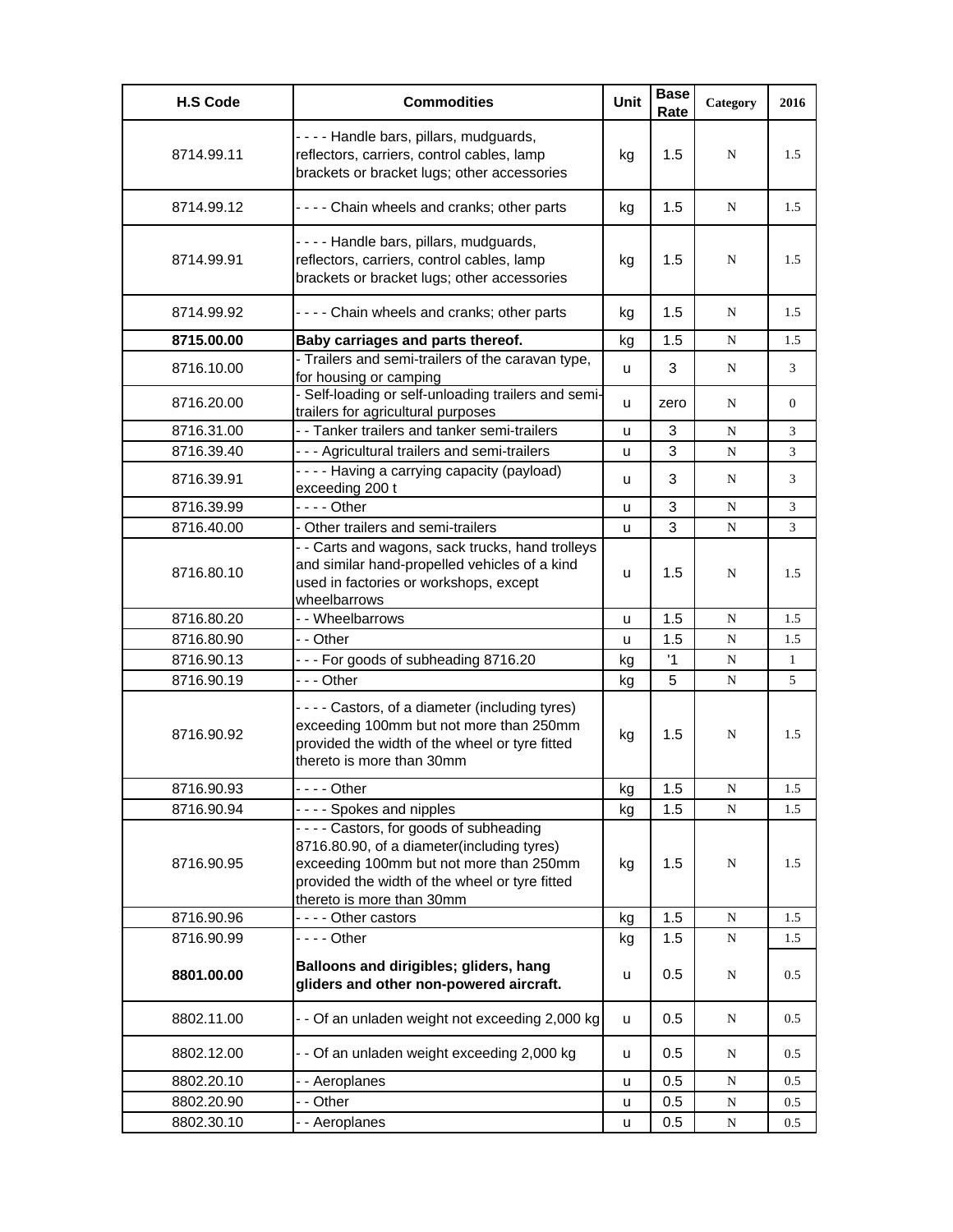| H.S Code | Commodities | Unit | Base Rate | Category | 2016 |
|---|---|---|---|---|---|
| 8714.99.11 | - - - - Handle bars, pillars, mudguards, reflectors, carriers, control cables, lamp brackets or bracket lugs; other accessories | kg | 1.5 | N | 1.5 |
| 8714.99.12 | - - - - Chain wheels and cranks; other parts | kg | 1.5 | N | 1.5 |
| 8714.99.91 | - - - - Handle bars, pillars, mudguards, reflectors, carriers, control cables, lamp brackets or bracket lugs; other accessories | kg | 1.5 | N | 1.5 |
| 8714.99.92 | - - - - Chain wheels and cranks; other parts | kg | 1.5 | N | 1.5 |
| **8715.00.00** | **Baby carriages and parts thereof.** | kg | 1.5 | N | 1.5 |
| 8716.10.00 | - Trailers and semi-trailers of the caravan type, for housing or camping | u | 3 | N | 3 |
| 8716.20.00 | - Self-loading or self-unloading trailers and semi-trailers for agricultural purposes | u | zero | N | 0 |
| 8716.31.00 | - - Tanker trailers and tanker semi-trailers | u | 3 | N | 3 |
| 8716.39.40 | - - - Agricultural trailers and semi-trailers | u | 3 | N | 3 |
| 8716.39.91 | - - - - Having a carrying capacity (payload) exceeding 200 t | u | 3 | N | 3 |
| 8716.39.99 | - - - - Other | u | 3 | N | 3 |
| 8716.40.00 | - Other trailers and semi-trailers | u | 3 | N | 3 |
| 8716.80.10 | - - Carts and wagons, sack trucks, hand trolleys and similar hand-propelled vehicles of a kind used in factories or workshops, except wheelbarrows | u | 1.5 | N | 1.5 |
| 8716.80.20 | - - Wheelbarrows | u | 1.5 | N | 1.5 |
| 8716.80.90 | - - Other | u | 1.5 | N | 1.5 |
| 8716.90.13 | - - - For goods of subheading 8716.20 | kg | '1 | N | 1 |
| 8716.90.19 | - - - Other | kg | 5 | N | 5 |
| 8716.90.92 | - - - - Castors, of a diameter (including tyres) exceeding 100mm but not more than 250mm provided the width of the wheel or tyre fitted thereto is more than 30mm | kg | 1.5 | N | 1.5 |
| 8716.90.93 | - - - - Other | kg | 1.5 | N | 1.5 |
| 8716.90.94 | - - - - Spokes and nipples | kg | 1.5 | N | 1.5 |
| 8716.90.95 | - - - - Castors, for goods of subheading 8716.80.90, of a diameter(including tyres) exceeding 100mm but not more than 250mm provided the width of the wheel or tyre fitted thereto is more than 30mm | kg | 1.5 | N | 1.5 |
| 8716.90.96 | - - - - Other castors | kg | 1.5 | N | 1.5 |
| 8716.90.99 | - - - - Other | kg | 1.5 | N | 1.5 |
| **8801.00.00** | **Balloons and dirigibles; gliders, hang gliders and other non-powered aircraft.** | u | 0.5 | N | 0.5 |
| 8802.11.00 | - - Of an unladen weight not exceeding 2,000 kg | u | 0.5 | N | 0.5 |
| 8802.12.00 | - - Of an unladen weight exceeding 2,000 kg | u | 0.5 | N | 0.5 |
| 8802.20.10 | - - Aeroplanes | u | 0.5 | N | 0.5 |
| 8802.20.90 | - - Other | u | 0.5 | N | 0.5 |
| 8802.30.10 | - - Aeroplanes | u | 0.5 | N | 0.5 |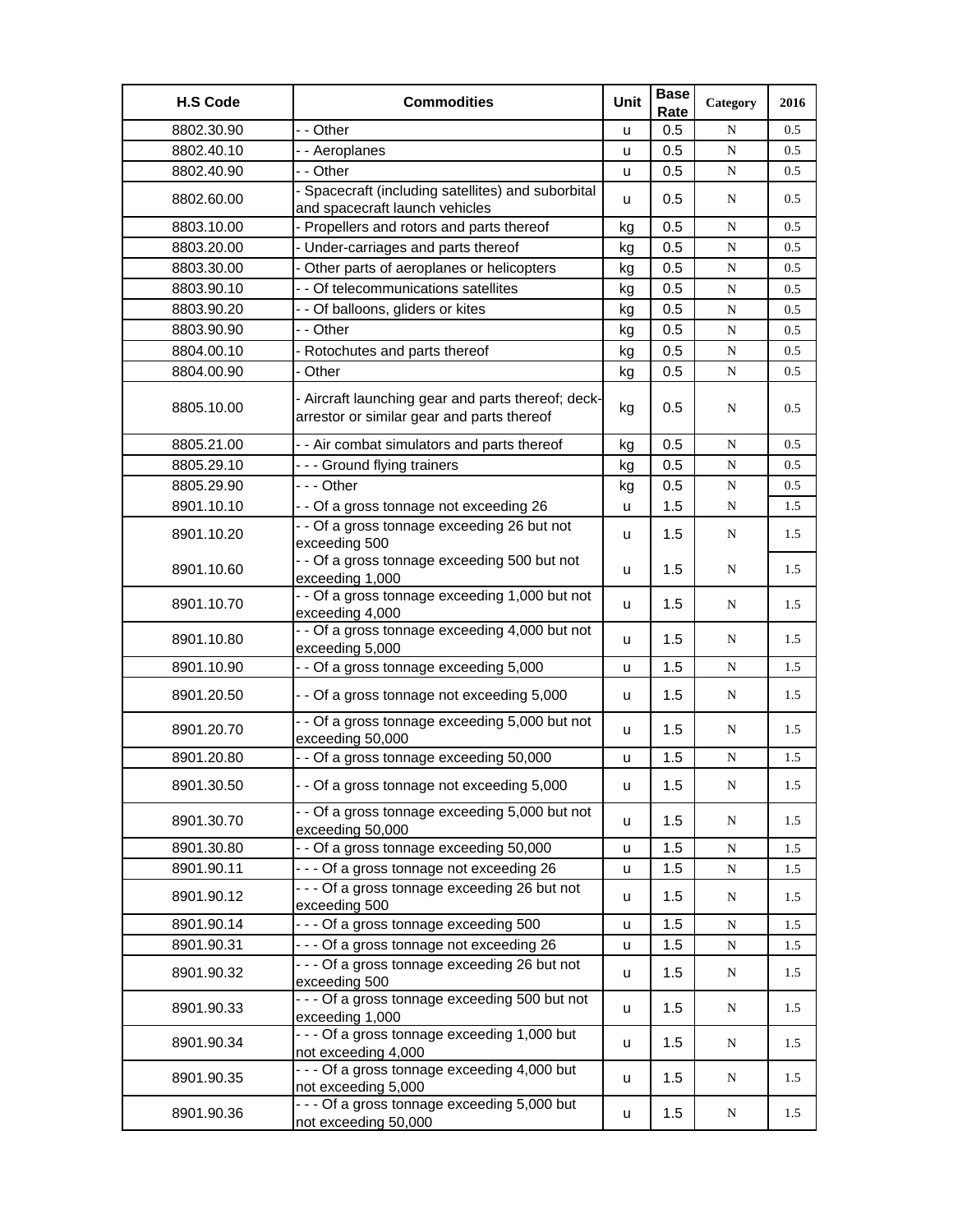| H.S Code | Commodities | Unit | Base Rate | Category | 2016 |
| --- | --- | --- | --- | --- | --- |
| 8802.30.90 | - - Other | u | 0.5 | N | 0.5 |
| 8802.40.10 | - - Aeroplanes | u | 0.5 | N | 0.5 |
| 8802.40.90 | - - Other | u | 0.5 | N | 0.5 |
| 8802.60.00 | - Spacecraft (including satellites) and suborbital and spacecraft launch vehicles | u | 0.5 | N | 0.5 |
| 8803.10.00 | - Propellers and rotors and parts thereof | kg | 0.5 | N | 0.5 |
| 8803.20.00 | - Under-carriages and parts thereof | kg | 0.5 | N | 0.5 |
| 8803.30.00 | - Other parts of aeroplanes or helicopters | kg | 0.5 | N | 0.5 |
| 8803.90.10 | - - Of telecommunications satellites | kg | 0.5 | N | 0.5 |
| 8803.90.20 | - - Of balloons, gliders or kites | kg | 0.5 | N | 0.5 |
| 8803.90.90 | - - Other | kg | 0.5 | N | 0.5 |
| 8804.00.10 | - Rotochutes and parts thereof | kg | 0.5 | N | 0.5 |
| 8804.00.90 | - Other | kg | 0.5 | N | 0.5 |
| 8805.10.00 | - Aircraft launching gear and parts thereof; deck-arrestor or similar gear and parts thereof | kg | 0.5 | N | 0.5 |
| 8805.21.00 | - - Air combat simulators and parts thereof | kg | 0.5 | N | 0.5 |
| 8805.29.10 | - - - Ground flying trainers | kg | 0.5 | N | 0.5 |
| 8805.29.90 | - - - Other | kg | 0.5 | N | 0.5 |
| 8901.10.10 | - - Of a gross tonnage not exceeding 26 | u | 1.5 | N | 1.5 |
| 8901.10.20 | - - Of a gross tonnage exceeding 26 but not exceeding 500 | u | 1.5 | N | 1.5 |
| 8901.10.60 | - - Of a gross tonnage exceeding 500 but not exceeding 1,000 | u | 1.5 | N | 1.5 |
| 8901.10.70 | - - Of a gross tonnage exceeding 1,000 but not exceeding 4,000 | u | 1.5 | N | 1.5 |
| 8901.10.80 | - - Of a gross tonnage exceeding 4,000 but not exceeding 5,000 | u | 1.5 | N | 1.5 |
| 8901.10.90 | - - Of a gross tonnage exceeding 5,000 | u | 1.5 | N | 1.5 |
| 8901.20.50 | - - Of a gross tonnage not exceeding 5,000 | u | 1.5 | N | 1.5 |
| 8901.20.70 | - - Of a gross tonnage exceeding 5,000 but not exceeding 50,000 | u | 1.5 | N | 1.5 |
| 8901.20.80 | - - Of a gross tonnage exceeding 50,000 | u | 1.5 | N | 1.5 |
| 8901.30.50 | - - Of a gross tonnage not exceeding 5,000 | u | 1.5 | N | 1.5 |
| 8901.30.70 | - - Of a gross tonnage exceeding 5,000 but not exceeding 50,000 | u | 1.5 | N | 1.5 |
| 8901.30.80 | - - Of a gross tonnage exceeding 50,000 | u | 1.5 | N | 1.5 |
| 8901.90.11 | - - - Of a gross tonnage not exceeding 26 | u | 1.5 | N | 1.5 |
| 8901.90.12 | - - - Of a gross tonnage exceeding 26 but not exceeding 500 | u | 1.5 | N | 1.5 |
| 8901.90.14 | - - - Of a gross tonnage exceeding 500 | u | 1.5 | N | 1.5 |
| 8901.90.31 | - - - Of a gross tonnage not exceeding 26 | u | 1.5 | N | 1.5 |
| 8901.90.32 | - - - Of a gross tonnage exceeding 26 but not exceeding 500 | u | 1.5 | N | 1.5 |
| 8901.90.33 | - - - Of a gross tonnage exceeding 500 but not exceeding 1,000 | u | 1.5 | N | 1.5 |
| 8901.90.34 | - - - Of a gross tonnage exceeding 1,000 but not exceeding 4,000 | u | 1.5 | N | 1.5 |
| 8901.90.35 | - - - Of a gross tonnage exceeding 4,000 but not exceeding 5,000 | u | 1.5 | N | 1.5 |
| 8901.90.36 | - - - Of a gross tonnage exceeding 5,000 but not exceeding 50,000 | u | 1.5 | N | 1.5 |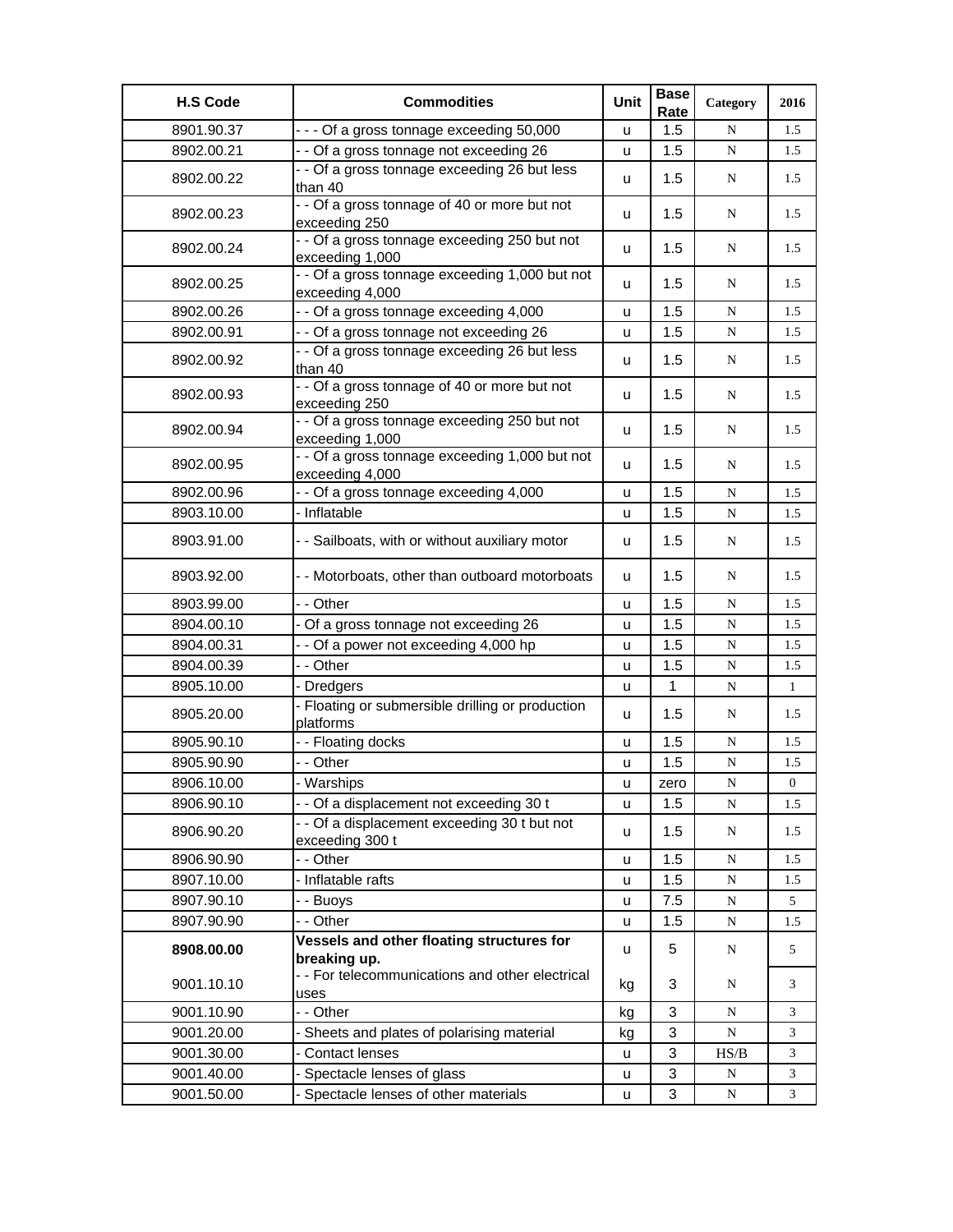| H.S Code | Commodities | Unit | Base Rate | Category | 2016 |
|---|---|---|---|---|---|
| 8901.90.37 | - - - Of a gross tonnage exceeding 50,000 | u | 1.5 | N | 1.5 |
| 8902.00.21 | - - Of a gross tonnage not exceeding 26 | u | 1.5 | N | 1.5 |
| 8902.00.22 | - - Of a gross tonnage exceeding 26 but less than 40 | u | 1.5 | N | 1.5 |
| 8902.00.23 | - - Of a gross tonnage of 40 or more but not exceeding 250 | u | 1.5 | N | 1.5 |
| 8902.00.24 | - - Of a gross tonnage exceeding 250 but not exceeding 1,000 | u | 1.5 | N | 1.5 |
| 8902.00.25 | - - Of a gross tonnage exceeding 1,000 but not exceeding 4,000 | u | 1.5 | N | 1.5 |
| 8902.00.26 | - - Of a gross tonnage exceeding 4,000 | u | 1.5 | N | 1.5 |
| 8902.00.91 | - - Of a gross tonnage not exceeding 26 | u | 1.5 | N | 1.5 |
| 8902.00.92 | - - Of a gross tonnage exceeding 26 but less than 40 | u | 1.5 | N | 1.5 |
| 8902.00.93 | - - Of a gross tonnage of 40 or more but not exceeding 250 | u | 1.5 | N | 1.5 |
| 8902.00.94 | - - Of a gross tonnage exceeding 250 but not exceeding 1,000 | u | 1.5 | N | 1.5 |
| 8902.00.95 | - - Of a gross tonnage exceeding 1,000 but not exceeding 4,000 | u | 1.5 | N | 1.5 |
| 8902.00.96 | - - Of a gross tonnage exceeding 4,000 | u | 1.5 | N | 1.5 |
| 8903.10.00 | - Inflatable | u | 1.5 | N | 1.5 |
| 8903.91.00 | - - Sailboats, with or without auxiliary motor | u | 1.5 | N | 1.5 |
| 8903.92.00 | - - Motorboats, other than outboard motorboats | u | 1.5 | N | 1.5 |
| 8903.99.00 | - - Other | u | 1.5 | N | 1.5 |
| 8904.00.10 | - Of a gross tonnage not exceeding 26 | u | 1.5 | N | 1.5 |
| 8904.00.31 | - - Of a power not exceeding 4,000 hp | u | 1.5 | N | 1.5 |
| 8904.00.39 | - - Other | u | 1.5 | N | 1.5 |
| 8905.10.00 | - Dredgers | u | 1 | N | 1 |
| 8905.20.00 | - Floating or submersible drilling or production platforms | u | 1.5 | N | 1.5 |
| 8905.90.10 | - - Floating docks | u | 1.5 | N | 1.5 |
| 8905.90.90 | - - Other | u | 1.5 | N | 1.5 |
| 8906.10.00 | - Warships | u | zero | N | 0 |
| 8906.90.10 | - - Of a displacement not exceeding 30 t | u | 1.5 | N | 1.5 |
| 8906.90.20 | - - Of a displacement exceeding 30 t but not exceeding 300 t | u | 1.5 | N | 1.5 |
| 8906.90.90 | - - Other | u | 1.5 | N | 1.5 |
| 8907.10.00 | - Inflatable rafts | u | 1.5 | N | 1.5 |
| 8907.90.10 | - - Buoys | u | 7.5 | N | 5 |
| 8907.90.90 | - - Other | u | 1.5 | N | 1.5 |
| **8908.00.00** | **Vessels and other floating structures for breaking up.** | u | 5 | N | 5 |
| 9001.10.10 | - - For telecommunications and other electrical uses | kg | 3 | N | 3 |
| 9001.10.90 | - - Other | kg | 3 | N | 3 |
| 9001.20.00 | - Sheets and plates of polarising material | kg | 3 | N | 3 |
| 9001.30.00 | - Contact lenses | u | 3 | HS/B | 3 |
| 9001.40.00 | - Spectacle lenses of glass | u | 3 | N | 3 |
| 9001.50.00 | - Spectacle lenses of other materials | u | 3 | N | 3 |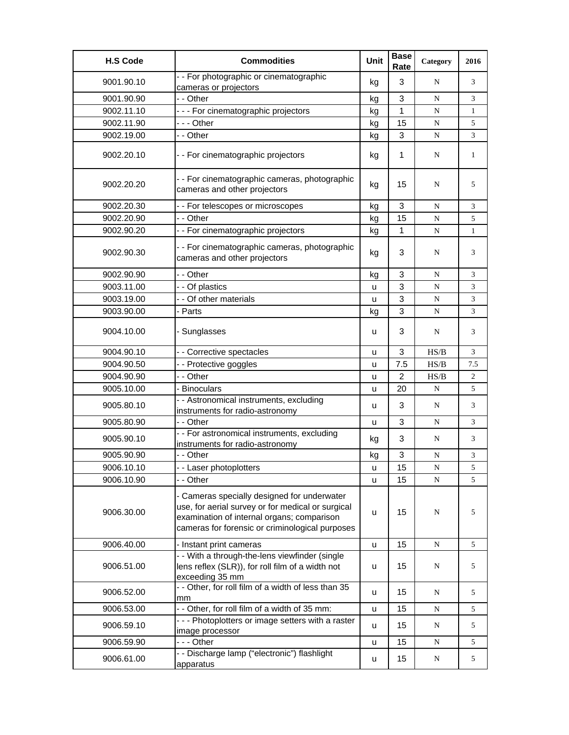| H.S Code | Commodities | Unit | Base Rate | Category | 2016 |
|---|---|---|---|---|---|
| 9001.90.10 | - - For photographic or cinematographic cameras or projectors | kg | 3 | N | 3 |
| 9001.90.90 | - - Other | kg | 3 | N | 3 |
| 9002.11.10 | - - - For cinematographic projectors | kg | 1 | N | 1 |
| 9002.11.90 | - - - Other | kg | 15 | N | 5 |
| 9002.19.00 | - - Other | kg | 3 | N | 3 |
| 9002.20.10 | - - For cinematographic projectors | kg | 1 | N | 1 |
| 9002.20.20 | - - For cinematographic cameras, photographic cameras and other projectors | kg | 15 | N | 5 |
| 9002.20.30 | - - For telescopes or microscopes | kg | 3 | N | 3 |
| 9002.20.90 | - - Other | kg | 15 | N | 5 |
| 9002.90.20 | - - For cinematographic projectors | kg | 1 | N | 1 |
| 9002.90.30 | - - For cinematographic cameras, photographic cameras and other projectors | kg | 3 | N | 3 |
| 9002.90.90 | - - Other | kg | 3 | N | 3 |
| 9003.11.00 | - - Of plastics | u | 3 | N | 3 |
| 9003.19.00 | - - Of other materials | u | 3 | N | 3 |
| 9003.90.00 | - Parts | kg | 3 | N | 3 |
| 9004.10.00 | - Sunglasses | u | 3 | N | 3 |
| 9004.90.10 | - - Corrective spectacles | u | 3 | HS/B | 3 |
| 9004.90.50 | - - Protective goggles | u | 7.5 | HS/B | 7.5 |
| 9004.90.90 | - - Other | u | 2 | HS/B | 2 |
| 9005.10.00 | - Binoculars | u | 20 | N | 5 |
| 9005.80.10 | - - Astronomical instruments, excluding instruments for radio-astronomy | u | 3 | N | 3 |
| 9005.80.90 | - - Other | u | 3 | N | 3 |
| 9005.90.10 | - - For astronomical instruments, excluding instruments for radio-astronomy | kg | 3 | N | 3 |
| 9005.90.90 | - - Other | kg | 3 | N | 3 |
| 9006.10.10 | - - Laser photoplotters | u | 15 | N | 5 |
| 9006.10.90 | - - Other | u | 15 | N | 5 |
| 9006.30.00 | - Cameras specially designed for underwater use, for aerial survey or for medical or surgical examination of internal organs; comparison cameras for forensic or criminological purposes | u | 15 | N | 5 |
| 9006.40.00 | - Instant print cameras | u | 15 | N | 5 |
| 9006.51.00 | - - With a through-the-lens viewfinder (single lens reflex (SLR)), for roll film of a width not exceeding 35 mm | u | 15 | N | 5 |
| 9006.52.00 | - - Other, for roll film of a width of less than 35 mm | u | 15 | N | 5 |
| 9006.53.00 | - - Other, for roll film of a width of 35 mm: | u | 15 | N | 5 |
| 9006.59.10 | - - - Photoplotters or image setters with a raster image processor | u | 15 | N | 5 |
| 9006.59.90 | - - - Other | u | 15 | N | 5 |
| 9006.61.00 | - - Discharge lamp ("electronic") flashlight apparatus | u | 15 | N | 5 |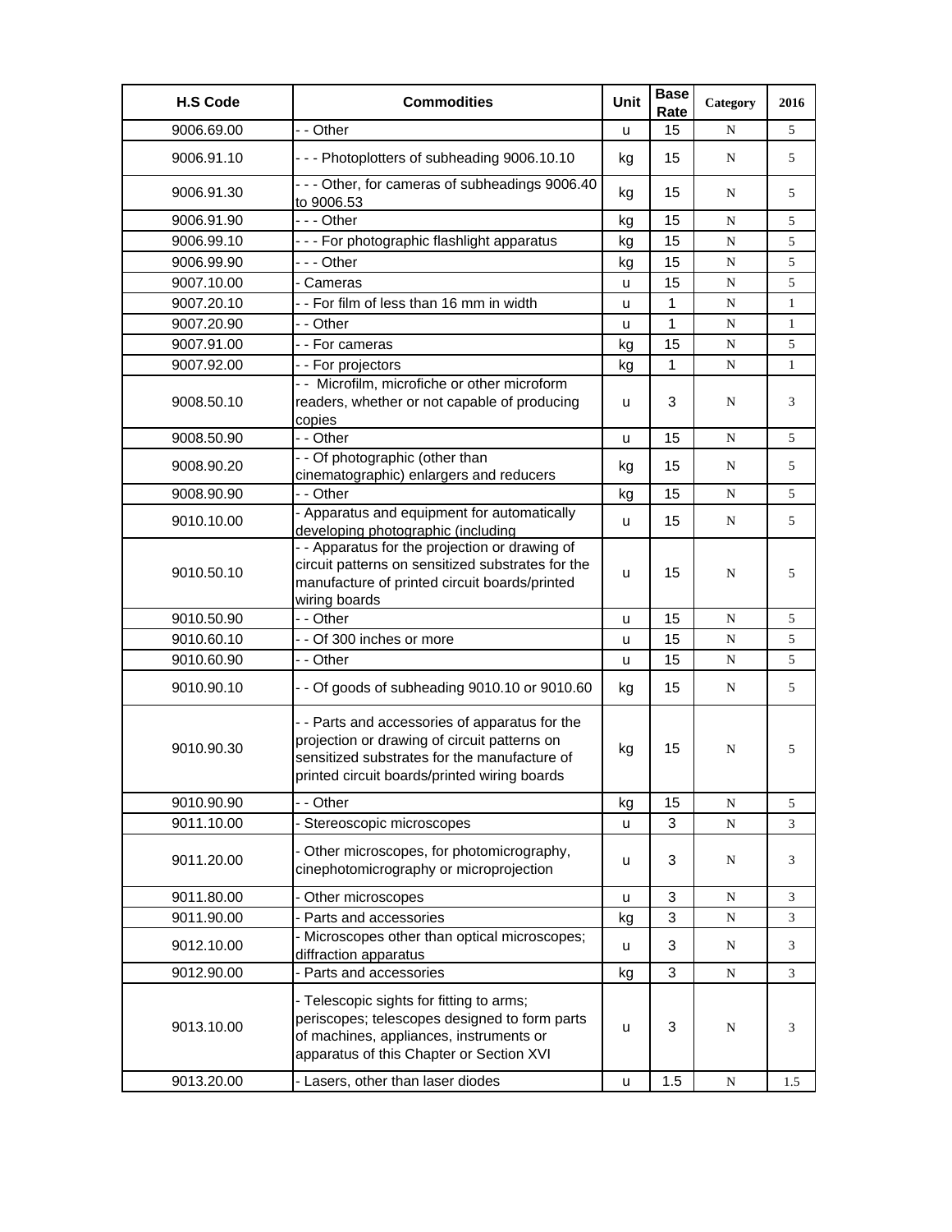| H.S Code | Commodities | Unit | Base Rate | Category | 2016 |
|---|---|---|---|---|---|
| 9006.69.00 | - - Other | u | 15 | N | 5 |
| 9006.91.10 | - - - Photoplotters of subheading 9006.10.10 | kg | 15 | N | 5 |
| 9006.91.30 | - - - Other, for cameras of subheadings 9006.40 to 9006.53 | kg | 15 | N | 5 |
| 9006.91.90 | - - - Other | kg | 15 | N | 5 |
| 9006.99.10 | - - - For photographic flashlight apparatus | kg | 15 | N | 5 |
| 9006.99.90 | - - - Other | kg | 15 | N | 5 |
| 9007.10.00 | - Cameras | u | 15 | N | 5 |
| 9007.20.10 | - - For film of less than 16 mm in width | u | 1 | N | 1 |
| 9007.20.90 | - - Other | u | 1 | N | 1 |
| 9007.91.00 | - - For cameras | kg | 15 | N | 5 |
| 9007.92.00 | - - For projectors | kg | 1 | N | 1 |
| 9008.50.10 | - - Microfilm, microfiche or other microform readers, whether or not capable of producing copies | u | 3 | N | 3 |
| 9008.50.90 | - - Other | u | 15 | N | 5 |
| 9008.90.20 | - - Of photographic (other than cinematographic) enlargers and reducers | kg | 15 | N | 5 |
| 9008.90.90 | - - Other | kg | 15 | N | 5 |
| 9010.10.00 | - Apparatus and equipment for automatically developing photographic (including | u | 15 | N | 5 |
| 9010.50.10 | - - Apparatus for the projection or drawing of circuit patterns on sensitized substrates for the manufacture of printed circuit boards/printed wiring boards | u | 15 | N | 5 |
| 9010.50.90 | - - Other | u | 15 | N | 5 |
| 9010.60.10 | - - Of 300 inches or more | u | 15 | N | 5 |
| 9010.60.90 | - - Other | u | 15 | N | 5 |
| 9010.90.10 | - - Of goods of subheading 9010.10 or 9010.60 | kg | 15 | N | 5 |
| 9010.90.30 | - - Parts and accessories of apparatus for the projection or drawing of circuit patterns on sensitized substrates for the manufacture of printed circuit boards/printed wiring boards | kg | 15 | N | 5 |
| 9010.90.90 | - - Other | kg | 15 | N | 5 |
| 9011.10.00 | - Stereoscopic microscopes | u | 3 | N | 3 |
| 9011.20.00 | - Other microscopes, for photomicrography, cinephotomicrography or microprojection | u | 3 | N | 3 |
| 9011.80.00 | - Other microscopes | u | 3 | N | 3 |
| 9011.90.00 | - Parts and accessories | kg | 3 | N | 3 |
| 9012.10.00 | - Microscopes other than optical microscopes; diffraction apparatus | u | 3 | N | 3 |
| 9012.90.00 | - Parts and accessories | kg | 3 | N | 3 |
| 9013.10.00 | - Telescopic sights for fitting to arms; periscopes; telescopes designed to form parts of machines, appliances, instruments or apparatus of this Chapter or Section XVI | u | 3 | N | 3 |
| 9013.20.00 | - Lasers, other than laser diodes | u | 1.5 | N | 1.5 |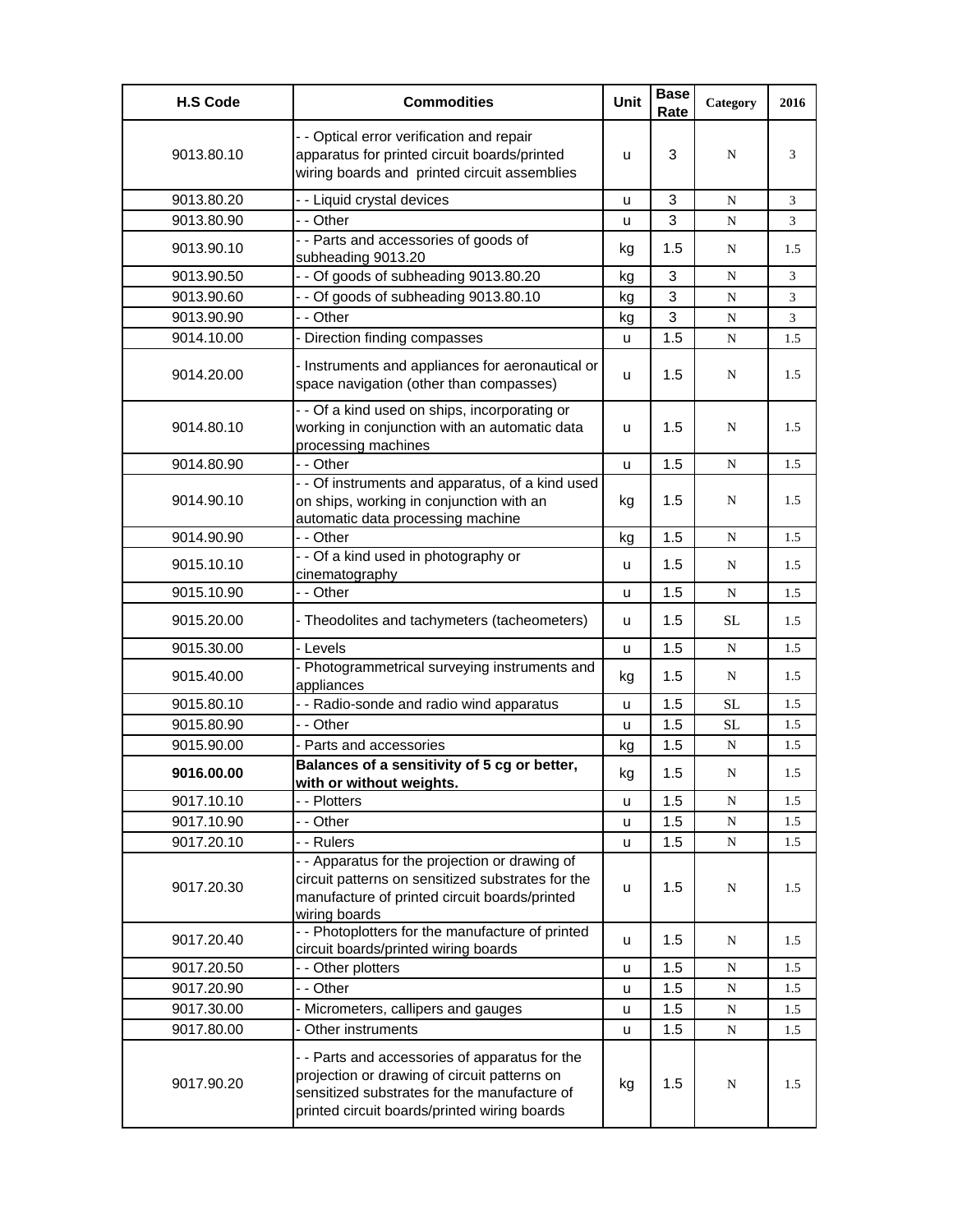| H.S Code | Commodities | Unit | Base Rate | Category | 2016 |
|---|---|---|---|---|---|
| 9013.80.10 | - - Optical error verification and repair apparatus for printed circuit boards/printed wiring boards and printed circuit assemblies | u | 3 | N | 3 |
| 9013.80.20 | - - Liquid crystal devices | u | 3 | N | 3 |
| 9013.80.90 | - - Other | u | 3 | N | 3 |
| 9013.90.10 | - - Parts and accessories of goods of subheading 9013.20 | kg | 1.5 | N | 1.5 |
| 9013.90.50 | - - Of goods of subheading 9013.80.20 | kg | 3 | N | 3 |
| 9013.90.60 | - - Of goods of subheading 9013.80.10 | kg | 3 | N | 3 |
| 9013.90.90 | - - Other | kg | 3 | N | 3 |
| 9014.10.00 | - Direction finding compasses | u | 1.5 | N | 1.5 |
| 9014.20.00 | - Instruments and appliances for aeronautical or space navigation (other than compasses) | u | 1.5 | N | 1.5 |
| 9014.80.10 | - - Of a kind used on ships, incorporating or working in conjunction with an automatic data processing machines | u | 1.5 | N | 1.5 |
| 9014.80.90 | - - Other | u | 1.5 | N | 1.5 |
| 9014.90.10 | - - Of instruments and apparatus, of a kind used on ships, working in conjunction with an automatic data processing machine | kg | 1.5 | N | 1.5 |
| 9014.90.90 | - - Other | kg | 1.5 | N | 1.5 |
| 9015.10.10 | - - Of a kind used in photography or cinematography | u | 1.5 | N | 1.5 |
| 9015.10.90 | - - Other | u | 1.5 | N | 1.5 |
| 9015.20.00 | - Theodolites and tachymeters (tacheometers) | u | 1.5 | SL | 1.5 |
| 9015.30.00 | - Levels | u | 1.5 | N | 1.5 |
| 9015.40.00 | - Photogrammetrical surveying instruments and appliances | kg | 1.5 | N | 1.5 |
| 9015.80.10 | - - Radio-sonde and radio wind apparatus | u | 1.5 | SL | 1.5 |
| 9015.80.90 | - - Other | u | 1.5 | SL | 1.5 |
| 9015.90.00 | - Parts and accessories | kg | 1.5 | N | 1.5 |
| **9016.00.00** | **Balances of a sensitivity of 5 cg or better, with or without weights.** | kg | 1.5 | N | 1.5 |
| 9017.10.10 | - - Plotters | u | 1.5 | N | 1.5 |
| 9017.10.90 | - - Other | u | 1.5 | N | 1.5 |
| 9017.20.10 | - - Rulers | u | 1.5 | N | 1.5 |
| 9017.20.30 | - - Apparatus for the projection or drawing of circuit patterns on sensitized substrates for the manufacture of printed circuit boards/printed wiring boards | u | 1.5 | N | 1.5 |
| 9017.20.40 | - - Photoplotters for the manufacture of printed circuit boards/printed wiring boards | u | 1.5 | N | 1.5 |
| 9017.20.50 | - - Other plotters | u | 1.5 | N | 1.5 |
| 9017.20.90 | - - Other | u | 1.5 | N | 1.5 |
| 9017.30.00 | - Micrometers, callipers and gauges | u | 1.5 | N | 1.5 |
| 9017.80.00 | - Other instruments | u | 1.5 | N | 1.5 |
| 9017.90.20 | - - Parts and accessories of apparatus for the projection or drawing of circuit patterns on sensitized substrates for the manufacture of printed circuit boards/printed wiring boards | kg | 1.5 | N | 1.5 |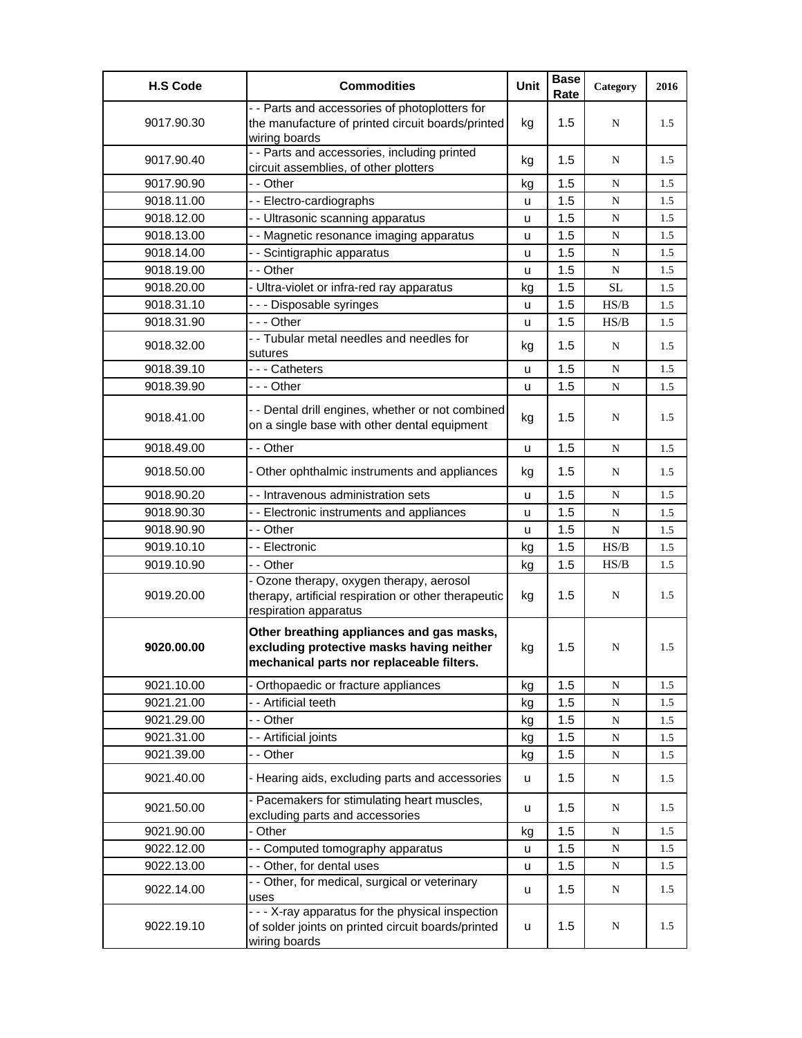| H.S Code | Commodities | Unit | Base Rate | Category | 2016 |
|---|---|---|---|---|---|
| 9017.90.30 | - - Parts and accessories of photoplotters for the manufacture of printed circuit boards/printed wiring boards | kg | 1.5 | N | 1.5 |
| 9017.90.40 | - - Parts and accessories, including printed circuit assemblies, of other plotters | kg | 1.5 | N | 1.5 |
| 9017.90.90 | - - Other | kg | 1.5 | N | 1.5 |
| 9018.11.00 | - - Electro-cardiographs | u | 1.5 | N | 1.5 |
| 9018.12.00 | - - Ultrasonic scanning apparatus | u | 1.5 | N | 1.5 |
| 9018.13.00 | - - Magnetic resonance imaging apparatus | u | 1.5 | N | 1.5 |
| 9018.14.00 | - - Scintigraphic apparatus | u | 1.5 | N | 1.5 |
| 9018.19.00 | - - Other | u | 1.5 | N | 1.5 |
| 9018.20.00 | - Ultra-violet or infra-red ray apparatus | kg | 1.5 | SL | 1.5 |
| 9018.31.10 | - - - Disposable syringes | u | 1.5 | HS/B | 1.5 |
| 9018.31.90 | - - - Other | u | 1.5 | HS/B | 1.5 |
| 9018.32.00 | - - Tubular metal needles and needles for sutures | kg | 1.5 | N | 1.5 |
| 9018.39.10 | - - - Catheters | u | 1.5 | N | 1.5 |
| 9018.39.90 | - - - Other | u | 1.5 | N | 1.5 |
| 9018.41.00 | - - Dental drill engines, whether or not combined on a single base with other dental equipment | kg | 1.5 | N | 1.5 |
| 9018.49.00 | - - Other | u | 1.5 | N | 1.5 |
| 9018.50.00 | - Other ophthalmic instruments and appliances | kg | 1.5 | N | 1.5 |
| 9018.90.20 | - - Intravenous administration sets | u | 1.5 | N | 1.5 |
| 9018.90.30 | - - Electronic instruments and appliances | u | 1.5 | N | 1.5 |
| 9018.90.90 | - - Other | u | 1.5 | N | 1.5 |
| 9019.10.10 | - - Electronic | kg | 1.5 | HS/B | 1.5 |
| 9019.10.90 | - - Other | kg | 1.5 | HS/B | 1.5 |
| 9019.20.00 | - Ozone therapy, oxygen therapy, aerosol therapy, artificial respiration or other therapeutic respiration apparatus | kg | 1.5 | N | 1.5 |
| **9020.00.00** | **Other breathing appliances and gas masks, excluding protective masks having neither mechanical parts nor replaceable filters.** | kg | 1.5 | N | 1.5 |
| 9021.10.00 | - Orthopaedic or fracture appliances | kg | 1.5 | N | 1.5 |
| 9021.21.00 | - - Artificial teeth | kg | 1.5 | N | 1.5 |
| 9021.29.00 | - - Other | kg | 1.5 | N | 1.5 |
| 9021.31.00 | - - Artificial joints | kg | 1.5 | N | 1.5 |
| 9021.39.00 | - - Other | kg | 1.5 | N | 1.5 |
| 9021.40.00 | - Hearing aids, excluding parts and accessories | u | 1.5 | N | 1.5 |
| 9021.50.00 | - Pacemakers for stimulating heart muscles, excluding parts and accessories | u | 1.5 | N | 1.5 |
| 9021.90.00 | - Other | kg | 1.5 | N | 1.5 |
| 9022.12.00 | - - Computed tomography apparatus | u | 1.5 | N | 1.5 |
| 9022.13.00 | - - Other, for dental uses | u | 1.5 | N | 1.5 |
| 9022.14.00 | - - Other, for medical, surgical or veterinary uses | u | 1.5 | N | 1.5 |
| 9022.19.10 | - - - X-ray apparatus for the physical inspection of solder joints on printed circuit boards/printed wiring boards | u | 1.5 | N | 1.5 |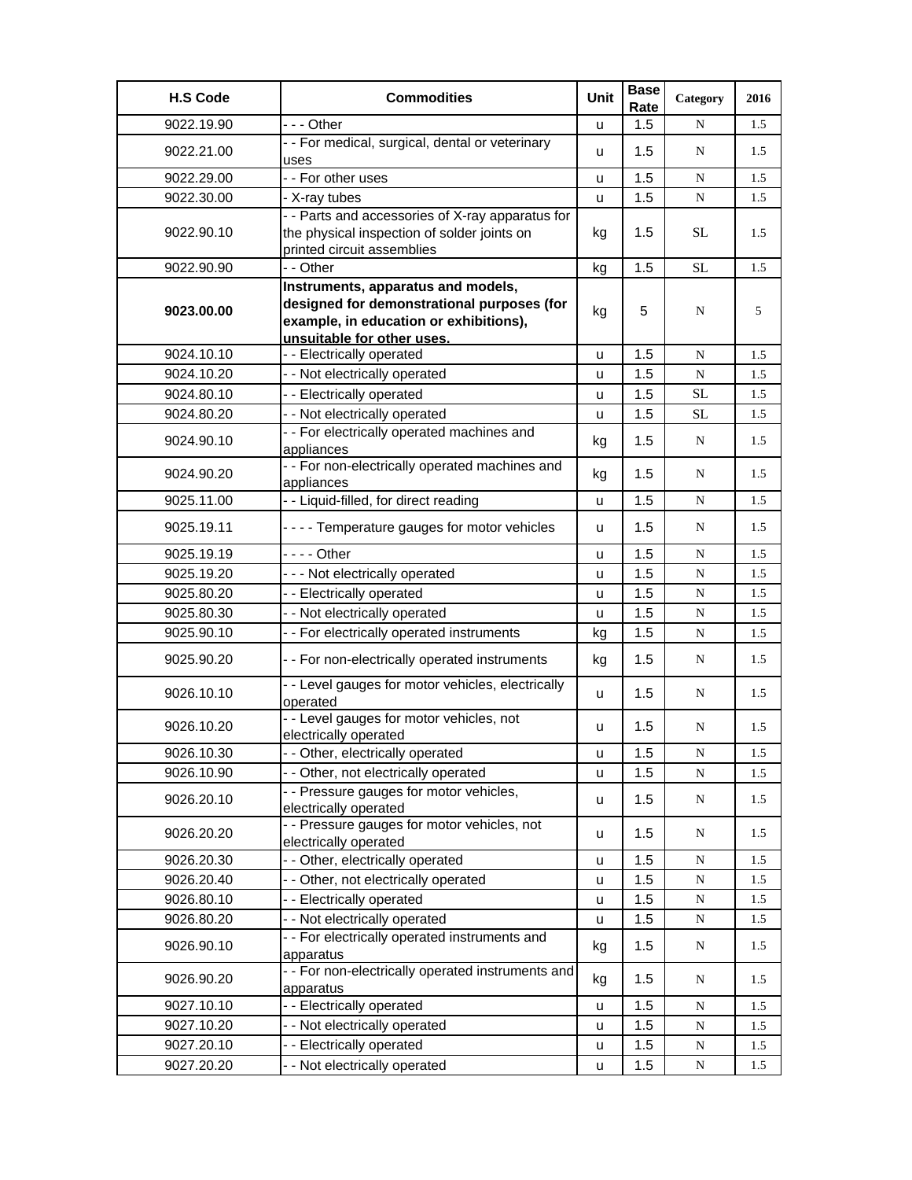| H.S Code | Commodities | Unit | Base Rate | Category | 2016 |
|---|---|---|---|---|---|
| 9022.19.90 | - - - Other | u | 1.5 | N | 1.5 |
| 9022.21.00 | - - For medical, surgical, dental or veterinary uses | u | 1.5 | N | 1.5 |
| 9022.29.00 | - - For other uses | u | 1.5 | N | 1.5 |
| 9022.30.00 | - X-ray tubes | u | 1.5 | N | 1.5 |
| 9022.90.10 | - - Parts and accessories of X-ray apparatus for the physical inspection of solder joints on printed circuit assemblies | kg | 1.5 | SL | 1.5 |
| 9022.90.90 | - - Other | kg | 1.5 | SL | 1.5 |
| **9023.00.00** | **Instruments, apparatus and models, designed for demonstrational purposes (for example, in education or exhibitions), unsuitable for other uses.** | kg | 5 | N | 5 |
| 9024.10.10 | - - Electrically operated | u | 1.5 | N | 1.5 |
| 9024.10.20 | - - Not electrically operated | u | 1.5 | N | 1.5 |
| 9024.80.10 | - - Electrically operated | u | 1.5 | SL | 1.5 |
| 9024.80.20 | - - Not electrically operated | u | 1.5 | SL | 1.5 |
| 9024.90.10 | - - For electrically operated machines and appliances | kg | 1.5 | N | 1.5 |
| 9024.90.20 | - - For non-electrically operated machines and appliances | kg | 1.5 | N | 1.5 |
| 9025.11.00 | - - Liquid-filled, for direct reading | u | 1.5 | N | 1.5 |
| 9025.19.11 | - - - - Temperature gauges for motor vehicles | u | 1.5 | N | 1.5 |
| 9025.19.19 | - - - - Other | u | 1.5 | N | 1.5 |
| 9025.19.20 | - - - Not electrically operated | u | 1.5 | N | 1.5 |
| 9025.80.20 | - - Electrically operated | u | 1.5 | N | 1.5 |
| 9025.80.30 | - - Not electrically operated | u | 1.5 | N | 1.5 |
| 9025.90.10 | - - For electrically operated instruments | kg | 1.5 | N | 1.5 |
| 9025.90.20 | - - For non-electrically operated instruments | kg | 1.5 | N | 1.5 |
| 9026.10.10 | - - Level gauges for motor vehicles, electrically operated | u | 1.5 | N | 1.5 |
| 9026.10.20 | - - Level gauges for motor vehicles, not electrically operated | u | 1.5 | N | 1.5 |
| 9026.10.30 | - - Other, electrically operated | u | 1.5 | N | 1.5 |
| 9026.10.90 | - - Other, not electrically operated | u | 1.5 | N | 1.5 |
| 9026.20.10 | - - Pressure gauges for motor vehicles, electrically operated | u | 1.5 | N | 1.5 |
| 9026.20.20 | - - Pressure gauges for motor vehicles, not electrically operated | u | 1.5 | N | 1.5 |
| 9026.20.30 | - - Other, electrically operated | u | 1.5 | N | 1.5 |
| 9026.20.40 | - - Other, not electrically operated | u | 1.5 | N | 1.5 |
| 9026.80.10 | - - Electrically operated | u | 1.5 | N | 1.5 |
| 9026.80.20 | - - Not electrically operated | u | 1.5 | N | 1.5 |
| 9026.90.10 | - - For electrically operated instruments and apparatus | kg | 1.5 | N | 1.5 |
| 9026.90.20 | - - For non-electrically operated instruments and apparatus | kg | 1.5 | N | 1.5 |
| 9027.10.10 | - - Electrically operated | u | 1.5 | N | 1.5 |
| 9027.10.20 | - - Not electrically operated | u | 1.5 | N | 1.5 |
| 9027.20.10 | - - Electrically operated | u | 1.5 | N | 1.5 |
| 9027.20.20 | - - Not electrically operated | u | 1.5 | N | 1.5 |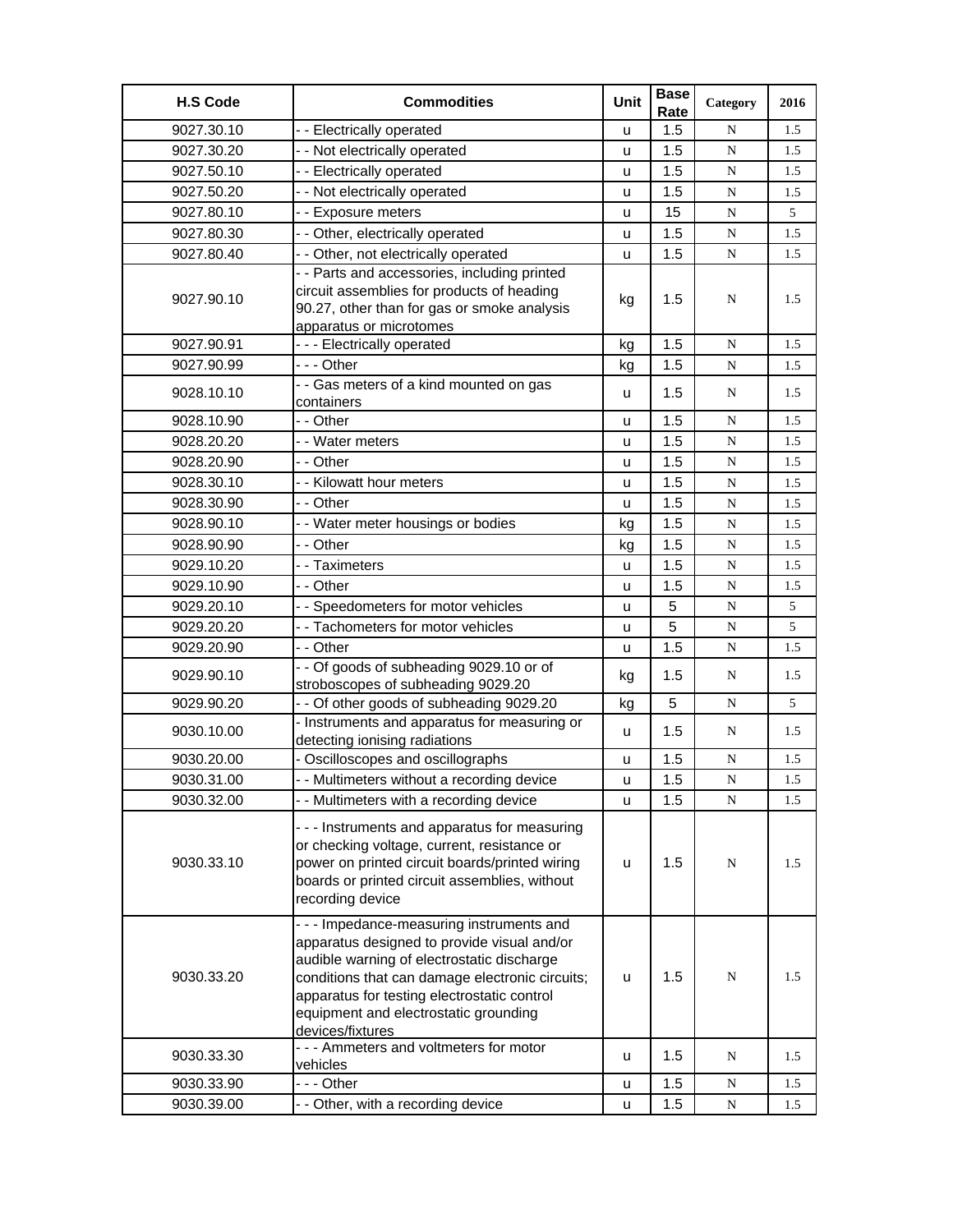| H.S Code | Commodities | Unit | Base Rate | Category | 2016 |
|---|---|---|---|---|---|
| 9027.30.10 | - - Electrically operated | u | 1.5 | N | 1.5 |
| 9027.30.20 | - - Not electrically operated | u | 1.5 | N | 1.5 |
| 9027.50.10 | - - Electrically operated | u | 1.5 | N | 1.5 |
| 9027.50.20 | - - Not electrically operated | u | 1.5 | N | 1.5 |
| 9027.80.10 | - - Exposure meters | u | 15 | N | 5 |
| 9027.80.30 | - - Other, electrically operated | u | 1.5 | N | 1.5 |
| 9027.80.40 | - - Other, not electrically operated | u | 1.5 | N | 1.5 |
| 9027.90.10 | - - Parts and accessories, including printed circuit assemblies for products of heading 90.27, other than for gas or smoke analysis apparatus or microtomes | kg | 1.5 | N | 1.5 |
| 9027.90.91 | - - - Electrically operated | kg | 1.5 | N | 1.5 |
| 9027.90.99 | - - - Other | kg | 1.5 | N | 1.5 |
| 9028.10.10 | - - Gas meters of a kind mounted on gas containers | u | 1.5 | N | 1.5 |
| 9028.10.90 | - - Other | u | 1.5 | N | 1.5 |
| 9028.20.20 | - - Water meters | u | 1.5 | N | 1.5 |
| 9028.20.90 | - - Other | u | 1.5 | N | 1.5 |
| 9028.30.10 | - - Kilowatt hour meters | u | 1.5 | N | 1.5 |
| 9028.30.90 | - - Other | u | 1.5 | N | 1.5 |
| 9028.90.10 | - - Water meter housings or bodies | kg | 1.5 | N | 1.5 |
| 9028.90.90 | - - Other | kg | 1.5 | N | 1.5 |
| 9029.10.20 | - - Taximeters | u | 1.5 | N | 1.5 |
| 9029.10.90 | - - Other | u | 1.5 | N | 1.5 |
| 9029.20.10 | - - Speedometers for motor vehicles | u | 5 | N | 5 |
| 9029.20.20 | - - Tachometers for motor vehicles | u | 5 | N | 5 |
| 9029.20.90 | - - Other | u | 1.5 | N | 1.5 |
| 9029.90.10 | - - Of goods of subheading 9029.10 or of stroboscopes of subheading 9029.20 | kg | 1.5 | N | 1.5 |
| 9029.90.20 | - - Of other goods of subheading 9029.20 | kg | 5 | N | 5 |
| 9030.10.00 | - Instruments and apparatus for measuring or detecting ionising radiations | u | 1.5 | N | 1.5 |
| 9030.20.00 | - Oscilloscopes and oscillographs | u | 1.5 | N | 1.5 |
| 9030.31.00 | - - Multimeters without a recording device | u | 1.5 | N | 1.5 |
| 9030.32.00 | - - Multimeters with a recording device | u | 1.5 | N | 1.5 |
| 9030.33.10 | - - - Instruments and apparatus for measuring or checking voltage, current, resistance or power on printed circuit boards/printed wiring boards or printed circuit assemblies, without recording device | u | 1.5 | N | 1.5 |
| 9030.33.20 | - - - Impedance-measuring instruments and apparatus designed to provide visual and/or audible warning of electrostatic discharge conditions that can damage electronic circuits; apparatus for testing electrostatic control equipment and electrostatic grounding devices/fixtures | u | 1.5 | N | 1.5 |
| 9030.33.30 | - - - Ammeters and voltmeters for motor vehicles | u | 1.5 | N | 1.5 |
| 9030.33.90 | - - - Other | u | 1.5 | N | 1.5 |
| 9030.39.00 | - - Other, with a recording device | u | 1.5 | N | 1.5 |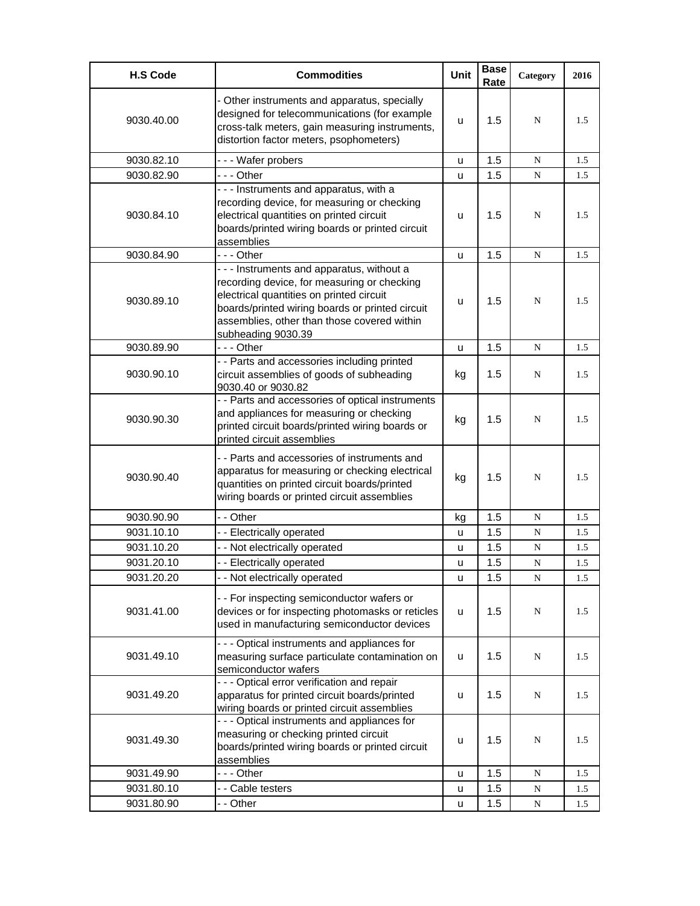| H.S Code | Commodities | Unit | Base Rate | Category | 2016 |
|---|---|---|---|---|---|
| 9030.40.00 | - Other instruments and apparatus, specially designed for telecommunications (for example cross-talk meters, gain measuring instruments, distortion factor meters, psophometers) | u | 1.5 | N | 1.5 |
| 9030.82.10 | - - - Wafer probers | u | 1.5 | N | 1.5 |
| 9030.82.90 | - - - Other | u | 1.5 | N | 1.5 |
| 9030.84.10 | - - - Instruments and apparatus, with a recording device, for measuring or checking electrical quantities on printed circuit boards/printed wiring boards or printed circuit assemblies | u | 1.5 | N | 1.5 |
| 9030.84.90 | - - - Other | u | 1.5 | N | 1.5 |
| 9030.89.10 | - - - Instruments and apparatus, without a recording device, for measuring or checking electrical quantities on printed circuit boards/printed wiring boards or printed circuit assemblies, other than those covered within subheading 9030.39 | u | 1.5 | N | 1.5 |
| 9030.89.90 | - - - Other | u | 1.5 | N | 1.5 |
| 9030.90.10 | - - Parts and accessories including printed circuit assemblies of goods of subheading 9030.40 or 9030.82 | kg | 1.5 | N | 1.5 |
| 9030.90.30 | - - Parts and accessories of optical instruments and appliances for measuring or checking printed circuit boards/printed wiring boards or printed circuit assemblies | kg | 1.5 | N | 1.5 |
| 9030.90.40 | - - Parts and accessories of instruments and apparatus for measuring or checking electrical quantities on printed circuit boards/printed wiring boards or printed circuit assemblies | kg | 1.5 | N | 1.5 |
| 9030.90.90 | - - Other | kg | 1.5 | N | 1.5 |
| 9031.10.10 | - - Electrically operated | u | 1.5 | N | 1.5 |
| 9031.10.20 | - - Not electrically operated | u | 1.5 | N | 1.5 |
| 9031.20.10 | - - Electrically operated | u | 1.5 | N | 1.5 |
| 9031.20.20 | - - Not electrically operated | u | 1.5 | N | 1.5 |
| 9031.41.00 | - - For inspecting semiconductor wafers or devices or for inspecting photomasks or reticles used in manufacturing semiconductor devices | u | 1.5 | N | 1.5 |
| 9031.49.10 | - - - Optical instruments and appliances for measuring surface particulate contamination on semiconductor wafers | u | 1.5 | N | 1.5 |
| 9031.49.20 | - - - Optical error verification and repair apparatus for printed circuit boards/printed wiring boards or printed circuit assemblies | u | 1.5 | N | 1.5 |
| 9031.49.30 | - - - Optical instruments and appliances for measuring or checking printed circuit boards/printed wiring boards or printed circuit assemblies | u | 1.5 | N | 1.5 |
| 9031.49.90 | - - - Other | u | 1.5 | N | 1.5 |
| 9031.80.10 | - - Cable testers | u | 1.5 | N | 1.5 |
| 9031.80.90 | - - Other | u | 1.5 | N | 1.5 |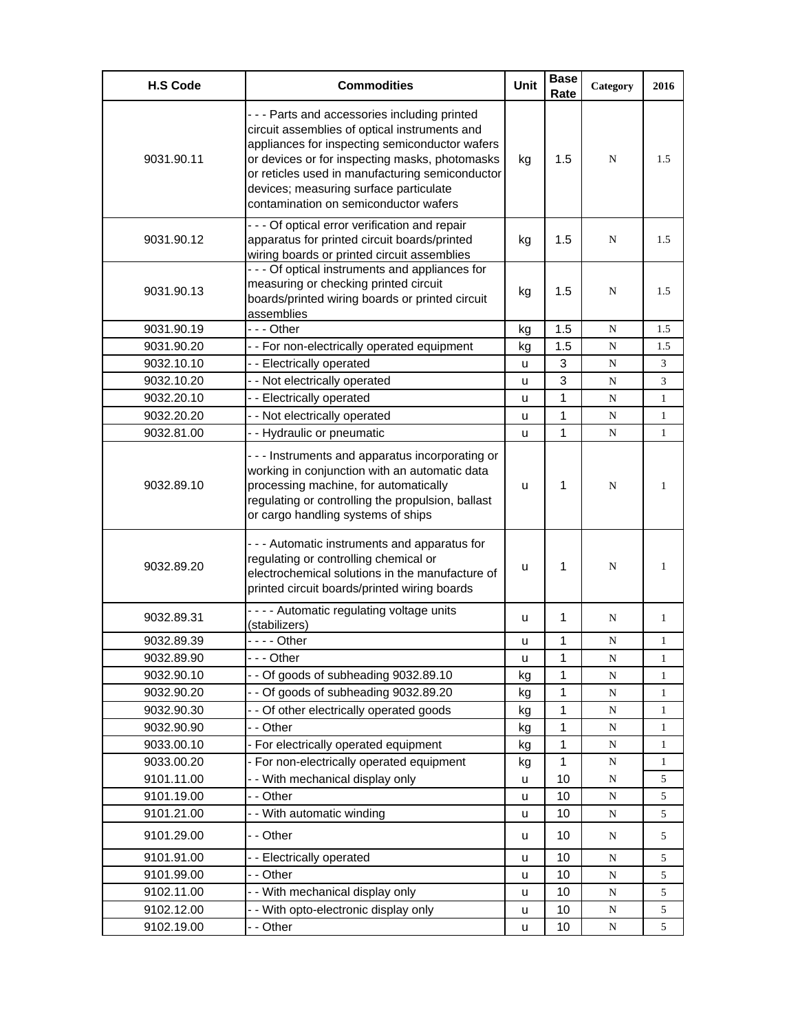| H.S Code | Commodities | Unit | Base Rate | Category | 2016 |
|---|---|---|---|---|---|
| 9031.90.11 | - - - Parts and accessories including printed circuit assemblies of optical instruments and appliances for inspecting semiconductor wafers or devices or for inspecting masks, photomasks or reticles used in manufacturing semiconductor devices; measuring surface particulate contamination on semiconductor wafers | kg | 1.5 | N | 1.5 |
| 9031.90.12 | - - - Of optical error verification and repair apparatus for printed circuit boards/printed wiring boards or printed circuit assemblies | kg | 1.5 | N | 1.5 |
| 9031.90.13 | - - - Of optical instruments and appliances for measuring or checking printed circuit boards/printed wiring boards or printed circuit assemblies | kg | 1.5 | N | 1.5 |
| 9031.90.19 | - - - Other | kg | 1.5 | N | 1.5 |
| 9031.90.20 | - - For non-electrically operated equipment | kg | 1.5 | N | 1.5 |
| 9032.10.10 | - - Electrically operated | u | 3 | N | 3 |
| 9032.10.20 | - - Not electrically operated | u | 3 | N | 3 |
| 9032.20.10 | - - Electrically operated | u | 1 | N | 1 |
| 9032.20.20 | - - Not electrically operated | u | 1 | N | 1 |
| 9032.81.00 | - - Hydraulic or pneumatic | u | 1 | N | 1 |
| 9032.89.10 | - - - Instruments and apparatus incorporating or working in conjunction with an automatic data processing machine, for automatically regulating or controlling the propulsion, ballast or cargo handling systems of ships | u | 1 | N | 1 |
| 9032.89.20 | - - - Automatic instruments and apparatus for regulating or controlling chemical or electrochemical solutions in the manufacture of printed circuit boards/printed wiring boards | u | 1 | N | 1 |
| 9032.89.31 | - - - - Automatic regulating voltage units (stabilizers) | u | 1 | N | 1 |
| 9032.89.39 | - - - - Other | u | 1 | N | 1 |
| 9032.89.90 | - - - Other | u | 1 | N | 1 |
| 9032.90.10 | - - Of goods of subheading 9032.89.10 | kg | 1 | N | 1 |
| 9032.90.20 | - - Of goods of subheading 9032.89.20 | kg | 1 | N | 1 |
| 9032.90.30 | - - Of other electrically operated goods | kg | 1 | N | 1 |
| 9032.90.90 | - - Other | kg | 1 | N | 1 |
| 9033.00.10 | - For electrically operated equipment | kg | 1 | N | 1 |
| 9033.00.20 | - For non-electrically operated equipment | kg | 1 | N | 1 |
| 9101.11.00 | - - With mechanical display only | u | 10 | N | 5 |
| 9101.19.00 | - - Other | u | 10 | N | 5 |
| 9101.21.00 | - - With automatic winding | u | 10 | N | 5 |
| 9101.29.00 | - - Other | u | 10 | N | 5 |
| 9101.91.00 | - - Electrically operated | u | 10 | N | 5 |
| 9101.99.00 | - - Other | u | 10 | N | 5 |
| 9102.11.00 | - - With mechanical display only | u | 10 | N | 5 |
| 9102.12.00 | - - With opto-electronic display only | u | 10 | N | 5 |
| 9102.19.00 | - - Other | u | 10 | N | 5 |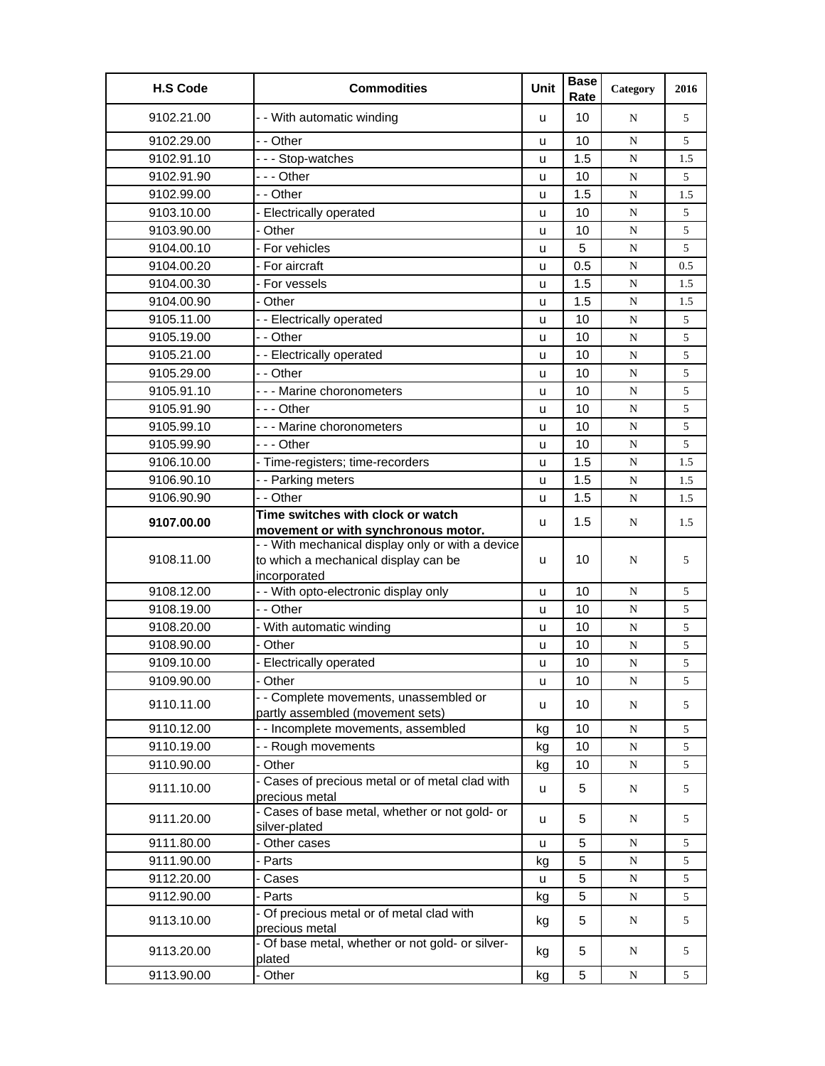| H.S Code | Commodities | Unit | Base Rate | Category | 2016 |
|---|---|---|---|---|---|
| 9102.21.00 | - - With automatic winding | u | 10 | N | 5 |
| 9102.29.00 | - - Other | u | 10 | N | 5 |
| 9102.91.10 | - - - Stop-watches | u | 1.5 | N | 1.5 |
| 9102.91.90 | - - - Other | u | 10 | N | 5 |
| 9102.99.00 | - - Other | u | 1.5 | N | 1.5 |
| 9103.10.00 | - Electrically operated | u | 10 | N | 5 |
| 9103.90.00 | - Other | u | 10 | N | 5 |
| 9104.00.10 | - For vehicles | u | 5 | N | 5 |
| 9104.00.20 | - For aircraft | u | 0.5 | N | 0.5 |
| 9104.00.30 | - For vessels | u | 1.5 | N | 1.5 |
| 9104.00.90 | - Other | u | 1.5 | N | 1.5 |
| 9105.11.00 | - - Electrically operated | u | 10 | N | 5 |
| 9105.19.00 | - - Other | u | 10 | N | 5 |
| 9105.21.00 | - - Electrically operated | u | 10 | N | 5 |
| 9105.29.00 | - - Other | u | 10 | N | 5 |
| 9105.91.10 | - - - Marine choronometers | u | 10 | N | 5 |
| 9105.91.90 | - - - Other | u | 10 | N | 5 |
| 9105.99.10 | - - - Marine choronometers | u | 10 | N | 5 |
| 9105.99.90 | - - - Other | u | 10 | N | 5 |
| 9106.10.00 | - Time-registers; time-recorders | u | 1.5 | N | 1.5 |
| 9106.90.10 | - - Parking meters | u | 1.5 | N | 1.5 |
| 9106.90.90 | - - Other | u | 1.5 | N | 1.5 |
| **9107.00.00** | **Time switches with clock or watch movement or with synchronous motor.** | u | 1.5 | N | 1.5 |
| 9108.11.00 | - - With mechanical display only or with a device to which a mechanical display can be incorporated | u | 10 | N | 5 |
| 9108.12.00 | - - With opto-electronic display only | u | 10 | N | 5 |
| 9108.19.00 | - - Other | u | 10 | N | 5 |
| 9108.20.00 | - With automatic winding | u | 10 | N | 5 |
| 9108.90.00 | - Other | u | 10 | N | 5 |
| 9109.10.00 | - Electrically operated | u | 10 | N | 5 |
| 9109.90.00 | - Other | u | 10 | N | 5 |
| 9110.11.00 | - - Complete movements, unassembled or partly assembled (movement sets) | u | 10 | N | 5 |
| 9110.12.00 | - - Incomplete movements, assembled | kg | 10 | N | 5 |
| 9110.19.00 | - - Rough movements | kg | 10 | N | 5 |
| 9110.90.00 | - Other | kg | 10 | N | 5 |
| 9111.10.00 | - Cases of precious metal or of metal clad with precious metal | u | 5 | N | 5 |
| 9111.20.00 | - Cases of base metal, whether or not gold- or silver-plated | u | 5 | N | 5 |
| 9111.80.00 | - Other cases | u | 5 | N | 5 |
| 9111.90.00 | - Parts | kg | 5 | N | 5 |
| 9112.20.00 | - Cases | u | 5 | N | 5 |
| 9112.90.00 | - Parts | kg | 5 | N | 5 |
| 9113.10.00 | - Of precious metal or of metal clad with precious metal | kg | 5 | N | 5 |
| 9113.20.00 | - Of base metal, whether or not gold- or silver-plated | kg | 5 | N | 5 |
| 9113.90.00 | - Other | kg | 5 | N | 5 |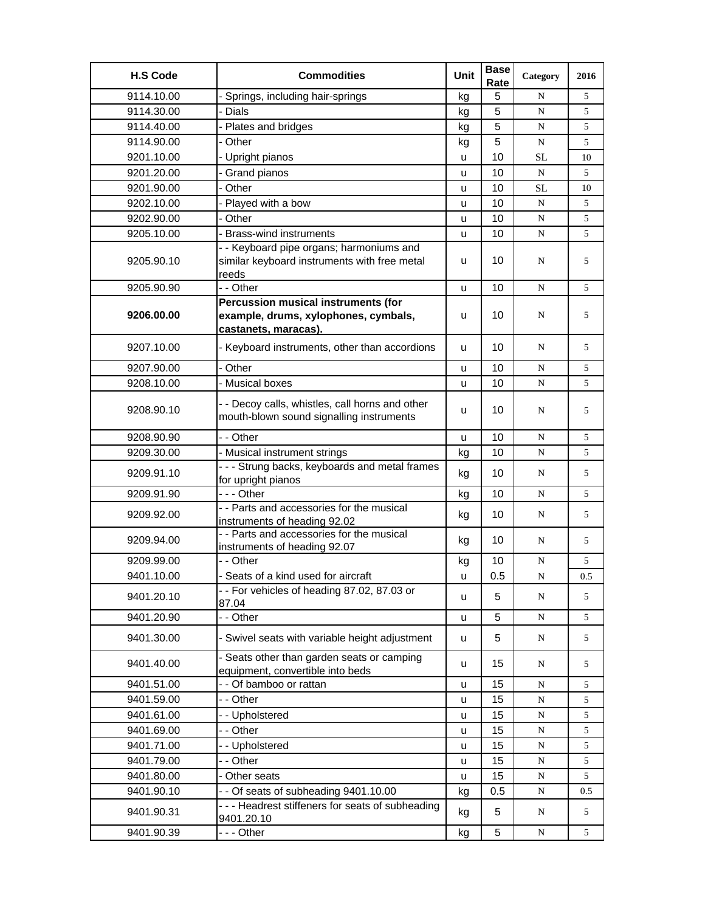| H.S Code | Commodities | Unit | Base Rate | Category | 2016 |
|---|---|---|---|---|---|
| 9114.10.00 | - Springs, including hair-springs | kg | 5 | N | 5 |
| 9114.30.00 | - Dials | kg | 5 | N | 5 |
| 9114.40.00 | - Plates and bridges | kg | 5 | N | 5 |
| 9114.90.00 | - Other | kg | 5 | N | 5 |
| 9201.10.00 | - Upright pianos | u | 10 | SL | 10 |
| 9201.20.00 | - Grand pianos | u | 10 | N | 5 |
| 9201.90.00 | - Other | u | 10 | SL | 10 |
| 9202.10.00 | - Played with a bow | u | 10 | N | 5 |
| 9202.90.00 | - Other | u | 10 | N | 5 |
| 9205.10.00 | - Brass-wind instruments | u | 10 | N | 5 |
| 9205.90.10 | - - Keyboard pipe organs; harmoniums and similar keyboard instruments with free metal reeds | u | 10 | N | 5 |
| 9205.90.90 | - - Other | u | 10 | N | 5 |
| **9206.00.00** | **Percussion musical instruments (for example, drums, xylophones, cymbals, castanets, maracas).** | u | 10 | N | 5 |
| 9207.10.00 | - Keyboard instruments, other than accordions | u | 10 | N | 5 |
| 9207.90.00 | - Other | u | 10 | N | 5 |
| 9208.10.00 | - Musical boxes | u | 10 | N | 5 |
| 9208.90.10 | - - Decoy calls, whistles, call horns and other mouth-blown sound signalling instruments | u | 10 | N | 5 |
| 9208.90.90 | - - Other | u | 10 | N | 5 |
| 9209.30.00 | - Musical instrument strings | kg | 10 | N | 5 |
| 9209.91.10 | - - - Strung backs, keyboards and metal frames for upright pianos | kg | 10 | N | 5 |
| 9209.91.90 | - - - Other | kg | 10 | N | 5 |
| 9209.92.00 | - - Parts and accessories for the musical instruments of heading 92.02 | kg | 10 | N | 5 |
| 9209.94.00 | - - Parts and accessories for the musical instruments of heading 92.07 | kg | 10 | N | 5 |
| 9209.99.00 | - - Other | kg | 10 | N | 5 |
| 9401.10.00 | - Seats of a kind used for aircraft | u | 0.5 | N | 0.5 |
| 9401.20.10 | - - For vehicles of heading 87.02, 87.03 or 87.04 | u | 5 | N | 5 |
| 9401.20.90 | - - Other | u | 5 | N | 5 |
| 9401.30.00 | - Swivel seats with variable height adjustment | u | 5 | N | 5 |
| 9401.40.00 | - Seats other than garden seats or camping equipment, convertible into beds | u | 15 | N | 5 |
| 9401.51.00 | - - Of bamboo or rattan | u | 15 | N | 5 |
| 9401.59.00 | - - Other | u | 15 | N | 5 |
| 9401.61.00 | - - Upholstered | u | 15 | N | 5 |
| 9401.69.00 | - - Other | u | 15 | N | 5 |
| 9401.71.00 | - - Upholstered | u | 15 | N | 5 |
| 9401.79.00 | - - Other | u | 15 | N | 5 |
| 9401.80.00 | - Other seats | u | 15 | N | 5 |
| 9401.90.10 | - - Of seats of subheading 9401.10.00 | kg | 0.5 | N | 0.5 |
| 9401.90.31 | - - - Headrest stiffeners for seats of subheading 9401.20.10 | kg | 5 | N | 5 |
| 9401.90.39 | - - - Other | kg | 5 | N | 5 |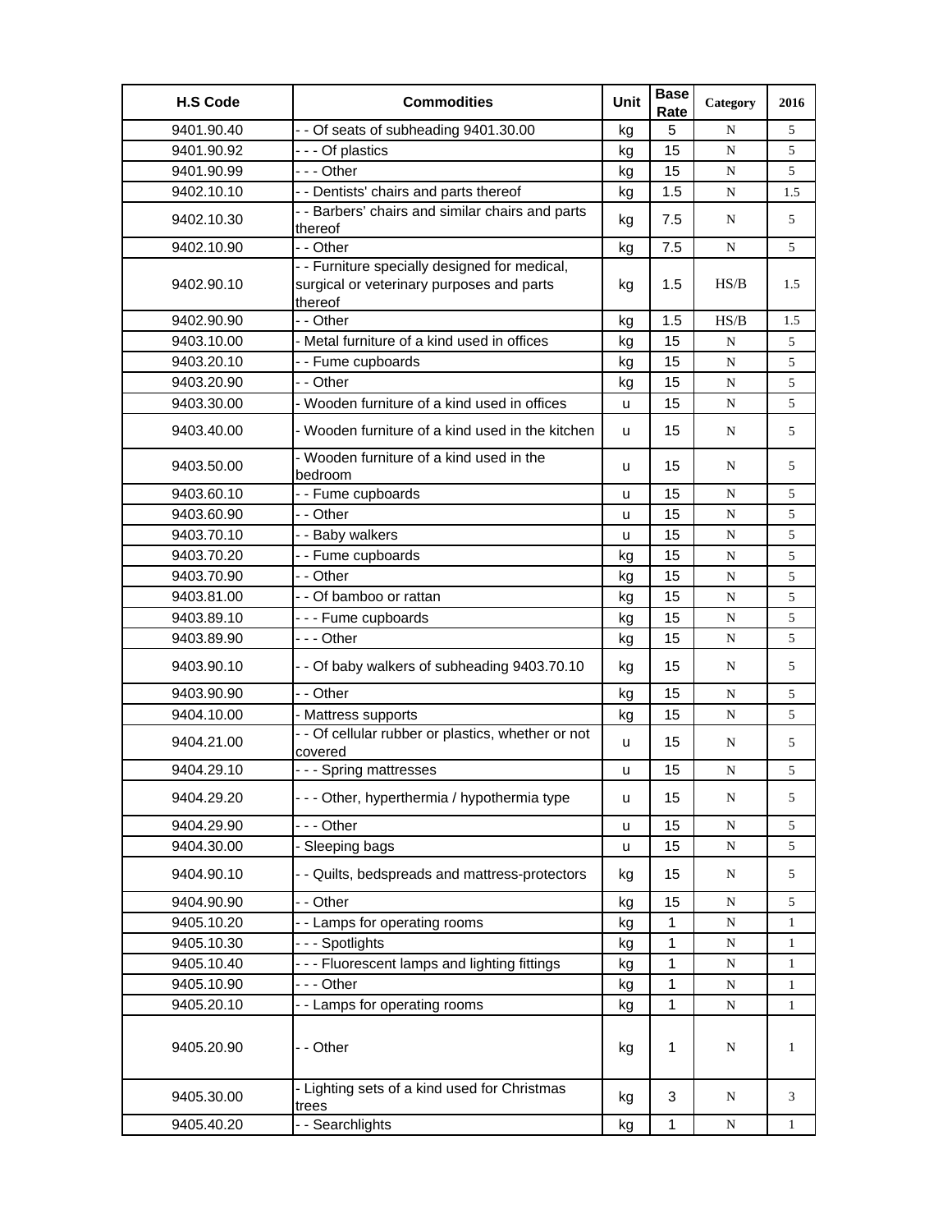| H.S Code | Commodities | Unit | Base Rate | Category | 2016 |
|---|---|---|---|---|---|
| 9401.90.40 | - - Of seats of subheading 9401.30.00 | kg | 5 | N | 5 |
| 9401.90.92 | - - - Of plastics | kg | 15 | N | 5 |
| 9401.90.99 | - - - Other | kg | 15 | N | 5 |
| 9402.10.10 | - - Dentists' chairs and parts thereof | kg | 1.5 | N | 1.5 |
| 9402.10.30 | - - Barbers' chairs and similar chairs and parts thereof | kg | 7.5 | N | 5 |
| 9402.10.90 | - - Other | kg | 7.5 | N | 5 |
| 9402.90.10 | - - Furniture specially designed for medical, surgical or veterinary purposes and parts thereof | kg | 1.5 | HS/B | 1.5 |
| 9402.90.90 | - - Other | kg | 1.5 | HS/B | 1.5 |
| 9403.10.00 | - Metal furniture of a kind used in offices | kg | 15 | N | 5 |
| 9403.20.10 | - - Fume cupboards | kg | 15 | N | 5 |
| 9403.20.90 | - - Other | kg | 15 | N | 5 |
| 9403.30.00 | - Wooden furniture of a kind used in offices | u | 15 | N | 5 |
| 9403.40.00 | - Wooden furniture of a kind used in the kitchen | u | 15 | N | 5 |
| 9403.50.00 | - Wooden furniture of a kind used in the bedroom | u | 15 | N | 5 |
| 9403.60.10 | - - Fume cupboards | u | 15 | N | 5 |
| 9403.60.90 | - - Other | u | 15 | N | 5 |
| 9403.70.10 | - - Baby walkers | u | 15 | N | 5 |
| 9403.70.20 | - - Fume cupboards | kg | 15 | N | 5 |
| 9403.70.90 | - - Other | kg | 15 | N | 5 |
| 9403.81.00 | - - Of bamboo or rattan | kg | 15 | N | 5 |
| 9403.89.10 | - - - Fume cupboards | kg | 15 | N | 5 |
| 9403.89.90 | - - - Other | kg | 15 | N | 5 |
| 9403.90.10 | - - Of baby walkers of subheading 9403.70.10 | kg | 15 | N | 5 |
| 9403.90.90 | - - Other | kg | 15 | N | 5 |
| 9404.10.00 | - Mattress supports | kg | 15 | N | 5 |
| 9404.21.00 | - - Of cellular rubber or plastics, whether or not covered | u | 15 | N | 5 |
| 9404.29.10 | - - - Spring mattresses | u | 15 | N | 5 |
| 9404.29.20 | - - - Other, hyperthermia / hypothermia type | u | 15 | N | 5 |
| 9404.29.90 | - - - Other | u | 15 | N | 5 |
| 9404.30.00 | - Sleeping bags | u | 15 | N | 5 |
| 9404.90.10 | - - Quilts, bedspreads and mattress-protectors | kg | 15 | N | 5 |
| 9404.90.90 | - - Other | kg | 15 | N | 5 |
| 9405.10.20 | - - Lamps for operating rooms | kg | 1 | N | 1 |
| 9405.10.30 | - - - Spotlights | kg | 1 | N | 1 |
| 9405.10.40 | - - - Fluorescent lamps and lighting fittings | kg | 1 | N | 1 |
| 9405.10.90 | - - - Other | kg | 1 | N | 1 |
| 9405.20.10 | - - Lamps for operating rooms | kg | 1 | N | 1 |
| 9405.20.90 | - - Other | kg | 1 | N | 1 |
| 9405.30.00 | - Lighting sets of a kind used for Christmas trees | kg | 3 | N | 3 |
| 9405.40.20 | - - Searchlights | kg | 1 | N | 1 |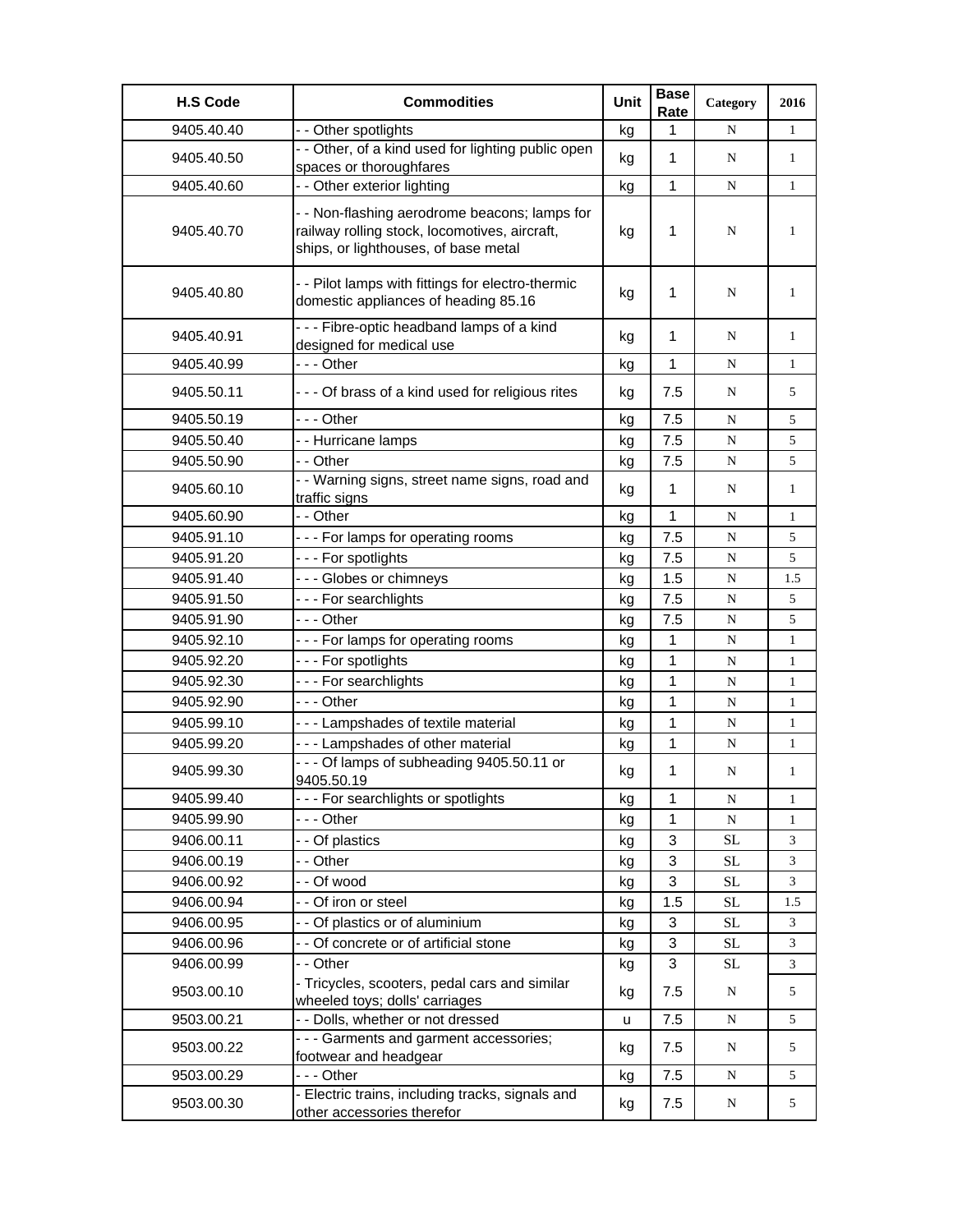| H.S Code | Commodities | Unit | Base Rate | Category | 2016 |
| --- | --- | --- | --- | --- | --- |
| 9405.40.40 | - - Other spotlights | kg | 1 | N | 1 |
| 9405.40.50 | - - Other, of a kind used for lighting public open spaces or thoroughfares | kg | 1 | N | 1 |
| 9405.40.60 | - - Other exterior lighting | kg | 1 | N | 1 |
| 9405.40.70 | - - Non-flashing aerodrome beacons; lamps for railway rolling stock, locomotives, aircraft, ships, or lighthouses, of base metal | kg | 1 | N | 1 |
| 9405.40.80 | - - Pilot lamps with fittings for electro-thermic domestic appliances of heading 85.16 | kg | 1 | N | 1 |
| 9405.40.91 | - - - Fibre-optic headband lamps of a kind designed for medical use | kg | 1 | N | 1 |
| 9405.40.99 | - - - Other | kg | 1 | N | 1 |
| 9405.50.11 | - - - Of brass of a kind used for religious rites | kg | 7.5 | N | 5 |
| 9405.50.19 | - - - Other | kg | 7.5 | N | 5 |
| 9405.50.40 | - - Hurricane lamps | kg | 7.5 | N | 5 |
| 9405.50.90 | - - Other | kg | 7.5 | N | 5 |
| 9405.60.10 | - - Warning signs, street name signs, road and traffic signs | kg | 1 | N | 1 |
| 9405.60.90 | - - Other | kg | 1 | N | 1 |
| 9405.91.10 | - - - For lamps for operating rooms | kg | 7.5 | N | 5 |
| 9405.91.20 | - - - For spotlights | kg | 7.5 | N | 5 |
| 9405.91.40 | - - - Globes or chimneys | kg | 1.5 | N | 1.5 |
| 9405.91.50 | - - - For searchlights | kg | 7.5 | N | 5 |
| 9405.91.90 | - - - Other | kg | 7.5 | N | 5 |
| 9405.92.10 | - - - For lamps for operating rooms | kg | 1 | N | 1 |
| 9405.92.20 | - - - For spotlights | kg | 1 | N | 1 |
| 9405.92.30 | - - - For searchlights | kg | 1 | N | 1 |
| 9405.92.90 | - - - Other | kg | 1 | N | 1 |
| 9405.99.10 | - - - Lampshades of textile material | kg | 1 | N | 1 |
| 9405.99.20 | - - - Lampshades of other material | kg | 1 | N | 1 |
| 9405.99.30 | - - - Of lamps of subheading 9405.50.11 or 9405.50.19 | kg | 1 | N | 1 |
| 9405.99.40 | - - - For searchlights or spotlights | kg | 1 | N | 1 |
| 9405.99.90 | - - - Other | kg | 1 | N | 1 |
| 9406.00.11 | - - Of plastics | kg | 3 | SL | 3 |
| 9406.00.19 | - - Other | kg | 3 | SL | 3 |
| 9406.00.92 | - - Of wood | kg | 3 | SL | 3 |
| 9406.00.94 | - - Of iron or steel | kg | 1.5 | SL | 1.5 |
| 9406.00.95 | - - Of plastics or of aluminium | kg | 3 | SL | 3 |
| 9406.00.96 | - - Of concrete or of artificial stone | kg | 3 | SL | 3 |
| 9406.00.99 | - - Other | kg | 3 | SL | 3 |
| 9503.00.10 | - Tricycles, scooters, pedal cars and similar wheeled toys; dolls' carriages | kg | 7.5 | N | 5 |
| 9503.00.21 | - - Dolls, whether or not dressed | u | 7.5 | N | 5 |
| 9503.00.22 | - - - Garments and garment accessories; footwear and headgear | kg | 7.5 | N | 5 |
| 9503.00.29 | - - - Other | kg | 7.5 | N | 5 |
| 9503.00.30 | - Electric trains, including tracks, signals and other accessories therefor | kg | 7.5 | N | 5 |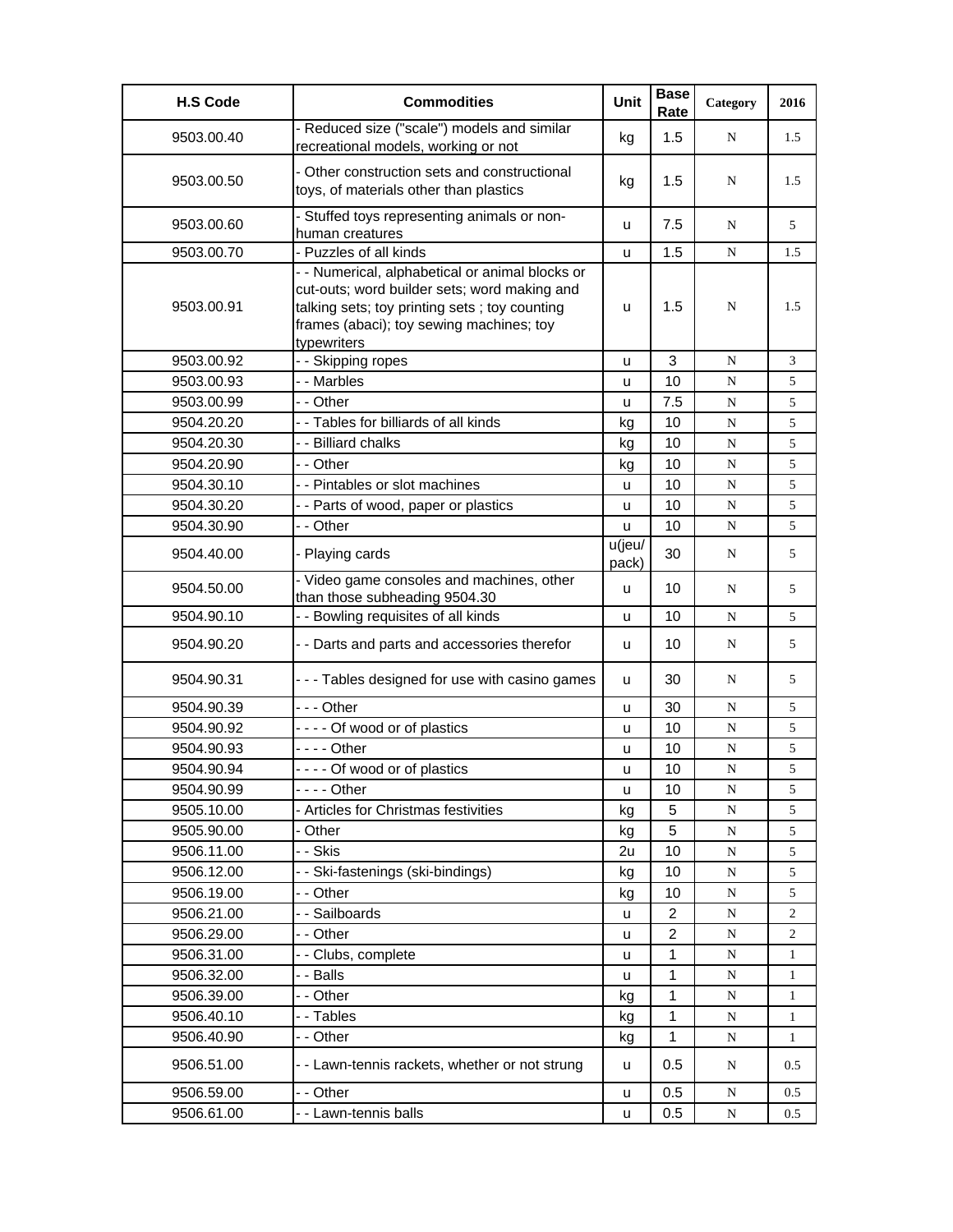| H.S Code | Commodities | Unit | Base Rate | Category | 2016 |
|---|---|---|---|---|---|
| 9503.00.40 | - Reduced size ("scale") models and similar recreational models, working or not | kg | 1.5 | N | 1.5 |
| 9503.00.50 | - Other construction sets and constructional toys, of materials other than plastics | kg | 1.5 | N | 1.5 |
| 9503.00.60 | - Stuffed toys representing animals or non-human creatures | u | 7.5 | N | 5 |
| 9503.00.70 | - Puzzles of all kinds | u | 1.5 | N | 1.5 |
| 9503.00.91 | - - Numerical, alphabetical or animal blocks or cut-outs; word builder sets; word making and talking sets; toy printing sets ; toy counting frames (abaci); toy sewing machines; toy typewriters | u | 1.5 | N | 1.5 |
| 9503.00.92 | - - Skipping ropes | u | 3 | N | 3 |
| 9503.00.93 | - - Marbles | u | 10 | N | 5 |
| 9503.00.99 | - - Other | u | 7.5 | N | 5 |
| 9504.20.20 | - - Tables for billiards of all kinds | kg | 10 | N | 5 |
| 9504.20.30 | - - Billiard chalks | kg | 10 | N | 5 |
| 9504.20.90 | - - Other | kg | 10 | N | 5 |
| 9504.30.10 | - - Pintables or slot machines | u | 10 | N | 5 |
| 9504.30.20 | - - Parts of wood, paper or plastics | u | 10 | N | 5 |
| 9504.30.90 | - - Other | u | 10 | N | 5 |
| 9504.40.00 | - Playing cards | u(jeu/pack) | 30 | N | 5 |
| 9504.50.00 | - Video game consoles and machines, other than those subheading 9504.30 | u | 10 | N | 5 |
| 9504.90.10 | - - Bowling requisites of all kinds | u | 10 | N | 5 |
| 9504.90.20 | - - Darts and parts and accessories therefor | u | 10 | N | 5 |
| 9504.90.31 | - - - Tables designed for use with casino games | u | 30 | N | 5 |
| 9504.90.39 | - - - Other | u | 30 | N | 5 |
| 9504.90.92 | - - - - Of wood or of plastics | u | 10 | N | 5 |
| 9504.90.93 | - - - - Other | u | 10 | N | 5 |
| 9504.90.94 | - - - - Of wood or of plastics | u | 10 | N | 5 |
| 9504.90.99 | - - - - Other | u | 10 | N | 5 |
| 9505.10.00 | - Articles for Christmas festivities | kg | 5 | N | 5 |
| 9505.90.00 | - Other | kg | 5 | N | 5 |
| 9506.11.00 | - - Skis | 2u | 10 | N | 5 |
| 9506.12.00 | - - Ski-fastenings (ski-bindings) | kg | 10 | N | 5 |
| 9506.19.00 | - - Other | kg | 10 | N | 5 |
| 9506.21.00 | - - Sailboards | u | 2 | N | 2 |
| 9506.29.00 | - - Other | u | 2 | N | 2 |
| 9506.31.00 | - - Clubs, complete | u | 1 | N | 1 |
| 9506.32.00 | - - Balls | u | 1 | N | 1 |
| 9506.39.00 | - - Other | kg | 1 | N | 1 |
| 9506.40.10 | - - Tables | kg | 1 | N | 1 |
| 9506.40.90 | - - Other | kg | 1 | N | 1 |
| 9506.51.00 | - - Lawn-tennis rackets, whether or not strung | u | 0.5 | N | 0.5 |
| 9506.59.00 | - - Other | u | 0.5 | N | 0.5 |
| 9506.61.00 | - - Lawn-tennis balls | u | 0.5 | N | 0.5 |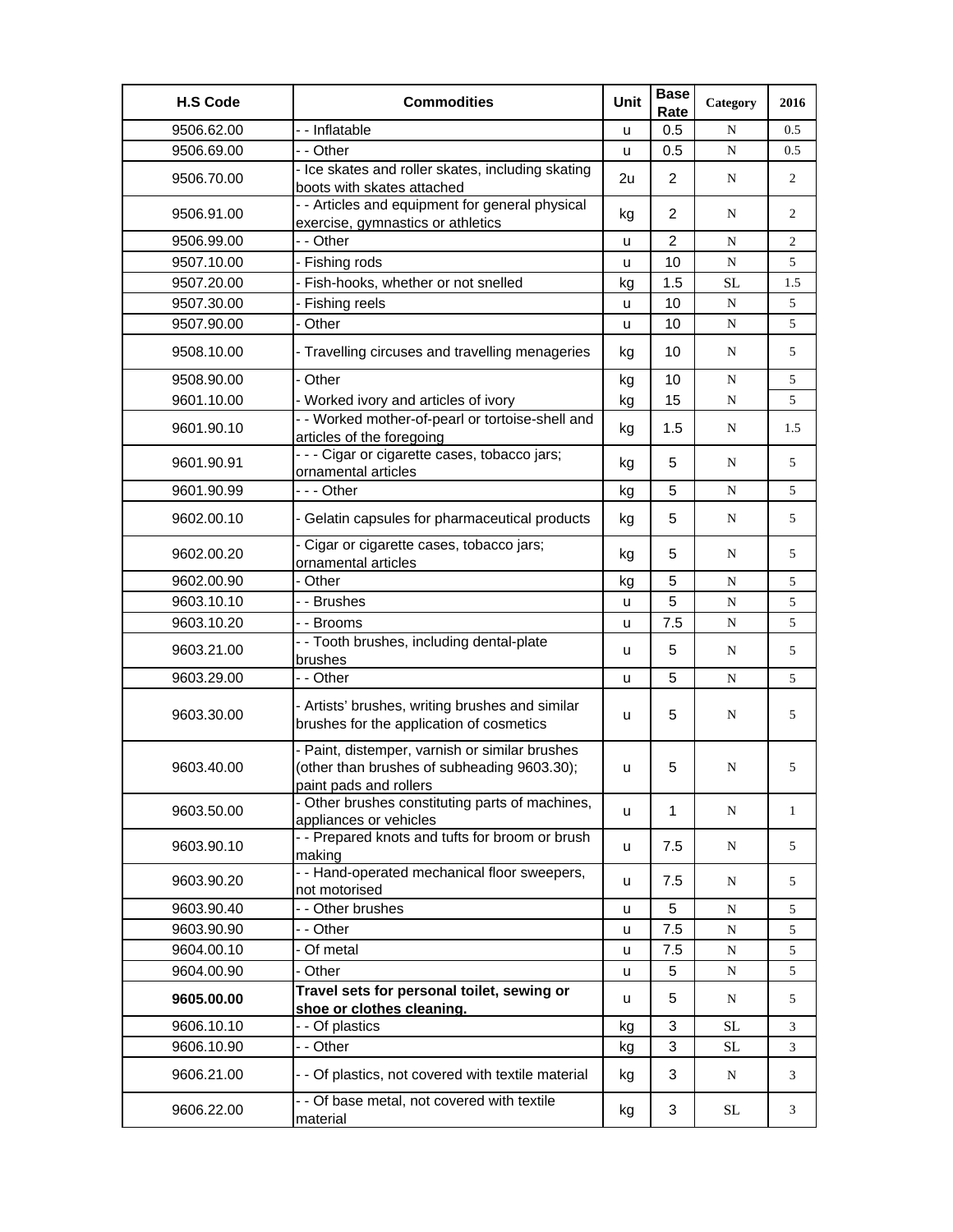| H.S Code | Commodities | Unit | Base Rate | Category | 2016 |
|---|---|---|---|---|---|
| 9506.62.00 | - - Inflatable | u | 0.5 | N | 0.5 |
| 9506.69.00 | - - Other | u | 0.5 | N | 0.5 |
| 9506.70.00 | - Ice skates and roller skates, including skating boots with skates attached | 2u | 2 | N | 2 |
| 9506.91.00 | - - Articles and equipment for general physical exercise, gymnastics or athletics | kg | 2 | N | 2 |
| 9506.99.00 | - - Other | u | 2 | N | 2 |
| 9507.10.00 | - Fishing rods | u | 10 | N | 5 |
| 9507.20.00 | - Fish-hooks, whether or not snelled | kg | 1.5 | SL | 1.5 |
| 9507.30.00 | - Fishing reels | u | 10 | N | 5 |
| 9507.90.00 | - Other | u | 10 | N | 5 |
| 9508.10.00 | - Travelling circuses and travelling menageries | kg | 10 | N | 5 |
| 9508.90.00 | - Other | kg | 10 | N | 5 |
| 9601.10.00 | - Worked ivory and articles of ivory | kg | 15 | N | 5 |
| 9601.90.10 | - - Worked mother-of-pearl or tortoise-shell and articles of the foregoing | kg | 1.5 | N | 1.5 |
| 9601.90.91 | - - - Cigar or cigarette cases, tobacco jars; ornamental articles | kg | 5 | N | 5 |
| 9601.90.99 | - - - Other | kg | 5 | N | 5 |
| 9602.00.10 | - Gelatin capsules for pharmaceutical products | kg | 5 | N | 5 |
| 9602.00.20 | - Cigar or cigarette cases, tobacco jars; ornamental articles | kg | 5 | N | 5 |
| 9602.00.90 | - Other | kg | 5 | N | 5 |
| 9603.10.10 | - - Brushes | u | 5 | N | 5 |
| 9603.10.20 | - - Brooms | u | 7.5 | N | 5 |
| 9603.21.00 | - - Tooth brushes, including dental-plate brushes | u | 5 | N | 5 |
| 9603.29.00 | - - Other | u | 5 | N | 5 |
| 9603.30.00 | - Artists' brushes, writing brushes and similar brushes for the application of cosmetics | u | 5 | N | 5 |
| 9603.40.00 | - Paint, distemper, varnish or similar brushes (other than brushes of subheading 9603.30); paint pads and rollers | u | 5 | N | 5 |
| 9603.50.00 | - Other brushes constituting parts of machines, appliances or vehicles | u | 1 | N | 1 |
| 9603.90.10 | - - Prepared knots and tufts for broom or brush making | u | 7.5 | N | 5 |
| 9603.90.20 | - - Hand-operated mechanical floor sweepers, not motorised | u | 7.5 | N | 5 |
| 9603.90.40 | - - Other brushes | u | 5 | N | 5 |
| 9603.90.90 | - - Other | u | 7.5 | N | 5 |
| 9604.00.10 | - Of metal | u | 7.5 | N | 5 |
| 9604.00.90 | - Other | u | 5 | N | 5 |
| **9605.00.00** | **Travel sets for personal toilet, sewing or shoe or clothes cleaning.** | u | 5 | N | 5 |
| 9606.10.10 | - - Of plastics | kg | 3 | SL | 3 |
| 9606.10.90 | - - Other | kg | 3 | SL | 3 |
| 9606.21.00 | - - Of plastics, not covered with textile material | kg | 3 | N | 3 |
| 9606.22.00 | - - Of base metal, not covered with textile material | kg | 3 | SL | 3 |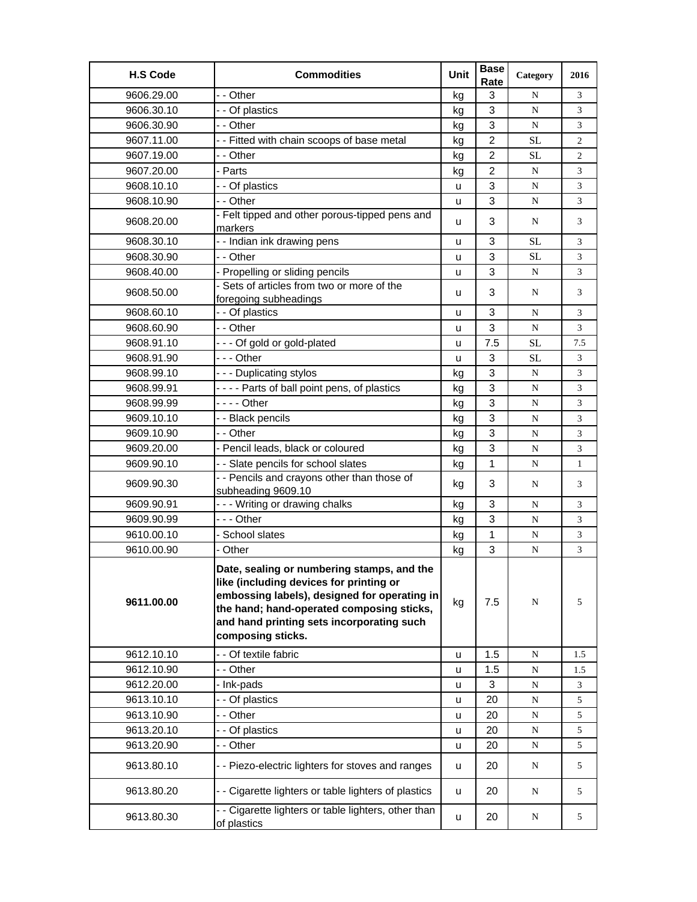| H.S Code | Commodities | Unit | Base Rate | Category | 2016 |
|---|---|---|---|---|---|
| 9606.29.00 | - - Other | kg | 3 | N | 3 |
| 9606.30.10 | - - Of plastics | kg | 3 | N | 3 |
| 9606.30.90 | - - Other | kg | 3 | N | 3 |
| 9607.11.00 | - - Fitted with chain scoops of base metal | kg | 2 | SL | 2 |
| 9607.19.00 | - - Other | kg | 2 | SL | 2 |
| 9607.20.00 | - Parts | kg | 2 | N | 3 |
| 9608.10.10 | - - Of plastics | u | 3 | N | 3 |
| 9608.10.90 | - - Other | u | 3 | N | 3 |
| 9608.20.00 | - Felt tipped and other porous-tipped pens and markers | u | 3 | N | 3 |
| 9608.30.10 | - - Indian ink drawing pens | u | 3 | SL | 3 |
| 9608.30.90 | - - Other | u | 3 | SL | 3 |
| 9608.40.00 | - Propelling or sliding pencils | u | 3 | N | 3 |
| 9608.50.00 | - Sets of articles from two or more of the foregoing subheadings | u | 3 | N | 3 |
| 9608.60.10 | - - Of plastics | u | 3 | N | 3 |
| 9608.60.90 | - - Other | u | 3 | N | 3 |
| 9608.91.10 | - - - Of gold or gold-plated | u | 7.5 | SL | 7.5 |
| 9608.91.90 | - - - Other | u | 3 | SL | 3 |
| 9608.99.10 | - - - Duplicating stylos | kg | 3 | N | 3 |
| 9608.99.91 | - - - - Parts of ball point pens, of plastics | kg | 3 | N | 3 |
| 9608.99.99 | - - - - Other | kg | 3 | N | 3 |
| 9609.10.10 | - - Black pencils | kg | 3 | N | 3 |
| 9609.10.90 | - - Other | kg | 3 | N | 3 |
| 9609.20.00 | - Pencil leads, black or coloured | kg | 3 | N | 3 |
| 9609.90.10 | - - Slate pencils for school slates | kg | 1 | N | 1 |
| 9609.90.30 | - - Pencils and crayons other than those of subheading 9609.10 | kg | 3 | N | 3 |
| 9609.90.91 | - - - Writing or drawing chalks | kg | 3 | N | 3 |
| 9609.90.99 | - - - Other | kg | 3 | N | 3 |
| 9610.00.10 | - School slates | kg | 1 | N | 3 |
| 9610.00.90 | - Other | kg | 3 | N | 3 |
| **9611.00.00** | **Date, sealing or numbering stamps, and the like (including devices for printing or embossing labels), designed for operating in the hand; hand-operated composing sticks, and hand printing sets incorporating such composing sticks.** | kg | 7.5 | N | 5 |
| 9612.10.10 | - - Of textile fabric | u | 1.5 | N | 1.5 |
| 9612.10.90 | - - Other | u | 1.5 | N | 1.5 |
| 9612.20.00 | - Ink-pads | u | 3 | N | 3 |
| 9613.10.10 | - - Of plastics | u | 20 | N | 5 |
| 9613.10.90 | - - Other | u | 20 | N | 5 |
| 9613.20.10 | - - Of plastics | u | 20 | N | 5 |
| 9613.20.90 | - - Other | u | 20 | N | 5 |
| 9613.80.10 | - - Piezo-electric lighters for stoves and ranges | u | 20 | N | 5 |
| 9613.80.20 | - - Cigarette lighters or table lighters of plastics | u | 20 | N | 5 |
| 9613.80.30 | - - Cigarette lighters or table lighters, other than of plastics | u | 20 | N | 5 |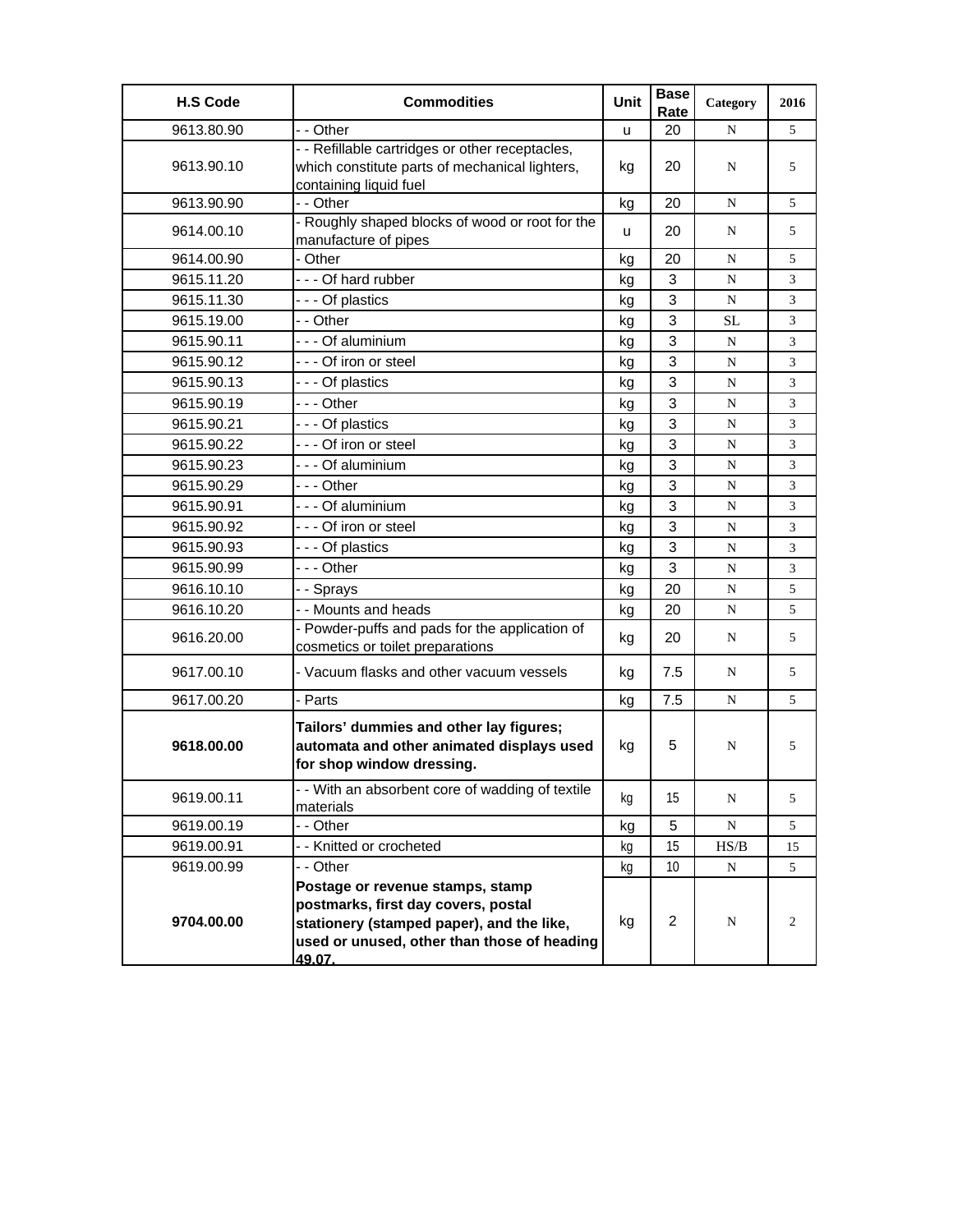| H.S Code | Commodities | Unit | Base Rate | Category | 2016 |
|---|---|---|---|---|---|
| 9613.80.90 | - - Other | u | 20 | N | 5 |
| 9613.90.10 | - - Refillable cartridges or other receptacles, which constitute parts of mechanical lighters, containing liquid fuel | kg | 20 | N | 5 |
| 9613.90.90 | - - Other | kg | 20 | N | 5 |
| 9614.00.10 | - Roughly shaped blocks of wood or root for the manufacture of pipes | u | 20 | N | 5 |
| 9614.00.90 | - Other | kg | 20 | N | 5 |
| 9615.11.20 | - - - Of hard rubber | kg | 3 | N | 3 |
| 9615.11.30 | - - - Of plastics | kg | 3 | N | 3 |
| 9615.19.00 | - - Other | kg | 3 | SL | 3 |
| 9615.90.11 | - - - Of aluminium | kg | 3 | N | 3 |
| 9615.90.12 | - - - Of iron or steel | kg | 3 | N | 3 |
| 9615.90.13 | - - - Of plastics | kg | 3 | N | 3 |
| 9615.90.19 | - - - Other | kg | 3 | N | 3 |
| 9615.90.21 | - - - Of plastics | kg | 3 | N | 3 |
| 9615.90.22 | - - - Of iron or steel | kg | 3 | N | 3 |
| 9615.90.23 | - - - Of aluminium | kg | 3 | N | 3 |
| 9615.90.29 | - - - Other | kg | 3 | N | 3 |
| 9615.90.91 | - - - Of aluminium | kg | 3 | N | 3 |
| 9615.90.92 | - - - Of iron or steel | kg | 3 | N | 3 |
| 9615.90.93 | - - - Of plastics | kg | 3 | N | 3 |
| 9615.90.99 | - - - Other | kg | 3 | N | 3 |
| 9616.10.10 | - - Sprays | kg | 20 | N | 5 |
| 9616.10.20 | - - Mounts and heads | kg | 20 | N | 5 |
| 9616.20.00 | - Powder-puffs and pads for the application of cosmetics or toilet preparations | kg | 20 | N | 5 |
| 9617.00.10 | - Vacuum flasks and other vacuum vessels | kg | 7.5 | N | 5 |
| 9617.00.20 | - Parts | kg | 7.5 | N | 5 |
| **9618.00.00** | **Tailors' dummies and other lay figures; automata and other animated displays used for shop window dressing.** | kg | 5 | N | 5 |
| 9619.00.11 | - - With an absorbent core of wadding of textile materials | kg | 15 | N | 5 |
| 9619.00.19 | - - Other | kg | 5 | N | 5 |
| 9619.00.91 | - - Knitted or crocheted | kg | 15 | HS/B | 15 |
| 9619.00.99 | - - Other | kg | 10 | N | 5 |
| **9704.00.00** | **Postage or revenue stamps, stamp postmarks, first day covers, postal stationery (stamped paper), and the like, used or unused, other than those of heading 49.07.** | kg | 2 | N | 2 |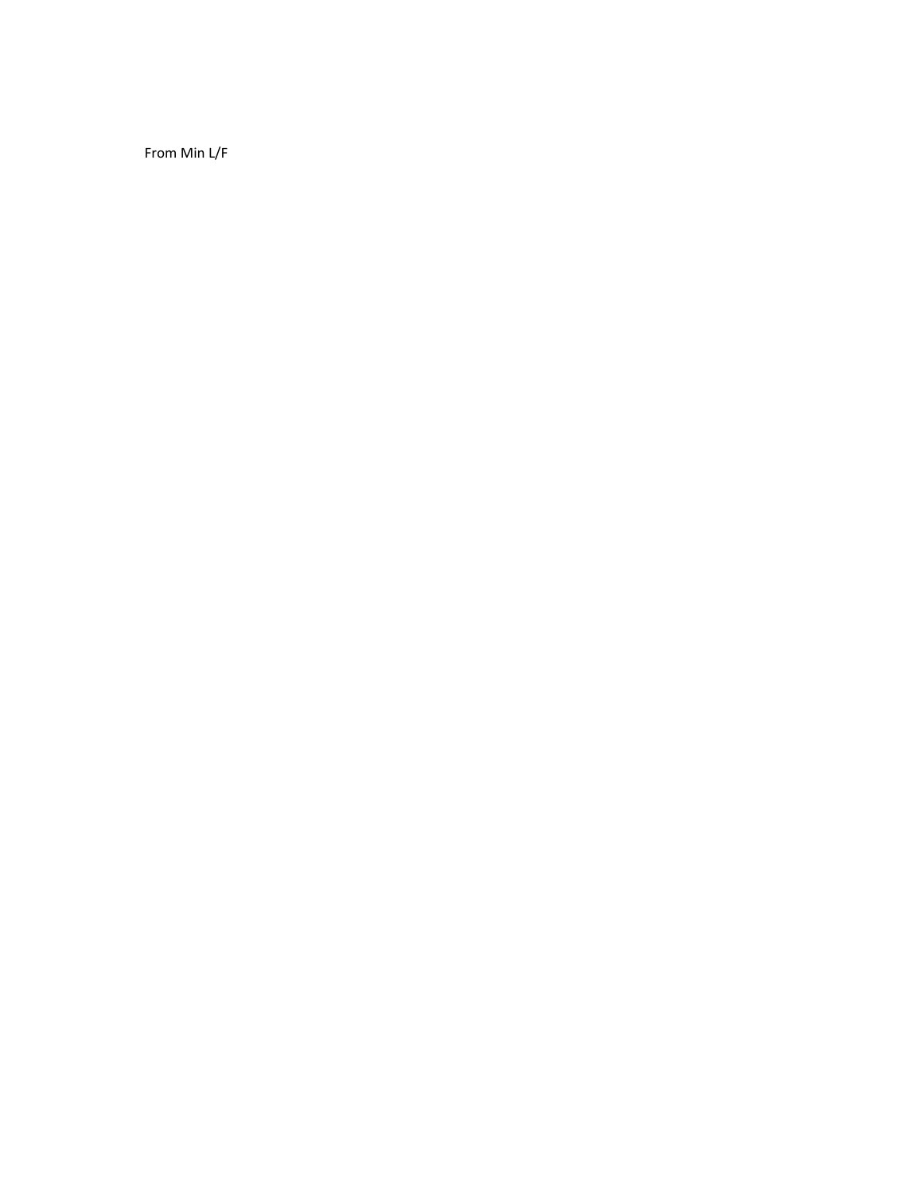From Min L/F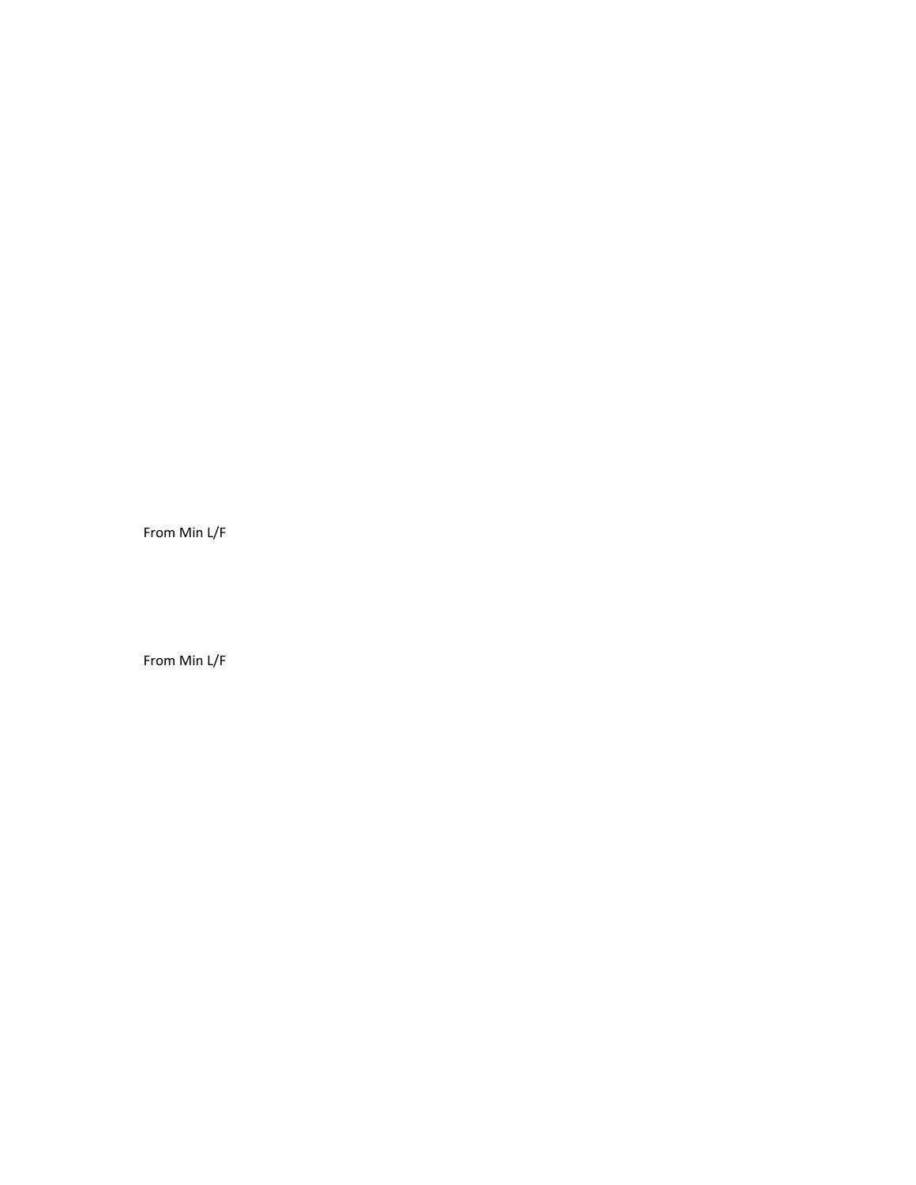From Min L/F

From Min L/F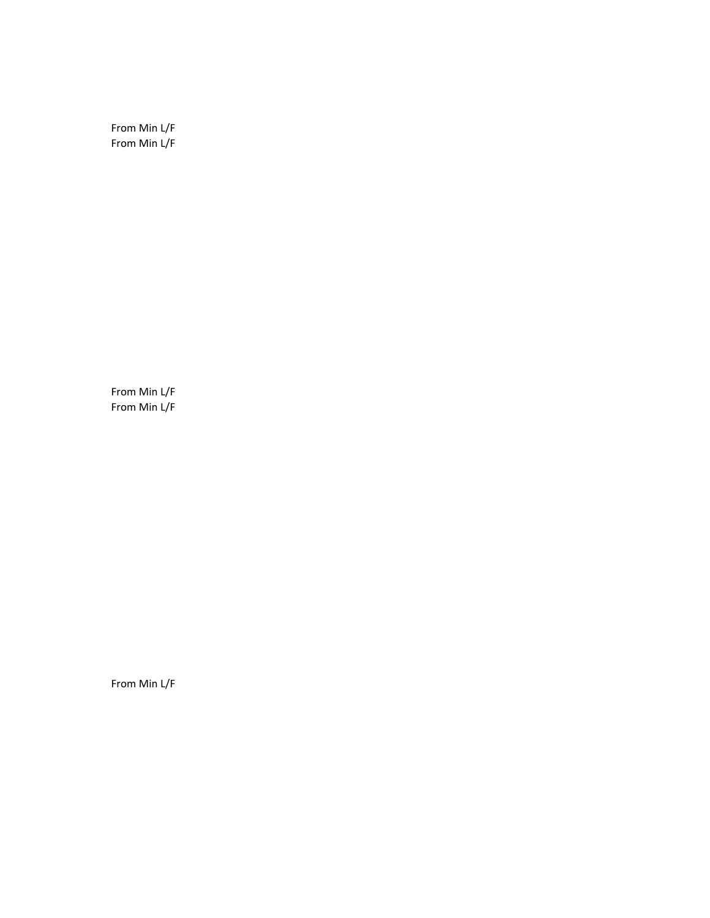From Min L/F
From Min L/F

From Min L/F
From Min L/F

From Min L/F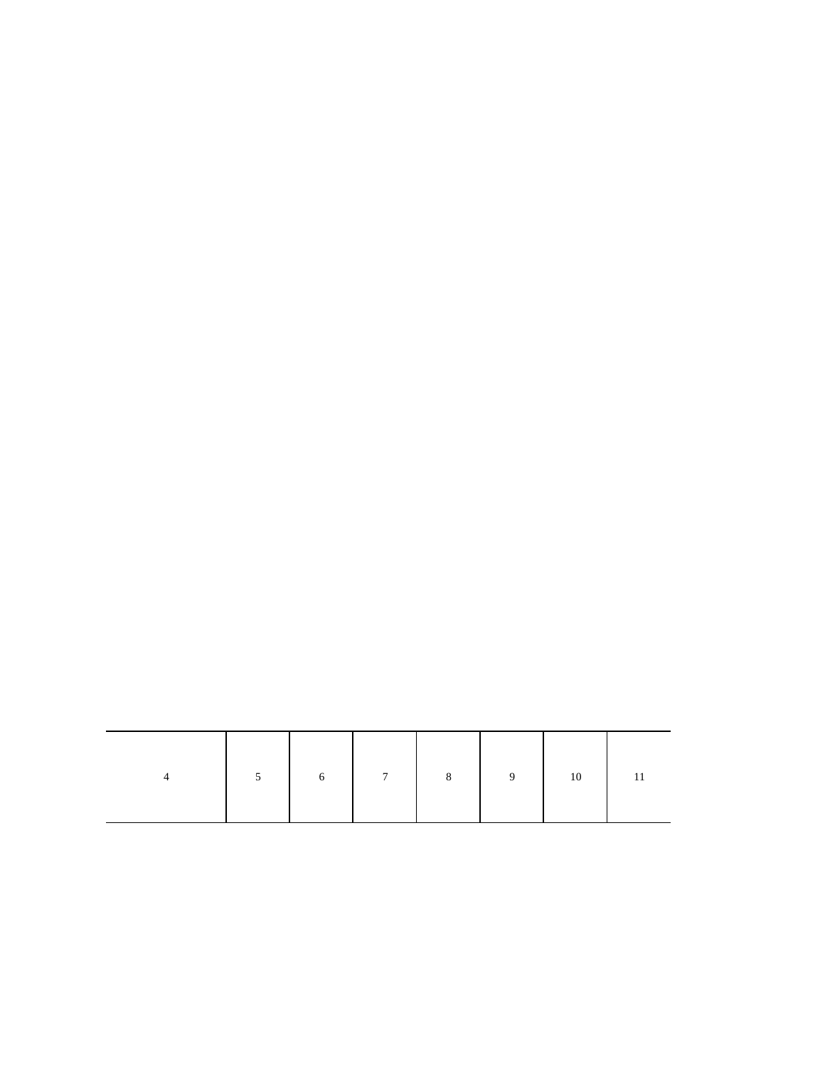| 4 | 5 | 6 | 7 | 8 | 9 | 10 | 11 |
|---|---|---|---|---|---|---|---|